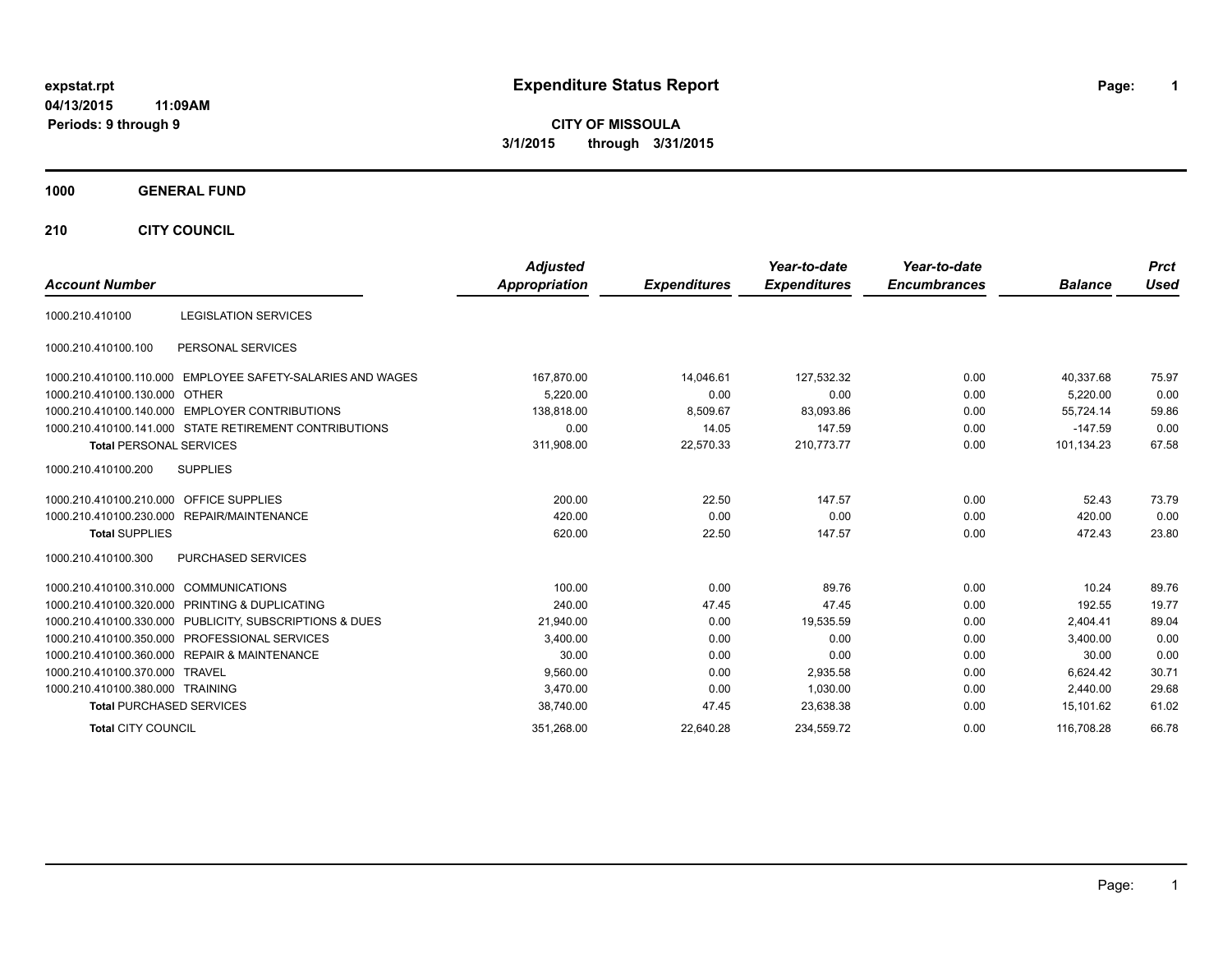expstat.rpt
04/13/2015 11:09AM
Periods: 9 through 9

# Expenditure Status Report

**CITY OF MISSOULA**
**3/1/2015 through 3/31/2015**

## 1000 GENERAL FUND

### 210 CITY COUNCIL

| Account Number | | Adjusted Appropriation | Expenditures | Year-to-date Expenditures | Year-to-date Encumbrances | Balance | Prct Used |
|---|---|---|---|---|---|---|---|
| 1000.210.410100 | LEGISLATION SERVICES | | | | | | |
| 1000.210.410100.100 | PERSONAL SERVICES | | | | | | |
| 1000.210.410100.110.000 | EMPLOYEE SAFETY-SALARIES AND WAGES | 167,870.00 | 14,046.61 | 127,532.32 | 0.00 | 40,337.68 | 75.97 |
| 1000.210.410100.130.000 | OTHER | 5,220.00 | 0.00 | 0.00 | 0.00 | 5,220.00 | 0.00 |
| 1000.210.410100.140.000 | EMPLOYER CONTRIBUTIONS | 138,818.00 | 8,509.67 | 83,093.86 | 0.00 | 55,724.14 | 59.86 |
| 1000.210.410100.141.000 | STATE RETIREMENT CONTRIBUTIONS | 0.00 | 14.05 | 147.59 | 0.00 | -147.59 | 0.00 |
| **Total** PERSONAL SERVICES | | 311,908.00 | 22,570.33 | 210,773.77 | 0.00 | 101,134.23 | 67.58 |
| 1000.210.410100.200 | SUPPLIES | | | | | | |
| 1000.210.410100.210.000 | OFFICE SUPPLIES | 200.00 | 22.50 | 147.57 | 0.00 | 52.43 | 73.79 |
| 1000.210.410100.230.000 | REPAIR/MAINTENANCE | 420.00 | 0.00 | 0.00 | 0.00 | 420.00 | 0.00 |
| **Total** SUPPLIES | | 620.00 | 22.50 | 147.57 | 0.00 | 472.43 | 23.80 |
| 1000.210.410100.300 | PURCHASED SERVICES | | | | | | |
| 1000.210.410100.310.000 | COMMUNICATIONS | 100.00 | 0.00 | 89.76 | 0.00 | 10.24 | 89.76 |
| 1000.210.410100.320.000 | PRINTING & DUPLICATING | 240.00 | 47.45 | 47.45 | 0.00 | 192.55 | 19.77 |
| 1000.210.410100.330.000 | PUBLICITY, SUBSCRIPTIONS & DUES | 21,940.00 | 0.00 | 19,535.59 | 0.00 | 2,404.41 | 89.04 |
| 1000.210.410100.350.000 | PROFESSIONAL SERVICES | 3,400.00 | 0.00 | 0.00 | 0.00 | 3,400.00 | 0.00 |
| 1000.210.410100.360.000 | REPAIR & MAINTENANCE | 30.00 | 0.00 | 0.00 | 0.00 | 30.00 | 0.00 |
| 1000.210.410100.370.000 | TRAVEL | 9,560.00 | 0.00 | 2,935.58 | 0.00 | 6,624.42 | 30.71 |
| 1000.210.410100.380.000 | TRAINING | 3,470.00 | 0.00 | 1,030.00 | 0.00 | 2,440.00 | 29.68 |
| **Total** PURCHASED SERVICES | | 38,740.00 | 47.45 | 23,638.38 | 0.00 | 15,101.62 | 61.02 |
| **Total** CITY COUNCIL | | 351,268.00 | 22,640.28 | 234,559.72 | 0.00 | 116,708.28 | 66.78 |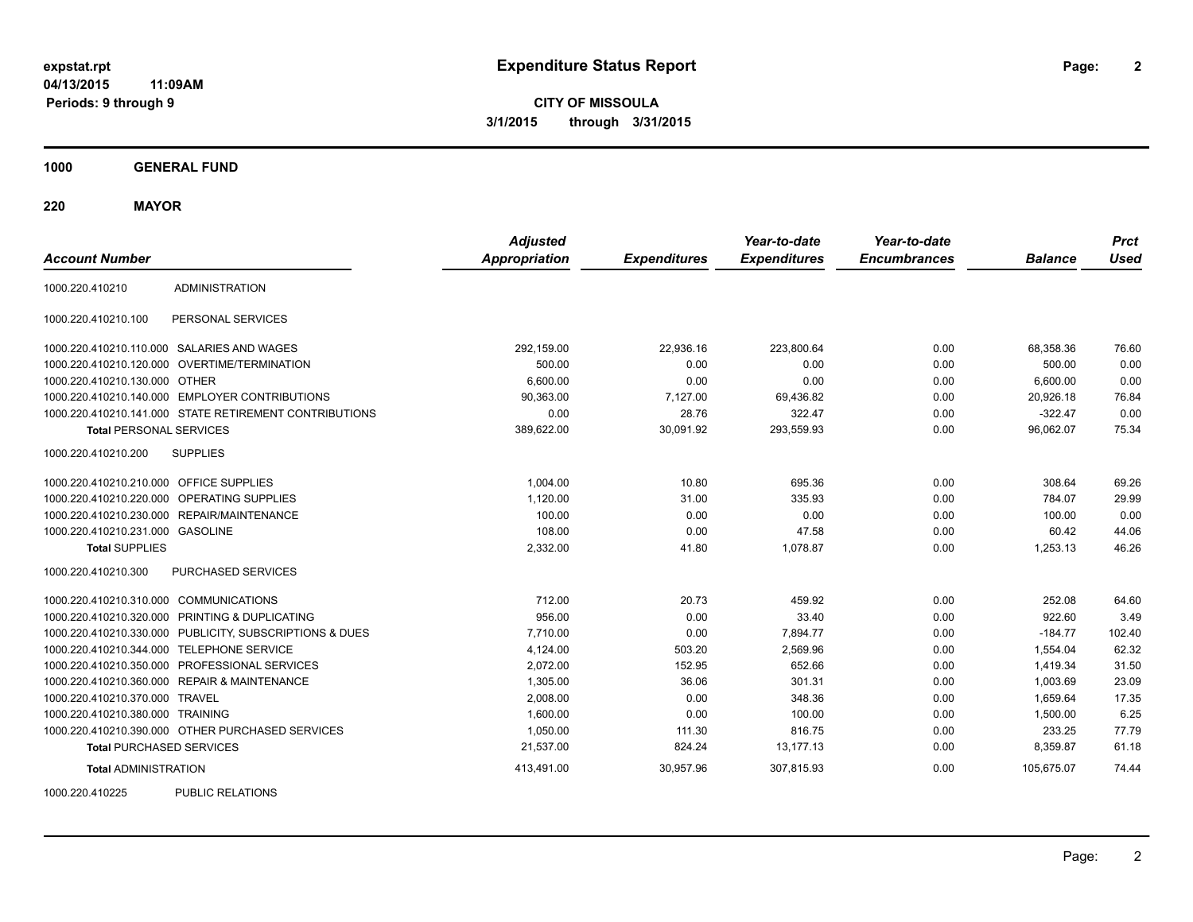**expstat.rpt**
**04/13/2015 11:09AM**
**Periods: 9 through 9**

# Expenditure Status Report

**CITY OF MISSOULA**
**3/1/2015 through 3/31/2015**

## 1000 GENERAL FUND

### 220 MAYOR

| Account Number | | Adjusted Appropriation | Expenditures | Year-to-date Expenditures | Year-to-date Encumbrances | Balance | Prct Used |
|---|---|---|---|---|---|---|---|
| 1000.220.410210 | ADMINISTRATION | | | | | | |
| 1000.220.410210.100 | PERSONAL SERVICES | | | | | | |
| 1000.220.410210.110.000 | SALARIES AND WAGES | 292,159.00 | 22,936.16 | 223,800.64 | 0.00 | 68,358.36 | 76.60 |
| 1000.220.410210.120.000 | OVERTIME/TERMINATION | 500.00 | 0.00 | 0.00 | 0.00 | 500.00 | 0.00 |
| 1000.220.410210.130.000 | OTHER | 6,600.00 | 0.00 | 0.00 | 0.00 | 6,600.00 | 0.00 |
| 1000.220.410210.140.000 | EMPLOYER CONTRIBUTIONS | 90,363.00 | 7,127.00 | 69,436.82 | 0.00 | 20,926.18 | 76.84 |
| 1000.220.410210.141.000 | STATE RETIREMENT CONTRIBUTIONS | 0.00 | 28.76 | 322.47 | 0.00 | -322.47 | 0.00 |
| **Total** PERSONAL SERVICES | | 389,622.00 | 30,091.92 | 293,559.93 | 0.00 | 96,062.07 | 75.34 |
| 1000.220.410210.200 | SUPPLIES | | | | | | |
| 1000.220.410210.210.000 | OFFICE SUPPLIES | 1,004.00 | 10.80 | 695.36 | 0.00 | 308.64 | 69.26 |
| 1000.220.410210.220.000 | OPERATING SUPPLIES | 1,120.00 | 31.00 | 335.93 | 0.00 | 784.07 | 29.99 |
| 1000.220.410210.230.000 | REPAIR/MAINTENANCE | 100.00 | 0.00 | 0.00 | 0.00 | 100.00 | 0.00 |
| 1000.220.410210.231.000 | GASOLINE | 108.00 | 0.00 | 47.58 | 0.00 | 60.42 | 44.06 |
| **Total** SUPPLIES | | 2,332.00 | 41.80 | 1,078.87 | 0.00 | 1,253.13 | 46.26 |
| 1000.220.410210.300 | PURCHASED SERVICES | | | | | | |
| 1000.220.410210.310.000 | COMMUNICATIONS | 712.00 | 20.73 | 459.92 | 0.00 | 252.08 | 64.60 |
| 1000.220.410210.320.000 | PRINTING & DUPLICATING | 956.00 | 0.00 | 33.40 | 0.00 | 922.60 | 3.49 |
| 1000.220.410210.330.000 | PUBLICITY, SUBSCRIPTIONS & DUES | 7,710.00 | 0.00 | 7,894.77 | 0.00 | -184.77 | 102.40 |
| 1000.220.410210.344.000 | TELEPHONE SERVICE | 4,124.00 | 503.20 | 2,569.96 | 0.00 | 1,554.04 | 62.32 |
| 1000.220.410210.350.000 | PROFESSIONAL SERVICES | 2,072.00 | 152.95 | 652.66 | 0.00 | 1,419.34 | 31.50 |
| 1000.220.410210.360.000 | REPAIR & MAINTENANCE | 1,305.00 | 36.06 | 301.31 | 0.00 | 1,003.69 | 23.09 |
| 1000.220.410210.370.000 | TRAVEL | 2,008.00 | 0.00 | 348.36 | 0.00 | 1,659.64 | 17.35 |
| 1000.220.410210.380.000 | TRAINING | 1,600.00 | 0.00 | 100.00 | 0.00 | 1,500.00 | 6.25 |
| 1000.220.410210.390.000 | OTHER PURCHASED SERVICES | 1,050.00 | 111.30 | 816.75 | 0.00 | 233.25 | 77.79 |
| **Total** PURCHASED SERVICES | | 21,537.00 | 824.24 | 13,177.13 | 0.00 | 8,359.87 | 61.18 |
| **Total** ADMINISTRATION | | 413,491.00 | 30,957.96 | 307,815.93 | 0.00 | 105,675.07 | 74.44 |
| 1000.220.410225 | PUBLIC RELATIONS | | | | | | |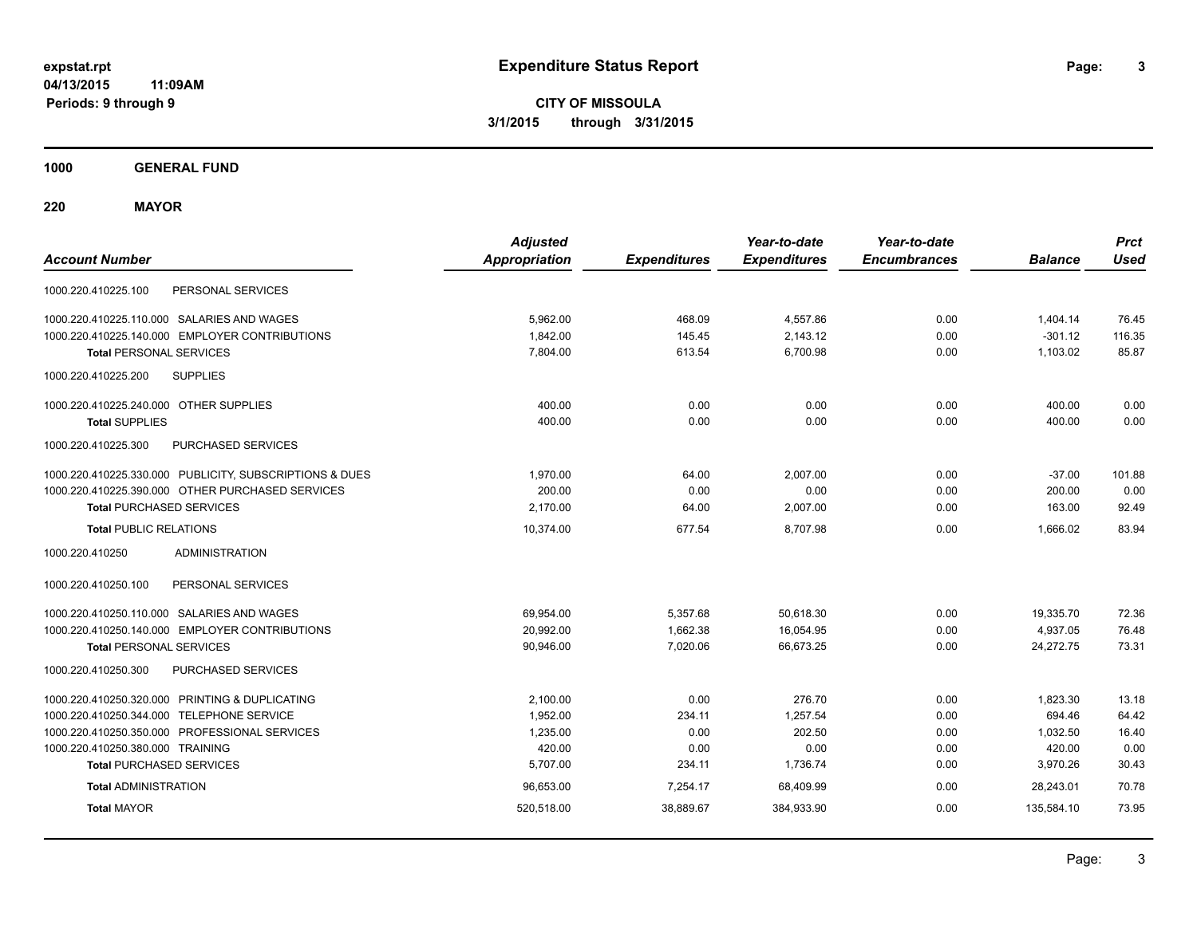**expstat.rpt**
**04/13/2015 11:09AM**
**Periods: 9 through 9**

# Expenditure Status Report

**CITY OF MISSOULA**
**3/1/2015 through 3/31/2015**

## 1000 GENERAL FUND

## 220 MAYOR

| Account Number | | Adjusted Appropriation | Expenditures | Year-to-date Expenditures | Year-to-date Encumbrances | Balance | Prct Used |
|---|---|---|---|---|---|---|---|
| 1000.220.410225.100 | PERSONAL SERVICES | | | | | | |
| 1000.220.410225.110.000 | SALARIES AND WAGES | 5,962.00 | 468.09 | 4,557.86 | 0.00 | 1,404.14 | 76.45 |
| 1000.220.410225.140.000 | EMPLOYER CONTRIBUTIONS | 1,842.00 | 145.45 | 2,143.12 | 0.00 | -301.12 | 116.35 |
| **Total** PERSONAL SERVICES | | 7,804.00 | 613.54 | 6,700.98 | 0.00 | 1,103.02 | 85.87 |
| 1000.220.410225.200 | SUPPLIES | | | | | | |
| 1000.220.410225.240.000 | OTHER SUPPLIES | 400.00 | 0.00 | 0.00 | 0.00 | 400.00 | 0.00 |
| **Total** SUPPLIES | | 400.00 | 0.00 | 0.00 | 0.00 | 400.00 | 0.00 |
| 1000.220.410225.300 | PURCHASED SERVICES | | | | | | |
| 1000.220.410225.330.000 | PUBLICITY, SUBSCRIPTIONS & DUES | 1,970.00 | 64.00 | 2,007.00 | 0.00 | -37.00 | 101.88 |
| 1000.220.410225.390.000 | OTHER PURCHASED SERVICES | 200.00 | 0.00 | 0.00 | 0.00 | 200.00 | 0.00 |
| **Total** PURCHASED SERVICES | | 2,170.00 | 64.00 | 2,007.00 | 0.00 | 163.00 | 92.49 |
| **Total** PUBLIC RELATIONS | | 10,374.00 | 677.54 | 8,707.98 | 0.00 | 1,666.02 | 83.94 |
| 1000.220.410250 | ADMINISTRATION | | | | | | |
| 1000.220.410250.100 | PERSONAL SERVICES | | | | | | |
| 1000.220.410250.110.000 | SALARIES AND WAGES | 69,954.00 | 5,357.68 | 50,618.30 | 0.00 | 19,335.70 | 72.36 |
| 1000.220.410250.140.000 | EMPLOYER CONTRIBUTIONS | 20,992.00 | 1,662.38 | 16,054.95 | 0.00 | 4,937.05 | 76.48 |
| **Total** PERSONAL SERVICES | | 90,946.00 | 7,020.06 | 66,673.25 | 0.00 | 24,272.75 | 73.31 |
| 1000.220.410250.300 | PURCHASED SERVICES | | | | | | |
| 1000.220.410250.320.000 | PRINTING & DUPLICATING | 2,100.00 | 0.00 | 276.70 | 0.00 | 1,823.30 | 13.18 |
| 1000.220.410250.344.000 | TELEPHONE SERVICE | 1,952.00 | 234.11 | 1,257.54 | 0.00 | 694.46 | 64.42 |
| 1000.220.410250.350.000 | PROFESSIONAL SERVICES | 1,235.00 | 0.00 | 202.50 | 0.00 | 1,032.50 | 16.40 |
| 1000.220.410250.380.000 | TRAINING | 420.00 | 0.00 | 0.00 | 0.00 | 420.00 | 0.00 |
| **Total** PURCHASED SERVICES | | 5,707.00 | 234.11 | 1,736.74 | 0.00 | 3,970.26 | 30.43 |
| **Total** ADMINISTRATION | | 96,653.00 | 7,254.17 | 68,409.99 | 0.00 | 28,243.01 | 70.78 |
| **Total** MAYOR | | 520,518.00 | 38,889.67 | 384,933.90 | 0.00 | 135,584.10 | 73.95 |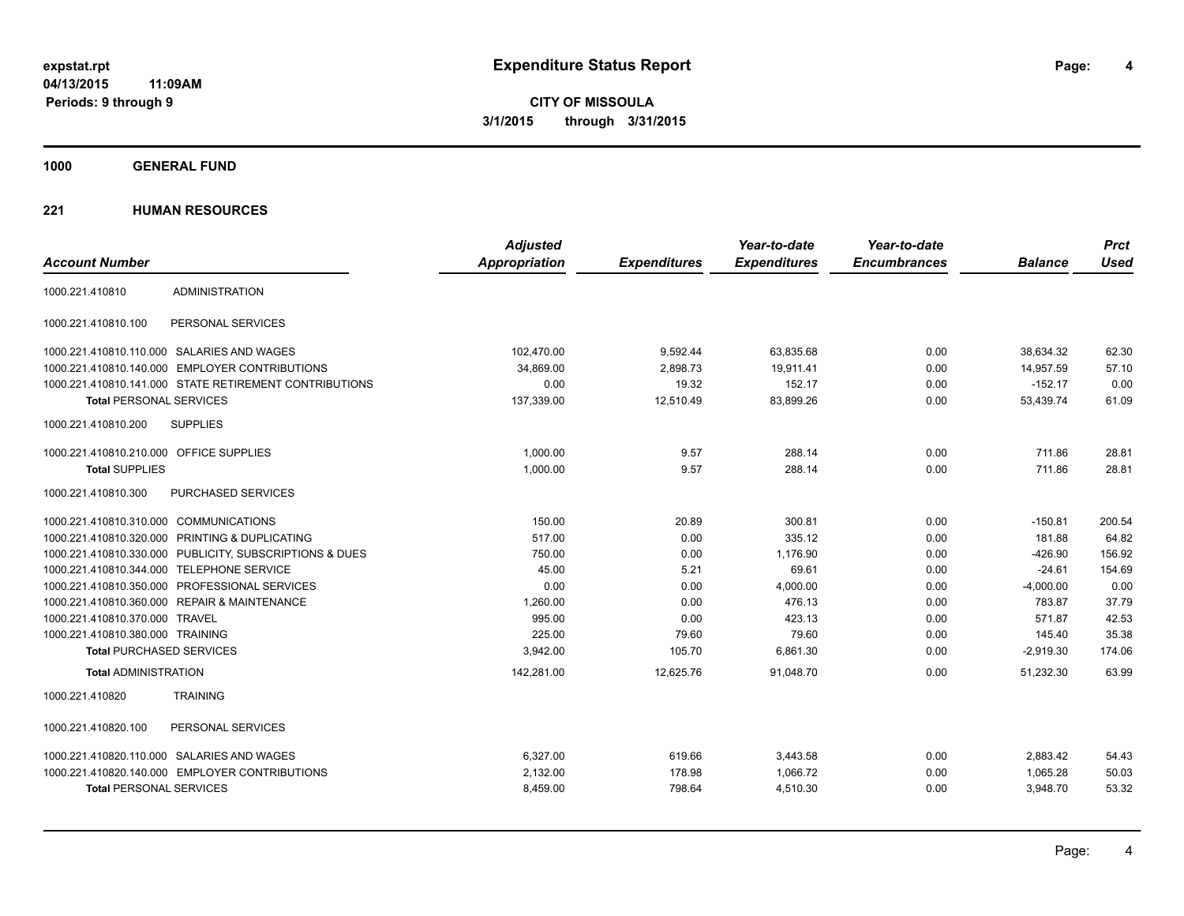**expstat.rpt**
**04/13/2015 11:09AM**
**Periods: 9 through 9**

# Expenditure Status Report

**CITY OF MISSOULA**
**3/1/2015 through 3/31/2015**

## 1000 GENERAL FUND

## 221 HUMAN RESOURCES

| Account Number | | Adjusted Appropriation | Expenditures | Year-to-date Expenditures | Year-to-date Encumbrances | Balance | Prct Used |
|---|---|---|---|---|---|---|---|
| 1000.221.410810 | ADMINISTRATION | | | | | | |
| 1000.221.410810.100 | PERSONAL SERVICES | | | | | | |
| 1000.221.410810.110.000 | SALARIES AND WAGES | 102,470.00 | 9,592.44 | 63,835.68 | 0.00 | 38,634.32 | 62.30 |
| 1000.221.410810.140.000 | EMPLOYER CONTRIBUTIONS | 34,869.00 | 2,898.73 | 19,911.41 | 0.00 | 14,957.59 | 57.10 |
| 1000.221.410810.141.000 | STATE RETIREMENT CONTRIBUTIONS | 0.00 | 19.32 | 152.17 | 0.00 | -152.17 | 0.00 |
| **Total** PERSONAL SERVICES | | 137,339.00 | 12,510.49 | 83,899.26 | 0.00 | 53,439.74 | 61.09 |
| 1000.221.410810.200 | SUPPLIES | | | | | | |
| 1000.221.410810.210.000 | OFFICE SUPPLIES | 1,000.00 | 9.57 | 288.14 | 0.00 | 711.86 | 28.81 |
| **Total** SUPPLIES | | 1,000.00 | 9.57 | 288.14 | 0.00 | 711.86 | 28.81 |
| 1000.221.410810.300 | PURCHASED SERVICES | | | | | | |
| 1000.221.410810.310.000 | COMMUNICATIONS | 150.00 | 20.89 | 300.81 | 0.00 | -150.81 | 200.54 |
| 1000.221.410810.320.000 | PRINTING & DUPLICATING | 517.00 | 0.00 | 335.12 | 0.00 | 181.88 | 64.82 |
| 1000.221.410810.330.000 | PUBLICITY, SUBSCRIPTIONS & DUES | 750.00 | 0.00 | 1,176.90 | 0.00 | -426.90 | 156.92 |
| 1000.221.410810.344.000 | TELEPHONE SERVICE | 45.00 | 5.21 | 69.61 | 0.00 | -24.61 | 154.69 |
| 1000.221.410810.350.000 | PROFESSIONAL SERVICES | 0.00 | 0.00 | 4,000.00 | 0.00 | -4,000.00 | 0.00 |
| 1000.221.410810.360.000 | REPAIR & MAINTENANCE | 1,260.00 | 0.00 | 476.13 | 0.00 | 783.87 | 37.79 |
| 1000.221.410810.370.000 | TRAVEL | 995.00 | 0.00 | 423.13 | 0.00 | 571.87 | 42.53 |
| 1000.221.410810.380.000 | TRAINING | 225.00 | 79.60 | 79.60 | 0.00 | 145.40 | 35.38 |
| **Total** PURCHASED SERVICES | | 3,942.00 | 105.70 | 6,861.30 | 0.00 | -2,919.30 | 174.06 |
| **Total** ADMINISTRATION | | 142,281.00 | 12,625.76 | 91,048.70 | 0.00 | 51,232.30 | 63.99 |
| 1000.221.410820 | TRAINING | | | | | | |
| 1000.221.410820.100 | PERSONAL SERVICES | | | | | | |
| 1000.221.410820.110.000 | SALARIES AND WAGES | 6,327.00 | 619.66 | 3,443.58 | 0.00 | 2,883.42 | 54.43 |
| 1000.221.410820.140.000 | EMPLOYER CONTRIBUTIONS | 2,132.00 | 178.98 | 1,066.72 | 0.00 | 1,065.28 | 50.03 |
| **Total** PERSONAL SERVICES | | 8,459.00 | 798.64 | 4,510.30 | 0.00 | 3,948.70 | 53.32 |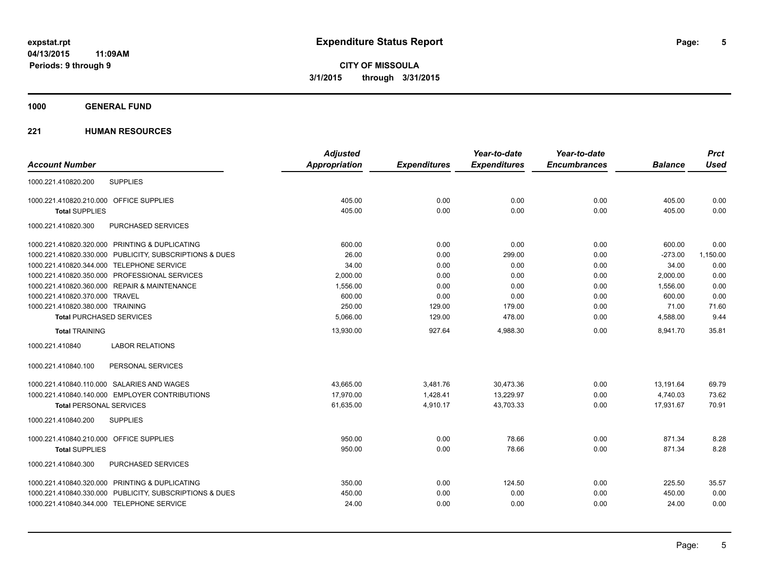**expstat.rpt**
**04/13/2015 11:09AM**
**Periods: 9 through 9**

# Expenditure Status Report

**CITY OF MISSOULA**
**3/1/2015 through 3/31/2015**

## 1000 GENERAL FUND

### 221 HUMAN RESOURCES

| Account Number | | Adjusted Appropriation | Expenditures | Year-to-date Expenditures | Year-to-date Encumbrances | Balance | Prct Used |
|---|---|---|---|---|---|---|---|
| 1000.221.410820.200 | SUPPLIES | | | | | | |
| 1000.221.410820.210.000 | OFFICE SUPPLIES | 405.00 | 0.00 | 0.00 | 0.00 | 405.00 | 0.00 |
| **Total** SUPPLIES | | 405.00 | 0.00 | 0.00 | 0.00 | 405.00 | 0.00 |
| 1000.221.410820.300 | PURCHASED SERVICES | | | | | | |
| 1000.221.410820.320.000 | PRINTING & DUPLICATING | 600.00 | 0.00 | 0.00 | 0.00 | 600.00 | 0.00 |
| 1000.221.410820.330.000 | PUBLICITY, SUBSCRIPTIONS & DUES | 26.00 | 0.00 | 299.00 | 0.00 | -273.00 | 1,150.00 |
| 1000.221.410820.344.000 | TELEPHONE SERVICE | 34.00 | 0.00 | 0.00 | 0.00 | 34.00 | 0.00 |
| 1000.221.410820.350.000 | PROFESSIONAL SERVICES | 2,000.00 | 0.00 | 0.00 | 0.00 | 2,000.00 | 0.00 |
| 1000.221.410820.360.000 | REPAIR & MAINTENANCE | 1,556.00 | 0.00 | 0.00 | 0.00 | 1,556.00 | 0.00 |
| 1000.221.410820.370.000 | TRAVEL | 600.00 | 0.00 | 0.00 | 0.00 | 600.00 | 0.00 |
| 1000.221.410820.380.000 | TRAINING | 250.00 | 129.00 | 179.00 | 0.00 | 71.00 | 71.60 |
| **Total** PURCHASED SERVICES | | 5,066.00 | 129.00 | 478.00 | 0.00 | 4,588.00 | 9.44 |
| **Total** TRAINING | | 13,930.00 | 927.64 | 4,988.30 | 0.00 | 8,941.70 | 35.81 |
| 1000.221.410840 | LABOR RELATIONS | | | | | | |
| 1000.221.410840.100 | PERSONAL SERVICES | | | | | | |
| 1000.221.410840.110.000 | SALARIES AND WAGES | 43,665.00 | 3,481.76 | 30,473.36 | 0.00 | 13,191.64 | 69.79 |
| 1000.221.410840.140.000 | EMPLOYER CONTRIBUTIONS | 17,970.00 | 1,428.41 | 13,229.97 | 0.00 | 4,740.03 | 73.62 |
| **Total** PERSONAL SERVICES | | 61,635.00 | 4,910.17 | 43,703.33 | 0.00 | 17,931.67 | 70.91 |
| 1000.221.410840.200 | SUPPLIES | | | | | | |
| 1000.221.410840.210.000 | OFFICE SUPPLIES | 950.00 | 0.00 | 78.66 | 0.00 | 871.34 | 8.28 |
| **Total** SUPPLIES | | 950.00 | 0.00 | 78.66 | 0.00 | 871.34 | 8.28 |
| 1000.221.410840.300 | PURCHASED SERVICES | | | | | | |
| 1000.221.410840.320.000 | PRINTING & DUPLICATING | 350.00 | 0.00 | 124.50 | 0.00 | 225.50 | 35.57 |
| 1000.221.410840.330.000 | PUBLICITY, SUBSCRIPTIONS & DUES | 450.00 | 0.00 | 0.00 | 0.00 | 450.00 | 0.00 |
| 1000.221.410840.344.000 | TELEPHONE SERVICE | 24.00 | 0.00 | 0.00 | 0.00 | 24.00 | 0.00 |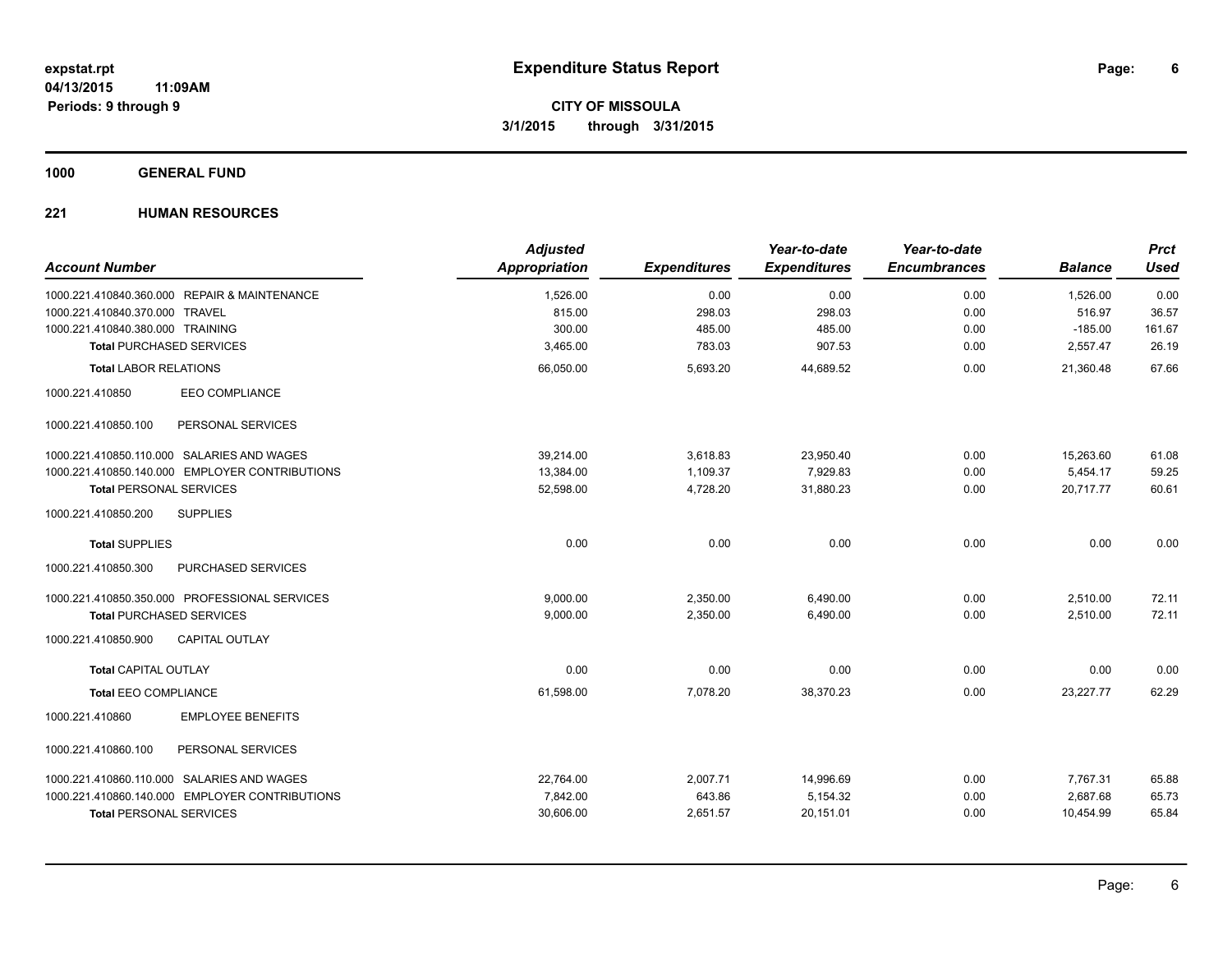**expstat.rpt**
**04/13/2015 11:09AM**
**Periods: 9 through 9**

# Expenditure Status Report

**CITY OF MISSOULA**
**3/1/2015 through 3/31/2015**

## 1000 GENERAL FUND

## 221 HUMAN RESOURCES

| Account Number | Adjusted Appropriation | Expenditures | Year-to-date Expenditures | Year-to-date Encumbrances | Balance | Prct Used |
|---|---|---|---|---|---|---|
| 1000.221.410840.360.000 REPAIR & MAINTENANCE | 1,526.00 | 0.00 | 0.00 | 0.00 | 1,526.00 | 0.00 |
| 1000.221.410840.370.000 TRAVEL | 815.00 | 298.03 | 298.03 | 0.00 | 516.97 | 36.57 |
| 1000.221.410840.380.000 TRAINING | 300.00 | 485.00 | 485.00 | 0.00 | -185.00 | 161.67 |
| **Total** PURCHASED SERVICES | 3,465.00 | 783.03 | 907.53 | 0.00 | 2,557.47 | 26.19 |
| **Total** LABOR RELATIONS | 66,050.00 | 5,693.20 | 44,689.52 | 0.00 | 21,360.48 | 67.66 |
| 1000.221.410850 EEO COMPLIANCE | | | | | | |
| 1000.221.410850.100 PERSONAL SERVICES | | | | | | |
| 1000.221.410850.110.000 SALARIES AND WAGES | 39,214.00 | 3,618.83 | 23,950.40 | 0.00 | 15,263.60 | 61.08 |
| 1000.221.410850.140.000 EMPLOYER CONTRIBUTIONS | 13,384.00 | 1,109.37 | 7,929.83 | 0.00 | 5,454.17 | 59.25 |
| **Total** PERSONAL SERVICES | 52,598.00 | 4,728.20 | 31,880.23 | 0.00 | 20,717.77 | 60.61 |
| 1000.221.410850.200 SUPPLIES | | | | | | |
| **Total** SUPPLIES | 0.00 | 0.00 | 0.00 | 0.00 | 0.00 | 0.00 |
| 1000.221.410850.300 PURCHASED SERVICES | | | | | | |
| 1000.221.410850.350.000 PROFESSIONAL SERVICES | 9,000.00 | 2,350.00 | 6,490.00 | 0.00 | 2,510.00 | 72.11 |
| **Total** PURCHASED SERVICES | 9,000.00 | 2,350.00 | 6,490.00 | 0.00 | 2,510.00 | 72.11 |
| 1000.221.410850.900 CAPITAL OUTLAY | | | | | | |
| **Total** CAPITAL OUTLAY | 0.00 | 0.00 | 0.00 | 0.00 | 0.00 | 0.00 |
| **Total** EEO COMPLIANCE | 61,598.00 | 7,078.20 | 38,370.23 | 0.00 | 23,227.77 | 62.29 |
| 1000.221.410860 EMPLOYEE BENEFITS | | | | | | |
| 1000.221.410860.100 PERSONAL SERVICES | | | | | | |
| 1000.221.410860.110.000 SALARIES AND WAGES | 22,764.00 | 2,007.71 | 14,996.69 | 0.00 | 7,767.31 | 65.88 |
| 1000.221.410860.140.000 EMPLOYER CONTRIBUTIONS | 7,842.00 | 643.86 | 5,154.32 | 0.00 | 2,687.68 | 65.73 |
| **Total** PERSONAL SERVICES | 30,606.00 | 2,651.57 | 20,151.01 | 0.00 | 10,454.99 | 65.84 |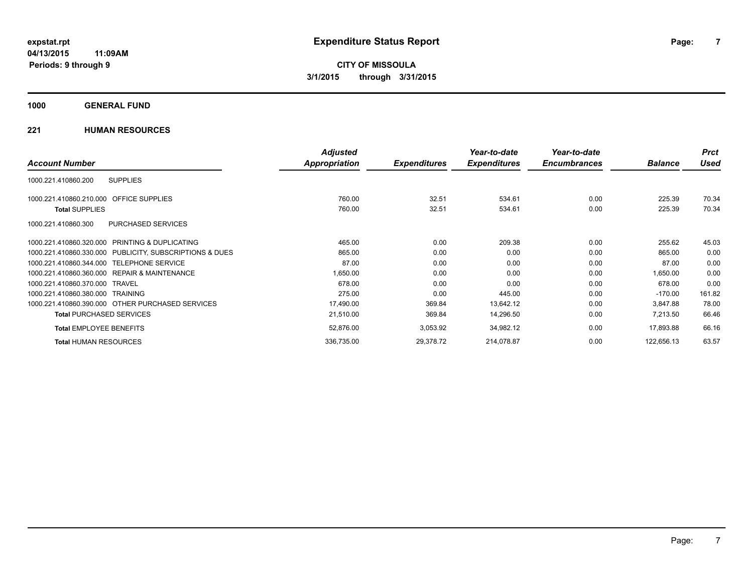# Expenditure Status Report

expstat.rpt
04/13/2015 11:09AM
Periods: 9 through 9

**CITY OF MISSOULA**
**3/1/2015 through 3/31/2015**

## 1000 GENERAL FUND

## 221 HUMAN RESOURCES

| Account Number | | Adjusted Appropriation | Expenditures | Year-to-date Expenditures | Year-to-date Encumbrances | Balance | Prct Used |
|---|---|---|---|---|---|---|---|
| 1000.221.410860.200 | SUPPLIES | | | | | | |
| 1000.221.410860.210.000 | OFFICE SUPPLIES | 760.00 | 32.51 | 534.61 | 0.00 | 225.39 | 70.34 |
| **Total** SUPPLIES | | 760.00 | 32.51 | 534.61 | 0.00 | 225.39 | 70.34 |
| 1000.221.410860.300 | PURCHASED SERVICES | | | | | | |
| 1000.221.410860.320.000 | PRINTING & DUPLICATING | 465.00 | 0.00 | 209.38 | 0.00 | 255.62 | 45.03 |
| 1000.221.410860.330.000 | PUBLICITY, SUBSCRIPTIONS & DUES | 865.00 | 0.00 | 0.00 | 0.00 | 865.00 | 0.00 |
| 1000.221.410860.344.000 | TELEPHONE SERVICE | 87.00 | 0.00 | 0.00 | 0.00 | 87.00 | 0.00 |
| 1000.221.410860.360.000 | REPAIR & MAINTENANCE | 1,650.00 | 0.00 | 0.00 | 0.00 | 1,650.00 | 0.00 |
| 1000.221.410860.370.000 | TRAVEL | 678.00 | 0.00 | 0.00 | 0.00 | 678.00 | 0.00 |
| 1000.221.410860.380.000 | TRAINING | 275.00 | 0.00 | 445.00 | 0.00 | -170.00 | 161.82 |
| 1000.221.410860.390.000 | OTHER PURCHASED SERVICES | 17,490.00 | 369.84 | 13,642.12 | 0.00 | 3,847.88 | 78.00 |
| **Total** PURCHASED SERVICES | | 21,510.00 | 369.84 | 14,296.50 | 0.00 | 7,213.50 | 66.46 |
| **Total** EMPLOYEE BENEFITS | | 52,876.00 | 3,053.92 | 34,982.12 | 0.00 | 17,893.88 | 66.16 |
| **Total** HUMAN RESOURCES | | 336,735.00 | 29,378.72 | 214,078.87 | 0.00 | 122,656.13 | 63.57 |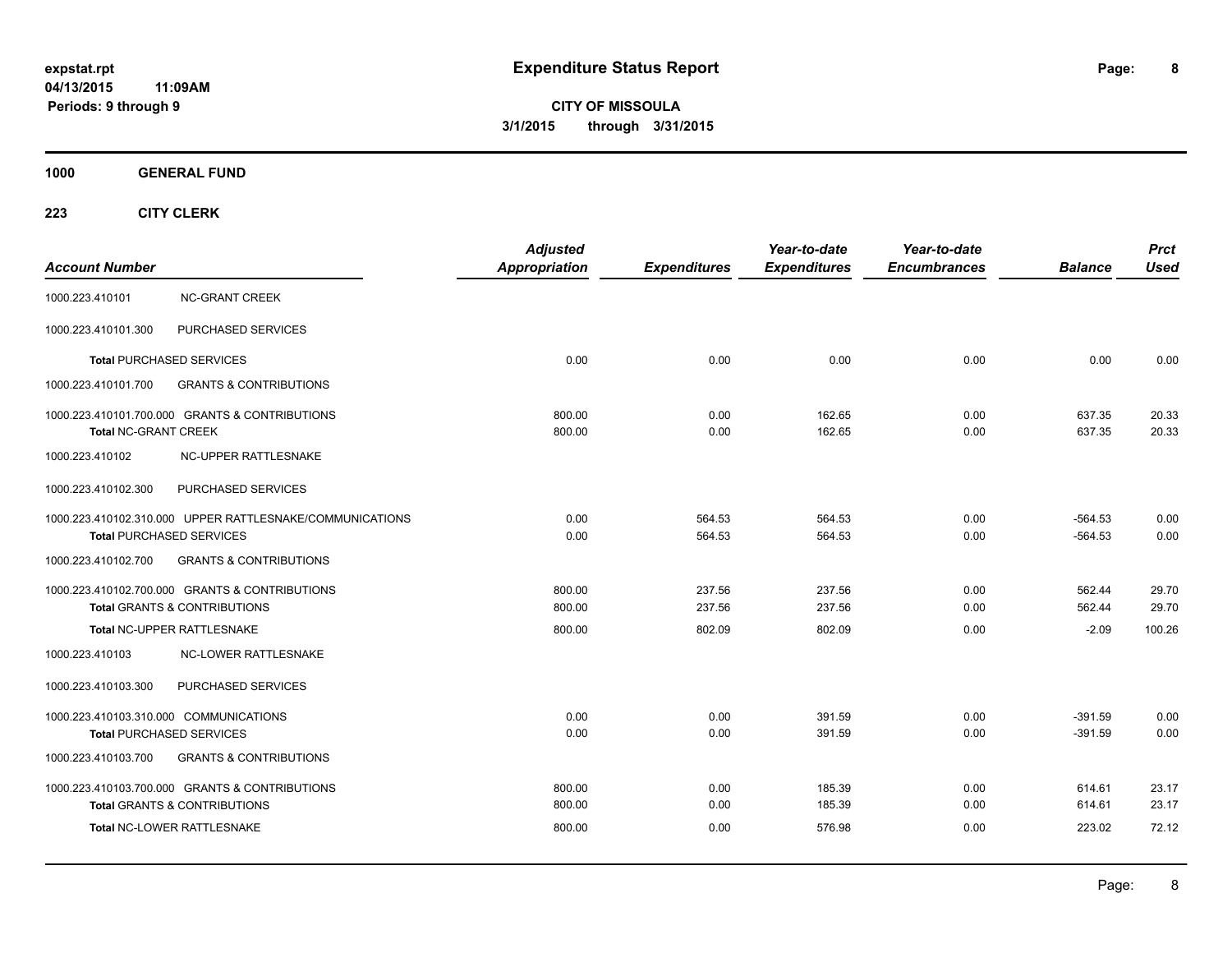**expstat.rpt**
**04/13/2015 11:09AM**
**Periods: 9 through 9**

# Expenditure Status Report

**CITY OF MISSOULA**
**3/1/2015 through 3/31/2015**

**1000 GENERAL FUND**

**223 CITY CLERK**

| Account Number | | Adjusted Appropriation | Expenditures | Year-to-date Expenditures | Year-to-date Encumbrances | Balance | Prct Used |
|---|---|---|---|---|---|---|---|
| 1000.223.410101 | NC-GRANT CREEK | | | | | | |
| 1000.223.410101.300 | PURCHASED SERVICES | | | | | | |
| **Total** PURCHASED SERVICES | | 0.00 | 0.00 | 0.00 | 0.00 | 0.00 | 0.00 |
| 1000.223.410101.700 | GRANTS & CONTRIBUTIONS | | | | | | |
| 1000.223.410101.700.000 | GRANTS & CONTRIBUTIONS | 800.00 | 0.00 | 162.65 | 0.00 | 637.35 | 20.33 |
| **Total** NC-GRANT CREEK | | 800.00 | 0.00 | 162.65 | 0.00 | 637.35 | 20.33 |
| 1000.223.410102 | NC-UPPER RATTLESNAKE | | | | | | |
| 1000.223.410102.300 | PURCHASED SERVICES | | | | | | |
| 1000.223.410102.310.000 | UPPER RATTLESNAKE/COMMUNICATIONS | 0.00 | 564.53 | 564.53 | 0.00 | -564.53 | 0.00 |
| **Total** PURCHASED SERVICES | | 0.00 | 564.53 | 564.53 | 0.00 | -564.53 | 0.00 |
| 1000.223.410102.700 | GRANTS & CONTRIBUTIONS | | | | | | |
| 1000.223.410102.700.000 | GRANTS & CONTRIBUTIONS | 800.00 | 237.56 | 237.56 | 0.00 | 562.44 | 29.70 |
| **Total** GRANTS & CONTRIBUTIONS | | 800.00 | 237.56 | 237.56 | 0.00 | 562.44 | 29.70 |
| **Total** NC-UPPER RATTLESNAKE | | 800.00 | 802.09 | 802.09 | 0.00 | -2.09 | 100.26 |
| 1000.223.410103 | NC-LOWER RATTLESNAKE | | | | | | |
| 1000.223.410103.300 | PURCHASED SERVICES | | | | | | |
| 1000.223.410103.310.000 | COMMUNICATIONS | 0.00 | 0.00 | 391.59 | 0.00 | -391.59 | 0.00 |
| **Total** PURCHASED SERVICES | | 0.00 | 0.00 | 391.59 | 0.00 | -391.59 | 0.00 |
| 1000.223.410103.700 | GRANTS & CONTRIBUTIONS | | | | | | |
| 1000.223.410103.700.000 | GRANTS & CONTRIBUTIONS | 800.00 | 0.00 | 185.39 | 0.00 | 614.61 | 23.17 |
| **Total** GRANTS & CONTRIBUTIONS | | 800.00 | 0.00 | 185.39 | 0.00 | 614.61 | 23.17 |
| **Total** NC-LOWER RATTLESNAKE | | 800.00 | 0.00 | 576.98 | 0.00 | 223.02 | 72.12 |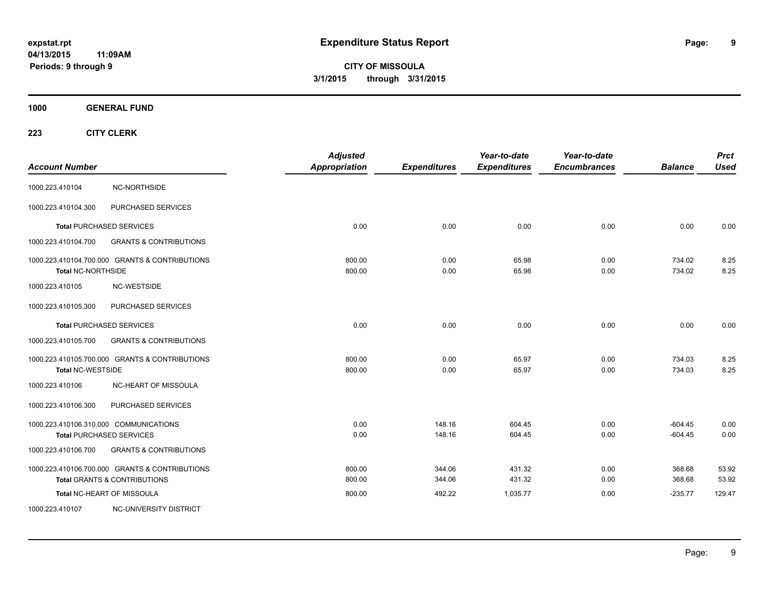**expstat.rpt**
**04/13/2015 11:09AM**
**Periods: 9 through 9**

# Expenditure Status Report

**CITY OF MISSOULA**
**3/1/2015 through 3/31/2015**

**1000 GENERAL FUND**

**223 CITY CLERK**

| Account Number | | Adjusted Appropriation | Expenditures | Year-to-date Expenditures | Year-to-date Encumbrances | Balance | Prct Used |
|---|---|---|---|---|---|---|---|
| 1000.223.410104 | NC-NORTHSIDE | | | | | | |
| 1000.223.410104.300 | PURCHASED SERVICES | | | | | | |
| **Total** PURCHASED SERVICES | | 0.00 | 0.00 | 0.00 | 0.00 | 0.00 | 0.00 |
| 1000.223.410104.700 | GRANTS & CONTRIBUTIONS | | | | | | |
| 1000.223.410104.700.000 GRANTS & CONTRIBUTIONS | | 800.00 | 0.00 | 65.98 | 0.00 | 734.02 | 8.25 |
| **Total** NC-NORTHSIDE | | 800.00 | 0.00 | 65.98 | 0.00 | 734.02 | 8.25 |
| 1000.223.410105 | NC-WESTSIDE | | | | | | |
| 1000.223.410105.300 | PURCHASED SERVICES | | | | | | |
| **Total** PURCHASED SERVICES | | 0.00 | 0.00 | 0.00 | 0.00 | 0.00 | 0.00 |
| 1000.223.410105.700 | GRANTS & CONTRIBUTIONS | | | | | | |
| 1000.223.410105.700.000 GRANTS & CONTRIBUTIONS | | 800.00 | 0.00 | 65.97 | 0.00 | 734.03 | 8.25 |
| **Total** NC-WESTSIDE | | 800.00 | 0.00 | 65.97 | 0.00 | 734.03 | 8.25 |
| 1000.223.410106 | NC-HEART OF MISSOULA | | | | | | |
| 1000.223.410106.300 | PURCHASED SERVICES | | | | | | |
| 1000.223.410106.310.000 COMMUNICATIONS | | 0.00 | 148.16 | 604.45 | 0.00 | -604.45 | 0.00 |
| **Total** PURCHASED SERVICES | | 0.00 | 148.16 | 604.45 | 0.00 | -604.45 | 0.00 |
| 1000.223.410106.700 | GRANTS & CONTRIBUTIONS | | | | | | |
| 1000.223.410106.700.000 GRANTS & CONTRIBUTIONS | | 800.00 | 344.06 | 431.32 | 0.00 | 368.68 | 53.92 |
| **Total** GRANTS & CONTRIBUTIONS | | 800.00 | 344.06 | 431.32 | 0.00 | 368.68 | 53.92 |
| **Total** NC-HEART OF MISSOULA | | 800.00 | 492.22 | 1,035.77 | 0.00 | -235.77 | 129.47 |
| 1000.223.410107 | NC-UNIVERSITY DISTRICT | | | | | | |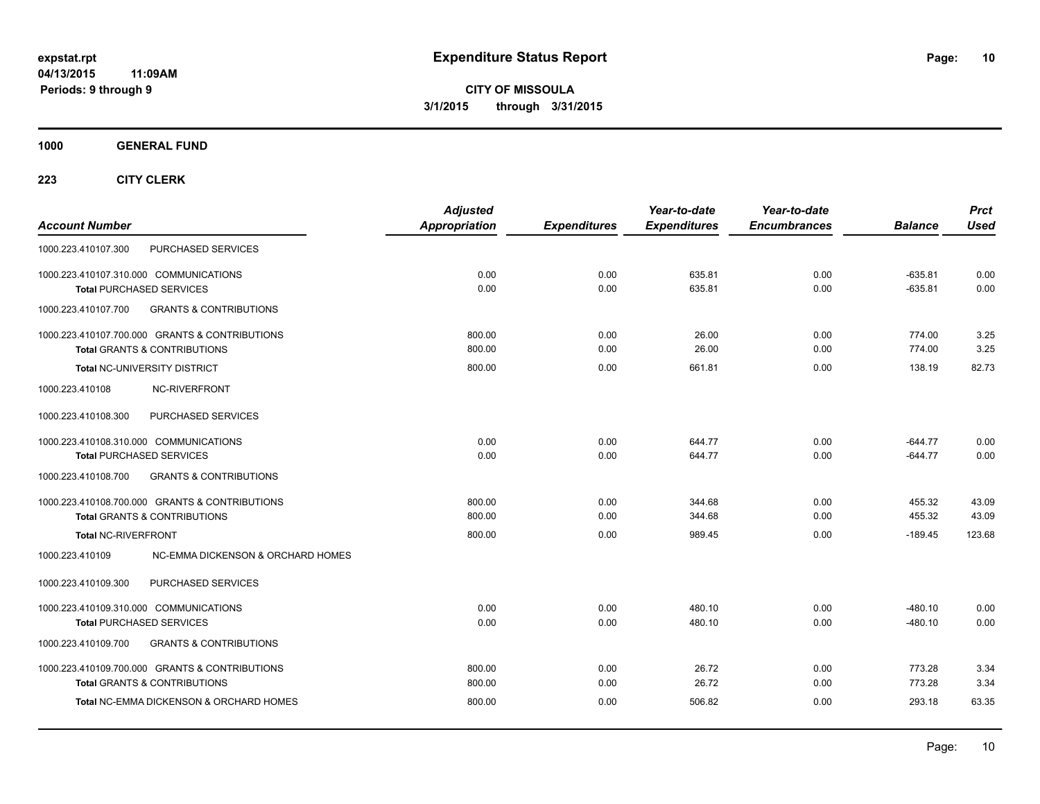**expstat.rpt**
**04/13/2015 11:09AM**
**Periods: 9 through 9**

# Expenditure Status Report

**CITY OF MISSOULA**
**3/1/2015 through 3/31/2015**

## 1000 GENERAL FUND

### 223 CITY CLERK

| Account Number | | Adjusted Appropriation | Expenditures | Year-to-date Expenditures | Year-to-date Encumbrances | Balance | Prct Used |
|---|---|---|---|---|---|---|---|
| 1000.223.410107.300 | PURCHASED SERVICES | | | | | | |
| 1000.223.410107.310.000 | COMMUNICATIONS | 0.00 | 0.00 | 635.81 | 0.00 | -635.81 | 0.00 |
| **Total** PURCHASED SERVICES | | 0.00 | 0.00 | 635.81 | 0.00 | -635.81 | 0.00 |
| 1000.223.410107.700 | GRANTS & CONTRIBUTIONS | | | | | | |
| 1000.223.410107.700.000 | GRANTS & CONTRIBUTIONS | 800.00 | 0.00 | 26.00 | 0.00 | 774.00 | 3.25 |
| **Total** GRANTS & CONTRIBUTIONS | | 800.00 | 0.00 | 26.00 | 0.00 | 774.00 | 3.25 |
| **Total** NC-UNIVERSITY DISTRICT | | 800.00 | 0.00 | 661.81 | 0.00 | 138.19 | 82.73 |
| 1000.223.410108 | NC-RIVERFRONT | | | | | | |
| 1000.223.410108.300 | PURCHASED SERVICES | | | | | | |
| 1000.223.410108.310.000 | COMMUNICATIONS | 0.00 | 0.00 | 644.77 | 0.00 | -644.77 | 0.00 |
| **Total** PURCHASED SERVICES | | 0.00 | 0.00 | 644.77 | 0.00 | -644.77 | 0.00 |
| 1000.223.410108.700 | GRANTS & CONTRIBUTIONS | | | | | | |
| 1000.223.410108.700.000 | GRANTS & CONTRIBUTIONS | 800.00 | 0.00 | 344.68 | 0.00 | 455.32 | 43.09 |
| **Total** GRANTS & CONTRIBUTIONS | | 800.00 | 0.00 | 344.68 | 0.00 | 455.32 | 43.09 |
| **Total** NC-RIVERFRONT | | 800.00 | 0.00 | 989.45 | 0.00 | -189.45 | 123.68 |
| 1000.223.410109 | NC-EMMA DICKENSON & ORCHARD HOMES | | | | | | |
| 1000.223.410109.300 | PURCHASED SERVICES | | | | | | |
| 1000.223.410109.310.000 | COMMUNICATIONS | 0.00 | 0.00 | 480.10 | 0.00 | -480.10 | 0.00 |
| **Total** PURCHASED SERVICES | | 0.00 | 0.00 | 480.10 | 0.00 | -480.10 | 0.00 |
| 1000.223.410109.700 | GRANTS & CONTRIBUTIONS | | | | | | |
| 1000.223.410109.700.000 | GRANTS & CONTRIBUTIONS | 800.00 | 0.00 | 26.72 | 0.00 | 773.28 | 3.34 |
| **Total** GRANTS & CONTRIBUTIONS | | 800.00 | 0.00 | 26.72 | 0.00 | 773.28 | 3.34 |
| **Total** NC-EMMA DICKENSON & ORCHARD HOMES | | 800.00 | 0.00 | 506.82 | 0.00 | 293.18 | 63.35 |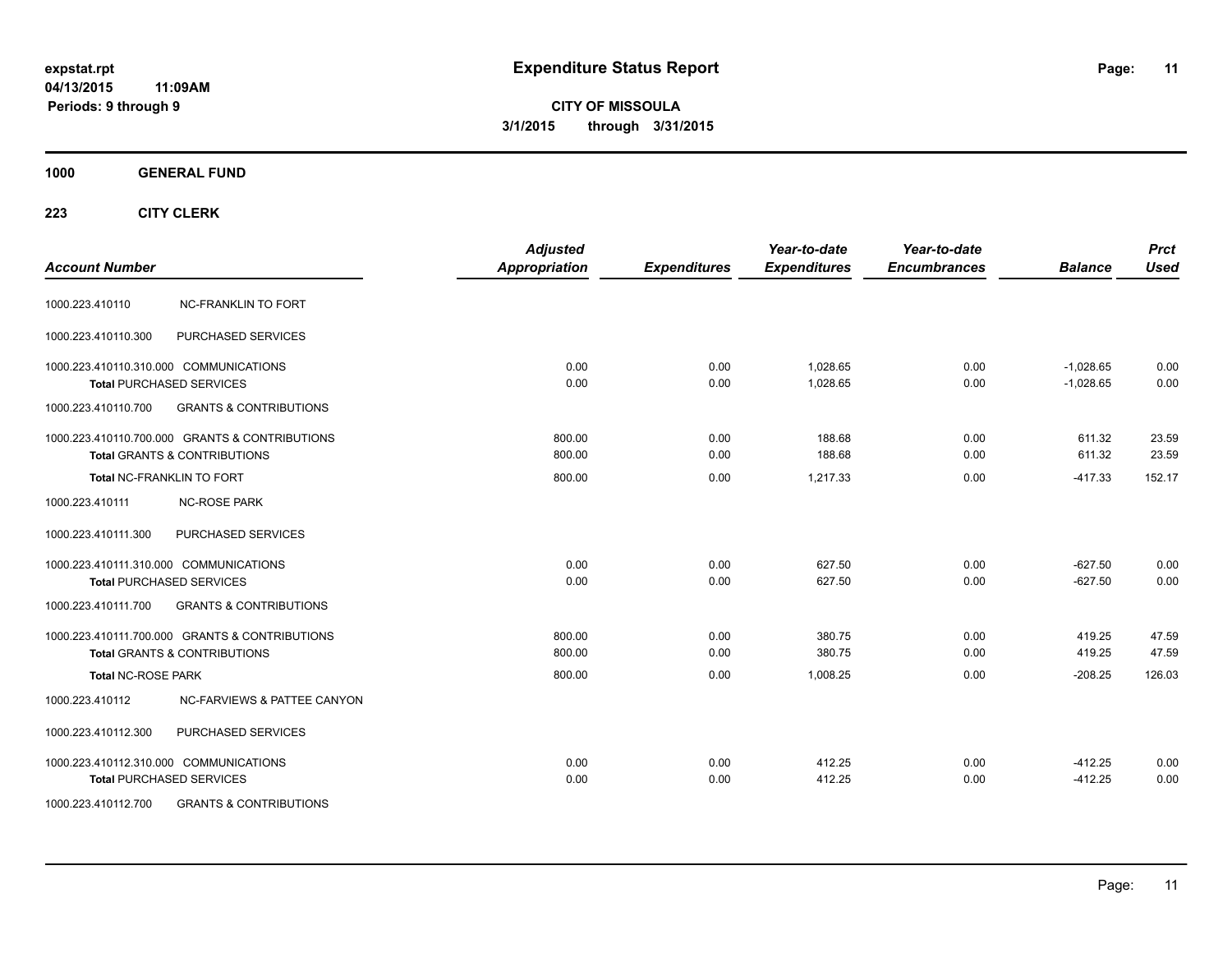**expstat.rpt**
**04/13/2015 11:09AM**
**Periods: 9 through 9**

# Expenditure Status Report

**CITY OF MISSOULA**
**3/1/2015 through 3/31/2015**

## 1000 GENERAL FUND

### 223 CITY CLERK

| Account Number | | Adjusted Appropriation | Expenditures | Year-to-date Expenditures | Year-to-date Encumbrances | Balance | Prct Used |
|---|---|---|---|---|---|---|---|
| 1000.223.410110 | NC-FRANKLIN TO FORT | | | | | | |
| 1000.223.410110.300 | PURCHASED SERVICES | | | | | | |
| 1000.223.410110.310.000 COMMUNICATIONS | | 0.00 | 0.00 | 1,028.65 | 0.00 | -1,028.65 | 0.00 |
| **Total** PURCHASED SERVICES | | 0.00 | 0.00 | 1,028.65 | 0.00 | -1,028.65 | 0.00 |
| 1000.223.410110.700 | GRANTS & CONTRIBUTIONS | | | | | | |
| 1000.223.410110.700.000 GRANTS & CONTRIBUTIONS | | 800.00 | 0.00 | 188.68 | 0.00 | 611.32 | 23.59 |
| **Total** GRANTS & CONTRIBUTIONS | | 800.00 | 0.00 | 188.68 | 0.00 | 611.32 | 23.59 |
| **Total** NC-FRANKLIN TO FORT | | 800.00 | 0.00 | 1,217.33 | 0.00 | -417.33 | 152.17 |
| 1000.223.410111 | NC-ROSE PARK | | | | | | |
| 1000.223.410111.300 | PURCHASED SERVICES | | | | | | |
| 1000.223.410111.310.000 COMMUNICATIONS | | 0.00 | 0.00 | 627.50 | 0.00 | -627.50 | 0.00 |
| **Total** PURCHASED SERVICES | | 0.00 | 0.00 | 627.50 | 0.00 | -627.50 | 0.00 |
| 1000.223.410111.700 | GRANTS & CONTRIBUTIONS | | | | | | |
| 1000.223.410111.700.000 GRANTS & CONTRIBUTIONS | | 800.00 | 0.00 | 380.75 | 0.00 | 419.25 | 47.59 |
| **Total** GRANTS & CONTRIBUTIONS | | 800.00 | 0.00 | 380.75 | 0.00 | 419.25 | 47.59 |
| **Total** NC-ROSE PARK | | 800.00 | 0.00 | 1,008.25 | 0.00 | -208.25 | 126.03 |
| 1000.223.410112 | NC-FARVIEWS & PATTEE CANYON | | | | | | |
| 1000.223.410112.300 | PURCHASED SERVICES | | | | | | |
| 1000.223.410112.310.000 COMMUNICATIONS | | 0.00 | 0.00 | 412.25 | 0.00 | -412.25 | 0.00 |
| **Total** PURCHASED SERVICES | | 0.00 | 0.00 | 412.25 | 0.00 | -412.25 | 0.00 |
| 1000.223.410112.700 | GRANTS & CONTRIBUTIONS | | | | | | |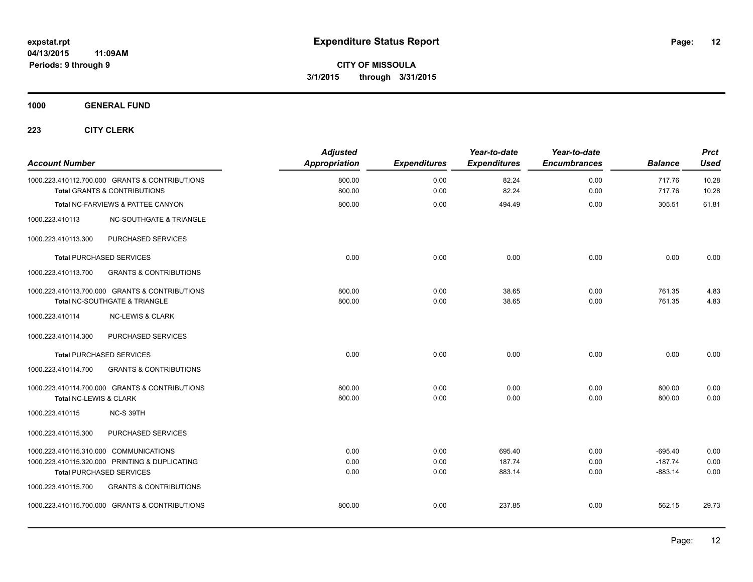**expstat.rpt**
**04/13/2015 11:09AM**
**Periods: 9 through 9**

# Expenditure Status Report

**CITY OF MISSOULA**
**3/1/2015 through 3/31/2015**

## 1000 GENERAL FUND

### 223 CITY CLERK

| Account Number | | Adjusted Appropriation | Expenditures | Year-to-date Expenditures | Year-to-date Encumbrances | Balance | Prct Used |
|---|---|---|---|---|---|---|---|
| 1000.223.410112.700.000 | GRANTS & CONTRIBUTIONS | 800.00 | 0.00 | 82.24 | 0.00 | 717.76 | 10.28 |
| **Total** GRANTS & CONTRIBUTIONS | | 800.00 | 0.00 | 82.24 | 0.00 | 717.76 | 10.28 |
| **Total** NC-FARVIEWS & PATTEE CANYON | | 800.00 | 0.00 | 494.49 | 0.00 | 305.51 | 61.81 |
| 1000.223.410113 | NC-SOUTHGATE & TRIANGLE | | | | | | |
| 1000.223.410113.300 | PURCHASED SERVICES | | | | | | |
| **Total** PURCHASED SERVICES | | 0.00 | 0.00 | 0.00 | 0.00 | 0.00 | 0.00 |
| 1000.223.410113.700 | GRANTS & CONTRIBUTIONS | | | | | | |
| 1000.223.410113.700.000 | GRANTS & CONTRIBUTIONS | 800.00 | 0.00 | 38.65 | 0.00 | 761.35 | 4.83 |
| **Total** NC-SOUTHGATE & TRIANGLE | | 800.00 | 0.00 | 38.65 | 0.00 | 761.35 | 4.83 |
| 1000.223.410114 | NC-LEWIS & CLARK | | | | | | |
| 1000.223.410114.300 | PURCHASED SERVICES | | | | | | |
| **Total** PURCHASED SERVICES | | 0.00 | 0.00 | 0.00 | 0.00 | 0.00 | 0.00 |
| 1000.223.410114.700 | GRANTS & CONTRIBUTIONS | | | | | | |
| 1000.223.410114.700.000 | GRANTS & CONTRIBUTIONS | 800.00 | 0.00 | 0.00 | 0.00 | 800.00 | 0.00 |
| **Total** NC-LEWIS & CLARK | | 800.00 | 0.00 | 0.00 | 0.00 | 800.00 | 0.00 |
| 1000.223.410115 | NC-S 39TH | | | | | | |
| 1000.223.410115.300 | PURCHASED SERVICES | | | | | | |
| 1000.223.410115.310.000 | COMMUNICATIONS | 0.00 | 0.00 | 695.40 | 0.00 | -695.40 | 0.00 |
| 1000.223.410115.320.000 | PRINTING & DUPLICATING | 0.00 | 0.00 | 187.74 | 0.00 | -187.74 | 0.00 |
| **Total** PURCHASED SERVICES | | 0.00 | 0.00 | 883.14 | 0.00 | -883.14 | 0.00 |
| 1000.223.410115.700 | GRANTS & CONTRIBUTIONS | | | | | | |
| 1000.223.410115.700.000 | GRANTS & CONTRIBUTIONS | 800.00 | 0.00 | 237.85 | 0.00 | 562.15 | 29.73 |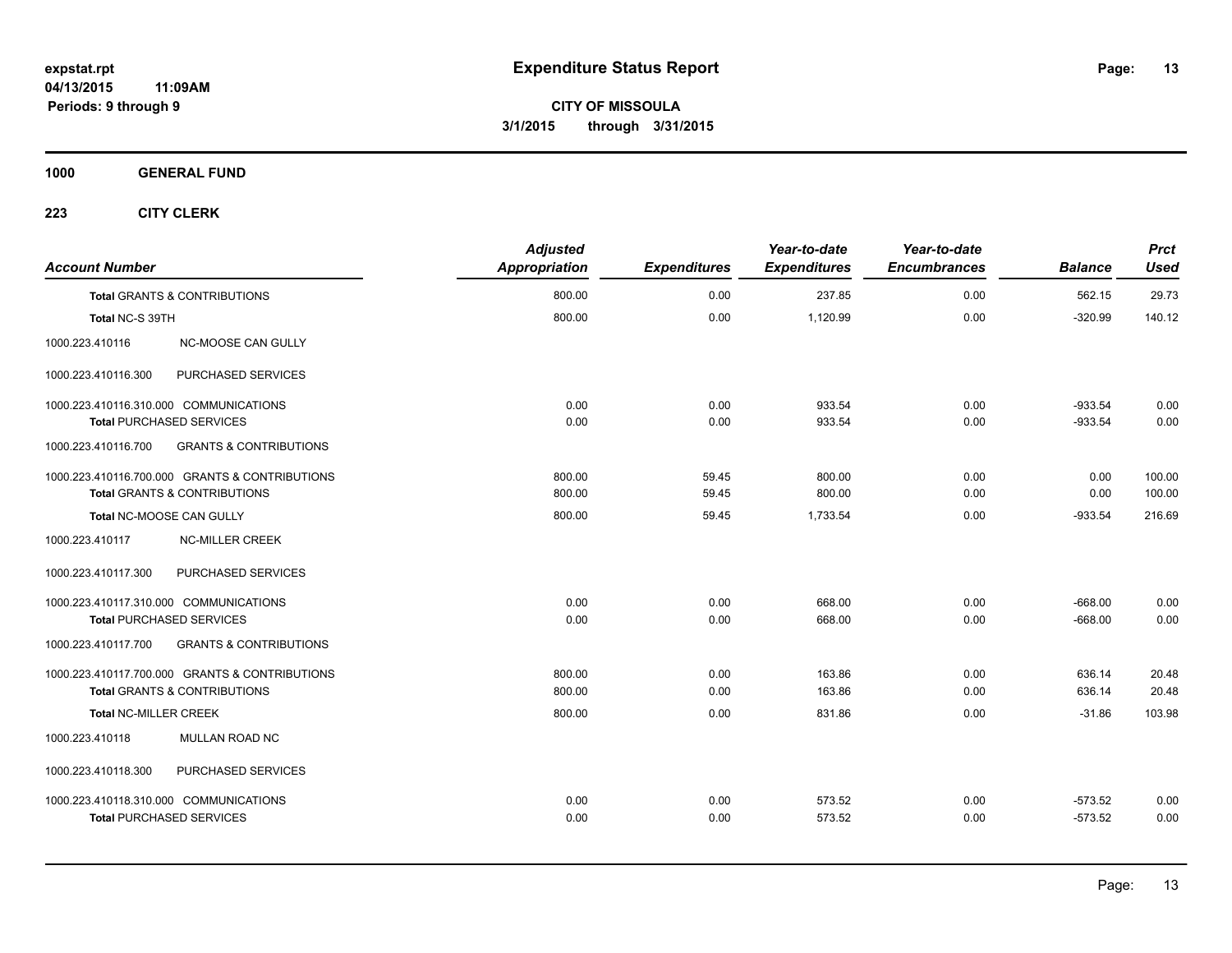# Expenditure Status Report

expstat.rpt
04/13/2015 11:09AM
Periods: 9 through 9

**CITY OF MISSOULA**
**3/1/2015 through 3/31/2015**

**1000 GENERAL FUND**

**223 CITY CLERK**

| Account Number | | Adjusted Appropriation | Expenditures | Year-to-date Expenditures | Year-to-date Encumbrances | Balance | Prct Used |
|---|---|---|---|---|---|---|---|
| **Total** GRANTS & CONTRIBUTIONS | | 800.00 | 0.00 | 237.85 | 0.00 | 562.15 | 29.73 |
| **Total** NC-S 39TH | | 800.00 | 0.00 | 1,120.99 | 0.00 | -320.99 | 140.12 |
| 1000.223.410116 | NC-MOOSE CAN GULLY | | | | | | |
| 1000.223.410116.300 | PURCHASED SERVICES | | | | | | |
| 1000.223.410116.310.000 | COMMUNICATIONS | 0.00 | 0.00 | 933.54 | 0.00 | -933.54 | 0.00 |
| **Total** PURCHASED SERVICES | | 0.00 | 0.00 | 933.54 | 0.00 | -933.54 | 0.00 |
| 1000.223.410116.700 | GRANTS & CONTRIBUTIONS | | | | | | |
| 1000.223.410116.700.000 | GRANTS & CONTRIBUTIONS | 800.00 | 59.45 | 800.00 | 0.00 | 0.00 | 100.00 |
| **Total** GRANTS & CONTRIBUTIONS | | 800.00 | 59.45 | 800.00 | 0.00 | 0.00 | 100.00 |
| **Total** NC-MOOSE CAN GULLY | | 800.00 | 59.45 | 1,733.54 | 0.00 | -933.54 | 216.69 |
| 1000.223.410117 | NC-MILLER CREEK | | | | | | |
| 1000.223.410117.300 | PURCHASED SERVICES | | | | | | |
| 1000.223.410117.310.000 | COMMUNICATIONS | 0.00 | 0.00 | 668.00 | 0.00 | -668.00 | 0.00 |
| **Total** PURCHASED SERVICES | | 0.00 | 0.00 | 668.00 | 0.00 | -668.00 | 0.00 |
| 1000.223.410117.700 | GRANTS & CONTRIBUTIONS | | | | | | |
| 1000.223.410117.700.000 | GRANTS & CONTRIBUTIONS | 800.00 | 0.00 | 163.86 | 0.00 | 636.14 | 20.48 |
| **Total** GRANTS & CONTRIBUTIONS | | 800.00 | 0.00 | 163.86 | 0.00 | 636.14 | 20.48 |
| **Total** NC-MILLER CREEK | | 800.00 | 0.00 | 831.86 | 0.00 | -31.86 | 103.98 |
| 1000.223.410118 | MULLAN ROAD NC | | | | | | |
| 1000.223.410118.300 | PURCHASED SERVICES | | | | | | |
| 1000.223.410118.310.000 | COMMUNICATIONS | 0.00 | 0.00 | 573.52 | 0.00 | -573.52 | 0.00 |
| **Total** PURCHASED SERVICES | | 0.00 | 0.00 | 573.52 | 0.00 | -573.52 | 0.00 |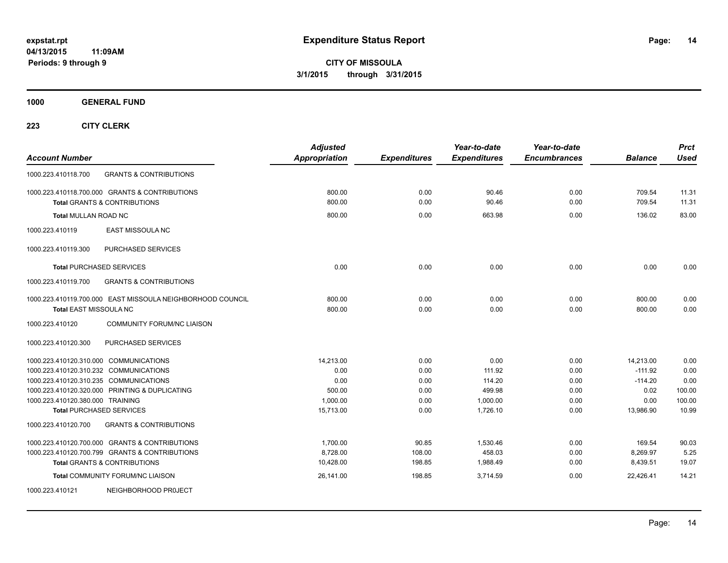**expstat.rpt**
**04/13/2015 11:09AM**
**Periods: 9 through 9**

# Expenditure Status Report

**CITY OF MISSOULA**
**3/1/2015 through 3/31/2015**

## 1000 GENERAL FUND

## 223 CITY CLERK

| Account Number | | Adjusted Appropriation | Expenditures | Year-to-date Expenditures | Year-to-date Encumbrances | Balance | Prct Used |
|---|---|---|---|---|---|---|---|
| 1000.223.410118.700 | GRANTS & CONTRIBUTIONS | | | | | | |
| 1000.223.410118.700.000 | GRANTS & CONTRIBUTIONS | 800.00 | 0.00 | 90.46 | 0.00 | 709.54 | 11.31 |
| **Total** GRANTS & CONTRIBUTIONS | | 800.00 | 0.00 | 90.46 | 0.00 | 709.54 | 11.31 |
| **Total** MULLAN ROAD NC | | 800.00 | 0.00 | 663.98 | 0.00 | 136.02 | 83.00 |
| 1000.223.410119 | EAST MISSOULA NC | | | | | | |
| 1000.223.410119.300 | PURCHASED SERVICES | | | | | | |
| **Total** PURCHASED SERVICES | | 0.00 | 0.00 | 0.00 | 0.00 | 0.00 | 0.00 |
| 1000.223.410119.700 | GRANTS & CONTRIBUTIONS | | | | | | |
| 1000.223.410119.700.000 | EAST MISSOULA NEIGHBORHOOD COUNCIL | 800.00 | 0.00 | 0.00 | 0.00 | 800.00 | 0.00 |
| **Total** EAST MISSOULA NC | | 800.00 | 0.00 | 0.00 | 0.00 | 800.00 | 0.00 |
| 1000.223.410120 | COMMUNITY FORUM/NC LIAISON | | | | | | |
| 1000.223.410120.300 | PURCHASED SERVICES | | | | | | |
| 1000.223.410120.310.000 | COMMUNICATIONS | 14,213.00 | 0.00 | 0.00 | 0.00 | 14,213.00 | 0.00 |
| 1000.223.410120.310.232 | COMMUNICATIONS | 0.00 | 0.00 | 111.92 | 0.00 | -111.92 | 0.00 |
| 1000.223.410120.310.235 | COMMUNICATIONS | 0.00 | 0.00 | 114.20 | 0.00 | -114.20 | 0.00 |
| 1000.223.410120.320.000 | PRINTING & DUPLICATING | 500.00 | 0.00 | 499.98 | 0.00 | 0.02 | 100.00 |
| 1000.223.410120.380.000 | TRAINING | 1,000.00 | 0.00 | 1,000.00 | 0.00 | 0.00 | 100.00 |
| **Total** PURCHASED SERVICES | | 15,713.00 | 0.00 | 1,726.10 | 0.00 | 13,986.90 | 10.99 |
| 1000.223.410120.700 | GRANTS & CONTRIBUTIONS | | | | | | |
| 1000.223.410120.700.000 | GRANTS & CONTRIBUTIONS | 1,700.00 | 90.85 | 1,530.46 | 0.00 | 169.54 | 90.03 |
| 1000.223.410120.700.799 | GRANTS & CONTRIBUTIONS | 8,728.00 | 108.00 | 458.03 | 0.00 | 8,269.97 | 5.25 |
| **Total** GRANTS & CONTRIBUTIONS | | 10,428.00 | 198.85 | 1,988.49 | 0.00 | 8,439.51 | 19.07 |
| **Total** COMMUNITY FORUM/NC LIAISON | | 26,141.00 | 198.85 | 3,714.59 | 0.00 | 22,426.41 | 14.21 |
| 1000.223.410121 | NEIGHBORHOOD PR0JECT | | | | | | |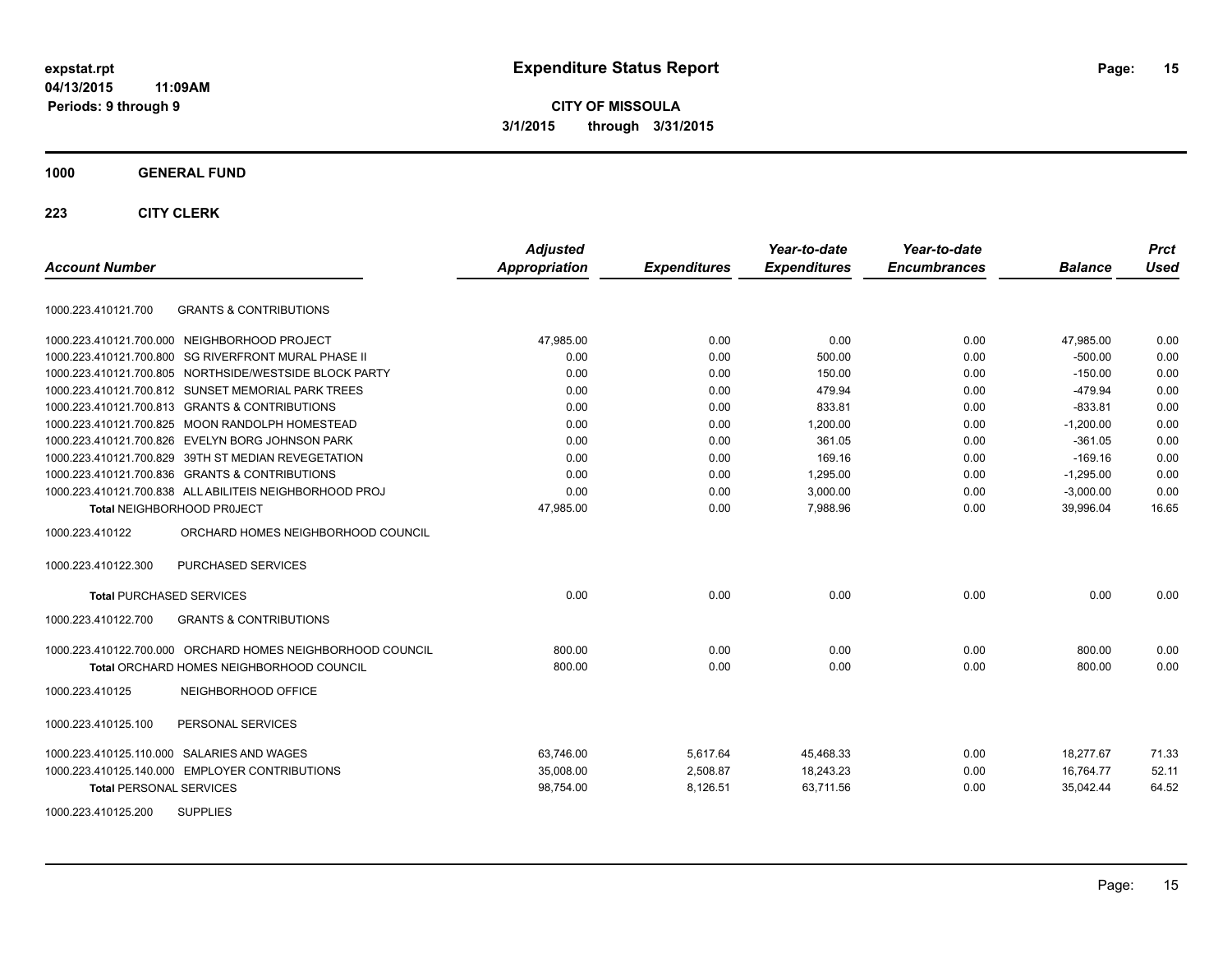**expstat.rpt**
**04/13/2015 11:09AM**
**Periods: 9 through 9**

# Expenditure Status Report

**CITY OF MISSOULA**
**3/1/2015 through 3/31/2015**

## 1000 GENERAL FUND

### 223 CITY CLERK

| Account Number | | Adjusted Appropriation | Expenditures | Year-to-date Expenditures | Year-to-date Encumbrances | Balance | Prct Used |
|---|---|---|---|---|---|---|---|
| 1000.223.410121.700 | GRANTS & CONTRIBUTIONS | | | | | | |
| 1000.223.410121.700.000 | NEIGHBORHOOD PROJECT | 47,985.00 | 0.00 | 0.00 | 0.00 | 47,985.00 | 0.00 |
| 1000.223.410121.700.800 | SG RIVERFRONT MURAL PHASE II | 0.00 | 0.00 | 500.00 | 0.00 | -500.00 | 0.00 |
| 1000.223.410121.700.805 | NORTHSIDE/WESTSIDE BLOCK PARTY | 0.00 | 0.00 | 150.00 | 0.00 | -150.00 | 0.00 |
| 1000.223.410121.700.812 | SUNSET MEMORIAL PARK TREES | 0.00 | 0.00 | 479.94 | 0.00 | -479.94 | 0.00 |
| 1000.223.410121.700.813 | GRANTS & CONTRIBUTIONS | 0.00 | 0.00 | 833.81 | 0.00 | -833.81 | 0.00 |
| 1000.223.410121.700.825 | MOON RANDOLPH HOMESTEAD | 0.00 | 0.00 | 1,200.00 | 0.00 | -1,200.00 | 0.00 |
| 1000.223.410121.700.826 | EVELYN BORG JOHNSON PARK | 0.00 | 0.00 | 361.05 | 0.00 | -361.05 | 0.00 |
| 1000.223.410121.700.829 | 39TH ST MEDIAN REVEGETATION | 0.00 | 0.00 | 169.16 | 0.00 | -169.16 | 0.00 |
| 1000.223.410121.700.836 | GRANTS & CONTRIBUTIONS | 0.00 | 0.00 | 1,295.00 | 0.00 | -1,295.00 | 0.00 |
| 1000.223.410121.700.838 | ALL ABILITEIS NEIGHBORHOOD PROJ | 0.00 | 0.00 | 3,000.00 | 0.00 | -3,000.00 | 0.00 |
| **Total** NEIGHBORHOOD PR0JECT | | 47,985.00 | 0.00 | 7,988.96 | 0.00 | 39,996.04 | 16.65 |
| 1000.223.410122 | ORCHARD HOMES NEIGHBORHOOD COUNCIL | | | | | | |
| 1000.223.410122.300 | PURCHASED SERVICES | | | | | | |
| **Total** PURCHASED SERVICES | | 0.00 | 0.00 | 0.00 | 0.00 | 0.00 | 0.00 |
| 1000.223.410122.700 | GRANTS & CONTRIBUTIONS | | | | | | |
| 1000.223.410122.700.000 | ORCHARD HOMES NEIGHBORHOOD COUNCIL | 800.00 | 0.00 | 0.00 | 0.00 | 800.00 | 0.00 |
| **Total** ORCHARD HOMES NEIGHBORHOOD COUNCIL | | 800.00 | 0.00 | 0.00 | 0.00 | 800.00 | 0.00 |
| 1000.223.410125 | NEIGHBORHOOD OFFICE | | | | | | |
| 1000.223.410125.100 | PERSONAL SERVICES | | | | | | |
| 1000.223.410125.110.000 | SALARIES AND WAGES | 63,746.00 | 5,617.64 | 45,468.33 | 0.00 | 18,277.67 | 71.33 |
| 1000.223.410125.140.000 | EMPLOYER CONTRIBUTIONS | 35,008.00 | 2,508.87 | 18,243.23 | 0.00 | 16,764.77 | 52.11 |
| **Total** PERSONAL SERVICES | | 98,754.00 | 8,126.51 | 63,711.56 | 0.00 | 35,042.44 | 64.52 |
| 1000.223.410125.200 | SUPPLIES | | | | | | |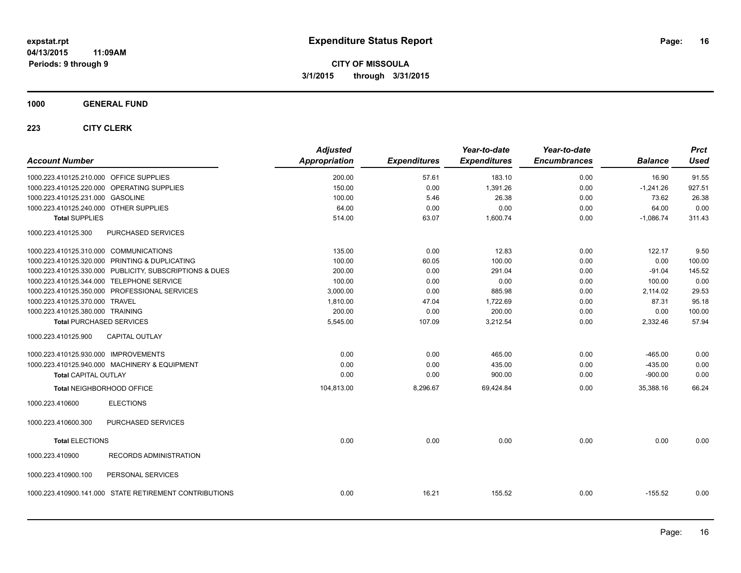expstat.rpt
04/13/2015 11:09AM
Periods: 9 through 9

# Expenditure Status Report

**CITY OF MISSOULA**
**3/1/2015 through 3/31/2015**

**1000 GENERAL FUND**

**223 CITY CLERK**

| Account Number | | Adjusted Appropriation | Expenditures | Year-to-date Expenditures | Year-to-date Encumbrances | Balance | Prct Used |
|---|---|---|---|---|---|---|---|
| 1000.223.410125.210.000 | OFFICE SUPPLIES | 200.00 | 57.61 | 183.10 | 0.00 | 16.90 | 91.55 |
| 1000.223.410125.220.000 | OPERATING SUPPLIES | 150.00 | 0.00 | 1,391.26 | 0.00 | -1,241.26 | 927.51 |
| 1000.223.410125.231.000 | GASOLINE | 100.00 | 5.46 | 26.38 | 0.00 | 73.62 | 26.38 |
| 1000.223.410125.240.000 | OTHER SUPPLIES | 64.00 | 0.00 | 0.00 | 0.00 | 64.00 | 0.00 |
| **Total SUPPLIES** | | 514.00 | 63.07 | 1,600.74 | 0.00 | -1,086.74 | 311.43 |
| 1000.223.410125.300 | PURCHASED SERVICES | | | | | | |
| 1000.223.410125.310.000 | COMMUNICATIONS | 135.00 | 0.00 | 12.83 | 0.00 | 122.17 | 9.50 |
| 1000.223.410125.320.000 | PRINTING & DUPLICATING | 100.00 | 60.05 | 100.00 | 0.00 | 0.00 | 100.00 |
| 1000.223.410125.330.000 | PUBLICITY, SUBSCRIPTIONS & DUES | 200.00 | 0.00 | 291.04 | 0.00 | -91.04 | 145.52 |
| 1000.223.410125.344.000 | TELEPHONE SERVICE | 100.00 | 0.00 | 0.00 | 0.00 | 100.00 | 0.00 |
| 1000.223.410125.350.000 | PROFESSIONAL SERVICES | 3,000.00 | 0.00 | 885.98 | 0.00 | 2,114.02 | 29.53 |
| 1000.223.410125.370.000 | TRAVEL | 1,810.00 | 47.04 | 1,722.69 | 0.00 | 87.31 | 95.18 |
| 1000.223.410125.380.000 | TRAINING | 200.00 | 0.00 | 200.00 | 0.00 | 0.00 | 100.00 |
| **Total PURCHASED SERVICES** | | 5,545.00 | 107.09 | 3,212.54 | 0.00 | 2,332.46 | 57.94 |
| 1000.223.410125.900 | CAPITAL OUTLAY | | | | | | |
| 1000.223.410125.930.000 | IMPROVEMENTS | 0.00 | 0.00 | 465.00 | 0.00 | -465.00 | 0.00 |
| 1000.223.410125.940.000 | MACHINERY & EQUIPMENT | 0.00 | 0.00 | 435.00 | 0.00 | -435.00 | 0.00 |
| **Total CAPITAL OUTLAY** | | 0.00 | 0.00 | 900.00 | 0.00 | -900.00 | 0.00 |
| **Total NEIGHBORHOOD OFFICE** | | 104,813.00 | 8,296.67 | 69,424.84 | 0.00 | 35,388.16 | 66.24 |
| 1000.223.410600 | ELECTIONS | | | | | | |
| 1000.223.410600.300 | PURCHASED SERVICES | | | | | | |
| **Total ELECTIONS** | | 0.00 | 0.00 | 0.00 | 0.00 | 0.00 | 0.00 |
| 1000.223.410900 | RECORDS ADMINISTRATION | | | | | | |
| 1000.223.410900.100 | PERSONAL SERVICES | | | | | | |
| 1000.223.410900.141.000 | STATE RETIREMENT CONTRIBUTIONS | 0.00 | 16.21 | 155.52 | 0.00 | -155.52 | 0.00 |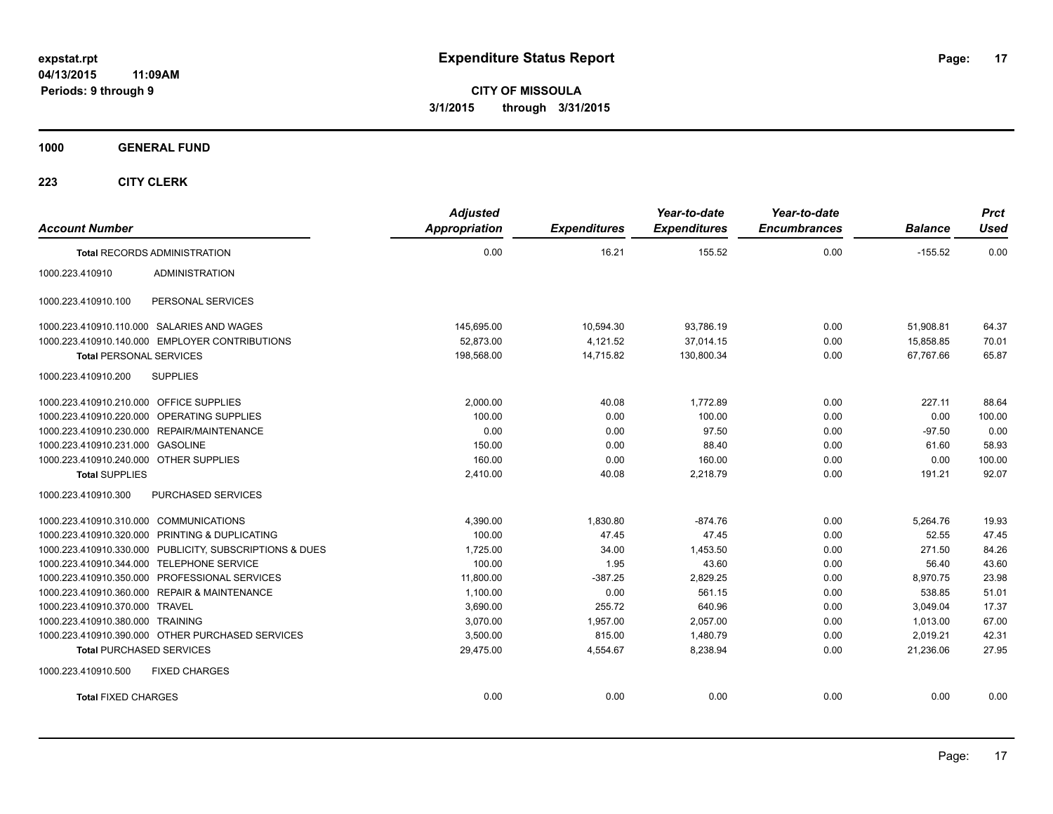# Expenditure Status Report

expstat.rpt
04/13/2015 11:09AM
Periods: 9 through 9

**CITY OF MISSOULA**
**3/1/2015 through 3/31/2015**

**1000 GENERAL FUND**

**223 CITY CLERK**

| Account Number | | Adjusted Appropriation | Expenditures | Year-to-date Expenditures | Year-to-date Encumbrances | Balance | Prct Used |
|---|---|---|---|---|---|---|---|
| **Total** RECORDS ADMINISTRATION | | 0.00 | 16.21 | 155.52 | 0.00 | -155.52 | 0.00 |
| 1000.223.410910 | ADMINISTRATION | | | | | | |
| 1000.223.410910.100 | PERSONAL SERVICES | | | | | | |
| 1000.223.410910.110.000 | SALARIES AND WAGES | 145,695.00 | 10,594.30 | 93,786.19 | 0.00 | 51,908.81 | 64.37 |
| 1000.223.410910.140.000 | EMPLOYER CONTRIBUTIONS | 52,873.00 | 4,121.52 | 37,014.15 | 0.00 | 15,858.85 | 70.01 |
| **Total** PERSONAL SERVICES | | 198,568.00 | 14,715.82 | 130,800.34 | 0.00 | 67,767.66 | 65.87 |
| 1000.223.410910.200 | SUPPLIES | | | | | | |
| 1000.223.410910.210.000 | OFFICE SUPPLIES | 2,000.00 | 40.08 | 1,772.89 | 0.00 | 227.11 | 88.64 |
| 1000.223.410910.220.000 | OPERATING SUPPLIES | 100.00 | 0.00 | 100.00 | 0.00 | 0.00 | 100.00 |
| 1000.223.410910.230.000 | REPAIR/MAINTENANCE | 0.00 | 0.00 | 97.50 | 0.00 | -97.50 | 0.00 |
| 1000.223.410910.231.000 | GASOLINE | 150.00 | 0.00 | 88.40 | 0.00 | 61.60 | 58.93 |
| 1000.223.410910.240.000 | OTHER SUPPLIES | 160.00 | 0.00 | 160.00 | 0.00 | 0.00 | 100.00 |
| **Total** SUPPLIES | | 2,410.00 | 40.08 | 2,218.79 | 0.00 | 191.21 | 92.07 |
| 1000.223.410910.300 | PURCHASED SERVICES | | | | | | |
| 1000.223.410910.310.000 | COMMUNICATIONS | 4,390.00 | 1,830.80 | -874.76 | 0.00 | 5,264.76 | 19.93 |
| 1000.223.410910.320.000 | PRINTING & DUPLICATING | 100.00 | 47.45 | 47.45 | 0.00 | 52.55 | 47.45 |
| 1000.223.410910.330.000 | PUBLICITY, SUBSCRIPTIONS & DUES | 1,725.00 | 34.00 | 1,453.50 | 0.00 | 271.50 | 84.26 |
| 1000.223.410910.344.000 | TELEPHONE SERVICE | 100.00 | 1.95 | 43.60 | 0.00 | 56.40 | 43.60 |
| 1000.223.410910.350.000 | PROFESSIONAL SERVICES | 11,800.00 | -387.25 | 2,829.25 | 0.00 | 8,970.75 | 23.98 |
| 1000.223.410910.360.000 | REPAIR & MAINTENANCE | 1,100.00 | 0.00 | 561.15 | 0.00 | 538.85 | 51.01 |
| 1000.223.410910.370.000 | TRAVEL | 3,690.00 | 255.72 | 640.96 | 0.00 | 3,049.04 | 17.37 |
| 1000.223.410910.380.000 | TRAINING | 3,070.00 | 1,957.00 | 2,057.00 | 0.00 | 1,013.00 | 67.00 |
| 1000.223.410910.390.000 | OTHER PURCHASED SERVICES | 3,500.00 | 815.00 | 1,480.79 | 0.00 | 2,019.21 | 42.31 |
| **Total** PURCHASED SERVICES | | 29,475.00 | 4,554.67 | 8,238.94 | 0.00 | 21,236.06 | 27.95 |
| 1000.223.410910.500 | FIXED CHARGES | | | | | | |
| **Total** FIXED CHARGES | | 0.00 | 0.00 | 0.00 | 0.00 | 0.00 | 0.00 |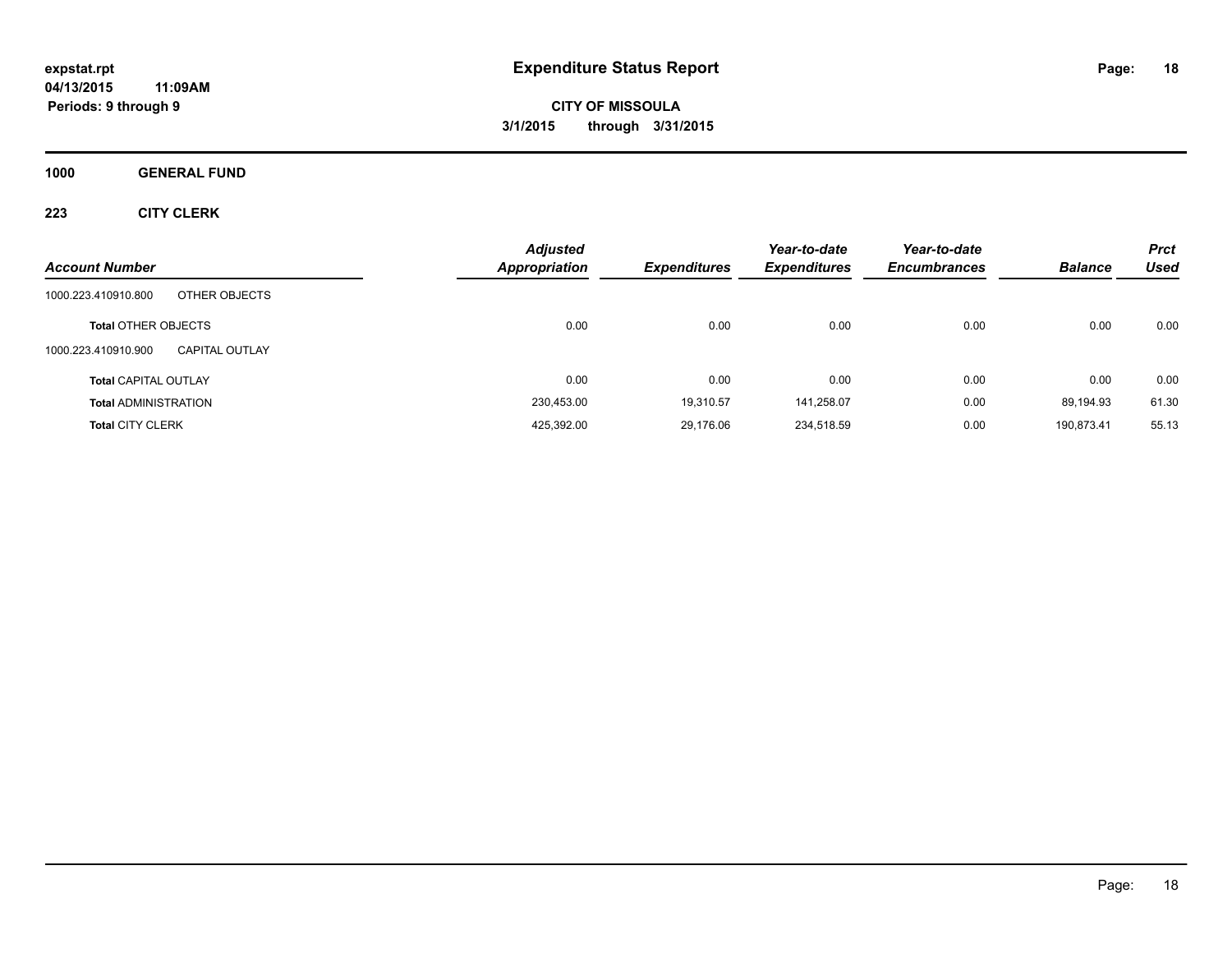expstat.rpt
04/13/2015 11:09AM
Periods: 9 through 9

# Expenditure Status Report

**CITY OF MISSOULA**
**3/1/2015 through 3/31/2015**

**1000 GENERAL FUND**

**223 CITY CLERK**

| Account Number | | Adjusted Appropriation | Expenditures | Year-to-date Expenditures | Year-to-date Encumbrances | Balance | Prct Used |
|---|---|---|---|---|---|---|---|
| 1000.223.410910.800 | OTHER OBJECTS | | | | | | |
| **Total** OTHER OBJECTS | | 0.00 | 0.00 | 0.00 | 0.00 | 0.00 | 0.00 |
| 1000.223.410910.900 | CAPITAL OUTLAY | | | | | | |
| **Total** CAPITAL OUTLAY | | 0.00 | 0.00 | 0.00 | 0.00 | 0.00 | 0.00 |
| **Total** ADMINISTRATION | | 230,453.00 | 19,310.57 | 141,258.07 | 0.00 | 89,194.93 | 61.30 |
| **Total** CITY CLERK | | 425,392.00 | 29,176.06 | 234,518.59 | 0.00 | 190,873.41 | 55.13 |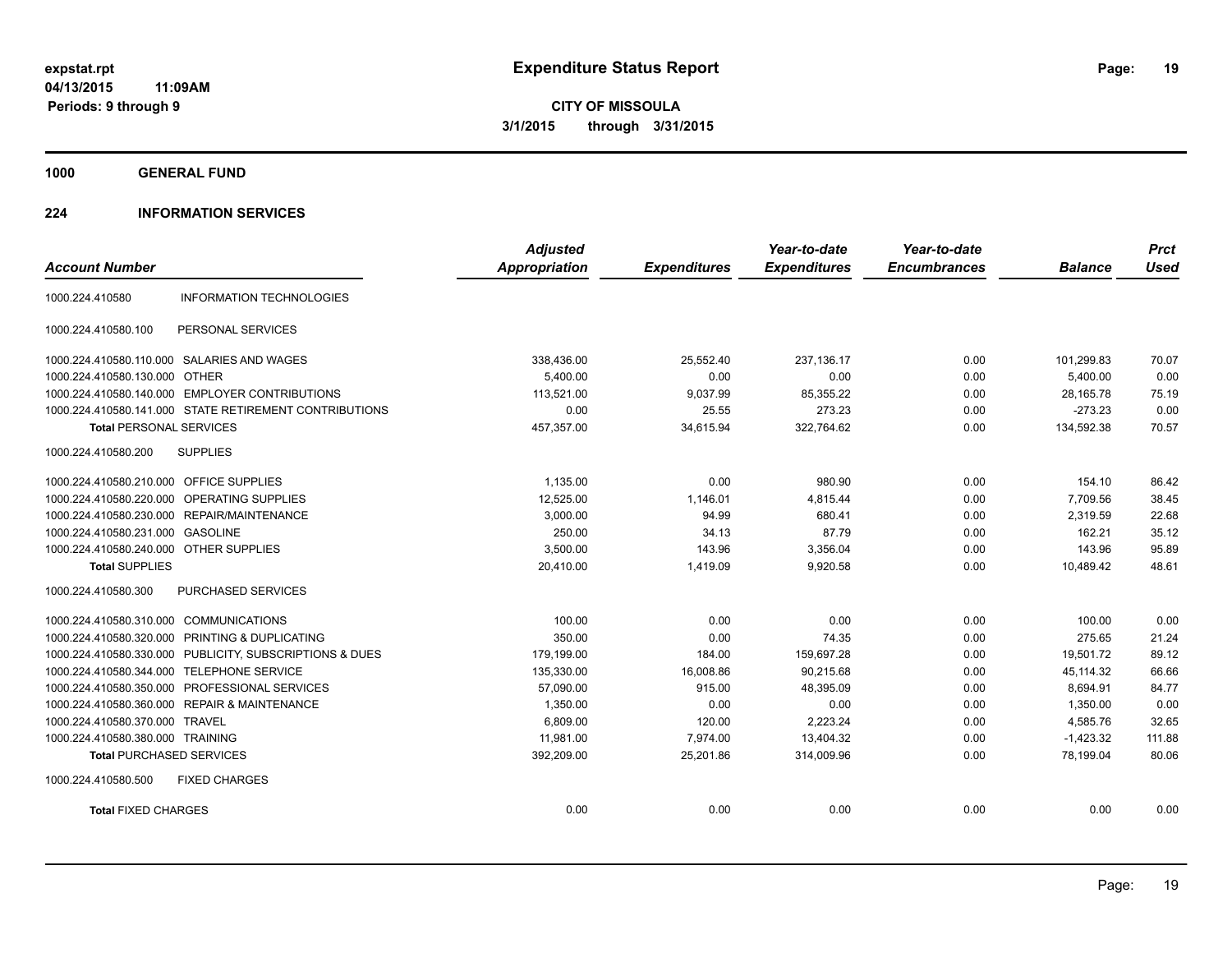# Expenditure Status Report

expstat.rpt
04/13/2015 11:09AM
Periods: 9 through 9

**CITY OF MISSOULA**
**3/1/2015 through 3/31/2015**

## 1000 GENERAL FUND

### 224 INFORMATION SERVICES

| Account Number | | Adjusted Appropriation | Expenditures | Year-to-date Expenditures | Year-to-date Encumbrances | Balance | Prct Used |
|---|---|---|---|---|---|---|---|
| 1000.224.410580 | INFORMATION TECHNOLOGIES | | | | | | |
| 1000.224.410580.100 | PERSONAL SERVICES | | | | | | |
| 1000.224.410580.110.000 | SALARIES AND WAGES | 338,436.00 | 25,552.40 | 237,136.17 | 0.00 | 101,299.83 | 70.07 |
| 1000.224.410580.130.000 | OTHER | 5,400.00 | 0.00 | 0.00 | 0.00 | 5,400.00 | 0.00 |
| 1000.224.410580.140.000 | EMPLOYER CONTRIBUTIONS | 113,521.00 | 9,037.99 | 85,355.22 | 0.00 | 28,165.78 | 75.19 |
| 1000.224.410580.141.000 | STATE RETIREMENT CONTRIBUTIONS | 0.00 | 25.55 | 273.23 | 0.00 | -273.23 | 0.00 |
| **Total** PERSONAL SERVICES | | 457,357.00 | 34,615.94 | 322,764.62 | 0.00 | 134,592.38 | 70.57 |
| 1000.224.410580.200 | SUPPLIES | | | | | | |
| 1000.224.410580.210.000 | OFFICE SUPPLIES | 1,135.00 | 0.00 | 980.90 | 0.00 | 154.10 | 86.42 |
| 1000.224.410580.220.000 | OPERATING SUPPLIES | 12,525.00 | 1,146.01 | 4,815.44 | 0.00 | 7,709.56 | 38.45 |
| 1000.224.410580.230.000 | REPAIR/MAINTENANCE | 3,000.00 | 94.99 | 680.41 | 0.00 | 2,319.59 | 22.68 |
| 1000.224.410580.231.000 | GASOLINE | 250.00 | 34.13 | 87.79 | 0.00 | 162.21 | 35.12 |
| 1000.224.410580.240.000 | OTHER SUPPLIES | 3,500.00 | 143.96 | 3,356.04 | 0.00 | 143.96 | 95.89 |
| **Total** SUPPLIES | | 20,410.00 | 1,419.09 | 9,920.58 | 0.00 | 10,489.42 | 48.61 |
| 1000.224.410580.300 | PURCHASED SERVICES | | | | | | |
| 1000.224.410580.310.000 | COMMUNICATIONS | 100.00 | 0.00 | 0.00 | 0.00 | 100.00 | 0.00 |
| 1000.224.410580.320.000 | PRINTING & DUPLICATING | 350.00 | 0.00 | 74.35 | 0.00 | 275.65 | 21.24 |
| 1000.224.410580.330.000 | PUBLICITY, SUBSCRIPTIONS & DUES | 179,199.00 | 184.00 | 159,697.28 | 0.00 | 19,501.72 | 89.12 |
| 1000.224.410580.344.000 | TELEPHONE SERVICE | 135,330.00 | 16,008.86 | 90,215.68 | 0.00 | 45,114.32 | 66.66 |
| 1000.224.410580.350.000 | PROFESSIONAL SERVICES | 57,090.00 | 915.00 | 48,395.09 | 0.00 | 8,694.91 | 84.77 |
| 1000.224.410580.360.000 | REPAIR & MAINTENANCE | 1,350.00 | 0.00 | 0.00 | 0.00 | 1,350.00 | 0.00 |
| 1000.224.410580.370.000 | TRAVEL | 6,809.00 | 120.00 | 2,223.24 | 0.00 | 4,585.76 | 32.65 |
| 1000.224.410580.380.000 | TRAINING | 11,981.00 | 7,974.00 | 13,404.32 | 0.00 | -1,423.32 | 111.88 |
| **Total** PURCHASED SERVICES | | 392,209.00 | 25,201.86 | 314,009.96 | 0.00 | 78,199.04 | 80.06 |
| 1000.224.410580.500 | FIXED CHARGES | | | | | | |
| **Total** FIXED CHARGES | | 0.00 | 0.00 | 0.00 | 0.00 | 0.00 | 0.00 |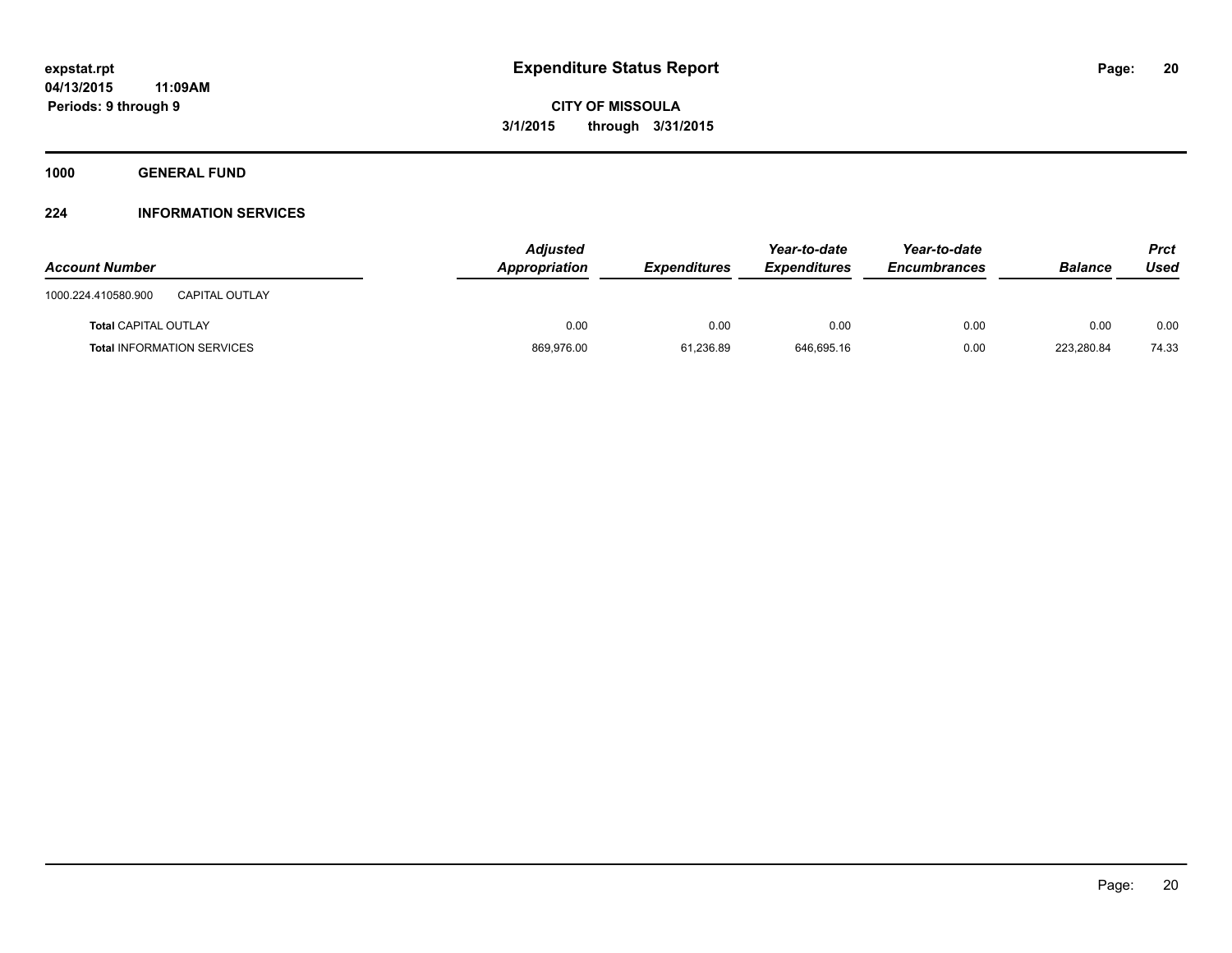**expstat.rpt**
**04/13/2015 11:09AM**
**Periods: 9 through 9**

# Expenditure Status Report

**CITY OF MISSOULA**
**3/1/2015 through 3/31/2015**

## 1000 GENERAL FUND

### 224 INFORMATION SERVICES

| Account Number | | Adjusted Appropriation | Expenditures | Year-to-date Expenditures | Year-to-date Encumbrances | Balance | Prct Used |
|---|---|---|---|---|---|---|---|
| 1000.224.410580.900 | CAPITAL OUTLAY | | | | | | |
| **Total** CAPITAL OUTLAY | | 0.00 | 0.00 | 0.00 | 0.00 | 0.00 | 0.00 |
| **Total** INFORMATION SERVICES | | 869,976.00 | 61,236.89 | 646,695.16 | 0.00 | 223,280.84 | 74.33 |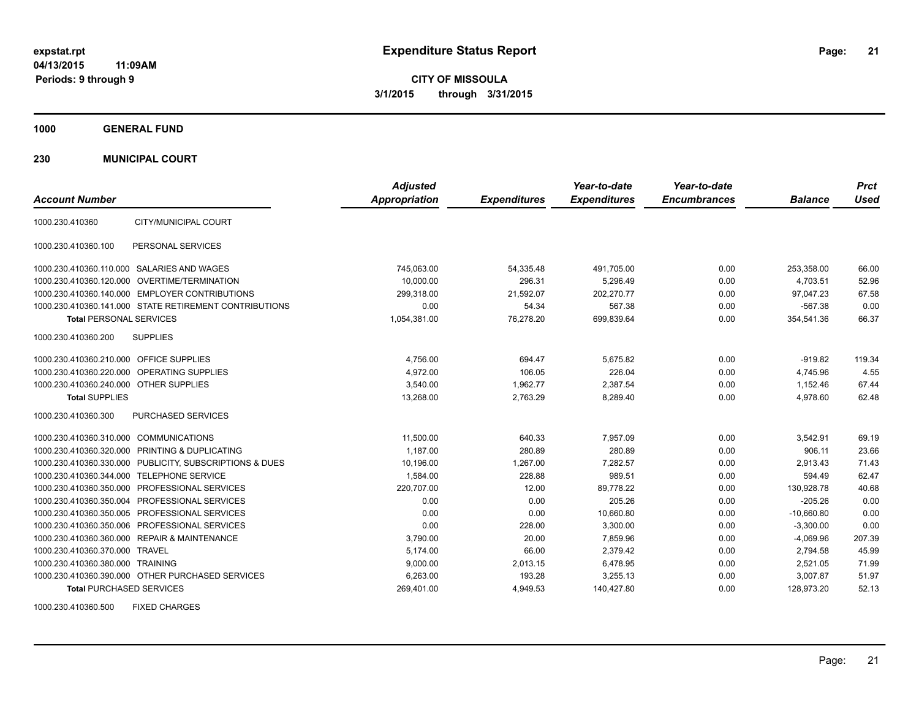# Expenditure Status Report

expstat.rpt
04/13/2015 11:09AM
Periods: 9 through 9

**CITY OF MISSOULA**
**3/1/2015 through 3/31/2015**

**1000 GENERAL FUND**

**230 MUNICIPAL COURT**

| Account Number | | Adjusted Appropriation | Expenditures | Year-to-date Expenditures | Year-to-date Encumbrances | Balance | Prct Used |
|---|---|---|---|---|---|---|---|
| 1000.230.410360 | CITY/MUNICIPAL COURT | | | | | | |
| 1000.230.410360.100 | PERSONAL SERVICES | | | | | | |
| 1000.230.410360.110.000 | SALARIES AND WAGES | 745,063.00 | 54,335.48 | 491,705.00 | 0.00 | 253,358.00 | 66.00 |
| 1000.230.410360.120.000 | OVERTIME/TERMINATION | 10,000.00 | 296.31 | 5,296.49 | 0.00 | 4,703.51 | 52.96 |
| 1000.230.410360.140.000 | EMPLOYER CONTRIBUTIONS | 299,318.00 | 21,592.07 | 202,270.77 | 0.00 | 97,047.23 | 67.58 |
| 1000.230.410360.141.000 | STATE RETIREMENT CONTRIBUTIONS | 0.00 | 54.34 | 567.38 | 0.00 | -567.38 | 0.00 |
| **Total** PERSONAL SERVICES | | 1,054,381.00 | 76,278.20 | 699,839.64 | 0.00 | 354,541.36 | 66.37 |
| 1000.230.410360.200 | SUPPLIES | | | | | | |
| 1000.230.410360.210.000 | OFFICE SUPPLIES | 4,756.00 | 694.47 | 5,675.82 | 0.00 | -919.82 | 119.34 |
| 1000.230.410360.220.000 | OPERATING SUPPLIES | 4,972.00 | 106.05 | 226.04 | 0.00 | 4,745.96 | 4.55 |
| 1000.230.410360.240.000 | OTHER SUPPLIES | 3,540.00 | 1,962.77 | 2,387.54 | 0.00 | 1,152.46 | 67.44 |
| **Total** SUPPLIES | | 13,268.00 | 2,763.29 | 8,289.40 | 0.00 | 4,978.60 | 62.48 |
| 1000.230.410360.300 | PURCHASED SERVICES | | | | | | |
| 1000.230.410360.310.000 | COMMUNICATIONS | 11,500.00 | 640.33 | 7,957.09 | 0.00 | 3,542.91 | 69.19 |
| 1000.230.410360.320.000 | PRINTING & DUPLICATING | 1,187.00 | 280.89 | 280.89 | 0.00 | 906.11 | 23.66 |
| 1000.230.410360.330.000 | PUBLICITY, SUBSCRIPTIONS & DUES | 10,196.00 | 1,267.00 | 7,282.57 | 0.00 | 2,913.43 | 71.43 |
| 1000.230.410360.344.000 | TELEPHONE SERVICE | 1,584.00 | 228.88 | 989.51 | 0.00 | 594.49 | 62.47 |
| 1000.230.410360.350.000 | PROFESSIONAL SERVICES | 220,707.00 | 12.00 | 89,778.22 | 0.00 | 130,928.78 | 40.68 |
| 1000.230.410360.350.004 | PROFESSIONAL SERVICES | 0.00 | 0.00 | 205.26 | 0.00 | -205.26 | 0.00 |
| 1000.230.410360.350.005 | PROFESSIONAL SERVICES | 0.00 | 0.00 | 10,660.80 | 0.00 | -10,660.80 | 0.00 |
| 1000.230.410360.350.006 | PROFESSIONAL SERVICES | 0.00 | 228.00 | 3,300.00 | 0.00 | -3,300.00 | 0.00 |
| 1000.230.410360.360.000 | REPAIR & MAINTENANCE | 3,790.00 | 20.00 | 7,859.96 | 0.00 | -4,069.96 | 207.39 |
| 1000.230.410360.370.000 | TRAVEL | 5,174.00 | 66.00 | 2,379.42 | 0.00 | 2,794.58 | 45.99 |
| 1000.230.410360.380.000 | TRAINING | 9,000.00 | 2,013.15 | 6,478.95 | 0.00 | 2,521.05 | 71.99 |
| 1000.230.410360.390.000 | OTHER PURCHASED SERVICES | 6,263.00 | 193.28 | 3,255.13 | 0.00 | 3,007.87 | 51.97 |
| **Total** PURCHASED SERVICES | | 269,401.00 | 4,949.53 | 140,427.80 | 0.00 | 128,973.20 | 52.13 |
| 1000.230.410360.500 | FIXED CHARGES | | | | | | |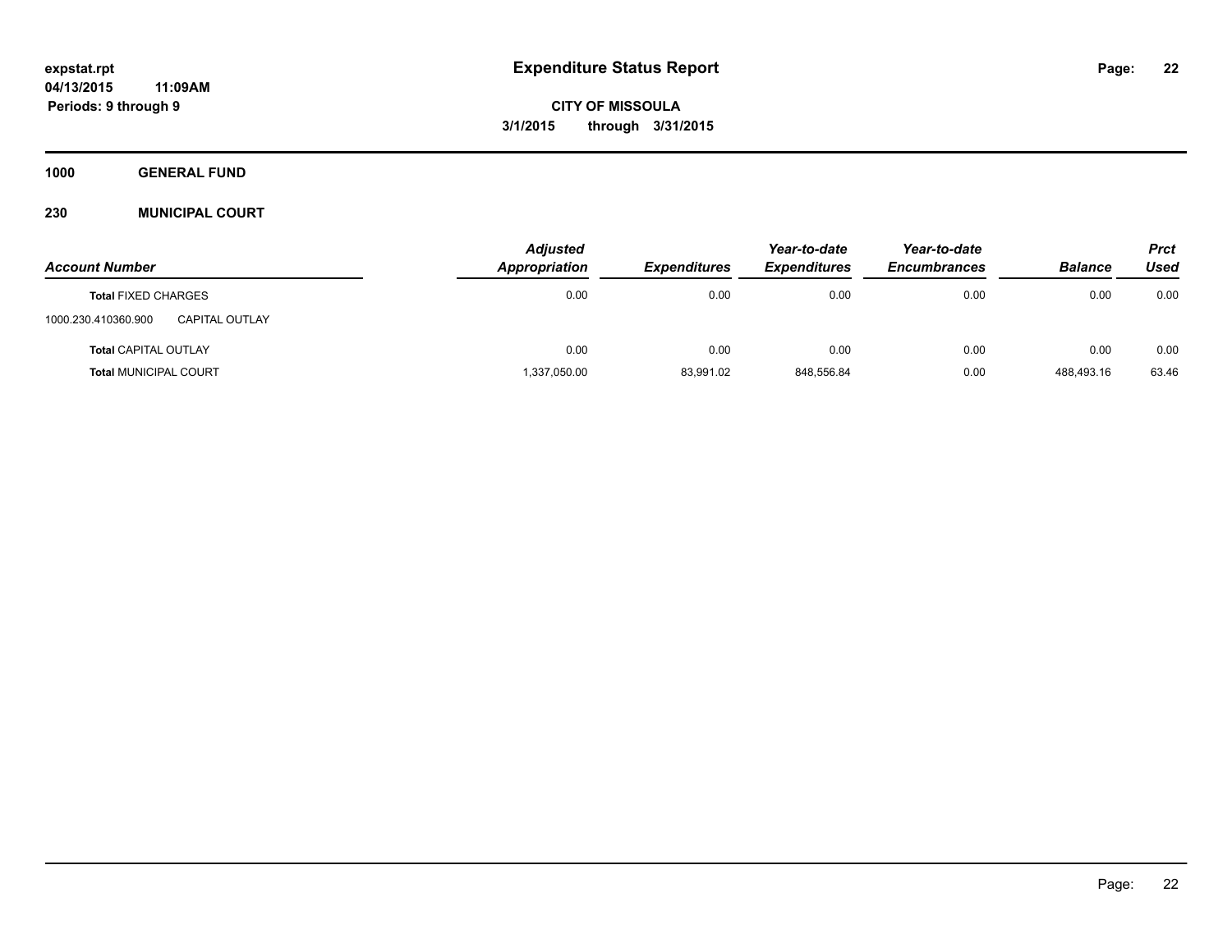**Expenditure Status Report**

expstat.rpt
04/13/2015 11:09AM
Periods: 9 through 9

**CITY OF MISSOULA**
**3/1/2015 through 3/31/2015**

**1000 GENERAL FUND**

**230 MUNICIPAL COURT**

| Account Number | | Adjusted Appropriation | Expenditures | Year-to-date Expenditures | Year-to-date Encumbrances | Balance | Prct Used |
|---|---|---|---|---|---|---|---|
| **Total** FIXED CHARGES | | 0.00 | 0.00 | 0.00 | 0.00 | 0.00 | 0.00 |
| 1000.230.410360.900 | CAPITAL OUTLAY | | | | | | |
| **Total** CAPITAL OUTLAY | | 0.00 | 0.00 | 0.00 | 0.00 | 0.00 | 0.00 |
| **Total** MUNICIPAL COURT | | 1,337,050.00 | 83,991.02 | 848,556.84 | 0.00 | 488,493.16 | 63.46 |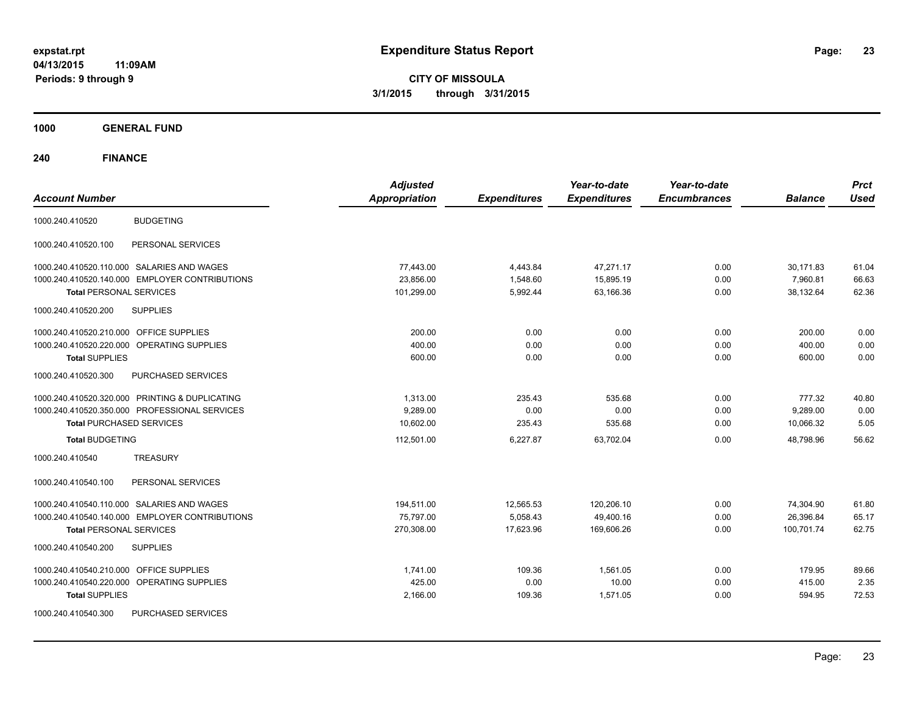**expstat.rpt**
**04/13/2015 11:09AM**
**Periods: 9 through 9**

# Expenditure Status Report

**CITY OF MISSOULA**
**3/1/2015 through 3/31/2015**

## 1000 GENERAL FUND

## 240 FINANCE

| Account Number | | Adjusted Appropriation | Expenditures | Year-to-date Expenditures | Year-to-date Encumbrances | Balance | Prct Used |
|---|---|---|---|---|---|---|---|
| 1000.240.410520 | BUDGETING | | | | | | |
| 1000.240.410520.100 | PERSONAL SERVICES | | | | | | |
| 1000.240.410520.110.000 | SALARIES AND WAGES | 77,443.00 | 4,443.84 | 47,271.17 | 0.00 | 30,171.83 | 61.04 |
| 1000.240.410520.140.000 | EMPLOYER CONTRIBUTIONS | 23,856.00 | 1,548.60 | 15,895.19 | 0.00 | 7,960.81 | 66.63 |
| **Total** PERSONAL SERVICES | | 101,299.00 | 5,992.44 | 63,166.36 | 0.00 | 38,132.64 | 62.36 |
| 1000.240.410520.200 | SUPPLIES | | | | | | |
| 1000.240.410520.210.000 | OFFICE SUPPLIES | 200.00 | 0.00 | 0.00 | 0.00 | 200.00 | 0.00 |
| 1000.240.410520.220.000 | OPERATING SUPPLIES | 400.00 | 0.00 | 0.00 | 0.00 | 400.00 | 0.00 |
| **Total** SUPPLIES | | 600.00 | 0.00 | 0.00 | 0.00 | 600.00 | 0.00 |
| 1000.240.410520.300 | PURCHASED SERVICES | | | | | | |
| 1000.240.410520.320.000 | PRINTING & DUPLICATING | 1,313.00 | 235.43 | 535.68 | 0.00 | 777.32 | 40.80 |
| 1000.240.410520.350.000 | PROFESSIONAL SERVICES | 9,289.00 | 0.00 | 0.00 | 0.00 | 9,289.00 | 0.00 |
| **Total** PURCHASED SERVICES | | 10,602.00 | 235.43 | 535.68 | 0.00 | 10,066.32 | 5.05 |
| **Total** BUDGETING | | 112,501.00 | 6,227.87 | 63,702.04 | 0.00 | 48,798.96 | 56.62 |
| 1000.240.410540 | TREASURY | | | | | | |
| 1000.240.410540.100 | PERSONAL SERVICES | | | | | | |
| 1000.240.410540.110.000 | SALARIES AND WAGES | 194,511.00 | 12,565.53 | 120,206.10 | 0.00 | 74,304.90 | 61.80 |
| 1000.240.410540.140.000 | EMPLOYER CONTRIBUTIONS | 75,797.00 | 5,058.43 | 49,400.16 | 0.00 | 26,396.84 | 65.17 |
| **Total** PERSONAL SERVICES | | 270,308.00 | 17,623.96 | 169,606.26 | 0.00 | 100,701.74 | 62.75 |
| 1000.240.410540.200 | SUPPLIES | | | | | | |
| 1000.240.410540.210.000 | OFFICE SUPPLIES | 1,741.00 | 109.36 | 1,561.05 | 0.00 | 179.95 | 89.66 |
| 1000.240.410540.220.000 | OPERATING SUPPLIES | 425.00 | 0.00 | 10.00 | 0.00 | 415.00 | 2.35 |
| **Total** SUPPLIES | | 2,166.00 | 109.36 | 1,571.05 | 0.00 | 594.95 | 72.53 |
| 1000.240.410540.300 | PURCHASED SERVICES | | | | | | |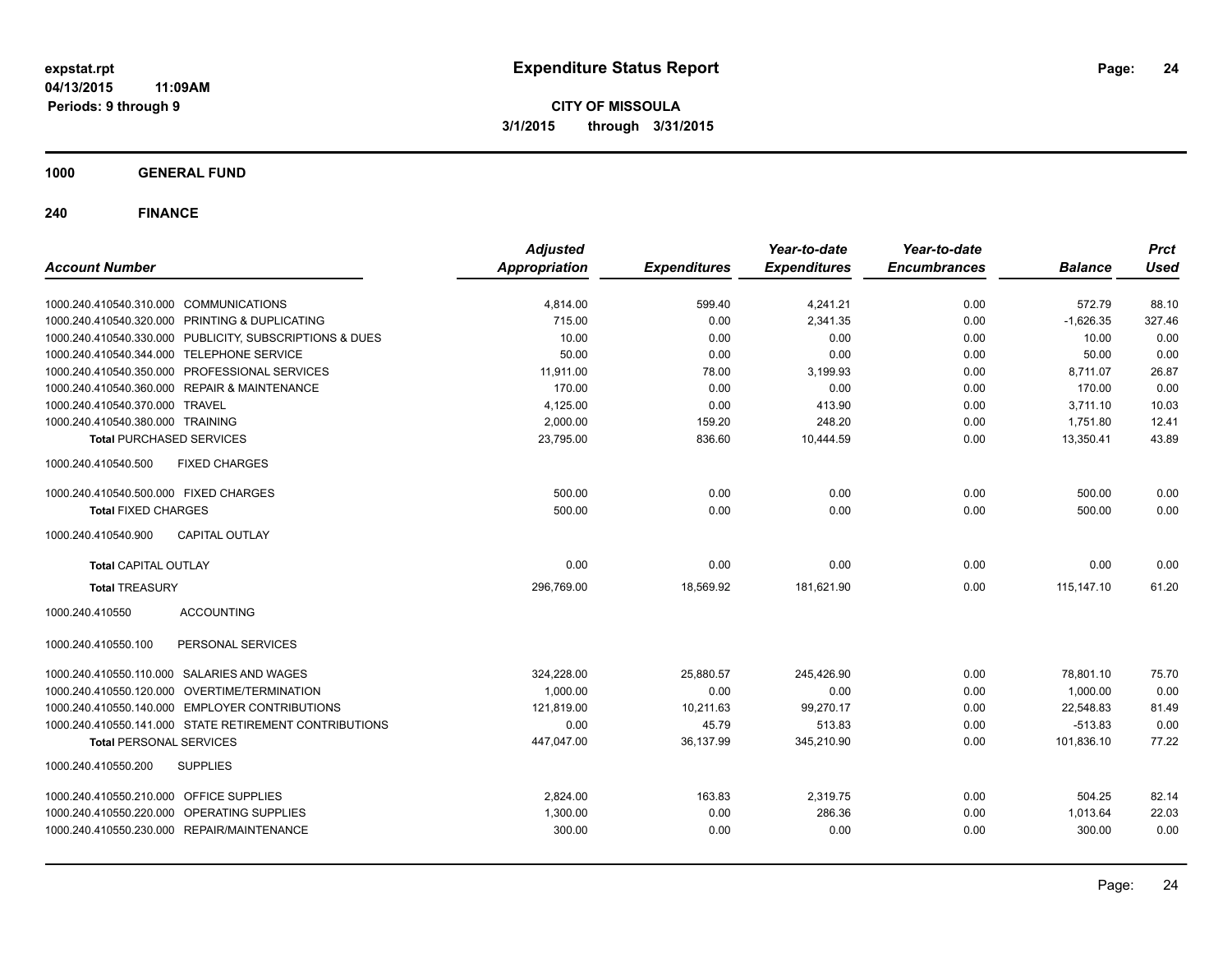**expstat.rpt**
**04/13/2015 11:09AM**
**Periods: 9 through 9**

# Expenditure Status Report

**CITY OF MISSOULA**
**3/1/2015 through 3/31/2015**

## 1000 GENERAL FUND

## 240 FINANCE

| Account Number | | Adjusted Appropriation | Expenditures | Year-to-date Expenditures | Year-to-date Encumbrances | Balance | Prct Used |
|---|---|---|---|---|---|---|---|
| 1000.240.410540.310.000 | COMMUNICATIONS | 4,814.00 | 599.40 | 4,241.21 | 0.00 | 572.79 | 88.10 |
| 1000.240.410540.320.000 | PRINTING & DUPLICATING | 715.00 | 0.00 | 2,341.35 | 0.00 | -1,626.35 | 327.46 |
| 1000.240.410540.330.000 | PUBLICITY, SUBSCRIPTIONS & DUES | 10.00 | 0.00 | 0.00 | 0.00 | 10.00 | 0.00 |
| 1000.240.410540.344.000 | TELEPHONE SERVICE | 50.00 | 0.00 | 0.00 | 0.00 | 50.00 | 0.00 |
| 1000.240.410540.350.000 | PROFESSIONAL SERVICES | 11,911.00 | 78.00 | 3,199.93 | 0.00 | 8,711.07 | 26.87 |
| 1000.240.410540.360.000 | REPAIR & MAINTENANCE | 170.00 | 0.00 | 0.00 | 0.00 | 170.00 | 0.00 |
| 1000.240.410540.370.000 | TRAVEL | 4,125.00 | 0.00 | 413.90 | 0.00 | 3,711.10 | 10.03 |
| 1000.240.410540.380.000 | TRAINING | 2,000.00 | 159.20 | 248.20 | 0.00 | 1,751.80 | 12.41 |
| **Total PURCHASED SERVICES** | | 23,795.00 | 836.60 | 10,444.59 | 0.00 | 13,350.41 | 43.89 |
| 1000.240.410540.500 | FIXED CHARGES | | | | | | |
| 1000.240.410540.500.000 | FIXED CHARGES | 500.00 | 0.00 | 0.00 | 0.00 | 500.00 | 0.00 |
| **Total FIXED CHARGES** | | 500.00 | 0.00 | 0.00 | 0.00 | 500.00 | 0.00 |
| 1000.240.410540.900 | CAPITAL OUTLAY | | | | | | |
| **Total CAPITAL OUTLAY** | | 0.00 | 0.00 | 0.00 | 0.00 | 0.00 | 0.00 |
| **Total TREASURY** | | 296,769.00 | 18,569.92 | 181,621.90 | 0.00 | 115,147.10 | 61.20 |
| 1000.240.410550 | ACCOUNTING | | | | | | |
| 1000.240.410550.100 | PERSONAL SERVICES | | | | | | |
| 1000.240.410550.110.000 | SALARIES AND WAGES | 324,228.00 | 25,880.57 | 245,426.90 | 0.00 | 78,801.10 | 75.70 |
| 1000.240.410550.120.000 | OVERTIME/TERMINATION | 1,000.00 | 0.00 | 0.00 | 0.00 | 1,000.00 | 0.00 |
| 1000.240.410550.140.000 | EMPLOYER CONTRIBUTIONS | 121,819.00 | 10,211.63 | 99,270.17 | 0.00 | 22,548.83 | 81.49 |
| 1000.240.410550.141.000 | STATE RETIREMENT CONTRIBUTIONS | 0.00 | 45.79 | 513.83 | 0.00 | -513.83 | 0.00 |
| **Total PERSONAL SERVICES** | | 447,047.00 | 36,137.99 | 345,210.90 | 0.00 | 101,836.10 | 77.22 |
| 1000.240.410550.200 | SUPPLIES | | | | | | |
| 1000.240.410550.210.000 | OFFICE SUPPLIES | 2,824.00 | 163.83 | 2,319.75 | 0.00 | 504.25 | 82.14 |
| 1000.240.410550.220.000 | OPERATING SUPPLIES | 1,300.00 | 0.00 | 286.36 | 0.00 | 1,013.64 | 22.03 |
| 1000.240.410550.230.000 | REPAIR/MAINTENANCE | 300.00 | 0.00 | 0.00 | 0.00 | 300.00 | 0.00 |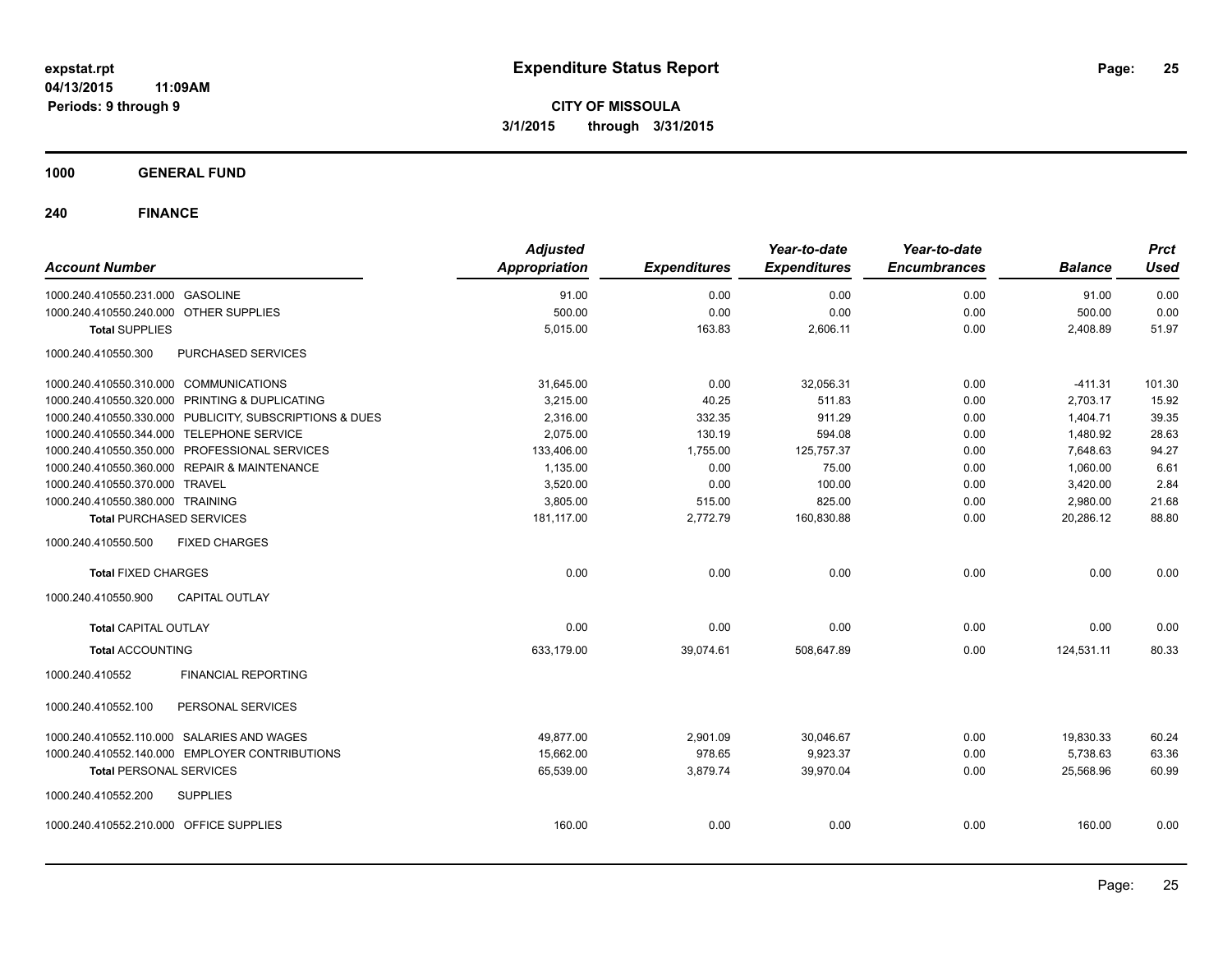**expstat.rpt**
**04/13/2015 11:09AM**
**Periods: 9 through 9**

# Expenditure Status Report

**CITY OF MISSOULA**
**3/1/2015 through 3/31/2015**

## 1000 GENERAL FUND

## 240 FINANCE

| Account Number | Adjusted Appropriation | Expenditures | Year-to-date Expenditures | Year-to-date Encumbrances | Balance | Prct Used |
|---|---|---|---|---|---|---|
| 1000.240.410550.231.000 GASOLINE | 91.00 | 0.00 | 0.00 | 0.00 | 91.00 | 0.00 |
| 1000.240.410550.240.000 OTHER SUPPLIES | 500.00 | 0.00 | 0.00 | 0.00 | 500.00 | 0.00 |
| **Total SUPPLIES** | 5,015.00 | 163.83 | 2,606.11 | 0.00 | 2,408.89 | 51.97 |
| 1000.240.410550.300 PURCHASED SERVICES | | | | | | |
| 1000.240.410550.310.000 COMMUNICATIONS | 31,645.00 | 0.00 | 32,056.31 | 0.00 | -411.31 | 101.30 |
| 1000.240.410550.320.000 PRINTING & DUPLICATING | 3,215.00 | 40.25 | 511.83 | 0.00 | 2,703.17 | 15.92 |
| 1000.240.410550.330.000 PUBLICITY, SUBSCRIPTIONS & DUES | 2,316.00 | 332.35 | 911.29 | 0.00 | 1,404.71 | 39.35 |
| 1000.240.410550.344.000 TELEPHONE SERVICE | 2,075.00 | 130.19 | 594.08 | 0.00 | 1,480.92 | 28.63 |
| 1000.240.410550.350.000 PROFESSIONAL SERVICES | 133,406.00 | 1,755.00 | 125,757.37 | 0.00 | 7,648.63 | 94.27 |
| 1000.240.410550.360.000 REPAIR & MAINTENANCE | 1,135.00 | 0.00 | 75.00 | 0.00 | 1,060.00 | 6.61 |
| 1000.240.410550.370.000 TRAVEL | 3,520.00 | 0.00 | 100.00 | 0.00 | 3,420.00 | 2.84 |
| 1000.240.410550.380.000 TRAINING | 3,805.00 | 515.00 | 825.00 | 0.00 | 2,980.00 | 21.68 |
| **Total PURCHASED SERVICES** | 181,117.00 | 2,772.79 | 160,830.88 | 0.00 | 20,286.12 | 88.80 |
| 1000.240.410550.500 FIXED CHARGES | | | | | | |
| **Total FIXED CHARGES** | 0.00 | 0.00 | 0.00 | 0.00 | 0.00 | 0.00 |
| 1000.240.410550.900 CAPITAL OUTLAY | | | | | | |
| **Total CAPITAL OUTLAY** | 0.00 | 0.00 | 0.00 | 0.00 | 0.00 | 0.00 |
| **Total ACCOUNTING** | 633,179.00 | 39,074.61 | 508,647.89 | 0.00 | 124,531.11 | 80.33 |
| 1000.240.410552 FINANCIAL REPORTING | | | | | | |
| 1000.240.410552.100 PERSONAL SERVICES | | | | | | |
| 1000.240.410552.110.000 SALARIES AND WAGES | 49,877.00 | 2,901.09 | 30,046.67 | 0.00 | 19,830.33 | 60.24 |
| 1000.240.410552.140.000 EMPLOYER CONTRIBUTIONS | 15,662.00 | 978.65 | 9,923.37 | 0.00 | 5,738.63 | 63.36 |
| **Total PERSONAL SERVICES** | 65,539.00 | 3,879.74 | 39,970.04 | 0.00 | 25,568.96 | 60.99 |
| 1000.240.410552.200 SUPPLIES | | | | | | |
| 1000.240.410552.210.000 OFFICE SUPPLIES | 160.00 | 0.00 | 0.00 | 0.00 | 160.00 | 0.00 |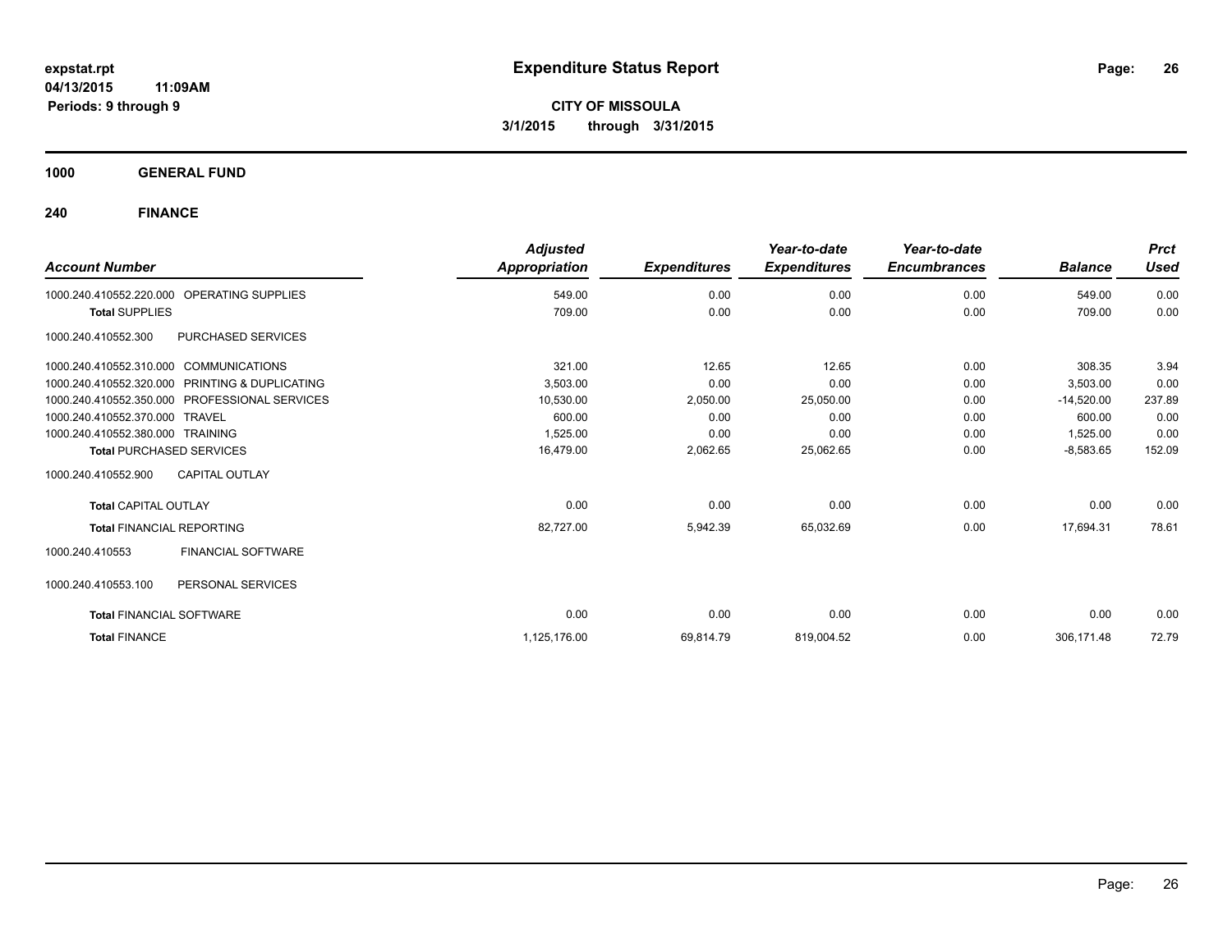**expstat.rpt**
**04/13/2015 11:09AM**
**Periods: 9 through 9**

# Expenditure Status Report

**CITY OF MISSOULA**
**3/1/2015 through 3/31/2015**

## 1000 GENERAL FUND

### 240 FINANCE

| Account Number | | Adjusted Appropriation | Expenditures | Year-to-date Expenditures | Year-to-date Encumbrances | Balance | Prct Used |
|---|---|---|---|---|---|---|---|
| 1000.240.410552.220.000 | OPERATING SUPPLIES | 549.00 | 0.00 | 0.00 | 0.00 | 549.00 | 0.00 |
| **Total** SUPPLIES | | 709.00 | 0.00 | 0.00 | 0.00 | 709.00 | 0.00 |
| 1000.240.410552.300 | PURCHASED SERVICES | | | | | | |
| 1000.240.410552.310.000 | COMMUNICATIONS | 321.00 | 12.65 | 12.65 | 0.00 | 308.35 | 3.94 |
| 1000.240.410552.320.000 | PRINTING & DUPLICATING | 3,503.00 | 0.00 | 0.00 | 0.00 | 3,503.00 | 0.00 |
| 1000.240.410552.350.000 | PROFESSIONAL SERVICES | 10,530.00 | 2,050.00 | 25,050.00 | 0.00 | -14,520.00 | 237.89 |
| 1000.240.410552.370.000 | TRAVEL | 600.00 | 0.00 | 0.00 | 0.00 | 600.00 | 0.00 |
| 1000.240.410552.380.000 | TRAINING | 1,525.00 | 0.00 | 0.00 | 0.00 | 1,525.00 | 0.00 |
| **Total** PURCHASED SERVICES | | 16,479.00 | 2,062.65 | 25,062.65 | 0.00 | -8,583.65 | 152.09 |
| 1000.240.410552.900 | CAPITAL OUTLAY | | | | | | |
| **Total** CAPITAL OUTLAY | | 0.00 | 0.00 | 0.00 | 0.00 | 0.00 | 0.00 |
| **Total** FINANCIAL REPORTING | | 82,727.00 | 5,942.39 | 65,032.69 | 0.00 | 17,694.31 | 78.61 |
| 1000.240.410553 | FINANCIAL SOFTWARE | | | | | | |
| 1000.240.410553.100 | PERSONAL SERVICES | | | | | | |
| **Total** FINANCIAL SOFTWARE | | 0.00 | 0.00 | 0.00 | 0.00 | 0.00 | 0.00 |
| **Total** FINANCE | | 1,125,176.00 | 69,814.79 | 819,004.52 | 0.00 | 306,171.48 | 72.79 |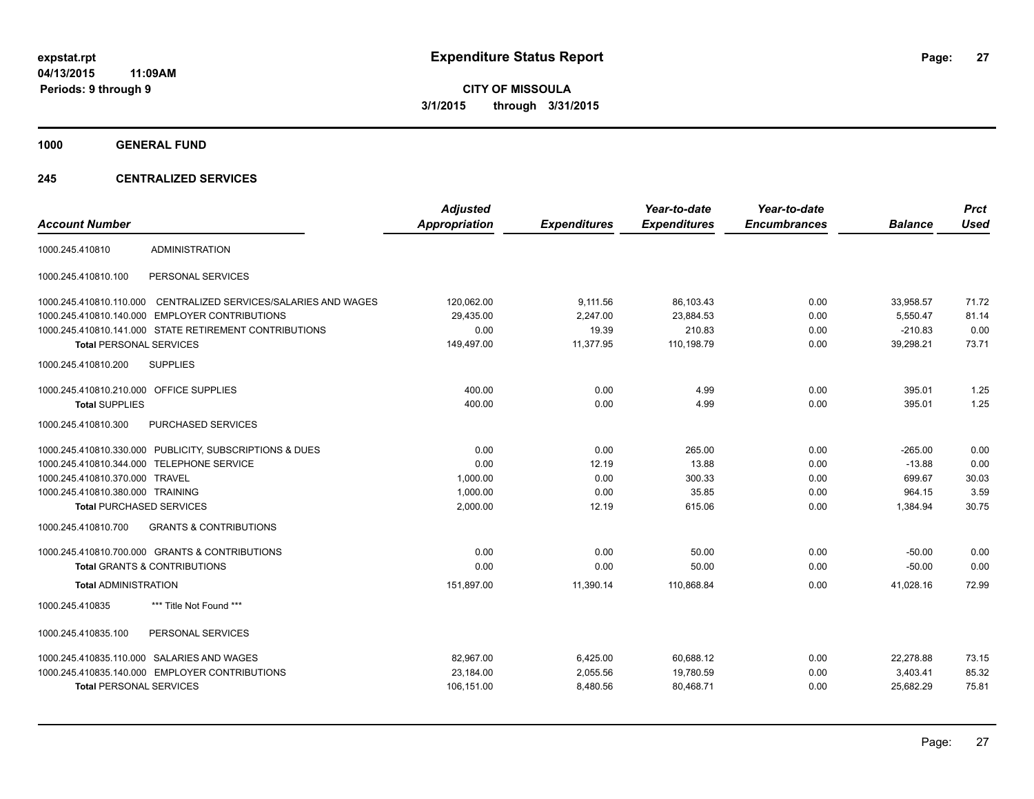**expstat.rpt**
**04/13/2015 11:09AM**
**Periods: 9 through 9**

# Expenditure Status Report

**CITY OF MISSOULA**
**3/1/2015 through 3/31/2015**

## 1000 GENERAL FUND

## 245 CENTRALIZED SERVICES

| Account Number | | Adjusted Appropriation | Expenditures | Year-to-date Expenditures | Year-to-date Encumbrances | Balance | Prct Used |
|---|---|---|---|---|---|---|---|
| 1000.245.410810 | ADMINISTRATION | | | | | | |
| 1000.245.410810.100 | PERSONAL SERVICES | | | | | | |
| 1000.245.410810.110.000 | CENTRALIZED SERVICES/SALARIES AND WAGES | 120,062.00 | 9,111.56 | 86,103.43 | 0.00 | 33,958.57 | 71.72 |
| 1000.245.410810.140.000 | EMPLOYER CONTRIBUTIONS | 29,435.00 | 2,247.00 | 23,884.53 | 0.00 | 5,550.47 | 81.14 |
| 1000.245.410810.141.000 | STATE RETIREMENT CONTRIBUTIONS | 0.00 | 19.39 | 210.83 | 0.00 | -210.83 | 0.00 |
| **Total** PERSONAL SERVICES | | 149,497.00 | 11,377.95 | 110,198.79 | 0.00 | 39,298.21 | 73.71 |
| 1000.245.410810.200 | SUPPLIES | | | | | | |
| 1000.245.410810.210.000 | OFFICE SUPPLIES | 400.00 | 0.00 | 4.99 | 0.00 | 395.01 | 1.25 |
| **Total** SUPPLIES | | 400.00 | 0.00 | 4.99 | 0.00 | 395.01 | 1.25 |
| 1000.245.410810.300 | PURCHASED SERVICES | | | | | | |
| 1000.245.410810.330.000 | PUBLICITY, SUBSCRIPTIONS & DUES | 0.00 | 0.00 | 265.00 | 0.00 | -265.00 | 0.00 |
| 1000.245.410810.344.000 | TELEPHONE SERVICE | 0.00 | 12.19 | 13.88 | 0.00 | -13.88 | 0.00 |
| 1000.245.410810.370.000 | TRAVEL | 1,000.00 | 0.00 | 300.33 | 0.00 | 699.67 | 30.03 |
| 1000.245.410810.380.000 | TRAINING | 1,000.00 | 0.00 | 35.85 | 0.00 | 964.15 | 3.59 |
| **Total** PURCHASED SERVICES | | 2,000.00 | 12.19 | 615.06 | 0.00 | 1,384.94 | 30.75 |
| 1000.245.410810.700 | GRANTS & CONTRIBUTIONS | | | | | | |
| 1000.245.410810.700.000 | GRANTS & CONTRIBUTIONS | 0.00 | 0.00 | 50.00 | 0.00 | -50.00 | 0.00 |
| **Total** GRANTS & CONTRIBUTIONS | | 0.00 | 0.00 | 50.00 | 0.00 | -50.00 | 0.00 |
| **Total** ADMINISTRATION | | 151,897.00 | 11,390.14 | 110,868.84 | 0.00 | 41,028.16 | 72.99 |
| 1000.245.410835 | *** Title Not Found *** | | | | | | |
| 1000.245.410835.100 | PERSONAL SERVICES | | | | | | |
| 1000.245.410835.110.000 | SALARIES AND WAGES | 82,967.00 | 6,425.00 | 60,688.12 | 0.00 | 22,278.88 | 73.15 |
| 1000.245.410835.140.000 | EMPLOYER CONTRIBUTIONS | 23,184.00 | 2,055.56 | 19,780.59 | 0.00 | 3,403.41 | 85.32 |
| **Total** PERSONAL SERVICES | | 106,151.00 | 8,480.56 | 80,468.71 | 0.00 | 25,682.29 | 75.81 |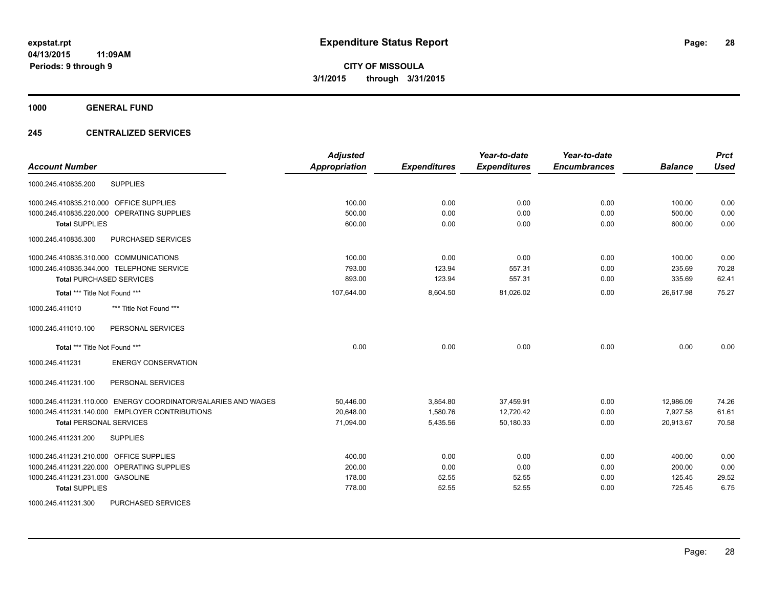**expstat.rpt**
**04/13/2015 11:09AM**
**Periods: 9 through 9**

# Expenditure Status Report

**CITY OF MISSOULA**
**3/1/2015 through 3/31/2015**

## 1000 GENERAL FUND

## 245 CENTRALIZED SERVICES

| Account Number | Adjusted Appropriation | Expenditures | Year-to-date Expenditures | Year-to-date Encumbrances | Balance | Prct Used |
|---|---|---|---|---|---|---|
| 1000.245.410835.200 SUPPLIES | | | | | | |
| 1000.245.410835.210.000 OFFICE SUPPLIES | 100.00 | 0.00 | 0.00 | 0.00 | 100.00 | 0.00 |
| 1000.245.410835.220.000 OPERATING SUPPLIES | 500.00 | 0.00 | 0.00 | 0.00 | 500.00 | 0.00 |
| **Total** SUPPLIES | 600.00 | 0.00 | 0.00 | 0.00 | 600.00 | 0.00 |
| 1000.245.410835.300 PURCHASED SERVICES | | | | | | |
| 1000.245.410835.310.000 COMMUNICATIONS | 100.00 | 0.00 | 0.00 | 0.00 | 100.00 | 0.00 |
| 1000.245.410835.344.000 TELEPHONE SERVICE | 793.00 | 123.94 | 557.31 | 0.00 | 235.69 | 70.28 |
| **Total** PURCHASED SERVICES | 893.00 | 123.94 | 557.31 | 0.00 | 335.69 | 62.41 |
| **Total** *** Title Not Found *** | 107,644.00 | 8,604.50 | 81,026.02 | 0.00 | 26,617.98 | 75.27 |
| 1000.245.411010 *** Title Not Found *** | | | | | | |
| 1000.245.411010.100 PERSONAL SERVICES | | | | | | |
| **Total** *** Title Not Found *** | 0.00 | 0.00 | 0.00 | 0.00 | 0.00 | 0.00 |
| 1000.245.411231 ENERGY CONSERVATION | | | | | | |
| 1000.245.411231.100 PERSONAL SERVICES | | | | | | |
| 1000.245.411231.110.000 ENERGY COORDINATOR/SALARIES AND WAGES | 50,446.00 | 3,854.80 | 37,459.91 | 0.00 | 12,986.09 | 74.26 |
| 1000.245.411231.140.000 EMPLOYER CONTRIBUTIONS | 20,648.00 | 1,580.76 | 12,720.42 | 0.00 | 7,927.58 | 61.61 |
| **Total** PERSONAL SERVICES | 71,094.00 | 5,435.56 | 50,180.33 | 0.00 | 20,913.67 | 70.58 |
| 1000.245.411231.200 SUPPLIES | | | | | | |
| 1000.245.411231.210.000 OFFICE SUPPLIES | 400.00 | 0.00 | 0.00 | 0.00 | 400.00 | 0.00 |
| 1000.245.411231.220.000 OPERATING SUPPLIES | 200.00 | 0.00 | 0.00 | 0.00 | 200.00 | 0.00 |
| 1000.245.411231.231.000 GASOLINE | 178.00 | 52.55 | 52.55 | 0.00 | 125.45 | 29.52 |
| **Total** SUPPLIES | 778.00 | 52.55 | 52.55 | 0.00 | 725.45 | 6.75 |
| 1000.245.411231.300 PURCHASED SERVICES | | | | | | |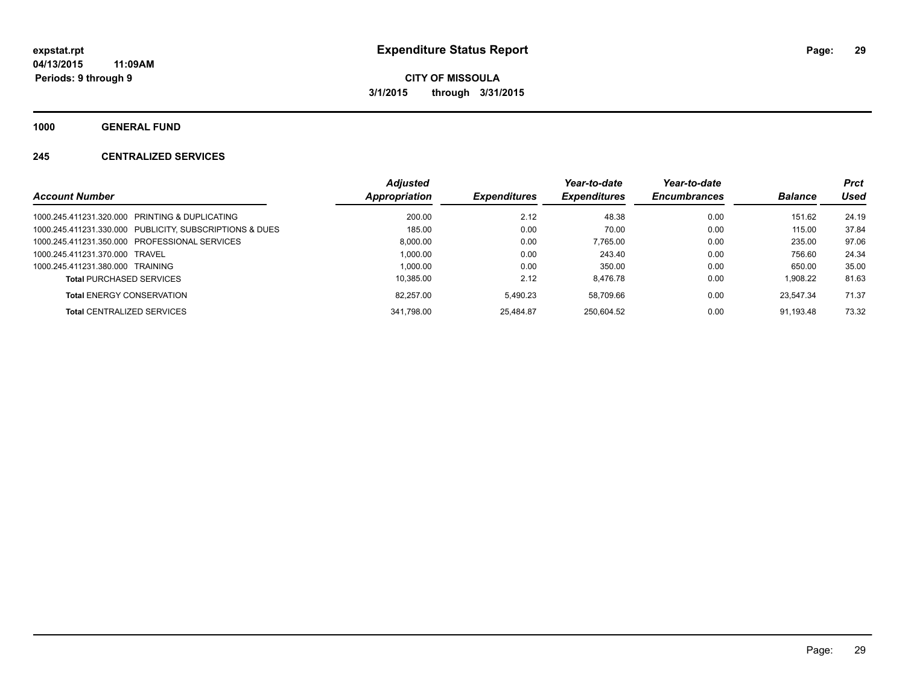# Expenditure Status Report

**CITY OF MISSOULA**

**3/1/2015 through 3/31/2015**

expstat.rpt
04/13/2015 11:09AM
Periods: 9 through 9

## 1000 GENERAL FUND

## 245 CENTRALIZED SERVICES

| Account Number | Adjusted Appropriation | Expenditures | Year-to-date Expenditures | Year-to-date Encumbrances | Balance | Prct Used |
|---|---|---|---|---|---|---|
| 1000.245.411231.320.000 PRINTING & DUPLICATING | 200.00 | 2.12 | 48.38 | 0.00 | 151.62 | 24.19 |
| 1000.245.411231.330.000 PUBLICITY, SUBSCRIPTIONS & DUES | 185.00 | 0.00 | 70.00 | 0.00 | 115.00 | 37.84 |
| 1000.245.411231.350.000 PROFESSIONAL SERVICES | 8,000.00 | 0.00 | 7,765.00 | 0.00 | 235.00 | 97.06 |
| 1000.245.411231.370.000 TRAVEL | 1,000.00 | 0.00 | 243.40 | 0.00 | 756.60 | 24.34 |
| 1000.245.411231.380.000 TRAINING | 1,000.00 | 0.00 | 350.00 | 0.00 | 650.00 | 35.00 |
| **Total** PURCHASED SERVICES | 10,385.00 | 2.12 | 8,476.78 | 0.00 | 1,908.22 | 81.63 |
| **Total** ENERGY CONSERVATION | 82,257.00 | 5,490.23 | 58,709.66 | 0.00 | 23,547.34 | 71.37 |
| **Total** CENTRALIZED SERVICES | 341,798.00 | 25,484.87 | 250,604.52 | 0.00 | 91,193.48 | 73.32 |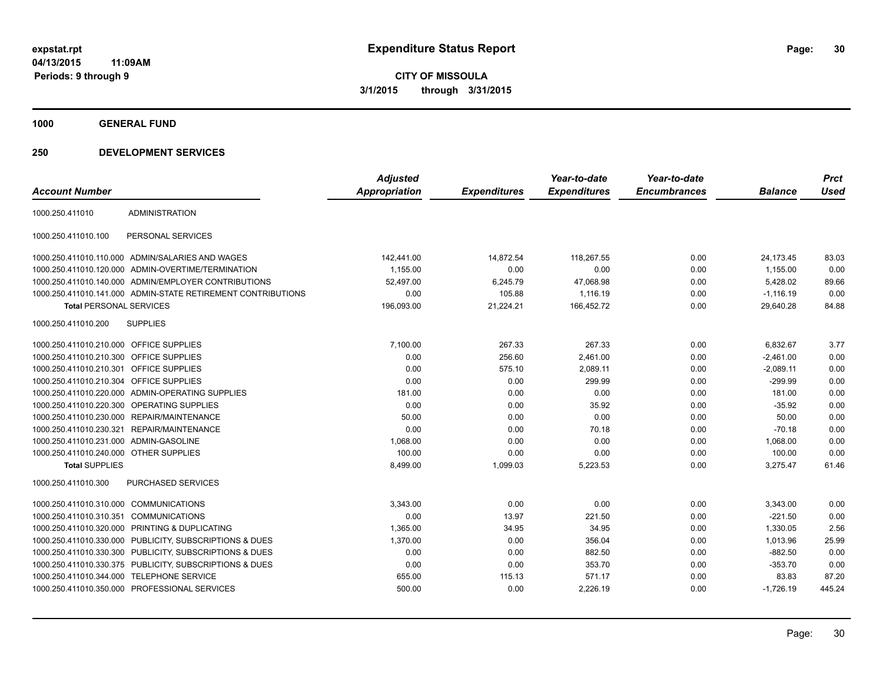**expstat.rpt**
**04/13/2015 11:09AM**
**Periods: 9 through 9**

# Expenditure Status Report

**CITY OF MISSOULA**
**3/1/2015 through 3/31/2015**

## 1000 GENERAL FUND

## 250 DEVELOPMENT SERVICES

| Account Number | | Adjusted Appropriation | Expenditures | Year-to-date Expenditures | Year-to-date Encumbrances | Balance | Prct Used |
|---|---|---|---|---|---|---|---|
| 1000.250.411010 | ADMINISTRATION | | | | | | |
| 1000.250.411010.100 | PERSONAL SERVICES | | | | | | |
| 1000.250.411010.110.000 | ADMIN/SALARIES AND WAGES | 142,441.00 | 14,872.54 | 118,267.55 | 0.00 | 24,173.45 | 83.03 |
| 1000.250.411010.120.000 | ADMIN-OVERTIME/TERMINATION | 1,155.00 | 0.00 | 0.00 | 0.00 | 1,155.00 | 0.00 |
| 1000.250.411010.140.000 | ADMIN/EMPLOYER CONTRIBUTIONS | 52,497.00 | 6,245.79 | 47,068.98 | 0.00 | 5,428.02 | 89.66 |
| 1000.250.411010.141.000 | ADMIN-STATE RETIREMENT CONTRIBUTIONS | 0.00 | 105.88 | 1,116.19 | 0.00 | -1,116.19 | 0.00 |
| **Total** PERSONAL SERVICES | | 196,093.00 | 21,224.21 | 166,452.72 | 0.00 | 29,640.28 | 84.88 |
| 1000.250.411010.200 | SUPPLIES | | | | | | |
| 1000.250.411010.210.000 | OFFICE SUPPLIES | 7,100.00 | 267.33 | 267.33 | 0.00 | 6,832.67 | 3.77 |
| 1000.250.411010.210.300 | OFFICE SUPPLIES | 0.00 | 256.60 | 2,461.00 | 0.00 | -2,461.00 | 0.00 |
| 1000.250.411010.210.301 | OFFICE SUPPLIES | 0.00 | 575.10 | 2,089.11 | 0.00 | -2,089.11 | 0.00 |
| 1000.250.411010.210.304 | OFFICE SUPPLIES | 0.00 | 0.00 | 299.99 | 0.00 | -299.99 | 0.00 |
| 1000.250.411010.220.000 | ADMIN-OPERATING SUPPLIES | 181.00 | 0.00 | 0.00 | 0.00 | 181.00 | 0.00 |
| 1000.250.411010.220.300 | OPERATING SUPPLIES | 0.00 | 0.00 | 35.92 | 0.00 | -35.92 | 0.00 |
| 1000.250.411010.230.000 | REPAIR/MAINTENANCE | 50.00 | 0.00 | 0.00 | 0.00 | 50.00 | 0.00 |
| 1000.250.411010.230.321 | REPAIR/MAINTENANCE | 0.00 | 0.00 | 70.18 | 0.00 | -70.18 | 0.00 |
| 1000.250.411010.231.000 | ADMIN-GASOLINE | 1,068.00 | 0.00 | 0.00 | 0.00 | 1,068.00 | 0.00 |
| 1000.250.411010.240.000 | OTHER SUPPLIES | 100.00 | 0.00 | 0.00 | 0.00 | 100.00 | 0.00 |
| **Total** SUPPLIES | | 8,499.00 | 1,099.03 | 5,223.53 | 0.00 | 3,275.47 | 61.46 |
| 1000.250.411010.300 | PURCHASED SERVICES | | | | | | |
| 1000.250.411010.310.000 | COMMUNICATIONS | 3,343.00 | 0.00 | 0.00 | 0.00 | 3,343.00 | 0.00 |
| 1000.250.411010.310.351 | COMMUNICATIONS | 0.00 | 13.97 | 221.50 | 0.00 | -221.50 | 0.00 |
| 1000.250.411010.320.000 | PRINTING & DUPLICATING | 1,365.00 | 34.95 | 34.95 | 0.00 | 1,330.05 | 2.56 |
| 1000.250.411010.330.000 | PUBLICITY, SUBSCRIPTIONS & DUES | 1,370.00 | 0.00 | 356.04 | 0.00 | 1,013.96 | 25.99 |
| 1000.250.411010.330.300 | PUBLICITY, SUBSCRIPTIONS & DUES | 0.00 | 0.00 | 882.50 | 0.00 | -882.50 | 0.00 |
| 1000.250.411010.330.375 | PUBLICITY, SUBSCRIPTIONS & DUES | 0.00 | 0.00 | 353.70 | 0.00 | -353.70 | 0.00 |
| 1000.250.411010.344.000 | TELEPHONE SERVICE | 655.00 | 115.13 | 571.17 | 0.00 | 83.83 | 87.20 |
| 1000.250.411010.350.000 | PROFESSIONAL SERVICES | 500.00 | 0.00 | 2,226.19 | 0.00 | -1,726.19 | 445.24 |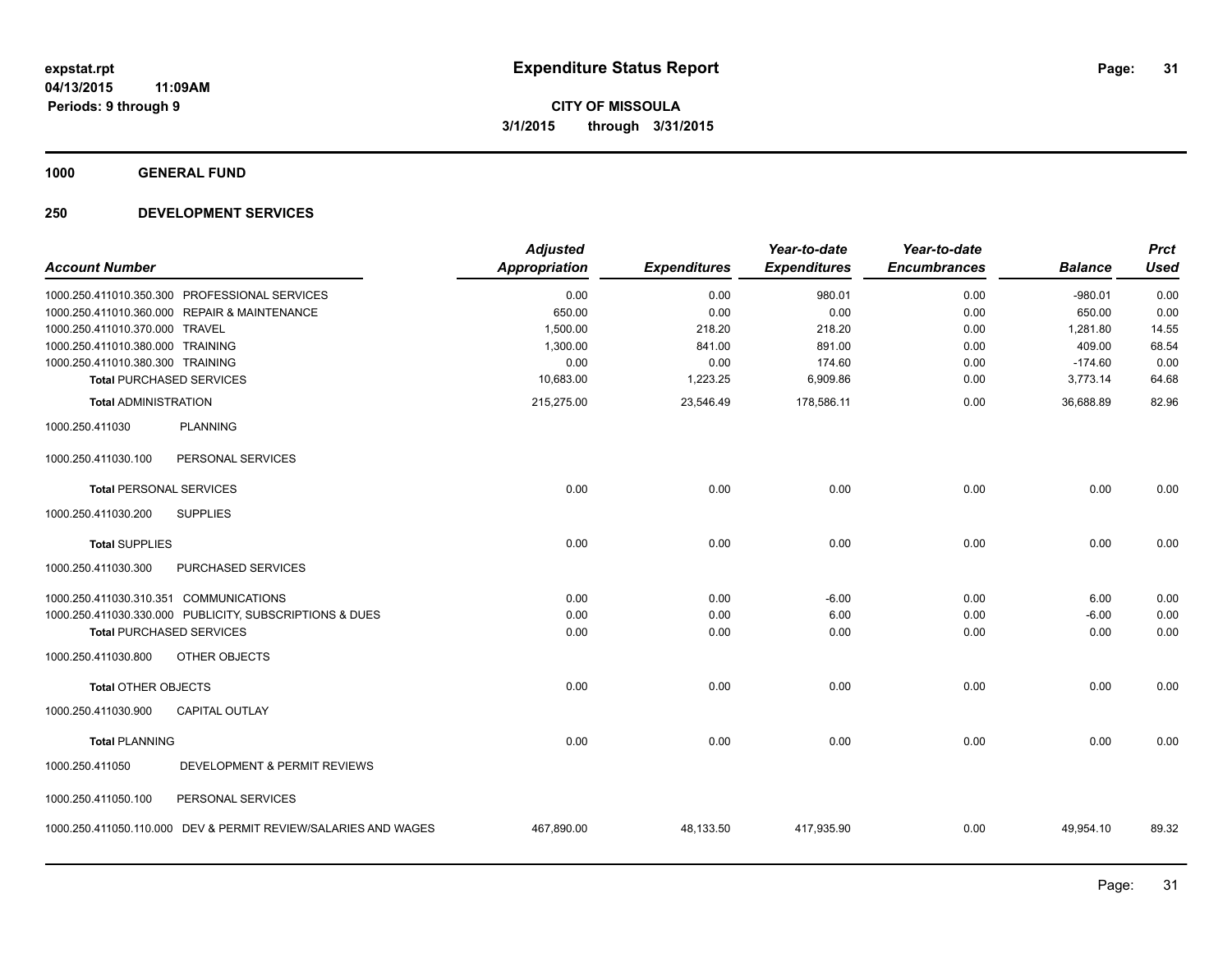**expstat.rpt**
**04/13/2015 11:09AM**
**Periods: 9 through 9**

# Expenditure Status Report

**CITY OF MISSOULA**
**3/1/2015 through 3/31/2015**

## 1000 GENERAL FUND

## 250 DEVELOPMENT SERVICES

| Account Number | Adjusted Appropriation | Expenditures | Year-to-date Expenditures | Year-to-date Encumbrances | Balance | Prct Used |
|---|---|---|---|---|---|---|
| 1000.250.411010.350.300 PROFESSIONAL SERVICES | 0.00 | 0.00 | 980.01 | 0.00 | -980.01 | 0.00 |
| 1000.250.411010.360.000 REPAIR & MAINTENANCE | 650.00 | 0.00 | 0.00 | 0.00 | 650.00 | 0.00 |
| 1000.250.411010.370.000 TRAVEL | 1,500.00 | 218.20 | 218.20 | 0.00 | 1,281.80 | 14.55 |
| 1000.250.411010.380.000 TRAINING | 1,300.00 | 841.00 | 891.00 | 0.00 | 409.00 | 68.54 |
| 1000.250.411010.380.300 TRAINING | 0.00 | 0.00 | 174.60 | 0.00 | -174.60 | 0.00 |
| **Total** PURCHASED SERVICES | 10,683.00 | 1,223.25 | 6,909.86 | 0.00 | 3,773.14 | 64.68 |
| **Total** ADMINISTRATION | 215,275.00 | 23,546.49 | 178,586.11 | 0.00 | 36,688.89 | 82.96 |
| 1000.250.411030 PLANNING | | | | | | |
| 1000.250.411030.100 PERSONAL SERVICES | | | | | | |
| **Total** PERSONAL SERVICES | 0.00 | 0.00 | 0.00 | 0.00 | 0.00 | 0.00 |
| 1000.250.411030.200 SUPPLIES | | | | | | |
| **Total** SUPPLIES | 0.00 | 0.00 | 0.00 | 0.00 | 0.00 | 0.00 |
| 1000.250.411030.300 PURCHASED SERVICES | | | | | | |
| 1000.250.411030.310.351 COMMUNICATIONS | 0.00 | 0.00 | -6.00 | 0.00 | 6.00 | 0.00 |
| 1000.250.411030.330.000 PUBLICITY, SUBSCRIPTIONS & DUES | 0.00 | 0.00 | 6.00 | 0.00 | -6.00 | 0.00 |
| **Total** PURCHASED SERVICES | 0.00 | 0.00 | 0.00 | 0.00 | 0.00 | 0.00 |
| 1000.250.411030.800 OTHER OBJECTS | | | | | | |
| **Total** OTHER OBJECTS | 0.00 | 0.00 | 0.00 | 0.00 | 0.00 | 0.00 |
| 1000.250.411030.900 CAPITAL OUTLAY | | | | | | |
| **Total** PLANNING | 0.00 | 0.00 | 0.00 | 0.00 | 0.00 | 0.00 |
| 1000.250.411050 DEVELOPMENT & PERMIT REVIEWS | | | | | | |
| 1000.250.411050.100 PERSONAL SERVICES | | | | | | |
| 1000.250.411050.110.000 DEV & PERMIT REVIEW/SALARIES AND WAGES | 467,890.00 | 48,133.50 | 417,935.90 | 0.00 | 49,954.10 | 89.32 |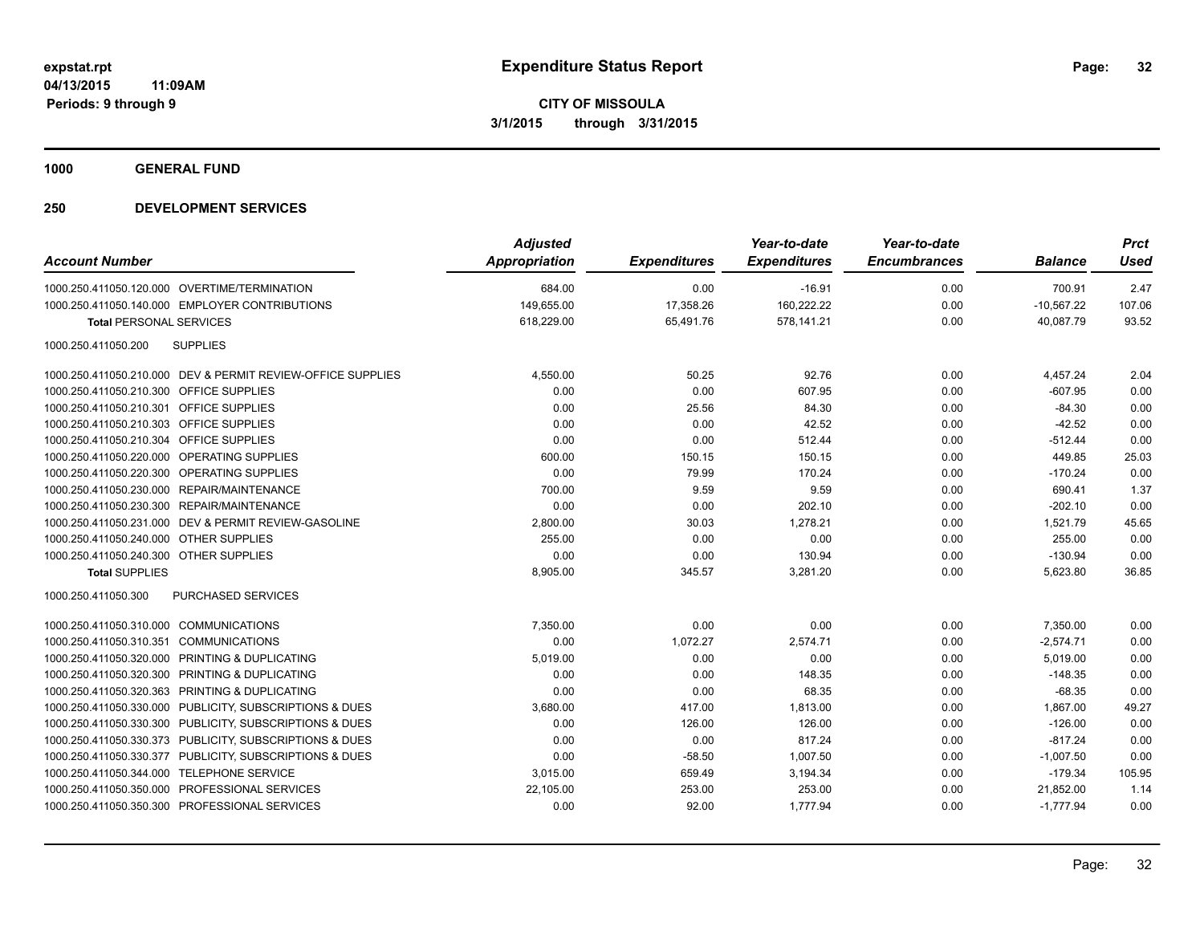**expstat.rpt**
**04/13/2015 11:09AM**
**Periods: 9 through 9**

# Expenditure Status Report

**CITY OF MISSOULA**
**3/1/2015 through 3/31/2015**

## 1000 GENERAL FUND

### 250 DEVELOPMENT SERVICES

| Account Number | | Adjusted Appropriation | Expenditures | Year-to-date Expenditures | Year-to-date Encumbrances | Balance | Prct Used |
|---|---|---|---|---|---|---|---|
| 1000.250.411050.120.000 | OVERTIME/TERMINATION | 684.00 | 0.00 | -16.91 | 0.00 | 700.91 | 2.47 |
| 1000.250.411050.140.000 | EMPLOYER CONTRIBUTIONS | 149,655.00 | 17,358.26 | 160,222.22 | 0.00 | -10,567.22 | 107.06 |
| **Total** PERSONAL SERVICES | | 618,229.00 | 65,491.76 | 578,141.21 | 0.00 | 40,087.79 | 93.52 |
| 1000.250.411050.200 | SUPPLIES | | | | | | |
| 1000.250.411050.210.000 | DEV & PERMIT REVIEW-OFFICE SUPPLIES | 4,550.00 | 50.25 | 92.76 | 0.00 | 4,457.24 | 2.04 |
| 1000.250.411050.210.300 | OFFICE SUPPLIES | 0.00 | 0.00 | 607.95 | 0.00 | -607.95 | 0.00 |
| 1000.250.411050.210.301 | OFFICE SUPPLIES | 0.00 | 25.56 | 84.30 | 0.00 | -84.30 | 0.00 |
| 1000.250.411050.210.303 | OFFICE SUPPLIES | 0.00 | 0.00 | 42.52 | 0.00 | -42.52 | 0.00 |
| 1000.250.411050.210.304 | OFFICE SUPPLIES | 0.00 | 0.00 | 512.44 | 0.00 | -512.44 | 0.00 |
| 1000.250.411050.220.000 | OPERATING SUPPLIES | 600.00 | 150.15 | 150.15 | 0.00 | 449.85 | 25.03 |
| 1000.250.411050.220.300 | OPERATING SUPPLIES | 0.00 | 79.99 | 170.24 | 0.00 | -170.24 | 0.00 |
| 1000.250.411050.230.000 | REPAIR/MAINTENANCE | 700.00 | 9.59 | 9.59 | 0.00 | 690.41 | 1.37 |
| 1000.250.411050.230.300 | REPAIR/MAINTENANCE | 0.00 | 0.00 | 202.10 | 0.00 | -202.10 | 0.00 |
| 1000.250.411050.231.000 | DEV & PERMIT REVIEW-GASOLINE | 2,800.00 | 30.03 | 1,278.21 | 0.00 | 1,521.79 | 45.65 |
| 1000.250.411050.240.000 | OTHER SUPPLIES | 255.00 | 0.00 | 0.00 | 0.00 | 255.00 | 0.00 |
| 1000.250.411050.240.300 | OTHER SUPPLIES | 0.00 | 0.00 | 130.94 | 0.00 | -130.94 | 0.00 |
| **Total** SUPPLIES | | 8,905.00 | 345.57 | 3,281.20 | 0.00 | 5,623.80 | 36.85 |
| 1000.250.411050.300 | PURCHASED SERVICES | | | | | | |
| 1000.250.411050.310.000 | COMMUNICATIONS | 7,350.00 | 0.00 | 0.00 | 0.00 | 7,350.00 | 0.00 |
| 1000.250.411050.310.351 | COMMUNICATIONS | 0.00 | 1,072.27 | 2,574.71 | 0.00 | -2,574.71 | 0.00 |
| 1000.250.411050.320.000 | PRINTING & DUPLICATING | 5,019.00 | 0.00 | 0.00 | 0.00 | 5,019.00 | 0.00 |
| 1000.250.411050.320.300 | PRINTING & DUPLICATING | 0.00 | 0.00 | 148.35 | 0.00 | -148.35 | 0.00 |
| 1000.250.411050.320.363 | PRINTING & DUPLICATING | 0.00 | 0.00 | 68.35 | 0.00 | -68.35 | 0.00 |
| 1000.250.411050.330.000 | PUBLICITY, SUBSCRIPTIONS & DUES | 3,680.00 | 417.00 | 1,813.00 | 0.00 | 1,867.00 | 49.27 |
| 1000.250.411050.330.300 | PUBLICITY, SUBSCRIPTIONS & DUES | 0.00 | 126.00 | 126.00 | 0.00 | -126.00 | 0.00 |
| 1000.250.411050.330.373 | PUBLICITY, SUBSCRIPTIONS & DUES | 0.00 | 0.00 | 817.24 | 0.00 | -817.24 | 0.00 |
| 1000.250.411050.330.377 | PUBLICITY, SUBSCRIPTIONS & DUES | 0.00 | -58.50 | 1,007.50 | 0.00 | -1,007.50 | 0.00 |
| 1000.250.411050.344.000 | TELEPHONE SERVICE | 3,015.00 | 659.49 | 3,194.34 | 0.00 | -179.34 | 105.95 |
| 1000.250.411050.350.000 | PROFESSIONAL SERVICES | 22,105.00 | 253.00 | 253.00 | 0.00 | 21,852.00 | 1.14 |
| 1000.250.411050.350.300 | PROFESSIONAL SERVICES | 0.00 | 92.00 | 1,777.94 | 0.00 | -1,777.94 | 0.00 |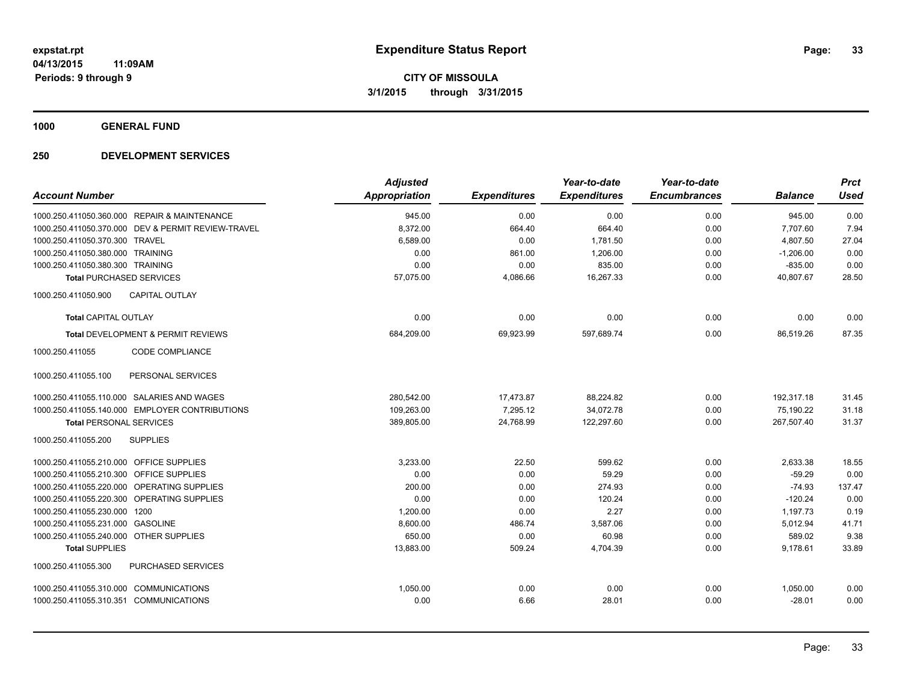**expstat.rpt**
**04/13/2015 11:09AM**
**Periods: 9 through 9**

# Expenditure Status Report

**CITY OF MISSOULA**
**3/1/2015 through 3/31/2015**

## 1000 GENERAL FUND

## 250 DEVELOPMENT SERVICES

| Account Number | Adjusted Appropriation | Expenditures | Year-to-date Expenditures | Year-to-date Encumbrances | Balance | Prct Used |
|---|---|---|---|---|---|---|
| 1000.250.411050.360.000 REPAIR & MAINTENANCE | 945.00 | 0.00 | 0.00 | 0.00 | 945.00 | 0.00 |
| 1000.250.411050.370.000 DEV & PERMIT REVIEW-TRAVEL | 8,372.00 | 664.40 | 664.40 | 0.00 | 7,707.60 | 7.94 |
| 1000.250.411050.370.300 TRAVEL | 6,589.00 | 0.00 | 1,781.50 | 0.00 | 4,807.50 | 27.04 |
| 1000.250.411050.380.000 TRAINING | 0.00 | 861.00 | 1,206.00 | 0.00 | -1,206.00 | 0.00 |
| 1000.250.411050.380.300 TRAINING | 0.00 | 0.00 | 835.00 | 0.00 | -835.00 | 0.00 |
| **Total** PURCHASED SERVICES | 57,075.00 | 4,086.66 | 16,267.33 | 0.00 | 40,807.67 | 28.50 |
| 1000.250.411050.900 CAPITAL OUTLAY | | | | | | |
| **Total** CAPITAL OUTLAY | 0.00 | 0.00 | 0.00 | 0.00 | 0.00 | 0.00 |
| **Total** DEVELOPMENT & PERMIT REVIEWS | 684,209.00 | 69,923.99 | 597,689.74 | 0.00 | 86,519.26 | 87.35 |
| 1000.250.411055 CODE COMPLIANCE | | | | | | |
| 1000.250.411055.100 PERSONAL SERVICES | | | | | | |
| 1000.250.411055.110.000 SALARIES AND WAGES | 280,542.00 | 17,473.87 | 88,224.82 | 0.00 | 192,317.18 | 31.45 |
| 1000.250.411055.140.000 EMPLOYER CONTRIBUTIONS | 109,263.00 | 7,295.12 | 34,072.78 | 0.00 | 75,190.22 | 31.18 |
| **Total** PERSONAL SERVICES | 389,805.00 | 24,768.99 | 122,297.60 | 0.00 | 267,507.40 | 31.37 |
| 1000.250.411055.200 SUPPLIES | | | | | | |
| 1000.250.411055.210.000 OFFICE SUPPLIES | 3,233.00 | 22.50 | 599.62 | 0.00 | 2,633.38 | 18.55 |
| 1000.250.411055.210.300 OFFICE SUPPLIES | 0.00 | 0.00 | 59.29 | 0.00 | -59.29 | 0.00 |
| 1000.250.411055.220.000 OPERATING SUPPLIES | 200.00 | 0.00 | 274.93 | 0.00 | -74.93 | 137.47 |
| 1000.250.411055.220.300 OPERATING SUPPLIES | 0.00 | 0.00 | 120.24 | 0.00 | -120.24 | 0.00 |
| 1000.250.411055.230.000 1200 | 1,200.00 | 0.00 | 2.27 | 0.00 | 1,197.73 | 0.19 |
| 1000.250.411055.231.000 GASOLINE | 8,600.00 | 486.74 | 3,587.06 | 0.00 | 5,012.94 | 41.71 |
| 1000.250.411055.240.000 OTHER SUPPLIES | 650.00 | 0.00 | 60.98 | 0.00 | 589.02 | 9.38 |
| **Total** SUPPLIES | 13,883.00 | 509.24 | 4,704.39 | 0.00 | 9,178.61 | 33.89 |
| 1000.250.411055.300 PURCHASED SERVICES | | | | | | |
| 1000.250.411055.310.000 COMMUNICATIONS | 1,050.00 | 0.00 | 0.00 | 0.00 | 1,050.00 | 0.00 |
| 1000.250.411055.310.351 COMMUNICATIONS | 0.00 | 6.66 | 28.01 | 0.00 | -28.01 | 0.00 |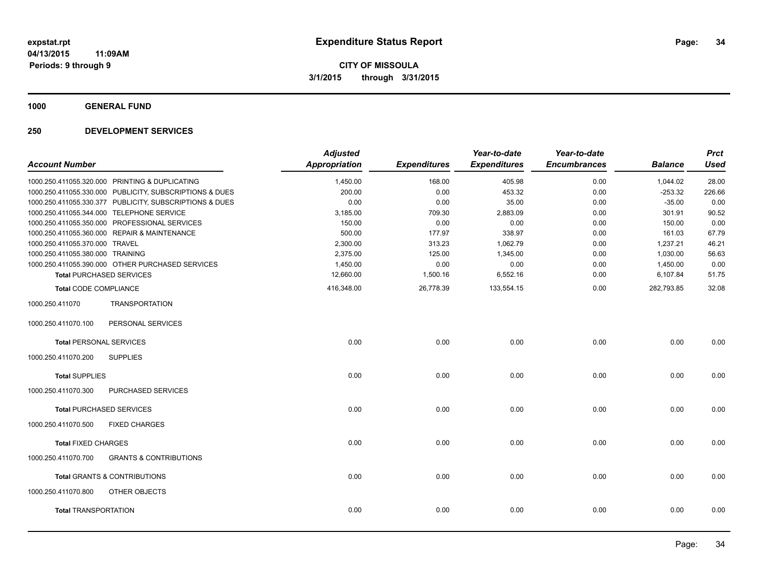**expstat.rpt**
**04/13/2015 11:09AM**
**Periods: 9 through 9**

# Expenditure Status Report

**CITY OF MISSOULA**
**3/1/2015 through 3/31/2015**

## 1000 GENERAL FUND

## 250 DEVELOPMENT SERVICES

| Account Number | | Adjusted Appropriation | Expenditures | Year-to-date Expenditures | Year-to-date Encumbrances | Balance | Prct Used |
|---|---|---|---|---|---|---|---|
| 1000.250.411055.320.000 | PRINTING & DUPLICATING | 1,450.00 | 168.00 | 405.98 | 0.00 | 1,044.02 | 28.00 |
| 1000.250.411055.330.000 | PUBLICITY, SUBSCRIPTIONS & DUES | 200.00 | 0.00 | 453.32 | 0.00 | -253.32 | 226.66 |
| 1000.250.411055.330.377 | PUBLICITY, SUBSCRIPTIONS & DUES | 0.00 | 0.00 | 35.00 | 0.00 | -35.00 | 0.00 |
| 1000.250.411055.344.000 | TELEPHONE SERVICE | 3,185.00 | 709.30 | 2,883.09 | 0.00 | 301.91 | 90.52 |
| 1000.250.411055.350.000 | PROFESSIONAL SERVICES | 150.00 | 0.00 | 0.00 | 0.00 | 150.00 | 0.00 |
| 1000.250.411055.360.000 | REPAIR & MAINTENANCE | 500.00 | 177.97 | 338.97 | 0.00 | 161.03 | 67.79 |
| 1000.250.411055.370.000 | TRAVEL | 2,300.00 | 313.23 | 1,062.79 | 0.00 | 1,237.21 | 46.21 |
| 1000.250.411055.380.000 | TRAINING | 2,375.00 | 125.00 | 1,345.00 | 0.00 | 1,030.00 | 56.63 |
| 1000.250.411055.390.000 | OTHER PURCHASED SERVICES | 1,450.00 | 0.00 | 0.00 | 0.00 | 1,450.00 | 0.00 |
| **Total** PURCHASED SERVICES | | 12,660.00 | 1,500.16 | 6,552.16 | 0.00 | 6,107.84 | 51.75 |
| **Total** CODE COMPLIANCE | | 416,348.00 | 26,778.39 | 133,554.15 | 0.00 | 282,793.85 | 32.08 |
| 1000.250.411070 | TRANSPORTATION | | | | | | |
| 1000.250.411070.100 | PERSONAL SERVICES | | | | | | |
| **Total** PERSONAL SERVICES | | 0.00 | 0.00 | 0.00 | 0.00 | 0.00 | 0.00 |
| 1000.250.411070.200 | SUPPLIES | | | | | | |
| **Total** SUPPLIES | | 0.00 | 0.00 | 0.00 | 0.00 | 0.00 | 0.00 |
| 1000.250.411070.300 | PURCHASED SERVICES | | | | | | |
| **Total** PURCHASED SERVICES | | 0.00 | 0.00 | 0.00 | 0.00 | 0.00 | 0.00 |
| 1000.250.411070.500 | FIXED CHARGES | | | | | | |
| **Total** FIXED CHARGES | | 0.00 | 0.00 | 0.00 | 0.00 | 0.00 | 0.00 |
| 1000.250.411070.700 | GRANTS & CONTRIBUTIONS | | | | | | |
| **Total** GRANTS & CONTRIBUTIONS | | 0.00 | 0.00 | 0.00 | 0.00 | 0.00 | 0.00 |
| 1000.250.411070.800 | OTHER OBJECTS | | | | | | |
| **Total** TRANSPORTATION | | 0.00 | 0.00 | 0.00 | 0.00 | 0.00 | 0.00 |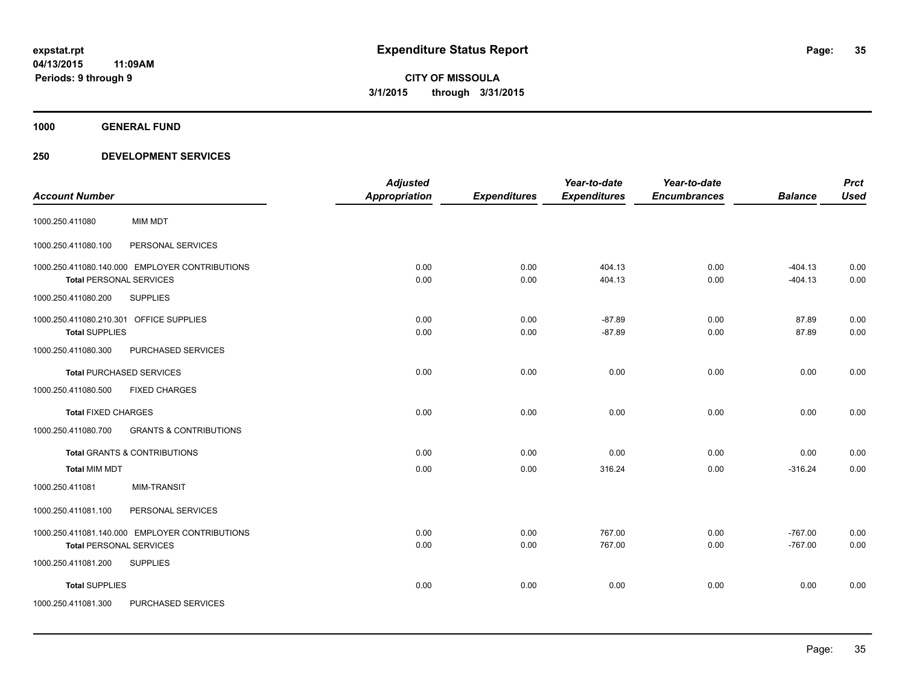**expstat.rpt**
**04/13/2015 11:09AM**
**Periods: 9 through 9**

# Expenditure Status Report

**CITY OF MISSOULA**
**3/1/2015 through 3/31/2015**

## 1000 GENERAL FUND

## 250 DEVELOPMENT SERVICES

| Account Number | | Adjusted Appropriation | Expenditures | Year-to-date Expenditures | Year-to-date Encumbrances | Balance | Prct Used |
|---|---|---|---|---|---|---|---|
| 1000.250.411080 | MIM MDT | | | | | | |
| 1000.250.411080.100 | PERSONAL SERVICES | | | | | | |
| 1000.250.411080.140.000 | EMPLOYER CONTRIBUTIONS | 0.00 | 0.00 | 404.13 | 0.00 | -404.13 | 0.00 |
| **Total** PERSONAL SERVICES | | 0.00 | 0.00 | 404.13 | 0.00 | -404.13 | 0.00 |
| 1000.250.411080.200 | SUPPLIES | | | | | | |
| 1000.250.411080.210.301 | OFFICE SUPPLIES | 0.00 | 0.00 | -87.89 | 0.00 | 87.89 | 0.00 |
| **Total** SUPPLIES | | 0.00 | 0.00 | -87.89 | 0.00 | 87.89 | 0.00 |
| 1000.250.411080.300 | PURCHASED SERVICES | | | | | | |
| **Total** PURCHASED SERVICES | | 0.00 | 0.00 | 0.00 | 0.00 | 0.00 | 0.00 |
| 1000.250.411080.500 | FIXED CHARGES | | | | | | |
| **Total** FIXED CHARGES | | 0.00 | 0.00 | 0.00 | 0.00 | 0.00 | 0.00 |
| 1000.250.411080.700 | GRANTS & CONTRIBUTIONS | | | | | | |
| **Total** GRANTS & CONTRIBUTIONS | | 0.00 | 0.00 | 0.00 | 0.00 | 0.00 | 0.00 |
| **Total MIM MDT** | | 0.00 | 0.00 | 316.24 | 0.00 | -316.24 | 0.00 |
| 1000.250.411081 | MIM-TRANSIT | | | | | | |
| 1000.250.411081.100 | PERSONAL SERVICES | | | | | | |
| 1000.250.411081.140.000 | EMPLOYER CONTRIBUTIONS | 0.00 | 0.00 | 767.00 | 0.00 | -767.00 | 0.00 |
| **Total** PERSONAL SERVICES | | 0.00 | 0.00 | 767.00 | 0.00 | -767.00 | 0.00 |
| 1000.250.411081.200 | SUPPLIES | | | | | | |
| **Total** SUPPLIES | | 0.00 | 0.00 | 0.00 | 0.00 | 0.00 | 0.00 |
| 1000.250.411081.300 | PURCHASED SERVICES | | | | | | |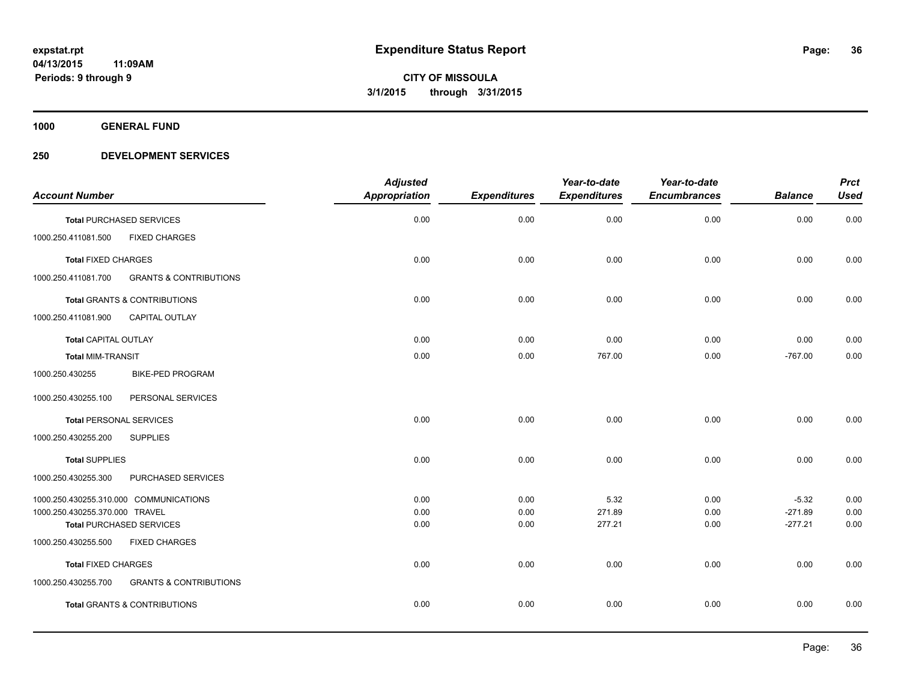# Expenditure Status Report

**expstat.rpt**
**04/13/2015 11:09AM**
**Periods: 9 through 9**

**CITY OF MISSOULA**
**3/1/2015 through 3/31/2015**

**1000 GENERAL FUND**

**250 DEVELOPMENT SERVICES**

| Account Number | | Adjusted Appropriation | Expenditures | Year-to-date Expenditures | Year-to-date Encumbrances | Balance | Prct Used |
|---|---|---|---|---|---|---|---|
| **Total** PURCHASED SERVICES | | 0.00 | 0.00 | 0.00 | 0.00 | 0.00 | 0.00 |
| 1000.250.411081.500 | FIXED CHARGES | | | | | | |
| **Total** FIXED CHARGES | | 0.00 | 0.00 | 0.00 | 0.00 | 0.00 | 0.00 |
| 1000.250.411081.700 | GRANTS & CONTRIBUTIONS | | | | | | |
| **Total** GRANTS & CONTRIBUTIONS | | 0.00 | 0.00 | 0.00 | 0.00 | 0.00 | 0.00 |
| 1000.250.411081.900 | CAPITAL OUTLAY | | | | | | |
| **Total** CAPITAL OUTLAY | | 0.00 | 0.00 | 0.00 | 0.00 | 0.00 | 0.00 |
| **Total** MIM-TRANSIT | | 0.00 | 0.00 | 767.00 | 0.00 | -767.00 | 0.00 |
| 1000.250.430255 | BIKE-PED PROGRAM | | | | | | |
| 1000.250.430255.100 | PERSONAL SERVICES | | | | | | |
| **Total** PERSONAL SERVICES | | 0.00 | 0.00 | 0.00 | 0.00 | 0.00 | 0.00 |
| 1000.250.430255.200 | SUPPLIES | | | | | | |
| **Total** SUPPLIES | | 0.00 | 0.00 | 0.00 | 0.00 | 0.00 | 0.00 |
| 1000.250.430255.300 | PURCHASED SERVICES | | | | | | |
| 1000.250.430255.310.000 | COMMUNICATIONS | 0.00 | 0.00 | 5.32 | 0.00 | -5.32 | 0.00 |
| 1000.250.430255.370.000 | TRAVEL | 0.00 | 0.00 | 271.89 | 0.00 | -271.89 | 0.00 |
| **Total** PURCHASED SERVICES | | 0.00 | 0.00 | 277.21 | 0.00 | -277.21 | 0.00 |
| 1000.250.430255.500 | FIXED CHARGES | | | | | | |
| **Total** FIXED CHARGES | | 0.00 | 0.00 | 0.00 | 0.00 | 0.00 | 0.00 |
| 1000.250.430255.700 | GRANTS & CONTRIBUTIONS | | | | | | |
| **Total** GRANTS & CONTRIBUTIONS | | 0.00 | 0.00 | 0.00 | 0.00 | 0.00 | 0.00 |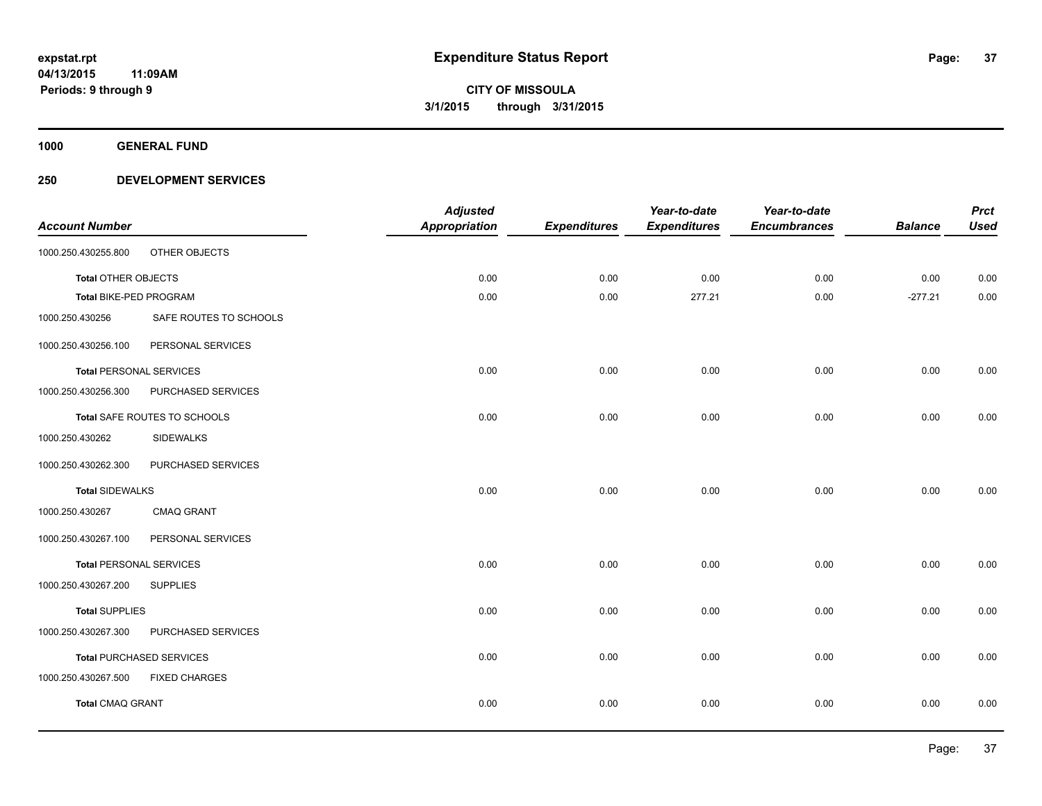**expstat.rpt**
**04/13/2015 11:09AM**
**Periods: 9 through 9**

# Expenditure Status Report

**CITY OF MISSOULA**
**3/1/2015 through 3/31/2015**

## 1000 GENERAL FUND

## 250 DEVELOPMENT SERVICES

| Account Number | | Adjusted Appropriation | Expenditures | Year-to-date Expenditures | Year-to-date Encumbrances | Balance | Prct Used |
|---|---|---|---|---|---|---|---|
| 1000.250.430255.800 | OTHER OBJECTS | | | | | | |
| **Total** OTHER OBJECTS | | 0.00 | 0.00 | 0.00 | 0.00 | 0.00 | 0.00 |
| **Total** BIKE-PED PROGRAM | | 0.00 | 0.00 | 277.21 | 0.00 | -277.21 | 0.00 |
| 1000.250.430256 | SAFE ROUTES TO SCHOOLS | | | | | | |
| 1000.250.430256.100 | PERSONAL SERVICES | | | | | | |
| **Total** PERSONAL SERVICES | | 0.00 | 0.00 | 0.00 | 0.00 | 0.00 | 0.00 |
| 1000.250.430256.300 | PURCHASED SERVICES | | | | | | |
| **Total** SAFE ROUTES TO SCHOOLS | | 0.00 | 0.00 | 0.00 | 0.00 | 0.00 | 0.00 |
| 1000.250.430262 | SIDEWALKS | | | | | | |
| 1000.250.430262.300 | PURCHASED SERVICES | | | | | | |
| **Total** SIDEWALKS | | 0.00 | 0.00 | 0.00 | 0.00 | 0.00 | 0.00 |
| 1000.250.430267 | CMAQ GRANT | | | | | | |
| 1000.250.430267.100 | PERSONAL SERVICES | | | | | | |
| **Total** PERSONAL SERVICES | | 0.00 | 0.00 | 0.00 | 0.00 | 0.00 | 0.00 |
| 1000.250.430267.200 | SUPPLIES | | | | | | |
| **Total** SUPPLIES | | 0.00 | 0.00 | 0.00 | 0.00 | 0.00 | 0.00 |
| 1000.250.430267.300 | PURCHASED SERVICES | | | | | | |
| **Total** PURCHASED SERVICES | | 0.00 | 0.00 | 0.00 | 0.00 | 0.00 | 0.00 |
| 1000.250.430267.500 | FIXED CHARGES | | | | | | |
| **Total** CMAQ GRANT | | 0.00 | 0.00 | 0.00 | 0.00 | 0.00 | 0.00 |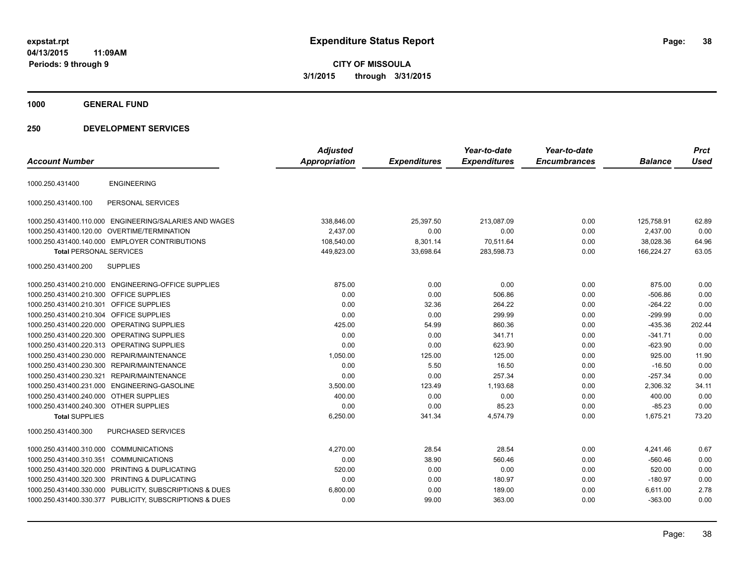**expstat.rpt**
**04/13/2015 11:09AM**
**Periods: 9 through 9**

# Expenditure Status Report

**CITY OF MISSOULA**
**3/1/2015 through 3/31/2015**

## 1000 GENERAL FUND

## 250 DEVELOPMENT SERVICES

| Account Number | | Adjusted Appropriation | Expenditures | Year-to-date Expenditures | Year-to-date Encumbrances | Balance | Prct Used |
|---|---|---|---|---|---|---|---|
| 1000.250.431400 | ENGINEERING | | | | | | |
| 1000.250.431400.100 | PERSONAL SERVICES | | | | | | |
| 1000.250.431400.110.000 | ENGINEERING/SALARIES AND WAGES | 338,846.00 | 25,397.50 | 213,087.09 | 0.00 | 125,758.91 | 62.89 |
| 1000.250.431400.120.00 | OVERTIME/TERMINATION | 2,437.00 | 0.00 | 0.00 | 0.00 | 2,437.00 | 0.00 |
| 1000.250.431400.140.000 | EMPLOYER CONTRIBUTIONS | 108,540.00 | 8,301.14 | 70,511.64 | 0.00 | 38,028.36 | 64.96 |
| **Total** PERSONAL SERVICES | | 449,823.00 | 33,698.64 | 283,598.73 | 0.00 | 166,224.27 | 63.05 |
| 1000.250.431400.200 | SUPPLIES | | | | | | |
| 1000.250.431400.210.000 | ENGINEERING-OFFICE SUPPLIES | 875.00 | 0.00 | 0.00 | 0.00 | 875.00 | 0.00 |
| 1000.250.431400.210.300 | OFFICE SUPPLIES | 0.00 | 0.00 | 506.86 | 0.00 | -506.86 | 0.00 |
| 1000.250.431400.210.301 | OFFICE SUPPLIES | 0.00 | 32.36 | 264.22 | 0.00 | -264.22 | 0.00 |
| 1000.250.431400.210.304 | OFFICE SUPPLIES | 0.00 | 0.00 | 299.99 | 0.00 | -299.99 | 0.00 |
| 1000.250.431400.220.000 | OPERATING SUPPLIES | 425.00 | 54.99 | 860.36 | 0.00 | -435.36 | 202.44 |
| 1000.250.431400.220.300 | OPERATING SUPPLIES | 0.00 | 0.00 | 341.71 | 0.00 | -341.71 | 0.00 |
| 1000.250.431400.220.313 | OPERATING SUPPLIES | 0.00 | 0.00 | 623.90 | 0.00 | -623.90 | 0.00 |
| 1000.250.431400.230.000 | REPAIR/MAINTENANCE | 1,050.00 | 125.00 | 125.00 | 0.00 | 925.00 | 11.90 |
| 1000.250.431400.230.300 | REPAIR/MAINTENANCE | 0.00 | 5.50 | 16.50 | 0.00 | -16.50 | 0.00 |
| 1000.250.431400.230.321 | REPAIR/MAINTENANCE | 0.00 | 0.00 | 257.34 | 0.00 | -257.34 | 0.00 |
| 1000.250.431400.231.000 | ENGINEERING-GASOLINE | 3,500.00 | 123.49 | 1,193.68 | 0.00 | 2,306.32 | 34.11 |
| 1000.250.431400.240.000 | OTHER SUPPLIES | 400.00 | 0.00 | 0.00 | 0.00 | 400.00 | 0.00 |
| 1000.250.431400.240.300 | OTHER SUPPLIES | 0.00 | 0.00 | 85.23 | 0.00 | -85.23 | 0.00 |
| **Total** SUPPLIES | | 6,250.00 | 341.34 | 4,574.79 | 0.00 | 1,675.21 | 73.20 |
| 1000.250.431400.300 | PURCHASED SERVICES | | | | | | |
| 1000.250.431400.310.000 | COMMUNICATIONS | 4,270.00 | 28.54 | 28.54 | 0.00 | 4,241.46 | 0.67 |
| 1000.250.431400.310.351 | COMMUNICATIONS | 0.00 | 38.90 | 560.46 | 0.00 | -560.46 | 0.00 |
| 1000.250.431400.320.000 | PRINTING & DUPLICATING | 520.00 | 0.00 | 0.00 | 0.00 | 520.00 | 0.00 |
| 1000.250.431400.320.300 | PRINTING & DUPLICATING | 0.00 | 0.00 | 180.97 | 0.00 | -180.97 | 0.00 |
| 1000.250.431400.330.000 | PUBLICITY, SUBSCRIPTIONS & DUES | 6,800.00 | 0.00 | 189.00 | 0.00 | 6,611.00 | 2.78 |
| 1000.250.431400.330.377 | PUBLICITY, SUBSCRIPTIONS & DUES | 0.00 | 99.00 | 363.00 | 0.00 | -363.00 | 0.00 |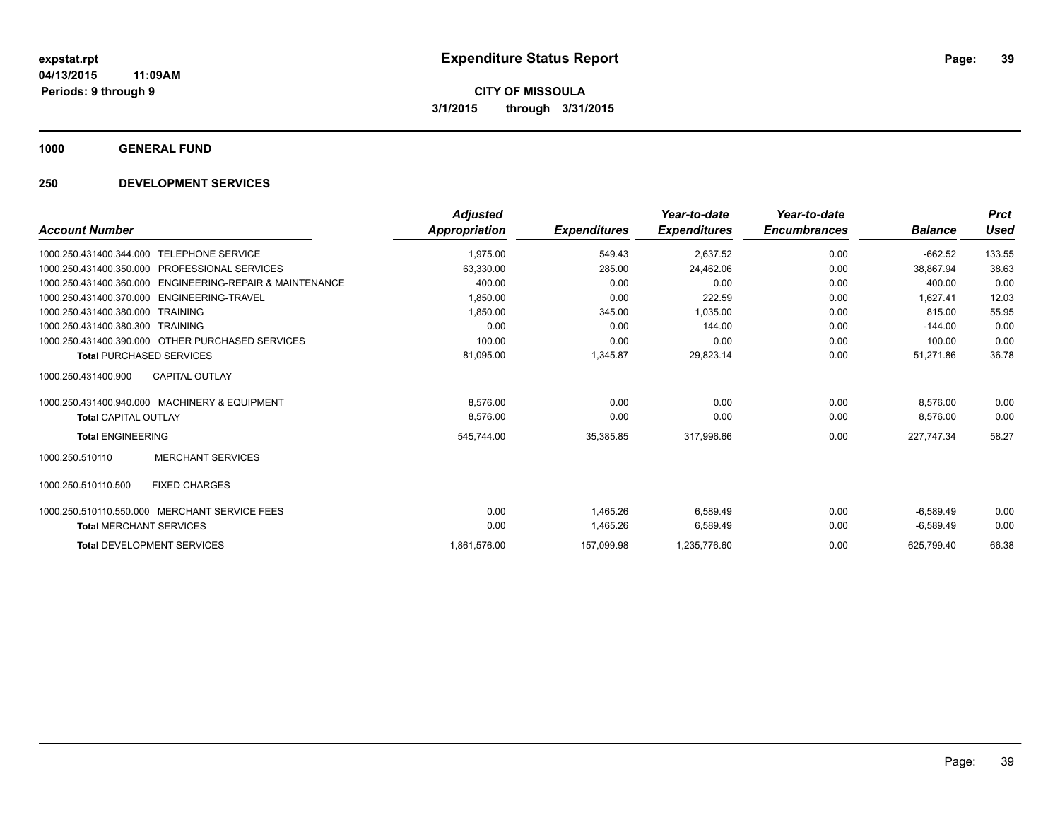**expstat.rpt**
**04/13/2015 11:09AM**
**Periods: 9 through 9**

# Expenditure Status Report

**CITY OF MISSOULA**
**3/1/2015 through 3/31/2015**

## 1000 GENERAL FUND

## 250 DEVELOPMENT SERVICES

| Account Number | | Adjusted Appropriation | Expenditures | Year-to-date Expenditures | Year-to-date Encumbrances | Balance | Prct Used |
|---|---|---|---|---|---|---|---|
| 1000.250.431400.344.000 | TELEPHONE SERVICE | 1,975.00 | 549.43 | 2,637.52 | 0.00 | -662.52 | 133.55 |
| 1000.250.431400.350.000 | PROFESSIONAL SERVICES | 63,330.00 | 285.00 | 24,462.06 | 0.00 | 38,867.94 | 38.63 |
| 1000.250.431400.360.000 | ENGINEERING-REPAIR & MAINTENANCE | 400.00 | 0.00 | 0.00 | 0.00 | 400.00 | 0.00 |
| 1000.250.431400.370.000 | ENGINEERING-TRAVEL | 1,850.00 | 0.00 | 222.59 | 0.00 | 1,627.41 | 12.03 |
| 1000.250.431400.380.000 | TRAINING | 1,850.00 | 345.00 | 1,035.00 | 0.00 | 815.00 | 55.95 |
| 1000.250.431400.380.300 | TRAINING | 0.00 | 0.00 | 144.00 | 0.00 | -144.00 | 0.00 |
| 1000.250.431400.390.000 | OTHER PURCHASED SERVICES | 100.00 | 0.00 | 0.00 | 0.00 | 100.00 | 0.00 |
| **Total** PURCHASED SERVICES | | 81,095.00 | 1,345.87 | 29,823.14 | 0.00 | 51,271.86 | 36.78 |
| 1000.250.431400.900 | CAPITAL OUTLAY | | | | | | |
| 1000.250.431400.940.000 | MACHINERY & EQUIPMENT | 8,576.00 | 0.00 | 0.00 | 0.00 | 8,576.00 | 0.00 |
| **Total** CAPITAL OUTLAY | | 8,576.00 | 0.00 | 0.00 | 0.00 | 8,576.00 | 0.00 |
| **Total** ENGINEERING | | 545,744.00 | 35,385.85 | 317,996.66 | 0.00 | 227,747.34 | 58.27 |
| 1000.250.510110 | MERCHANT SERVICES | | | | | | |
| 1000.250.510110.500 | FIXED CHARGES | | | | | | |
| 1000.250.510110.550.000 | MERCHANT SERVICE FEES | 0.00 | 1,465.26 | 6,589.49 | 0.00 | -6,589.49 | 0.00 |
| **Total** MERCHANT SERVICES | | 0.00 | 1,465.26 | 6,589.49 | 0.00 | -6,589.49 | 0.00 |
| **Total** DEVELOPMENT SERVICES | | 1,861,576.00 | 157,099.98 | 1,235,776.60 | 0.00 | 625,799.40 | 66.38 |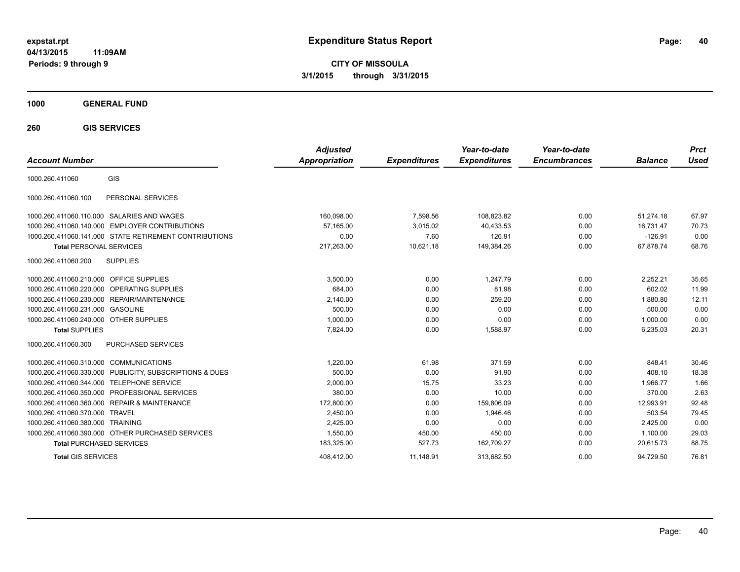**expstat.rpt**
**04/13/2015 11:09AM**
**Periods: 9 through 9**

# Expenditure Status Report

**CITY OF MISSOULA**
**3/1/2015 through 3/31/2015**

## 1000 GENERAL FUND

### 260 GIS SERVICES

| Account Number | | Adjusted Appropriation | Expenditures | Year-to-date Expenditures | Year-to-date Encumbrances | Balance | Prct Used |
|---|---|---|---|---|---|---|---|
| 1000.260.411060 | GIS | | | | | | |
| 1000.260.411060.100 | PERSONAL SERVICES | | | | | | |
| 1000.260.411060.110.000 | SALARIES AND WAGES | 160,098.00 | 7,598.56 | 108,823.82 | 0.00 | 51,274.18 | 67.97 |
| 1000.260.411060.140.000 | EMPLOYER CONTRIBUTIONS | 57,165.00 | 3,015.02 | 40,433.53 | 0.00 | 16,731.47 | 70.73 |
| 1000.260.411060.141.000 | STATE RETIREMENT CONTRIBUTIONS | 0.00 | 7.60 | 126.91 | 0.00 | -126.91 | 0.00 |
| **Total** PERSONAL SERVICES | | 217,263.00 | 10,621.18 | 149,384.26 | 0.00 | 67,878.74 | 68.76 |
| 1000.260.411060.200 | SUPPLIES | | | | | | |
| 1000.260.411060.210.000 | OFFICE SUPPLIES | 3,500.00 | 0.00 | 1,247.79 | 0.00 | 2,252.21 | 35.65 |
| 1000.260.411060.220.000 | OPERATING SUPPLIES | 684.00 | 0.00 | 81.98 | 0.00 | 602.02 | 11.99 |
| 1000.260.411060.230.000 | REPAIR/MAINTENANCE | 2,140.00 | 0.00 | 259.20 | 0.00 | 1,880.80 | 12.11 |
| 1000.260.411060.231.000 | GASOLINE | 500.00 | 0.00 | 0.00 | 0.00 | 500.00 | 0.00 |
| 1000.260.411060.240.000 | OTHER SUPPLIES | 1,000.00 | 0.00 | 0.00 | 0.00 | 1,000.00 | 0.00 |
| **Total** SUPPLIES | | 7,824.00 | 0.00 | 1,588.97 | 0.00 | 6,235.03 | 20.31 |
| 1000.260.411060.300 | PURCHASED SERVICES | | | | | | |
| 1000.260.411060.310.000 | COMMUNICATIONS | 1,220.00 | 61.98 | 371.59 | 0.00 | 848.41 | 30.46 |
| 1000.260.411060.330.000 | PUBLICITY, SUBSCRIPTIONS & DUES | 500.00 | 0.00 | 91.90 | 0.00 | 408.10 | 18.38 |
| 1000.260.411060.344.000 | TELEPHONE SERVICE | 2,000.00 | 15.75 | 33.23 | 0.00 | 1,966.77 | 1.66 |
| 1000.260.411060.350.000 | PROFESSIONAL SERVICES | 380.00 | 0.00 | 10.00 | 0.00 | 370.00 | 2.63 |
| 1000.260.411060.360.000 | REPAIR & MAINTENANCE | 172,800.00 | 0.00 | 159,806.09 | 0.00 | 12,993.91 | 92.48 |
| 1000.260.411060.370.000 | TRAVEL | 2,450.00 | 0.00 | 1,946.46 | 0.00 | 503.54 | 79.45 |
| 1000.260.411060.380.000 | TRAINING | 2,425.00 | 0.00 | 0.00 | 0.00 | 2,425.00 | 0.00 |
| 1000.260.411060.390.000 | OTHER PURCHASED SERVICES | 1,550.00 | 450.00 | 450.00 | 0.00 | 1,100.00 | 29.03 |
| **Total** PURCHASED SERVICES | | 183,325.00 | 527.73 | 162,709.27 | 0.00 | 20,615.73 | 88.75 |
| **Total** GIS SERVICES | | 408,412.00 | 11,148.91 | 313,682.50 | 0.00 | 94,729.50 | 76.81 |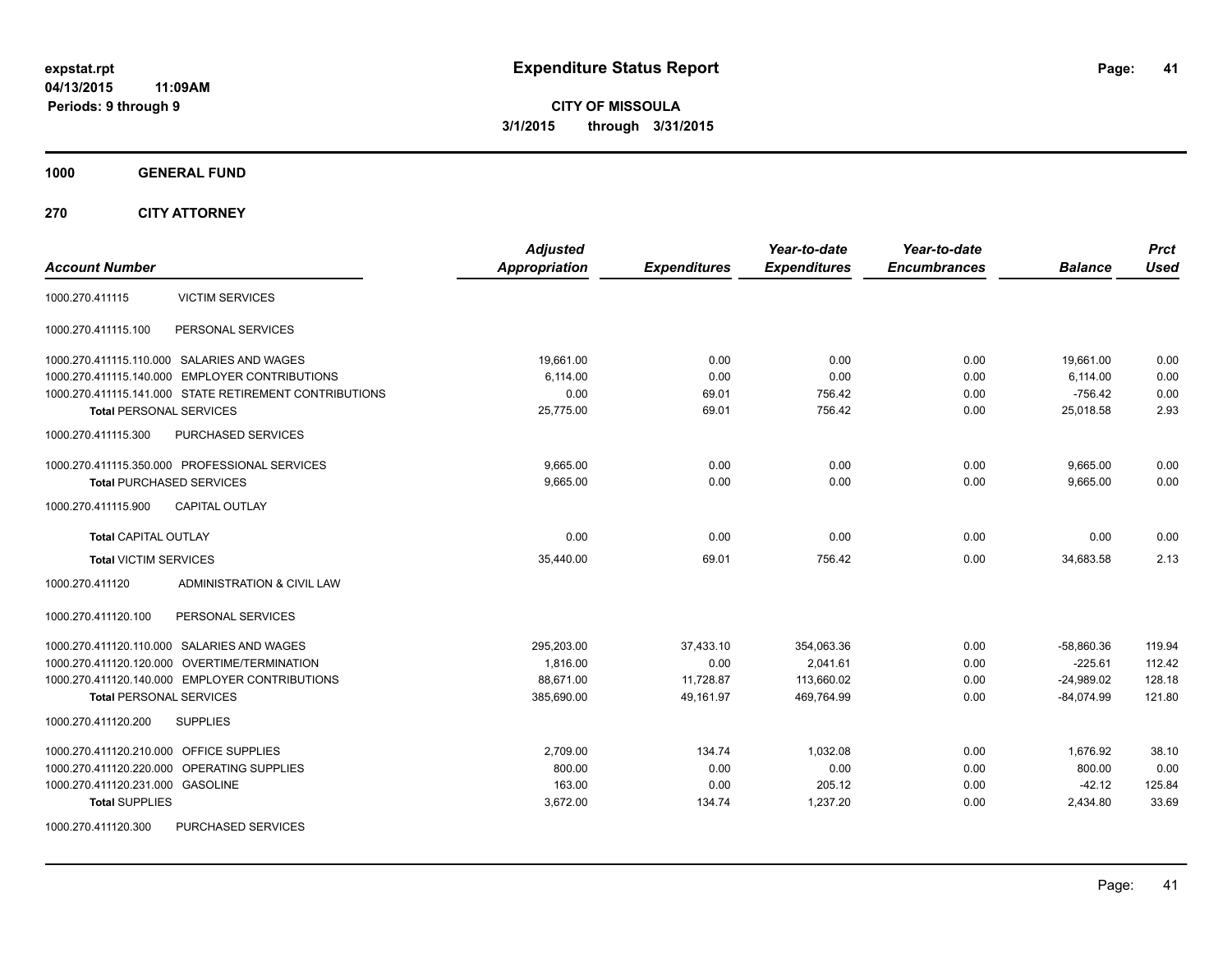**expstat.rpt**
**04/13/2015 11:09AM**
**Periods: 9 through 9**

# Expenditure Status Report

**CITY OF MISSOULA**
**3/1/2015 through 3/31/2015**

## 1000 GENERAL FUND

## 270 CITY ATTORNEY

| Account Number | | Adjusted Appropriation | Expenditures | Year-to-date Expenditures | Year-to-date Encumbrances | Balance | Prct Used |
|---|---|---|---|---|---|---|---|
| 1000.270.411115 | VICTIM SERVICES | | | | | | |
| 1000.270.411115.100 | PERSONAL SERVICES | | | | | | |
| 1000.270.411115.110.000 | SALARIES AND WAGES | 19,661.00 | 0.00 | 0.00 | 0.00 | 19,661.00 | 0.00 |
| 1000.270.411115.140.000 | EMPLOYER CONTRIBUTIONS | 6,114.00 | 0.00 | 0.00 | 0.00 | 6,114.00 | 0.00 |
| 1000.270.411115.141.000 | STATE RETIREMENT CONTRIBUTIONS | 0.00 | 69.01 | 756.42 | 0.00 | -756.42 | 0.00 |
| **Total** PERSONAL SERVICES | | 25,775.00 | 69.01 | 756.42 | 0.00 | 25,018.58 | 2.93 |
| 1000.270.411115.300 | PURCHASED SERVICES | | | | | | |
| 1000.270.411115.350.000 | PROFESSIONAL SERVICES | 9,665.00 | 0.00 | 0.00 | 0.00 | 9,665.00 | 0.00 |
| **Total** PURCHASED SERVICES | | 9,665.00 | 0.00 | 0.00 | 0.00 | 9,665.00 | 0.00 |
| 1000.270.411115.900 | CAPITAL OUTLAY | | | | | | |
| **Total** CAPITAL OUTLAY | | 0.00 | 0.00 | 0.00 | 0.00 | 0.00 | 0.00 |
| **Total** VICTIM SERVICES | | 35,440.00 | 69.01 | 756.42 | 0.00 | 34,683.58 | 2.13 |
| 1000.270.411120 | ADMINISTRATION & CIVIL LAW | | | | | | |
| 1000.270.411120.100 | PERSONAL SERVICES | | | | | | |
| 1000.270.411120.110.000 | SALARIES AND WAGES | 295,203.00 | 37,433.10 | 354,063.36 | 0.00 | -58,860.36 | 119.94 |
| 1000.270.411120.120.000 | OVERTIME/TERMINATION | 1,816.00 | 0.00 | 2,041.61 | 0.00 | -225.61 | 112.42 |
| 1000.270.411120.140.000 | EMPLOYER CONTRIBUTIONS | 88,671.00 | 11,728.87 | 113,660.02 | 0.00 | -24,989.02 | 128.18 |
| **Total** PERSONAL SERVICES | | 385,690.00 | 49,161.97 | 469,764.99 | 0.00 | -84,074.99 | 121.80 |
| 1000.270.411120.200 | SUPPLIES | | | | | | |
| 1000.270.411120.210.000 | OFFICE SUPPLIES | 2,709.00 | 134.74 | 1,032.08 | 0.00 | 1,676.92 | 38.10 |
| 1000.270.411120.220.000 | OPERATING SUPPLIES | 800.00 | 0.00 | 0.00 | 0.00 | 800.00 | 0.00 |
| 1000.270.411120.231.000 | GASOLINE | 163.00 | 0.00 | 205.12 | 0.00 | -42.12 | 125.84 |
| **Total** SUPPLIES | | 3,672.00 | 134.74 | 1,237.20 | 0.00 | 2,434.80 | 33.69 |
| 1000.270.411120.300 | PURCHASED SERVICES | | | | | | |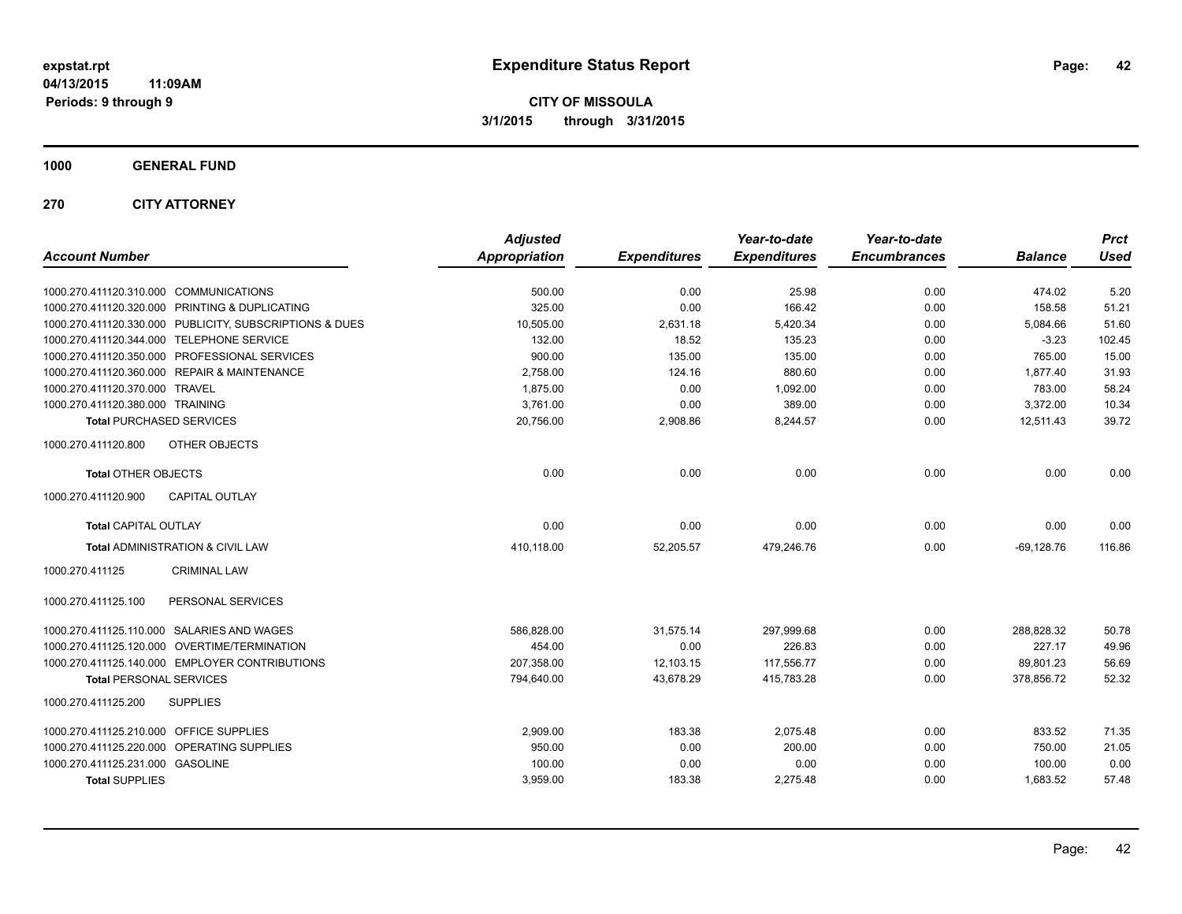**expstat.rpt**
**04/13/2015 11:09AM**
**Periods: 9 through 9**

# Expenditure Status Report

**CITY OF MISSOULA**
**3/1/2015 through 3/31/2015**

## 1000 GENERAL FUND

## 270 CITY ATTORNEY

| Account Number | Adjusted Appropriation | Expenditures | Year-to-date Expenditures | Year-to-date Encumbrances | Balance | Prct Used |
|---|---|---|---|---|---|---|
| 1000.270.411120.310.000 COMMUNICATIONS | 500.00 | 0.00 | 25.98 | 0.00 | 474.02 | 5.20 |
| 1000.270.411120.320.000 PRINTING & DUPLICATING | 325.00 | 0.00 | 166.42 | 0.00 | 158.58 | 51.21 |
| 1000.270.411120.330.000 PUBLICITY, SUBSCRIPTIONS & DUES | 10,505.00 | 2,631.18 | 5,420.34 | 0.00 | 5,084.66 | 51.60 |
| 1000.270.411120.344.000 TELEPHONE SERVICE | 132.00 | 18.52 | 135.23 | 0.00 | -3.23 | 102.45 |
| 1000.270.411120.350.000 PROFESSIONAL SERVICES | 900.00 | 135.00 | 135.00 | 0.00 | 765.00 | 15.00 |
| 1000.270.411120.360.000 REPAIR & MAINTENANCE | 2,758.00 | 124.16 | 880.60 | 0.00 | 1,877.40 | 31.93 |
| 1000.270.411120.370.000 TRAVEL | 1,875.00 | 0.00 | 1,092.00 | 0.00 | 783.00 | 58.24 |
| 1000.270.411120.380.000 TRAINING | 3,761.00 | 0.00 | 389.00 | 0.00 | 3,372.00 | 10.34 |
| **Total** PURCHASED SERVICES | 20,756.00 | 2,908.86 | 8,244.57 | 0.00 | 12,511.43 | 39.72 |
| 1000.270.411120.800 OTHER OBJECTS | | | | | | |
| **Total** OTHER OBJECTS | 0.00 | 0.00 | 0.00 | 0.00 | 0.00 | 0.00 |
| 1000.270.411120.900 CAPITAL OUTLAY | | | | | | |
| **Total** CAPITAL OUTLAY | 0.00 | 0.00 | 0.00 | 0.00 | 0.00 | 0.00 |
| **Total** ADMINISTRATION & CIVIL LAW | 410,118.00 | 52,205.57 | 479,246.76 | 0.00 | -69,128.76 | 116.86 |
| 1000.270.411125 CRIMINAL LAW | | | | | | |
| 1000.270.411125.100 PERSONAL SERVICES | | | | | | |
| 1000.270.411125.110.000 SALARIES AND WAGES | 586,828.00 | 31,575.14 | 297,999.68 | 0.00 | 288,828.32 | 50.78 |
| 1000.270.411125.120.000 OVERTIME/TERMINATION | 454.00 | 0.00 | 226.83 | 0.00 | 227.17 | 49.96 |
| 1000.270.411125.140.000 EMPLOYER CONTRIBUTIONS | 207,358.00 | 12,103.15 | 117,556.77 | 0.00 | 89,801.23 | 56.69 |
| **Total** PERSONAL SERVICES | 794,640.00 | 43,678.29 | 415,783.28 | 0.00 | 378,856.72 | 52.32 |
| 1000.270.411125.200 SUPPLIES | | | | | | |
| 1000.270.411125.210.000 OFFICE SUPPLIES | 2,909.00 | 183.38 | 2,075.48 | 0.00 | 833.52 | 71.35 |
| 1000.270.411125.220.000 OPERATING SUPPLIES | 950.00 | 0.00 | 200.00 | 0.00 | 750.00 | 21.05 |
| 1000.270.411125.231.000 GASOLINE | 100.00 | 0.00 | 0.00 | 0.00 | 100.00 | 0.00 |
| **Total** SUPPLIES | 3,959.00 | 183.38 | 2,275.48 | 0.00 | 1,683.52 | 57.48 |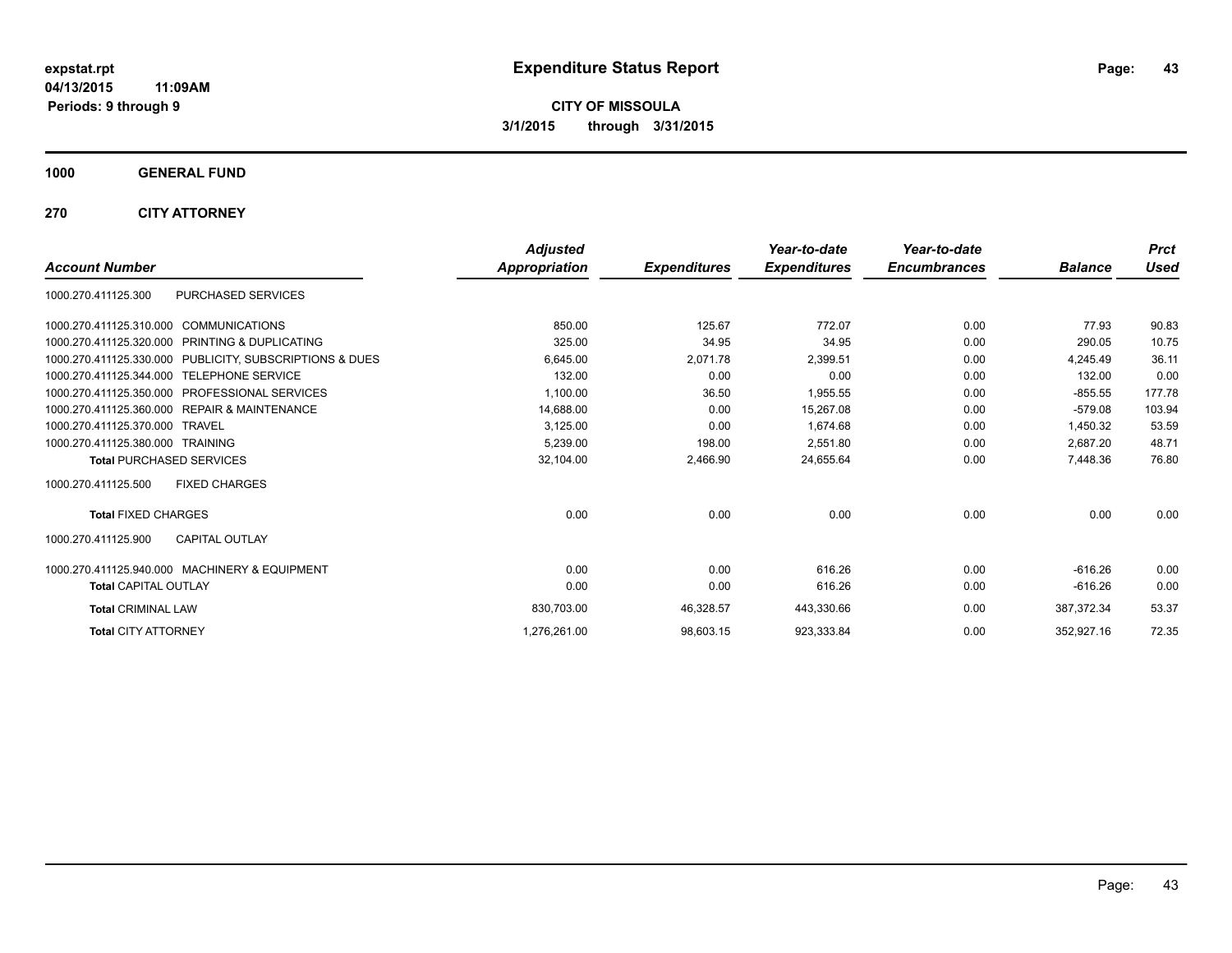# Expenditure Status Report

expstat.rpt
04/13/2015 11:09AM
Periods: 9 through 9

**CITY OF MISSOULA**
**3/1/2015 through 3/31/2015**

**1000 GENERAL FUND**

**270 CITY ATTORNEY**

| Account Number | | Adjusted Appropriation | Expenditures | Year-to-date Expenditures | Year-to-date Encumbrances | Balance | Prct Used |
|---|---|---|---|---|---|---|---|
| 1000.270.411125.300 | PURCHASED SERVICES | | | | | | |
| 1000.270.411125.310.000 | COMMUNICATIONS | 850.00 | 125.67 | 772.07 | 0.00 | 77.93 | 90.83 |
| 1000.270.411125.320.000 | PRINTING & DUPLICATING | 325.00 | 34.95 | 34.95 | 0.00 | 290.05 | 10.75 |
| 1000.270.411125.330.000 | PUBLICITY, SUBSCRIPTIONS & DUES | 6,645.00 | 2,071.78 | 2,399.51 | 0.00 | 4,245.49 | 36.11 |
| 1000.270.411125.344.000 | TELEPHONE SERVICE | 132.00 | 0.00 | 0.00 | 0.00 | 132.00 | 0.00 |
| 1000.270.411125.350.000 | PROFESSIONAL SERVICES | 1,100.00 | 36.50 | 1,955.55 | 0.00 | -855.55 | 177.78 |
| 1000.270.411125.360.000 | REPAIR & MAINTENANCE | 14,688.00 | 0.00 | 15,267.08 | 0.00 | -579.08 | 103.94 |
| 1000.270.411125.370.000 | TRAVEL | 3,125.00 | 0.00 | 1,674.68 | 0.00 | 1,450.32 | 53.59 |
| 1000.270.411125.380.000 | TRAINING | 5,239.00 | 198.00 | 2,551.80 | 0.00 | 2,687.20 | 48.71 |
| **Total** PURCHASED SERVICES | | 32,104.00 | 2,466.90 | 24,655.64 | 0.00 | 7,448.36 | 76.80 |
| 1000.270.411125.500 | FIXED CHARGES | | | | | | |
| **Total** FIXED CHARGES | | 0.00 | 0.00 | 0.00 | 0.00 | 0.00 | 0.00 |
| 1000.270.411125.900 | CAPITAL OUTLAY | | | | | | |
| 1000.270.411125.940.000 | MACHINERY & EQUIPMENT | 0.00 | 0.00 | 616.26 | 0.00 | -616.26 | 0.00 |
| **Total** CAPITAL OUTLAY | | 0.00 | 0.00 | 616.26 | 0.00 | -616.26 | 0.00 |
| **Total** CRIMINAL LAW | | 830,703.00 | 46,328.57 | 443,330.66 | 0.00 | 387,372.34 | 53.37 |
| **Total** CITY ATTORNEY | | 1,276,261.00 | 98,603.15 | 923,333.84 | 0.00 | 352,927.16 | 72.35 |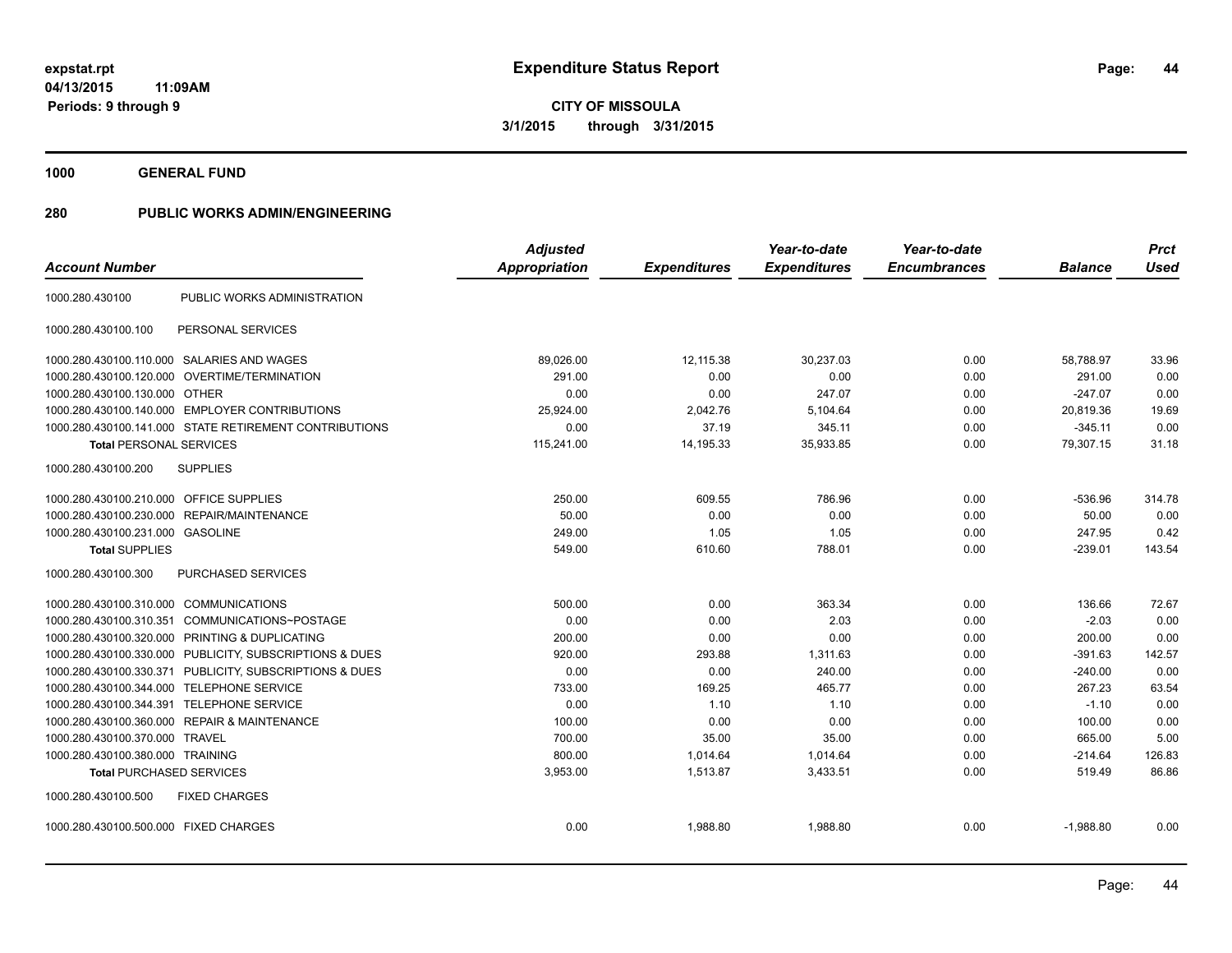**expstat.rpt**
**04/13/2015 11:09AM**
**Periods: 9 through 9**

# Expenditure Status Report

**CITY OF MISSOULA**
**3/1/2015 through 3/31/2015**

## 1000 GENERAL FUND

## 280 PUBLIC WORKS ADMIN/ENGINEERING

| Account Number | | Adjusted Appropriation | Expenditures | Year-to-date Expenditures | Year-to-date Encumbrances | Balance | Prct Used |
|---|---|---|---|---|---|---|---|
| 1000.280.430100 | PUBLIC WORKS ADMINISTRATION | | | | | | |
| 1000.280.430100.100 | PERSONAL SERVICES | | | | | | |
| 1000.280.430100.110.000 | SALARIES AND WAGES | 89,026.00 | 12,115.38 | 30,237.03 | 0.00 | 58,788.97 | 33.96 |
| 1000.280.430100.120.000 | OVERTIME/TERMINATION | 291.00 | 0.00 | 0.00 | 0.00 | 291.00 | 0.00 |
| 1000.280.430100.130.000 | OTHER | 0.00 | 0.00 | 247.07 | 0.00 | -247.07 | 0.00 |
| 1000.280.430100.140.000 | EMPLOYER CONTRIBUTIONS | 25,924.00 | 2,042.76 | 5,104.64 | 0.00 | 20,819.36 | 19.69 |
| 1000.280.430100.141.000 | STATE RETIREMENT CONTRIBUTIONS | 0.00 | 37.19 | 345.11 | 0.00 | -345.11 | 0.00 |
| **Total** PERSONAL SERVICES | | 115,241.00 | 14,195.33 | 35,933.85 | 0.00 | 79,307.15 | 31.18 |
| 1000.280.430100.200 | SUPPLIES | | | | | | |
| 1000.280.430100.210.000 | OFFICE SUPPLIES | 250.00 | 609.55 | 786.96 | 0.00 | -536.96 | 314.78 |
| 1000.280.430100.230.000 | REPAIR/MAINTENANCE | 50.00 | 0.00 | 0.00 | 0.00 | 50.00 | 0.00 |
| 1000.280.430100.231.000 | GASOLINE | 249.00 | 1.05 | 1.05 | 0.00 | 247.95 | 0.42 |
| **Total** SUPPLIES | | 549.00 | 610.60 | 788.01 | 0.00 | -239.01 | 143.54 |
| 1000.280.430100.300 | PURCHASED SERVICES | | | | | | |
| 1000.280.430100.310.000 | COMMUNICATIONS | 500.00 | 0.00 | 363.34 | 0.00 | 136.66 | 72.67 |
| 1000.280.430100.310.351 | COMMUNICATIONS~POSTAGE | 0.00 | 0.00 | 2.03 | 0.00 | -2.03 | 0.00 |
| 1000.280.430100.320.000 | PRINTING & DUPLICATING | 200.00 | 0.00 | 0.00 | 0.00 | 200.00 | 0.00 |
| 1000.280.430100.330.000 | PUBLICITY, SUBSCRIPTIONS & DUES | 920.00 | 293.88 | 1,311.63 | 0.00 | -391.63 | 142.57 |
| 1000.280.430100.330.371 | PUBLICITY, SUBSCRIPTIONS & DUES | 0.00 | 0.00 | 240.00 | 0.00 | -240.00 | 0.00 |
| 1000.280.430100.344.000 | TELEPHONE SERVICE | 733.00 | 169.25 | 465.77 | 0.00 | 267.23 | 63.54 |
| 1000.280.430100.344.391 | TELEPHONE SERVICE | 0.00 | 1.10 | 1.10 | 0.00 | -1.10 | 0.00 |
| 1000.280.430100.360.000 | REPAIR & MAINTENANCE | 100.00 | 0.00 | 0.00 | 0.00 | 100.00 | 0.00 |
| 1000.280.430100.370.000 | TRAVEL | 700.00 | 35.00 | 35.00 | 0.00 | 665.00 | 5.00 |
| 1000.280.430100.380.000 | TRAINING | 800.00 | 1,014.64 | 1,014.64 | 0.00 | -214.64 | 126.83 |
| **Total** PURCHASED SERVICES | | 3,953.00 | 1,513.87 | 3,433.51 | 0.00 | 519.49 | 86.86 |
| 1000.280.430100.500 | FIXED CHARGES | | | | | | |
| 1000.280.430100.500.000 | FIXED CHARGES | 0.00 | 1,988.80 | 1,988.80 | 0.00 | -1,988.80 | 0.00 |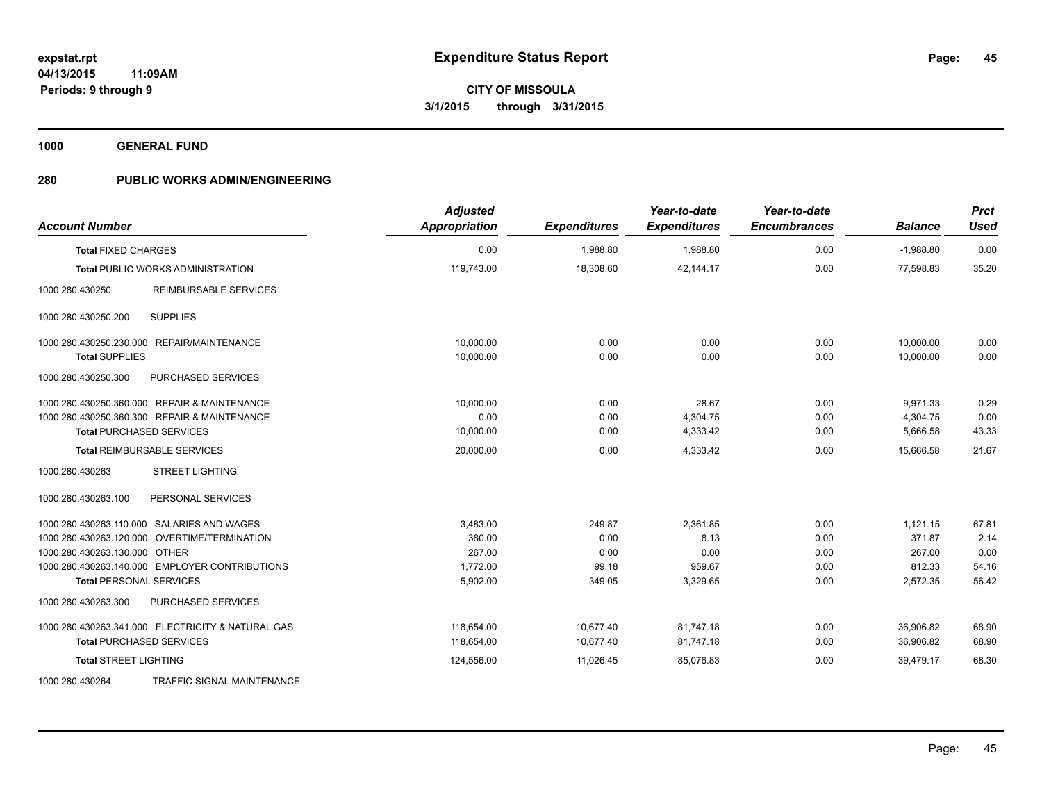**Expenditure Status Report**

**CITY OF MISSOULA**

**3/1/2015 through 3/31/2015**

expstat.rpt
04/13/2015 11:09AM
Periods: 9 through 9

**1000 GENERAL FUND**

**280 PUBLIC WORKS ADMIN/ENGINEERING**

| Account Number | | Adjusted Appropriation | Expenditures | Year-to-date Expenditures | Year-to-date Encumbrances | Balance | Prct Used |
|---|---|---|---|---|---|---|---|
| **Total** FIXED CHARGES | | 0.00 | 1,988.80 | 1,988.80 | 0.00 | -1,988.80 | 0.00 |
| **Total** PUBLIC WORKS ADMINISTRATION | | 119,743.00 | 18,308.60 | 42,144.17 | 0.00 | 77,598.83 | 35.20 |
| 1000.280.430250 | REIMBURSABLE SERVICES | | | | | | |
| 1000.280.430250.200 | SUPPLIES | | | | | | |
| 1000.280.430250.230.000 | REPAIR/MAINTENANCE | 10,000.00 | 0.00 | 0.00 | 0.00 | 10,000.00 | 0.00 |
| **Total** SUPPLIES | | 10,000.00 | 0.00 | 0.00 | 0.00 | 10,000.00 | 0.00 |
| 1000.280.430250.300 | PURCHASED SERVICES | | | | | | |
| 1000.280.430250.360.000 | REPAIR & MAINTENANCE | 10,000.00 | 0.00 | 28.67 | 0.00 | 9,971.33 | 0.29 |
| 1000.280.430250.360.300 | REPAIR & MAINTENANCE | 0.00 | 0.00 | 4,304.75 | 0.00 | -4,304.75 | 0.00 |
| **Total** PURCHASED SERVICES | | 10,000.00 | 0.00 | 4,333.42 | 0.00 | 5,666.58 | 43.33 |
| **Total** REIMBURSABLE SERVICES | | 20,000.00 | 0.00 | 4,333.42 | 0.00 | 15,666.58 | 21.67 |
| 1000.280.430263 | STREET LIGHTING | | | | | | |
| 1000.280.430263.100 | PERSONAL SERVICES | | | | | | |
| 1000.280.430263.110.000 | SALARIES AND WAGES | 3,483.00 | 249.87 | 2,361.85 | 0.00 | 1,121.15 | 67.81 |
| 1000.280.430263.120.000 | OVERTIME/TERMINATION | 380.00 | 0.00 | 8.13 | 0.00 | 371.87 | 2.14 |
| 1000.280.430263.130.000 | OTHER | 267.00 | 0.00 | 0.00 | 0.00 | 267.00 | 0.00 |
| 1000.280.430263.140.000 | EMPLOYER CONTRIBUTIONS | 1,772.00 | 99.18 | 959.67 | 0.00 | 812.33 | 54.16 |
| **Total** PERSONAL SERVICES | | 5,902.00 | 349.05 | 3,329.65 | 0.00 | 2,572.35 | 56.42 |
| 1000.280.430263.300 | PURCHASED SERVICES | | | | | | |
| 1000.280.430263.341.000 | ELECTRICITY & NATURAL GAS | 118,654.00 | 10,677.40 | 81,747.18 | 0.00 | 36,906.82 | 68.90 |
| **Total** PURCHASED SERVICES | | 118,654.00 | 10,677.40 | 81,747.18 | 0.00 | 36,906.82 | 68.90 |
| **Total** STREET LIGHTING | | 124,556.00 | 11,026.45 | 85,076.83 | 0.00 | 39,479.17 | 68.30 |
| 1000.280.430264 | TRAFFIC SIGNAL MAINTENANCE | | | | | | |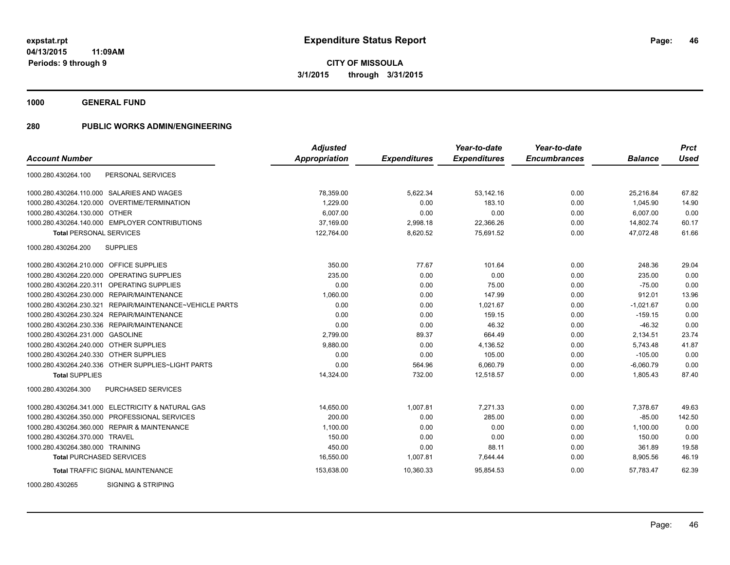**expstat.rpt**
**04/13/2015 11:09AM**
**Periods: 9 through 9**

# Expenditure Status Report

**CITY OF MISSOULA**
**3/1/2015 through 3/31/2015**

## 1000 GENERAL FUND

## 280 PUBLIC WORKS ADMIN/ENGINEERING

| Account Number | | Adjusted Appropriation | Expenditures | Year-to-date Expenditures | Year-to-date Encumbrances | Balance | Prct Used |
|---|---|---|---|---|---|---|---|
| 1000.280.430264.100 | PERSONAL SERVICES | | | | | | |
| 1000.280.430264.110.000 | SALARIES AND WAGES | 78,359.00 | 5,622.34 | 53,142.16 | 0.00 | 25,216.84 | 67.82 |
| 1000.280.430264.120.000 | OVERTIME/TERMINATION | 1,229.00 | 0.00 | 183.10 | 0.00 | 1,045.90 | 14.90 |
| 1000.280.430264.130.000 | OTHER | 6,007.00 | 0.00 | 0.00 | 0.00 | 6,007.00 | 0.00 |
| 1000.280.430264.140.000 | EMPLOYER CONTRIBUTIONS | 37,169.00 | 2,998.18 | 22,366.26 | 0.00 | 14,802.74 | 60.17 |
| **Total** PERSONAL SERVICES | | 122,764.00 | 8,620.52 | 75,691.52 | 0.00 | 47,072.48 | 61.66 |
| 1000.280.430264.200 | SUPPLIES | | | | | | |
| 1000.280.430264.210.000 | OFFICE SUPPLIES | 350.00 | 77.67 | 101.64 | 0.00 | 248.36 | 29.04 |
| 1000.280.430264.220.000 | OPERATING SUPPLIES | 235.00 | 0.00 | 0.00 | 0.00 | 235.00 | 0.00 |
| 1000.280.430264.220.311 | OPERATING SUPPLIES | 0.00 | 0.00 | 75.00 | 0.00 | -75.00 | 0.00 |
| 1000.280.430264.230.000 | REPAIR/MAINTENANCE | 1,060.00 | 0.00 | 147.99 | 0.00 | 912.01 | 13.96 |
| 1000.280.430264.230.321 | REPAIR/MAINTENANCE~VEHICLE PARTS | 0.00 | 0.00 | 1,021.67 | 0.00 | -1,021.67 | 0.00 |
| 1000.280.430264.230.324 | REPAIR/MAINTENANCE | 0.00 | 0.00 | 159.15 | 0.00 | -159.15 | 0.00 |
| 1000.280.430264.230.336 | REPAIR/MAINTENANCE | 0.00 | 0.00 | 46.32 | 0.00 | -46.32 | 0.00 |
| 1000.280.430264.231.000 | GASOLINE | 2,799.00 | 89.37 | 664.49 | 0.00 | 2,134.51 | 23.74 |
| 1000.280.430264.240.000 | OTHER SUPPLIES | 9,880.00 | 0.00 | 4,136.52 | 0.00 | 5,743.48 | 41.87 |
| 1000.280.430264.240.330 | OTHER SUPPLIES | 0.00 | 0.00 | 105.00 | 0.00 | -105.00 | 0.00 |
| 1000.280.430264.240.336 | OTHER SUPPLIES~LIGHT PARTS | 0.00 | 564.96 | 6,060.79 | 0.00 | -6,060.79 | 0.00 |
| **Total** SUPPLIES | | 14,324.00 | 732.00 | 12,518.57 | 0.00 | 1,805.43 | 87.40 |
| 1000.280.430264.300 | PURCHASED SERVICES | | | | | | |
| 1000.280.430264.341.000 | ELECTRICITY & NATURAL GAS | 14,650.00 | 1,007.81 | 7,271.33 | 0.00 | 7,378.67 | 49.63 |
| 1000.280.430264.350.000 | PROFESSIONAL SERVICES | 200.00 | 0.00 | 285.00 | 0.00 | -85.00 | 142.50 |
| 1000.280.430264.360.000 | REPAIR & MAINTENANCE | 1,100.00 | 0.00 | 0.00 | 0.00 | 1,100.00 | 0.00 |
| 1000.280.430264.370.000 | TRAVEL | 150.00 | 0.00 | 0.00 | 0.00 | 150.00 | 0.00 |
| 1000.280.430264.380.000 | TRAINING | 450.00 | 0.00 | 88.11 | 0.00 | 361.89 | 19.58 |
| **Total** PURCHASED SERVICES | | 16,550.00 | 1,007.81 | 7,644.44 | 0.00 | 8,905.56 | 46.19 |
| **Total** TRAFFIC SIGNAL MAINTENANCE | | 153,638.00 | 10,360.33 | 95,854.53 | 0.00 | 57,783.47 | 62.39 |
| 1000.280.430265 | SIGNING & STRIPING | | | | | | |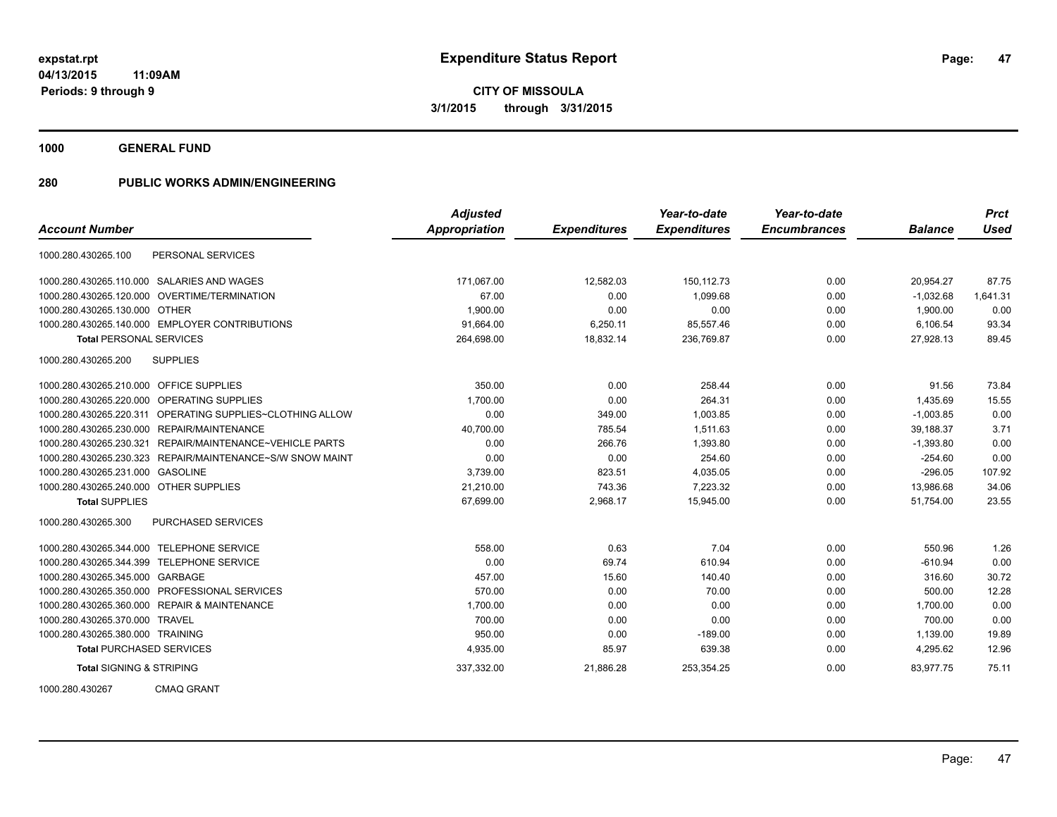expstat.rpt
04/13/2015 11:09AM
Periods: 9 through 9

# Expenditure Status Report

**CITY OF MISSOULA**
**3/1/2015 through 3/31/2015**

**1000 GENERAL FUND**

## 280 PUBLIC WORKS ADMIN/ENGINEERING

| Account Number | | Adjusted Appropriation | Expenditures | Year-to-date Expenditures | Year-to-date Encumbrances | Balance | Prct Used |
|---|---|---|---|---|---|---|---|
| 1000.280.430265.100 | PERSONAL SERVICES | | | | | | |
| 1000.280.430265.110.000 | SALARIES AND WAGES | 171,067.00 | 12,582.03 | 150,112.73 | 0.00 | 20,954.27 | 87.75 |
| 1000.280.430265.120.000 | OVERTIME/TERMINATION | 67.00 | 0.00 | 1,099.68 | 0.00 | -1,032.68 | 1,641.31 |
| 1000.280.430265.130.000 | OTHER | 1,900.00 | 0.00 | 0.00 | 0.00 | 1,900.00 | 0.00 |
| 1000.280.430265.140.000 | EMPLOYER CONTRIBUTIONS | 91,664.00 | 6,250.11 | 85,557.46 | 0.00 | 6,106.54 | 93.34 |
| **Total** PERSONAL SERVICES | | 264,698.00 | 18,832.14 | 236,769.87 | 0.00 | 27,928.13 | 89.45 |
| 1000.280.430265.200 | SUPPLIES | | | | | | |
| 1000.280.430265.210.000 | OFFICE SUPPLIES | 350.00 | 0.00 | 258.44 | 0.00 | 91.56 | 73.84 |
| 1000.280.430265.220.000 | OPERATING SUPPLIES | 1,700.00 | 0.00 | 264.31 | 0.00 | 1,435.69 | 15.55 |
| 1000.280.430265.220.311 | OPERATING SUPPLIES~CLOTHING ALLOW | 0.00 | 349.00 | 1,003.85 | 0.00 | -1,003.85 | 0.00 |
| 1000.280.430265.230.000 | REPAIR/MAINTENANCE | 40,700.00 | 785.54 | 1,511.63 | 0.00 | 39,188.37 | 3.71 |
| 1000.280.430265.230.321 | REPAIR/MAINTENANCE~VEHICLE PARTS | 0.00 | 266.76 | 1,393.80 | 0.00 | -1,393.80 | 0.00 |
| 1000.280.430265.230.323 | REPAIR/MAINTENANCE~S/W SNOW MAINT | 0.00 | 0.00 | 254.60 | 0.00 | -254.60 | 0.00 |
| 1000.280.430265.231.000 | GASOLINE | 3,739.00 | 823.51 | 4,035.05 | 0.00 | -296.05 | 107.92 |
| 1000.280.430265.240.000 | OTHER SUPPLIES | 21,210.00 | 743.36 | 7,223.32 | 0.00 | 13,986.68 | 34.06 |
| **Total** SUPPLIES | | 67,699.00 | 2,968.17 | 15,945.00 | 0.00 | 51,754.00 | 23.55 |
| 1000.280.430265.300 | PURCHASED SERVICES | | | | | | |
| 1000.280.430265.344.000 | TELEPHONE SERVICE | 558.00 | 0.63 | 7.04 | 0.00 | 550.96 | 1.26 |
| 1000.280.430265.344.399 | TELEPHONE SERVICE | 0.00 | 69.74 | 610.94 | 0.00 | -610.94 | 0.00 |
| 1000.280.430265.345.000 | GARBAGE | 457.00 | 15.60 | 140.40 | 0.00 | 316.60 | 30.72 |
| 1000.280.430265.350.000 | PROFESSIONAL SERVICES | 570.00 | 0.00 | 70.00 | 0.00 | 500.00 | 12.28 |
| 1000.280.430265.360.000 | REPAIR & MAINTENANCE | 1,700.00 | 0.00 | 0.00 | 0.00 | 1,700.00 | 0.00 |
| 1000.280.430265.370.000 | TRAVEL | 700.00 | 0.00 | 0.00 | 0.00 | 700.00 | 0.00 |
| 1000.280.430265.380.000 | TRAINING | 950.00 | 0.00 | -189.00 | 0.00 | 1,139.00 | 19.89 |
| **Total** PURCHASED SERVICES | | 4,935.00 | 85.97 | 639.38 | 0.00 | 4,295.62 | 12.96 |
| **Total** SIGNING & STRIPING | | 337,332.00 | 21,886.28 | 253,354.25 | 0.00 | 83,977.75 | 75.11 |

1000.280.430267 CMAQ GRANT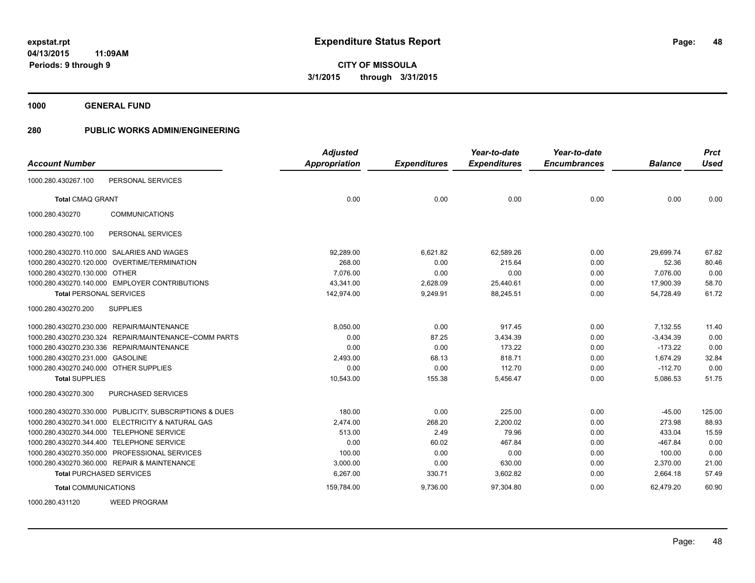# Expenditure Status Report

**CITY OF MISSOULA**

**3/1/2015 through 3/31/2015**

expstat.rpt
04/13/2015 11:09AM
Periods: 9 through 9

**1000 GENERAL FUND**

**280 PUBLIC WORKS ADMIN/ENGINEERING**

| Account Number | | Adjusted Appropriation | Expenditures | Year-to-date Expenditures | Year-to-date Encumbrances | Balance | Prct Used |
|---|---|---|---|---|---|---|---|
| 1000.280.430267.100 | PERSONAL SERVICES | | | | | | |
| **Total** CMAQ GRANT | | 0.00 | 0.00 | 0.00 | 0.00 | 0.00 | 0.00 |
| 1000.280.430270 | COMMUNICATIONS | | | | | | |
| 1000.280.430270.100 | PERSONAL SERVICES | | | | | | |
| 1000.280.430270.110.000 | SALARIES AND WAGES | 92,289.00 | 6,621.82 | 62,589.26 | 0.00 | 29,699.74 | 67.82 |
| 1000.280.430270.120.000 | OVERTIME/TERMINATION | 268.00 | 0.00 | 215.64 | 0.00 | 52.36 | 80.46 |
| 1000.280.430270.130.000 | OTHER | 7,076.00 | 0.00 | 0.00 | 0.00 | 7,076.00 | 0.00 |
| 1000.280.430270.140.000 | EMPLOYER CONTRIBUTIONS | 43,341.00 | 2,628.09 | 25,440.61 | 0.00 | 17,900.39 | 58.70 |
| **Total** PERSONAL SERVICES | | 142,974.00 | 9,249.91 | 88,245.51 | 0.00 | 54,728.49 | 61.72 |
| 1000.280.430270.200 | SUPPLIES | | | | | | |
| 1000.280.430270.230.000 | REPAIR/MAINTENANCE | 8,050.00 | 0.00 | 917.45 | 0.00 | 7,132.55 | 11.40 |
| 1000.280.430270.230.324 | REPAIR/MAINTENANCE~COMM PARTS | 0.00 | 87.25 | 3,434.39 | 0.00 | -3,434.39 | 0.00 |
| 1000.280.430270.230.336 | REPAIR/MAINTENANCE | 0.00 | 0.00 | 173.22 | 0.00 | -173.22 | 0.00 |
| 1000.280.430270.231.000 | GASOLINE | 2,493.00 | 68.13 | 818.71 | 0.00 | 1,674.29 | 32.84 |
| 1000.280.430270.240.000 | OTHER SUPPLIES | 0.00 | 0.00 | 112.70 | 0.00 | -112.70 | 0.00 |
| **Total** SUPPLIES | | 10,543.00 | 155.38 | 5,456.47 | 0.00 | 5,086.53 | 51.75 |
| 1000.280.430270.300 | PURCHASED SERVICES | | | | | | |
| 1000.280.430270.330.000 | PUBLICITY, SUBSCRIPTIONS & DUES | 180.00 | 0.00 | 225.00 | 0.00 | -45.00 | 125.00 |
| 1000.280.430270.341.000 | ELECTRICITY & NATURAL GAS | 2,474.00 | 268.20 | 2,200.02 | 0.00 | 273.98 | 88.93 |
| 1000.280.430270.344.000 | TELEPHONE SERVICE | 513.00 | 2.49 | 79.96 | 0.00 | 433.04 | 15.59 |
| 1000.280.430270.344.400 | TELEPHONE SERVICE | 0.00 | 60.02 | 467.84 | 0.00 | -467.84 | 0.00 |
| 1000.280.430270.350.000 | PROFESSIONAL SERVICES | 100.00 | 0.00 | 0.00 | 0.00 | 100.00 | 0.00 |
| 1000.280.430270.360.000 | REPAIR & MAINTENANCE | 3,000.00 | 0.00 | 630.00 | 0.00 | 2,370.00 | 21.00 |
| **Total** PURCHASED SERVICES | | 6,267.00 | 330.71 | 3,602.82 | 0.00 | 2,664.18 | 57.49 |
| **Total** COMMUNICATIONS | | 159,784.00 | 9,736.00 | 97,304.80 | 0.00 | 62,479.20 | 60.90 |
| 1000.280.431120 | WEED PROGRAM | | | | | | |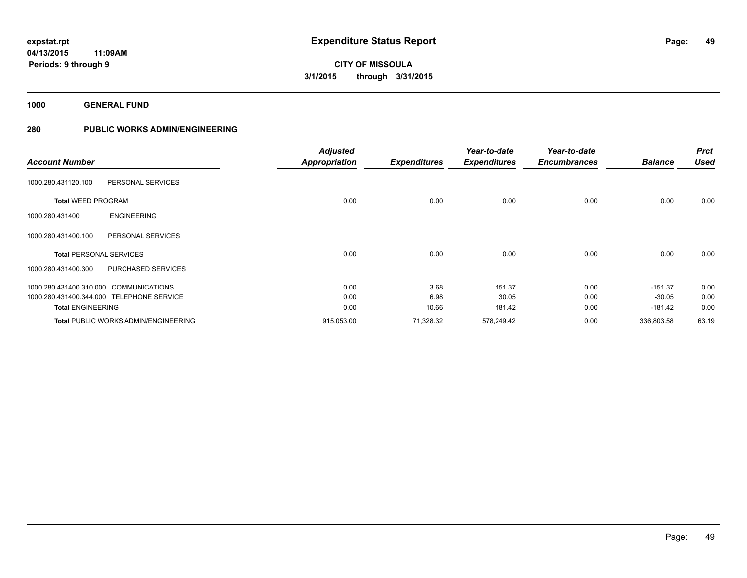# Expenditure Status Report

expstat.rpt
04/13/2015 11:09AM
Periods: 9 through 9

**CITY OF MISSOULA**
**3/1/2015 through 3/31/2015**

## 1000 GENERAL FUND

## 280 PUBLIC WORKS ADMIN/ENGINEERING

| Account Number | | Adjusted Appropriation | Expenditures | Year-to-date Expenditures | Year-to-date Encumbrances | Balance | Prct Used |
|---|---|---|---|---|---|---|---|
| 1000.280.431120.100 | PERSONAL SERVICES | | | | | | |
| **Total** WEED PROGRAM | | 0.00 | 0.00 | 0.00 | 0.00 | 0.00 | 0.00 |
| 1000.280.431400 | ENGINEERING | | | | | | |
| 1000.280.431400.100 | PERSONAL SERVICES | | | | | | |
| **Total** PERSONAL SERVICES | | 0.00 | 0.00 | 0.00 | 0.00 | 0.00 | 0.00 |
| 1000.280.431400.300 | PURCHASED SERVICES | | | | | | |
| 1000.280.431400.310.000 | COMMUNICATIONS | 0.00 | 3.68 | 151.37 | 0.00 | -151.37 | 0.00 |
| 1000.280.431400.344.000 | TELEPHONE SERVICE | 0.00 | 6.98 | 30.05 | 0.00 | -30.05 | 0.00 |
| **Total** ENGINEERING | | 0.00 | 10.66 | 181.42 | 0.00 | -181.42 | 0.00 |
| **Total** PUBLIC WORKS ADMIN/ENGINEERING | | 915,053.00 | 71,328.32 | 578,249.42 | 0.00 | 336,803.58 | 63.19 |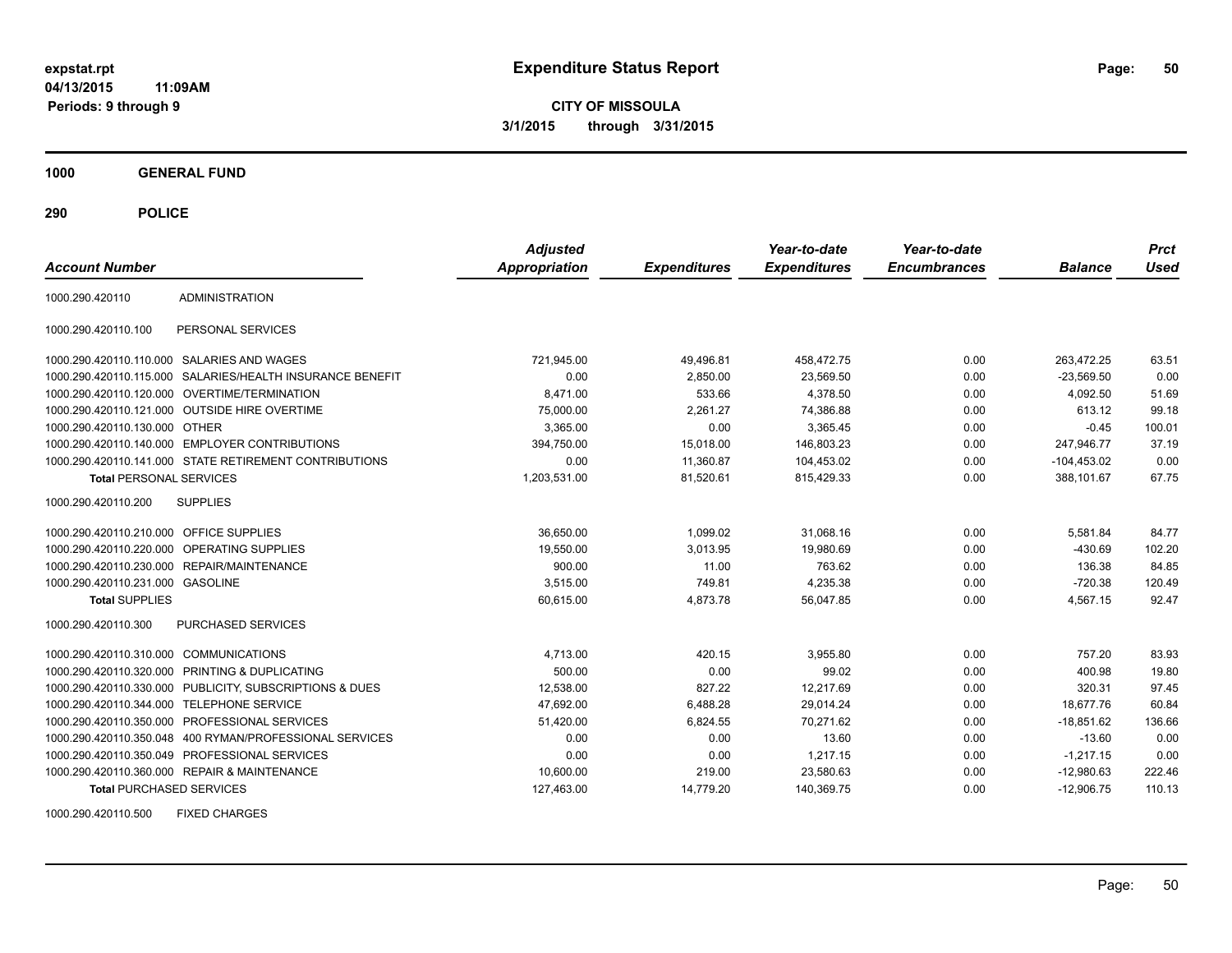**expstat.rpt**
**04/13/2015 11:09AM**
**Periods: 9 through 9**

# Expenditure Status Report

**CITY OF MISSOULA**
**3/1/2015 through 3/31/2015**

## 1000 GENERAL FUND

## 290 POLICE

| Account Number | | Adjusted Appropriation | Expenditures | Year-to-date Expenditures | Year-to-date Encumbrances | Balance | Prct Used |
|---|---|---|---|---|---|---|---|
| 1000.290.420110 | ADMINISTRATION | | | | | | |
| 1000.290.420110.100 | PERSONAL SERVICES | | | | | | |
| 1000.290.420110.110.000 | SALARIES AND WAGES | 721,945.00 | 49,496.81 | 458,472.75 | 0.00 | 263,472.25 | 63.51 |
| 1000.290.420110.115.000 | SALARIES/HEALTH INSURANCE BENEFIT | 0.00 | 2,850.00 | 23,569.50 | 0.00 | -23,569.50 | 0.00 |
| 1000.290.420110.120.000 | OVERTIME/TERMINATION | 8,471.00 | 533.66 | 4,378.50 | 0.00 | 4,092.50 | 51.69 |
| 1000.290.420110.121.000 | OUTSIDE HIRE OVERTIME | 75,000.00 | 2,261.27 | 74,386.88 | 0.00 | 613.12 | 99.18 |
| 1000.290.420110.130.000 | OTHER | 3,365.00 | 0.00 | 3,365.45 | 0.00 | -0.45 | 100.01 |
| 1000.290.420110.140.000 | EMPLOYER CONTRIBUTIONS | 394,750.00 | 15,018.00 | 146,803.23 | 0.00 | 247,946.77 | 37.19 |
| 1000.290.420110.141.000 | STATE RETIREMENT CONTRIBUTIONS | 0.00 | 11,360.87 | 104,453.02 | 0.00 | -104,453.02 | 0.00 |
| **Total** PERSONAL SERVICES | | 1,203,531.00 | 81,520.61 | 815,429.33 | 0.00 | 388,101.67 | 67.75 |
| 1000.290.420110.200 | SUPPLIES | | | | | | |
| 1000.290.420110.210.000 | OFFICE SUPPLIES | 36,650.00 | 1,099.02 | 31,068.16 | 0.00 | 5,581.84 | 84.77 |
| 1000.290.420110.220.000 | OPERATING SUPPLIES | 19,550.00 | 3,013.95 | 19,980.69 | 0.00 | -430.69 | 102.20 |
| 1000.290.420110.230.000 | REPAIR/MAINTENANCE | 900.00 | 11.00 | 763.62 | 0.00 | 136.38 | 84.85 |
| 1000.290.420110.231.000 | GASOLINE | 3,515.00 | 749.81 | 4,235.38 | 0.00 | -720.38 | 120.49 |
| **Total** SUPPLIES | | 60,615.00 | 4,873.78 | 56,047.85 | 0.00 | 4,567.15 | 92.47 |
| 1000.290.420110.300 | PURCHASED SERVICES | | | | | | |
| 1000.290.420110.310.000 | COMMUNICATIONS | 4,713.00 | 420.15 | 3,955.80 | 0.00 | 757.20 | 83.93 |
| 1000.290.420110.320.000 | PRINTING & DUPLICATING | 500.00 | 0.00 | 99.02 | 0.00 | 400.98 | 19.80 |
| 1000.290.420110.330.000 | PUBLICITY, SUBSCRIPTIONS & DUES | 12,538.00 | 827.22 | 12,217.69 | 0.00 | 320.31 | 97.45 |
| 1000.290.420110.344.000 | TELEPHONE SERVICE | 47,692.00 | 6,488.28 | 29,014.24 | 0.00 | 18,677.76 | 60.84 |
| 1000.290.420110.350.000 | PROFESSIONAL SERVICES | 51,420.00 | 6,824.55 | 70,271.62 | 0.00 | -18,851.62 | 136.66 |
| 1000.290.420110.350.048 | 400 RYMAN/PROFESSIONAL SERVICES | 0.00 | 0.00 | 13.60 | 0.00 | -13.60 | 0.00 |
| 1000.290.420110.350.049 | PROFESSIONAL SERVICES | 0.00 | 0.00 | 1,217.15 | 0.00 | -1,217.15 | 0.00 |
| 1000.290.420110.360.000 | REPAIR & MAINTENANCE | 10,600.00 | 219.00 | 23,580.63 | 0.00 | -12,980.63 | 222.46 |
| **Total** PURCHASED SERVICES | | 127,463.00 | 14,779.20 | 140,369.75 | 0.00 | -12,906.75 | 110.13 |
| 1000.290.420110.500 | FIXED CHARGES | | | | | | |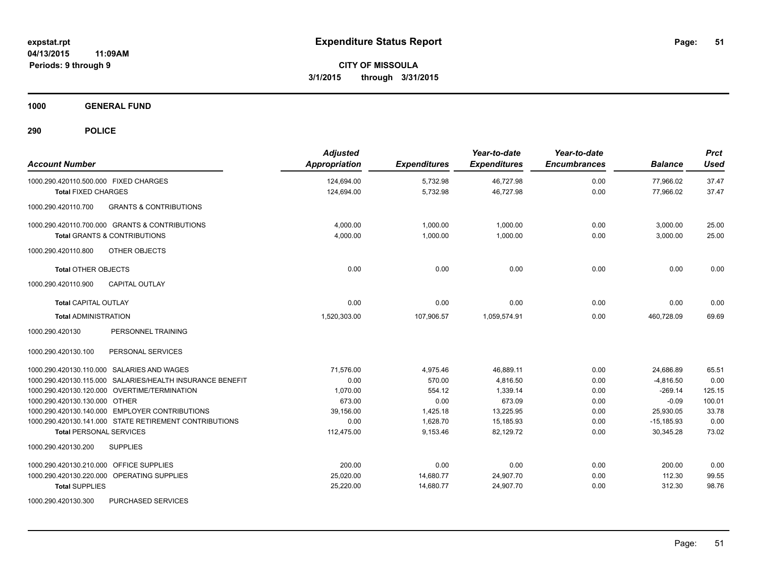**Expenditure Status Report**

**CITY OF MISSOULA**
**3/1/2015 through 3/31/2015**

expstat.rpt
04/13/2015 11:09AM
Periods: 9 through 9

**1000 GENERAL FUND**

**290 POLICE**

| Account Number | | Adjusted Appropriation | Expenditures | Year-to-date Expenditures | Year-to-date Encumbrances | Balance | Prct Used |
|---|---|---|---|---|---|---|---|
| 1000.290.420110.500.000 | FIXED CHARGES | 124,694.00 | 5,732.98 | 46,727.98 | 0.00 | 77,966.02 | 37.47 |
| **Total** FIXED CHARGES | | 124,694.00 | 5,732.98 | 46,727.98 | 0.00 | 77,966.02 | 37.47 |
| 1000.290.420110.700 | GRANTS & CONTRIBUTIONS | | | | | | |
| 1000.290.420110.700.000 | GRANTS & CONTRIBUTIONS | 4,000.00 | 1,000.00 | 1,000.00 | 0.00 | 3,000.00 | 25.00 |
| **Total** GRANTS & CONTRIBUTIONS | | 4,000.00 | 1,000.00 | 1,000.00 | 0.00 | 3,000.00 | 25.00 |
| 1000.290.420110.800 | OTHER OBJECTS | | | | | | |
| **Total** OTHER OBJECTS | | 0.00 | 0.00 | 0.00 | 0.00 | 0.00 | 0.00 |
| 1000.290.420110.900 | CAPITAL OUTLAY | | | | | | |
| **Total** CAPITAL OUTLAY | | 0.00 | 0.00 | 0.00 | 0.00 | 0.00 | 0.00 |
| **Total** ADMINISTRATION | | 1,520,303.00 | 107,906.57 | 1,059,574.91 | 0.00 | 460,728.09 | 69.69 |
| 1000.290.420130 | PERSONNEL TRAINING | | | | | | |
| 1000.290.420130.100 | PERSONAL SERVICES | | | | | | |
| 1000.290.420130.110.000 | SALARIES AND WAGES | 71,576.00 | 4,975.46 | 46,889.11 | 0.00 | 24,686.89 | 65.51 |
| 1000.290.420130.115.000 | SALARIES/HEALTH INSURANCE BENEFIT | 0.00 | 570.00 | 4,816.50 | 0.00 | -4,816.50 | 0.00 |
| 1000.290.420130.120.000 | OVERTIME/TERMINATION | 1,070.00 | 554.12 | 1,339.14 | 0.00 | -269.14 | 125.15 |
| 1000.290.420130.130.000 | OTHER | 673.00 | 0.00 | 673.09 | 0.00 | -0.09 | 100.01 |
| 1000.290.420130.140.000 | EMPLOYER CONTRIBUTIONS | 39,156.00 | 1,425.18 | 13,225.95 | 0.00 | 25,930.05 | 33.78 |
| 1000.290.420130.141.000 | STATE RETIREMENT CONTRIBUTIONS | 0.00 | 1,628.70 | 15,185.93 | 0.00 | -15,185.93 | 0.00 |
| **Total** PERSONAL SERVICES | | 112,475.00 | 9,153.46 | 82,129.72 | 0.00 | 30,345.28 | 73.02 |
| 1000.290.420130.200 | SUPPLIES | | | | | | |
| 1000.290.420130.210.000 | OFFICE SUPPLIES | 200.00 | 0.00 | 0.00 | 0.00 | 200.00 | 0.00 |
| 1000.290.420130.220.000 | OPERATING SUPPLIES | 25,020.00 | 14,680.77 | 24,907.70 | 0.00 | 112.30 | 99.55 |
| **Total** SUPPLIES | | 25,220.00 | 14,680.77 | 24,907.70 | 0.00 | 312.30 | 98.76 |
| 1000.290.420130.300 | PURCHASED SERVICES | | | | | | |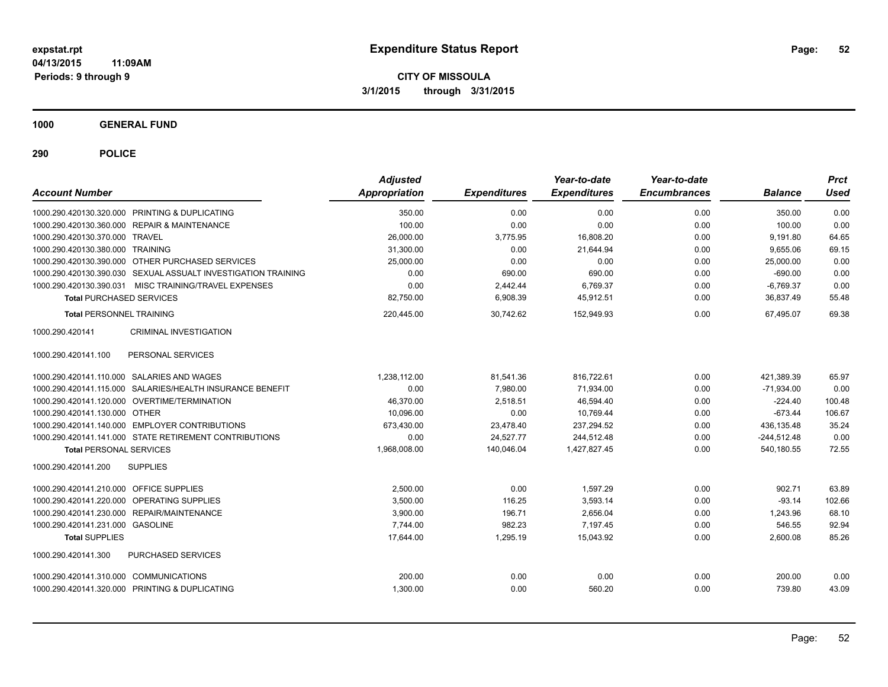**expstat.rpt**
**04/13/2015 11:09AM**
**Periods: 9 through 9**

# Expenditure Status Report

**CITY OF MISSOULA**
**3/1/2015 through 3/31/2015**

## 1000 GENERAL FUND

### 290 POLICE

| Account Number | | Adjusted Appropriation | Expenditures | Year-to-date Expenditures | Year-to-date Encumbrances | Balance | Prct Used |
|---|---|---|---|---|---|---|---|
| 1000.290.420130.320.000 | PRINTING & DUPLICATING | 350.00 | 0.00 | 0.00 | 0.00 | 350.00 | 0.00 |
| 1000.290.420130.360.000 | REPAIR & MAINTENANCE | 100.00 | 0.00 | 0.00 | 0.00 | 100.00 | 0.00 |
| 1000.290.420130.370.000 | TRAVEL | 26,000.00 | 3,775.95 | 16,808.20 | 0.00 | 9,191.80 | 64.65 |
| 1000.290.420130.380.000 | TRAINING | 31,300.00 | 0.00 | 21,644.94 | 0.00 | 9,655.06 | 69.15 |
| 1000.290.420130.390.000 | OTHER PURCHASED SERVICES | 25,000.00 | 0.00 | 0.00 | 0.00 | 25,000.00 | 0.00 |
| 1000.290.420130.390.030 | SEXUAL ASSUALT INVESTIGATION TRAINING | 0.00 | 690.00 | 690.00 | 0.00 | -690.00 | 0.00 |
| 1000.290.420130.390.031 | MISC TRAINING/TRAVEL EXPENSES | 0.00 | 2,442.44 | 6,769.37 | 0.00 | -6,769.37 | 0.00 |
| **Total** PURCHASED SERVICES | | 82,750.00 | 6,908.39 | 45,912.51 | 0.00 | 36,837.49 | 55.48 |
| **Total** PERSONNEL TRAINING | | 220,445.00 | 30,742.62 | 152,949.93 | 0.00 | 67,495.07 | 69.38 |
| 1000.290.420141 | CRIMINAL INVESTIGATION | | | | | | |
| 1000.290.420141.100 | PERSONAL SERVICES | | | | | | |
| 1000.290.420141.110.000 | SALARIES AND WAGES | 1,238,112.00 | 81,541.36 | 816,722.61 | 0.00 | 421,389.39 | 65.97 |
| 1000.290.420141.115.000 | SALARIES/HEALTH INSURANCE BENEFIT | 0.00 | 7,980.00 | 71,934.00 | 0.00 | -71,934.00 | 0.00 |
| 1000.290.420141.120.000 | OVERTIME/TERMINATION | 46,370.00 | 2,518.51 | 46,594.40 | 0.00 | -224.40 | 100.48 |
| 1000.290.420141.130.000 | OTHER | 10,096.00 | 0.00 | 10,769.44 | 0.00 | -673.44 | 106.67 |
| 1000.290.420141.140.000 | EMPLOYER CONTRIBUTIONS | 673,430.00 | 23,478.40 | 237,294.52 | 0.00 | 436,135.48 | 35.24 |
| 1000.290.420141.141.000 | STATE RETIREMENT CONTRIBUTIONS | 0.00 | 24,527.77 | 244,512.48 | 0.00 | -244,512.48 | 0.00 |
| **Total** PERSONAL SERVICES | | 1,968,008.00 | 140,046.04 | 1,427,827.45 | 0.00 | 540,180.55 | 72.55 |
| 1000.290.420141.200 | SUPPLIES | | | | | | |
| 1000.290.420141.210.000 | OFFICE SUPPLIES | 2,500.00 | 0.00 | 1,597.29 | 0.00 | 902.71 | 63.89 |
| 1000.290.420141.220.000 | OPERATING SUPPLIES | 3,500.00 | 116.25 | 3,593.14 | 0.00 | -93.14 | 102.66 |
| 1000.290.420141.230.000 | REPAIR/MAINTENANCE | 3,900.00 | 196.71 | 2,656.04 | 0.00 | 1,243.96 | 68.10 |
| 1000.290.420141.231.000 | GASOLINE | 7,744.00 | 982.23 | 7,197.45 | 0.00 | 546.55 | 92.94 |
| **Total** SUPPLIES | | 17,644.00 | 1,295.19 | 15,043.92 | 0.00 | 2,600.08 | 85.26 |
| 1000.290.420141.300 | PURCHASED SERVICES | | | | | | |
| 1000.290.420141.310.000 | COMMUNICATIONS | 200.00 | 0.00 | 0.00 | 0.00 | 200.00 | 0.00 |
| 1000.290.420141.320.000 | PRINTING & DUPLICATING | 1,300.00 | 0.00 | 560.20 | 0.00 | 739.80 | 43.09 |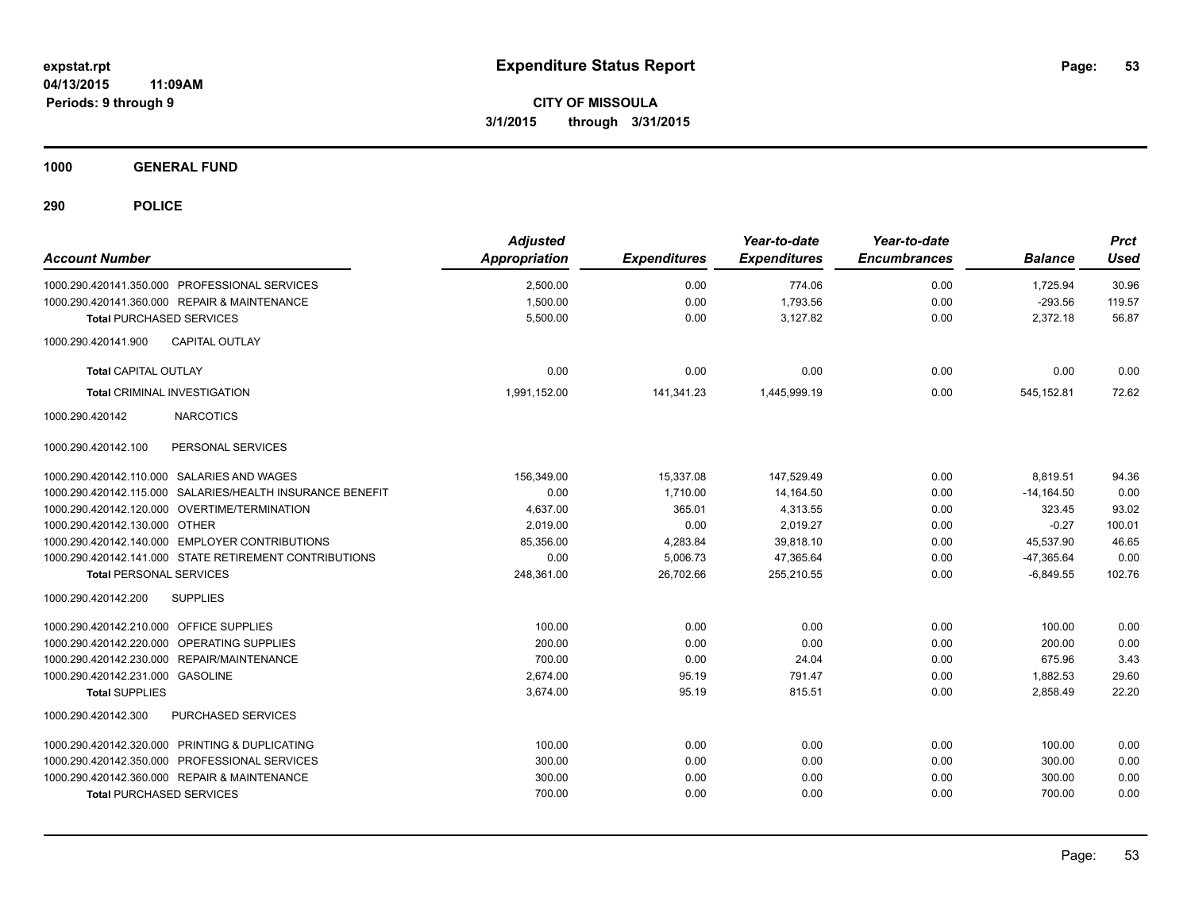**expstat.rpt**
**04/13/2015 11:09AM**
**Periods: 9 through 9**

# Expenditure Status Report

**CITY OF MISSOULA**
**3/1/2015 through 3/31/2015**

## 1000 GENERAL FUND

## 290 POLICE

| Account Number | Adjusted Appropriation | Expenditures | Year-to-date Expenditures | Year-to-date Encumbrances | Balance | Prct Used |
|---|---|---|---|---|---|---|
| 1000.290.420141.350.000 PROFESSIONAL SERVICES | 2,500.00 | 0.00 | 774.06 | 0.00 | 1,725.94 | 30.96 |
| 1000.290.420141.360.000 REPAIR & MAINTENANCE | 1,500.00 | 0.00 | 1,793.56 | 0.00 | -293.56 | 119.57 |
| **Total** PURCHASED SERVICES | 5,500.00 | 0.00 | 3,127.82 | 0.00 | 2,372.18 | 56.87 |
| 1000.290.420141.900 CAPITAL OUTLAY | | | | | | |
| **Total** CAPITAL OUTLAY | 0.00 | 0.00 | 0.00 | 0.00 | 0.00 | 0.00 |
| **Total** CRIMINAL INVESTIGATION | 1,991,152.00 | 141,341.23 | 1,445,999.19 | 0.00 | 545,152.81 | 72.62 |
| 1000.290.420142 NARCOTICS | | | | | | |
| 1000.290.420142.100 PERSONAL SERVICES | | | | | | |
| 1000.290.420142.110.000 SALARIES AND WAGES | 156,349.00 | 15,337.08 | 147,529.49 | 0.00 | 8,819.51 | 94.36 |
| 1000.290.420142.115.000 SALARIES/HEALTH INSURANCE BENEFIT | 0.00 | 1,710.00 | 14,164.50 | 0.00 | -14,164.50 | 0.00 |
| 1000.290.420142.120.000 OVERTIME/TERMINATION | 4,637.00 | 365.01 | 4,313.55 | 0.00 | 323.45 | 93.02 |
| 1000.290.420142.130.000 OTHER | 2,019.00 | 0.00 | 2,019.27 | 0.00 | -0.27 | 100.01 |
| 1000.290.420142.140.000 EMPLOYER CONTRIBUTIONS | 85,356.00 | 4,283.84 | 39,818.10 | 0.00 | 45,537.90 | 46.65 |
| 1000.290.420142.141.000 STATE RETIREMENT CONTRIBUTIONS | 0.00 | 5,006.73 | 47,365.64 | 0.00 | -47,365.64 | 0.00 |
| **Total** PERSONAL SERVICES | 248,361.00 | 26,702.66 | 255,210.55 | 0.00 | -6,849.55 | 102.76 |
| 1000.290.420142.200 SUPPLIES | | | | | | |
| 1000.290.420142.210.000 OFFICE SUPPLIES | 100.00 | 0.00 | 0.00 | 0.00 | 100.00 | 0.00 |
| 1000.290.420142.220.000 OPERATING SUPPLIES | 200.00 | 0.00 | 0.00 | 0.00 | 200.00 | 0.00 |
| 1000.290.420142.230.000 REPAIR/MAINTENANCE | 700.00 | 0.00 | 24.04 | 0.00 | 675.96 | 3.43 |
| 1000.290.420142.231.000 GASOLINE | 2,674.00 | 95.19 | 791.47 | 0.00 | 1,882.53 | 29.60 |
| **Total** SUPPLIES | 3,674.00 | 95.19 | 815.51 | 0.00 | 2,858.49 | 22.20 |
| 1000.290.420142.300 PURCHASED SERVICES | | | | | | |
| 1000.290.420142.320.000 PRINTING & DUPLICATING | 100.00 | 0.00 | 0.00 | 0.00 | 100.00 | 0.00 |
| 1000.290.420142.350.000 PROFESSIONAL SERVICES | 300.00 | 0.00 | 0.00 | 0.00 | 300.00 | 0.00 |
| 1000.290.420142.360.000 REPAIR & MAINTENANCE | 300.00 | 0.00 | 0.00 | 0.00 | 300.00 | 0.00 |
| **Total** PURCHASED SERVICES | 700.00 | 0.00 | 0.00 | 0.00 | 700.00 | 0.00 |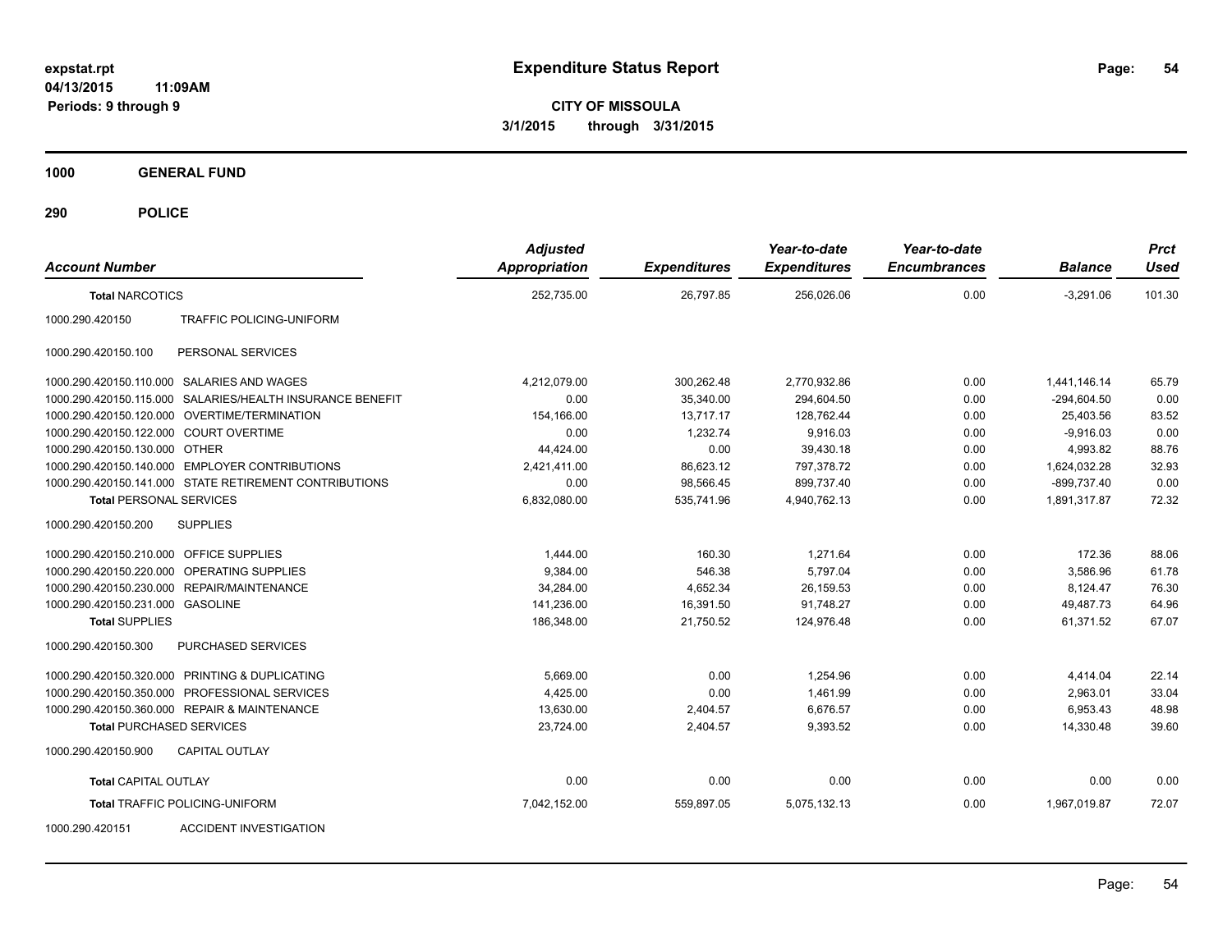**expstat.rpt**
**04/13/2015 11:09AM**
**Periods: 9 through 9**

# Expenditure Status Report

**CITY OF MISSOULA**
**3/1/2015 through 3/31/2015**

**1000 GENERAL FUND**

**290 POLICE**

| Account Number | | Adjusted Appropriation | Expenditures | Year-to-date Expenditures | Year-to-date Encumbrances | Balance | Prct Used |
|---|---|---|---|---|---|---|---|
| **Total** NARCOTICS | | 252,735.00 | 26,797.85 | 256,026.06 | 0.00 | -3,291.06 | 101.30 |
| 1000.290.420150 | TRAFFIC POLICING-UNIFORM | | | | | | |
| 1000.290.420150.100 | PERSONAL SERVICES | | | | | | |
| 1000.290.420150.110.000 | SALARIES AND WAGES | 4,212,079.00 | 300,262.48 | 2,770,932.86 | 0.00 | 1,441,146.14 | 65.79 |
| 1000.290.420150.115.000 | SALARIES/HEALTH INSURANCE BENEFIT | 0.00 | 35,340.00 | 294,604.50 | 0.00 | -294,604.50 | 0.00 |
| 1000.290.420150.120.000 | OVERTIME/TERMINATION | 154,166.00 | 13,717.17 | 128,762.44 | 0.00 | 25,403.56 | 83.52 |
| 1000.290.420150.122.000 | COURT OVERTIME | 0.00 | 1,232.74 | 9,916.03 | 0.00 | -9,916.03 | 0.00 |
| 1000.290.420150.130.000 | OTHER | 44,424.00 | 0.00 | 39,430.18 | 0.00 | 4,993.82 | 88.76 |
| 1000.290.420150.140.000 | EMPLOYER CONTRIBUTIONS | 2,421,411.00 | 86,623.12 | 797,378.72 | 0.00 | 1,624,032.28 | 32.93 |
| 1000.290.420150.141.000 | STATE RETIREMENT CONTRIBUTIONS | 0.00 | 98,566.45 | 899,737.40 | 0.00 | -899,737.40 | 0.00 |
| **Total** PERSONAL SERVICES | | 6,832,080.00 | 535,741.96 | 4,940,762.13 | 0.00 | 1,891,317.87 | 72.32 |
| 1000.290.420150.200 | SUPPLIES | | | | | | |
| 1000.290.420150.210.000 | OFFICE SUPPLIES | 1,444.00 | 160.30 | 1,271.64 | 0.00 | 172.36 | 88.06 |
| 1000.290.420150.220.000 | OPERATING SUPPLIES | 9,384.00 | 546.38 | 5,797.04 | 0.00 | 3,586.96 | 61.78 |
| 1000.290.420150.230.000 | REPAIR/MAINTENANCE | 34,284.00 | 4,652.34 | 26,159.53 | 0.00 | 8,124.47 | 76.30 |
| 1000.290.420150.231.000 | GASOLINE | 141,236.00 | 16,391.50 | 91,748.27 | 0.00 | 49,487.73 | 64.96 |
| **Total** SUPPLIES | | 186,348.00 | 21,750.52 | 124,976.48 | 0.00 | 61,371.52 | 67.07 |
| 1000.290.420150.300 | PURCHASED SERVICES | | | | | | |
| 1000.290.420150.320.000 | PRINTING & DUPLICATING | 5,669.00 | 0.00 | 1,254.96 | 0.00 | 4,414.04 | 22.14 |
| 1000.290.420150.350.000 | PROFESSIONAL SERVICES | 4,425.00 | 0.00 | 1,461.99 | 0.00 | 2,963.01 | 33.04 |
| 1000.290.420150.360.000 | REPAIR & MAINTENANCE | 13,630.00 | 2,404.57 | 6,676.57 | 0.00 | 6,953.43 | 48.98 |
| **Total** PURCHASED SERVICES | | 23,724.00 | 2,404.57 | 9,393.52 | 0.00 | 14,330.48 | 39.60 |
| 1000.290.420150.900 | CAPITAL OUTLAY | | | | | | |
| **Total** CAPITAL OUTLAY | | 0.00 | 0.00 | 0.00 | 0.00 | 0.00 | 0.00 |
| **Total** TRAFFIC POLICING-UNIFORM | | 7,042,152.00 | 559,897.05 | 5,075,132.13 | 0.00 | 1,967,019.87 | 72.07 |
| 1000.290.420151 | ACCIDENT INVESTIGATION | | | | | | |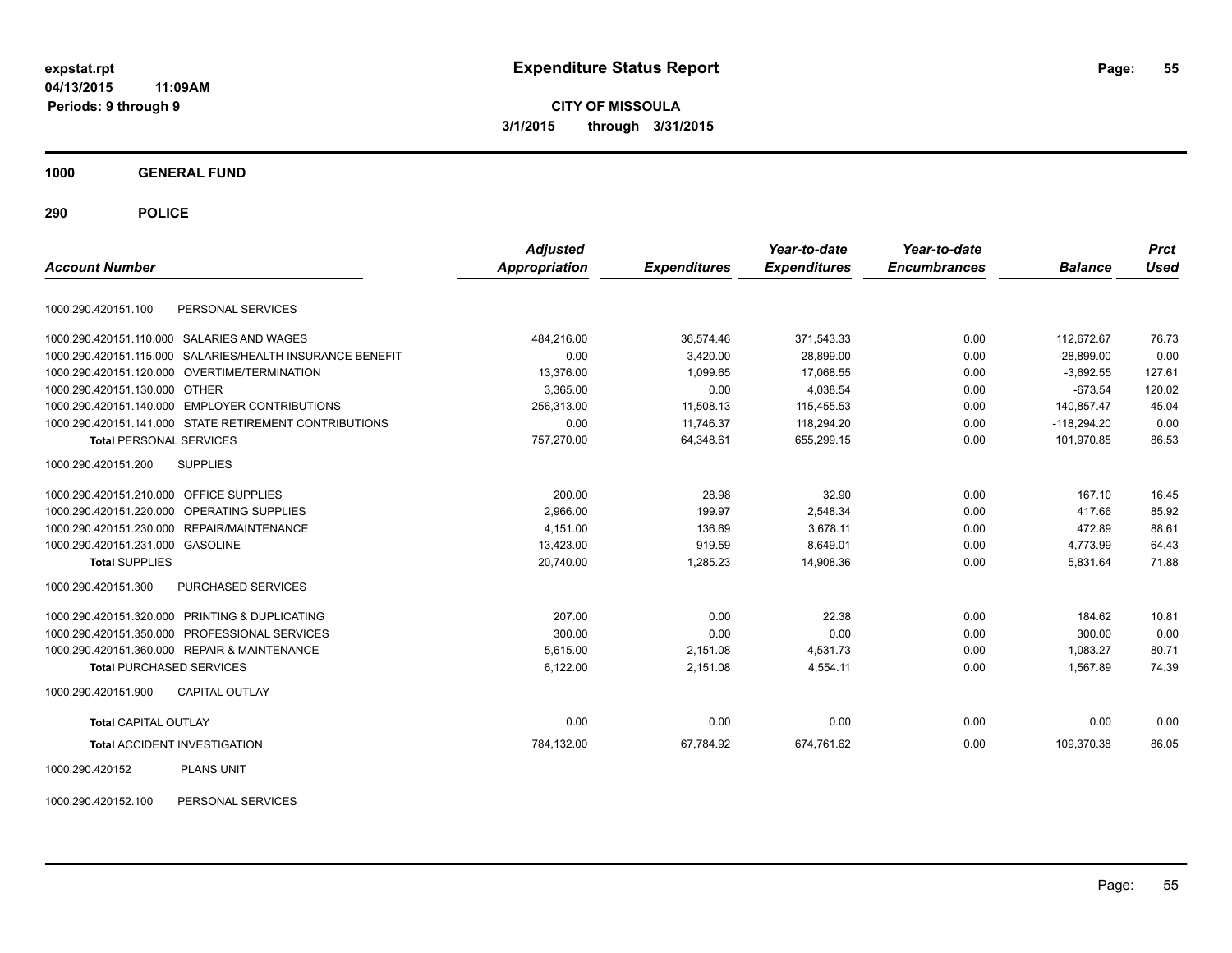**expstat.rpt**
**04/13/2015 11:09AM**
**Periods: 9 through 9**

# Expenditure Status Report

**CITY OF MISSOULA**
**3/1/2015 through 3/31/2015**

## 1000 GENERAL FUND

## 290 POLICE

| Account Number | Adjusted Appropriation | Expenditures | Year-to-date Expenditures | Year-to-date Encumbrances | Balance | Prct Used |
|---|---|---|---|---|---|---|
| 1000.290.420151.100 PERSONAL SERVICES | | | | | | |
| 1000.290.420151.110.000 SALARIES AND WAGES | 484,216.00 | 36,574.46 | 371,543.33 | 0.00 | 112,672.67 | 76.73 |
| 1000.290.420151.115.000 SALARIES/HEALTH INSURANCE BENEFIT | 0.00 | 3,420.00 | 28,899.00 | 0.00 | -28,899.00 | 0.00 |
| 1000.290.420151.120.000 OVERTIME/TERMINATION | 13,376.00 | 1,099.65 | 17,068.55 | 0.00 | -3,692.55 | 127.61 |
| 1000.290.420151.130.000 OTHER | 3,365.00 | 0.00 | 4,038.54 | 0.00 | -673.54 | 120.02 |
| 1000.290.420151.140.000 EMPLOYER CONTRIBUTIONS | 256,313.00 | 11,508.13 | 115,455.53 | 0.00 | 140,857.47 | 45.04 |
| 1000.290.420151.141.000 STATE RETIREMENT CONTRIBUTIONS | 0.00 | 11,746.37 | 118,294.20 | 0.00 | -118,294.20 | 0.00 |
| **Total** PERSONAL SERVICES | 757,270.00 | 64,348.61 | 655,299.15 | 0.00 | 101,970.85 | 86.53 |
| 1000.290.420151.200 SUPPLIES | | | | | | |
| 1000.290.420151.210.000 OFFICE SUPPLIES | 200.00 | 28.98 | 32.90 | 0.00 | 167.10 | 16.45 |
| 1000.290.420151.220.000 OPERATING SUPPLIES | 2,966.00 | 199.97 | 2,548.34 | 0.00 | 417.66 | 85.92 |
| 1000.290.420151.230.000 REPAIR/MAINTENANCE | 4,151.00 | 136.69 | 3,678.11 | 0.00 | 472.89 | 88.61 |
| 1000.290.420151.231.000 GASOLINE | 13,423.00 | 919.59 | 8,649.01 | 0.00 | 4,773.99 | 64.43 |
| **Total** SUPPLIES | 20,740.00 | 1,285.23 | 14,908.36 | 0.00 | 5,831.64 | 71.88 |
| 1000.290.420151.300 PURCHASED SERVICES | | | | | | |
| 1000.290.420151.320.000 PRINTING & DUPLICATING | 207.00 | 0.00 | 22.38 | 0.00 | 184.62 | 10.81 |
| 1000.290.420151.350.000 PROFESSIONAL SERVICES | 300.00 | 0.00 | 0.00 | 0.00 | 300.00 | 0.00 |
| 1000.290.420151.360.000 REPAIR & MAINTENANCE | 5,615.00 | 2,151.08 | 4,531.73 | 0.00 | 1,083.27 | 80.71 |
| **Total** PURCHASED SERVICES | 6,122.00 | 2,151.08 | 4,554.11 | 0.00 | 1,567.89 | 74.39 |
| 1000.290.420151.900 CAPITAL OUTLAY | | | | | | |
| **Total** CAPITAL OUTLAY | 0.00 | 0.00 | 0.00 | 0.00 | 0.00 | 0.00 |
| **Total** ACCIDENT INVESTIGATION | 784,132.00 | 67,784.92 | 674,761.62 | 0.00 | 109,370.38 | 86.05 |

1000.290.420152 PLANS UNIT

1000.290.420152.100 PERSONAL SERVICES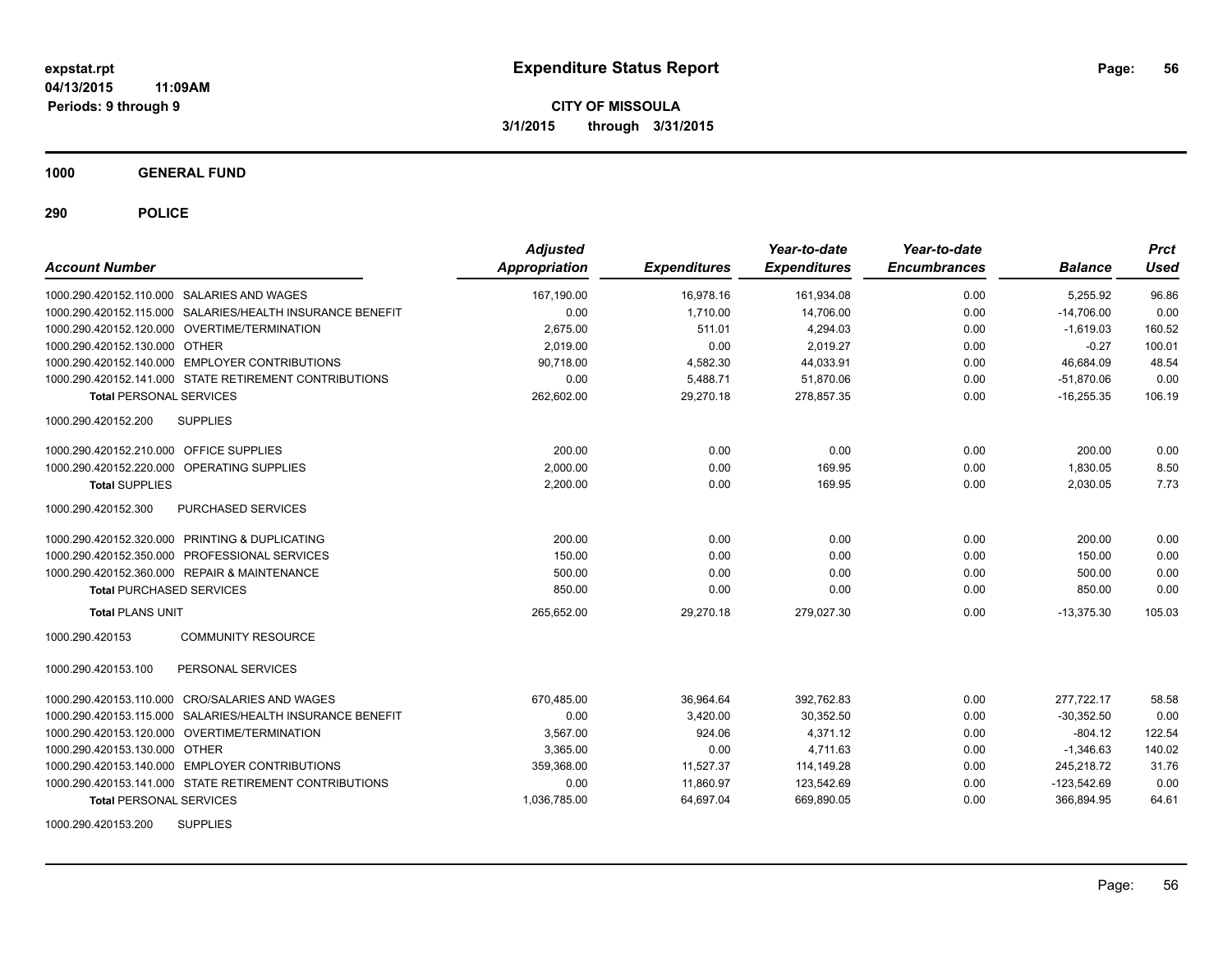# Expenditure Status Report

**CITY OF MISSOULA**
**3/1/2015 through 3/31/2015**

expstat.rpt
04/13/2015 11:09AM
Periods: 9 through 9

## 1000 GENERAL FUND

## 290 POLICE

| Account Number | Adjusted Appropriation | Expenditures | Year-to-date Expenditures | Year-to-date Encumbrances | Balance | Prct Used |
|---|---|---|---|---|---|---|
| 1000.290.420152.110.000 SALARIES AND WAGES | 167,190.00 | 16,978.16 | 161,934.08 | 0.00 | 5,255.92 | 96.86 |
| 1000.290.420152.115.000 SALARIES/HEALTH INSURANCE BENEFIT | 0.00 | 1,710.00 | 14,706.00 | 0.00 | -14,706.00 | 0.00 |
| 1000.290.420152.120.000 OVERTIME/TERMINATION | 2,675.00 | 511.01 | 4,294.03 | 0.00 | -1,619.03 | 160.52 |
| 1000.290.420152.130.000 OTHER | 2,019.00 | 0.00 | 2,019.27 | 0.00 | -0.27 | 100.01 |
| 1000.290.420152.140.000 EMPLOYER CONTRIBUTIONS | 90,718.00 | 4,582.30 | 44,033.91 | 0.00 | 46,684.09 | 48.54 |
| 1000.290.420152.141.000 STATE RETIREMENT CONTRIBUTIONS | 0.00 | 5,488.71 | 51,870.06 | 0.00 | -51,870.06 | 0.00 |
| **Total** PERSONAL SERVICES | 262,602.00 | 29,270.18 | 278,857.35 | 0.00 | -16,255.35 | 106.19 |
| 1000.290.420152.200 SUPPLIES | | | | | | |
| 1000.290.420152.210.000 OFFICE SUPPLIES | 200.00 | 0.00 | 0.00 | 0.00 | 200.00 | 0.00 |
| 1000.290.420152.220.000 OPERATING SUPPLIES | 2,000.00 | 0.00 | 169.95 | 0.00 | 1,830.05 | 8.50 |
| **Total** SUPPLIES | 2,200.00 | 0.00 | 169.95 | 0.00 | 2,030.05 | 7.73 |
| 1000.290.420152.300 PURCHASED SERVICES | | | | | | |
| 1000.290.420152.320.000 PRINTING & DUPLICATING | 200.00 | 0.00 | 0.00 | 0.00 | 200.00 | 0.00 |
| 1000.290.420152.350.000 PROFESSIONAL SERVICES | 150.00 | 0.00 | 0.00 | 0.00 | 150.00 | 0.00 |
| 1000.290.420152.360.000 REPAIR & MAINTENANCE | 500.00 | 0.00 | 0.00 | 0.00 | 500.00 | 0.00 |
| **Total** PURCHASED SERVICES | 850.00 | 0.00 | 0.00 | 0.00 | 850.00 | 0.00 |
| **Total** PLANS UNIT | 265,652.00 | 29,270.18 | 279,027.30 | 0.00 | -13,375.30 | 105.03 |
| 1000.290.420153 COMMUNITY RESOURCE | | | | | | |
| 1000.290.420153.100 PERSONAL SERVICES | | | | | | |
| 1000.290.420153.110.000 CRO/SALARIES AND WAGES | 670,485.00 | 36,964.64 | 392,762.83 | 0.00 | 277,722.17 | 58.58 |
| 1000.290.420153.115.000 SALARIES/HEALTH INSURANCE BENEFIT | 0.00 | 3,420.00 | 30,352.50 | 0.00 | -30,352.50 | 0.00 |
| 1000.290.420153.120.000 OVERTIME/TERMINATION | 3,567.00 | 924.06 | 4,371.12 | 0.00 | -804.12 | 122.54 |
| 1000.290.420153.130.000 OTHER | 3,365.00 | 0.00 | 4,711.63 | 0.00 | -1,346.63 | 140.02 |
| 1000.290.420153.140.000 EMPLOYER CONTRIBUTIONS | 359,368.00 | 11,527.37 | 114,149.28 | 0.00 | 245,218.72 | 31.76 |
| 1000.290.420153.141.000 STATE RETIREMENT CONTRIBUTIONS | 0.00 | 11,860.97 | 123,542.69 | 0.00 | -123,542.69 | 0.00 |
| **Total** PERSONAL SERVICES | 1,036,785.00 | 64,697.04 | 669,890.05 | 0.00 | 366,894.95 | 64.61 |
| 1000.290.420153.200 SUPPLIES | | | | | | |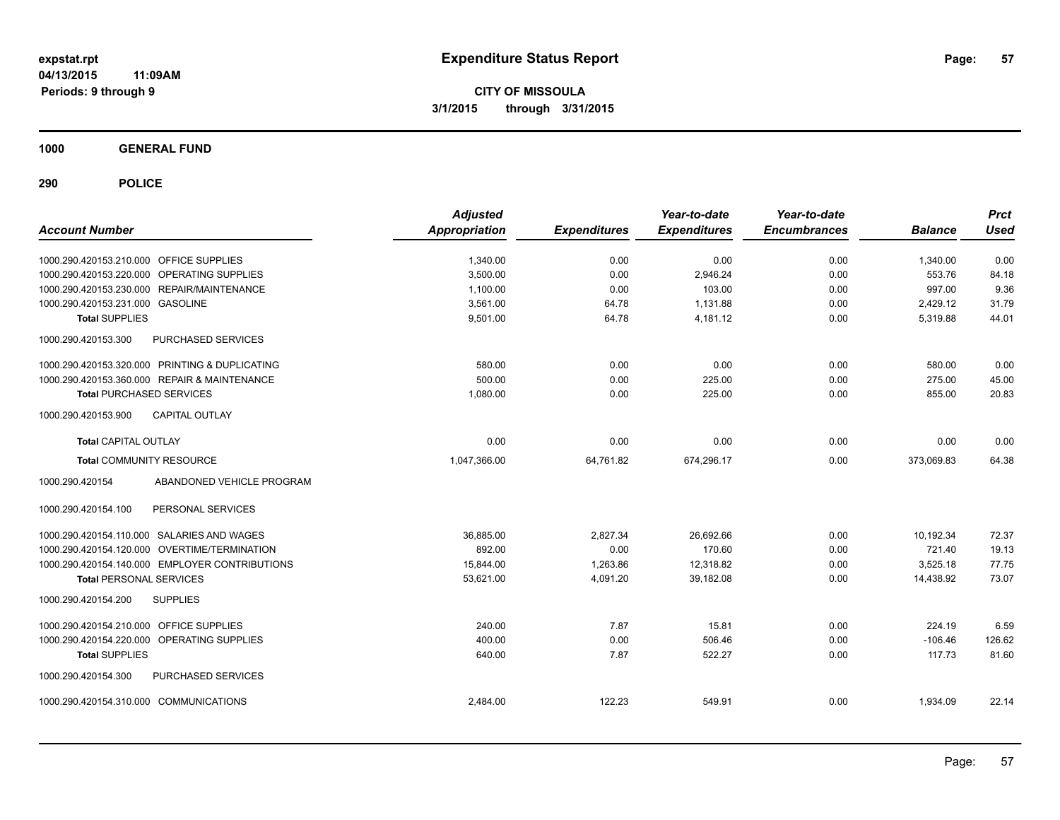# Expenditure Status Report

expstat.rpt
04/13/2015 11:09AM
Periods: 9 through 9

**CITY OF MISSOULA**
**3/1/2015 through 3/31/2015**

## 1000 GENERAL FUND

## 290 POLICE

| Account Number | | Adjusted Appropriation | Expenditures | Year-to-date Expenditures | Year-to-date Encumbrances | Balance | Prct Used |
|---|---|---|---|---|---|---|---|
| 1000.290.420153.210.000 | OFFICE SUPPLIES | 1,340.00 | 0.00 | 0.00 | 0.00 | 1,340.00 | 0.00 |
| 1000.290.420153.220.000 | OPERATING SUPPLIES | 3,500.00 | 0.00 | 2,946.24 | 0.00 | 553.76 | 84.18 |
| 1000.290.420153.230.000 | REPAIR/MAINTENANCE | 1,100.00 | 0.00 | 103.00 | 0.00 | 997.00 | 9.36 |
| 1000.290.420153.231.000 | GASOLINE | 3,561.00 | 64.78 | 1,131.88 | 0.00 | 2,429.12 | 31.79 |
| **Total** SUPPLIES | | 9,501.00 | 64.78 | 4,181.12 | 0.00 | 5,319.88 | 44.01 |
| 1000.290.420153.300 | PURCHASED SERVICES | | | | | | |
| 1000.290.420153.320.000 | PRINTING & DUPLICATING | 580.00 | 0.00 | 0.00 | 0.00 | 580.00 | 0.00 |
| 1000.290.420153.360.000 | REPAIR & MAINTENANCE | 500.00 | 0.00 | 225.00 | 0.00 | 275.00 | 45.00 |
| **Total** PURCHASED SERVICES | | 1,080.00 | 0.00 | 225.00 | 0.00 | 855.00 | 20.83 |
| 1000.290.420153.900 | CAPITAL OUTLAY | | | | | | |
| **Total** CAPITAL OUTLAY | | 0.00 | 0.00 | 0.00 | 0.00 | 0.00 | 0.00 |
| **Total** COMMUNITY RESOURCE | | 1,047,366.00 | 64,761.82 | 674,296.17 | 0.00 | 373,069.83 | 64.38 |
| 1000.290.420154 | ABANDONED VEHICLE PROGRAM | | | | | | |
| 1000.290.420154.100 | PERSONAL SERVICES | | | | | | |
| 1000.290.420154.110.000 | SALARIES AND WAGES | 36,885.00 | 2,827.34 | 26,692.66 | 0.00 | 10,192.34 | 72.37 |
| 1000.290.420154.120.000 | OVERTIME/TERMINATION | 892.00 | 0.00 | 170.60 | 0.00 | 721.40 | 19.13 |
| 1000.290.420154.140.000 | EMPLOYER CONTRIBUTIONS | 15,844.00 | 1,263.86 | 12,318.82 | 0.00 | 3,525.18 | 77.75 |
| **Total** PERSONAL SERVICES | | 53,621.00 | 4,091.20 | 39,182.08 | 0.00 | 14,438.92 | 73.07 |
| 1000.290.420154.200 | SUPPLIES | | | | | | |
| 1000.290.420154.210.000 | OFFICE SUPPLIES | 240.00 | 7.87 | 15.81 | 0.00 | 224.19 | 6.59 |
| 1000.290.420154.220.000 | OPERATING SUPPLIES | 400.00 | 0.00 | 506.46 | 0.00 | -106.46 | 126.62 |
| **Total** SUPPLIES | | 640.00 | 7.87 | 522.27 | 0.00 | 117.73 | 81.60 |
| 1000.290.420154.300 | PURCHASED SERVICES | | | | | | |
| 1000.290.420154.310.000 | COMMUNICATIONS | 2,484.00 | 122.23 | 549.91 | 0.00 | 1,934.09 | 22.14 |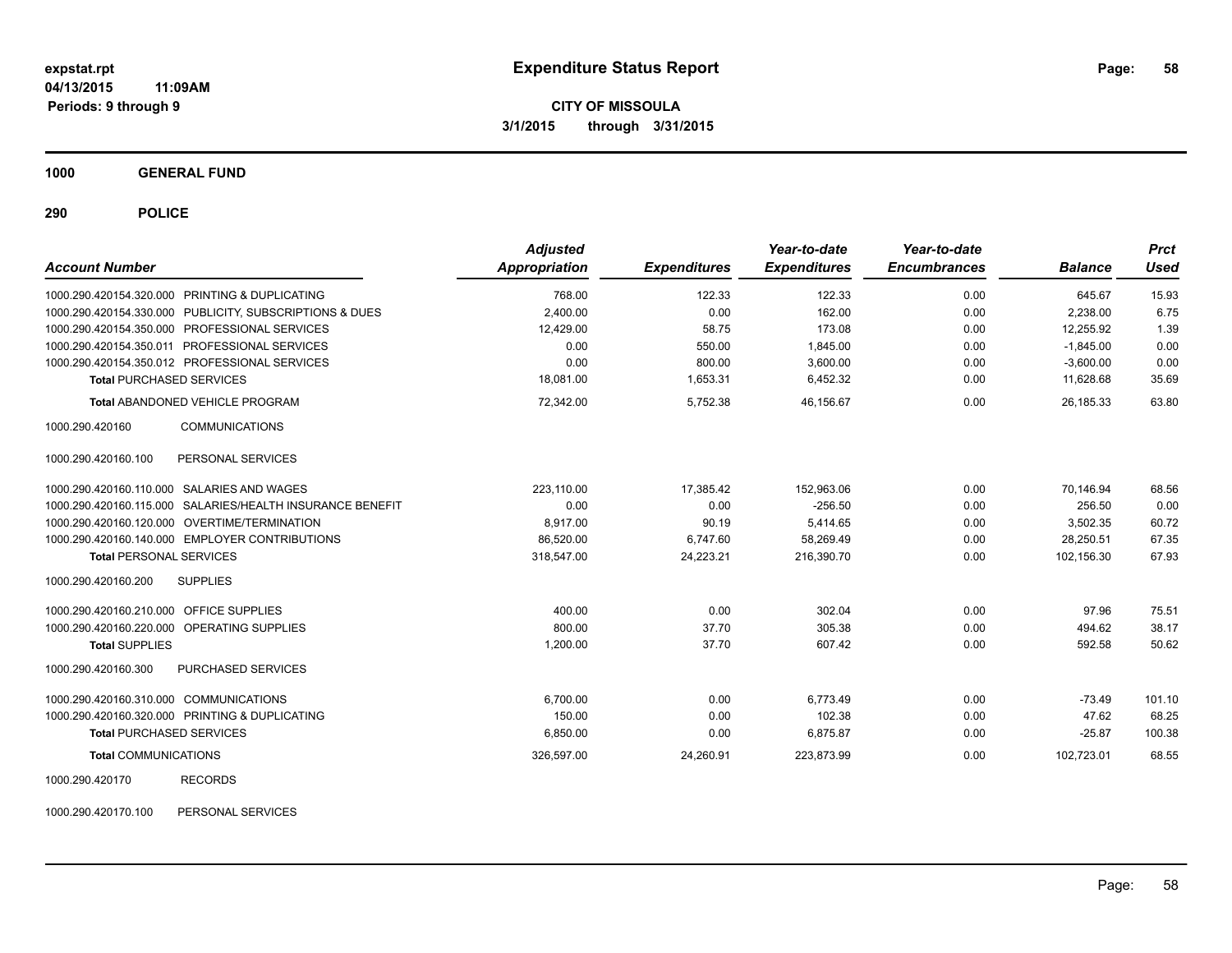**expstat.rpt**
**04/13/2015 11:09AM**
**Periods: 9 through 9**

# Expenditure Status Report

**CITY OF MISSOULA**
**3/1/2015 through 3/31/2015**

## 1000 GENERAL FUND

## 290 POLICE

| Account Number | | Adjusted Appropriation | Expenditures | Year-to-date Expenditures | Year-to-date Encumbrances | Balance | Prct Used |
|---|---|---|---|---|---|---|---|
| 1000.290.420154.320.000 | PRINTING & DUPLICATING | 768.00 | 122.33 | 122.33 | 0.00 | 645.67 | 15.93 |
| 1000.290.420154.330.000 | PUBLICITY, SUBSCRIPTIONS & DUES | 2,400.00 | 0.00 | 162.00 | 0.00 | 2,238.00 | 6.75 |
| 1000.290.420154.350.000 | PROFESSIONAL SERVICES | 12,429.00 | 58.75 | 173.08 | 0.00 | 12,255.92 | 1.39 |
| 1000.290.420154.350.011 | PROFESSIONAL SERVICES | 0.00 | 550.00 | 1,845.00 | 0.00 | -1,845.00 | 0.00 |
| 1000.290.420154.350.012 | PROFESSIONAL SERVICES | 0.00 | 800.00 | 3,600.00 | 0.00 | -3,600.00 | 0.00 |
| **Total** PURCHASED SERVICES | | 18,081.00 | 1,653.31 | 6,452.32 | 0.00 | 11,628.68 | 35.69 |
| **Total** ABANDONED VEHICLE PROGRAM | | 72,342.00 | 5,752.38 | 46,156.67 | 0.00 | 26,185.33 | 63.80 |
| 1000.290.420160 | COMMUNICATIONS | | | | | | |
| 1000.290.420160.100 | PERSONAL SERVICES | | | | | | |
| 1000.290.420160.110.000 | SALARIES AND WAGES | 223,110.00 | 17,385.42 | 152,963.06 | 0.00 | 70,146.94 | 68.56 |
| 1000.290.420160.115.000 | SALARIES/HEALTH INSURANCE BENEFIT | 0.00 | 0.00 | -256.50 | 0.00 | 256.50 | 0.00 |
| 1000.290.420160.120.000 | OVERTIME/TERMINATION | 8,917.00 | 90.19 | 5,414.65 | 0.00 | 3,502.35 | 60.72 |
| 1000.290.420160.140.000 | EMPLOYER CONTRIBUTIONS | 86,520.00 | 6,747.60 | 58,269.49 | 0.00 | 28,250.51 | 67.35 |
| **Total** PERSONAL SERVICES | | 318,547.00 | 24,223.21 | 216,390.70 | 0.00 | 102,156.30 | 67.93 |
| 1000.290.420160.200 | SUPPLIES | | | | | | |
| 1000.290.420160.210.000 | OFFICE SUPPLIES | 400.00 | 0.00 | 302.04 | 0.00 | 97.96 | 75.51 |
| 1000.290.420160.220.000 | OPERATING SUPPLIES | 800.00 | 37.70 | 305.38 | 0.00 | 494.62 | 38.17 |
| **Total** SUPPLIES | | 1,200.00 | 37.70 | 607.42 | 0.00 | 592.58 | 50.62 |
| 1000.290.420160.300 | PURCHASED SERVICES | | | | | | |
| 1000.290.420160.310.000 | COMMUNICATIONS | 6,700.00 | 0.00 | 6,773.49 | 0.00 | -73.49 | 101.10 |
| 1000.290.420160.320.000 | PRINTING & DUPLICATING | 150.00 | 0.00 | 102.38 | 0.00 | 47.62 | 68.25 |
| **Total** PURCHASED SERVICES | | 6,850.00 | 0.00 | 6,875.87 | 0.00 | -25.87 | 100.38 |
| **Total** COMMUNICATIONS | | 326,597.00 | 24,260.91 | 223,873.99 | 0.00 | 102,723.01 | 68.55 |
| 1000.290.420170 | RECORDS | | | | | | |
| 1000.290.420170.100 | PERSONAL SERVICES | | | | | | |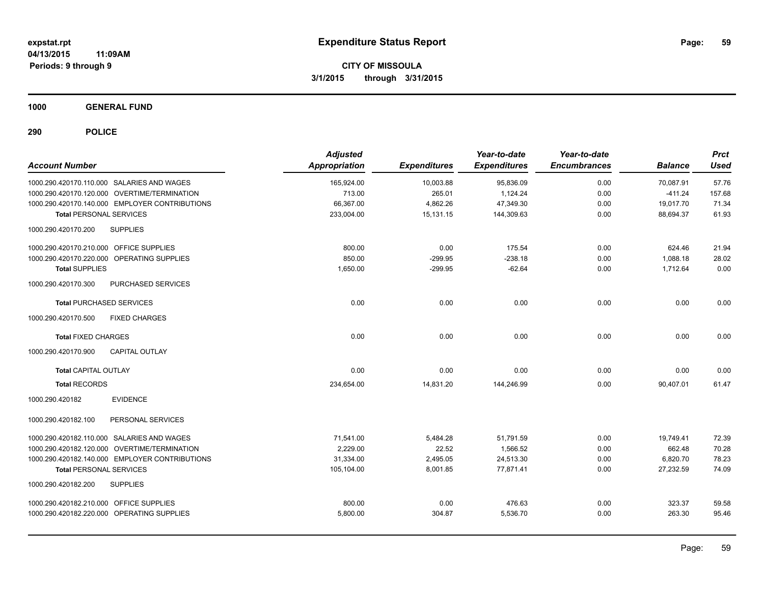**expstat.rpt**
**04/13/2015 11:09AM**
**Periods: 9 through 9**

# Expenditure Status Report

**CITY OF MISSOULA**
**3/1/2015 through 3/31/2015**

## 1000 GENERAL FUND

### 290 POLICE

| Account Number | Adjusted Appropriation | Expenditures | Year-to-date Expenditures | Year-to-date Encumbrances | Balance | Prct Used |
|---|---|---|---|---|---|---|
| 1000.290.420170.110.000 SALARIES AND WAGES | 165,924.00 | 10,003.88 | 95,836.09 | 0.00 | 70,087.91 | 57.76 |
| 1000.290.420170.120.000 OVERTIME/TERMINATION | 713.00 | 265.01 | 1,124.24 | 0.00 | -411.24 | 157.68 |
| 1000.290.420170.140.000 EMPLOYER CONTRIBUTIONS | 66,367.00 | 4,862.26 | 47,349.30 | 0.00 | 19,017.70 | 71.34 |
| **Total** PERSONAL SERVICES | 233,004.00 | 15,131.15 | 144,309.63 | 0.00 | 88,694.37 | 61.93 |
| 1000.290.420170.200 SUPPLIES | | | | | | |
| 1000.290.420170.210.000 OFFICE SUPPLIES | 800.00 | 0.00 | 175.54 | 0.00 | 624.46 | 21.94 |
| 1000.290.420170.220.000 OPERATING SUPPLIES | 850.00 | -299.95 | -238.18 | 0.00 | 1,088.18 | 28.02 |
| **Total** SUPPLIES | 1,650.00 | -299.95 | -62.64 | 0.00 | 1,712.64 | 0.00 |
| 1000.290.420170.300 PURCHASED SERVICES | | | | | | |
| **Total** PURCHASED SERVICES | 0.00 | 0.00 | 0.00 | 0.00 | 0.00 | 0.00 |
| 1000.290.420170.500 FIXED CHARGES | | | | | | |
| **Total** FIXED CHARGES | 0.00 | 0.00 | 0.00 | 0.00 | 0.00 | 0.00 |
| 1000.290.420170.900 CAPITAL OUTLAY | | | | | | |
| **Total** CAPITAL OUTLAY | 0.00 | 0.00 | 0.00 | 0.00 | 0.00 | 0.00 |
| **Total** RECORDS | 234,654.00 | 14,831.20 | 144,246.99 | 0.00 | 90,407.01 | 61.47 |
| 1000.290.420182 EVIDENCE | | | | | | |
| 1000.290.420182.100 PERSONAL SERVICES | | | | | | |
| 1000.290.420182.110.000 SALARIES AND WAGES | 71,541.00 | 5,484.28 | 51,791.59 | 0.00 | 19,749.41 | 72.39 |
| 1000.290.420182.120.000 OVERTIME/TERMINATION | 2,229.00 | 22.52 | 1,566.52 | 0.00 | 662.48 | 70.28 |
| 1000.290.420182.140.000 EMPLOYER CONTRIBUTIONS | 31,334.00 | 2,495.05 | 24,513.30 | 0.00 | 6,820.70 | 78.23 |
| **Total** PERSONAL SERVICES | 105,104.00 | 8,001.85 | 77,871.41 | 0.00 | 27,232.59 | 74.09 |
| 1000.290.420182.200 SUPPLIES | | | | | | |
| 1000.290.420182.210.000 OFFICE SUPPLIES | 800.00 | 0.00 | 476.63 | 0.00 | 323.37 | 59.58 |
| 1000.290.420182.220.000 OPERATING SUPPLIES | 5,800.00 | 304.87 | 5,536.70 | 0.00 | 263.30 | 95.46 |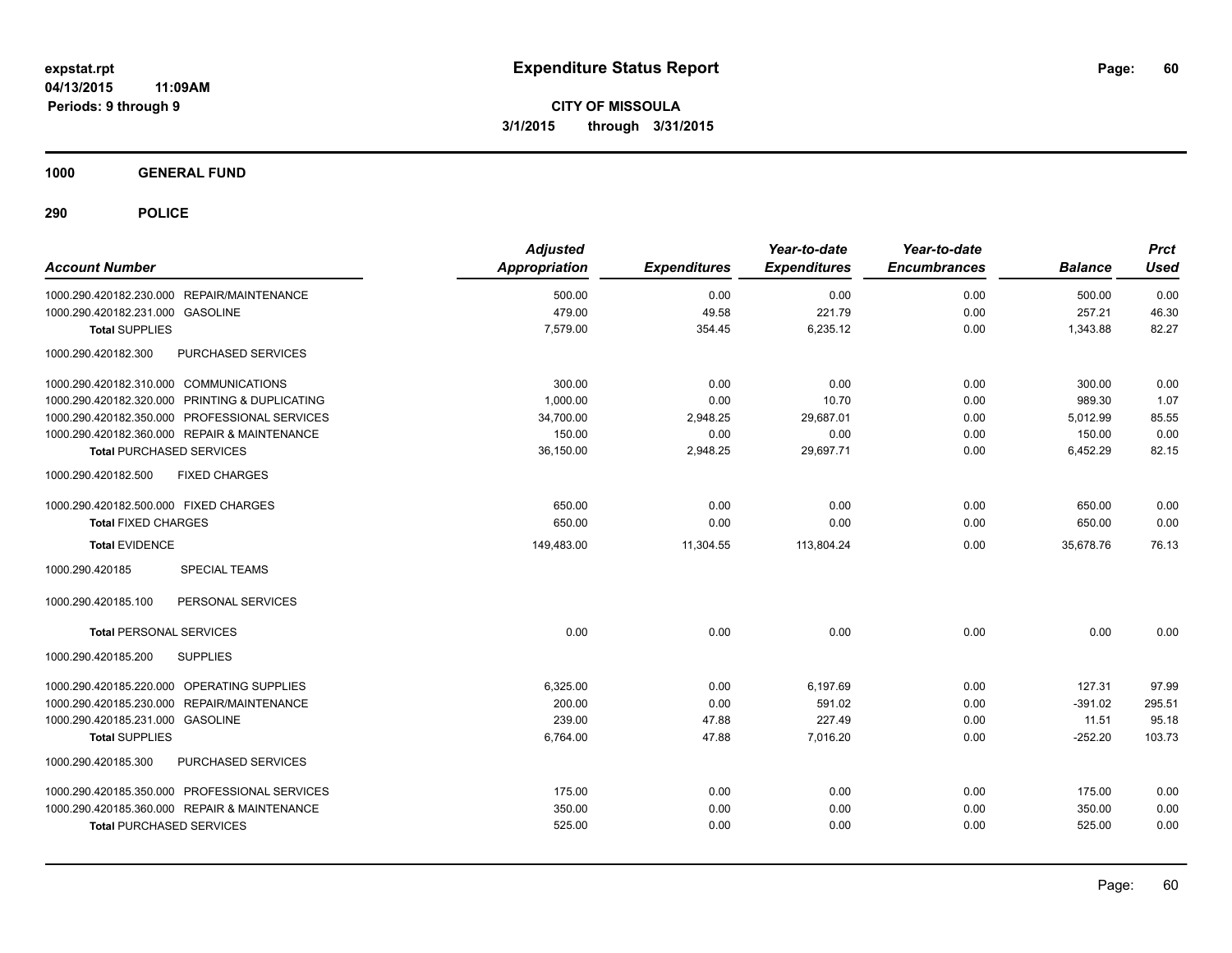# Expenditure Status Report

**CITY OF MISSOULA**
**3/1/2015 through 3/31/2015**

expstat.rpt
04/13/2015 11:09AM
Periods: 9 through 9

**1000 GENERAL FUND**

**290 POLICE**

| Account Number | | Adjusted Appropriation | Expenditures | Year-to-date Expenditures | Year-to-date Encumbrances | Balance | Prct Used |
|---|---|---|---|---|---|---|---|
| 1000.290.420182.230.000 | REPAIR/MAINTENANCE | 500.00 | 0.00 | 0.00 | 0.00 | 500.00 | 0.00 |
| 1000.290.420182.231.000 | GASOLINE | 479.00 | 49.58 | 221.79 | 0.00 | 257.21 | 46.30 |
| **Total** SUPPLIES | | 7,579.00 | 354.45 | 6,235.12 | 0.00 | 1,343.88 | 82.27 |
| 1000.290.420182.300 | PURCHASED SERVICES | | | | | | |
| 1000.290.420182.310.000 | COMMUNICATIONS | 300.00 | 0.00 | 0.00 | 0.00 | 300.00 | 0.00 |
| 1000.290.420182.320.000 | PRINTING & DUPLICATING | 1,000.00 | 0.00 | 10.70 | 0.00 | 989.30 | 1.07 |
| 1000.290.420182.350.000 | PROFESSIONAL SERVICES | 34,700.00 | 2,948.25 | 29,687.01 | 0.00 | 5,012.99 | 85.55 |
| 1000.290.420182.360.000 | REPAIR & MAINTENANCE | 150.00 | 0.00 | 0.00 | 0.00 | 150.00 | 0.00 |
| **Total** PURCHASED SERVICES | | 36,150.00 | 2,948.25 | 29,697.71 | 0.00 | 6,452.29 | 82.15 |
| 1000.290.420182.500 | FIXED CHARGES | | | | | | |
| 1000.290.420182.500.000 | FIXED CHARGES | 650.00 | 0.00 | 0.00 | 0.00 | 650.00 | 0.00 |
| **Total** FIXED CHARGES | | 650.00 | 0.00 | 0.00 | 0.00 | 650.00 | 0.00 |
| **Total** EVIDENCE | | 149,483.00 | 11,304.55 | 113,804.24 | 0.00 | 35,678.76 | 76.13 |
| 1000.290.420185 | SPECIAL TEAMS | | | | | | |
| 1000.290.420185.100 | PERSONAL SERVICES | | | | | | |
| **Total** PERSONAL SERVICES | | 0.00 | 0.00 | 0.00 | 0.00 | 0.00 | 0.00 |
| 1000.290.420185.200 | SUPPLIES | | | | | | |
| 1000.290.420185.220.000 | OPERATING SUPPLIES | 6,325.00 | 0.00 | 6,197.69 | 0.00 | 127.31 | 97.99 |
| 1000.290.420185.230.000 | REPAIR/MAINTENANCE | 200.00 | 0.00 | 591.02 | 0.00 | -391.02 | 295.51 |
| 1000.290.420185.231.000 | GASOLINE | 239.00 | 47.88 | 227.49 | 0.00 | 11.51 | 95.18 |
| **Total** SUPPLIES | | 6,764.00 | 47.88 | 7,016.20 | 0.00 | -252.20 | 103.73 |
| 1000.290.420185.300 | PURCHASED SERVICES | | | | | | |
| 1000.290.420185.350.000 | PROFESSIONAL SERVICES | 175.00 | 0.00 | 0.00 | 0.00 | 175.00 | 0.00 |
| 1000.290.420185.360.000 | REPAIR & MAINTENANCE | 350.00 | 0.00 | 0.00 | 0.00 | 350.00 | 0.00 |
| **Total** PURCHASED SERVICES | | 525.00 | 0.00 | 0.00 | 0.00 | 525.00 | 0.00 |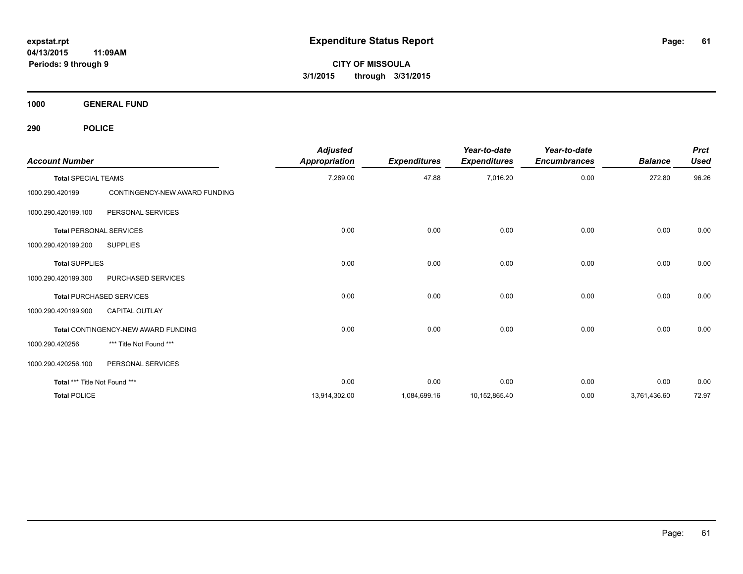**expstat.rpt**
**04/13/2015 11:09AM**
**Periods: 9 through 9**

# Expenditure Status Report

**CITY OF MISSOULA**
**3/1/2015 through 3/31/2015**

## 1000 GENERAL FUND

### 290 POLICE

| Account Number | | Adjusted Appropriation | Expenditures | Year-to-date Expenditures | Year-to-date Encumbrances | Balance | Prct Used |
|---|---|---|---|---|---|---|---|
| **Total** SPECIAL TEAMS | | 7,289.00 | 47.88 | 7,016.20 | 0.00 | 272.80 | 96.26 |
| 1000.290.420199 | CONTINGENCY-NEW AWARD FUNDING | | | | | | |
| 1000.290.420199.100 | PERSONAL SERVICES | | | | | | |
| **Total** PERSONAL SERVICES | | 0.00 | 0.00 | 0.00 | 0.00 | 0.00 | 0.00 |
| 1000.290.420199.200 | SUPPLIES | | | | | | |
| **Total** SUPPLIES | | 0.00 | 0.00 | 0.00 | 0.00 | 0.00 | 0.00 |
| 1000.290.420199.300 | PURCHASED SERVICES | | | | | | |
| **Total** PURCHASED SERVICES | | 0.00 | 0.00 | 0.00 | 0.00 | 0.00 | 0.00 |
| 1000.290.420199.900 | CAPITAL OUTLAY | | | | | | |
| **Total** CONTINGENCY-NEW AWARD FUNDING | | 0.00 | 0.00 | 0.00 | 0.00 | 0.00 | 0.00 |
| 1000.290.420256 | *** Title Not Found *** | | | | | | |
| 1000.290.420256.100 | PERSONAL SERVICES | | | | | | |
| **Total** *** Title Not Found *** | | 0.00 | 0.00 | 0.00 | 0.00 | 0.00 | 0.00 |
| **Total** POLICE | | 13,914,302.00 | 1,084,699.16 | 10,152,865.40 | 0.00 | 3,761,436.60 | 72.97 |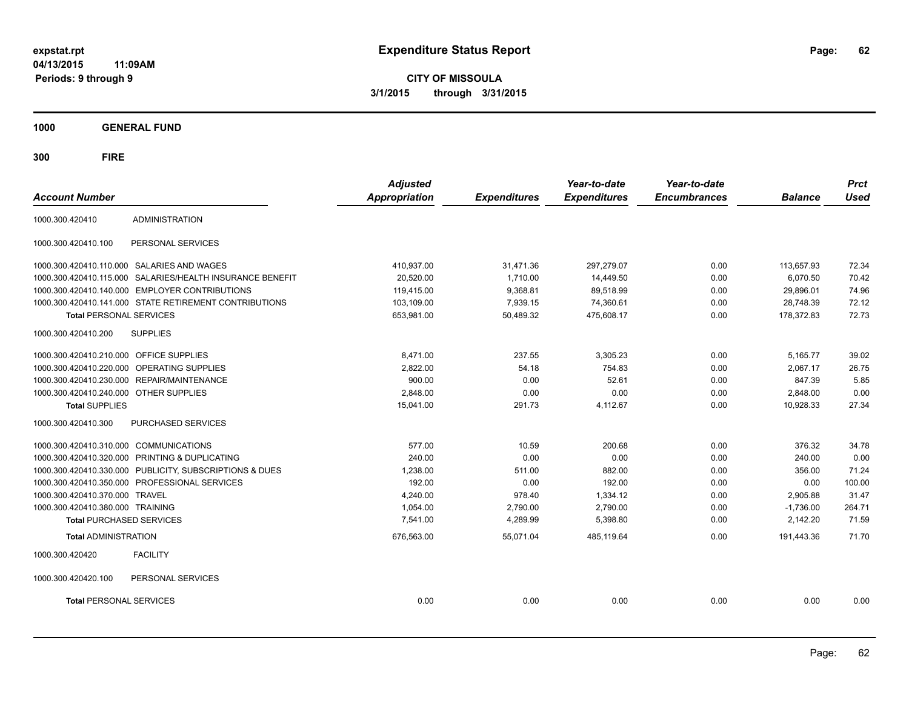**expstat.rpt**
**04/13/2015 11:09AM**
**Periods: 9 through 9**

# Expenditure Status Report

**CITY OF MISSOULA**
**3/1/2015 through 3/31/2015**

## 1000 GENERAL FUND

## 300 FIRE

| Account Number | | Adjusted Appropriation | Expenditures | Year-to-date Expenditures | Year-to-date Encumbrances | Balance | Prct Used |
|---|---|---|---|---|---|---|---|
| 1000.300.420410 | ADMINISTRATION | | | | | | |
| 1000.300.420410.100 | PERSONAL SERVICES | | | | | | |
| 1000.300.420410.110.000 | SALARIES AND WAGES | 410,937.00 | 31,471.36 | 297,279.07 | 0.00 | 113,657.93 | 72.34 |
| 1000.300.420410.115.000 | SALARIES/HEALTH INSURANCE BENEFIT | 20,520.00 | 1,710.00 | 14,449.50 | 0.00 | 6,070.50 | 70.42 |
| 1000.300.420410.140.000 | EMPLOYER CONTRIBUTIONS | 119,415.00 | 9,368.81 | 89,518.99 | 0.00 | 29,896.01 | 74.96 |
| 1000.300.420410.141.000 | STATE RETIREMENT CONTRIBUTIONS | 103,109.00 | 7,939.15 | 74,360.61 | 0.00 | 28,748.39 | 72.12 |
| **Total** PERSONAL SERVICES | | 653,981.00 | 50,489.32 | 475,608.17 | 0.00 | 178,372.83 | 72.73 |
| 1000.300.420410.200 | SUPPLIES | | | | | | |
| 1000.300.420410.210.000 | OFFICE SUPPLIES | 8,471.00 | 237.55 | 3,305.23 | 0.00 | 5,165.77 | 39.02 |
| 1000.300.420410.220.000 | OPERATING SUPPLIES | 2,822.00 | 54.18 | 754.83 | 0.00 | 2,067.17 | 26.75 |
| 1000.300.420410.230.000 | REPAIR/MAINTENANCE | 900.00 | 0.00 | 52.61 | 0.00 | 847.39 | 5.85 |
| 1000.300.420410.240.000 | OTHER SUPPLIES | 2,848.00 | 0.00 | 0.00 | 0.00 | 2,848.00 | 0.00 |
| **Total** SUPPLIES | | 15,041.00 | 291.73 | 4,112.67 | 0.00 | 10,928.33 | 27.34 |
| 1000.300.420410.300 | PURCHASED SERVICES | | | | | | |
| 1000.300.420410.310.000 | COMMUNICATIONS | 577.00 | 10.59 | 200.68 | 0.00 | 376.32 | 34.78 |
| 1000.300.420410.320.000 | PRINTING & DUPLICATING | 240.00 | 0.00 | 0.00 | 0.00 | 240.00 | 0.00 |
| 1000.300.420410.330.000 | PUBLICITY, SUBSCRIPTIONS & DUES | 1,238.00 | 511.00 | 882.00 | 0.00 | 356.00 | 71.24 |
| 1000.300.420410.350.000 | PROFESSIONAL SERVICES | 192.00 | 0.00 | 192.00 | 0.00 | 0.00 | 100.00 |
| 1000.300.420410.370.000 | TRAVEL | 4,240.00 | 978.40 | 1,334.12 | 0.00 | 2,905.88 | 31.47 |
| 1000.300.420410.380.000 | TRAINING | 1,054.00 | 2,790.00 | 2,790.00 | 0.00 | -1,736.00 | 264.71 |
| **Total** PURCHASED SERVICES | | 7,541.00 | 4,289.99 | 5,398.80 | 0.00 | 2,142.20 | 71.59 |
| **Total** ADMINISTRATION | | 676,563.00 | 55,071.04 | 485,119.64 | 0.00 | 191,443.36 | 71.70 |
| 1000.300.420420 | FACILITY | | | | | | |
| 1000.300.420420.100 | PERSONAL SERVICES | | | | | | |
| **Total** PERSONAL SERVICES | | 0.00 | 0.00 | 0.00 | 0.00 | 0.00 | 0.00 |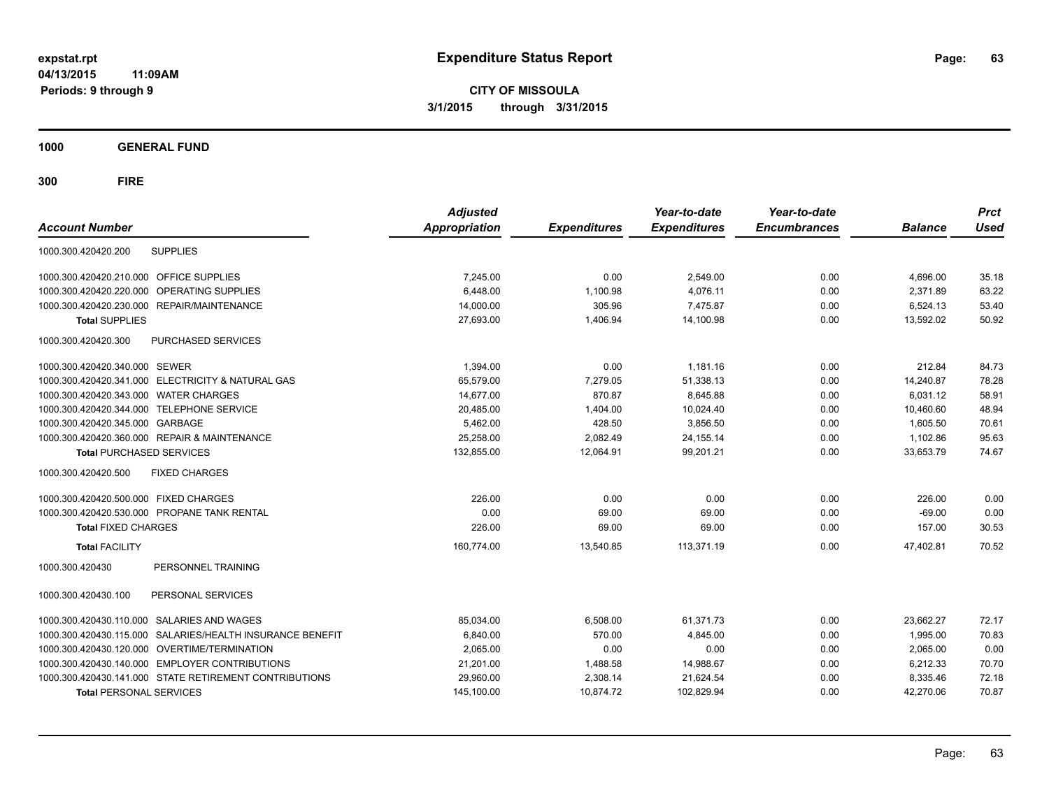# Expenditure Status Report

expstat.rpt
04/13/2015 11:09AM
Periods: 9 through 9

**CITY OF MISSOULA**
**3/1/2015 through 3/31/2015**

## 1000 GENERAL FUND

## 300 FIRE

| Account Number | | Adjusted Appropriation | Expenditures | Year-to-date Expenditures | Year-to-date Encumbrances | Balance | Prct Used |
|---|---|---|---|---|---|---|---|
| 1000.300.420420.200 | SUPPLIES | | | | | | |
| 1000.300.420420.210.000 | OFFICE SUPPLIES | 7,245.00 | 0.00 | 2,549.00 | 0.00 | 4,696.00 | 35.18 |
| 1000.300.420420.220.000 | OPERATING SUPPLIES | 6,448.00 | 1,100.98 | 4,076.11 | 0.00 | 2,371.89 | 63.22 |
| 1000.300.420420.230.000 | REPAIR/MAINTENANCE | 14,000.00 | 305.96 | 7,475.87 | 0.00 | 6,524.13 | 53.40 |
| **Total** SUPPLIES | | 27,693.00 | 1,406.94 | 14,100.98 | 0.00 | 13,592.02 | 50.92 |
| 1000.300.420420.300 | PURCHASED SERVICES | | | | | | |
| 1000.300.420420.340.000 | SEWER | 1,394.00 | 0.00 | 1,181.16 | 0.00 | 212.84 | 84.73 |
| 1000.300.420420.341.000 | ELECTRICITY & NATURAL GAS | 65,579.00 | 7,279.05 | 51,338.13 | 0.00 | 14,240.87 | 78.28 |
| 1000.300.420420.343.000 | WATER CHARGES | 14,677.00 | 870.87 | 8,645.88 | 0.00 | 6,031.12 | 58.91 |
| 1000.300.420420.344.000 | TELEPHONE SERVICE | 20,485.00 | 1,404.00 | 10,024.40 | 0.00 | 10,460.60 | 48.94 |
| 1000.300.420420.345.000 | GARBAGE | 5,462.00 | 428.50 | 3,856.50 | 0.00 | 1,605.50 | 70.61 |
| 1000.300.420420.360.000 | REPAIR & MAINTENANCE | 25,258.00 | 2,082.49 | 24,155.14 | 0.00 | 1,102.86 | 95.63 |
| **Total** PURCHASED SERVICES | | 132,855.00 | 12,064.91 | 99,201.21 | 0.00 | 33,653.79 | 74.67 |
| 1000.300.420420.500 | FIXED CHARGES | | | | | | |
| 1000.300.420420.500.000 | FIXED CHARGES | 226.00 | 0.00 | 0.00 | 0.00 | 226.00 | 0.00 |
| 1000.300.420420.530.000 | PROPANE TANK RENTAL | 0.00 | 69.00 | 69.00 | 0.00 | -69.00 | 0.00 |
| **Total** FIXED CHARGES | | 226.00 | 69.00 | 69.00 | 0.00 | 157.00 | 30.53 |
| **Total** FACILITY | | 160,774.00 | 13,540.85 | 113,371.19 | 0.00 | 47,402.81 | 70.52 |
| 1000.300.420430 | PERSONNEL TRAINING | | | | | | |
| 1000.300.420430.100 | PERSONAL SERVICES | | | | | | |
| 1000.300.420430.110.000 | SALARIES AND WAGES | 85,034.00 | 6,508.00 | 61,371.73 | 0.00 | 23,662.27 | 72.17 |
| 1000.300.420430.115.000 | SALARIES/HEALTH INSURANCE BENEFIT | 6,840.00 | 570.00 | 4,845.00 | 0.00 | 1,995.00 | 70.83 |
| 1000.300.420430.120.000 | OVERTIME/TERMINATION | 2,065.00 | 0.00 | 0.00 | 0.00 | 2,065.00 | 0.00 |
| 1000.300.420430.140.000 | EMPLOYER CONTRIBUTIONS | 21,201.00 | 1,488.58 | 14,988.67 | 0.00 | 6,212.33 | 70.70 |
| 1000.300.420430.141.000 | STATE RETIREMENT CONTRIBUTIONS | 29,960.00 | 2,308.14 | 21,624.54 | 0.00 | 8,335.46 | 72.18 |
| **Total** PERSONAL SERVICES | | 145,100.00 | 10,874.72 | 102,829.94 | 0.00 | 42,270.06 | 70.87 |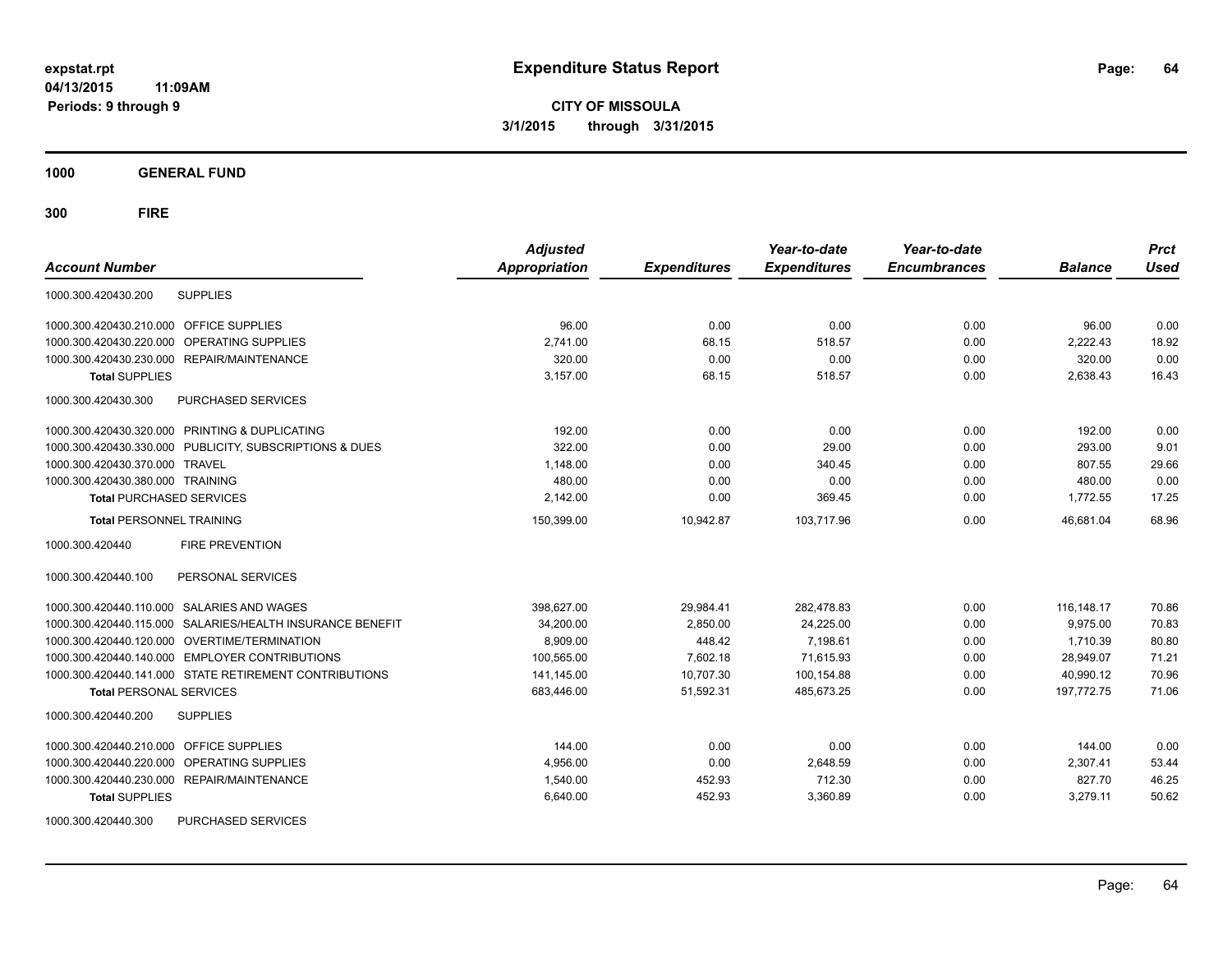**expstat.rpt**
**04/13/2015 11:09AM**
**Periods: 9 through 9**

# Expenditure Status Report

**CITY OF MISSOULA**
**3/1/2015 through 3/31/2015**

## 1000 GENERAL FUND

## 300 FIRE

| Account Number | | Adjusted Appropriation | Expenditures | Year-to-date Expenditures | Year-to-date Encumbrances | Balance | Prct Used |
|---|---|---|---|---|---|---|---|
| 1000.300.420430.200 | SUPPLIES | | | | | | |
| 1000.300.420430.210.000 | OFFICE SUPPLIES | 96.00 | 0.00 | 0.00 | 0.00 | 96.00 | 0.00 |
| 1000.300.420430.220.000 | OPERATING SUPPLIES | 2,741.00 | 68.15 | 518.57 | 0.00 | 2,222.43 | 18.92 |
| 1000.300.420430.230.000 | REPAIR/MAINTENANCE | 320.00 | 0.00 | 0.00 | 0.00 | 320.00 | 0.00 |
| **Total** SUPPLIES | | 3,157.00 | 68.15 | 518.57 | 0.00 | 2,638.43 | 16.43 |
| 1000.300.420430.300 | PURCHASED SERVICES | | | | | | |
| 1000.300.420430.320.000 | PRINTING & DUPLICATING | 192.00 | 0.00 | 0.00 | 0.00 | 192.00 | 0.00 |
| 1000.300.420430.330.000 | PUBLICITY, SUBSCRIPTIONS & DUES | 322.00 | 0.00 | 29.00 | 0.00 | 293.00 | 9.01 |
| 1000.300.420430.370.000 | TRAVEL | 1,148.00 | 0.00 | 340.45 | 0.00 | 807.55 | 29.66 |
| 1000.300.420430.380.000 | TRAINING | 480.00 | 0.00 | 0.00 | 0.00 | 480.00 | 0.00 |
| **Total** PURCHASED SERVICES | | 2,142.00 | 0.00 | 369.45 | 0.00 | 1,772.55 | 17.25 |
| **Total** PERSONNEL TRAINING | | 150,399.00 | 10,942.87 | 103,717.96 | 0.00 | 46,681.04 | 68.96 |
| 1000.300.420440 | FIRE PREVENTION | | | | | | |
| 1000.300.420440.100 | PERSONAL SERVICES | | | | | | |
| 1000.300.420440.110.000 | SALARIES AND WAGES | 398,627.00 | 29,984.41 | 282,478.83 | 0.00 | 116,148.17 | 70.86 |
| 1000.300.420440.115.000 | SALARIES/HEALTH INSURANCE BENEFIT | 34,200.00 | 2,850.00 | 24,225.00 | 0.00 | 9,975.00 | 70.83 |
| 1000.300.420440.120.000 | OVERTIME/TERMINATION | 8,909.00 | 448.42 | 7,198.61 | 0.00 | 1,710.39 | 80.80 |
| 1000.300.420440.140.000 | EMPLOYER CONTRIBUTIONS | 100,565.00 | 7,602.18 | 71,615.93 | 0.00 | 28,949.07 | 71.21 |
| 1000.300.420440.141.000 | STATE RETIREMENT CONTRIBUTIONS | 141,145.00 | 10,707.30 | 100,154.88 | 0.00 | 40,990.12 | 70.96 |
| **Total** PERSONAL SERVICES | | 683,446.00 | 51,592.31 | 485,673.25 | 0.00 | 197,772.75 | 71.06 |
| 1000.300.420440.200 | SUPPLIES | | | | | | |
| 1000.300.420440.210.000 | OFFICE SUPPLIES | 144.00 | 0.00 | 0.00 | 0.00 | 144.00 | 0.00 |
| 1000.300.420440.220.000 | OPERATING SUPPLIES | 4,956.00 | 0.00 | 2,648.59 | 0.00 | 2,307.41 | 53.44 |
| 1000.300.420440.230.000 | REPAIR/MAINTENANCE | 1,540.00 | 452.93 | 712.30 | 0.00 | 827.70 | 46.25 |
| **Total** SUPPLIES | | 6,640.00 | 452.93 | 3,360.89 | 0.00 | 3,279.11 | 50.62 |
| 1000.300.420440.300 | PURCHASED SERVICES | | | | | | |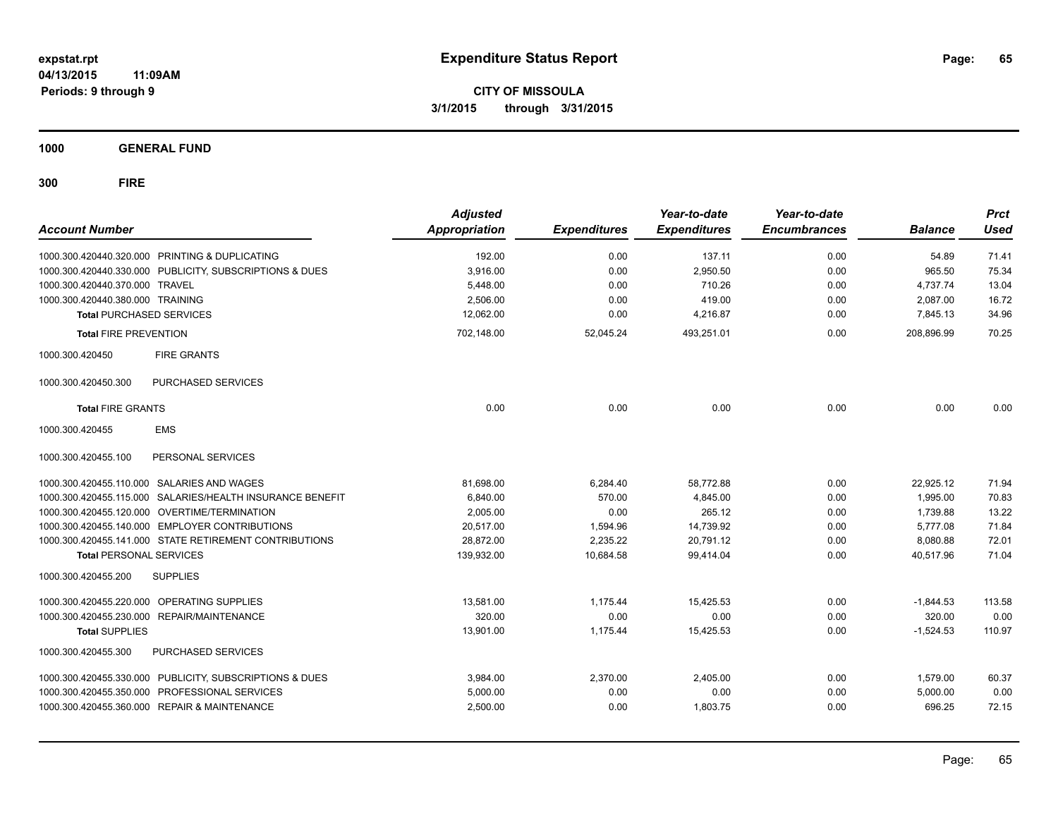**expstat.rpt**
**04/13/2015 11:09AM**
**Periods: 9 through 9**

# Expenditure Status Report

**CITY OF MISSOULA**
**3/1/2015 through 3/31/2015**

## 1000 GENERAL FUND

## 300 FIRE

| Account Number | | Adjusted Appropriation | Expenditures | Year-to-date Expenditures | Year-to-date Encumbrances | Balance | Prct Used |
|---|---|---|---|---|---|---|---|
| 1000.300.420440.320.000 | PRINTING & DUPLICATING | 192.00 | 0.00 | 137.11 | 0.00 | 54.89 | 71.41 |
| 1000.300.420440.330.000 | PUBLICITY, SUBSCRIPTIONS & DUES | 3,916.00 | 0.00 | 2,950.50 | 0.00 | 965.50 | 75.34 |
| 1000.300.420440.370.000 | TRAVEL | 5,448.00 | 0.00 | 710.26 | 0.00 | 4,737.74 | 13.04 |
| 1000.300.420440.380.000 | TRAINING | 2,506.00 | 0.00 | 419.00 | 0.00 | 2,087.00 | 16.72 |
| **Total** PURCHASED SERVICES | | 12,062.00 | 0.00 | 4,216.87 | 0.00 | 7,845.13 | 34.96 |
| **Total** FIRE PREVENTION | | 702,148.00 | 52,045.24 | 493,251.01 | 0.00 | 208,896.99 | 70.25 |
| 1000.300.420450 | FIRE GRANTS | | | | | | |
| 1000.300.420450.300 | PURCHASED SERVICES | | | | | | |
| **Total** FIRE GRANTS | | 0.00 | 0.00 | 0.00 | 0.00 | 0.00 | 0.00 |
| 1000.300.420455 | EMS | | | | | | |
| 1000.300.420455.100 | PERSONAL SERVICES | | | | | | |
| 1000.300.420455.110.000 | SALARIES AND WAGES | 81,698.00 | 6,284.40 | 58,772.88 | 0.00 | 22,925.12 | 71.94 |
| 1000.300.420455.115.000 | SALARIES/HEALTH INSURANCE BENEFIT | 6,840.00 | 570.00 | 4,845.00 | 0.00 | 1,995.00 | 70.83 |
| 1000.300.420455.120.000 | OVERTIME/TERMINATION | 2,005.00 | 0.00 | 265.12 | 0.00 | 1,739.88 | 13.22 |
| 1000.300.420455.140.000 | EMPLOYER CONTRIBUTIONS | 20,517.00 | 1,594.96 | 14,739.92 | 0.00 | 5,777.08 | 71.84 |
| 1000.300.420455.141.000 | STATE RETIREMENT CONTRIBUTIONS | 28,872.00 | 2,235.22 | 20,791.12 | 0.00 | 8,080.88 | 72.01 |
| **Total** PERSONAL SERVICES | | 139,932.00 | 10,684.58 | 99,414.04 | 0.00 | 40,517.96 | 71.04 |
| 1000.300.420455.200 | SUPPLIES | | | | | | |
| 1000.300.420455.220.000 | OPERATING SUPPLIES | 13,581.00 | 1,175.44 | 15,425.53 | 0.00 | -1,844.53 | 113.58 |
| 1000.300.420455.230.000 | REPAIR/MAINTENANCE | 320.00 | 0.00 | 0.00 | 0.00 | 320.00 | 0.00 |
| **Total** SUPPLIES | | 13,901.00 | 1,175.44 | 15,425.53 | 0.00 | -1,524.53 | 110.97 |
| 1000.300.420455.300 | PURCHASED SERVICES | | | | | | |
| 1000.300.420455.330.000 | PUBLICITY, SUBSCRIPTIONS & DUES | 3,984.00 | 2,370.00 | 2,405.00 | 0.00 | 1,579.00 | 60.37 |
| 1000.300.420455.350.000 | PROFESSIONAL SERVICES | 5,000.00 | 0.00 | 0.00 | 0.00 | 5,000.00 | 0.00 |
| 1000.300.420455.360.000 | REPAIR & MAINTENANCE | 2,500.00 | 0.00 | 1,803.75 | 0.00 | 696.25 | 72.15 |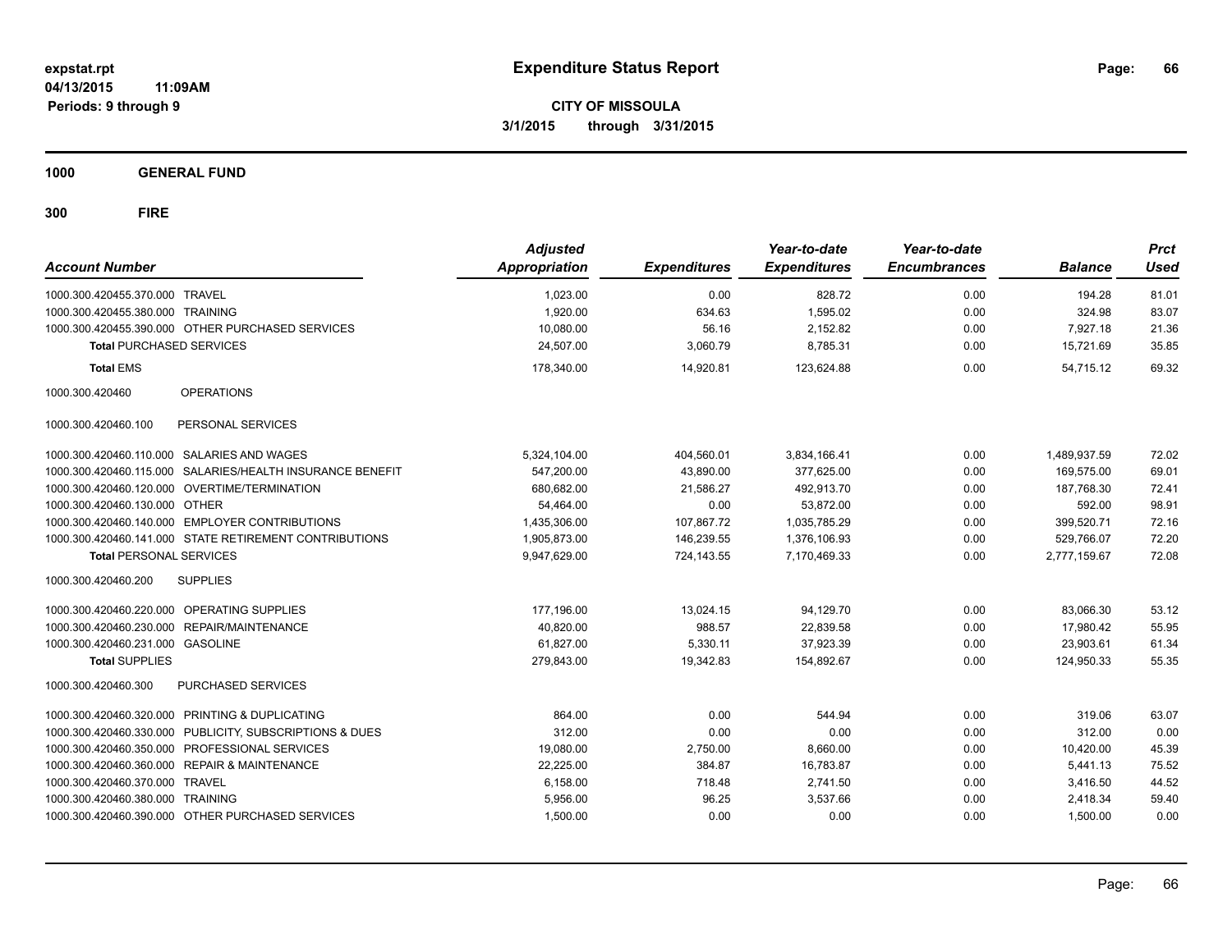**expstat.rpt**
**04/13/2015 11:09AM**
**Periods: 9 through 9**

# Expenditure Status Report

**CITY OF MISSOULA**
**3/1/2015 through 3/31/2015**

## 1000 GENERAL FUND

## 300 FIRE

| Account Number | | Adjusted Appropriation | Expenditures | Year-to-date Expenditures | Year-to-date Encumbrances | Balance | Prct Used |
|---|---|---|---|---|---|---|---|
| 1000.300.420455.370.000 | TRAVEL | 1,023.00 | 0.00 | 828.72 | 0.00 | 194.28 | 81.01 |
| 1000.300.420455.380.000 | TRAINING | 1,920.00 | 634.63 | 1,595.02 | 0.00 | 324.98 | 83.07 |
| 1000.300.420455.390.000 | OTHER PURCHASED SERVICES | 10,080.00 | 56.16 | 2,152.82 | 0.00 | 7,927.18 | 21.36 |
| **Total** PURCHASED SERVICES | | 24,507.00 | 3,060.79 | 8,785.31 | 0.00 | 15,721.69 | 35.85 |
| **Total** EMS | | 178,340.00 | 14,920.81 | 123,624.88 | 0.00 | 54,715.12 | 69.32 |
| 1000.300.420460 | OPERATIONS | | | | | | |
| 1000.300.420460.100 | PERSONAL SERVICES | | | | | | |
| 1000.300.420460.110.000 | SALARIES AND WAGES | 5,324,104.00 | 404,560.01 | 3,834,166.41 | 0.00 | 1,489,937.59 | 72.02 |
| 1000.300.420460.115.000 | SALARIES/HEALTH INSURANCE BENEFIT | 547,200.00 | 43,890.00 | 377,625.00 | 0.00 | 169,575.00 | 69.01 |
| 1000.300.420460.120.000 | OVERTIME/TERMINATION | 680,682.00 | 21,586.27 | 492,913.70 | 0.00 | 187,768.30 | 72.41 |
| 1000.300.420460.130.000 | OTHER | 54,464.00 | 0.00 | 53,872.00 | 0.00 | 592.00 | 98.91 |
| 1000.300.420460.140.000 | EMPLOYER CONTRIBUTIONS | 1,435,306.00 | 107,867.72 | 1,035,785.29 | 0.00 | 399,520.71 | 72.16 |
| 1000.300.420460.141.000 | STATE RETIREMENT CONTRIBUTIONS | 1,905,873.00 | 146,239.55 | 1,376,106.93 | 0.00 | 529,766.07 | 72.20 |
| **Total** PERSONAL SERVICES | | 9,947,629.00 | 724,143.55 | 7,170,469.33 | 0.00 | 2,777,159.67 | 72.08 |
| 1000.300.420460.200 | SUPPLIES | | | | | | |
| 1000.300.420460.220.000 | OPERATING SUPPLIES | 177,196.00 | 13,024.15 | 94,129.70 | 0.00 | 83,066.30 | 53.12 |
| 1000.300.420460.230.000 | REPAIR/MAINTENANCE | 40,820.00 | 988.57 | 22,839.58 | 0.00 | 17,980.42 | 55.95 |
| 1000.300.420460.231.000 | GASOLINE | 61,827.00 | 5,330.11 | 37,923.39 | 0.00 | 23,903.61 | 61.34 |
| **Total** SUPPLIES | | 279,843.00 | 19,342.83 | 154,892.67 | 0.00 | 124,950.33 | 55.35 |
| 1000.300.420460.300 | PURCHASED SERVICES | | | | | | |
| 1000.300.420460.320.000 | PRINTING & DUPLICATING | 864.00 | 0.00 | 544.94 | 0.00 | 319.06 | 63.07 |
| 1000.300.420460.330.000 | PUBLICITY, SUBSCRIPTIONS & DUES | 312.00 | 0.00 | 0.00 | 0.00 | 312.00 | 0.00 |
| 1000.300.420460.350.000 | PROFESSIONAL SERVICES | 19,080.00 | 2,750.00 | 8,660.00 | 0.00 | 10,420.00 | 45.39 |
| 1000.300.420460.360.000 | REPAIR & MAINTENANCE | 22,225.00 | 384.87 | 16,783.87 | 0.00 | 5,441.13 | 75.52 |
| 1000.300.420460.370.000 | TRAVEL | 6,158.00 | 718.48 | 2,741.50 | 0.00 | 3,416.50 | 44.52 |
| 1000.300.420460.380.000 | TRAINING | 5,956.00 | 96.25 | 3,537.66 | 0.00 | 2,418.34 | 59.40 |
| 1000.300.420460.390.000 | OTHER PURCHASED SERVICES | 1,500.00 | 0.00 | 0.00 | 0.00 | 1,500.00 | 0.00 |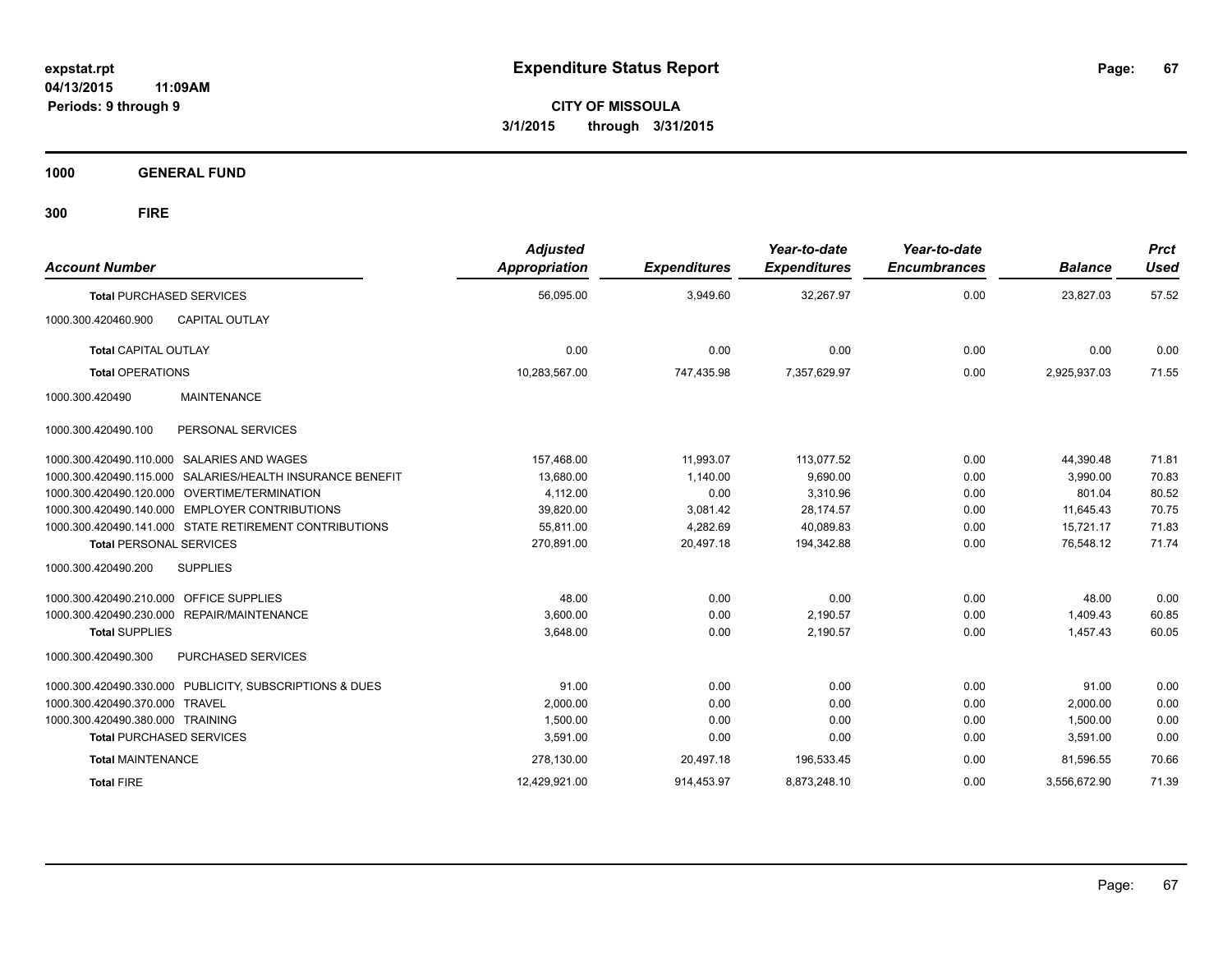**expstat.rpt**
**04/13/2015 11:09AM**
**Periods: 9 through 9**

# Expenditure Status Report

**CITY OF MISSOULA**
**3/1/2015 through 3/31/2015**

## 1000 GENERAL FUND

## 300 FIRE

| Account Number | | Adjusted Appropriation | Expenditures | Year-to-date Expenditures | Year-to-date Encumbrances | Balance | Prct Used |
|---|---|---|---|---|---|---|---|
| **Total** PURCHASED SERVICES | | 56,095.00 | 3,949.60 | 32,267.97 | 0.00 | 23,827.03 | 57.52 |
| 1000.300.420460.900 | CAPITAL OUTLAY | | | | | | |
| **Total** CAPITAL OUTLAY | | 0.00 | 0.00 | 0.00 | 0.00 | 0.00 | 0.00 |
| **Total** OPERATIONS | | 10,283,567.00 | 747,435.98 | 7,357,629.97 | 0.00 | 2,925,937.03 | 71.55 |
| 1000.300.420490 | MAINTENANCE | | | | | | |
| 1000.300.420490.100 | PERSONAL SERVICES | | | | | | |
| 1000.300.420490.110.000 | SALARIES AND WAGES | 157,468.00 | 11,993.07 | 113,077.52 | 0.00 | 44,390.48 | 71.81 |
| 1000.300.420490.115.000 | SALARIES/HEALTH INSURANCE BENEFIT | 13,680.00 | 1,140.00 | 9,690.00 | 0.00 | 3,990.00 | 70.83 |
| 1000.300.420490.120.000 | OVERTIME/TERMINATION | 4,112.00 | 0.00 | 3,310.96 | 0.00 | 801.04 | 80.52 |
| 1000.300.420490.140.000 | EMPLOYER CONTRIBUTIONS | 39,820.00 | 3,081.42 | 28,174.57 | 0.00 | 11,645.43 | 70.75 |
| 1000.300.420490.141.000 | STATE RETIREMENT CONTRIBUTIONS | 55,811.00 | 4,282.69 | 40,089.83 | 0.00 | 15,721.17 | 71.83 |
| **Total** PERSONAL SERVICES | | 270,891.00 | 20,497.18 | 194,342.88 | 0.00 | 76,548.12 | 71.74 |
| 1000.300.420490.200 | SUPPLIES | | | | | | |
| 1000.300.420490.210.000 | OFFICE SUPPLIES | 48.00 | 0.00 | 0.00 | 0.00 | 48.00 | 0.00 |
| 1000.300.420490.230.000 | REPAIR/MAINTENANCE | 3,600.00 | 0.00 | 2,190.57 | 0.00 | 1,409.43 | 60.85 |
| **Total** SUPPLIES | | 3,648.00 | 0.00 | 2,190.57 | 0.00 | 1,457.43 | 60.05 |
| 1000.300.420490.300 | PURCHASED SERVICES | | | | | | |
| 1000.300.420490.330.000 | PUBLICITY, SUBSCRIPTIONS & DUES | 91.00 | 0.00 | 0.00 | 0.00 | 91.00 | 0.00 |
| 1000.300.420490.370.000 | TRAVEL | 2,000.00 | 0.00 | 0.00 | 0.00 | 2,000.00 | 0.00 |
| 1000.300.420490.380.000 | TRAINING | 1,500.00 | 0.00 | 0.00 | 0.00 | 1,500.00 | 0.00 |
| **Total** PURCHASED SERVICES | | 3,591.00 | 0.00 | 0.00 | 0.00 | 3,591.00 | 0.00 |
| **Total** MAINTENANCE | | 278,130.00 | 20,497.18 | 196,533.45 | 0.00 | 81,596.55 | 70.66 |
| **Total** FIRE | | 12,429,921.00 | 914,453.97 | 8,873,248.10 | 0.00 | 3,556,672.90 | 71.39 |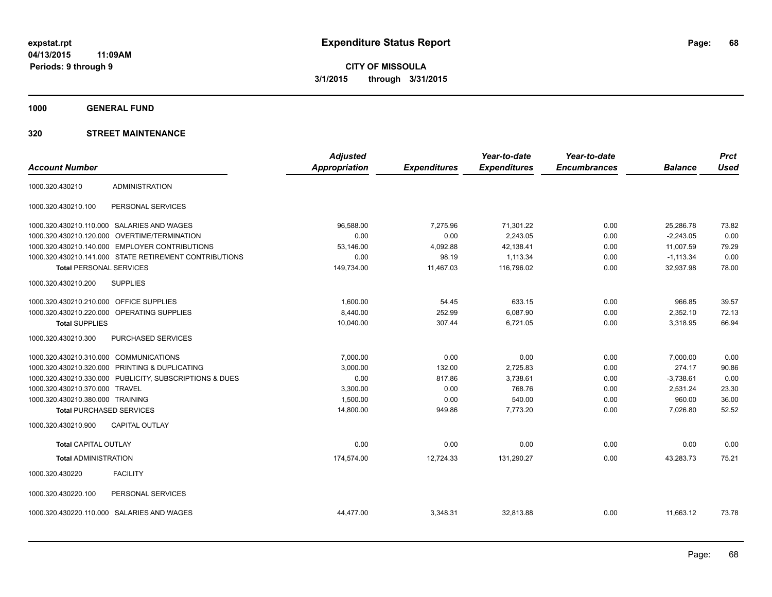**Expenditure Status Report**

**CITY OF MISSOULA**

**3/1/2015 through 3/31/2015**

expstat.rpt
04/13/2015 11:09AM
Periods: 9 through 9

## 1000 GENERAL FUND

## 320 STREET MAINTENANCE

| Account Number | | Adjusted Appropriation | Expenditures | Year-to-date Expenditures | Year-to-date Encumbrances | Balance | Prct Used |
|---|---|---|---|---|---|---|---|
| 1000.320.430210 | ADMINISTRATION | | | | | | |
| 1000.320.430210.100 | PERSONAL SERVICES | | | | | | |
| 1000.320.430210.110.000 | SALARIES AND WAGES | 96,588.00 | 7,275.96 | 71,301.22 | 0.00 | 25,286.78 | 73.82 |
| 1000.320.430210.120.000 | OVERTIME/TERMINATION | 0.00 | 0.00 | 2,243.05 | 0.00 | -2,243.05 | 0.00 |
| 1000.320.430210.140.000 | EMPLOYER CONTRIBUTIONS | 53,146.00 | 4,092.88 | 42,138.41 | 0.00 | 11,007.59 | 79.29 |
| 1000.320.430210.141.000 | STATE RETIREMENT CONTRIBUTIONS | 0.00 | 98.19 | 1,113.34 | 0.00 | -1,113.34 | 0.00 |
| **Total** PERSONAL SERVICES | | 149,734.00 | 11,467.03 | 116,796.02 | 0.00 | 32,937.98 | 78.00 |
| 1000.320.430210.200 | SUPPLIES | | | | | | |
| 1000.320.430210.210.000 | OFFICE SUPPLIES | 1,600.00 | 54.45 | 633.15 | 0.00 | 966.85 | 39.57 |
| 1000.320.430210.220.000 | OPERATING SUPPLIES | 8,440.00 | 252.99 | 6,087.90 | 0.00 | 2,352.10 | 72.13 |
| **Total** SUPPLIES | | 10,040.00 | 307.44 | 6,721.05 | 0.00 | 3,318.95 | 66.94 |
| 1000.320.430210.300 | PURCHASED SERVICES | | | | | | |
| 1000.320.430210.310.000 | COMMUNICATIONS | 7,000.00 | 0.00 | 0.00 | 0.00 | 7,000.00 | 0.00 |
| 1000.320.430210.320.000 | PRINTING & DUPLICATING | 3,000.00 | 132.00 | 2,725.83 | 0.00 | 274.17 | 90.86 |
| 1000.320.430210.330.000 | PUBLICITY, SUBSCRIPTIONS & DUES | 0.00 | 817.86 | 3,738.61 | 0.00 | -3,738.61 | 0.00 |
| 1000.320.430210.370.000 | TRAVEL | 3,300.00 | 0.00 | 768.76 | 0.00 | 2,531.24 | 23.30 |
| 1000.320.430210.380.000 | TRAINING | 1,500.00 | 0.00 | 540.00 | 0.00 | 960.00 | 36.00 |
| **Total** PURCHASED SERVICES | | 14,800.00 | 949.86 | 7,773.20 | 0.00 | 7,026.80 | 52.52 |
| 1000.320.430210.900 | CAPITAL OUTLAY | | | | | | |
| **Total** CAPITAL OUTLAY | | 0.00 | 0.00 | 0.00 | 0.00 | 0.00 | 0.00 |
| **Total** ADMINISTRATION | | 174,574.00 | 12,724.33 | 131,290.27 | 0.00 | 43,283.73 | 75.21 |
| 1000.320.430220 | FACILITY | | | | | | |
| 1000.320.430220.100 | PERSONAL SERVICES | | | | | | |
| 1000.320.430220.110.000 | SALARIES AND WAGES | 44,477.00 | 3,348.31 | 32,813.88 | 0.00 | 11,663.12 | 73.78 |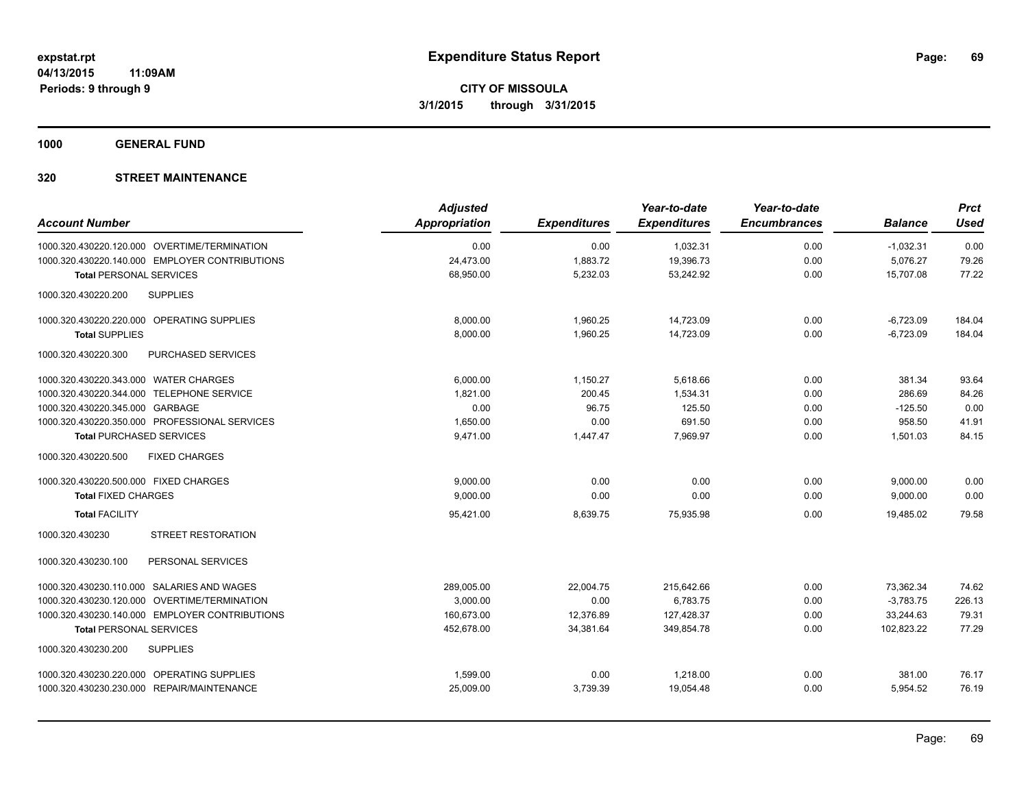**expstat.rpt**
**04/13/2015 11:09AM**
**Periods: 9 through 9**

# Expenditure Status Report

**CITY OF MISSOULA**
**3/1/2015 through 3/31/2015**

**1000 GENERAL FUND**

**320 STREET MAINTENANCE**

| Account Number | Adjusted Appropriation | Expenditures | Year-to-date Expenditures | Year-to-date Encumbrances | Balance | Prct Used |
|---|---|---|---|---|---|---|
| 1000.320.430220.120.000 OVERTIME/TERMINATION | 0.00 | 0.00 | 1,032.31 | 0.00 | -1,032.31 | 0.00 |
| 1000.320.430220.140.000 EMPLOYER CONTRIBUTIONS | 24,473.00 | 1,883.72 | 19,396.73 | 0.00 | 5,076.27 | 79.26 |
| **Total** PERSONAL SERVICES | 68,950.00 | 5,232.03 | 53,242.92 | 0.00 | 15,707.08 | 77.22 |
| 1000.320.430220.200 SUPPLIES | | | | | | |
| 1000.320.430220.220.000 OPERATING SUPPLIES | 8,000.00 | 1,960.25 | 14,723.09 | 0.00 | -6,723.09 | 184.04 |
| **Total** SUPPLIES | 8,000.00 | 1,960.25 | 14,723.09 | 0.00 | -6,723.09 | 184.04 |
| 1000.320.430220.300 PURCHASED SERVICES | | | | | | |
| 1000.320.430220.343.000 WATER CHARGES | 6,000.00 | 1,150.27 | 5,618.66 | 0.00 | 381.34 | 93.64 |
| 1000.320.430220.344.000 TELEPHONE SERVICE | 1,821.00 | 200.45 | 1,534.31 | 0.00 | 286.69 | 84.26 |
| 1000.320.430220.345.000 GARBAGE | 0.00 | 96.75 | 125.50 | 0.00 | -125.50 | 0.00 |
| 1000.320.430220.350.000 PROFESSIONAL SERVICES | 1,650.00 | 0.00 | 691.50 | 0.00 | 958.50 | 41.91 |
| **Total** PURCHASED SERVICES | 9,471.00 | 1,447.47 | 7,969.97 | 0.00 | 1,501.03 | 84.15 |
| 1000.320.430220.500 FIXED CHARGES | | | | | | |
| 1000.320.430220.500.000 FIXED CHARGES | 9,000.00 | 0.00 | 0.00 | 0.00 | 9,000.00 | 0.00 |
| **Total** FIXED CHARGES | 9,000.00 | 0.00 | 0.00 | 0.00 | 9,000.00 | 0.00 |
| **Total** FACILITY | 95,421.00 | 8,639.75 | 75,935.98 | 0.00 | 19,485.02 | 79.58 |
| 1000.320.430230 STREET RESTORATION | | | | | | |
| 1000.320.430230.100 PERSONAL SERVICES | | | | | | |
| 1000.320.430230.110.000 SALARIES AND WAGES | 289,005.00 | 22,004.75 | 215,642.66 | 0.00 | 73,362.34 | 74.62 |
| 1000.320.430230.120.000 OVERTIME/TERMINATION | 3,000.00 | 0.00 | 6,783.75 | 0.00 | -3,783.75 | 226.13 |
| 1000.320.430230.140.000 EMPLOYER CONTRIBUTIONS | 160,673.00 | 12,376.89 | 127,428.37 | 0.00 | 33,244.63 | 79.31 |
| **Total** PERSONAL SERVICES | 452,678.00 | 34,381.64 | 349,854.78 | 0.00 | 102,823.22 | 77.29 |
| 1000.320.430230.200 SUPPLIES | | | | | | |
| 1000.320.430230.220.000 OPERATING SUPPLIES | 1,599.00 | 0.00 | 1,218.00 | 0.00 | 381.00 | 76.17 |
| 1000.320.430230.230.000 REPAIR/MAINTENANCE | 25,009.00 | 3,739.39 | 19,054.48 | 0.00 | 5,954.52 | 76.19 |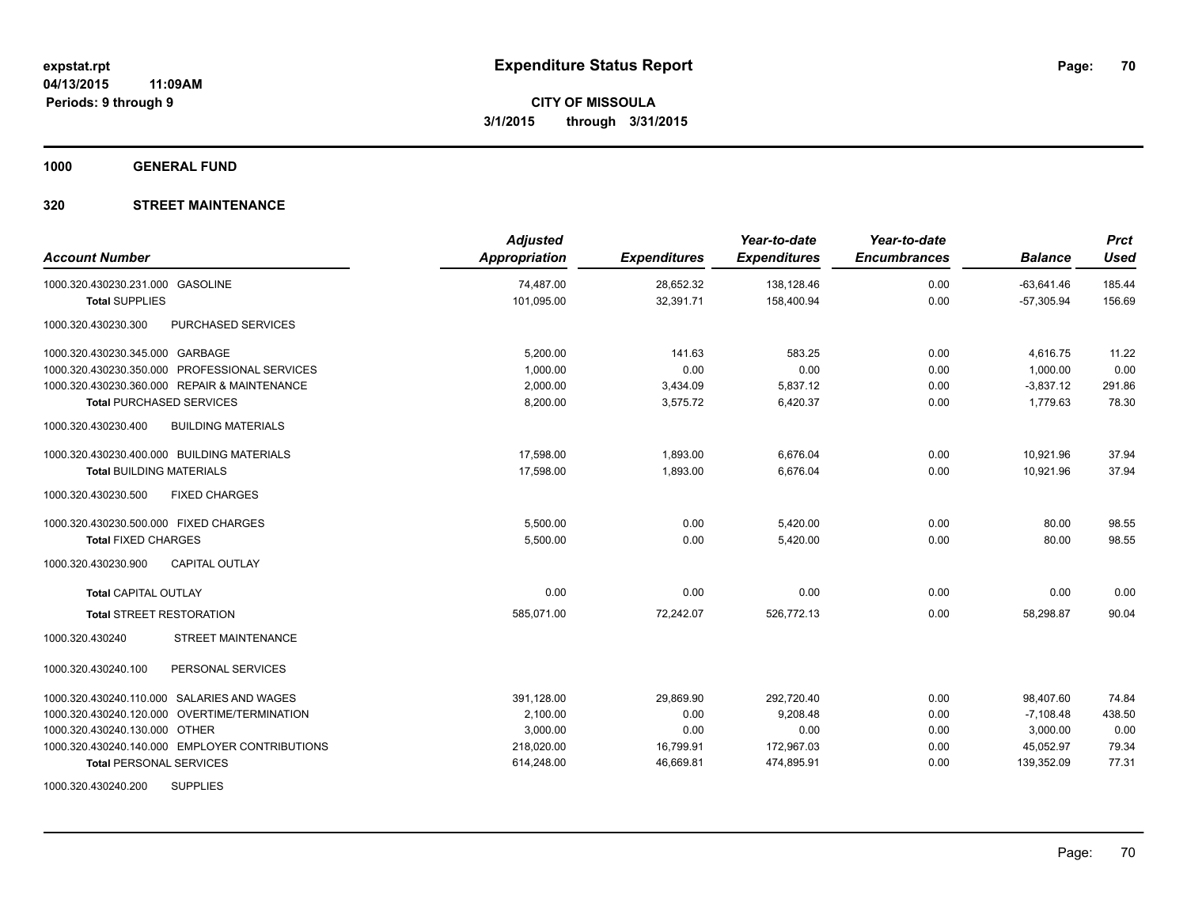**expstat.rpt**
**04/13/2015 11:09AM**
**Periods: 9 through 9**

# Expenditure Status Report

**CITY OF MISSOULA**
**3/1/2015 through 3/31/2015**

**1000 GENERAL FUND**

**320 STREET MAINTENANCE**

| Account Number | Adjusted Appropriation | Expenditures | Year-to-date Expenditures | Year-to-date Encumbrances | Balance | Prct Used |
|---|---|---|---|---|---|---|
| 1000.320.430230.231.000 GASOLINE | 74,487.00 | 28,652.32 | 138,128.46 | 0.00 | -63,641.46 | 185.44 |
| **Total** SUPPLIES | 101,095.00 | 32,391.71 | 158,400.94 | 0.00 | -57,305.94 | 156.69 |
| 1000.320.430230.300 PURCHASED SERVICES | | | | | | |
| 1000.320.430230.345.000 GARBAGE | 5,200.00 | 141.63 | 583.25 | 0.00 | 4,616.75 | 11.22 |
| 1000.320.430230.350.000 PROFESSIONAL SERVICES | 1,000.00 | 0.00 | 0.00 | 0.00 | 1,000.00 | 0.00 |
| 1000.320.430230.360.000 REPAIR & MAINTENANCE | 2,000.00 | 3,434.09 | 5,837.12 | 0.00 | -3,837.12 | 291.86 |
| **Total** PURCHASED SERVICES | 8,200.00 | 3,575.72 | 6,420.37 | 0.00 | 1,779.63 | 78.30 |
| 1000.320.430230.400 BUILDING MATERIALS | | | | | | |
| 1000.320.430230.400.000 BUILDING MATERIALS | 17,598.00 | 1,893.00 | 6,676.04 | 0.00 | 10,921.96 | 37.94 |
| **Total** BUILDING MATERIALS | 17,598.00 | 1,893.00 | 6,676.04 | 0.00 | 10,921.96 | 37.94 |
| 1000.320.430230.500 FIXED CHARGES | | | | | | |
| 1000.320.430230.500.000 FIXED CHARGES | 5,500.00 | 0.00 | 5,420.00 | 0.00 | 80.00 | 98.55 |
| **Total** FIXED CHARGES | 5,500.00 | 0.00 | 5,420.00 | 0.00 | 80.00 | 98.55 |
| 1000.320.430230.900 CAPITAL OUTLAY | | | | | | |
| **Total** CAPITAL OUTLAY | 0.00 | 0.00 | 0.00 | 0.00 | 0.00 | 0.00 |
| **Total** STREET RESTORATION | 585,071.00 | 72,242.07 | 526,772.13 | 0.00 | 58,298.87 | 90.04 |
| 1000.320.430240 STREET MAINTENANCE | | | | | | |
| 1000.320.430240.100 PERSONAL SERVICES | | | | | | |
| 1000.320.430240.110.000 SALARIES AND WAGES | 391,128.00 | 29,869.90 | 292,720.40 | 0.00 | 98,407.60 | 74.84 |
| 1000.320.430240.120.000 OVERTIME/TERMINATION | 2,100.00 | 0.00 | 9,208.48 | 0.00 | -7,108.48 | 438.50 |
| 1000.320.430240.130.000 OTHER | 3,000.00 | 0.00 | 0.00 | 0.00 | 3,000.00 | 0.00 |
| 1000.320.430240.140.000 EMPLOYER CONTRIBUTIONS | 218,020.00 | 16,799.91 | 172,967.03 | 0.00 | 45,052.97 | 79.34 |
| **Total** PERSONAL SERVICES | 614,248.00 | 46,669.81 | 474,895.91 | 0.00 | 139,352.09 | 77.31 |
| 1000.320.430240.200 SUPPLIES | | | | | | |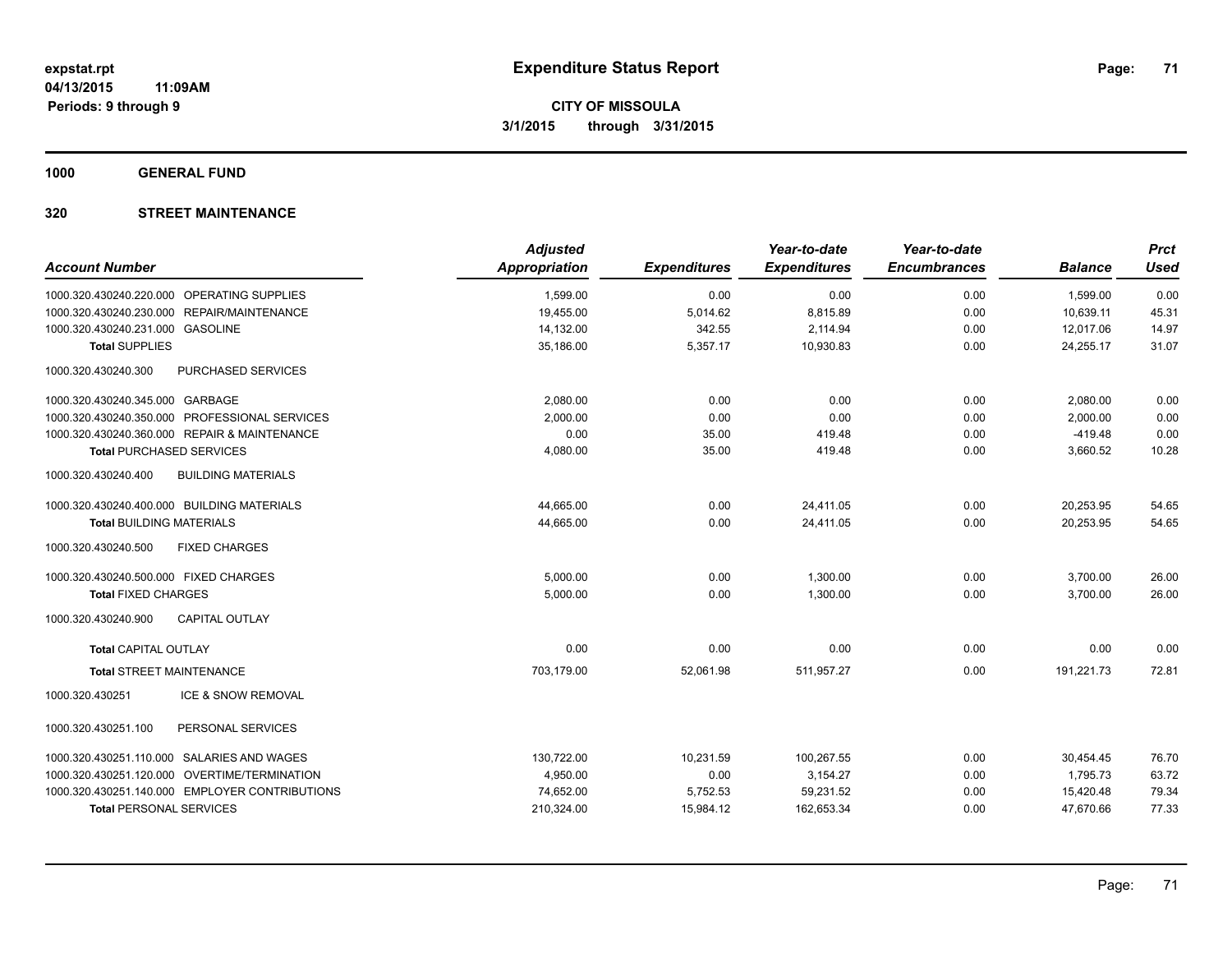# Expenditure Status Report

**CITY OF MISSOULA**
**3/1/2015 through 3/31/2015**

expstat.rpt
04/13/2015 11:09AM
Periods: 9 through 9

**1000 GENERAL FUND**

**320 STREET MAINTENANCE**

| Account Number | | Adjusted Appropriation | Expenditures | Year-to-date Expenditures | Year-to-date Encumbrances | Balance | Prct Used |
|---|---|---|---|---|---|---|---|
| 1000.320.430240.220.000 | OPERATING SUPPLIES | 1,599.00 | 0.00 | 0.00 | 0.00 | 1,599.00 | 0.00 |
| 1000.320.430240.230.000 | REPAIR/MAINTENANCE | 19,455.00 | 5,014.62 | 8,815.89 | 0.00 | 10,639.11 | 45.31 |
| 1000.320.430240.231.000 | GASOLINE | 14,132.00 | 342.55 | 2,114.94 | 0.00 | 12,017.06 | 14.97 |
| **Total** SUPPLIES | | 35,186.00 | 5,357.17 | 10,930.83 | 0.00 | 24,255.17 | 31.07 |
| 1000.320.430240.300 | PURCHASED SERVICES | | | | | | |
| 1000.320.430240.345.000 | GARBAGE | 2,080.00 | 0.00 | 0.00 | 0.00 | 2,080.00 | 0.00 |
| 1000.320.430240.350.000 | PROFESSIONAL SERVICES | 2,000.00 | 0.00 | 0.00 | 0.00 | 2,000.00 | 0.00 |
| 1000.320.430240.360.000 | REPAIR & MAINTENANCE | 0.00 | 35.00 | 419.48 | 0.00 | -419.48 | 0.00 |
| **Total** PURCHASED SERVICES | | 4,080.00 | 35.00 | 419.48 | 0.00 | 3,660.52 | 10.28 |
| 1000.320.430240.400 | BUILDING MATERIALS | | | | | | |
| 1000.320.430240.400.000 | BUILDING MATERIALS | 44,665.00 | 0.00 | 24,411.05 | 0.00 | 20,253.95 | 54.65 |
| **Total** BUILDING MATERIALS | | 44,665.00 | 0.00 | 24,411.05 | 0.00 | 20,253.95 | 54.65 |
| 1000.320.430240.500 | FIXED CHARGES | | | | | | |
| 1000.320.430240.500.000 | FIXED CHARGES | 5,000.00 | 0.00 | 1,300.00 | 0.00 | 3,700.00 | 26.00 |
| **Total** FIXED CHARGES | | 5,000.00 | 0.00 | 1,300.00 | 0.00 | 3,700.00 | 26.00 |
| 1000.320.430240.900 | CAPITAL OUTLAY | | | | | | |
| **Total** CAPITAL OUTLAY | | 0.00 | 0.00 | 0.00 | 0.00 | 0.00 | 0.00 |
| **Total** STREET MAINTENANCE | | 703,179.00 | 52,061.98 | 511,957.27 | 0.00 | 191,221.73 | 72.81 |
| 1000.320.430251 | ICE & SNOW REMOVAL | | | | | | |
| 1000.320.430251.100 | PERSONAL SERVICES | | | | | | |
| 1000.320.430251.110.000 | SALARIES AND WAGES | 130,722.00 | 10,231.59 | 100,267.55 | 0.00 | 30,454.45 | 76.70 |
| 1000.320.430251.120.000 | OVERTIME/TERMINATION | 4,950.00 | 0.00 | 3,154.27 | 0.00 | 1,795.73 | 63.72 |
| 1000.320.430251.140.000 | EMPLOYER CONTRIBUTIONS | 74,652.00 | 5,752.53 | 59,231.52 | 0.00 | 15,420.48 | 79.34 |
| **Total** PERSONAL SERVICES | | 210,324.00 | 15,984.12 | 162,653.34 | 0.00 | 47,670.66 | 77.33 |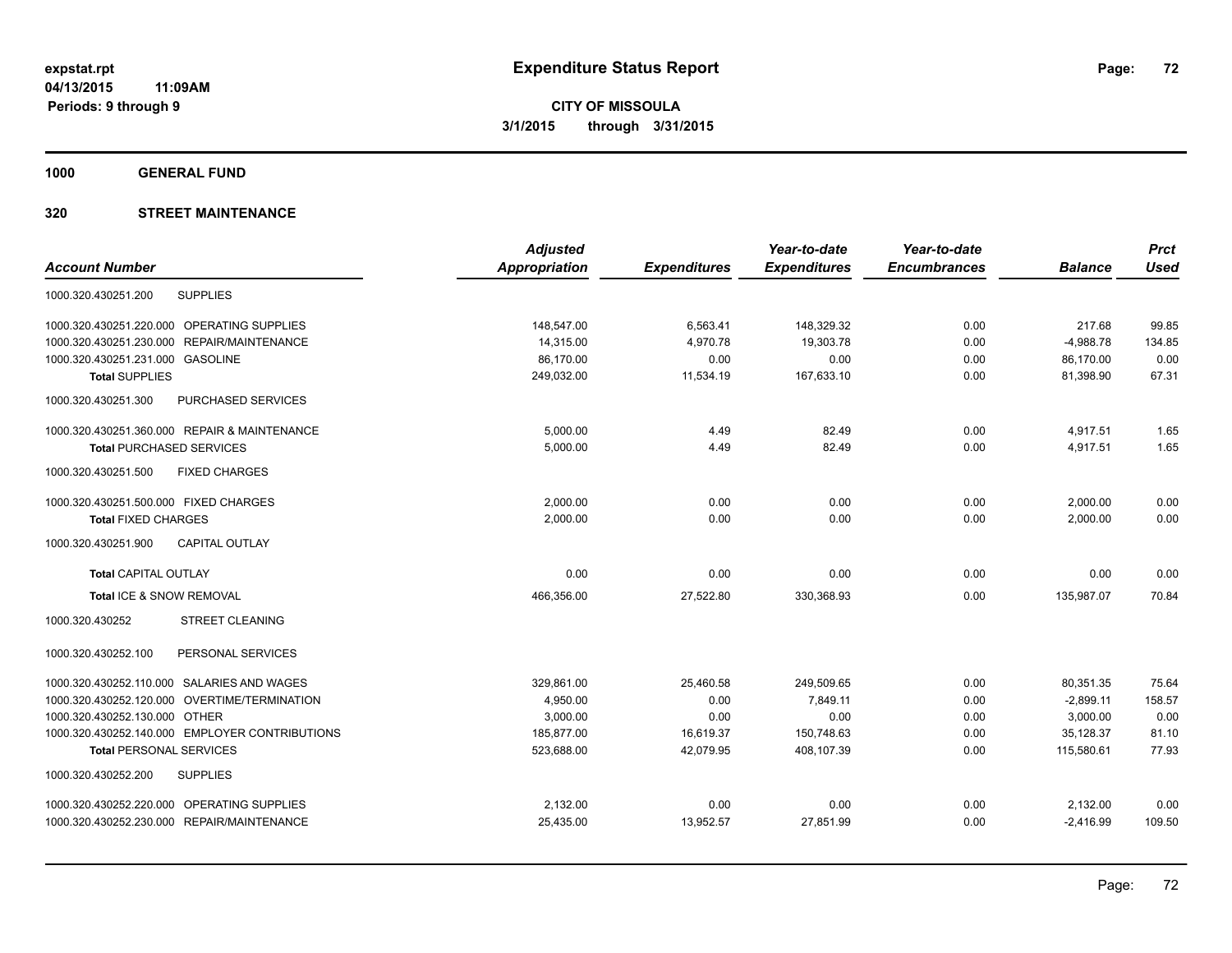**expstat.rpt**
**04/13/2015 11:09AM**
**Periods: 9 through 9**

# Expenditure Status Report

**CITY OF MISSOULA**
**3/1/2015 through 3/31/2015**

## 1000 GENERAL FUND

## 320 STREET MAINTENANCE

| Account Number | Adjusted Appropriation | Expenditures | Year-to-date Expenditures | Year-to-date Encumbrances | Balance | Prct Used |
|---|---|---|---|---|---|---|
| 1000.320.430251.200 SUPPLIES | | | | | | |
| 1000.320.430251.220.000 OPERATING SUPPLIES | 148,547.00 | 6,563.41 | 148,329.32 | 0.00 | 217.68 | 99.85 |
| 1000.320.430251.230.000 REPAIR/MAINTENANCE | 14,315.00 | 4,970.78 | 19,303.78 | 0.00 | -4,988.78 | 134.85 |
| 1000.320.430251.231.000 GASOLINE | 86,170.00 | 0.00 | 0.00 | 0.00 | 86,170.00 | 0.00 |
| **Total SUPPLIES** | 249,032.00 | 11,534.19 | 167,633.10 | 0.00 | 81,398.90 | 67.31 |
| 1000.320.430251.300 PURCHASED SERVICES | | | | | | |
| 1000.320.430251.360.000 REPAIR & MAINTENANCE | 5,000.00 | 4.49 | 82.49 | 0.00 | 4,917.51 | 1.65 |
| **Total PURCHASED SERVICES** | 5,000.00 | 4.49 | 82.49 | 0.00 | 4,917.51 | 1.65 |
| 1000.320.430251.500 FIXED CHARGES | | | | | | |
| 1000.320.430251.500.000 FIXED CHARGES | 2,000.00 | 0.00 | 0.00 | 0.00 | 2,000.00 | 0.00 |
| **Total FIXED CHARGES** | 2,000.00 | 0.00 | 0.00 | 0.00 | 2,000.00 | 0.00 |
| 1000.320.430251.900 CAPITAL OUTLAY | | | | | | |
| **Total CAPITAL OUTLAY** | 0.00 | 0.00 | 0.00 | 0.00 | 0.00 | 0.00 |
| **Total ICE & SNOW REMOVAL** | 466,356.00 | 27,522.80 | 330,368.93 | 0.00 | 135,987.07 | 70.84 |
| 1000.320.430252 STREET CLEANING | | | | | | |
| 1000.320.430252.100 PERSONAL SERVICES | | | | | | |
| 1000.320.430252.110.000 SALARIES AND WAGES | 329,861.00 | 25,460.58 | 249,509.65 | 0.00 | 80,351.35 | 75.64 |
| 1000.320.430252.120.000 OVERTIME/TERMINATION | 4,950.00 | 0.00 | 7,849.11 | 0.00 | -2,899.11 | 158.57 |
| 1000.320.430252.130.000 OTHER | 3,000.00 | 0.00 | 0.00 | 0.00 | 3,000.00 | 0.00 |
| 1000.320.430252.140.000 EMPLOYER CONTRIBUTIONS | 185,877.00 | 16,619.37 | 150,748.63 | 0.00 | 35,128.37 | 81.10 |
| **Total PERSONAL SERVICES** | 523,688.00 | 42,079.95 | 408,107.39 | 0.00 | 115,580.61 | 77.93 |
| 1000.320.430252.200 SUPPLIES | | | | | | |
| 1000.320.430252.220.000 OPERATING SUPPLIES | 2,132.00 | 0.00 | 0.00 | 0.00 | 2,132.00 | 0.00 |
| 1000.320.430252.230.000 REPAIR/MAINTENANCE | 25,435.00 | 13,952.57 | 27,851.99 | 0.00 | -2,416.99 | 109.50 |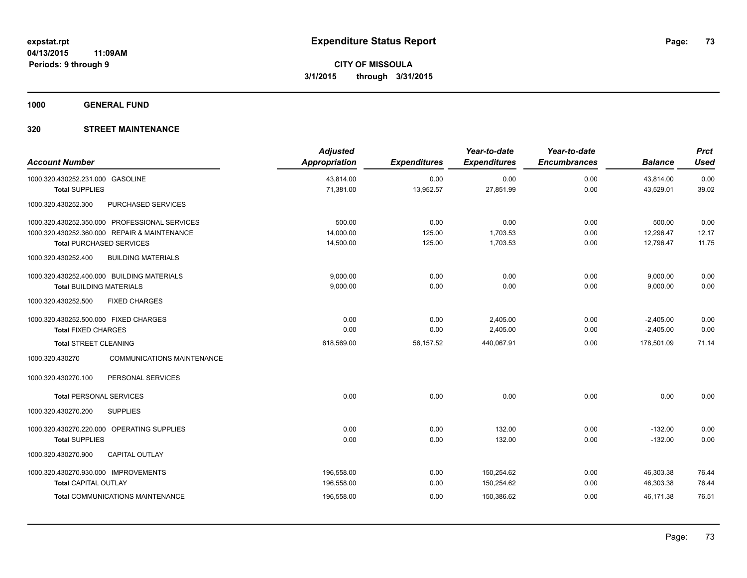# Expenditure Status Report

**CITY OF MISSOULA**

**3/1/2015 through 3/31/2015**

expstat.rpt
04/13/2015 11:09AM
Periods: 9 through 9

**1000 GENERAL FUND**

**320 STREET MAINTENANCE**

| Account Number | Adjusted Appropriation | Expenditures | Year-to-date Expenditures | Year-to-date Encumbrances | Balance | Prct Used |
|---|---|---|---|---|---|---|
| 1000.320.430252.231.000 GASOLINE | 43,814.00 | 0.00 | 0.00 | 0.00 | 43,814.00 | 0.00 |
| **Total** SUPPLIES | 71,381.00 | 13,952.57 | 27,851.99 | 0.00 | 43,529.01 | 39.02 |
| 1000.320.430252.300 PURCHASED SERVICES | | | | | | |
| 1000.320.430252.350.000 PROFESSIONAL SERVICES | 500.00 | 0.00 | 0.00 | 0.00 | 500.00 | 0.00 |
| 1000.320.430252.360.000 REPAIR & MAINTENANCE | 14,000.00 | 125.00 | 1,703.53 | 0.00 | 12,296.47 | 12.17 |
| **Total** PURCHASED SERVICES | 14,500.00 | 125.00 | 1,703.53 | 0.00 | 12,796.47 | 11.75 |
| 1000.320.430252.400 BUILDING MATERIALS | | | | | | |
| 1000.320.430252.400.000 BUILDING MATERIALS | 9,000.00 | 0.00 | 0.00 | 0.00 | 9,000.00 | 0.00 |
| **Total** BUILDING MATERIALS | 9,000.00 | 0.00 | 0.00 | 0.00 | 9,000.00 | 0.00 |
| 1000.320.430252.500 FIXED CHARGES | | | | | | |
| 1000.320.430252.500.000 FIXED CHARGES | 0.00 | 0.00 | 2,405.00 | 0.00 | -2,405.00 | 0.00 |
| **Total** FIXED CHARGES | 0.00 | 0.00 | 2,405.00 | 0.00 | -2,405.00 | 0.00 |
| **Total** STREET CLEANING | 618,569.00 | 56,157.52 | 440,067.91 | 0.00 | 178,501.09 | 71.14 |
| 1000.320.430270 COMMUNICATIONS MAINTENANCE | | | | | | |
| 1000.320.430270.100 PERSONAL SERVICES | | | | | | |
| **Total** PERSONAL SERVICES | 0.00 | 0.00 | 0.00 | 0.00 | 0.00 | 0.00 |
| 1000.320.430270.200 SUPPLIES | | | | | | |
| 1000.320.430270.220.000 OPERATING SUPPLIES | 0.00 | 0.00 | 132.00 | 0.00 | -132.00 | 0.00 |
| **Total** SUPPLIES | 0.00 | 0.00 | 132.00 | 0.00 | -132.00 | 0.00 |
| 1000.320.430270.900 CAPITAL OUTLAY | | | | | | |
| 1000.320.430270.930.000 IMPROVEMENTS | 196,558.00 | 0.00 | 150,254.62 | 0.00 | 46,303.38 | 76.44 |
| **Total** CAPITAL OUTLAY | 196,558.00 | 0.00 | 150,254.62 | 0.00 | 46,303.38 | 76.44 |
| **Total** COMMUNICATIONS MAINTENANCE | 196,558.00 | 0.00 | 150,386.62 | 0.00 | 46,171.38 | 76.51 |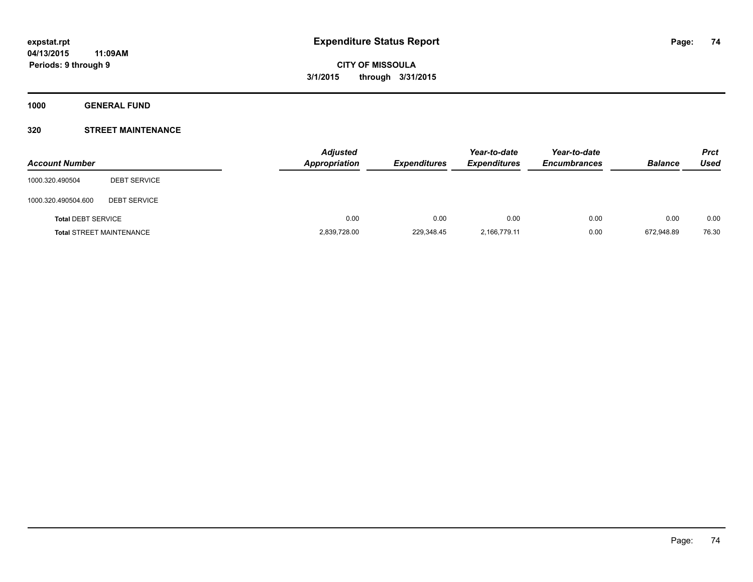**expstat.rpt**
**04/13/2015 11:09AM**
**Periods: 9 through 9**

# Expenditure Status Report

**CITY OF MISSOULA**
**3/1/2015 through 3/31/2015**

**1000 GENERAL FUND**

**320 STREET MAINTENANCE**

| Account Number | | Adjusted Appropriation | Expenditures | Year-to-date Expenditures | Year-to-date Encumbrances | Balance | Prct Used |
|---|---|---|---|---|---|---|---|
| 1000.320.490504 | DEBT SERVICE | | | | | | |
| 1000.320.490504.600 | DEBT SERVICE | | | | | | |
| **Total** DEBT SERVICE | | 0.00 | 0.00 | 0.00 | 0.00 | 0.00 | 0.00 |
| **Total** STREET MAINTENANCE | | 2,839,728.00 | 229,348.45 | 2,166,779.11 | 0.00 | 672,948.89 | 76.30 |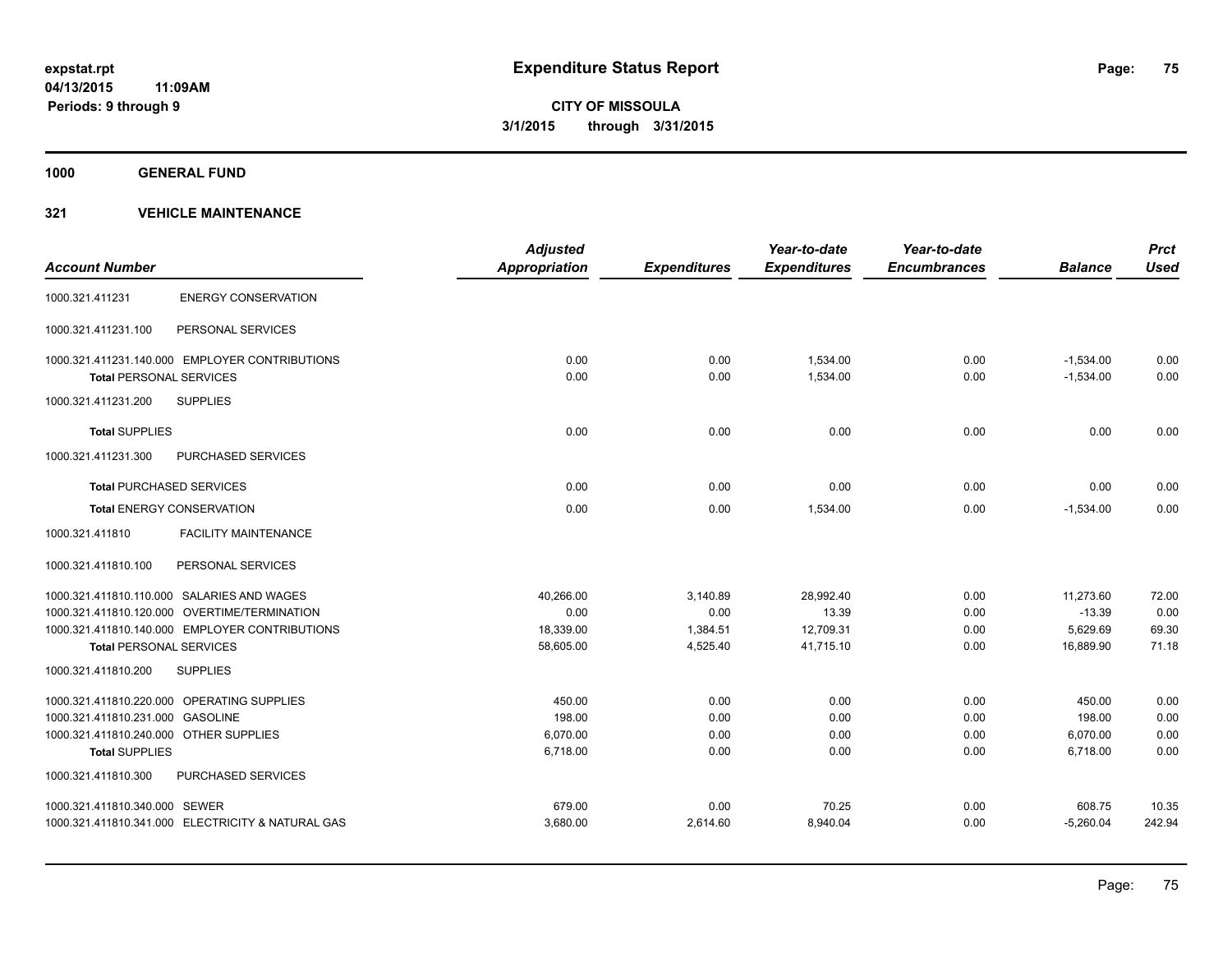# Expenditure Status Report

**expstat.rpt**
**04/13/2015 11:09AM**
**Periods: 9 through 9**

**CITY OF MISSOULA**
**3/1/2015 through 3/31/2015**

**1000 GENERAL FUND**

**321 VEHICLE MAINTENANCE**

| Account Number | | Adjusted Appropriation | Expenditures | Year-to-date Expenditures | Year-to-date Encumbrances | Balance | Prct Used |
|---|---|---|---|---|---|---|---|
| 1000.321.411231 | ENERGY CONSERVATION | | | | | | |
| 1000.321.411231.100 | PERSONAL SERVICES | | | | | | |
| 1000.321.411231.140.000 | EMPLOYER CONTRIBUTIONS | 0.00 | 0.00 | 1,534.00 | 0.00 | -1,534.00 | 0.00 |
| **Total** PERSONAL SERVICES | | 0.00 | 0.00 | 1,534.00 | 0.00 | -1,534.00 | 0.00 |
| 1000.321.411231.200 | SUPPLIES | | | | | | |
| **Total** SUPPLIES | | 0.00 | 0.00 | 0.00 | 0.00 | 0.00 | 0.00 |
| 1000.321.411231.300 | PURCHASED SERVICES | | | | | | |
| **Total** PURCHASED SERVICES | | 0.00 | 0.00 | 0.00 | 0.00 | 0.00 | 0.00 |
| **Total** ENERGY CONSERVATION | | 0.00 | 0.00 | 1,534.00 | 0.00 | -1,534.00 | 0.00 |
| 1000.321.411810 | FACILITY MAINTENANCE | | | | | | |
| 1000.321.411810.100 | PERSONAL SERVICES | | | | | | |
| 1000.321.411810.110.000 | SALARIES AND WAGES | 40,266.00 | 3,140.89 | 28,992.40 | 0.00 | 11,273.60 | 72.00 |
| 1000.321.411810.120.000 | OVERTIME/TERMINATION | 0.00 | 0.00 | 13.39 | 0.00 | -13.39 | 0.00 |
| 1000.321.411810.140.000 | EMPLOYER CONTRIBUTIONS | 18,339.00 | 1,384.51 | 12,709.31 | 0.00 | 5,629.69 | 69.30 |
| **Total** PERSONAL SERVICES | | 58,605.00 | 4,525.40 | 41,715.10 | 0.00 | 16,889.90 | 71.18 |
| 1000.321.411810.200 | SUPPLIES | | | | | | |
| 1000.321.411810.220.000 | OPERATING SUPPLIES | 450.00 | 0.00 | 0.00 | 0.00 | 450.00 | 0.00 |
| 1000.321.411810.231.000 | GASOLINE | 198.00 | 0.00 | 0.00 | 0.00 | 198.00 | 0.00 |
| 1000.321.411810.240.000 | OTHER SUPPLIES | 6,070.00 | 0.00 | 0.00 | 0.00 | 6,070.00 | 0.00 |
| **Total** SUPPLIES | | 6,718.00 | 0.00 | 0.00 | 0.00 | 6,718.00 | 0.00 |
| 1000.321.411810.300 | PURCHASED SERVICES | | | | | | |
| 1000.321.411810.340.000 | SEWER | 679.00 | 0.00 | 70.25 | 0.00 | 608.75 | 10.35 |
| 1000.321.411810.341.000 | ELECTRICITY & NATURAL GAS | 3,680.00 | 2,614.60 | 8,940.04 | 0.00 | -5,260.04 | 242.94 |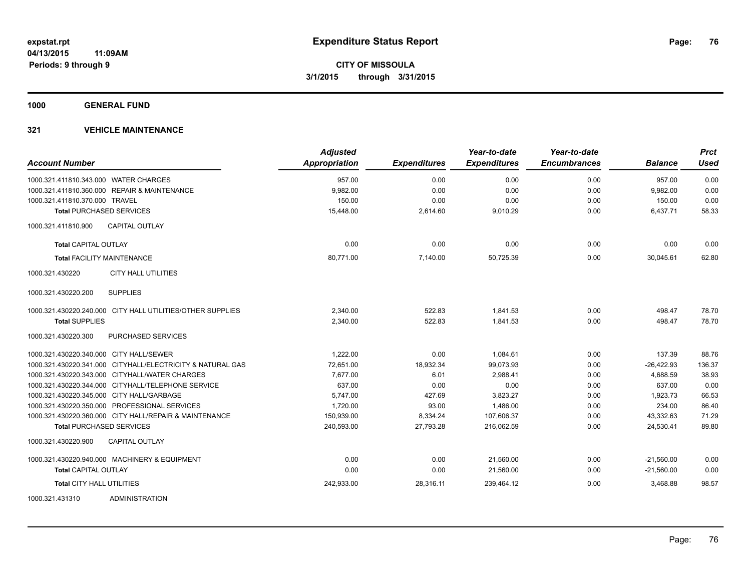# Expenditure Status Report

expstat.rpt
04/13/2015 11:09AM
Periods: 9 through 9

**CITY OF MISSOULA**
**3/1/2015 through 3/31/2015**

## 1000 GENERAL FUND

## 321 VEHICLE MAINTENANCE

| Account Number | Adjusted Appropriation | Expenditures | Year-to-date Expenditures | Year-to-date Encumbrances | Balance | Prct Used |
|---|---|---|---|---|---|---|
| 1000.321.411810.343.000 WATER CHARGES | 957.00 | 0.00 | 0.00 | 0.00 | 957.00 | 0.00 |
| 1000.321.411810.360.000 REPAIR & MAINTENANCE | 9,982.00 | 0.00 | 0.00 | 0.00 | 9,982.00 | 0.00 |
| 1000.321.411810.370.000 TRAVEL | 150.00 | 0.00 | 0.00 | 0.00 | 150.00 | 0.00 |
| **Total** PURCHASED SERVICES | 15,448.00 | 2,614.60 | 9,010.29 | 0.00 | 6,437.71 | 58.33 |
| 1000.321.411810.900 CAPITAL OUTLAY | | | | | | |
| **Total** CAPITAL OUTLAY | 0.00 | 0.00 | 0.00 | 0.00 | 0.00 | 0.00 |
| **Total** FACILITY MAINTENANCE | 80,771.00 | 7,140.00 | 50,725.39 | 0.00 | 30,045.61 | 62.80 |
| 1000.321.430220 CITY HALL UTILITIES | | | | | | |
| 1000.321.430220.200 SUPPLIES | | | | | | |
| 1000.321.430220.240.000 CITY HALL UTILITIES/OTHER SUPPLIES | 2,340.00 | 522.83 | 1,841.53 | 0.00 | 498.47 | 78.70 |
| **Total** SUPPLIES | 2,340.00 | 522.83 | 1,841.53 | 0.00 | 498.47 | 78.70 |
| 1000.321.430220.300 PURCHASED SERVICES | | | | | | |
| 1000.321.430220.340.000 CITY HALL/SEWER | 1,222.00 | 0.00 | 1,084.61 | 0.00 | 137.39 | 88.76 |
| 1000.321.430220.341.000 CITYHALL/ELECTRICITY & NATURAL GAS | 72,651.00 | 18,932.34 | 99,073.93 | 0.00 | -26,422.93 | 136.37 |
| 1000.321.430220.343.000 CITYHALL/WATER CHARGES | 7,677.00 | 6.01 | 2,988.41 | 0.00 | 4,688.59 | 38.93 |
| 1000.321.430220.344.000 CITYHALL/TELEPHONE SERVICE | 637.00 | 0.00 | 0.00 | 0.00 | 637.00 | 0.00 |
| 1000.321.430220.345.000 CITY HALL/GARBAGE | 5,747.00 | 427.69 | 3,823.27 | 0.00 | 1,923.73 | 66.53 |
| 1000.321.430220.350.000 PROFESSIONAL SERVICES | 1,720.00 | 93.00 | 1,486.00 | 0.00 | 234.00 | 86.40 |
| 1000.321.430220.360.000 CITY HALL/REPAIR & MAINTENANCE | 150,939.00 | 8,334.24 | 107,606.37 | 0.00 | 43,332.63 | 71.29 |
| **Total** PURCHASED SERVICES | 240,593.00 | 27,793.28 | 216,062.59 | 0.00 | 24,530.41 | 89.80 |
| 1000.321.430220.900 CAPITAL OUTLAY | | | | | | |
| 1000.321.430220.940.000 MACHINERY & EQUIPMENT | 0.00 | 0.00 | 21,560.00 | 0.00 | -21,560.00 | 0.00 |
| **Total** CAPITAL OUTLAY | 0.00 | 0.00 | 21,560.00 | 0.00 | -21,560.00 | 0.00 |
| **Total** CITY HALL UTILITIES | 242,933.00 | 28,316.11 | 239,464.12 | 0.00 | 3,468.88 | 98.57 |
| 1000.321.431310 ADMINISTRATION | | | | | | |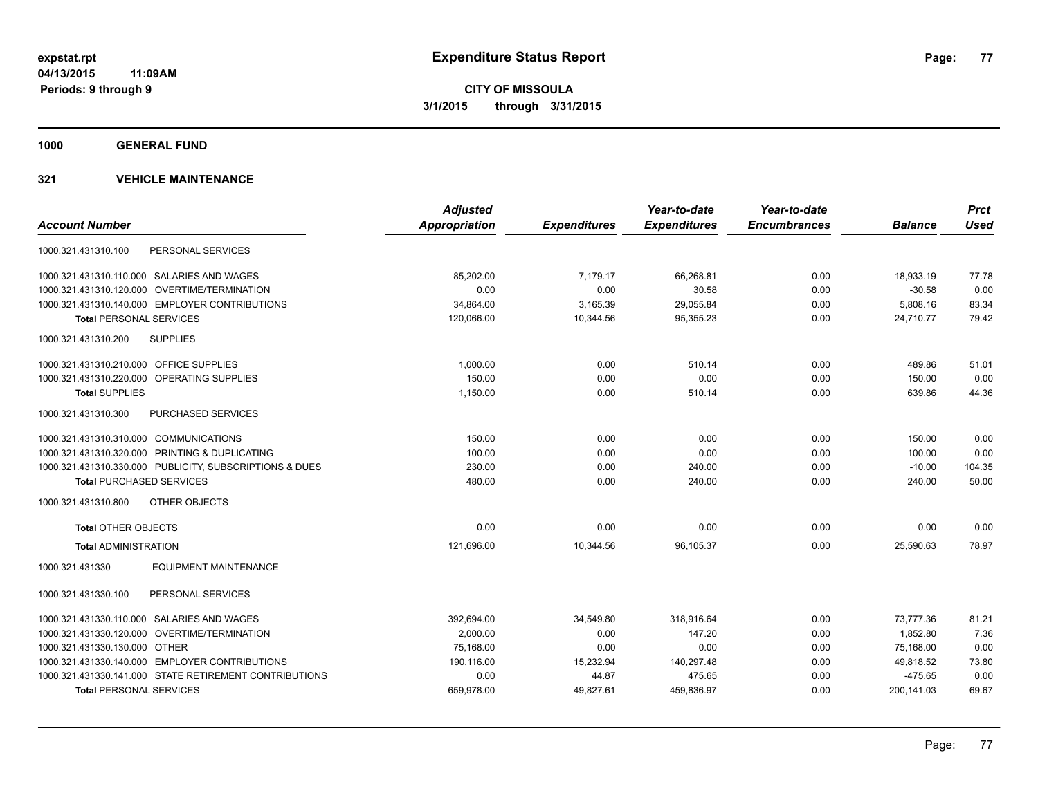**expstat.rpt**
**04/13/2015 11:09AM**
**Periods: 9 through 9**

# Expenditure Status Report

**CITY OF MISSOULA**
**3/1/2015 through 3/31/2015**

## 1000 GENERAL FUND

### 321 VEHICLE MAINTENANCE

| Account Number | | Adjusted Appropriation | Expenditures | Year-to-date Expenditures | Year-to-date Encumbrances | Balance | Prct Used |
|---|---|---|---|---|---|---|---|
| 1000.321.431310.100 | PERSONAL SERVICES | | | | | | |
| 1000.321.431310.110.000 | SALARIES AND WAGES | 85,202.00 | 7,179.17 | 66,268.81 | 0.00 | 18,933.19 | 77.78 |
| 1000.321.431310.120.000 | OVERTIME/TERMINATION | 0.00 | 0.00 | 30.58 | 0.00 | -30.58 | 0.00 |
| 1000.321.431310.140.000 | EMPLOYER CONTRIBUTIONS | 34,864.00 | 3,165.39 | 29,055.84 | 0.00 | 5,808.16 | 83.34 |
| **Total** PERSONAL SERVICES | | 120,066.00 | 10,344.56 | 95,355.23 | 0.00 | 24,710.77 | 79.42 |
| 1000.321.431310.200 | SUPPLIES | | | | | | |
| 1000.321.431310.210.000 | OFFICE SUPPLIES | 1,000.00 | 0.00 | 510.14 | 0.00 | 489.86 | 51.01 |
| 1000.321.431310.220.000 | OPERATING SUPPLIES | 150.00 | 0.00 | 0.00 | 0.00 | 150.00 | 0.00 |
| **Total** SUPPLIES | | 1,150.00 | 0.00 | 510.14 | 0.00 | 639.86 | 44.36 |
| 1000.321.431310.300 | PURCHASED SERVICES | | | | | | |
| 1000.321.431310.310.000 | COMMUNICATIONS | 150.00 | 0.00 | 0.00 | 0.00 | 150.00 | 0.00 |
| 1000.321.431310.320.000 | PRINTING & DUPLICATING | 100.00 | 0.00 | 0.00 | 0.00 | 100.00 | 0.00 |
| 1000.321.431310.330.000 | PUBLICITY, SUBSCRIPTIONS & DUES | 230.00 | 0.00 | 240.00 | 0.00 | -10.00 | 104.35 |
| **Total** PURCHASED SERVICES | | 480.00 | 0.00 | 240.00 | 0.00 | 240.00 | 50.00 |
| 1000.321.431310.800 | OTHER OBJECTS | | | | | | |
| **Total** OTHER OBJECTS | | 0.00 | 0.00 | 0.00 | 0.00 | 0.00 | 0.00 |
| **Total** ADMINISTRATION | | 121,696.00 | 10,344.56 | 96,105.37 | 0.00 | 25,590.63 | 78.97 |
| 1000.321.431330 | EQUIPMENT MAINTENANCE | | | | | | |
| 1000.321.431330.100 | PERSONAL SERVICES | | | | | | |
| 1000.321.431330.110.000 | SALARIES AND WAGES | 392,694.00 | 34,549.80 | 318,916.64 | 0.00 | 73,777.36 | 81.21 |
| 1000.321.431330.120.000 | OVERTIME/TERMINATION | 2,000.00 | 0.00 | 147.20 | 0.00 | 1,852.80 | 7.36 |
| 1000.321.431330.130.000 | OTHER | 75,168.00 | 0.00 | 0.00 | 0.00 | 75,168.00 | 0.00 |
| 1000.321.431330.140.000 | EMPLOYER CONTRIBUTIONS | 190,116.00 | 15,232.94 | 140,297.48 | 0.00 | 49,818.52 | 73.80 |
| 1000.321.431330.141.000 | STATE RETIREMENT CONTRIBUTIONS | 0.00 | 44.87 | 475.65 | 0.00 | -475.65 | 0.00 |
| **Total** PERSONAL SERVICES | | 659,978.00 | 49,827.61 | 459,836.97 | 0.00 | 200,141.03 | 69.67 |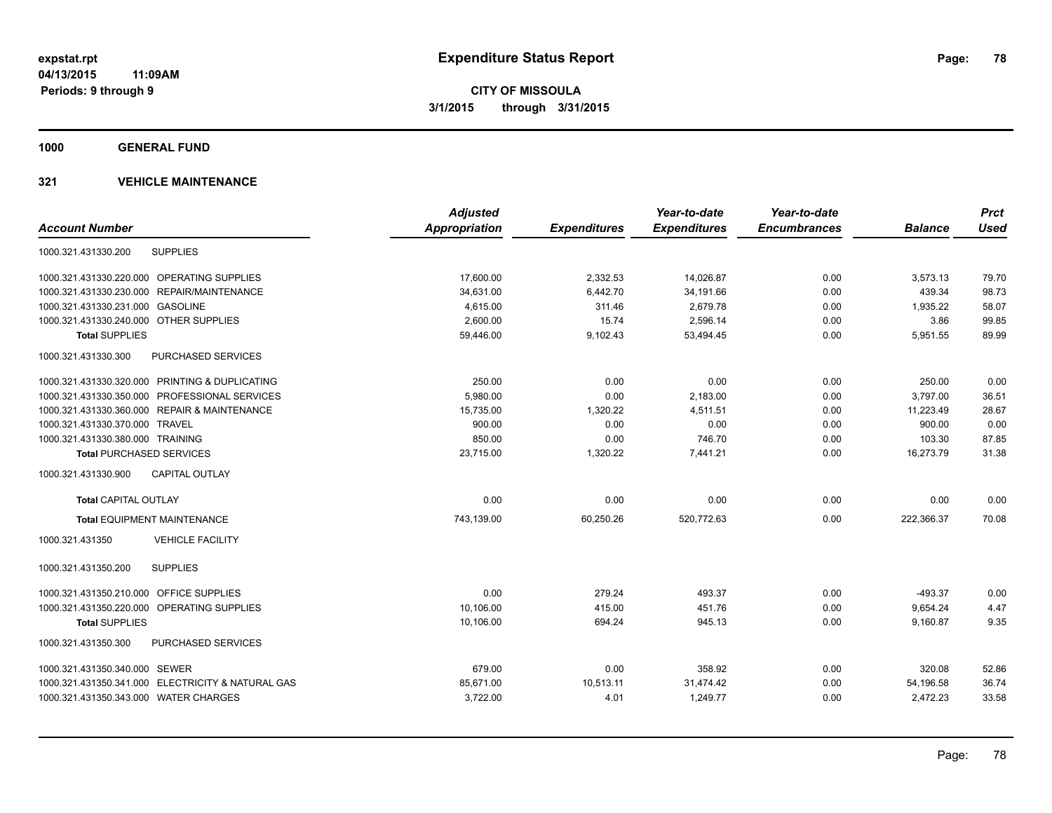**expstat.rpt**
**04/13/2015 11:09AM**
**Periods: 9 through 9**

# Expenditure Status Report

**CITY OF MISSOULA**
**3/1/2015 through 3/31/2015**

## 1000 GENERAL FUND

### 321 VEHICLE MAINTENANCE

| Account Number | | Adjusted Appropriation | Expenditures | Year-to-date Expenditures | Year-to-date Encumbrances | Balance | Prct Used |
|---|---|---|---|---|---|---|---|
| 1000.321.431330.200 | SUPPLIES | | | | | | |
| 1000.321.431330.220.000 | OPERATING SUPPLIES | 17,600.00 | 2,332.53 | 14,026.87 | 0.00 | 3,573.13 | 79.70 |
| 1000.321.431330.230.000 | REPAIR/MAINTENANCE | 34,631.00 | 6,442.70 | 34,191.66 | 0.00 | 439.34 | 98.73 |
| 1000.321.431330.231.000 | GASOLINE | 4,615.00 | 311.46 | 2,679.78 | 0.00 | 1,935.22 | 58.07 |
| 1000.321.431330.240.000 | OTHER SUPPLIES | 2,600.00 | 15.74 | 2,596.14 | 0.00 | 3.86 | 99.85 |
| **Total** SUPPLIES | | 59,446.00 | 9,102.43 | 53,494.45 | 0.00 | 5,951.55 | 89.99 |
| 1000.321.431330.300 | PURCHASED SERVICES | | | | | | |
| 1000.321.431330.320.000 | PRINTING & DUPLICATING | 250.00 | 0.00 | 0.00 | 0.00 | 250.00 | 0.00 |
| 1000.321.431330.350.000 | PROFESSIONAL SERVICES | 5,980.00 | 0.00 | 2,183.00 | 0.00 | 3,797.00 | 36.51 |
| 1000.321.431330.360.000 | REPAIR & MAINTENANCE | 15,735.00 | 1,320.22 | 4,511.51 | 0.00 | 11,223.49 | 28.67 |
| 1000.321.431330.370.000 | TRAVEL | 900.00 | 0.00 | 0.00 | 0.00 | 900.00 | 0.00 |
| 1000.321.431330.380.000 | TRAINING | 850.00 | 0.00 | 746.70 | 0.00 | 103.30 | 87.85 |
| **Total** PURCHASED SERVICES | | 23,715.00 | 1,320.22 | 7,441.21 | 0.00 | 16,273.79 | 31.38 |
| 1000.321.431330.900 | CAPITAL OUTLAY | | | | | | |
| **Total** CAPITAL OUTLAY | | 0.00 | 0.00 | 0.00 | 0.00 | 0.00 | 0.00 |
| **Total** EQUIPMENT MAINTENANCE | | 743,139.00 | 60,250.26 | 520,772.63 | 0.00 | 222,366.37 | 70.08 |
| 1000.321.431350 | VEHICLE FACILITY | | | | | | |
| 1000.321.431350.200 | SUPPLIES | | | | | | |
| 1000.321.431350.210.000 | OFFICE SUPPLIES | 0.00 | 279.24 | 493.37 | 0.00 | -493.37 | 0.00 |
| 1000.321.431350.220.000 | OPERATING SUPPLIES | 10,106.00 | 415.00 | 451.76 | 0.00 | 9,654.24 | 4.47 |
| **Total** SUPPLIES | | 10,106.00 | 694.24 | 945.13 | 0.00 | 9,160.87 | 9.35 |
| 1000.321.431350.300 | PURCHASED SERVICES | | | | | | |
| 1000.321.431350.340.000 | SEWER | 679.00 | 0.00 | 358.92 | 0.00 | 320.08 | 52.86 |
| 1000.321.431350.341.000 | ELECTRICITY & NATURAL GAS | 85,671.00 | 10,513.11 | 31,474.42 | 0.00 | 54,196.58 | 36.74 |
| 1000.321.431350.343.000 | WATER CHARGES | 3,722.00 | 4.01 | 1,249.77 | 0.00 | 2,472.23 | 33.58 |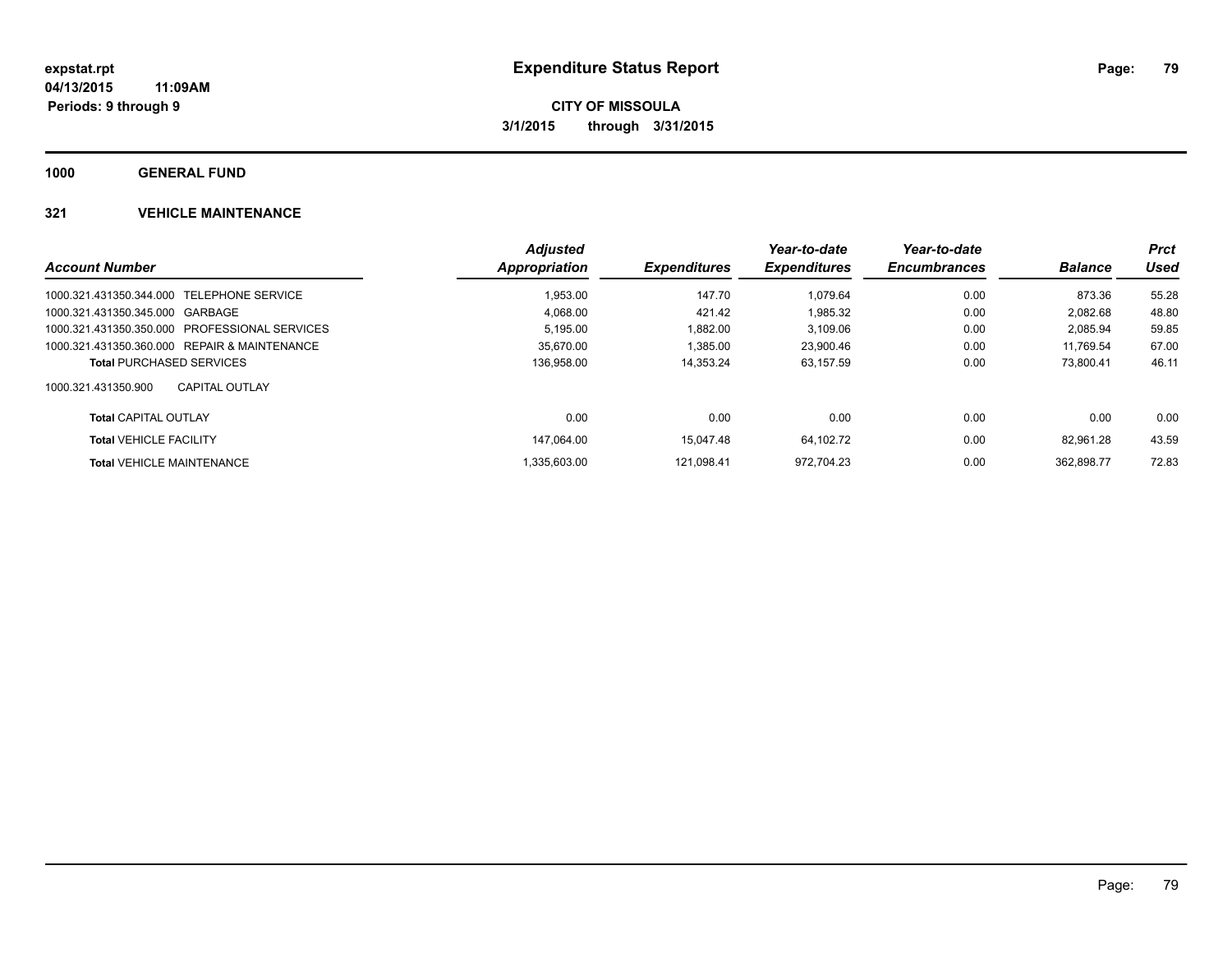**Expenditure Status Report**

**CITY OF MISSOULA**
**3/1/2015 through 3/31/2015**

expstat.rpt
04/13/2015 11:09AM
Periods: 9 through 9

## 1000 GENERAL FUND

### 321 VEHICLE MAINTENANCE

| Account Number | Adjusted Appropriation | Expenditures | Year-to-date Expenditures | Year-to-date Encumbrances | Balance | Prct Used |
|---|---|---|---|---|---|---|
| 1000.321.431350.344.000 TELEPHONE SERVICE | 1,953.00 | 147.70 | 1,079.64 | 0.00 | 873.36 | 55.28 |
| 1000.321.431350.345.000 GARBAGE | 4,068.00 | 421.42 | 1,985.32 | 0.00 | 2,082.68 | 48.80 |
| 1000.321.431350.350.000 PROFESSIONAL SERVICES | 5,195.00 | 1,882.00 | 3,109.06 | 0.00 | 2,085.94 | 59.85 |
| 1000.321.431350.360.000 REPAIR & MAINTENANCE | 35,670.00 | 1,385.00 | 23,900.46 | 0.00 | 11,769.54 | 67.00 |
| **Total** PURCHASED SERVICES | 136,958.00 | 14,353.24 | 63,157.59 | 0.00 | 73,800.41 | 46.11 |
| 1000.321.431350.900 CAPITAL OUTLAY | | | | | | |
| **Total** CAPITAL OUTLAY | 0.00 | 0.00 | 0.00 | 0.00 | 0.00 | 0.00 |
| **Total** VEHICLE FACILITY | 147,064.00 | 15,047.48 | 64,102.72 | 0.00 | 82,961.28 | 43.59 |
| **Total** VEHICLE MAINTENANCE | 1,335,603.00 | 121,098.41 | 972,704.23 | 0.00 | 362,898.77 | 72.83 |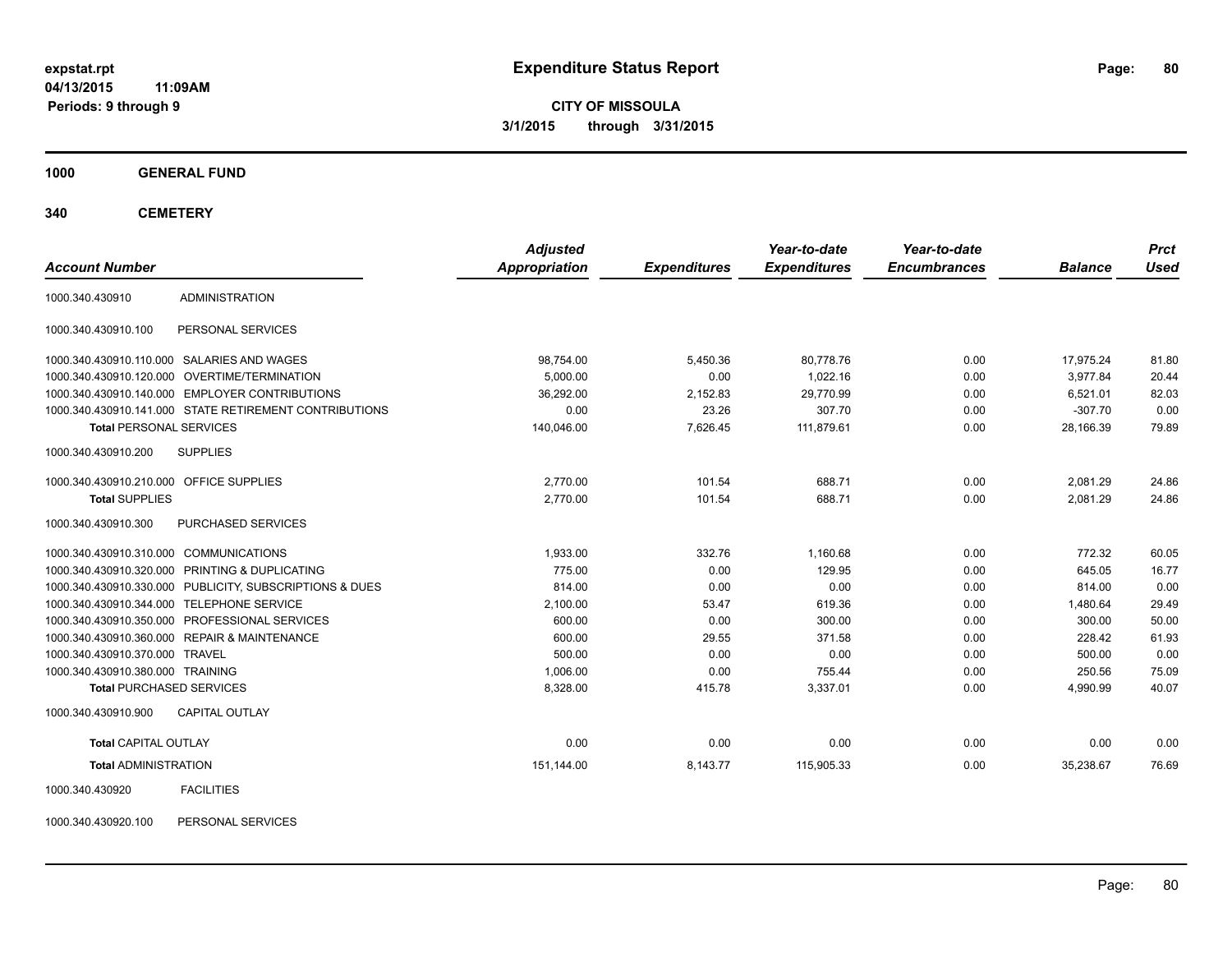**expstat.rpt**
**04/13/2015 11:09AM**
**Periods: 9 through 9**

# Expenditure Status Report

**CITY OF MISSOULA**
**3/1/2015 through 3/31/2015**

## 1000 GENERAL FUND

## 340 CEMETERY

| Account Number | | Adjusted Appropriation | Expenditures | Year-to-date Expenditures | Year-to-date Encumbrances | Balance | Prct Used |
|---|---|---|---|---|---|---|---|
| 1000.340.430910 | ADMINISTRATION | | | | | | |
| 1000.340.430910.100 | PERSONAL SERVICES | | | | | | |
| 1000.340.430910.110.000 | SALARIES AND WAGES | 98,754.00 | 5,450.36 | 80,778.76 | 0.00 | 17,975.24 | 81.80 |
| 1000.340.430910.120.000 | OVERTIME/TERMINATION | 5,000.00 | 0.00 | 1,022.16 | 0.00 | 3,977.84 | 20.44 |
| 1000.340.430910.140.000 | EMPLOYER CONTRIBUTIONS | 36,292.00 | 2,152.83 | 29,770.99 | 0.00 | 6,521.01 | 82.03 |
| 1000.340.430910.141.000 | STATE RETIREMENT CONTRIBUTIONS | 0.00 | 23.26 | 307.70 | 0.00 | -307.70 | 0.00 |
| **Total** PERSONAL SERVICES | | 140,046.00 | 7,626.45 | 111,879.61 | 0.00 | 28,166.39 | 79.89 |
| 1000.340.430910.200 | SUPPLIES | | | | | | |
| 1000.340.430910.210.000 | OFFICE SUPPLIES | 2,770.00 | 101.54 | 688.71 | 0.00 | 2,081.29 | 24.86 |
| **Total** SUPPLIES | | 2,770.00 | 101.54 | 688.71 | 0.00 | 2,081.29 | 24.86 |
| 1000.340.430910.300 | PURCHASED SERVICES | | | | | | |
| 1000.340.430910.310.000 | COMMUNICATIONS | 1,933.00 | 332.76 | 1,160.68 | 0.00 | 772.32 | 60.05 |
| 1000.340.430910.320.000 | PRINTING & DUPLICATING | 775.00 | 0.00 | 129.95 | 0.00 | 645.05 | 16.77 |
| 1000.340.430910.330.000 | PUBLICITY, SUBSCRIPTIONS & DUES | 814.00 | 0.00 | 0.00 | 0.00 | 814.00 | 0.00 |
| 1000.340.430910.344.000 | TELEPHONE SERVICE | 2,100.00 | 53.47 | 619.36 | 0.00 | 1,480.64 | 29.49 |
| 1000.340.430910.350.000 | PROFESSIONAL SERVICES | 600.00 | 0.00 | 300.00 | 0.00 | 300.00 | 50.00 |
| 1000.340.430910.360.000 | REPAIR & MAINTENANCE | 600.00 | 29.55 | 371.58 | 0.00 | 228.42 | 61.93 |
| 1000.340.430910.370.000 | TRAVEL | 500.00 | 0.00 | 0.00 | 0.00 | 500.00 | 0.00 |
| 1000.340.430910.380.000 | TRAINING | 1,006.00 | 0.00 | 755.44 | 0.00 | 250.56 | 75.09 |
| **Total** PURCHASED SERVICES | | 8,328.00 | 415.78 | 3,337.01 | 0.00 | 4,990.99 | 40.07 |
| 1000.340.430910.900 | CAPITAL OUTLAY | | | | | | |
| **Total** CAPITAL OUTLAY | | 0.00 | 0.00 | 0.00 | 0.00 | 0.00 | 0.00 |
| **Total** ADMINISTRATION | | 151,144.00 | 8,143.77 | 115,905.33 | 0.00 | 35,238.67 | 76.69 |
| 1000.340.430920 | FACILITIES | | | | | | |
| 1000.340.430920.100 | PERSONAL SERVICES | | | | | | |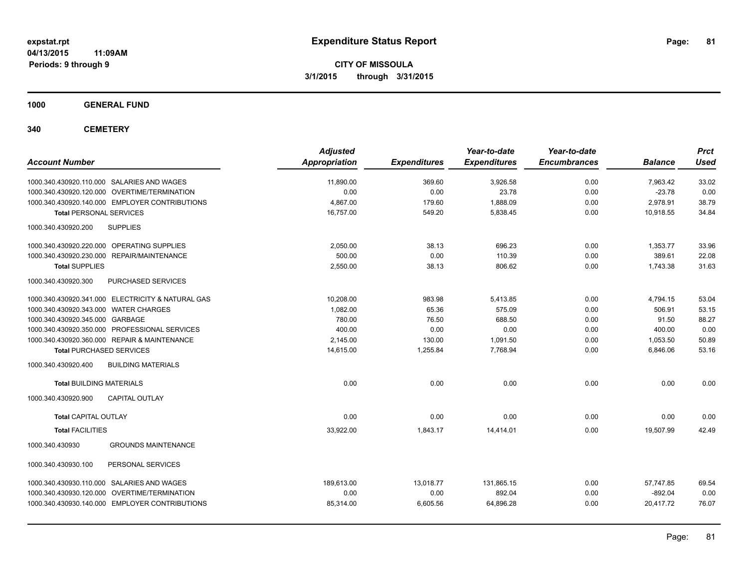# Expenditure Status Report

**CITY OF MISSOULA**

**3/1/2015 through 3/31/2015**

expstat.rpt
04/13/2015 11:09AM
Periods: 9 through 9

## 1000 GENERAL FUND

## 340 CEMETERY

| Account Number | Adjusted Appropriation | Expenditures | Year-to-date Expenditures | Year-to-date Encumbrances | Balance | Prct Used |
|---|---|---|---|---|---|---|
| 1000.340.430920.110.000 SALARIES AND WAGES | 11,890.00 | 369.60 | 3,926.58 | 0.00 | 7,963.42 | 33.02 |
| 1000.340.430920.120.000 OVERTIME/TERMINATION | 0.00 | 0.00 | 23.78 | 0.00 | -23.78 | 0.00 |
| 1000.340.430920.140.000 EMPLOYER CONTRIBUTIONS | 4,867.00 | 179.60 | 1,888.09 | 0.00 | 2,978.91 | 38.79 |
| **Total** PERSONAL SERVICES | 16,757.00 | 549.20 | 5,838.45 | 0.00 | 10,918.55 | 34.84 |
| 1000.340.430920.200 SUPPLIES | | | | | | |
| 1000.340.430920.220.000 OPERATING SUPPLIES | 2,050.00 | 38.13 | 696.23 | 0.00 | 1,353.77 | 33.96 |
| 1000.340.430920.230.000 REPAIR/MAINTENANCE | 500.00 | 0.00 | 110.39 | 0.00 | 389.61 | 22.08 |
| **Total** SUPPLIES | 2,550.00 | 38.13 | 806.62 | 0.00 | 1,743.38 | 31.63 |
| 1000.340.430920.300 PURCHASED SERVICES | | | | | | |
| 1000.340.430920.341.000 ELECTRICITY & NATURAL GAS | 10,208.00 | 983.98 | 5,413.85 | 0.00 | 4,794.15 | 53.04 |
| 1000.340.430920.343.000 WATER CHARGES | 1,082.00 | 65.36 | 575.09 | 0.00 | 506.91 | 53.15 |
| 1000.340.430920.345.000 GARBAGE | 780.00 | 76.50 | 688.50 | 0.00 | 91.50 | 88.27 |
| 1000.340.430920.350.000 PROFESSIONAL SERVICES | 400.00 | 0.00 | 0.00 | 0.00 | 400.00 | 0.00 |
| 1000.340.430920.360.000 REPAIR & MAINTENANCE | 2,145.00 | 130.00 | 1,091.50 | 0.00 | 1,053.50 | 50.89 |
| **Total** PURCHASED SERVICES | 14,615.00 | 1,255.84 | 7,768.94 | 0.00 | 6,846.06 | 53.16 |
| 1000.340.430920.400 BUILDING MATERIALS | | | | | | |
| **Total** BUILDING MATERIALS | 0.00 | 0.00 | 0.00 | 0.00 | 0.00 | 0.00 |
| 1000.340.430920.900 CAPITAL OUTLAY | | | | | | |
| **Total** CAPITAL OUTLAY | 0.00 | 0.00 | 0.00 | 0.00 | 0.00 | 0.00 |
| **Total** FACILITIES | 33,922.00 | 1,843.17 | 14,414.01 | 0.00 | 19,507.99 | 42.49 |
| 1000.340.430930 GROUNDS MAINTENANCE | | | | | | |
| 1000.340.430930.100 PERSONAL SERVICES | | | | | | |
| 1000.340.430930.110.000 SALARIES AND WAGES | 189,613.00 | 13,018.77 | 131,865.15 | 0.00 | 57,747.85 | 69.54 |
| 1000.340.430930.120.000 OVERTIME/TERMINATION | 0.00 | 0.00 | 892.04 | 0.00 | -892.04 | 0.00 |
| 1000.340.430930.140.000 EMPLOYER CONTRIBUTIONS | 85,314.00 | 6,605.56 | 64,896.28 | 0.00 | 20,417.72 | 76.07 |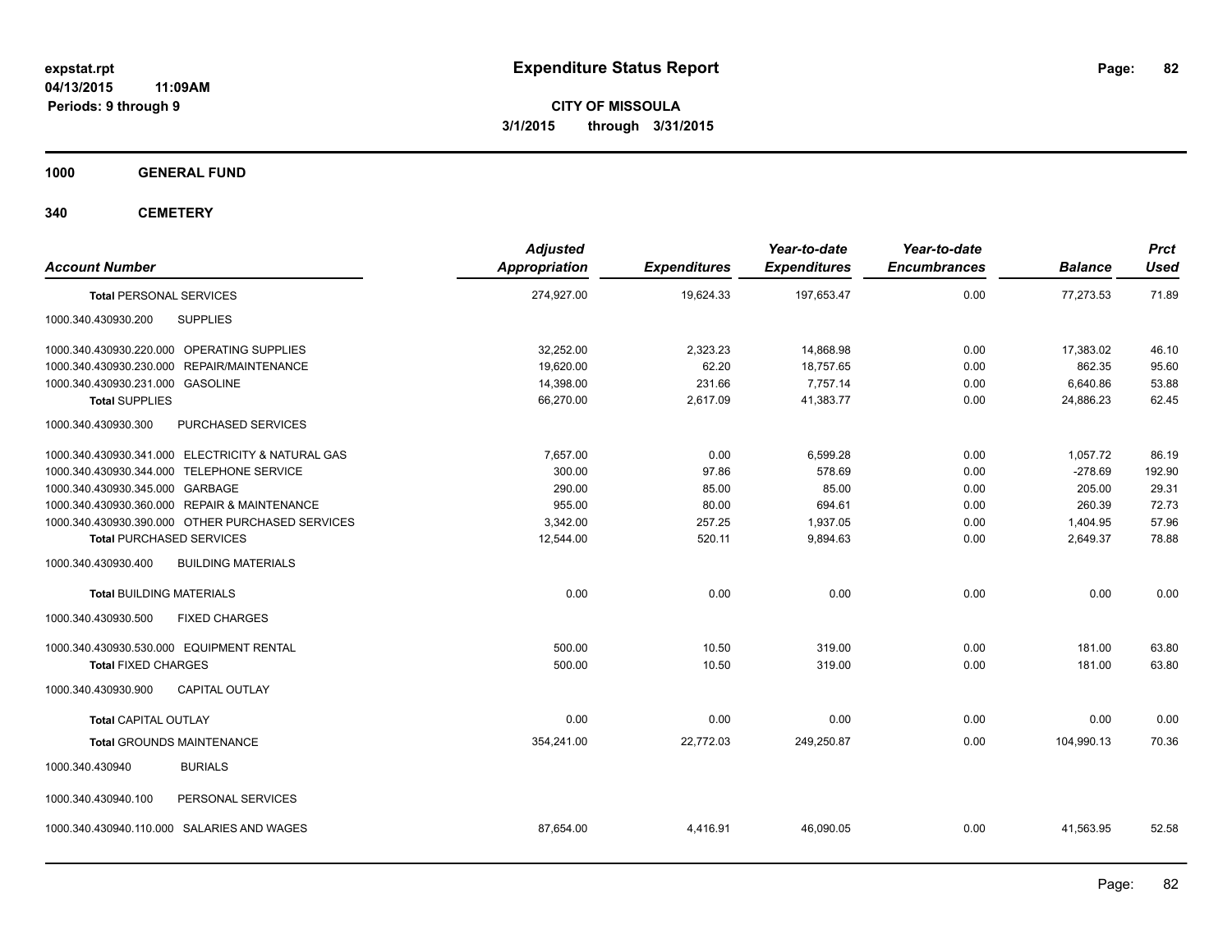# Expenditure Status Report

expstat.rpt
04/13/2015 11:09AM
Periods: 9 through 9

**CITY OF MISSOULA**
**3/1/2015 through 3/31/2015**

**1000 GENERAL FUND**

**340 CEMETERY**

| Account Number | | Adjusted Appropriation | Expenditures | Year-to-date Expenditures | Year-to-date Encumbrances | Balance | Prct Used |
|---|---|---|---|---|---|---|---|
| **Total** PERSONAL SERVICES | | 274,927.00 | 19,624.33 | 197,653.47 | 0.00 | 77,273.53 | 71.89 |
| 1000.340.430930.200 | SUPPLIES | | | | | | |
| 1000.340.430930.220.000 | OPERATING SUPPLIES | 32,252.00 | 2,323.23 | 14,868.98 | 0.00 | 17,383.02 | 46.10 |
| 1000.340.430930.230.000 | REPAIR/MAINTENANCE | 19,620.00 | 62.20 | 18,757.65 | 0.00 | 862.35 | 95.60 |
| 1000.340.430930.231.000 | GASOLINE | 14,398.00 | 231.66 | 7,757.14 | 0.00 | 6,640.86 | 53.88 |
| **Total** SUPPLIES | | 66,270.00 | 2,617.09 | 41,383.77 | 0.00 | 24,886.23 | 62.45 |
| 1000.340.430930.300 | PURCHASED SERVICES | | | | | | |
| 1000.340.430930.341.000 | ELECTRICITY & NATURAL GAS | 7,657.00 | 0.00 | 6,599.28 | 0.00 | 1,057.72 | 86.19 |
| 1000.340.430930.344.000 | TELEPHONE SERVICE | 300.00 | 97.86 | 578.69 | 0.00 | -278.69 | 192.90 |
| 1000.340.430930.345.000 | GARBAGE | 290.00 | 85.00 | 85.00 | 0.00 | 205.00 | 29.31 |
| 1000.340.430930.360.000 | REPAIR & MAINTENANCE | 955.00 | 80.00 | 694.61 | 0.00 | 260.39 | 72.73 |
| 1000.340.430930.390.000 | OTHER PURCHASED SERVICES | 3,342.00 | 257.25 | 1,937.05 | 0.00 | 1,404.95 | 57.96 |
| **Total** PURCHASED SERVICES | | 12,544.00 | 520.11 | 9,894.63 | 0.00 | 2,649.37 | 78.88 |
| 1000.340.430930.400 | BUILDING MATERIALS | | | | | | |
| **Total** BUILDING MATERIALS | | 0.00 | 0.00 | 0.00 | 0.00 | 0.00 | 0.00 |
| 1000.340.430930.500 | FIXED CHARGES | | | | | | |
| 1000.340.430930.530.000 | EQUIPMENT RENTAL | 500.00 | 10.50 | 319.00 | 0.00 | 181.00 | 63.80 |
| **Total** FIXED CHARGES | | 500.00 | 10.50 | 319.00 | 0.00 | 181.00 | 63.80 |
| 1000.340.430930.900 | CAPITAL OUTLAY | | | | | | |
| **Total** CAPITAL OUTLAY | | 0.00 | 0.00 | 0.00 | 0.00 | 0.00 | 0.00 |
| **Total** GROUNDS MAINTENANCE | | 354,241.00 | 22,772.03 | 249,250.87 | 0.00 | 104,990.13 | 70.36 |
| 1000.340.430940 | BURIALS | | | | | | |
| 1000.340.430940.100 | PERSONAL SERVICES | | | | | | |
| 1000.340.430940.110.000 | SALARIES AND WAGES | 87,654.00 | 4,416.91 | 46,090.05 | 0.00 | 41,563.95 | 52.58 |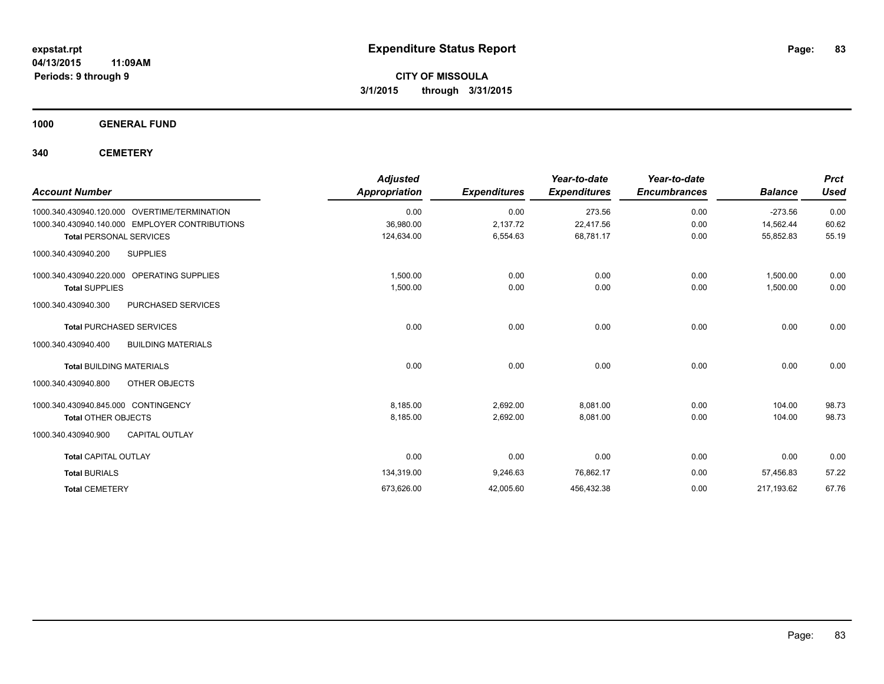# Expenditure Status Report

**CITY OF MISSOULA**
**3/1/2015 through 3/31/2015**

expstat.rpt
04/13/2015 11:09AM
Periods: 9 through 9

## 1000 GENERAL FUND

## 340 CEMETERY

| Account Number | Adjusted Appropriation | Expenditures | Year-to-date Expenditures | Year-to-date Encumbrances | Balance | Prct Used |
|---|---|---|---|---|---|---|
| 1000.340.430940.120.000 OVERTIME/TERMINATION | 0.00 | 0.00 | 273.56 | 0.00 | -273.56 | 0.00 |
| 1000.340.430940.140.000 EMPLOYER CONTRIBUTIONS | 36,980.00 | 2,137.72 | 22,417.56 | 0.00 | 14,562.44 | 60.62 |
| **Total** PERSONAL SERVICES | 124,634.00 | 6,554.63 | 68,781.17 | 0.00 | 55,852.83 | 55.19 |
| 1000.340.430940.200 SUPPLIES | | | | | | |
| 1000.340.430940.220.000 OPERATING SUPPLIES | 1,500.00 | 0.00 | 0.00 | 0.00 | 1,500.00 | 0.00 |
| **Total** SUPPLIES | 1,500.00 | 0.00 | 0.00 | 0.00 | 1,500.00 | 0.00 |
| 1000.340.430940.300 PURCHASED SERVICES | | | | | | |
| **Total** PURCHASED SERVICES | 0.00 | 0.00 | 0.00 | 0.00 | 0.00 | 0.00 |
| 1000.340.430940.400 BUILDING MATERIALS | | | | | | |
| **Total** BUILDING MATERIALS | 0.00 | 0.00 | 0.00 | 0.00 | 0.00 | 0.00 |
| 1000.340.430940.800 OTHER OBJECTS | | | | | | |
| 1000.340.430940.845.000 CONTINGENCY | 8,185.00 | 2,692.00 | 8,081.00 | 0.00 | 104.00 | 98.73 |
| **Total** OTHER OBJECTS | 8,185.00 | 2,692.00 | 8,081.00 | 0.00 | 104.00 | 98.73 |
| 1000.340.430940.900 CAPITAL OUTLAY | | | | | | |
| **Total** CAPITAL OUTLAY | 0.00 | 0.00 | 0.00 | 0.00 | 0.00 | 0.00 |
| **Total** BURIALS | 134,319.00 | 9,246.63 | 76,862.17 | 0.00 | 57,456.83 | 57.22 |
| **Total** CEMETERY | 673,626.00 | 42,005.60 | 456,432.38 | 0.00 | 217,193.62 | 67.76 |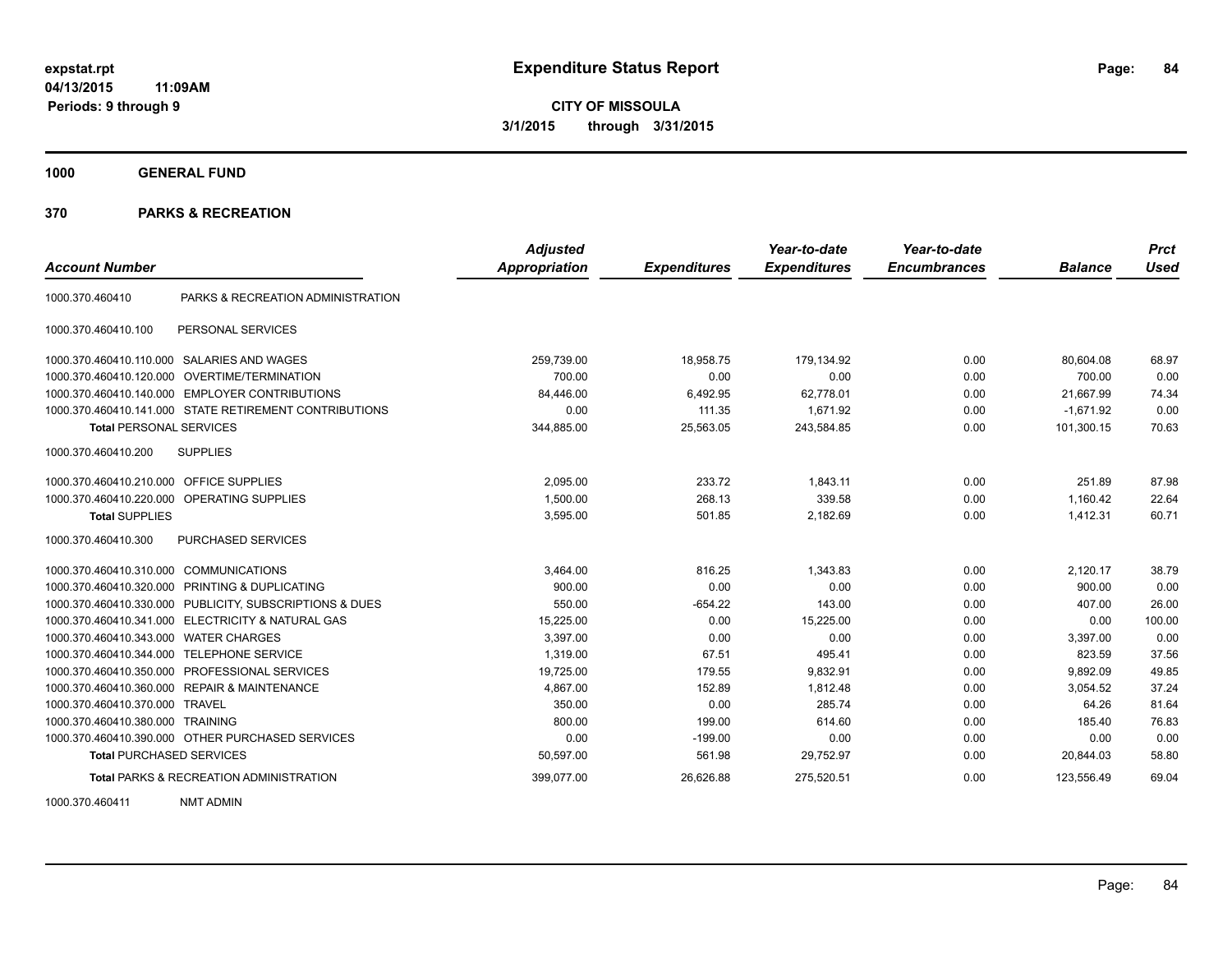**expstat.rpt**
**04/13/2015 11:09AM**
**Periods: 9 through 9**

# Expenditure Status Report

**CITY OF MISSOULA**
**3/1/2015 through 3/31/2015**

## 1000 GENERAL FUND

## 370 PARKS & RECREATION

| Account Number | | Adjusted Appropriation | Expenditures | Year-to-date Expenditures | Year-to-date Encumbrances | Balance | Prct Used |
|---|---|---|---|---|---|---|---|
| 1000.370.460410 | PARKS & RECREATION ADMINISTRATION | | | | | | |
| 1000.370.460410.100 | PERSONAL SERVICES | | | | | | |
| 1000.370.460410.110.000 | SALARIES AND WAGES | 259,739.00 | 18,958.75 | 179,134.92 | 0.00 | 80,604.08 | 68.97 |
| 1000.370.460410.120.000 | OVERTIME/TERMINATION | 700.00 | 0.00 | 0.00 | 0.00 | 700.00 | 0.00 |
| 1000.370.460410.140.000 | EMPLOYER CONTRIBUTIONS | 84,446.00 | 6,492.95 | 62,778.01 | 0.00 | 21,667.99 | 74.34 |
| 1000.370.460410.141.000 | STATE RETIREMENT CONTRIBUTIONS | 0.00 | 111.35 | 1,671.92 | 0.00 | -1,671.92 | 0.00 |
| **Total** PERSONAL SERVICES | | 344,885.00 | 25,563.05 | 243,584.85 | 0.00 | 101,300.15 | 70.63 |
| 1000.370.460410.200 | SUPPLIES | | | | | | |
| 1000.370.460410.210.000 | OFFICE SUPPLIES | 2,095.00 | 233.72 | 1,843.11 | 0.00 | 251.89 | 87.98 |
| 1000.370.460410.220.000 | OPERATING SUPPLIES | 1,500.00 | 268.13 | 339.58 | 0.00 | 1,160.42 | 22.64 |
| **Total** SUPPLIES | | 3,595.00 | 501.85 | 2,182.69 | 0.00 | 1,412.31 | 60.71 |
| 1000.370.460410.300 | PURCHASED SERVICES | | | | | | |
| 1000.370.460410.310.000 | COMMUNICATIONS | 3,464.00 | 816.25 | 1,343.83 | 0.00 | 2,120.17 | 38.79 |
| 1000.370.460410.320.000 | PRINTING & DUPLICATING | 900.00 | 0.00 | 0.00 | 0.00 | 900.00 | 0.00 |
| 1000.370.460410.330.000 | PUBLICITY, SUBSCRIPTIONS & DUES | 550.00 | -654.22 | 143.00 | 0.00 | 407.00 | 26.00 |
| 1000.370.460410.341.000 | ELECTRICITY & NATURAL GAS | 15,225.00 | 0.00 | 15,225.00 | 0.00 | 0.00 | 100.00 |
| 1000.370.460410.343.000 | WATER CHARGES | 3,397.00 | 0.00 | 0.00 | 0.00 | 3,397.00 | 0.00 |
| 1000.370.460410.344.000 | TELEPHONE SERVICE | 1,319.00 | 67.51 | 495.41 | 0.00 | 823.59 | 37.56 |
| 1000.370.460410.350.000 | PROFESSIONAL SERVICES | 19,725.00 | 179.55 | 9,832.91 | 0.00 | 9,892.09 | 49.85 |
| 1000.370.460410.360.000 | REPAIR & MAINTENANCE | 4,867.00 | 152.89 | 1,812.48 | 0.00 | 3,054.52 | 37.24 |
| 1000.370.460410.370.000 | TRAVEL | 350.00 | 0.00 | 285.74 | 0.00 | 64.26 | 81.64 |
| 1000.370.460410.380.000 | TRAINING | 800.00 | 199.00 | 614.60 | 0.00 | 185.40 | 76.83 |
| 1000.370.460410.390.000 | OTHER PURCHASED SERVICES | 0.00 | -199.00 | 0.00 | 0.00 | 0.00 | 0.00 |
| **Total** PURCHASED SERVICES | | 50,597.00 | 561.98 | 29,752.97 | 0.00 | 20,844.03 | 58.80 |
| **Total** PARKS & RECREATION ADMINISTRATION | | 399,077.00 | 26,626.88 | 275,520.51 | 0.00 | 123,556.49 | 69.04 |
| 1000.370.460411 | NMT ADMIN | | | | | | |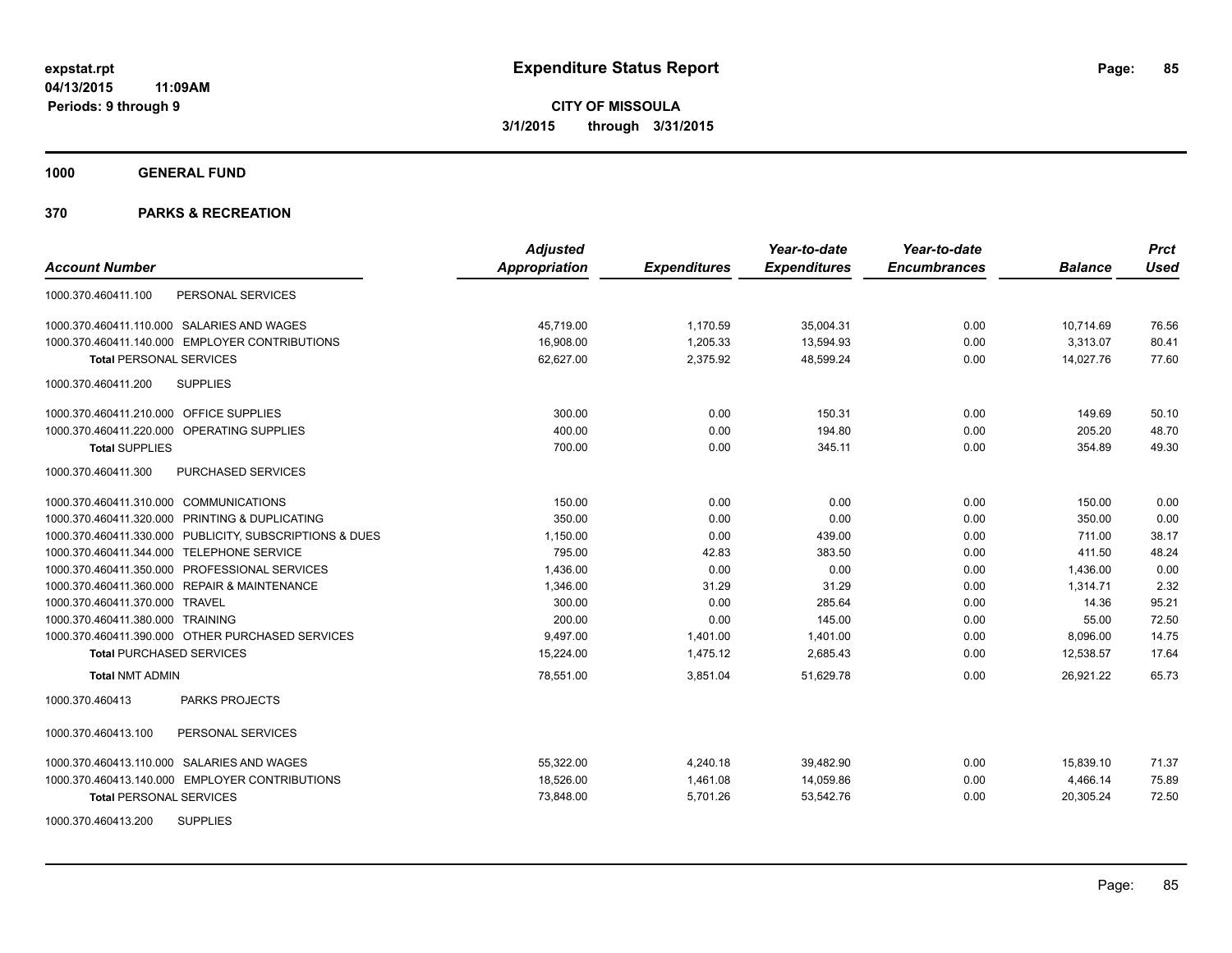# Expenditure Status Report

**CITY OF MISSOULA**
**3/1/2015 through 3/31/2015**

expstat.rpt
04/13/2015 11:09AM
Periods: 9 through 9

**1000 GENERAL FUND**

**370 PARKS & RECREATION**

| Account Number | Adjusted Appropriation | Expenditures | Year-to-date Expenditures | Year-to-date Encumbrances | Balance | Prct Used |
|---|---|---|---|---|---|---|
| 1000.370.460411.100 PERSONAL SERVICES | | | | | | |
| 1000.370.460411.110.000 SALARIES AND WAGES | 45,719.00 | 1,170.59 | 35,004.31 | 0.00 | 10,714.69 | 76.56 |
| 1000.370.460411.140.000 EMPLOYER CONTRIBUTIONS | 16,908.00 | 1,205.33 | 13,594.93 | 0.00 | 3,313.07 | 80.41 |
| **Total** PERSONAL SERVICES | 62,627.00 | 2,375.92 | 48,599.24 | 0.00 | 14,027.76 | 77.60 |
| 1000.370.460411.200 SUPPLIES | | | | | | |
| 1000.370.460411.210.000 OFFICE SUPPLIES | 300.00 | 0.00 | 150.31 | 0.00 | 149.69 | 50.10 |
| 1000.370.460411.220.000 OPERATING SUPPLIES | 400.00 | 0.00 | 194.80 | 0.00 | 205.20 | 48.70 |
| **Total** SUPPLIES | 700.00 | 0.00 | 345.11 | 0.00 | 354.89 | 49.30 |
| 1000.370.460411.300 PURCHASED SERVICES | | | | | | |
| 1000.370.460411.310.000 COMMUNICATIONS | 150.00 | 0.00 | 0.00 | 0.00 | 150.00 | 0.00 |
| 1000.370.460411.320.000 PRINTING & DUPLICATING | 350.00 | 0.00 | 0.00 | 0.00 | 350.00 | 0.00 |
| 1000.370.460411.330.000 PUBLICITY, SUBSCRIPTIONS & DUES | 1,150.00 | 0.00 | 439.00 | 0.00 | 711.00 | 38.17 |
| 1000.370.460411.344.000 TELEPHONE SERVICE | 795.00 | 42.83 | 383.50 | 0.00 | 411.50 | 48.24 |
| 1000.370.460411.350.000 PROFESSIONAL SERVICES | 1,436.00 | 0.00 | 0.00 | 0.00 | 1,436.00 | 0.00 |
| 1000.370.460411.360.000 REPAIR & MAINTENANCE | 1,346.00 | 31.29 | 31.29 | 0.00 | 1,314.71 | 2.32 |
| 1000.370.460411.370.000 TRAVEL | 300.00 | 0.00 | 285.64 | 0.00 | 14.36 | 95.21 |
| 1000.370.460411.380.000 TRAINING | 200.00 | 0.00 | 145.00 | 0.00 | 55.00 | 72.50 |
| 1000.370.460411.390.000 OTHER PURCHASED SERVICES | 9,497.00 | 1,401.00 | 1,401.00 | 0.00 | 8,096.00 | 14.75 |
| **Total** PURCHASED SERVICES | 15,224.00 | 1,475.12 | 2,685.43 | 0.00 | 12,538.57 | 17.64 |
| **Total** NMT ADMIN | 78,551.00 | 3,851.04 | 51,629.78 | 0.00 | 26,921.22 | 65.73 |
| 1000.370.460413 PARKS PROJECTS | | | | | | |
| 1000.370.460413.100 PERSONAL SERVICES | | | | | | |
| 1000.370.460413.110.000 SALARIES AND WAGES | 55,322.00 | 4,240.18 | 39,482.90 | 0.00 | 15,839.10 | 71.37 |
| 1000.370.460413.140.000 EMPLOYER CONTRIBUTIONS | 18,526.00 | 1,461.08 | 14,059.86 | 0.00 | 4,466.14 | 75.89 |
| **Total** PERSONAL SERVICES | 73,848.00 | 5,701.26 | 53,542.76 | 0.00 | 20,305.24 | 72.50 |
| 1000.370.460413.200 SUPPLIES | | | | | | |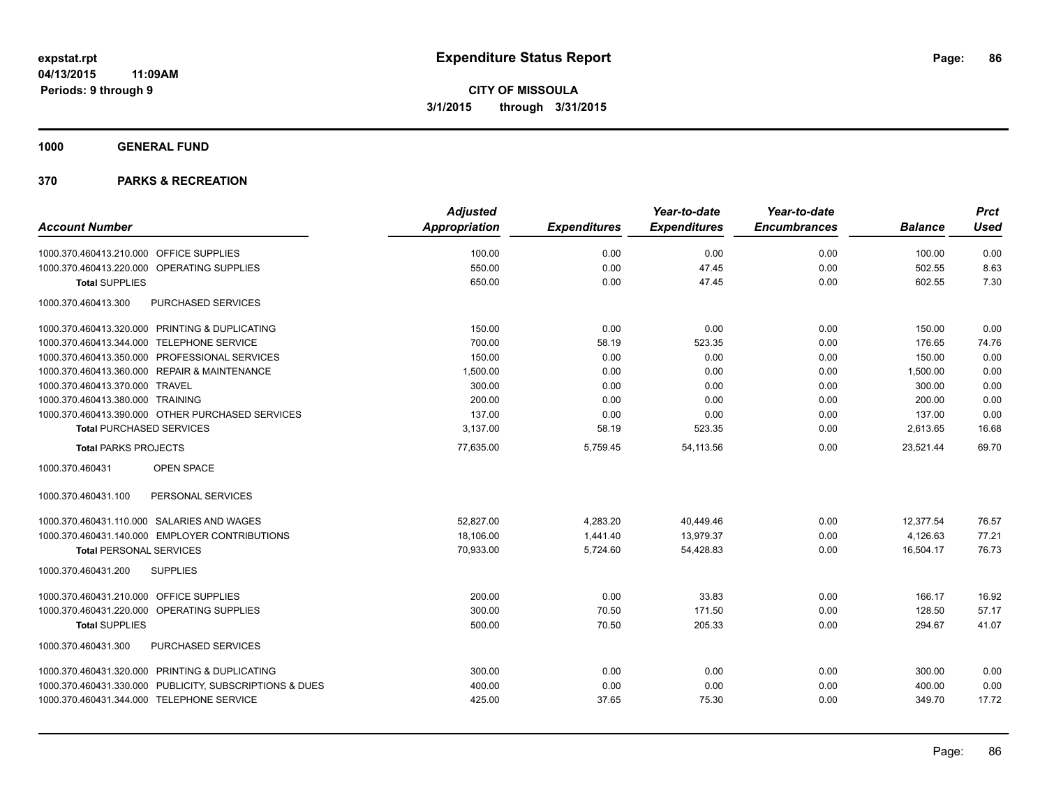**expstat.rpt**
**04/13/2015 11:09AM**
**Periods: 9 through 9**

# Expenditure Status Report

**CITY OF MISSOULA**
**3/1/2015 through 3/31/2015**

## 1000 GENERAL FUND

## 370 PARKS & RECREATION

| Account Number | Adjusted Appropriation | Expenditures | Year-to-date Expenditures | Year-to-date Encumbrances | Balance | Prct Used |
|---|---|---|---|---|---|---|
| 1000.370.460413.210.000 OFFICE SUPPLIES | 100.00 | 0.00 | 0.00 | 0.00 | 100.00 | 0.00 |
| 1000.370.460413.220.000 OPERATING SUPPLIES | 550.00 | 0.00 | 47.45 | 0.00 | 502.55 | 8.63 |
| **Total** SUPPLIES | 650.00 | 0.00 | 47.45 | 0.00 | 602.55 | 7.30 |
| 1000.370.460413.300 PURCHASED SERVICES | | | | | | |
| 1000.370.460413.320.000 PRINTING & DUPLICATING | 150.00 | 0.00 | 0.00 | 0.00 | 150.00 | 0.00 |
| 1000.370.460413.344.000 TELEPHONE SERVICE | 700.00 | 58.19 | 523.35 | 0.00 | 176.65 | 74.76 |
| 1000.370.460413.350.000 PROFESSIONAL SERVICES | 150.00 | 0.00 | 0.00 | 0.00 | 150.00 | 0.00 |
| 1000.370.460413.360.000 REPAIR & MAINTENANCE | 1,500.00 | 0.00 | 0.00 | 0.00 | 1,500.00 | 0.00 |
| 1000.370.460413.370.000 TRAVEL | 300.00 | 0.00 | 0.00 | 0.00 | 300.00 | 0.00 |
| 1000.370.460413.380.000 TRAINING | 200.00 | 0.00 | 0.00 | 0.00 | 200.00 | 0.00 |
| 1000.370.460413.390.000 OTHER PURCHASED SERVICES | 137.00 | 0.00 | 0.00 | 0.00 | 137.00 | 0.00 |
| **Total** PURCHASED SERVICES | 3,137.00 | 58.19 | 523.35 | 0.00 | 2,613.65 | 16.68 |
| **Total** PARKS PROJECTS | 77,635.00 | 5,759.45 | 54,113.56 | 0.00 | 23,521.44 | 69.70 |
| 1000.370.460431 OPEN SPACE | | | | | | |
| 1000.370.460431.100 PERSONAL SERVICES | | | | | | |
| 1000.370.460431.110.000 SALARIES AND WAGES | 52,827.00 | 4,283.20 | 40,449.46 | 0.00 | 12,377.54 | 76.57 |
| 1000.370.460431.140.000 EMPLOYER CONTRIBUTIONS | 18,106.00 | 1,441.40 | 13,979.37 | 0.00 | 4,126.63 | 77.21 |
| **Total** PERSONAL SERVICES | 70,933.00 | 5,724.60 | 54,428.83 | 0.00 | 16,504.17 | 76.73 |
| 1000.370.460431.200 SUPPLIES | | | | | | |
| 1000.370.460431.210.000 OFFICE SUPPLIES | 200.00 | 0.00 | 33.83 | 0.00 | 166.17 | 16.92 |
| 1000.370.460431.220.000 OPERATING SUPPLIES | 300.00 | 70.50 | 171.50 | 0.00 | 128.50 | 57.17 |
| **Total** SUPPLIES | 500.00 | 70.50 | 205.33 | 0.00 | 294.67 | 41.07 |
| 1000.370.460431.300 PURCHASED SERVICES | | | | | | |
| 1000.370.460431.320.000 PRINTING & DUPLICATING | 300.00 | 0.00 | 0.00 | 0.00 | 300.00 | 0.00 |
| 1000.370.460431.330.000 PUBLICITY, SUBSCRIPTIONS & DUES | 400.00 | 0.00 | 0.00 | 0.00 | 400.00 | 0.00 |
| 1000.370.460431.344.000 TELEPHONE SERVICE | 425.00 | 37.65 | 75.30 | 0.00 | 349.70 | 17.72 |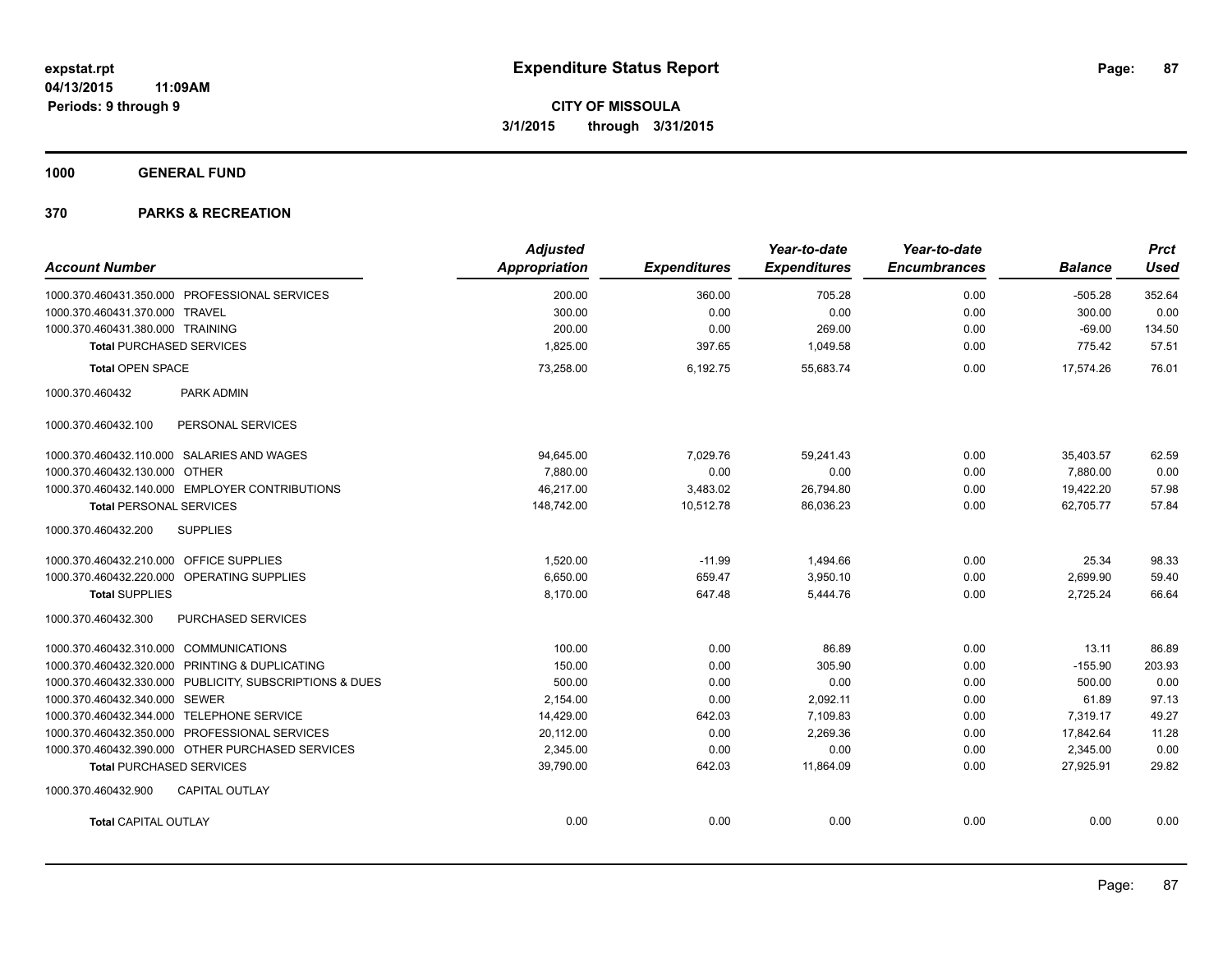# Expenditure Status Report

**expstat.rpt**
**04/13/2015 11:09AM**
**Periods: 9 through 9**

**CITY OF MISSOULA**
**3/1/2015 through 3/31/2015**

**1000 GENERAL FUND**

**370 PARKS & RECREATION**

| Account Number | Adjusted Appropriation | Expenditures | Year-to-date Expenditures | Year-to-date Encumbrances | Balance | Prct Used |
|---|---|---|---|---|---|---|
| 1000.370.460431.350.000 PROFESSIONAL SERVICES | 200.00 | 360.00 | 705.28 | 0.00 | -505.28 | 352.64 |
| 1000.370.460431.370.000 TRAVEL | 300.00 | 0.00 | 0.00 | 0.00 | 300.00 | 0.00 |
| 1000.370.460431.380.000 TRAINING | 200.00 | 0.00 | 269.00 | 0.00 | -69.00 | 134.50 |
| **Total** PURCHASED SERVICES | 1,825.00 | 397.65 | 1,049.58 | 0.00 | 775.42 | 57.51 |
| **Total** OPEN SPACE | 73,258.00 | 6,192.75 | 55,683.74 | 0.00 | 17,574.26 | 76.01 |
| 1000.370.460432 PARK ADMIN | | | | | | |
| 1000.370.460432.100 PERSONAL SERVICES | | | | | | |
| 1000.370.460432.110.000 SALARIES AND WAGES | 94,645.00 | 7,029.76 | 59,241.43 | 0.00 | 35,403.57 | 62.59 |
| 1000.370.460432.130.000 OTHER | 7,880.00 | 0.00 | 0.00 | 0.00 | 7,880.00 | 0.00 |
| 1000.370.460432.140.000 EMPLOYER CONTRIBUTIONS | 46,217.00 | 3,483.02 | 26,794.80 | 0.00 | 19,422.20 | 57.98 |
| **Total** PERSONAL SERVICES | 148,742.00 | 10,512.78 | 86,036.23 | 0.00 | 62,705.77 | 57.84 |
| 1000.370.460432.200 SUPPLIES | | | | | | |
| 1000.370.460432.210.000 OFFICE SUPPLIES | 1,520.00 | -11.99 | 1,494.66 | 0.00 | 25.34 | 98.33 |
| 1000.370.460432.220.000 OPERATING SUPPLIES | 6,650.00 | 659.47 | 3,950.10 | 0.00 | 2,699.90 | 59.40 |
| **Total** SUPPLIES | 8,170.00 | 647.48 | 5,444.76 | 0.00 | 2,725.24 | 66.64 |
| 1000.370.460432.300 PURCHASED SERVICES | | | | | | |
| 1000.370.460432.310.000 COMMUNICATIONS | 100.00 | 0.00 | 86.89 | 0.00 | 13.11 | 86.89 |
| 1000.370.460432.320.000 PRINTING & DUPLICATING | 150.00 | 0.00 | 305.90 | 0.00 | -155.90 | 203.93 |
| 1000.370.460432.330.000 PUBLICITY, SUBSCRIPTIONS & DUES | 500.00 | 0.00 | 0.00 | 0.00 | 500.00 | 0.00 |
| 1000.370.460432.340.000 SEWER | 2,154.00 | 0.00 | 2,092.11 | 0.00 | 61.89 | 97.13 |
| 1000.370.460432.344.000 TELEPHONE SERVICE | 14,429.00 | 642.03 | 7,109.83 | 0.00 | 7,319.17 | 49.27 |
| 1000.370.460432.350.000 PROFESSIONAL SERVICES | 20,112.00 | 0.00 | 2,269.36 | 0.00 | 17,842.64 | 11.28 |
| 1000.370.460432.390.000 OTHER PURCHASED SERVICES | 2,345.00 | 0.00 | 0.00 | 0.00 | 2,345.00 | 0.00 |
| **Total** PURCHASED SERVICES | 39,790.00 | 642.03 | 11,864.09 | 0.00 | 27,925.91 | 29.82 |
| 1000.370.460432.900 CAPITAL OUTLAY | | | | | | |
| **Total** CAPITAL OUTLAY | 0.00 | 0.00 | 0.00 | 0.00 | 0.00 | 0.00 |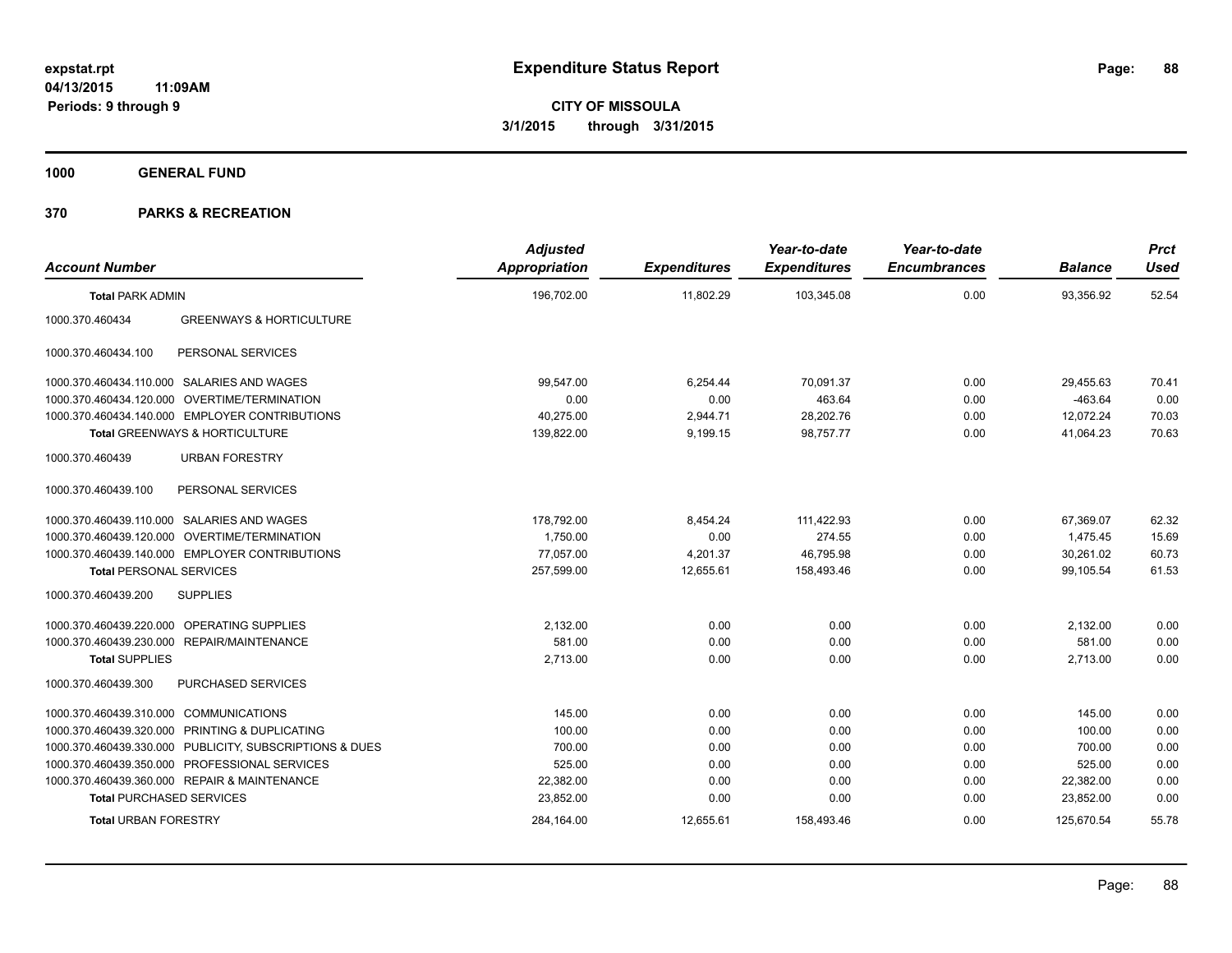**expstat.rpt**
**04/13/2015 11:09AM**
**Periods: 9 through 9**

# Expenditure Status Report

**CITY OF MISSOULA**
**3/1/2015 through 3/31/2015**

## 1000 GENERAL FUND

## 370 PARKS & RECREATION

| Account Number | | Adjusted Appropriation | Expenditures | Year-to-date Expenditures | Year-to-date Encumbrances | Balance | Prct Used |
|---|---|---|---|---|---|---|---|
| **Total** PARK ADMIN | | 196,702.00 | 11,802.29 | 103,345.08 | 0.00 | 93,356.92 | 52.54 |
| 1000.370.460434 | GREENWAYS & HORTICULTURE | | | | | | |
| 1000.370.460434.100 | PERSONAL SERVICES | | | | | | |
| 1000.370.460434.110.000 | SALARIES AND WAGES | 99,547.00 | 6,254.44 | 70,091.37 | 0.00 | 29,455.63 | 70.41 |
| 1000.370.460434.120.000 | OVERTIME/TERMINATION | 0.00 | 0.00 | 463.64 | 0.00 | -463.64 | 0.00 |
| 1000.370.460434.140.000 | EMPLOYER CONTRIBUTIONS | 40,275.00 | 2,944.71 | 28,202.76 | 0.00 | 12,072.24 | 70.03 |
| **Total** GREENWAYS & HORTICULTURE | | 139,822.00 | 9,199.15 | 98,757.77 | 0.00 | 41,064.23 | 70.63 |
| 1000.370.460439 | URBAN FORESTRY | | | | | | |
| 1000.370.460439.100 | PERSONAL SERVICES | | | | | | |
| 1000.370.460439.110.000 | SALARIES AND WAGES | 178,792.00 | 8,454.24 | 111,422.93 | 0.00 | 67,369.07 | 62.32 |
| 1000.370.460439.120.000 | OVERTIME/TERMINATION | 1,750.00 | 0.00 | 274.55 | 0.00 | 1,475.45 | 15.69 |
| 1000.370.460439.140.000 | EMPLOYER CONTRIBUTIONS | 77,057.00 | 4,201.37 | 46,795.98 | 0.00 | 30,261.02 | 60.73 |
| **Total** PERSONAL SERVICES | | 257,599.00 | 12,655.61 | 158,493.46 | 0.00 | 99,105.54 | 61.53 |
| 1000.370.460439.200 | SUPPLIES | | | | | | |
| 1000.370.460439.220.000 | OPERATING SUPPLIES | 2,132.00 | 0.00 | 0.00 | 0.00 | 2,132.00 | 0.00 |
| 1000.370.460439.230.000 | REPAIR/MAINTENANCE | 581.00 | 0.00 | 0.00 | 0.00 | 581.00 | 0.00 |
| **Total** SUPPLIES | | 2,713.00 | 0.00 | 0.00 | 0.00 | 2,713.00 | 0.00 |
| 1000.370.460439.300 | PURCHASED SERVICES | | | | | | |
| 1000.370.460439.310.000 | COMMUNICATIONS | 145.00 | 0.00 | 0.00 | 0.00 | 145.00 | 0.00 |
| 1000.370.460439.320.000 | PRINTING & DUPLICATING | 100.00 | 0.00 | 0.00 | 0.00 | 100.00 | 0.00 |
| 1000.370.460439.330.000 | PUBLICITY, SUBSCRIPTIONS & DUES | 700.00 | 0.00 | 0.00 | 0.00 | 700.00 | 0.00 |
| 1000.370.460439.350.000 | PROFESSIONAL SERVICES | 525.00 | 0.00 | 0.00 | 0.00 | 525.00 | 0.00 |
| 1000.370.460439.360.000 | REPAIR & MAINTENANCE | 22,382.00 | 0.00 | 0.00 | 0.00 | 22,382.00 | 0.00 |
| **Total** PURCHASED SERVICES | | 23,852.00 | 0.00 | 0.00 | 0.00 | 23,852.00 | 0.00 |
| **Total** URBAN FORESTRY | | 284,164.00 | 12,655.61 | 158,493.46 | 0.00 | 125,670.54 | 55.78 |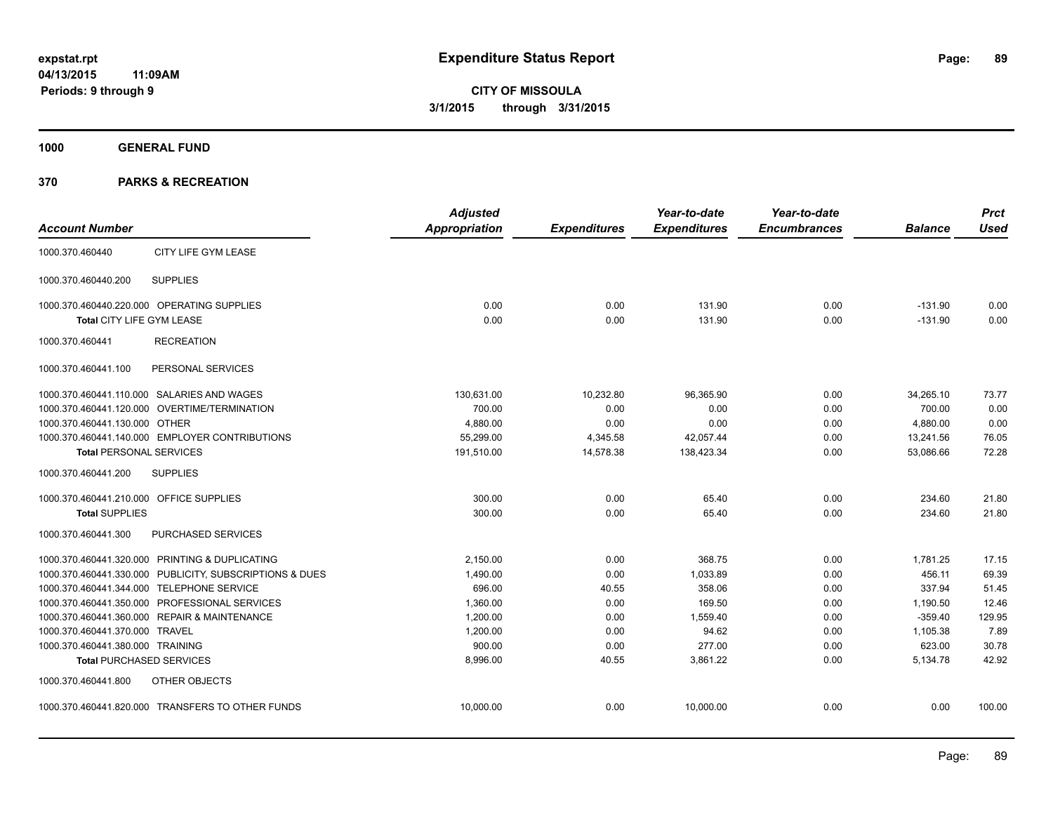# Expenditure Status Report

expstat.rpt
04/13/2015 11:09AM
Periods: 9 through 9

**CITY OF MISSOULA**
**3/1/2015 through 3/31/2015**

**1000 GENERAL FUND**

**370 PARKS & RECREATION**

| Account Number | | Adjusted Appropriation | Expenditures | Year-to-date Expenditures | Year-to-date Encumbrances | Balance | Prct Used |
|---|---|---|---|---|---|---|---|
| 1000.370.460440 | CITY LIFE GYM LEASE | | | | | | |
| 1000.370.460440.200 | SUPPLIES | | | | | | |
| 1000.370.460440.220.000 | OPERATING SUPPLIES | 0.00 | 0.00 | 131.90 | 0.00 | -131.90 | 0.00 |
| Total CITY LIFE GYM LEASE | | 0.00 | 0.00 | 131.90 | 0.00 | -131.90 | 0.00 |
| 1000.370.460441 | RECREATION | | | | | | |
| 1000.370.460441.100 | PERSONAL SERVICES | | | | | | |
| 1000.370.460441.110.000 | SALARIES AND WAGES | 130,631.00 | 10,232.80 | 96,365.90 | 0.00 | 34,265.10 | 73.77 |
| 1000.370.460441.120.000 | OVERTIME/TERMINATION | 700.00 | 0.00 | 0.00 | 0.00 | 700.00 | 0.00 |
| 1000.370.460441.130.000 | OTHER | 4,880.00 | 0.00 | 0.00 | 0.00 | 4,880.00 | 0.00 |
| 1000.370.460441.140.000 | EMPLOYER CONTRIBUTIONS | 55,299.00 | 4,345.58 | 42,057.44 | 0.00 | 13,241.56 | 76.05 |
| **Total PERSONAL SERVICES** | | 191,510.00 | 14,578.38 | 138,423.34 | 0.00 | 53,086.66 | 72.28 |
| 1000.370.460441.200 | SUPPLIES | | | | | | |
| 1000.370.460441.210.000 | OFFICE SUPPLIES | 300.00 | 0.00 | 65.40 | 0.00 | 234.60 | 21.80 |
| **Total SUPPLIES** | | 300.00 | 0.00 | 65.40 | 0.00 | 234.60 | 21.80 |
| 1000.370.460441.300 | PURCHASED SERVICES | | | | | | |
| 1000.370.460441.320.000 | PRINTING & DUPLICATING | 2,150.00 | 0.00 | 368.75 | 0.00 | 1,781.25 | 17.15 |
| 1000.370.460441.330.000 | PUBLICITY, SUBSCRIPTIONS & DUES | 1,490.00 | 0.00 | 1,033.89 | 0.00 | 456.11 | 69.39 |
| 1000.370.460441.344.000 | TELEPHONE SERVICE | 696.00 | 40.55 | 358.06 | 0.00 | 337.94 | 51.45 |
| 1000.370.460441.350.000 | PROFESSIONAL SERVICES | 1,360.00 | 0.00 | 169.50 | 0.00 | 1,190.50 | 12.46 |
| 1000.370.460441.360.000 | REPAIR & MAINTENANCE | 1,200.00 | 0.00 | 1,559.40 | 0.00 | -359.40 | 129.95 |
| 1000.370.460441.370.000 | TRAVEL | 1,200.00 | 0.00 | 94.62 | 0.00 | 1,105.38 | 7.89 |
| 1000.370.460441.380.000 | TRAINING | 900.00 | 0.00 | 277.00 | 0.00 | 623.00 | 30.78 |
| **Total PURCHASED SERVICES** | | 8,996.00 | 40.55 | 3,861.22 | 0.00 | 5,134.78 | 42.92 |
| 1000.370.460441.800 | OTHER OBJECTS | | | | | | |
| 1000.370.460441.820.000 | TRANSFERS TO OTHER FUNDS | 10,000.00 | 0.00 | 10,000.00 | 0.00 | 0.00 | 100.00 |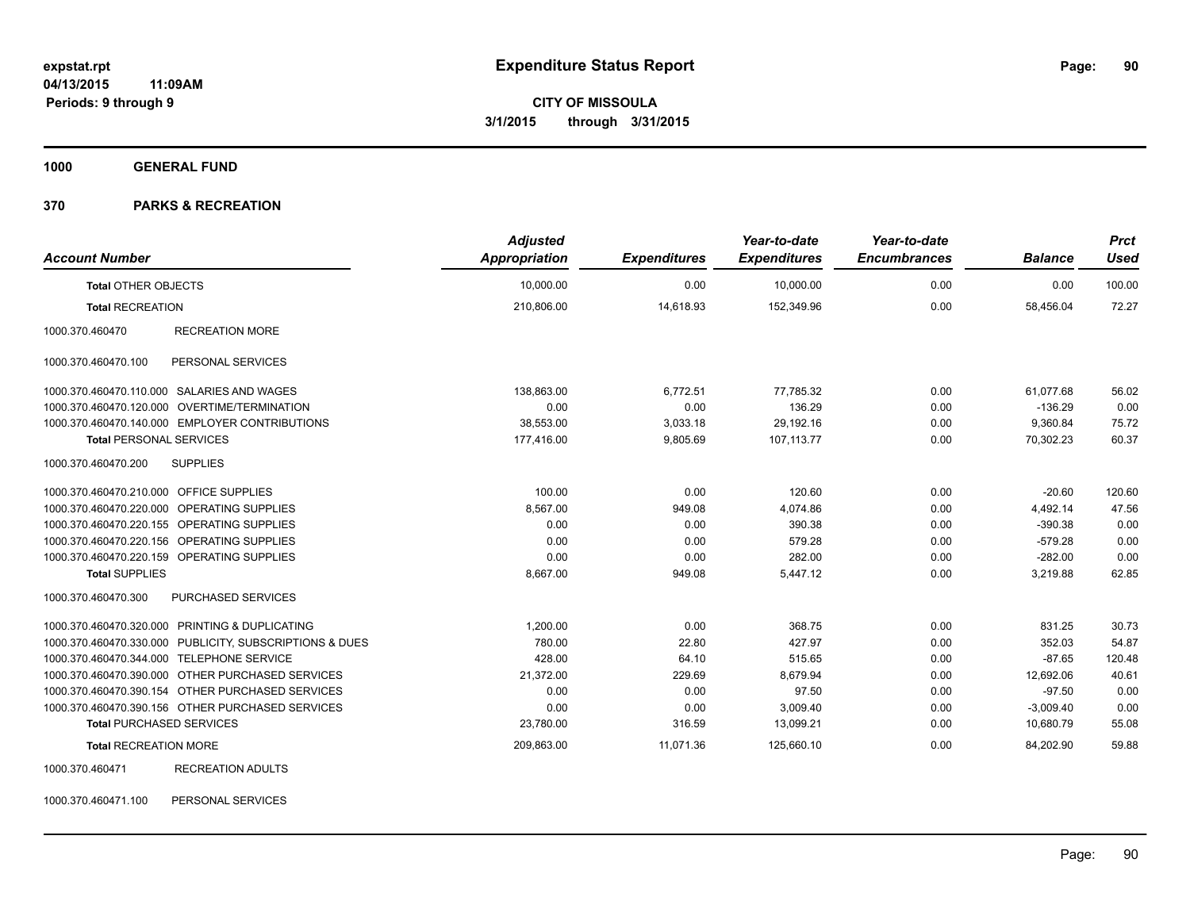**expstat.rpt**
**04/13/2015 11:09AM**
**Periods: 9 through 9**

# Expenditure Status Report

**CITY OF MISSOULA**
**3/1/2015 through 3/31/2015**

## 1000 GENERAL FUND

## 370 PARKS & RECREATION

| Account Number | | Adjusted Appropriation | Expenditures | Year-to-date Expenditures | Year-to-date Encumbrances | Balance | Prct Used |
|---|---|---|---|---|---|---|---|
| **Total** OTHER OBJECTS | | 10,000.00 | 0.00 | 10,000.00 | 0.00 | 0.00 | 100.00 |
| **Total** RECREATION | | 210,806.00 | 14,618.93 | 152,349.96 | 0.00 | 58,456.04 | 72.27 |
| 1000.370.460470 | RECREATION MORE | | | | | | |
| 1000.370.460470.100 | PERSONAL SERVICES | | | | | | |
| 1000.370.460470.110.000 | SALARIES AND WAGES | 138,863.00 | 6,772.51 | 77,785.32 | 0.00 | 61,077.68 | 56.02 |
| 1000.370.460470.120.000 | OVERTIME/TERMINATION | 0.00 | 0.00 | 136.29 | 0.00 | -136.29 | 0.00 |
| 1000.370.460470.140.000 | EMPLOYER CONTRIBUTIONS | 38,553.00 | 3,033.18 | 29,192.16 | 0.00 | 9,360.84 | 75.72 |
| **Total** PERSONAL SERVICES | | 177,416.00 | 9,805.69 | 107,113.77 | 0.00 | 70,302.23 | 60.37 |
| 1000.370.460470.200 | SUPPLIES | | | | | | |
| 1000.370.460470.210.000 | OFFICE SUPPLIES | 100.00 | 0.00 | 120.60 | 0.00 | -20.60 | 120.60 |
| 1000.370.460470.220.000 | OPERATING SUPPLIES | 8,567.00 | 949.08 | 4,074.86 | 0.00 | 4,492.14 | 47.56 |
| 1000.370.460470.220.155 | OPERATING SUPPLIES | 0.00 | 0.00 | 390.38 | 0.00 | -390.38 | 0.00 |
| 1000.370.460470.220.156 | OPERATING SUPPLIES | 0.00 | 0.00 | 579.28 | 0.00 | -579.28 | 0.00 |
| 1000.370.460470.220.159 | OPERATING SUPPLIES | 0.00 | 0.00 | 282.00 | 0.00 | -282.00 | 0.00 |
| **Total** SUPPLIES | | 8,667.00 | 949.08 | 5,447.12 | 0.00 | 3,219.88 | 62.85 |
| 1000.370.460470.300 | PURCHASED SERVICES | | | | | | |
| 1000.370.460470.320.000 | PRINTING & DUPLICATING | 1,200.00 | 0.00 | 368.75 | 0.00 | 831.25 | 30.73 |
| 1000.370.460470.330.000 | PUBLICITY, SUBSCRIPTIONS & DUES | 780.00 | 22.80 | 427.97 | 0.00 | 352.03 | 54.87 |
| 1000.370.460470.344.000 | TELEPHONE SERVICE | 428.00 | 64.10 | 515.65 | 0.00 | -87.65 | 120.48 |
| 1000.370.460470.390.000 | OTHER PURCHASED SERVICES | 21,372.00 | 229.69 | 8,679.94 | 0.00 | 12,692.06 | 40.61 |
| 1000.370.460470.390.154 | OTHER PURCHASED SERVICES | 0.00 | 0.00 | 97.50 | 0.00 | -97.50 | 0.00 |
| 1000.370.460470.390.156 | OTHER PURCHASED SERVICES | 0.00 | 0.00 | 3,009.40 | 0.00 | -3,009.40 | 0.00 |
| **Total** PURCHASED SERVICES | | 23,780.00 | 316.59 | 13,099.21 | 0.00 | 10,680.79 | 55.08 |
| **Total** RECREATION MORE | | 209,863.00 | 11,071.36 | 125,660.10 | 0.00 | 84,202.90 | 59.88 |
| 1000.370.460471 | RECREATION ADULTS | | | | | | |
| 1000.370.460471.100 | PERSONAL SERVICES | | | | | | |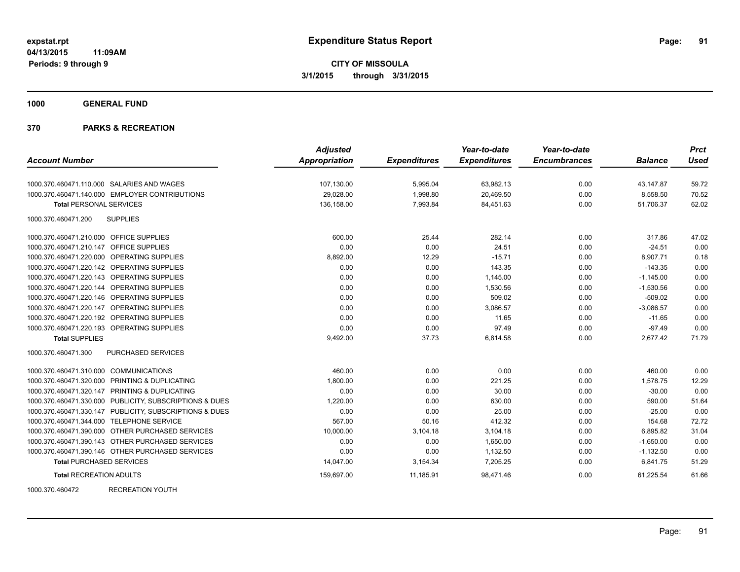**expstat.rpt**
**04/13/2015 11:09AM**
**Periods: 9 through 9**

# Expenditure Status Report

**CITY OF MISSOULA**
**3/1/2015 through 3/31/2015**

## 1000 GENERAL FUND

## 370 PARKS & RECREATION

| Account Number | Adjusted Appropriation | Expenditures | Year-to-date Expenditures | Year-to-date Encumbrances | Balance | Prct Used |
|---|---|---|---|---|---|---|
| 1000.370.460471.110.000 SALARIES AND WAGES | 107,130.00 | 5,995.04 | 63,982.13 | 0.00 | 43,147.87 | 59.72 |
| 1000.370.460471.140.000 EMPLOYER CONTRIBUTIONS | 29,028.00 | 1,998.80 | 20,469.50 | 0.00 | 8,558.50 | 70.52 |
| **Total** PERSONAL SERVICES | 136,158.00 | 7,993.84 | 84,451.63 | 0.00 | 51,706.37 | 62.02 |
| 1000.370.460471.200 SUPPLIES | | | | | | |
| 1000.370.460471.210.000 OFFICE SUPPLIES | 600.00 | 25.44 | 282.14 | 0.00 | 317.86 | 47.02 |
| 1000.370.460471.210.147 OFFICE SUPPLIES | 0.00 | 0.00 | 24.51 | 0.00 | -24.51 | 0.00 |
| 1000.370.460471.220.000 OPERATING SUPPLIES | 8,892.00 | 12.29 | -15.71 | 0.00 | 8,907.71 | 0.18 |
| 1000.370.460471.220.142 OPERATING SUPPLIES | 0.00 | 0.00 | 143.35 | 0.00 | -143.35 | 0.00 |
| 1000.370.460471.220.143 OPERATING SUPPLIES | 0.00 | 0.00 | 1,145.00 | 0.00 | -1,145.00 | 0.00 |
| 1000.370.460471.220.144 OPERATING SUPPLIES | 0.00 | 0.00 | 1,530.56 | 0.00 | -1,530.56 | 0.00 |
| 1000.370.460471.220.146 OPERATING SUPPLIES | 0.00 | 0.00 | 509.02 | 0.00 | -509.02 | 0.00 |
| 1000.370.460471.220.147 OPERATING SUPPLIES | 0.00 | 0.00 | 3,086.57 | 0.00 | -3,086.57 | 0.00 |
| 1000.370.460471.220.192 OPERATING SUPPLIES | 0.00 | 0.00 | 11.65 | 0.00 | -11.65 | 0.00 |
| 1000.370.460471.220.193 OPERATING SUPPLIES | 0.00 | 0.00 | 97.49 | 0.00 | -97.49 | 0.00 |
| **Total** SUPPLIES | 9,492.00 | 37.73 | 6,814.58 | 0.00 | 2,677.42 | 71.79 |
| 1000.370.460471.300 PURCHASED SERVICES | | | | | | |
| 1000.370.460471.310.000 COMMUNICATIONS | 460.00 | 0.00 | 0.00 | 0.00 | 460.00 | 0.00 |
| 1000.370.460471.320.000 PRINTING & DUPLICATING | 1,800.00 | 0.00 | 221.25 | 0.00 | 1,578.75 | 12.29 |
| 1000.370.460471.320.147 PRINTING & DUPLICATING | 0.00 | 0.00 | 30.00 | 0.00 | -30.00 | 0.00 |
| 1000.370.460471.330.000 PUBLICITY, SUBSCRIPTIONS & DUES | 1,220.00 | 0.00 | 630.00 | 0.00 | 590.00 | 51.64 |
| 1000.370.460471.330.147 PUBLICITY, SUBSCRIPTIONS & DUES | 0.00 | 0.00 | 25.00 | 0.00 | -25.00 | 0.00 |
| 1000.370.460471.344.000 TELEPHONE SERVICE | 567.00 | 50.16 | 412.32 | 0.00 | 154.68 | 72.72 |
| 1000.370.460471.390.000 OTHER PURCHASED SERVICES | 10,000.00 | 3,104.18 | 3,104.18 | 0.00 | 6,895.82 | 31.04 |
| 1000.370.460471.390.143 OTHER PURCHASED SERVICES | 0.00 | 0.00 | 1,650.00 | 0.00 | -1,650.00 | 0.00 |
| 1000.370.460471.390.146 OTHER PURCHASED SERVICES | 0.00 | 0.00 | 1,132.50 | 0.00 | -1,132.50 | 0.00 |
| **Total** PURCHASED SERVICES | 14,047.00 | 3,154.34 | 7,205.25 | 0.00 | 6,841.75 | 51.29 |
| **Total** RECREATION ADULTS | 159,697.00 | 11,185.91 | 98,471.46 | 0.00 | 61,225.54 | 61.66 |

1000.370.460472 RECREATION YOUTH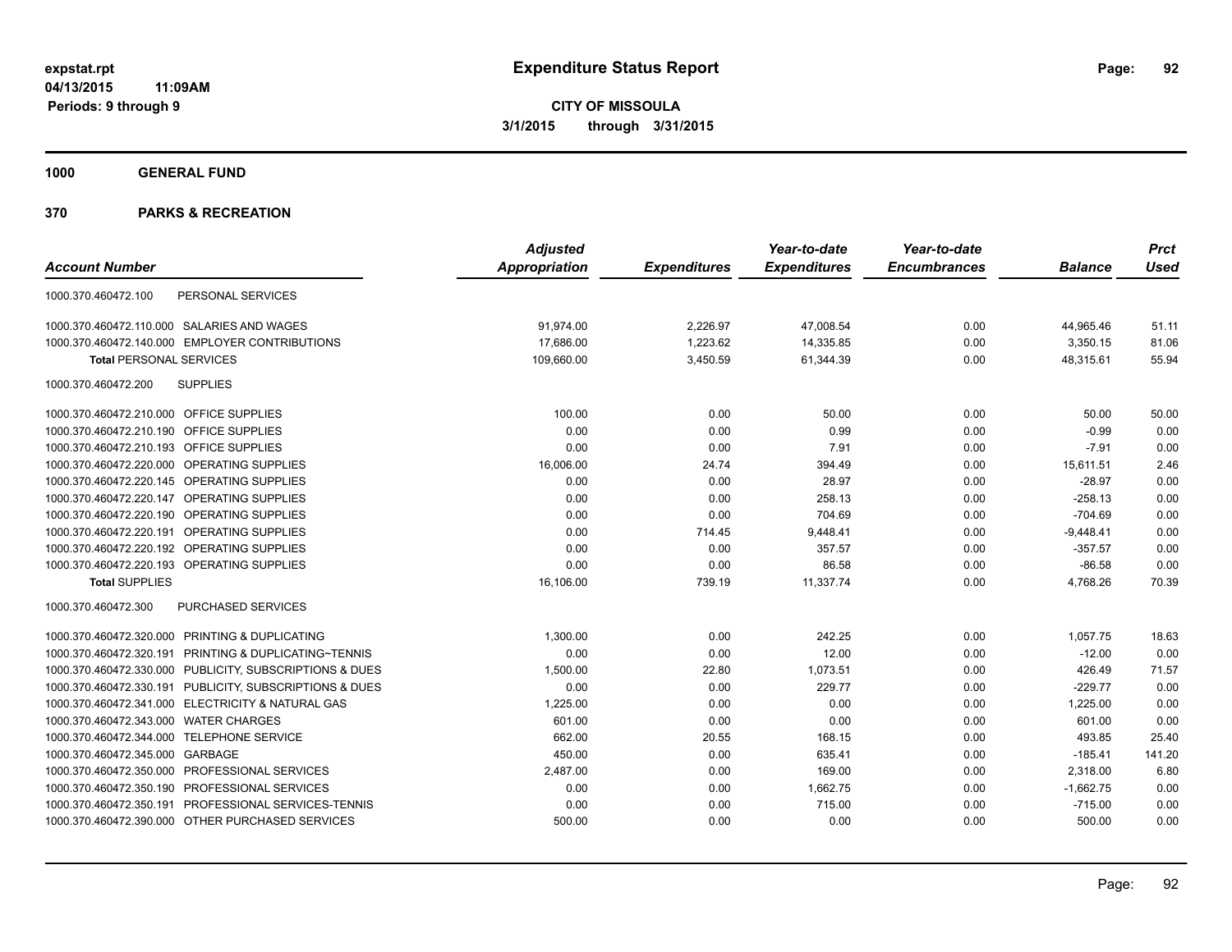**expstat.rpt**
**04/13/2015 11:09AM**
**Periods: 9 through 9**

# Expenditure Status Report

**CITY OF MISSOULA**
**3/1/2015 through 3/31/2015**

## 1000 GENERAL FUND

## 370 PARKS & RECREATION

| Account Number | | Adjusted Appropriation | Expenditures | Year-to-date Expenditures | Year-to-date Encumbrances | Balance | Prct Used |
|---|---|---|---|---|---|---|---|
| 1000.370.460472.100 | PERSONAL SERVICES | | | | | | |
| 1000.370.460472.110.000 | SALARIES AND WAGES | 91,974.00 | 2,226.97 | 47,008.54 | 0.00 | 44,965.46 | 51.11 |
| 1000.370.460472.140.000 | EMPLOYER CONTRIBUTIONS | 17,686.00 | 1,223.62 | 14,335.85 | 0.00 | 3,350.15 | 81.06 |
| **Total** PERSONAL SERVICES | | 109,660.00 | 3,450.59 | 61,344.39 | 0.00 | 48,315.61 | 55.94 |
| 1000.370.460472.200 | SUPPLIES | | | | | | |
| 1000.370.460472.210.000 | OFFICE SUPPLIES | 100.00 | 0.00 | 50.00 | 0.00 | 50.00 | 50.00 |
| 1000.370.460472.210.190 | OFFICE SUPPLIES | 0.00 | 0.00 | 0.99 | 0.00 | -0.99 | 0.00 |
| 1000.370.460472.210.193 | OFFICE SUPPLIES | 0.00 | 0.00 | 7.91 | 0.00 | -7.91 | 0.00 |
| 1000.370.460472.220.000 | OPERATING SUPPLIES | 16,006.00 | 24.74 | 394.49 | 0.00 | 15,611.51 | 2.46 |
| 1000.370.460472.220.145 | OPERATING SUPPLIES | 0.00 | 0.00 | 28.97 | 0.00 | -28.97 | 0.00 |
| 1000.370.460472.220.147 | OPERATING SUPPLIES | 0.00 | 0.00 | 258.13 | 0.00 | -258.13 | 0.00 |
| 1000.370.460472.220.190 | OPERATING SUPPLIES | 0.00 | 0.00 | 704.69 | 0.00 | -704.69 | 0.00 |
| 1000.370.460472.220.191 | OPERATING SUPPLIES | 0.00 | 714.45 | 9,448.41 | 0.00 | -9,448.41 | 0.00 |
| 1000.370.460472.220.192 | OPERATING SUPPLIES | 0.00 | 0.00 | 357.57 | 0.00 | -357.57 | 0.00 |
| 1000.370.460472.220.193 | OPERATING SUPPLIES | 0.00 | 0.00 | 86.58 | 0.00 | -86.58 | 0.00 |
| **Total** SUPPLIES | | 16,106.00 | 739.19 | 11,337.74 | 0.00 | 4,768.26 | 70.39 |
| 1000.370.460472.300 | PURCHASED SERVICES | | | | | | |
| 1000.370.460472.320.000 | PRINTING & DUPLICATING | 1,300.00 | 0.00 | 242.25 | 0.00 | 1,057.75 | 18.63 |
| 1000.370.460472.320.191 | PRINTING & DUPLICATING~TENNIS | 0.00 | 0.00 | 12.00 | 0.00 | -12.00 | 0.00 |
| 1000.370.460472.330.000 | PUBLICITY, SUBSCRIPTIONS & DUES | 1,500.00 | 22.80 | 1,073.51 | 0.00 | 426.49 | 71.57 |
| 1000.370.460472.330.191 | PUBLICITY, SUBSCRIPTIONS & DUES | 0.00 | 0.00 | 229.77 | 0.00 | -229.77 | 0.00 |
| 1000.370.460472.341.000 | ELECTRICITY & NATURAL GAS | 1,225.00 | 0.00 | 0.00 | 0.00 | 1,225.00 | 0.00 |
| 1000.370.460472.343.000 | WATER CHARGES | 601.00 | 0.00 | 0.00 | 0.00 | 601.00 | 0.00 |
| 1000.370.460472.344.000 | TELEPHONE SERVICE | 662.00 | 20.55 | 168.15 | 0.00 | 493.85 | 25.40 |
| 1000.370.460472.345.000 | GARBAGE | 450.00 | 0.00 | 635.41 | 0.00 | -185.41 | 141.20 |
| 1000.370.460472.350.000 | PROFESSIONAL SERVICES | 2,487.00 | 0.00 | 169.00 | 0.00 | 2,318.00 | 6.80 |
| 1000.370.460472.350.190 | PROFESSIONAL SERVICES | 0.00 | 0.00 | 1,662.75 | 0.00 | -1,662.75 | 0.00 |
| 1000.370.460472.350.191 | PROFESSIONAL SERVICES-TENNIS | 0.00 | 0.00 | 715.00 | 0.00 | -715.00 | 0.00 |
| 1000.370.460472.390.000 | OTHER PURCHASED SERVICES | 500.00 | 0.00 | 0.00 | 0.00 | 500.00 | 0.00 |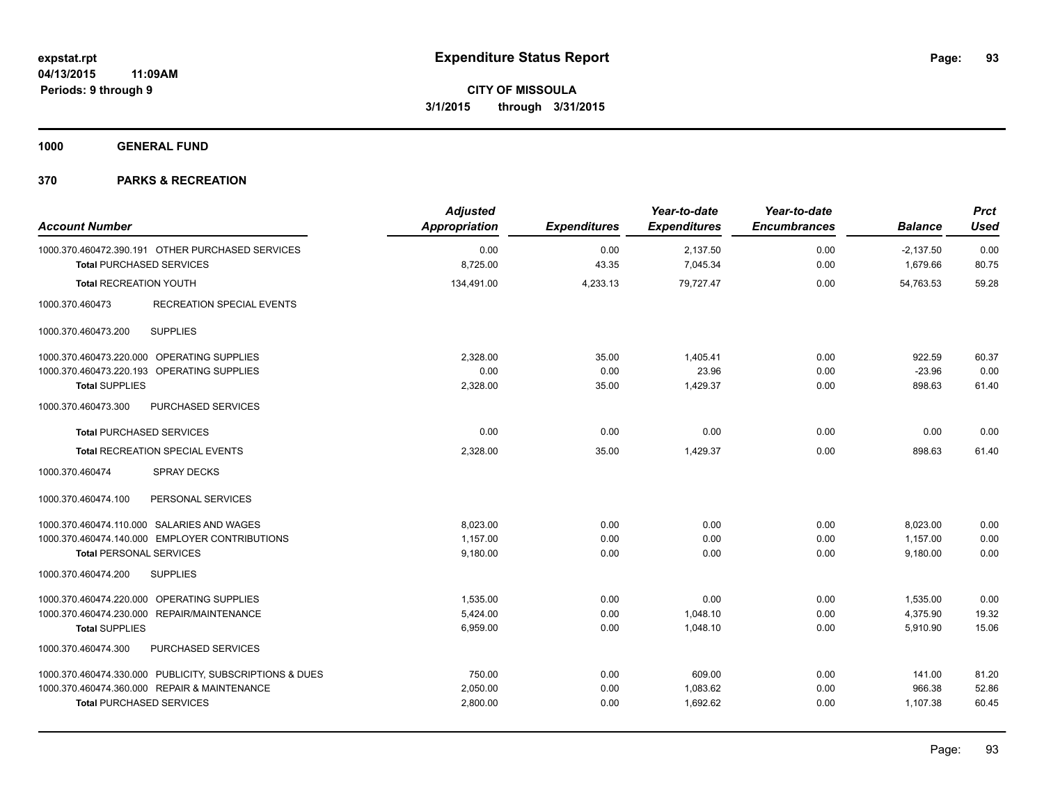**expstat.rpt**
**04/13/2015 11:09AM**
**Periods: 9 through 9**

# Expenditure Status Report

**CITY OF MISSOULA**
**3/1/2015 through 3/31/2015**

## 1000 GENERAL FUND

## 370 PARKS & RECREATION

| Account Number | Adjusted Appropriation | Expenditures | Year-to-date Expenditures | Year-to-date Encumbrances | Balance | Prct Used |
|---|---|---|---|---|---|---|
| 1000.370.460472.390.191 OTHER PURCHASED SERVICES | 0.00 | 0.00 | 2,137.50 | 0.00 | -2,137.50 | 0.00 |
| **Total** PURCHASED SERVICES | 8,725.00 | 43.35 | 7,045.34 | 0.00 | 1,679.66 | 80.75 |
| **Total** RECREATION YOUTH | 134,491.00 | 4,233.13 | 79,727.47 | 0.00 | 54,763.53 | 59.28 |
| 1000.370.460473 RECREATION SPECIAL EVENTS | | | | | | |
| 1000.370.460473.200 SUPPLIES | | | | | | |
| 1000.370.460473.220.000 OPERATING SUPPLIES | 2,328.00 | 35.00 | 1,405.41 | 0.00 | 922.59 | 60.37 |
| 1000.370.460473.220.193 OPERATING SUPPLIES | 0.00 | 0.00 | 23.96 | 0.00 | -23.96 | 0.00 |
| **Total** SUPPLIES | 2,328.00 | 35.00 | 1,429.37 | 0.00 | 898.63 | 61.40 |
| 1000.370.460473.300 PURCHASED SERVICES | | | | | | |
| **Total** PURCHASED SERVICES | 0.00 | 0.00 | 0.00 | 0.00 | 0.00 | 0.00 |
| **Total** RECREATION SPECIAL EVENTS | 2,328.00 | 35.00 | 1,429.37 | 0.00 | 898.63 | 61.40 |
| 1000.370.460474 SPRAY DECKS | | | | | | |
| 1000.370.460474.100 PERSONAL SERVICES | | | | | | |
| 1000.370.460474.110.000 SALARIES AND WAGES | 8,023.00 | 0.00 | 0.00 | 0.00 | 8,023.00 | 0.00 |
| 1000.370.460474.140.000 EMPLOYER CONTRIBUTIONS | 1,157.00 | 0.00 | 0.00 | 0.00 | 1,157.00 | 0.00 |
| **Total** PERSONAL SERVICES | 9,180.00 | 0.00 | 0.00 | 0.00 | 9,180.00 | 0.00 |
| 1000.370.460474.200 SUPPLIES | | | | | | |
| 1000.370.460474.220.000 OPERATING SUPPLIES | 1,535.00 | 0.00 | 0.00 | 0.00 | 1,535.00 | 0.00 |
| 1000.370.460474.230.000 REPAIR/MAINTENANCE | 5,424.00 | 0.00 | 1,048.10 | 0.00 | 4,375.90 | 19.32 |
| **Total** SUPPLIES | 6,959.00 | 0.00 | 1,048.10 | 0.00 | 5,910.90 | 15.06 |
| 1000.370.460474.300 PURCHASED SERVICES | | | | | | |
| 1000.370.460474.330.000 PUBLICITY, SUBSCRIPTIONS & DUES | 750.00 | 0.00 | 609.00 | 0.00 | 141.00 | 81.20 |
| 1000.370.460474.360.000 REPAIR & MAINTENANCE | 2,050.00 | 0.00 | 1,083.62 | 0.00 | 966.38 | 52.86 |
| **Total** PURCHASED SERVICES | 2,800.00 | 0.00 | 1,692.62 | 0.00 | 1,107.38 | 60.45 |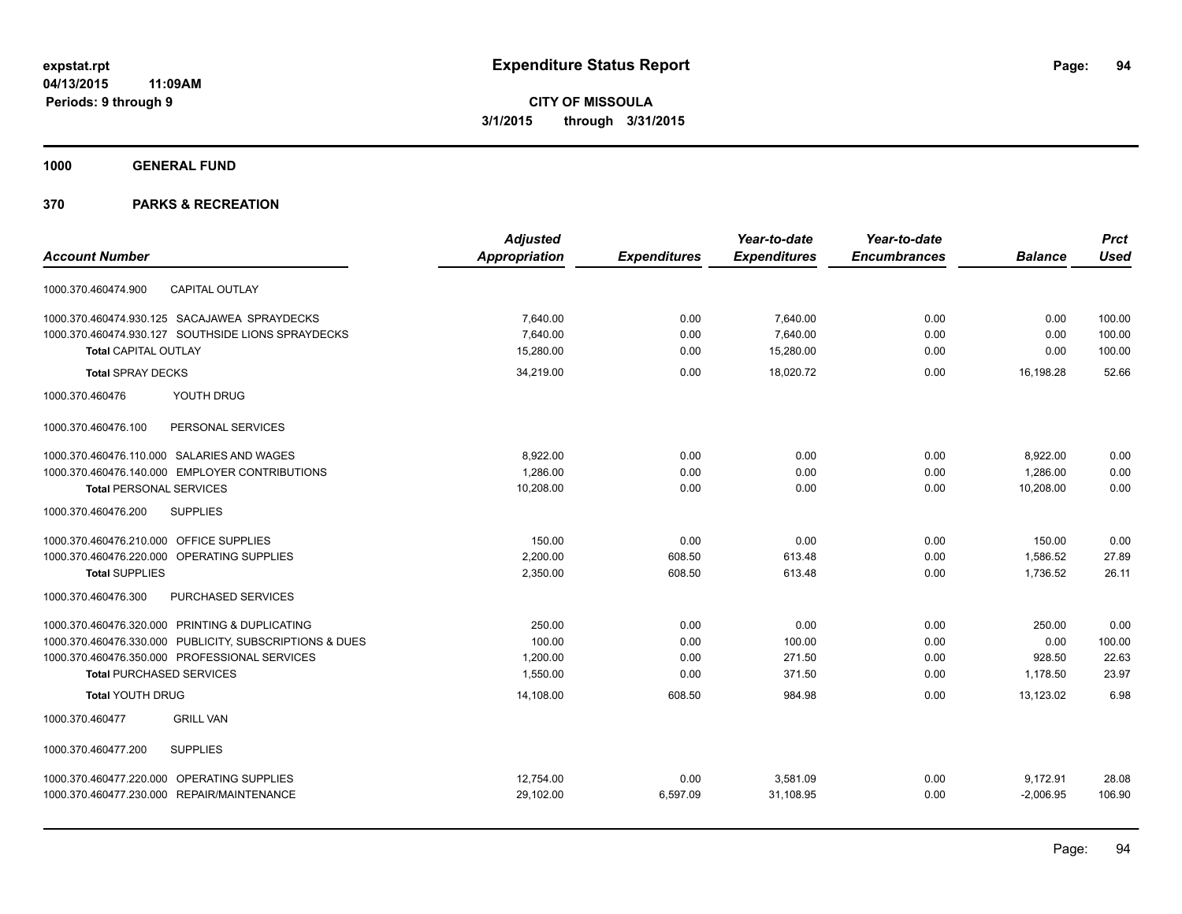**expstat.rpt**
**04/13/2015 11:09AM**
**Periods: 9 through 9**

# Expenditure Status Report

**CITY OF MISSOULA**
**3/1/2015 through 3/31/2015**

**1000 GENERAL FUND**

**370 PARKS & RECREATION**

| Account Number | Adjusted Appropriation | Expenditures | Year-to-date Expenditures | Year-to-date Encumbrances | Balance | Prct Used |
|---|---|---|---|---|---|---|
| 1000.370.460474.900 CAPITAL OUTLAY | | | | | | |
| 1000.370.460474.930.125 SACAJAWEA SPRAYDECKS | 7,640.00 | 0.00 | 7,640.00 | 0.00 | 0.00 | 100.00 |
| 1000.370.460474.930.127 SOUTHSIDE LIONS SPRAYDECKS | 7,640.00 | 0.00 | 7,640.00 | 0.00 | 0.00 | 100.00 |
| **Total** CAPITAL OUTLAY | 15,280.00 | 0.00 | 15,280.00 | 0.00 | 0.00 | 100.00 |
| **Total** SPRAY DECKS | 34,219.00 | 0.00 | 18,020.72 | 0.00 | 16,198.28 | 52.66 |
| 1000.370.460476 YOUTH DRUG | | | | | | |
| 1000.370.460476.100 PERSONAL SERVICES | | | | | | |
| 1000.370.460476.110.000 SALARIES AND WAGES | 8,922.00 | 0.00 | 0.00 | 0.00 | 8,922.00 | 0.00 |
| 1000.370.460476.140.000 EMPLOYER CONTRIBUTIONS | 1,286.00 | 0.00 | 0.00 | 0.00 | 1,286.00 | 0.00 |
| **Total** PERSONAL SERVICES | 10,208.00 | 0.00 | 0.00 | 0.00 | 10,208.00 | 0.00 |
| 1000.370.460476.200 SUPPLIES | | | | | | |
| 1000.370.460476.210.000 OFFICE SUPPLIES | 150.00 | 0.00 | 0.00 | 0.00 | 150.00 | 0.00 |
| 1000.370.460476.220.000 OPERATING SUPPLIES | 2,200.00 | 608.50 | 613.48 | 0.00 | 1,586.52 | 27.89 |
| **Total** SUPPLIES | 2,350.00 | 608.50 | 613.48 | 0.00 | 1,736.52 | 26.11 |
| 1000.370.460476.300 PURCHASED SERVICES | | | | | | |
| 1000.370.460476.320.000 PRINTING & DUPLICATING | 250.00 | 0.00 | 0.00 | 0.00 | 250.00 | 0.00 |
| 1000.370.460476.330.000 PUBLICITY, SUBSCRIPTIONS & DUES | 100.00 | 0.00 | 100.00 | 0.00 | 0.00 | 100.00 |
| 1000.370.460476.350.000 PROFESSIONAL SERVICES | 1,200.00 | 0.00 | 271.50 | 0.00 | 928.50 | 22.63 |
| **Total** PURCHASED SERVICES | 1,550.00 | 0.00 | 371.50 | 0.00 | 1,178.50 | 23.97 |
| **Total** YOUTH DRUG | 14,108.00 | 608.50 | 984.98 | 0.00 | 13,123.02 | 6.98 |
| 1000.370.460477 GRILL VAN | | | | | | |
| 1000.370.460477.200 SUPPLIES | | | | | | |
| 1000.370.460477.220.000 OPERATING SUPPLIES | 12,754.00 | 0.00 | 3,581.09 | 0.00 | 9,172.91 | 28.08 |
| 1000.370.460477.230.000 REPAIR/MAINTENANCE | 29,102.00 | 6,597.09 | 31,108.95 | 0.00 | -2,006.95 | 106.90 |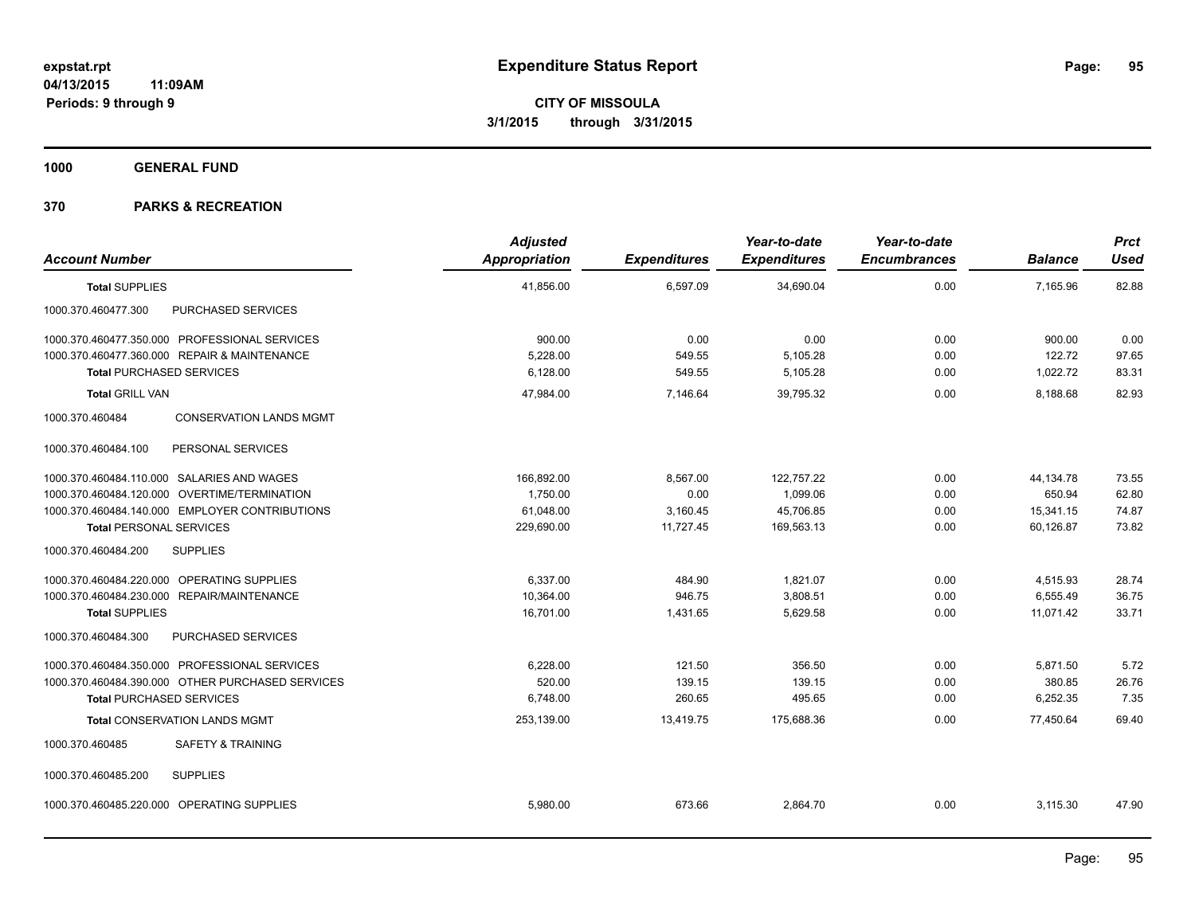**expstat.rpt**
**04/13/2015 11:09AM**
**Periods: 9 through 9**

# Expenditure Status Report

**CITY OF MISSOULA**
**3/1/2015 through 3/31/2015**

## 1000 GENERAL FUND

## 370 PARKS & RECREATION

| Account Number | Adjusted Appropriation | Expenditures | Year-to-date Expenditures | Year-to-date Encumbrances | Balance | Prct Used |
|---|---|---|---|---|---|---|
| **Total** SUPPLIES | 41,856.00 | 6,597.09 | 34,690.04 | 0.00 | 7,165.96 | 82.88 |
| 1000.370.460477.300 PURCHASED SERVICES | | | | | | |
| 1000.370.460477.350.000 PROFESSIONAL SERVICES | 900.00 | 0.00 | 0.00 | 0.00 | 900.00 | 0.00 |
| 1000.370.460477.360.000 REPAIR & MAINTENANCE | 5,228.00 | 549.55 | 5,105.28 | 0.00 | 122.72 | 97.65 |
| **Total** PURCHASED SERVICES | 6,128.00 | 549.55 | 5,105.28 | 0.00 | 1,022.72 | 83.31 |
| **Total** GRILL VAN | 47,984.00 | 7,146.64 | 39,795.32 | 0.00 | 8,188.68 | 82.93 |
| 1000.370.460484 CONSERVATION LANDS MGMT | | | | | | |
| 1000.370.460484.100 PERSONAL SERVICES | | | | | | |
| 1000.370.460484.110.000 SALARIES AND WAGES | 166,892.00 | 8,567.00 | 122,757.22 | 0.00 | 44,134.78 | 73.55 |
| 1000.370.460484.120.000 OVERTIME/TERMINATION | 1,750.00 | 0.00 | 1,099.06 | 0.00 | 650.94 | 62.80 |
| 1000.370.460484.140.000 EMPLOYER CONTRIBUTIONS | 61,048.00 | 3,160.45 | 45,706.85 | 0.00 | 15,341.15 | 74.87 |
| **Total** PERSONAL SERVICES | 229,690.00 | 11,727.45 | 169,563.13 | 0.00 | 60,126.87 | 73.82 |
| 1000.370.460484.200 SUPPLIES | | | | | | |
| 1000.370.460484.220.000 OPERATING SUPPLIES | 6,337.00 | 484.90 | 1,821.07 | 0.00 | 4,515.93 | 28.74 |
| 1000.370.460484.230.000 REPAIR/MAINTENANCE | 10,364.00 | 946.75 | 3,808.51 | 0.00 | 6,555.49 | 36.75 |
| **Total** SUPPLIES | 16,701.00 | 1,431.65 | 5,629.58 | 0.00 | 11,071.42 | 33.71 |
| 1000.370.460484.300 PURCHASED SERVICES | | | | | | |
| 1000.370.460484.350.000 PROFESSIONAL SERVICES | 6,228.00 | 121.50 | 356.50 | 0.00 | 5,871.50 | 5.72 |
| 1000.370.460484.390.000 OTHER PURCHASED SERVICES | 520.00 | 139.15 | 139.15 | 0.00 | 380.85 | 26.76 |
| **Total** PURCHASED SERVICES | 6,748.00 | 260.65 | 495.65 | 0.00 | 6,252.35 | 7.35 |
| **Total** CONSERVATION LANDS MGMT | 253,139.00 | 13,419.75 | 175,688.36 | 0.00 | 77,450.64 | 69.40 |
| 1000.370.460485 SAFETY & TRAINING | | | | | | |
| 1000.370.460485.200 SUPPLIES | | | | | | |
| 1000.370.460485.220.000 OPERATING SUPPLIES | 5,980.00 | 673.66 | 2,864.70 | 0.00 | 3,115.30 | 47.90 |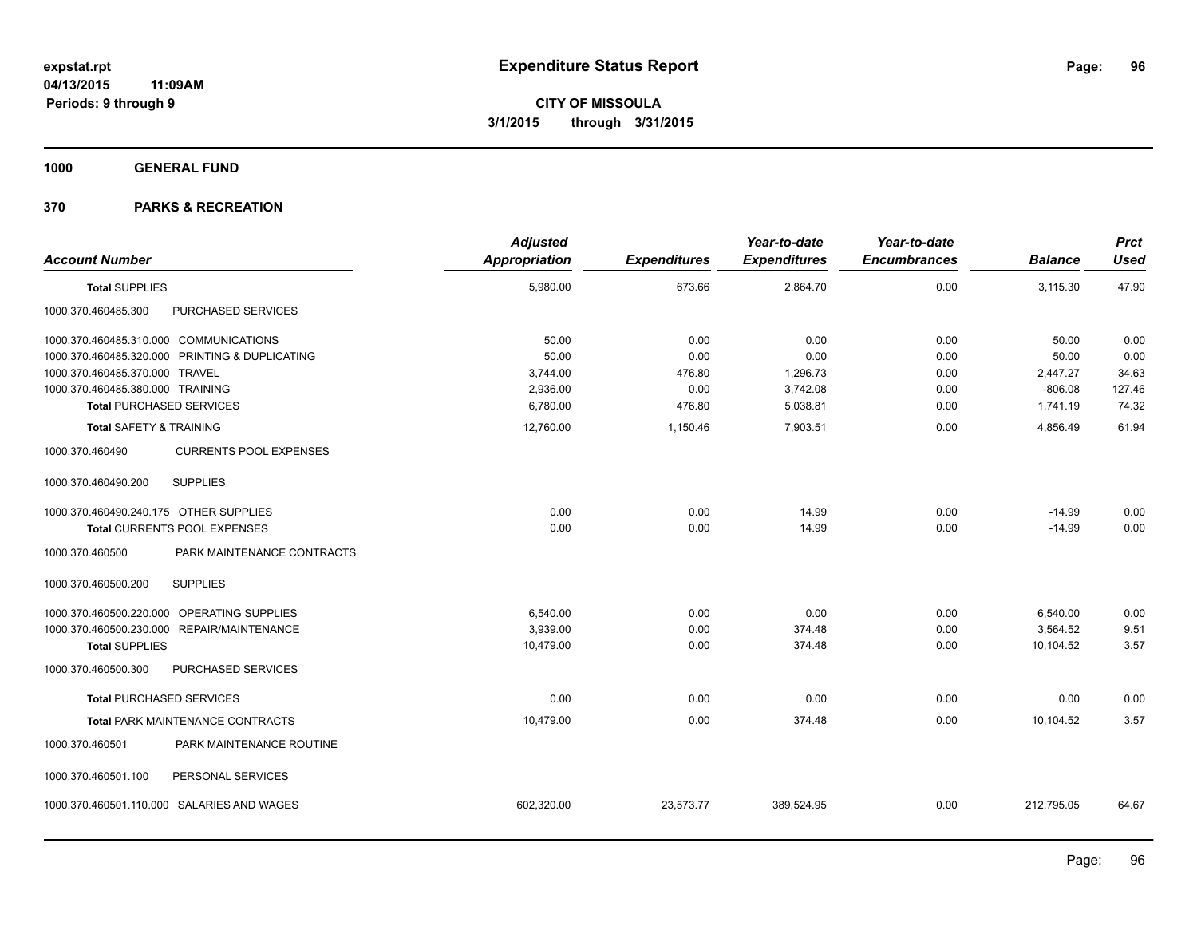**expstat.rpt**
**04/13/2015 11:09AM**
**Periods: 9 through 9**

# Expenditure Status Report

**CITY OF MISSOULA**
**3/1/2015 through 3/31/2015**

**1000 GENERAL FUND**

**370 PARKS & RECREATION**

| Account Number | Adjusted Appropriation | Expenditures | Year-to-date Expenditures | Year-to-date Encumbrances | Balance | Prct Used |
|---|---|---|---|---|---|---|
| **Total SUPPLIES** | 5,980.00 | 673.66 | 2,864.70 | 0.00 | 3,115.30 | 47.90 |
| 1000.370.460485.300 PURCHASED SERVICES | | | | | | |
| 1000.370.460485.310.000 COMMUNICATIONS | 50.00 | 0.00 | 0.00 | 0.00 | 50.00 | 0.00 |
| 1000.370.460485.320.000 PRINTING & DUPLICATING | 50.00 | 0.00 | 0.00 | 0.00 | 50.00 | 0.00 |
| 1000.370.460485.370.000 TRAVEL | 3,744.00 | 476.80 | 1,296.73 | 0.00 | 2,447.27 | 34.63 |
| 1000.370.460485.380.000 TRAINING | 2,936.00 | 0.00 | 3,742.08 | 0.00 | -806.08 | 127.46 |
| **Total PURCHASED SERVICES** | 6,780.00 | 476.80 | 5,038.81 | 0.00 | 1,741.19 | 74.32 |
| **Total SAFETY & TRAINING** | 12,760.00 | 1,150.46 | 7,903.51 | 0.00 | 4,856.49 | 61.94 |
| 1000.370.460490 CURRENTS POOL EXPENSES | | | | | | |
| 1000.370.460490.200 SUPPLIES | | | | | | |
| 1000.370.460490.240.175 OTHER SUPPLIES | 0.00 | 0.00 | 14.99 | 0.00 | -14.99 | 0.00 |
| **Total CURRENTS POOL EXPENSES** | 0.00 | 0.00 | 14.99 | 0.00 | -14.99 | 0.00 |
| 1000.370.460500 PARK MAINTENANCE CONTRACTS | | | | | | |
| 1000.370.460500.200 SUPPLIES | | | | | | |
| 1000.370.460500.220.000 OPERATING SUPPLIES | 6,540.00 | 0.00 | 0.00 | 0.00 | 6,540.00 | 0.00 |
| 1000.370.460500.230.000 REPAIR/MAINTENANCE | 3,939.00 | 0.00 | 374.48 | 0.00 | 3,564.52 | 9.51 |
| **Total SUPPLIES** | 10,479.00 | 0.00 | 374.48 | 0.00 | 10,104.52 | 3.57 |
| 1000.370.460500.300 PURCHASED SERVICES | | | | | | |
| **Total PURCHASED SERVICES** | 0.00 | 0.00 | 0.00 | 0.00 | 0.00 | 0.00 |
| **Total PARK MAINTENANCE CONTRACTS** | 10,479.00 | 0.00 | 374.48 | 0.00 | 10,104.52 | 3.57 |
| 1000.370.460501 PARK MAINTENANCE ROUTINE | | | | | | |
| 1000.370.460501.100 PERSONAL SERVICES | | | | | | |
| 1000.370.460501.110.000 SALARIES AND WAGES | 602,320.00 | 23,573.77 | 389,524.95 | 0.00 | 212,795.05 | 64.67 |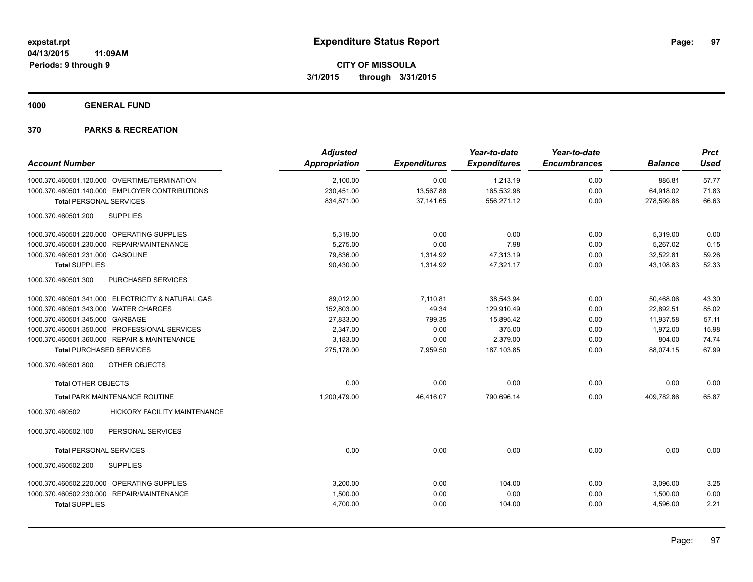**expstat.rpt**
**04/13/2015 11:09AM**
**Periods: 9 through 9**

# Expenditure Status Report

**CITY OF MISSOULA**
**3/1/2015 through 3/31/2015**

## 1000 GENERAL FUND

## 370 PARKS & RECREATION

| Account Number | Adjusted Appropriation | Expenditures | Year-to-date Expenditures | Year-to-date Encumbrances | Balance | Prct Used |
|---|---|---|---|---|---|---|
| 1000.370.460501.120.000 OVERTIME/TERMINATION | 2,100.00 | 0.00 | 1,213.19 | 0.00 | 886.81 | 57.77 |
| 1000.370.460501.140.000 EMPLOYER CONTRIBUTIONS | 230,451.00 | 13,567.88 | 165,532.98 | 0.00 | 64,918.02 | 71.83 |
| **Total** PERSONAL SERVICES | 834,871.00 | 37,141.65 | 556,271.12 | 0.00 | 278,599.88 | 66.63 |
| 1000.370.460501.200 SUPPLIES | | | | | | |
| 1000.370.460501.220.000 OPERATING SUPPLIES | 5,319.00 | 0.00 | 0.00 | 0.00 | 5,319.00 | 0.00 |
| 1000.370.460501.230.000 REPAIR/MAINTENANCE | 5,275.00 | 0.00 | 7.98 | 0.00 | 5,267.02 | 0.15 |
| 1000.370.460501.231.000 GASOLINE | 79,836.00 | 1,314.92 | 47,313.19 | 0.00 | 32,522.81 | 59.26 |
| **Total** SUPPLIES | 90,430.00 | 1,314.92 | 47,321.17 | 0.00 | 43,108.83 | 52.33 |
| 1000.370.460501.300 PURCHASED SERVICES | | | | | | |
| 1000.370.460501.341.000 ELECTRICITY & NATURAL GAS | 89,012.00 | 7,110.81 | 38,543.94 | 0.00 | 50,468.06 | 43.30 |
| 1000.370.460501.343.000 WATER CHARGES | 152,803.00 | 49.34 | 129,910.49 | 0.00 | 22,892.51 | 85.02 |
| 1000.370.460501.345.000 GARBAGE | 27,833.00 | 799.35 | 15,895.42 | 0.00 | 11,937.58 | 57.11 |
| 1000.370.460501.350.000 PROFESSIONAL SERVICES | 2,347.00 | 0.00 | 375.00 | 0.00 | 1,972.00 | 15.98 |
| 1000.370.460501.360.000 REPAIR & MAINTENANCE | 3,183.00 | 0.00 | 2,379.00 | 0.00 | 804.00 | 74.74 |
| **Total** PURCHASED SERVICES | 275,178.00 | 7,959.50 | 187,103.85 | 0.00 | 88,074.15 | 67.99 |
| 1000.370.460501.800 OTHER OBJECTS | | | | | | |
| **Total** OTHER OBJECTS | 0.00 | 0.00 | 0.00 | 0.00 | 0.00 | 0.00 |
| **Total** PARK MAINTENANCE ROUTINE | 1,200,479.00 | 46,416.07 | 790,696.14 | 0.00 | 409,782.86 | 65.87 |
| 1000.370.460502 HICKORY FACILITY MAINTENANCE | | | | | | |
| 1000.370.460502.100 PERSONAL SERVICES | | | | | | |
| **Total** PERSONAL SERVICES | 0.00 | 0.00 | 0.00 | 0.00 | 0.00 | 0.00 |
| 1000.370.460502.200 SUPPLIES | | | | | | |
| 1000.370.460502.220.000 OPERATING SUPPLIES | 3,200.00 | 0.00 | 104.00 | 0.00 | 3,096.00 | 3.25 |
| 1000.370.460502.230.000 REPAIR/MAINTENANCE | 1,500.00 | 0.00 | 0.00 | 0.00 | 1,500.00 | 0.00 |
| **Total** SUPPLIES | 4,700.00 | 0.00 | 104.00 | 0.00 | 4,596.00 | 2.21 |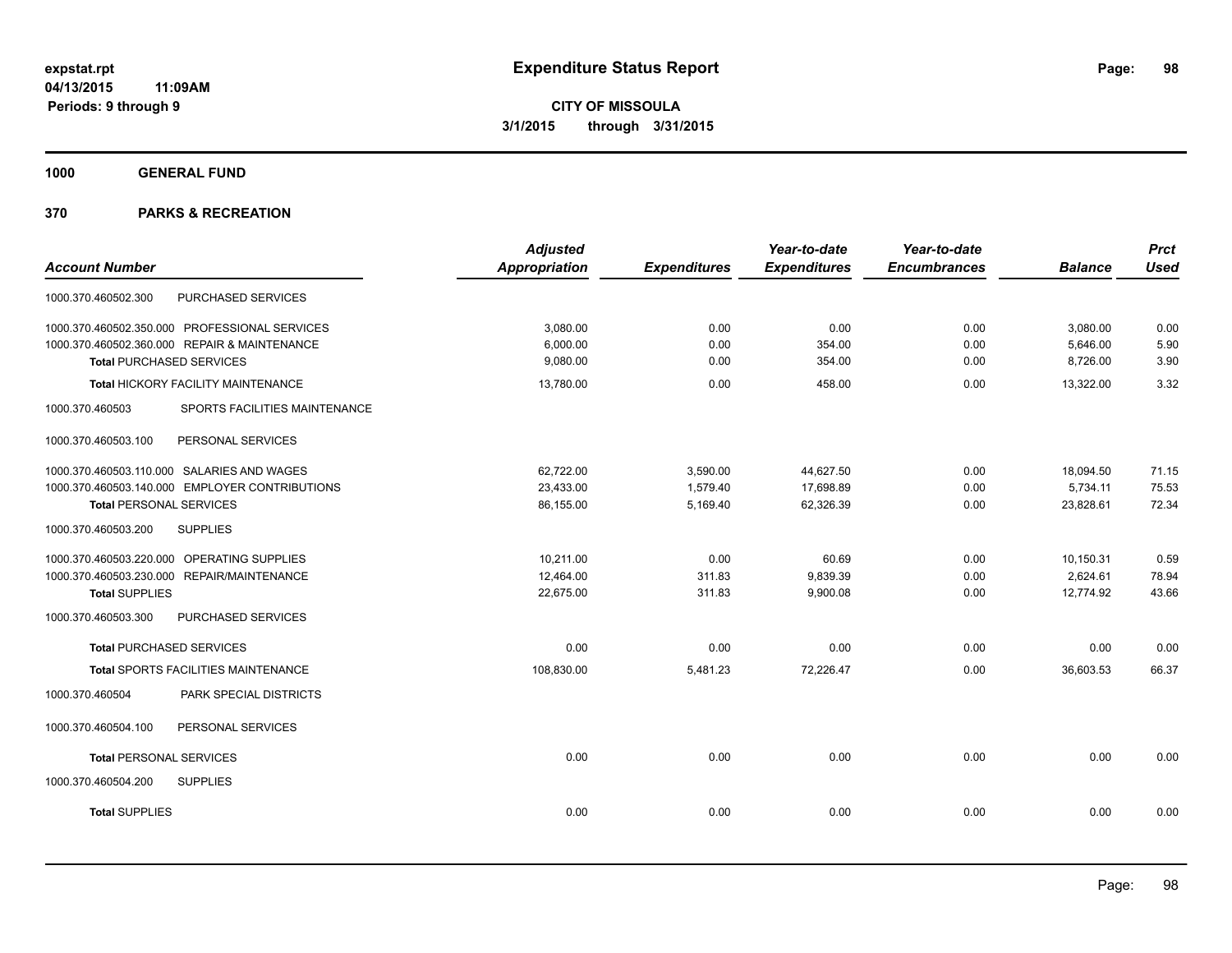# Expenditure Status Report

**CITY OF MISSOULA**

**3/1/2015 through 3/31/2015**

expstat.rpt
04/13/2015 11:09AM
Periods: 9 through 9

**1000 GENERAL FUND**

**370 PARKS & RECREATION**

| Account Number | | Adjusted Appropriation | Expenditures | Year-to-date Expenditures | Year-to-date Encumbrances | Balance | Prct Used |
|---|---|---|---|---|---|---|---|
| 1000.370.460502.300 | PURCHASED SERVICES | | | | | | |
| 1000.370.460502.350.000 | PROFESSIONAL SERVICES | 3,080.00 | 0.00 | 0.00 | 0.00 | 3,080.00 | 0.00 |
| 1000.370.460502.360.000 | REPAIR & MAINTENANCE | 6,000.00 | 0.00 | 354.00 | 0.00 | 5,646.00 | 5.90 |
| **Total** PURCHASED SERVICES | | 9,080.00 | 0.00 | 354.00 | 0.00 | 8,726.00 | 3.90 |
| **Total** HICKORY FACILITY MAINTENANCE | | 13,780.00 | 0.00 | 458.00 | 0.00 | 13,322.00 | 3.32 |
| 1000.370.460503 | SPORTS FACILITIES MAINTENANCE | | | | | | |
| 1000.370.460503.100 | PERSONAL SERVICES | | | | | | |
| 1000.370.460503.110.000 | SALARIES AND WAGES | 62,722.00 | 3,590.00 | 44,627.50 | 0.00 | 18,094.50 | 71.15 |
| 1000.370.460503.140.000 | EMPLOYER CONTRIBUTIONS | 23,433.00 | 1,579.40 | 17,698.89 | 0.00 | 5,734.11 | 75.53 |
| **Total** PERSONAL SERVICES | | 86,155.00 | 5,169.40 | 62,326.39 | 0.00 | 23,828.61 | 72.34 |
| 1000.370.460503.200 | SUPPLIES | | | | | | |
| 1000.370.460503.220.000 | OPERATING SUPPLIES | 10,211.00 | 0.00 | 60.69 | 0.00 | 10,150.31 | 0.59 |
| 1000.370.460503.230.000 | REPAIR/MAINTENANCE | 12,464.00 | 311.83 | 9,839.39 | 0.00 | 2,624.61 | 78.94 |
| **Total** SUPPLIES | | 22,675.00 | 311.83 | 9,900.08 | 0.00 | 12,774.92 | 43.66 |
| 1000.370.460503.300 | PURCHASED SERVICES | | | | | | |
| **Total** PURCHASED SERVICES | | 0.00 | 0.00 | 0.00 | 0.00 | 0.00 | 0.00 |
| **Total** SPORTS FACILITIES MAINTENANCE | | 108,830.00 | 5,481.23 | 72,226.47 | 0.00 | 36,603.53 | 66.37 |
| 1000.370.460504 | PARK SPECIAL DISTRICTS | | | | | | |
| 1000.370.460504.100 | PERSONAL SERVICES | | | | | | |
| **Total** PERSONAL SERVICES | | 0.00 | 0.00 | 0.00 | 0.00 | 0.00 | 0.00 |
| 1000.370.460504.200 | SUPPLIES | | | | | | |
| **Total** SUPPLIES | | 0.00 | 0.00 | 0.00 | 0.00 | 0.00 | 0.00 |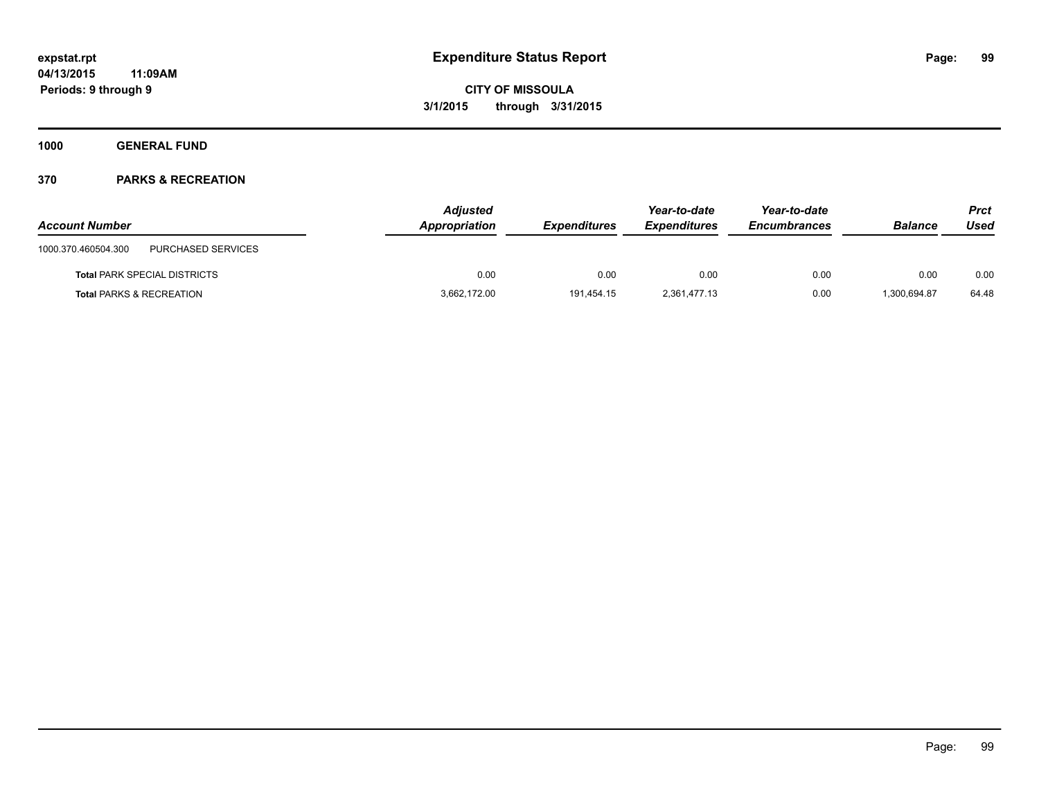# Expenditure Status Report

**expstat.rpt**
**04/13/2015 11:09AM**
**Periods: 9 through 9**

**CITY OF MISSOULA**
**3/1/2015 through 3/31/2015**

**1000 GENERAL FUND**

**370 PARKS & RECREATION**

| Account Number | | Adjusted Appropriation | Expenditures | Year-to-date Expenditures | Year-to-date Encumbrances | Balance | Prct Used |
|---|---|---|---|---|---|---|---|
| 1000.370.460504.300 | PURCHASED SERVICES | | | | | | |
| **Total** PARK SPECIAL DISTRICTS | | 0.00 | 0.00 | 0.00 | 0.00 | 0.00 | 0.00 |
| **Total** PARKS & RECREATION | | 3,662,172.00 | 191,454.15 | 2,361,477.13 | 0.00 | 1,300,694.87 | 64.48 |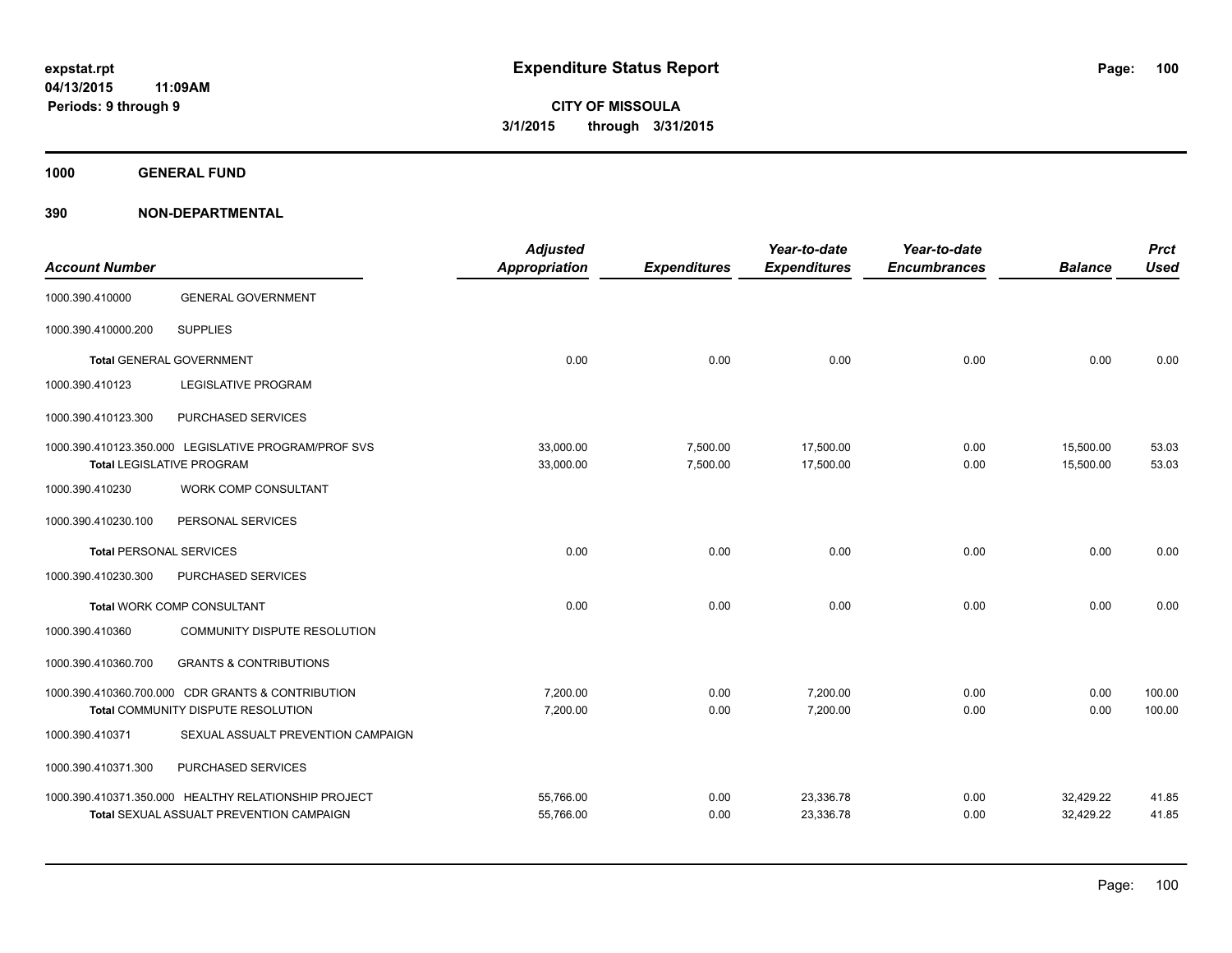**expstat.rpt**
**04/13/2015 11:09AM**
**Periods: 9 through 9**

# Expenditure Status Report

**CITY OF MISSOULA**
**3/1/2015 through 3/31/2015**

## 1000 GENERAL FUND

### 390 NON-DEPARTMENTAL

| Account Number | | Adjusted Appropriation | Expenditures | Year-to-date Expenditures | Year-to-date Encumbrances | Balance | Prct Used |
|---|---|---|---|---|---|---|---|
| 1000.390.410000 | GENERAL GOVERNMENT | | | | | | |
| 1000.390.410000.200 | SUPPLIES | | | | | | |
| **Total** GENERAL GOVERNMENT | | 0.00 | 0.00 | 0.00 | 0.00 | 0.00 | 0.00 |
| 1000.390.410123 | LEGISLATIVE PROGRAM | | | | | | |
| 1000.390.410123.300 | PURCHASED SERVICES | | | | | | |
| 1000.390.410123.350.000 | LEGISLATIVE PROGRAM/PROF SVS | 33,000.00 | 7,500.00 | 17,500.00 | 0.00 | 15,500.00 | 53.03 |
| **Total** LEGISLATIVE PROGRAM | | 33,000.00 | 7,500.00 | 17,500.00 | 0.00 | 15,500.00 | 53.03 |
| 1000.390.410230 | WORK COMP CONSULTANT | | | | | | |
| 1000.390.410230.100 | PERSONAL SERVICES | | | | | | |
| **Total** PERSONAL SERVICES | | 0.00 | 0.00 | 0.00 | 0.00 | 0.00 | 0.00 |
| 1000.390.410230.300 | PURCHASED SERVICES | | | | | | |
| **Total** WORK COMP CONSULTANT | | 0.00 | 0.00 | 0.00 | 0.00 | 0.00 | 0.00 |
| 1000.390.410360 | COMMUNITY DISPUTE RESOLUTION | | | | | | |
| 1000.390.410360.700 | GRANTS & CONTRIBUTIONS | | | | | | |
| 1000.390.410360.700.000 | CDR GRANTS & CONTRIBUTION | 7,200.00 | 0.00 | 7,200.00 | 0.00 | 0.00 | 100.00 |
| **Total** COMMUNITY DISPUTE RESOLUTION | | 7,200.00 | 0.00 | 7,200.00 | 0.00 | 0.00 | 100.00 |
| 1000.390.410371 | SEXUAL ASSUALT PREVENTION CAMPAIGN | | | | | | |
| 1000.390.410371.300 | PURCHASED SERVICES | | | | | | |
| 1000.390.410371.350.000 | HEALTHY RELATIONSHIP PROJECT | 55,766.00 | 0.00 | 23,336.78 | 0.00 | 32,429.22 | 41.85 |
| **Total** SEXUAL ASSUALT PREVENTION CAMPAIGN | | 55,766.00 | 0.00 | 23,336.78 | 0.00 | 32,429.22 | 41.85 |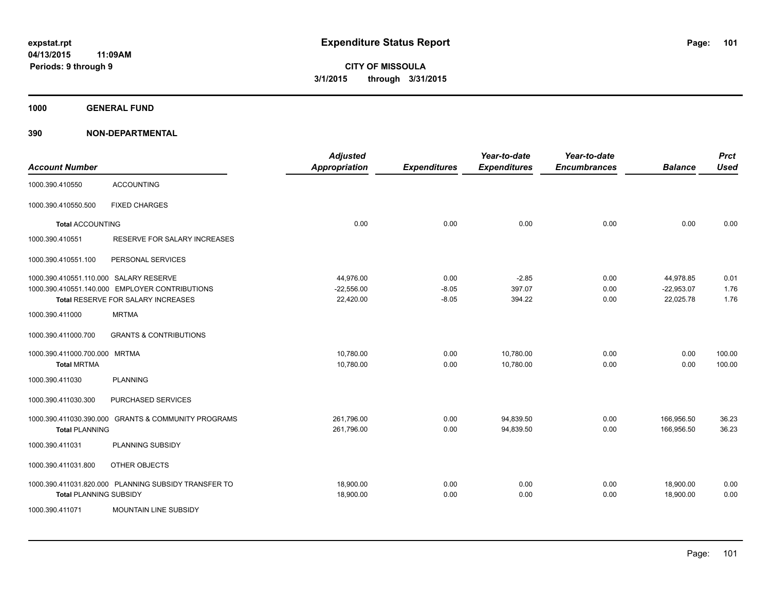# Expenditure Status Report

**CITY OF MISSOULA**
**3/1/2015 through 3/31/2015**

expstat.rpt
04/13/2015 11:09AM
Periods: 9 through 9

## 1000 GENERAL FUND

## 390 NON-DEPARTMENTAL

| Account Number | | Adjusted Appropriation | Expenditures | Year-to-date Expenditures | Year-to-date Encumbrances | Balance | Prct Used |
|---|---|---|---|---|---|---|---|
| 1000.390.410550 | ACCOUNTING | | | | | | |
| 1000.390.410550.500 | FIXED CHARGES | | | | | | |
| **Total** ACCOUNTING | | 0.00 | 0.00 | 0.00 | 0.00 | 0.00 | 0.00 |
| 1000.390.410551 | RESERVE FOR SALARY INCREASES | | | | | | |
| 1000.390.410551.100 | PERSONAL SERVICES | | | | | | |
| 1000.390.410551.110.000 | SALARY RESERVE | 44,976.00 | 0.00 | -2.85 | 0.00 | 44,978.85 | 0.01 |
| 1000.390.410551.140.000 | EMPLOYER CONTRIBUTIONS | -22,556.00 | -8.05 | 397.07 | 0.00 | -22,953.07 | 1.76 |
| **Total** RESERVE FOR SALARY INCREASES | | 22,420.00 | -8.05 | 394.22 | 0.00 | 22,025.78 | 1.76 |
| 1000.390.411000 | MRTMA | | | | | | |
| 1000.390.411000.700 | GRANTS & CONTRIBUTIONS | | | | | | |
| 1000.390.411000.700.000 | MRTMA | 10,780.00 | 0.00 | 10,780.00 | 0.00 | 0.00 | 100.00 |
| **Total** MRTMA | | 10,780.00 | 0.00 | 10,780.00 | 0.00 | 0.00 | 100.00 |
| 1000.390.411030 | PLANNING | | | | | | |
| 1000.390.411030.300 | PURCHASED SERVICES | | | | | | |
| 1000.390.411030.390.000 | GRANTS & COMMUNITY PROGRAMS | 261,796.00 | 0.00 | 94,839.50 | 0.00 | 166,956.50 | 36.23 |
| **Total** PLANNING | | 261,796.00 | 0.00 | 94,839.50 | 0.00 | 166,956.50 | 36.23 |
| 1000.390.411031 | PLANNING SUBSIDY | | | | | | |
| 1000.390.411031.800 | OTHER OBJECTS | | | | | | |
| 1000.390.411031.820.000 | PLANNING SUBSIDY TRANSFER TO | 18,900.00 | 0.00 | 0.00 | 0.00 | 18,900.00 | 0.00 |
| **Total** PLANNING SUBSIDY | | 18,900.00 | 0.00 | 0.00 | 0.00 | 18,900.00 | 0.00 |
| 1000.390.411071 | MOUNTAIN LINE SUBSIDY | | | | | | |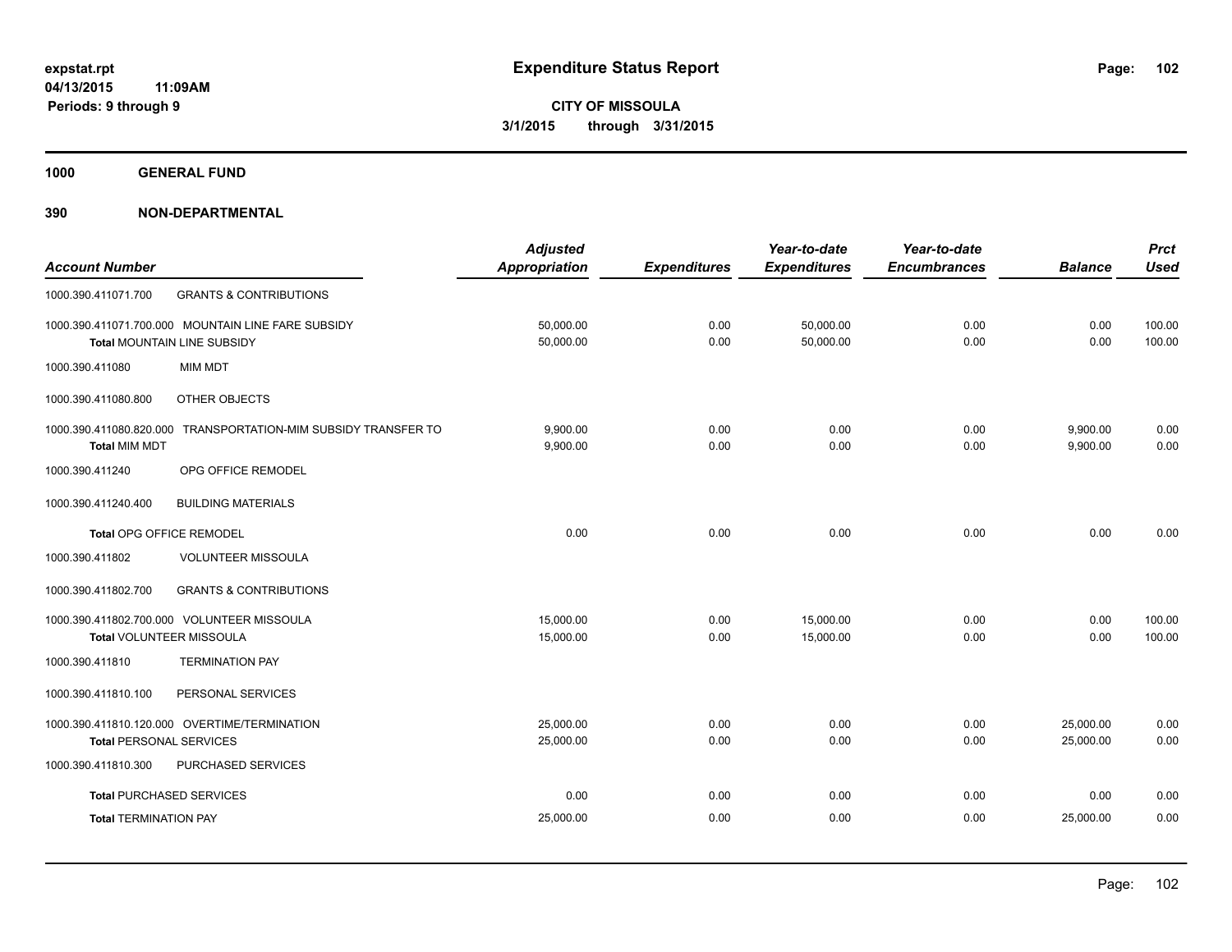**Expenditure Status Report**

expstat.rpt
04/13/2015 11:09AM
Periods: 9 through 9

CITY OF MISSOULA
3/1/2015 through 3/31/2015

**1000 GENERAL FUND**

**390 NON-DEPARTMENTAL**

| Account Number | | Adjusted Appropriation | Expenditures | Year-to-date Expenditures | Year-to-date Encumbrances | Balance | Prct Used |
|---|---|---|---|---|---|---|---|
| 1000.390.411071.700 | GRANTS & CONTRIBUTIONS | | | | | | |
| 1000.390.411071.700.000 | MOUNTAIN LINE FARE SUBSIDY | 50,000.00 | 0.00 | 50,000.00 | 0.00 | 0.00 | 100.00 |
| Total MOUNTAIN LINE SUBSIDY | | 50,000.00 | 0.00 | 50,000.00 | 0.00 | 0.00 | 100.00 |
| 1000.390.411080 | MIM MDT | | | | | | |
| 1000.390.411080.800 | OTHER OBJECTS | | | | | | |
| 1000.390.411080.820.000 | TRANSPORTATION-MIM SUBSIDY TRANSFER TO | 9,900.00 | 0.00 | 0.00 | 0.00 | 9,900.00 | 0.00 |
| Total MIM MDT | | 9,900.00 | 0.00 | 0.00 | 0.00 | 9,900.00 | 0.00 |
| 1000.390.411240 | OPG OFFICE REMODEL | | | | | | |
| 1000.390.411240.400 | BUILDING MATERIALS | | | | | | |
| Total OPG OFFICE REMODEL | | 0.00 | 0.00 | 0.00 | 0.00 | 0.00 | 0.00 |
| 1000.390.411802 | VOLUNTEER MISSOULA | | | | | | |
| 1000.390.411802.700 | GRANTS & CONTRIBUTIONS | | | | | | |
| 1000.390.411802.700.000 | VOLUNTEER MISSOULA | 15,000.00 | 0.00 | 15,000.00 | 0.00 | 0.00 | 100.00 |
| Total VOLUNTEER MISSOULA | | 15,000.00 | 0.00 | 15,000.00 | 0.00 | 0.00 | 100.00 |
| 1000.390.411810 | TERMINATION PAY | | | | | | |
| 1000.390.411810.100 | PERSONAL SERVICES | | | | | | |
| 1000.390.411810.120.000 | OVERTIME/TERMINATION | 25,000.00 | 0.00 | 0.00 | 0.00 | 25,000.00 | 0.00 |
| Total PERSONAL SERVICES | | 25,000.00 | 0.00 | 0.00 | 0.00 | 25,000.00 | 0.00 |
| 1000.390.411810.300 | PURCHASED SERVICES | | | | | | |
| Total PURCHASED SERVICES | | 0.00 | 0.00 | 0.00 | 0.00 | 0.00 | 0.00 |
| Total TERMINATION PAY | | 25,000.00 | 0.00 | 0.00 | 0.00 | 25,000.00 | 0.00 |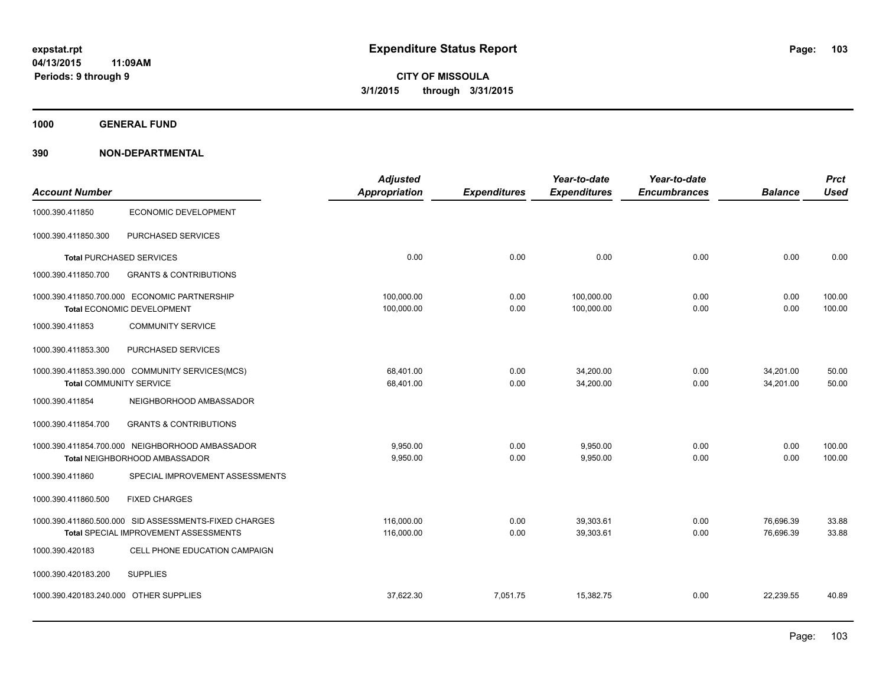**expstat.rpt**
**04/13/2015 11:09AM**
**Periods: 9 through 9**

# Expenditure Status Report

**CITY OF MISSOULA**
**3/1/2015 through 3/31/2015**

## 1000 GENERAL FUND

## 390 NON-DEPARTMENTAL

| Account Number | | Adjusted Appropriation | Expenditures | Year-to-date Expenditures | Year-to-date Encumbrances | Balance | Prct Used |
|---|---|---|---|---|---|---|---|
| 1000.390.411850 | ECONOMIC DEVELOPMENT | | | | | | |
| 1000.390.411850.300 | PURCHASED SERVICES | | | | | | |
| **Total** PURCHASED SERVICES | | 0.00 | 0.00 | 0.00 | 0.00 | 0.00 | 0.00 |
| 1000.390.411850.700 | GRANTS & CONTRIBUTIONS | | | | | | |
| 1000.390.411850.700.000 | ECONOMIC PARTNERSHIP | 100,000.00 | 0.00 | 100,000.00 | 0.00 | 0.00 | 100.00 |
| **Total** ECONOMIC DEVELOPMENT | | 100,000.00 | 0.00 | 100,000.00 | 0.00 | 0.00 | 100.00 |
| 1000.390.411853 | COMMUNITY SERVICE | | | | | | |
| 1000.390.411853.300 | PURCHASED SERVICES | | | | | | |
| 1000.390.411853.390.000 | COMMUNITY SERVICES(MCS) | 68,401.00 | 0.00 | 34,200.00 | 0.00 | 34,201.00 | 50.00 |
| **Total** COMMUNITY SERVICE | | 68,401.00 | 0.00 | 34,200.00 | 0.00 | 34,201.00 | 50.00 |
| 1000.390.411854 | NEIGHBORHOOD AMBASSADOR | | | | | | |
| 1000.390.411854.700 | GRANTS & CONTRIBUTIONS | | | | | | |
| 1000.390.411854.700.000 | NEIGHBORHOOD AMBASSADOR | 9,950.00 | 0.00 | 9,950.00 | 0.00 | 0.00 | 100.00 |
| **Total** NEIGHBORHOOD AMBASSADOR | | 9,950.00 | 0.00 | 9,950.00 | 0.00 | 0.00 | 100.00 |
| 1000.390.411860 | SPECIAL IMPROVEMENT ASSESSMENTS | | | | | | |
| 1000.390.411860.500 | FIXED CHARGES | | | | | | |
| 1000.390.411860.500.000 | SID ASSESSMENTS-FIXED CHARGES | 116,000.00 | 0.00 | 39,303.61 | 0.00 | 76,696.39 | 33.88 |
| **Total** SPECIAL IMPROVEMENT ASSESSMENTS | | 116,000.00 | 0.00 | 39,303.61 | 0.00 | 76,696.39 | 33.88 |
| 1000.390.420183 | CELL PHONE EDUCATION CAMPAIGN | | | | | | |
| 1000.390.420183.200 | SUPPLIES | | | | | | |
| 1000.390.420183.240.000 | OTHER SUPPLIES | 37,622.30 | 7,051.75 | 15,382.75 | 0.00 | 22,239.55 | 40.89 |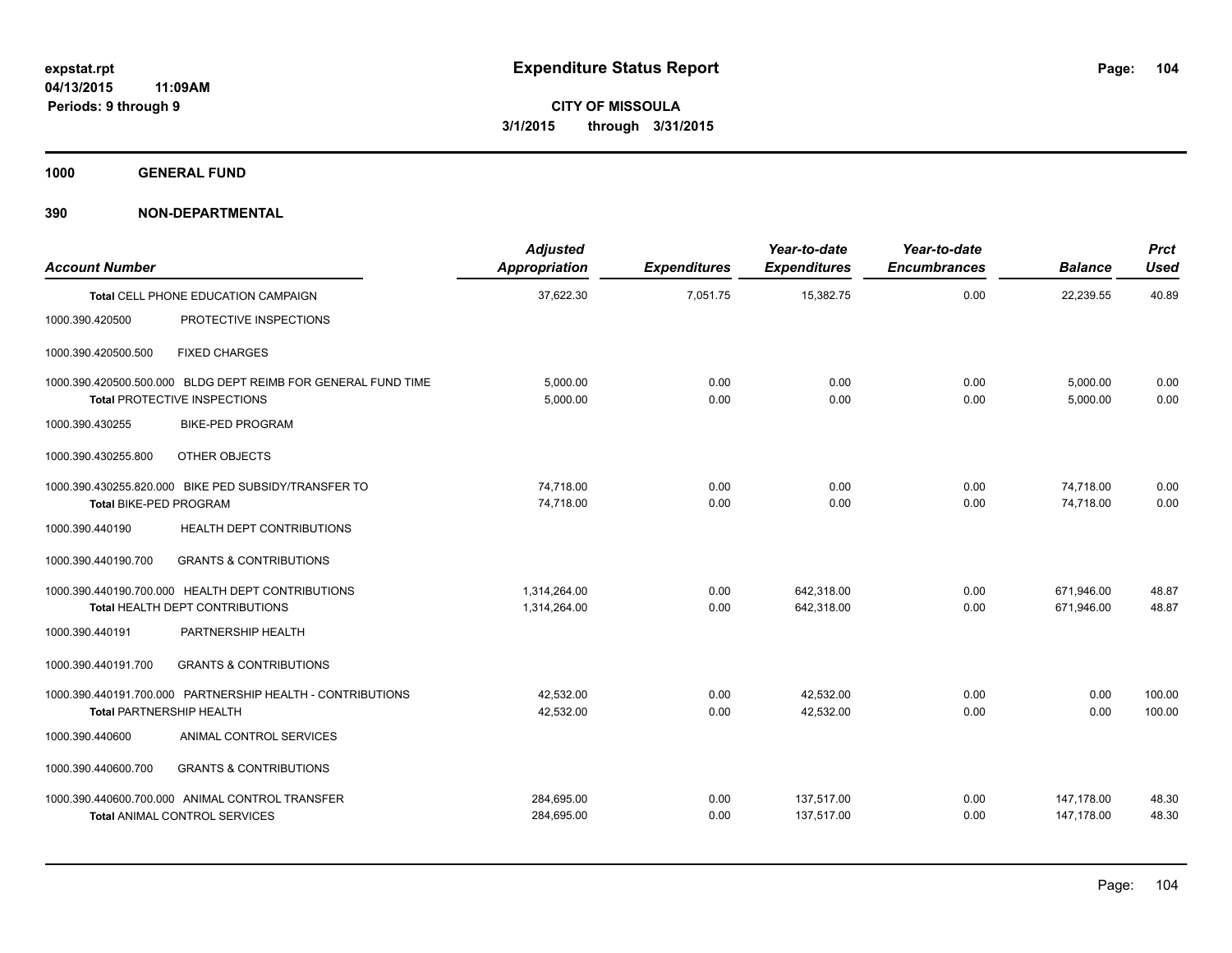**expstat.rpt**
**04/13/2015 11:09AM**
**Periods: 9 through 9**

# Expenditure Status Report

**CITY OF MISSOULA**
**3/1/2015 through 3/31/2015**

## 1000 GENERAL FUND

## 390 NON-DEPARTMENTAL

| Account Number | | Adjusted Appropriation | Expenditures | Year-to-date Expenditures | Year-to-date Encumbrances | Balance | Prct Used |
|---|---|---|---|---|---|---|---|
| Total CELL PHONE EDUCATION CAMPAIGN | | 37,622.30 | 7,051.75 | 15,382.75 | 0.00 | 22,239.55 | 40.89 |
| 1000.390.420500 | PROTECTIVE INSPECTIONS | | | | | | |
| 1000.390.420500.500 | FIXED CHARGES | | | | | | |
| 1000.390.420500.500.000 | BLDG DEPT REIMB FOR GENERAL FUND TIME | 5,000.00 | 0.00 | 0.00 | 0.00 | 5,000.00 | 0.00 |
| Total PROTECTIVE INSPECTIONS | | 5,000.00 | 0.00 | 0.00 | 0.00 | 5,000.00 | 0.00 |
| 1000.390.430255 | BIKE-PED PROGRAM | | | | | | |
| 1000.390.430255.800 | OTHER OBJECTS | | | | | | |
| 1000.390.430255.820.000 | BIKE PED SUBSIDY/TRANSFER TO | 74,718.00 | 0.00 | 0.00 | 0.00 | 74,718.00 | 0.00 |
| Total BIKE-PED PROGRAM | | 74,718.00 | 0.00 | 0.00 | 0.00 | 74,718.00 | 0.00 |
| 1000.390.440190 | HEALTH DEPT CONTRIBUTIONS | | | | | | |
| 1000.390.440190.700 | GRANTS & CONTRIBUTIONS | | | | | | |
| 1000.390.440190.700.000 | HEALTH DEPT CONTRIBUTIONS | 1,314,264.00 | 0.00 | 642,318.00 | 0.00 | 671,946.00 | 48.87 |
| Total HEALTH DEPT CONTRIBUTIONS | | 1,314,264.00 | 0.00 | 642,318.00 | 0.00 | 671,946.00 | 48.87 |
| 1000.390.440191 | PARTNERSHIP HEALTH | | | | | | |
| 1000.390.440191.700 | GRANTS & CONTRIBUTIONS | | | | | | |
| 1000.390.440191.700.000 | PARTNERSHIP HEALTH - CONTRIBUTIONS | 42,532.00 | 0.00 | 42,532.00 | 0.00 | 0.00 | 100.00 |
| Total PARTNERSHIP HEALTH | | 42,532.00 | 0.00 | 42,532.00 | 0.00 | 0.00 | 100.00 |
| 1000.390.440600 | ANIMAL CONTROL SERVICES | | | | | | |
| 1000.390.440600.700 | GRANTS & CONTRIBUTIONS | | | | | | |
| 1000.390.440600.700.000 | ANIMAL CONTROL TRANSFER | 284,695.00 | 0.00 | 137,517.00 | 0.00 | 147,178.00 | 48.30 |
| Total ANIMAL CONTROL SERVICES | | 284,695.00 | 0.00 | 137,517.00 | 0.00 | 147,178.00 | 48.30 |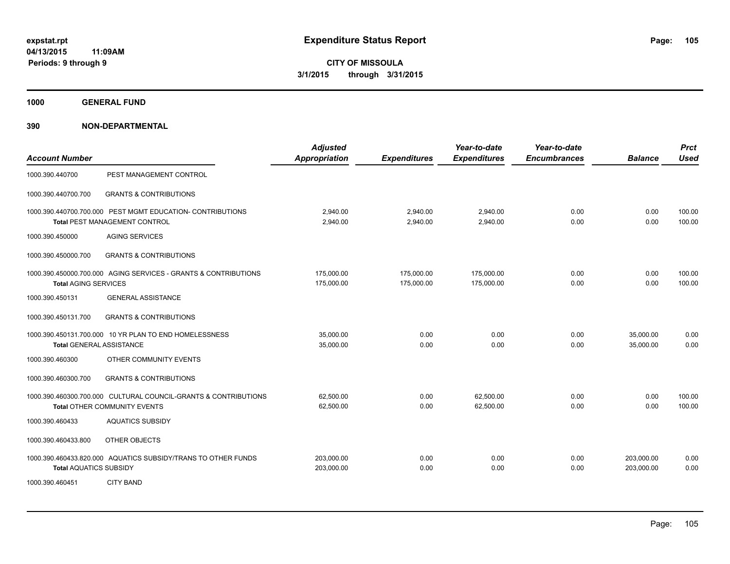# Expenditure Status Report

**CITY OF MISSOULA**

**3/1/2015 through 3/31/2015**

expstat.rpt
04/13/2015 11:09AM
Periods: 9 through 9

## 1000 GENERAL FUND

## 390 NON-DEPARTMENTAL

| Account Number | | Adjusted Appropriation | Expenditures | Year-to-date Expenditures | Year-to-date Encumbrances | Balance | Prct Used |
|---|---|---|---|---|---|---|---|
| 1000.390.440700 | PEST MANAGEMENT CONTROL | | | | | | |
| 1000.390.440700.700 | GRANTS & CONTRIBUTIONS | | | | | | |
| 1000.390.440700.700.000 | PEST MGMT EDUCATION- CONTRIBUTIONS | 2,940.00 | 2,940.00 | 2,940.00 | 0.00 | 0.00 | 100.00 |
| **Total** PEST MANAGEMENT CONTROL | | 2,940.00 | 2,940.00 | 2,940.00 | 0.00 | 0.00 | 100.00 |
| 1000.390.450000 | AGING SERVICES | | | | | | |
| 1000.390.450000.700 | GRANTS & CONTRIBUTIONS | | | | | | |
| 1000.390.450000.700.000 | AGING SERVICES - GRANTS & CONTRIBUTIONS | 175,000.00 | 175,000.00 | 175,000.00 | 0.00 | 0.00 | 100.00 |
| **Total** AGING SERVICES | | 175,000.00 | 175,000.00 | 175,000.00 | 0.00 | 0.00 | 100.00 |
| 1000.390.450131 | GENERAL ASSISTANCE | | | | | | |
| 1000.390.450131.700 | GRANTS & CONTRIBUTIONS | | | | | | |
| 1000.390.450131.700.000 | 10 YR PLAN TO END HOMELESSNESS | 35,000.00 | 0.00 | 0.00 | 0.00 | 35,000.00 | 0.00 |
| **Total** GENERAL ASSISTANCE | | 35,000.00 | 0.00 | 0.00 | 0.00 | 35,000.00 | 0.00 |
| 1000.390.460300 | OTHER COMMUNITY EVENTS | | | | | | |
| 1000.390.460300.700 | GRANTS & CONTRIBUTIONS | | | | | | |
| 1000.390.460300.700.000 | CULTURAL COUNCIL-GRANTS & CONTRIBUTIONS | 62,500.00 | 0.00 | 62,500.00 | 0.00 | 0.00 | 100.00 |
| **Total** OTHER COMMUNITY EVENTS | | 62,500.00 | 0.00 | 62,500.00 | 0.00 | 0.00 | 100.00 |
| 1000.390.460433 | AQUATICS SUBSIDY | | | | | | |
| 1000.390.460433.800 | OTHER OBJECTS | | | | | | |
| 1000.390.460433.820.000 | AQUATICS SUBSIDY/TRANS TO OTHER FUNDS | 203,000.00 | 0.00 | 0.00 | 0.00 | 203,000.00 | 0.00 |
| **Total** AQUATICS SUBSIDY | | 203,000.00 | 0.00 | 0.00 | 0.00 | 203,000.00 | 0.00 |
| 1000.390.460451 | CITY BAND | | | | | | |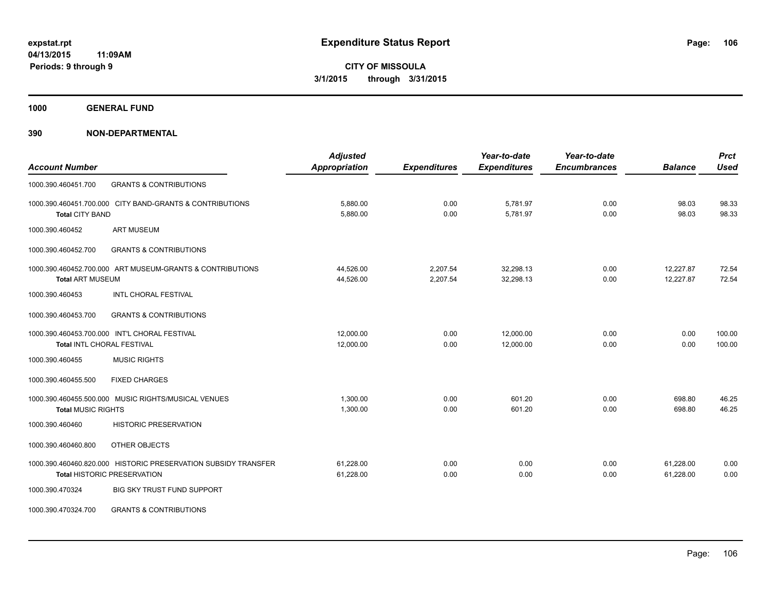# Expenditure Status Report

expstat.rpt
04/13/2015 11:09AM
Periods: 9 through 9

**CITY OF MISSOULA**
**3/1/2015 through 3/31/2015**

## 1000 GENERAL FUND

### 390 NON-DEPARTMENTAL

| Account Number | | Adjusted Appropriation | Expenditures | Year-to-date Expenditures | Year-to-date Encumbrances | Balance | Prct Used |
|---|---|---|---|---|---|---|---|
| 1000.390.460451.700 | GRANTS & CONTRIBUTIONS | | | | | | |
| 1000.390.460451.700.000 | CITY BAND-GRANTS & CONTRIBUTIONS | 5,880.00 | 0.00 | 5,781.97 | 0.00 | 98.03 | 98.33 |
| **Total** CITY BAND | | 5,880.00 | 0.00 | 5,781.97 | 0.00 | 98.03 | 98.33 |
| 1000.390.460452 | ART MUSEUM | | | | | | |
| 1000.390.460452.700 | GRANTS & CONTRIBUTIONS | | | | | | |
| 1000.390.460452.700.000 | ART MUSEUM-GRANTS & CONTRIBUTIONS | 44,526.00 | 2,207.54 | 32,298.13 | 0.00 | 12,227.87 | 72.54 |
| **Total** ART MUSEUM | | 44,526.00 | 2,207.54 | 32,298.13 | 0.00 | 12,227.87 | 72.54 |
| 1000.390.460453 | INTL CHORAL FESTIVAL | | | | | | |
| 1000.390.460453.700 | GRANTS & CONTRIBUTIONS | | | | | | |
| 1000.390.460453.700.000 | INT'L CHORAL FESTIVAL | 12,000.00 | 0.00 | 12,000.00 | 0.00 | 0.00 | 100.00 |
| **Total** INTL CHORAL FESTIVAL | | 12,000.00 | 0.00 | 12,000.00 | 0.00 | 0.00 | 100.00 |
| 1000.390.460455 | MUSIC RIGHTS | | | | | | |
| 1000.390.460455.500 | FIXED CHARGES | | | | | | |
| 1000.390.460455.500.000 | MUSIC RIGHTS/MUSICAL VENUES | 1,300.00 | 0.00 | 601.20 | 0.00 | 698.80 | 46.25 |
| **Total** MUSIC RIGHTS | | 1,300.00 | 0.00 | 601.20 | 0.00 | 698.80 | 46.25 |
| 1000.390.460460 | HISTORIC PRESERVATION | | | | | | |
| 1000.390.460460.800 | OTHER OBJECTS | | | | | | |
| 1000.390.460460.820.000 | HISTORIC PRESERVATION SUBSIDY TRANSFER | 61,228.00 | 0.00 | 0.00 | 0.00 | 61,228.00 | 0.00 |
| **Total** HISTORIC PRESERVATION | | 61,228.00 | 0.00 | 0.00 | 0.00 | 61,228.00 | 0.00 |
| 1000.390.470324 | BIG SKY TRUST FUND SUPPORT | | | | | | |
| 1000.390.470324.700 | GRANTS & CONTRIBUTIONS | | | | | | |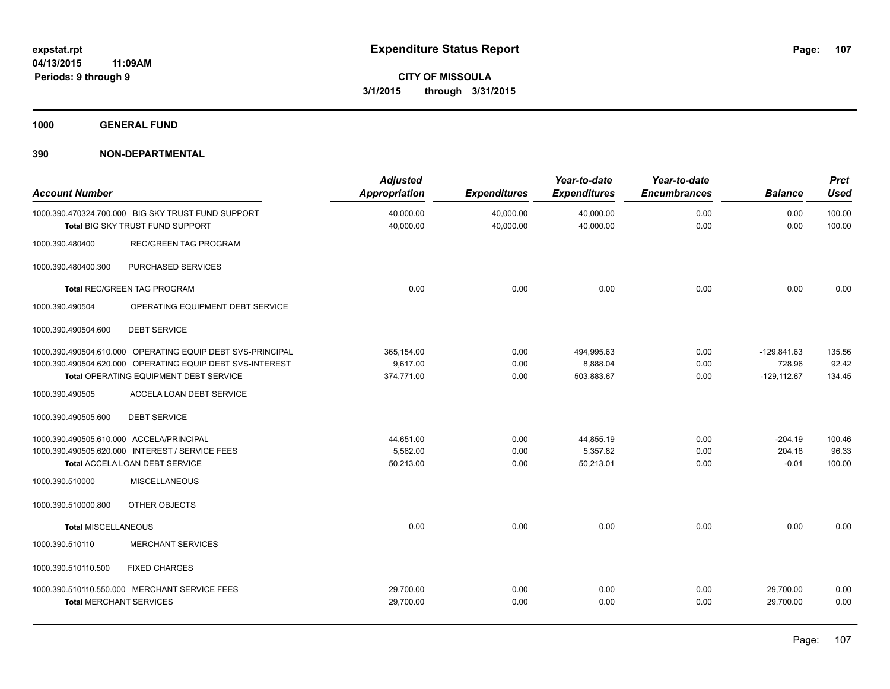# Expenditure Status Report

expstat.rpt
04/13/2015 11:09AM
Periods: 9 through 9

**CITY OF MISSOULA**
**3/1/2015 through 3/31/2015**

## 1000 GENERAL FUND

## 390 NON-DEPARTMENTAL

| Account Number | Adjusted Appropriation | Expenditures | Year-to-date Expenditures | Year-to-date Encumbrances | Balance | Prct Used |
|---|---|---|---|---|---|---|
| 1000.390.470324.700.000 BIG SKY TRUST FUND SUPPORT | 40,000.00 | 40,000.00 | 40,000.00 | 0.00 | 0.00 | 100.00 |
| **Total** BIG SKY TRUST FUND SUPPORT | 40,000.00 | 40,000.00 | 40,000.00 | 0.00 | 0.00 | 100.00 |
| 1000.390.480400 REC/GREEN TAG PROGRAM | | | | | | |
| 1000.390.480400.300 PURCHASED SERVICES | | | | | | |
| **Total** REC/GREEN TAG PROGRAM | 0.00 | 0.00 | 0.00 | 0.00 | 0.00 | 0.00 |
| 1000.390.490504 OPERATING EQUIPMENT DEBT SERVICE | | | | | | |
| 1000.390.490504.600 DEBT SERVICE | | | | | | |
| 1000.390.490504.610.000 OPERATING EQUIP DEBT SVS-PRINCIPAL | 365,154.00 | 0.00 | 494,995.63 | 0.00 | -129,841.63 | 135.56 |
| 1000.390.490504.620.000 OPERATING EQUIP DEBT SVS-INTEREST | 9,617.00 | 0.00 | 8,888.04 | 0.00 | 728.96 | 92.42 |
| **Total** OPERATING EQUIPMENT DEBT SERVICE | 374,771.00 | 0.00 | 503,883.67 | 0.00 | -129,112.67 | 134.45 |
| 1000.390.490505 ACCELA LOAN DEBT SERVICE | | | | | | |
| 1000.390.490505.600 DEBT SERVICE | | | | | | |
| 1000.390.490505.610.000 ACCELA/PRINCIPAL | 44,651.00 | 0.00 | 44,855.19 | 0.00 | -204.19 | 100.46 |
| 1000.390.490505.620.000 INTEREST / SERVICE FEES | 5,562.00 | 0.00 | 5,357.82 | 0.00 | 204.18 | 96.33 |
| **Total** ACCELA LOAN DEBT SERVICE | 50,213.00 | 0.00 | 50,213.01 | 0.00 | -0.01 | 100.00 |
| 1000.390.510000 MISCELLANEOUS | | | | | | |
| 1000.390.510000.800 OTHER OBJECTS | | | | | | |
| **Total** MISCELLANEOUS | 0.00 | 0.00 | 0.00 | 0.00 | 0.00 | 0.00 |
| 1000.390.510110 MERCHANT SERVICES | | | | | | |
| 1000.390.510110.500 FIXED CHARGES | | | | | | |
| 1000.390.510110.550.000 MERCHANT SERVICE FEES | 29,700.00 | 0.00 | 0.00 | 0.00 | 29,700.00 | 0.00 |
| **Total** MERCHANT SERVICES | 29,700.00 | 0.00 | 0.00 | 0.00 | 29,700.00 | 0.00 |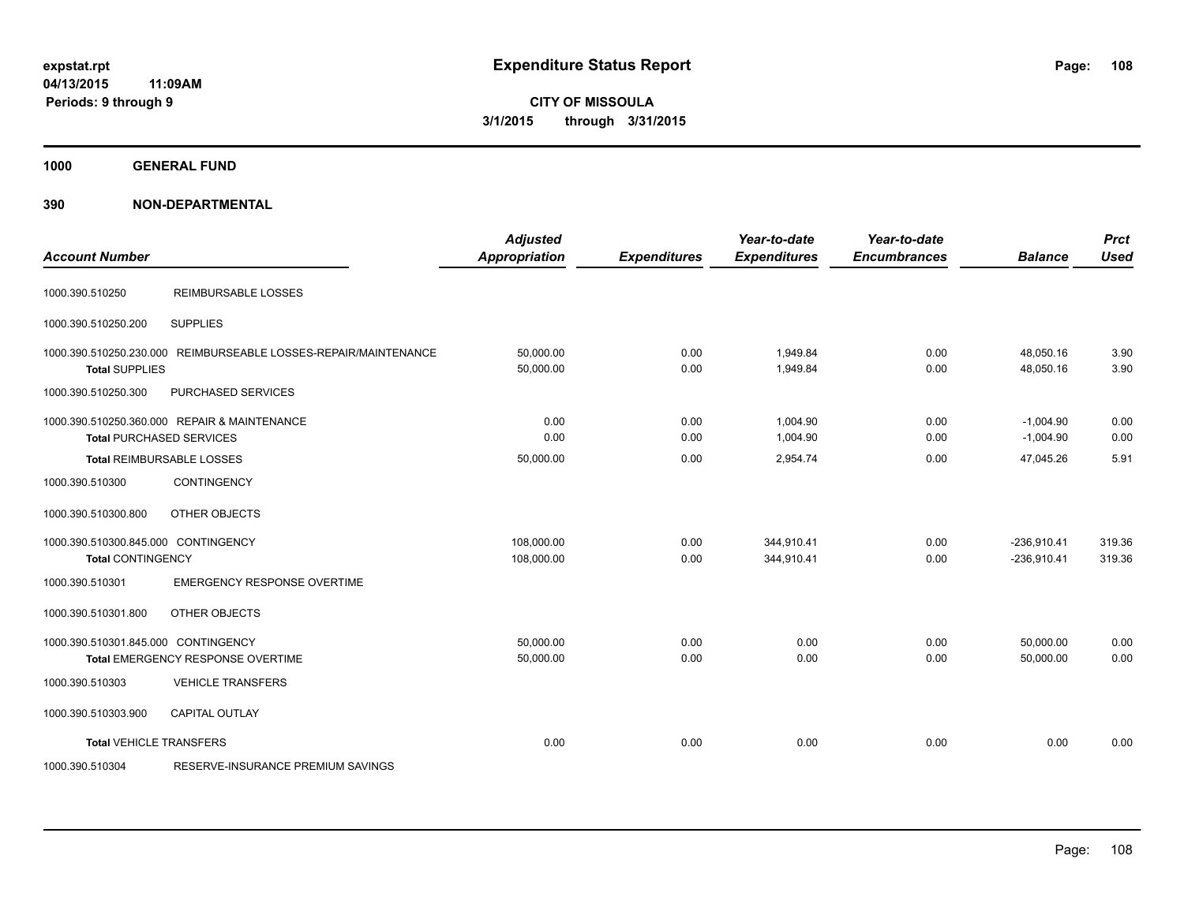# Expenditure Status Report

**CITY OF MISSOULA**

**3/1/2015 through 3/31/2015**

expstat.rpt
04/13/2015 11:09AM
Periods: 9 through 9

## 1000 GENERAL FUND

## 390 NON-DEPARTMENTAL

| Account Number | | Adjusted Appropriation | Expenditures | Year-to-date Expenditures | Year-to-date Encumbrances | Balance | Prct Used |
|---|---|---|---|---|---|---|---|
| 1000.390.510250 | REIMBURSABLE LOSSES | | | | | | |
| 1000.390.510250.200 | SUPPLIES | | | | | | |
| 1000.390.510250.230.000 | REIMBURSEABLE LOSSES-REPAIR/MAINTENANCE | 50,000.00 | 0.00 | 1,949.84 | 0.00 | 48,050.16 | 3.90 |
| **Total** SUPPLIES | | 50,000.00 | 0.00 | 1,949.84 | 0.00 | 48,050.16 | 3.90 |
| 1000.390.510250.300 | PURCHASED SERVICES | | | | | | |
| 1000.390.510250.360.000 | REPAIR & MAINTENANCE | 0.00 | 0.00 | 1,004.90 | 0.00 | -1,004.90 | 0.00 |
| **Total** PURCHASED SERVICES | | 0.00 | 0.00 | 1,004.90 | 0.00 | -1,004.90 | 0.00 |
| **Total** REIMBURSABLE LOSSES | | 50,000.00 | 0.00 | 2,954.74 | 0.00 | 47,045.26 | 5.91 |
| 1000.390.510300 | CONTINGENCY | | | | | | |
| 1000.390.510300.800 | OTHER OBJECTS | | | | | | |
| 1000.390.510300.845.000 | CONTINGENCY | 108,000.00 | 0.00 | 344,910.41 | 0.00 | -236,910.41 | 319.36 |
| **Total** CONTINGENCY | | 108,000.00 | 0.00 | 344,910.41 | 0.00 | -236,910.41 | 319.36 |
| 1000.390.510301 | EMERGENCY RESPONSE OVERTIME | | | | | | |
| 1000.390.510301.800 | OTHER OBJECTS | | | | | | |
| 1000.390.510301.845.000 | CONTINGENCY | 50,000.00 | 0.00 | 0.00 | 0.00 | 50,000.00 | 0.00 |
| **Total** EMERGENCY RESPONSE OVERTIME | | 50,000.00 | 0.00 | 0.00 | 0.00 | 50,000.00 | 0.00 |
| 1000.390.510303 | VEHICLE TRANSFERS | | | | | | |
| 1000.390.510303.900 | CAPITAL OUTLAY | | | | | | |
| **Total** VEHICLE TRANSFERS | | 0.00 | 0.00 | 0.00 | 0.00 | 0.00 | 0.00 |
| 1000.390.510304 | RESERVE-INSURANCE PREMIUM SAVINGS | | | | | | |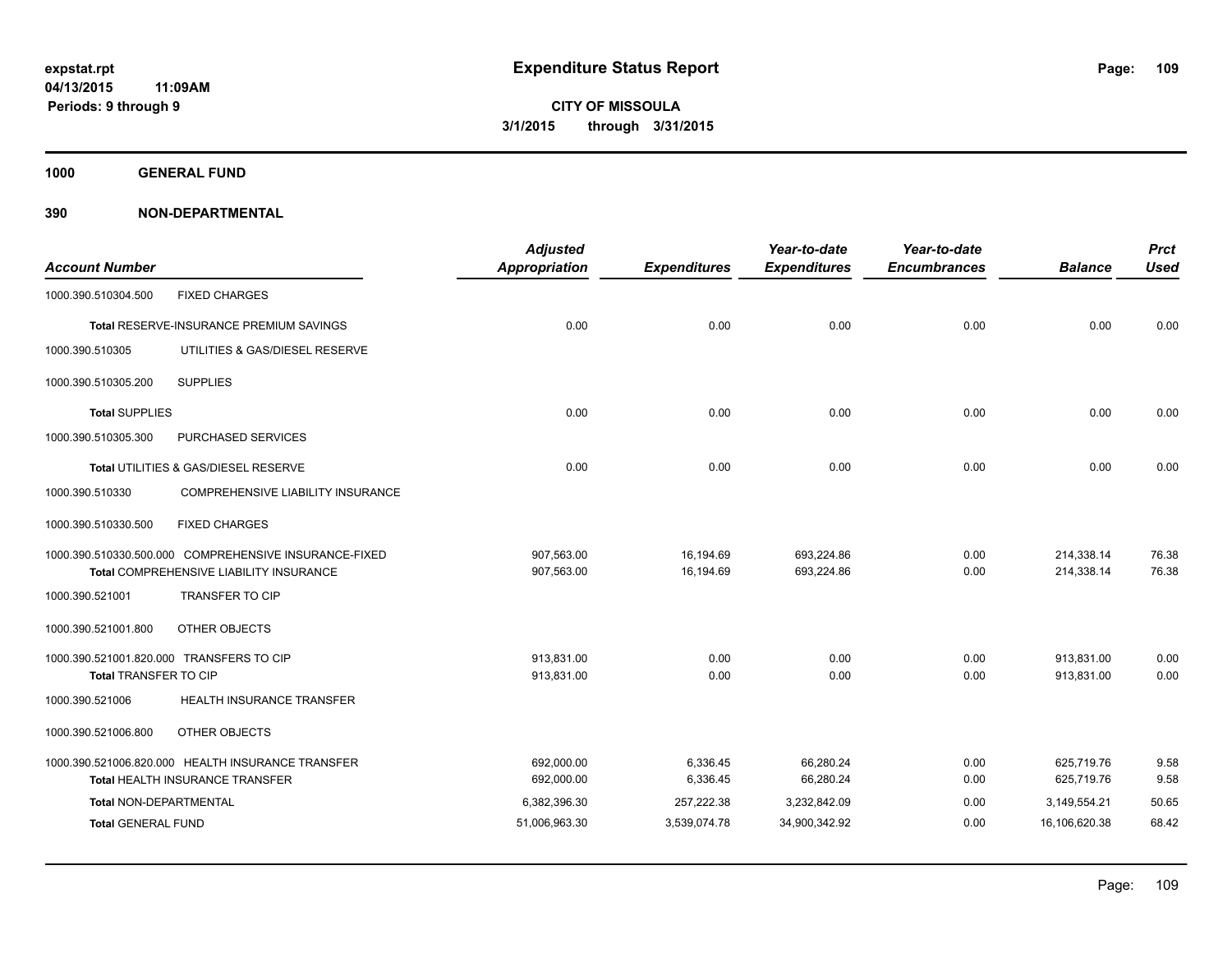**expstat.rpt**
**04/13/2015 11:09AM**
**Periods: 9 through 9**

# Expenditure Status Report

**CITY OF MISSOULA**
**3/1/2015 through 3/31/2015**

## 1000 GENERAL FUND

## 390 NON-DEPARTMENTAL

| Account Number | | Adjusted Appropriation | Expenditures | Year-to-date Expenditures | Year-to-date Encumbrances | Balance | Prct Used |
|---|---|---|---|---|---|---|---|
| 1000.390.510304.500 | FIXED CHARGES | | | | | | |
| Total RESERVE-INSURANCE PREMIUM SAVINGS | | 0.00 | 0.00 | 0.00 | 0.00 | 0.00 | 0.00 |
| 1000.390.510305 | UTILITIES & GAS/DIESEL RESERVE | | | | | | |
| 1000.390.510305.200 | SUPPLIES | | | | | | |
| Total SUPPLIES | | 0.00 | 0.00 | 0.00 | 0.00 | 0.00 | 0.00 |
| 1000.390.510305.300 | PURCHASED SERVICES | | | | | | |
| Total UTILITIES & GAS/DIESEL RESERVE | | 0.00 | 0.00 | 0.00 | 0.00 | 0.00 | 0.00 |
| 1000.390.510330 | COMPREHENSIVE LIABILITY INSURANCE | | | | | | |
| 1000.390.510330.500 | FIXED CHARGES | | | | | | |
| 1000.390.510330.500.000 | COMPREHENSIVE INSURANCE-FIXED | 907,563.00 | 16,194.69 | 693,224.86 | 0.00 | 214,338.14 | 76.38 |
| Total COMPREHENSIVE LIABILITY INSURANCE | | 907,563.00 | 16,194.69 | 693,224.86 | 0.00 | 214,338.14 | 76.38 |
| 1000.390.521001 | TRANSFER TO CIP | | | | | | |
| 1000.390.521001.800 | OTHER OBJECTS | | | | | | |
| 1000.390.521001.820.000 | TRANSFERS TO CIP | 913,831.00 | 0.00 | 0.00 | 0.00 | 913,831.00 | 0.00 |
| Total TRANSFER TO CIP | | 913,831.00 | 0.00 | 0.00 | 0.00 | 913,831.00 | 0.00 |
| 1000.390.521006 | HEALTH INSURANCE TRANSFER | | | | | | |
| 1000.390.521006.800 | OTHER OBJECTS | | | | | | |
| 1000.390.521006.820.000 | HEALTH INSURANCE TRANSFER | 692,000.00 | 6,336.45 | 66,280.24 | 0.00 | 625,719.76 | 9.58 |
| Total HEALTH INSURANCE TRANSFER | | 692,000.00 | 6,336.45 | 66,280.24 | 0.00 | 625,719.76 | 9.58 |
| Total NON-DEPARTMENTAL | | 6,382,396.30 | 257,222.38 | 3,232,842.09 | 0.00 | 3,149,554.21 | 50.65 |
| Total GENERAL FUND | | 51,006,963.30 | 3,539,074.78 | 34,900,342.92 | 0.00 | 16,106,620.38 | 68.42 |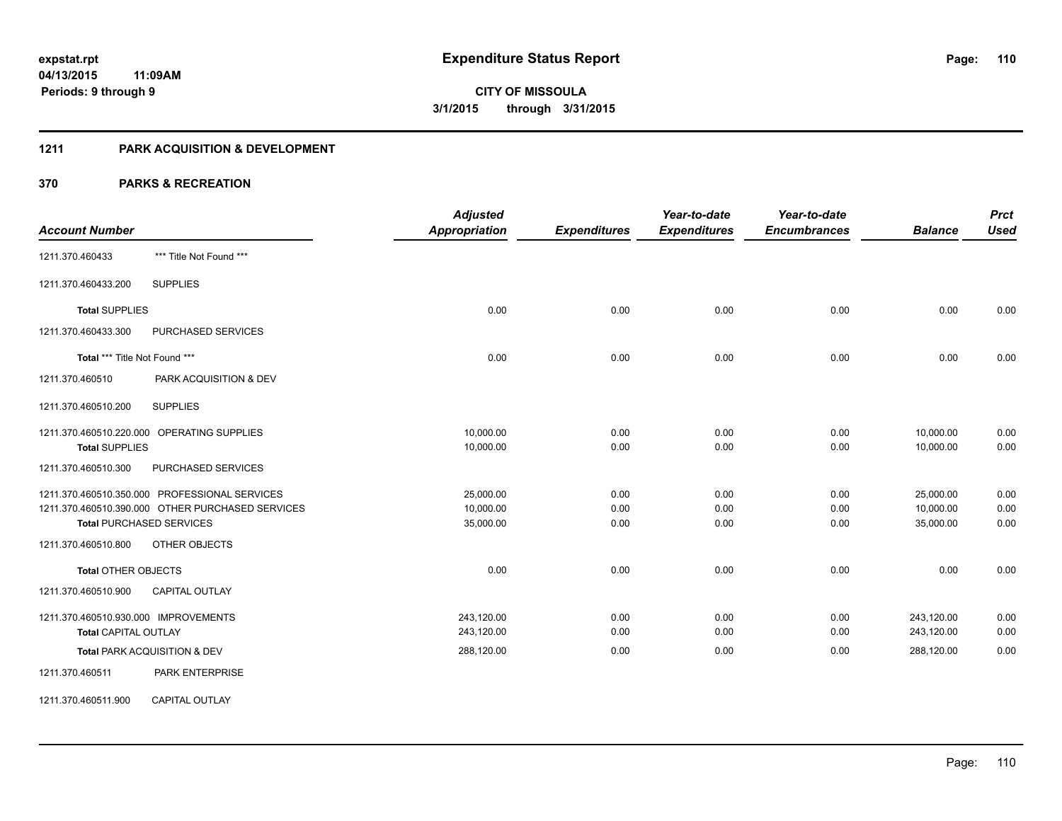**expstat.rpt**
**04/13/2015 11:09AM**
**Periods: 9 through 9**

# Expenditure Status Report

**CITY OF MISSOULA**
**3/1/2015 through 3/31/2015**

## 1211 PARK ACQUISITION & DEVELOPMENT

## 370 PARKS & RECREATION

| Account Number | | Adjusted Appropriation | Expenditures | Year-to-date Expenditures | Year-to-date Encumbrances | Balance | Prct Used |
|---|---|---|---|---|---|---|---|
| 1211.370.460433 | *** Title Not Found *** | | | | | | |
| 1211.370.460433.200 | SUPPLIES | | | | | | |
| **Total** SUPPLIES | | 0.00 | 0.00 | 0.00 | 0.00 | 0.00 | 0.00 |
| 1211.370.460433.300 | PURCHASED SERVICES | | | | | | |
| **Total** *** Title Not Found *** | | 0.00 | 0.00 | 0.00 | 0.00 | 0.00 | 0.00 |
| 1211.370.460510 | PARK ACQUISITION & DEV | | | | | | |
| 1211.370.460510.200 | SUPPLIES | | | | | | |
| 1211.370.460510.220.000 | OPERATING SUPPLIES | 10,000.00 | 0.00 | 0.00 | 0.00 | 10,000.00 | 0.00 |
| **Total** SUPPLIES | | 10,000.00 | 0.00 | 0.00 | 0.00 | 10,000.00 | 0.00 |
| 1211.370.460510.300 | PURCHASED SERVICES | | | | | | |
| 1211.370.460510.350.000 | PROFESSIONAL SERVICES | 25,000.00 | 0.00 | 0.00 | 0.00 | 25,000.00 | 0.00 |
| 1211.370.460510.390.000 | OTHER PURCHASED SERVICES | 10,000.00 | 0.00 | 0.00 | 0.00 | 10,000.00 | 0.00 |
| **Total** PURCHASED SERVICES | | 35,000.00 | 0.00 | 0.00 | 0.00 | 35,000.00 | 0.00 |
| 1211.370.460510.800 | OTHER OBJECTS | | | | | | |
| **Total** OTHER OBJECTS | | 0.00 | 0.00 | 0.00 | 0.00 | 0.00 | 0.00 |
| 1211.370.460510.900 | CAPITAL OUTLAY | | | | | | |
| 1211.370.460510.930.000 | IMPROVEMENTS | 243,120.00 | 0.00 | 0.00 | 0.00 | 243,120.00 | 0.00 |
| **Total** CAPITAL OUTLAY | | 243,120.00 | 0.00 | 0.00 | 0.00 | 243,120.00 | 0.00 |
| **Total** PARK ACQUISITION & DEV | | 288,120.00 | 0.00 | 0.00 | 0.00 | 288,120.00 | 0.00 |
| 1211.370.460511 | PARK ENTERPRISE | | | | | | |
| 1211.370.460511.900 | CAPITAL OUTLAY | | | | | | |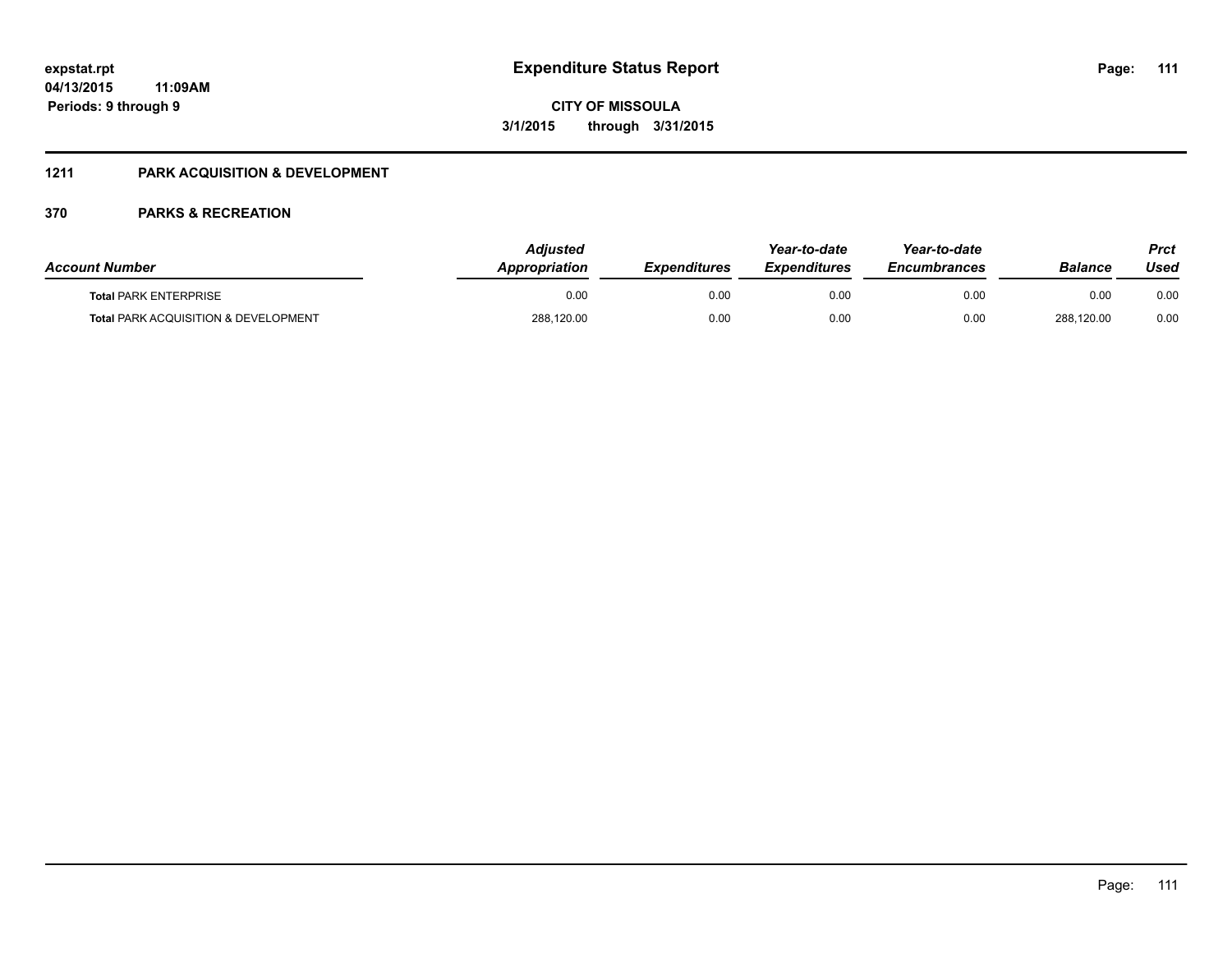**Expenditure Status Report**

**CITY OF MISSOULA**

**3/1/2015 through 3/31/2015**

expstat.rpt
04/13/2015 11:09AM
Periods: 9 through 9

## 1211 PARK ACQUISITION & DEVELOPMENT

### 370 PARKS & RECREATION

| Account Number | Adjusted Appropriation | Expenditures | Year-to-date Expenditures | Year-to-date Encumbrances | Balance | Prct Used |
|---|---|---|---|---|---|---|
| **Total** PARK ENTERPRISE | 0.00 | 0.00 | 0.00 | 0.00 | 0.00 | 0.00 |
| **Total** PARK ACQUISITION & DEVELOPMENT | 288,120.00 | 0.00 | 0.00 | 0.00 | 288,120.00 | 0.00 |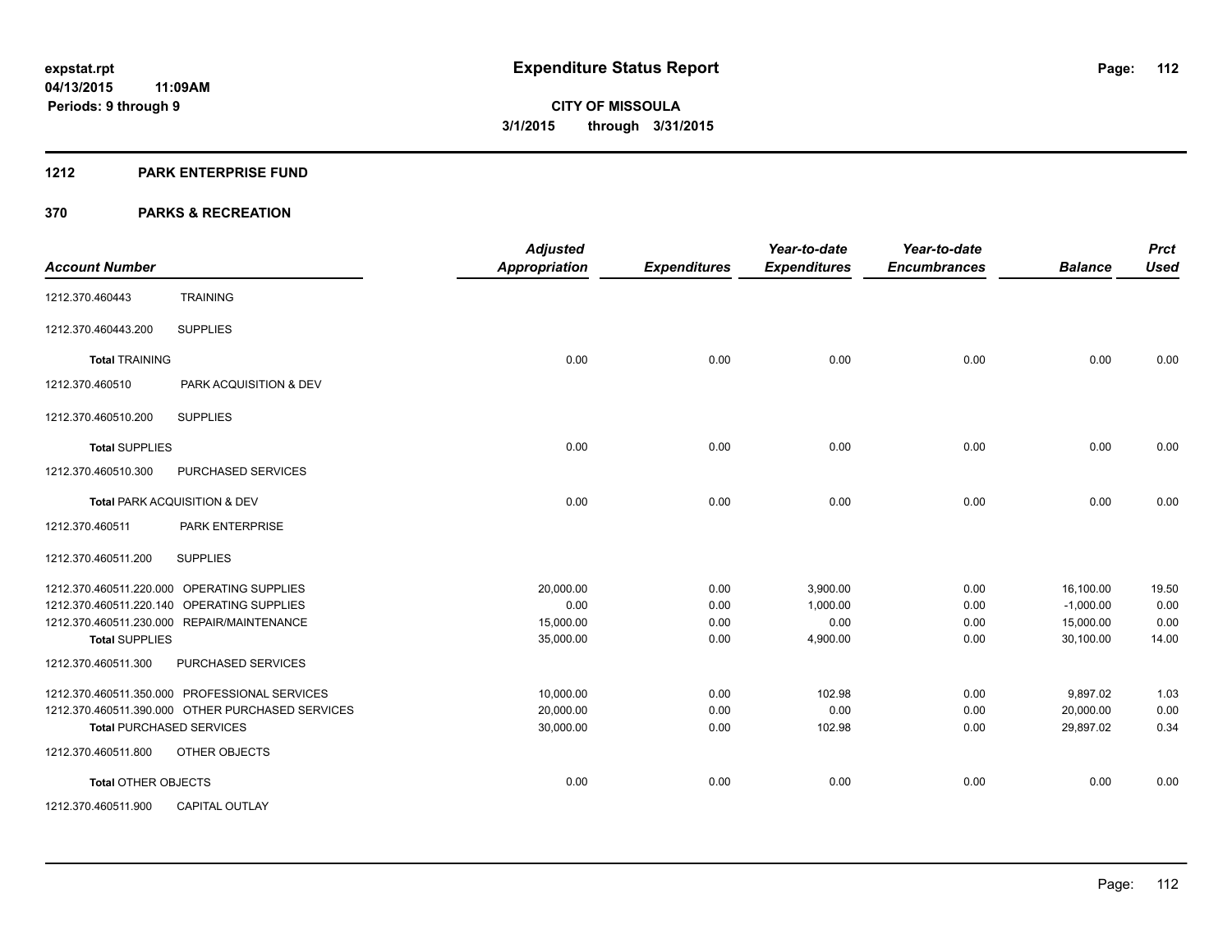# Expenditure Status Report

expstat.rpt
04/13/2015 11:09AM
Periods: 9 through 9

**CITY OF MISSOULA**
**3/1/2015 through 3/31/2015**

## 1212 PARK ENTERPRISE FUND

## 370 PARKS & RECREATION

| Account Number | | Adjusted Appropriation | Expenditures | Year-to-date Expenditures | Year-to-date Encumbrances | Balance | Prct Used |
|---|---|---|---|---|---|---|---|
| 1212.370.460443 | TRAINING | | | | | | |
| 1212.370.460443.200 | SUPPLIES | | | | | | |
| **Total** TRAINING | | 0.00 | 0.00 | 0.00 | 0.00 | 0.00 | 0.00 |
| 1212.370.460510 | PARK ACQUISITION & DEV | | | | | | |
| 1212.370.460510.200 | SUPPLIES | | | | | | |
| **Total** SUPPLIES | | 0.00 | 0.00 | 0.00 | 0.00 | 0.00 | 0.00 |
| 1212.370.460510.300 | PURCHASED SERVICES | | | | | | |
| **Total** PARK ACQUISITION & DEV | | 0.00 | 0.00 | 0.00 | 0.00 | 0.00 | 0.00 |
| 1212.370.460511 | PARK ENTERPRISE | | | | | | |
| 1212.370.460511.200 | SUPPLIES | | | | | | |
| 1212.370.460511.220.000 | OPERATING SUPPLIES | 20,000.00 | 0.00 | 3,900.00 | 0.00 | 16,100.00 | 19.50 |
| 1212.370.460511.220.140 | OPERATING SUPPLIES | 0.00 | 0.00 | 1,000.00 | 0.00 | -1,000.00 | 0.00 |
| 1212.370.460511.230.000 | REPAIR/MAINTENANCE | 15,000.00 | 0.00 | 0.00 | 0.00 | 15,000.00 | 0.00 |
| **Total** SUPPLIES | | 35,000.00 | 0.00 | 4,900.00 | 0.00 | 30,100.00 | 14.00 |
| 1212.370.460511.300 | PURCHASED SERVICES | | | | | | |
| 1212.370.460511.350.000 | PROFESSIONAL SERVICES | 10,000.00 | 0.00 | 102.98 | 0.00 | 9,897.02 | 1.03 |
| 1212.370.460511.390.000 | OTHER PURCHASED SERVICES | 20,000.00 | 0.00 | 0.00 | 0.00 | 20,000.00 | 0.00 |
| **Total** PURCHASED SERVICES | | 30,000.00 | 0.00 | 102.98 | 0.00 | 29,897.02 | 0.34 |
| 1212.370.460511.800 | OTHER OBJECTS | | | | | | |
| **Total** OTHER OBJECTS | | 0.00 | 0.00 | 0.00 | 0.00 | 0.00 | 0.00 |
| 1212.370.460511.900 | CAPITAL OUTLAY | | | | | | |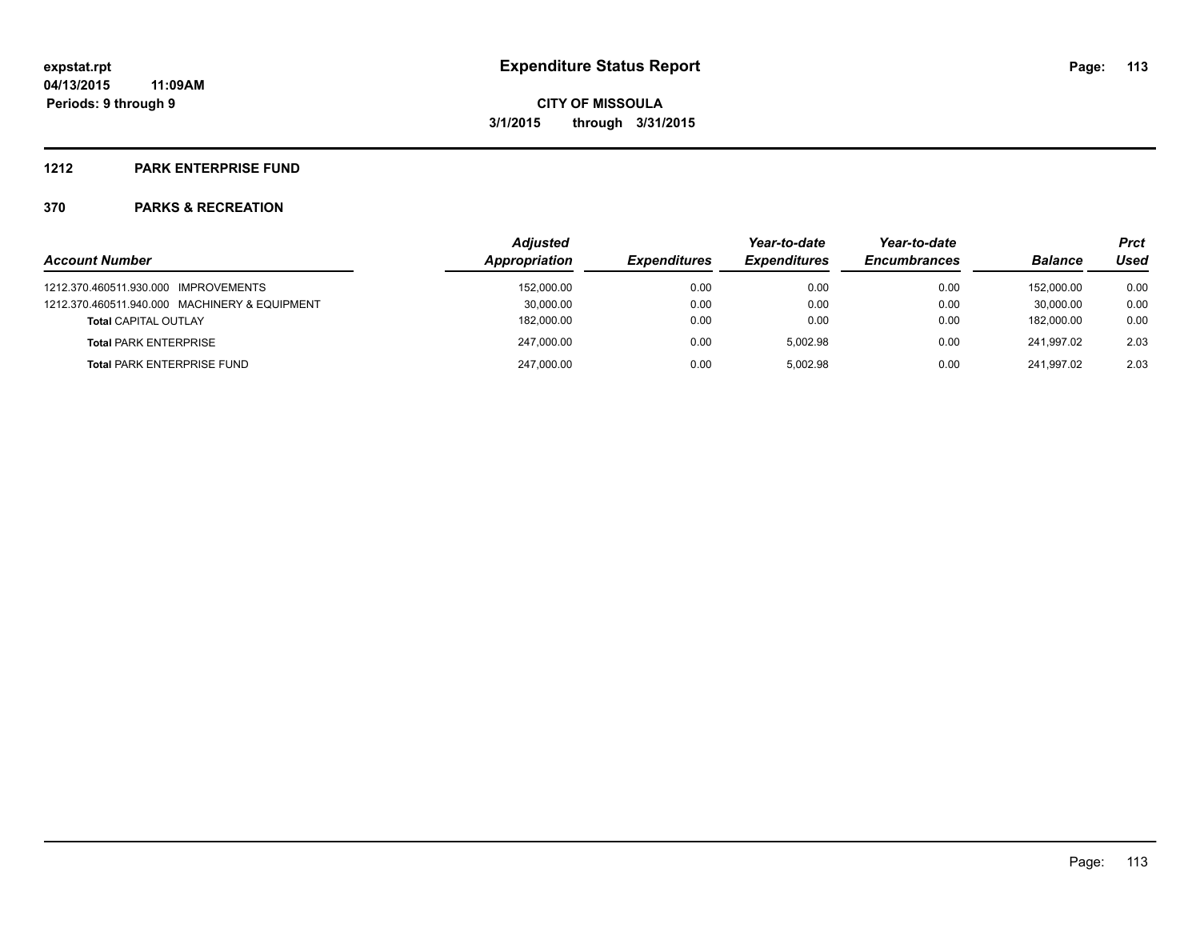# Expenditure Status Report

**CITY OF MISSOULA**

**3/1/2015 through 3/31/2015**

expstat.rpt
04/13/2015 11:09AM
Periods: 9 through 9

## 1212 PARK ENTERPRISE FUND

## 370 PARKS & RECREATION

| Account Number | Adjusted Appropriation | Expenditures | Year-to-date Expenditures | Year-to-date Encumbrances | Balance | Prct Used |
|---|---|---|---|---|---|---|
| 1212.370.460511.930.000 IMPROVEMENTS | 152,000.00 | 0.00 | 0.00 | 0.00 | 152,000.00 | 0.00 |
| 1212.370.460511.940.000 MACHINERY & EQUIPMENT | 30,000.00 | 0.00 | 0.00 | 0.00 | 30,000.00 | 0.00 |
| **Total** CAPITAL OUTLAY | 182,000.00 | 0.00 | 0.00 | 0.00 | 182,000.00 | 0.00 |
| **Total** PARK ENTERPRISE | 247,000.00 | 0.00 | 5,002.98 | 0.00 | 241,997.02 | 2.03 |
| **Total** PARK ENTERPRISE FUND | 247,000.00 | 0.00 | 5,002.98 | 0.00 | 241,997.02 | 2.03 |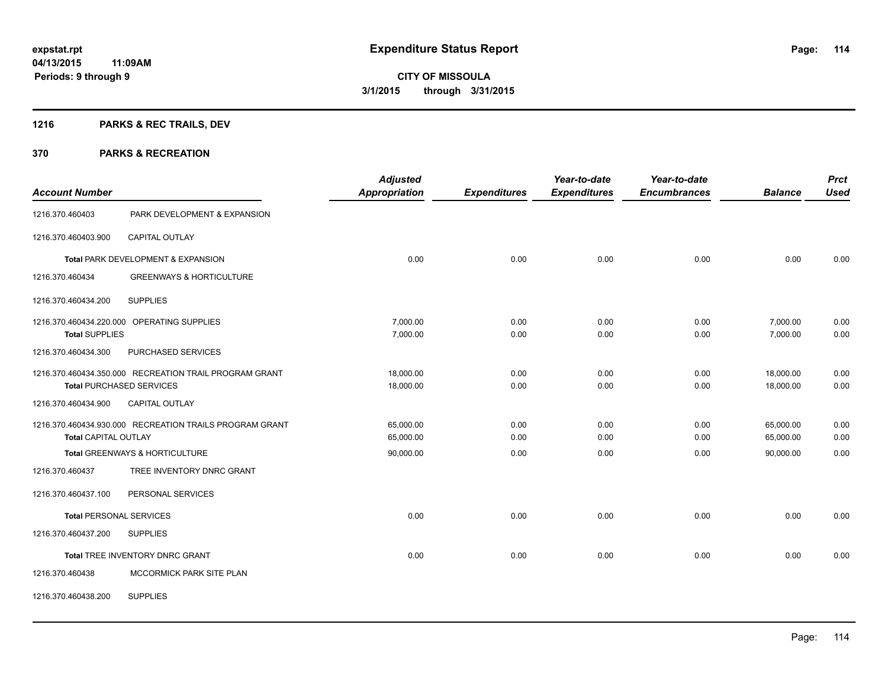# Expenditure Status Report

expstat.rpt
04/13/2015 11:09AM
Periods: 9 through 9

**CITY OF MISSOULA**
**3/1/2015 through 3/31/2015**

## 1216 PARKS & REC TRAILS, DEV

### 370 PARKS & RECREATION

| Account Number | | Adjusted Appropriation | Expenditures | Year-to-date Expenditures | Year-to-date Encumbrances | Balance | Prct Used |
|---|---|---|---|---|---|---|---|
| 1216.370.460403 | PARK DEVELOPMENT & EXPANSION | | | | | | |
| 1216.370.460403.900 | CAPITAL OUTLAY | | | | | | |
| Total PARK DEVELOPMENT & EXPANSION | | 0.00 | 0.00 | 0.00 | 0.00 | 0.00 | 0.00 |
| 1216.370.460434 | GREENWAYS & HORTICULTURE | | | | | | |
| 1216.370.460434.200 | SUPPLIES | | | | | | |
| 1216.370.460434.220.000 | OPERATING SUPPLIES | 7,000.00 | 0.00 | 0.00 | 0.00 | 7,000.00 | 0.00 |
| Total SUPPLIES | | 7,000.00 | 0.00 | 0.00 | 0.00 | 7,000.00 | 0.00 |
| 1216.370.460434.300 | PURCHASED SERVICES | | | | | | |
| 1216.370.460434.350.000 | RECREATION TRAIL PROGRAM GRANT | 18,000.00 | 0.00 | 0.00 | 0.00 | 18,000.00 | 0.00 |
| Total PURCHASED SERVICES | | 18,000.00 | 0.00 | 0.00 | 0.00 | 18,000.00 | 0.00 |
| 1216.370.460434.900 | CAPITAL OUTLAY | | | | | | |
| 1216.370.460434.930.000 | RECREATION TRAILS PROGRAM GRANT | 65,000.00 | 0.00 | 0.00 | 0.00 | 65,000.00 | 0.00 |
| Total CAPITAL OUTLAY | | 65,000.00 | 0.00 | 0.00 | 0.00 | 65,000.00 | 0.00 |
| Total GREENWAYS & HORTICULTURE | | 90,000.00 | 0.00 | 0.00 | 0.00 | 90,000.00 | 0.00 |
| 1216.370.460437 | TREE INVENTORY DNRC GRANT | | | | | | |
| 1216.370.460437.100 | PERSONAL SERVICES | | | | | | |
| Total PERSONAL SERVICES | | 0.00 | 0.00 | 0.00 | 0.00 | 0.00 | 0.00 |
| 1216.370.460437.200 | SUPPLIES | | | | | | |
| Total TREE INVENTORY DNRC GRANT | | 0.00 | 0.00 | 0.00 | 0.00 | 0.00 | 0.00 |
| 1216.370.460438 | MCCORMICK PARK SITE PLAN | | | | | | |
| 1216.370.460438.200 | SUPPLIES | | | | | | |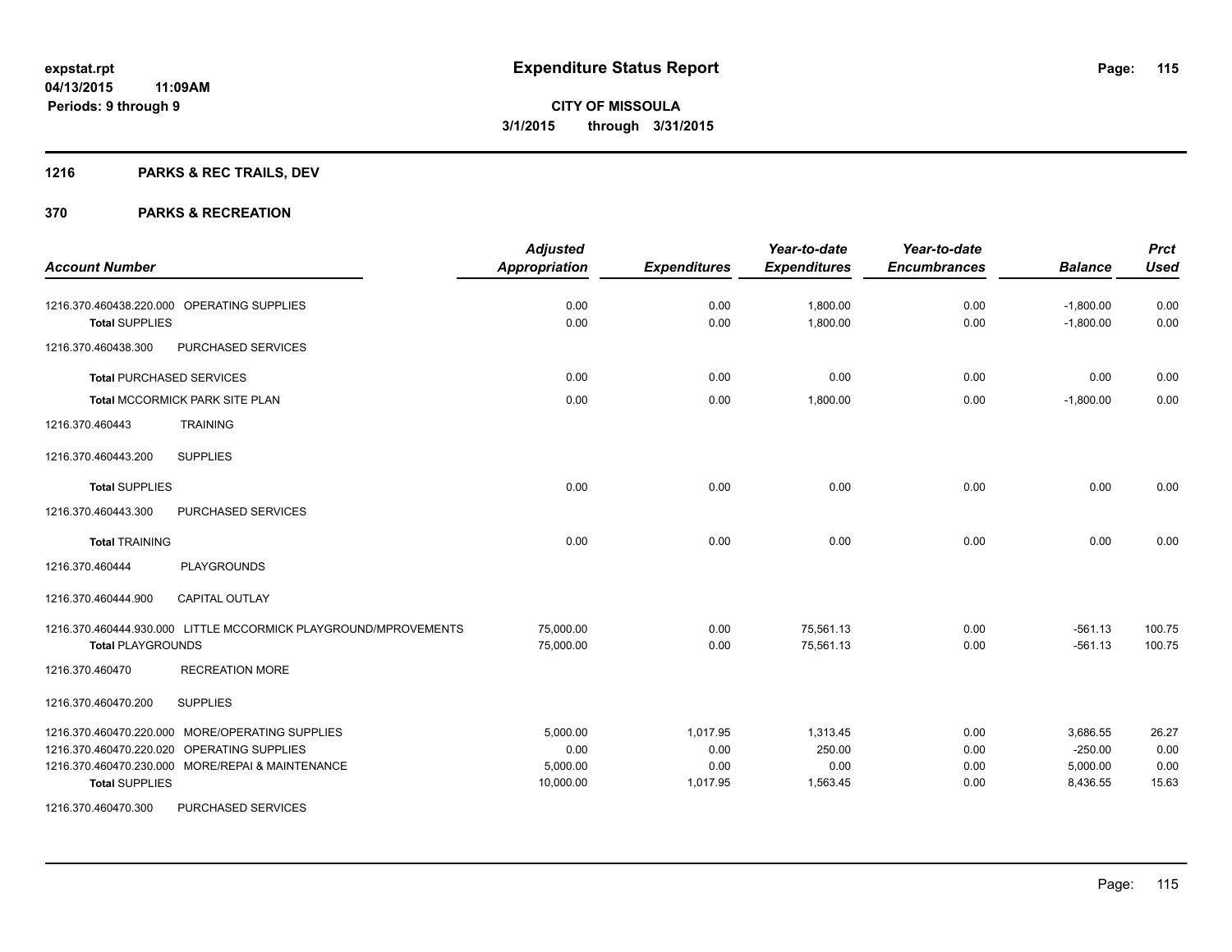# Expenditure Status Report

expstat.rpt
04/13/2015 11:09AM
Periods: 9 through 9

**CITY OF MISSOULA**
**3/1/2015 through 3/31/2015**

## 1216 PARKS & REC TRAILS, DEV

## 370 PARKS & RECREATION

| Account Number | | Adjusted Appropriation | Expenditures | Year-to-date Expenditures | Year-to-date Encumbrances | Balance | Prct Used |
|---|---|---|---|---|---|---|---|
| 1216.370.460438.220.000 | OPERATING SUPPLIES | 0.00 | 0.00 | 1,800.00 | 0.00 | -1,800.00 | 0.00 |
| **Total** SUPPLIES | | 0.00 | 0.00 | 1,800.00 | 0.00 | -1,800.00 | 0.00 |
| 1216.370.460438.300 | PURCHASED SERVICES | | | | | | |
| **Total** PURCHASED SERVICES | | 0.00 | 0.00 | 0.00 | 0.00 | 0.00 | 0.00 |
| **Total** MCCORMICK PARK SITE PLAN | | 0.00 | 0.00 | 1,800.00 | 0.00 | -1,800.00 | 0.00 |
| 1216.370.460443 | TRAINING | | | | | | |
| 1216.370.460443.200 | SUPPLIES | | | | | | |
| **Total** SUPPLIES | | 0.00 | 0.00 | 0.00 | 0.00 | 0.00 | 0.00 |
| 1216.370.460443.300 | PURCHASED SERVICES | | | | | | |
| **Total** TRAINING | | 0.00 | 0.00 | 0.00 | 0.00 | 0.00 | 0.00 |
| 1216.370.460444 | PLAYGROUNDS | | | | | | |
| 1216.370.460444.900 | CAPITAL OUTLAY | | | | | | |
| 1216.370.460444.930.000 | LITTLE MCCORMICK PLAYGROUND/MPROVEMENTS | 75,000.00 | 0.00 | 75,561.13 | 0.00 | -561.13 | 100.75 |
| **Total** PLAYGROUNDS | | 75,000.00 | 0.00 | 75,561.13 | 0.00 | -561.13 | 100.75 |
| 1216.370.460470 | RECREATION MORE | | | | | | |
| 1216.370.460470.200 | SUPPLIES | | | | | | |
| 1216.370.460470.220.000 | MORE/OPERATING SUPPLIES | 5,000.00 | 1,017.95 | 1,313.45 | 0.00 | 3,686.55 | 26.27 |
| 1216.370.460470.220.020 | OPERATING SUPPLIES | 0.00 | 0.00 | 250.00 | 0.00 | -250.00 | 0.00 |
| 1216.370.460470.230.000 | MORE/REPAI & MAINTENANCE | 5,000.00 | 0.00 | 0.00 | 0.00 | 5,000.00 | 0.00 |
| **Total** SUPPLIES | | 10,000.00 | 1,017.95 | 1,563.45 | 0.00 | 8,436.55 | 15.63 |
| 1216.370.460470.300 | PURCHASED SERVICES | | | | | | |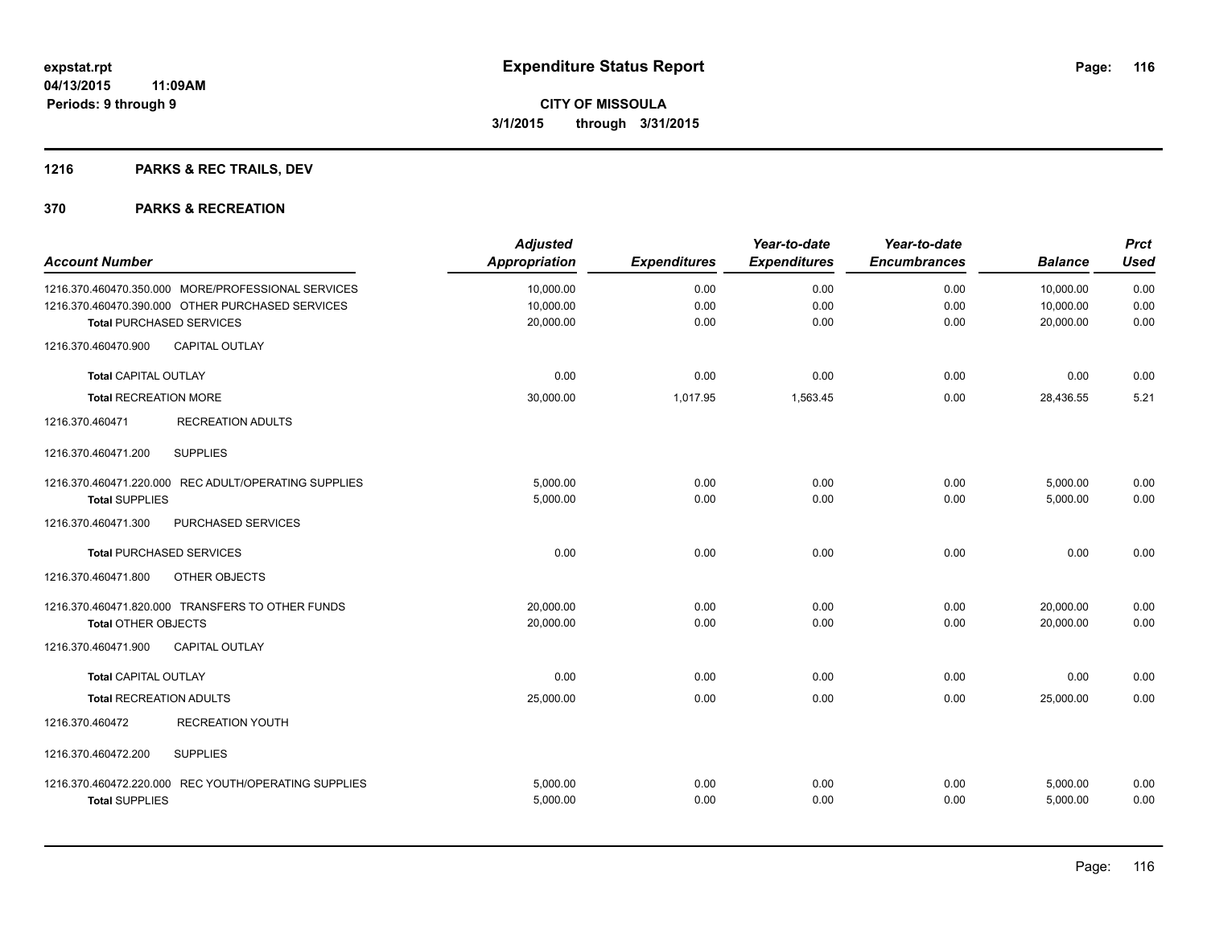**expstat.rpt**
**04/13/2015 11:09AM**
**Periods: 9 through 9**

# Expenditure Status Report

**CITY OF MISSOULA**
**3/1/2015 through 3/31/2015**

## 1216 PARKS & REC TRAILS, DEV

## 370 PARKS & RECREATION

| Account Number | Adjusted Appropriation | Expenditures | Year-to-date Expenditures | Year-to-date Encumbrances | Balance | Prct Used |
|---|---|---|---|---|---|---|
| 1216.370.460470.350.000 MORE/PROFESSIONAL SERVICES | 10,000.00 | 0.00 | 0.00 | 0.00 | 10,000.00 | 0.00 |
| 1216.370.460470.390.000 OTHER PURCHASED SERVICES | 10,000.00 | 0.00 | 0.00 | 0.00 | 10,000.00 | 0.00 |
| **Total** PURCHASED SERVICES | 20,000.00 | 0.00 | 0.00 | 0.00 | 20,000.00 | 0.00 |
| 1216.370.460470.900 CAPITAL OUTLAY | | | | | | |
| **Total** CAPITAL OUTLAY | 0.00 | 0.00 | 0.00 | 0.00 | 0.00 | 0.00 |
| **Total** RECREATION MORE | 30,000.00 | 1,017.95 | 1,563.45 | 0.00 | 28,436.55 | 5.21 |
| 1216.370.460471 RECREATION ADULTS | | | | | | |
| 1216.370.460471.200 SUPPLIES | | | | | | |
| 1216.370.460471.220.000 REC ADULT/OPERATING SUPPLIES | 5,000.00 | 0.00 | 0.00 | 0.00 | 5,000.00 | 0.00 |
| **Total** SUPPLIES | 5,000.00 | 0.00 | 0.00 | 0.00 | 5,000.00 | 0.00 |
| 1216.370.460471.300 PURCHASED SERVICES | | | | | | |
| **Total** PURCHASED SERVICES | 0.00 | 0.00 | 0.00 | 0.00 | 0.00 | 0.00 |
| 1216.370.460471.800 OTHER OBJECTS | | | | | | |
| 1216.370.460471.820.000 TRANSFERS TO OTHER FUNDS | 20,000.00 | 0.00 | 0.00 | 0.00 | 20,000.00 | 0.00 |
| **Total** OTHER OBJECTS | 20,000.00 | 0.00 | 0.00 | 0.00 | 20,000.00 | 0.00 |
| 1216.370.460471.900 CAPITAL OUTLAY | | | | | | |
| **Total** CAPITAL OUTLAY | 0.00 | 0.00 | 0.00 | 0.00 | 0.00 | 0.00 |
| **Total** RECREATION ADULTS | 25,000.00 | 0.00 | 0.00 | 0.00 | 25,000.00 | 0.00 |
| 1216.370.460472 RECREATION YOUTH | | | | | | |
| 1216.370.460472.200 SUPPLIES | | | | | | |
| 1216.370.460472.220.000 REC YOUTH/OPERATING SUPPLIES | 5,000.00 | 0.00 | 0.00 | 0.00 | 5,000.00 | 0.00 |
| **Total** SUPPLIES | 5,000.00 | 0.00 | 0.00 | 0.00 | 5,000.00 | 0.00 |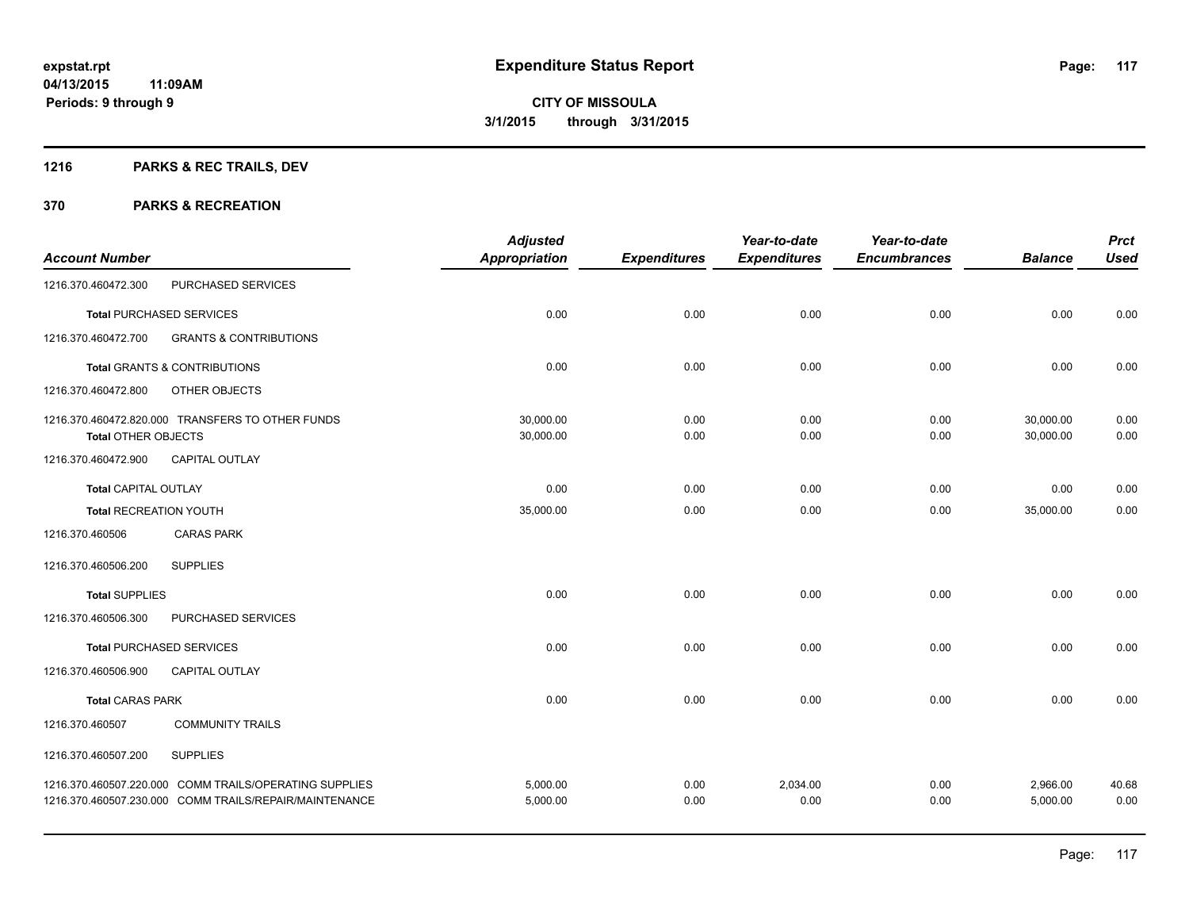# Expenditure Status Report

**CITY OF MISSOULA**

**3/1/2015 through 3/31/2015**

expstat.rpt
04/13/2015 11:09AM
Periods: 9 through 9

## 1216 PARKS & REC TRAILS, DEV

## 370 PARKS & RECREATION

| Account Number | | Adjusted Appropriation | Expenditures | Year-to-date Expenditures | Year-to-date Encumbrances | Balance | Prct Used |
|---|---|---|---|---|---|---|---|
| 1216.370.460472.300 | PURCHASED SERVICES | | | | | | |
| **Total** PURCHASED SERVICES | | 0.00 | 0.00 | 0.00 | 0.00 | 0.00 | 0.00 |
| 1216.370.460472.700 | GRANTS & CONTRIBUTIONS | | | | | | |
| **Total** GRANTS & CONTRIBUTIONS | | 0.00 | 0.00 | 0.00 | 0.00 | 0.00 | 0.00 |
| 1216.370.460472.800 | OTHER OBJECTS | | | | | | |
| 1216.370.460472.820.000 | TRANSFERS TO OTHER FUNDS | 30,000.00 | 0.00 | 0.00 | 0.00 | 30,000.00 | 0.00 |
| **Total** OTHER OBJECTS | | 30,000.00 | 0.00 | 0.00 | 0.00 | 30,000.00 | 0.00 |
| 1216.370.460472.900 | CAPITAL OUTLAY | | | | | | |
| **Total** CAPITAL OUTLAY | | 0.00 | 0.00 | 0.00 | 0.00 | 0.00 | 0.00 |
| **Total** RECREATION YOUTH | | 35,000.00 | 0.00 | 0.00 | 0.00 | 35,000.00 | 0.00 |
| 1216.370.460506 | CARAS PARK | | | | | | |
| 1216.370.460506.200 | SUPPLIES | | | | | | |
| **Total** SUPPLIES | | 0.00 | 0.00 | 0.00 | 0.00 | 0.00 | 0.00 |
| 1216.370.460506.300 | PURCHASED SERVICES | | | | | | |
| **Total** PURCHASED SERVICES | | 0.00 | 0.00 | 0.00 | 0.00 | 0.00 | 0.00 |
| 1216.370.460506.900 | CAPITAL OUTLAY | | | | | | |
| **Total** CARAS PARK | | 0.00 | 0.00 | 0.00 | 0.00 | 0.00 | 0.00 |
| 1216.370.460507 | COMMUNITY TRAILS | | | | | | |
| 1216.370.460507.200 | SUPPLIES | | | | | | |
| 1216.370.460507.220.000 | COMM TRAILS/OPERATING SUPPLIES | 5,000.00 | 0.00 | 2,034.00 | 0.00 | 2,966.00 | 40.68 |
| 1216.370.460507.230.000 | COMM TRAILS/REPAIR/MAINTENANCE | 5,000.00 | 0.00 | 0.00 | 0.00 | 5,000.00 | 0.00 |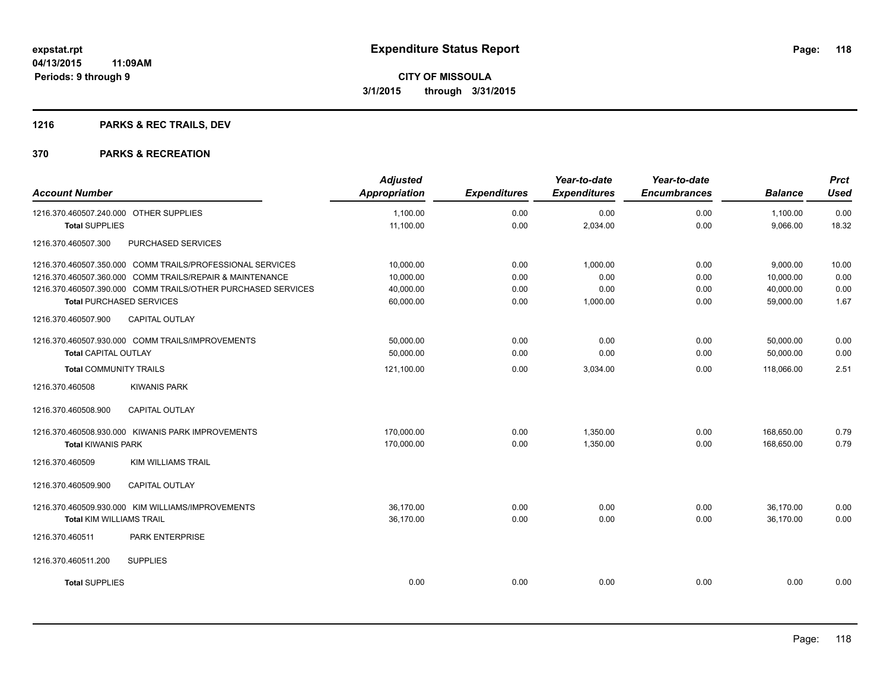**expstat.rpt**
**04/13/2015 11:09AM**
**Periods: 9 through 9**

# Expenditure Status Report

**CITY OF MISSOULA**
**3/1/2015 through 3/31/2015**

## 1216 PARKS & REC TRAILS, DEV

## 370 PARKS & RECREATION

| Account Number | Adjusted Appropriation | Expenditures | Year-to-date Expenditures | Year-to-date Encumbrances | Balance | Prct Used |
|---|---|---|---|---|---|---|
| 1216.370.460507.240.000 OTHER SUPPLIES | 1,100.00 | 0.00 | 0.00 | 0.00 | 1,100.00 | 0.00 |
| **Total** SUPPLIES | 11,100.00 | 0.00 | 2,034.00 | 0.00 | 9,066.00 | 18.32 |
| 1216.370.460507.300 PURCHASED SERVICES | | | | | | |
| 1216.370.460507.350.000 COMM TRAILS/PROFESSIONAL SERVICES | 10,000.00 | 0.00 | 1,000.00 | 0.00 | 9,000.00 | 10.00 |
| 1216.370.460507.360.000 COMM TRAILS/REPAIR & MAINTENANCE | 10,000.00 | 0.00 | 0.00 | 0.00 | 10,000.00 | 0.00 |
| 1216.370.460507.390.000 COMM TRAILS/OTHER PURCHASED SERVICES | 40,000.00 | 0.00 | 0.00 | 0.00 | 40,000.00 | 0.00 |
| **Total** PURCHASED SERVICES | 60,000.00 | 0.00 | 1,000.00 | 0.00 | 59,000.00 | 1.67 |
| 1216.370.460507.900 CAPITAL OUTLAY | | | | | | |
| 1216.370.460507.930.000 COMM TRAILS/IMPROVEMENTS | 50,000.00 | 0.00 | 0.00 | 0.00 | 50,000.00 | 0.00 |
| **Total** CAPITAL OUTLAY | 50,000.00 | 0.00 | 0.00 | 0.00 | 50,000.00 | 0.00 |
| **Total** COMMUNITY TRAILS | 121,100.00 | 0.00 | 3,034.00 | 0.00 | 118,066.00 | 2.51 |
| 1216.370.460508 KIWANIS PARK | | | | | | |
| 1216.370.460508.900 CAPITAL OUTLAY | | | | | | |
| 1216.370.460508.930.000 KIWANIS PARK IMPROVEMENTS | 170,000.00 | 0.00 | 1,350.00 | 0.00 | 168,650.00 | 0.79 |
| **Total** KIWANIS PARK | 170,000.00 | 0.00 | 1,350.00 | 0.00 | 168,650.00 | 0.79 |
| 1216.370.460509 KIM WILLIAMS TRAIL | | | | | | |
| 1216.370.460509.900 CAPITAL OUTLAY | | | | | | |
| 1216.370.460509.930.000 KIM WILLIAMS/IMPROVEMENTS | 36,170.00 | 0.00 | 0.00 | 0.00 | 36,170.00 | 0.00 |
| **Total** KIM WILLIAMS TRAIL | 36,170.00 | 0.00 | 0.00 | 0.00 | 36,170.00 | 0.00 |
| 1216.370.460511 PARK ENTERPRISE | | | | | | |
| 1216.370.460511.200 SUPPLIES | | | | | | |
| **Total** SUPPLIES | 0.00 | 0.00 | 0.00 | 0.00 | 0.00 | 0.00 |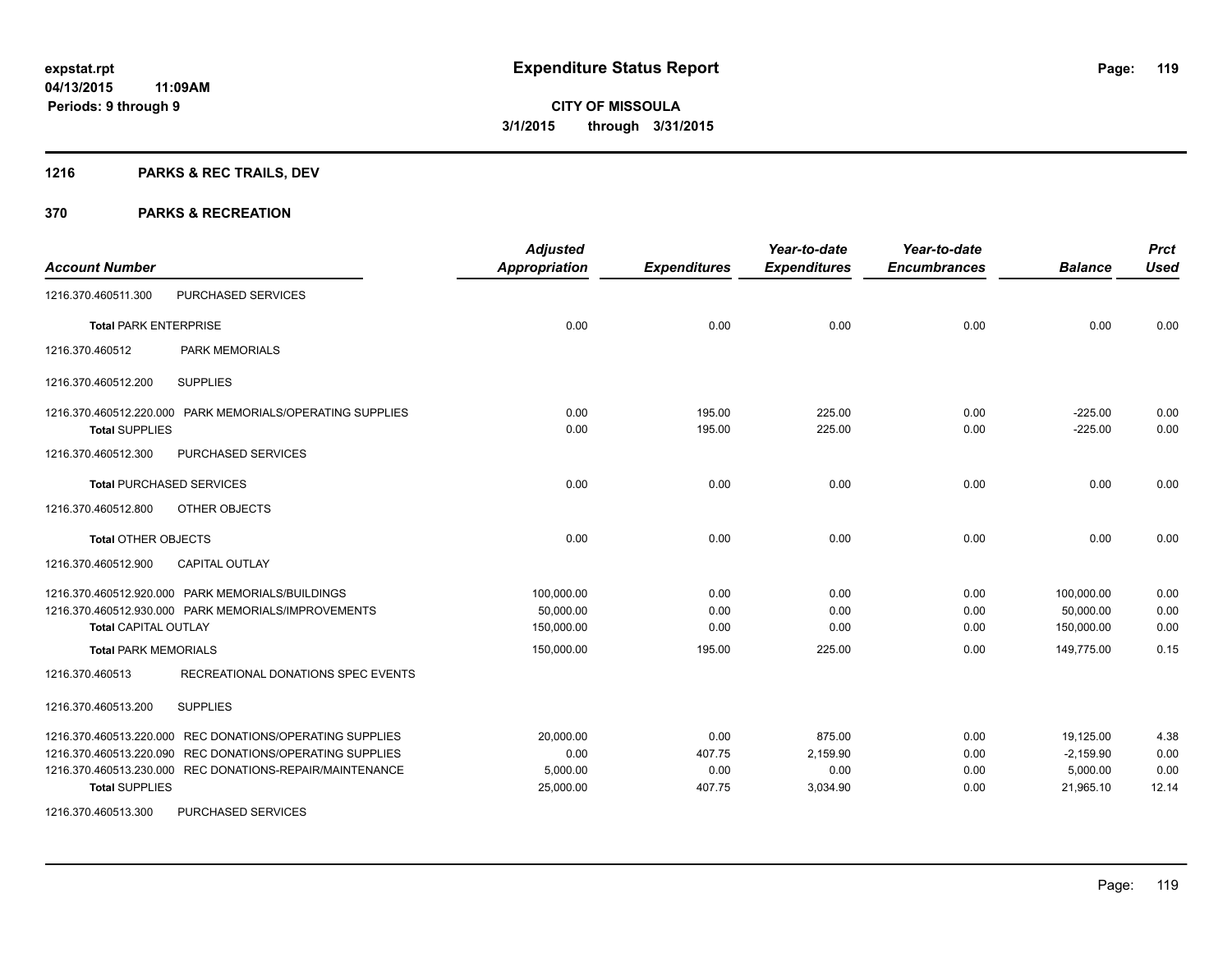# Expenditure Status Report

**CITY OF MISSOULA**

**3/1/2015 through 3/31/2015**

expstat.rpt
04/13/2015 11:09AM
Periods: 9 through 9

## 1216 PARKS & REC TRAILS, DEV

## 370 PARKS & RECREATION

| Account Number | | Adjusted Appropriation | Expenditures | Year-to-date Expenditures | Year-to-date Encumbrances | Balance | Prct Used |
|---|---|---|---|---|---|---|---|
| 1216.370.460511.300 | PURCHASED SERVICES | | | | | | |
| **Total** PARK ENTERPRISE | | 0.00 | 0.00 | 0.00 | 0.00 | 0.00 | 0.00 |
| 1216.370.460512 | PARK MEMORIALS | | | | | | |
| 1216.370.460512.200 | SUPPLIES | | | | | | |
| 1216.370.460512.220.000 | PARK MEMORIALS/OPERATING SUPPLIES | 0.00 | 195.00 | 225.00 | 0.00 | -225.00 | 0.00 |
| **Total** SUPPLIES | | 0.00 | 195.00 | 225.00 | 0.00 | -225.00 | 0.00 |
| 1216.370.460512.300 | PURCHASED SERVICES | | | | | | |
| **Total** PURCHASED SERVICES | | 0.00 | 0.00 | 0.00 | 0.00 | 0.00 | 0.00 |
| 1216.370.460512.800 | OTHER OBJECTS | | | | | | |
| **Total** OTHER OBJECTS | | 0.00 | 0.00 | 0.00 | 0.00 | 0.00 | 0.00 |
| 1216.370.460512.900 | CAPITAL OUTLAY | | | | | | |
| 1216.370.460512.920.000 | PARK MEMORIALS/BUILDINGS | 100,000.00 | 0.00 | 0.00 | 0.00 | 100,000.00 | 0.00 |
| 1216.370.460512.930.000 | PARK MEMORIALS/IMPROVEMENTS | 50,000.00 | 0.00 | 0.00 | 0.00 | 50,000.00 | 0.00 |
| **Total** CAPITAL OUTLAY | | 150,000.00 | 0.00 | 0.00 | 0.00 | 150,000.00 | 0.00 |
| **Total** PARK MEMORIALS | | 150,000.00 | 195.00 | 225.00 | 0.00 | 149,775.00 | 0.15 |
| 1216.370.460513 | RECREATIONAL DONATIONS SPEC EVENTS | | | | | | |
| 1216.370.460513.200 | SUPPLIES | | | | | | |
| 1216.370.460513.220.000 | REC DONATIONS/OPERATING SUPPLIES | 20,000.00 | 0.00 | 875.00 | 0.00 | 19,125.00 | 4.38 |
| 1216.370.460513.220.090 | REC DONATIONS/OPERATING SUPPLIES | 0.00 | 407.75 | 2,159.90 | 0.00 | -2,159.90 | 0.00 |
| 1216.370.460513.230.000 | REC DONATIONS-REPAIR/MAINTENANCE | 5,000.00 | 0.00 | 0.00 | 0.00 | 5,000.00 | 0.00 |
| **Total** SUPPLIES | | 25,000.00 | 407.75 | 3,034.90 | 0.00 | 21,965.10 | 12.14 |
| 1216.370.460513.300 | PURCHASED SERVICES | | | | | | |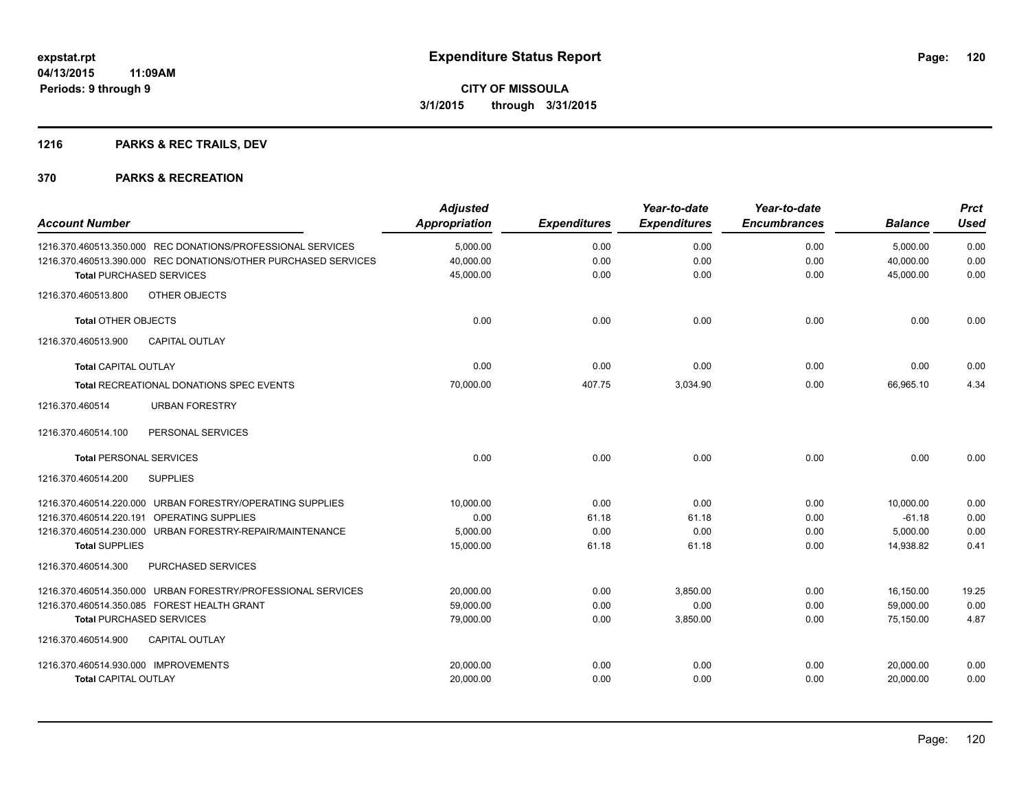# Expenditure Status Report

expstat.rpt
04/13/2015 11:09AM
Periods: 9 through 9

**CITY OF MISSOULA**
**3/1/2015 through 3/31/2015**

## 1216 PARKS & REC TRAILS, DEV

## 370 PARKS & RECREATION

| Account Number | Adjusted Appropriation | Expenditures | Year-to-date Expenditures | Year-to-date Encumbrances | Balance | Prct Used |
|---|---|---|---|---|---|---|
| 1216.370.460513.350.000 REC DONATIONS/PROFESSIONAL SERVICES | 5,000.00 | 0.00 | 0.00 | 0.00 | 5,000.00 | 0.00 |
| 1216.370.460513.390.000 REC DONATIONS/OTHER PURCHASED SERVICES | 40,000.00 | 0.00 | 0.00 | 0.00 | 40,000.00 | 0.00 |
| **Total** PURCHASED SERVICES | 45,000.00 | 0.00 | 0.00 | 0.00 | 45,000.00 | 0.00 |
| 1216.370.460513.800 OTHER OBJECTS | | | | | | |
| **Total** OTHER OBJECTS | 0.00 | 0.00 | 0.00 | 0.00 | 0.00 | 0.00 |
| 1216.370.460513.900 CAPITAL OUTLAY | | | | | | |
| **Total** CAPITAL OUTLAY | 0.00 | 0.00 | 0.00 | 0.00 | 0.00 | 0.00 |
| **Total** RECREATIONAL DONATIONS SPEC EVENTS | 70,000.00 | 407.75 | 3,034.90 | 0.00 | 66,965.10 | 4.34 |
| 1216.370.460514 URBAN FORESTRY | | | | | | |
| 1216.370.460514.100 PERSONAL SERVICES | | | | | | |
| **Total** PERSONAL SERVICES | 0.00 | 0.00 | 0.00 | 0.00 | 0.00 | 0.00 |
| 1216.370.460514.200 SUPPLIES | | | | | | |
| 1216.370.460514.220.000 URBAN FORESTRY/OPERATING SUPPLIES | 10,000.00 | 0.00 | 0.00 | 0.00 | 10,000.00 | 0.00 |
| 1216.370.460514.220.191 OPERATING SUPPLIES | 0.00 | 61.18 | 61.18 | 0.00 | -61.18 | 0.00 |
| 1216.370.460514.230.000 URBAN FORESTRY-REPAIR/MAINTENANCE | 5,000.00 | 0.00 | 0.00 | 0.00 | 5,000.00 | 0.00 |
| **Total** SUPPLIES | 15,000.00 | 61.18 | 61.18 | 0.00 | 14,938.82 | 0.41 |
| 1216.370.460514.300 PURCHASED SERVICES | | | | | | |
| 1216.370.460514.350.000 URBAN FORESTRY/PROFESSIONAL SERVICES | 20,000.00 | 0.00 | 3,850.00 | 0.00 | 16,150.00 | 19.25 |
| 1216.370.460514.350.085 FOREST HEALTH GRANT | 59,000.00 | 0.00 | 0.00 | 0.00 | 59,000.00 | 0.00 |
| **Total** PURCHASED SERVICES | 79,000.00 | 0.00 | 3,850.00 | 0.00 | 75,150.00 | 4.87 |
| 1216.370.460514.900 CAPITAL OUTLAY | | | | | | |
| 1216.370.460514.930.000 IMPROVEMENTS | 20,000.00 | 0.00 | 0.00 | 0.00 | 20,000.00 | 0.00 |
| **Total** CAPITAL OUTLAY | 20,000.00 | 0.00 | 0.00 | 0.00 | 20,000.00 | 0.00 |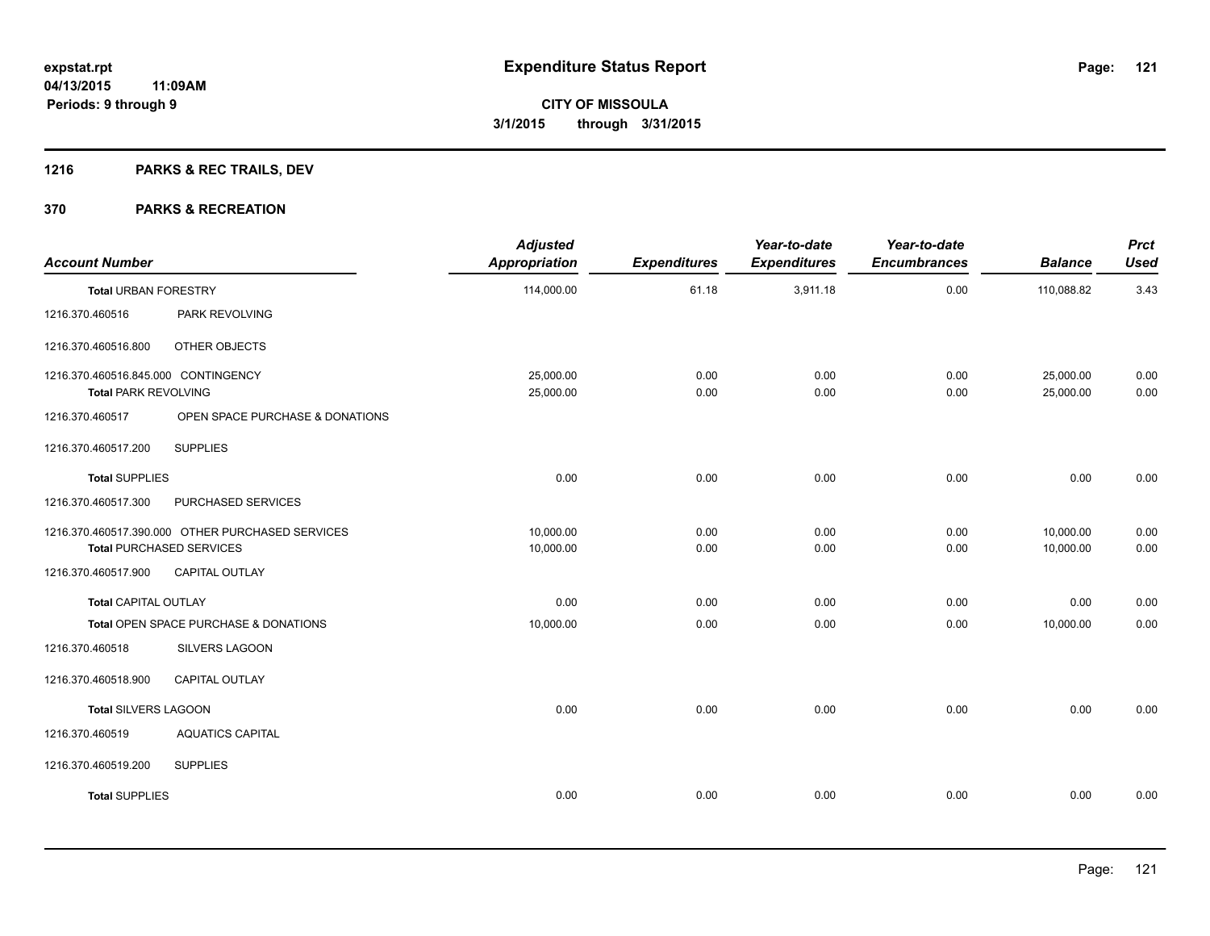# Expenditure Status Report

**CITY OF MISSOULA**
**3/1/2015 through 3/31/2015**

expstat.rpt
04/13/2015 11:09AM
Periods: 9 through 9

## 1216 PARKS & REC TRAILS, DEV

## 370 PARKS & RECREATION

| Account Number | | Adjusted Appropriation | Expenditures | Year-to-date Expenditures | Year-to-date Encumbrances | Balance | Prct Used |
|---|---|---|---|---|---|---|---|
| **Total** URBAN FORESTRY | | 114,000.00 | 61.18 | 3,911.18 | 0.00 | 110,088.82 | 3.43 |
| 1216.370.460516 | PARK REVOLVING | | | | | | |
| 1216.370.460516.800 | OTHER OBJECTS | | | | | | |
| 1216.370.460516.845.000 CONTINGENCY | | 25,000.00 | 0.00 | 0.00 | 0.00 | 25,000.00 | 0.00 |
| **Total** PARK REVOLVING | | 25,000.00 | 0.00 | 0.00 | 0.00 | 25,000.00 | 0.00 |
| 1216.370.460517 | OPEN SPACE PURCHASE & DONATIONS | | | | | | |
| 1216.370.460517.200 | SUPPLIES | | | | | | |
| **Total** SUPPLIES | | 0.00 | 0.00 | 0.00 | 0.00 | 0.00 | 0.00 |
| 1216.370.460517.300 | PURCHASED SERVICES | | | | | | |
| 1216.370.460517.390.000 OTHER PURCHASED SERVICES | | 10,000.00 | 0.00 | 0.00 | 0.00 | 10,000.00 | 0.00 |
| **Total** PURCHASED SERVICES | | 10,000.00 | 0.00 | 0.00 | 0.00 | 10,000.00 | 0.00 |
| 1216.370.460517.900 | CAPITAL OUTLAY | | | | | | |
| **Total** CAPITAL OUTLAY | | 0.00 | 0.00 | 0.00 | 0.00 | 0.00 | 0.00 |
| **Total** OPEN SPACE PURCHASE & DONATIONS | | 10,000.00 | 0.00 | 0.00 | 0.00 | 10,000.00 | 0.00 |
| 1216.370.460518 | SILVERS LAGOON | | | | | | |
| 1216.370.460518.900 | CAPITAL OUTLAY | | | | | | |
| **Total** SILVERS LAGOON | | 0.00 | 0.00 | 0.00 | 0.00 | 0.00 | 0.00 |
| 1216.370.460519 | AQUATICS CAPITAL | | | | | | |
| 1216.370.460519.200 | SUPPLIES | | | | | | |
| **Total** SUPPLIES | | 0.00 | 0.00 | 0.00 | 0.00 | 0.00 | 0.00 |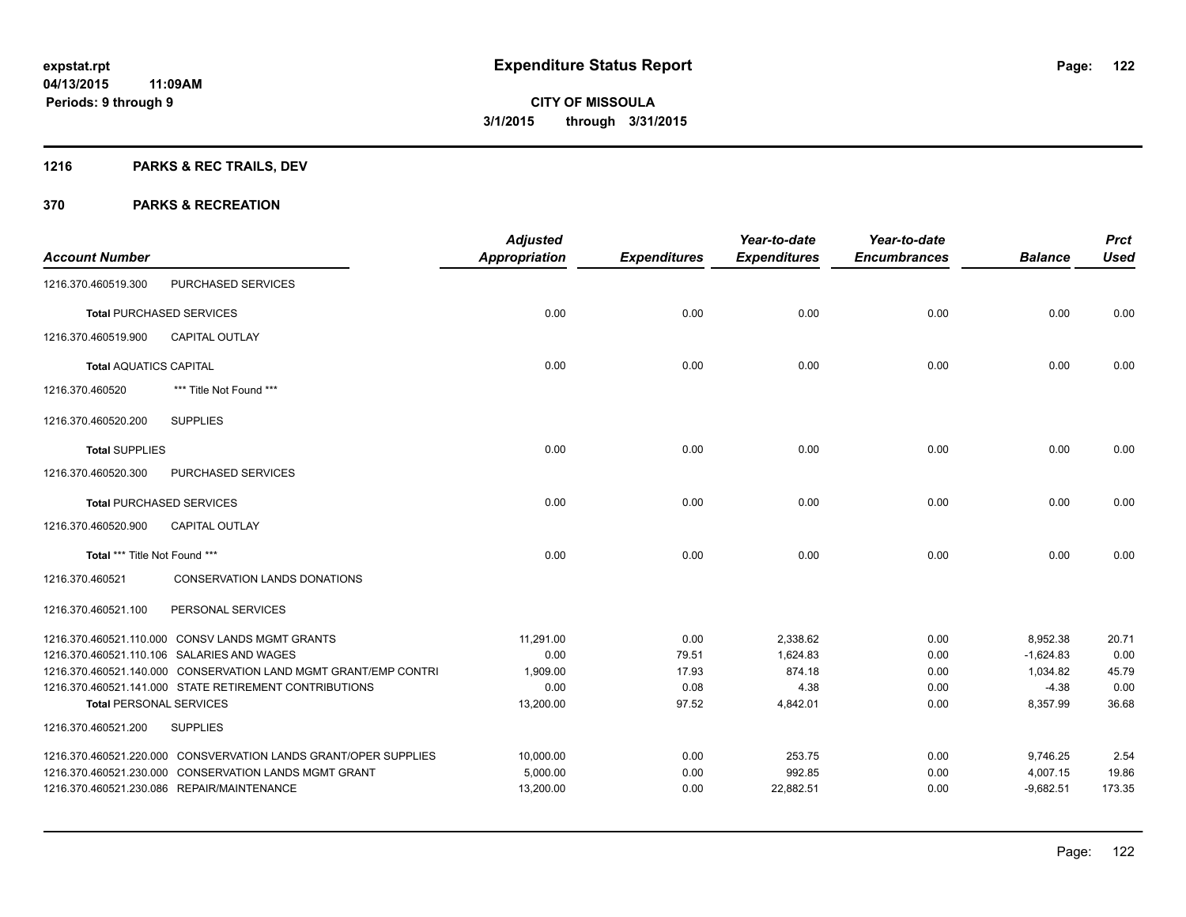# Expenditure Status Report

**CITY OF MISSOULA**

**3/1/2015 through 3/31/2015**

expstat.rpt
04/13/2015 11:09AM
Periods: 9 through 9

## 1216 PARKS & REC TRAILS, DEV

## 370 PARKS & RECREATION

| Account Number | | Adjusted Appropriation | Expenditures | Year-to-date Expenditures | Year-to-date Encumbrances | Balance | Prct Used |
|---|---|---|---|---|---|---|---|
| 1216.370.460519.300 | PURCHASED SERVICES | | | | | | |
| **Total** PURCHASED SERVICES | | 0.00 | 0.00 | 0.00 | 0.00 | 0.00 | 0.00 |
| 1216.370.460519.900 | CAPITAL OUTLAY | | | | | | |
| **Total** AQUATICS CAPITAL | | 0.00 | 0.00 | 0.00 | 0.00 | 0.00 | 0.00 |
| 1216.370.460520 | *** Title Not Found *** | | | | | | |
| 1216.370.460520.200 | SUPPLIES | | | | | | |
| **Total** SUPPLIES | | 0.00 | 0.00 | 0.00 | 0.00 | 0.00 | 0.00 |
| 1216.370.460520.300 | PURCHASED SERVICES | | | | | | |
| **Total** PURCHASED SERVICES | | 0.00 | 0.00 | 0.00 | 0.00 | 0.00 | 0.00 |
| 1216.370.460520.900 | CAPITAL OUTLAY | | | | | | |
| **Total** *** Title Not Found *** | | 0.00 | 0.00 | 0.00 | 0.00 | 0.00 | 0.00 |
| 1216.370.460521 | CONSERVATION LANDS DONATIONS | | | | | | |
| 1216.370.460521.100 | PERSONAL SERVICES | | | | | | |
| 1216.370.460521.110.000 | CONSV LANDS MGMT GRANTS | 11,291.00 | 0.00 | 2,338.62 | 0.00 | 8,952.38 | 20.71 |
| 1216.370.460521.110.106 | SALARIES AND WAGES | 0.00 | 79.51 | 1,624.83 | 0.00 | -1,624.83 | 0.00 |
| 1216.370.460521.140.000 | CONSERVATION LAND MGMT GRANT/EMP CONTRI | 1,909.00 | 17.93 | 874.18 | 0.00 | 1,034.82 | 45.79 |
| 1216.370.460521.141.000 | STATE RETIREMENT CONTRIBUTIONS | 0.00 | 0.08 | 4.38 | 0.00 | -4.38 | 0.00 |
| **Total** PERSONAL SERVICES | | 13,200.00 | 97.52 | 4,842.01 | 0.00 | 8,357.99 | 36.68 |
| 1216.370.460521.200 | SUPPLIES | | | | | | |
| 1216.370.460521.220.000 | CONSVERVATION LANDS GRANT/OPER SUPPLIES | 10,000.00 | 0.00 | 253.75 | 0.00 | 9,746.25 | 2.54 |
| 1216.370.460521.230.000 | CONSERVATION LANDS MGMT GRANT | 5,000.00 | 0.00 | 992.85 | 0.00 | 4,007.15 | 19.86 |
| 1216.370.460521.230.086 | REPAIR/MAINTENANCE | 13,200.00 | 0.00 | 22,882.51 | 0.00 | -9,682.51 | 173.35 |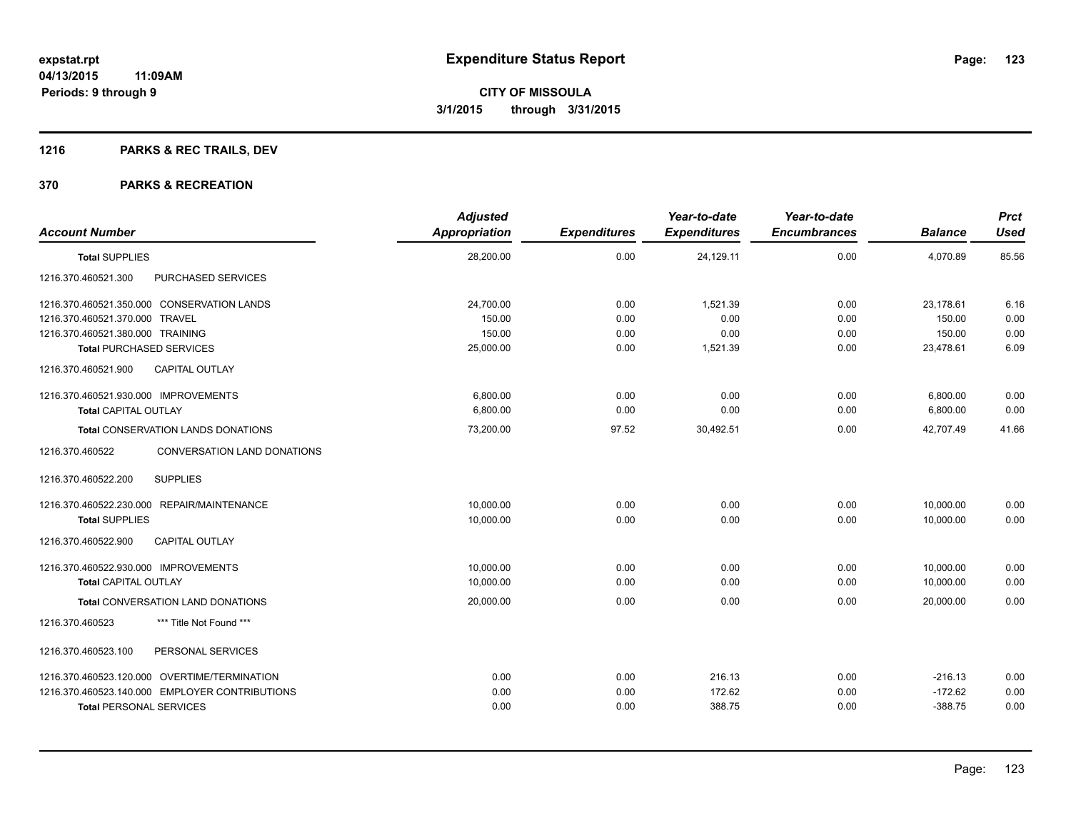# Expenditure Status Report

**CITY OF MISSOULA**
**3/1/2015 through 3/31/2015**

expstat.rpt
04/13/2015 11:09AM
Periods: 9 through 9

## 1216 PARKS & REC TRAILS, DEV

## 370 PARKS & RECREATION

| Account Number | Adjusted Appropriation | Expenditures | Year-to-date Expenditures | Year-to-date Encumbrances | Balance | Prct Used |
|---|---|---|---|---|---|---|
| **Total** SUPPLIES | 28,200.00 | 0.00 | 24,129.11 | 0.00 | 4,070.89 | 85.56 |
| 1216.370.460521.300 PURCHASED SERVICES | | | | | | |
| 1216.370.460521.350.000 CONSERVATION LANDS | 24,700.00 | 0.00 | 1,521.39 | 0.00 | 23,178.61 | 6.16 |
| 1216.370.460521.370.000 TRAVEL | 150.00 | 0.00 | 0.00 | 0.00 | 150.00 | 0.00 |
| 1216.370.460521.380.000 TRAINING | 150.00 | 0.00 | 0.00 | 0.00 | 150.00 | 0.00 |
| **Total** PURCHASED SERVICES | 25,000.00 | 0.00 | 1,521.39 | 0.00 | 23,478.61 | 6.09 |
| 1216.370.460521.900 CAPITAL OUTLAY | | | | | | |
| 1216.370.460521.930.000 IMPROVEMENTS | 6,800.00 | 0.00 | 0.00 | 0.00 | 6,800.00 | 0.00 |
| **Total** CAPITAL OUTLAY | 6,800.00 | 0.00 | 0.00 | 0.00 | 6,800.00 | 0.00 |
| **Total** CONSERVATION LANDS DONATIONS | 73,200.00 | 97.52 | 30,492.51 | 0.00 | 42,707.49 | 41.66 |
| 1216.370.460522 CONVERSATION LAND DONATIONS | | | | | | |
| 1216.370.460522.200 SUPPLIES | | | | | | |
| 1216.370.460522.230.000 REPAIR/MAINTENANCE | 10,000.00 | 0.00 | 0.00 | 0.00 | 10,000.00 | 0.00 |
| **Total** SUPPLIES | 10,000.00 | 0.00 | 0.00 | 0.00 | 10,000.00 | 0.00 |
| 1216.370.460522.900 CAPITAL OUTLAY | | | | | | |
| 1216.370.460522.930.000 IMPROVEMENTS | 10,000.00 | 0.00 | 0.00 | 0.00 | 10,000.00 | 0.00 |
| **Total** CAPITAL OUTLAY | 10,000.00 | 0.00 | 0.00 | 0.00 | 10,000.00 | 0.00 |
| **Total** CONVERSATION LAND DONATIONS | 20,000.00 | 0.00 | 0.00 | 0.00 | 20,000.00 | 0.00 |
| 1216.370.460523 *** Title Not Found *** | | | | | | |
| 1216.370.460523.100 PERSONAL SERVICES | | | | | | |
| 1216.370.460523.120.000 OVERTIME/TERMINATION | 0.00 | 0.00 | 216.13 | 0.00 | -216.13 | 0.00 |
| 1216.370.460523.140.000 EMPLOYER CONTRIBUTIONS | 0.00 | 0.00 | 172.62 | 0.00 | -172.62 | 0.00 |
| **Total** PERSONAL SERVICES | 0.00 | 0.00 | 388.75 | 0.00 | -388.75 | 0.00 |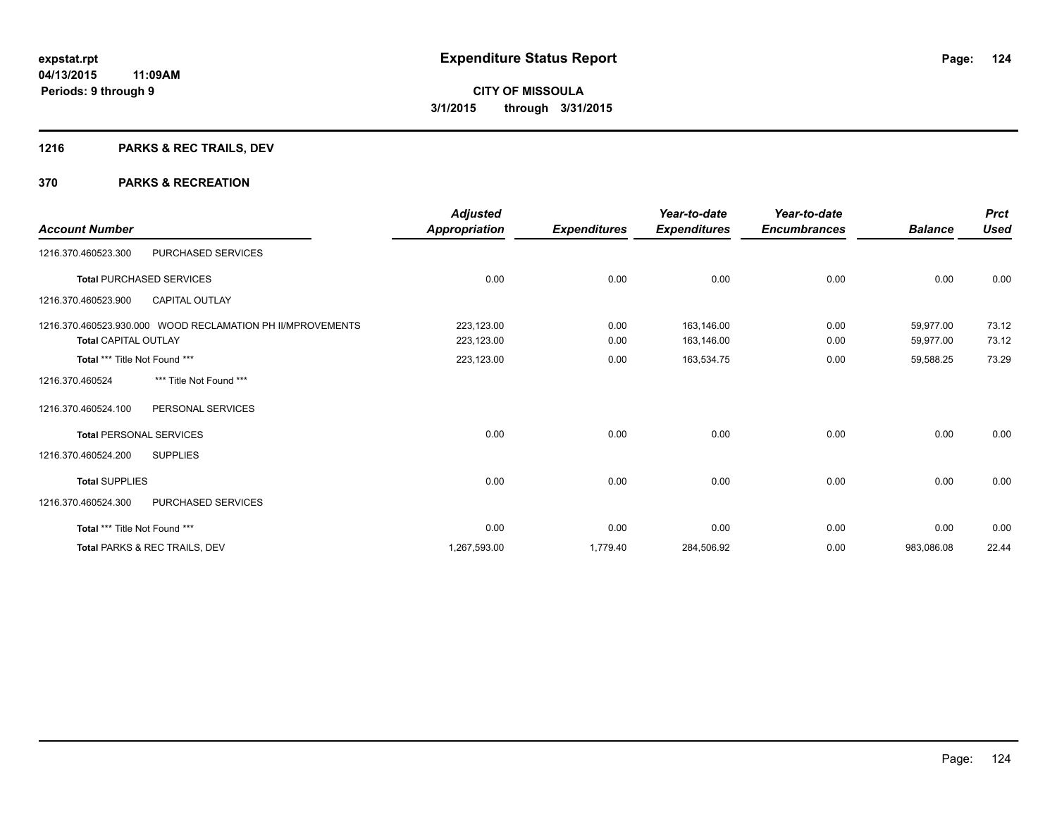**expstat.rpt**
**04/13/2015 11:09AM**
**Periods: 9 through 9**

# Expenditure Status Report

**CITY OF MISSOULA**
**3/1/2015 through 3/31/2015**

## 1216 PARKS & REC TRAILS, DEV

## 370 PARKS & RECREATION

| Account Number | | Adjusted Appropriation | Expenditures | Year-to-date Expenditures | Year-to-date Encumbrances | Balance | Prct Used |
|---|---|---|---|---|---|---|---|
| 1216.370.460523.300 | PURCHASED SERVICES | | | | | | |
| **Total** PURCHASED SERVICES | | 0.00 | 0.00 | 0.00 | 0.00 | 0.00 | 0.00 |
| 1216.370.460523.900 | CAPITAL OUTLAY | | | | | | |
| 1216.370.460523.930.000 | WOOD RECLAMATION PH II/MPROVEMENTS | 223,123.00 | 0.00 | 163,146.00 | 0.00 | 59,977.00 | 73.12 |
| **Total** CAPITAL OUTLAY | | 223,123.00 | 0.00 | 163,146.00 | 0.00 | 59,977.00 | 73.12 |
| **Total** *** Title Not Found *** | | 223,123.00 | 0.00 | 163,534.75 | 0.00 | 59,588.25 | 73.29 |
| 1216.370.460524 | *** Title Not Found *** | | | | | | |
| 1216.370.460524.100 | PERSONAL SERVICES | | | | | | |
| **Total** PERSONAL SERVICES | | 0.00 | 0.00 | 0.00 | 0.00 | 0.00 | 0.00 |
| 1216.370.460524.200 | SUPPLIES | | | | | | |
| **Total** SUPPLIES | | 0.00 | 0.00 | 0.00 | 0.00 | 0.00 | 0.00 |
| 1216.370.460524.300 | PURCHASED SERVICES | | | | | | |
| **Total** *** Title Not Found *** | | 0.00 | 0.00 | 0.00 | 0.00 | 0.00 | 0.00 |
| **Total** PARKS & REC TRAILS, DEV | | 1,267,593.00 | 1,779.40 | 284,506.92 | 0.00 | 983,086.08 | 22.44 |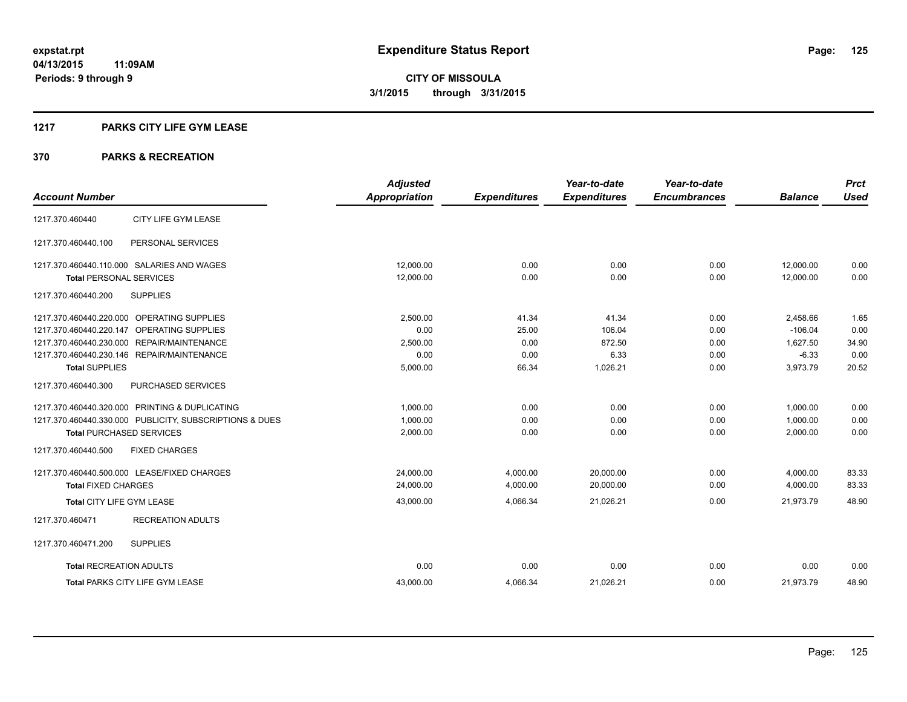# Expenditure Status Report

**CITY OF MISSOULA**

**3/1/2015 through 3/31/2015**

expstat.rpt
04/13/2015 11:09AM
Periods: 9 through 9

## 1217 PARKS CITY LIFE GYM LEASE

### 370 PARKS & RECREATION

| Account Number | | Adjusted Appropriation | Expenditures | Year-to-date Expenditures | Year-to-date Encumbrances | Balance | Prct Used |
|---|---|---|---|---|---|---|---|
| 1217.370.460440 | CITY LIFE GYM LEASE | | | | | | |
| 1217.370.460440.100 | PERSONAL SERVICES | | | | | | |
| 1217.370.460440.110.000 | SALARIES AND WAGES | 12,000.00 | 0.00 | 0.00 | 0.00 | 12,000.00 | 0.00 |
| **Total** PERSONAL SERVICES | | 12,000.00 | 0.00 | 0.00 | 0.00 | 12,000.00 | 0.00 |
| 1217.370.460440.200 | SUPPLIES | | | | | | |
| 1217.370.460440.220.000 | OPERATING SUPPLIES | 2,500.00 | 41.34 | 41.34 | 0.00 | 2,458.66 | 1.65 |
| 1217.370.460440.220.147 | OPERATING SUPPLIES | 0.00 | 25.00 | 106.04 | 0.00 | -106.04 | 0.00 |
| 1217.370.460440.230.000 | REPAIR/MAINTENANCE | 2,500.00 | 0.00 | 872.50 | 0.00 | 1,627.50 | 34.90 |
| 1217.370.460440.230.146 | REPAIR/MAINTENANCE | 0.00 | 0.00 | 6.33 | 0.00 | -6.33 | 0.00 |
| **Total** SUPPLIES | | 5,000.00 | 66.34 | 1,026.21 | 0.00 | 3,973.79 | 20.52 |
| 1217.370.460440.300 | PURCHASED SERVICES | | | | | | |
| 1217.370.460440.320.000 | PRINTING & DUPLICATING | 1,000.00 | 0.00 | 0.00 | 0.00 | 1,000.00 | 0.00 |
| 1217.370.460440.330.000 | PUBLICITY, SUBSCRIPTIONS & DUES | 1,000.00 | 0.00 | 0.00 | 0.00 | 1,000.00 | 0.00 |
| **Total** PURCHASED SERVICES | | 2,000.00 | 0.00 | 0.00 | 0.00 | 2,000.00 | 0.00 |
| 1217.370.460440.500 | FIXED CHARGES | | | | | | |
| 1217.370.460440.500.000 | LEASE/FIXED CHARGES | 24,000.00 | 4,000.00 | 20,000.00 | 0.00 | 4,000.00 | 83.33 |
| **Total** FIXED CHARGES | | 24,000.00 | 4,000.00 | 20,000.00 | 0.00 | 4,000.00 | 83.33 |
| **Total** CITY LIFE GYM LEASE | | 43,000.00 | 4,066.34 | 21,026.21 | 0.00 | 21,973.79 | 48.90 |
| 1217.370.460471 | RECREATION ADULTS | | | | | | |
| 1217.370.460471.200 | SUPPLIES | | | | | | |
| **Total** RECREATION ADULTS | | 0.00 | 0.00 | 0.00 | 0.00 | 0.00 | 0.00 |
| **Total** PARKS CITY LIFE GYM LEASE | | 43,000.00 | 4,066.34 | 21,026.21 | 0.00 | 21,973.79 | 48.90 |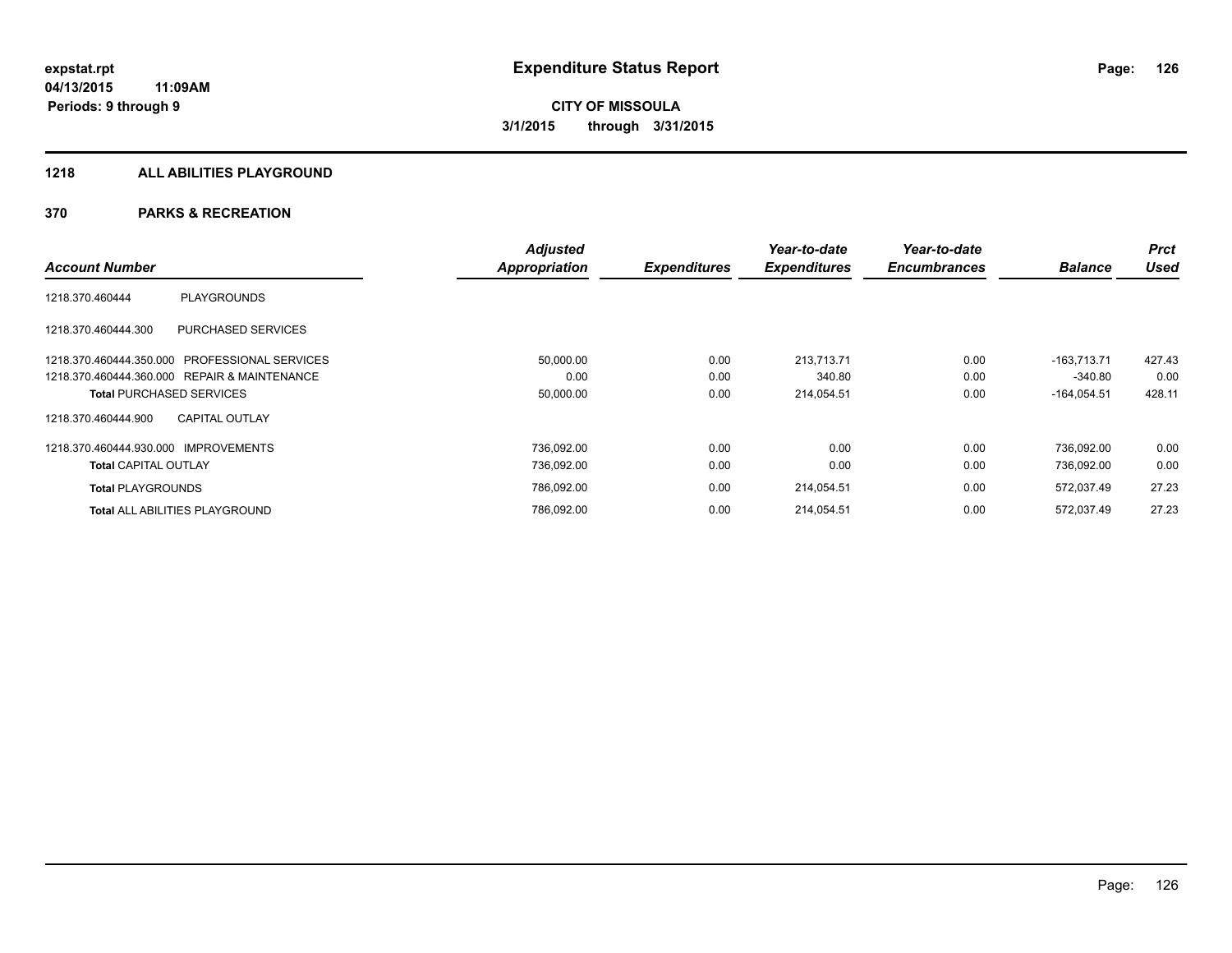**expstat.rpt**
**04/13/2015 11:09AM**
**Periods: 9 through 9**

# Expenditure Status Report

**CITY OF MISSOULA**
**3/1/2015 through 3/31/2015**

## 1218 ALL ABILITIES PLAYGROUND

## 370 PARKS & RECREATION

| Account Number | | Adjusted Appropriation | Expenditures | Year-to-date Expenditures | Year-to-date Encumbrances | Balance | Prct Used |
|---|---|---|---|---|---|---|---|
| 1218.370.460444 | PLAYGROUNDS | | | | | | |
| 1218.370.460444.300 | PURCHASED SERVICES | | | | | | |
| 1218.370.460444.350.000 | PROFESSIONAL SERVICES | 50,000.00 | 0.00 | 213,713.71 | 0.00 | -163,713.71 | 427.43 |
| 1218.370.460444.360.000 | REPAIR & MAINTENANCE | 0.00 | 0.00 | 340.80 | 0.00 | -340.80 | 0.00 |
| **Total** PURCHASED SERVICES | | 50,000.00 | 0.00 | 214,054.51 | 0.00 | -164,054.51 | 428.11 |
| 1218.370.460444.900 | CAPITAL OUTLAY | | | | | | |
| 1218.370.460444.930.000 | IMPROVEMENTS | 736,092.00 | 0.00 | 0.00 | 0.00 | 736,092.00 | 0.00 |
| **Total** CAPITAL OUTLAY | | 736,092.00 | 0.00 | 0.00 | 0.00 | 736,092.00 | 0.00 |
| **Total** PLAYGROUNDS | | 786,092.00 | 0.00 | 214,054.51 | 0.00 | 572,037.49 | 27.23 |
| **Total** ALL ABILITIES PLAYGROUND | | 786,092.00 | 0.00 | 214,054.51 | 0.00 | 572,037.49 | 27.23 |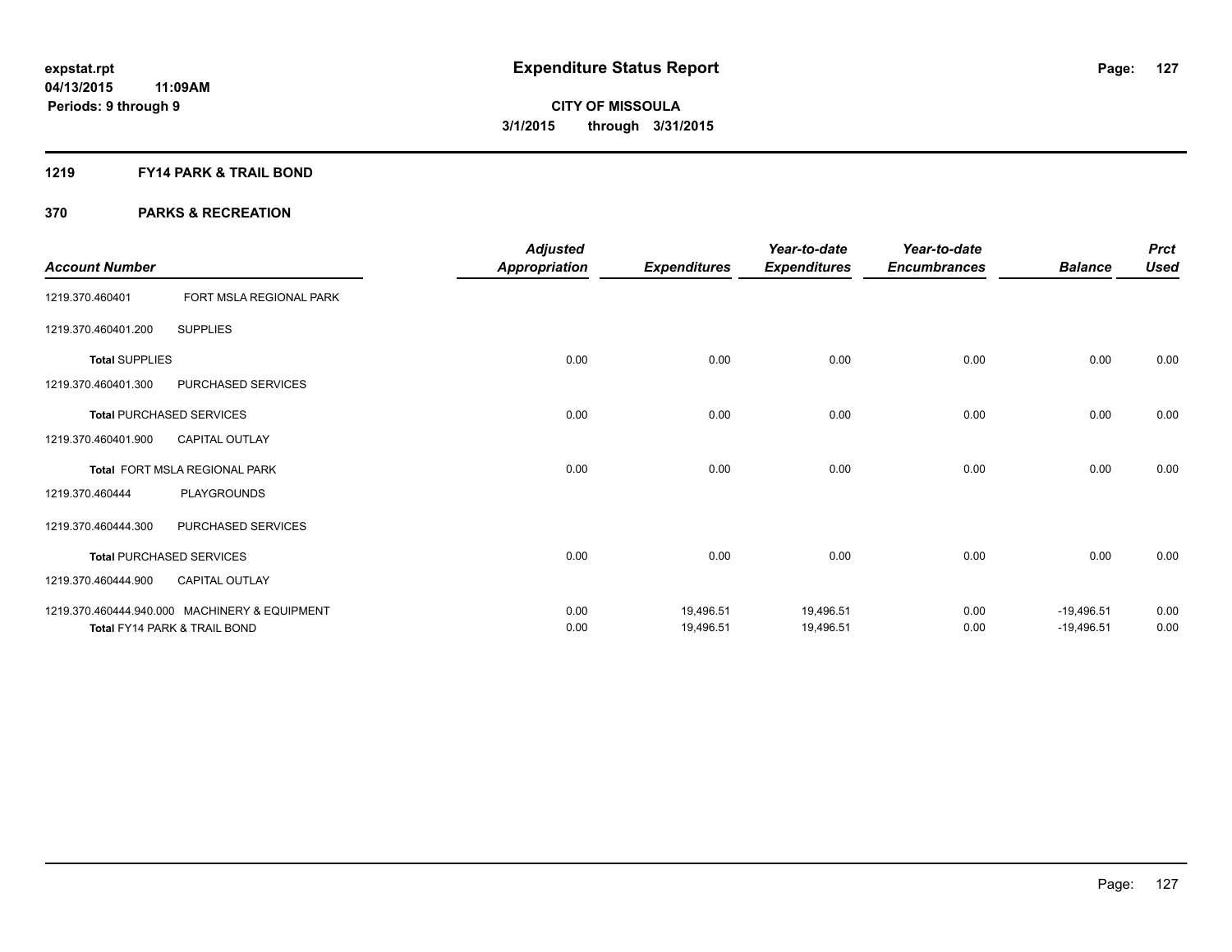# Expenditure Status Report

expstat.rpt
04/13/2015 11:09AM
Periods: 9 through 9

**CITY OF MISSOULA**
**3/1/2015 through 3/31/2015**

## 1219 FY14 PARK & TRAIL BOND

## 370 PARKS & RECREATION

| Account Number | | Adjusted Appropriation | Expenditures | Year-to-date Expenditures | Year-to-date Encumbrances | Balance | Prct Used |
|---|---|---|---|---|---|---|---|
| 1219.370.460401 | FORT MSLA REGIONAL PARK | | | | | | |
| 1219.370.460401.200 | SUPPLIES | | | | | | |
| **Total** SUPPLIES | | 0.00 | 0.00 | 0.00 | 0.00 | 0.00 | 0.00 |
| 1219.370.460401.300 | PURCHASED SERVICES | | | | | | |
| **Total** PURCHASED SERVICES | | 0.00 | 0.00 | 0.00 | 0.00 | 0.00 | 0.00 |
| 1219.370.460401.900 | CAPITAL OUTLAY | | | | | | |
| **Total** FORT MSLA REGIONAL PARK | | 0.00 | 0.00 | 0.00 | 0.00 | 0.00 | 0.00 |
| 1219.370.460444 | PLAYGROUNDS | | | | | | |
| 1219.370.460444.300 | PURCHASED SERVICES | | | | | | |
| **Total** PURCHASED SERVICES | | 0.00 | 0.00 | 0.00 | 0.00 | 0.00 | 0.00 |
| 1219.370.460444.900 | CAPITAL OUTLAY | | | | | | |
| 1219.370.460444.940.000 | MACHINERY & EQUIPMENT | 0.00 | 19,496.51 | 19,496.51 | 0.00 | -19,496.51 | 0.00 |
| **Total** FY14 PARK & TRAIL BOND | | 0.00 | 19,496.51 | 19,496.51 | 0.00 | -19,496.51 | 0.00 |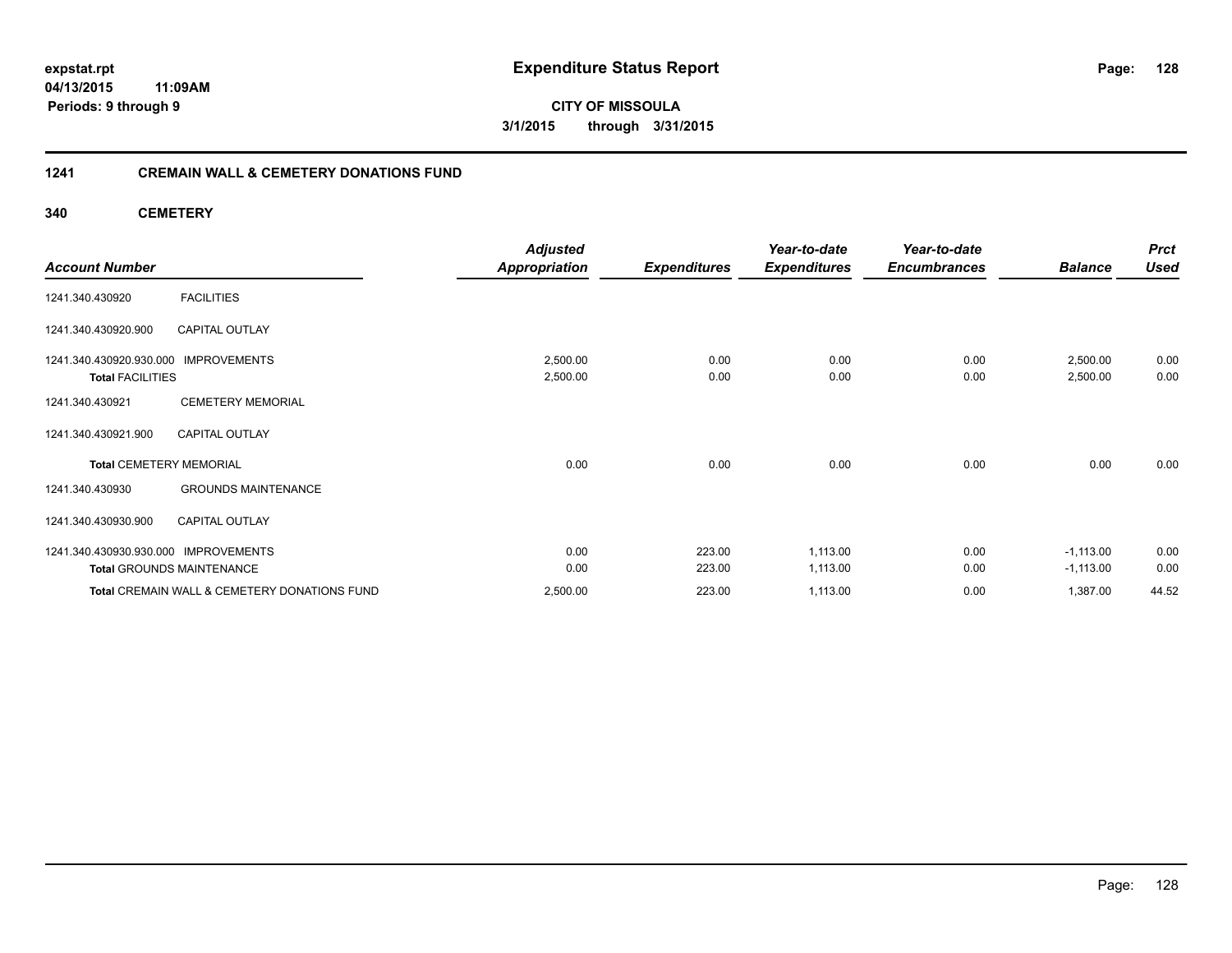# Expenditure Status Report

**CITY OF MISSOULA**

**3/1/2015 through 3/31/2015**

expstat.rpt
04/13/2015 11:09AM
Periods: 9 through 9

## 1241 CREMAIN WALL & CEMETERY DONATIONS FUND

### 340 CEMETERY

| Account Number | | Adjusted Appropriation | Expenditures | Year-to-date Expenditures | Year-to-date Encumbrances | Balance | Prct Used |
|---|---|---|---|---|---|---|---|
| 1241.340.430920 | FACILITIES | | | | | | |
| 1241.340.430920.900 | CAPITAL OUTLAY | | | | | | |
| 1241.340.430920.930.000 | IMPROVEMENTS | 2,500.00 | 0.00 | 0.00 | 0.00 | 2,500.00 | 0.00 |
| **Total** FACILITIES | | 2,500.00 | 0.00 | 0.00 | 0.00 | 2,500.00 | 0.00 |
| 1241.340.430921 | CEMETERY MEMORIAL | | | | | | |
| 1241.340.430921.900 | CAPITAL OUTLAY | | | | | | |
| **Total** CEMETERY MEMORIAL | | 0.00 | 0.00 | 0.00 | 0.00 | 0.00 | 0.00 |
| 1241.340.430930 | GROUNDS MAINTENANCE | | | | | | |
| 1241.340.430930.900 | CAPITAL OUTLAY | | | | | | |
| 1241.340.430930.930.000 | IMPROVEMENTS | 0.00 | 223.00 | 1,113.00 | 0.00 | -1,113.00 | 0.00 |
| **Total** GROUNDS MAINTENANCE | | 0.00 | 223.00 | 1,113.00 | 0.00 | -1,113.00 | 0.00 |
| **Total** CREMAIN WALL & CEMETERY DONATIONS FUND | | 2,500.00 | 223.00 | 1,113.00 | 0.00 | 1,387.00 | 44.52 |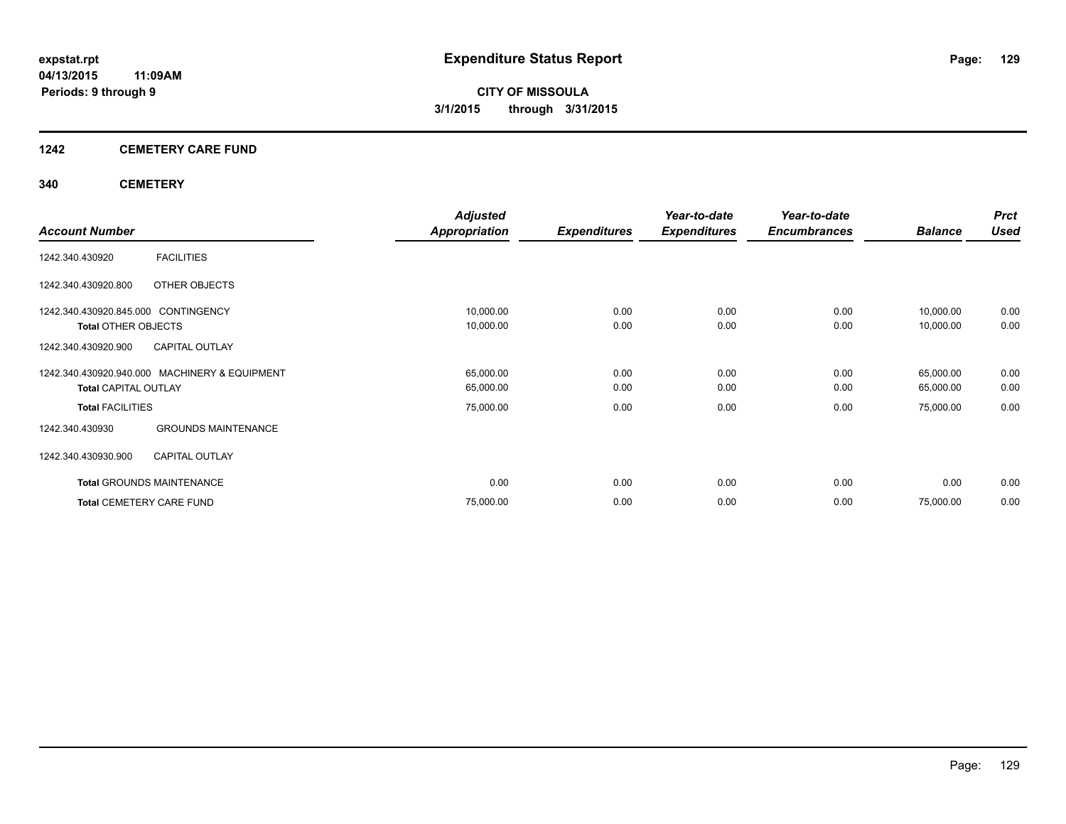# Expenditure Status Report

expstat.rpt
04/13/2015 11:09AM
Periods: 9 through 9

CITY OF MISSOULA
3/1/2015 through 3/31/2015

## 1242 CEMETERY CARE FUND

### 340 CEMETERY

| Account Number | | Adjusted Appropriation | Expenditures | Year-to-date Expenditures | Year-to-date Encumbrances | Balance | Prct Used |
|---|---|---|---|---|---|---|---|
| 1242.340.430920 | FACILITIES | | | | | | |
| 1242.340.430920.800 | OTHER OBJECTS | | | | | | |
| 1242.340.430920.845.000 | CONTINGENCY | 10,000.00 | 0.00 | 0.00 | 0.00 | 10,000.00 | 0.00 |
| **Total** OTHER OBJECTS | | 10,000.00 | 0.00 | 0.00 | 0.00 | 10,000.00 | 0.00 |
| 1242.340.430920.900 | CAPITAL OUTLAY | | | | | | |
| 1242.340.430920.940.000 | MACHINERY & EQUIPMENT | 65,000.00 | 0.00 | 0.00 | 0.00 | 65,000.00 | 0.00 |
| **Total** CAPITAL OUTLAY | | 65,000.00 | 0.00 | 0.00 | 0.00 | 65,000.00 | 0.00 |
| **Total** FACILITIES | | 75,000.00 | 0.00 | 0.00 | 0.00 | 75,000.00 | 0.00 |
| 1242.340.430930 | GROUNDS MAINTENANCE | | | | | | |
| 1242.340.430930.900 | CAPITAL OUTLAY | | | | | | |
| **Total** GROUNDS MAINTENANCE | | 0.00 | 0.00 | 0.00 | 0.00 | 0.00 | 0.00 |
| **Total** CEMETERY CARE FUND | | 75,000.00 | 0.00 | 0.00 | 0.00 | 75,000.00 | 0.00 |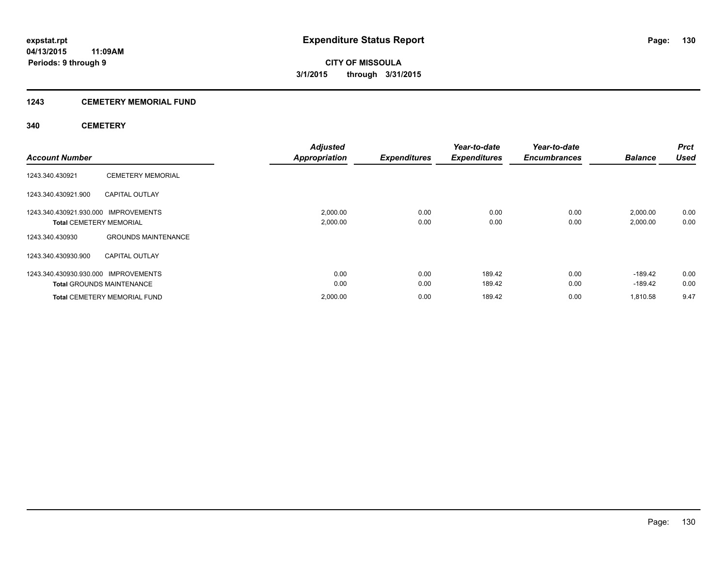**expstat.rpt**
**04/13/2015 11:09AM**
**Periods: 9 through 9**

# Expenditure Status Report

**CITY OF MISSOULA**
**3/1/2015 through 3/31/2015**

## 1243 CEMETERY MEMORIAL FUND

### 340 CEMETERY

| Account Number | | Adjusted Appropriation | Expenditures | Year-to-date Expenditures | Year-to-date Encumbrances | Balance | Prct Used |
|---|---|---|---|---|---|---|---|
| 1243.340.430921 | CEMETERY MEMORIAL | | | | | | |
| 1243.340.430921.900 | CAPITAL OUTLAY | | | | | | |
| 1243.340.430921.930.000 | IMPROVEMENTS | 2,000.00 | 0.00 | 0.00 | 0.00 | 2,000.00 | 0.00 |
| **Total** CEMETERY MEMORIAL | | 2,000.00 | 0.00 | 0.00 | 0.00 | 2,000.00 | 0.00 |
| 1243.340.430930 | GROUNDS MAINTENANCE | | | | | | |
| 1243.340.430930.900 | CAPITAL OUTLAY | | | | | | |
| 1243.340.430930.930.000 | IMPROVEMENTS | 0.00 | 0.00 | 189.42 | 0.00 | -189.42 | 0.00 |
| **Total** GROUNDS MAINTENANCE | | 0.00 | 0.00 | 189.42 | 0.00 | -189.42 | 0.00 |
| **Total** CEMETERY MEMORIAL FUND | | 2,000.00 | 0.00 | 189.42 | 0.00 | 1,810.58 | 9.47 |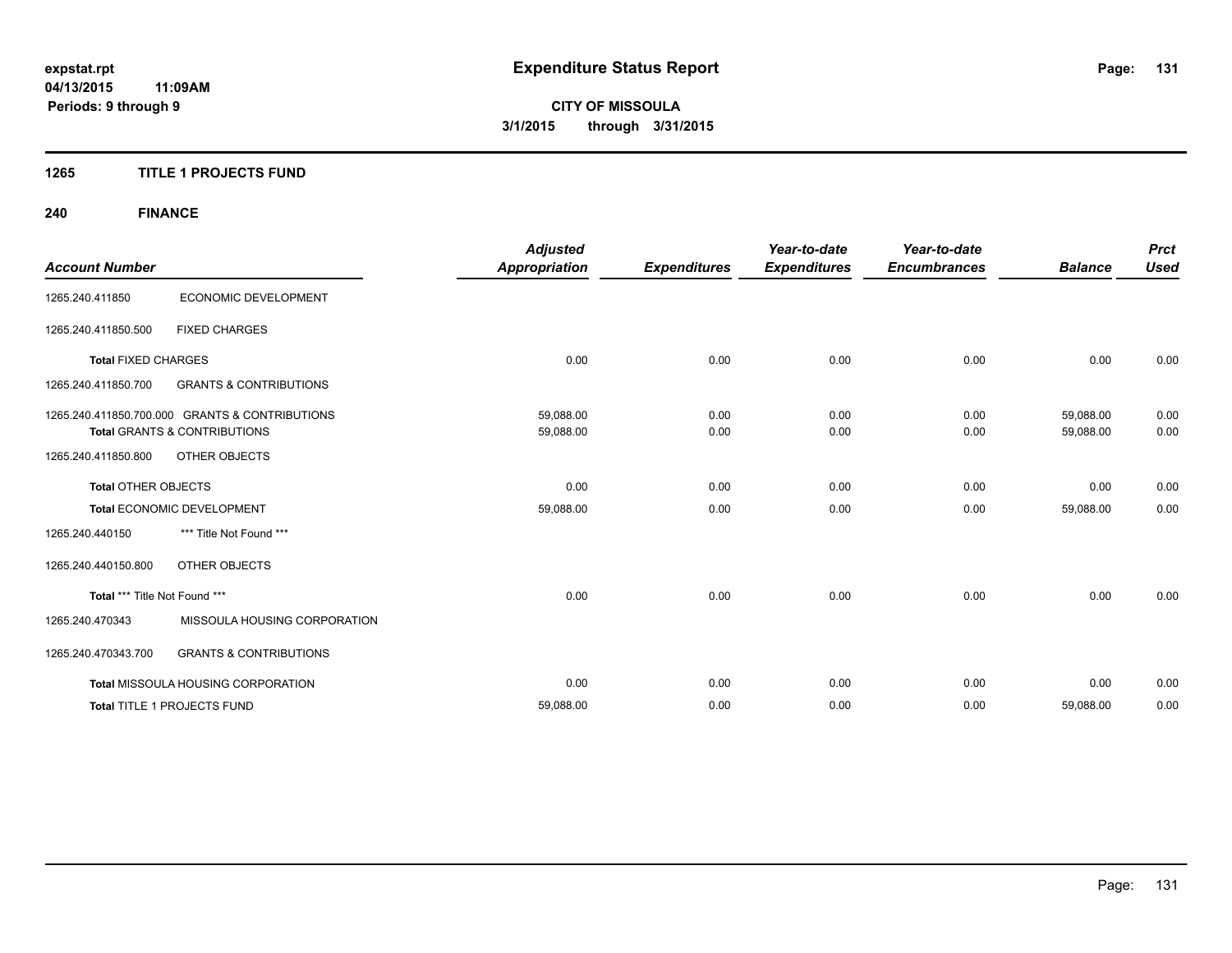# Expenditure Status Report

**CITY OF MISSOULA**

**3/1/2015 through 3/31/2015**

expstat.rpt
04/13/2015 11:09AM
Periods: 9 through 9

## 1265 TITLE 1 PROJECTS FUND

### 240 FINANCE

| Account Number | | Adjusted Appropriation | Expenditures | Year-to-date Expenditures | Year-to-date Encumbrances | Balance | Prct Used |
|---|---|---|---|---|---|---|---|
| 1265.240.411850 | ECONOMIC DEVELOPMENT | | | | | | |
| 1265.240.411850.500 | FIXED CHARGES | | | | | | |
| **Total** FIXED CHARGES | | 0.00 | 0.00 | 0.00 | 0.00 | 0.00 | 0.00 |
| 1265.240.411850.700 | GRANTS & CONTRIBUTIONS | | | | | | |
| 1265.240.411850.700.000 | GRANTS & CONTRIBUTIONS | 59,088.00 | 0.00 | 0.00 | 0.00 | 59,088.00 | 0.00 |
| **Total** GRANTS & CONTRIBUTIONS | | 59,088.00 | 0.00 | 0.00 | 0.00 | 59,088.00 | 0.00 |
| 1265.240.411850.800 | OTHER OBJECTS | | | | | | |
| **Total** OTHER OBJECTS | | 0.00 | 0.00 | 0.00 | 0.00 | 0.00 | 0.00 |
| **Total** ECONOMIC DEVELOPMENT | | 59,088.00 | 0.00 | 0.00 | 0.00 | 59,088.00 | 0.00 |
| 1265.240.440150 | *** Title Not Found *** | | | | | | |
| 1265.240.440150.800 | OTHER OBJECTS | | | | | | |
| **Total** *** Title Not Found *** | | 0.00 | 0.00 | 0.00 | 0.00 | 0.00 | 0.00 |
| 1265.240.470343 | MISSOULA HOUSING CORPORATION | | | | | | |
| 1265.240.470343.700 | GRANTS & CONTRIBUTIONS | | | | | | |
| **Total** MISSOULA HOUSING CORPORATION | | 0.00 | 0.00 | 0.00 | 0.00 | 0.00 | 0.00 |
| **Total** TITLE 1 PROJECTS FUND | | 59,088.00 | 0.00 | 0.00 | 0.00 | 59,088.00 | 0.00 |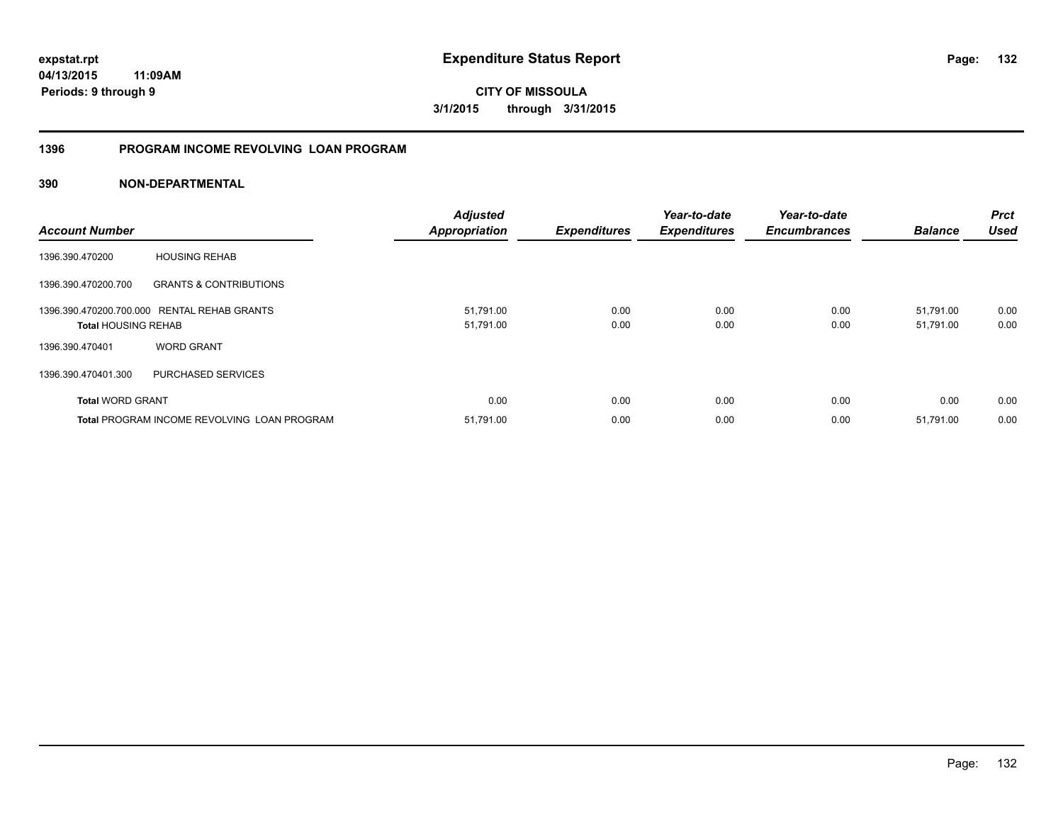# Expenditure Status Report

expstat.rpt
04/13/2015 11:09AM
Periods: 9 through 9

**CITY OF MISSOULA**
**3/1/2015 through 3/31/2015**

## 1396 PROGRAM INCOME REVOLVING LOAN PROGRAM

### 390 NON-DEPARTMENTAL

| Account Number | | Adjusted Appropriation | Expenditures | Year-to-date Expenditures | Year-to-date Encumbrances | Balance | Prct Used |
|---|---|---|---|---|---|---|---|
| 1396.390.470200 | HOUSING REHAB | | | | | | |
| 1396.390.470200.700 | GRANTS & CONTRIBUTIONS | | | | | | |
| 1396.390.470200.700.000 | RENTAL REHAB GRANTS | 51,791.00 | 0.00 | 0.00 | 0.00 | 51,791.00 | 0.00 |
| **Total** HOUSING REHAB | | 51,791.00 | 0.00 | 0.00 | 0.00 | 51,791.00 | 0.00 |
| 1396.390.470401 | WORD GRANT | | | | | | |
| 1396.390.470401.300 | PURCHASED SERVICES | | | | | | |
| **Total** WORD GRANT | | 0.00 | 0.00 | 0.00 | 0.00 | 0.00 | 0.00 |
| **Total** PROGRAM INCOME REVOLVING LOAN PROGRAM | | 51,791.00 | 0.00 | 0.00 | 0.00 | 51,791.00 | 0.00 |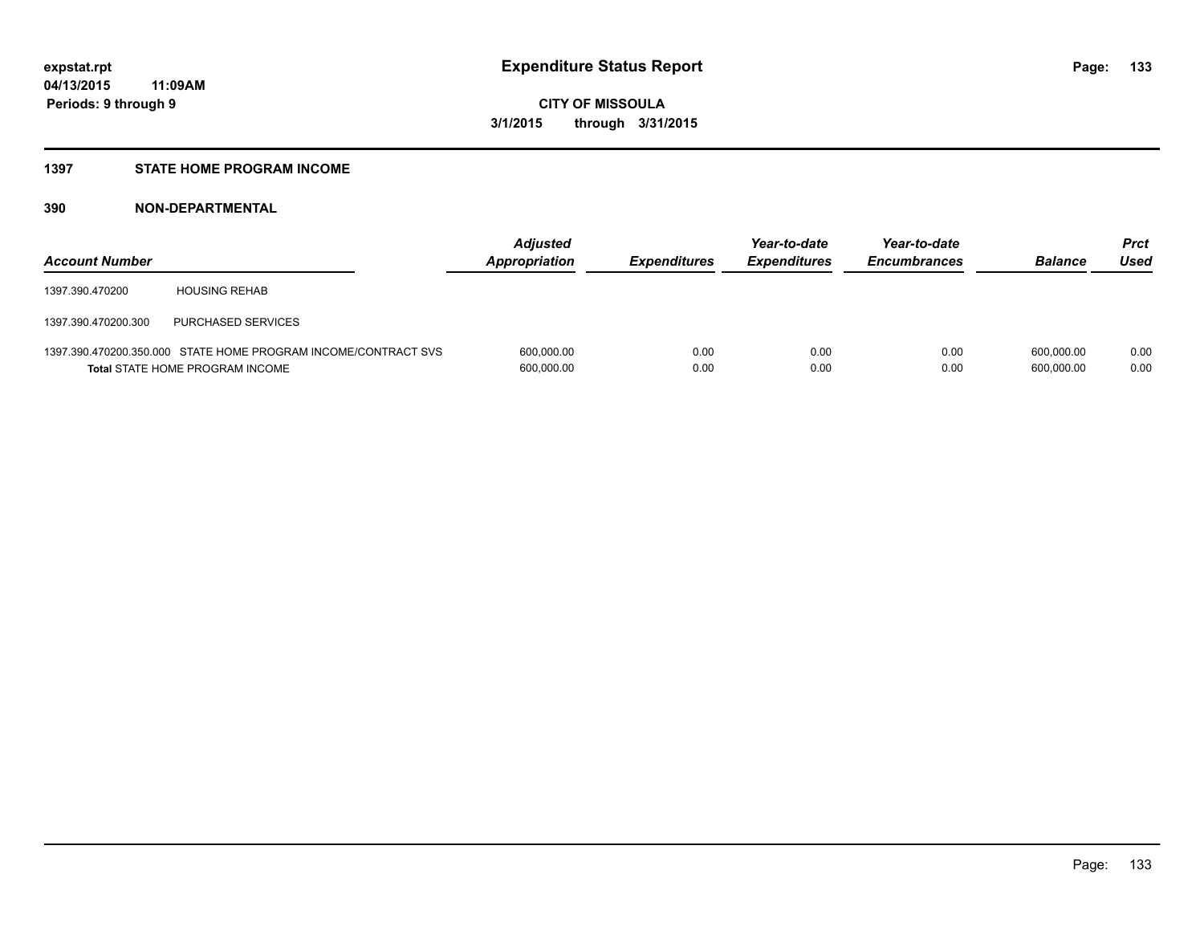# Expenditure Status Report

**CITY OF MISSOULA**
**3/1/2015 through 3/31/2015**

expstat.rpt
04/13/2015 11:09AM
Periods: 9 through 9

## 1397 STATE HOME PROGRAM INCOME

### 390 NON-DEPARTMENTAL

| Account Number | | Adjusted Appropriation | Expenditures | Year-to-date Expenditures | Year-to-date Encumbrances | Balance | Prct Used |
|---|---|---|---|---|---|---|---|
| 1397.390.470200 | HOUSING REHAB | | | | | | |
| 1397.390.470200.300 | PURCHASED SERVICES | | | | | | |
| 1397.390.470200.350.000 | STATE HOME PROGRAM INCOME/CONTRACT SVS | 600,000.00 | 0.00 | 0.00 | 0.00 | 600,000.00 | 0.00 |
| **Total** STATE HOME PROGRAM INCOME | | 600,000.00 | 0.00 | 0.00 | 0.00 | 600,000.00 | 0.00 |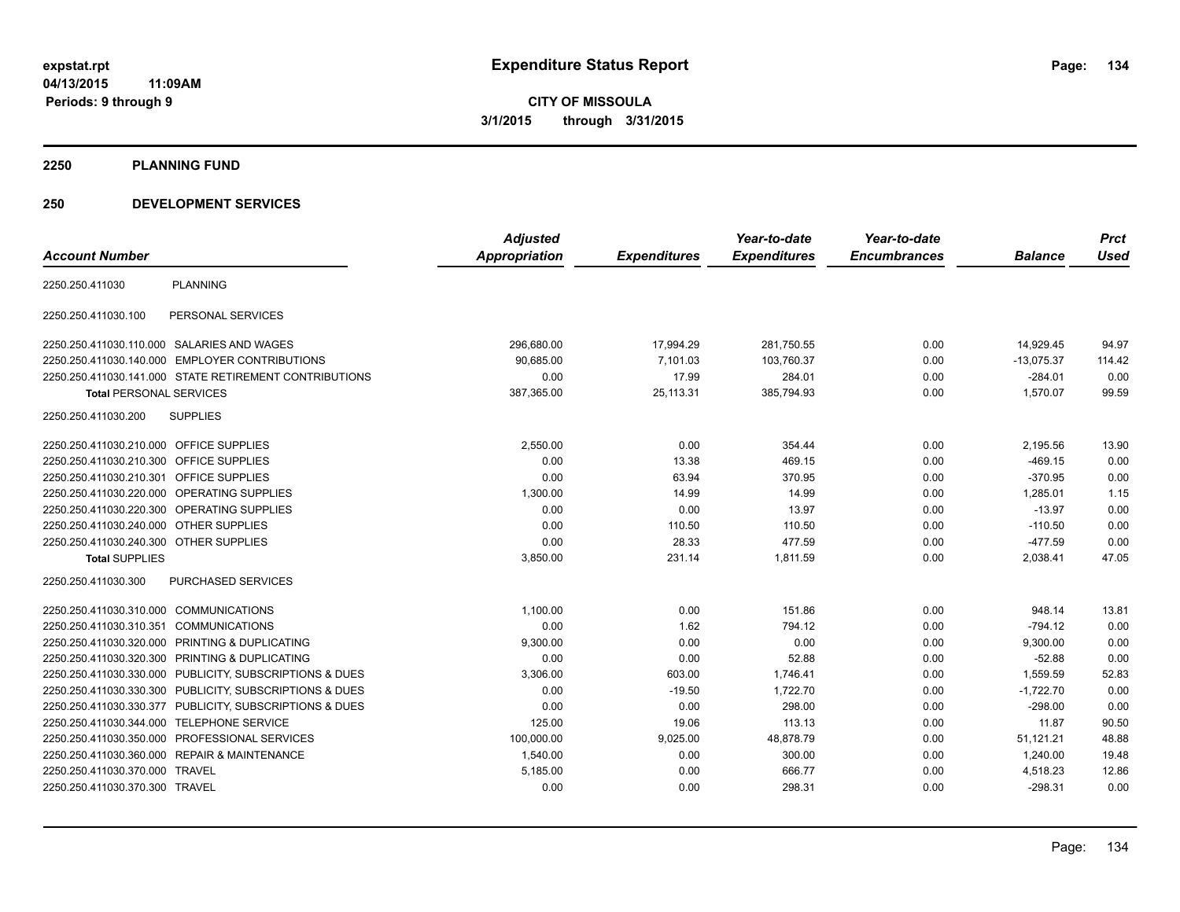**expstat.rpt**
**04/13/2015 11:09AM**
**Periods: 9 through 9**

# Expenditure Status Report

**CITY OF MISSOULA**
**3/1/2015 through 3/31/2015**

## 2250 PLANNING FUND

## 250 DEVELOPMENT SERVICES

| Account Number | | Adjusted Appropriation | Expenditures | Year-to-date Expenditures | Year-to-date Encumbrances | Balance | Prct Used |
|---|---|---|---|---|---|---|---|
| 2250.250.411030 | PLANNING | | | | | | |
| 2250.250.411030.100 | PERSONAL SERVICES | | | | | | |
| 2250.250.411030.110.000 | SALARIES AND WAGES | 296,680.00 | 17,994.29 | 281,750.55 | 0.00 | 14,929.45 | 94.97 |
| 2250.250.411030.140.000 | EMPLOYER CONTRIBUTIONS | 90,685.00 | 7,101.03 | 103,760.37 | 0.00 | -13,075.37 | 114.42 |
| 2250.250.411030.141.000 | STATE RETIREMENT CONTRIBUTIONS | 0.00 | 17.99 | 284.01 | 0.00 | -284.01 | 0.00 |
| **Total** PERSONAL SERVICES | | 387,365.00 | 25,113.31 | 385,794.93 | 0.00 | 1,570.07 | 99.59 |
| 2250.250.411030.200 | SUPPLIES | | | | | | |
| 2250.250.411030.210.000 | OFFICE SUPPLIES | 2,550.00 | 0.00 | 354.44 | 0.00 | 2,195.56 | 13.90 |
| 2250.250.411030.210.300 | OFFICE SUPPLIES | 0.00 | 13.38 | 469.15 | 0.00 | -469.15 | 0.00 |
| 2250.250.411030.210.301 | OFFICE SUPPLIES | 0.00 | 63.94 | 370.95 | 0.00 | -370.95 | 0.00 |
| 2250.250.411030.220.000 | OPERATING SUPPLIES | 1,300.00 | 14.99 | 14.99 | 0.00 | 1,285.01 | 1.15 |
| 2250.250.411030.220.300 | OPERATING SUPPLIES | 0.00 | 0.00 | 13.97 | 0.00 | -13.97 | 0.00 |
| 2250.250.411030.240.000 | OTHER SUPPLIES | 0.00 | 110.50 | 110.50 | 0.00 | -110.50 | 0.00 |
| 2250.250.411030.240.300 | OTHER SUPPLIES | 0.00 | 28.33 | 477.59 | 0.00 | -477.59 | 0.00 |
| **Total** SUPPLIES | | 3,850.00 | 231.14 | 1,811.59 | 0.00 | 2,038.41 | 47.05 |
| 2250.250.411030.300 | PURCHASED SERVICES | | | | | | |
| 2250.250.411030.310.000 | COMMUNICATIONS | 1,100.00 | 0.00 | 151.86 | 0.00 | 948.14 | 13.81 |
| 2250.250.411030.310.351 | COMMUNICATIONS | 0.00 | 1.62 | 794.12 | 0.00 | -794.12 | 0.00 |
| 2250.250.411030.320.000 | PRINTING & DUPLICATING | 9,300.00 | 0.00 | 0.00 | 0.00 | 9,300.00 | 0.00 |
| 2250.250.411030.320.300 | PRINTING & DUPLICATING | 0.00 | 0.00 | 52.88 | 0.00 | -52.88 | 0.00 |
| 2250.250.411030.330.000 | PUBLICITY, SUBSCRIPTIONS & DUES | 3,306.00 | 603.00 | 1,746.41 | 0.00 | 1,559.59 | 52.83 |
| 2250.250.411030.330.300 | PUBLICITY, SUBSCRIPTIONS & DUES | 0.00 | -19.50 | 1,722.70 | 0.00 | -1,722.70 | 0.00 |
| 2250.250.411030.330.377 | PUBLICITY, SUBSCRIPTIONS & DUES | 0.00 | 0.00 | 298.00 | 0.00 | -298.00 | 0.00 |
| 2250.250.411030.344.000 | TELEPHONE SERVICE | 125.00 | 19.06 | 113.13 | 0.00 | 11.87 | 90.50 |
| 2250.250.411030.350.000 | PROFESSIONAL SERVICES | 100,000.00 | 9,025.00 | 48,878.79 | 0.00 | 51,121.21 | 48.88 |
| 2250.250.411030.360.000 | REPAIR & MAINTENANCE | 1,540.00 | 0.00 | 300.00 | 0.00 | 1,240.00 | 19.48 |
| 2250.250.411030.370.000 | TRAVEL | 5,185.00 | 0.00 | 666.77 | 0.00 | 4,518.23 | 12.86 |
| 2250.250.411030.370.300 | TRAVEL | 0.00 | 0.00 | 298.31 | 0.00 | -298.31 | 0.00 |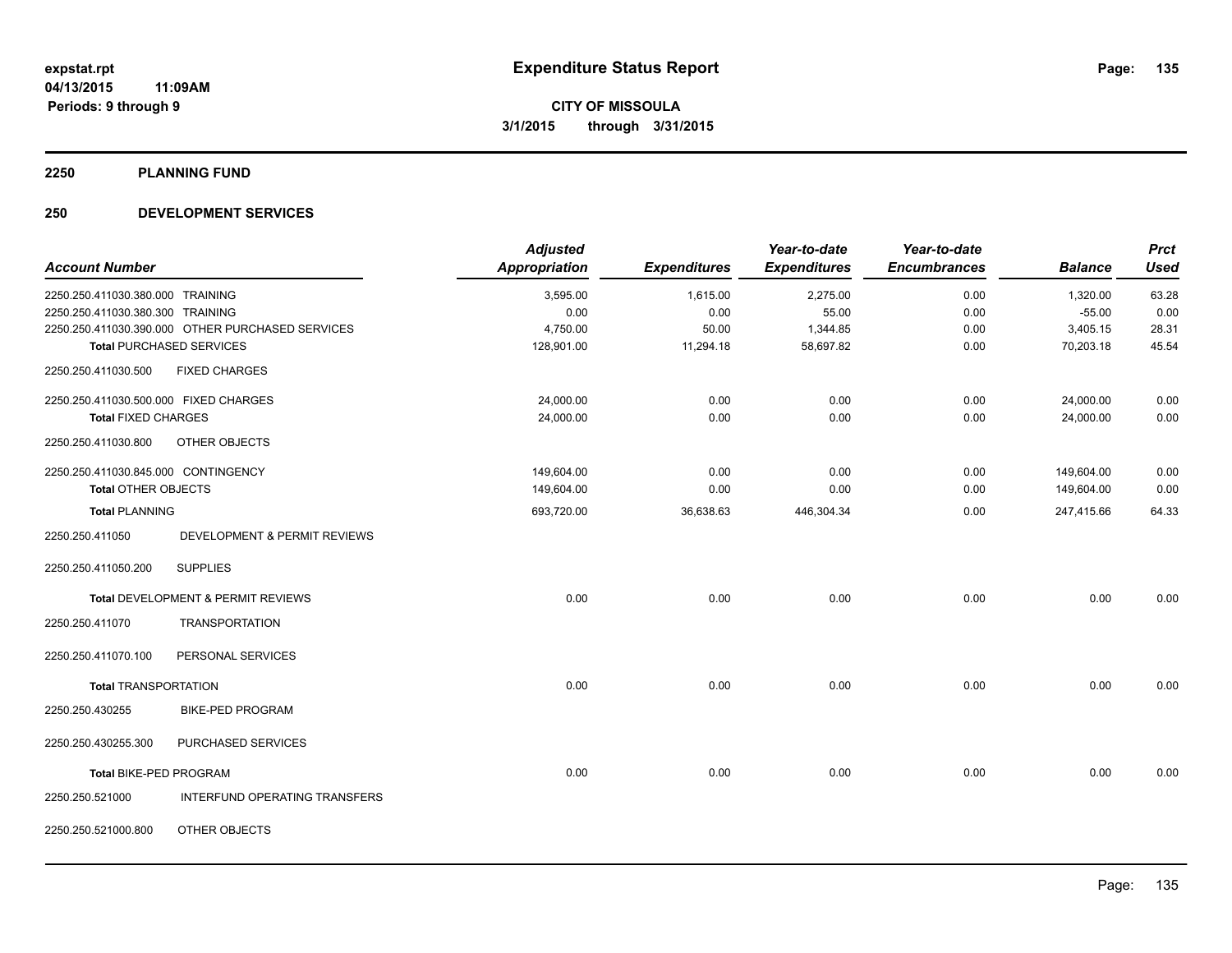# Expenditure Status Report

**CITY OF MISSOULA**

**3/1/2015 through 3/31/2015**

expstat.rpt
04/13/2015 11:09AM
Periods: 9 through 9

## 2250 PLANNING FUND

## 250 DEVELOPMENT SERVICES

| Account Number | | Adjusted Appropriation | Expenditures | Year-to-date Expenditures | Year-to-date Encumbrances | Balance | Prct Used |
|---|---|---|---|---|---|---|---|
| 2250.250.411030.380.000 | TRAINING | 3,595.00 | 1,615.00 | 2,275.00 | 0.00 | 1,320.00 | 63.28 |
| 2250.250.411030.380.300 | TRAINING | 0.00 | 0.00 | 55.00 | 0.00 | -55.00 | 0.00 |
| 2250.250.411030.390.000 | OTHER PURCHASED SERVICES | 4,750.00 | 50.00 | 1,344.85 | 0.00 | 3,405.15 | 28.31 |
| **Total** PURCHASED SERVICES | | 128,901.00 | 11,294.18 | 58,697.82 | 0.00 | 70,203.18 | 45.54 |
| 2250.250.411030.500 | FIXED CHARGES | | | | | | |
| 2250.250.411030.500.000 | FIXED CHARGES | 24,000.00 | 0.00 | 0.00 | 0.00 | 24,000.00 | 0.00 |
| **Total** FIXED CHARGES | | 24,000.00 | 0.00 | 0.00 | 0.00 | 24,000.00 | 0.00 |
| 2250.250.411030.800 | OTHER OBJECTS | | | | | | |
| 2250.250.411030.845.000 | CONTINGENCY | 149,604.00 | 0.00 | 0.00 | 0.00 | 149,604.00 | 0.00 |
| **Total** OTHER OBJECTS | | 149,604.00 | 0.00 | 0.00 | 0.00 | 149,604.00 | 0.00 |
| **Total** PLANNING | | 693,720.00 | 36,638.63 | 446,304.34 | 0.00 | 247,415.66 | 64.33 |
| 2250.250.411050 | DEVELOPMENT & PERMIT REVIEWS | | | | | | |
| 2250.250.411050.200 | SUPPLIES | | | | | | |
| **Total** DEVELOPMENT & PERMIT REVIEWS | | 0.00 | 0.00 | 0.00 | 0.00 | 0.00 | 0.00 |
| 2250.250.411070 | TRANSPORTATION | | | | | | |
| 2250.250.411070.100 | PERSONAL SERVICES | | | | | | |
| **Total** TRANSPORTATION | | 0.00 | 0.00 | 0.00 | 0.00 | 0.00 | 0.00 |
| 2250.250.430255 | BIKE-PED PROGRAM | | | | | | |
| 2250.250.430255.300 | PURCHASED SERVICES | | | | | | |
| **Total** BIKE-PED PROGRAM | | 0.00 | 0.00 | 0.00 | 0.00 | 0.00 | 0.00 |
| 2250.250.521000 | INTERFUND OPERATING TRANSFERS | | | | | | |
| 2250.250.521000.800 | OTHER OBJECTS | | | | | | |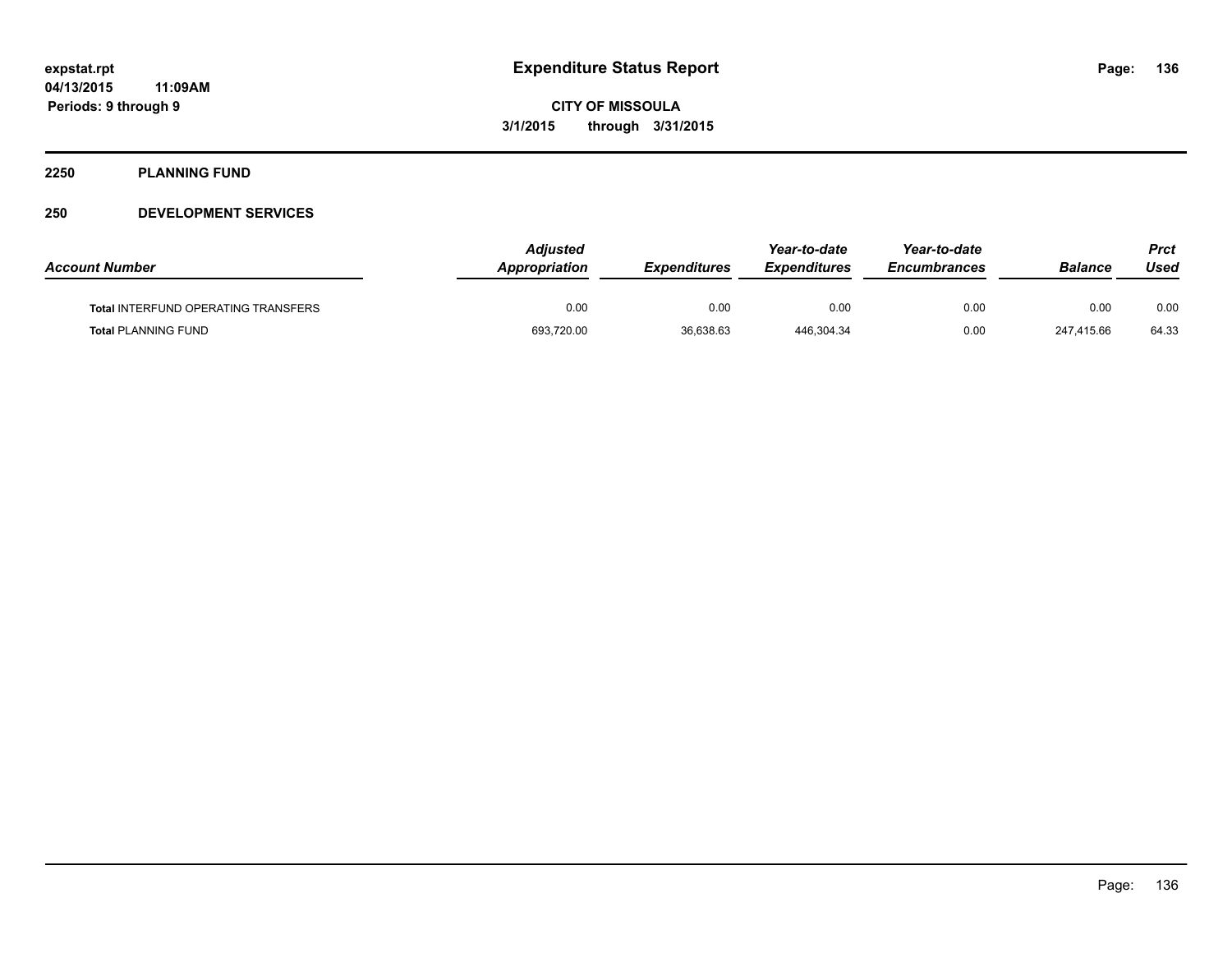# Expenditure Status Report

**CITY OF MISSOULA**

**3/1/2015 through 3/31/2015**

expstat.rpt
04/13/2015 11:09AM
Periods: 9 through 9

## 2250 PLANNING FUND

## 250 DEVELOPMENT SERVICES

| Account Number | Adjusted Appropriation | Expenditures | Year-to-date Expenditures | Year-to-date Encumbrances | Balance | Prct Used |
|---|---|---|---|---|---|---|
| **Total** INTERFUND OPERATING TRANSFERS | 0.00 | 0.00 | 0.00 | 0.00 | 0.00 | 0.00 |
| **Total** PLANNING FUND | 693,720.00 | 36,638.63 | 446,304.34 | 0.00 | 247,415.66 | 64.33 |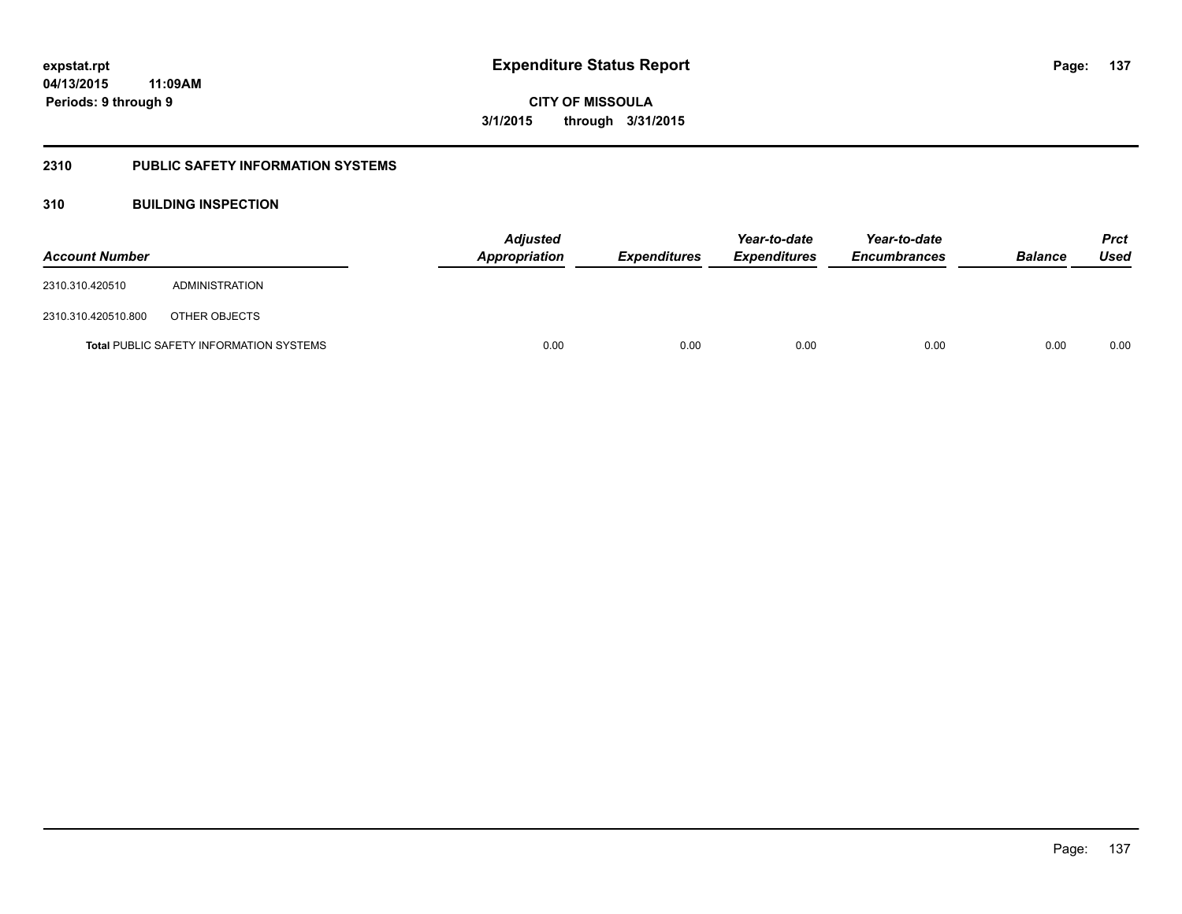## 2310 PUBLIC SAFETY INFORMATION SYSTEMS

## 310 BUILDING INSPECTION

| Account Number | | Adjusted Appropriation | Expenditures | Year-to-date Expenditures | Year-to-date Encumbrances | Balance | Prct Used |
|---|---|---|---|---|---|---|---|
| 2310.310.420510 | ADMINISTRATION | | | | | | |
| 2310.310.420510.800 | OTHER OBJECTS | | | | | | |
| **Total** PUBLIC SAFETY INFORMATION SYSTEMS | | 0.00 | 0.00 | 0.00 | 0.00 | 0.00 | 0.00 |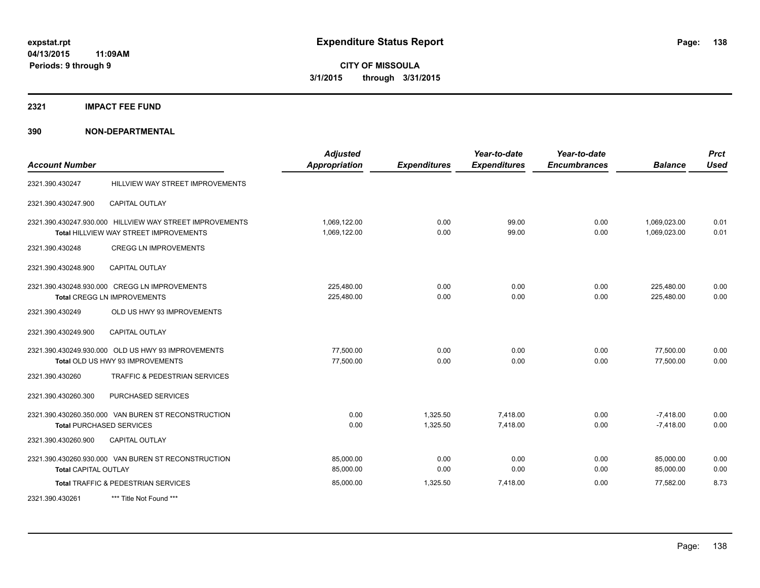**Expenditure Status Report**

**CITY OF MISSOULA**
**3/1/2015 through 3/31/2015**

expstat.rpt
04/13/2015 11:09AM
Periods: 9 through 9

## 2321 IMPACT FEE FUND

## 390 NON-DEPARTMENTAL

| Account Number | | Adjusted Appropriation | Expenditures | Year-to-date Expenditures | Year-to-date Encumbrances | Balance | Prct Used |
|---|---|---|---|---|---|---|---|
| 2321.390.430247 | HILLVIEW WAY STREET IMPROVEMENTS | | | | | | |
| 2321.390.430247.900 | CAPITAL OUTLAY | | | | | | |
| 2321.390.430247.930.000 | HILLVIEW WAY STREET IMPROVEMENTS | 1,069,122.00 | 0.00 | 99.00 | 0.00 | 1,069,023.00 | 0.01 |
| | Total HILLVIEW WAY STREET IMPROVEMENTS | 1,069,122.00 | 0.00 | 99.00 | 0.00 | 1,069,023.00 | 0.01 |
| 2321.390.430248 | CREGG LN IMPROVEMENTS | | | | | | |
| 2321.390.430248.900 | CAPITAL OUTLAY | | | | | | |
| 2321.390.430248.930.000 | CREGG LN IMPROVEMENTS | 225,480.00 | 0.00 | 0.00 | 0.00 | 225,480.00 | 0.00 |
| | Total CREGG LN IMPROVEMENTS | 225,480.00 | 0.00 | 0.00 | 0.00 | 225,480.00 | 0.00 |
| 2321.390.430249 | OLD US HWY 93 IMPROVEMENTS | | | | | | |
| 2321.390.430249.900 | CAPITAL OUTLAY | | | | | | |
| 2321.390.430249.930.000 | OLD US HWY 93 IMPROVEMENTS | 77,500.00 | 0.00 | 0.00 | 0.00 | 77,500.00 | 0.00 |
| | Total OLD US HWY 93 IMPROVEMENTS | 77,500.00 | 0.00 | 0.00 | 0.00 | 77,500.00 | 0.00 |
| 2321.390.430260 | TRAFFIC & PEDESTRIAN SERVICES | | | | | | |
| 2321.390.430260.300 | PURCHASED SERVICES | | | | | | |
| 2321.390.430260.350.000 | VAN BUREN ST RECONSTRUCTION | 0.00 | 1,325.50 | 7,418.00 | 0.00 | -7,418.00 | 0.00 |
| | Total PURCHASED SERVICES | 0.00 | 1,325.50 | 7,418.00 | 0.00 | -7,418.00 | 0.00 |
| 2321.390.430260.900 | CAPITAL OUTLAY | | | | | | |
| 2321.390.430260.930.000 | VAN BUREN ST RECONSTRUCTION | 85,000.00 | 0.00 | 0.00 | 0.00 | 85,000.00 | 0.00 |
| | Total CAPITAL OUTLAY | 85,000.00 | 0.00 | 0.00 | 0.00 | 85,000.00 | 0.00 |
| | Total TRAFFIC & PEDESTRIAN SERVICES | 85,000.00 | 1,325.50 | 7,418.00 | 0.00 | 77,582.00 | 8.73 |
| 2321.390.430261 | *** Title Not Found *** | | | | | | |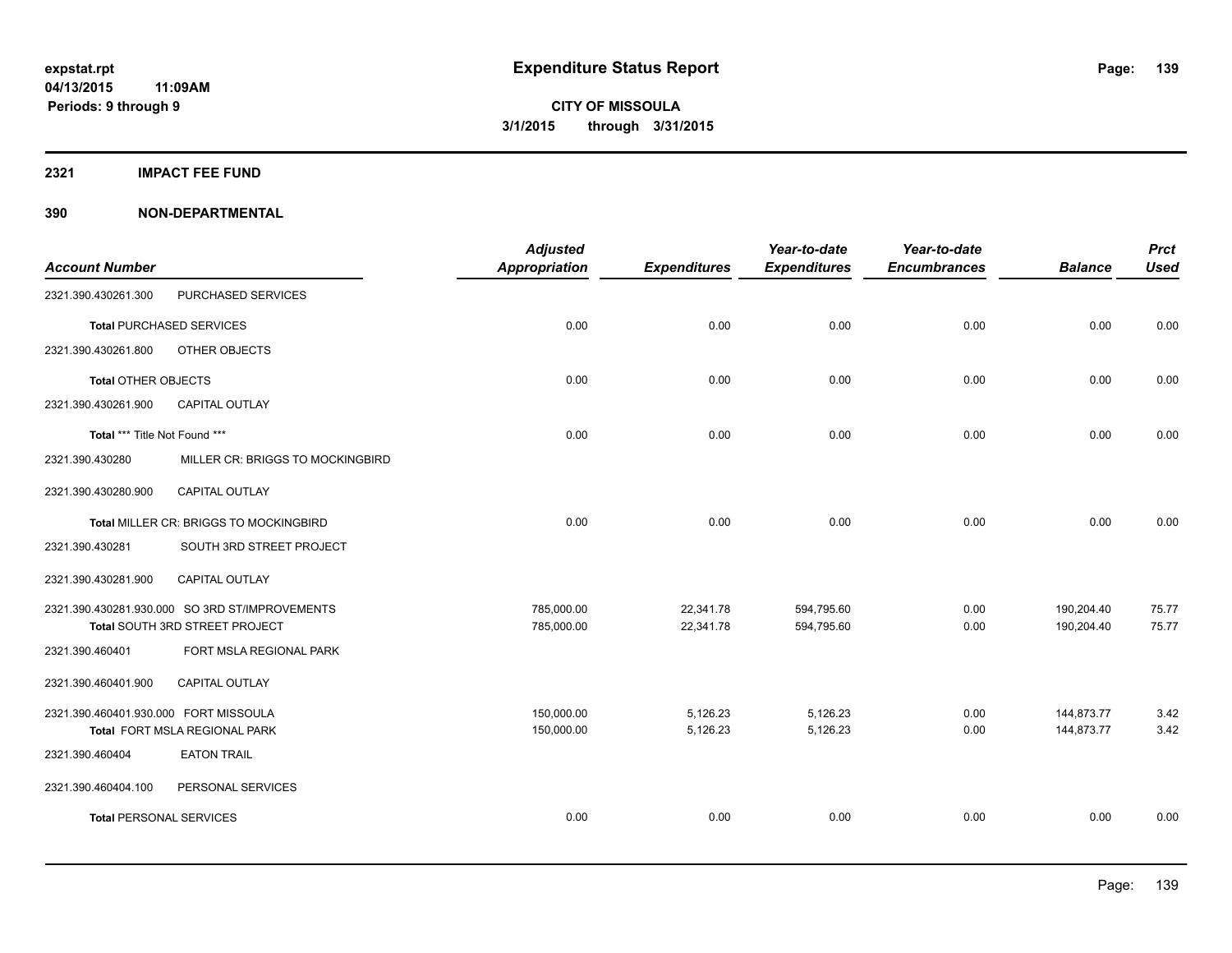**expstat.rpt**
**04/13/2015 11:09AM**
**Periods: 9 through 9**

# Expenditure Status Report

**CITY OF MISSOULA**
**3/1/2015 through 3/31/2015**

## 2321 IMPACT FEE FUND

## 390 NON-DEPARTMENTAL

| Account Number | | Adjusted Appropriation | Expenditures | Year-to-date Expenditures | Year-to-date Encumbrances | Balance | Prct Used |
|---|---|---|---|---|---|---|---|
| 2321.390.430261.300 | PURCHASED SERVICES | | | | | | |
| **Total** PURCHASED SERVICES | | 0.00 | 0.00 | 0.00 | 0.00 | 0.00 | 0.00 |
| 2321.390.430261.800 | OTHER OBJECTS | | | | | | |
| **Total** OTHER OBJECTS | | 0.00 | 0.00 | 0.00 | 0.00 | 0.00 | 0.00 |
| 2321.390.430261.900 | CAPITAL OUTLAY | | | | | | |
| **Total** *** Title Not Found *** | | 0.00 | 0.00 | 0.00 | 0.00 | 0.00 | 0.00 |
| 2321.390.430280 | MILLER CR: BRIGGS TO MOCKINGBIRD | | | | | | |
| 2321.390.430280.900 | CAPITAL OUTLAY | | | | | | |
| **Total** MILLER CR: BRIGGS TO MOCKINGBIRD | | 0.00 | 0.00 | 0.00 | 0.00 | 0.00 | 0.00 |
| 2321.390.430281 | SOUTH 3RD STREET PROJECT | | | | | | |
| 2321.390.430281.900 | CAPITAL OUTLAY | | | | | | |
| 2321.390.430281.930.000 | SO 3RD ST/IMPROVEMENTS | 785,000.00 | 22,341.78 | 594,795.60 | 0.00 | 190,204.40 | 75.77 |
| **Total** SOUTH 3RD STREET PROJECT | | 785,000.00 | 22,341.78 | 594,795.60 | 0.00 | 190,204.40 | 75.77 |
| 2321.390.460401 | FORT MSLA REGIONAL PARK | | | | | | |
| 2321.390.460401.900 | CAPITAL OUTLAY | | | | | | |
| 2321.390.460401.930.000 | FORT MISSOULA | 150,000.00 | 5,126.23 | 5,126.23 | 0.00 | 144,873.77 | 3.42 |
| **Total** FORT MSLA REGIONAL PARK | | 150,000.00 | 5,126.23 | 5,126.23 | 0.00 | 144,873.77 | 3.42 |
| 2321.390.460404 | EATON TRAIL | | | | | | |
| 2321.390.460404.100 | PERSONAL SERVICES | | | | | | |
| **Total** PERSONAL SERVICES | | 0.00 | 0.00 | 0.00 | 0.00 | 0.00 | 0.00 |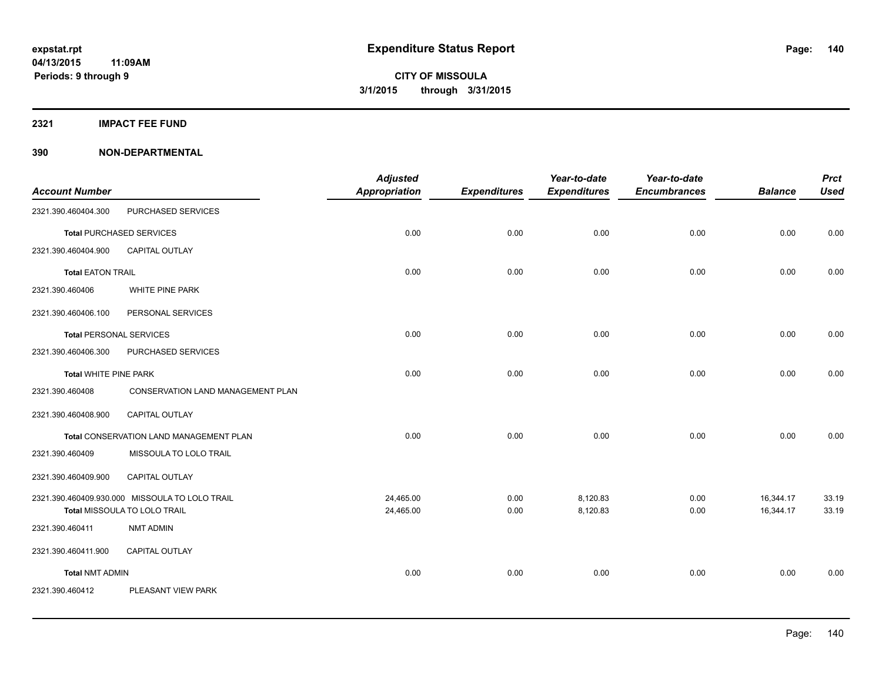# Expenditure Status Report

**CITY OF MISSOULA**
**3/1/2015 through 3/31/2015**

expstat.rpt
04/13/2015 11:09AM
Periods: 9 through 9

## 2321 IMPACT FEE FUND

## 390 NON-DEPARTMENTAL

| Account Number | | Adjusted Appropriation | Expenditures | Year-to-date Expenditures | Year-to-date Encumbrances | Balance | Prct Used |
|---|---|---|---|---|---|---|---|
| 2321.390.460404.300 | PURCHASED SERVICES | | | | | | |
| **Total** PURCHASED SERVICES | | 0.00 | 0.00 | 0.00 | 0.00 | 0.00 | 0.00 |
| 2321.390.460404.900 | CAPITAL OUTLAY | | | | | | |
| **Total** EATON TRAIL | | 0.00 | 0.00 | 0.00 | 0.00 | 0.00 | 0.00 |
| 2321.390.460406 | WHITE PINE PARK | | | | | | |
| 2321.390.460406.100 | PERSONAL SERVICES | | | | | | |
| **Total** PERSONAL SERVICES | | 0.00 | 0.00 | 0.00 | 0.00 | 0.00 | 0.00 |
| 2321.390.460406.300 | PURCHASED SERVICES | | | | | | |
| **Total** WHITE PINE PARK | | 0.00 | 0.00 | 0.00 | 0.00 | 0.00 | 0.00 |
| 2321.390.460408 | CONSERVATION LAND MANAGEMENT PLAN | | | | | | |
| 2321.390.460408.900 | CAPITAL OUTLAY | | | | | | |
| **Total** CONSERVATION LAND MANAGEMENT PLAN | | 0.00 | 0.00 | 0.00 | 0.00 | 0.00 | 0.00 |
| 2321.390.460409 | MISSOULA TO LOLO TRAIL | | | | | | |
| 2321.390.460409.900 | CAPITAL OUTLAY | | | | | | |
| 2321.390.460409.930.000 | MISSOULA TO LOLO TRAIL | 24,465.00 | 0.00 | 8,120.83 | 0.00 | 16,344.17 | 33.19 |
| **Total** MISSOULA TO LOLO TRAIL | | 24,465.00 | 0.00 | 8,120.83 | 0.00 | 16,344.17 | 33.19 |
| 2321.390.460411 | NMT ADMIN | | | | | | |
| 2321.390.460411.900 | CAPITAL OUTLAY | | | | | | |
| **Total** NMT ADMIN | | 0.00 | 0.00 | 0.00 | 0.00 | 0.00 | 0.00 |
| 2321.390.460412 | PLEASANT VIEW PARK | | | | | | |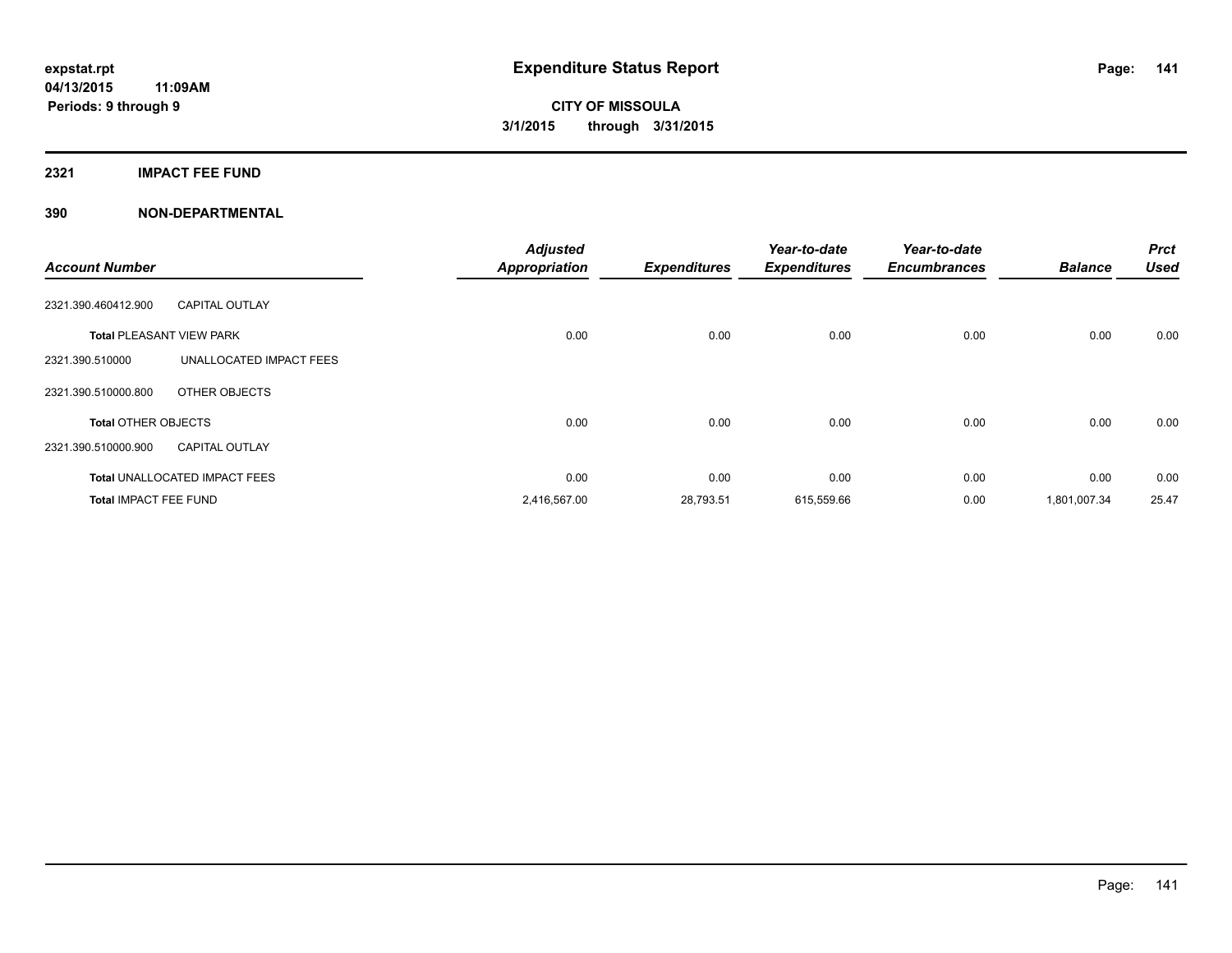# Expenditure Status Report

**CITY OF MISSOULA**
**3/1/2015 through 3/31/2015**

expstat.rpt
04/13/2015 11:09AM
Periods: 9 through 9

## 2321 IMPACT FEE FUND

## 390 NON-DEPARTMENTAL

| Account Number | | Adjusted Appropriation | Expenditures | Year-to-date Expenditures | Year-to-date Encumbrances | Balance | Prct Used |
|---|---|---|---|---|---|---|---|
| 2321.390.460412.900 | CAPITAL OUTLAY | | | | | | |
| **Total** PLEASANT VIEW PARK | | 0.00 | 0.00 | 0.00 | 0.00 | 0.00 | 0.00 |
| 2321.390.510000 | UNALLOCATED IMPACT FEES | | | | | | |
| 2321.390.510000.800 | OTHER OBJECTS | | | | | | |
| **Total** OTHER OBJECTS | | 0.00 | 0.00 | 0.00 | 0.00 | 0.00 | 0.00 |
| 2321.390.510000.900 | CAPITAL OUTLAY | | | | | | |
| **Total** UNALLOCATED IMPACT FEES | | 0.00 | 0.00 | 0.00 | 0.00 | 0.00 | 0.00 |
| **Total** IMPACT FEE FUND | | 2,416,567.00 | 28,793.51 | 615,559.66 | 0.00 | 1,801,007.34 | 25.47 |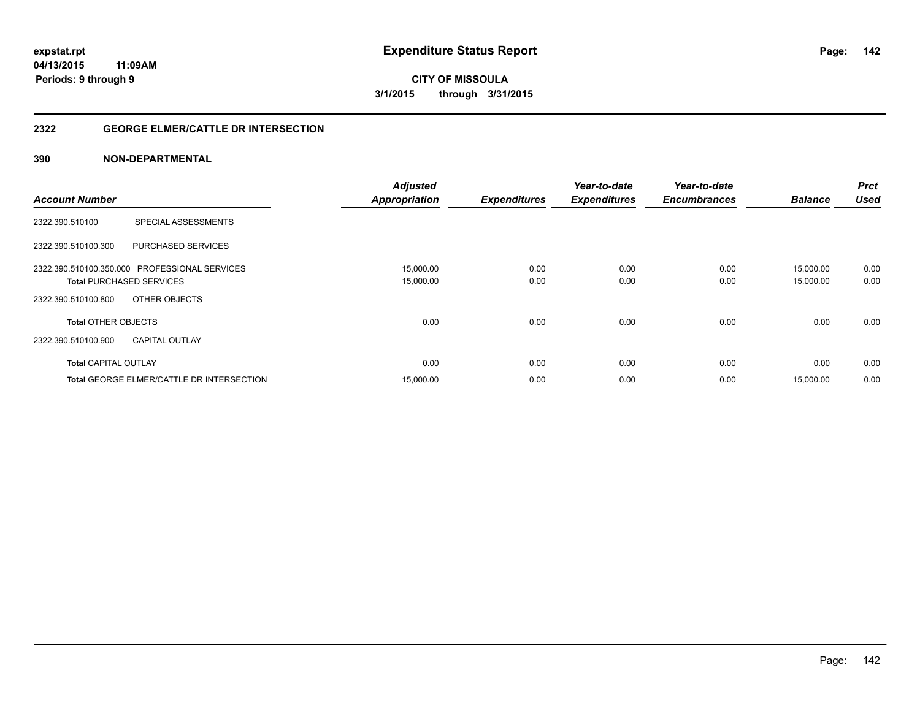# Expenditure Status Report

**CITY OF MISSOULA**

**3/1/2015 through 3/31/2015**

expstat.rpt
04/13/2015 11:09AM
Periods: 9 through 9

## 2322 GEORGE ELMER/CATTLE DR INTERSECTION

### 390 NON-DEPARTMENTAL

| Account Number | | Adjusted Appropriation | Expenditures | Year-to-date Expenditures | Year-to-date Encumbrances | Balance | Prct Used |
|---|---|---|---|---|---|---|---|
| 2322.390.510100 | SPECIAL ASSESSMENTS | | | | | | |
| 2322.390.510100.300 | PURCHASED SERVICES | | | | | | |
| 2322.390.510100.350.000 | PROFESSIONAL SERVICES | 15,000.00 | 0.00 | 0.00 | 0.00 | 15,000.00 | 0.00 |
| **Total** PURCHASED SERVICES | | 15,000.00 | 0.00 | 0.00 | 0.00 | 15,000.00 | 0.00 |
| 2322.390.510100.800 | OTHER OBJECTS | | | | | | |
| **Total** OTHER OBJECTS | | 0.00 | 0.00 | 0.00 | 0.00 | 0.00 | 0.00 |
| 2322.390.510100.900 | CAPITAL OUTLAY | | | | | | |
| **Total** CAPITAL OUTLAY | | 0.00 | 0.00 | 0.00 | 0.00 | 0.00 | 0.00 |
| **Total** GEORGE ELMER/CATTLE DR INTERSECTION | | 15,000.00 | 0.00 | 0.00 | 0.00 | 15,000.00 | 0.00 |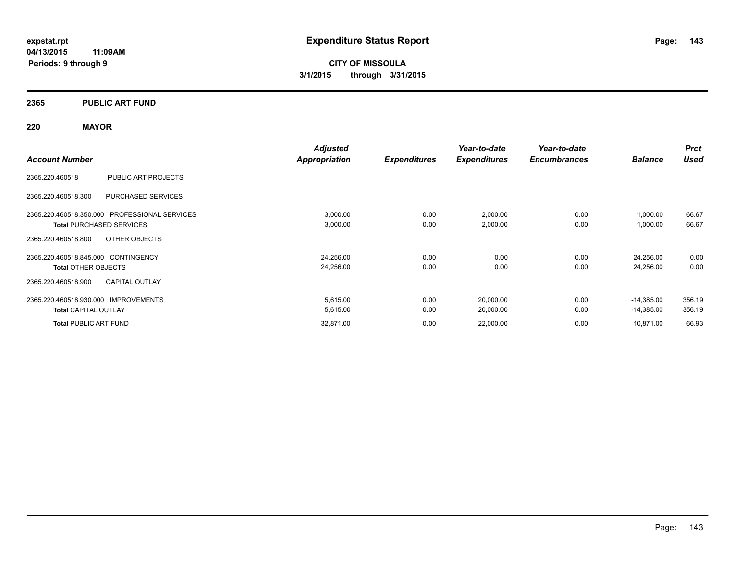**expstat.rpt**
**04/13/2015 11:09AM**
**Periods: 9 through 9**

# Expenditure Status Report

**CITY OF MISSOULA**
**3/1/2015 through 3/31/2015**

## 2365 PUBLIC ART FUND

### 220 MAYOR

| Account Number | | Adjusted Appropriation | Expenditures | Year-to-date Expenditures | Year-to-date Encumbrances | Balance | Prct Used |
|---|---|---|---|---|---|---|---|
| 2365.220.460518 | PUBLIC ART PROJECTS | | | | | | |
| 2365.220.460518.300 | PURCHASED SERVICES | | | | | | |
| 2365.220.460518.350.000 | PROFESSIONAL SERVICES | 3,000.00 | 0.00 | 2,000.00 | 0.00 | 1,000.00 | 66.67 |
| **Total** PURCHASED SERVICES | | 3,000.00 | 0.00 | 2,000.00 | 0.00 | 1,000.00 | 66.67 |
| 2365.220.460518.800 | OTHER OBJECTS | | | | | | |
| 2365.220.460518.845.000 | CONTINGENCY | 24,256.00 | 0.00 | 0.00 | 0.00 | 24,256.00 | 0.00 |
| **Total** OTHER OBJECTS | | 24,256.00 | 0.00 | 0.00 | 0.00 | 24,256.00 | 0.00 |
| 2365.220.460518.900 | CAPITAL OUTLAY | | | | | | |
| 2365.220.460518.930.000 | IMPROVEMENTS | 5,615.00 | 0.00 | 20,000.00 | 0.00 | -14,385.00 | 356.19 |
| **Total** CAPITAL OUTLAY | | 5,615.00 | 0.00 | 20,000.00 | 0.00 | -14,385.00 | 356.19 |
| **Total** PUBLIC ART FUND | | 32,871.00 | 0.00 | 22,000.00 | 0.00 | 10,871.00 | 66.93 |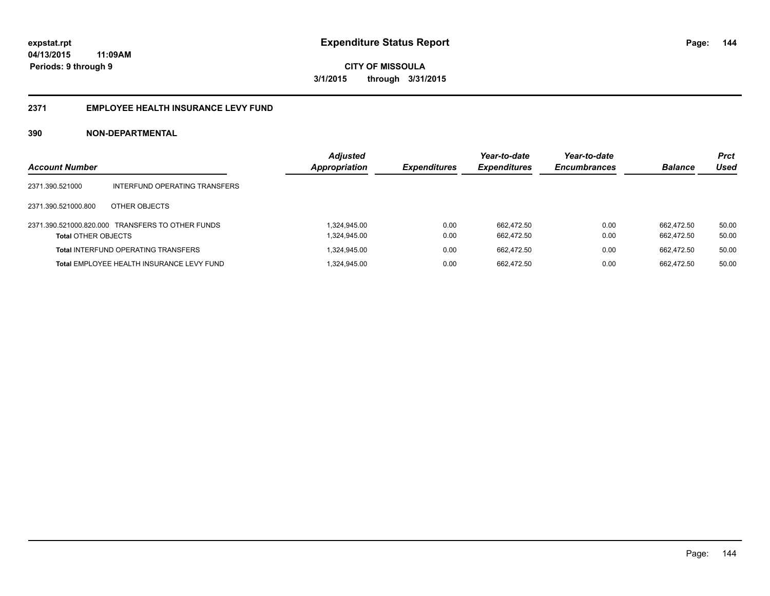expstat.rpt
04/13/2015 11:09AM
Periods: 9 through 9

# Expenditure Status Report

CITY OF MISSOULA
3/1/2015 through 3/31/2015

## 2371 EMPLOYEE HEALTH INSURANCE LEVY FUND

### 390 NON-DEPARTMENTAL

| Account Number | | Adjusted Appropriation | Expenditures | Year-to-date Expenditures | Year-to-date Encumbrances | Balance | Prct Used |
|---|---|---|---|---|---|---|---|
| 2371.390.521000 | INTERFUND OPERATING TRANSFERS | | | | | | |
| 2371.390.521000.800 | OTHER OBJECTS | | | | | | |
| 2371.390.521000.820.000 | TRANSFERS TO OTHER FUNDS | 1,324,945.00 | 0.00 | 662,472.50 | 0.00 | 662,472.50 | 50.00 |
| **Total** OTHER OBJECTS | | 1,324,945.00 | 0.00 | 662,472.50 | 0.00 | 662,472.50 | 50.00 |
| **Total** INTERFUND OPERATING TRANSFERS | | 1,324,945.00 | 0.00 | 662,472.50 | 0.00 | 662,472.50 | 50.00 |
| **Total** EMPLOYEE HEALTH INSURANCE LEVY FUND | | 1,324,945.00 | 0.00 | 662,472.50 | 0.00 | 662,472.50 | 50.00 |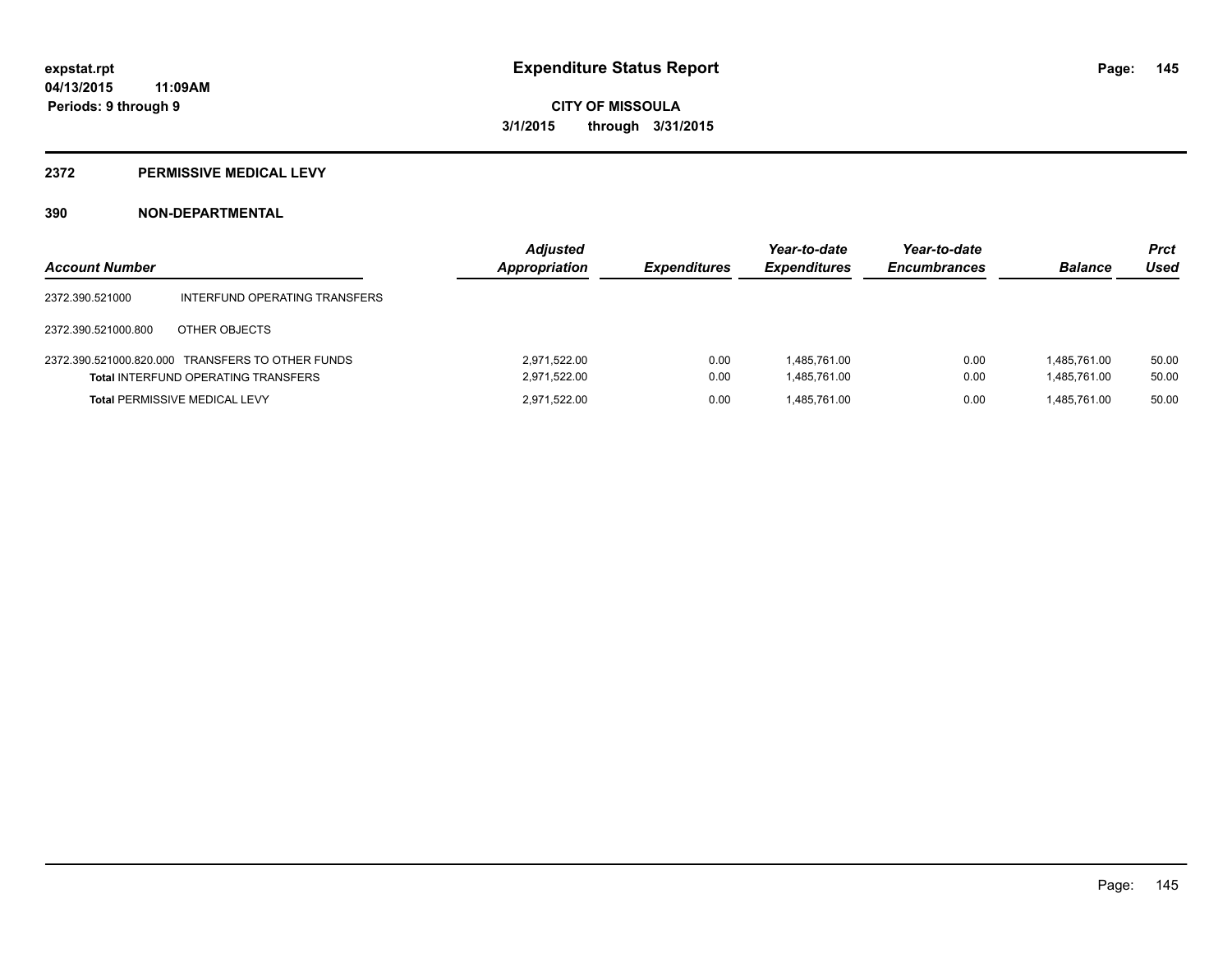# Expenditure Status Report

**CITY OF MISSOULA**

**3/1/2015 through 3/31/2015**

expstat.rpt
04/13/2015 11:09AM
Periods: 9 through 9

## 2372 PERMISSIVE MEDICAL LEVY

### 390 NON-DEPARTMENTAL

| Account Number | | Adjusted Appropriation | Expenditures | Year-to-date Expenditures | Year-to-date Encumbrances | Balance | Prct Used |
|---|---|---|---|---|---|---|---|
| 2372.390.521000 | INTERFUND OPERATING TRANSFERS | | | | | | |
| 2372.390.521000.800 | OTHER OBJECTS | | | | | | |
| 2372.390.521000.820.000 | TRANSFERS TO OTHER FUNDS | 2,971,522.00 | 0.00 | 1,485,761.00 | 0.00 | 1,485,761.00 | 50.00 |
| **Total** INTERFUND OPERATING TRANSFERS | | 2,971,522.00 | 0.00 | 1,485,761.00 | 0.00 | 1,485,761.00 | 50.00 |
| **Total** PERMISSIVE MEDICAL LEVY | | 2,971,522.00 | 0.00 | 1,485,761.00 | 0.00 | 1,485,761.00 | 50.00 |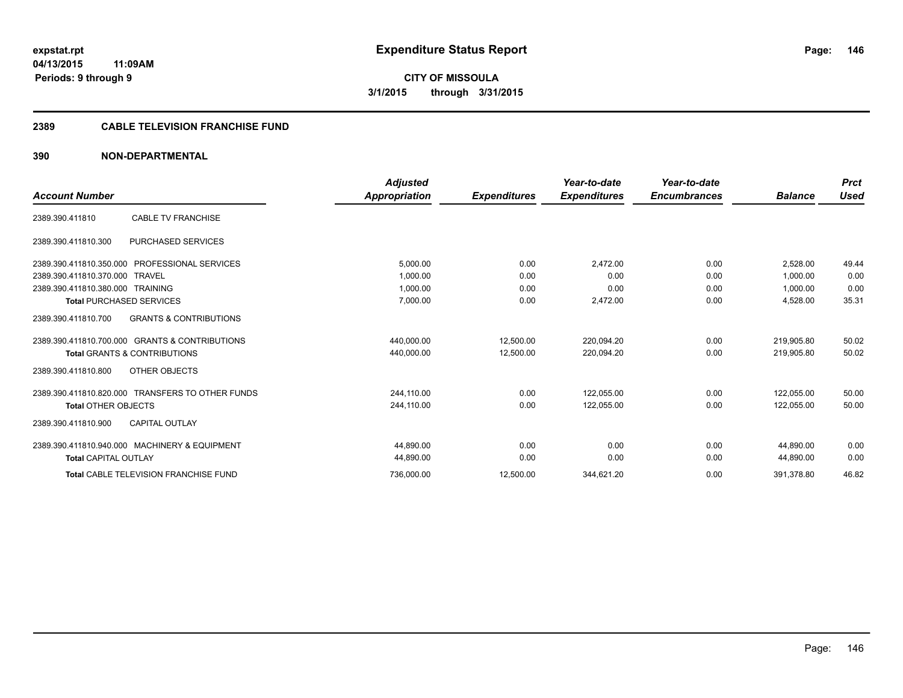# Expenditure Status Report

**CITY OF MISSOULA**

**3/1/2015 through 3/31/2015**

expstat.rpt
04/13/2015 11:09AM
Periods: 9 through 9

## 2389 CABLE TELEVISION FRANCHISE FUND

### 390 NON-DEPARTMENTAL

| Account Number | | Adjusted Appropriation | Expenditures | Year-to-date Expenditures | Year-to-date Encumbrances | Balance | Prct Used |
|---|---|---|---|---|---|---|---|
| 2389.390.411810 | CABLE TV FRANCHISE | | | | | | |
| 2389.390.411810.300 | PURCHASED SERVICES | | | | | | |
| 2389.390.411810.350.000 | PROFESSIONAL SERVICES | 5,000.00 | 0.00 | 2,472.00 | 0.00 | 2,528.00 | 49.44 |
| 2389.390.411810.370.000 | TRAVEL | 1,000.00 | 0.00 | 0.00 | 0.00 | 1,000.00 | 0.00 |
| 2389.390.411810.380.000 | TRAINING | 1,000.00 | 0.00 | 0.00 | 0.00 | 1,000.00 | 0.00 |
| **Total** PURCHASED SERVICES | | 7,000.00 | 0.00 | 2,472.00 | 0.00 | 4,528.00 | 35.31 |
| 2389.390.411810.700 | GRANTS & CONTRIBUTIONS | | | | | | |
| 2389.390.411810.700.000 | GRANTS & CONTRIBUTIONS | 440,000.00 | 12,500.00 | 220,094.20 | 0.00 | 219,905.80 | 50.02 |
| **Total** GRANTS & CONTRIBUTIONS | | 440,000.00 | 12,500.00 | 220,094.20 | 0.00 | 219,905.80 | 50.02 |
| 2389.390.411810.800 | OTHER OBJECTS | | | | | | |
| 2389.390.411810.820.000 | TRANSFERS TO OTHER FUNDS | 244,110.00 | 0.00 | 122,055.00 | 0.00 | 122,055.00 | 50.00 |
| **Total** OTHER OBJECTS | | 244,110.00 | 0.00 | 122,055.00 | 0.00 | 122,055.00 | 50.00 |
| 2389.390.411810.900 | CAPITAL OUTLAY | | | | | | |
| 2389.390.411810.940.000 | MACHINERY & EQUIPMENT | 44,890.00 | 0.00 | 0.00 | 0.00 | 44,890.00 | 0.00 |
| **Total** CAPITAL OUTLAY | | 44,890.00 | 0.00 | 0.00 | 0.00 | 44,890.00 | 0.00 |
| **Total** CABLE TELEVISION FRANCHISE FUND | | 736,000.00 | 12,500.00 | 344,621.20 | 0.00 | 391,378.80 | 46.82 |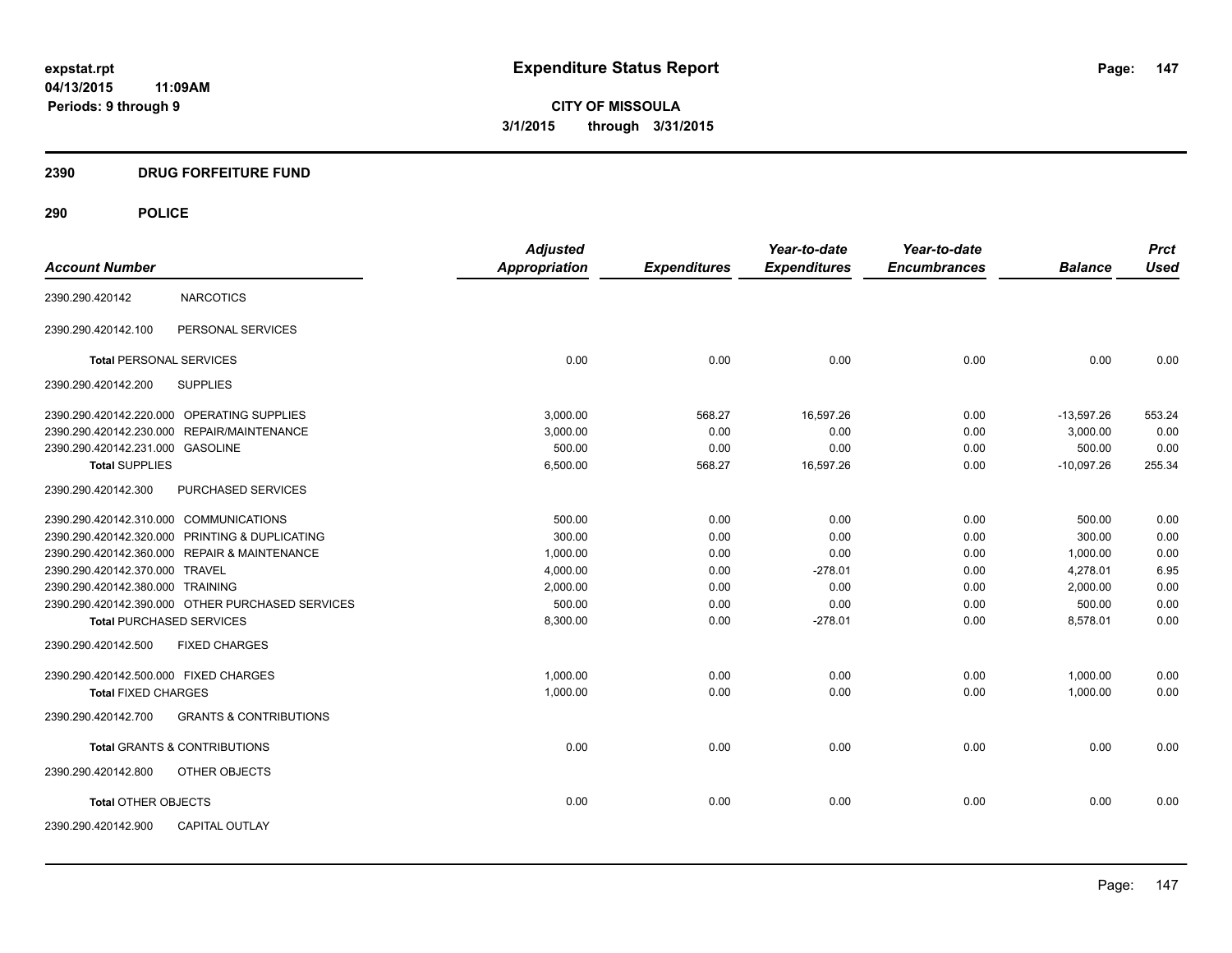# Expenditure Status Report

**CITY OF MISSOULA**

**3/1/2015 through 3/31/2015**

expstat.rpt
04/13/2015 11:09AM
Periods: 9 through 9

## 2390 DRUG FORFEITURE FUND

## 290 POLICE

| Account Number | | Adjusted Appropriation | Expenditures | Year-to-date Expenditures | Year-to-date Encumbrances | Balance | Prct Used |
|---|---|---|---|---|---|---|---|
| 2390.290.420142 | NARCOTICS | | | | | | |
| 2390.290.420142.100 | PERSONAL SERVICES | | | | | | |
| **Total** PERSONAL SERVICES | | 0.00 | 0.00 | 0.00 | 0.00 | 0.00 | 0.00 |
| 2390.290.420142.200 | SUPPLIES | | | | | | |
| 2390.290.420142.220.000 | OPERATING SUPPLIES | 3,000.00 | 568.27 | 16,597.26 | 0.00 | -13,597.26 | 553.24 |
| 2390.290.420142.230.000 | REPAIR/MAINTENANCE | 3,000.00 | 0.00 | 0.00 | 0.00 | 3,000.00 | 0.00 |
| 2390.290.420142.231.000 | GASOLINE | 500.00 | 0.00 | 0.00 | 0.00 | 500.00 | 0.00 |
| **Total SUPPLIES** | | 6,500.00 | 568.27 | 16,597.26 | 0.00 | -10,097.26 | 255.34 |
| 2390.290.420142.300 | PURCHASED SERVICES | | | | | | |
| 2390.290.420142.310.000 | COMMUNICATIONS | 500.00 | 0.00 | 0.00 | 0.00 | 500.00 | 0.00 |
| 2390.290.420142.320.000 | PRINTING & DUPLICATING | 300.00 | 0.00 | 0.00 | 0.00 | 300.00 | 0.00 |
| 2390.290.420142.360.000 | REPAIR & MAINTENANCE | 1,000.00 | 0.00 | 0.00 | 0.00 | 1,000.00 | 0.00 |
| 2390.290.420142.370.000 | TRAVEL | 4,000.00 | 0.00 | -278.01 | 0.00 | 4,278.01 | 6.95 |
| 2390.290.420142.380.000 | TRAINING | 2,000.00 | 0.00 | 0.00 | 0.00 | 2,000.00 | 0.00 |
| 2390.290.420142.390.000 | OTHER PURCHASED SERVICES | 500.00 | 0.00 | 0.00 | 0.00 | 500.00 | 0.00 |
| **Total** PURCHASED SERVICES | | 8,300.00 | 0.00 | -278.01 | 0.00 | 8,578.01 | 0.00 |
| 2390.290.420142.500 | FIXED CHARGES | | | | | | |
| 2390.290.420142.500.000 | FIXED CHARGES | 1,000.00 | 0.00 | 0.00 | 0.00 | 1,000.00 | 0.00 |
| **Total** FIXED CHARGES | | 1,000.00 | 0.00 | 0.00 | 0.00 | 1,000.00 | 0.00 |
| 2390.290.420142.700 | GRANTS & CONTRIBUTIONS | | | | | | |
| **Total** GRANTS & CONTRIBUTIONS | | 0.00 | 0.00 | 0.00 | 0.00 | 0.00 | 0.00 |
| 2390.290.420142.800 | OTHER OBJECTS | | | | | | |
| **Total** OTHER OBJECTS | | 0.00 | 0.00 | 0.00 | 0.00 | 0.00 | 0.00 |
| 2390.290.420142.900 | CAPITAL OUTLAY | | | | | | |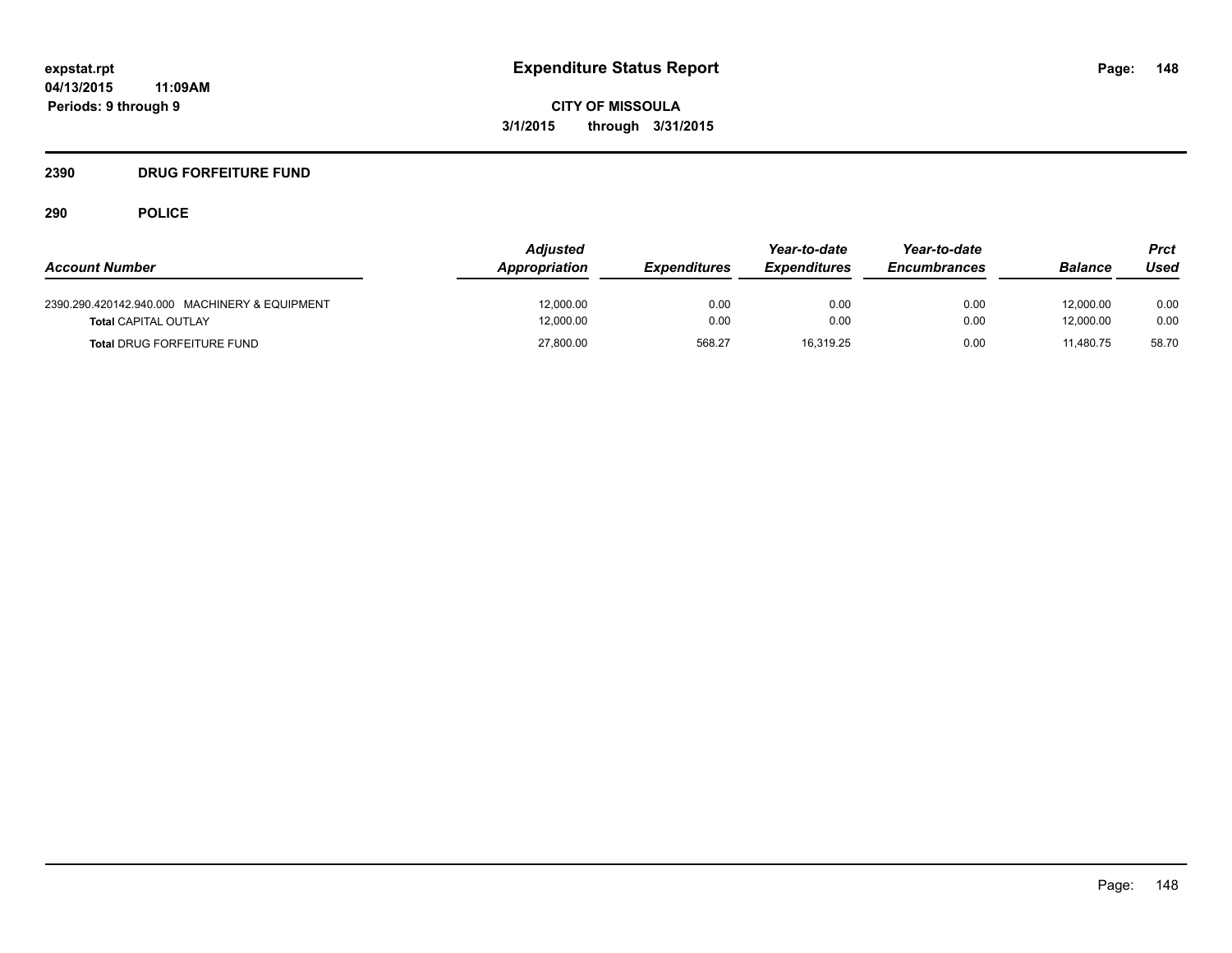**Expenditure Status Report**

**CITY OF MISSOULA**
**3/1/2015 through 3/31/2015**

**expstat.rpt**
**04/13/2015 11:09AM**
**Periods: 9 through 9**

## 2390 DRUG FORFEITURE FUND

## 290 POLICE

| Account Number | Adjusted Appropriation | Expenditures | Year-to-date Expenditures | Year-to-date Encumbrances | Balance | Prct Used |
|---|---|---|---|---|---|---|
| 2390.290.420142.940.000 MACHINERY & EQUIPMENT | 12,000.00 | 0.00 | 0.00 | 0.00 | 12,000.00 | 0.00 |
| **Total** CAPITAL OUTLAY | 12,000.00 | 0.00 | 0.00 | 0.00 | 12,000.00 | 0.00 |
| **Total** DRUG FORFEITURE FUND | 27,800.00 | 568.27 | 16,319.25 | 0.00 | 11,480.75 | 58.70 |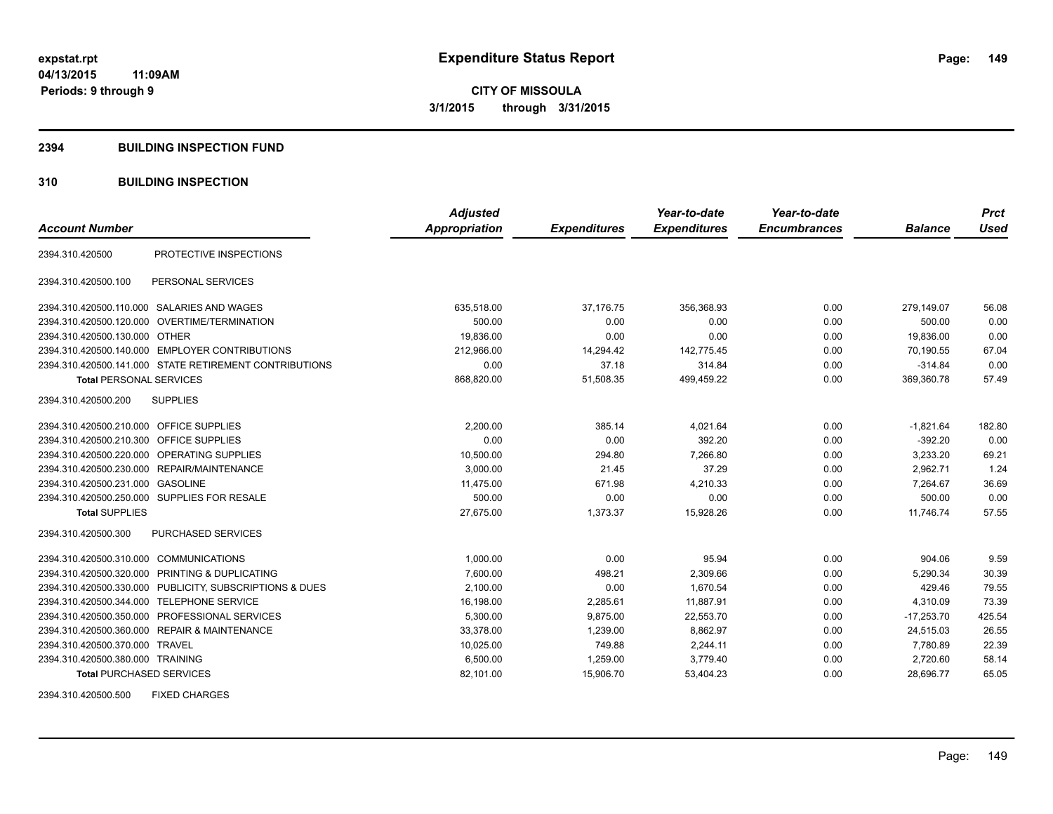**expstat.rpt**
**04/13/2015 11:09AM**
**Periods: 9 through 9**

# Expenditure Status Report

**CITY OF MISSOULA**
**3/1/2015 through 3/31/2015**

## 2394 BUILDING INSPECTION FUND

### 310 BUILDING INSPECTION

| Account Number | | Adjusted Appropriation | Expenditures | Year-to-date Expenditures | Year-to-date Encumbrances | Balance | Prct Used |
|---|---|---|---|---|---|---|---|
| 2394.310.420500 | PROTECTIVE INSPECTIONS | | | | | | |
| 2394.310.420500.100 | PERSONAL SERVICES | | | | | | |
| 2394.310.420500.110.000 | SALARIES AND WAGES | 635,518.00 | 37,176.75 | 356,368.93 | 0.00 | 279,149.07 | 56.08 |
| 2394.310.420500.120.000 | OVERTIME/TERMINATION | 500.00 | 0.00 | 0.00 | 0.00 | 500.00 | 0.00 |
| 2394.310.420500.130.000 | OTHER | 19,836.00 | 0.00 | 0.00 | 0.00 | 19,836.00 | 0.00 |
| 2394.310.420500.140.000 | EMPLOYER CONTRIBUTIONS | 212,966.00 | 14,294.42 | 142,775.45 | 0.00 | 70,190.55 | 67.04 |
| 2394.310.420500.141.000 | STATE RETIREMENT CONTRIBUTIONS | 0.00 | 37.18 | 314.84 | 0.00 | -314.84 | 0.00 |
| **Total** PERSONAL SERVICES | | 868,820.00 | 51,508.35 | 499,459.22 | 0.00 | 369,360.78 | 57.49 |
| 2394.310.420500.200 | SUPPLIES | | | | | | |
| 2394.310.420500.210.000 | OFFICE SUPPLIES | 2,200.00 | 385.14 | 4,021.64 | 0.00 | -1,821.64 | 182.80 |
| 2394.310.420500.210.300 | OFFICE SUPPLIES | 0.00 | 0.00 | 392.20 | 0.00 | -392.20 | 0.00 |
| 2394.310.420500.220.000 | OPERATING SUPPLIES | 10,500.00 | 294.80 | 7,266.80 | 0.00 | 3,233.20 | 69.21 |
| 2394.310.420500.230.000 | REPAIR/MAINTENANCE | 3,000.00 | 21.45 | 37.29 | 0.00 | 2,962.71 | 1.24 |
| 2394.310.420500.231.000 | GASOLINE | 11,475.00 | 671.98 | 4,210.33 | 0.00 | 7,264.67 | 36.69 |
| 2394.310.420500.250.000 | SUPPLIES FOR RESALE | 500.00 | 0.00 | 0.00 | 0.00 | 500.00 | 0.00 |
| **Total** SUPPLIES | | 27,675.00 | 1,373.37 | 15,928.26 | 0.00 | 11,746.74 | 57.55 |
| 2394.310.420500.300 | PURCHASED SERVICES | | | | | | |
| 2394.310.420500.310.000 | COMMUNICATIONS | 1,000.00 | 0.00 | 95.94 | 0.00 | 904.06 | 9.59 |
| 2394.310.420500.320.000 | PRINTING & DUPLICATING | 7,600.00 | 498.21 | 2,309.66 | 0.00 | 5,290.34 | 30.39 |
| 2394.310.420500.330.000 | PUBLICITY, SUBSCRIPTIONS & DUES | 2,100.00 | 0.00 | 1,670.54 | 0.00 | 429.46 | 79.55 |
| 2394.310.420500.344.000 | TELEPHONE SERVICE | 16,198.00 | 2,285.61 | 11,887.91 | 0.00 | 4,310.09 | 73.39 |
| 2394.310.420500.350.000 | PROFESSIONAL SERVICES | 5,300.00 | 9,875.00 | 22,553.70 | 0.00 | -17,253.70 | 425.54 |
| 2394.310.420500.360.000 | REPAIR & MAINTENANCE | 33,378.00 | 1,239.00 | 8,862.97 | 0.00 | 24,515.03 | 26.55 |
| 2394.310.420500.370.000 | TRAVEL | 10,025.00 | 749.88 | 2,244.11 | 0.00 | 7,780.89 | 22.39 |
| 2394.310.420500.380.000 | TRAINING | 6,500.00 | 1,259.00 | 3,779.40 | 0.00 | 2,720.60 | 58.14 |
| **Total** PURCHASED SERVICES | | 82,101.00 | 15,906.70 | 53,404.23 | 0.00 | 28,696.77 | 65.05 |
| 2394.310.420500.500 | FIXED CHARGES | | | | | | |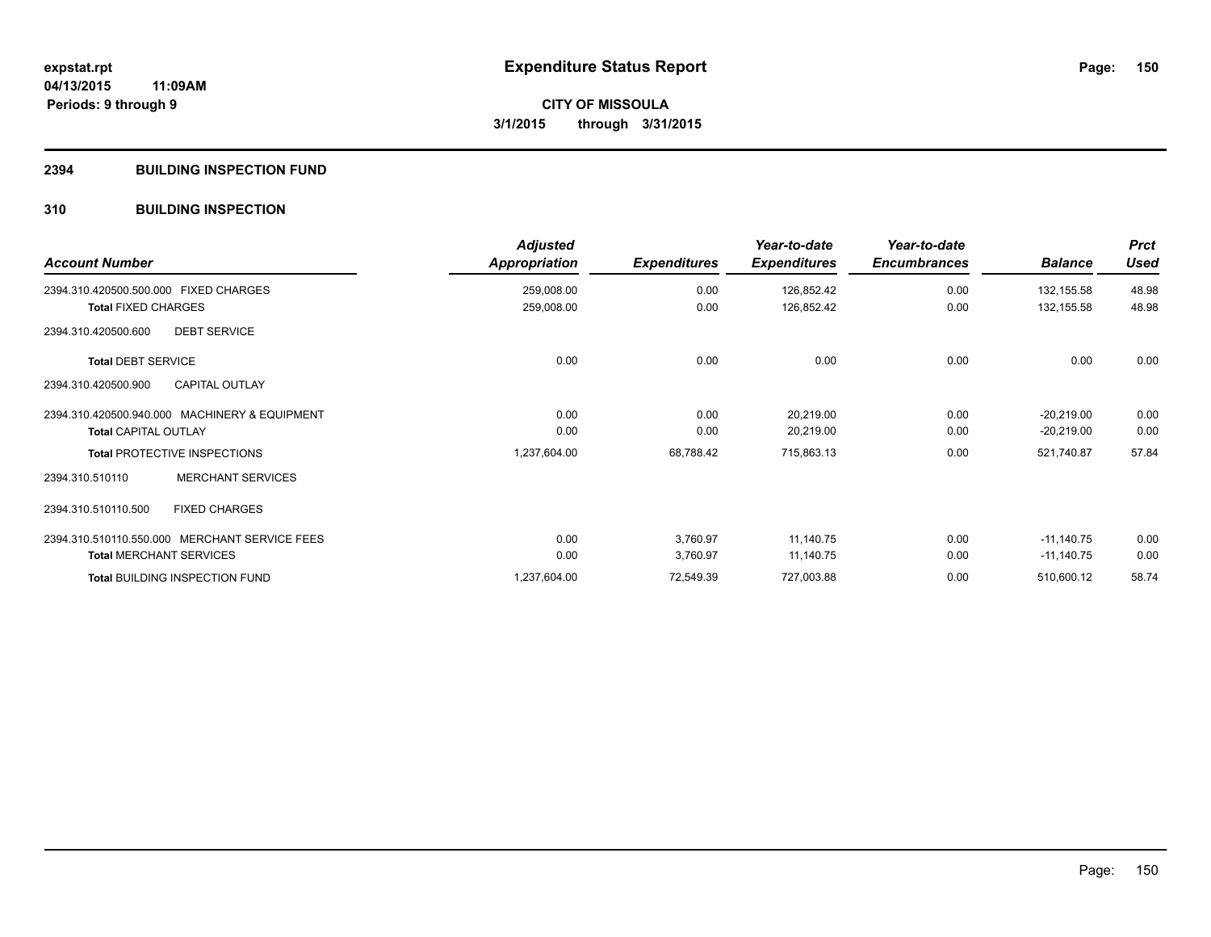**expstat.rpt**
**04/13/2015 11:09AM**
**Periods: 9 through 9**

# Expenditure Status Report

**CITY OF MISSOULA**
**3/1/2015 through 3/31/2015**

## 2394 BUILDING INSPECTION FUND

## 310 BUILDING INSPECTION

| Account Number | Adjusted Appropriation | Expenditures | Year-to-date Expenditures | Year-to-date Encumbrances | Balance | Prct Used |
|---|---|---|---|---|---|---|
| 2394.310.420500.500.000 FIXED CHARGES | 259,008.00 | 0.00 | 126,852.42 | 0.00 | 132,155.58 | 48.98 |
| **Total** FIXED CHARGES | 259,008.00 | 0.00 | 126,852.42 | 0.00 | 132,155.58 | 48.98 |
| 2394.310.420500.600 DEBT SERVICE | | | | | | |
| **Total** DEBT SERVICE | 0.00 | 0.00 | 0.00 | 0.00 | 0.00 | 0.00 |
| 2394.310.420500.900 CAPITAL OUTLAY | | | | | | |
| 2394.310.420500.940.000 MACHINERY & EQUIPMENT | 0.00 | 0.00 | 20,219.00 | 0.00 | -20,219.00 | 0.00 |
| **Total** CAPITAL OUTLAY | 0.00 | 0.00 | 20,219.00 | 0.00 | -20,219.00 | 0.00 |
| **Total** PROTECTIVE INSPECTIONS | 1,237,604.00 | 68,788.42 | 715,863.13 | 0.00 | 521,740.87 | 57.84 |
| 2394.310.510110 MERCHANT SERVICES | | | | | | |
| 2394.310.510110.500 FIXED CHARGES | | | | | | |
| 2394.310.510110.550.000 MERCHANT SERVICE FEES | 0.00 | 3,760.97 | 11,140.75 | 0.00 | -11,140.75 | 0.00 |
| **Total** MERCHANT SERVICES | 0.00 | 3,760.97 | 11,140.75 | 0.00 | -11,140.75 | 0.00 |
| **Total** BUILDING INSPECTION FUND | 1,237,604.00 | 72,549.39 | 727,003.88 | 0.00 | 510,600.12 | 58.74 |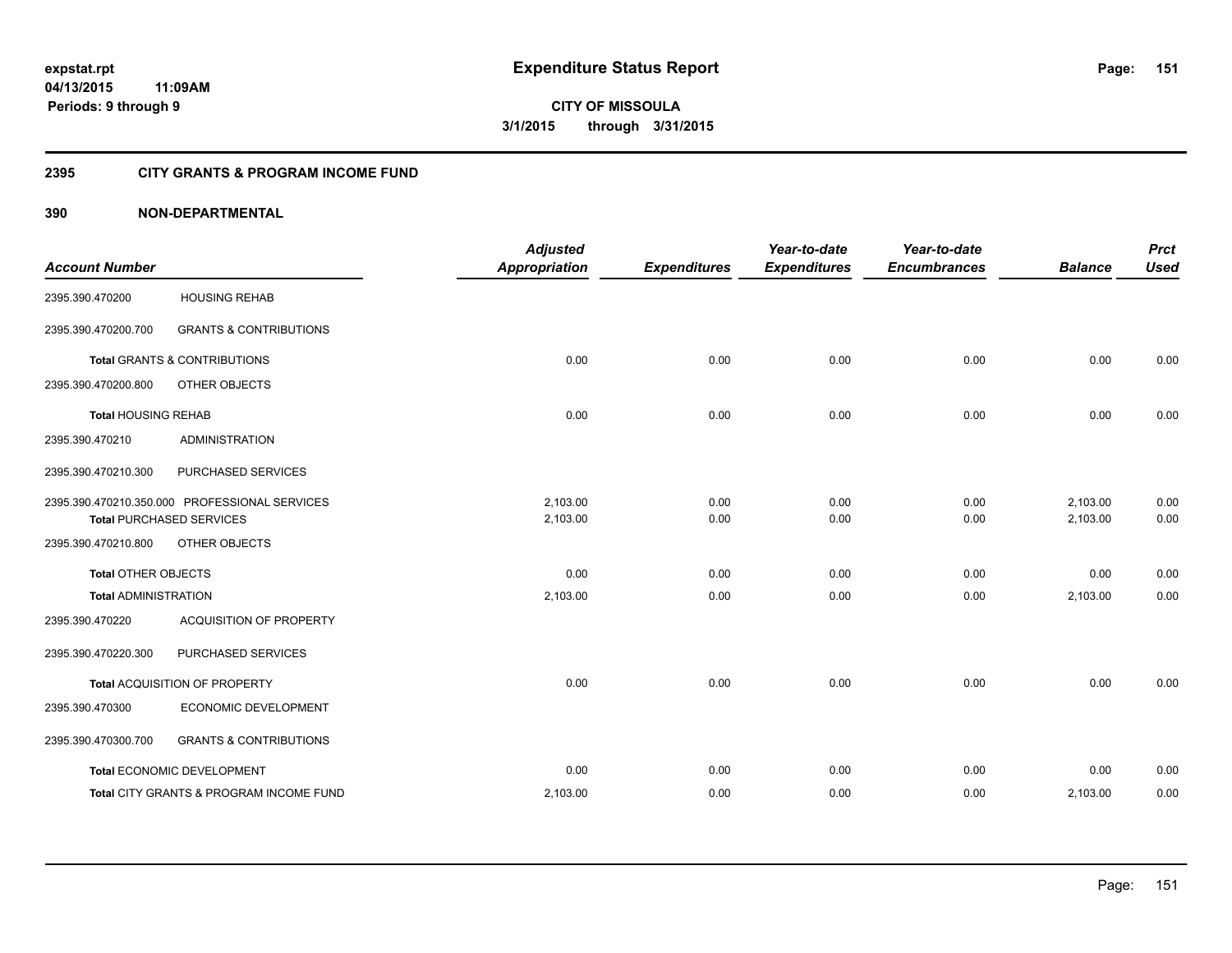# Expenditure Status Report

expstat.rpt
04/13/2015 11:09AM
Periods: 9 through 9

**CITY OF MISSOULA**
**3/1/2015 through 3/31/2015**

## 2395 CITY GRANTS & PROGRAM INCOME FUND

### 390 NON-DEPARTMENTAL

| Account Number | | Adjusted Appropriation | Expenditures | Year-to-date Expenditures | Year-to-date Encumbrances | Balance | Prct Used |
|---|---|---|---|---|---|---|---|
| 2395.390.470200 | HOUSING REHAB | | | | | | |
| 2395.390.470200.700 | GRANTS & CONTRIBUTIONS | | | | | | |
| **Total** GRANTS & CONTRIBUTIONS | | 0.00 | 0.00 | 0.00 | 0.00 | 0.00 | 0.00 |
| 2395.390.470200.800 | OTHER OBJECTS | | | | | | |
| **Total** HOUSING REHAB | | 0.00 | 0.00 | 0.00 | 0.00 | 0.00 | 0.00 |
| 2395.390.470210 | ADMINISTRATION | | | | | | |
| 2395.390.470210.300 | PURCHASED SERVICES | | | | | | |
| 2395.390.470210.350.000 | PROFESSIONAL SERVICES | 2,103.00 | 0.00 | 0.00 | 0.00 | 2,103.00 | 0.00 |
| **Total** PURCHASED SERVICES | | 2,103.00 | 0.00 | 0.00 | 0.00 | 2,103.00 | 0.00 |
| 2395.390.470210.800 | OTHER OBJECTS | | | | | | |
| **Total** OTHER OBJECTS | | 0.00 | 0.00 | 0.00 | 0.00 | 0.00 | 0.00 |
| **Total** ADMINISTRATION | | 2,103.00 | 0.00 | 0.00 | 0.00 | 2,103.00 | 0.00 |
| 2395.390.470220 | ACQUISITION OF PROPERTY | | | | | | |
| 2395.390.470220.300 | PURCHASED SERVICES | | | | | | |
| **Total** ACQUISITION OF PROPERTY | | 0.00 | 0.00 | 0.00 | 0.00 | 0.00 | 0.00 |
| 2395.390.470300 | ECONOMIC DEVELOPMENT | | | | | | |
| 2395.390.470300.700 | GRANTS & CONTRIBUTIONS | | | | | | |
| **Total** ECONOMIC DEVELOPMENT | | 0.00 | 0.00 | 0.00 | 0.00 | 0.00 | 0.00 |
| **Total** CITY GRANTS & PROGRAM INCOME FUND | | 2,103.00 | 0.00 | 0.00 | 0.00 | 2,103.00 | 0.00 |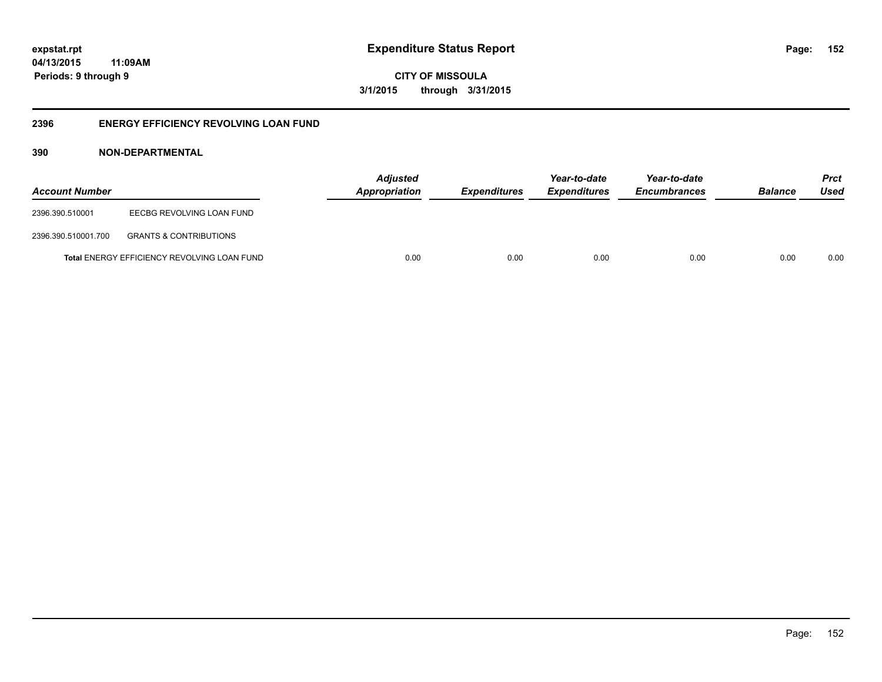**Expenditure Status Report**

**CITY OF MISSOULA**

**3/1/2015 through 3/31/2015**

**Periods: 9 through 9**

## 2396 ENERGY EFFICIENCY REVOLVING LOAN FUND

### 390 NON-DEPARTMENTAL

| Account Number | | Adjusted Appropriation | Expenditures | Year-to-date Expenditures | Year-to-date Encumbrances | Balance | Prct Used |
|---|---|---|---|---|---|---|---|
| 2396.390.510001 | EECBG REVOLVING LOAN FUND | | | | | | |
| 2396.390.510001.700 | GRANTS & CONTRIBUTIONS | | | | | | |
| | **Total** ENERGY EFFICIENCY REVOLVING LOAN FUND | 0.00 | 0.00 | 0.00 | 0.00 | 0.00 | 0.00 |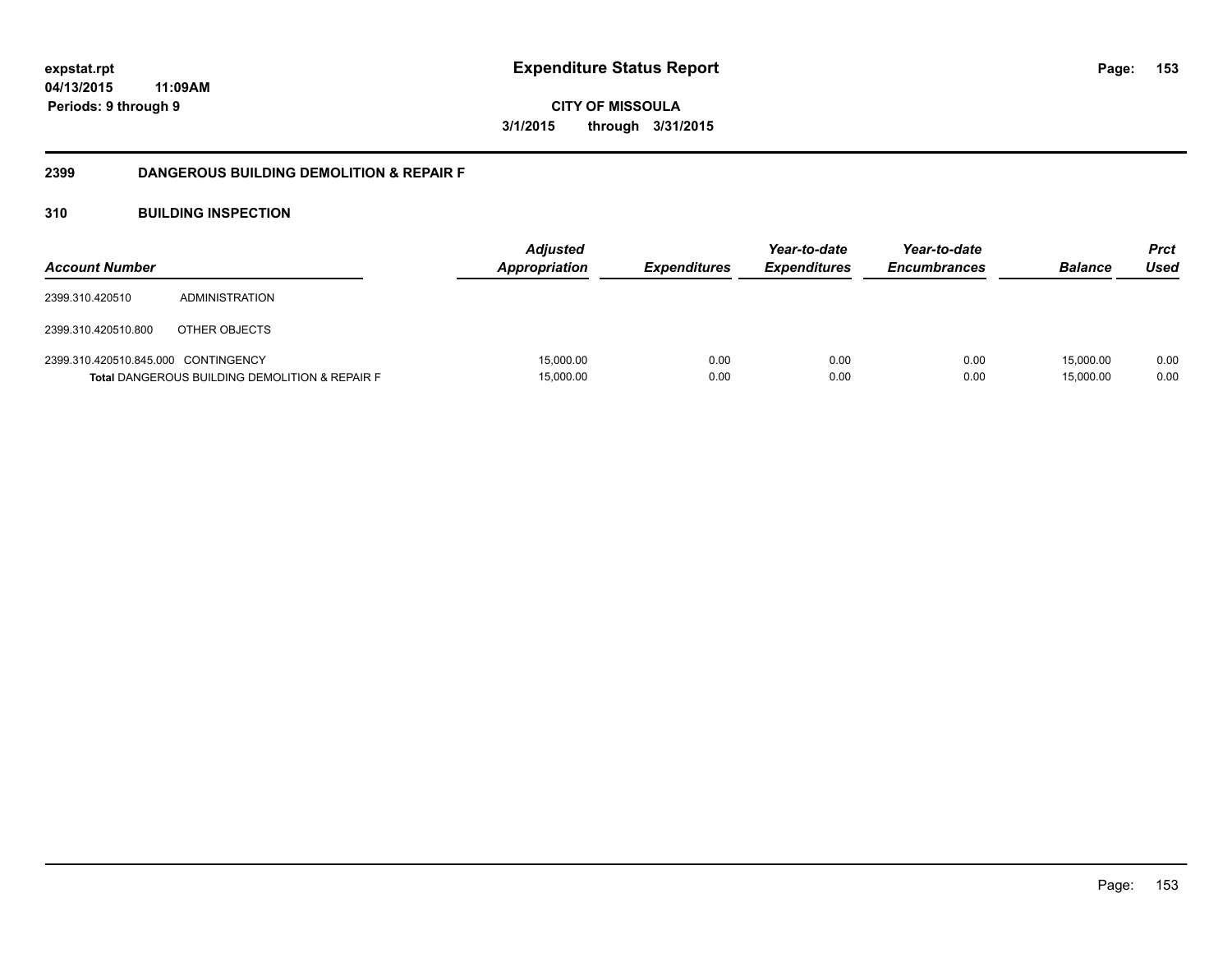# Expenditure Status Report

**CITY OF MISSOULA**

**3/1/2015 through 3/31/2015**

expstat.rpt
04/13/2015 11:09AM
Periods: 9 through 9

## 2399 DANGEROUS BUILDING DEMOLITION & REPAIR F

### 310 BUILDING INSPECTION

| Account Number | | Adjusted Appropriation | Expenditures | Year-to-date Expenditures | Year-to-date Encumbrances | Balance | Prct Used |
|---|---|---|---|---|---|---|---|
| 2399.310.420510 | ADMINISTRATION | | | | | | |
| 2399.310.420510.800 | OTHER OBJECTS | | | | | | |
| 2399.310.420510.845.000 | CONTINGENCY | 15,000.00 | 0.00 | 0.00 | 0.00 | 15,000.00 | 0.00 |
| **Total** DANGEROUS BUILDING DEMOLITION & REPAIR F | | 15,000.00 | 0.00 | 0.00 | 0.00 | 15,000.00 | 0.00 |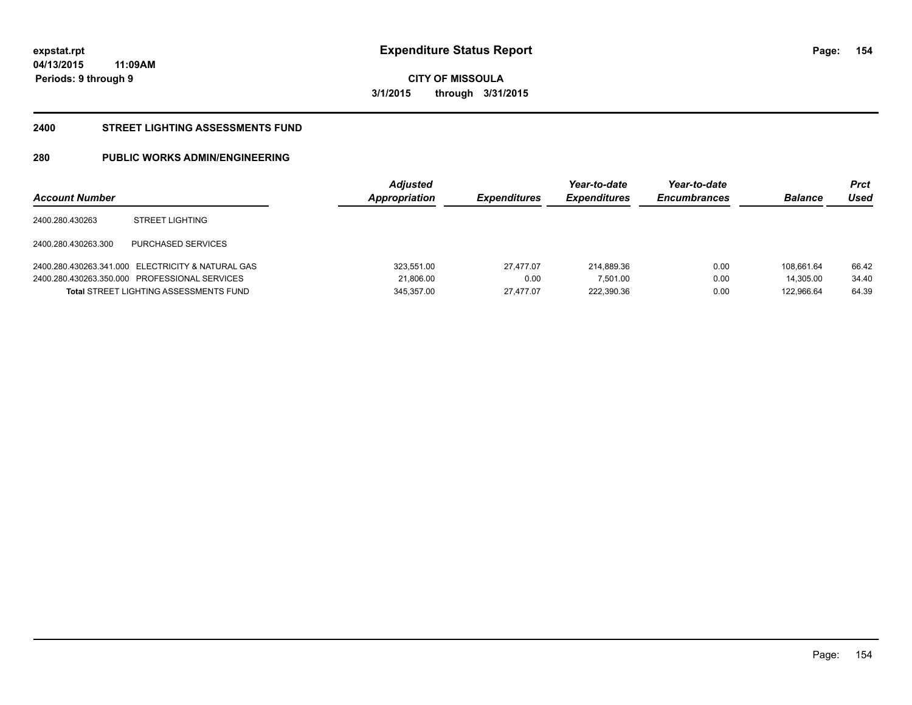**expstat.rpt**
**04/13/2015 11:09AM**
**Periods: 9 through 9**

# Expenditure Status Report

**CITY OF MISSOULA**
**3/1/2015 through 3/31/2015**

## 2400 STREET LIGHTING ASSESSMENTS FUND

## 280 PUBLIC WORKS ADMIN/ENGINEERING

| Account Number | | Adjusted Appropriation | Expenditures | Year-to-date Expenditures | Year-to-date Encumbrances | Balance | Prct Used |
|---|---|---|---|---|---|---|---|
| 2400.280.430263 | STREET LIGHTING | | | | | | |
| 2400.280.430263.300 | PURCHASED SERVICES | | | | | | |
| 2400.280.430263.341.000 | ELECTRICITY & NATURAL GAS | 323,551.00 | 27,477.07 | 214,889.36 | 0.00 | 108,661.64 | 66.42 |
| 2400.280.430263.350.000 | PROFESSIONAL SERVICES | 21,806.00 | 0.00 | 7,501.00 | 0.00 | 14,305.00 | 34.40 |
| **Total** STREET LIGHTING ASSESSMENTS FUND | | 345,357.00 | 27,477.07 | 222,390.36 | 0.00 | 122,966.64 | 64.39 |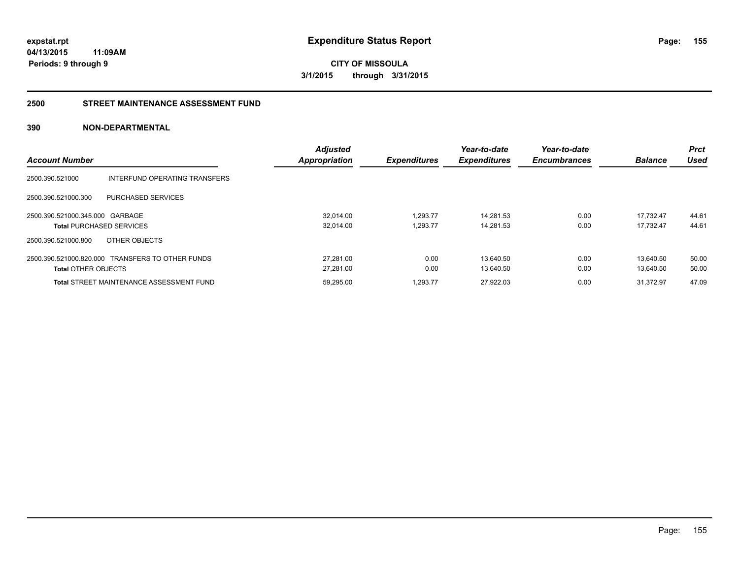**expstat.rpt**
**04/13/2015 11:09AM**
**Periods: 9 through 9**

# Expenditure Status Report

**CITY OF MISSOULA**
**3/1/2015 through 3/31/2015**

## 2500 STREET MAINTENANCE ASSESSMENT FUND

## 390 NON-DEPARTMENTAL

| Account Number | | Adjusted Appropriation | Expenditures | Year-to-date Expenditures | Year-to-date Encumbrances | Balance | Prct Used |
|---|---|---|---|---|---|---|---|
| 2500.390.521000 | INTERFUND OPERATING TRANSFERS | | | | | | |
| 2500.390.521000.300 | PURCHASED SERVICES | | | | | | |
| 2500.390.521000.345.000 | GARBAGE | 32,014.00 | 1,293.77 | 14,281.53 | 0.00 | 17,732.47 | 44.61 |
| **Total** PURCHASED SERVICES | | 32,014.00 | 1,293.77 | 14,281.53 | 0.00 | 17,732.47 | 44.61 |
| 2500.390.521000.800 | OTHER OBJECTS | | | | | | |
| 2500.390.521000.820.000 | TRANSFERS TO OTHER FUNDS | 27,281.00 | 0.00 | 13,640.50 | 0.00 | 13,640.50 | 50.00 |
| **Total** OTHER OBJECTS | | 27,281.00 | 0.00 | 13,640.50 | 0.00 | 13,640.50 | 50.00 |
| **Total** STREET MAINTENANCE ASSESSMENT FUND | | 59,295.00 | 1,293.77 | 27,922.03 | 0.00 | 31,372.97 | 47.09 |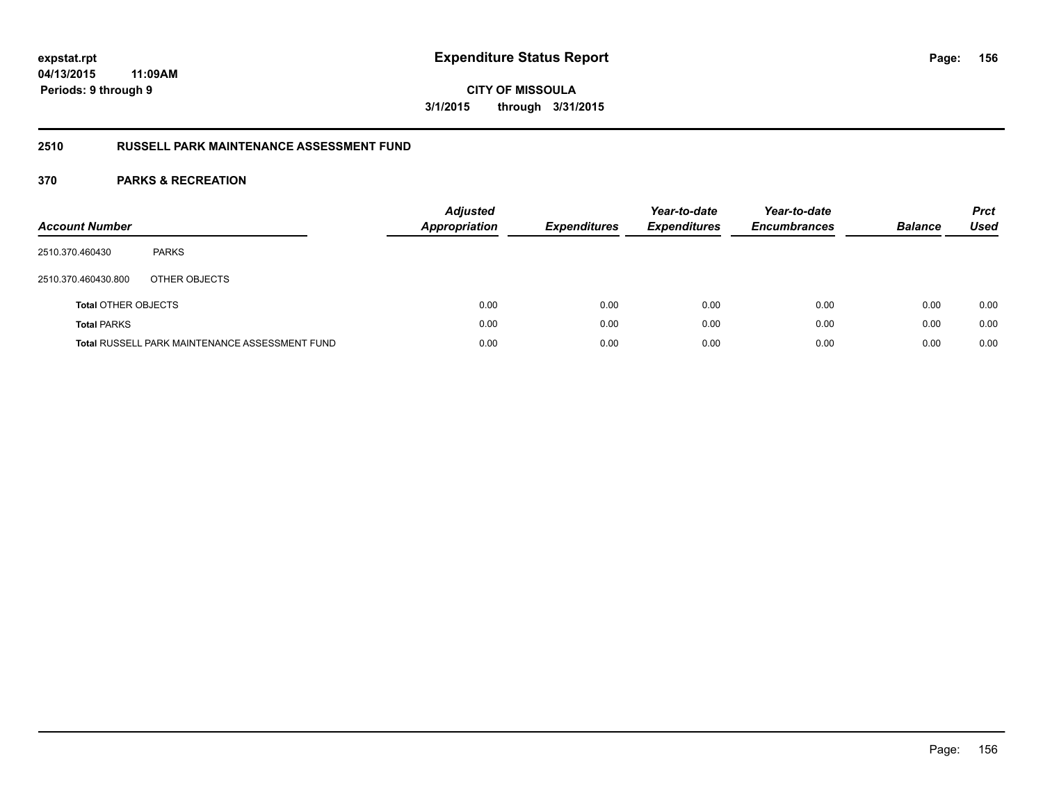**expstat.rpt**
**04/13/2015 11:09AM**
**Periods: 9 through 9**

# Expenditure Status Report

**CITY OF MISSOULA**
**3/1/2015 through 3/31/2015**

## 2510 RUSSELL PARK MAINTENANCE ASSESSMENT FUND

### 370 PARKS & RECREATION

| Account Number | | Adjusted Appropriation | Expenditures | Year-to-date Expenditures | Year-to-date Encumbrances | Balance | Prct Used |
|---|---|---|---|---|---|---|---|
| 2510.370.460430 | PARKS | | | | | | |
| 2510.370.460430.800 | OTHER OBJECTS | | | | | | |
| **Total** OTHER OBJECTS | | 0.00 | 0.00 | 0.00 | 0.00 | 0.00 | 0.00 |
| **Total** PARKS | | 0.00 | 0.00 | 0.00 | 0.00 | 0.00 | 0.00 |
| **Total** RUSSELL PARK MAINTENANCE ASSESSMENT FUND | | 0.00 | 0.00 | 0.00 | 0.00 | 0.00 | 0.00 |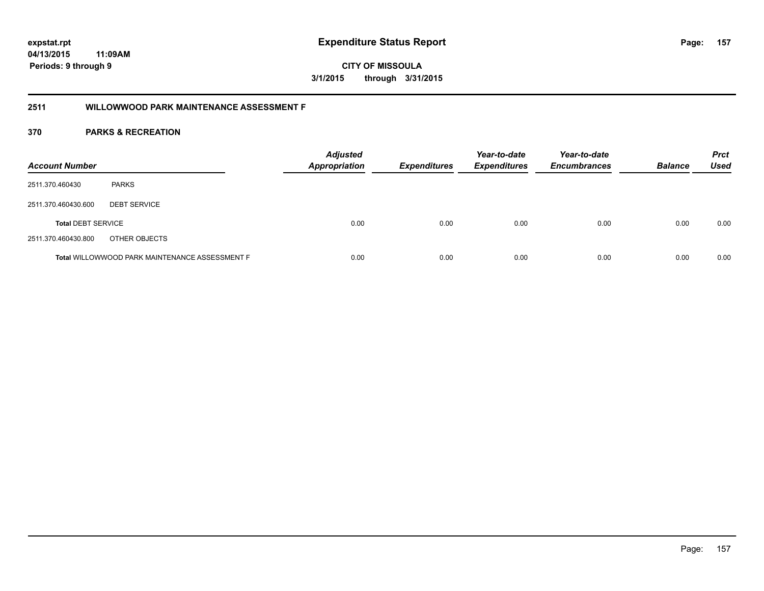**expstat.rpt**
**04/13/2015 11:09AM**
**Periods: 9 through 9**

# Expenditure Status Report

**CITY OF MISSOULA**
**3/1/2015 through 3/31/2015**

## 2511 WILLOWWOOD PARK MAINTENANCE ASSESSMENT F

## 370 PARKS & RECREATION

| Account Number | | Adjusted Appropriation | Expenditures | Year-to-date Expenditures | Year-to-date Encumbrances | Balance | Prct Used |
|---|---|---|---|---|---|---|---|
| 2511.370.460430 | PARKS | | | | | | |
| 2511.370.460430.600 | DEBT SERVICE | | | | | | |
| **Total** DEBT SERVICE | | 0.00 | 0.00 | 0.00 | 0.00 | 0.00 | 0.00 |
| 2511.370.460430.800 | OTHER OBJECTS | | | | | | |
| **Total** WILLOWWOOD PARK MAINTENANCE ASSESSMENT F | | 0.00 | 0.00 | 0.00 | 0.00 | 0.00 | 0.00 |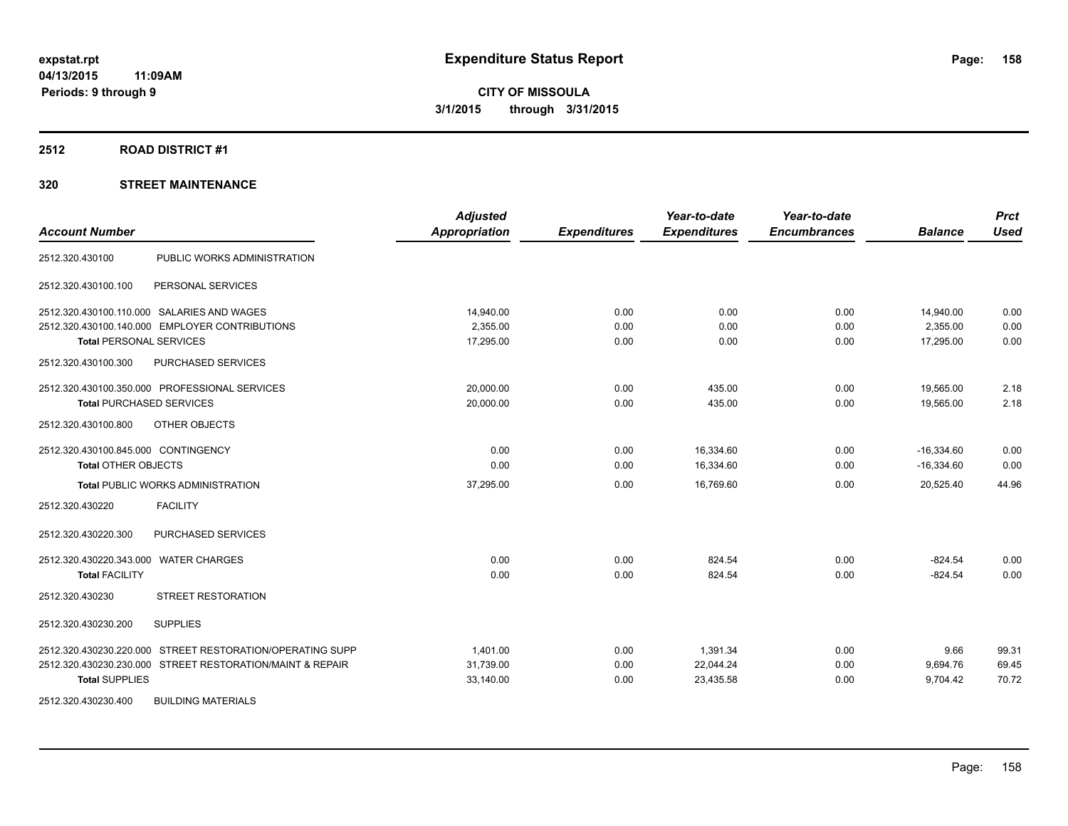**expstat.rpt**
**04/13/2015 11:09AM**
**Periods: 9 through 9**

# Expenditure Status Report

**CITY OF MISSOULA**
**3/1/2015 through 3/31/2015**

## 2512 ROAD DISTRICT #1

## 320 STREET MAINTENANCE

| Account Number | | Adjusted Appropriation | Expenditures | Year-to-date Expenditures | Year-to-date Encumbrances | Balance | Prct Used |
|---|---|---|---|---|---|---|---|
| 2512.320.430100 | PUBLIC WORKS ADMINISTRATION | | | | | | |
| 2512.320.430100.100 | PERSONAL SERVICES | | | | | | |
| 2512.320.430100.110.000 | SALARIES AND WAGES | 14,940.00 | 0.00 | 0.00 | 0.00 | 14,940.00 | 0.00 |
| 2512.320.430100.140.000 | EMPLOYER CONTRIBUTIONS | 2,355.00 | 0.00 | 0.00 | 0.00 | 2,355.00 | 0.00 |
| **Total** PERSONAL SERVICES | | 17,295.00 | 0.00 | 0.00 | 0.00 | 17,295.00 | 0.00 |
| 2512.320.430100.300 | PURCHASED SERVICES | | | | | | |
| 2512.320.430100.350.000 | PROFESSIONAL SERVICES | 20,000.00 | 0.00 | 435.00 | 0.00 | 19,565.00 | 2.18 |
| **Total** PURCHASED SERVICES | | 20,000.00 | 0.00 | 435.00 | 0.00 | 19,565.00 | 2.18 |
| 2512.320.430100.800 | OTHER OBJECTS | | | | | | |
| 2512.320.430100.845.000 | CONTINGENCY | 0.00 | 0.00 | 16,334.60 | 0.00 | -16,334.60 | 0.00 |
| **Total** OTHER OBJECTS | | 0.00 | 0.00 | 16,334.60 | 0.00 | -16,334.60 | 0.00 |
| **Total** PUBLIC WORKS ADMINISTRATION | | 37,295.00 | 0.00 | 16,769.60 | 0.00 | 20,525.40 | 44.96 |
| 2512.320.430220 | FACILITY | | | | | | |
| 2512.320.430220.300 | PURCHASED SERVICES | | | | | | |
| 2512.320.430220.343.000 | WATER CHARGES | 0.00 | 0.00 | 824.54 | 0.00 | -824.54 | 0.00 |
| **Total** FACILITY | | 0.00 | 0.00 | 824.54 | 0.00 | -824.54 | 0.00 |
| 2512.320.430230 | STREET RESTORATION | | | | | | |
| 2512.320.430230.200 | SUPPLIES | | | | | | |
| 2512.320.430230.220.000 | STREET RESTORATION/OPERATING SUPP | 1,401.00 | 0.00 | 1,391.34 | 0.00 | 9.66 | 99.31 |
| 2512.320.430230.230.000 | STREET RESTORATION/MAINT & REPAIR | 31,739.00 | 0.00 | 22,044.24 | 0.00 | 9,694.76 | 69.45 |
| **Total** SUPPLIES | | 33,140.00 | 0.00 | 23,435.58 | 0.00 | 9,704.42 | 70.72 |
| 2512.320.430230.400 | BUILDING MATERIALS | | | | | | |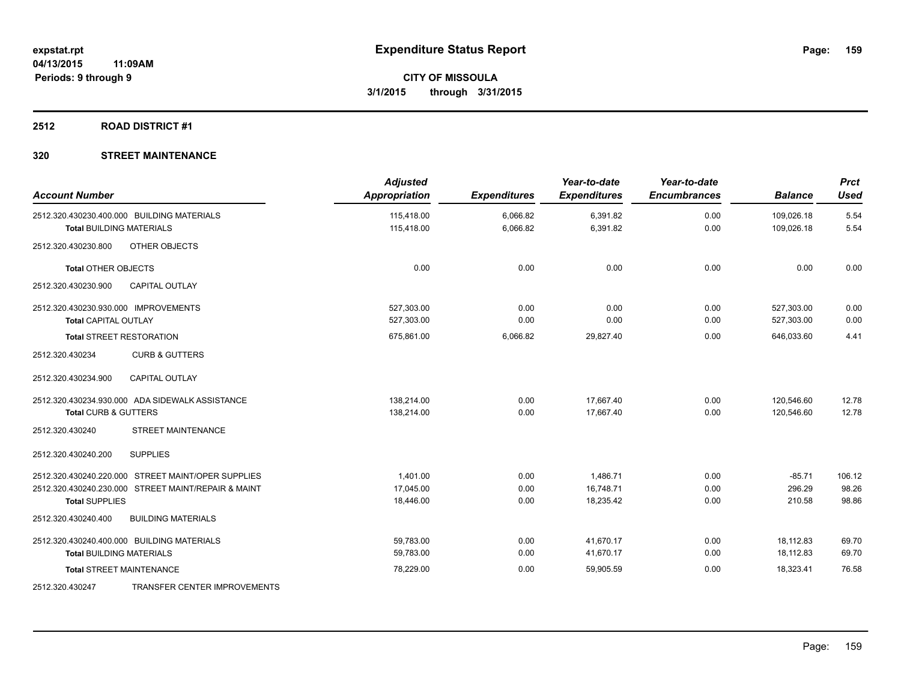**Expenditure Status Report**

**CITY OF MISSOULA**
**3/1/2015 through 3/31/2015**

expstat.rpt
04/13/2015 11:09AM
Periods: 9 through 9

## 2512 ROAD DISTRICT #1

## 320 STREET MAINTENANCE

| Account Number | Adjusted Appropriation | Expenditures | Year-to-date Expenditures | Year-to-date Encumbrances | Balance | Prct Used |
|---|---|---|---|---|---|---|
| 2512.320.430230.400.000 BUILDING MATERIALS | 115,418.00 | 6,066.82 | 6,391.82 | 0.00 | 109,026.18 | 5.54 |
| **Total** BUILDING MATERIALS | 115,418.00 | 6,066.82 | 6,391.82 | 0.00 | 109,026.18 | 5.54 |
| 2512.320.430230.800 OTHER OBJECTS | | | | | | |
| **Total** OTHER OBJECTS | 0.00 | 0.00 | 0.00 | 0.00 | 0.00 | 0.00 |
| 2512.320.430230.900 CAPITAL OUTLAY | | | | | | |
| 2512.320.430230.930.000 IMPROVEMENTS | 527,303.00 | 0.00 | 0.00 | 0.00 | 527,303.00 | 0.00 |
| **Total** CAPITAL OUTLAY | 527,303.00 | 0.00 | 0.00 | 0.00 | 527,303.00 | 0.00 |
| **Total** STREET RESTORATION | 675,861.00 | 6,066.82 | 29,827.40 | 0.00 | 646,033.60 | 4.41 |
| 2512.320.430234 CURB & GUTTERS | | | | | | |
| 2512.320.430234.900 CAPITAL OUTLAY | | | | | | |
| 2512.320.430234.930.000 ADA SIDEWALK ASSISTANCE | 138,214.00 | 0.00 | 17,667.40 | 0.00 | 120,546.60 | 12.78 |
| **Total** CURB & GUTTERS | 138,214.00 | 0.00 | 17,667.40 | 0.00 | 120,546.60 | 12.78 |
| 2512.320.430240 STREET MAINTENANCE | | | | | | |
| 2512.320.430240.200 SUPPLIES | | | | | | |
| 2512.320.430240.220.000 STREET MAINT/OPER SUPPLIES | 1,401.00 | 0.00 | 1,486.71 | 0.00 | -85.71 | 106.12 |
| 2512.320.430240.230.000 STREET MAINT/REPAIR & MAINT | 17,045.00 | 0.00 | 16,748.71 | 0.00 | 296.29 | 98.26 |
| **Total** SUPPLIES | 18,446.00 | 0.00 | 18,235.42 | 0.00 | 210.58 | 98.86 |
| 2512.320.430240.400 BUILDING MATERIALS | | | | | | |
| 2512.320.430240.400.000 BUILDING MATERIALS | 59,783.00 | 0.00 | 41,670.17 | 0.00 | 18,112.83 | 69.70 |
| **Total** BUILDING MATERIALS | 59,783.00 | 0.00 | 41,670.17 | 0.00 | 18,112.83 | 69.70 |
| **Total** STREET MAINTENANCE | 78,229.00 | 0.00 | 59,905.59 | 0.00 | 18,323.41 | 76.58 |
| 2512.320.430247 TRANSFER CENTER IMPROVEMENTS | | | | | | |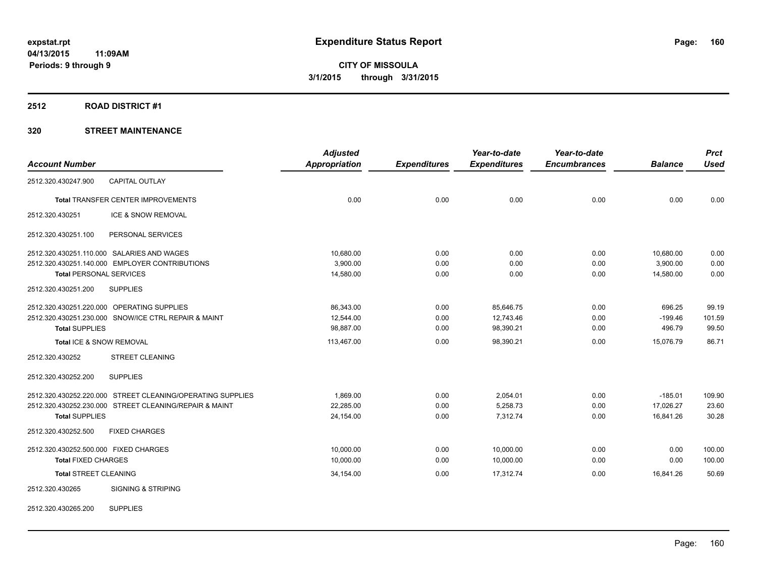**expstat.rpt**
**04/13/2015 11:09AM**
**Periods: 9 through 9**

# Expenditure Status Report

**CITY OF MISSOULA**
**3/1/2015 through 3/31/2015**

## 2512 ROAD DISTRICT #1

### 320 STREET MAINTENANCE

| Account Number | | Adjusted Appropriation | Expenditures | Year-to-date Expenditures | Year-to-date Encumbrances | Balance | Prct Used |
|---|---|---|---|---|---|---|---|
| 2512.320.430247.900 | CAPITAL OUTLAY | | | | | | |
| **Total** TRANSFER CENTER IMPROVEMENTS | | 0.00 | 0.00 | 0.00 | 0.00 | 0.00 | 0.00 |
| 2512.320.430251 | ICE & SNOW REMOVAL | | | | | | |
| 2512.320.430251.100 | PERSONAL SERVICES | | | | | | |
| 2512.320.430251.110.000 | SALARIES AND WAGES | 10,680.00 | 0.00 | 0.00 | 0.00 | 10,680.00 | 0.00 |
| 2512.320.430251.140.000 | EMPLOYER CONTRIBUTIONS | 3,900.00 | 0.00 | 0.00 | 0.00 | 3,900.00 | 0.00 |
| **Total** PERSONAL SERVICES | | 14,580.00 | 0.00 | 0.00 | 0.00 | 14,580.00 | 0.00 |
| 2512.320.430251.200 | SUPPLIES | | | | | | |
| 2512.320.430251.220.000 | OPERATING SUPPLIES | 86,343.00 | 0.00 | 85,646.75 | 0.00 | 696.25 | 99.19 |
| 2512.320.430251.230.000 | SNOW/ICE CTRL REPAIR & MAINT | 12,544.00 | 0.00 | 12,743.46 | 0.00 | -199.46 | 101.59 |
| **Total** SUPPLIES | | 98,887.00 | 0.00 | 98,390.21 | 0.00 | 496.79 | 99.50 |
| **Total** ICE & SNOW REMOVAL | | 113,467.00 | 0.00 | 98,390.21 | 0.00 | 15,076.79 | 86.71 |
| 2512.320.430252 | STREET CLEANING | | | | | | |
| 2512.320.430252.200 | SUPPLIES | | | | | | |
| 2512.320.430252.220.000 | STREET CLEANING/OPERATING SUPPLIES | 1,869.00 | 0.00 | 2,054.01 | 0.00 | -185.01 | 109.90 |
| 2512.320.430252.230.000 | STREET CLEANING/REPAIR & MAINT | 22,285.00 | 0.00 | 5,258.73 | 0.00 | 17,026.27 | 23.60 |
| **Total** SUPPLIES | | 24,154.00 | 0.00 | 7,312.74 | 0.00 | 16,841.26 | 30.28 |
| 2512.320.430252.500 | FIXED CHARGES | | | | | | |
| 2512.320.430252.500.000 | FIXED CHARGES | 10,000.00 | 0.00 | 10,000.00 | 0.00 | 0.00 | 100.00 |
| **Total** FIXED CHARGES | | 10,000.00 | 0.00 | 10,000.00 | 0.00 | 0.00 | 100.00 |
| **Total** STREET CLEANING | | 34,154.00 | 0.00 | 17,312.74 | 0.00 | 16,841.26 | 50.69 |
| 2512.320.430265 | SIGNING & STRIPING | | | | | | |
| 2512.320.430265.200 | SUPPLIES | | | | | | |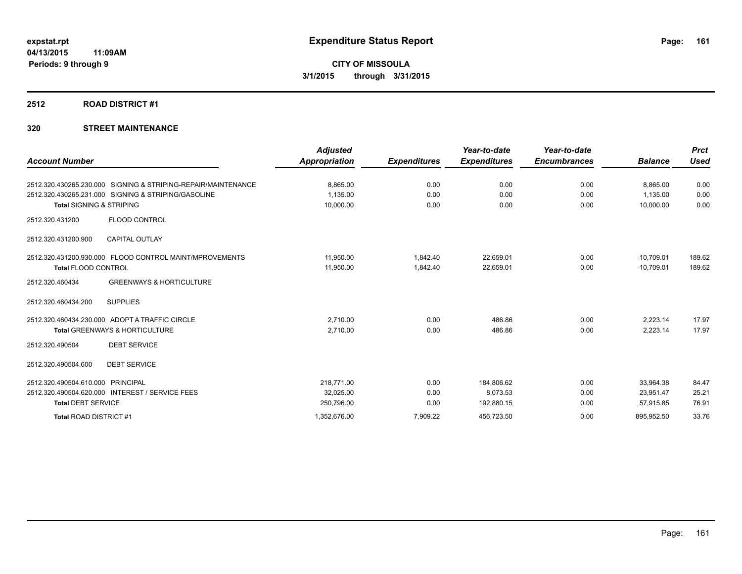# Expenditure Status Report

expstat.rpt
04/13/2015 11:09AM
Periods: 9 through 9

**CITY OF MISSOULA**
**3/1/2015 through 3/31/2015**

## 2512 ROAD DISTRICT #1

### 320 STREET MAINTENANCE

| Account Number | Adjusted Appropriation | Expenditures | Year-to-date Expenditures | Year-to-date Encumbrances | Balance | Prct Used |
|---|---|---|---|---|---|---|
| 2512.320.430265.230.000 SIGNING & STRIPING-REPAIR/MAINTENANCE | 8,865.00 | 0.00 | 0.00 | 0.00 | 8,865.00 | 0.00 |
| 2512.320.430265.231.000 SIGNING & STRIPING/GASOLINE | 1,135.00 | 0.00 | 0.00 | 0.00 | 1,135.00 | 0.00 |
| **Total** SIGNING & STRIPING | 10,000.00 | 0.00 | 0.00 | 0.00 | 10,000.00 | 0.00 |
| 2512.320.431200 FLOOD CONTROL | | | | | | |
| 2512.320.431200.900 CAPITAL OUTLAY | | | | | | |
| 2512.320.431200.930.000 FLOOD CONTROL MAINT/MPROVEMENTS | 11,950.00 | 1,842.40 | 22,659.01 | 0.00 | -10,709.01 | 189.62 |
| **Total** FLOOD CONTROL | 11,950.00 | 1,842.40 | 22,659.01 | 0.00 | -10,709.01 | 189.62 |
| 2512.320.460434 GREENWAYS & HORTICULTURE | | | | | | |
| 2512.320.460434.200 SUPPLIES | | | | | | |
| 2512.320.460434.230.000 ADOPT A TRAFFIC CIRCLE | 2,710.00 | 0.00 | 486.86 | 0.00 | 2,223.14 | 17.97 |
| **Total** GREENWAYS & HORTICULTURE | 2,710.00 | 0.00 | 486.86 | 0.00 | 2,223.14 | 17.97 |
| 2512.320.490504 DEBT SERVICE | | | | | | |
| 2512.320.490504.600 DEBT SERVICE | | | | | | |
| 2512.320.490504.610.000 PRINCIPAL | 218,771.00 | 0.00 | 184,806.62 | 0.00 | 33,964.38 | 84.47 |
| 2512.320.490504.620.000 INTEREST / SERVICE FEES | 32,025.00 | 0.00 | 8,073.53 | 0.00 | 23,951.47 | 25.21 |
| **Total** DEBT SERVICE | 250,796.00 | 0.00 | 192,880.15 | 0.00 | 57,915.85 | 76.91 |
| **Total** ROAD DISTRICT #1 | 1,352,676.00 | 7,909.22 | 456,723.50 | 0.00 | 895,952.50 | 33.76 |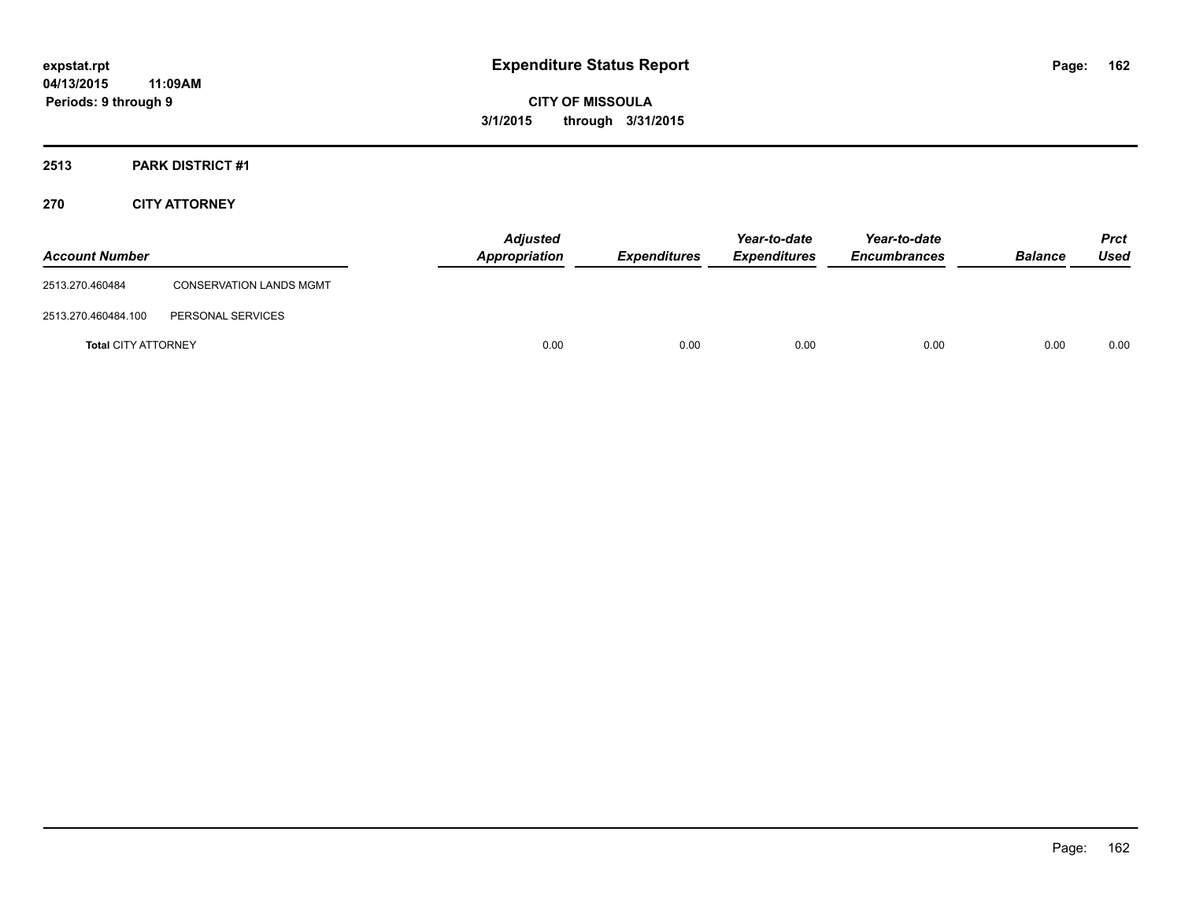**expstat.rpt**
**04/13/2015 11:09AM**
**Periods: 9 through 9**

# Expenditure Status Report

**CITY OF MISSOULA**
**3/1/2015 through 3/31/2015**

## 2513 PARK DISTRICT #1

### 270 CITY ATTORNEY

| Account Number | | Adjusted Appropriation | Expenditures | Year-to-date Expenditures | Year-to-date Encumbrances | Balance | Prct Used |
|---|---|---|---|---|---|---|---|
| 2513.270.460484 | CONSERVATION LANDS MGMT | | | | | | |
| 2513.270.460484.100 | PERSONAL SERVICES | | | | | | |
| **Total** CITY ATTORNEY | | 0.00 | 0.00 | 0.00 | 0.00 | 0.00 | 0.00 |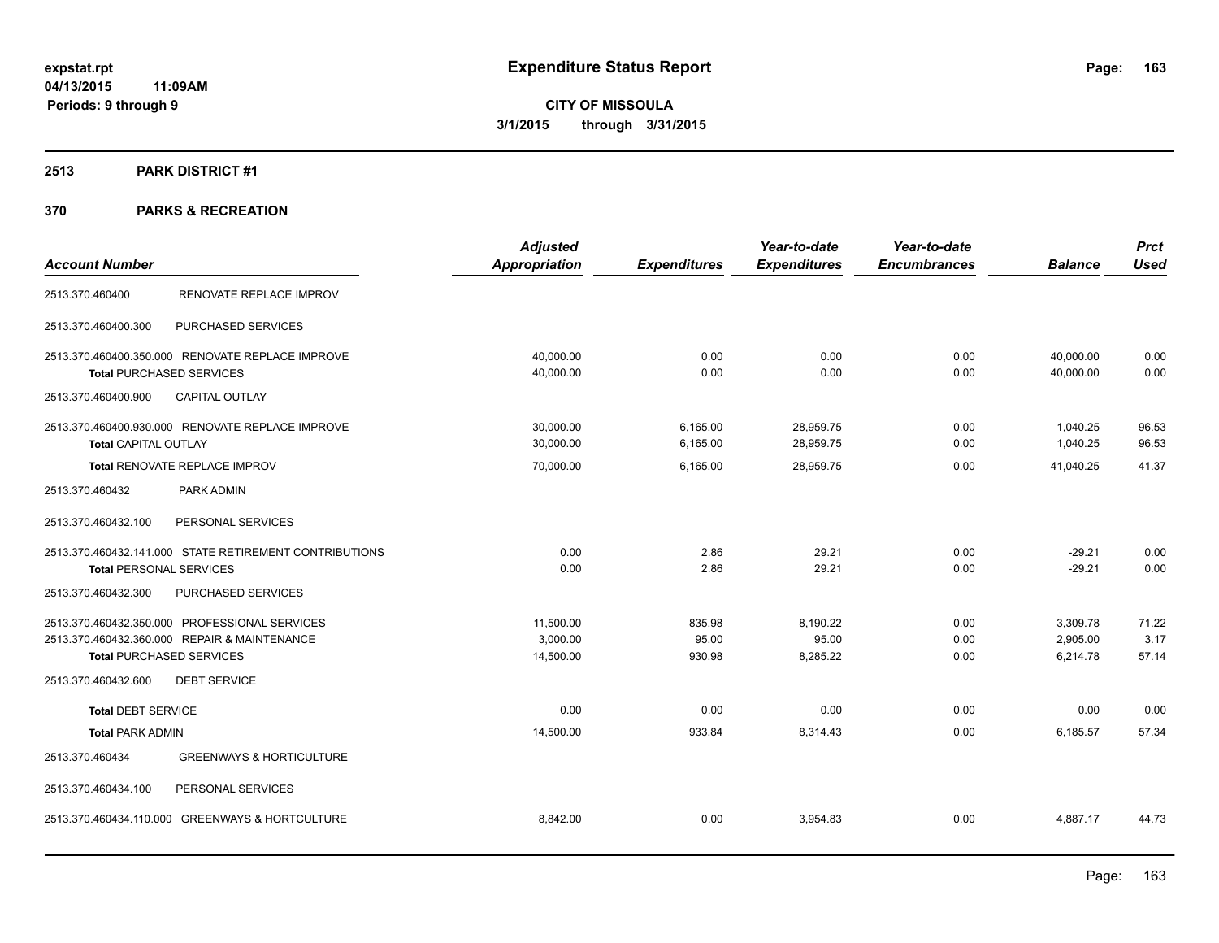**expstat.rpt**
**04/13/2015 11:09AM**
**Periods: 9 through 9**

# Expenditure Status Report

**CITY OF MISSOULA**
**3/1/2015 through 3/31/2015**

## 2513 PARK DISTRICT #1

## 370 PARKS & RECREATION

| Account Number | | Adjusted Appropriation | Expenditures | Year-to-date Expenditures | Year-to-date Encumbrances | Balance | Prct Used |
|---|---|---|---|---|---|---|---|
| 2513.370.460400 | RENOVATE REPLACE IMPROV | | | | | | |
| 2513.370.460400.300 | PURCHASED SERVICES | | | | | | |
| 2513.370.460400.350.000 | RENOVATE REPLACE IMPROVE | 40,000.00 | 0.00 | 0.00 | 0.00 | 40,000.00 | 0.00 |
| **Total** PURCHASED SERVICES | | 40,000.00 | 0.00 | 0.00 | 0.00 | 40,000.00 | 0.00 |
| 2513.370.460400.900 | CAPITAL OUTLAY | | | | | | |
| 2513.370.460400.930.000 | RENOVATE REPLACE IMPROVE | 30,000.00 | 6,165.00 | 28,959.75 | 0.00 | 1,040.25 | 96.53 |
| **Total** CAPITAL OUTLAY | | 30,000.00 | 6,165.00 | 28,959.75 | 0.00 | 1,040.25 | 96.53 |
| **Total** RENOVATE REPLACE IMPROV | | 70,000.00 | 6,165.00 | 28,959.75 | 0.00 | 41,040.25 | 41.37 |
| 2513.370.460432 | PARK ADMIN | | | | | | |
| 2513.370.460432.100 | PERSONAL SERVICES | | | | | | |
| 2513.370.460432.141.000 | STATE RETIREMENT CONTRIBUTIONS | 0.00 | 2.86 | 29.21 | 0.00 | -29.21 | 0.00 |
| **Total** PERSONAL SERVICES | | 0.00 | 2.86 | 29.21 | 0.00 | -29.21 | 0.00 |
| 2513.370.460432.300 | PURCHASED SERVICES | | | | | | |
| 2513.370.460432.350.000 | PROFESSIONAL SERVICES | 11,500.00 | 835.98 | 8,190.22 | 0.00 | 3,309.78 | 71.22 |
| 2513.370.460432.360.000 | REPAIR & MAINTENANCE | 3,000.00 | 95.00 | 95.00 | 0.00 | 2,905.00 | 3.17 |
| **Total** PURCHASED SERVICES | | 14,500.00 | 930.98 | 8,285.22 | 0.00 | 6,214.78 | 57.14 |
| 2513.370.460432.600 | DEBT SERVICE | | | | | | |
| **Total** DEBT SERVICE | | 0.00 | 0.00 | 0.00 | 0.00 | 0.00 | 0.00 |
| **Total** PARK ADMIN | | 14,500.00 | 933.84 | 8,314.43 | 0.00 | 6,185.57 | 57.34 |
| 2513.370.460434 | GREENWAYS & HORTICULTURE | | | | | | |
| 2513.370.460434.100 | PERSONAL SERVICES | | | | | | |
| 2513.370.460434.110.000 | GREENWAYS & HORTCULTURE | 8,842.00 | 0.00 | 3,954.83 | 0.00 | 4,887.17 | 44.73 |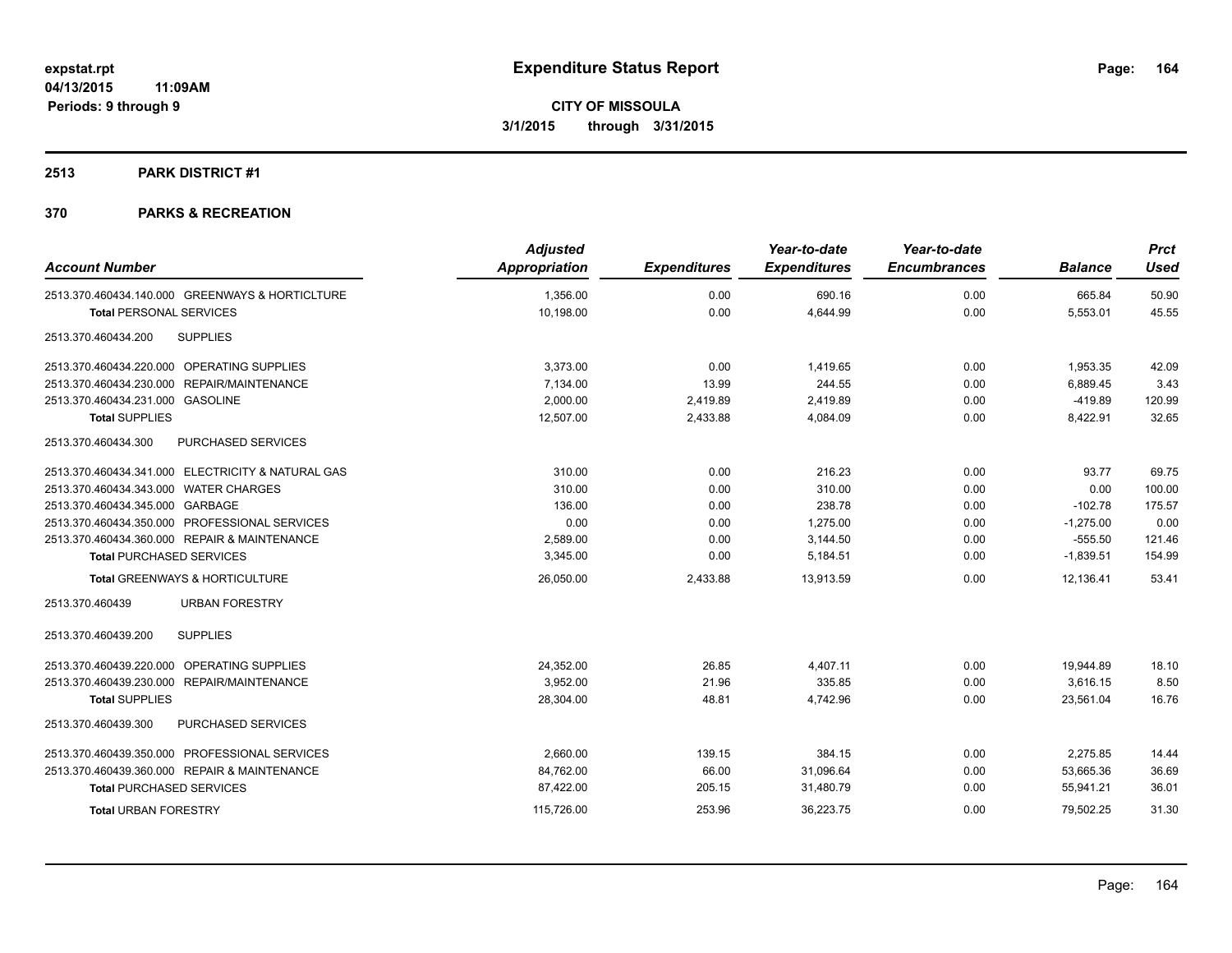**expstat.rpt**
**04/13/2015 11:09AM**
**Periods: 9 through 9**

# Expenditure Status Report

**CITY OF MISSOULA**
**3/1/2015 through 3/31/2015**

## 2513 PARK DISTRICT #1

## 370 PARKS & RECREATION

| Account Number | Adjusted Appropriation | Expenditures | Year-to-date Expenditures | Year-to-date Encumbrances | Balance | Prct Used |
|---|---|---|---|---|---|---|
| 2513.370.460434.140.000 GREENWAYS & HORTICLTURE | 1,356.00 | 0.00 | 690.16 | 0.00 | 665.84 | 50.90 |
| **Total** PERSONAL SERVICES | 10,198.00 | 0.00 | 4,644.99 | 0.00 | 5,553.01 | 45.55 |
| 2513.370.460434.200 SUPPLIES | | | | | | |
| 2513.370.460434.220.000 OPERATING SUPPLIES | 3,373.00 | 0.00 | 1,419.65 | 0.00 | 1,953.35 | 42.09 |
| 2513.370.460434.230.000 REPAIR/MAINTENANCE | 7,134.00 | 13.99 | 244.55 | 0.00 | 6,889.45 | 3.43 |
| 2513.370.460434.231.000 GASOLINE | 2,000.00 | 2,419.89 | 2,419.89 | 0.00 | -419.89 | 120.99 |
| **Total SUPPLIES** | 12,507.00 | 2,433.88 | 4,084.09 | 0.00 | 8,422.91 | 32.65 |
| 2513.370.460434.300 PURCHASED SERVICES | | | | | | |
| 2513.370.460434.341.000 ELECTRICITY & NATURAL GAS | 310.00 | 0.00 | 216.23 | 0.00 | 93.77 | 69.75 |
| 2513.370.460434.343.000 WATER CHARGES | 310.00 | 0.00 | 310.00 | 0.00 | 0.00 | 100.00 |
| 2513.370.460434.345.000 GARBAGE | 136.00 | 0.00 | 238.78 | 0.00 | -102.78 | 175.57 |
| 2513.370.460434.350.000 PROFESSIONAL SERVICES | 0.00 | 0.00 | 1,275.00 | 0.00 | -1,275.00 | 0.00 |
| 2513.370.460434.360.000 REPAIR & MAINTENANCE | 2,589.00 | 0.00 | 3,144.50 | 0.00 | -555.50 | 121.46 |
| **Total** PURCHASED SERVICES | 3,345.00 | 0.00 | 5,184.51 | 0.00 | -1,839.51 | 154.99 |
| **Total** GREENWAYS & HORTICULTURE | 26,050.00 | 2,433.88 | 13,913.59 | 0.00 | 12,136.41 | 53.41 |
| 2513.370.460439 URBAN FORESTRY | | | | | | |
| 2513.370.460439.200 SUPPLIES | | | | | | |
| 2513.370.460439.220.000 OPERATING SUPPLIES | 24,352.00 | 26.85 | 4,407.11 | 0.00 | 19,944.89 | 18.10 |
| 2513.370.460439.230.000 REPAIR/MAINTENANCE | 3,952.00 | 21.96 | 335.85 | 0.00 | 3,616.15 | 8.50 |
| **Total SUPPLIES** | 28,304.00 | 48.81 | 4,742.96 | 0.00 | 23,561.04 | 16.76 |
| 2513.370.460439.300 PURCHASED SERVICES | | | | | | |
| 2513.370.460439.350.000 PROFESSIONAL SERVICES | 2,660.00 | 139.15 | 384.15 | 0.00 | 2,275.85 | 14.44 |
| 2513.370.460439.360.000 REPAIR & MAINTENANCE | 84,762.00 | 66.00 | 31,096.64 | 0.00 | 53,665.36 | 36.69 |
| **Total** PURCHASED SERVICES | 87,422.00 | 205.15 | 31,480.79 | 0.00 | 55,941.21 | 36.01 |
| **Total** URBAN FORESTRY | 115,726.00 | 253.96 | 36,223.75 | 0.00 | 79,502.25 | 31.30 |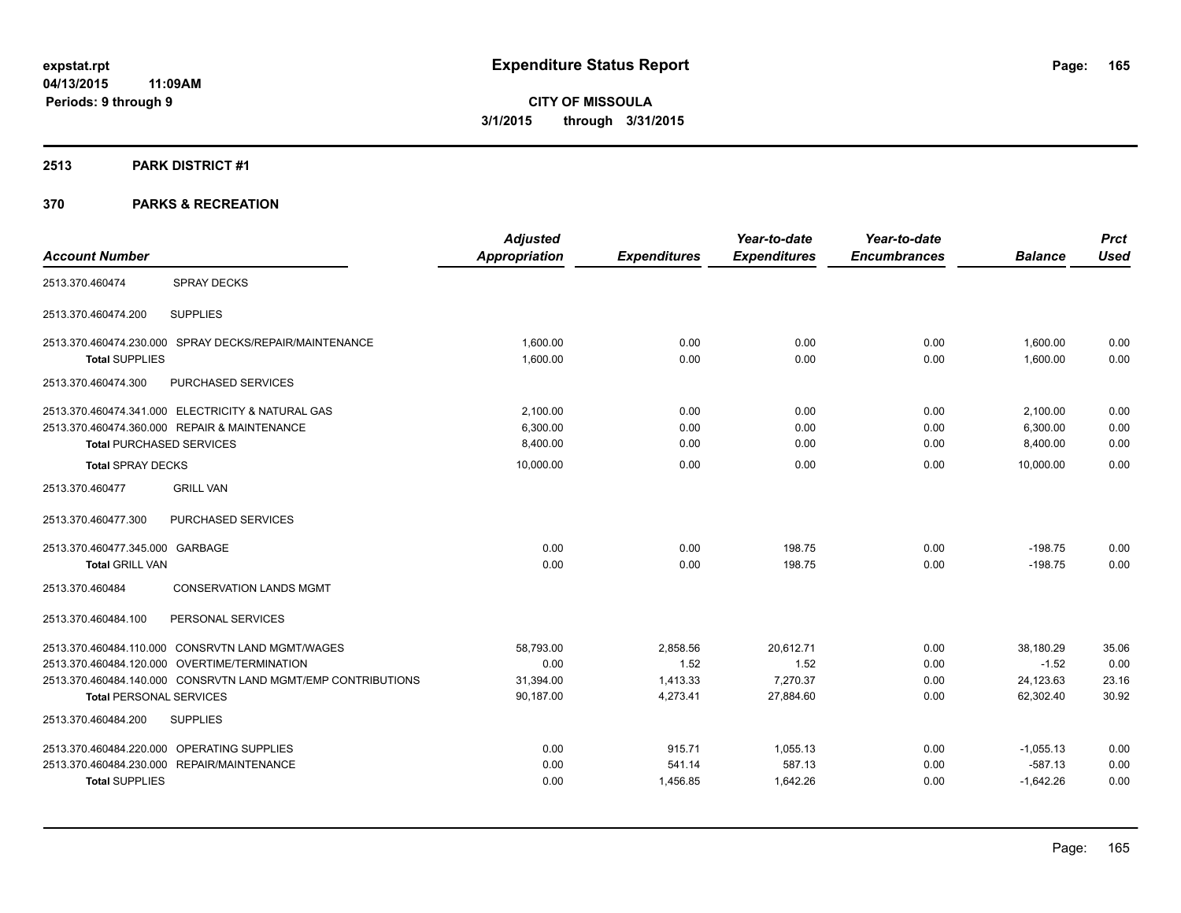**expstat.rpt**
**04/13/2015 11:09AM**
**Periods: 9 through 9**

# Expenditure Status Report

**CITY OF MISSOULA**
**3/1/2015 through 3/31/2015**

## 2513 PARK DISTRICT #1

## 370 PARKS & RECREATION

| Account Number | | Adjusted Appropriation | Expenditures | Year-to-date Expenditures | Year-to-date Encumbrances | Balance | Prct Used |
|---|---|---|---|---|---|---|---|
| 2513.370.460474 | SPRAY DECKS | | | | | | |
| 2513.370.460474.200 | SUPPLIES | | | | | | |
| 2513.370.460474.230.000 | SPRAY DECKS/REPAIR/MAINTENANCE | 1,600.00 | 0.00 | 0.00 | 0.00 | 1,600.00 | 0.00 |
| **Total** SUPPLIES | | 1,600.00 | 0.00 | 0.00 | 0.00 | 1,600.00 | 0.00 |
| 2513.370.460474.300 | PURCHASED SERVICES | | | | | | |
| 2513.370.460474.341.000 | ELECTRICITY & NATURAL GAS | 2,100.00 | 0.00 | 0.00 | 0.00 | 2,100.00 | 0.00 |
| 2513.370.460474.360.000 | REPAIR & MAINTENANCE | 6,300.00 | 0.00 | 0.00 | 0.00 | 6,300.00 | 0.00 |
| **Total** PURCHASED SERVICES | | 8,400.00 | 0.00 | 0.00 | 0.00 | 8,400.00 | 0.00 |
| **Total** SPRAY DECKS | | 10,000.00 | 0.00 | 0.00 | 0.00 | 10,000.00 | 0.00 |
| 2513.370.460477 | GRILL VAN | | | | | | |
| 2513.370.460477.300 | PURCHASED SERVICES | | | | | | |
| 2513.370.460477.345.000 | GARBAGE | 0.00 | 0.00 | 198.75 | 0.00 | -198.75 | 0.00 |
| **Total** GRILL VAN | | 0.00 | 0.00 | 198.75 | 0.00 | -198.75 | 0.00 |
| 2513.370.460484 | CONSERVATION LANDS MGMT | | | | | | |
| 2513.370.460484.100 | PERSONAL SERVICES | | | | | | |
| 2513.370.460484.110.000 | CONSRVTN LAND MGMT/WAGES | 58,793.00 | 2,858.56 | 20,612.71 | 0.00 | 38,180.29 | 35.06 |
| 2513.370.460484.120.000 | OVERTIME/TERMINATION | 0.00 | 1.52 | 1.52 | 0.00 | -1.52 | 0.00 |
| 2513.370.460484.140.000 | CONSRVTN LAND MGMT/EMP CONTRIBUTIONS | 31,394.00 | 1,413.33 | 7,270.37 | 0.00 | 24,123.63 | 23.16 |
| **Total** PERSONAL SERVICES | | 90,187.00 | 4,273.41 | 27,884.60 | 0.00 | 62,302.40 | 30.92 |
| 2513.370.460484.200 | SUPPLIES | | | | | | |
| 2513.370.460484.220.000 | OPERATING SUPPLIES | 0.00 | 915.71 | 1,055.13 | 0.00 | -1,055.13 | 0.00 |
| 2513.370.460484.230.000 | REPAIR/MAINTENANCE | 0.00 | 541.14 | 587.13 | 0.00 | -587.13 | 0.00 |
| **Total** SUPPLIES | | 0.00 | 1,456.85 | 1,642.26 | 0.00 | -1,642.26 | 0.00 |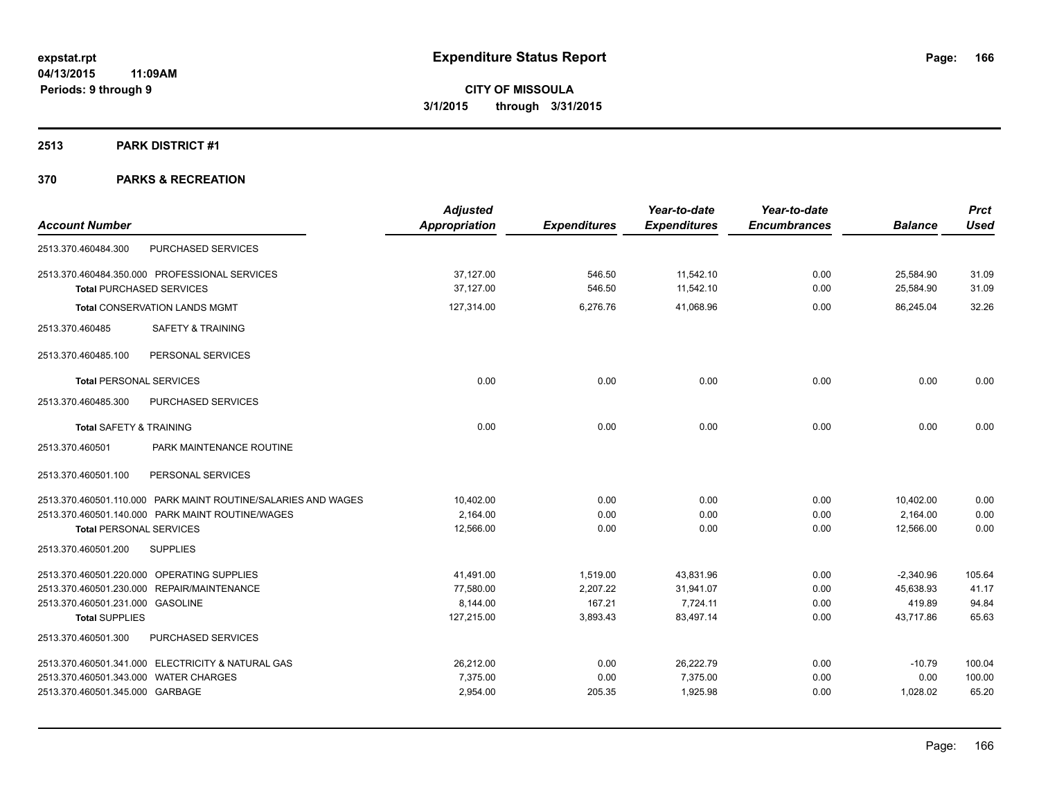**expstat.rpt**
**04/13/2015 11:09AM**
**Periods: 9 through 9**

# Expenditure Status Report

**CITY OF MISSOULA**
**3/1/2015 through 3/31/2015**

## 2513 PARK DISTRICT #1

## 370 PARKS & RECREATION

| Account Number | | Adjusted Appropriation | Expenditures | Year-to-date Expenditures | Year-to-date Encumbrances | Balance | Prct Used |
|---|---|---|---|---|---|---|---|
| 2513.370.460484.300 | PURCHASED SERVICES | | | | | | |
| 2513.370.460484.350.000 | PROFESSIONAL SERVICES | 37,127.00 | 546.50 | 11,542.10 | 0.00 | 25,584.90 | 31.09 |
| **Total** PURCHASED SERVICES | | 37,127.00 | 546.50 | 11,542.10 | 0.00 | 25,584.90 | 31.09 |
| **Total** CONSERVATION LANDS MGMT | | 127,314.00 | 6,276.76 | 41,068.96 | 0.00 | 86,245.04 | 32.26 |
| 2513.370.460485 | SAFETY & TRAINING | | | | | | |
| 2513.370.460485.100 | PERSONAL SERVICES | | | | | | |
| **Total** PERSONAL SERVICES | | 0.00 | 0.00 | 0.00 | 0.00 | 0.00 | 0.00 |
| 2513.370.460485.300 | PURCHASED SERVICES | | | | | | |
| **Total** SAFETY & TRAINING | | 0.00 | 0.00 | 0.00 | 0.00 | 0.00 | 0.00 |
| 2513.370.460501 | PARK MAINTENANCE ROUTINE | | | | | | |
| 2513.370.460501.100 | PERSONAL SERVICES | | | | | | |
| 2513.370.460501.110.000 | PARK MAINT ROUTINE/SALARIES AND WAGES | 10,402.00 | 0.00 | 0.00 | 0.00 | 10,402.00 | 0.00 |
| 2513.370.460501.140.000 | PARK MAINT ROUTINE/WAGES | 2,164.00 | 0.00 | 0.00 | 0.00 | 2,164.00 | 0.00 |
| **Total** PERSONAL SERVICES | | 12,566.00 | 0.00 | 0.00 | 0.00 | 12,566.00 | 0.00 |
| 2513.370.460501.200 | SUPPLIES | | | | | | |
| 2513.370.460501.220.000 | OPERATING SUPPLIES | 41,491.00 | 1,519.00 | 43,831.96 | 0.00 | -2,340.96 | 105.64 |
| 2513.370.460501.230.000 | REPAIR/MAINTENANCE | 77,580.00 | 2,207.22 | 31,941.07 | 0.00 | 45,638.93 | 41.17 |
| 2513.370.460501.231.000 | GASOLINE | 8,144.00 | 167.21 | 7,724.11 | 0.00 | 419.89 | 94.84 |
| **Total** SUPPLIES | | 127,215.00 | 3,893.43 | 83,497.14 | 0.00 | 43,717.86 | 65.63 |
| 2513.370.460501.300 | PURCHASED SERVICES | | | | | | |
| 2513.370.460501.341.000 | ELECTRICITY & NATURAL GAS | 26,212.00 | 0.00 | 26,222.79 | 0.00 | -10.79 | 100.04 |
| 2513.370.460501.343.000 | WATER CHARGES | 7,375.00 | 0.00 | 7,375.00 | 0.00 | 0.00 | 100.00 |
| 2513.370.460501.345.000 | GARBAGE | 2,954.00 | 205.35 | 1,925.98 | 0.00 | 1,028.02 | 65.20 |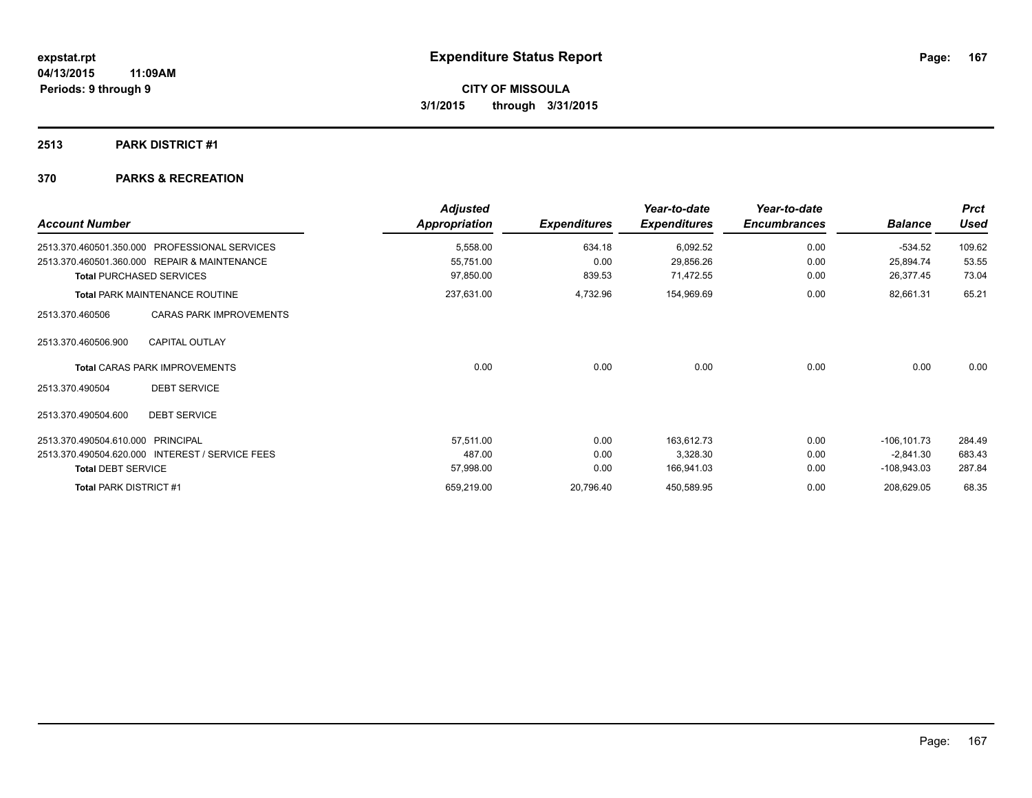**expstat.rpt**
**04/13/2015 11:09AM**
**Periods: 9 through 9**

# Expenditure Status Report

**CITY OF MISSOULA**
**3/1/2015 through 3/31/2015**

## 2513 PARK DISTRICT #1

## 370 PARKS & RECREATION

| Account Number | | Adjusted Appropriation | Expenditures | Year-to-date Expenditures | Year-to-date Encumbrances | Balance | Prct Used |
|---|---|---|---|---|---|---|---|
| 2513.370.460501.350.000 | PROFESSIONAL SERVICES | 5,558.00 | 634.18 | 6,092.52 | 0.00 | -534.52 | 109.62 |
| 2513.370.460501.360.000 | REPAIR & MAINTENANCE | 55,751.00 | 0.00 | 29,856.26 | 0.00 | 25,894.74 | 53.55 |
| **Total** PURCHASED SERVICES | | 97,850.00 | 839.53 | 71,472.55 | 0.00 | 26,377.45 | 73.04 |
| **Total** PARK MAINTENANCE ROUTINE | | 237,631.00 | 4,732.96 | 154,969.69 | 0.00 | 82,661.31 | 65.21 |
| 2513.370.460506 | CARAS PARK IMPROVEMENTS | | | | | | |
| 2513.370.460506.900 | CAPITAL OUTLAY | | | | | | |
| **Total** CARAS PARK IMPROVEMENTS | | 0.00 | 0.00 | 0.00 | 0.00 | 0.00 | 0.00 |
| 2513.370.490504 | DEBT SERVICE | | | | | | |
| 2513.370.490504.600 | DEBT SERVICE | | | | | | |
| 2513.370.490504.610.000 | PRINCIPAL | 57,511.00 | 0.00 | 163,612.73 | 0.00 | -106,101.73 | 284.49 |
| 2513.370.490504.620.000 | INTEREST / SERVICE FEES | 487.00 | 0.00 | 3,328.30 | 0.00 | -2,841.30 | 683.43 |
| **Total** DEBT SERVICE | | 57,998.00 | 0.00 | 166,941.03 | 0.00 | -108,943.03 | 287.84 |
| **Total** PARK DISTRICT #1 | | 659,219.00 | 20,796.40 | 450,589.95 | 0.00 | 208,629.05 | 68.35 |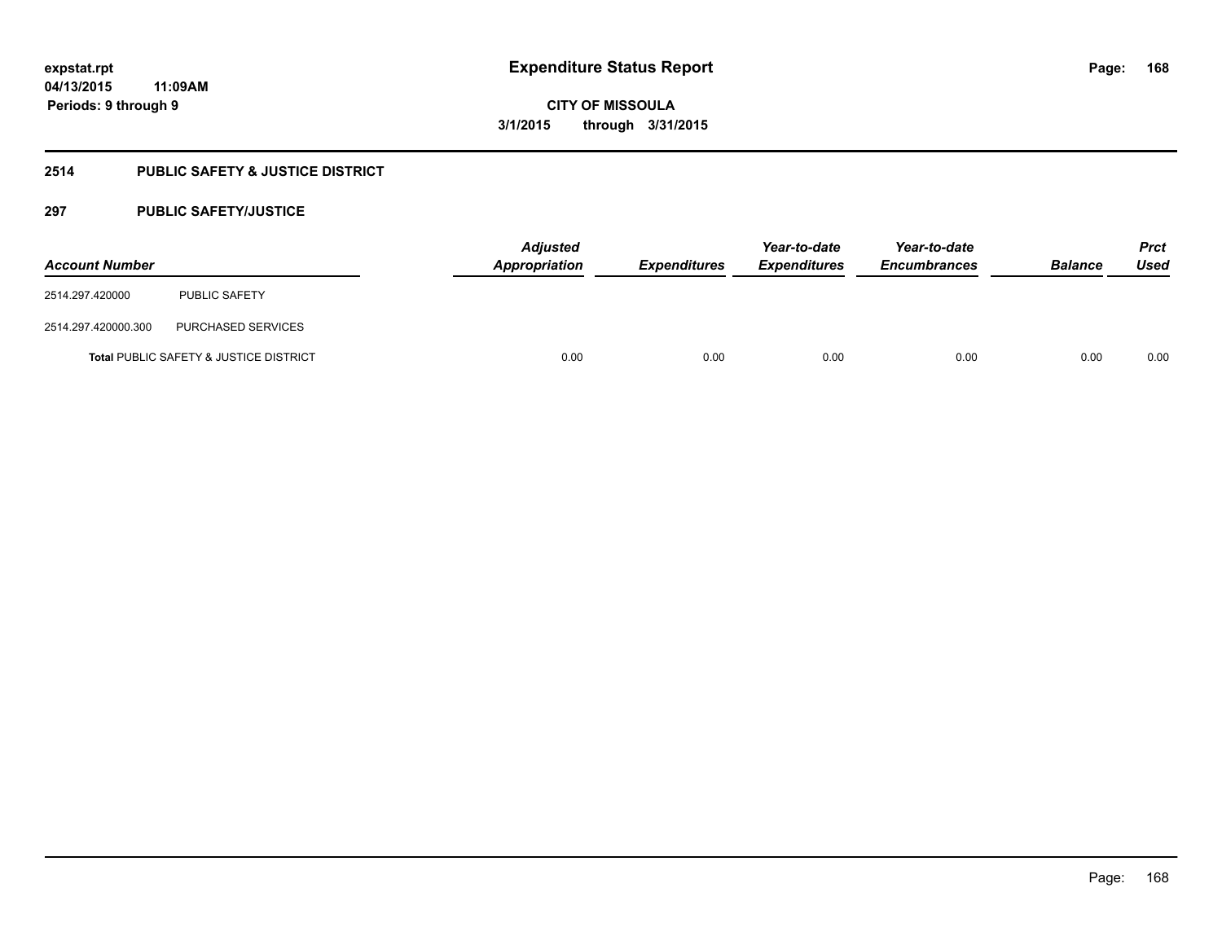# Expenditure Status Report

expstat.rpt
04/13/2015 11:09AM
Periods: 9 through 9

**CITY OF MISSOULA**
**3/1/2015 through 3/31/2015**

## 2514 PUBLIC SAFETY & JUSTICE DISTRICT

### 297 PUBLIC SAFETY/JUSTICE

| Account Number | | Adjusted Appropriation | Expenditures | Year-to-date Expenditures | Year-to-date Encumbrances | Balance | Prct Used |
|---|---|---|---|---|---|---|---|
| 2514.297.420000 | PUBLIC SAFETY | | | | | | |
| 2514.297.420000.300 | PURCHASED SERVICES | | | | | | |
| **Total** PUBLIC SAFETY & JUSTICE DISTRICT | | 0.00 | 0.00 | 0.00 | 0.00 | 0.00 | 0.00 |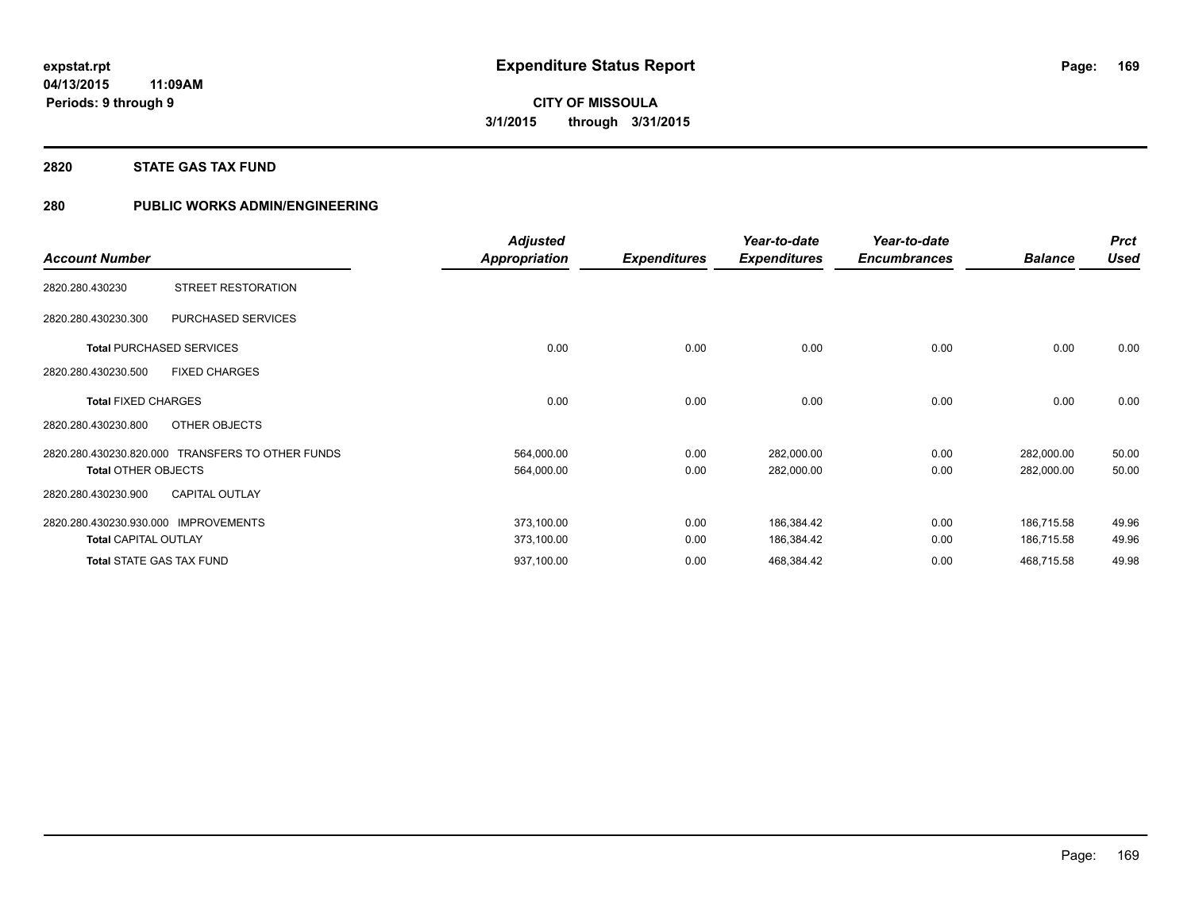**expstat.rpt**
**04/13/2015 11:09AM**
**Periods: 9 through 9**

# Expenditure Status Report

**CITY OF MISSOULA**
**3/1/2015 through 3/31/2015**

## 2820 STATE GAS TAX FUND

## 280 PUBLIC WORKS ADMIN/ENGINEERING

| Account Number | | Adjusted Appropriation | Expenditures | Year-to-date Expenditures | Year-to-date Encumbrances | Balance | Prct Used |
|---|---|---|---|---|---|---|---|
| 2820.280.430230 | STREET RESTORATION | | | | | | |
| 2820.280.430230.300 | PURCHASED SERVICES | | | | | | |
| **Total** PURCHASED SERVICES | | 0.00 | 0.00 | 0.00 | 0.00 | 0.00 | 0.00 |
| 2820.280.430230.500 | FIXED CHARGES | | | | | | |
| **Total** FIXED CHARGES | | 0.00 | 0.00 | 0.00 | 0.00 | 0.00 | 0.00 |
| 2820.280.430230.800 | OTHER OBJECTS | | | | | | |
| 2820.280.430230.820.000 | TRANSFERS TO OTHER FUNDS | 564,000.00 | 0.00 | 282,000.00 | 0.00 | 282,000.00 | 50.00 |
| **Total** OTHER OBJECTS | | 564,000.00 | 0.00 | 282,000.00 | 0.00 | 282,000.00 | 50.00 |
| 2820.280.430230.900 | CAPITAL OUTLAY | | | | | | |
| 2820.280.430230.930.000 | IMPROVEMENTS | 373,100.00 | 0.00 | 186,384.42 | 0.00 | 186,715.58 | 49.96 |
| **Total** CAPITAL OUTLAY | | 373,100.00 | 0.00 | 186,384.42 | 0.00 | 186,715.58 | 49.96 |
| **Total** STATE GAS TAX FUND | | 937,100.00 | 0.00 | 468,384.42 | 0.00 | 468,715.58 | 49.98 |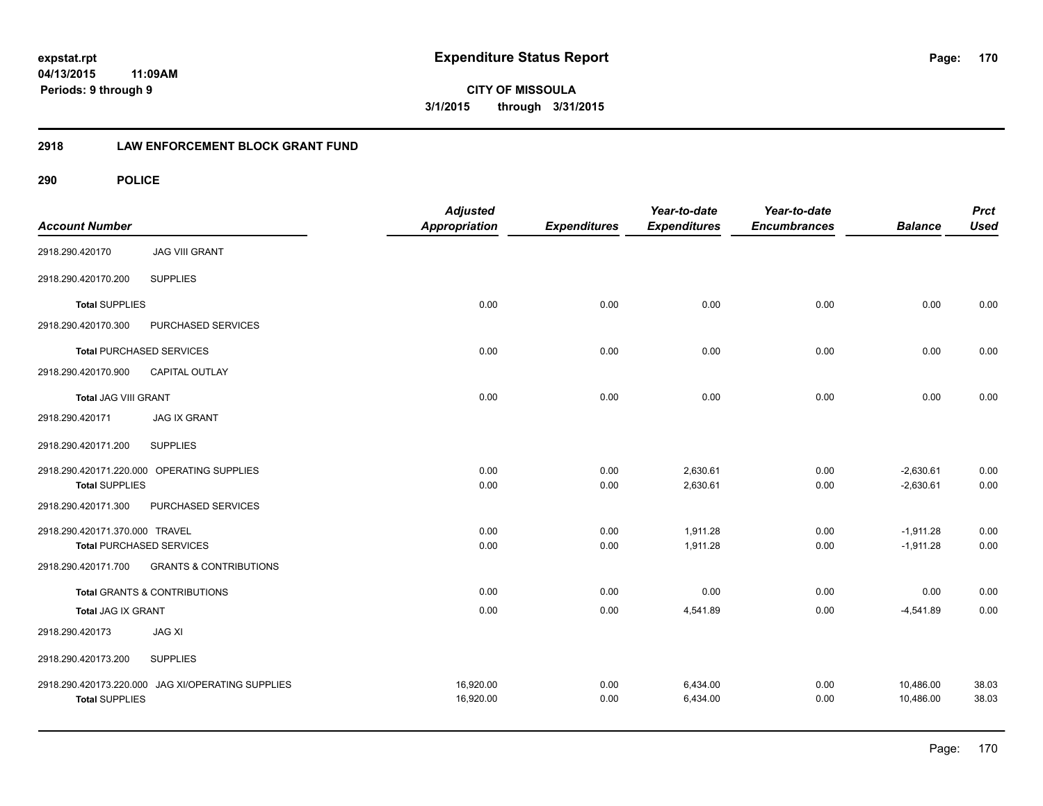# Expenditure Status Report

expstat.rpt
04/13/2015 11:09AM
Periods: 9 through 9

**CITY OF MISSOULA**
**3/1/2015 through 3/31/2015**

## 2918 LAW ENFORCEMENT BLOCK GRANT FUND

### 290 POLICE

| Account Number | | Adjusted Appropriation | Expenditures | Year-to-date Expenditures | Year-to-date Encumbrances | Balance | Prct Used |
|---|---|---|---|---|---|---|---|
| 2918.290.420170 | JAG VIII GRANT | | | | | | |
| 2918.290.420170.200 | SUPPLIES | | | | | | |
| **Total** SUPPLIES | | 0.00 | 0.00 | 0.00 | 0.00 | 0.00 | 0.00 |
| 2918.290.420170.300 | PURCHASED SERVICES | | | | | | |
| **Total** PURCHASED SERVICES | | 0.00 | 0.00 | 0.00 | 0.00 | 0.00 | 0.00 |
| 2918.290.420170.900 | CAPITAL OUTLAY | | | | | | |
| **Total JAG VIII GRANT** | | 0.00 | 0.00 | 0.00 | 0.00 | 0.00 | 0.00 |
| 2918.290.420171 | JAG IX GRANT | | | | | | |
| 2918.290.420171.200 | SUPPLIES | | | | | | |
| 2918.290.420171.220.000 | OPERATING SUPPLIES | 0.00 | 0.00 | 2,630.61 | 0.00 | -2,630.61 | 0.00 |
| **Total** SUPPLIES | | 0.00 | 0.00 | 2,630.61 | 0.00 | -2,630.61 | 0.00 |
| 2918.290.420171.300 | PURCHASED SERVICES | | | | | | |
| 2918.290.420171.370.000 | TRAVEL | 0.00 | 0.00 | 1,911.28 | 0.00 | -1,911.28 | 0.00 |
| **Total** PURCHASED SERVICES | | 0.00 | 0.00 | 1,911.28 | 0.00 | -1,911.28 | 0.00 |
| 2918.290.420171.700 | GRANTS & CONTRIBUTIONS | | | | | | |
| **Total** GRANTS & CONTRIBUTIONS | | 0.00 | 0.00 | 0.00 | 0.00 | 0.00 | 0.00 |
| **Total JAG IX GRANT** | | 0.00 | 0.00 | 4,541.89 | 0.00 | -4,541.89 | 0.00 |
| 2918.290.420173 | JAG XI | | | | | | |
| 2918.290.420173.200 | SUPPLIES | | | | | | |
| 2918.290.420173.220.000 | JAG XI/OPERATING SUPPLIES | 16,920.00 | 0.00 | 6,434.00 | 0.00 | 10,486.00 | 38.03 |
| **Total** SUPPLIES | | 16,920.00 | 0.00 | 6,434.00 | 0.00 | 10,486.00 | 38.03 |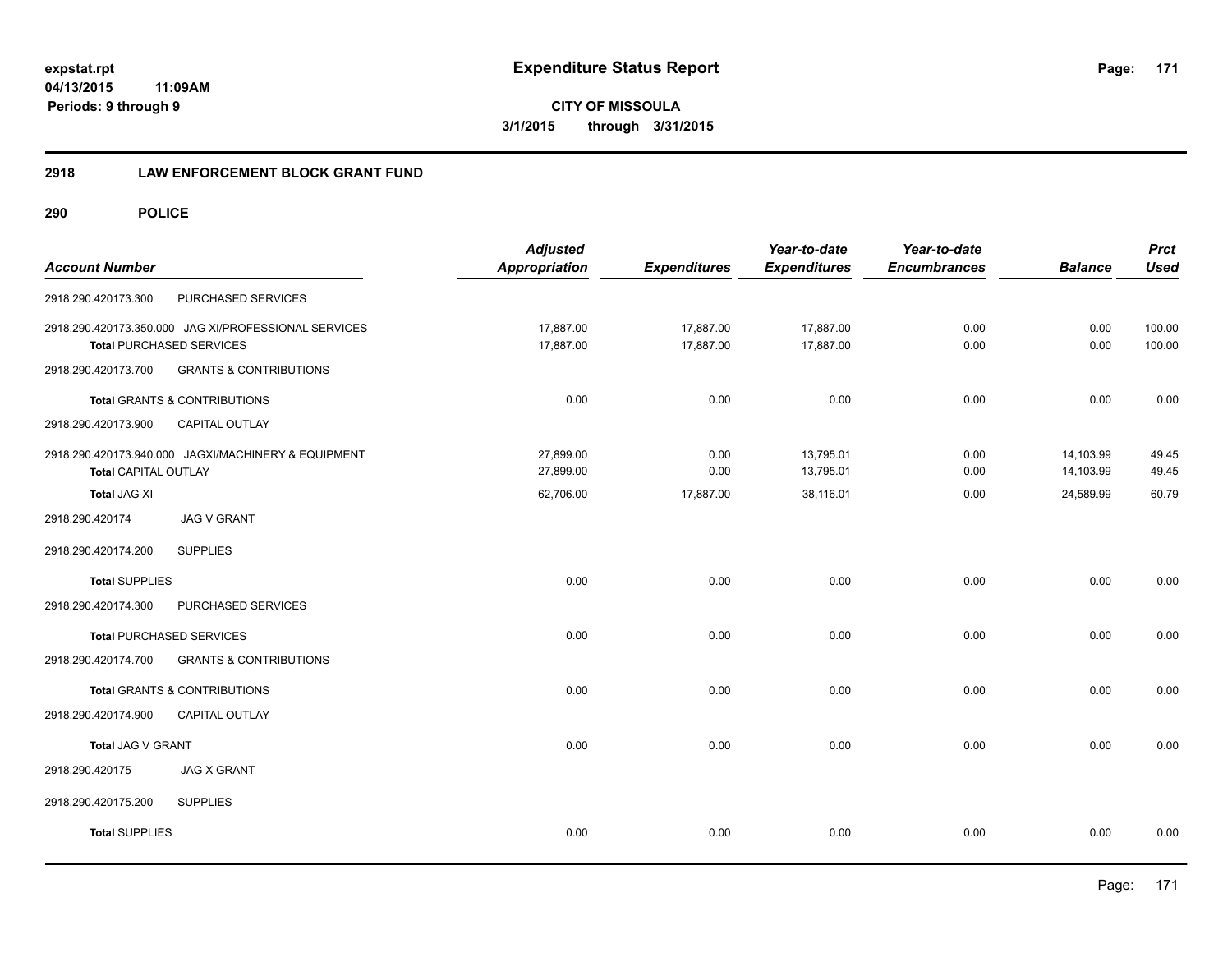**expstat.rpt**
**04/13/2015 11:09AM**
**Periods: 9 through 9**

# Expenditure Status Report

**CITY OF MISSOULA**
**3/1/2015 through 3/31/2015**

## 2918 LAW ENFORCEMENT BLOCK GRANT FUND

### 290 POLICE

| Account Number | Adjusted Appropriation | Expenditures | Year-to-date Expenditures | Year-to-date Encumbrances | Balance | Prct Used |
|---|---|---|---|---|---|---|
| 2918.290.420173.300 PURCHASED SERVICES | | | | | | |
| 2918.290.420173.350.000 JAG XI/PROFESSIONAL SERVICES | 17,887.00 | 17,887.00 | 17,887.00 | 0.00 | 0.00 | 100.00 |
| **Total** PURCHASED SERVICES | 17,887.00 | 17,887.00 | 17,887.00 | 0.00 | 0.00 | 100.00 |
| 2918.290.420173.700 GRANTS & CONTRIBUTIONS | | | | | | |
| **Total** GRANTS & CONTRIBUTIONS | 0.00 | 0.00 | 0.00 | 0.00 | 0.00 | 0.00 |
| 2918.290.420173.900 CAPITAL OUTLAY | | | | | | |
| 2918.290.420173.940.000 JAGXI/MACHINERY & EQUIPMENT | 27,899.00 | 0.00 | 13,795.01 | 0.00 | 14,103.99 | 49.45 |
| **Total** CAPITAL OUTLAY | 27,899.00 | 0.00 | 13,795.01 | 0.00 | 14,103.99 | 49.45 |
| **Total** JAG XI | 62,706.00 | 17,887.00 | 38,116.01 | 0.00 | 24,589.99 | 60.79 |
| 2918.290.420174 JAG V GRANT | | | | | | |
| 2918.290.420174.200 SUPPLIES | | | | | | |
| **Total** SUPPLIES | 0.00 | 0.00 | 0.00 | 0.00 | 0.00 | 0.00 |
| 2918.290.420174.300 PURCHASED SERVICES | | | | | | |
| **Total** PURCHASED SERVICES | 0.00 | 0.00 | 0.00 | 0.00 | 0.00 | 0.00 |
| 2918.290.420174.700 GRANTS & CONTRIBUTIONS | | | | | | |
| **Total** GRANTS & CONTRIBUTIONS | 0.00 | 0.00 | 0.00 | 0.00 | 0.00 | 0.00 |
| 2918.290.420174.900 CAPITAL OUTLAY | | | | | | |
| **Total** JAG V GRANT | 0.00 | 0.00 | 0.00 | 0.00 | 0.00 | 0.00 |
| 2918.290.420175 JAG X GRANT | | | | | | |
| 2918.290.420175.200 SUPPLIES | | | | | | |
| **Total** SUPPLIES | 0.00 | 0.00 | 0.00 | 0.00 | 0.00 | 0.00 |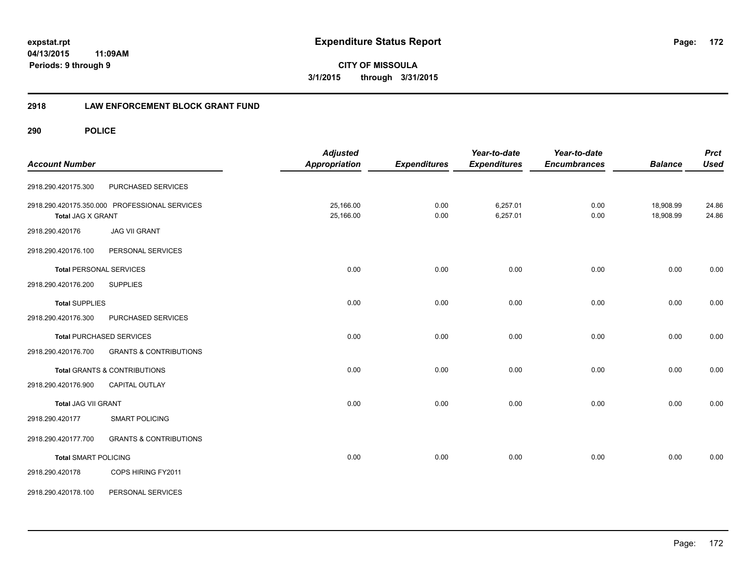**expstat.rpt**
**04/13/2015 11:09AM**
**Periods: 9 through 9**

# Expenditure Status Report

**CITY OF MISSOULA**
**3/1/2015 through 3/31/2015**

## 2918 LAW ENFORCEMENT BLOCK GRANT FUND

### 290 POLICE

| Account Number | | Adjusted Appropriation | Expenditures | Year-to-date Expenditures | Year-to-date Encumbrances | Balance | Prct Used |
|---|---|---|---|---|---|---|---|
| 2918.290.420175.300 | PURCHASED SERVICES | | | | | | |
| 2918.290.420175.350.000 | PROFESSIONAL SERVICES | 25,166.00 | 0.00 | 6,257.01 | 0.00 | 18,908.99 | 24.86 |
| **Total** JAG X GRANT | | 25,166.00 | 0.00 | 6,257.01 | 0.00 | 18,908.99 | 24.86 |
| 2918.290.420176 | JAG VII GRANT | | | | | | |
| 2918.290.420176.100 | PERSONAL SERVICES | | | | | | |
| **Total** PERSONAL SERVICES | | 0.00 | 0.00 | 0.00 | 0.00 | 0.00 | 0.00 |
| 2918.290.420176.200 | SUPPLIES | | | | | | |
| **Total** SUPPLIES | | 0.00 | 0.00 | 0.00 | 0.00 | 0.00 | 0.00 |
| 2918.290.420176.300 | PURCHASED SERVICES | | | | | | |
| **Total** PURCHASED SERVICES | | 0.00 | 0.00 | 0.00 | 0.00 | 0.00 | 0.00 |
| 2918.290.420176.700 | GRANTS & CONTRIBUTIONS | | | | | | |
| **Total** GRANTS & CONTRIBUTIONS | | 0.00 | 0.00 | 0.00 | 0.00 | 0.00 | 0.00 |
| 2918.290.420176.900 | CAPITAL OUTLAY | | | | | | |
| **Total** JAG VII GRANT | | 0.00 | 0.00 | 0.00 | 0.00 | 0.00 | 0.00 |
| 2918.290.420177 | SMART POLICING | | | | | | |
| 2918.290.420177.700 | GRANTS & CONTRIBUTIONS | | | | | | |
| **Total** SMART POLICING | | 0.00 | 0.00 | 0.00 | 0.00 | 0.00 | 0.00 |
| 2918.290.420178 | COPS HIRING FY2011 | | | | | | |
| 2918.290.420178.100 | PERSONAL SERVICES | | | | | | |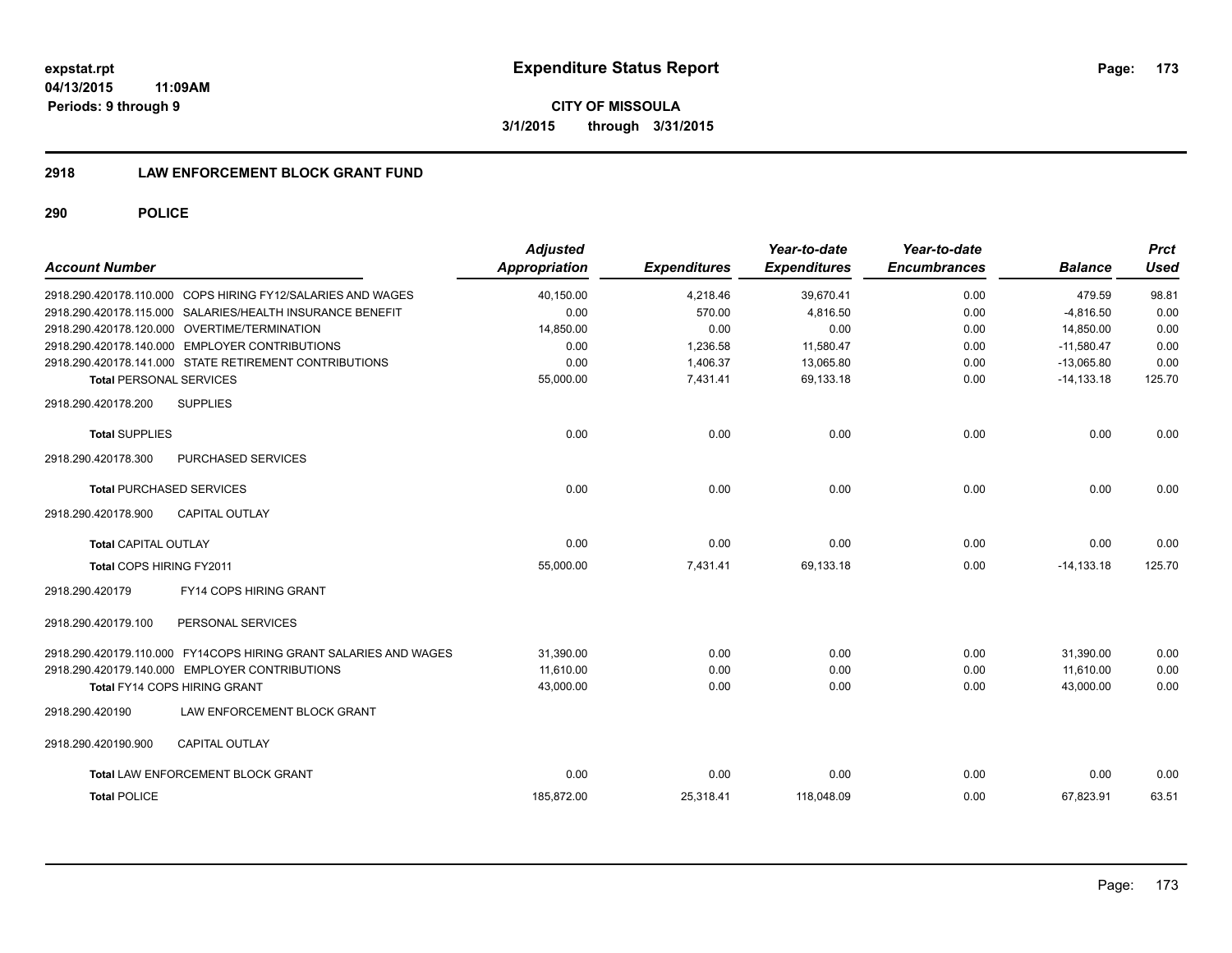**expstat.rpt**
**04/13/2015 11:09AM**
**Periods: 9 through 9**

# Expenditure Status Report

**CITY OF MISSOULA**
**3/1/2015 through 3/31/2015**

## 2918 LAW ENFORCEMENT BLOCK GRANT FUND

## 290 POLICE

| Account Number | Adjusted Appropriation | Expenditures | Year-to-date Expenditures | Year-to-date Encumbrances | Balance | Prct Used |
|---|---|---|---|---|---|---|
| 2918.290.420178.110.000 COPS HIRING FY12/SALARIES AND WAGES | 40,150.00 | 4,218.46 | 39,670.41 | 0.00 | 479.59 | 98.81 |
| 2918.290.420178.115.000 SALARIES/HEALTH INSURANCE BENEFIT | 0.00 | 570.00 | 4,816.50 | 0.00 | -4,816.50 | 0.00 |
| 2918.290.420178.120.000 OVERTIME/TERMINATION | 14,850.00 | 0.00 | 0.00 | 0.00 | 14,850.00 | 0.00 |
| 2918.290.420178.140.000 EMPLOYER CONTRIBUTIONS | 0.00 | 1,236.58 | 11,580.47 | 0.00 | -11,580.47 | 0.00 |
| 2918.290.420178.141.000 STATE RETIREMENT CONTRIBUTIONS | 0.00 | 1,406.37 | 13,065.80 | 0.00 | -13,065.80 | 0.00 |
| **Total** PERSONAL SERVICES | 55,000.00 | 7,431.41 | 69,133.18 | 0.00 | -14,133.18 | 125.70 |
| 2918.290.420178.200 SUPPLIES | | | | | | |
| **Total** SUPPLIES | 0.00 | 0.00 | 0.00 | 0.00 | 0.00 | 0.00 |
| 2918.290.420178.300 PURCHASED SERVICES | | | | | | |
| **Total** PURCHASED SERVICES | 0.00 | 0.00 | 0.00 | 0.00 | 0.00 | 0.00 |
| 2918.290.420178.900 CAPITAL OUTLAY | | | | | | |
| **Total** CAPITAL OUTLAY | 0.00 | 0.00 | 0.00 | 0.00 | 0.00 | 0.00 |
| **Total** COPS HIRING FY2011 | 55,000.00 | 7,431.41 | 69,133.18 | 0.00 | -14,133.18 | 125.70 |
| 2918.290.420179 FY14 COPS HIRING GRANT | | | | | | |
| 2918.290.420179.100 PERSONAL SERVICES | | | | | | |
| 2918.290.420179.110.000 FY14COPS HIRING GRANT SALARIES AND WAGES | 31,390.00 | 0.00 | 0.00 | 0.00 | 31,390.00 | 0.00 |
| 2918.290.420179.140.000 EMPLOYER CONTRIBUTIONS | 11,610.00 | 0.00 | 0.00 | 0.00 | 11,610.00 | 0.00 |
| **Total** FY14 COPS HIRING GRANT | 43,000.00 | 0.00 | 0.00 | 0.00 | 43,000.00 | 0.00 |
| 2918.290.420190 LAW ENFORCEMENT BLOCK GRANT | | | | | | |
| 2918.290.420190.900 CAPITAL OUTLAY | | | | | | |
| **Total** LAW ENFORCEMENT BLOCK GRANT | 0.00 | 0.00 | 0.00 | 0.00 | 0.00 | 0.00 |
| **Total POLICE** | 185,872.00 | 25,318.41 | 118,048.09 | 0.00 | 67,823.91 | 63.51 |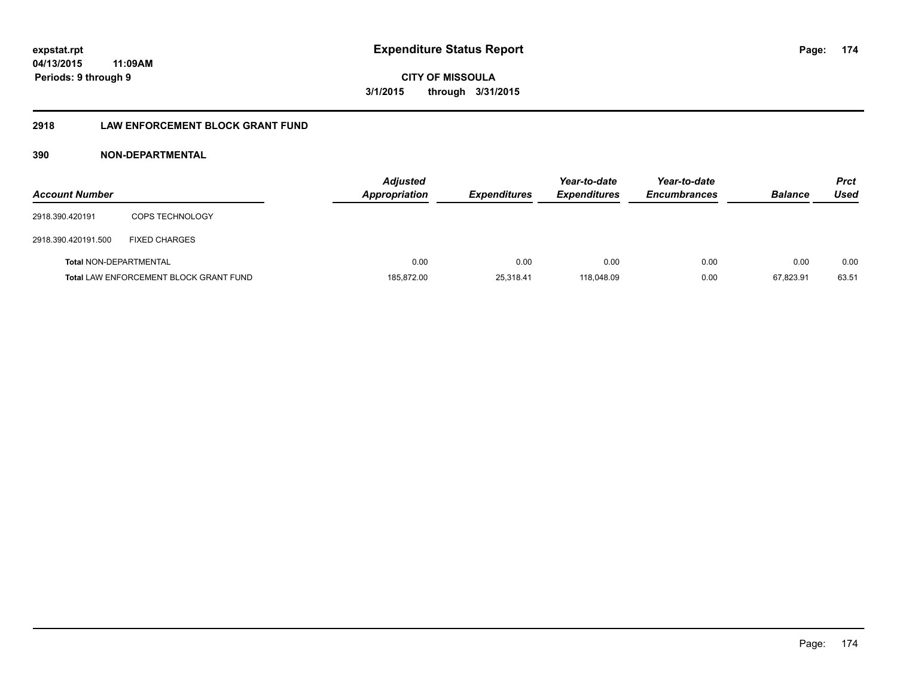**expstat.rpt**
**04/13/2015 11:09AM**
**Periods: 9 through 9**

# Expenditure Status Report

**CITY OF MISSOULA**
**3/1/2015 through 3/31/2015**

## 2918 LAW ENFORCEMENT BLOCK GRANT FUND

### 390 NON-DEPARTMENTAL

| Account Number | | Adjusted Appropriation | Expenditures | Year-to-date Expenditures | Year-to-date Encumbrances | Balance | Prct Used |
|---|---|---|---|---|---|---|---|
| 2918.390.420191 | COPS TECHNOLOGY | | | | | | |
| 2918.390.420191.500 | FIXED CHARGES | | | | | | |
| **Total** NON-DEPARTMENTAL | | 0.00 | 0.00 | 0.00 | 0.00 | 0.00 | 0.00 |
| **Total** LAW ENFORCEMENT BLOCK GRANT FUND | | 185,872.00 | 25,318.41 | 118,048.09 | 0.00 | 67,823.91 | 63.51 |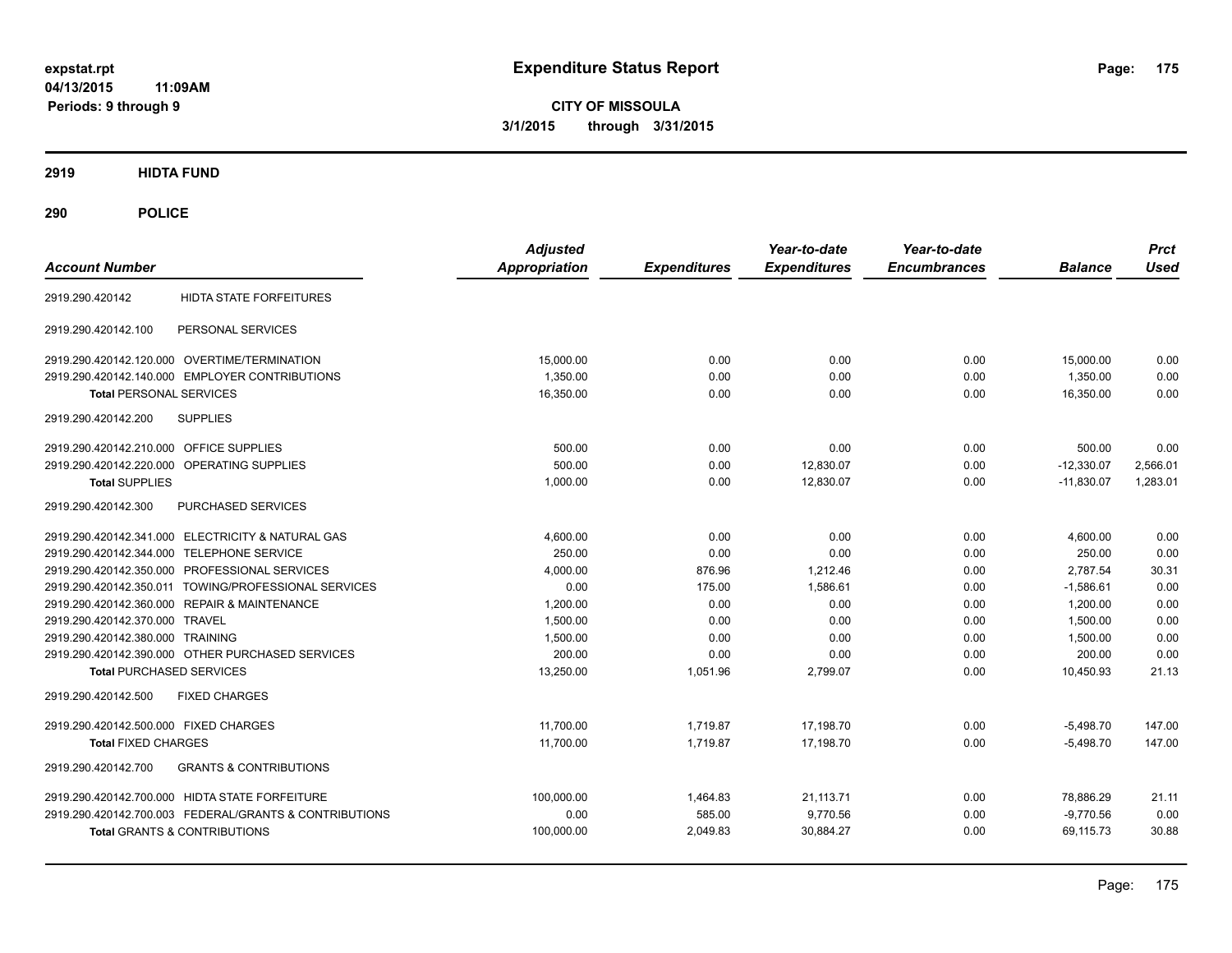# Expenditure Status Report

expstat.rpt
04/13/2015 11:09AM
Periods: 9 through 9

**CITY OF MISSOULA**
**3/1/2015 through 3/31/2015**

## 2919 HIDTA FUND

## 290 POLICE

| Account Number | | Adjusted Appropriation | Expenditures | Year-to-date Expenditures | Year-to-date Encumbrances | Balance | Prct Used |
|---|---|---|---|---|---|---|---|
| 2919.290.420142 | HIDTA STATE FORFEITURES | | | | | | |
| 2919.290.420142.100 | PERSONAL SERVICES | | | | | | |
| 2919.290.420142.120.000 | OVERTIME/TERMINATION | 15,000.00 | 0.00 | 0.00 | 0.00 | 15,000.00 | 0.00 |
| 2919.290.420142.140.000 | EMPLOYER CONTRIBUTIONS | 1,350.00 | 0.00 | 0.00 | 0.00 | 1,350.00 | 0.00 |
| **Total** PERSONAL SERVICES | | 16,350.00 | 0.00 | 0.00 | 0.00 | 16,350.00 | 0.00 |
| 2919.290.420142.200 | SUPPLIES | | | | | | |
| 2919.290.420142.210.000 | OFFICE SUPPLIES | 500.00 | 0.00 | 0.00 | 0.00 | 500.00 | 0.00 |
| 2919.290.420142.220.000 | OPERATING SUPPLIES | 500.00 | 0.00 | 12,830.07 | 0.00 | -12,330.07 | 2,566.01 |
| **Total** SUPPLIES | | 1,000.00 | 0.00 | 12,830.07 | 0.00 | -11,830.07 | 1,283.01 |
| 2919.290.420142.300 | PURCHASED SERVICES | | | | | | |
| 2919.290.420142.341.000 | ELECTRICITY & NATURAL GAS | 4,600.00 | 0.00 | 0.00 | 0.00 | 4,600.00 | 0.00 |
| 2919.290.420142.344.000 | TELEPHONE SERVICE | 250.00 | 0.00 | 0.00 | 0.00 | 250.00 | 0.00 |
| 2919.290.420142.350.000 | PROFESSIONAL SERVICES | 4,000.00 | 876.96 | 1,212.46 | 0.00 | 2,787.54 | 30.31 |
| 2919.290.420142.350.011 | TOWING/PROFESSIONAL SERVICES | 0.00 | 175.00 | 1,586.61 | 0.00 | -1,586.61 | 0.00 |
| 2919.290.420142.360.000 | REPAIR & MAINTENANCE | 1,200.00 | 0.00 | 0.00 | 0.00 | 1,200.00 | 0.00 |
| 2919.290.420142.370.000 | TRAVEL | 1,500.00 | 0.00 | 0.00 | 0.00 | 1,500.00 | 0.00 |
| 2919.290.420142.380.000 | TRAINING | 1,500.00 | 0.00 | 0.00 | 0.00 | 1,500.00 | 0.00 |
| 2919.290.420142.390.000 | OTHER PURCHASED SERVICES | 200.00 | 0.00 | 0.00 | 0.00 | 200.00 | 0.00 |
| **Total** PURCHASED SERVICES | | 13,250.00 | 1,051.96 | 2,799.07 | 0.00 | 10,450.93 | 21.13 |
| 2919.290.420142.500 | FIXED CHARGES | | | | | | |
| 2919.290.420142.500.000 | FIXED CHARGES | 11,700.00 | 1,719.87 | 17,198.70 | 0.00 | -5,498.70 | 147.00 |
| **Total** FIXED CHARGES | | 11,700.00 | 1,719.87 | 17,198.70 | 0.00 | -5,498.70 | 147.00 |
| 2919.290.420142.700 | GRANTS & CONTRIBUTIONS | | | | | | |
| 2919.290.420142.700.000 | HIDTA STATE FORFEITURE | 100,000.00 | 1,464.83 | 21,113.71 | 0.00 | 78,886.29 | 21.11 |
| 2919.290.420142.700.003 | FEDERAL/GRANTS & CONTRIBUTIONS | 0.00 | 585.00 | 9,770.56 | 0.00 | -9,770.56 | 0.00 |
| **Total** GRANTS & CONTRIBUTIONS | | 100,000.00 | 2,049.83 | 30,884.27 | 0.00 | 69,115.73 | 30.88 |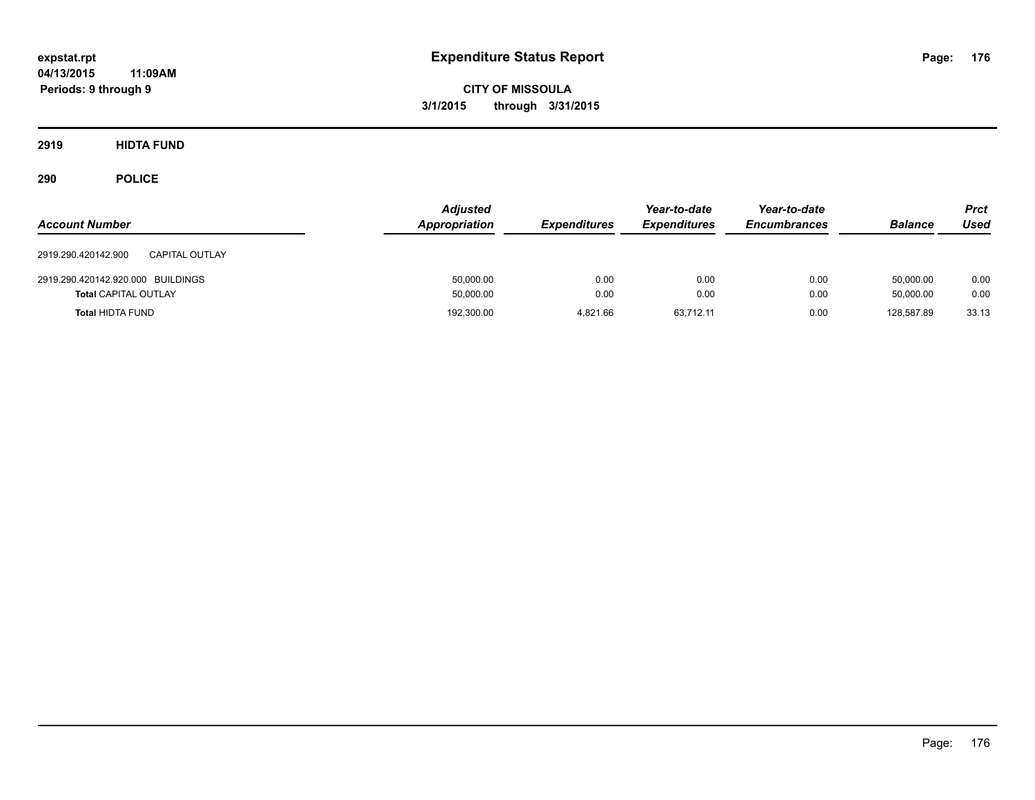**expstat.rpt**
**04/13/2015 11:09AM**
**Periods: 9 through 9**

# Expenditure Status Report

**CITY OF MISSOULA**
**3/1/2015 through 3/31/2015**

## 2919 HIDTA FUND

## 290 POLICE

| Account Number | | Adjusted Appropriation | Expenditures | Year-to-date Expenditures | Year-to-date Encumbrances | Balance | Prct Used |
|---|---|---|---|---|---|---|---|
| 2919.290.420142.900 | CAPITAL OUTLAY | | | | | | |
| 2919.290.420142.920.000 | BUILDINGS | 50,000.00 | 0.00 | 0.00 | 0.00 | 50,000.00 | 0.00 |
| **Total** CAPITAL OUTLAY | | 50,000.00 | 0.00 | 0.00 | 0.00 | 50,000.00 | 0.00 |
| **Total** HIDTA FUND | | 192,300.00 | 4,821.66 | 63,712.11 | 0.00 | 128,587.89 | 33.13 |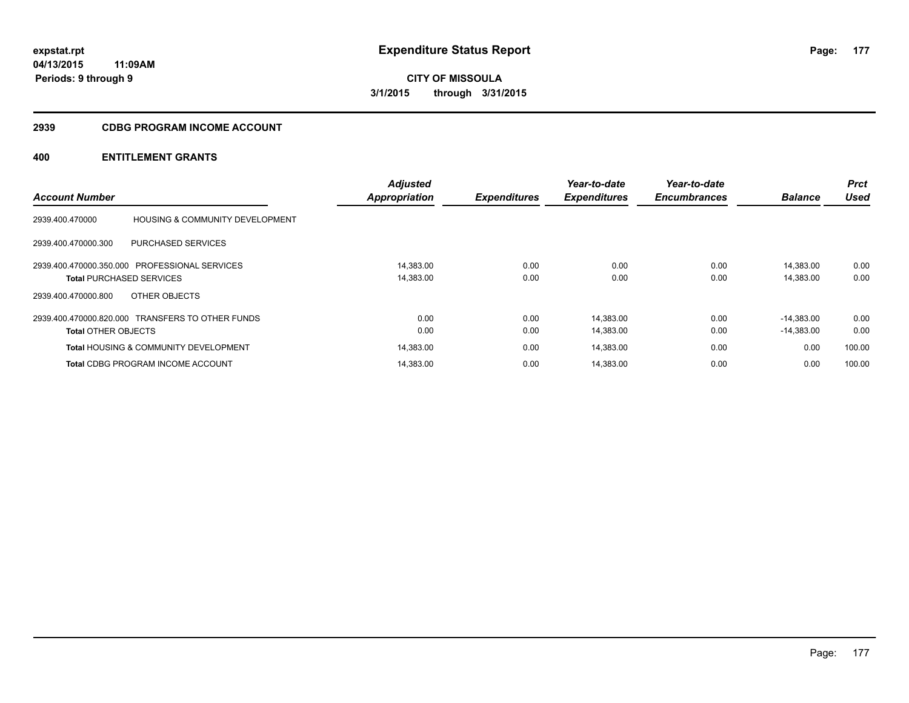# Expenditure Status Report

expstat.rpt
04/13/2015 11:09AM
Periods: 9 through 9

**CITY OF MISSOULA**
**3/1/2015 through 3/31/2015**

## 2939 CDBG PROGRAM INCOME ACCOUNT

### 400 ENTITLEMENT GRANTS

| Account Number | | Adjusted Appropriation | Expenditures | Year-to-date Expenditures | Year-to-date Encumbrances | Balance | Prct Used |
|---|---|---|---|---|---|---|---|
| 2939.400.470000 | HOUSING & COMMUNITY DEVELOPMENT | | | | | | |
| 2939.400.470000.300 | PURCHASED SERVICES | | | | | | |
| 2939.400.470000.350.000 | PROFESSIONAL SERVICES | 14,383.00 | 0.00 | 0.00 | 0.00 | 14,383.00 | 0.00 |
| **Total** PURCHASED SERVICES | | 14,383.00 | 0.00 | 0.00 | 0.00 | 14,383.00 | 0.00 |
| 2939.400.470000.800 | OTHER OBJECTS | | | | | | |
| 2939.400.470000.820.000 | TRANSFERS TO OTHER FUNDS | 0.00 | 0.00 | 14,383.00 | 0.00 | -14,383.00 | 0.00 |
| **Total** OTHER OBJECTS | | 0.00 | 0.00 | 14,383.00 | 0.00 | -14,383.00 | 0.00 |
| **Total** HOUSING & COMMUNITY DEVELOPMENT | | 14,383.00 | 0.00 | 14,383.00 | 0.00 | 0.00 | 100.00 |
| **Total** CDBG PROGRAM INCOME ACCOUNT | | 14,383.00 | 0.00 | 14,383.00 | 0.00 | 0.00 | 100.00 |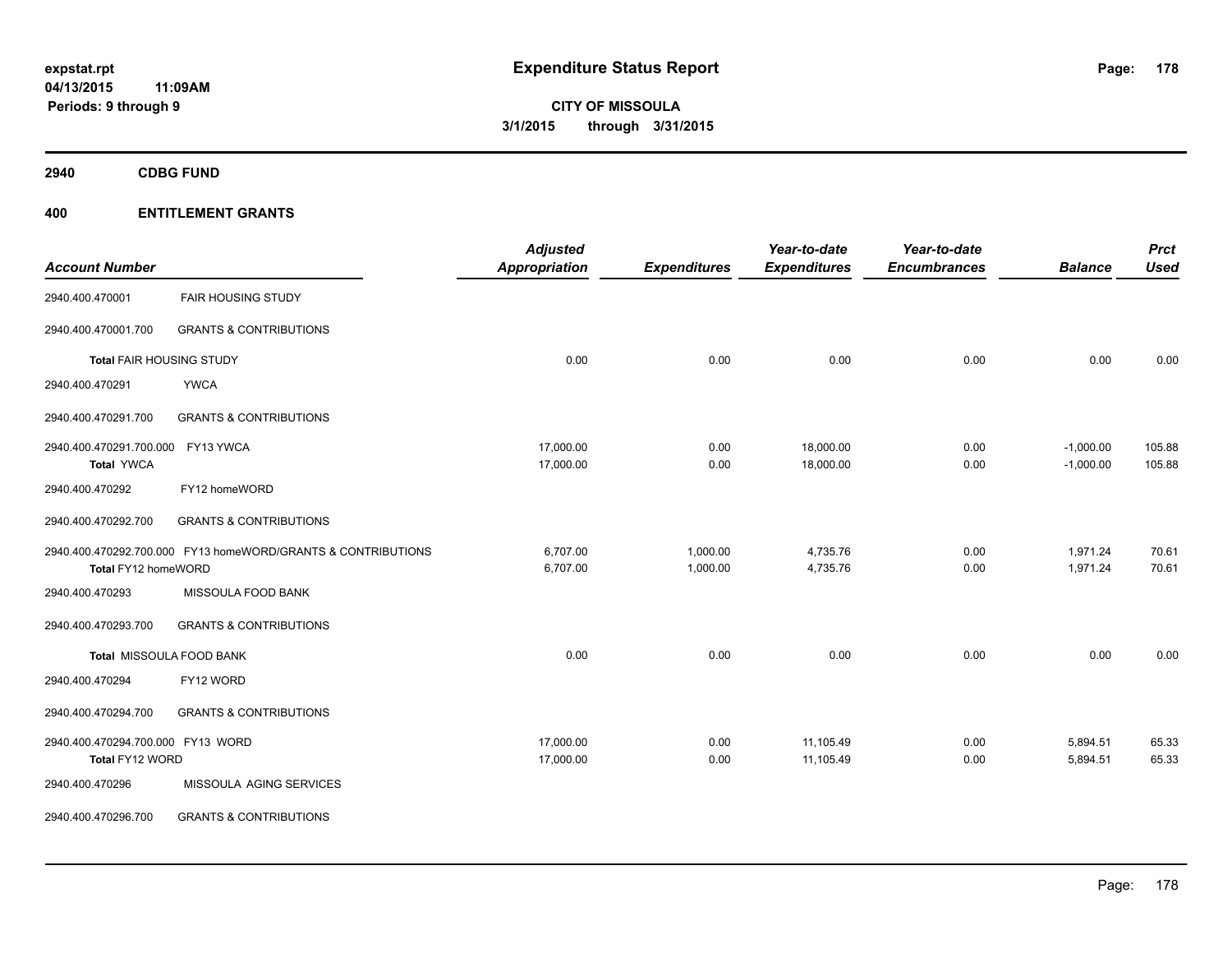**expstat.rpt**
**04/13/2015 11:09AM**
**Periods: 9 through 9**

# Expenditure Status Report

**CITY OF MISSOULA**
**3/1/2015 through 3/31/2015**

## 2940 CDBG FUND

## 400 ENTITLEMENT GRANTS

| Account Number | | Adjusted Appropriation | Expenditures | Year-to-date Expenditures | Year-to-date Encumbrances | Balance | Prct Used |
|---|---|---|---|---|---|---|---|
| 2940.400.470001 | FAIR HOUSING STUDY | | | | | | |
| 2940.400.470001.700 | GRANTS & CONTRIBUTIONS | | | | | | |
| **Total** FAIR HOUSING STUDY | | 0.00 | 0.00 | 0.00 | 0.00 | 0.00 | 0.00 |
| 2940.400.470291 | YWCA | | | | | | |
| 2940.400.470291.700 | GRANTS & CONTRIBUTIONS | | | | | | |
| 2940.400.470291.700.000 | FY13 YWCA | 17,000.00 | 0.00 | 18,000.00 | 0.00 | -1,000.00 | 105.88 |
| **Total** YWCA | | 17,000.00 | 0.00 | 18,000.00 | 0.00 | -1,000.00 | 105.88 |
| 2940.400.470292 | FY12 homeWORD | | | | | | |
| 2940.400.470292.700 | GRANTS & CONTRIBUTIONS | | | | | | |
| 2940.400.470292.700.000 | FY13 homeWORD/GRANTS & CONTRIBUTIONS | 6,707.00 | 1,000.00 | 4,735.76 | 0.00 | 1,971.24 | 70.61 |
| **Total** FY12 homeWORD | | 6,707.00 | 1,000.00 | 4,735.76 | 0.00 | 1,971.24 | 70.61 |
| 2940.400.470293 | MISSOULA FOOD BANK | | | | | | |
| 2940.400.470293.700 | GRANTS & CONTRIBUTIONS | | | | | | |
| **Total** MISSOULA FOOD BANK | | 0.00 | 0.00 | 0.00 | 0.00 | 0.00 | 0.00 |
| 2940.400.470294 | FY12 WORD | | | | | | |
| 2940.400.470294.700 | GRANTS & CONTRIBUTIONS | | | | | | |
| 2940.400.470294.700.000 | FY13 WORD | 17,000.00 | 0.00 | 11,105.49 | 0.00 | 5,894.51 | 65.33 |
| **Total** FY12 WORD | | 17,000.00 | 0.00 | 11,105.49 | 0.00 | 5,894.51 | 65.33 |
| 2940.400.470296 | MISSOULA AGING SERVICES | | | | | | |
| 2940.400.470296.700 | GRANTS & CONTRIBUTIONS | | | | | | |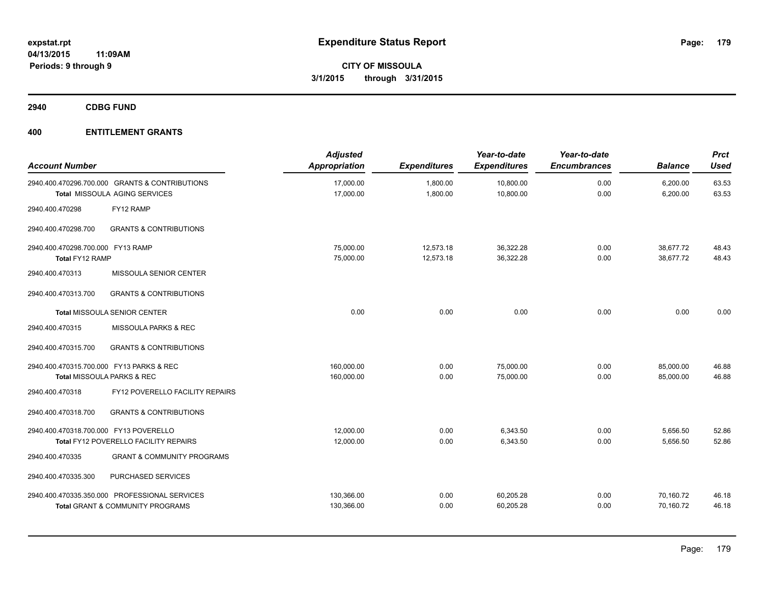**expstat.rpt**
**04/13/2015 11:09AM**
**Periods: 9 through 9**

# Expenditure Status Report

**CITY OF MISSOULA**
**3/1/2015 through 3/31/2015**

## 2940 CDBG FUND

## 400 ENTITLEMENT GRANTS

| Account Number | | Adjusted Appropriation | Expenditures | Year-to-date Expenditures | Year-to-date Encumbrances | Balance | Prct Used |
|---|---|---|---|---|---|---|---|
| 2940.400.470296.700.000 | GRANTS & CONTRIBUTIONS | 17,000.00 | 1,800.00 | 10,800.00 | 0.00 | 6,200.00 | 63.53 |
| **Total** MISSOULA AGING SERVICES | | 17,000.00 | 1,800.00 | 10,800.00 | 0.00 | 6,200.00 | 63.53 |
| 2940.400.470298 | FY12 RAMP | | | | | | |
| 2940.400.470298.700 | GRANTS & CONTRIBUTIONS | | | | | | |
| 2940.400.470298.700.000 | FY13 RAMP | 75,000.00 | 12,573.18 | 36,322.28 | 0.00 | 38,677.72 | 48.43 |
| **Total** FY12 RAMP | | 75,000.00 | 12,573.18 | 36,322.28 | 0.00 | 38,677.72 | 48.43 |
| 2940.400.470313 | MISSOULA SENIOR CENTER | | | | | | |
| 2940.400.470313.700 | GRANTS & CONTRIBUTIONS | | | | | | |
| **Total** MISSOULA SENIOR CENTER | | 0.00 | 0.00 | 0.00 | 0.00 | 0.00 | 0.00 |
| 2940.400.470315 | MISSOULA PARKS & REC | | | | | | |
| 2940.400.470315.700 | GRANTS & CONTRIBUTIONS | | | | | | |
| 2940.400.470315.700.000 | FY13 PARKS & REC | 160,000.00 | 0.00 | 75,000.00 | 0.00 | 85,000.00 | 46.88 |
| **Total** MISSOULA PARKS & REC | | 160,000.00 | 0.00 | 75,000.00 | 0.00 | 85,000.00 | 46.88 |
| 2940.400.470318 | FY12 POVERELLO FACILITY REPAIRS | | | | | | |
| 2940.400.470318.700 | GRANTS & CONTRIBUTIONS | | | | | | |
| 2940.400.470318.700.000 | FY13 POVERELLO | 12,000.00 | 0.00 | 6,343.50 | 0.00 | 5,656.50 | 52.86 |
| **Total** FY12 POVERELLO FACILITY REPAIRS | | 12,000.00 | 0.00 | 6,343.50 | 0.00 | 5,656.50 | 52.86 |
| 2940.400.470335 | GRANT & COMMUNITY PROGRAMS | | | | | | |
| 2940.400.470335.300 | PURCHASED SERVICES | | | | | | |
| 2940.400.470335.350.000 | PROFESSIONAL SERVICES | 130,366.00 | 0.00 | 60,205.28 | 0.00 | 70,160.72 | 46.18 |
| **Total** GRANT & COMMUNITY PROGRAMS | | 130,366.00 | 0.00 | 60,205.28 | 0.00 | 70,160.72 | 46.18 |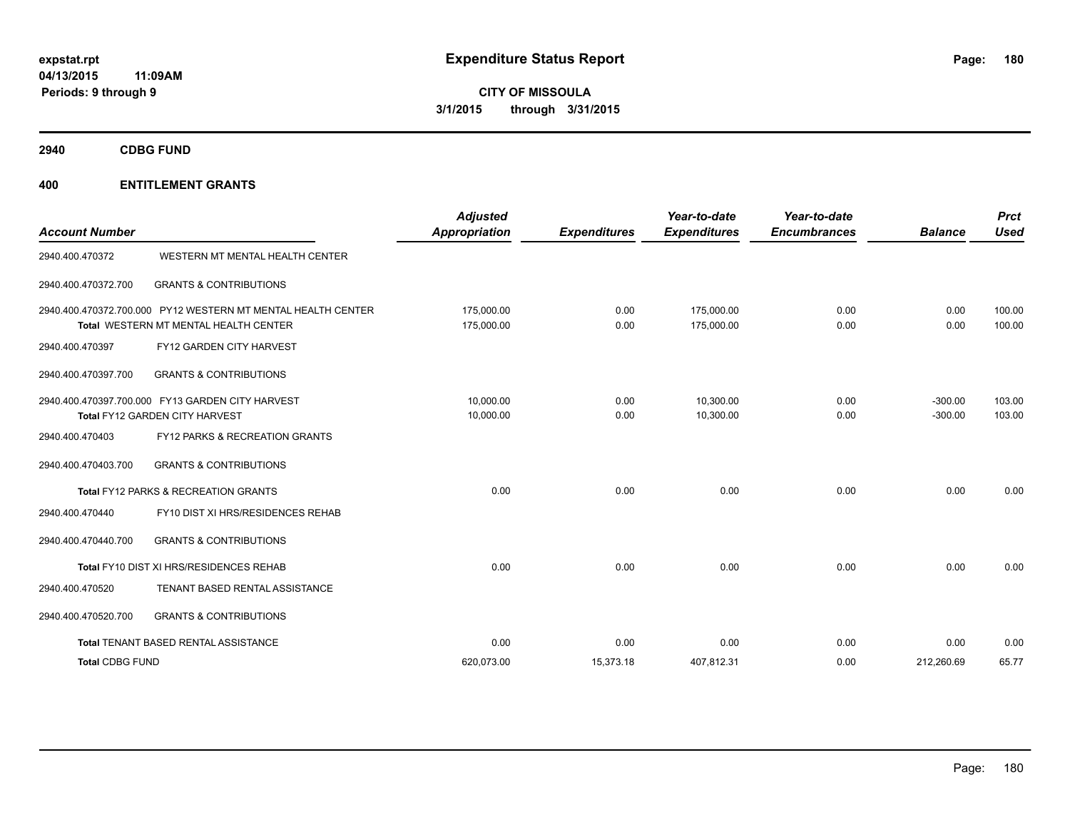**Expenditure Status Report**

**CITY OF MISSOULA**
**3/1/2015 through 3/31/2015**

expstat.rpt
04/13/2015 11:09AM
Periods: 9 through 9

## 2940 CDBG FUND

## 400 ENTITLEMENT GRANTS

| Account Number | | Adjusted Appropriation | Expenditures | Year-to-date Expenditures | Year-to-date Encumbrances | Balance | Prct Used |
|---|---|---|---|---|---|---|---|
| 2940.400.470372 | WESTERN MT MENTAL HEALTH CENTER | | | | | | |
| 2940.400.470372.700 | GRANTS & CONTRIBUTIONS | | | | | | |
| 2940.400.470372.700.000 | PY12 WESTERN MT MENTAL HEALTH CENTER | 175,000.00 | 0.00 | 175,000.00 | 0.00 | 0.00 | 100.00 |
| | Total WESTERN MT MENTAL HEALTH CENTER | 175,000.00 | 0.00 | 175,000.00 | 0.00 | 0.00 | 100.00 |
| 2940.400.470397 | FY12 GARDEN CITY HARVEST | | | | | | |
| 2940.400.470397.700 | GRANTS & CONTRIBUTIONS | | | | | | |
| 2940.400.470397.700.000 | FY13 GARDEN CITY HARVEST | 10,000.00 | 0.00 | 10,300.00 | 0.00 | -300.00 | 103.00 |
| | Total FY12 GARDEN CITY HARVEST | 10,000.00 | 0.00 | 10,300.00 | 0.00 | -300.00 | 103.00 |
| 2940.400.470403 | FY12 PARKS & RECREATION GRANTS | | | | | | |
| 2940.400.470403.700 | GRANTS & CONTRIBUTIONS | | | | | | |
| | Total FY12 PARKS & RECREATION GRANTS | 0.00 | 0.00 | 0.00 | 0.00 | 0.00 | 0.00 |
| 2940.400.470440 | FY10 DIST XI HRS/RESIDENCES REHAB | | | | | | |
| 2940.400.470440.700 | GRANTS & CONTRIBUTIONS | | | | | | |
| | Total FY10 DIST XI HRS/RESIDENCES REHAB | 0.00 | 0.00 | 0.00 | 0.00 | 0.00 | 0.00 |
| 2940.400.470520 | TENANT BASED RENTAL ASSISTANCE | | | | | | |
| 2940.400.470520.700 | GRANTS & CONTRIBUTIONS | | | | | | |
| | Total TENANT BASED RENTAL ASSISTANCE | 0.00 | 0.00 | 0.00 | 0.00 | 0.00 | 0.00 |
| Total CDBG FUND | | 620,073.00 | 15,373.18 | 407,812.31 | 0.00 | 212,260.69 | 65.77 |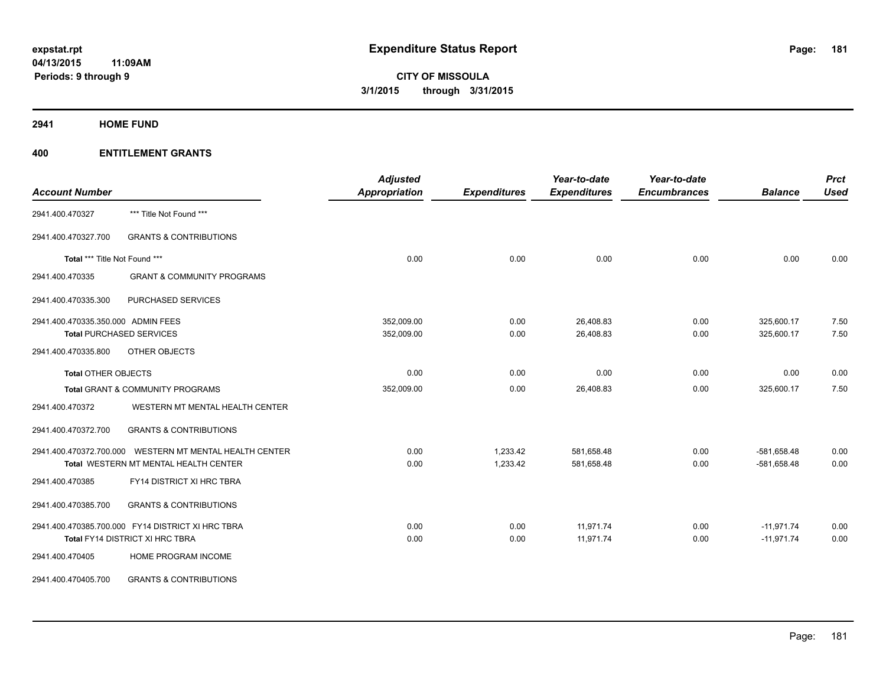# Expenditure Status Report

**CITY OF MISSOULA**
**3/1/2015 through 3/31/2015**

expstat.rpt
04/13/2015 11:09AM
Periods: 9 through 9

## 2941 HOME FUND

### 400 ENTITLEMENT GRANTS

| Account Number | | Adjusted Appropriation | Expenditures | Year-to-date Expenditures | Year-to-date Encumbrances | Balance | Prct Used |
|---|---|---|---|---|---|---|---|
| 2941.400.470327 | *** Title Not Found *** | | | | | | |
| 2941.400.470327.700 | GRANTS & CONTRIBUTIONS | | | | | | |
| **Total** *** Title Not Found *** | | 0.00 | 0.00 | 0.00 | 0.00 | 0.00 | 0.00 |
| 2941.400.470335 | GRANT & COMMUNITY PROGRAMS | | | | | | |
| 2941.400.470335.300 | PURCHASED SERVICES | | | | | | |
| 2941.400.470335.350.000 | ADMIN FEES | 352,009.00 | 0.00 | 26,408.83 | 0.00 | 325,600.17 | 7.50 |
| **Total** PURCHASED SERVICES | | 352,009.00 | 0.00 | 26,408.83 | 0.00 | 325,600.17 | 7.50 |
| 2941.400.470335.800 | OTHER OBJECTS | | | | | | |
| **Total** OTHER OBJECTS | | 0.00 | 0.00 | 0.00 | 0.00 | 0.00 | 0.00 |
| **Total** GRANT & COMMUNITY PROGRAMS | | 352,009.00 | 0.00 | 26,408.83 | 0.00 | 325,600.17 | 7.50 |
| 2941.400.470372 | WESTERN MT MENTAL HEALTH CENTER | | | | | | |
| 2941.400.470372.700 | GRANTS & CONTRIBUTIONS | | | | | | |
| 2941.400.470372.700.000 | WESTERN MT MENTAL HEALTH CENTER | 0.00 | 1,233.42 | 581,658.48 | 0.00 | -581,658.48 | 0.00 |
| **Total** WESTERN MT MENTAL HEALTH CENTER | | 0.00 | 1,233.42 | 581,658.48 | 0.00 | -581,658.48 | 0.00 |
| 2941.400.470385 | FY14 DISTRICT XI HRC TBRA | | | | | | |
| 2941.400.470385.700 | GRANTS & CONTRIBUTIONS | | | | | | |
| 2941.400.470385.700.000 | FY14 DISTRICT XI HRC TBRA | 0.00 | 0.00 | 11,971.74 | 0.00 | -11,971.74 | 0.00 |
| **Total** FY14 DISTRICT XI HRC TBRA | | 0.00 | 0.00 | 11,971.74 | 0.00 | -11,971.74 | 0.00 |
| 2941.400.470405 | HOME PROGRAM INCOME | | | | | | |
| 2941.400.470405.700 | GRANTS & CONTRIBUTIONS | | | | | | |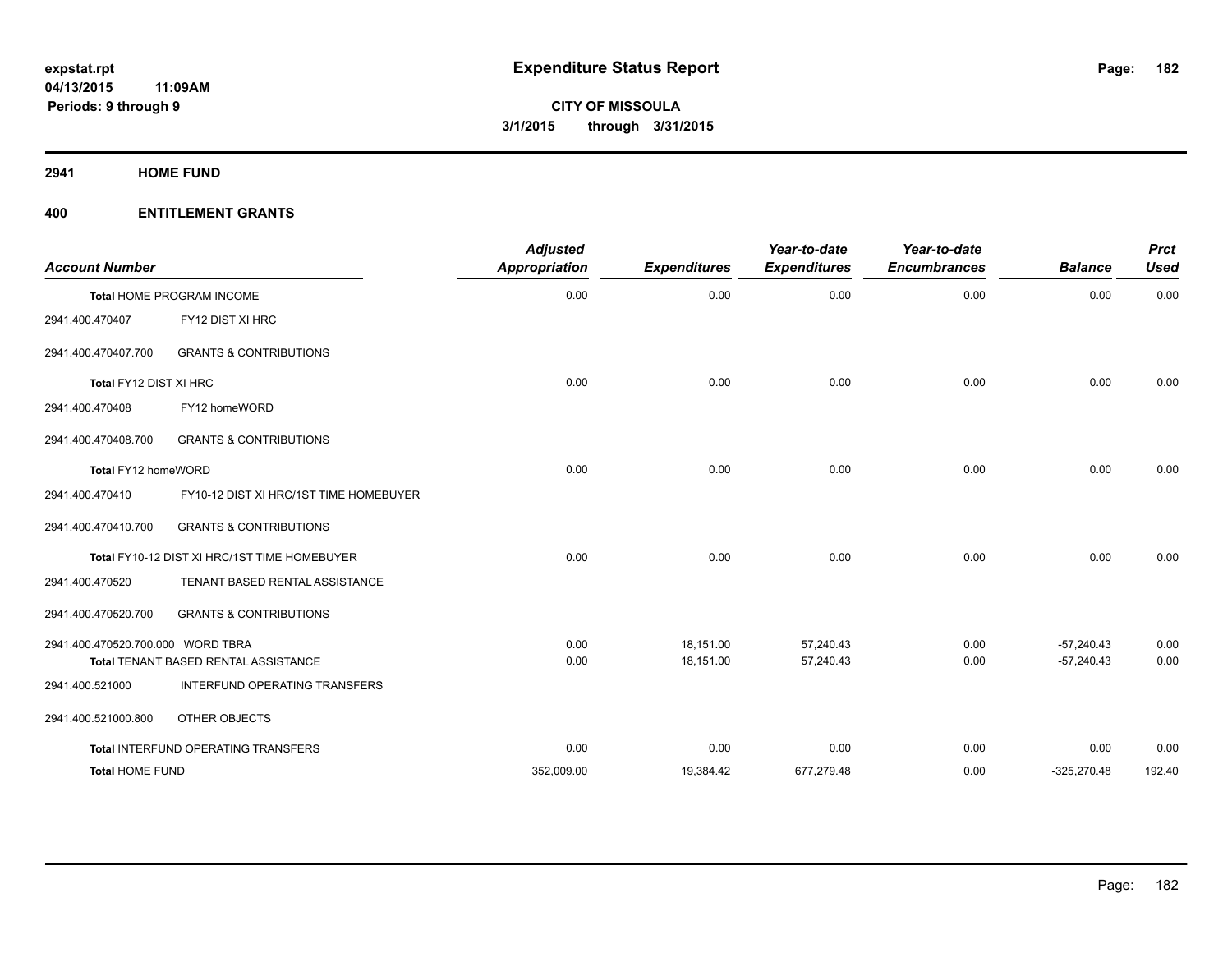# Expenditure Status Report

expstat.rpt
04/13/2015 11:09AM
Periods: 9 through 9

**CITY OF MISSOULA**
**3/1/2015 through 3/31/2015**

## 2941 HOME FUND

### 400 ENTITLEMENT GRANTS

| Account Number | | Adjusted Appropriation | Expenditures | Year-to-date Expenditures | Year-to-date Encumbrances | Balance | Prct Used |
|---|---|---|---|---|---|---|---|
| Total HOME PROGRAM INCOME | | 0.00 | 0.00 | 0.00 | 0.00 | 0.00 | 0.00 |
| 2941.400.470407 | FY12 DIST XI HRC | | | | | | |
| 2941.400.470407.700 | GRANTS & CONTRIBUTIONS | | | | | | |
| Total FY12 DIST XI HRC | | 0.00 | 0.00 | 0.00 | 0.00 | 0.00 | 0.00 |
| 2941.400.470408 | FY12 homeWORD | | | | | | |
| 2941.400.470408.700 | GRANTS & CONTRIBUTIONS | | | | | | |
| Total FY12 homeWORD | | 0.00 | 0.00 | 0.00 | 0.00 | 0.00 | 0.00 |
| 2941.400.470410 | FY10-12 DIST XI HRC/1ST TIME HOMEBUYER | | | | | | |
| 2941.400.470410.700 | GRANTS & CONTRIBUTIONS | | | | | | |
| Total FY10-12 DIST XI HRC/1ST TIME HOMEBUYER | | 0.00 | 0.00 | 0.00 | 0.00 | 0.00 | 0.00 |
| 2941.400.470520 | TENANT BASED RENTAL ASSISTANCE | | | | | | |
| 2941.400.470520.700 | GRANTS & CONTRIBUTIONS | | | | | | |
| 2941.400.470520.700.000 | WORD TBRA | 0.00 | 18,151.00 | 57,240.43 | 0.00 | -57,240.43 | 0.00 |
| Total TENANT BASED RENTAL ASSISTANCE | | 0.00 | 18,151.00 | 57,240.43 | 0.00 | -57,240.43 | 0.00 |
| 2941.400.521000 | INTERFUND OPERATING TRANSFERS | | | | | | |
| 2941.400.521000.800 | OTHER OBJECTS | | | | | | |
| Total INTERFUND OPERATING TRANSFERS | | 0.00 | 0.00 | 0.00 | 0.00 | 0.00 | 0.00 |
| **Total HOME FUND** | | 352,009.00 | 19,384.42 | 677,279.48 | 0.00 | -325,270.48 | 192.40 |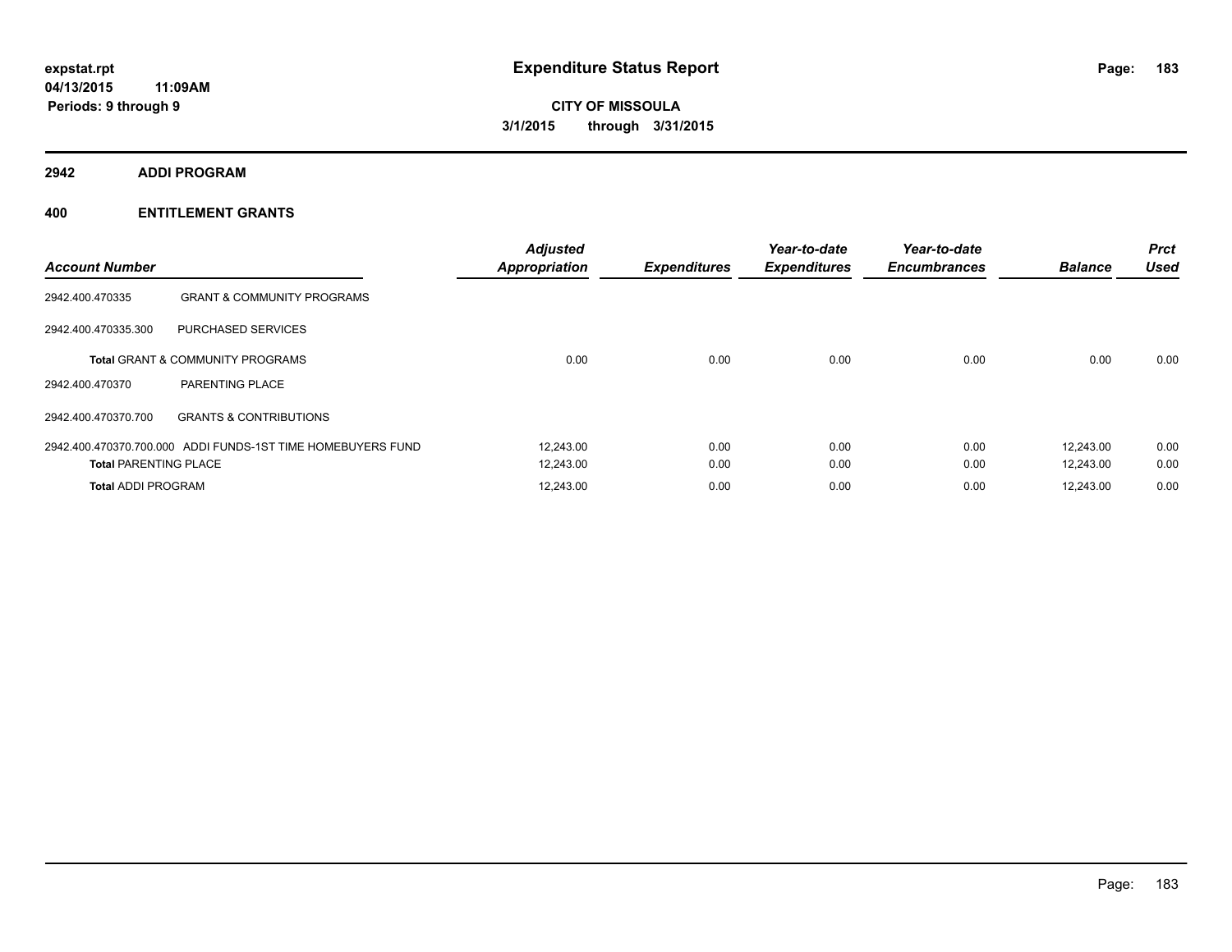**expstat.rpt**
**04/13/2015 11:09AM**
**Periods: 9 through 9**

# Expenditure Status Report

**CITY OF MISSOULA**
**3/1/2015 through 3/31/2015**

## 2942 ADDI PROGRAM

## 400 ENTITLEMENT GRANTS

| Account Number | | Adjusted Appropriation | Expenditures | Year-to-date Expenditures | Year-to-date Encumbrances | Balance | Prct Used |
|---|---|---|---|---|---|---|---|
| 2942.400.470335 | GRANT & COMMUNITY PROGRAMS | | | | | | |
| 2942.400.470335.300 | PURCHASED SERVICES | | | | | | |
| **Total** GRANT & COMMUNITY PROGRAMS | | 0.00 | 0.00 | 0.00 | 0.00 | 0.00 | 0.00 |
| 2942.400.470370 | PARENTING PLACE | | | | | | |
| 2942.400.470370.700 | GRANTS & CONTRIBUTIONS | | | | | | |
| 2942.400.470370.700.000 | ADDI FUNDS-1ST TIME HOMEBUYERS FUND | 12,243.00 | 0.00 | 0.00 | 0.00 | 12,243.00 | 0.00 |
| **Total** PARENTING PLACE | | 12,243.00 | 0.00 | 0.00 | 0.00 | 12,243.00 | 0.00 |
| **Total** ADDI PROGRAM | | 12,243.00 | 0.00 | 0.00 | 0.00 | 12,243.00 | 0.00 |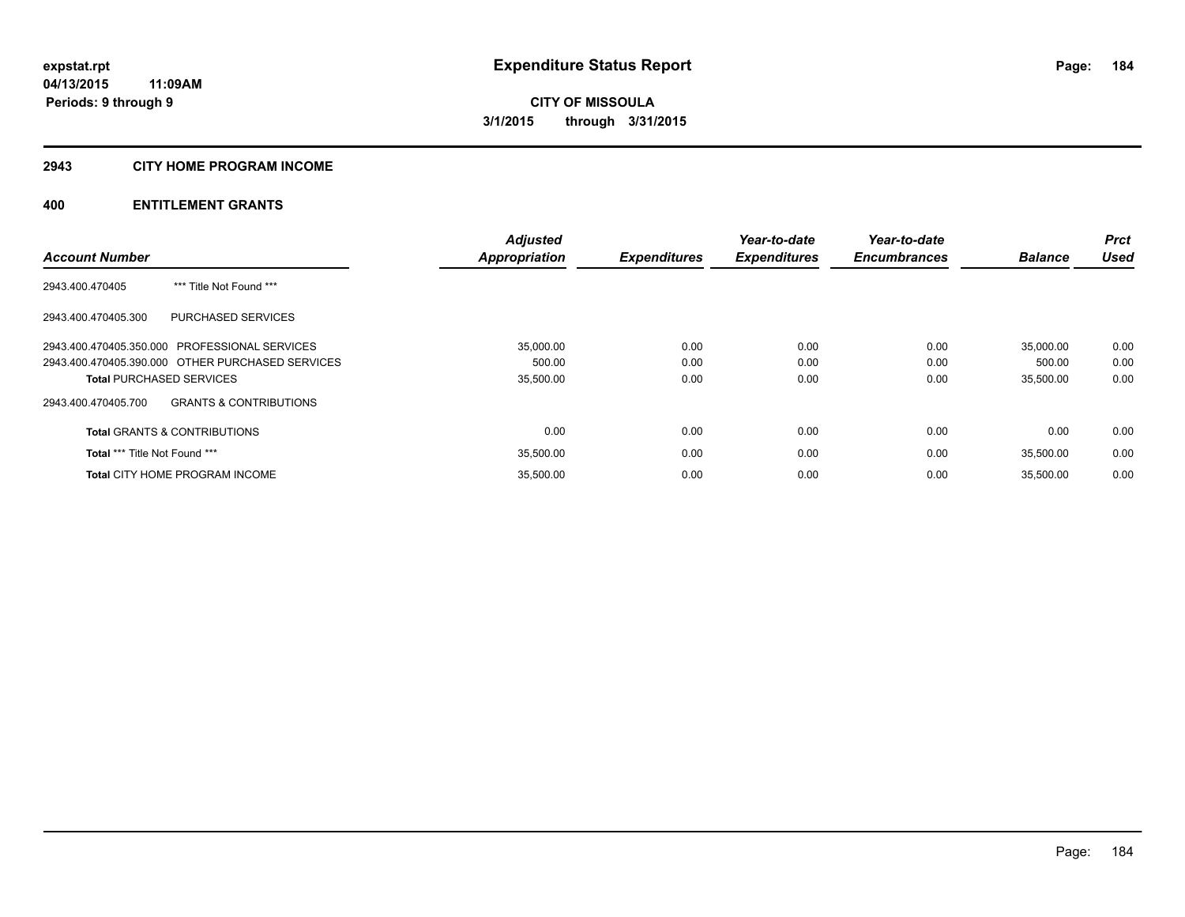**expstat.rpt**
**04/13/2015 11:09AM**
**Periods: 9 through 9**

# Expenditure Status Report

**CITY OF MISSOULA**
**3/1/2015 through 3/31/2015**

## 2943 CITY HOME PROGRAM INCOME

## 400 ENTITLEMENT GRANTS

| Account Number | | Adjusted Appropriation | Expenditures | Year-to-date Expenditures | Year-to-date Encumbrances | Balance | Prct Used |
|---|---|---|---|---|---|---|---|
| 2943.400.470405 | *** Title Not Found *** | | | | | | |
| 2943.400.470405.300 | PURCHASED SERVICES | | | | | | |
| 2943.400.470405.350.000 | PROFESSIONAL SERVICES | 35,000.00 | 0.00 | 0.00 | 0.00 | 35,000.00 | 0.00 |
| 2943.400.470405.390.000 | OTHER PURCHASED SERVICES | 500.00 | 0.00 | 0.00 | 0.00 | 500.00 | 0.00 |
| **Total** PURCHASED SERVICES | | 35,500.00 | 0.00 | 0.00 | 0.00 | 35,500.00 | 0.00 |
| 2943.400.470405.700 | GRANTS & CONTRIBUTIONS | | | | | | |
| **Total** GRANTS & CONTRIBUTIONS | | 0.00 | 0.00 | 0.00 | 0.00 | 0.00 | 0.00 |
| **Total** *** Title Not Found *** | | 35,500.00 | 0.00 | 0.00 | 0.00 | 35,500.00 | 0.00 |
| **Total** CITY HOME PROGRAM INCOME | | 35,500.00 | 0.00 | 0.00 | 0.00 | 35,500.00 | 0.00 |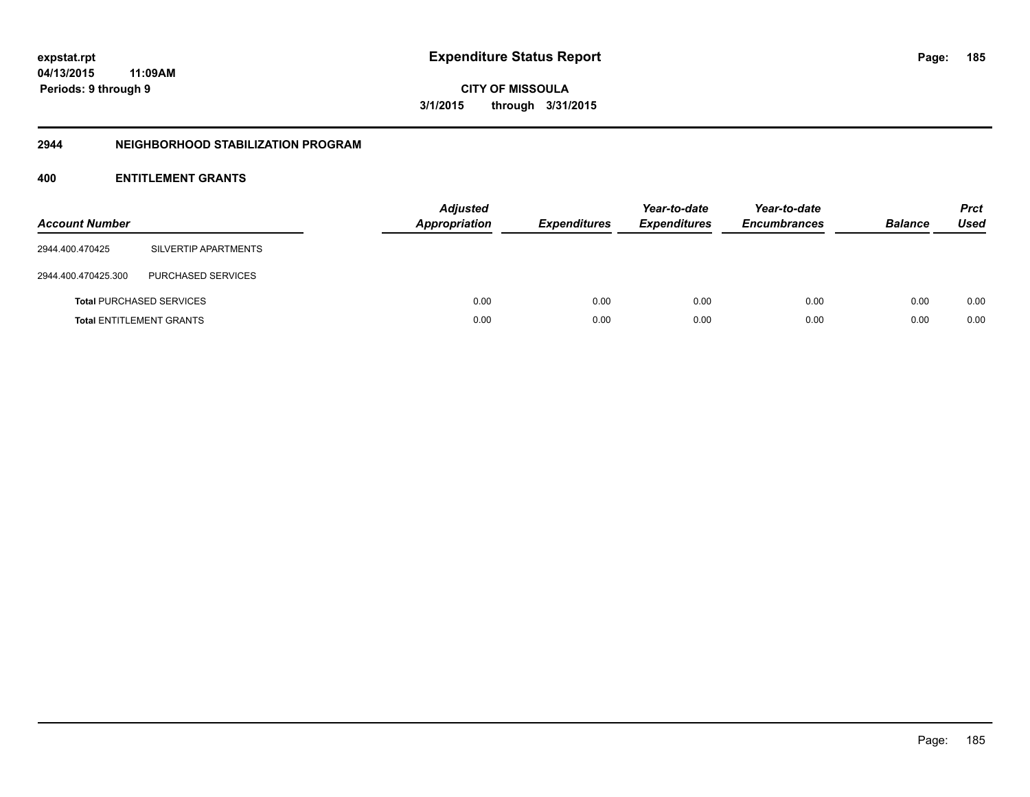## 2944 NEIGHBORHOOD STABILIZATION PROGRAM

### 400 ENTITLEMENT GRANTS

| Account Number | | Adjusted Appropriation | Expenditures | Year-to-date Expenditures | Year-to-date Encumbrances | Balance | Prct Used |
|---|---|---|---|---|---|---|---|
| 2944.400.470425 | SILVERTIP APARTMENTS | | | | | | |
| 2944.400.470425.300 | PURCHASED SERVICES | | | | | | |
| **Total** PURCHASED SERVICES | | 0.00 | 0.00 | 0.00 | 0.00 | 0.00 | 0.00 |
| **Total** ENTITLEMENT GRANTS | | 0.00 | 0.00 | 0.00 | 0.00 | 0.00 | 0.00 |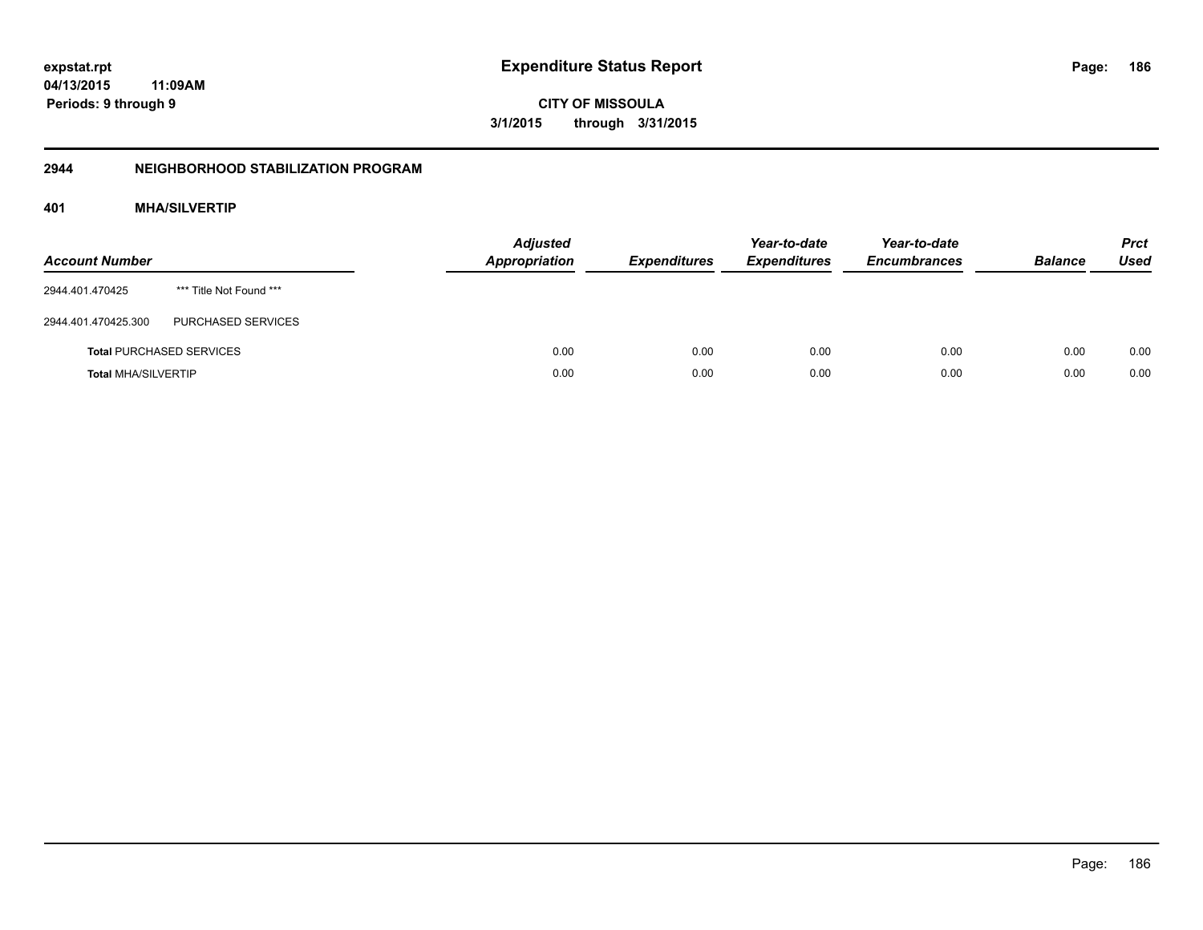# Expenditure Status Report

**CITY OF MISSOULA**

**3/1/2015 through 3/31/2015**

expstat.rpt
04/13/2015 11:09AM
Periods: 9 through 9

## 2944 NEIGHBORHOOD STABILIZATION PROGRAM

### 401 MHA/SILVERTIP

| Account Number | | Adjusted Appropriation | Expenditures | Year-to-date Expenditures | Year-to-date Encumbrances | Balance | Prct Used |
|---|---|---|---|---|---|---|---|
| 2944.401.470425 | *** Title Not Found *** | | | | | | |
| 2944.401.470425.300 | PURCHASED SERVICES | | | | | | |
| **Total** PURCHASED SERVICES | | 0.00 | 0.00 | 0.00 | 0.00 | 0.00 | 0.00 |
| **Total** MHA/SILVERTIP | | 0.00 | 0.00 | 0.00 | 0.00 | 0.00 | 0.00 |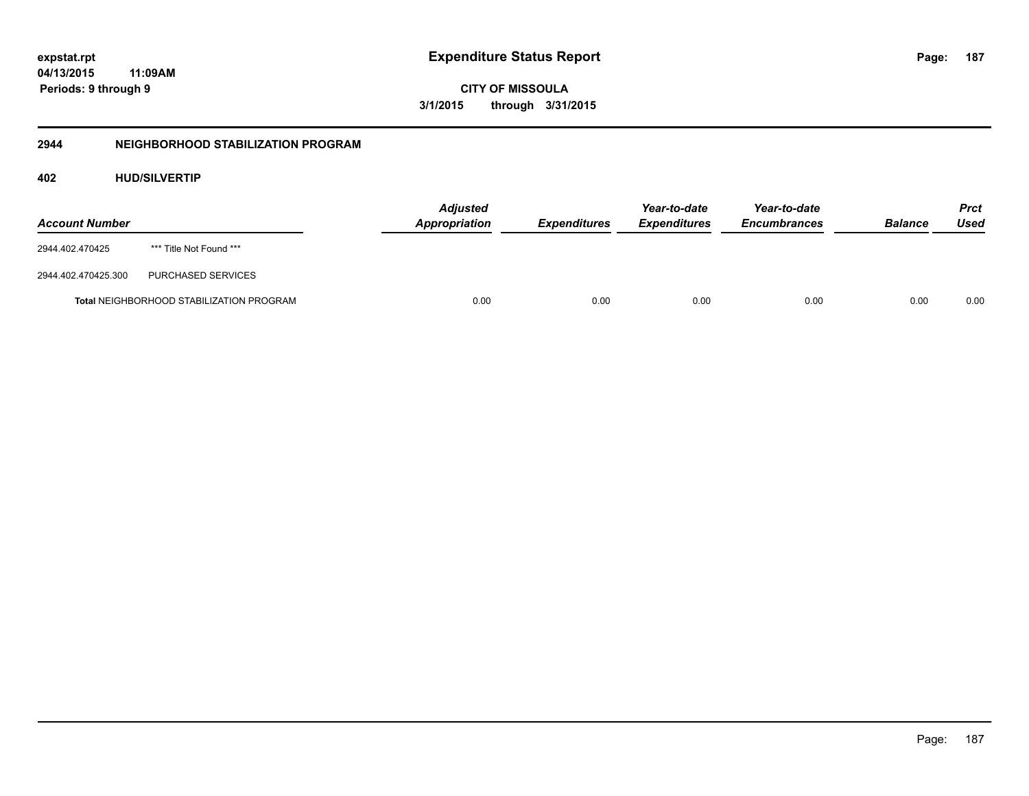expstat.rpt
04/13/2015 11:09AM
Periods: 9 through 9

# Expenditure Status Report

CITY OF MISSOULA
3/1/2015 through 3/31/2015

## 2944 NEIGHBORHOOD STABILIZATION PROGRAM

### 402 HUD/SILVERTIP

| Account Number | | *Adjusted Appropriation* | *Expenditures* | *Year-to-date Expenditures* | *Year-to-date Encumbrances* | *Balance* | *Prct Used* |
|---|---|---|---|---|---|---|---|
| 2944.402.470425 | *** Title Not Found *** | | | | | | |
| 2944.402.470425.300 | PURCHASED SERVICES | | | | | | |
| **Total** NEIGHBORHOOD STABILIZATION PROGRAM | | 0.00 | 0.00 | 0.00 | 0.00 | 0.00 | 0.00 |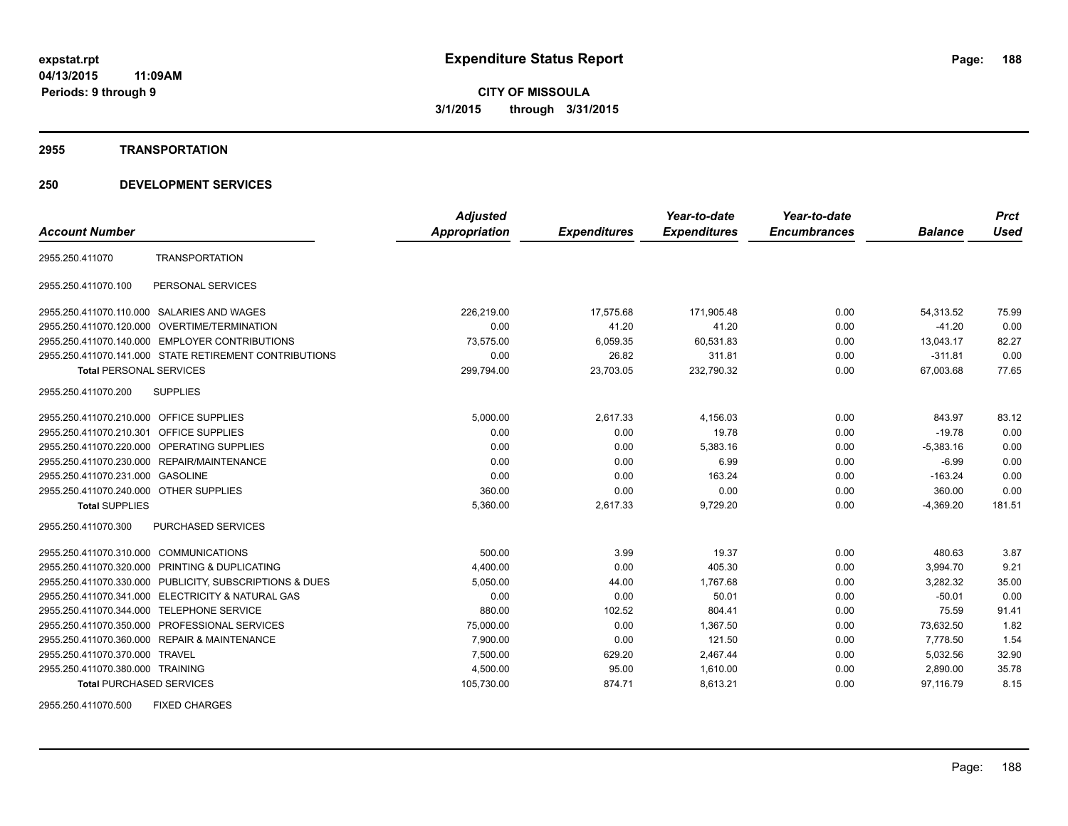**expstat.rpt**
**04/13/2015 11:09AM**
**Periods: 9 through 9**

# Expenditure Status Report

**CITY OF MISSOULA**
**3/1/2015 through 3/31/2015**

## 2955 TRANSPORTATION

## 250 DEVELOPMENT SERVICES

| Account Number | | Adjusted Appropriation | Expenditures | Year-to-date Expenditures | Year-to-date Encumbrances | Balance | Prct Used |
|---|---|---|---|---|---|---|---|
| 2955.250.411070 | TRANSPORTATION | | | | | | |
| 2955.250.411070.100 | PERSONAL SERVICES | | | | | | |
| 2955.250.411070.110.000 | SALARIES AND WAGES | 226,219.00 | 17,575.68 | 171,905.48 | 0.00 | 54,313.52 | 75.99 |
| 2955.250.411070.120.000 | OVERTIME/TERMINATION | 0.00 | 41.20 | 41.20 | 0.00 | -41.20 | 0.00 |
| 2955.250.411070.140.000 | EMPLOYER CONTRIBUTIONS | 73,575.00 | 6,059.35 | 60,531.83 | 0.00 | 13,043.17 | 82.27 |
| 2955.250.411070.141.000 | STATE RETIREMENT CONTRIBUTIONS | 0.00 | 26.82 | 311.81 | 0.00 | -311.81 | 0.00 |
| **Total** PERSONAL SERVICES | | 299,794.00 | 23,703.05 | 232,790.32 | 0.00 | 67,003.68 | 77.65 |
| 2955.250.411070.200 | SUPPLIES | | | | | | |
| 2955.250.411070.210.000 | OFFICE SUPPLIES | 5,000.00 | 2,617.33 | 4,156.03 | 0.00 | 843.97 | 83.12 |
| 2955.250.411070.210.301 | OFFICE SUPPLIES | 0.00 | 0.00 | 19.78 | 0.00 | -19.78 | 0.00 |
| 2955.250.411070.220.000 | OPERATING SUPPLIES | 0.00 | 0.00 | 5,383.16 | 0.00 | -5,383.16 | 0.00 |
| 2955.250.411070.230.000 | REPAIR/MAINTENANCE | 0.00 | 0.00 | 6.99 | 0.00 | -6.99 | 0.00 |
| 2955.250.411070.231.000 | GASOLINE | 0.00 | 0.00 | 163.24 | 0.00 | -163.24 | 0.00 |
| 2955.250.411070.240.000 | OTHER SUPPLIES | 360.00 | 0.00 | 0.00 | 0.00 | 360.00 | 0.00 |
| **Total** SUPPLIES | | 5,360.00 | 2,617.33 | 9,729.20 | 0.00 | -4,369.20 | 181.51 |
| 2955.250.411070.300 | PURCHASED SERVICES | | | | | | |
| 2955.250.411070.310.000 | COMMUNICATIONS | 500.00 | 3.99 | 19.37 | 0.00 | 480.63 | 3.87 |
| 2955.250.411070.320.000 | PRINTING & DUPLICATING | 4,400.00 | 0.00 | 405.30 | 0.00 | 3,994.70 | 9.21 |
| 2955.250.411070.330.000 | PUBLICITY, SUBSCRIPTIONS & DUES | 5,050.00 | 44.00 | 1,767.68 | 0.00 | 3,282.32 | 35.00 |
| 2955.250.411070.341.000 | ELECTRICITY & NATURAL GAS | 0.00 | 0.00 | 50.01 | 0.00 | -50.01 | 0.00 |
| 2955.250.411070.344.000 | TELEPHONE SERVICE | 880.00 | 102.52 | 804.41 | 0.00 | 75.59 | 91.41 |
| 2955.250.411070.350.000 | PROFESSIONAL SERVICES | 75,000.00 | 0.00 | 1,367.50 | 0.00 | 73,632.50 | 1.82 |
| 2955.250.411070.360.000 | REPAIR & MAINTENANCE | 7,900.00 | 0.00 | 121.50 | 0.00 | 7,778.50 | 1.54 |
| 2955.250.411070.370.000 | TRAVEL | 7,500.00 | 629.20 | 2,467.44 | 0.00 | 5,032.56 | 32.90 |
| 2955.250.411070.380.000 | TRAINING | 4,500.00 | 95.00 | 1,610.00 | 0.00 | 2,890.00 | 35.78 |
| **Total** PURCHASED SERVICES | | 105,730.00 | 874.71 | 8,613.21 | 0.00 | 97,116.79 | 8.15 |
| 2955.250.411070.500 | FIXED CHARGES | | | | | | |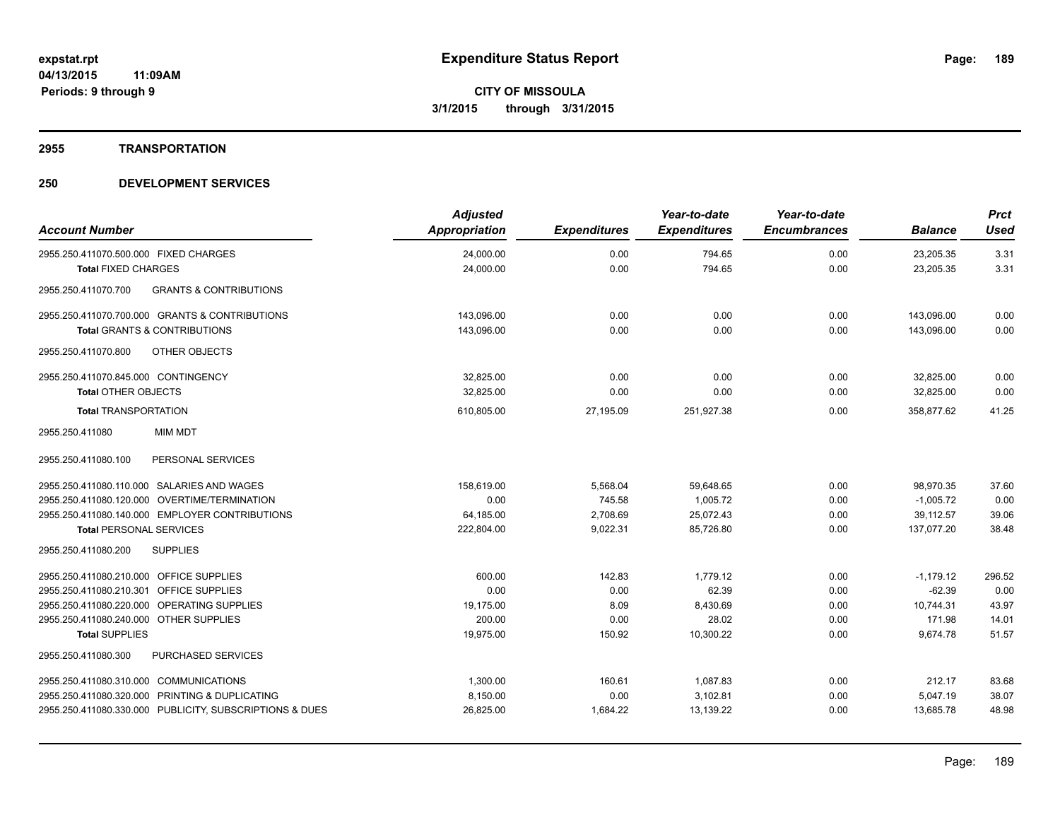# Expenditure Status Report

expstat.rpt
04/13/2015 11:09AM
Periods: 9 through 9

**CITY OF MISSOULA**
**3/1/2015 through 3/31/2015**

## 2955 TRANSPORTATION

## 250 DEVELOPMENT SERVICES

| Account Number | Adjusted Appropriation | Expenditures | Year-to-date Expenditures | Year-to-date Encumbrances | Balance | Prct Used |
|---|---|---|---|---|---|---|
| 2955.250.411070.500.000 FIXED CHARGES | 24,000.00 | 0.00 | 794.65 | 0.00 | 23,205.35 | 3.31 |
| **Total** FIXED CHARGES | 24,000.00 | 0.00 | 794.65 | 0.00 | 23,205.35 | 3.31 |
| 2955.250.411070.700 GRANTS & CONTRIBUTIONS | | | | | | |
| 2955.250.411070.700.000 GRANTS & CONTRIBUTIONS | 143,096.00 | 0.00 | 0.00 | 0.00 | 143,096.00 | 0.00 |
| **Total** GRANTS & CONTRIBUTIONS | 143,096.00 | 0.00 | 0.00 | 0.00 | 143,096.00 | 0.00 |
| 2955.250.411070.800 OTHER OBJECTS | | | | | | |
| 2955.250.411070.845.000 CONTINGENCY | 32,825.00 | 0.00 | 0.00 | 0.00 | 32,825.00 | 0.00 |
| **Total** OTHER OBJECTS | 32,825.00 | 0.00 | 0.00 | 0.00 | 32,825.00 | 0.00 |
| **Total** TRANSPORTATION | 610,805.00 | 27,195.09 | 251,927.38 | 0.00 | 358,877.62 | 41.25 |
| 2955.250.411080 MIM MDT | | | | | | |
| 2955.250.411080.100 PERSONAL SERVICES | | | | | | |
| 2955.250.411080.110.000 SALARIES AND WAGES | 158,619.00 | 5,568.04 | 59,648.65 | 0.00 | 98,970.35 | 37.60 |
| 2955.250.411080.120.000 OVERTIME/TERMINATION | 0.00 | 745.58 | 1,005.72 | 0.00 | -1,005.72 | 0.00 |
| 2955.250.411080.140.000 EMPLOYER CONTRIBUTIONS | 64,185.00 | 2,708.69 | 25,072.43 | 0.00 | 39,112.57 | 39.06 |
| **Total** PERSONAL SERVICES | 222,804.00 | 9,022.31 | 85,726.80 | 0.00 | 137,077.20 | 38.48 |
| 2955.250.411080.200 SUPPLIES | | | | | | |
| 2955.250.411080.210.000 OFFICE SUPPLIES | 600.00 | 142.83 | 1,779.12 | 0.00 | -1,179.12 | 296.52 |
| 2955.250.411080.210.301 OFFICE SUPPLIES | 0.00 | 0.00 | 62.39 | 0.00 | -62.39 | 0.00 |
| 2955.250.411080.220.000 OPERATING SUPPLIES | 19,175.00 | 8.09 | 8,430.69 | 0.00 | 10,744.31 | 43.97 |
| 2955.250.411080.240.000 OTHER SUPPLIES | 200.00 | 0.00 | 28.02 | 0.00 | 171.98 | 14.01 |
| **Total** SUPPLIES | 19,975.00 | 150.92 | 10,300.22 | 0.00 | 9,674.78 | 51.57 |
| 2955.250.411080.300 PURCHASED SERVICES | | | | | | |
| 2955.250.411080.310.000 COMMUNICATIONS | 1,300.00 | 160.61 | 1,087.83 | 0.00 | 212.17 | 83.68 |
| 2955.250.411080.320.000 PRINTING & DUPLICATING | 8,150.00 | 0.00 | 3,102.81 | 0.00 | 5,047.19 | 38.07 |
| 2955.250.411080.330.000 PUBLICITY, SUBSCRIPTIONS & DUES | 26,825.00 | 1,684.22 | 13,139.22 | 0.00 | 13,685.78 | 48.98 |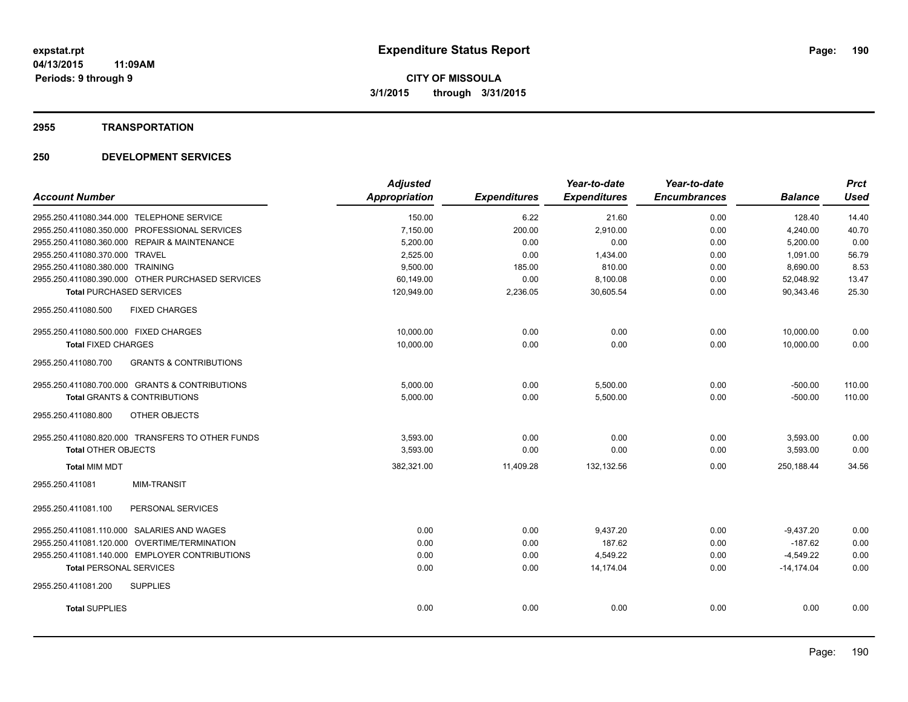**expstat.rpt**
**04/13/2015 11:09AM**
**Periods: 9 through 9**

# Expenditure Status Report

**CITY OF MISSOULA**
**3/1/2015 through 3/31/2015**

## 2955 TRANSPORTATION

## 250 DEVELOPMENT SERVICES

| Account Number | Adjusted Appropriation | Expenditures | Year-to-date Expenditures | Year-to-date Encumbrances | Balance | Prct Used |
|---|---|---|---|---|---|---|
| 2955.250.411080.344.000 TELEPHONE SERVICE | 150.00 | 6.22 | 21.60 | 0.00 | 128.40 | 14.40 |
| 2955.250.411080.350.000 PROFESSIONAL SERVICES | 7,150.00 | 200.00 | 2,910.00 | 0.00 | 4,240.00 | 40.70 |
| 2955.250.411080.360.000 REPAIR & MAINTENANCE | 5,200.00 | 0.00 | 0.00 | 0.00 | 5,200.00 | 0.00 |
| 2955.250.411080.370.000 TRAVEL | 2,525.00 | 0.00 | 1,434.00 | 0.00 | 1,091.00 | 56.79 |
| 2955.250.411080.380.000 TRAINING | 9,500.00 | 185.00 | 810.00 | 0.00 | 8,690.00 | 8.53 |
| 2955.250.411080.390.000 OTHER PURCHASED SERVICES | 60,149.00 | 0.00 | 8,100.08 | 0.00 | 52,048.92 | 13.47 |
| **Total** PURCHASED SERVICES | 120,949.00 | 2,236.05 | 30,605.54 | 0.00 | 90,343.46 | 25.30 |
| 2955.250.411080.500 FIXED CHARGES | | | | | | |
| 2955.250.411080.500.000 FIXED CHARGES | 10,000.00 | 0.00 | 0.00 | 0.00 | 10,000.00 | 0.00 |
| **Total** FIXED CHARGES | 10,000.00 | 0.00 | 0.00 | 0.00 | 10,000.00 | 0.00 |
| 2955.250.411080.700 GRANTS & CONTRIBUTIONS | | | | | | |
| 2955.250.411080.700.000 GRANTS & CONTRIBUTIONS | 5,000.00 | 0.00 | 5,500.00 | 0.00 | -500.00 | 110.00 |
| **Total** GRANTS & CONTRIBUTIONS | 5,000.00 | 0.00 | 5,500.00 | 0.00 | -500.00 | 110.00 |
| 2955.250.411080.800 OTHER OBJECTS | | | | | | |
| 2955.250.411080.820.000 TRANSFERS TO OTHER FUNDS | 3,593.00 | 0.00 | 0.00 | 0.00 | 3,593.00 | 0.00 |
| **Total** OTHER OBJECTS | 3,593.00 | 0.00 | 0.00 | 0.00 | 3,593.00 | 0.00 |
| **Total** MIM MDT | 382,321.00 | 11,409.28 | 132,132.56 | 0.00 | 250,188.44 | 34.56 |
| 2955.250.411081 MIM-TRANSIT | | | | | | |
| 2955.250.411081.100 PERSONAL SERVICES | | | | | | |
| 2955.250.411081.110.000 SALARIES AND WAGES | 0.00 | 0.00 | 9,437.20 | 0.00 | -9,437.20 | 0.00 |
| 2955.250.411081.120.000 OVERTIME/TERMINATION | 0.00 | 0.00 | 187.62 | 0.00 | -187.62 | 0.00 |
| 2955.250.411081.140.000 EMPLOYER CONTRIBUTIONS | 0.00 | 0.00 | 4,549.22 | 0.00 | -4,549.22 | 0.00 |
| **Total** PERSONAL SERVICES | 0.00 | 0.00 | 14,174.04 | 0.00 | -14,174.04 | 0.00 |
| 2955.250.411081.200 SUPPLIES | | | | | | |
| **Total** SUPPLIES | 0.00 | 0.00 | 0.00 | 0.00 | 0.00 | 0.00 |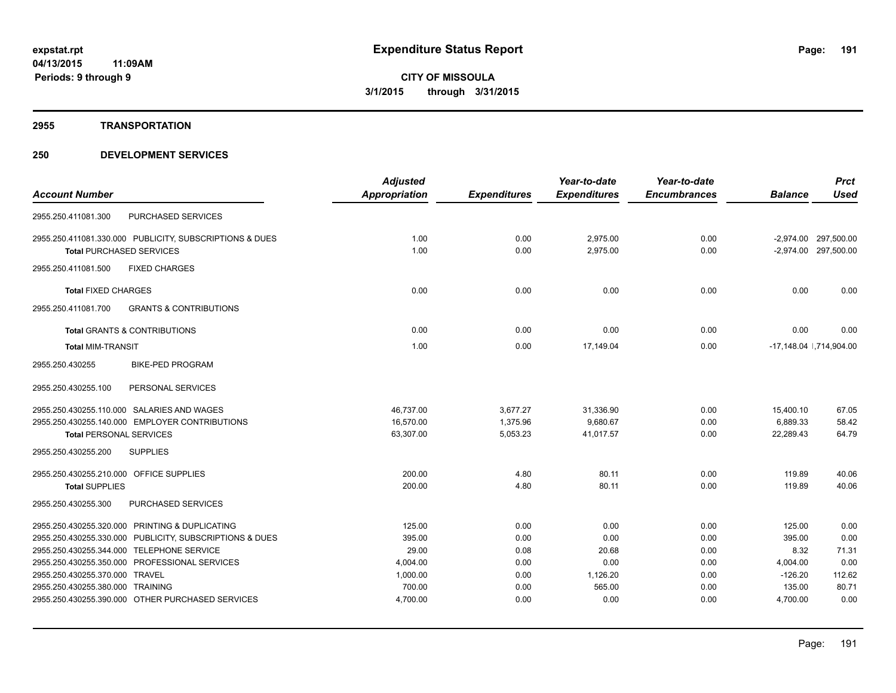**expstat.rpt**
**04/13/2015 11:09AM**
**Periods: 9 through 9**

# Expenditure Status Report

**CITY OF MISSOULA**
**3/1/2015 through 3/31/2015**

## 2955 TRANSPORTATION

## 250 DEVELOPMENT SERVICES

| Account Number | Adjusted Appropriation | Expenditures | Year-to-date Expenditures | Year-to-date Encumbrances | Balance | Prct Used |
|---|---|---|---|---|---|---|
| 2955.250.411081.300 PURCHASED SERVICES | | | | | | |
| 2955.250.411081.330.000 PUBLICITY, SUBSCRIPTIONS & DUES | 1.00 | 0.00 | 2,975.00 | 0.00 | -2,974.00 | 297,500.00 |
| **Total** PURCHASED SERVICES | 1.00 | 0.00 | 2,975.00 | 0.00 | -2,974.00 | 297,500.00 |
| 2955.250.411081.500 FIXED CHARGES | | | | | | |
| **Total** FIXED CHARGES | 0.00 | 0.00 | 0.00 | 0.00 | 0.00 | 0.00 |
| 2955.250.411081.700 GRANTS & CONTRIBUTIONS | | | | | | |
| **Total** GRANTS & CONTRIBUTIONS | 0.00 | 0.00 | 0.00 | 0.00 | 0.00 | 0.00 |
| **Total** MIM-TRANSIT | 1.00 | 0.00 | 17,149.04 | 0.00 | -17,148.04 | 1,714,904.00 |
| 2955.250.430255 BIKE-PED PROGRAM | | | | | | |
| 2955.250.430255.100 PERSONAL SERVICES | | | | | | |
| 2955.250.430255.110.000 SALARIES AND WAGES | 46,737.00 | 3,677.27 | 31,336.90 | 0.00 | 15,400.10 | 67.05 |
| 2955.250.430255.140.000 EMPLOYER CONTRIBUTIONS | 16,570.00 | 1,375.96 | 9,680.67 | 0.00 | 6,889.33 | 58.42 |
| **Total** PERSONAL SERVICES | 63,307.00 | 5,053.23 | 41,017.57 | 0.00 | 22,289.43 | 64.79 |
| 2955.250.430255.200 SUPPLIES | | | | | | |
| 2955.250.430255.210.000 OFFICE SUPPLIES | 200.00 | 4.80 | 80.11 | 0.00 | 119.89 | 40.06 |
| **Total** SUPPLIES | 200.00 | 4.80 | 80.11 | 0.00 | 119.89 | 40.06 |
| 2955.250.430255.300 PURCHASED SERVICES | | | | | | |
| 2955.250.430255.320.000 PRINTING & DUPLICATING | 125.00 | 0.00 | 0.00 | 0.00 | 125.00 | 0.00 |
| 2955.250.430255.330.000 PUBLICITY, SUBSCRIPTIONS & DUES | 395.00 | 0.00 | 0.00 | 0.00 | 395.00 | 0.00 |
| 2955.250.430255.344.000 TELEPHONE SERVICE | 29.00 | 0.08 | 20.68 | 0.00 | 8.32 | 71.31 |
| 2955.250.430255.350.000 PROFESSIONAL SERVICES | 4,004.00 | 0.00 | 0.00 | 0.00 | 4,004.00 | 0.00 |
| 2955.250.430255.370.000 TRAVEL | 1,000.00 | 0.00 | 1,126.20 | 0.00 | -126.20 | 112.62 |
| 2955.250.430255.380.000 TRAINING | 700.00 | 0.00 | 565.00 | 0.00 | 135.00 | 80.71 |
| 2955.250.430255.390.000 OTHER PURCHASED SERVICES | 4,700.00 | 0.00 | 0.00 | 0.00 | 4,700.00 | 0.00 |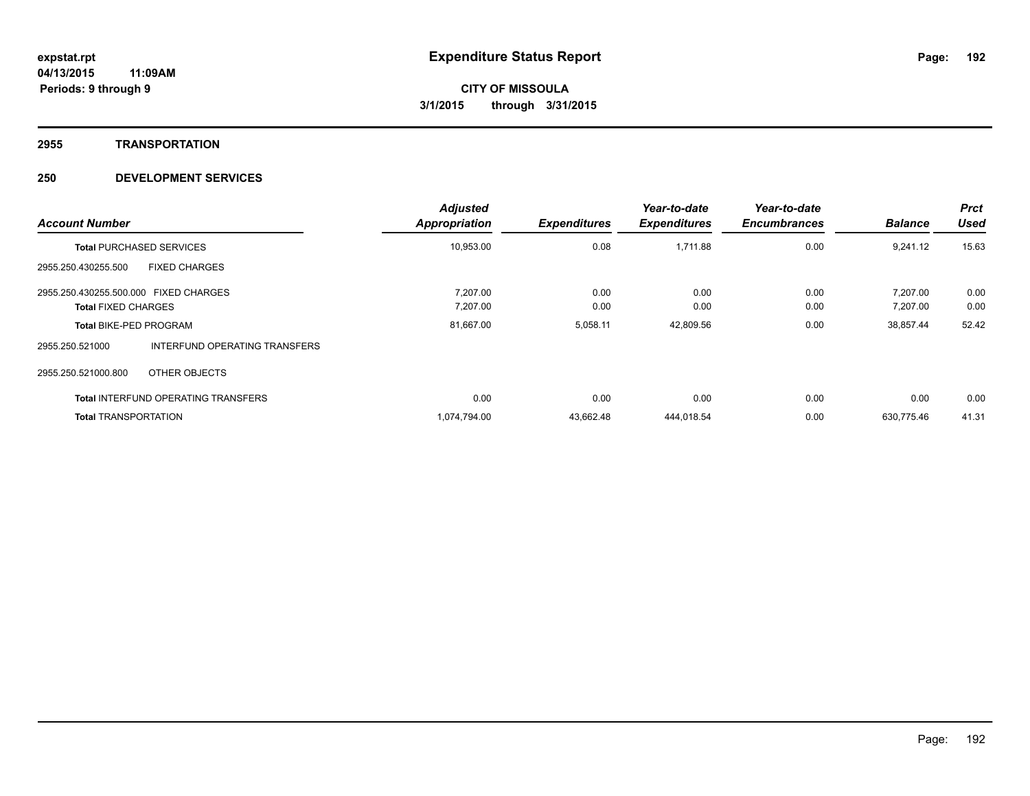**expstat.rpt**
**04/13/2015 11:09AM**
**Periods: 9 through 9**

# Expenditure Status Report

**CITY OF MISSOULA**
**3/1/2015 through 3/31/2015**

## 2955 TRANSPORTATION

## 250 DEVELOPMENT SERVICES

| Account Number | | Adjusted Appropriation | Expenditures | Year-to-date Expenditures | Year-to-date Encumbrances | Balance | Prct Used |
|---|---|---|---|---|---|---|---|
| **Total** PURCHASED SERVICES | | 10,953.00 | 0.08 | 1,711.88 | 0.00 | 9,241.12 | 15.63 |
| 2955.250.430255.500 | FIXED CHARGES | | | | | | |
| 2955.250.430255.500.000 FIXED CHARGES | | 7,207.00 | 0.00 | 0.00 | 0.00 | 7,207.00 | 0.00 |
| **Total** FIXED CHARGES | | 7,207.00 | 0.00 | 0.00 | 0.00 | 7,207.00 | 0.00 |
| **Total** BIKE-PED PROGRAM | | 81,667.00 | 5,058.11 | 42,809.56 | 0.00 | 38,857.44 | 52.42 |
| 2955.250.521000 | INTERFUND OPERATING TRANSFERS | | | | | | |
| 2955.250.521000.800 | OTHER OBJECTS | | | | | | |
| **Total** INTERFUND OPERATING TRANSFERS | | 0.00 | 0.00 | 0.00 | 0.00 | 0.00 | 0.00 |
| **Total** TRANSPORTATION | | 1,074,794.00 | 43,662.48 | 444,018.54 | 0.00 | 630,775.46 | 41.31 |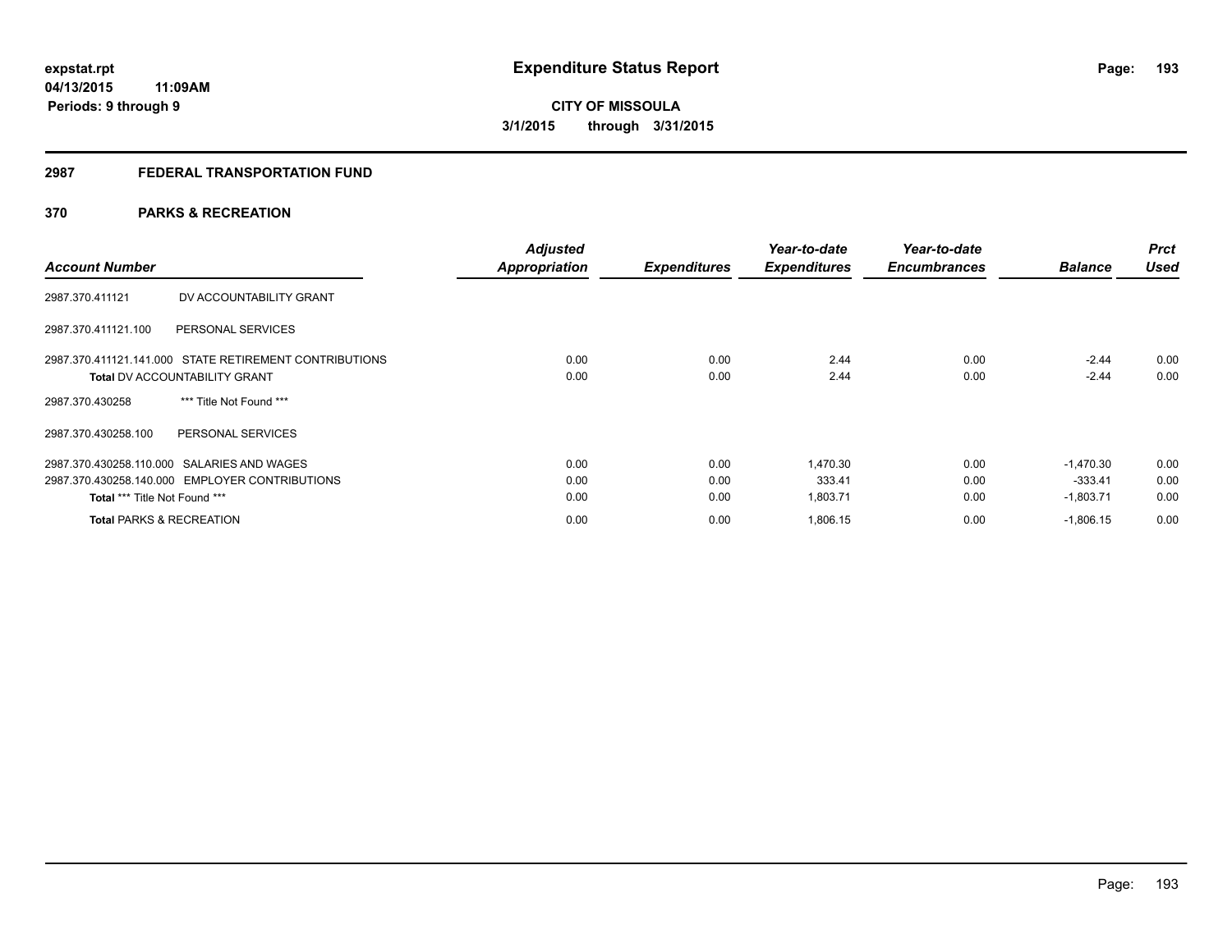# Expenditure Status Report

**CITY OF MISSOULA**

**3/1/2015 through 3/31/2015**

**expstat.rpt**
**04/13/2015 11:09AM**
**Periods: 9 through 9**

## 2987 FEDERAL TRANSPORTATION FUND

## 370 PARKS & RECREATION

| Account Number | | Adjusted Appropriation | Expenditures | Year-to-date Expenditures | Year-to-date Encumbrances | Balance | Prct Used |
|---|---|---|---|---|---|---|---|
| 2987.370.411121 | DV ACCOUNTABILITY GRANT | | | | | | |
| 2987.370.411121.100 | PERSONAL SERVICES | | | | | | |
| 2987.370.411121.141.000 | STATE RETIREMENT CONTRIBUTIONS | 0.00 | 0.00 | 2.44 | 0.00 | -2.44 | 0.00 |
| **Total** DV ACCOUNTABILITY GRANT | | 0.00 | 0.00 | 2.44 | 0.00 | -2.44 | 0.00 |
| 2987.370.430258 | *** Title Not Found *** | | | | | | |
| 2987.370.430258.100 | PERSONAL SERVICES | | | | | | |
| 2987.370.430258.110.000 | SALARIES AND WAGES | 0.00 | 0.00 | 1,470.30 | 0.00 | -1,470.30 | 0.00 |
| 2987.370.430258.140.000 | EMPLOYER CONTRIBUTIONS | 0.00 | 0.00 | 333.41 | 0.00 | -333.41 | 0.00 |
| **Total** *** Title Not Found *** | | 0.00 | 0.00 | 1,803.71 | 0.00 | -1,803.71 | 0.00 |
| **Total** PARKS & RECREATION | | 0.00 | 0.00 | 1,806.15 | 0.00 | -1,806.15 | 0.00 |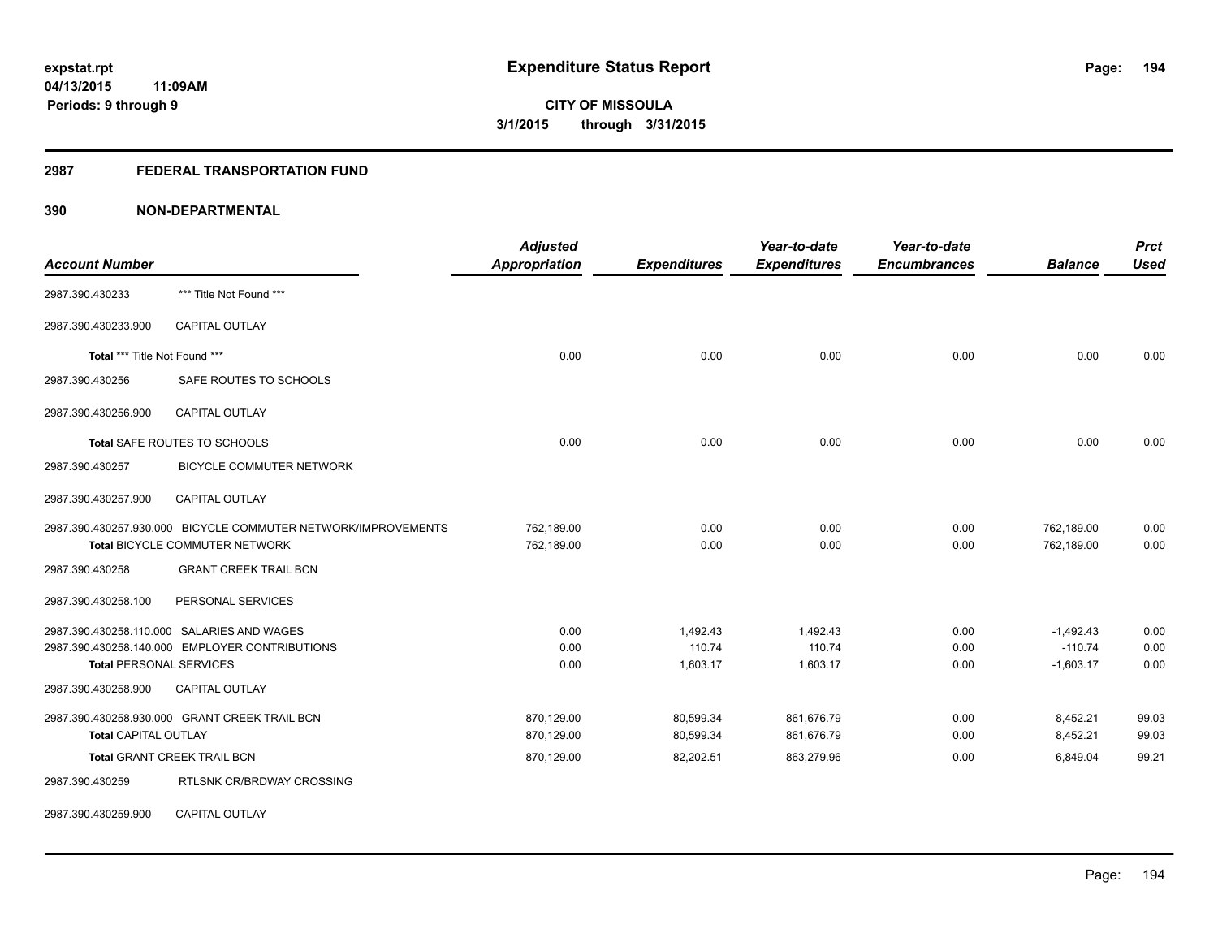expstat.rpt
04/13/2015 11:09AM
Periods: 9 through 9

# Expenditure Status Report

**CITY OF MISSOULA**
**3/1/2015 through 3/31/2015**

## 2987 FEDERAL TRANSPORTATION FUND

## 390 NON-DEPARTMENTAL

| Account Number | | Adjusted Appropriation | Expenditures | Year-to-date Expenditures | Year-to-date Encumbrances | Balance | Prct Used |
|---|---|---|---|---|---|---|---|
| 2987.390.430233 | *** Title Not Found *** | | | | | | |
| 2987.390.430233.900 | CAPITAL OUTLAY | | | | | | |
| Total *** Title Not Found *** | | 0.00 | 0.00 | 0.00 | 0.00 | 0.00 | 0.00 |
| 2987.390.430256 | SAFE ROUTES TO SCHOOLS | | | | | | |
| 2987.390.430256.900 | CAPITAL OUTLAY | | | | | | |
| Total SAFE ROUTES TO SCHOOLS | | 0.00 | 0.00 | 0.00 | 0.00 | 0.00 | 0.00 |
| 2987.390.430257 | BICYCLE COMMUTER NETWORK | | | | | | |
| 2987.390.430257.900 | CAPITAL OUTLAY | | | | | | |
| 2987.390.430257.930.000 | BICYCLE COMMUTER NETWORK/IMPROVEMENTS | 762,189.00 | 0.00 | 0.00 | 0.00 | 762,189.00 | 0.00 |
| Total BICYCLE COMMUTER NETWORK | | 762,189.00 | 0.00 | 0.00 | 0.00 | 762,189.00 | 0.00 |
| 2987.390.430258 | GRANT CREEK TRAIL BCN | | | | | | |
| 2987.390.430258.100 | PERSONAL SERVICES | | | | | | |
| 2987.390.430258.110.000 | SALARIES AND WAGES | 0.00 | 1,492.43 | 1,492.43 | 0.00 | -1,492.43 | 0.00 |
| 2987.390.430258.140.000 | EMPLOYER CONTRIBUTIONS | 0.00 | 110.74 | 110.74 | 0.00 | -110.74 | 0.00 |
| Total PERSONAL SERVICES | | 0.00 | 1,603.17 | 1,603.17 | 0.00 | -1,603.17 | 0.00 |
| 2987.390.430258.900 | CAPITAL OUTLAY | | | | | | |
| 2987.390.430258.930.000 | GRANT CREEK TRAIL BCN | 870,129.00 | 80,599.34 | 861,676.79 | 0.00 | 8,452.21 | 99.03 |
| Total CAPITAL OUTLAY | | 870,129.00 | 80,599.34 | 861,676.79 | 0.00 | 8,452.21 | 99.03 |
| Total GRANT CREEK TRAIL BCN | | 870,129.00 | 82,202.51 | 863,279.96 | 0.00 | 6,849.04 | 99.21 |
| 2987.390.430259 | RTLSNK CR/BRDWAY CROSSING | | | | | | |
| 2987.390.430259.900 | CAPITAL OUTLAY | | | | | | |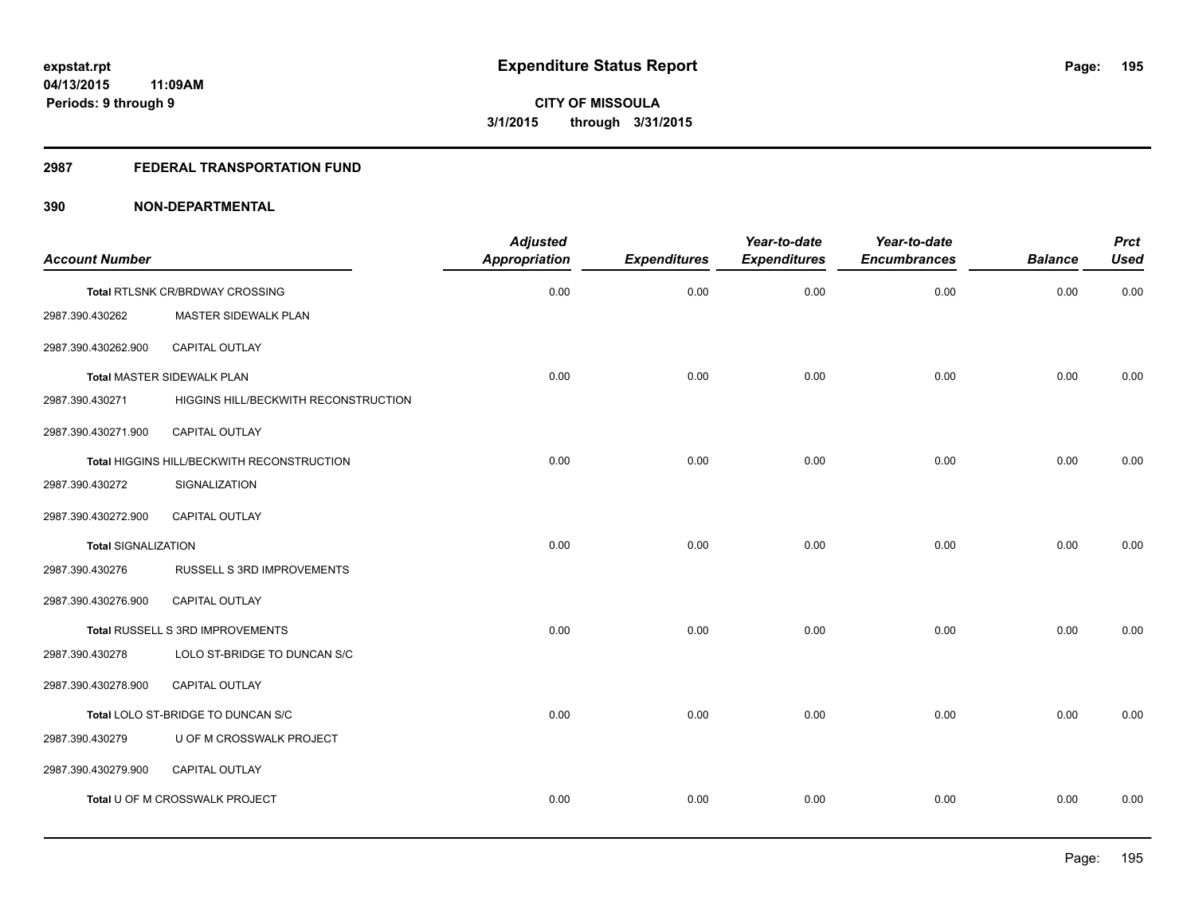# Expenditure Status Report

**CITY OF MISSOULA**
**3/1/2015 through 3/31/2015**

expstat.rpt
04/13/2015 11:09AM
Periods: 9 through 9

## 2987 FEDERAL TRANSPORTATION FUND

## 390 NON-DEPARTMENTAL

| Account Number | | Adjusted Appropriation | Expenditures | Year-to-date Expenditures | Year-to-date Encumbrances | Balance | Prct Used |
|---|---|---|---|---|---|---|---|
| Total RTLSNK CR/BRDWAY CROSSING | | 0.00 | 0.00 | 0.00 | 0.00 | 0.00 | 0.00 |
| 2987.390.430262 | MASTER SIDEWALK PLAN | | | | | | |
| 2987.390.430262.900 | CAPITAL OUTLAY | | | | | | |
| Total MASTER SIDEWALK PLAN | | 0.00 | 0.00 | 0.00 | 0.00 | 0.00 | 0.00 |
| 2987.390.430271 | HIGGINS HILL/BECKWITH RECONSTRUCTION | | | | | | |
| 2987.390.430271.900 | CAPITAL OUTLAY | | | | | | |
| Total HIGGINS HILL/BECKWITH RECONSTRUCTION | | 0.00 | 0.00 | 0.00 | 0.00 | 0.00 | 0.00 |
| 2987.390.430272 | SIGNALIZATION | | | | | | |
| 2987.390.430272.900 | CAPITAL OUTLAY | | | | | | |
| Total SIGNALIZATION | | 0.00 | 0.00 | 0.00 | 0.00 | 0.00 | 0.00 |
| 2987.390.430276 | RUSSELL S 3RD IMPROVEMENTS | | | | | | |
| 2987.390.430276.900 | CAPITAL OUTLAY | | | | | | |
| Total RUSSELL S 3RD IMPROVEMENTS | | 0.00 | 0.00 | 0.00 | 0.00 | 0.00 | 0.00 |
| 2987.390.430278 | LOLO ST-BRIDGE TO DUNCAN S/C | | | | | | |
| 2987.390.430278.900 | CAPITAL OUTLAY | | | | | | |
| Total LOLO ST-BRIDGE TO DUNCAN S/C | | 0.00 | 0.00 | 0.00 | 0.00 | 0.00 | 0.00 |
| 2987.390.430279 | U OF M CROSSWALK PROJECT | | | | | | |
| 2987.390.430279.900 | CAPITAL OUTLAY | | | | | | |
| Total U OF M CROSSWALK PROJECT | | 0.00 | 0.00 | 0.00 | 0.00 | 0.00 | 0.00 |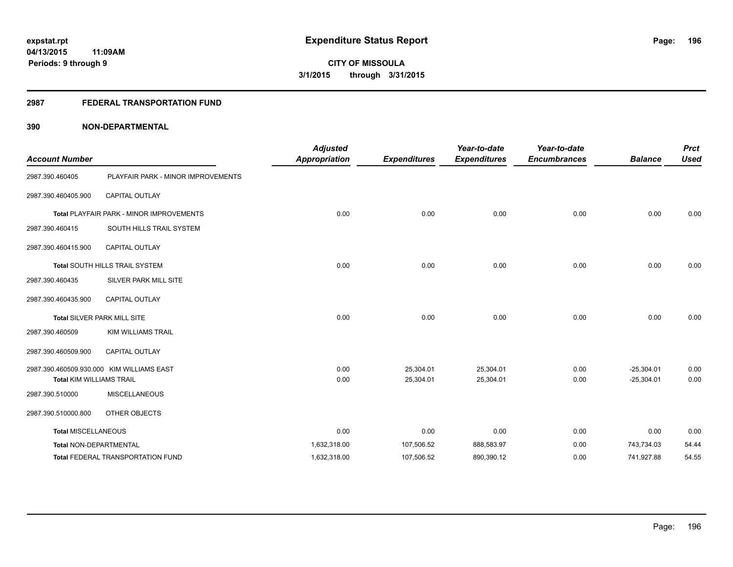**expstat.rpt**
**04/13/2015 11:09AM**
**Periods: 9 through 9**

# Expenditure Status Report

**CITY OF MISSOULA**
**3/1/2015 through 3/31/2015**

## 2987 FEDERAL TRANSPORTATION FUND

### 390 NON-DEPARTMENTAL

| Account Number | | Adjusted Appropriation | Expenditures | Year-to-date Expenditures | Year-to-date Encumbrances | Balance | Prct Used |
|---|---|---|---|---|---|---|---|
| 2987.390.460405 | PLAYFAIR PARK - MINOR IMPROVEMENTS | | | | | | |
| 2987.390.460405.900 | CAPITAL OUTLAY | | | | | | |
| Total PLAYFAIR PARK - MINOR IMPROVEMENTS | | 0.00 | 0.00 | 0.00 | 0.00 | 0.00 | 0.00 |
| 2987.390.460415 | SOUTH HILLS TRAIL SYSTEM | | | | | | |
| 2987.390.460415.900 | CAPITAL OUTLAY | | | | | | |
| Total SOUTH HILLS TRAIL SYSTEM | | 0.00 | 0.00 | 0.00 | 0.00 | 0.00 | 0.00 |
| 2987.390.460435 | SILVER PARK MILL SITE | | | | | | |
| 2987.390.460435.900 | CAPITAL OUTLAY | | | | | | |
| Total SILVER PARK MILL SITE | | 0.00 | 0.00 | 0.00 | 0.00 | 0.00 | 0.00 |
| 2987.390.460509 | KIM WILLIAMS TRAIL | | | | | | |
| 2987.390.460509.900 | CAPITAL OUTLAY | | | | | | |
| 2987.390.460509.930.000 | KIM WILLIAMS EAST | 0.00 | 25,304.01 | 25,304.01 | 0.00 | -25,304.01 | 0.00 |
| Total KIM WILLIAMS TRAIL | | 0.00 | 25,304.01 | 25,304.01 | 0.00 | -25,304.01 | 0.00 |
| 2987.390.510000 | MISCELLANEOUS | | | | | | |
| 2987.390.510000.800 | OTHER OBJECTS | | | | | | |
| Total MISCELLANEOUS | | 0.00 | 0.00 | 0.00 | 0.00 | 0.00 | 0.00 |
| Total NON-DEPARTMENTAL | | 1,632,318.00 | 107,506.52 | 888,583.97 | 0.00 | 743,734.03 | 54.44 |
| Total FEDERAL TRANSPORTATION FUND | | 1,632,318.00 | 107,506.52 | 890,390.12 | 0.00 | 741,927.88 | 54.55 |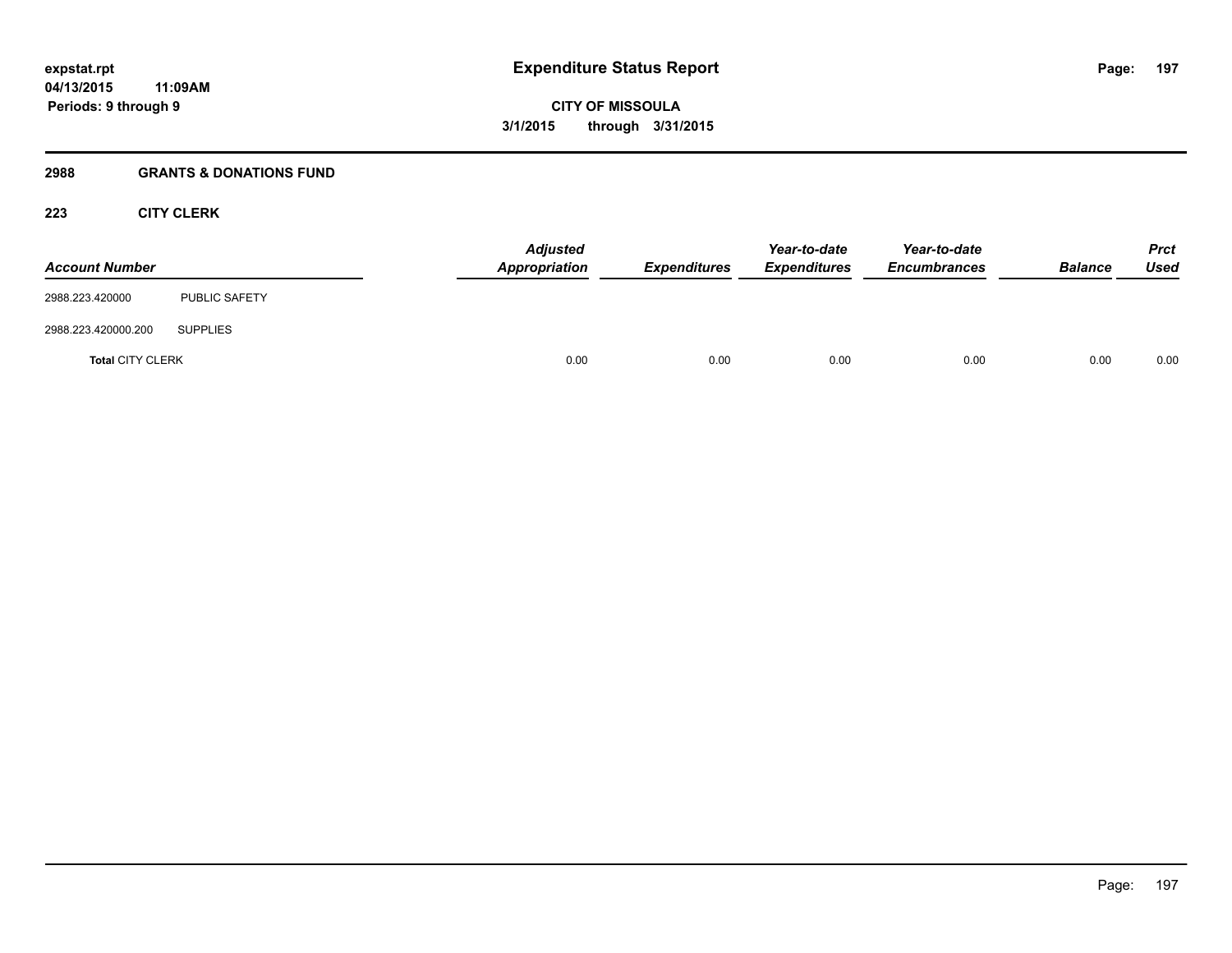**Expenditure Status Report**

**CITY OF MISSOULA**

**3/1/2015 through 3/31/2015**

expstat.rpt
04/13/2015 11:09AM
Periods: 9 through 9

## 2988 GRANTS & DONATIONS FUND

### 223 CITY CLERK

| Account Number | | Adjusted Appropriation | Expenditures | Year-to-date Expenditures | Year-to-date Encumbrances | Balance | Prct Used |
|---|---|---|---|---|---|---|---|
| 2988.223.420000 | PUBLIC SAFETY | | | | | | |
| 2988.223.420000.200 | SUPPLIES | | | | | | |
| **Total** CITY CLERK | | 0.00 | 0.00 | 0.00 | 0.00 | 0.00 | 0.00 |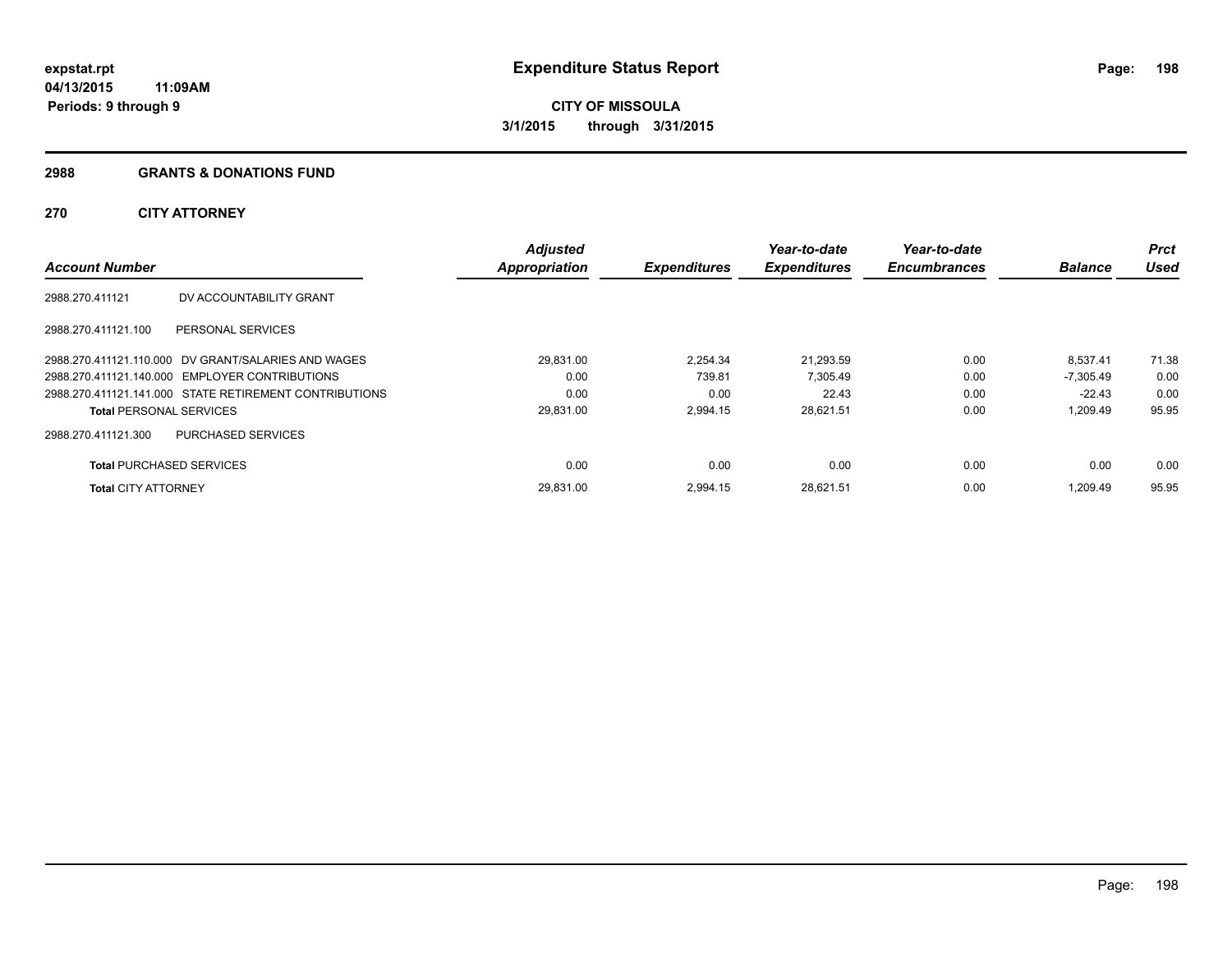# Expenditure Status Report

expstat.rpt
04/13/2015 11:09AM
Periods: 9 through 9

**CITY OF MISSOULA**
**3/1/2015 through 3/31/2015**

## 2988 GRANTS & DONATIONS FUND

### 270 CITY ATTORNEY

| Account Number | | Adjusted Appropriation | Expenditures | Year-to-date Expenditures | Year-to-date Encumbrances | Balance | Prct Used |
|---|---|---|---|---|---|---|---|
| 2988.270.411121 | DV ACCOUNTABILITY GRANT | | | | | | |
| 2988.270.411121.100 | PERSONAL SERVICES | | | | | | |
| 2988.270.411121.110.000 | DV GRANT/SALARIES AND WAGES | 29,831.00 | 2,254.34 | 21,293.59 | 0.00 | 8,537.41 | 71.38 |
| 2988.270.411121.140.000 | EMPLOYER CONTRIBUTIONS | 0.00 | 739.81 | 7,305.49 | 0.00 | -7,305.49 | 0.00 |
| 2988.270.411121.141.000 | STATE RETIREMENT CONTRIBUTIONS | 0.00 | 0.00 | 22.43 | 0.00 | -22.43 | 0.00 |
| **Total** PERSONAL SERVICES | | 29,831.00 | 2,994.15 | 28,621.51 | 0.00 | 1,209.49 | 95.95 |
| 2988.270.411121.300 | PURCHASED SERVICES | | | | | | |
| **Total** PURCHASED SERVICES | | 0.00 | 0.00 | 0.00 | 0.00 | 0.00 | 0.00 |
| **Total** CITY ATTORNEY | | 29,831.00 | 2,994.15 | 28,621.51 | 0.00 | 1,209.49 | 95.95 |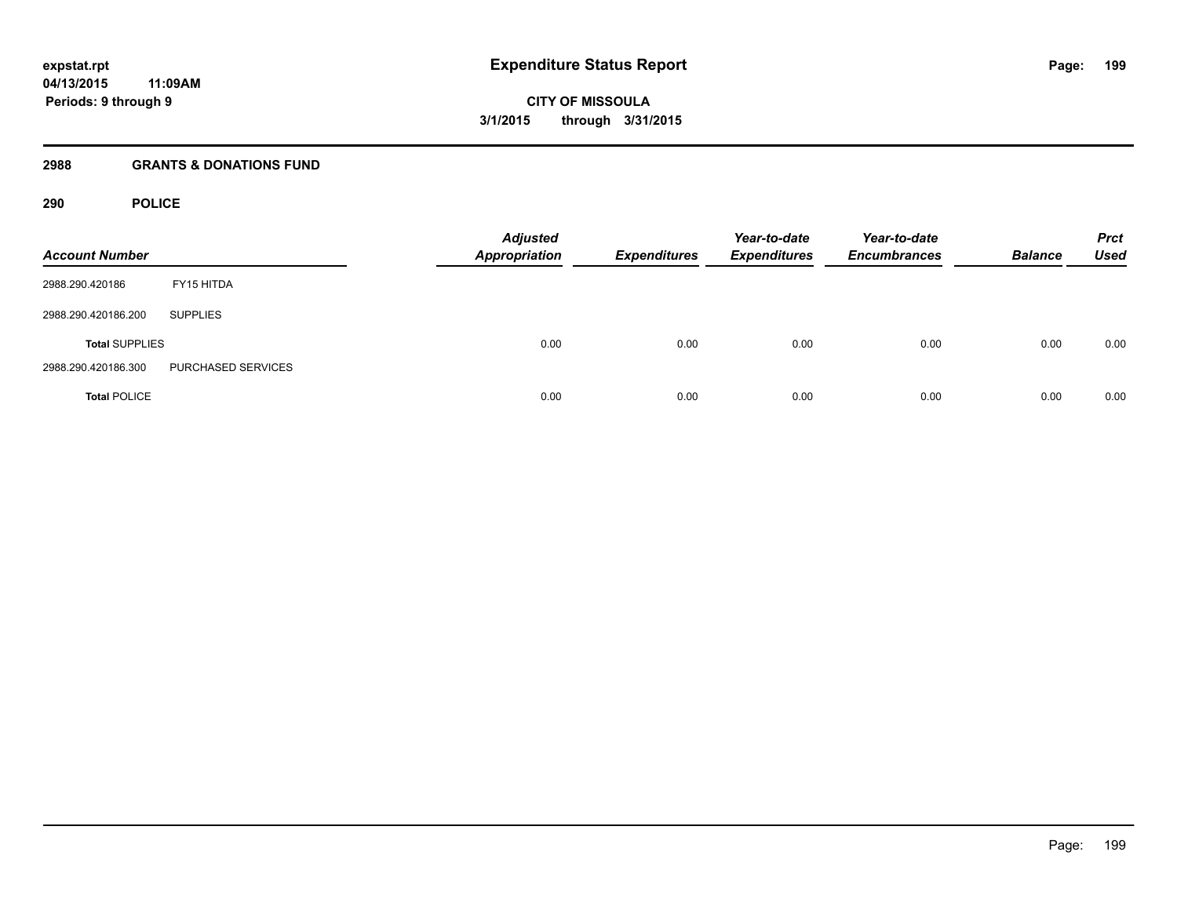**Expenditure Status Report**

**CITY OF MISSOULA**
**3/1/2015 through 3/31/2015**

expstat.rpt
04/13/2015 11:09AM
Periods: 9 through 9

## 2988 GRANTS & DONATIONS FUND

## 290 POLICE

| Account Number | | Adjusted Appropriation | Expenditures | Year-to-date Expenditures | Year-to-date Encumbrances | Balance | Prct Used |
|---|---|---|---|---|---|---|---|
| 2988.290.420186 | FY15 HITDA | | | | | | |
| 2988.290.420186.200 | SUPPLIES | | | | | | |
| **Total** SUPPLIES | | 0.00 | 0.00 | 0.00 | 0.00 | 0.00 | 0.00 |
| 2988.290.420186.300 | PURCHASED SERVICES | | | | | | |
| **Total** POLICE | | 0.00 | 0.00 | 0.00 | 0.00 | 0.00 | 0.00 |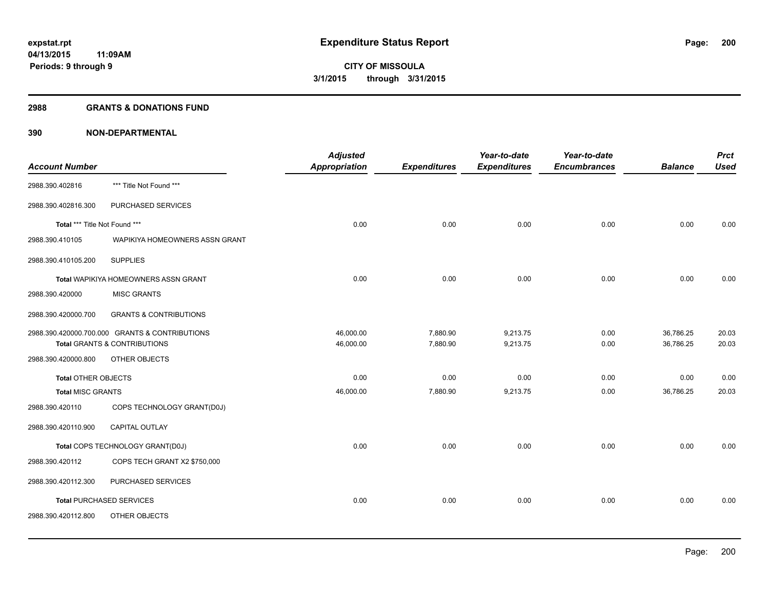expstat.rpt
04/13/2015 11:09AM
Periods: 9 through 9

# Expenditure Status Report

**CITY OF MISSOULA**
**3/1/2015 through 3/31/2015**

## 2988 GRANTS & DONATIONS FUND

## 390 NON-DEPARTMENTAL

| Account Number | | Adjusted Appropriation | Expenditures | Year-to-date Expenditures | Year-to-date Encumbrances | Balance | Prct Used |
|---|---|---|---|---|---|---|---|
| 2988.390.402816 | *** Title Not Found *** | | | | | | |
| 2988.390.402816.300 | PURCHASED SERVICES | | | | | | |
| Total *** Title Not Found *** | | 0.00 | 0.00 | 0.00 | 0.00 | 0.00 | 0.00 |
| 2988.390.410105 | WAPIKIYA HOMEOWNERS ASSN GRANT | | | | | | |
| 2988.390.410105.200 | SUPPLIES | | | | | | |
| Total WAPIKIYA HOMEOWNERS ASSN GRANT | | 0.00 | 0.00 | 0.00 | 0.00 | 0.00 | 0.00 |
| 2988.390.420000 | MISC GRANTS | | | | | | |
| 2988.390.420000.700 | GRANTS & CONTRIBUTIONS | | | | | | |
| 2988.390.420000.700.000 | GRANTS & CONTRIBUTIONS | 46,000.00 | 7,880.90 | 9,213.75 | 0.00 | 36,786.25 | 20.03 |
| Total GRANTS & CONTRIBUTIONS | | 46,000.00 | 7,880.90 | 9,213.75 | 0.00 | 36,786.25 | 20.03 |
| 2988.390.420000.800 | OTHER OBJECTS | | | | | | |
| Total OTHER OBJECTS | | 0.00 | 0.00 | 0.00 | 0.00 | 0.00 | 0.00 |
| Total MISC GRANTS | | 46,000.00 | 7,880.90 | 9,213.75 | 0.00 | 36,786.25 | 20.03 |
| 2988.390.420110 | COPS TECHNOLOGY GRANT(D0J) | | | | | | |
| 2988.390.420110.900 | CAPITAL OUTLAY | | | | | | |
| Total COPS TECHNOLOGY GRANT(D0J) | | 0.00 | 0.00 | 0.00 | 0.00 | 0.00 | 0.00 |
| 2988.390.420112 | COPS TECH GRANT X2 $750,000 | | | | | | |
| 2988.390.420112.300 | PURCHASED SERVICES | | | | | | |
| Total PURCHASED SERVICES | | 0.00 | 0.00 | 0.00 | 0.00 | 0.00 | 0.00 |
| 2988.390.420112.800 | OTHER OBJECTS | | | | | | |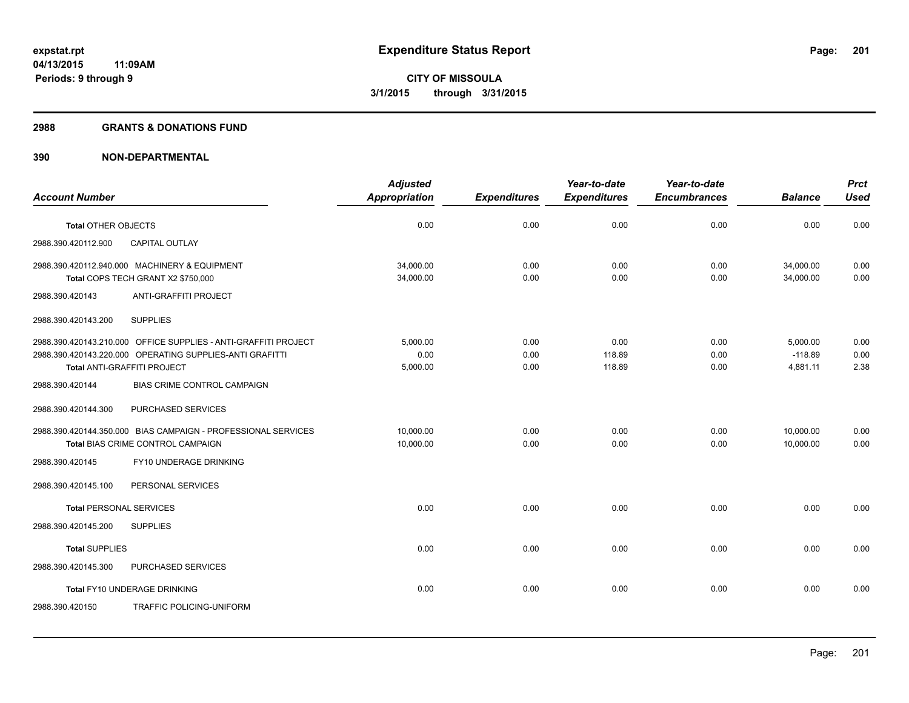**expstat.rpt**
**04/13/2015 11:09AM**
**Periods: 9 through 9**

# Expenditure Status Report

**CITY OF MISSOULA**
**3/1/2015 through 3/31/2015**

## 2988 GRANTS & DONATIONS FUND

## 390 NON-DEPARTMENTAL

| Account Number | Adjusted Appropriation | Expenditures | Year-to-date Expenditures | Year-to-date Encumbrances | Balance | Prct Used |
|---|---|---|---|---|---|---|
| **Total** OTHER OBJECTS | 0.00 | 0.00 | 0.00 | 0.00 | 0.00 | 0.00 |
| 2988.390.420112.900 CAPITAL OUTLAY | | | | | | |
| 2988.390.420112.940.000 MACHINERY & EQUIPMENT | 34,000.00 | 0.00 | 0.00 | 0.00 | 34,000.00 | 0.00 |
| **Total** COPS TECH GRANT X2 $750,000 | 34,000.00 | 0.00 | 0.00 | 0.00 | 34,000.00 | 0.00 |
| 2988.390.420143 ANTI-GRAFFITI PROJECT | | | | | | |
| 2988.390.420143.200 SUPPLIES | | | | | | |
| 2988.390.420143.210.000 OFFICE SUPPLIES - ANTI-GRAFFITI PROJECT | 5,000.00 | 0.00 | 0.00 | 0.00 | 5,000.00 | 0.00 |
| 2988.390.420143.220.000 OPERATING SUPPLIES-ANTI GRAFITTI | 0.00 | 0.00 | 118.89 | 0.00 | -118.89 | 0.00 |
| **Total** ANTI-GRAFFITI PROJECT | 5,000.00 | 0.00 | 118.89 | 0.00 | 4,881.11 | 2.38 |
| 2988.390.420144 BIAS CRIME CONTROL CAMPAIGN | | | | | | |
| 2988.390.420144.300 PURCHASED SERVICES | | | | | | |
| 2988.390.420144.350.000 BIAS CAMPAIGN - PROFESSIONAL SERVICES | 10,000.00 | 0.00 | 0.00 | 0.00 | 10,000.00 | 0.00 |
| **Total** BIAS CRIME CONTROL CAMPAIGN | 10,000.00 | 0.00 | 0.00 | 0.00 | 10,000.00 | 0.00 |
| 2988.390.420145 FY10 UNDERAGE DRINKING | | | | | | |
| 2988.390.420145.100 PERSONAL SERVICES | | | | | | |
| **Total** PERSONAL SERVICES | 0.00 | 0.00 | 0.00 | 0.00 | 0.00 | 0.00 |
| 2988.390.420145.200 SUPPLIES | | | | | | |
| **Total** SUPPLIES | 0.00 | 0.00 | 0.00 | 0.00 | 0.00 | 0.00 |
| 2988.390.420145.300 PURCHASED SERVICES | | | | | | |
| **Total** FY10 UNDERAGE DRINKING | 0.00 | 0.00 | 0.00 | 0.00 | 0.00 | 0.00 |
| 2988.390.420150 TRAFFIC POLICING-UNIFORM | | | | | | |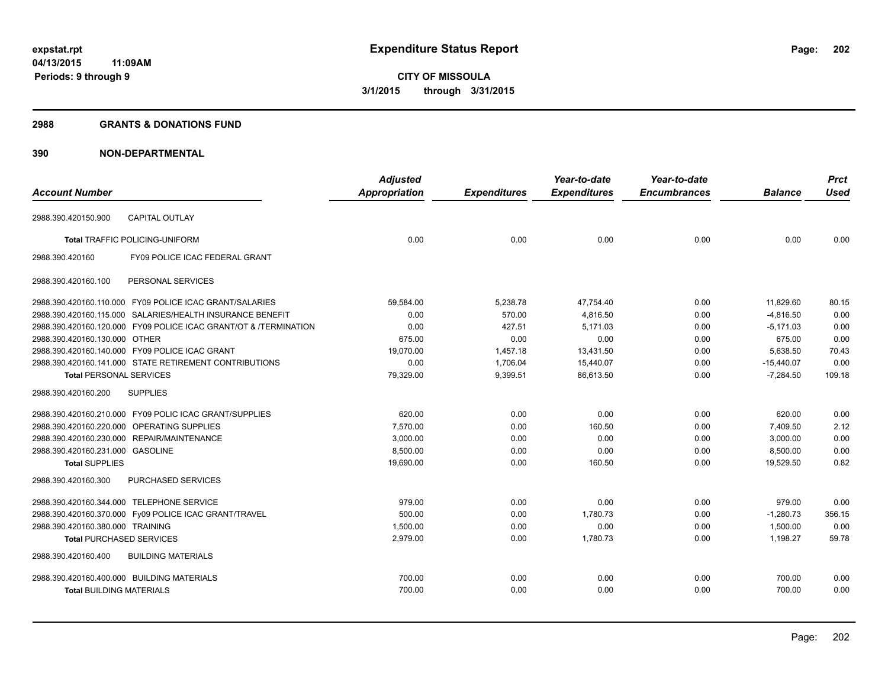# Expenditure Status Report

expstat.rpt
04/13/2015 11:09AM
Periods: 9 through 9

**CITY OF MISSOULA**
**3/1/2015 through 3/31/2015**

## 2988 GRANTS & DONATIONS FUND

## 390 NON-DEPARTMENTAL

| Account Number | Adjusted Appropriation | Expenditures | Year-to-date Expenditures | Year-to-date Encumbrances | Balance | Prct Used |
|---|---|---|---|---|---|---|
| 2988.390.420150.900 CAPITAL OUTLAY | | | | | | |
| **Total** TRAFFIC POLICING-UNIFORM | 0.00 | 0.00 | 0.00 | 0.00 | 0.00 | 0.00 |
| 2988.390.420160 FY09 POLICE ICAC FEDERAL GRANT | | | | | | |
| 2988.390.420160.100 PERSONAL SERVICES | | | | | | |
| 2988.390.420160.110.000 FY09 POLICE ICAC GRANT/SALARIES | 59,584.00 | 5,238.78 | 47,754.40 | 0.00 | 11,829.60 | 80.15 |
| 2988.390.420160.115.000 SALARIES/HEALTH INSURANCE BENEFIT | 0.00 | 570.00 | 4,816.50 | 0.00 | -4,816.50 | 0.00 |
| 2988.390.420160.120.000 FY09 POLICE ICAC GRANT/OT & /TERMINATION | 0.00 | 427.51 | 5,171.03 | 0.00 | -5,171.03 | 0.00 |
| 2988.390.420160.130.000 OTHER | 675.00 | 0.00 | 0.00 | 0.00 | 675.00 | 0.00 |
| 2988.390.420160.140.000 FY09 POLICE ICAC GRANT | 19,070.00 | 1,457.18 | 13,431.50 | 0.00 | 5,638.50 | 70.43 |
| 2988.390.420160.141.000 STATE RETIREMENT CONTRIBUTIONS | 0.00 | 1,706.04 | 15,440.07 | 0.00 | -15,440.07 | 0.00 |
| **Total** PERSONAL SERVICES | 79,329.00 | 9,399.51 | 86,613.50 | 0.00 | -7,284.50 | 109.18 |
| 2988.390.420160.200 SUPPLIES | | | | | | |
| 2988.390.420160.210.000 FY09 POLIC ICAC GRANT/SUPPLIES | 620.00 | 0.00 | 0.00 | 0.00 | 620.00 | 0.00 |
| 2988.390.420160.220.000 OPERATING SUPPLIES | 7,570.00 | 0.00 | 160.50 | 0.00 | 7,409.50 | 2.12 |
| 2988.390.420160.230.000 REPAIR/MAINTENANCE | 3,000.00 | 0.00 | 0.00 | 0.00 | 3,000.00 | 0.00 |
| 2988.390.420160.231.000 GASOLINE | 8,500.00 | 0.00 | 0.00 | 0.00 | 8,500.00 | 0.00 |
| **Total** SUPPLIES | 19,690.00 | 0.00 | 160.50 | 0.00 | 19,529.50 | 0.82 |
| 2988.390.420160.300 PURCHASED SERVICES | | | | | | |
| 2988.390.420160.344.000 TELEPHONE SERVICE | 979.00 | 0.00 | 0.00 | 0.00 | 979.00 | 0.00 |
| 2988.390.420160.370.000 Fy09 POLICE ICAC GRANT/TRAVEL | 500.00 | 0.00 | 1,780.73 | 0.00 | -1,280.73 | 356.15 |
| 2988.390.420160.380.000 TRAINING | 1,500.00 | 0.00 | 0.00 | 0.00 | 1,500.00 | 0.00 |
| **Total** PURCHASED SERVICES | 2,979.00 | 0.00 | 1,780.73 | 0.00 | 1,198.27 | 59.78 |
| 2988.390.420160.400 BUILDING MATERIALS | | | | | | |
| 2988.390.420160.400.000 BUILDING MATERIALS | 700.00 | 0.00 | 0.00 | 0.00 | 700.00 | 0.00 |
| **Total** BUILDING MATERIALS | 700.00 | 0.00 | 0.00 | 0.00 | 700.00 | 0.00 |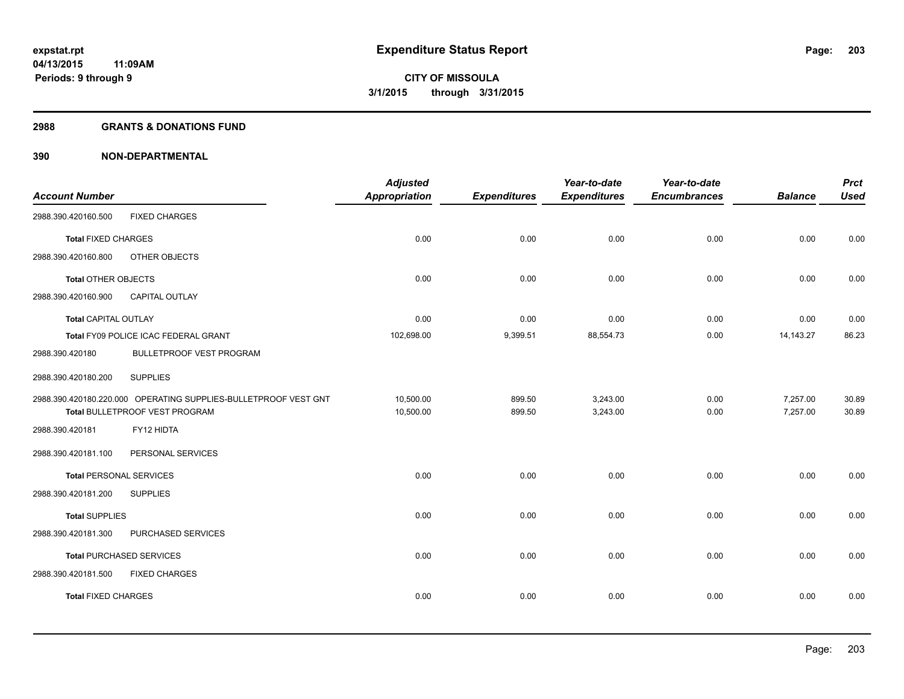**expstat.rpt**
**04/13/2015 11:09AM**
**Periods: 9 through 9**

# Expenditure Status Report

**CITY OF MISSOULA**
**3/1/2015 through 3/31/2015**

## 2988 GRANTS & DONATIONS FUND

## 390 NON-DEPARTMENTAL

| Account Number | | Adjusted Appropriation | Expenditures | Year-to-date Expenditures | Year-to-date Encumbrances | Balance | Prct Used |
|---|---|---|---|---|---|---|---|
| 2988.390.420160.500 | FIXED CHARGES | | | | | | |
| **Total** FIXED CHARGES | | 0.00 | 0.00 | 0.00 | 0.00 | 0.00 | 0.00 |
| 2988.390.420160.800 | OTHER OBJECTS | | | | | | |
| **Total** OTHER OBJECTS | | 0.00 | 0.00 | 0.00 | 0.00 | 0.00 | 0.00 |
| 2988.390.420160.900 | CAPITAL OUTLAY | | | | | | |
| **Total** CAPITAL OUTLAY | | 0.00 | 0.00 | 0.00 | 0.00 | 0.00 | 0.00 |
| **Total** FY09 POLICE ICAC FEDERAL GRANT | | 102,698.00 | 9,399.51 | 88,554.73 | 0.00 | 14,143.27 | 86.23 |
| 2988.390.420180 | BULLETPROOF VEST PROGRAM | | | | | | |
| 2988.390.420180.200 | SUPPLIES | | | | | | |
| 2988.390.420180.220.000 | OPERATING SUPPLIES-BULLETPROOF VEST GNT | 10,500.00 | 899.50 | 3,243.00 | 0.00 | 7,257.00 | 30.89 |
| **Total** BULLETPROOF VEST PROGRAM | | 10,500.00 | 899.50 | 3,243.00 | 0.00 | 7,257.00 | 30.89 |
| 2988.390.420181 | FY12 HIDTA | | | | | | |
| 2988.390.420181.100 | PERSONAL SERVICES | | | | | | |
| **Total** PERSONAL SERVICES | | 0.00 | 0.00 | 0.00 | 0.00 | 0.00 | 0.00 |
| 2988.390.420181.200 | SUPPLIES | | | | | | |
| **Total** SUPPLIES | | 0.00 | 0.00 | 0.00 | 0.00 | 0.00 | 0.00 |
| 2988.390.420181.300 | PURCHASED SERVICES | | | | | | |
| **Total** PURCHASED SERVICES | | 0.00 | 0.00 | 0.00 | 0.00 | 0.00 | 0.00 |
| 2988.390.420181.500 | FIXED CHARGES | | | | | | |
| **Total** FIXED CHARGES | | 0.00 | 0.00 | 0.00 | 0.00 | 0.00 | 0.00 |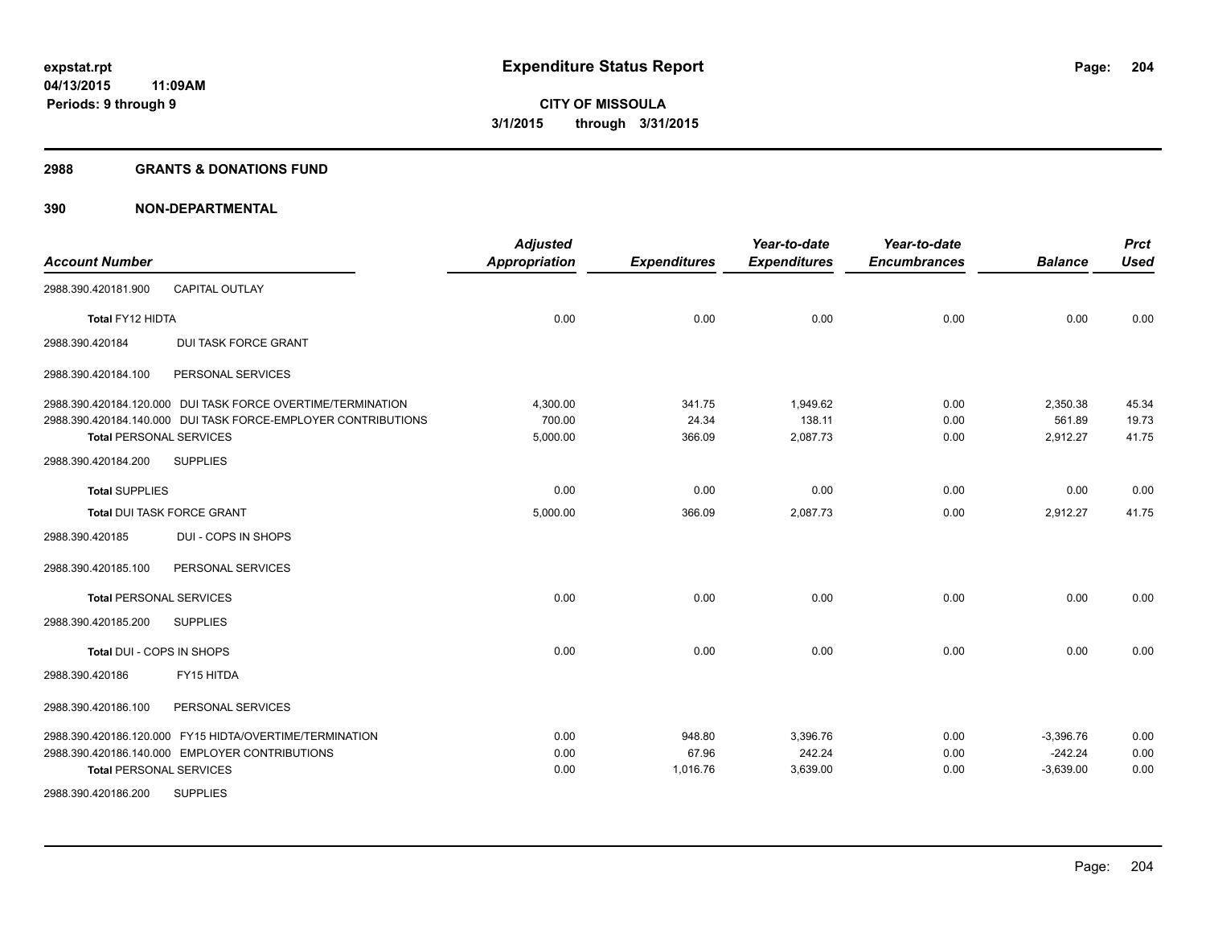# Expenditure Status Report

**CITY OF MISSOULA**

**3/1/2015 through 3/31/2015**

expstat.rpt
04/13/2015 11:09AM
Periods: 9 through 9

## 2988 GRANTS & DONATIONS FUND

## 390 NON-DEPARTMENTAL

| Account Number | Adjusted Appropriation | Expenditures | Year-to-date Expenditures | Year-to-date Encumbrances | Balance | Prct Used |
|---|---|---|---|---|---|---|
| 2988.390.420181.900 CAPITAL OUTLAY | | | | | | |
| **Total** FY12 HIDTA | 0.00 | 0.00 | 0.00 | 0.00 | 0.00 | 0.00 |
| 2988.390.420184 DUI TASK FORCE GRANT | | | | | | |
| 2988.390.420184.100 PERSONAL SERVICES | | | | | | |
| 2988.390.420184.120.000 DUI TASK FORCE OVERTIME/TERMINATION | 4,300.00 | 341.75 | 1,949.62 | 0.00 | 2,350.38 | 45.34 |
| 2988.390.420184.140.000 DUI TASK FORCE-EMPLOYER CONTRIBUTIONS | 700.00 | 24.34 | 138.11 | 0.00 | 561.89 | 19.73 |
| **Total** PERSONAL SERVICES | 5,000.00 | 366.09 | 2,087.73 | 0.00 | 2,912.27 | 41.75 |
| 2988.390.420184.200 SUPPLIES | | | | | | |
| **Total** SUPPLIES | 0.00 | 0.00 | 0.00 | 0.00 | 0.00 | 0.00 |
| **Total** DUI TASK FORCE GRANT | 5,000.00 | 366.09 | 2,087.73 | 0.00 | 2,912.27 | 41.75 |
| 2988.390.420185 DUI - COPS IN SHOPS | | | | | | |
| 2988.390.420185.100 PERSONAL SERVICES | | | | | | |
| **Total** PERSONAL SERVICES | 0.00 | 0.00 | 0.00 | 0.00 | 0.00 | 0.00 |
| 2988.390.420185.200 SUPPLIES | | | | | | |
| **Total** DUI - COPS IN SHOPS | 0.00 | 0.00 | 0.00 | 0.00 | 0.00 | 0.00 |
| 2988.390.420186 FY15 HITDA | | | | | | |
| 2988.390.420186.100 PERSONAL SERVICES | | | | | | |
| 2988.390.420186.120.000 FY15 HIDTA/OVERTIME/TERMINATION | 0.00 | 948.80 | 3,396.76 | 0.00 | -3,396.76 | 0.00 |
| 2988.390.420186.140.000 EMPLOYER CONTRIBUTIONS | 0.00 | 67.96 | 242.24 | 0.00 | -242.24 | 0.00 |
| **Total** PERSONAL SERVICES | 0.00 | 1,016.76 | 3,639.00 | 0.00 | -3,639.00 | 0.00 |
| 2988.390.420186.200 SUPPLIES | | | | | | |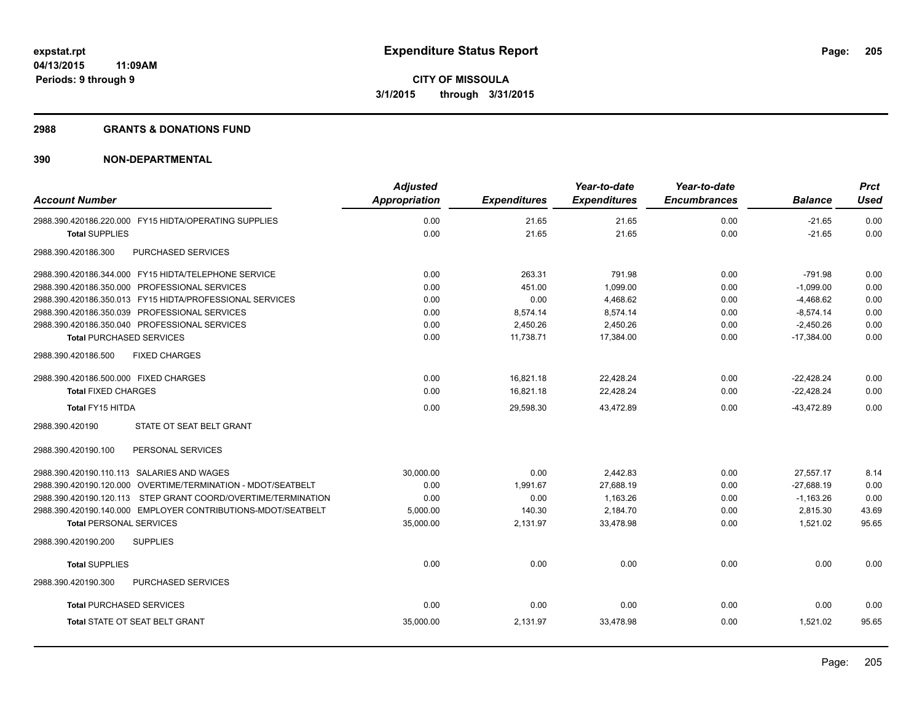**expstat.rpt**
**04/13/2015 11:09AM**
**Periods: 9 through 9**

# Expenditure Status Report

**CITY OF MISSOULA**
**3/1/2015 through 3/31/2015**

## 2988 GRANTS & DONATIONS FUND

## 390 NON-DEPARTMENTAL

| Account Number | Adjusted Appropriation | Expenditures | Year-to-date Expenditures | Year-to-date Encumbrances | Balance | Prct Used |
|---|---|---|---|---|---|---|
| 2988.390.420186.220.000 FY15 HIDTA/OPERATING SUPPLIES | 0.00 | 21.65 | 21.65 | 0.00 | -21.65 | 0.00 |
| **Total** SUPPLIES | 0.00 | 21.65 | 21.65 | 0.00 | -21.65 | 0.00 |
| 2988.390.420186.300 PURCHASED SERVICES | | | | | | |
| 2988.390.420186.344.000 FY15 HIDTA/TELEPHONE SERVICE | 0.00 | 263.31 | 791.98 | 0.00 | -791.98 | 0.00 |
| 2988.390.420186.350.000 PROFESSIONAL SERVICES | 0.00 | 451.00 | 1,099.00 | 0.00 | -1,099.00 | 0.00 |
| 2988.390.420186.350.013 FY15 HIDTA/PROFESSIONAL SERVICES | 0.00 | 0.00 | 4,468.62 | 0.00 | -4,468.62 | 0.00 |
| 2988.390.420186.350.039 PROFESSIONAL SERVICES | 0.00 | 8,574.14 | 8,574.14 | 0.00 | -8,574.14 | 0.00 |
| 2988.390.420186.350.040 PROFESSIONAL SERVICES | 0.00 | 2,450.26 | 2,450.26 | 0.00 | -2,450.26 | 0.00 |
| **Total** PURCHASED SERVICES | 0.00 | 11,738.71 | 17,384.00 | 0.00 | -17,384.00 | 0.00 |
| 2988.390.420186.500 FIXED CHARGES | | | | | | |
| 2988.390.420186.500.000 FIXED CHARGES | 0.00 | 16,821.18 | 22,428.24 | 0.00 | -22,428.24 | 0.00 |
| **Total** FIXED CHARGES | 0.00 | 16,821.18 | 22,428.24 | 0.00 | -22,428.24 | 0.00 |
| **Total** FY15 HITDA | 0.00 | 29,598.30 | 43,472.89 | 0.00 | -43,472.89 | 0.00 |
| 2988.390.420190 STATE OT SEAT BELT GRANT | | | | | | |
| 2988.390.420190.100 PERSONAL SERVICES | | | | | | |
| 2988.390.420190.110.113 SALARIES AND WAGES | 30,000.00 | 0.00 | 2,442.83 | 0.00 | 27,557.17 | 8.14 |
| 2988.390.420190.120.000 OVERTIME/TERMINATION - MDOT/SEATBELT | 0.00 | 1,991.67 | 27,688.19 | 0.00 | -27,688.19 | 0.00 |
| 2988.390.420190.120.113 STEP GRANT COORD/OVERTIME/TERMINATION | 0.00 | 0.00 | 1,163.26 | 0.00 | -1,163.26 | 0.00 |
| 2988.390.420190.140.000 EMPLOYER CONTRIBUTIONS-MDOT/SEATBELT | 5,000.00 | 140.30 | 2,184.70 | 0.00 | 2,815.30 | 43.69 |
| **Total** PERSONAL SERVICES | 35,000.00 | 2,131.97 | 33,478.98 | 0.00 | 1,521.02 | 95.65 |
| 2988.390.420190.200 SUPPLIES | | | | | | |
| **Total** SUPPLIES | 0.00 | 0.00 | 0.00 | 0.00 | 0.00 | 0.00 |
| 2988.390.420190.300 PURCHASED SERVICES | | | | | | |
| **Total** PURCHASED SERVICES | 0.00 | 0.00 | 0.00 | 0.00 | 0.00 | 0.00 |
| **Total** STATE OT SEAT BELT GRANT | 35,000.00 | 2,131.97 | 33,478.98 | 0.00 | 1,521.02 | 95.65 |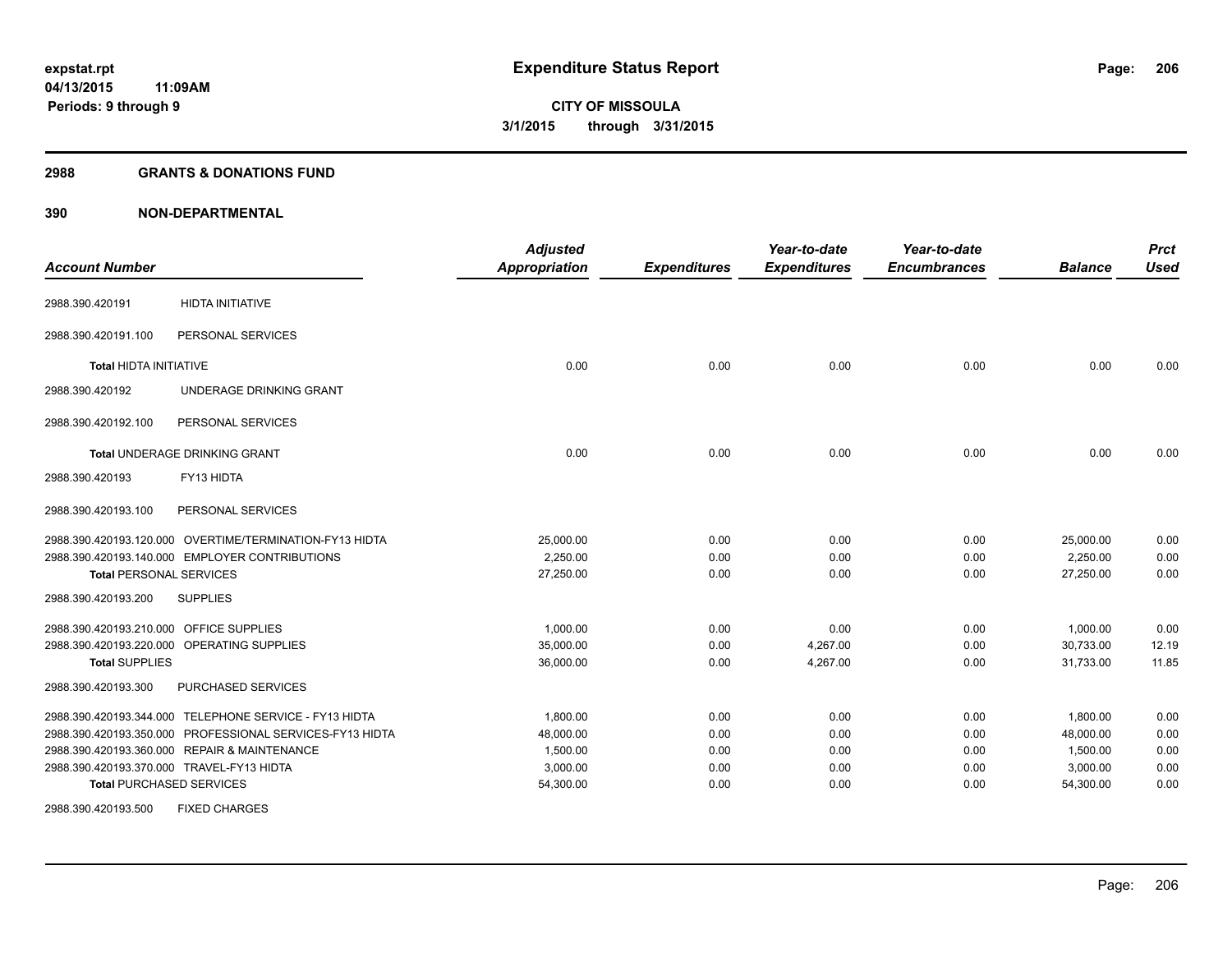**expstat.rpt**
**04/13/2015 11:09AM**
**Periods: 9 through 9**

# Expenditure Status Report

**CITY OF MISSOULA**
**3/1/2015 through 3/31/2015**

## 2988 GRANTS & DONATIONS FUND

## 390 NON-DEPARTMENTAL

| Account Number | | Adjusted Appropriation | Expenditures | Year-to-date Expenditures | Year-to-date Encumbrances | Balance | Prct Used |
|---|---|---|---|---|---|---|---|
| 2988.390.420191 | HIDTA INITIATIVE | | | | | | |
| 2988.390.420191.100 | PERSONAL SERVICES | | | | | | |
| **Total** HIDTA INITIATIVE | | 0.00 | 0.00 | 0.00 | 0.00 | 0.00 | 0.00 |
| 2988.390.420192 | UNDERAGE DRINKING GRANT | | | | | | |
| 2988.390.420192.100 | PERSONAL SERVICES | | | | | | |
| **Total** UNDERAGE DRINKING GRANT | | 0.00 | 0.00 | 0.00 | 0.00 | 0.00 | 0.00 |
| 2988.390.420193 | FY13 HIDTA | | | | | | |
| 2988.390.420193.100 | PERSONAL SERVICES | | | | | | |
| 2988.390.420193.120.000 | OVERTIME/TERMINATION-FY13 HIDTA | 25,000.00 | 0.00 | 0.00 | 0.00 | 25,000.00 | 0.00 |
| 2988.390.420193.140.000 | EMPLOYER CONTRIBUTIONS | 2,250.00 | 0.00 | 0.00 | 0.00 | 2,250.00 | 0.00 |
| **Total** PERSONAL SERVICES | | 27,250.00 | 0.00 | 0.00 | 0.00 | 27,250.00 | 0.00 |
| 2988.390.420193.200 | SUPPLIES | | | | | | |
| 2988.390.420193.210.000 | OFFICE SUPPLIES | 1,000.00 | 0.00 | 0.00 | 0.00 | 1,000.00 | 0.00 |
| 2988.390.420193.220.000 | OPERATING SUPPLIES | 35,000.00 | 0.00 | 4,267.00 | 0.00 | 30,733.00 | 12.19 |
| **Total** SUPPLIES | | 36,000.00 | 0.00 | 4,267.00 | 0.00 | 31,733.00 | 11.85 |
| 2988.390.420193.300 | PURCHASED SERVICES | | | | | | |
| 2988.390.420193.344.000 | TELEPHONE SERVICE - FY13 HIDTA | 1,800.00 | 0.00 | 0.00 | 0.00 | 1,800.00 | 0.00 |
| 2988.390.420193.350.000 | PROFESSIONAL SERVICES-FY13 HIDTA | 48,000.00 | 0.00 | 0.00 | 0.00 | 48,000.00 | 0.00 |
| 2988.390.420193.360.000 | REPAIR & MAINTENANCE | 1,500.00 | 0.00 | 0.00 | 0.00 | 1,500.00 | 0.00 |
| 2988.390.420193.370.000 | TRAVEL-FY13 HIDTA | 3,000.00 | 0.00 | 0.00 | 0.00 | 3,000.00 | 0.00 |
| **Total** PURCHASED SERVICES | | 54,300.00 | 0.00 | 0.00 | 0.00 | 54,300.00 | 0.00 |
| 2988.390.420193.500 | FIXED CHARGES | | | | | | |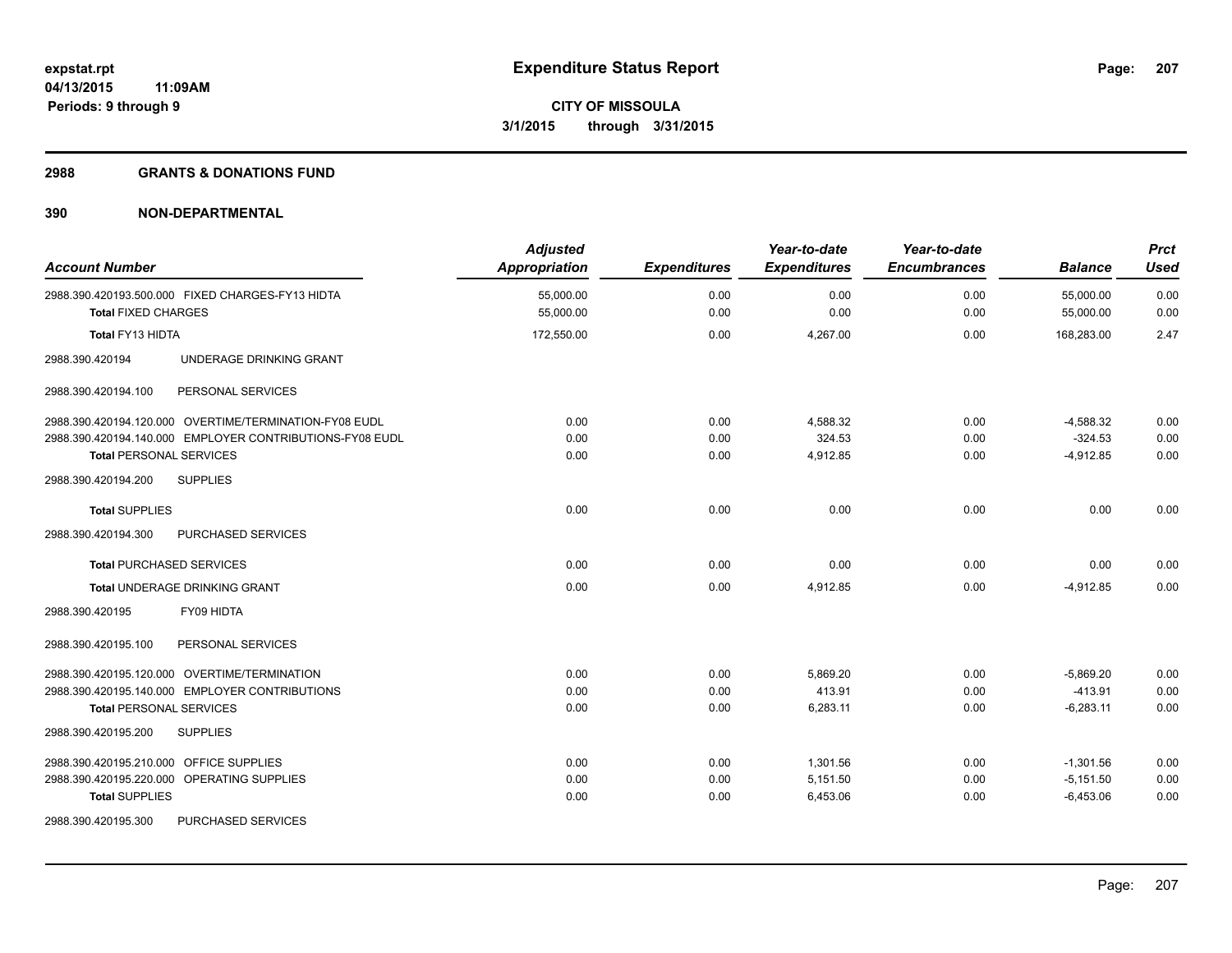# Expenditure Status Report

**CITY OF MISSOULA**
**3/1/2015 through 3/31/2015**

expstat.rpt
04/13/2015 11:09AM
Periods: 9 through 9

## 2988 GRANTS & DONATIONS FUND

## 390 NON-DEPARTMENTAL

| Account Number | Adjusted Appropriation | Expenditures | Year-to-date Expenditures | Year-to-date Encumbrances | Balance | Prct Used |
|---|---|---|---|---|---|---|
| 2988.390.420193.500.000 FIXED CHARGES-FY13 HIDTA | 55,000.00 | 0.00 | 0.00 | 0.00 | 55,000.00 | 0.00 |
| **Total** FIXED CHARGES | 55,000.00 | 0.00 | 0.00 | 0.00 | 55,000.00 | 0.00 |
| **Total** FY13 HIDTA | 172,550.00 | 0.00 | 4,267.00 | 0.00 | 168,283.00 | 2.47 |
| 2988.390.420194 UNDERAGE DRINKING GRANT | | | | | | |
| 2988.390.420194.100 PERSONAL SERVICES | | | | | | |
| 2988.390.420194.120.000 OVERTIME/TERMINATION-FY08 EUDL | 0.00 | 0.00 | 4,588.32 | 0.00 | -4,588.32 | 0.00 |
| 2988.390.420194.140.000 EMPLOYER CONTRIBUTIONS-FY08 EUDL | 0.00 | 0.00 | 324.53 | 0.00 | -324.53 | 0.00 |
| **Total** PERSONAL SERVICES | 0.00 | 0.00 | 4,912.85 | 0.00 | -4,912.85 | 0.00 |
| 2988.390.420194.200 SUPPLIES | | | | | | |
| **Total** SUPPLIES | 0.00 | 0.00 | 0.00 | 0.00 | 0.00 | 0.00 |
| 2988.390.420194.300 PURCHASED SERVICES | | | | | | |
| **Total** PURCHASED SERVICES | 0.00 | 0.00 | 0.00 | 0.00 | 0.00 | 0.00 |
| **Total** UNDERAGE DRINKING GRANT | 0.00 | 0.00 | 4,912.85 | 0.00 | -4,912.85 | 0.00 |
| 2988.390.420195 FY09 HIDTA | | | | | | |
| 2988.390.420195.100 PERSONAL SERVICES | | | | | | |
| 2988.390.420195.120.000 OVERTIME/TERMINATION | 0.00 | 0.00 | 5,869.20 | 0.00 | -5,869.20 | 0.00 |
| 2988.390.420195.140.000 EMPLOYER CONTRIBUTIONS | 0.00 | 0.00 | 413.91 | 0.00 | -413.91 | 0.00 |
| **Total** PERSONAL SERVICES | 0.00 | 0.00 | 6,283.11 | 0.00 | -6,283.11 | 0.00 |
| 2988.390.420195.200 SUPPLIES | | | | | | |
| 2988.390.420195.210.000 OFFICE SUPPLIES | 0.00 | 0.00 | 1,301.56 | 0.00 | -1,301.56 | 0.00 |
| 2988.390.420195.220.000 OPERATING SUPPLIES | 0.00 | 0.00 | 5,151.50 | 0.00 | -5,151.50 | 0.00 |
| **Total** SUPPLIES | 0.00 | 0.00 | 6,453.06 | 0.00 | -6,453.06 | 0.00 |
| 2988.390.420195.300 PURCHASED SERVICES | | | | | | |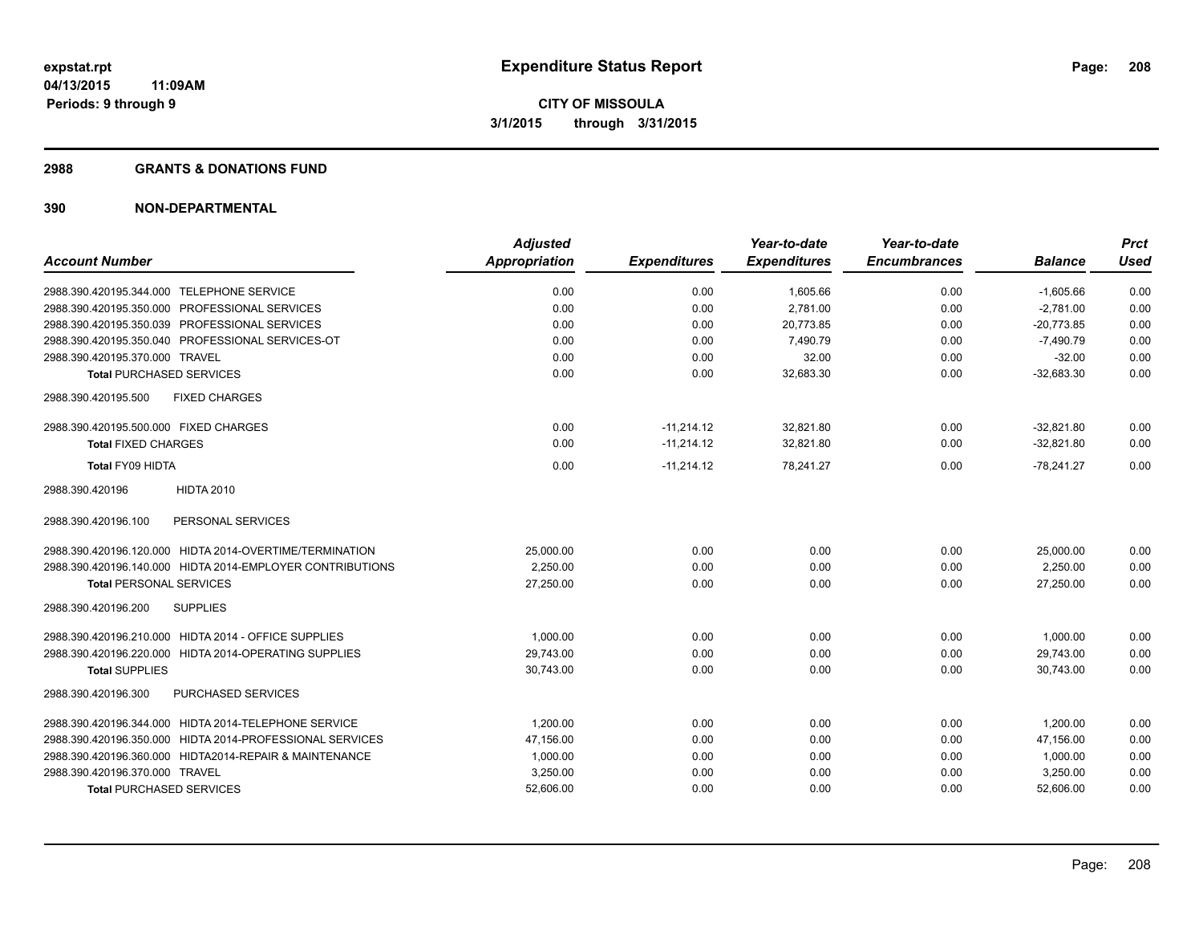**expstat.rpt**
**04/13/2015 11:09AM**
**Periods: 9 through 9**

# Expenditure Status Report

**CITY OF MISSOULA**
**3/1/2015 through 3/31/2015**

## 2988 GRANTS & DONATIONS FUND

## 390 NON-DEPARTMENTAL

| Account Number | Adjusted Appropriation | Expenditures | Year-to-date Expenditures | Year-to-date Encumbrances | Balance | Prct Used |
|---|---|---|---|---|---|---|
| 2988.390.420195.344.000 TELEPHONE SERVICE | 0.00 | 0.00 | 1,605.66 | 0.00 | -1,605.66 | 0.00 |
| 2988.390.420195.350.000 PROFESSIONAL SERVICES | 0.00 | 0.00 | 2,781.00 | 0.00 | -2,781.00 | 0.00 |
| 2988.390.420195.350.039 PROFESSIONAL SERVICES | 0.00 | 0.00 | 20,773.85 | 0.00 | -20,773.85 | 0.00 |
| 2988.390.420195.350.040 PROFESSIONAL SERVICES-OT | 0.00 | 0.00 | 7,490.79 | 0.00 | -7,490.79 | 0.00 |
| 2988.390.420195.370.000 TRAVEL | 0.00 | 0.00 | 32.00 | 0.00 | -32.00 | 0.00 |
| **Total** PURCHASED SERVICES | 0.00 | 0.00 | 32,683.30 | 0.00 | -32,683.30 | 0.00 |
| 2988.390.420195.500 FIXED CHARGES | | | | | | |
| 2988.390.420195.500.000 FIXED CHARGES | 0.00 | -11,214.12 | 32,821.80 | 0.00 | -32,821.80 | 0.00 |
| **Total** FIXED CHARGES | 0.00 | -11,214.12 | 32,821.80 | 0.00 | -32,821.80 | 0.00 |
| **Total** FY09 HIDTA | 0.00 | -11,214.12 | 78,241.27 | 0.00 | -78,241.27 | 0.00 |
| 2988.390.420196 HIDTA 2010 | | | | | | |
| 2988.390.420196.100 PERSONAL SERVICES | | | | | | |
| 2988.390.420196.120.000 HIDTA 2014-OVERTIME/TERMINATION | 25,000.00 | 0.00 | 0.00 | 0.00 | 25,000.00 | 0.00 |
| 2988.390.420196.140.000 HIDTA 2014-EMPLOYER CONTRIBUTIONS | 2,250.00 | 0.00 | 0.00 | 0.00 | 2,250.00 | 0.00 |
| **Total** PERSONAL SERVICES | 27,250.00 | 0.00 | 0.00 | 0.00 | 27,250.00 | 0.00 |
| 2988.390.420196.200 SUPPLIES | | | | | | |
| 2988.390.420196.210.000 HIDTA 2014 - OFFICE SUPPLIES | 1,000.00 | 0.00 | 0.00 | 0.00 | 1,000.00 | 0.00 |
| 2988.390.420196.220.000 HIDTA 2014-OPERATING SUPPLIES | 29,743.00 | 0.00 | 0.00 | 0.00 | 29,743.00 | 0.00 |
| **Total** SUPPLIES | 30,743.00 | 0.00 | 0.00 | 0.00 | 30,743.00 | 0.00 |
| 2988.390.420196.300 PURCHASED SERVICES | | | | | | |
| 2988.390.420196.344.000 HIDTA 2014-TELEPHONE SERVICE | 1,200.00 | 0.00 | 0.00 | 0.00 | 1,200.00 | 0.00 |
| 2988.390.420196.350.000 HIDTA 2014-PROFESSIONAL SERVICES | 47,156.00 | 0.00 | 0.00 | 0.00 | 47,156.00 | 0.00 |
| 2988.390.420196.360.000 HIDTA2014-REPAIR & MAINTENANCE | 1,000.00 | 0.00 | 0.00 | 0.00 | 1,000.00 | 0.00 |
| 2988.390.420196.370.000 TRAVEL | 3,250.00 | 0.00 | 0.00 | 0.00 | 3,250.00 | 0.00 |
| **Total** PURCHASED SERVICES | 52,606.00 | 0.00 | 0.00 | 0.00 | 52,606.00 | 0.00 |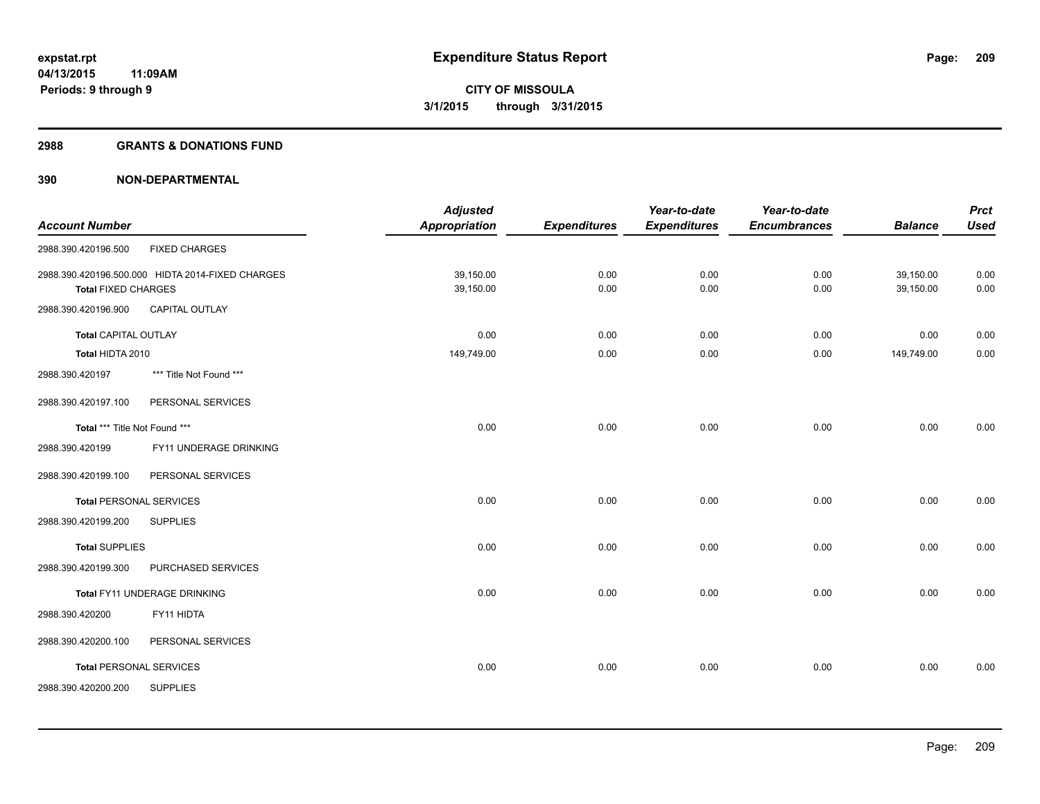**Expenditure Status Report**

**CITY OF MISSOULA**
**3/1/2015 through 3/31/2015**

expstat.rpt
04/13/2015 11:09AM
Periods: 9 through 9

## 2988 GRANTS & DONATIONS FUND

## 390 NON-DEPARTMENTAL

| Account Number | Adjusted Appropriation | Expenditures | Year-to-date Expenditures | Year-to-date Encumbrances | Balance | Prct Used |
|---|---|---|---|---|---|---|
| 2988.390.420196.500 FIXED CHARGES | | | | | | |
| 2988.390.420196.500.000 HIDTA 2014-FIXED CHARGES | 39,150.00 | 0.00 | 0.00 | 0.00 | 39,150.00 | 0.00 |
| **Total** FIXED CHARGES | 39,150.00 | 0.00 | 0.00 | 0.00 | 39,150.00 | 0.00 |
| 2988.390.420196.900 CAPITAL OUTLAY | | | | | | |
| **Total** CAPITAL OUTLAY | 0.00 | 0.00 | 0.00 | 0.00 | 0.00 | 0.00 |
| **Total** HIDTA 2010 | 149,749.00 | 0.00 | 0.00 | 0.00 | 149,749.00 | 0.00 |
| 2988.390.420197 *** Title Not Found *** | | | | | | |
| 2988.390.420197.100 PERSONAL SERVICES | | | | | | |
| **Total** *** Title Not Found *** | 0.00 | 0.00 | 0.00 | 0.00 | 0.00 | 0.00 |
| 2988.390.420199 FY11 UNDERAGE DRINKING | | | | | | |
| 2988.390.420199.100 PERSONAL SERVICES | | | | | | |
| **Total** PERSONAL SERVICES | 0.00 | 0.00 | 0.00 | 0.00 | 0.00 | 0.00 |
| 2988.390.420199.200 SUPPLIES | | | | | | |
| **Total** SUPPLIES | 0.00 | 0.00 | 0.00 | 0.00 | 0.00 | 0.00 |
| 2988.390.420199.300 PURCHASED SERVICES | | | | | | |
| **Total** FY11 UNDERAGE DRINKING | 0.00 | 0.00 | 0.00 | 0.00 | 0.00 | 0.00 |
| 2988.390.420200 FY11 HIDTA | | | | | | |
| 2988.390.420200.100 PERSONAL SERVICES | | | | | | |
| **Total** PERSONAL SERVICES | 0.00 | 0.00 | 0.00 | 0.00 | 0.00 | 0.00 |
| 2988.390.420200.200 SUPPLIES | | | | | | |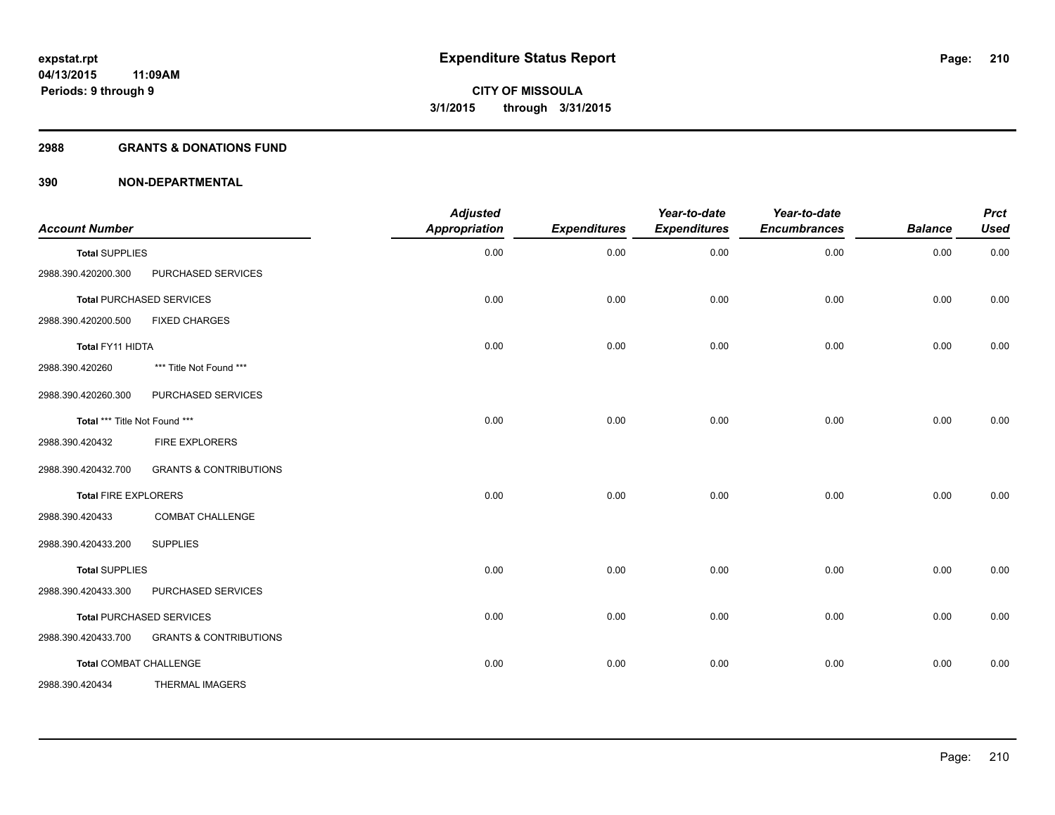# Expenditure Status Report

expstat.rpt
04/13/2015 11:09AM
Periods: 9 through 9

**CITY OF MISSOULA**
**3/1/2015 through 3/31/2015**

## 2988 GRANTS & DONATIONS FUND

## 390 NON-DEPARTMENTAL

| Account Number | | Adjusted Appropriation | Expenditures | Year-to-date Expenditures | Year-to-date Encumbrances | Balance | Prct Used |
|---|---|---|---|---|---|---|---|
| **Total SUPPLIES** | | 0.00 | 0.00 | 0.00 | 0.00 | 0.00 | 0.00 |
| 2988.390.420200.300 | PURCHASED SERVICES | | | | | | |
| **Total PURCHASED SERVICES** | | 0.00 | 0.00 | 0.00 | 0.00 | 0.00 | 0.00 |
| 2988.390.420200.500 | FIXED CHARGES | | | | | | |
| **Total FY11 HIDTA** | | 0.00 | 0.00 | 0.00 | 0.00 | 0.00 | 0.00 |
| 2988.390.420260 | *** Title Not Found *** | | | | | | |
| 2988.390.420260.300 | PURCHASED SERVICES | | | | | | |
| **Total *** Title Not Found ***** | | 0.00 | 0.00 | 0.00 | 0.00 | 0.00 | 0.00 |
| 2988.390.420432 | FIRE EXPLORERS | | | | | | |
| 2988.390.420432.700 | GRANTS & CONTRIBUTIONS | | | | | | |
| **Total FIRE EXPLORERS** | | 0.00 | 0.00 | 0.00 | 0.00 | 0.00 | 0.00 |
| 2988.390.420433 | COMBAT CHALLENGE | | | | | | |
| 2988.390.420433.200 | SUPPLIES | | | | | | |
| **Total SUPPLIES** | | 0.00 | 0.00 | 0.00 | 0.00 | 0.00 | 0.00 |
| 2988.390.420433.300 | PURCHASED SERVICES | | | | | | |
| **Total PURCHASED SERVICES** | | 0.00 | 0.00 | 0.00 | 0.00 | 0.00 | 0.00 |
| 2988.390.420433.700 | GRANTS & CONTRIBUTIONS | | | | | | |
| **Total COMBAT CHALLENGE** | | 0.00 | 0.00 | 0.00 | 0.00 | 0.00 | 0.00 |
| 2988.390.420434 | THERMAL IMAGERS | | | | | | |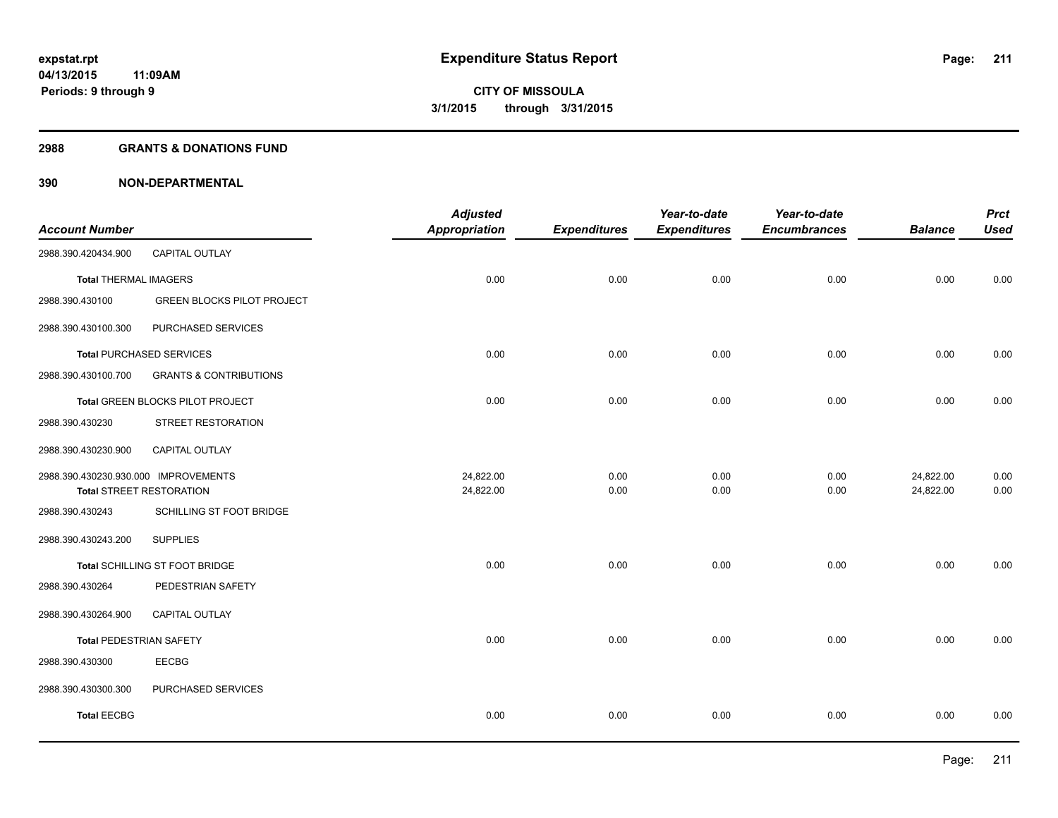## Expenditure Status Report

**CITY OF MISSOULA**

**3/1/2015 through 3/31/2015**

expstat.rpt
04/13/2015 11:09AM
Periods: 9 through 9

### 2988 GRANTS & DONATIONS FUND

### 390 NON-DEPARTMENTAL

| Account Number | | Adjusted Appropriation | Expenditures | Year-to-date Expenditures | Year-to-date Encumbrances | Balance | Prct Used |
|---|---|---|---|---|---|---|---|
| 2988.390.420434.900 | CAPITAL OUTLAY | | | | | | |
| **Total** THERMAL IMAGERS | | 0.00 | 0.00 | 0.00 | 0.00 | 0.00 | 0.00 |
| 2988.390.430100 | GREEN BLOCKS PILOT PROJECT | | | | | | |
| 2988.390.430100.300 | PURCHASED SERVICES | | | | | | |
| **Total** PURCHASED SERVICES | | 0.00 | 0.00 | 0.00 | 0.00 | 0.00 | 0.00 |
| 2988.390.430100.700 | GRANTS & CONTRIBUTIONS | | | | | | |
| **Total** GREEN BLOCKS PILOT PROJECT | | 0.00 | 0.00 | 0.00 | 0.00 | 0.00 | 0.00 |
| 2988.390.430230 | STREET RESTORATION | | | | | | |
| 2988.390.430230.900 | CAPITAL OUTLAY | | | | | | |
| 2988.390.430230.930.000 | IMPROVEMENTS | 24,822.00 | 0.00 | 0.00 | 0.00 | 24,822.00 | 0.00 |
| **Total** STREET RESTORATION | | 24,822.00 | 0.00 | 0.00 | 0.00 | 24,822.00 | 0.00 |
| 2988.390.430243 | SCHILLING ST FOOT BRIDGE | | | | | | |
| 2988.390.430243.200 | SUPPLIES | | | | | | |
| **Total** SCHILLING ST FOOT BRIDGE | | 0.00 | 0.00 | 0.00 | 0.00 | 0.00 | 0.00 |
| 2988.390.430264 | PEDESTRIAN SAFETY | | | | | | |
| 2988.390.430264.900 | CAPITAL OUTLAY | | | | | | |
| **Total** PEDESTRIAN SAFETY | | 0.00 | 0.00 | 0.00 | 0.00 | 0.00 | 0.00 |
| 2988.390.430300 | EECBG | | | | | | |
| 2988.390.430300.300 | PURCHASED SERVICES | | | | | | |
| **Total** EECBG | | 0.00 | 0.00 | 0.00 | 0.00 | 0.00 | 0.00 |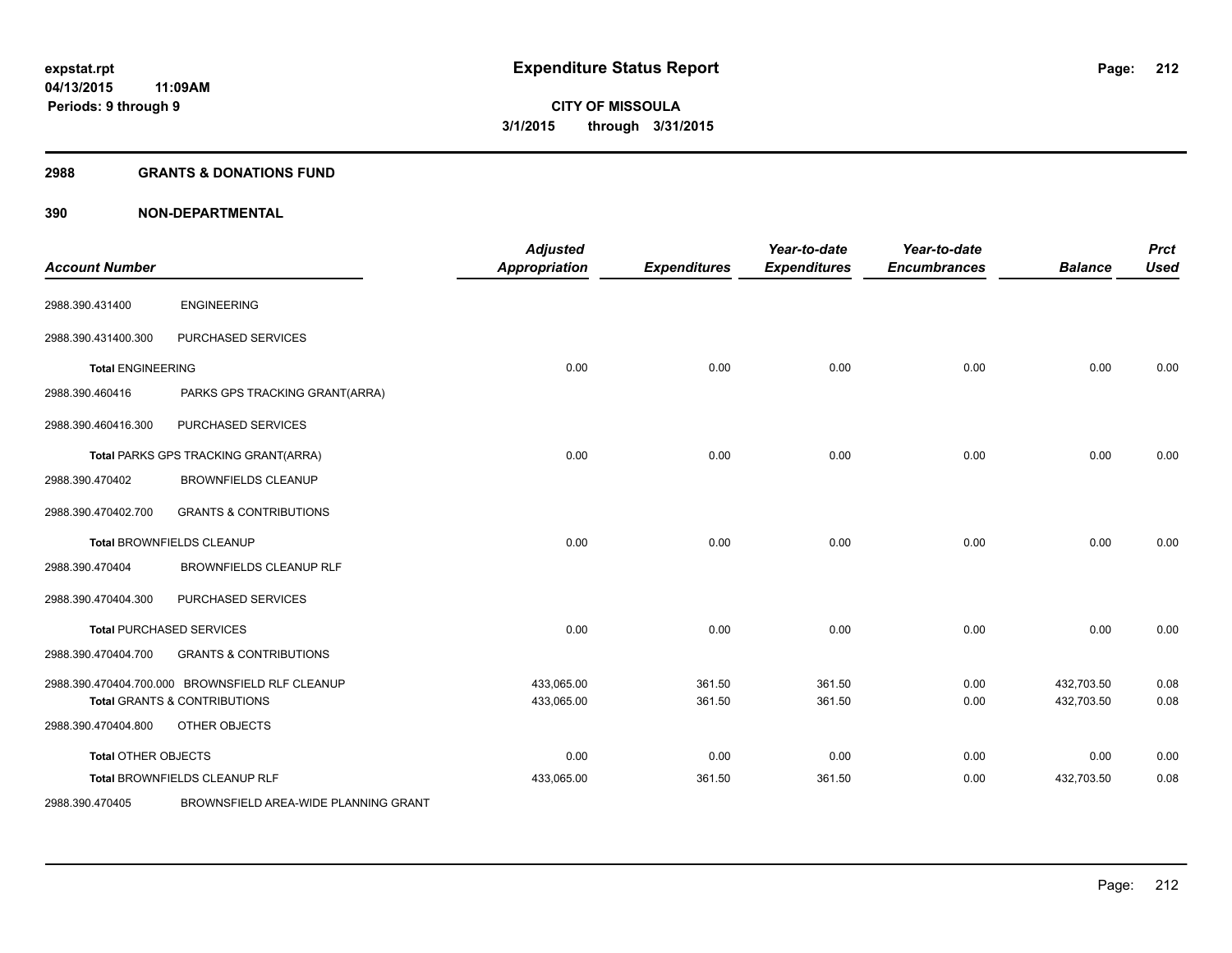**expstat.rpt**
**04/13/2015 11:09AM**
**Periods: 9 through 9**

# Expenditure Status Report

**CITY OF MISSOULA**
**3/1/2015 through 3/31/2015**

## 2988 GRANTS & DONATIONS FUND

## 390 NON-DEPARTMENTAL

| Account Number | | Adjusted Appropriation | Expenditures | Year-to-date Expenditures | Year-to-date Encumbrances | Balance | Prct Used |
|---|---|---|---|---|---|---|---|
| 2988.390.431400 | ENGINEERING | | | | | | |
| 2988.390.431400.300 | PURCHASED SERVICES | | | | | | |
| **Total** ENGINEERING | | 0.00 | 0.00 | 0.00 | 0.00 | 0.00 | 0.00 |
| 2988.390.460416 | PARKS GPS TRACKING GRANT(ARRA) | | | | | | |
| 2988.390.460416.300 | PURCHASED SERVICES | | | | | | |
| **Total** PARKS GPS TRACKING GRANT(ARRA) | | 0.00 | 0.00 | 0.00 | 0.00 | 0.00 | 0.00 |
| 2988.390.470402 | BROWNFIELDS CLEANUP | | | | | | |
| 2988.390.470402.700 | GRANTS & CONTRIBUTIONS | | | | | | |
| **Total** BROWNFIELDS CLEANUP | | 0.00 | 0.00 | 0.00 | 0.00 | 0.00 | 0.00 |
| 2988.390.470404 | BROWNFIELDS CLEANUP RLF | | | | | | |
| 2988.390.470404.300 | PURCHASED SERVICES | | | | | | |
| **Total** PURCHASED SERVICES | | 0.00 | 0.00 | 0.00 | 0.00 | 0.00 | 0.00 |
| 2988.390.470404.700 | GRANTS & CONTRIBUTIONS | | | | | | |
| 2988.390.470404.700.000 | BROWNSFIELD RLF CLEANUP | 433,065.00 | 361.50 | 361.50 | 0.00 | 432,703.50 | 0.08 |
| **Total** GRANTS & CONTRIBUTIONS | | 433,065.00 | 361.50 | 361.50 | 0.00 | 432,703.50 | 0.08 |
| 2988.390.470404.800 | OTHER OBJECTS | | | | | | |
| **Total** OTHER OBJECTS | | 0.00 | 0.00 | 0.00 | 0.00 | 0.00 | 0.00 |
| **Total** BROWNFIELDS CLEANUP RLF | | 433,065.00 | 361.50 | 361.50 | 0.00 | 432,703.50 | 0.08 |
| 2988.390.470405 | BROWNSFIELD AREA-WIDE PLANNING GRANT | | | | | | |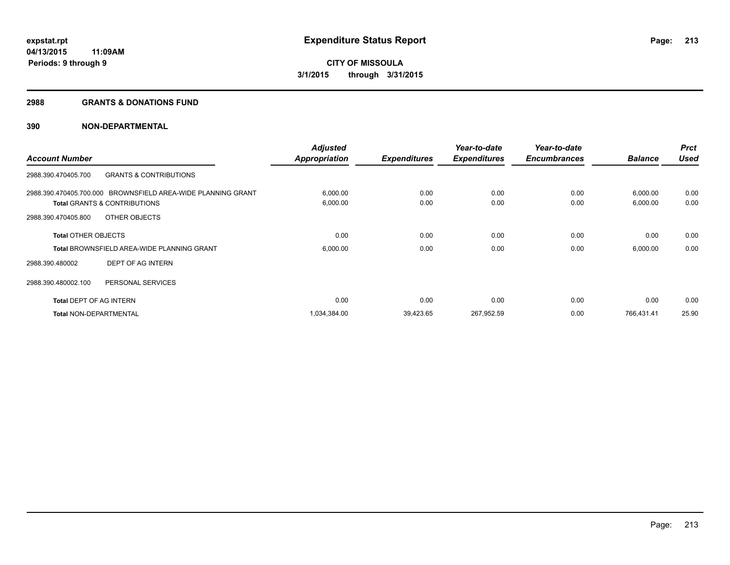**Expenditure Status Report**

**CITY OF MISSOULA**
**3/1/2015 through 3/31/2015**

expstat.rpt
04/13/2015 11:09AM
Periods: 9 through 9

## 2988 GRANTS & DONATIONS FUND

## 390 NON-DEPARTMENTAL

| Account Number | | Adjusted Appropriation | Expenditures | Year-to-date Expenditures | Year-to-date Encumbrances | Balance | Prct Used |
|---|---|---|---|---|---|---|---|
| 2988.390.470405.700 | GRANTS & CONTRIBUTIONS | | | | | | |
| 2988.390.470405.700.000 | BROWNSFIELD AREA-WIDE PLANNING GRANT | 6,000.00 | 0.00 | 0.00 | 0.00 | 6,000.00 | 0.00 |
| **Total** GRANTS & CONTRIBUTIONS | | 6,000.00 | 0.00 | 0.00 | 0.00 | 6,000.00 | 0.00 |
| 2988.390.470405.800 | OTHER OBJECTS | | | | | | |
| **Total** OTHER OBJECTS | | 0.00 | 0.00 | 0.00 | 0.00 | 0.00 | 0.00 |
| **Total** BROWNSFIELD AREA-WIDE PLANNING GRANT | | 6,000.00 | 0.00 | 0.00 | 0.00 | 6,000.00 | 0.00 |
| 2988.390.480002 | DEPT OF AG INTERN | | | | | | |
| 2988.390.480002.100 | PERSONAL SERVICES | | | | | | |
| **Total** DEPT OF AG INTERN | | 0.00 | 0.00 | 0.00 | 0.00 | 0.00 | 0.00 |
| **Total** NON-DEPARTMENTAL | | 1,034,384.00 | 39,423.65 | 267,952.59 | 0.00 | 766,431.41 | 25.90 |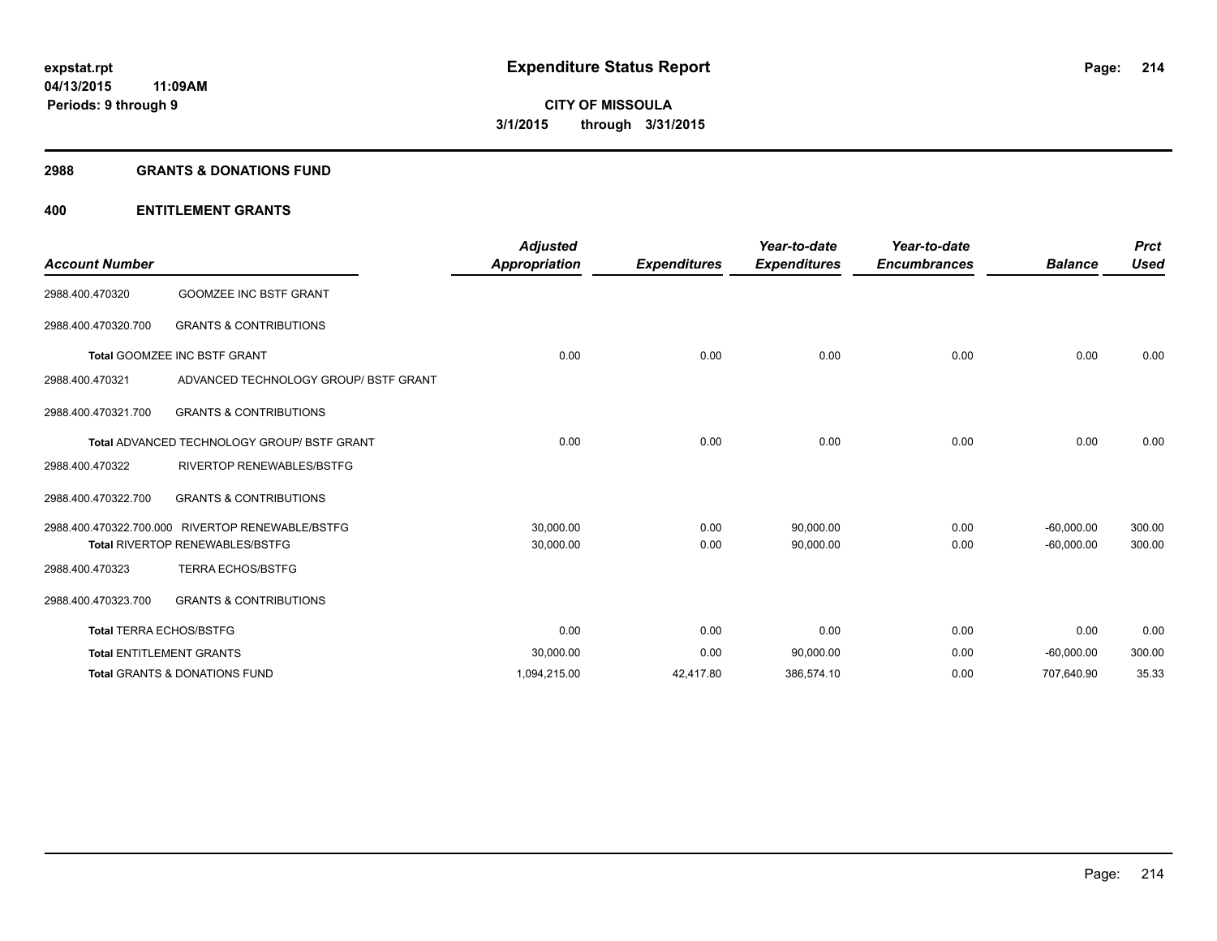# Expenditure Status Report

expstat.rpt
04/13/2015 11:09AM
Periods: 9 through 9

**CITY OF MISSOULA**
**3/1/2015 through 3/31/2015**

## 2988 GRANTS & DONATIONS FUND

## 400 ENTITLEMENT GRANTS

| Account Number | | Adjusted Appropriation | Expenditures | Year-to-date Expenditures | Year-to-date Encumbrances | Balance | Prct Used |
|---|---|---|---|---|---|---|---|
| 2988.400.470320 | GOOMZEE INC BSTF GRANT | | | | | | |
| 2988.400.470320.700 | GRANTS & CONTRIBUTIONS | | | | | | |
| Total GOOMZEE INC BSTF GRANT | | 0.00 | 0.00 | 0.00 | 0.00 | 0.00 | 0.00 |
| 2988.400.470321 | ADVANCED TECHNOLOGY GROUP/ BSTF GRANT | | | | | | |
| 2988.400.470321.700 | GRANTS & CONTRIBUTIONS | | | | | | |
| Total ADVANCED TECHNOLOGY GROUP/ BSTF GRANT | | 0.00 | 0.00 | 0.00 | 0.00 | 0.00 | 0.00 |
| 2988.400.470322 | RIVERTOP RENEWABLES/BSTFG | | | | | | |
| 2988.400.470322.700 | GRANTS & CONTRIBUTIONS | | | | | | |
| 2988.400.470322.700.000 | RIVERTOP RENEWABLE/BSTFG | 30,000.00 | 0.00 | 90,000.00 | 0.00 | -60,000.00 | 300.00 |
| Total RIVERTOP RENEWABLES/BSTFG | | 30,000.00 | 0.00 | 90,000.00 | 0.00 | -60,000.00 | 300.00 |
| 2988.400.470323 | TERRA ECHOS/BSTFG | | | | | | |
| 2988.400.470323.700 | GRANTS & CONTRIBUTIONS | | | | | | |
| Total TERRA ECHOS/BSTFG | | 0.00 | 0.00 | 0.00 | 0.00 | 0.00 | 0.00 |
| Total ENTITLEMENT GRANTS | | 30,000.00 | 0.00 | 90,000.00 | 0.00 | -60,000.00 | 300.00 |
| Total GRANTS & DONATIONS FUND | | 1,094,215.00 | 42,417.80 | 386,574.10 | 0.00 | 707,640.90 | 35.33 |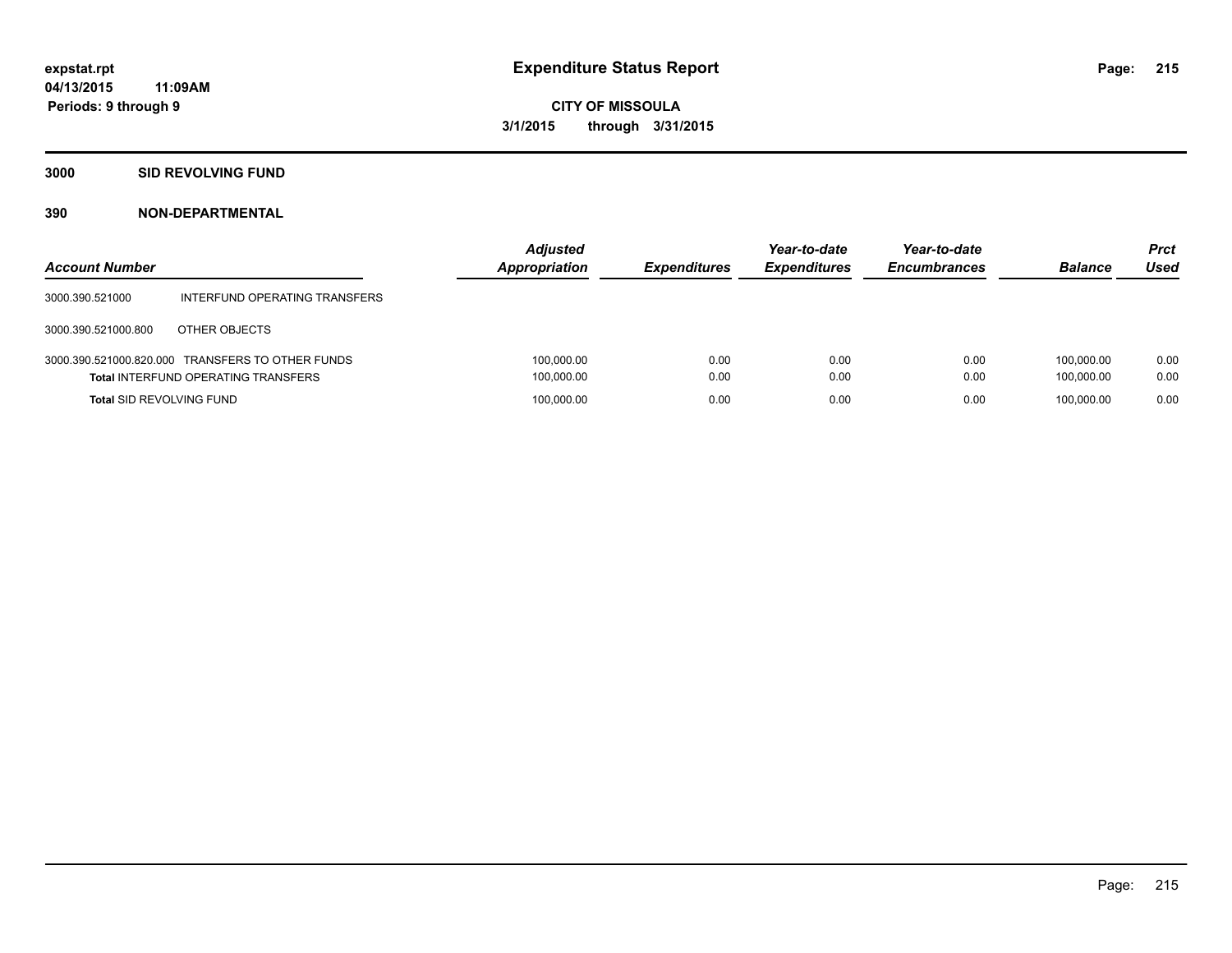# Expenditure Status Report

expstat.rpt
04/13/2015 11:09AM
Periods: 9 through 9

**CITY OF MISSOULA**
**3/1/2015 through 3/31/2015**

## 3000 SID REVOLVING FUND

### 390 NON-DEPARTMENTAL

| Account Number | | Adjusted Appropriation | Expenditures | Year-to-date Expenditures | Year-to-date Encumbrances | Balance | Prct Used |
|---|---|---|---|---|---|---|---|
| 3000.390.521000 | INTERFUND OPERATING TRANSFERS | | | | | | |
| 3000.390.521000.800 | OTHER OBJECTS | | | | | | |
| 3000.390.521000.820.000 | TRANSFERS TO OTHER FUNDS | 100,000.00 | 0.00 | 0.00 | 0.00 | 100,000.00 | 0.00 |
| **Total** INTERFUND OPERATING TRANSFERS | | 100,000.00 | 0.00 | 0.00 | 0.00 | 100,000.00 | 0.00 |
| **Total** SID REVOLVING FUND | | 100,000.00 | 0.00 | 0.00 | 0.00 | 100,000.00 | 0.00 |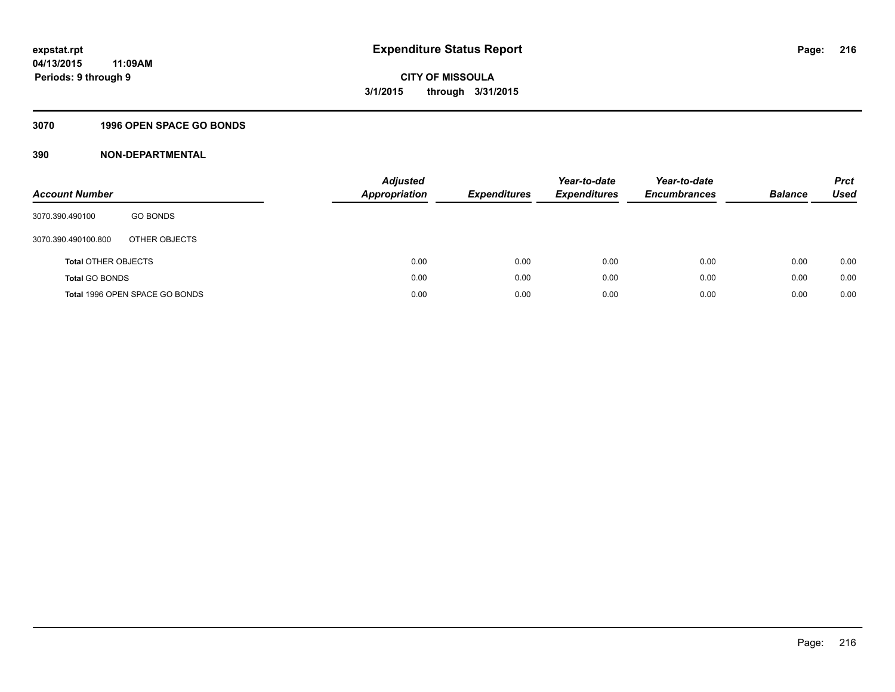**expstat.rpt**
**04/13/2015 11:09AM**
**Periods: 9 through 9**

# Expenditure Status Report

**CITY OF MISSOULA**
**3/1/2015 through 3/31/2015**

## 3070 1996 OPEN SPACE GO BONDS

## 390 NON-DEPARTMENTAL

| Account Number | | Adjusted Appropriation | Expenditures | Year-to-date Expenditures | Year-to-date Encumbrances | Balance | Prct Used |
|---|---|---|---|---|---|---|---|
| 3070.390.490100 | GO BONDS | | | | | | |
| 3070.390.490100.800 | OTHER OBJECTS | | | | | | |
| **Total** OTHER OBJECTS | | 0.00 | 0.00 | 0.00 | 0.00 | 0.00 | 0.00 |
| **Total** GO BONDS | | 0.00 | 0.00 | 0.00 | 0.00 | 0.00 | 0.00 |
| **Total** 1996 OPEN SPACE GO BONDS | | 0.00 | 0.00 | 0.00 | 0.00 | 0.00 | 0.00 |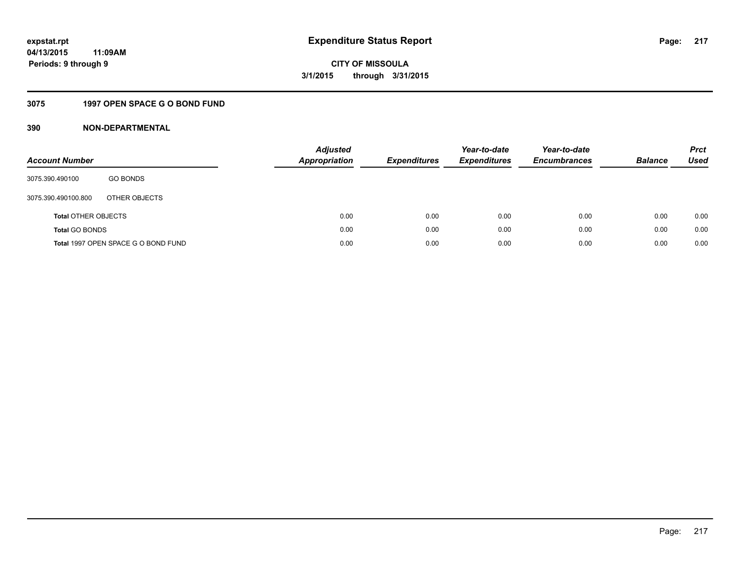expstat.rpt
04/13/2015 11:09AM
Periods: 9 through 9

# Expenditure Status Report

**CITY OF MISSOULA**
**3/1/2015 through 3/31/2015**

## 3075 1997 OPEN SPACE G O BOND FUND

### 390 NON-DEPARTMENTAL

| Account Number | | Adjusted Appropriation | Expenditures | Year-to-date Expenditures | Year-to-date Encumbrances | Balance | Prct Used |
|---|---|---|---|---|---|---|---|
| 3075.390.490100 | GO BONDS | | | | | | |
| 3075.390.490100.800 | OTHER OBJECTS | | | | | | |
| **Total** OTHER OBJECTS | | 0.00 | 0.00 | 0.00 | 0.00 | 0.00 | 0.00 |
| **Total** GO BONDS | | 0.00 | 0.00 | 0.00 | 0.00 | 0.00 | 0.00 |
| **Total** 1997 OPEN SPACE G O BOND FUND | | 0.00 | 0.00 | 0.00 | 0.00 | 0.00 | 0.00 |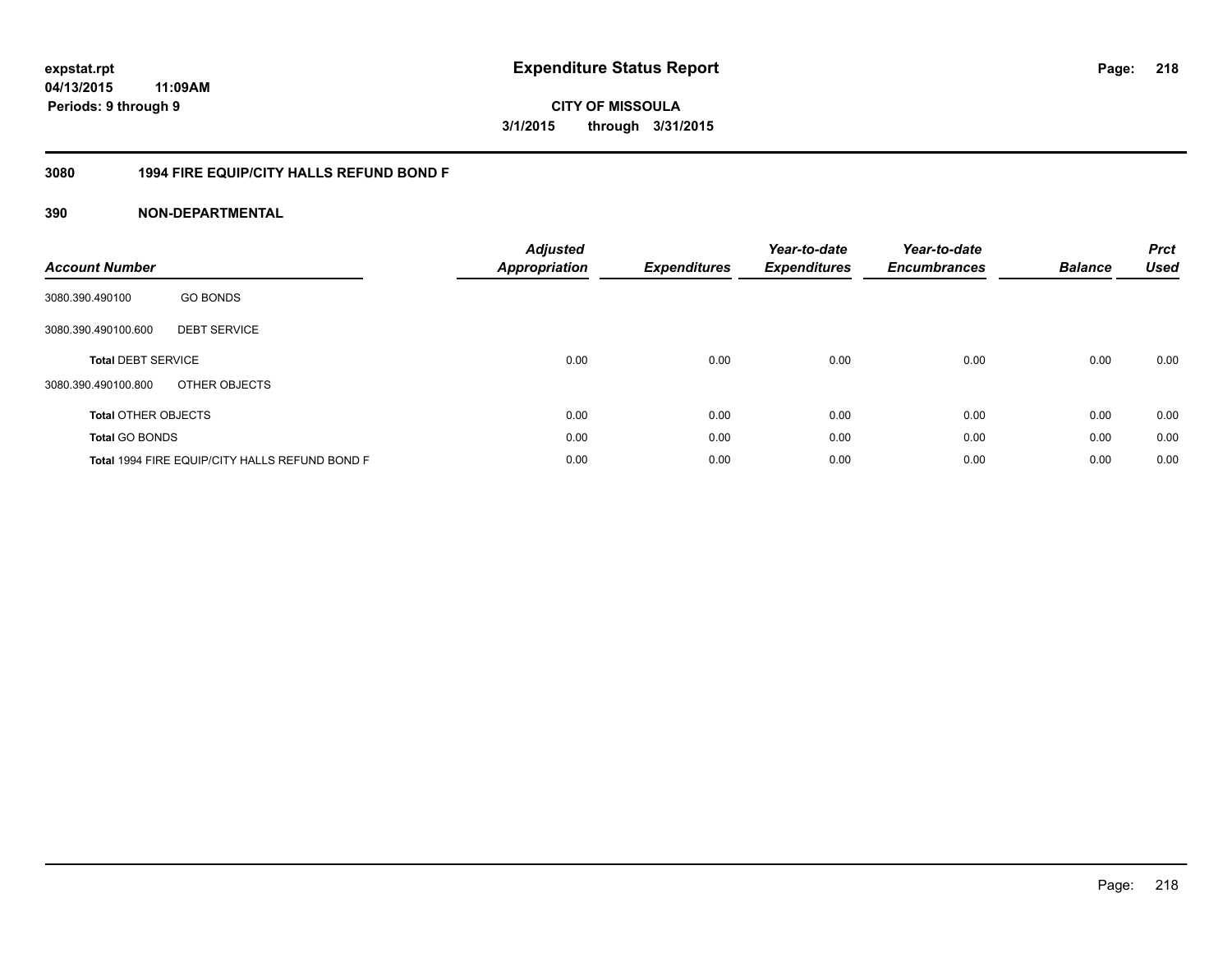**Expenditure Status Report**

**CITY OF MISSOULA**

**3/1/2015 through 3/31/2015**

expstat.rpt
04/13/2015 11:09AM
Periods: 9 through 9

## 3080 1994 FIRE EQUIP/CITY HALLS REFUND BOND F

## 390 NON-DEPARTMENTAL

| Account Number | | Adjusted Appropriation | Expenditures | Year-to-date Expenditures | Year-to-date Encumbrances | Balance | Prct Used |
|---|---|---|---|---|---|---|---|
| 3080.390.490100 | GO BONDS | | | | | | |
| 3080.390.490100.600 | DEBT SERVICE | | | | | | |
| **Total** DEBT SERVICE | | 0.00 | 0.00 | 0.00 | 0.00 | 0.00 | 0.00 |
| 3080.390.490100.800 | OTHER OBJECTS | | | | | | |
| **Total** OTHER OBJECTS | | 0.00 | 0.00 | 0.00 | 0.00 | 0.00 | 0.00 |
| **Total** GO BONDS | | 0.00 | 0.00 | 0.00 | 0.00 | 0.00 | 0.00 |
| **Total** 1994 FIRE EQUIP/CITY HALLS REFUND BOND F | | 0.00 | 0.00 | 0.00 | 0.00 | 0.00 | 0.00 |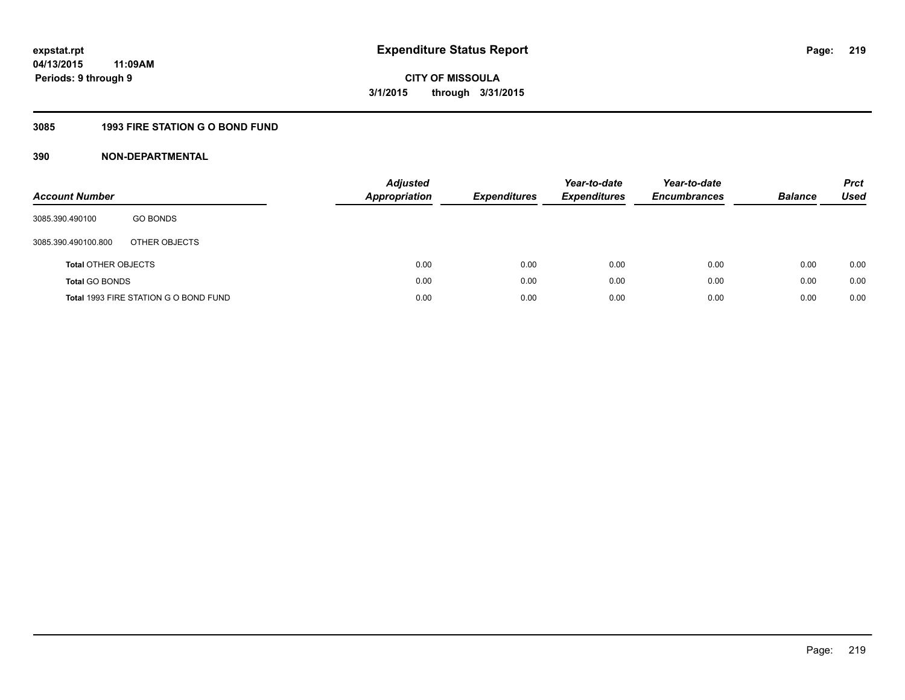# Expenditure Status Report

expstat.rpt
04/13/2015 11:09AM
Periods: 9 through 9

**CITY OF MISSOULA**
**3/1/2015 through 3/31/2015**

## 3085 1993 FIRE STATION G O BOND FUND

### 390 NON-DEPARTMENTAL

| Account Number | | Adjusted Appropriation | Expenditures | Year-to-date Expenditures | Year-to-date Encumbrances | Balance | Prct Used |
|---|---|---|---|---|---|---|---|
| 3085.390.490100 | GO BONDS | | | | | | |
| 3085.390.490100.800 | OTHER OBJECTS | | | | | | |
| **Total** OTHER OBJECTS | | 0.00 | 0.00 | 0.00 | 0.00 | 0.00 | 0.00 |
| **Total** GO BONDS | | 0.00 | 0.00 | 0.00 | 0.00 | 0.00 | 0.00 |
| **Total** 1993 FIRE STATION G O BOND FUND | | 0.00 | 0.00 | 0.00 | 0.00 | 0.00 | 0.00 |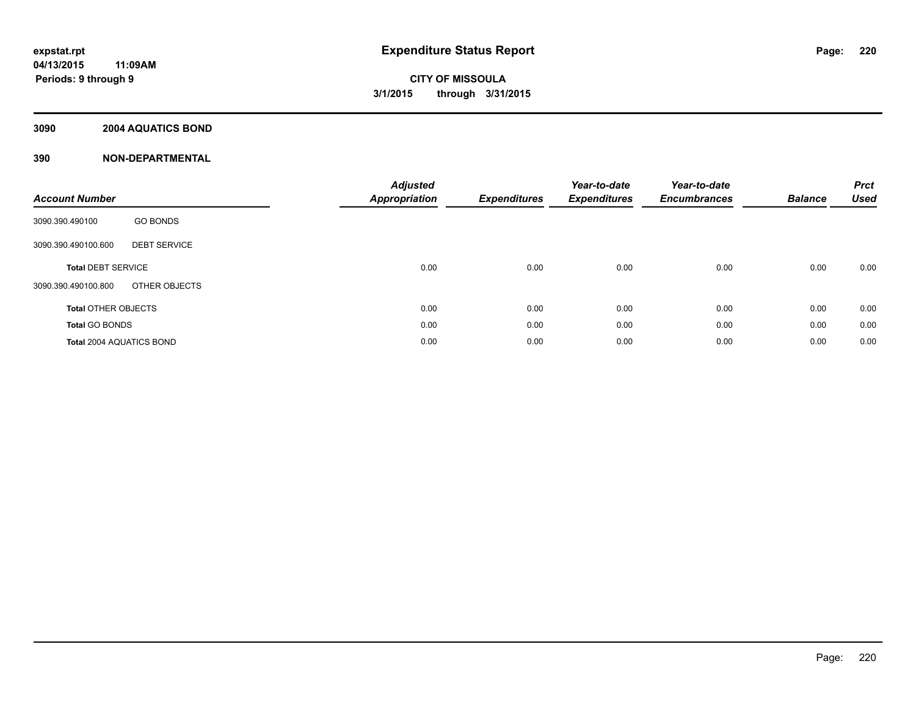# Expenditure Status Report

expstat.rpt
04/13/2015 11:09AM
Periods: 9 through 9

**CITY OF MISSOULA**
**3/1/2015 through 3/31/2015**

## 3090 2004 AQUATICS BOND

## 390 NON-DEPARTMENTAL

| Account Number | | Adjusted Appropriation | Expenditures | Year-to-date Expenditures | Year-to-date Encumbrances | Balance | Prct Used |
|---|---|---|---|---|---|---|---|
| 3090.390.490100 | GO BONDS | | | | | | |
| 3090.390.490100.600 | DEBT SERVICE | | | | | | |
| **Total** DEBT SERVICE | | 0.00 | 0.00 | 0.00 | 0.00 | 0.00 | 0.00 |
| 3090.390.490100.800 | OTHER OBJECTS | | | | | | |
| **Total** OTHER OBJECTS | | 0.00 | 0.00 | 0.00 | 0.00 | 0.00 | 0.00 |
| **Total** GO BONDS | | 0.00 | 0.00 | 0.00 | 0.00 | 0.00 | 0.00 |
| **Total** 2004 AQUATICS BOND | | 0.00 | 0.00 | 0.00 | 0.00 | 0.00 | 0.00 |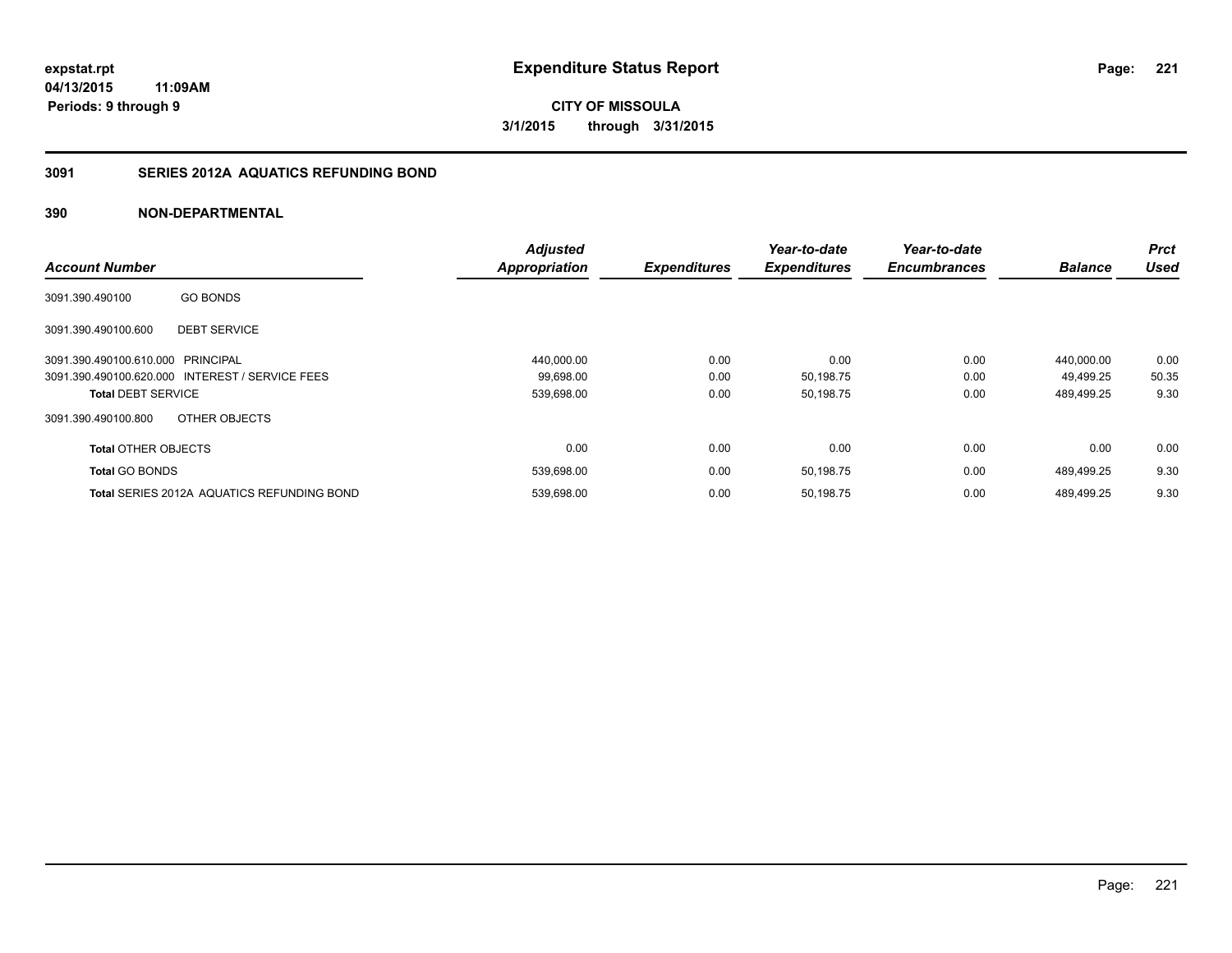**expstat.rpt**
**04/13/2015 11:09AM**
**Periods: 9 through 9**

# Expenditure Status Report

**CITY OF MISSOULA**
**3/1/2015 through 3/31/2015**

## 3091 SERIES 2012A AQUATICS REFUNDING BOND

### 390 NON-DEPARTMENTAL

| Account Number | | Adjusted Appropriation | Expenditures | Year-to-date Expenditures | Year-to-date Encumbrances | Balance | Prct Used |
|---|---|---|---|---|---|---|---|
| 3091.390.490100 | GO BONDS | | | | | | |
| 3091.390.490100.600 | DEBT SERVICE | | | | | | |
| 3091.390.490100.610.000 | PRINCIPAL | 440,000.00 | 0.00 | 0.00 | 0.00 | 440,000.00 | 0.00 |
| 3091.390.490100.620.000 | INTEREST / SERVICE FEES | 99,698.00 | 0.00 | 50,198.75 | 0.00 | 49,499.25 | 50.35 |
| **Total** DEBT SERVICE | | 539,698.00 | 0.00 | 50,198.75 | 0.00 | 489,499.25 | 9.30 |
| 3091.390.490100.800 | OTHER OBJECTS | | | | | | |
| **Total** OTHER OBJECTS | | 0.00 | 0.00 | 0.00 | 0.00 | 0.00 | 0.00 |
| **Total** GO BONDS | | 539,698.00 | 0.00 | 50,198.75 | 0.00 | 489,499.25 | 9.30 |
| **Total** SERIES 2012A AQUATICS REFUNDING BOND | | 539,698.00 | 0.00 | 50,198.75 | 0.00 | 489,499.25 | 9.30 |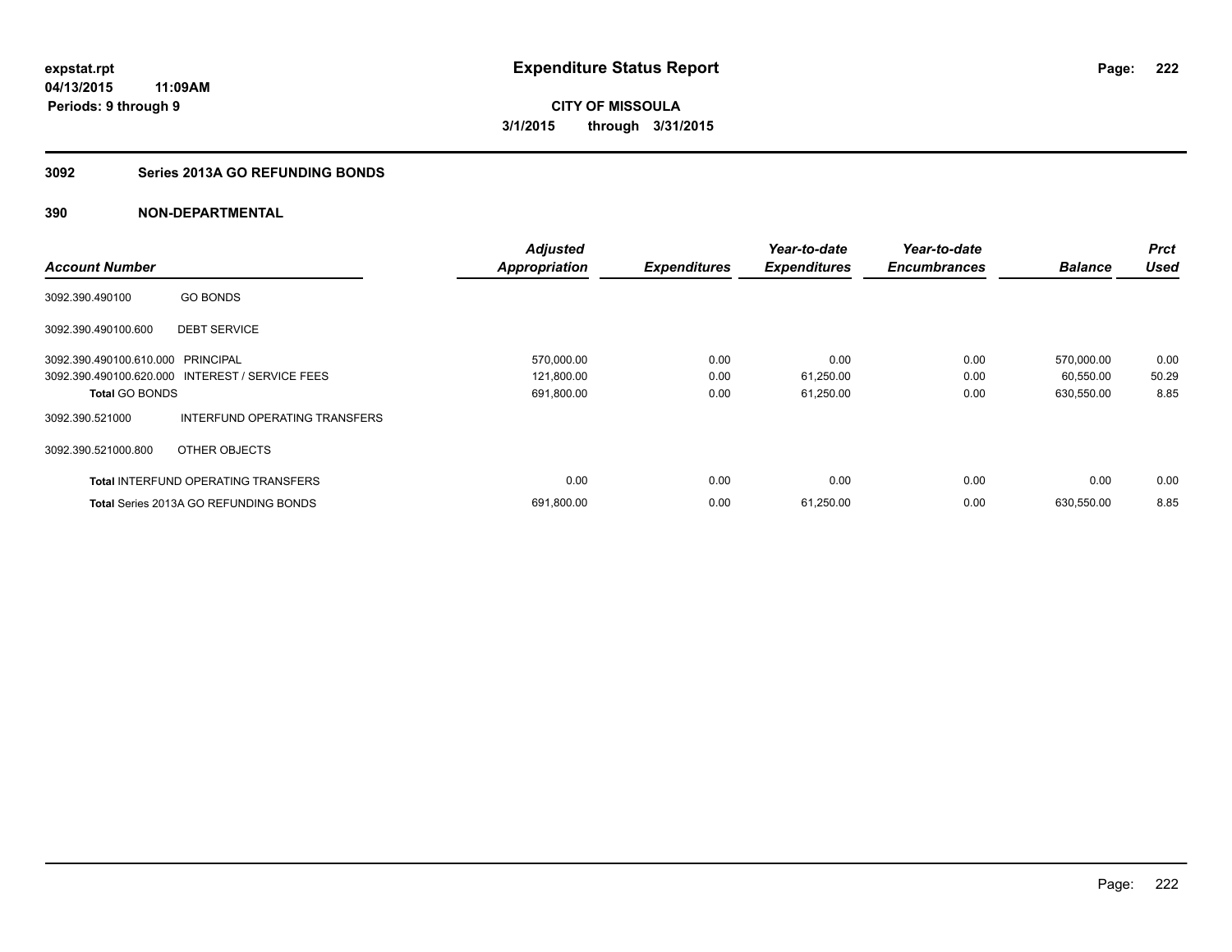# Expenditure Status Report

**CITY OF MISSOULA**

**3/1/2015 through 3/31/2015**

expstat.rpt
04/13/2015 11:09AM
Periods: 9 through 9

## 3092 Series 2013A GO REFUNDING BONDS

## 390 NON-DEPARTMENTAL

| Account Number | | Adjusted Appropriation | Expenditures | Year-to-date Expenditures | Year-to-date Encumbrances | Balance | Prct Used |
|---|---|---|---|---|---|---|---|
| 3092.390.490100 | GO BONDS | | | | | | |
| 3092.390.490100.600 | DEBT SERVICE | | | | | | |
| 3092.390.490100.610.000 | PRINCIPAL | 570,000.00 | 0.00 | 0.00 | 0.00 | 570,000.00 | 0.00 |
| 3092.390.490100.620.000 | INTEREST / SERVICE FEES | 121,800.00 | 0.00 | 61,250.00 | 0.00 | 60,550.00 | 50.29 |
| **Total** GO BONDS | | 691,800.00 | 0.00 | 61,250.00 | 0.00 | 630,550.00 | 8.85 |
| 3092.390.521000 | INTERFUND OPERATING TRANSFERS | | | | | | |
| 3092.390.521000.800 | OTHER OBJECTS | | | | | | |
| **Total** INTERFUND OPERATING TRANSFERS | | 0.00 | 0.00 | 0.00 | 0.00 | 0.00 | 0.00 |
| **Total** Series 2013A GO REFUNDING BONDS | | 691,800.00 | 0.00 | 61,250.00 | 0.00 | 630,550.00 | 8.85 |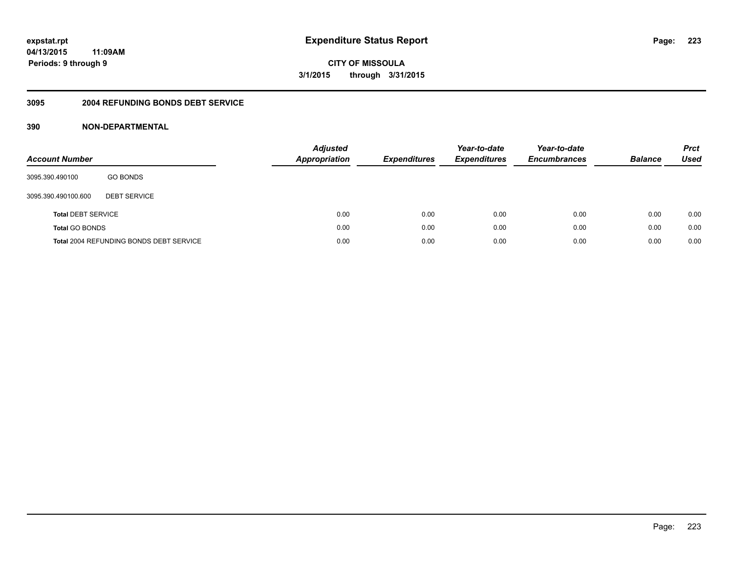**expstat.rpt**
**04/13/2015 11:09AM**
**Periods: 9 through 9**

# Expenditure Status Report

**CITY OF MISSOULA**
**3/1/2015 through 3/31/2015**

## 3095 2004 REFUNDING BONDS DEBT SERVICE

### 390 NON-DEPARTMENTAL

| Account Number | | Adjusted Appropriation | Expenditures | Year-to-date Expenditures | Year-to-date Encumbrances | Balance | Prct Used |
|---|---|---|---|---|---|---|---|
| 3095.390.490100 | GO BONDS | | | | | | |
| 3095.390.490100.600 | DEBT SERVICE | | | | | | |
| **Total** DEBT SERVICE | | 0.00 | 0.00 | 0.00 | 0.00 | 0.00 | 0.00 |
| **Total** GO BONDS | | 0.00 | 0.00 | 0.00 | 0.00 | 0.00 | 0.00 |
| **Total** 2004 REFUNDING BONDS DEBT SERVICE | | 0.00 | 0.00 | 0.00 | 0.00 | 0.00 | 0.00 |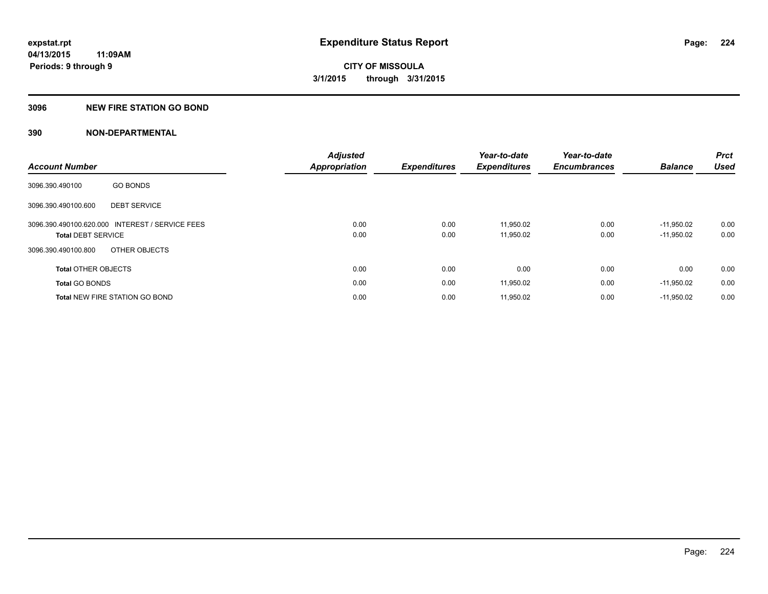# Expenditure Status Report

expstat.rpt
04/13/2015 11:09AM
Periods: 9 through 9

CITY OF MISSOULA
3/1/2015 through 3/31/2015

## 3096 NEW FIRE STATION GO BOND

## 390 NON-DEPARTMENTAL

| Account Number | | Adjusted Appropriation | Expenditures | Year-to-date Expenditures | Year-to-date Encumbrances | Balance | Prct Used |
|---|---|---|---|---|---|---|---|
| 3096.390.490100 | GO BONDS | | | | | | |
| 3096.390.490100.600 | DEBT SERVICE | | | | | | |
| 3096.390.490100.620.000 | INTEREST / SERVICE FEES | 0.00 | 0.00 | 11,950.02 | 0.00 | -11,950.02 | 0.00 |
| **Total** DEBT SERVICE | | 0.00 | 0.00 | 11,950.02 | 0.00 | -11,950.02 | 0.00 |
| 3096.390.490100.800 | OTHER OBJECTS | | | | | | |
| **Total** OTHER OBJECTS | | 0.00 | 0.00 | 0.00 | 0.00 | 0.00 | 0.00 |
| **Total** GO BONDS | | 0.00 | 0.00 | 11,950.02 | 0.00 | -11,950.02 | 0.00 |
| **Total** NEW FIRE STATION GO BOND | | 0.00 | 0.00 | 11,950.02 | 0.00 | -11,950.02 | 0.00 |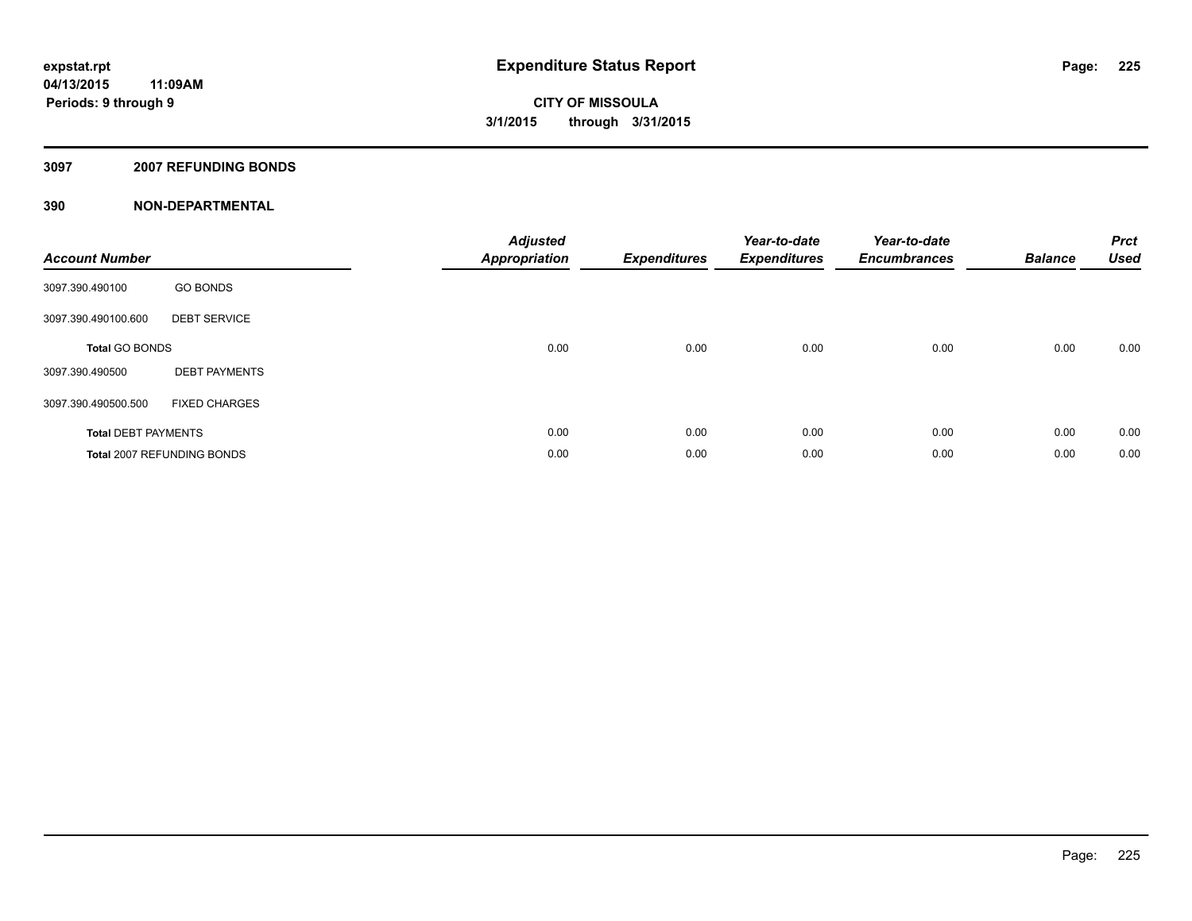**expstat.rpt**
**04/13/2015 11:09AM**
**Periods: 9 through 9**

# Expenditure Status Report

**CITY OF MISSOULA**
**3/1/2015 through 3/31/2015**

## 3097 2007 REFUNDING BONDS

## 390 NON-DEPARTMENTAL

| Account Number | | Adjusted Appropriation | Expenditures | Year-to-date Expenditures | Year-to-date Encumbrances | Balance | Prct Used |
|---|---|---|---|---|---|---|---|
| 3097.390.490100 | GO BONDS | | | | | | |
| 3097.390.490100.600 | DEBT SERVICE | | | | | | |
| **Total** GO BONDS | | 0.00 | 0.00 | 0.00 | 0.00 | 0.00 | 0.00 |
| 3097.390.490500 | DEBT PAYMENTS | | | | | | |
| 3097.390.490500.500 | FIXED CHARGES | | | | | | |
| **Total** DEBT PAYMENTS | | 0.00 | 0.00 | 0.00 | 0.00 | 0.00 | 0.00 |
| **Total** 2007 REFUNDING BONDS | | 0.00 | 0.00 | 0.00 | 0.00 | 0.00 | 0.00 |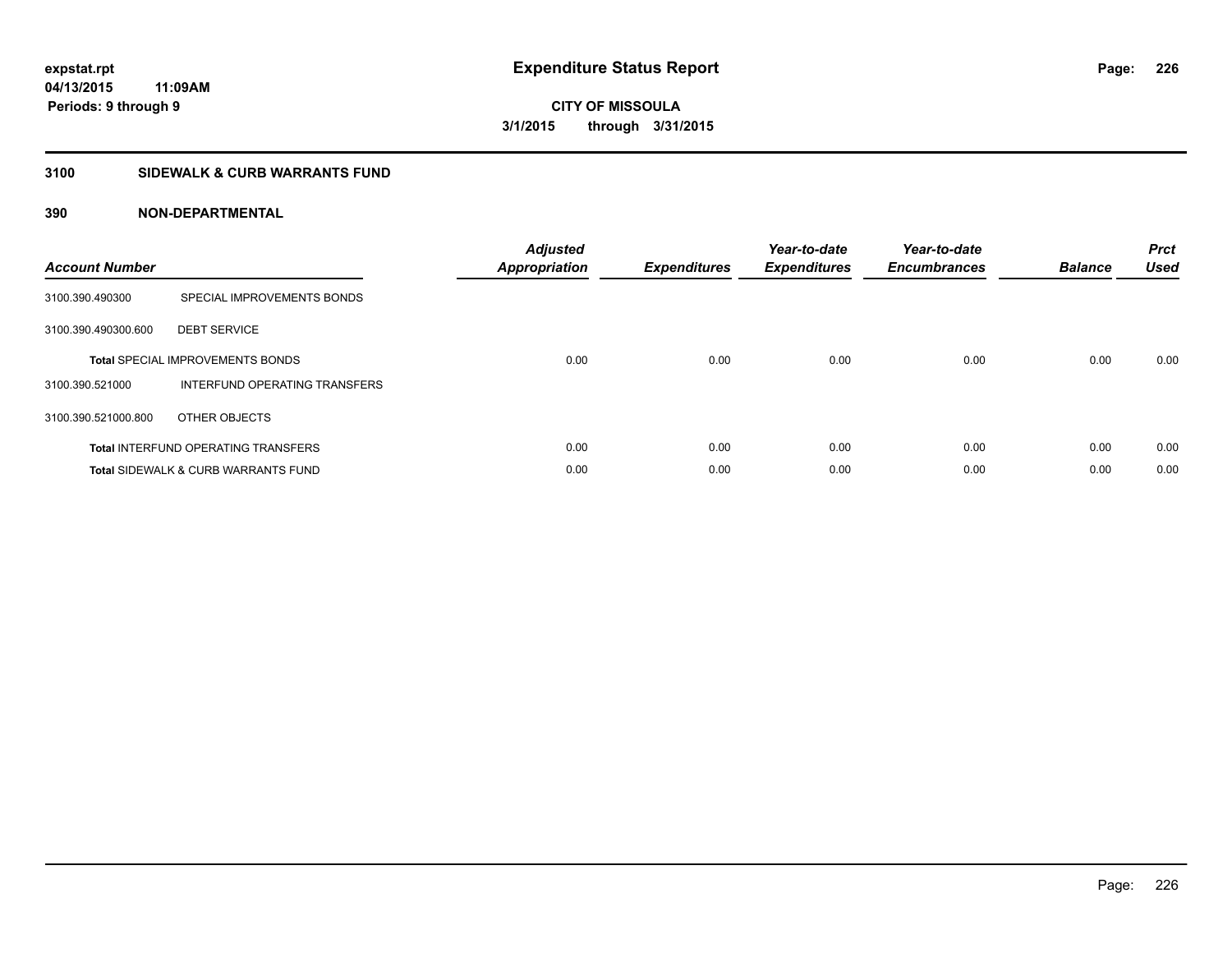**expstat.rpt**
**04/13/2015 11:09AM**
**Periods: 9 through 9**

# Expenditure Status Report

**CITY OF MISSOULA**
**3/1/2015 through 3/31/2015**

## 3100 SIDEWALK & CURB WARRANTS FUND

### 390 NON-DEPARTMENTAL

| Account Number | | Adjusted Appropriation | Expenditures | Year-to-date Expenditures | Year-to-date Encumbrances | Balance | Prct Used |
|---|---|---|---|---|---|---|---|
| 3100.390.490300 | SPECIAL IMPROVEMENTS BONDS | | | | | | |
| 3100.390.490300.600 | DEBT SERVICE | | | | | | |
| **Total** SPECIAL IMPROVEMENTS BONDS | | 0.00 | 0.00 | 0.00 | 0.00 | 0.00 | 0.00 |
| 3100.390.521000 | INTERFUND OPERATING TRANSFERS | | | | | | |
| 3100.390.521000.800 | OTHER OBJECTS | | | | | | |
| **Total** INTERFUND OPERATING TRANSFERS | | 0.00 | 0.00 | 0.00 | 0.00 | 0.00 | 0.00 |
| **Total** SIDEWALK & CURB WARRANTS FUND | | 0.00 | 0.00 | 0.00 | 0.00 | 0.00 | 0.00 |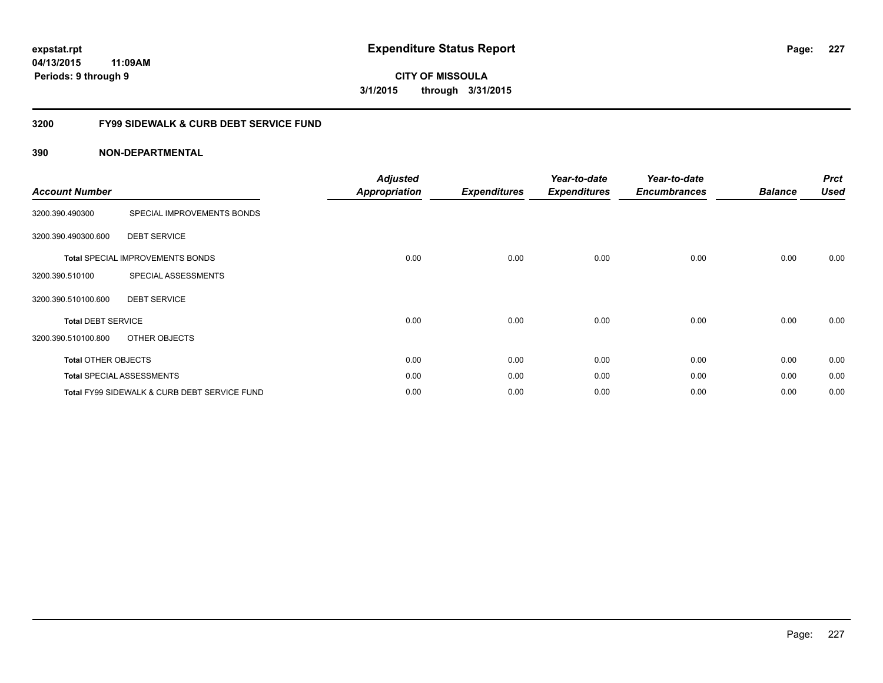**expstat.rpt**
**04/13/2015 11:09AM**
**Periods: 9 through 9**

# Expenditure Status Report

**CITY OF MISSOULA**
**3/1/2015 through 3/31/2015**

## 3200 FY99 SIDEWALK & CURB DEBT SERVICE FUND

## 390 NON-DEPARTMENTAL

| Account Number | | Adjusted Appropriation | Expenditures | Year-to-date Expenditures | Year-to-date Encumbrances | Balance | Prct Used |
|---|---|---|---|---|---|---|---|
| 3200.390.490300 | SPECIAL IMPROVEMENTS BONDS | | | | | | |
| 3200.390.490300.600 | DEBT SERVICE | | | | | | |
| **Total** SPECIAL IMPROVEMENTS BONDS | | 0.00 | 0.00 | 0.00 | 0.00 | 0.00 | 0.00 |
| 3200.390.510100 | SPECIAL ASSESSMENTS | | | | | | |
| 3200.390.510100.600 | DEBT SERVICE | | | | | | |
| **Total** DEBT SERVICE | | 0.00 | 0.00 | 0.00 | 0.00 | 0.00 | 0.00 |
| 3200.390.510100.800 | OTHER OBJECTS | | | | | | |
| **Total** OTHER OBJECTS | | 0.00 | 0.00 | 0.00 | 0.00 | 0.00 | 0.00 |
| **Total** SPECIAL ASSESSMENTS | | 0.00 | 0.00 | 0.00 | 0.00 | 0.00 | 0.00 |
| **Total** FY99 SIDEWALK & CURB DEBT SERVICE FUND | | 0.00 | 0.00 | 0.00 | 0.00 | 0.00 | 0.00 |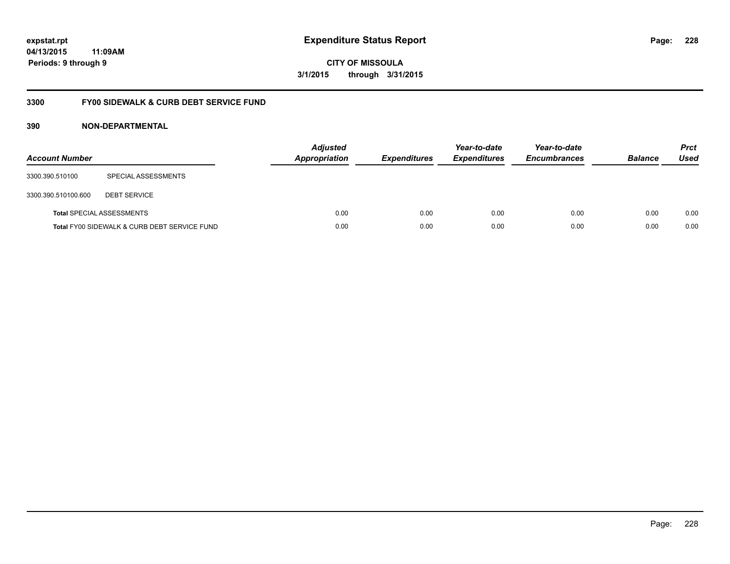# Expenditure Status Report

expstat.rpt
04/13/2015 11:09AM
Periods: 9 through 9

**CITY OF MISSOULA**
**3/1/2015 through 3/31/2015**

## 3300 FY00 SIDEWALK & CURB DEBT SERVICE FUND

### 390 NON-DEPARTMENTAL

| Account Number | | Adjusted Appropriation | Expenditures | Year-to-date Expenditures | Year-to-date Encumbrances | Balance | Prct Used |
|---|---|---|---|---|---|---|---|
| 3300.390.510100 | SPECIAL ASSESSMENTS | | | | | | |
| 3300.390.510100.600 | DEBT SERVICE | | | | | | |
| **Total** SPECIAL ASSESSMENTS | | 0.00 | 0.00 | 0.00 | 0.00 | 0.00 | 0.00 |
| **Total** FY00 SIDEWALK & CURB DEBT SERVICE FUND | | 0.00 | 0.00 | 0.00 | 0.00 | 0.00 | 0.00 |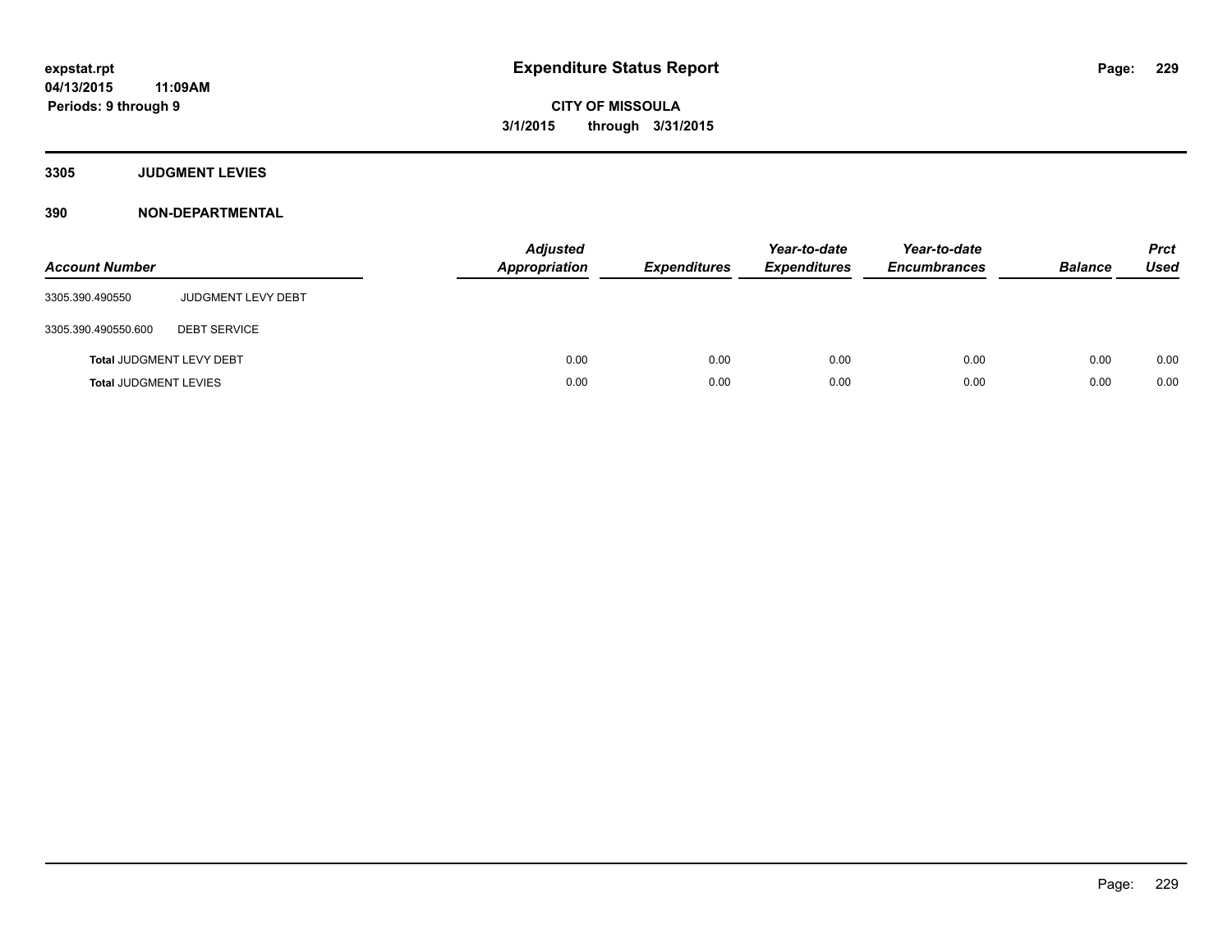# Expenditure Status Report

**CITY OF MISSOULA**

**3/1/2015 through 3/31/2015**

expstat.rpt
04/13/2015 11:09AM
Periods: 9 through 9

## 3305 JUDGMENT LEVIES

## 390 NON-DEPARTMENTAL

| Account Number | | Adjusted Appropriation | Expenditures | Year-to-date Expenditures | Year-to-date Encumbrances | Balance | Prct Used |
|---|---|---|---|---|---|---|---|
| 3305.390.490550 | JUDGMENT LEVY DEBT | | | | | | |
| 3305.390.490550.600 | DEBT SERVICE | | | | | | |
| **Total** JUDGMENT LEVY DEBT | | 0.00 | 0.00 | 0.00 | 0.00 | 0.00 | 0.00 |
| **Total** JUDGMENT LEVIES | | 0.00 | 0.00 | 0.00 | 0.00 | 0.00 | 0.00 |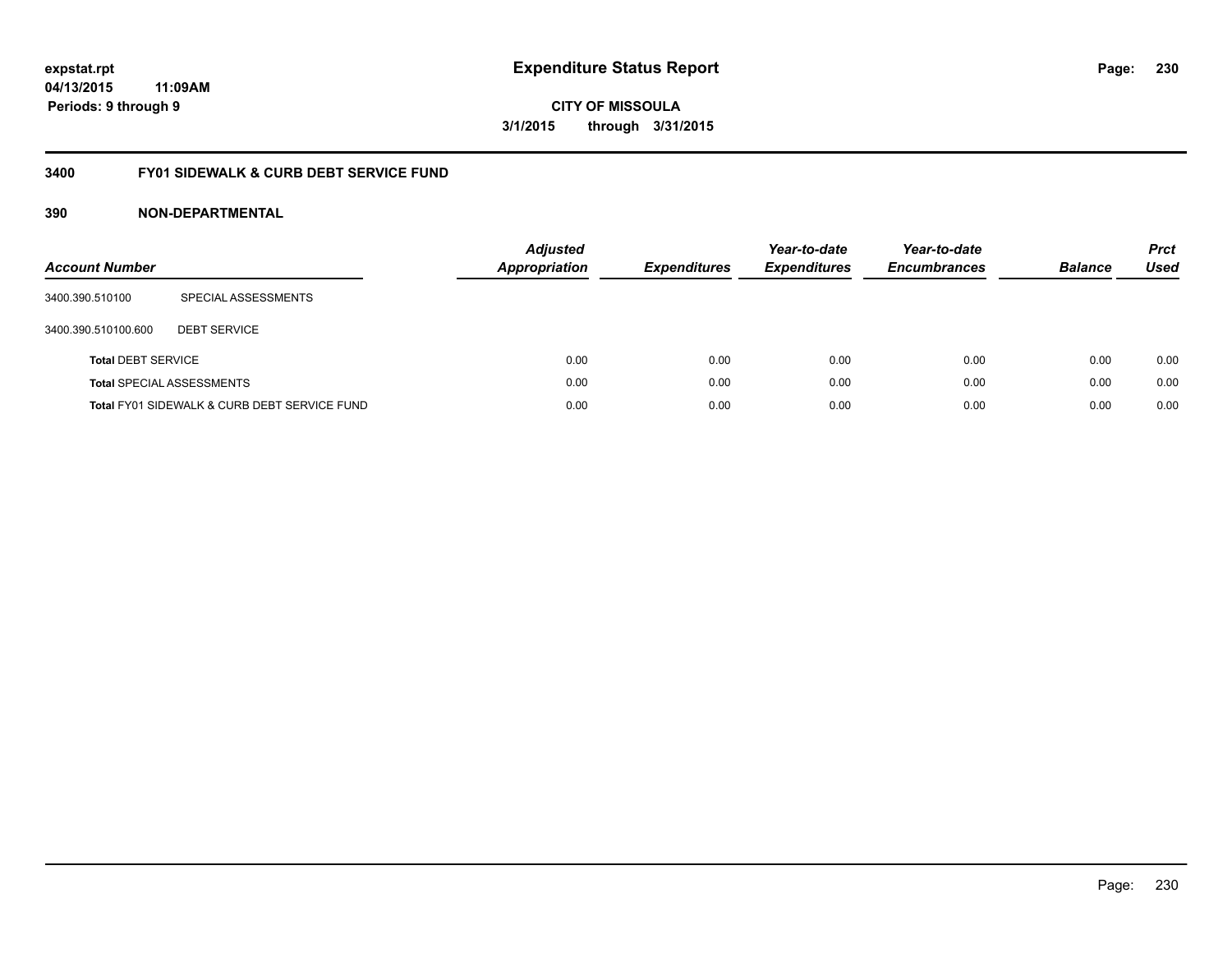**expstat.rpt**
**04/13/2015 11:09AM**
**Periods: 9 through 9**

# Expenditure Status Report

**CITY OF MISSOULA**
**3/1/2015 through 3/31/2015**

## 3400 FY01 SIDEWALK & CURB DEBT SERVICE FUND

### 390 NON-DEPARTMENTAL

| Account Number | | Adjusted Appropriation | Expenditures | Year-to-date Expenditures | Year-to-date Encumbrances | Balance | Prct Used |
|---|---|---|---|---|---|---|---|
| 3400.390.510100 | SPECIAL ASSESSMENTS | | | | | | |
| 3400.390.510100.600 | DEBT SERVICE | | | | | | |
| **Total** DEBT SERVICE | | 0.00 | 0.00 | 0.00 | 0.00 | 0.00 | 0.00 |
| **Total** SPECIAL ASSESSMENTS | | 0.00 | 0.00 | 0.00 | 0.00 | 0.00 | 0.00 |
| **Total** FY01 SIDEWALK & CURB DEBT SERVICE FUND | | 0.00 | 0.00 | 0.00 | 0.00 | 0.00 | 0.00 |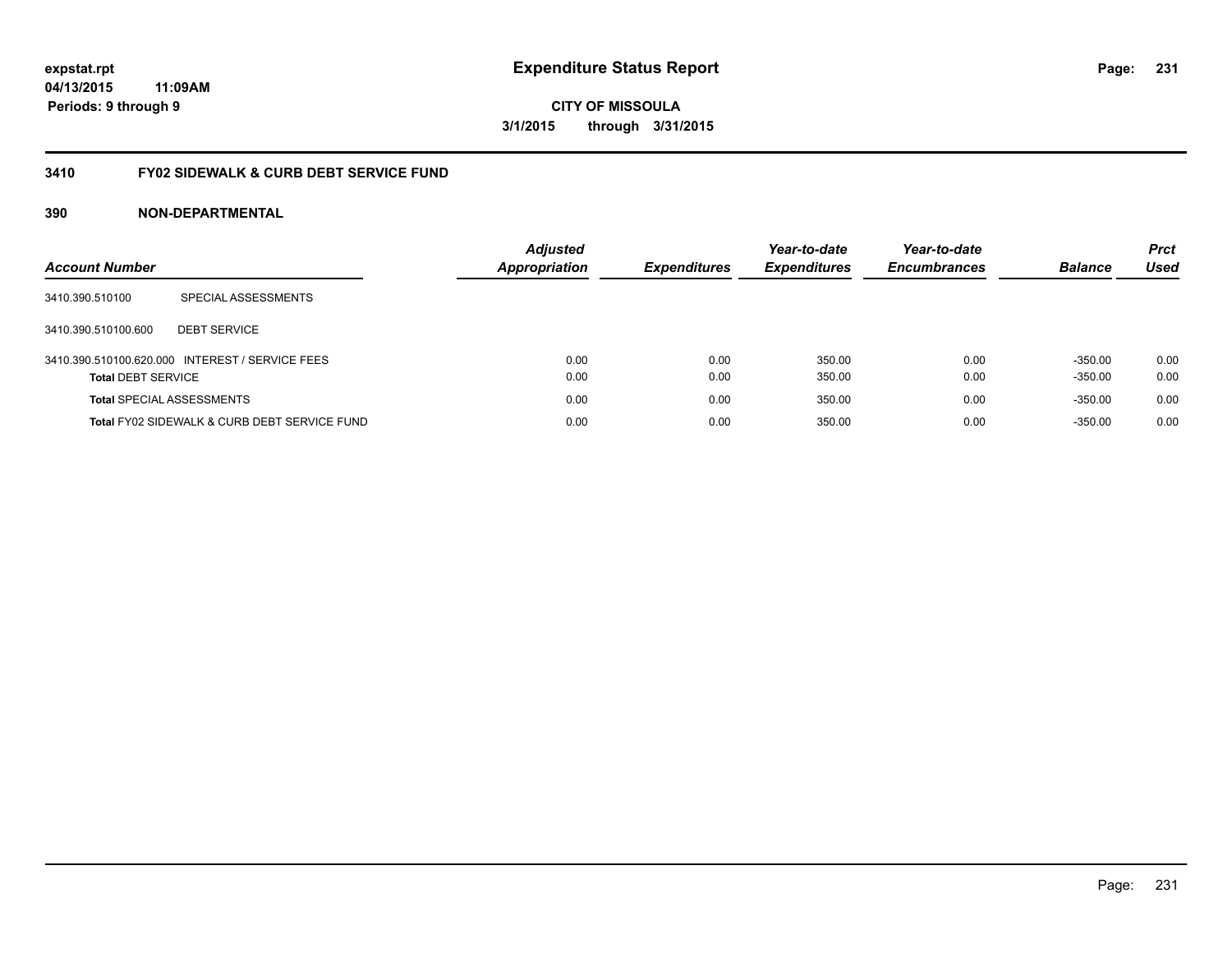**expstat.rpt**
**04/13/2015 11:09AM**
**Periods: 9 through 9**

# Expenditure Status Report

**CITY OF MISSOULA**
**3/1/2015 through 3/31/2015**

## 3410 FY02 SIDEWALK & CURB DEBT SERVICE FUND

## 390 NON-DEPARTMENTAL

| Account Number | | Adjusted Appropriation | Expenditures | Year-to-date Expenditures | Year-to-date Encumbrances | Balance | Prct Used |
|---|---|---|---|---|---|---|---|
| 3410.390.510100 | SPECIAL ASSESSMENTS | | | | | | |
| 3410.390.510100.600 | DEBT SERVICE | | | | | | |
| 3410.390.510100.620.000 | INTEREST / SERVICE FEES | 0.00 | 0.00 | 350.00 | 0.00 | -350.00 | 0.00 |
| **Total** DEBT SERVICE | | 0.00 | 0.00 | 350.00 | 0.00 | -350.00 | 0.00 |
| **Total** SPECIAL ASSESSMENTS | | 0.00 | 0.00 | 350.00 | 0.00 | -350.00 | 0.00 |
| **Total** FY02 SIDEWALK & CURB DEBT SERVICE FUND | | 0.00 | 0.00 | 350.00 | 0.00 | -350.00 | 0.00 |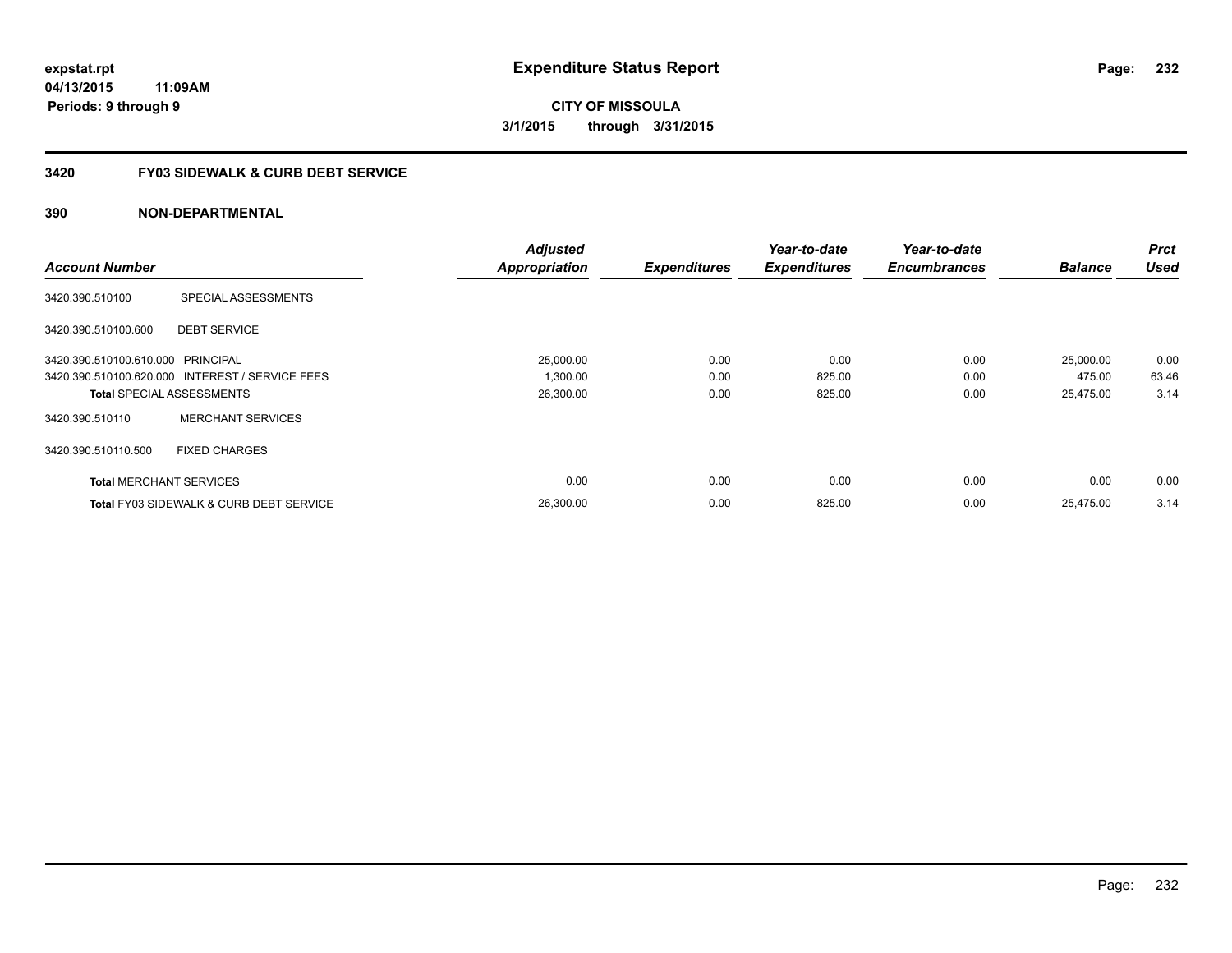**expstat.rpt**
**04/13/2015 11:09AM**
**Periods: 9 through 9**

# Expenditure Status Report

**CITY OF MISSOULA**
**3/1/2015 through 3/31/2015**

## 3420 FY03 SIDEWALK & CURB DEBT SERVICE

### 390 NON-DEPARTMENTAL

| Account Number | | Adjusted Appropriation | Expenditures | Year-to-date Expenditures | Year-to-date Encumbrances | Balance | Prct Used |
|---|---|---|---|---|---|---|---|
| 3420.390.510100 | SPECIAL ASSESSMENTS | | | | | | |
| 3420.390.510100.600 | DEBT SERVICE | | | | | | |
| 3420.390.510100.610.000 | PRINCIPAL | 25,000.00 | 0.00 | 0.00 | 0.00 | 25,000.00 | 0.00 |
| 3420.390.510100.620.000 | INTEREST / SERVICE FEES | 1,300.00 | 0.00 | 825.00 | 0.00 | 475.00 | 63.46 |
| **Total** SPECIAL ASSESSMENTS | | 26,300.00 | 0.00 | 825.00 | 0.00 | 25,475.00 | 3.14 |
| 3420.390.510110 | MERCHANT SERVICES | | | | | | |
| 3420.390.510110.500 | FIXED CHARGES | | | | | | |
| **Total** MERCHANT SERVICES | | 0.00 | 0.00 | 0.00 | 0.00 | 0.00 | 0.00 |
| **Total** FY03 SIDEWALK & CURB DEBT SERVICE | | 26,300.00 | 0.00 | 825.00 | 0.00 | 25,475.00 | 3.14 |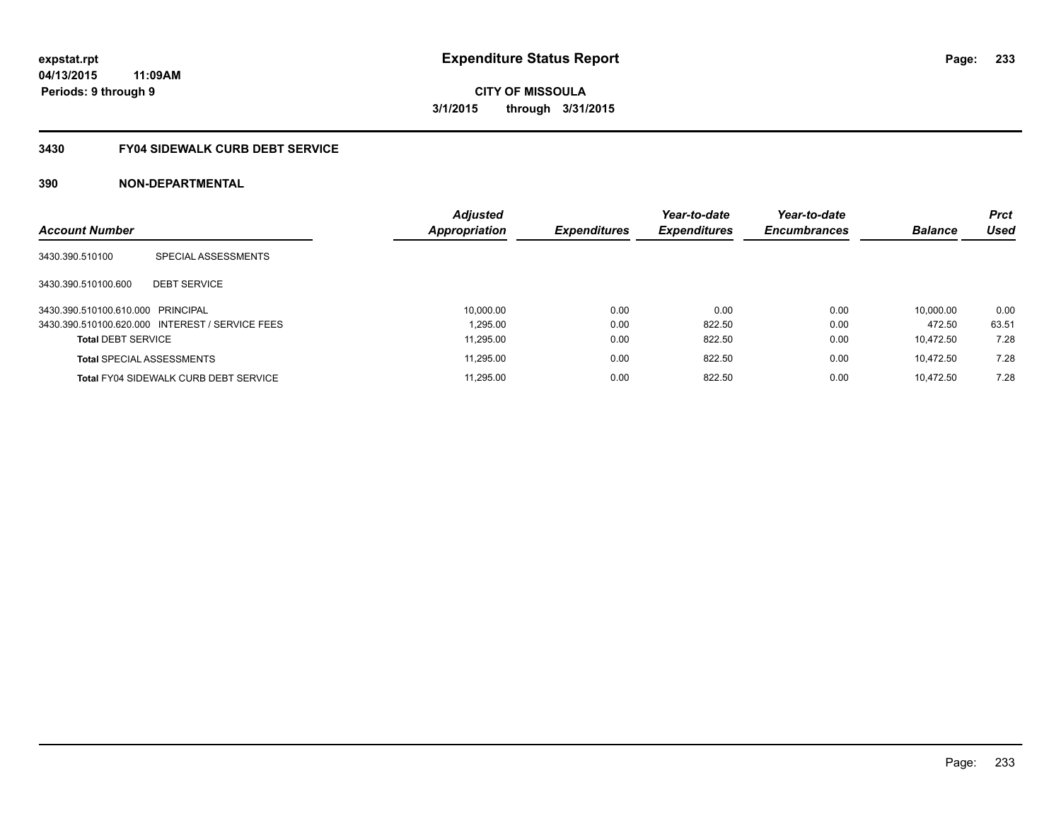# Expenditure Status Report

**expstat.rpt**
**04/13/2015 11:09AM**
**Periods: 9 through 9**

**CITY OF MISSOULA**
**3/1/2015 through 3/31/2015**

## 3430 FY04 SIDEWALK CURB DEBT SERVICE

### 390 NON-DEPARTMENTAL

| Account Number | | Adjusted Appropriation | Expenditures | Year-to-date Expenditures | Year-to-date Encumbrances | Balance | Prct Used |
|---|---|---|---|---|---|---|---|
| 3430.390.510100 | SPECIAL ASSESSMENTS | | | | | | |
| 3430.390.510100.600 | DEBT SERVICE | | | | | | |
| 3430.390.510100.610.000 | PRINCIPAL | 10,000.00 | 0.00 | 0.00 | 0.00 | 10,000.00 | 0.00 |
| 3430.390.510100.620.000 | INTEREST / SERVICE FEES | 1,295.00 | 0.00 | 822.50 | 0.00 | 472.50 | 63.51 |
| **Total** DEBT SERVICE | | 11,295.00 | 0.00 | 822.50 | 0.00 | 10,472.50 | 7.28 |
| **Total** SPECIAL ASSESSMENTS | | 11,295.00 | 0.00 | 822.50 | 0.00 | 10,472.50 | 7.28 |
| **Total** FY04 SIDEWALK CURB DEBT SERVICE | | 11,295.00 | 0.00 | 822.50 | 0.00 | 10,472.50 | 7.28 |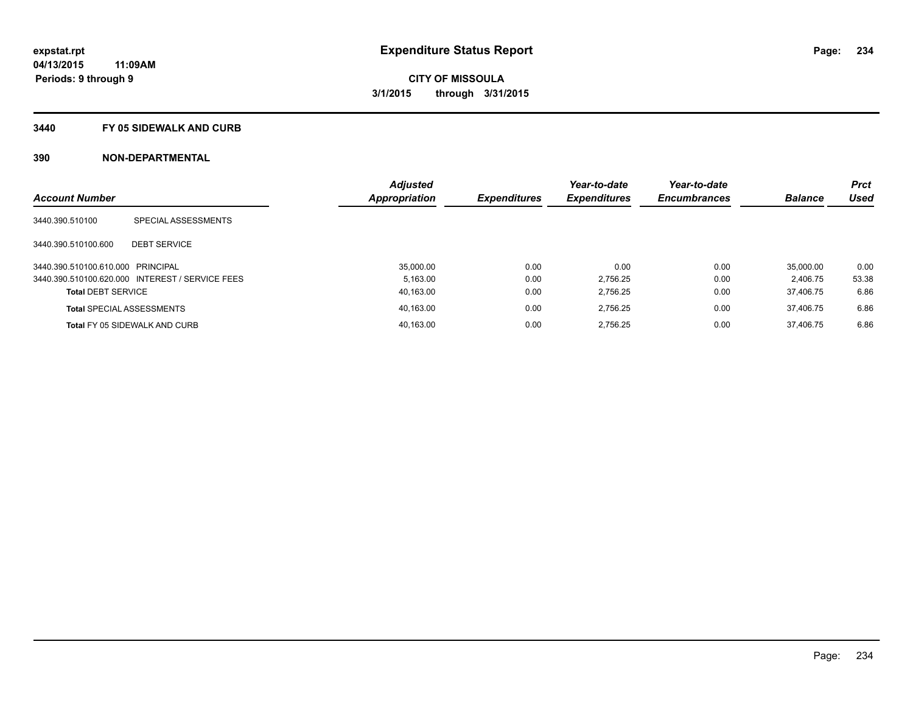**expstat.rpt**
**04/13/2015 11:09AM**
**Periods: 9 through 9**

# Expenditure Status Report

**CITY OF MISSOULA**
**3/1/2015 through 3/31/2015**

## 3440 FY 05 SIDEWALK AND CURB

## 390 NON-DEPARTMENTAL

| Account Number | | Adjusted Appropriation | Expenditures | Year-to-date Expenditures | Year-to-date Encumbrances | Balance | Prct Used |
|---|---|---|---|---|---|---|---|
| 3440.390.510100 | SPECIAL ASSESSMENTS | | | | | | |
| 3440.390.510100.600 | DEBT SERVICE | | | | | | |
| 3440.390.510100.610.000 | PRINCIPAL | 35,000.00 | 0.00 | 0.00 | 0.00 | 35,000.00 | 0.00 |
| 3440.390.510100.620.000 | INTEREST / SERVICE FEES | 5,163.00 | 0.00 | 2,756.25 | 0.00 | 2,406.75 | 53.38 |
| **Total** DEBT SERVICE | | 40,163.00 | 0.00 | 2,756.25 | 0.00 | 37,406.75 | 6.86 |
| **Total** SPECIAL ASSESSMENTS | | 40,163.00 | 0.00 | 2,756.25 | 0.00 | 37,406.75 | 6.86 |
| **Total** FY 05 SIDEWALK AND CURB | | 40,163.00 | 0.00 | 2,756.25 | 0.00 | 37,406.75 | 6.86 |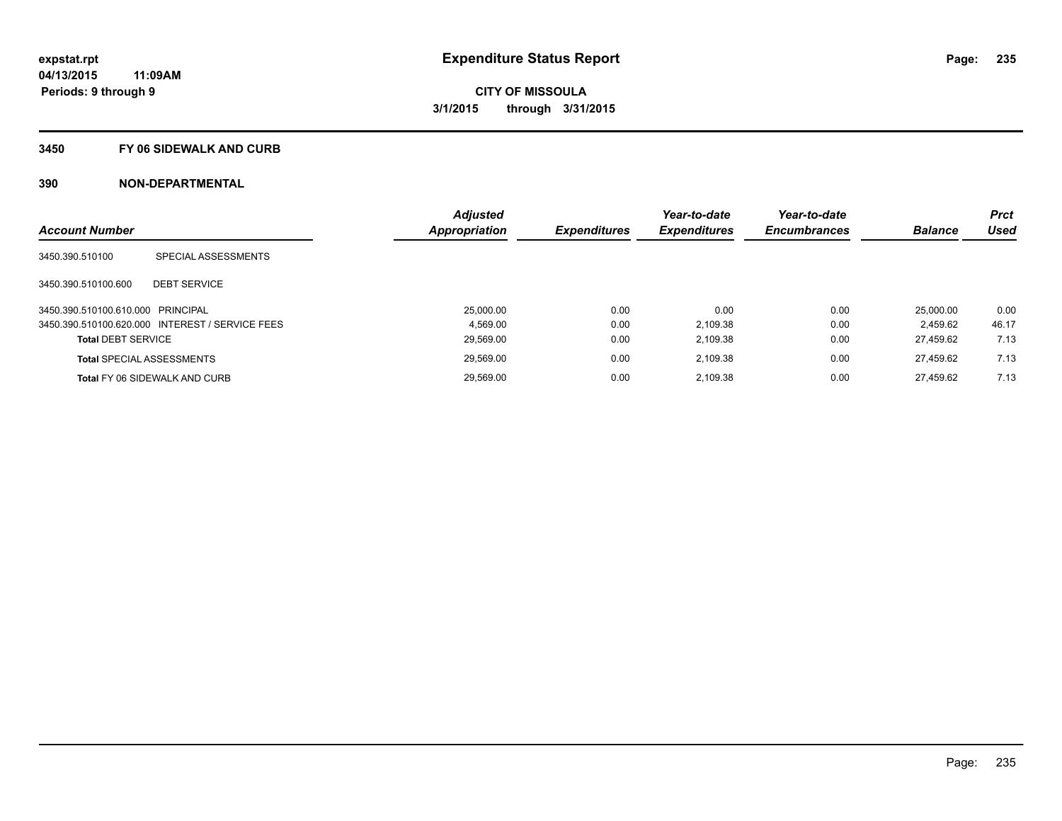**expstat.rpt**
**04/13/2015 11:09AM**
**Periods: 9 through 9**

# Expenditure Status Report

**CITY OF MISSOULA**
**3/1/2015 through 3/31/2015**

## 3450 FY 06 SIDEWALK AND CURB

## 390 NON-DEPARTMENTAL

| Account Number | | Adjusted Appropriation | Expenditures | Year-to-date Expenditures | Year-to-date Encumbrances | Balance | Prct Used |
|---|---|---|---|---|---|---|---|
| 3450.390.510100 | SPECIAL ASSESSMENTS | | | | | | |
| 3450.390.510100.600 | DEBT SERVICE | | | | | | |
| 3450.390.510100.610.000 | PRINCIPAL | 25,000.00 | 0.00 | 0.00 | 0.00 | 25,000.00 | 0.00 |
| 3450.390.510100.620.000 | INTEREST / SERVICE FEES | 4,569.00 | 0.00 | 2,109.38 | 0.00 | 2,459.62 | 46.17 |
| **Total** DEBT SERVICE | | 29,569.00 | 0.00 | 2,109.38 | 0.00 | 27,459.62 | 7.13 |
| **Total** SPECIAL ASSESSMENTS | | 29,569.00 | 0.00 | 2,109.38 | 0.00 | 27,459.62 | 7.13 |
| **Total** FY 06 SIDEWALK AND CURB | | 29,569.00 | 0.00 | 2,109.38 | 0.00 | 27,459.62 | 7.13 |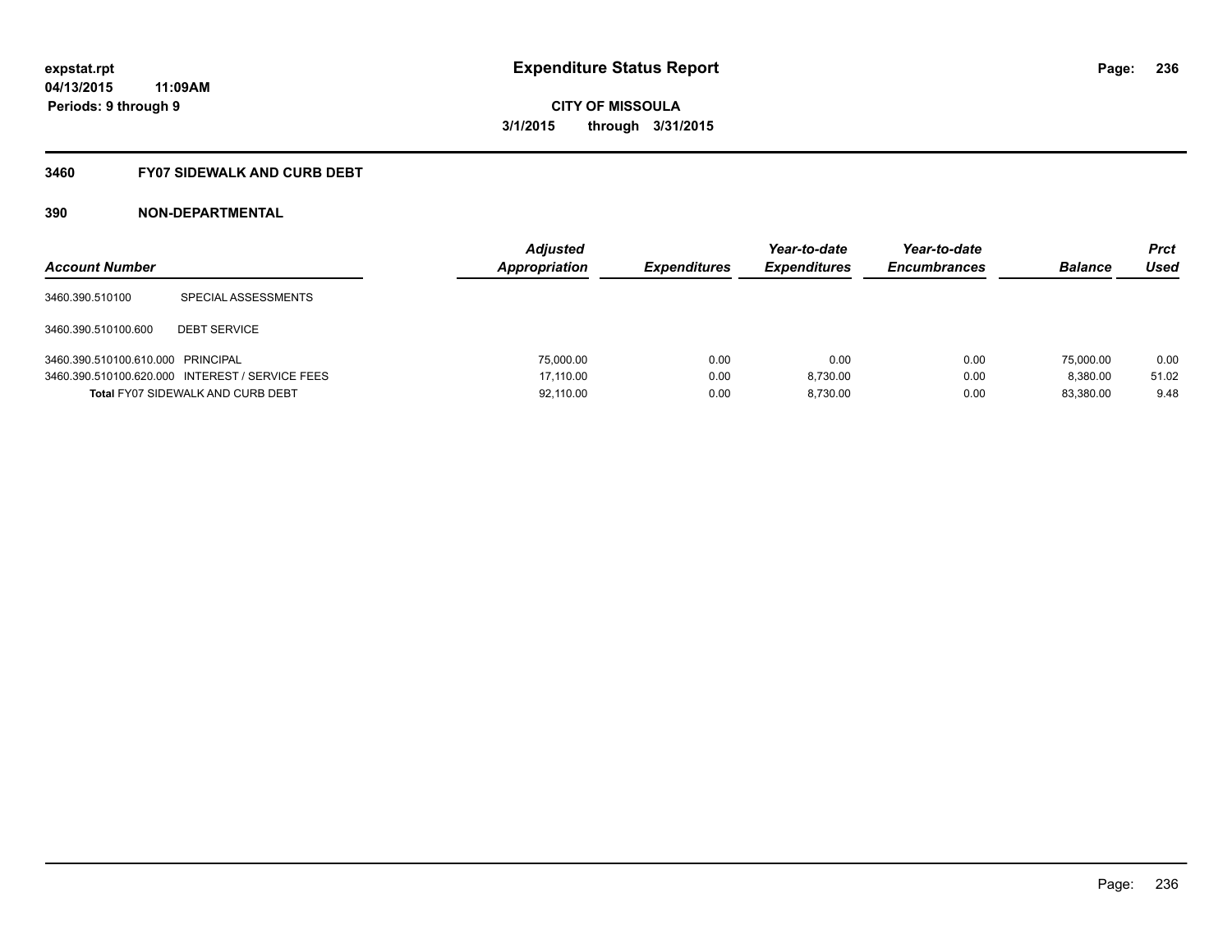**expstat.rpt**
**04/13/2015 11:09AM**
**Periods: 9 through 9**

# Expenditure Status Report

**CITY OF MISSOULA**
**3/1/2015 through 3/31/2015**

## 3460 FY07 SIDEWALK AND CURB DEBT

### 390 NON-DEPARTMENTAL

| Account Number | | Adjusted Appropriation | Expenditures | Year-to-date Expenditures | Year-to-date Encumbrances | Balance | Prct Used |
|---|---|---|---|---|---|---|---|
| 3460.390.510100 | SPECIAL ASSESSMENTS | | | | | | |
| 3460.390.510100.600 | DEBT SERVICE | | | | | | |
| 3460.390.510100.610.000 | PRINCIPAL | 75,000.00 | 0.00 | 0.00 | 0.00 | 75,000.00 | 0.00 |
| 3460.390.510100.620.000 | INTEREST / SERVICE FEES | 17,110.00 | 0.00 | 8,730.00 | 0.00 | 8,380.00 | 51.02 |
| **Total** FY07 SIDEWALK AND CURB DEBT | | 92,110.00 | 0.00 | 8,730.00 | 0.00 | 83,380.00 | 9.48 |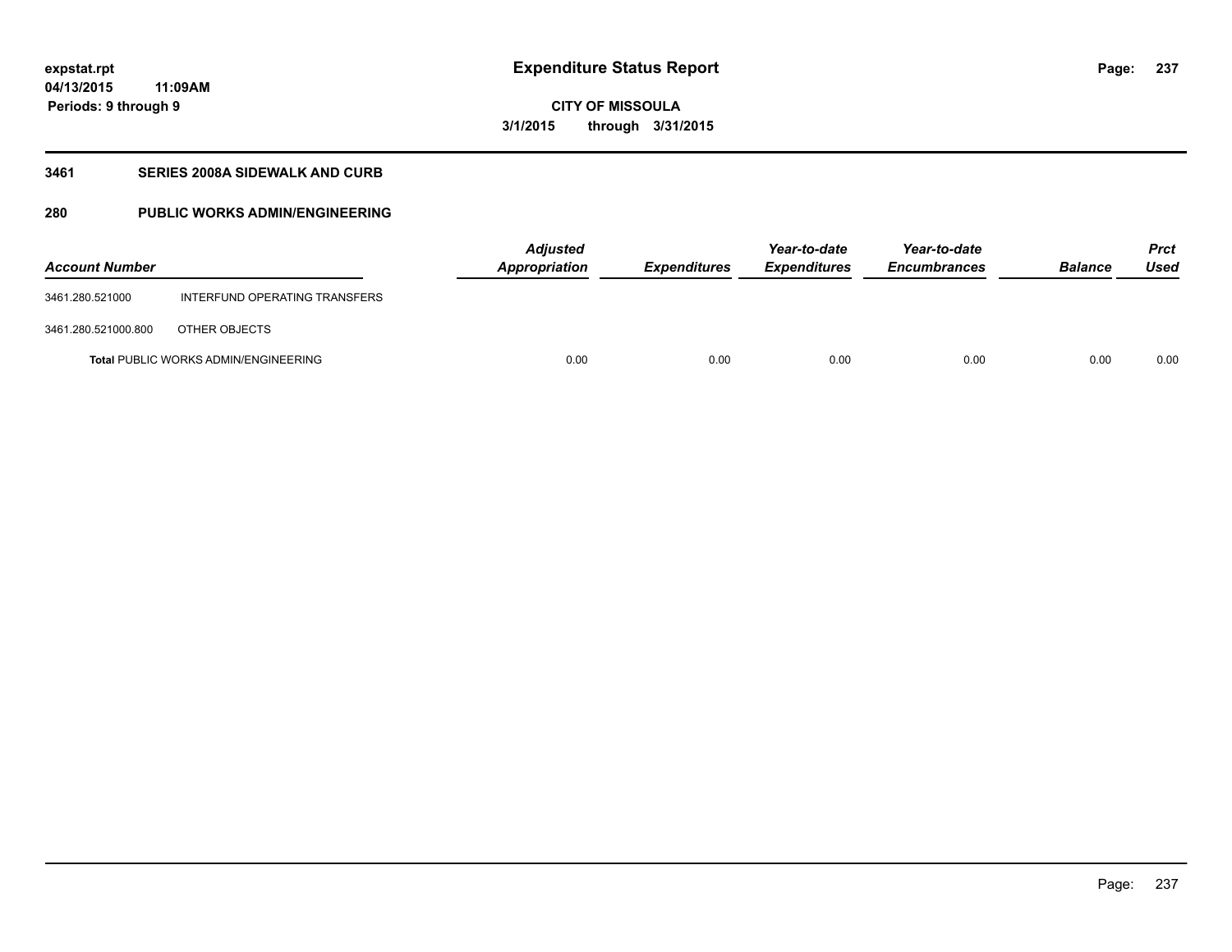**expstat.rpt**
**04/13/2015 11:09AM**
**Periods: 9 through 9**

# Expenditure Status Report

**CITY OF MISSOULA**
**3/1/2015 through 3/31/2015**

## 3461 SERIES 2008A SIDEWALK AND CURB

## 280 PUBLIC WORKS ADMIN/ENGINEERING

| Account Number | | Adjusted Appropriation | Expenditures | Year-to-date Expenditures | Year-to-date Encumbrances | Balance | Prct Used |
|---|---|---|---|---|---|---|---|
| 3461.280.521000 | INTERFUND OPERATING TRANSFERS | | | | | | |
| 3461.280.521000.800 | OTHER OBJECTS | | | | | | |
| **Total** PUBLIC WORKS ADMIN/ENGINEERING | | 0.00 | 0.00 | 0.00 | 0.00 | 0.00 | 0.00 |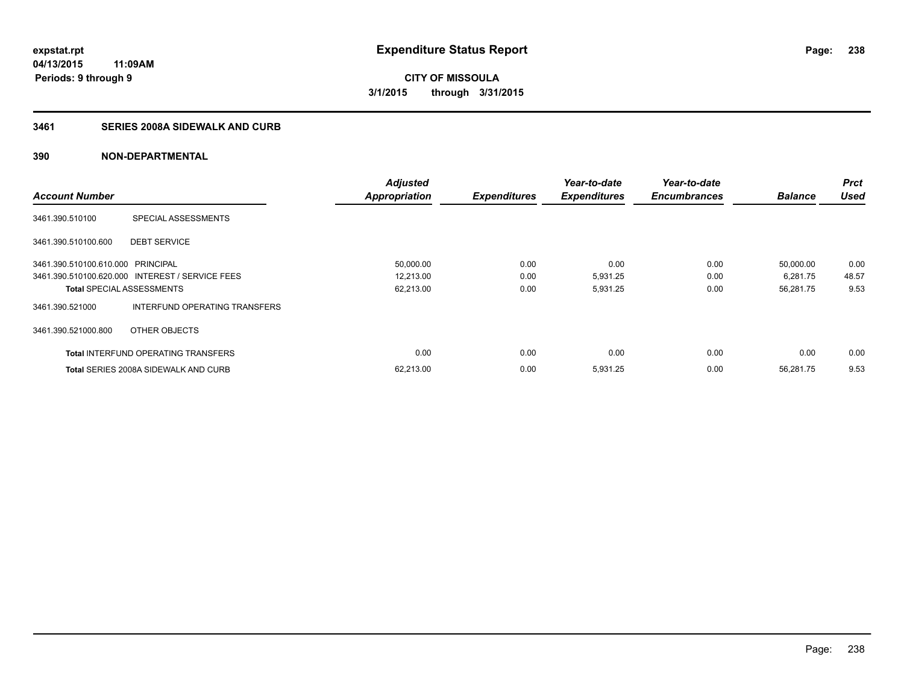# Expenditure Status Report

**CITY OF MISSOULA**

**3/1/2015 through 3/31/2015**

expstat.rpt
04/13/2015 11:09AM
Periods: 9 through 9

## 3461 SERIES 2008A SIDEWALK AND CURB

### 390 NON-DEPARTMENTAL

| Account Number | | Adjusted Appropriation | Expenditures | Year-to-date Expenditures | Year-to-date Encumbrances | Balance | Prct Used |
|---|---|---|---|---|---|---|---|
| 3461.390.510100 | SPECIAL ASSESSMENTS | | | | | | |
| 3461.390.510100.600 | DEBT SERVICE | | | | | | |
| 3461.390.510100.610.000 | PRINCIPAL | 50,000.00 | 0.00 | 0.00 | 0.00 | 50,000.00 | 0.00 |
| 3461.390.510100.620.000 | INTEREST / SERVICE FEES | 12,213.00 | 0.00 | 5,931.25 | 0.00 | 6,281.75 | 48.57 |
| **Total** SPECIAL ASSESSMENTS | | 62,213.00 | 0.00 | 5,931.25 | 0.00 | 56,281.75 | 9.53 |
| 3461.390.521000 | INTERFUND OPERATING TRANSFERS | | | | | | |
| 3461.390.521000.800 | OTHER OBJECTS | | | | | | |
| **Total** INTERFUND OPERATING TRANSFERS | | 0.00 | 0.00 | 0.00 | 0.00 | 0.00 | 0.00 |
| **Total** SERIES 2008A SIDEWALK AND CURB | | 62,213.00 | 0.00 | 5,931.25 | 0.00 | 56,281.75 | 9.53 |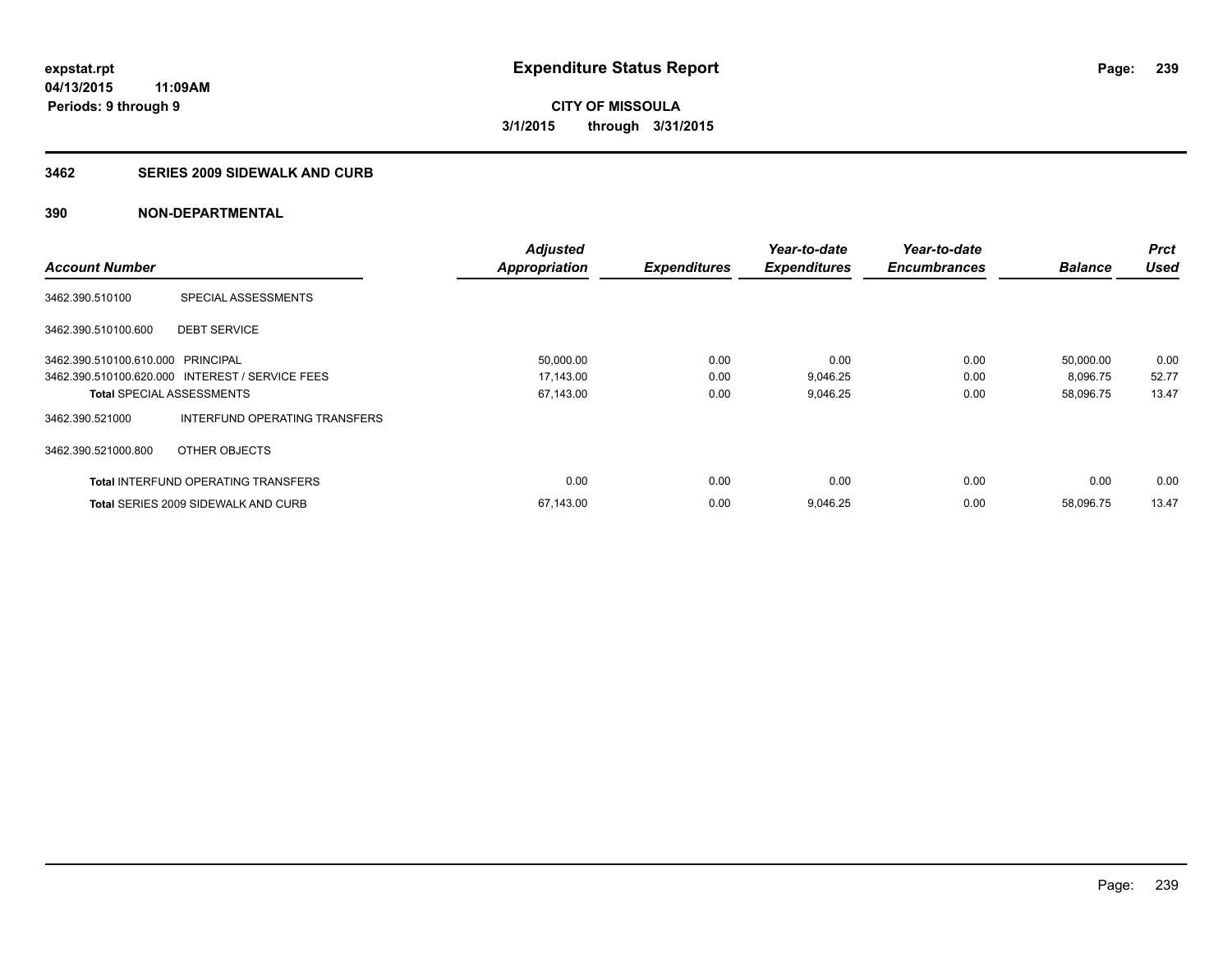**expstat.rpt**
**04/13/2015 11:09AM**
**Periods: 9 through 9**

# Expenditure Status Report

**CITY OF MISSOULA**
**3/1/2015 through 3/31/2015**

## 3462 SERIES 2009 SIDEWALK AND CURB

## 390 NON-DEPARTMENTAL

| Account Number | | Adjusted Appropriation | Expenditures | Year-to-date Expenditures | Year-to-date Encumbrances | Balance | Prct Used |
|---|---|---|---|---|---|---|---|
| 3462.390.510100 | SPECIAL ASSESSMENTS | | | | | | |
| 3462.390.510100.600 | DEBT SERVICE | | | | | | |
| 3462.390.510100.610.000 | PRINCIPAL | 50,000.00 | 0.00 | 0.00 | 0.00 | 50,000.00 | 0.00 |
| 3462.390.510100.620.000 | INTEREST / SERVICE FEES | 17,143.00 | 0.00 | 9,046.25 | 0.00 | 8,096.75 | 52.77 |
| **Total** SPECIAL ASSESSMENTS | | 67,143.00 | 0.00 | 9,046.25 | 0.00 | 58,096.75 | 13.47 |
| 3462.390.521000 | INTERFUND OPERATING TRANSFERS | | | | | | |
| 3462.390.521000.800 | OTHER OBJECTS | | | | | | |
| **Total** INTERFUND OPERATING TRANSFERS | | 0.00 | 0.00 | 0.00 | 0.00 | 0.00 | 0.00 |
| **Total** SERIES 2009 SIDEWALK AND CURB | | 67,143.00 | 0.00 | 9,046.25 | 0.00 | 58,096.75 | 13.47 |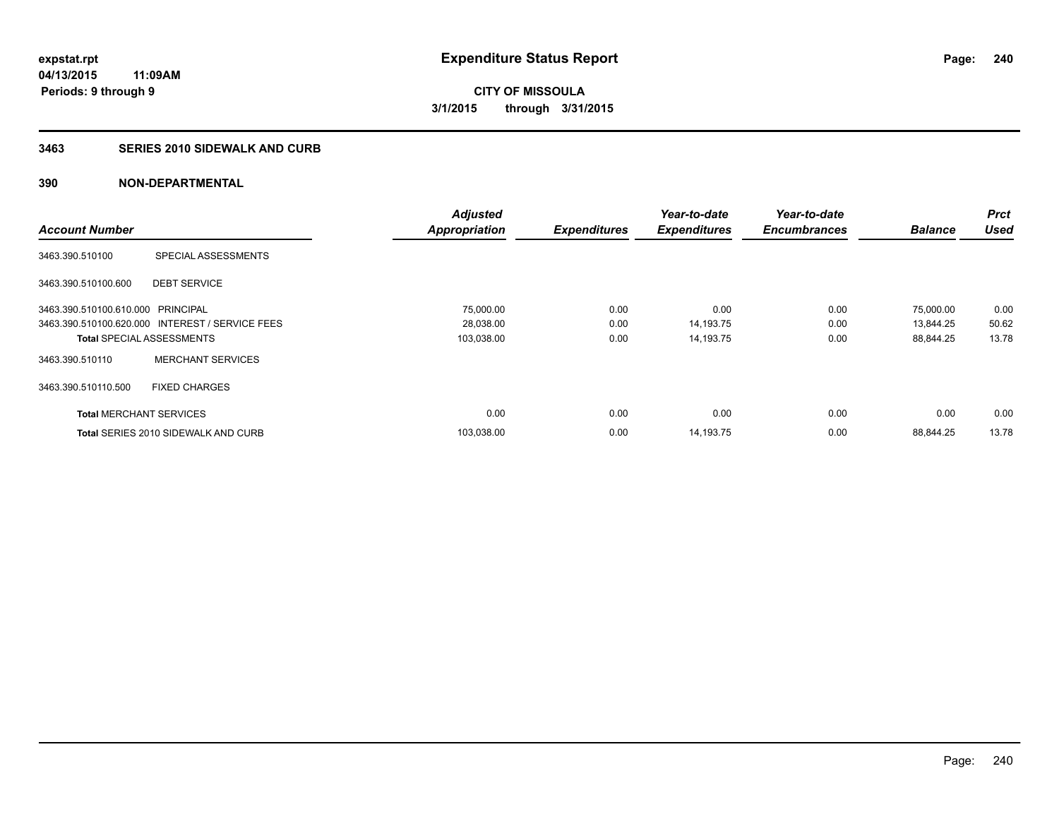# Expenditure Status Report

**CITY OF MISSOULA**
**3/1/2015 through 3/31/2015**

expstat.rpt
04/13/2015 11:09AM
Periods: 9 through 9

## 3463 SERIES 2010 SIDEWALK AND CURB

### 390 NON-DEPARTMENTAL

| Account Number | | Adjusted Appropriation | Expenditures | Year-to-date Expenditures | Year-to-date Encumbrances | Balance | Prct Used |
|---|---|---|---|---|---|---|---|
| 3463.390.510100 | SPECIAL ASSESSMENTS | | | | | | |
| 3463.390.510100.600 | DEBT SERVICE | | | | | | |
| 3463.390.510100.610.000 | PRINCIPAL | 75,000.00 | 0.00 | 0.00 | 0.00 | 75,000.00 | 0.00 |
| 3463.390.510100.620.000 | INTEREST / SERVICE FEES | 28,038.00 | 0.00 | 14,193.75 | 0.00 | 13,844.25 | 50.62 |
| **Total** SPECIAL ASSESSMENTS | | 103,038.00 | 0.00 | 14,193.75 | 0.00 | 88,844.25 | 13.78 |
| 3463.390.510110 | MERCHANT SERVICES | | | | | | |
| 3463.390.510110.500 | FIXED CHARGES | | | | | | |
| **Total** MERCHANT SERVICES | | 0.00 | 0.00 | 0.00 | 0.00 | 0.00 | 0.00 |
| **Total** SERIES 2010 SIDEWALK AND CURB | | 103,038.00 | 0.00 | 14,193.75 | 0.00 | 88,844.25 | 13.78 |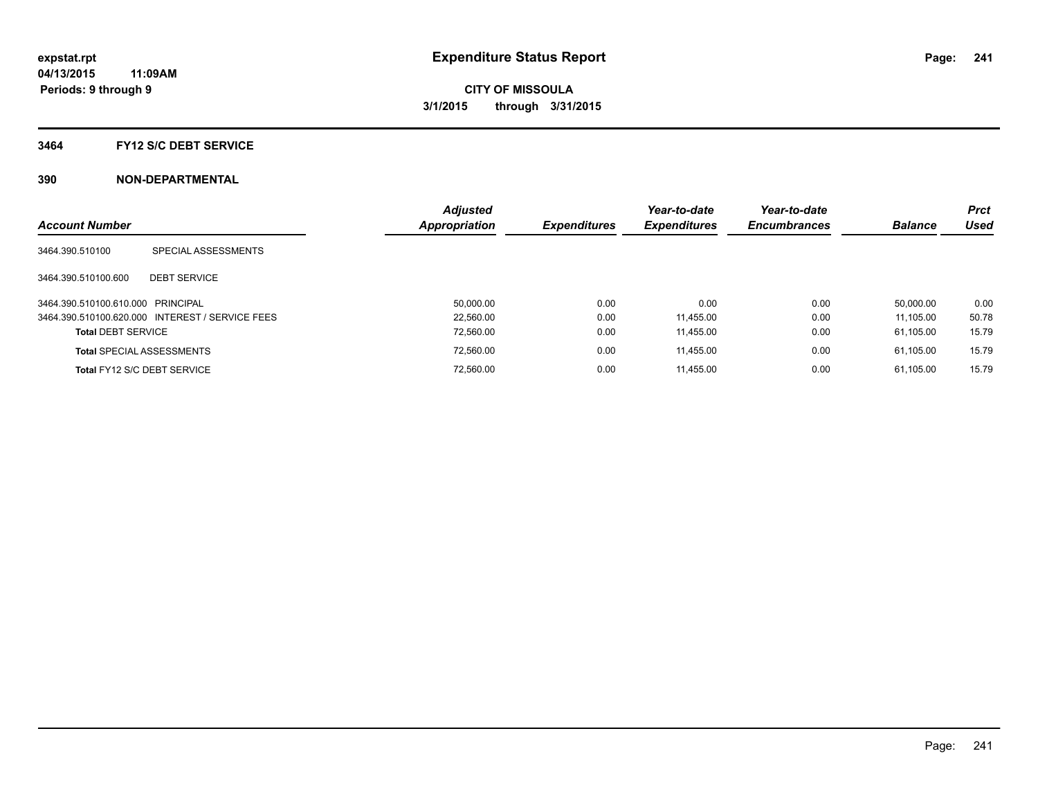# Expenditure Status Report

expstat.rpt
04/13/2015 11:09AM
Periods: 9 through 9

**CITY OF MISSOULA**
**3/1/2015 through 3/31/2015**

## 3464 FY12 S/C DEBT SERVICE

### 390 NON-DEPARTMENTAL

| Account Number | | Adjusted Appropriation | Expenditures | Year-to-date Expenditures | Year-to-date Encumbrances | Balance | Prct Used |
|---|---|---|---|---|---|---|---|
| 3464.390.510100 | SPECIAL ASSESSMENTS | | | | | | |
| 3464.390.510100.600 | DEBT SERVICE | | | | | | |
| 3464.390.510100.610.000 | PRINCIPAL | 50,000.00 | 0.00 | 0.00 | 0.00 | 50,000.00 | 0.00 |
| 3464.390.510100.620.000 | INTEREST / SERVICE FEES | 22,560.00 | 0.00 | 11,455.00 | 0.00 | 11,105.00 | 50.78 |
| **Total** DEBT SERVICE | | 72,560.00 | 0.00 | 11,455.00 | 0.00 | 61,105.00 | 15.79 |
| **Total** SPECIAL ASSESSMENTS | | 72,560.00 | 0.00 | 11,455.00 | 0.00 | 61,105.00 | 15.79 |
| **Total** FY12 S/C DEBT SERVICE | | 72,560.00 | 0.00 | 11,455.00 | 0.00 | 61,105.00 | 15.79 |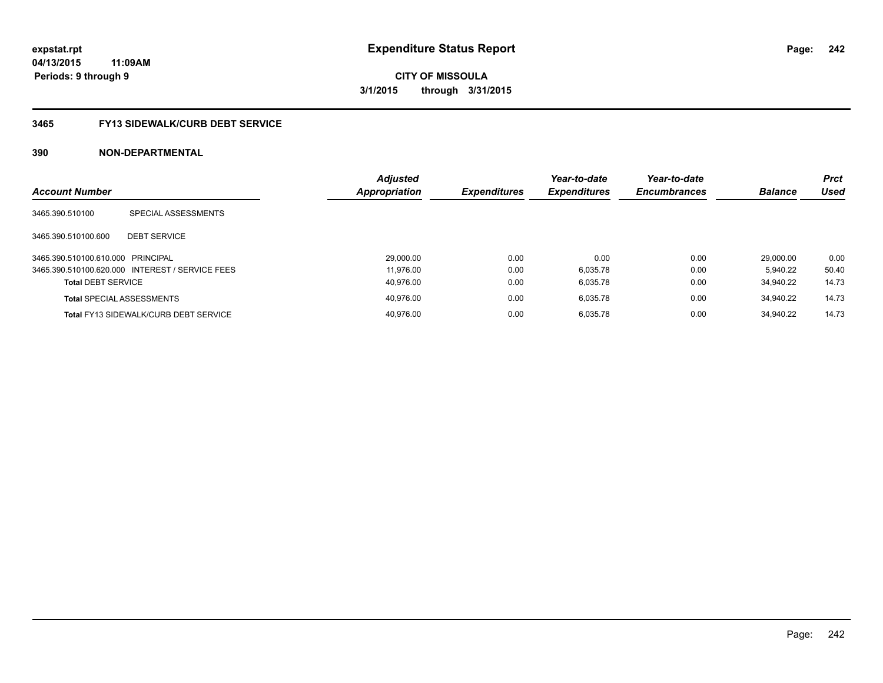**expstat.rpt**
**04/13/2015 11:09AM**
**Periods: 9 through 9**

# Expenditure Status Report

**CITY OF MISSOULA**
**3/1/2015 through 3/31/2015**

## 3465 FY13 SIDEWALK/CURB DEBT SERVICE

## 390 NON-DEPARTMENTAL

| Account Number | | Adjusted Appropriation | Expenditures | Year-to-date Expenditures | Year-to-date Encumbrances | Balance | Prct Used |
|---|---|---|---|---|---|---|---|
| 3465.390.510100 | SPECIAL ASSESSMENTS | | | | | | |
| 3465.390.510100.600 | DEBT SERVICE | | | | | | |
| 3465.390.510100.610.000 | PRINCIPAL | 29,000.00 | 0.00 | 0.00 | 0.00 | 29,000.00 | 0.00 |
| 3465.390.510100.620.000 | INTEREST / SERVICE FEES | 11,976.00 | 0.00 | 6,035.78 | 0.00 | 5,940.22 | 50.40 |
| **Total** DEBT SERVICE | | 40,976.00 | 0.00 | 6,035.78 | 0.00 | 34,940.22 | 14.73 |
| **Total** SPECIAL ASSESSMENTS | | 40,976.00 | 0.00 | 6,035.78 | 0.00 | 34,940.22 | 14.73 |
| **Total** FY13 SIDEWALK/CURB DEBT SERVICE | | 40,976.00 | 0.00 | 6,035.78 | 0.00 | 34,940.22 | 14.73 |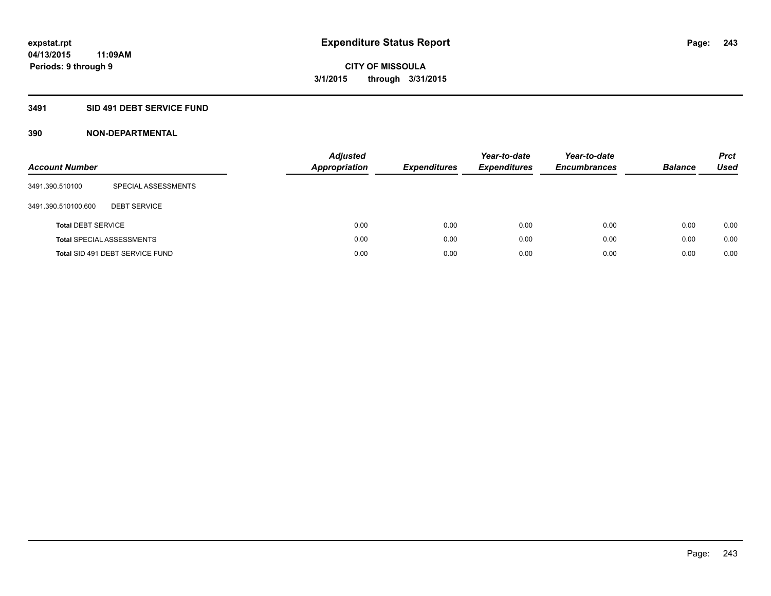# Expenditure Status Report

**CITY OF MISSOULA**

**3/1/2015 through 3/31/2015**

expstat.rpt
04/13/2015 11:09AM
Periods: 9 through 9

## 3491 SID 491 DEBT SERVICE FUND

### 390 NON-DEPARTMENTAL

| Account Number | | Adjusted Appropriation | Expenditures | Year-to-date Expenditures | Year-to-date Encumbrances | Balance | Prct Used |
|---|---|---|---|---|---|---|---|
| 3491.390.510100 | SPECIAL ASSESSMENTS | | | | | | |
| 3491.390.510100.600 | DEBT SERVICE | | | | | | |
| **Total** DEBT SERVICE | | 0.00 | 0.00 | 0.00 | 0.00 | 0.00 | 0.00 |
| **Total** SPECIAL ASSESSMENTS | | 0.00 | 0.00 | 0.00 | 0.00 | 0.00 | 0.00 |
| **Total** SID 491 DEBT SERVICE FUND | | 0.00 | 0.00 | 0.00 | 0.00 | 0.00 | 0.00 |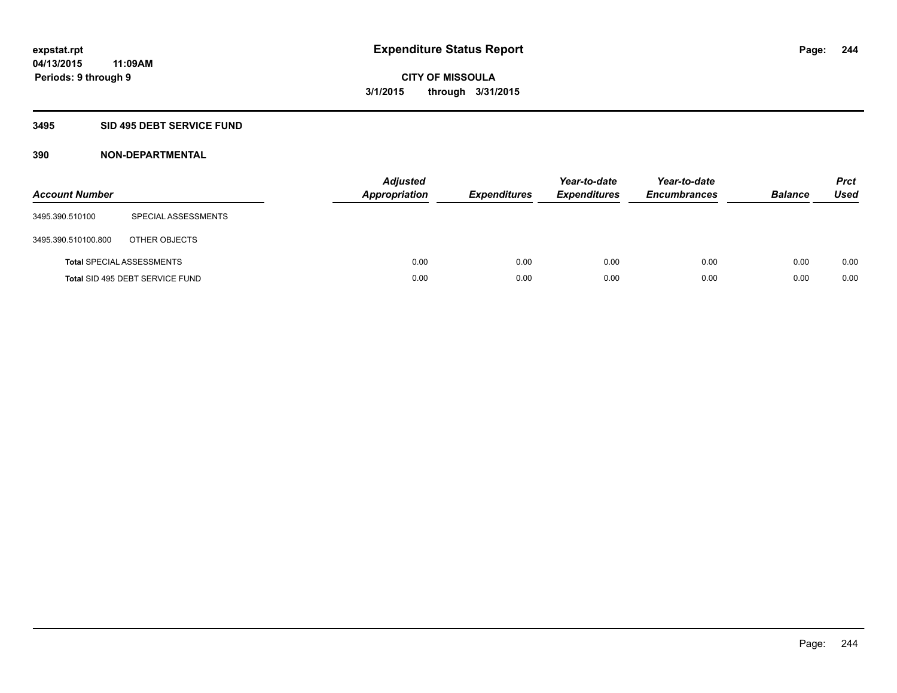# Expenditure Status Report

**CITY OF MISSOULA**

**3/1/2015 through 3/31/2015**

**expstat.rpt**
**04/13/2015 11:09AM**
**Periods: 9 through 9**

## 3495 SID 495 DEBT SERVICE FUND

### 390 NON-DEPARTMENTAL

| Account Number | | Adjusted Appropriation | Expenditures | Year-to-date Expenditures | Year-to-date Encumbrances | Balance | Prct Used |
|---|---|---|---|---|---|---|---|
| 3495.390.510100 | SPECIAL ASSESSMENTS | | | | | | |
| 3495.390.510100.800 | OTHER OBJECTS | | | | | | |
| **Total** SPECIAL ASSESSMENTS | | 0.00 | 0.00 | 0.00 | 0.00 | 0.00 | 0.00 |
| **Total** SID 495 DEBT SERVICE FUND | | 0.00 | 0.00 | 0.00 | 0.00 | 0.00 | 0.00 |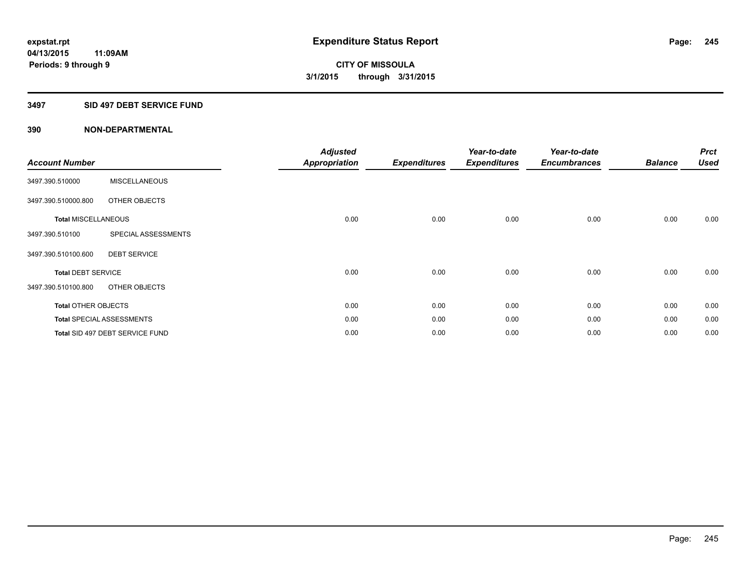# Expenditure Status Report

**expstat.rpt**
**04/13/2015 11:09AM**
**Periods: 9 through 9**

**CITY OF MISSOULA**
**3/1/2015 through 3/31/2015**

## 3497 SID 497 DEBT SERVICE FUND

### 390 NON-DEPARTMENTAL

| Account Number | | Adjusted Appropriation | Expenditures | Year-to-date Expenditures | Year-to-date Encumbrances | Balance | Prct Used |
|---|---|---|---|---|---|---|---|
| 3497.390.510000 | MISCELLANEOUS | | | | | | |
| 3497.390.510000.800 | OTHER OBJECTS | | | | | | |
| **Total** MISCELLANEOUS | | 0.00 | 0.00 | 0.00 | 0.00 | 0.00 | 0.00 |
| 3497.390.510100 | SPECIAL ASSESSMENTS | | | | | | |
| 3497.390.510100.600 | DEBT SERVICE | | | | | | |
| **Total** DEBT SERVICE | | 0.00 | 0.00 | 0.00 | 0.00 | 0.00 | 0.00 |
| 3497.390.510100.800 | OTHER OBJECTS | | | | | | |
| **Total** OTHER OBJECTS | | 0.00 | 0.00 | 0.00 | 0.00 | 0.00 | 0.00 |
| **Total** SPECIAL ASSESSMENTS | | 0.00 | 0.00 | 0.00 | 0.00 | 0.00 | 0.00 |
| **Total** SID 497 DEBT SERVICE FUND | | 0.00 | 0.00 | 0.00 | 0.00 | 0.00 | 0.00 |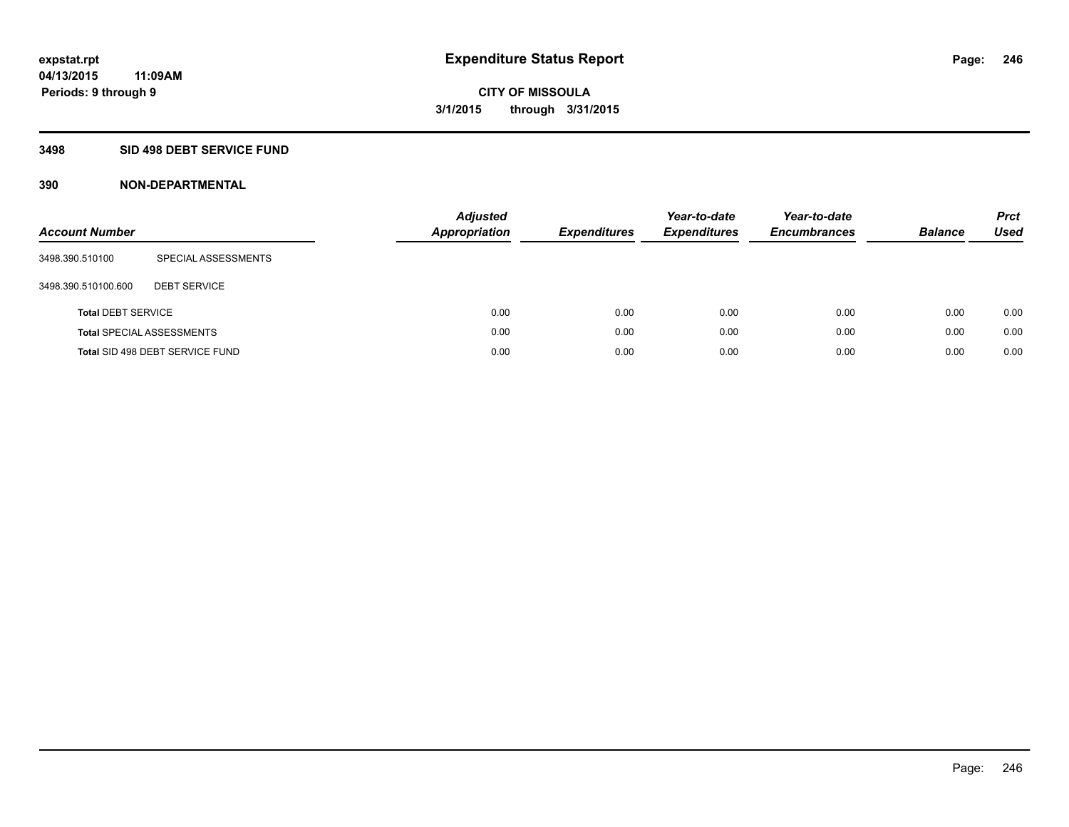# Expenditure Status Report

**CITY OF MISSOULA**

**3/1/2015 through 3/31/2015**

**Periods: 9 through 9**

## 3498 SID 498 DEBT SERVICE FUND

### 390 NON-DEPARTMENTAL

| Account Number | | Adjusted Appropriation | Expenditures | Year-to-date Expenditures | Year-to-date Encumbrances | Balance | Prct Used |
|---|---|---|---|---|---|---|---|
| 3498.390.510100 | SPECIAL ASSESSMENTS | | | | | | |
| 3498.390.510100.600 | DEBT SERVICE | | | | | | |
| **Total** DEBT SERVICE | | 0.00 | 0.00 | 0.00 | 0.00 | 0.00 | 0.00 |
| **Total** SPECIAL ASSESSMENTS | | 0.00 | 0.00 | 0.00 | 0.00 | 0.00 | 0.00 |
| **Total** SID 498 DEBT SERVICE FUND | | 0.00 | 0.00 | 0.00 | 0.00 | 0.00 | 0.00 |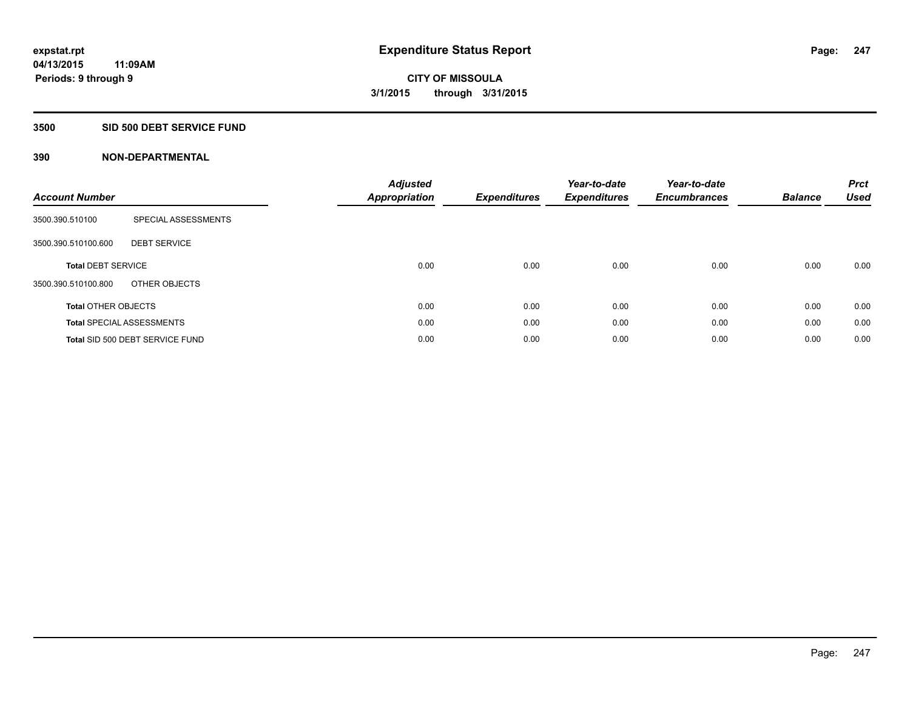expstat.rpt
04/13/2015 11:09AM
Periods: 9 through 9

# Expenditure Status Report

**CITY OF MISSOULA**
**3/1/2015 through 3/31/2015**

## 3500 SID 500 DEBT SERVICE FUND

## 390 NON-DEPARTMENTAL

| Account Number | | Adjusted Appropriation | Expenditures | Year-to-date Expenditures | Year-to-date Encumbrances | Balance | Prct Used |
|---|---|---|---|---|---|---|---|
| 3500.390.510100 | SPECIAL ASSESSMENTS | | | | | | |
| 3500.390.510100.600 | DEBT SERVICE | | | | | | |
| **Total** DEBT SERVICE | | 0.00 | 0.00 | 0.00 | 0.00 | 0.00 | 0.00 |
| 3500.390.510100.800 | OTHER OBJECTS | | | | | | |
| **Total** OTHER OBJECTS | | 0.00 | 0.00 | 0.00 | 0.00 | 0.00 | 0.00 |
| **Total** SPECIAL ASSESSMENTS | | 0.00 | 0.00 | 0.00 | 0.00 | 0.00 | 0.00 |
| **Total** SID 500 DEBT SERVICE FUND | | 0.00 | 0.00 | 0.00 | 0.00 | 0.00 | 0.00 |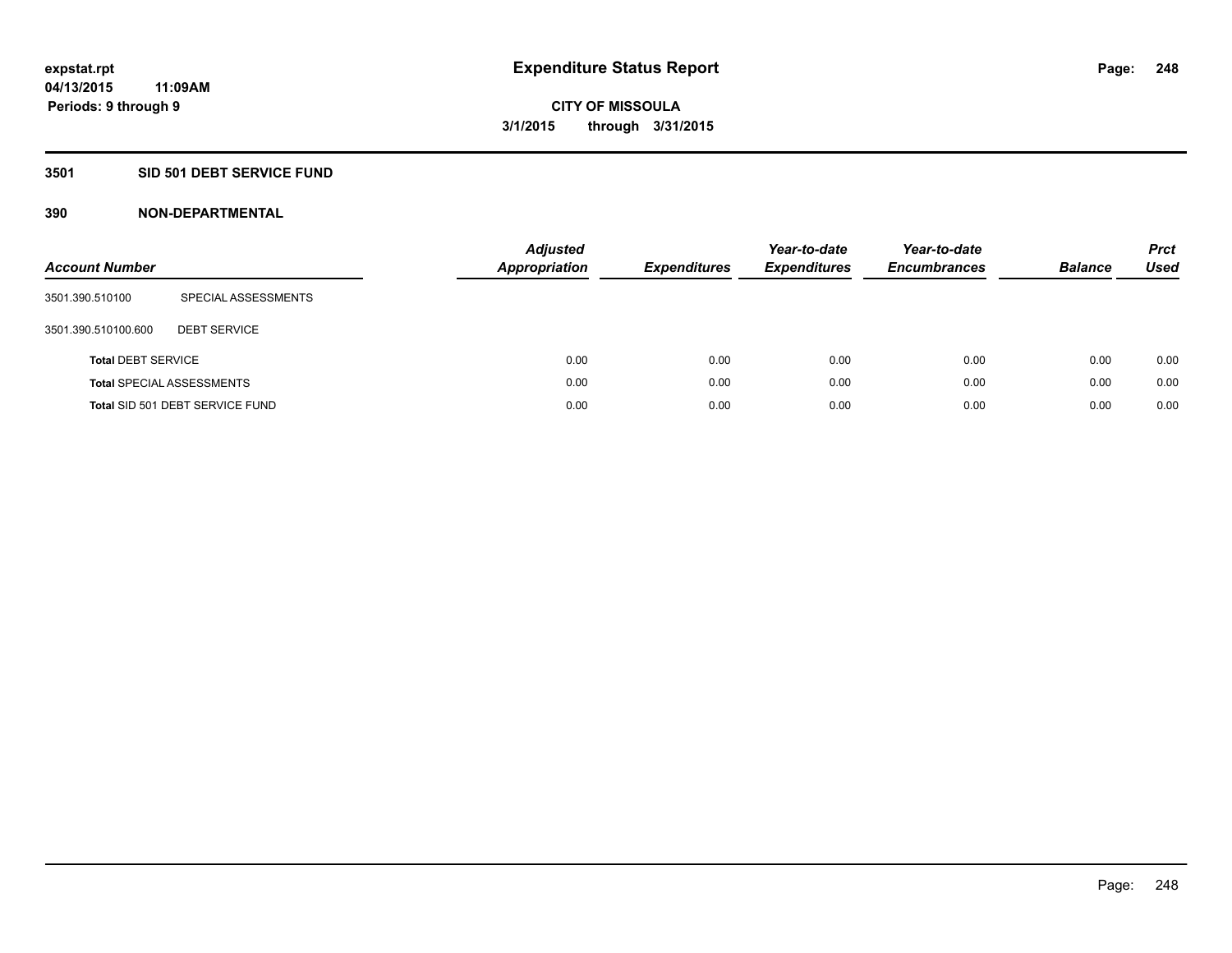# Expenditure Status Report

expstat.rpt
04/13/2015 11:09AM
Periods: 9 through 9

**CITY OF MISSOULA**
**3/1/2015 through 3/31/2015**

## 3501 SID 501 DEBT SERVICE FUND

### 390 NON-DEPARTMENTAL

| Account Number | | Adjusted Appropriation | Expenditures | Year-to-date Expenditures | Year-to-date Encumbrances | Balance | Prct Used |
|---|---|---|---|---|---|---|---|
| 3501.390.510100 | SPECIAL ASSESSMENTS | | | | | | |
| 3501.390.510100.600 | DEBT SERVICE | | | | | | |
| **Total** DEBT SERVICE | | 0.00 | 0.00 | 0.00 | 0.00 | 0.00 | 0.00 |
| **Total** SPECIAL ASSESSMENTS | | 0.00 | 0.00 | 0.00 | 0.00 | 0.00 | 0.00 |
| **Total** SID 501 DEBT SERVICE FUND | | 0.00 | 0.00 | 0.00 | 0.00 | 0.00 | 0.00 |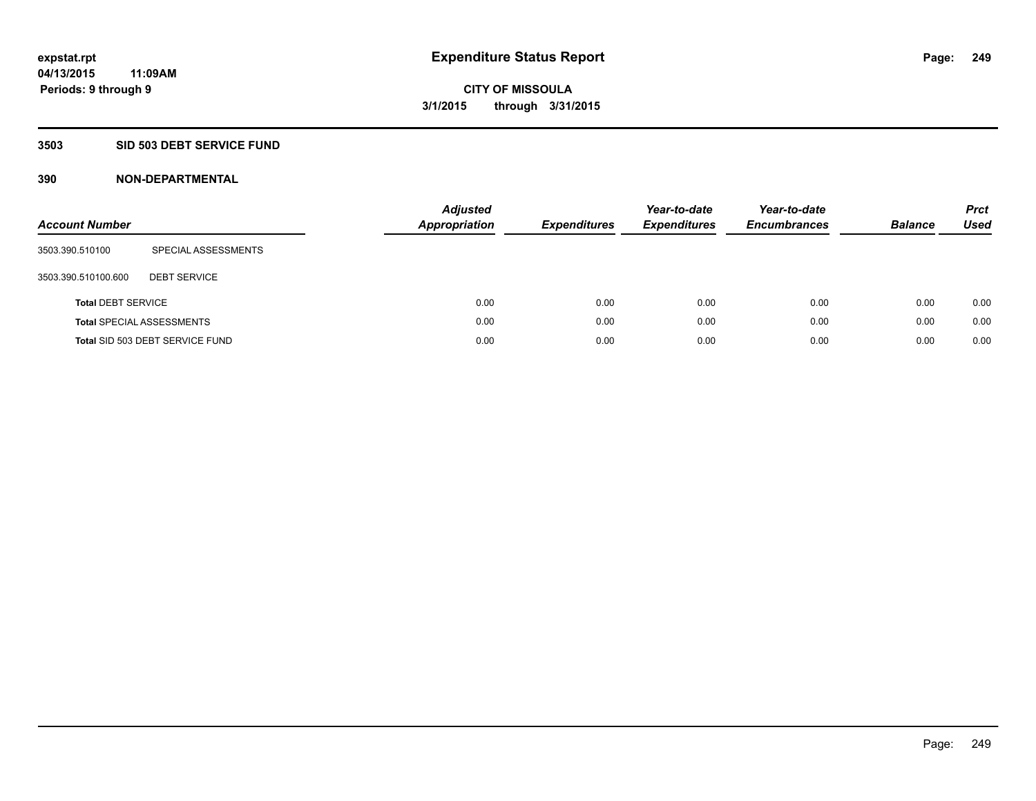**expstat.rpt**
**04/13/2015 11:09AM**
**Periods: 9 through 9**

# Expenditure Status Report

**CITY OF MISSOULA**
**3/1/2015 through 3/31/2015**

## 3503 SID 503 DEBT SERVICE FUND

## 390 NON-DEPARTMENTAL

| Account Number | | Adjusted Appropriation | Expenditures | Year-to-date Expenditures | Year-to-date Encumbrances | Balance | Prct Used |
|---|---|---|---|---|---|---|---|
| 3503.390.510100 | SPECIAL ASSESSMENTS | | | | | | |
| 3503.390.510100.600 | DEBT SERVICE | | | | | | |
| **Total** DEBT SERVICE | | 0.00 | 0.00 | 0.00 | 0.00 | 0.00 | 0.00 |
| **Total** SPECIAL ASSESSMENTS | | 0.00 | 0.00 | 0.00 | 0.00 | 0.00 | 0.00 |
| **Total** SID 503 DEBT SERVICE FUND | | 0.00 | 0.00 | 0.00 | 0.00 | 0.00 | 0.00 |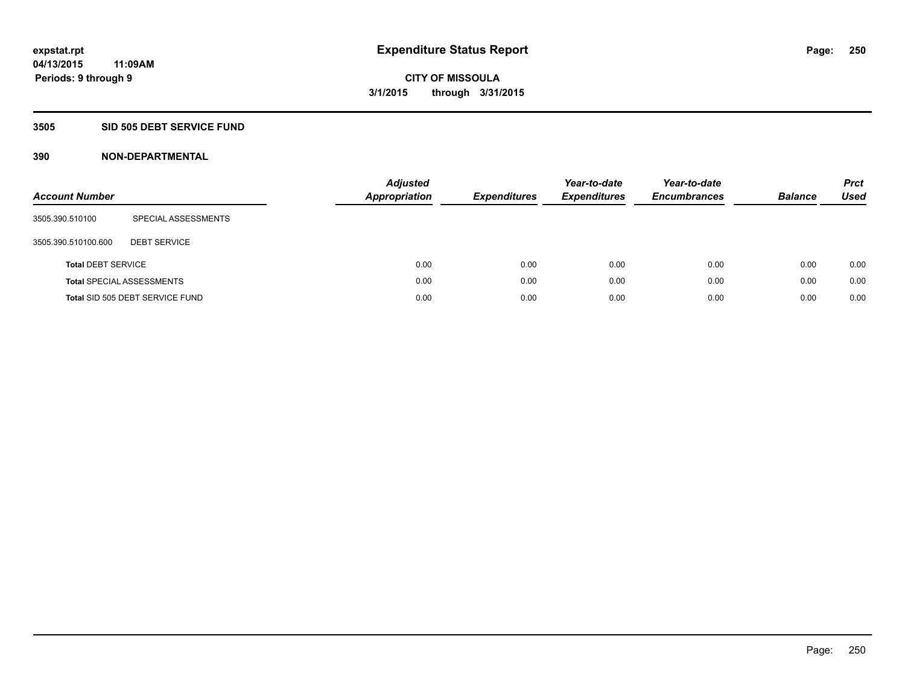# Expenditure Status Report

expstat.rpt
04/13/2015 11:09AM
Periods: 9 through 9

CITY OF MISSOULA
3/1/2015 through 3/31/2015

## 3505 SID 505 DEBT SERVICE FUND

### 390 NON-DEPARTMENTAL

| Account Number | | Adjusted Appropriation | Expenditures | Year-to-date Expenditures | Year-to-date Encumbrances | Balance | Prct Used |
|---|---|---|---|---|---|---|---|
| 3505.390.510100 | SPECIAL ASSESSMENTS | | | | | | |
| 3505.390.510100.600 | DEBT SERVICE | | | | | | |
| **Total** DEBT SERVICE | | 0.00 | 0.00 | 0.00 | 0.00 | 0.00 | 0.00 |
| **Total** SPECIAL ASSESSMENTS | | 0.00 | 0.00 | 0.00 | 0.00 | 0.00 | 0.00 |
| **Total** SID 505 DEBT SERVICE FUND | | 0.00 | 0.00 | 0.00 | 0.00 | 0.00 | 0.00 |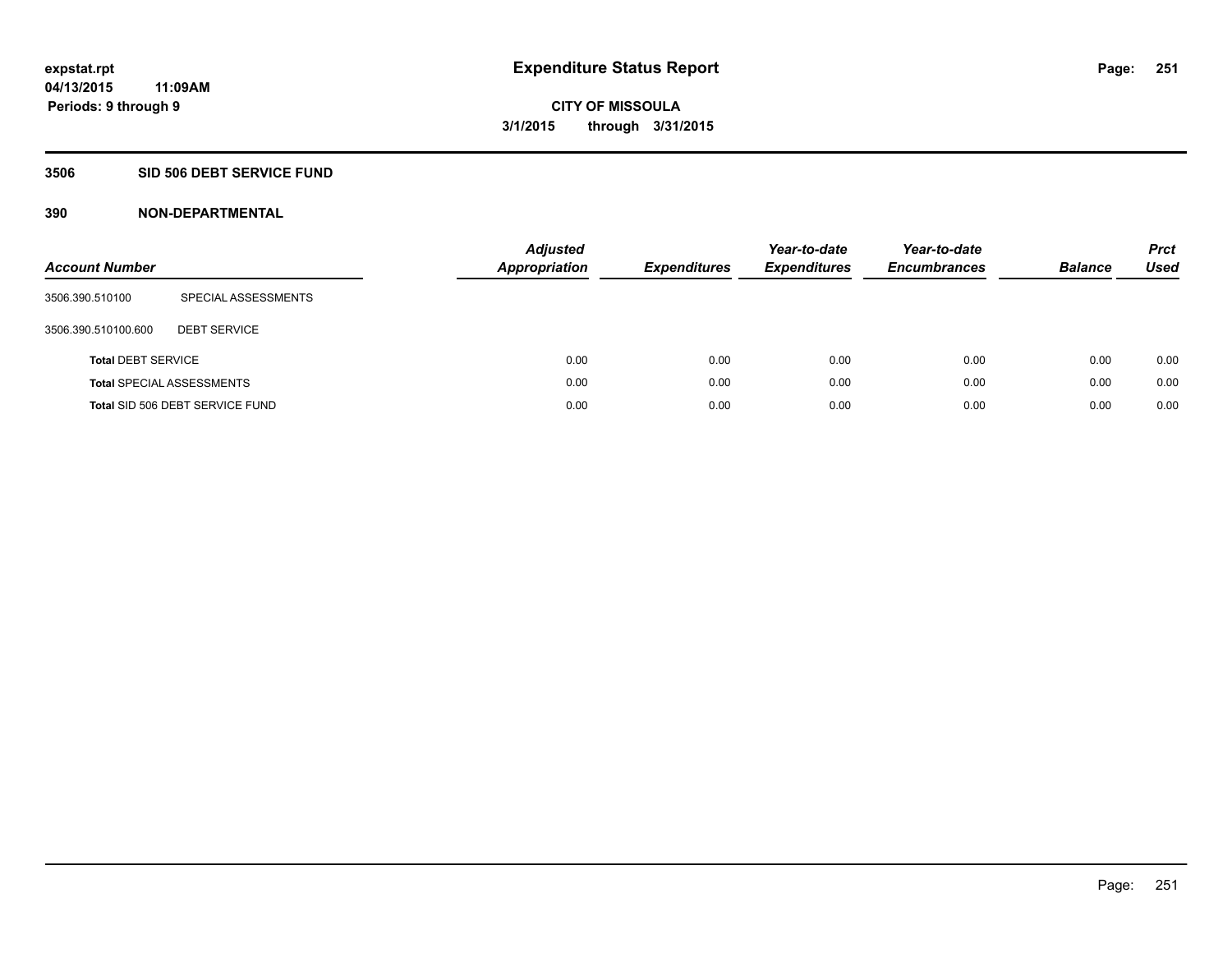# Expenditure Status Report

expstat.rpt
04/13/2015 11:09AM
Periods: 9 through 9

CITY OF MISSOULA
3/1/2015 through 3/31/2015

## 3506 SID 506 DEBT SERVICE FUND

### 390 NON-DEPARTMENTAL

| Account Number | | Adjusted Appropriation | Expenditures | Year-to-date Expenditures | Year-to-date Encumbrances | Balance | Prct Used |
|---|---|---|---|---|---|---|---|
| 3506.390.510100 | SPECIAL ASSESSMENTS | | | | | | |
| 3506.390.510100.600 | DEBT SERVICE | | | | | | |
| **Total** DEBT SERVICE | | 0.00 | 0.00 | 0.00 | 0.00 | 0.00 | 0.00 |
| **Total** SPECIAL ASSESSMENTS | | 0.00 | 0.00 | 0.00 | 0.00 | 0.00 | 0.00 |
| **Total** SID 506 DEBT SERVICE FUND | | 0.00 | 0.00 | 0.00 | 0.00 | 0.00 | 0.00 |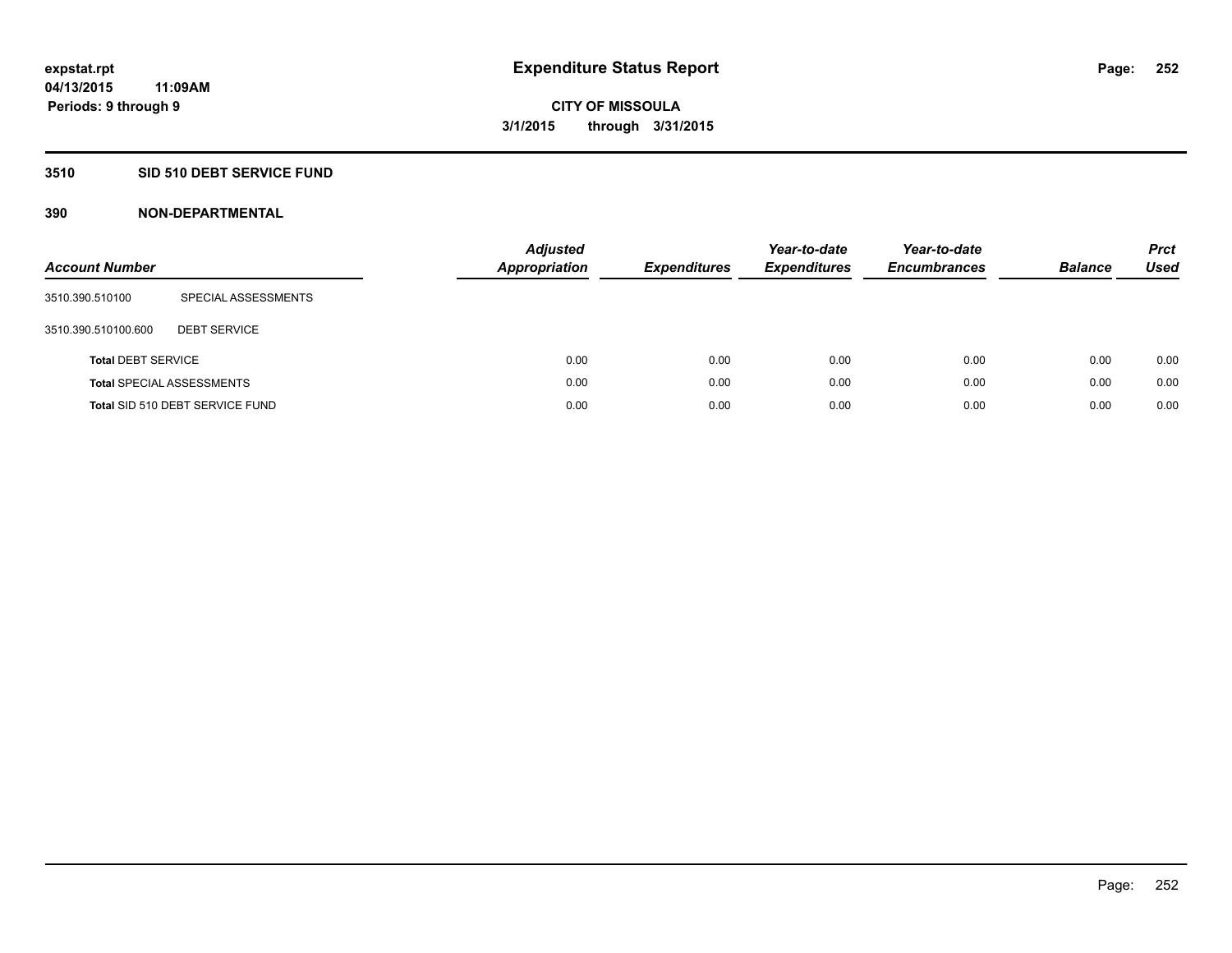# Expenditure Status Report

**CITY OF MISSOULA**

**3/1/2015 through 3/31/2015**

**expstat.rpt**
**04/13/2015 11:09AM**
**Periods: 9 through 9**

## 3510 SID 510 DEBT SERVICE FUND

## 390 NON-DEPARTMENTAL

| Account Number | | Adjusted Appropriation | Expenditures | Year-to-date Expenditures | Year-to-date Encumbrances | Balance | Prct Used |
|---|---|---|---|---|---|---|---|
| 3510.390.510100 | SPECIAL ASSESSMENTS | | | | | | |
| 3510.390.510100.600 | DEBT SERVICE | | | | | | |
| **Total** DEBT SERVICE | | 0.00 | 0.00 | 0.00 | 0.00 | 0.00 | 0.00 |
| **Total** SPECIAL ASSESSMENTS | | 0.00 | 0.00 | 0.00 | 0.00 | 0.00 | 0.00 |
| **Total** SID 510 DEBT SERVICE FUND | | 0.00 | 0.00 | 0.00 | 0.00 | 0.00 | 0.00 |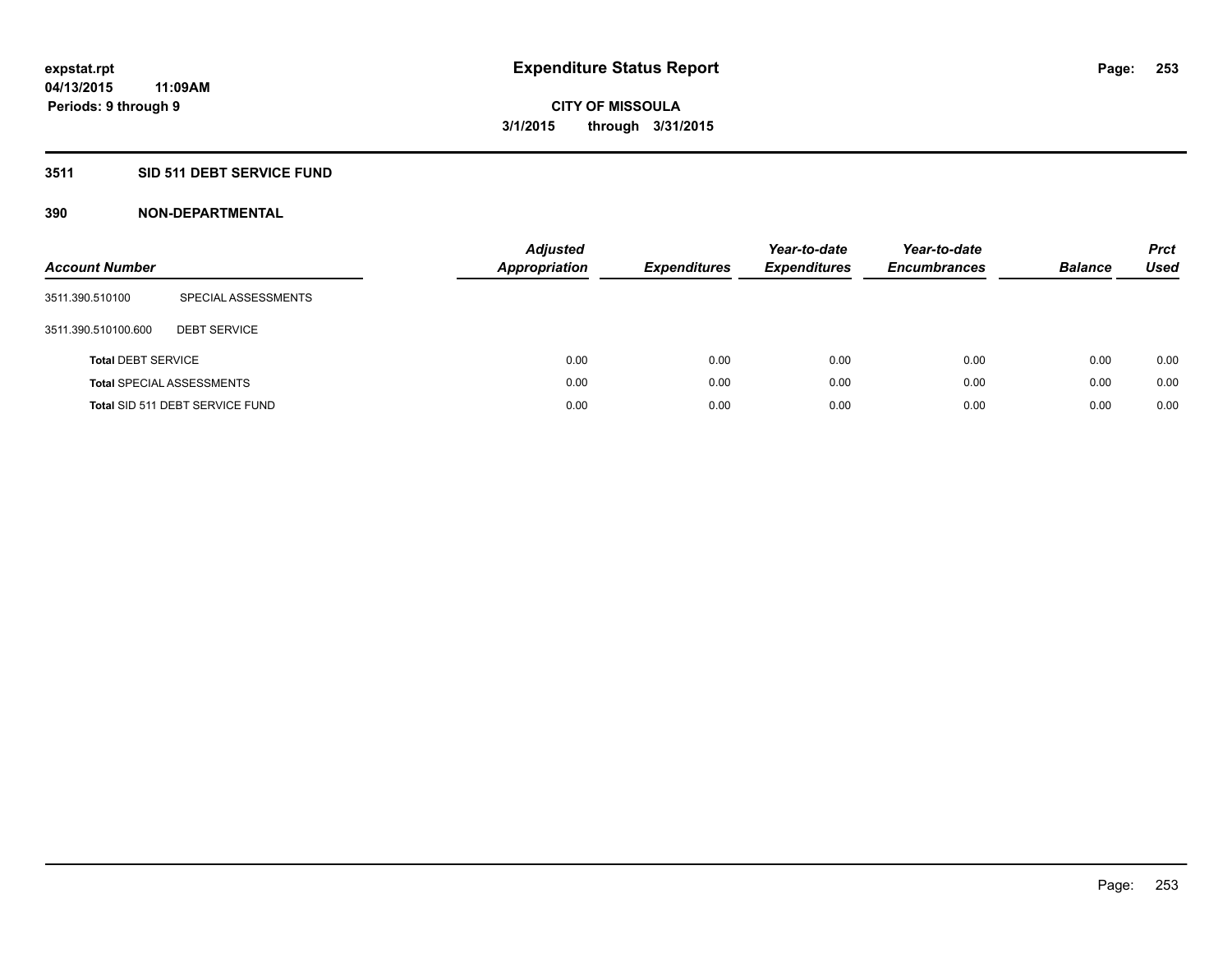**expstat.rpt**
**04/13/2015 11:09AM**
**Periods: 9 through 9**

# Expenditure Status Report

**CITY OF MISSOULA**
**3/1/2015 through 3/31/2015**

## 3511 SID 511 DEBT SERVICE FUND

### 390 NON-DEPARTMENTAL

| Account Number | | Adjusted Appropriation | Expenditures | Year-to-date Expenditures | Year-to-date Encumbrances | Balance | Prct Used |
|---|---|---|---|---|---|---|---|
| 3511.390.510100 | SPECIAL ASSESSMENTS | | | | | | |
| 3511.390.510100.600 | DEBT SERVICE | | | | | | |
| **Total** DEBT SERVICE | | 0.00 | 0.00 | 0.00 | 0.00 | 0.00 | 0.00 |
| **Total** SPECIAL ASSESSMENTS | | 0.00 | 0.00 | 0.00 | 0.00 | 0.00 | 0.00 |
| **Total** SID 511 DEBT SERVICE FUND | | 0.00 | 0.00 | 0.00 | 0.00 | 0.00 | 0.00 |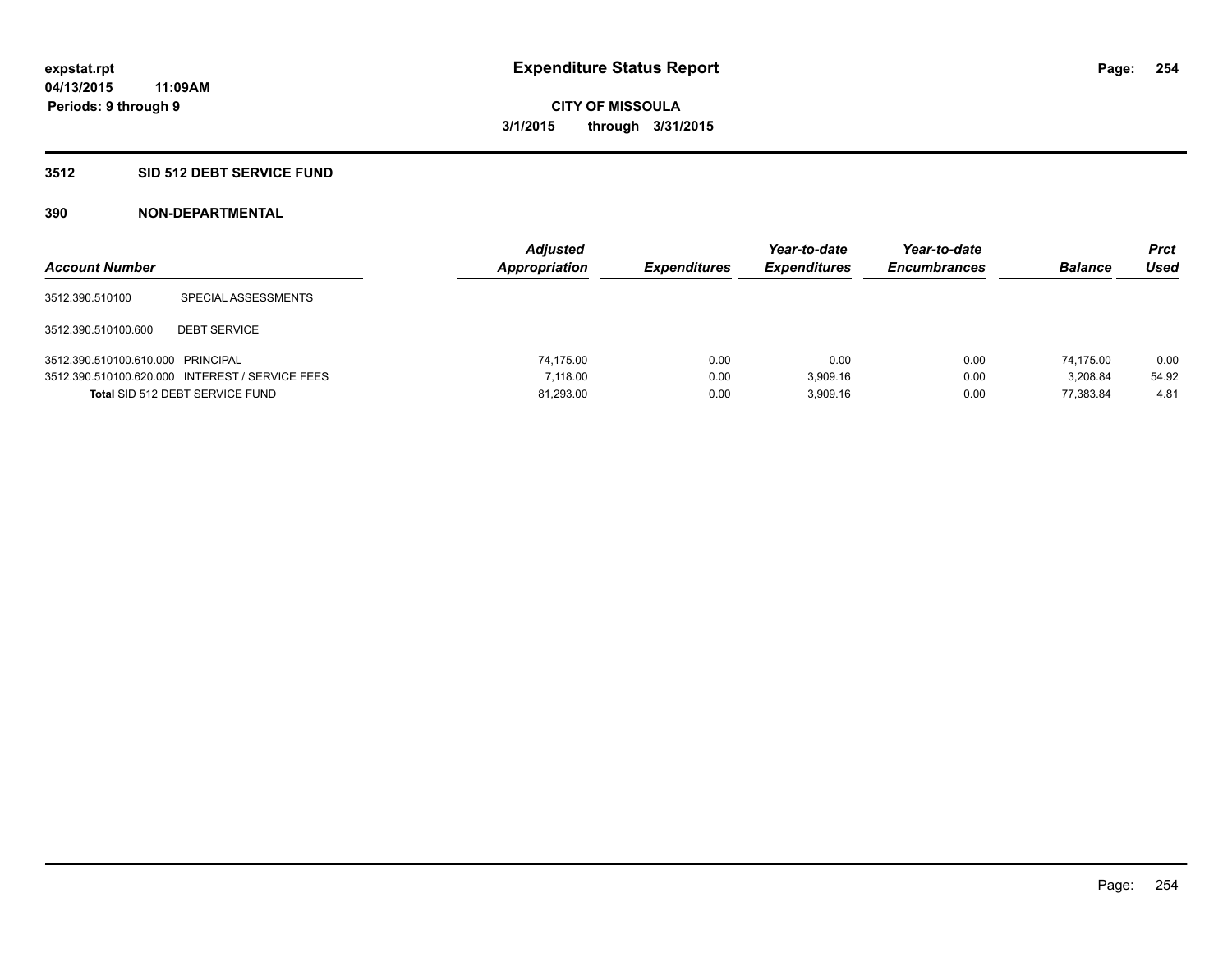expstat.rpt
04/13/2015 11:09AM
Periods: 9 through 9

# Expenditure Status Report

CITY OF MISSOULA
3/1/2015 through 3/31/2015

## 3512 SID 512 DEBT SERVICE FUND

## 390 NON-DEPARTMENTAL

| Account Number | | Adjusted Appropriation | Expenditures | Year-to-date Expenditures | Year-to-date Encumbrances | Balance | Prct Used |
|---|---|---|---|---|---|---|---|
| 3512.390.510100 | SPECIAL ASSESSMENTS | | | | | | |
| 3512.390.510100.600 | DEBT SERVICE | | | | | | |
| 3512.390.510100.610.000 | PRINCIPAL | 74,175.00 | 0.00 | 0.00 | 0.00 | 74,175.00 | 0.00 |
| 3512.390.510100.620.000 | INTEREST / SERVICE FEES | 7,118.00 | 0.00 | 3,909.16 | 0.00 | 3,208.84 | 54.92 |
| **Total** SID 512 DEBT SERVICE FUND | | 81,293.00 | 0.00 | 3,909.16 | 0.00 | 77,383.84 | 4.81 |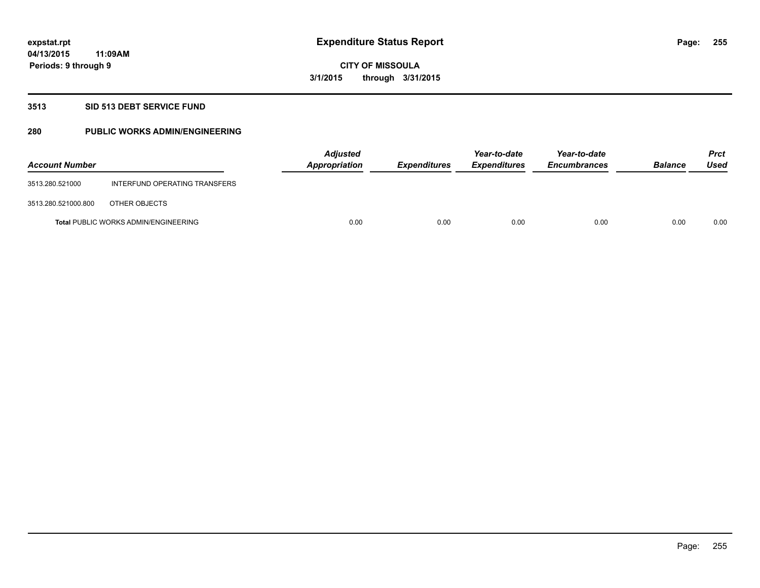**expstat.rpt**
**04/13/2015 11:09AM**
**Periods: 9 through 9**

# Expenditure Status Report

**CITY OF MISSOULA**
**3/1/2015 through 3/31/2015**

## 3513 SID 513 DEBT SERVICE FUND

## 280 PUBLIC WORKS ADMIN/ENGINEERING

| Account Number | | *Adjusted Appropriation* | *Expenditures* | *Year-to-date Expenditures* | *Year-to-date Encumbrances* | *Balance* | *Prct Used* |
|---|---|---|---|---|---|---|---|
| 3513.280.521000 | INTERFUND OPERATING TRANSFERS | | | | | | |
| 3513.280.521000.800 | OTHER OBJECTS | | | | | | |
| **Total** PUBLIC WORKS ADMIN/ENGINEERING | | 0.00 | 0.00 | 0.00 | 0.00 | 0.00 | 0.00 |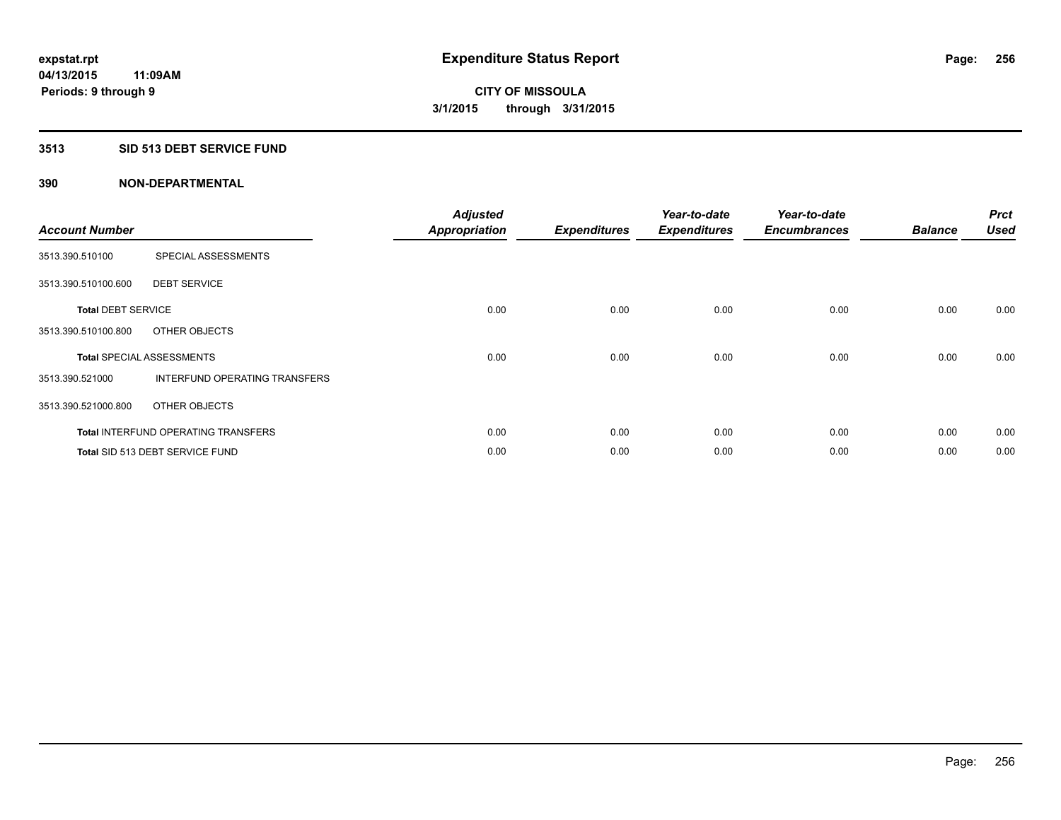# Expenditure Status Report

**expstat.rpt**
**04/13/2015 11:09AM**
**Periods: 9 through 9**

**CITY OF MISSOULA**
**3/1/2015 through 3/31/2015**

## 3513 SID 513 DEBT SERVICE FUND

## 390 NON-DEPARTMENTAL

| Account Number | | Adjusted Appropriation | Expenditures | Year-to-date Expenditures | Year-to-date Encumbrances | Balance | Prct Used |
|---|---|---|---|---|---|---|---|
| 3513.390.510100 | SPECIAL ASSESSMENTS | | | | | | |
| 3513.390.510100.600 | DEBT SERVICE | | | | | | |
| **Total** DEBT SERVICE | | 0.00 | 0.00 | 0.00 | 0.00 | 0.00 | 0.00 |
| 3513.390.510100.800 | OTHER OBJECTS | | | | | | |
| **Total** SPECIAL ASSESSMENTS | | 0.00 | 0.00 | 0.00 | 0.00 | 0.00 | 0.00 |
| 3513.390.521000 | INTERFUND OPERATING TRANSFERS | | | | | | |
| 3513.390.521000.800 | OTHER OBJECTS | | | | | | |
| **Total** INTERFUND OPERATING TRANSFERS | | 0.00 | 0.00 | 0.00 | 0.00 | 0.00 | 0.00 |
| **Total** SID 513 DEBT SERVICE FUND | | 0.00 | 0.00 | 0.00 | 0.00 | 0.00 | 0.00 |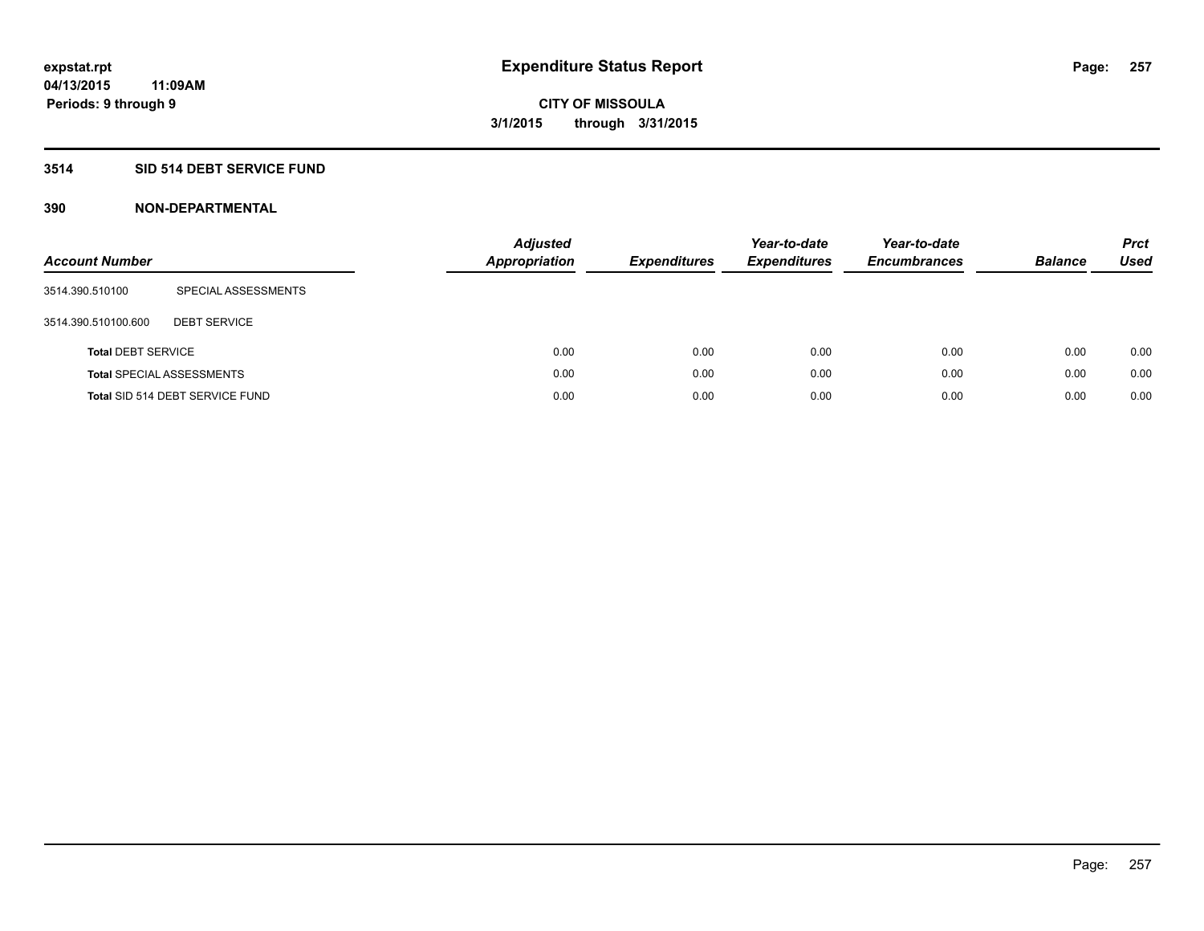**expstat.rpt**
**04/13/2015 11:09AM**
**Periods: 9 through 9**

# Expenditure Status Report

**CITY OF MISSOULA**
**3/1/2015 through 3/31/2015**

## 3514 SID 514 DEBT SERVICE FUND

### 390 NON-DEPARTMENTAL

| Account Number | | Adjusted Appropriation | Expenditures | Year-to-date Expenditures | Year-to-date Encumbrances | Balance | Prct Used |
|---|---|---|---|---|---|---|---|
| 3514.390.510100 | SPECIAL ASSESSMENTS | | | | | | |
| 3514.390.510100.600 | DEBT SERVICE | | | | | | |
| **Total** DEBT SERVICE | | 0.00 | 0.00 | 0.00 | 0.00 | 0.00 | 0.00 |
| **Total** SPECIAL ASSESSMENTS | | 0.00 | 0.00 | 0.00 | 0.00 | 0.00 | 0.00 |
| **Total** SID 514 DEBT SERVICE FUND | | 0.00 | 0.00 | 0.00 | 0.00 | 0.00 | 0.00 |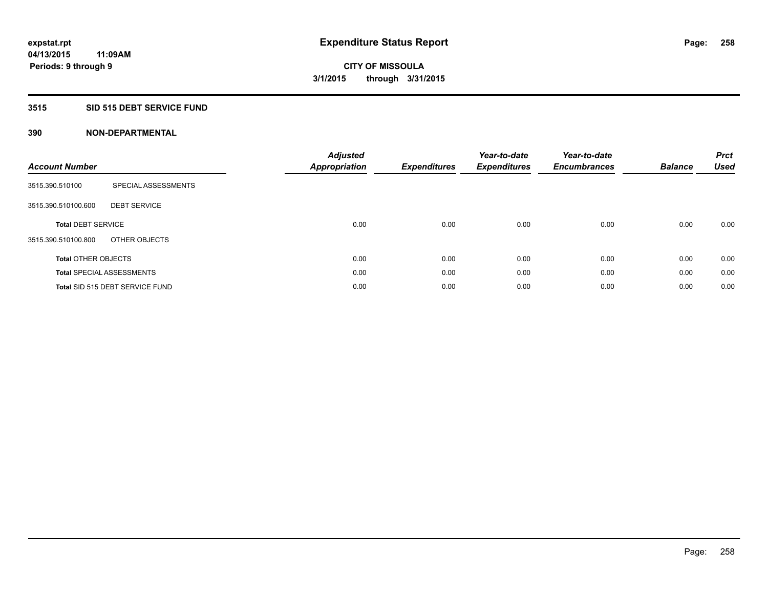# Expenditure Status Report

**CITY OF MISSOULA**

**3/1/2015 through 3/31/2015**

expstat.rpt
04/13/2015 11:09AM
Periods: 9 through 9

## 3515 SID 515 DEBT SERVICE FUND

### 390 NON-DEPARTMENTAL

| Account Number | | Adjusted Appropriation | Expenditures | Year-to-date Expenditures | Year-to-date Encumbrances | Balance | Prct Used |
|---|---|---|---|---|---|---|---|
| 3515.390.510100 | SPECIAL ASSESSMENTS | | | | | | |
| 3515.390.510100.600 | DEBT SERVICE | | | | | | |
| **Total** DEBT SERVICE | | 0.00 | 0.00 | 0.00 | 0.00 | 0.00 | 0.00 |
| 3515.390.510100.800 | OTHER OBJECTS | | | | | | |
| **Total** OTHER OBJECTS | | 0.00 | 0.00 | 0.00 | 0.00 | 0.00 | 0.00 |
| **Total** SPECIAL ASSESSMENTS | | 0.00 | 0.00 | 0.00 | 0.00 | 0.00 | 0.00 |
| **Total** SID 515 DEBT SERVICE FUND | | 0.00 | 0.00 | 0.00 | 0.00 | 0.00 | 0.00 |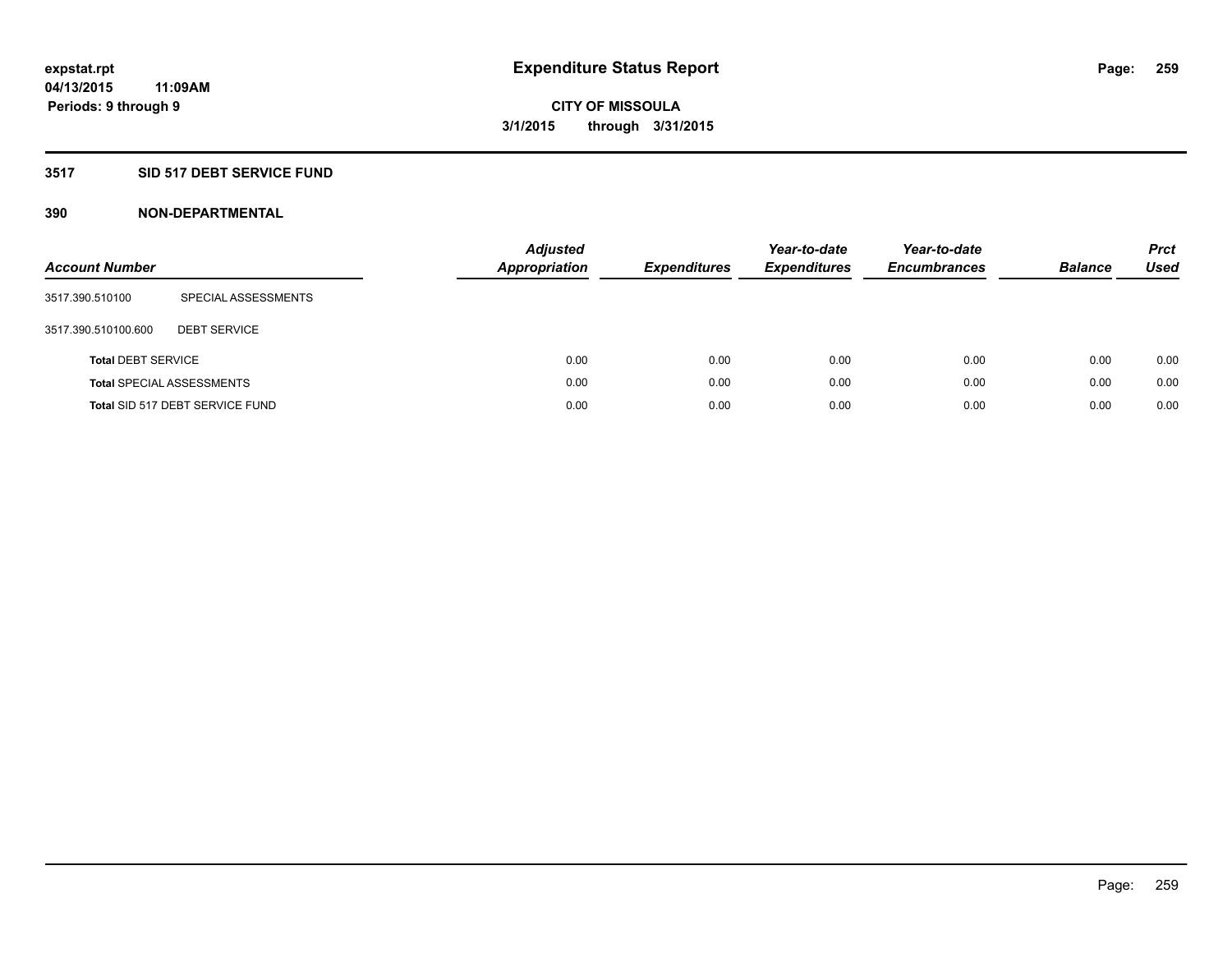**expstat.rpt**
**04/13/2015 11:09AM**
**Periods: 9 through 9**

# Expenditure Status Report

**CITY OF MISSOULA**
**3/1/2015 through 3/31/2015**

## 3517 SID 517 DEBT SERVICE FUND

### 390 NON-DEPARTMENTAL

| Account Number | | Adjusted Appropriation | Expenditures | Year-to-date Expenditures | Year-to-date Encumbrances | Balance | Prct Used |
|---|---|---|---|---|---|---|---|
| 3517.390.510100 | SPECIAL ASSESSMENTS | | | | | | |
| 3517.390.510100.600 | DEBT SERVICE | | | | | | |
| **Total** DEBT SERVICE | | 0.00 | 0.00 | 0.00 | 0.00 | 0.00 | 0.00 |
| **Total** SPECIAL ASSESSMENTS | | 0.00 | 0.00 | 0.00 | 0.00 | 0.00 | 0.00 |
| **Total** SID 517 DEBT SERVICE FUND | | 0.00 | 0.00 | 0.00 | 0.00 | 0.00 | 0.00 |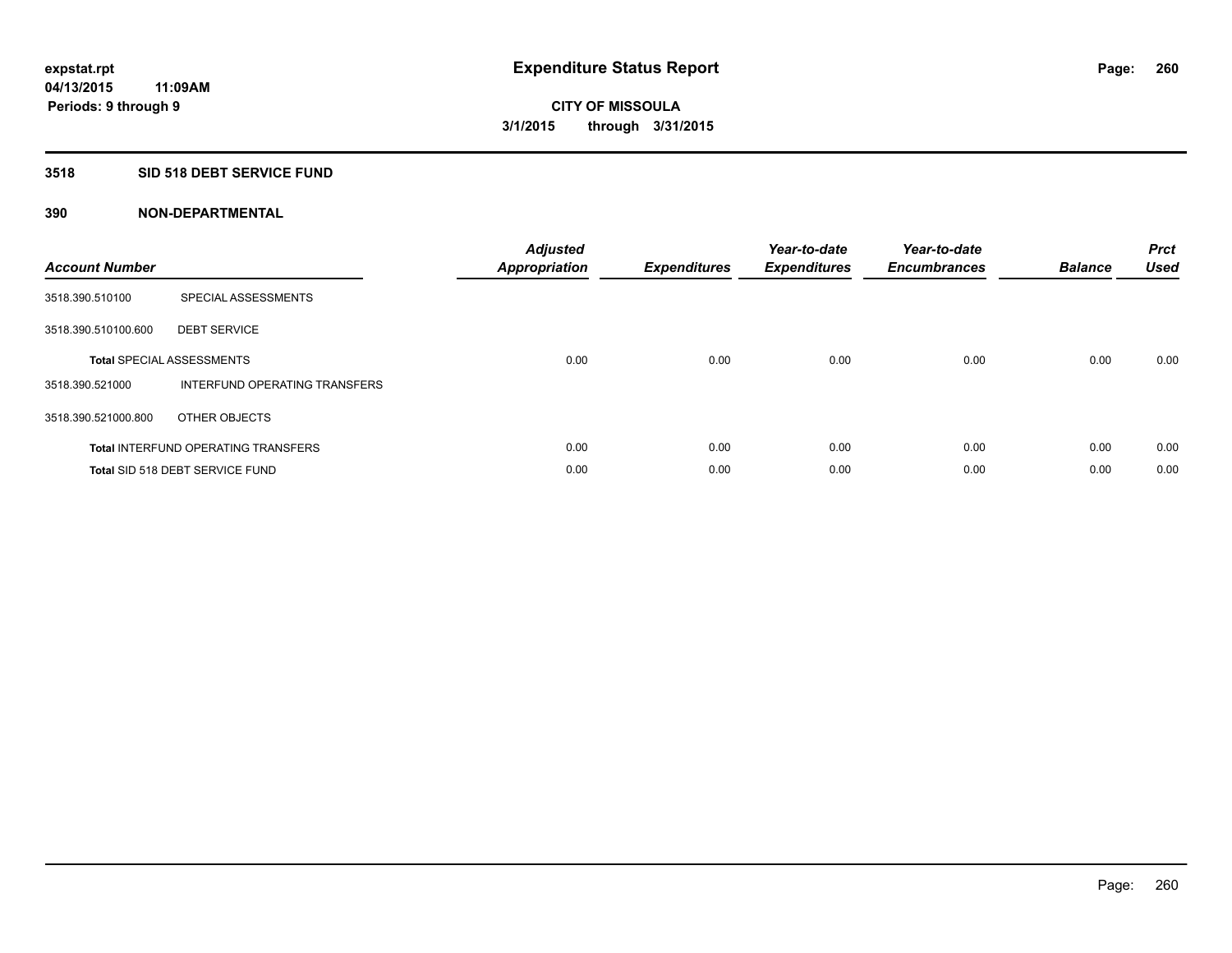# Expenditure Status Report

expstat.rpt
04/13/2015 11:09AM
Periods: 9 through 9

CITY OF MISSOULA
3/1/2015 through 3/31/2015

## 3518 SID 518 DEBT SERVICE FUND

## 390 NON-DEPARTMENTAL

| Account Number | | Adjusted Appropriation | Expenditures | Year-to-date Expenditures | Year-to-date Encumbrances | Balance | Prct Used |
|---|---|---|---|---|---|---|---|
| 3518.390.510100 | SPECIAL ASSESSMENTS | | | | | | |
| 3518.390.510100.600 | DEBT SERVICE | | | | | | |
| **Total** SPECIAL ASSESSMENTS | | 0.00 | 0.00 | 0.00 | 0.00 | 0.00 | 0.00 |
| 3518.390.521000 | INTERFUND OPERATING TRANSFERS | | | | | | |
| 3518.390.521000.800 | OTHER OBJECTS | | | | | | |
| **Total** INTERFUND OPERATING TRANSFERS | | 0.00 | 0.00 | 0.00 | 0.00 | 0.00 | 0.00 |
| **Total** SID 518 DEBT SERVICE FUND | | 0.00 | 0.00 | 0.00 | 0.00 | 0.00 | 0.00 |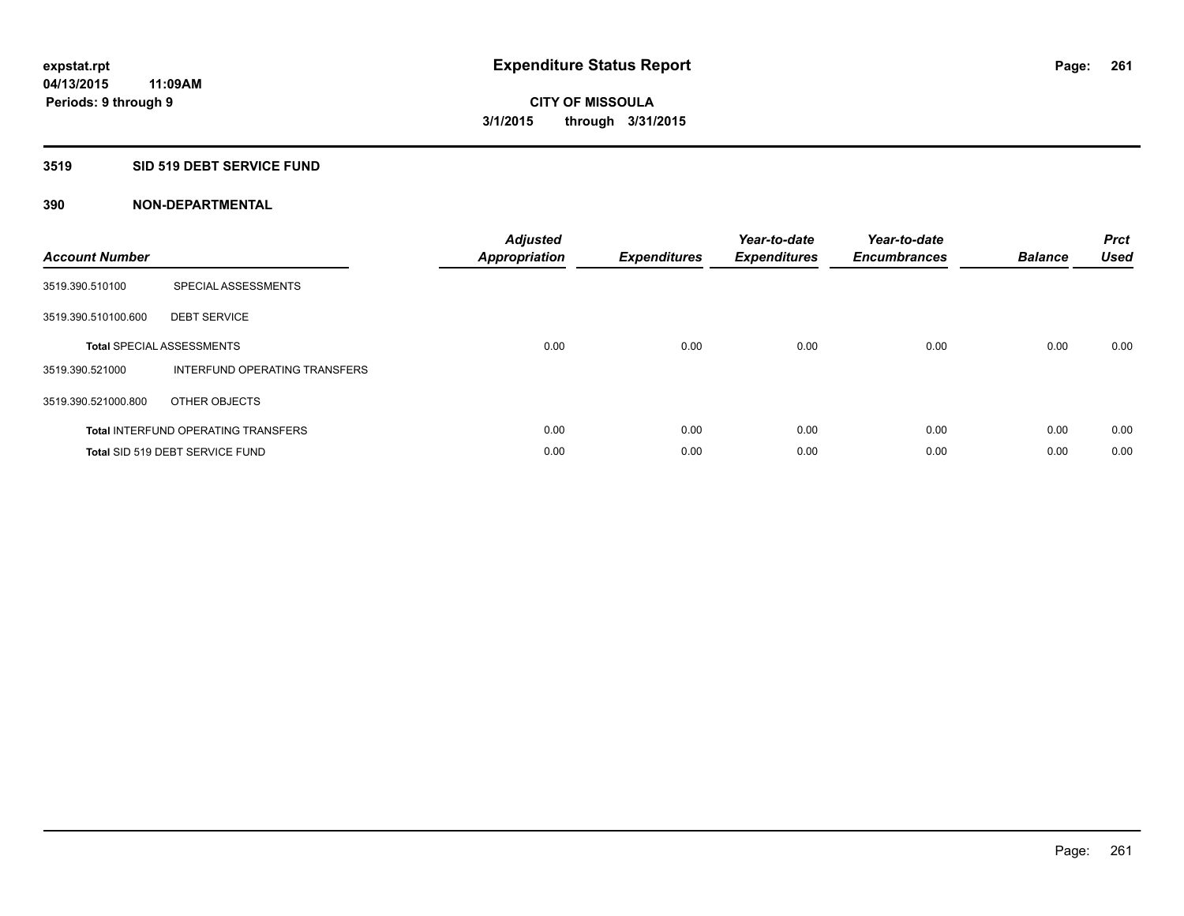# Expenditure Status Report

**CITY OF MISSOULA**
**3/1/2015 through 3/31/2015**

expstat.rpt
04/13/2015 11:09AM
Periods: 9 through 9

## 3519 SID 519 DEBT SERVICE FUND

### 390 NON-DEPARTMENTAL

| Account Number | | Adjusted Appropriation | Expenditures | Year-to-date Expenditures | Year-to-date Encumbrances | Balance | Prct Used |
|---|---|---|---|---|---|---|---|
| 3519.390.510100 | SPECIAL ASSESSMENTS | | | | | | |
| 3519.390.510100.600 | DEBT SERVICE | | | | | | |
| **Total** SPECIAL ASSESSMENTS | | 0.00 | 0.00 | 0.00 | 0.00 | 0.00 | 0.00 |
| 3519.390.521000 | INTERFUND OPERATING TRANSFERS | | | | | | |
| 3519.390.521000.800 | OTHER OBJECTS | | | | | | |
| **Total** INTERFUND OPERATING TRANSFERS | | 0.00 | 0.00 | 0.00 | 0.00 | 0.00 | 0.00 |
| **Total** SID 519 DEBT SERVICE FUND | | 0.00 | 0.00 | 0.00 | 0.00 | 0.00 | 0.00 |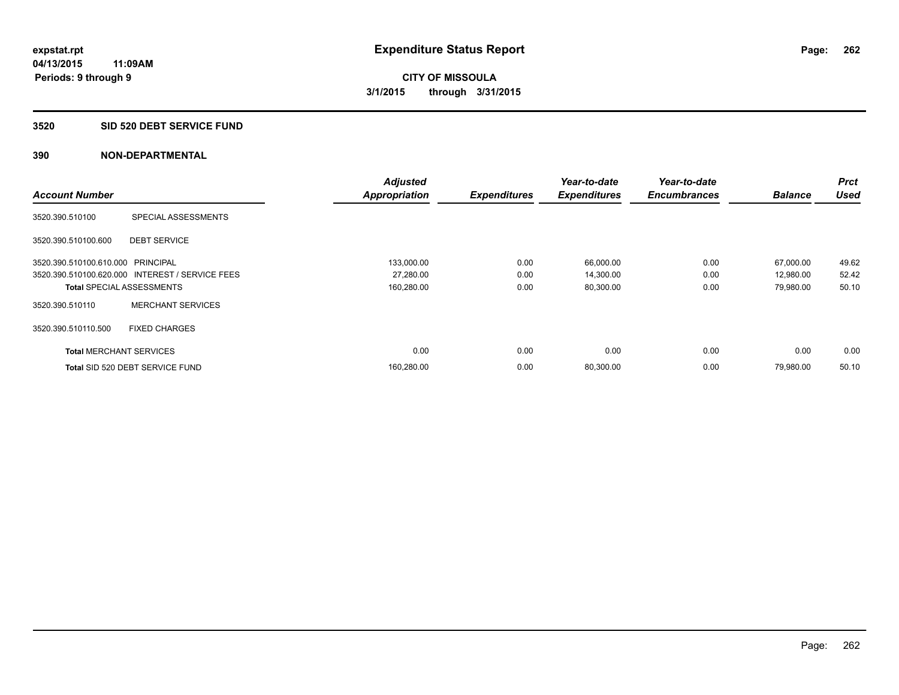# Expenditure Status Report

**CITY OF MISSOULA**
**3/1/2015 through 3/31/2015**

expstat.rpt
04/13/2015 11:09AM
Periods: 9 through 9

### 3520 SID 520 DEBT SERVICE FUND

### 390 NON-DEPARTMENTAL

| Account Number | | Adjusted Appropriation | Expenditures | Year-to-date Expenditures | Year-to-date Encumbrances | Balance | Prct Used |
|---|---|---|---|---|---|---|---|
| 3520.390.510100 | SPECIAL ASSESSMENTS | | | | | | |
| 3520.390.510100.600 | DEBT SERVICE | | | | | | |
| 3520.390.510100.610.000 | PRINCIPAL | 133,000.00 | 0.00 | 66,000.00 | 0.00 | 67,000.00 | 49.62 |
| 3520.390.510100.620.000 | INTEREST / SERVICE FEES | 27,280.00 | 0.00 | 14,300.00 | 0.00 | 12,980.00 | 52.42 |
| **Total** SPECIAL ASSESSMENTS | | 160,280.00 | 0.00 | 80,300.00 | 0.00 | 79,980.00 | 50.10 |
| 3520.390.510110 | MERCHANT SERVICES | | | | | | |
| 3520.390.510110.500 | FIXED CHARGES | | | | | | |
| **Total** MERCHANT SERVICES | | 0.00 | 0.00 | 0.00 | 0.00 | 0.00 | 0.00 |
| **Total** SID 520 DEBT SERVICE FUND | | 160,280.00 | 0.00 | 80,300.00 | 0.00 | 79,980.00 | 50.10 |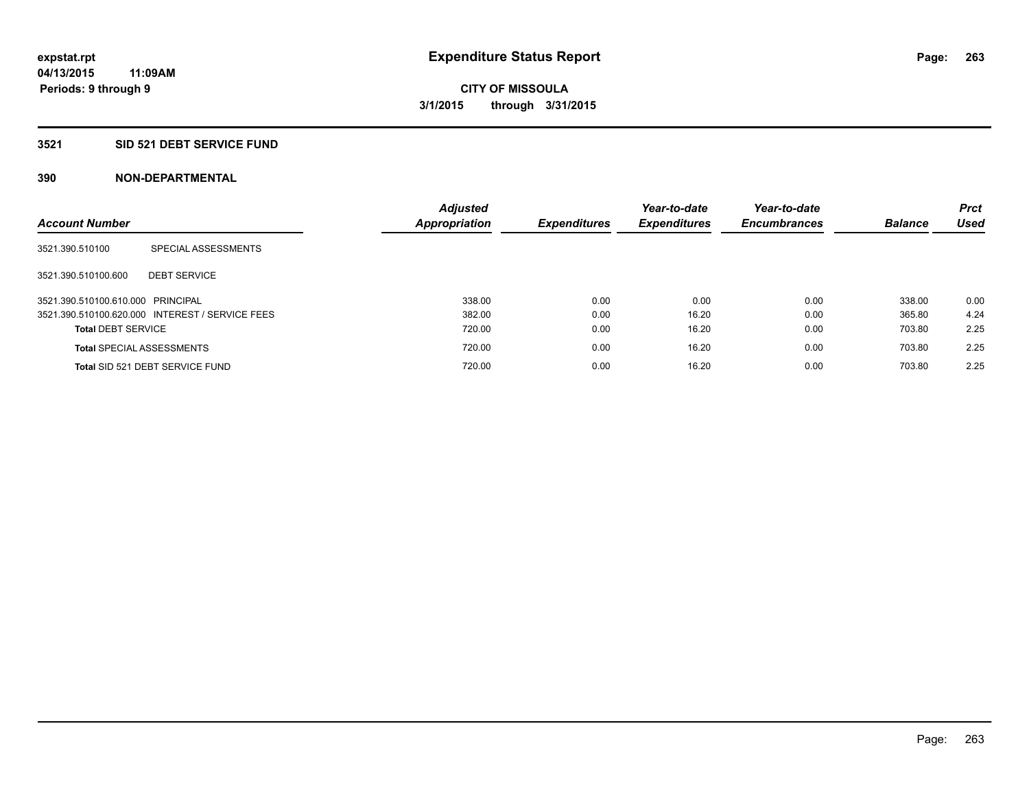**expstat.rpt**
**04/13/2015 11:09AM**
**Periods: 9 through 9**

# Expenditure Status Report

**CITY OF MISSOULA**
**3/1/2015 through 3/31/2015**

## 3521 SID 521 DEBT SERVICE FUND

### 390 NON-DEPARTMENTAL

| Account Number | | Adjusted Appropriation | Expenditures | Year-to-date Expenditures | Year-to-date Encumbrances | Balance | Prct Used |
|---|---|---|---|---|---|---|---|
| 3521.390.510100 | SPECIAL ASSESSMENTS | | | | | | |
| 3521.390.510100.600 | DEBT SERVICE | | | | | | |
| 3521.390.510100.610.000 | PRINCIPAL | 338.00 | 0.00 | 0.00 | 0.00 | 338.00 | 0.00 |
| 3521.390.510100.620.000 | INTEREST / SERVICE FEES | 382.00 | 0.00 | 16.20 | 0.00 | 365.80 | 4.24 |
| **Total** DEBT SERVICE | | 720.00 | 0.00 | 16.20 | 0.00 | 703.80 | 2.25 |
| **Total** SPECIAL ASSESSMENTS | | 720.00 | 0.00 | 16.20 | 0.00 | 703.80 | 2.25 |
| **Total** SID 521 DEBT SERVICE FUND | | 720.00 | 0.00 | 16.20 | 0.00 | 703.80 | 2.25 |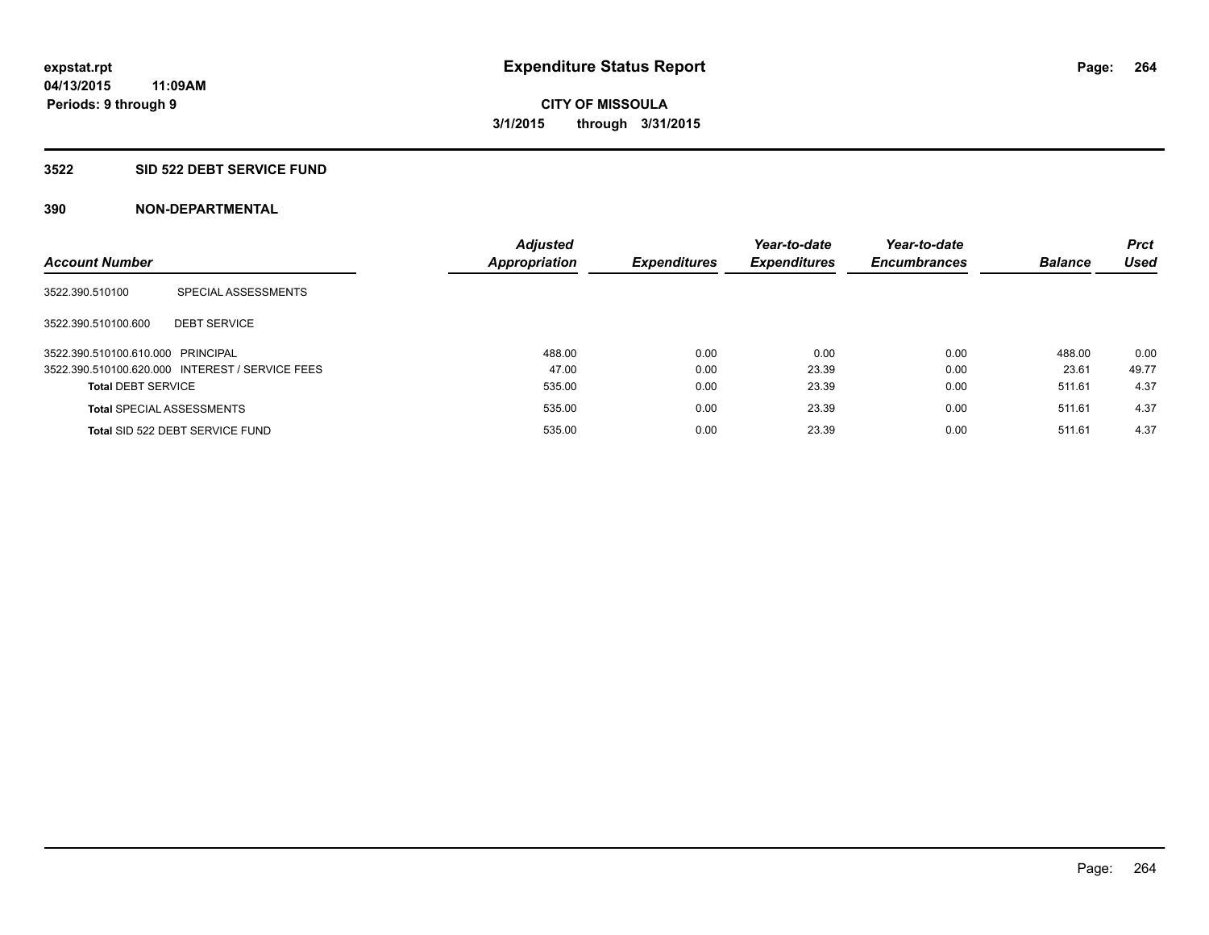# Expenditure Status Report

**CITY OF MISSOULA**

**3/1/2015 through 3/31/2015**

**expstat.rpt**
**04/13/2015 11:09AM**
**Periods: 9 through 9**

## 3522 SID 522 DEBT SERVICE FUND

### 390 NON-DEPARTMENTAL

| Account Number | | Adjusted Appropriation | Expenditures | Year-to-date Expenditures | Year-to-date Encumbrances | Balance | Prct Used |
|---|---|---|---|---|---|---|---|
| 3522.390.510100 | SPECIAL ASSESSMENTS | | | | | | |
| 3522.390.510100.600 | DEBT SERVICE | | | | | | |
| 3522.390.510100.610.000 | PRINCIPAL | 488.00 | 0.00 | 0.00 | 0.00 | 488.00 | 0.00 |
| 3522.390.510100.620.000 | INTEREST / SERVICE FEES | 47.00 | 0.00 | 23.39 | 0.00 | 23.61 | 49.77 |
| **Total** DEBT SERVICE | | 535.00 | 0.00 | 23.39 | 0.00 | 511.61 | 4.37 |
| **Total** SPECIAL ASSESSMENTS | | 535.00 | 0.00 | 23.39 | 0.00 | 511.61 | 4.37 |
| **Total** SID 522 DEBT SERVICE FUND | | 535.00 | 0.00 | 23.39 | 0.00 | 511.61 | 4.37 |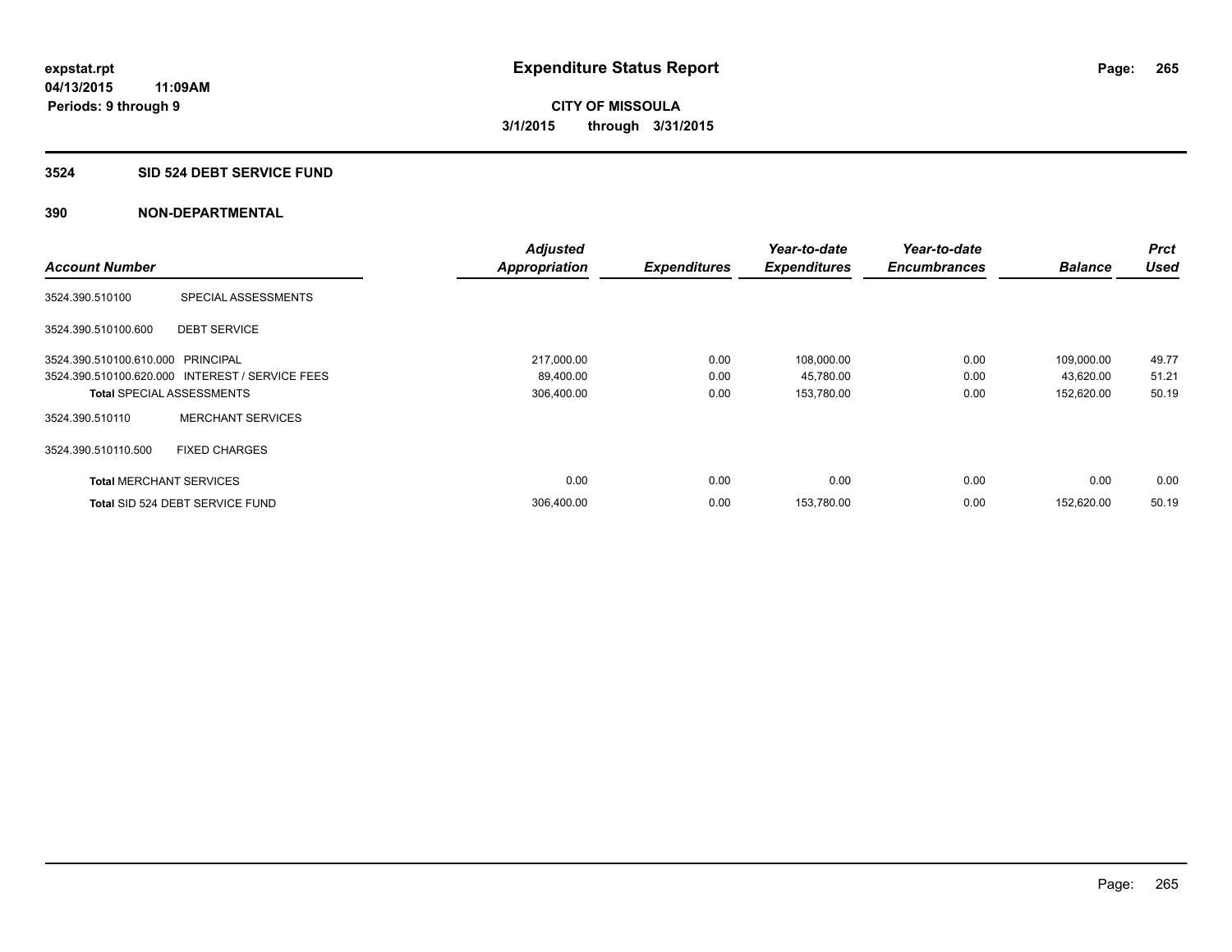# Expenditure Status Report

**CITY OF MISSOULA**

**3/1/2015 through 3/31/2015**

expstat.rpt
04/13/2015 11:09AM
Periods: 9 through 9

## 3524 SID 524 DEBT SERVICE FUND

### 390 NON-DEPARTMENTAL

| Account Number | | Adjusted Appropriation | Expenditures | Year-to-date Expenditures | Year-to-date Encumbrances | Balance | Prct Used |
|---|---|---|---|---|---|---|---|
| 3524.390.510100 | SPECIAL ASSESSMENTS | | | | | | |
| 3524.390.510100.600 | DEBT SERVICE | | | | | | |
| 3524.390.510100.610.000 | PRINCIPAL | 217,000.00 | 0.00 | 108,000.00 | 0.00 | 109,000.00 | 49.77 |
| 3524.390.510100.620.000 | INTEREST / SERVICE FEES | 89,400.00 | 0.00 | 45,780.00 | 0.00 | 43,620.00 | 51.21 |
| **Total** SPECIAL ASSESSMENTS | | 306,400.00 | 0.00 | 153,780.00 | 0.00 | 152,620.00 | 50.19 |
| 3524.390.510110 | MERCHANT SERVICES | | | | | | |
| 3524.390.510110.500 | FIXED CHARGES | | | | | | |
| **Total** MERCHANT SERVICES | | 0.00 | 0.00 | 0.00 | 0.00 | 0.00 | 0.00 |
| **Total** SID 524 DEBT SERVICE FUND | | 306,400.00 | 0.00 | 153,780.00 | 0.00 | 152,620.00 | 50.19 |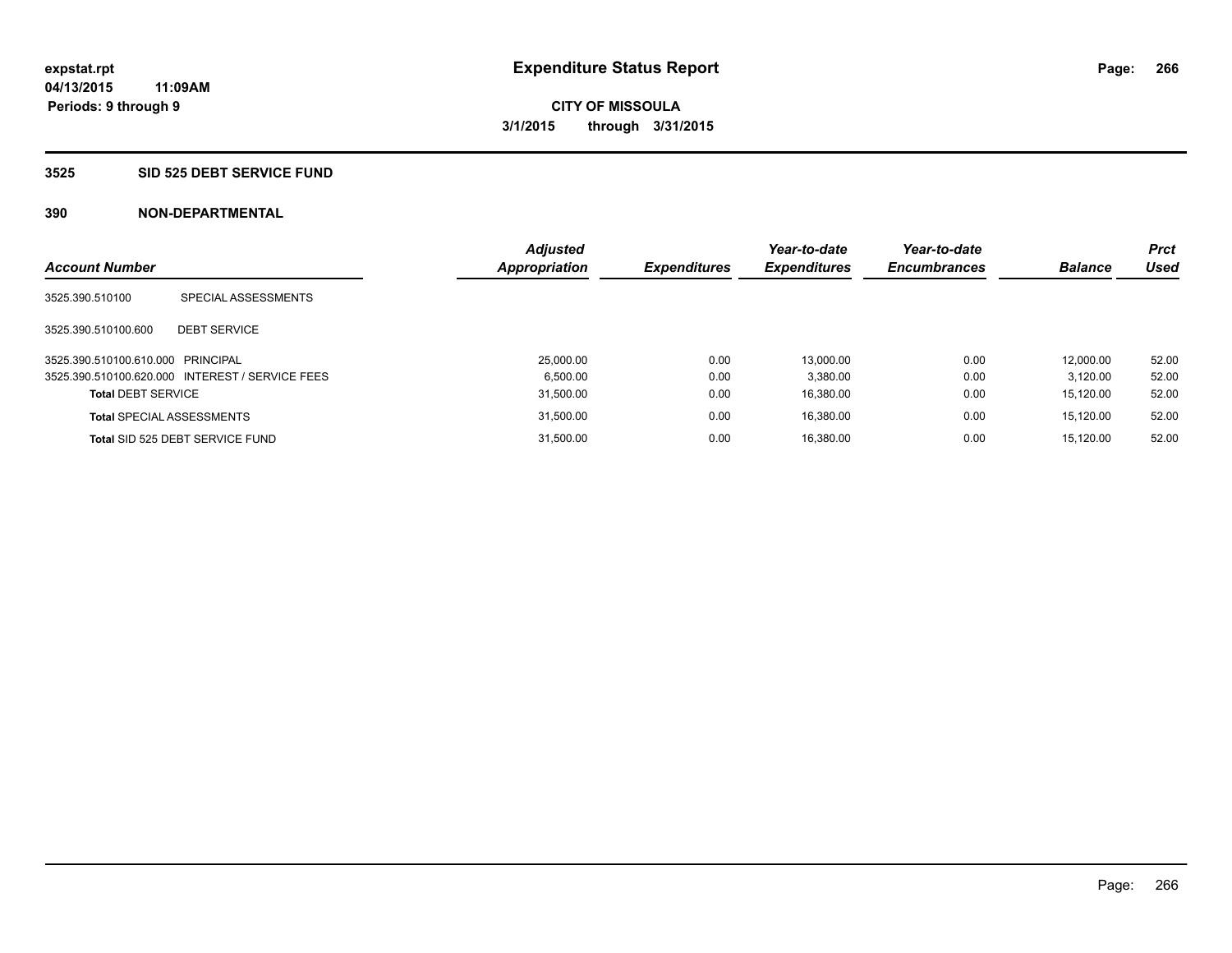**expstat.rpt**
**04/13/2015 11:09AM**
**Periods: 9 through 9**

# Expenditure Status Report

**CITY OF MISSOULA**
**3/1/2015 through 3/31/2015**

## 3525 SID 525 DEBT SERVICE FUND

### 390 NON-DEPARTMENTAL

| Account Number | | Adjusted Appropriation | Expenditures | Year-to-date Expenditures | Year-to-date Encumbrances | Balance | Prct Used |
|---|---|---|---|---|---|---|---|
| 3525.390.510100 | SPECIAL ASSESSMENTS | | | | | | |
| 3525.390.510100.600 | DEBT SERVICE | | | | | | |
| 3525.390.510100.610.000 | PRINCIPAL | 25,000.00 | 0.00 | 13,000.00 | 0.00 | 12,000.00 | 52.00 |
| 3525.390.510100.620.000 | INTEREST / SERVICE FEES | 6,500.00 | 0.00 | 3,380.00 | 0.00 | 3,120.00 | 52.00 |
| **Total** DEBT SERVICE | | 31,500.00 | 0.00 | 16,380.00 | 0.00 | 15,120.00 | 52.00 |
| **Total** SPECIAL ASSESSMENTS | | 31,500.00 | 0.00 | 16,380.00 | 0.00 | 15,120.00 | 52.00 |
| **Total** SID 525 DEBT SERVICE FUND | | 31,500.00 | 0.00 | 16,380.00 | 0.00 | 15,120.00 | 52.00 |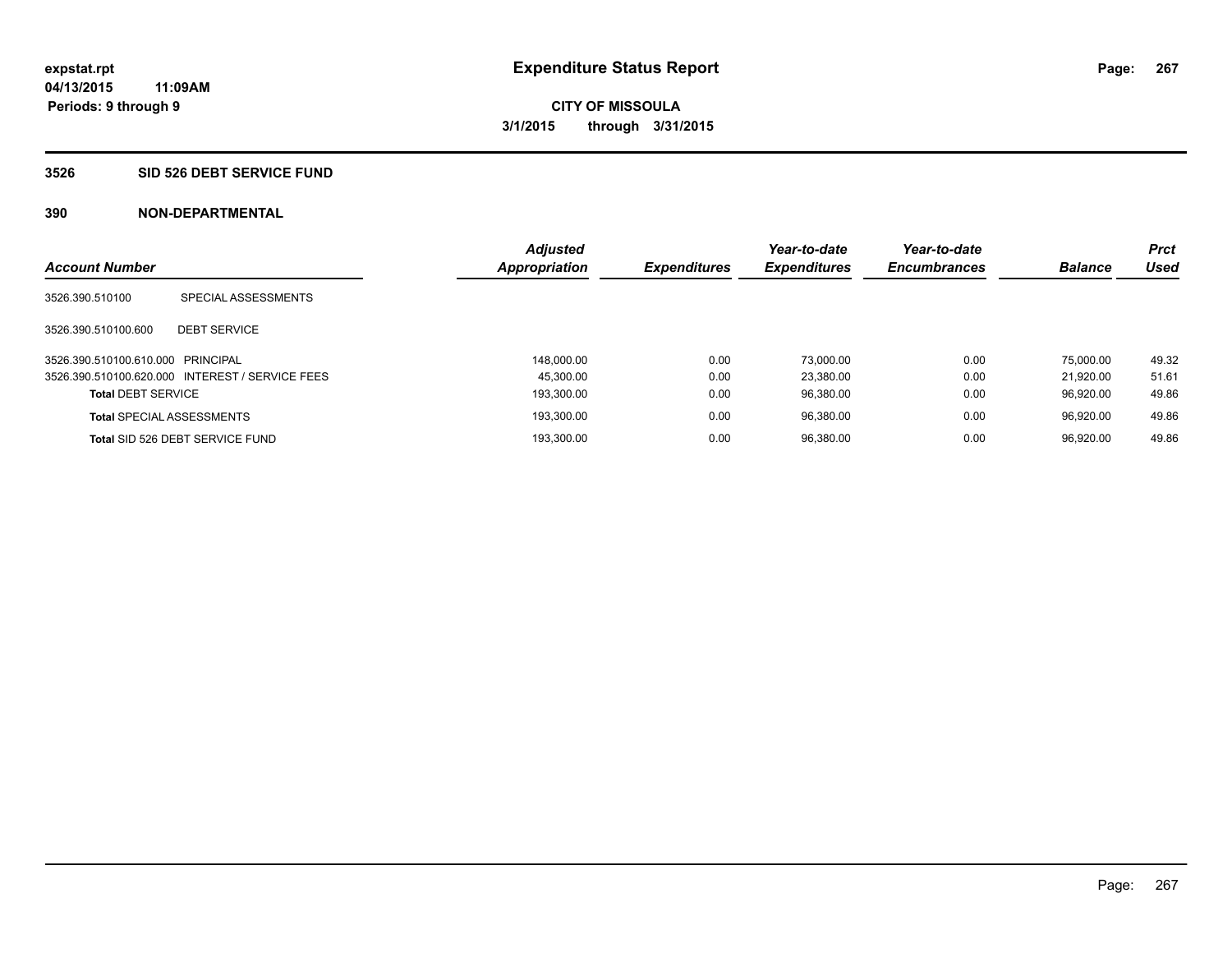**expstat.rpt**
**04/13/2015 11:09AM**
**Periods: 9 through 9**

# Expenditure Status Report

**CITY OF MISSOULA**
**3/1/2015 through 3/31/2015**

## 3526 SID 526 DEBT SERVICE FUND

### 390 NON-DEPARTMENTAL

| Account Number | | Adjusted Appropriation | Expenditures | Year-to-date Expenditures | Year-to-date Encumbrances | Balance | Prct Used |
|---|---|---|---|---|---|---|---|
| 3526.390.510100 | SPECIAL ASSESSMENTS | | | | | | |
| 3526.390.510100.600 | DEBT SERVICE | | | | | | |
| 3526.390.510100.610.000 | PRINCIPAL | 148,000.00 | 0.00 | 73,000.00 | 0.00 | 75,000.00 | 49.32 |
| 3526.390.510100.620.000 | INTEREST / SERVICE FEES | 45,300.00 | 0.00 | 23,380.00 | 0.00 | 21,920.00 | 51.61 |
| **Total** DEBT SERVICE | | 193,300.00 | 0.00 | 96,380.00 | 0.00 | 96,920.00 | 49.86 |
| **Total** SPECIAL ASSESSMENTS | | 193,300.00 | 0.00 | 96,380.00 | 0.00 | 96,920.00 | 49.86 |
| **Total** SID 526 DEBT SERVICE FUND | | 193,300.00 | 0.00 | 96,380.00 | 0.00 | 96,920.00 | 49.86 |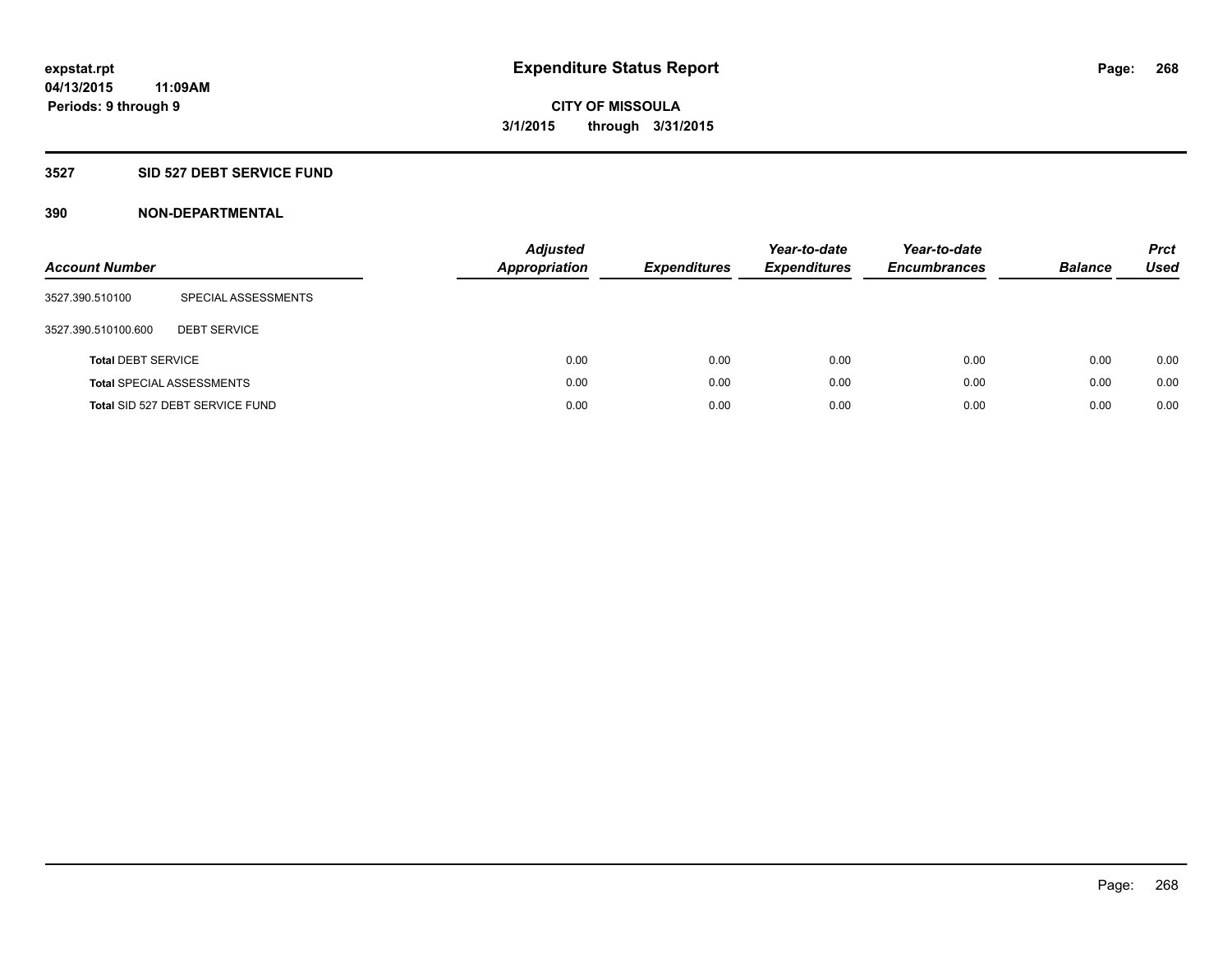# Expenditure Status Report

**CITY OF MISSOULA**

**3/1/2015 through 3/31/2015**

expstat.rpt
04/13/2015 11:09AM
Periods: 9 through 9

## 3527 SID 527 DEBT SERVICE FUND

### 390 NON-DEPARTMENTAL

| Account Number | | Adjusted Appropriation | Expenditures | Year-to-date Expenditures | Year-to-date Encumbrances | Balance | Prct Used |
|---|---|---|---|---|---|---|---|
| 3527.390.510100 | SPECIAL ASSESSMENTS | | | | | | |
| 3527.390.510100.600 | DEBT SERVICE | | | | | | |
| **Total** DEBT SERVICE | | 0.00 | 0.00 | 0.00 | 0.00 | 0.00 | 0.00 |
| **Total** SPECIAL ASSESSMENTS | | 0.00 | 0.00 | 0.00 | 0.00 | 0.00 | 0.00 |
| **Total** SID 527 DEBT SERVICE FUND | | 0.00 | 0.00 | 0.00 | 0.00 | 0.00 | 0.00 |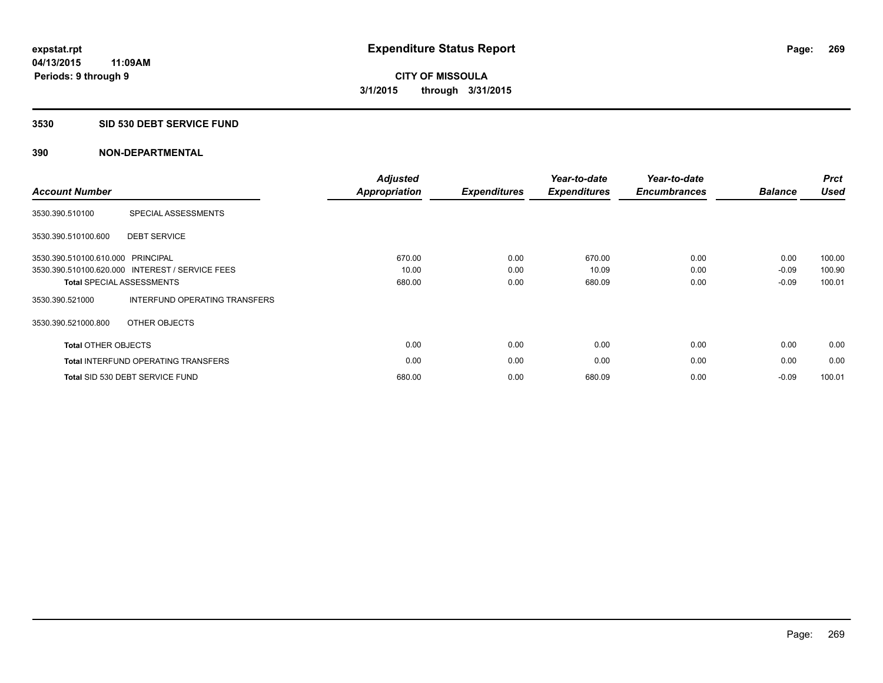**expstat.rpt**
**04/13/2015 11:09AM**
**Periods: 9 through 9**

# Expenditure Status Report

**CITY OF MISSOULA**
**3/1/2015 through 3/31/2015**

## 3530 SID 530 DEBT SERVICE FUND

### 390 NON-DEPARTMENTAL

| Account Number | | Adjusted Appropriation | Expenditures | Year-to-date Expenditures | Year-to-date Encumbrances | Balance | Prct Used |
|---|---|---|---|---|---|---|---|
| 3530.390.510100 | SPECIAL ASSESSMENTS | | | | | | |
| 3530.390.510100.600 | DEBT SERVICE | | | | | | |
| 3530.390.510100.610.000 | PRINCIPAL | 670.00 | 0.00 | 670.00 | 0.00 | 0.00 | 100.00 |
| 3530.390.510100.620.000 | INTEREST / SERVICE FEES | 10.00 | 0.00 | 10.09 | 0.00 | -0.09 | 100.90 |
| **Total** SPECIAL ASSESSMENTS | | 680.00 | 0.00 | 680.09 | 0.00 | -0.09 | 100.01 |
| 3530.390.521000 | INTERFUND OPERATING TRANSFERS | | | | | | |
| 3530.390.521000.800 | OTHER OBJECTS | | | | | | |
| **Total** OTHER OBJECTS | | 0.00 | 0.00 | 0.00 | 0.00 | 0.00 | 0.00 |
| **Total** INTERFUND OPERATING TRANSFERS | | 0.00 | 0.00 | 0.00 | 0.00 | 0.00 | 0.00 |
| **Total** SID 530 DEBT SERVICE FUND | | 680.00 | 0.00 | 680.09 | 0.00 | -0.09 | 100.01 |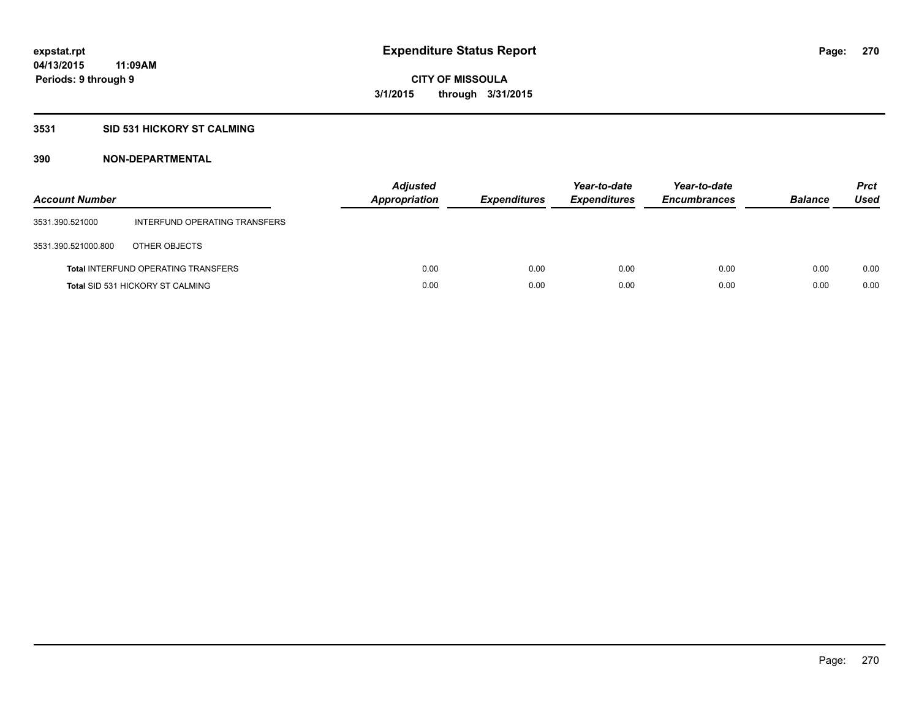# Expenditure Status Report

**CITY OF MISSOULA**
**3/1/2015 through 3/31/2015**

expstat.rpt
04/13/2015 11:09AM
Periods: 9 through 9

## 3531 SID 531 HICKORY ST CALMING

## 390 NON-DEPARTMENTAL

| Account Number | | Adjusted Appropriation | Expenditures | Year-to-date Expenditures | Year-to-date Encumbrances | Balance | Prct Used |
|---|---|---|---|---|---|---|---|
| 3531.390.521000 | INTERFUND OPERATING TRANSFERS | | | | | | |
| 3531.390.521000.800 | OTHER OBJECTS | | | | | | |
| **Total** INTERFUND OPERATING TRANSFERS | | 0.00 | 0.00 | 0.00 | 0.00 | 0.00 | 0.00 |
| **Total** SID 531 HICKORY ST CALMING | | 0.00 | 0.00 | 0.00 | 0.00 | 0.00 | 0.00 |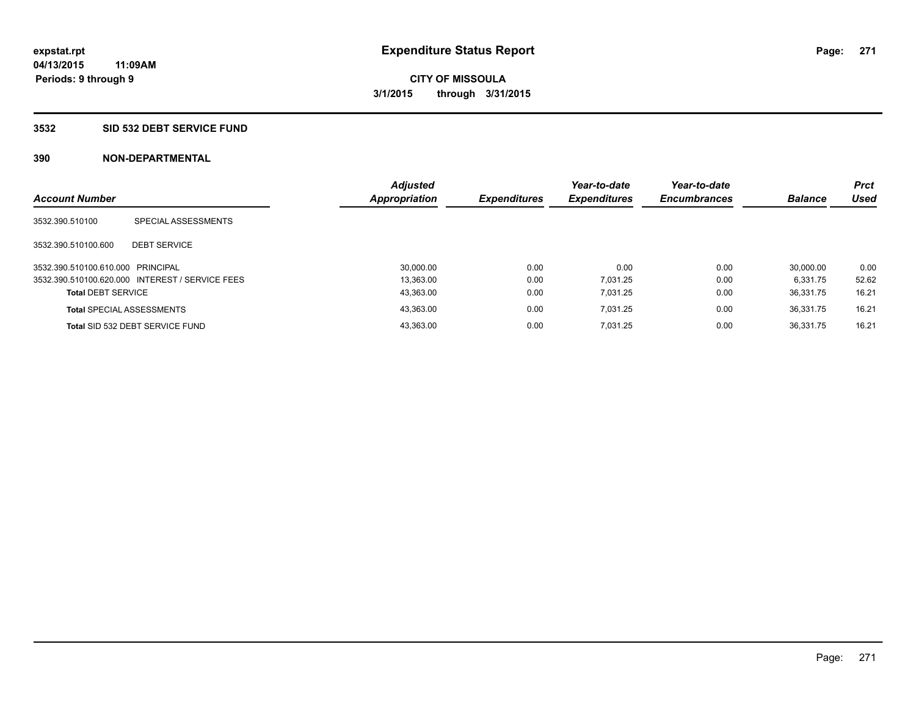**expstat.rpt**
**04/13/2015 11:09AM**
**Periods: 9 through 9**

# Expenditure Status Report

**CITY OF MISSOULA**
**3/1/2015 through 3/31/2015**

## 3532 SID 532 DEBT SERVICE FUND

### 390 NON-DEPARTMENTAL

| Account Number | | Adjusted Appropriation | Expenditures | Year-to-date Expenditures | Year-to-date Encumbrances | Balance | Prct Used |
|---|---|---|---|---|---|---|---|
| 3532.390.510100 | SPECIAL ASSESSMENTS | | | | | | |
| 3532.390.510100.600 | DEBT SERVICE | | | | | | |
| 3532.390.510100.610.000 | PRINCIPAL | 30,000.00 | 0.00 | 0.00 | 0.00 | 30,000.00 | 0.00 |
| 3532.390.510100.620.000 | INTEREST / SERVICE FEES | 13,363.00 | 0.00 | 7,031.25 | 0.00 | 6,331.75 | 52.62 |
| **Total** DEBT SERVICE | | 43,363.00 | 0.00 | 7,031.25 | 0.00 | 36,331.75 | 16.21 |
| **Total** SPECIAL ASSESSMENTS | | 43,363.00 | 0.00 | 7,031.25 | 0.00 | 36,331.75 | 16.21 |
| **Total** SID 532 DEBT SERVICE FUND | | 43,363.00 | 0.00 | 7,031.25 | 0.00 | 36,331.75 | 16.21 |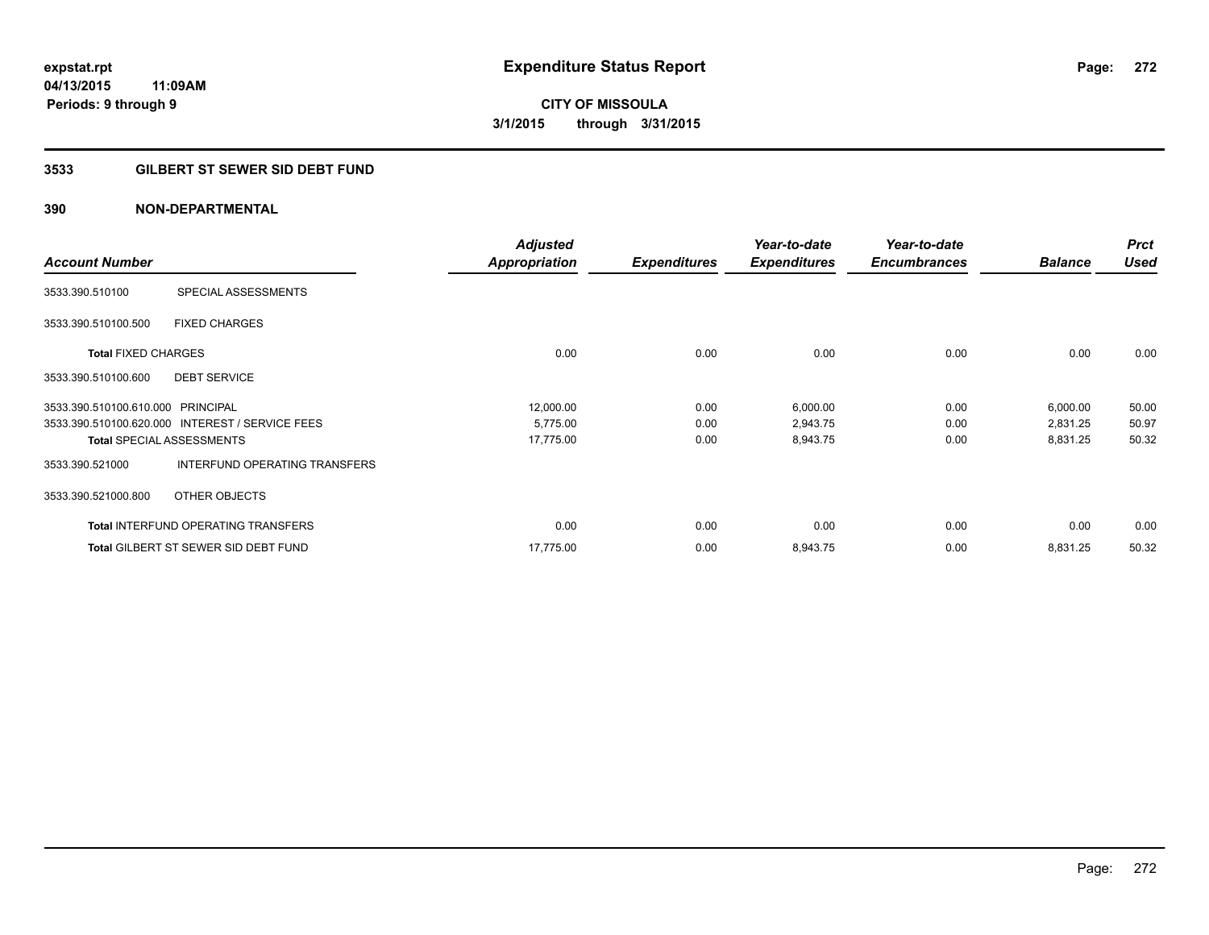# Expenditure Status Report

expstat.rpt
04/13/2015 11:09AM
Periods: 9 through 9

**CITY OF MISSOULA**
**3/1/2015 through 3/31/2015**

## 3533 GILBERT ST SEWER SID DEBT FUND

### 390 NON-DEPARTMENTAL

| Account Number | | Adjusted Appropriation | Expenditures | Year-to-date Expenditures | Year-to-date Encumbrances | Balance | Prct Used |
|---|---|---|---|---|---|---|---|
| 3533.390.510100 | SPECIAL ASSESSMENTS | | | | | | |
| 3533.390.510100.500 | FIXED CHARGES | | | | | | |
| **Total** FIXED CHARGES | | 0.00 | 0.00 | 0.00 | 0.00 | 0.00 | 0.00 |
| 3533.390.510100.600 | DEBT SERVICE | | | | | | |
| 3533.390.510100.610.000 | PRINCIPAL | 12,000.00 | 0.00 | 6,000.00 | 0.00 | 6,000.00 | 50.00 |
| 3533.390.510100.620.000 | INTEREST / SERVICE FEES | 5,775.00 | 0.00 | 2,943.75 | 0.00 | 2,831.25 | 50.97 |
| **Total** SPECIAL ASSESSMENTS | | 17,775.00 | 0.00 | 8,943.75 | 0.00 | 8,831.25 | 50.32 |
| 3533.390.521000 | INTERFUND OPERATING TRANSFERS | | | | | | |
| 3533.390.521000.800 | OTHER OBJECTS | | | | | | |
| **Total** INTERFUND OPERATING TRANSFERS | | 0.00 | 0.00 | 0.00 | 0.00 | 0.00 | 0.00 |
| **Total** GILBERT ST SEWER SID DEBT FUND | | 17,775.00 | 0.00 | 8,943.75 | 0.00 | 8,831.25 | 50.32 |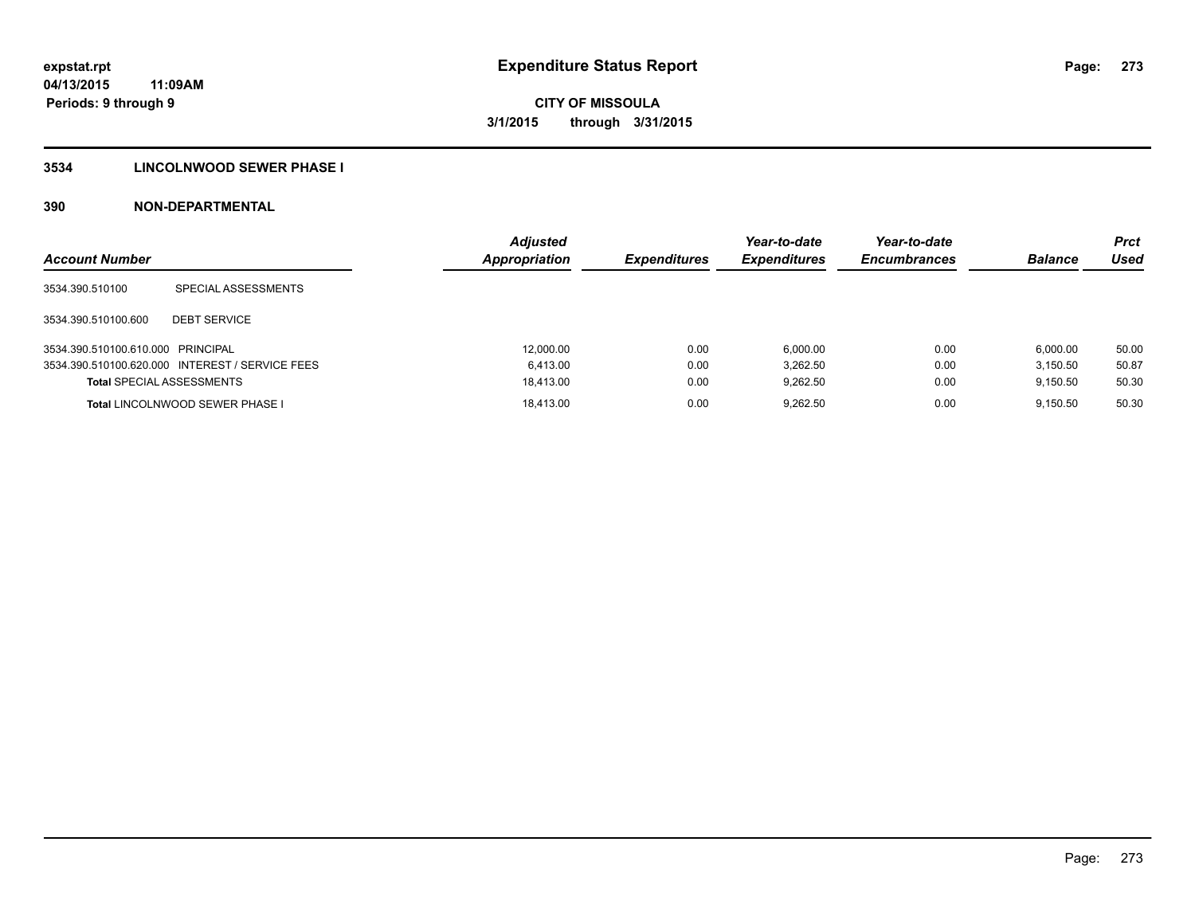**expstat.rpt**
**04/13/2015 11:09AM**
**Periods: 9 through 9**

# Expenditure Status Report

**CITY OF MISSOULA**
**3/1/2015 through 3/31/2015**

## 3534 LINCOLNWOOD SEWER PHASE I

## 390 NON-DEPARTMENTAL

| Account Number | | Adjusted Appropriation | Expenditures | Year-to-date Expenditures | Year-to-date Encumbrances | Balance | Prct Used |
|---|---|---|---|---|---|---|---|
| 3534.390.510100 | SPECIAL ASSESSMENTS | | | | | | |
| 3534.390.510100.600 | DEBT SERVICE | | | | | | |
| 3534.390.510100.610.000 | PRINCIPAL | 12,000.00 | 0.00 | 6,000.00 | 0.00 | 6,000.00 | 50.00 |
| 3534.390.510100.620.000 | INTEREST / SERVICE FEES | 6,413.00 | 0.00 | 3,262.50 | 0.00 | 3,150.50 | 50.87 |
| **Total** SPECIAL ASSESSMENTS | | 18,413.00 | 0.00 | 9,262.50 | 0.00 | 9,150.50 | 50.30 |
| **Total** LINCOLNWOOD SEWER PHASE I | | 18,413.00 | 0.00 | 9,262.50 | 0.00 | 9,150.50 | 50.30 |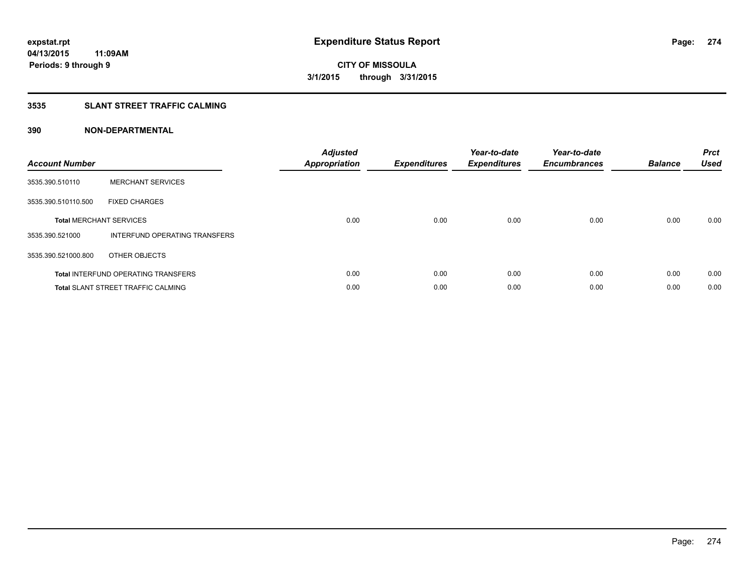# Expenditure Status Report

**expstat.rpt**
**04/13/2015 11:09AM**
**Periods: 9 through 9**

**CITY OF MISSOULA**
**3/1/2015 through 3/31/2015**

## 3535 SLANT STREET TRAFFIC CALMING

## 390 NON-DEPARTMENTAL

| Account Number | | Adjusted Appropriation | Expenditures | Year-to-date Expenditures | Year-to-date Encumbrances | Balance | Prct Used |
|---|---|---|---|---|---|---|---|
| 3535.390.510110 | MERCHANT SERVICES | | | | | | |
| 3535.390.510110.500 | FIXED CHARGES | | | | | | |
| **Total** MERCHANT SERVICES | | 0.00 | 0.00 | 0.00 | 0.00 | 0.00 | 0.00 |
| 3535.390.521000 | INTERFUND OPERATING TRANSFERS | | | | | | |
| 3535.390.521000.800 | OTHER OBJECTS | | | | | | |
| **Total** INTERFUND OPERATING TRANSFERS | | 0.00 | 0.00 | 0.00 | 0.00 | 0.00 | 0.00 |
| **Total** SLANT STREET TRAFFIC CALMING | | 0.00 | 0.00 | 0.00 | 0.00 | 0.00 | 0.00 |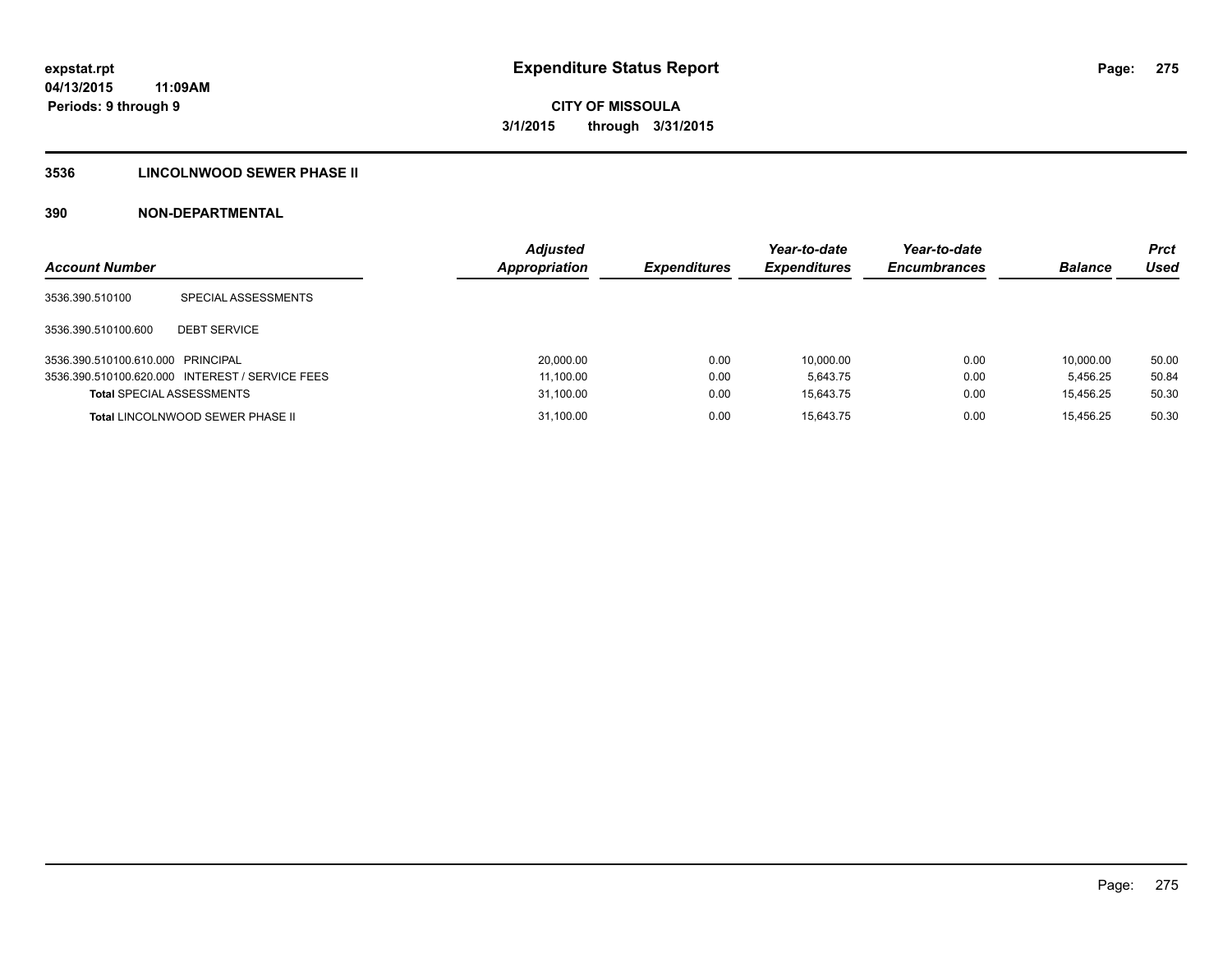**expstat.rpt**
**04/13/2015 11:09AM**
**Periods: 9 through 9**

# Expenditure Status Report

**CITY OF MISSOULA**
**3/1/2015 through 3/31/2015**

## 3536 LINCOLNWOOD SEWER PHASE II

## 390 NON-DEPARTMENTAL

| Account Number | | Adjusted Appropriation | Expenditures | Year-to-date Expenditures | Year-to-date Encumbrances | Balance | Prct Used |
|---|---|---|---|---|---|---|---|
| 3536.390.510100 | SPECIAL ASSESSMENTS | | | | | | |
| 3536.390.510100.600 | DEBT SERVICE | | | | | | |
| 3536.390.510100.610.000 | PRINCIPAL | 20,000.00 | 0.00 | 10,000.00 | 0.00 | 10,000.00 | 50.00 |
| 3536.390.510100.620.000 | INTEREST / SERVICE FEES | 11,100.00 | 0.00 | 5,643.75 | 0.00 | 5,456.25 | 50.84 |
| **Total** SPECIAL ASSESSMENTS | | 31,100.00 | 0.00 | 15,643.75 | 0.00 | 15,456.25 | 50.30 |
| **Total** LINCOLNWOOD SEWER PHASE II | | 31,100.00 | 0.00 | 15,643.75 | 0.00 | 15,456.25 | 50.30 |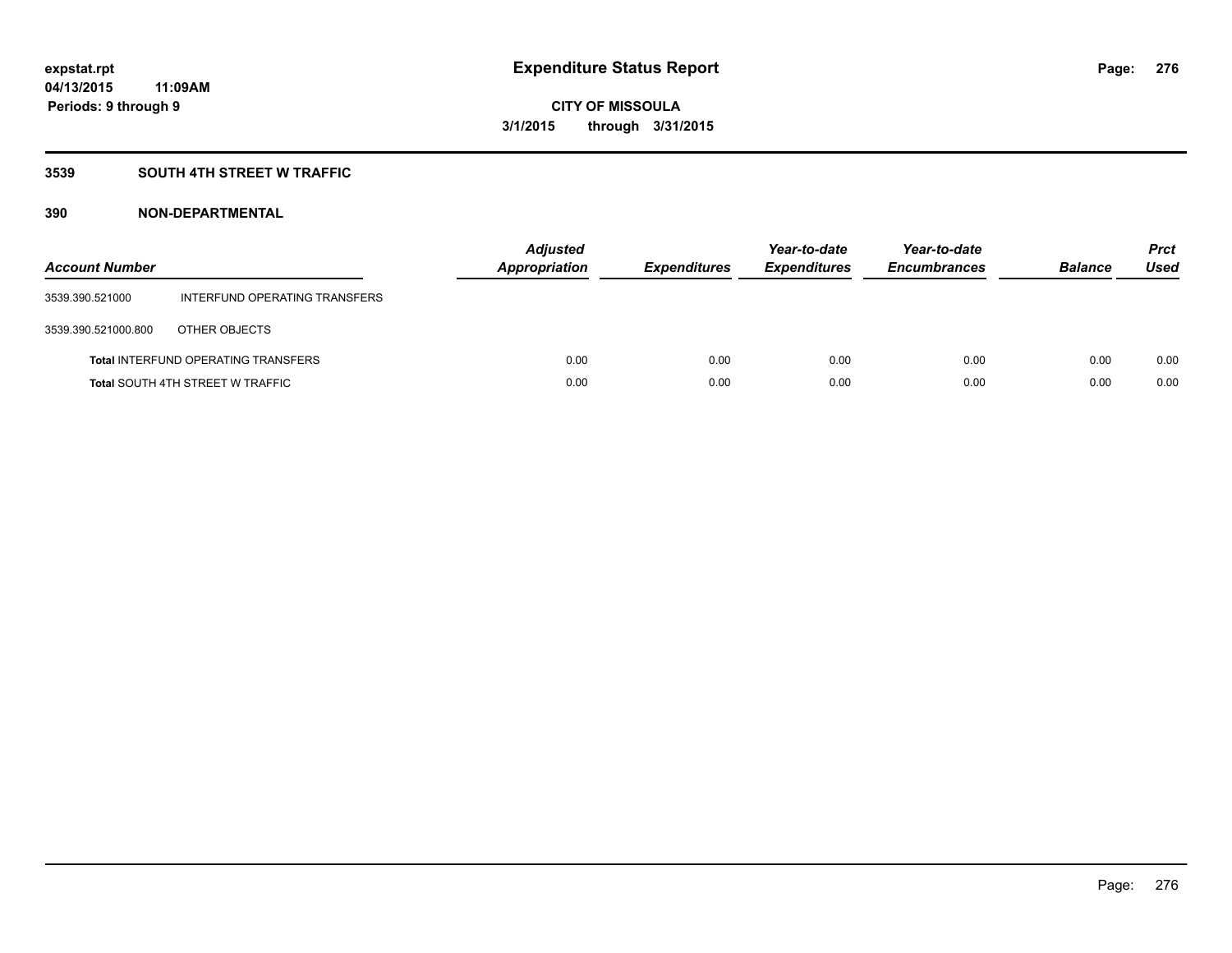**expstat.rpt**
**04/13/2015 11:09AM**
**Periods: 9 through 9**

# Expenditure Status Report

**CITY OF MISSOULA**
**3/1/2015 through 3/31/2015**

## 3539 SOUTH 4TH STREET W TRAFFIC

## 390 NON-DEPARTMENTAL

| Account Number | | Adjusted Appropriation | Expenditures | Year-to-date Expenditures | Year-to-date Encumbrances | Balance | Prct Used |
|---|---|---|---|---|---|---|---|
| 3539.390.521000 | INTERFUND OPERATING TRANSFERS | | | | | | |
| 3539.390.521000.800 | OTHER OBJECTS | | | | | | |
| **Total** INTERFUND OPERATING TRANSFERS | | 0.00 | 0.00 | 0.00 | 0.00 | 0.00 | 0.00 |
| **Total** SOUTH 4TH STREET W TRAFFIC | | 0.00 | 0.00 | 0.00 | 0.00 | 0.00 | 0.00 |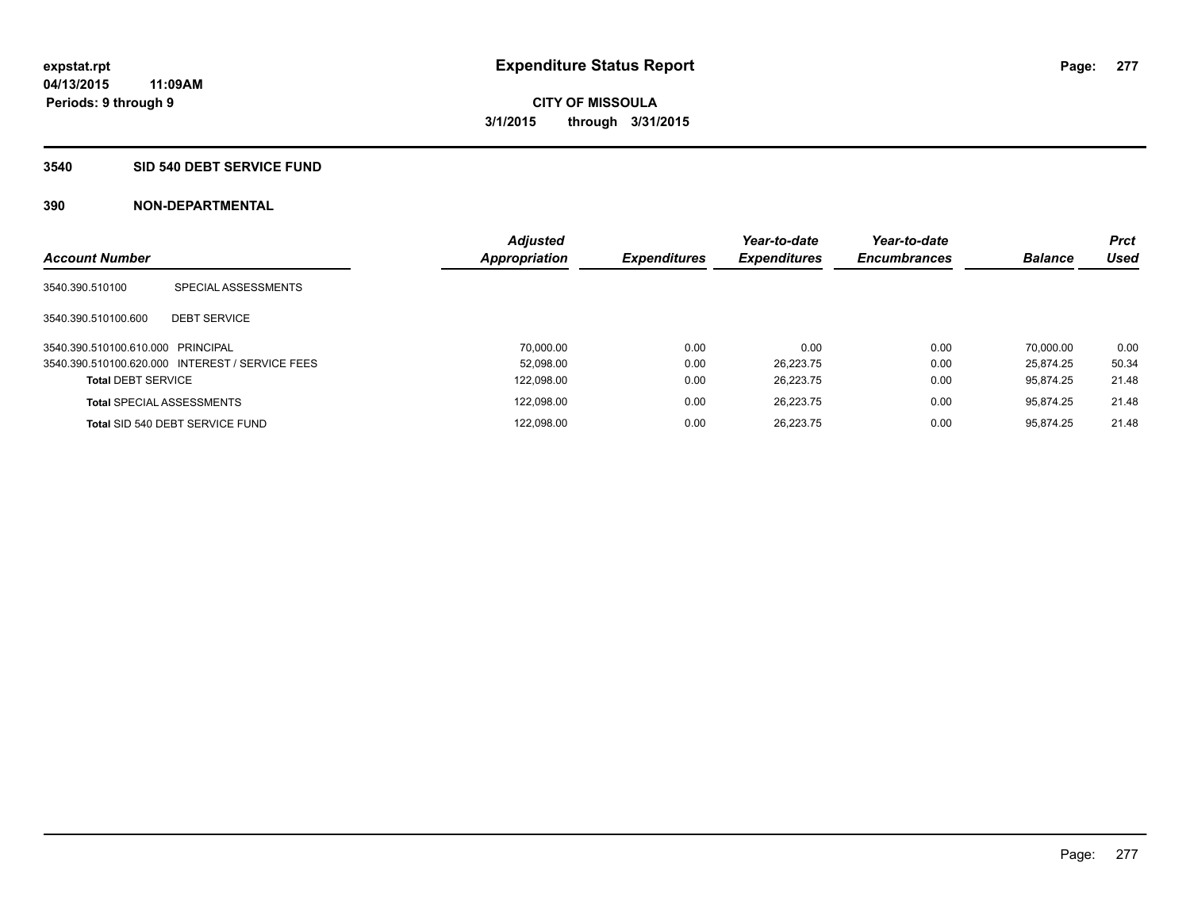**expstat.rpt**
**04/13/2015 11:09AM**
**Periods: 9 through 9**

# Expenditure Status Report

**CITY OF MISSOULA**
**3/1/2015 through 3/31/2015**

## 3540 SID 540 DEBT SERVICE FUND

### 390 NON-DEPARTMENTAL

| Account Number | | Adjusted Appropriation | Expenditures | Year-to-date Expenditures | Year-to-date Encumbrances | Balance | Prct Used |
|---|---|---|---|---|---|---|---|
| 3540.390.510100 | SPECIAL ASSESSMENTS | | | | | | |
| 3540.390.510100.600 | DEBT SERVICE | | | | | | |
| 3540.390.510100.610.000 | PRINCIPAL | 70,000.00 | 0.00 | 0.00 | 0.00 | 70,000.00 | 0.00 |
| 3540.390.510100.620.000 | INTEREST / SERVICE FEES | 52,098.00 | 0.00 | 26,223.75 | 0.00 | 25,874.25 | 50.34 |
| **Total** DEBT SERVICE | | 122,098.00 | 0.00 | 26,223.75 | 0.00 | 95,874.25 | 21.48 |
| **Total** SPECIAL ASSESSMENTS | | 122,098.00 | 0.00 | 26,223.75 | 0.00 | 95,874.25 | 21.48 |
| **Total** SID 540 DEBT SERVICE FUND | | 122,098.00 | 0.00 | 26,223.75 | 0.00 | 95,874.25 | 21.48 |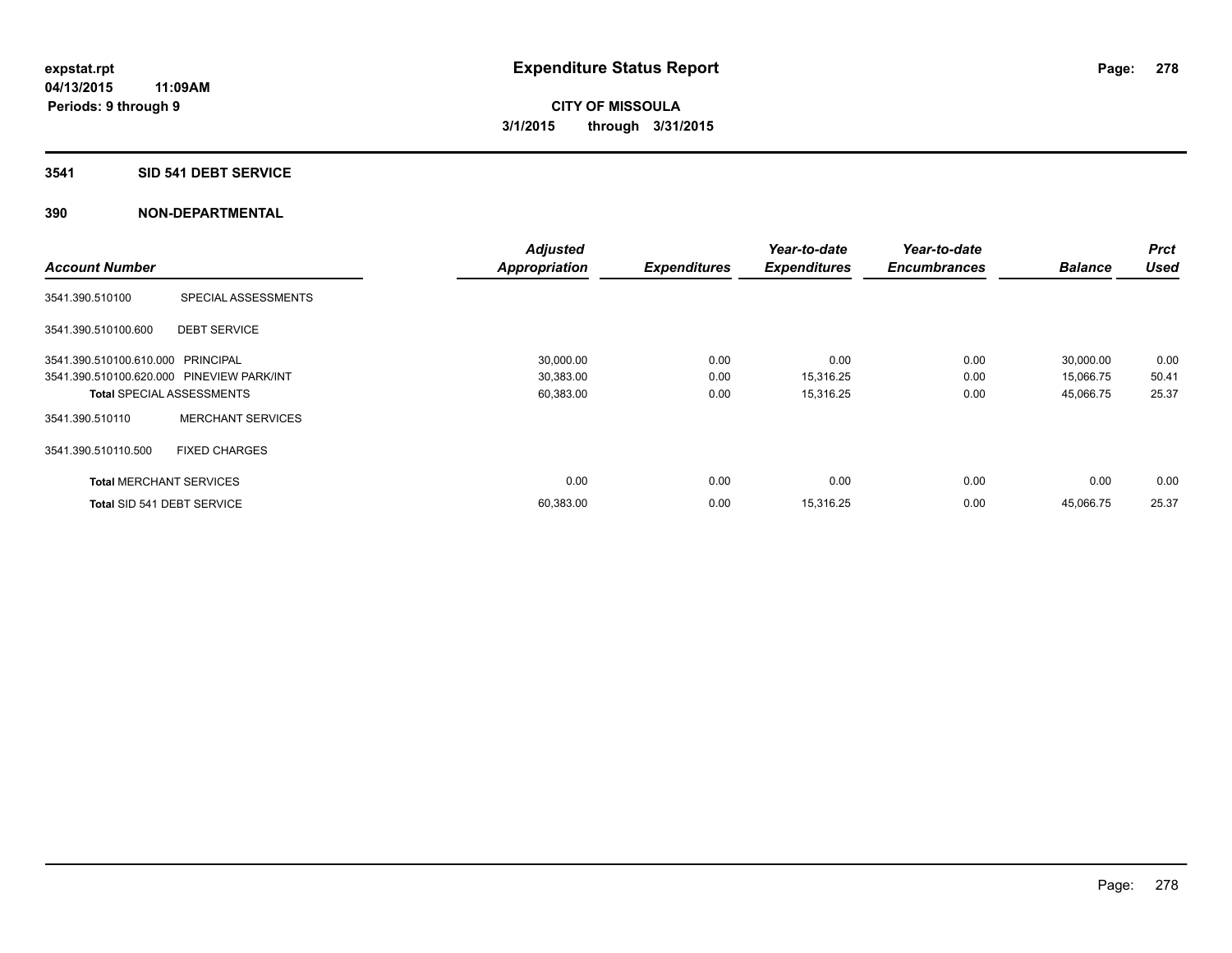# Expenditure Status Report

**expstat.rpt**
**04/13/2015 11:09AM**
**Periods: 9 through 9**

**CITY OF MISSOULA**
**3/1/2015 through 3/31/2015**

## 3541 SID 541 DEBT SERVICE

### 390 NON-DEPARTMENTAL

| Account Number | | Adjusted Appropriation | Expenditures | Year-to-date Expenditures | Year-to-date Encumbrances | Balance | Prct Used |
|---|---|---|---|---|---|---|---|
| 3541.390.510100 | SPECIAL ASSESSMENTS | | | | | | |
| 3541.390.510100.600 | DEBT SERVICE | | | | | | |
| 3541.390.510100.610.000 | PRINCIPAL | 30,000.00 | 0.00 | 0.00 | 0.00 | 30,000.00 | 0.00 |
| 3541.390.510100.620.000 | PINEVIEW PARK/INT | 30,383.00 | 0.00 | 15,316.25 | 0.00 | 15,066.75 | 50.41 |
| **Total** SPECIAL ASSESSMENTS | | 60,383.00 | 0.00 | 15,316.25 | 0.00 | 45,066.75 | 25.37 |
| 3541.390.510110 | MERCHANT SERVICES | | | | | | |
| 3541.390.510110.500 | FIXED CHARGES | | | | | | |
| **Total** MERCHANT SERVICES | | 0.00 | 0.00 | 0.00 | 0.00 | 0.00 | 0.00 |
| **Total** SID 541 DEBT SERVICE | | 60,383.00 | 0.00 | 15,316.25 | 0.00 | 45,066.75 | 25.37 |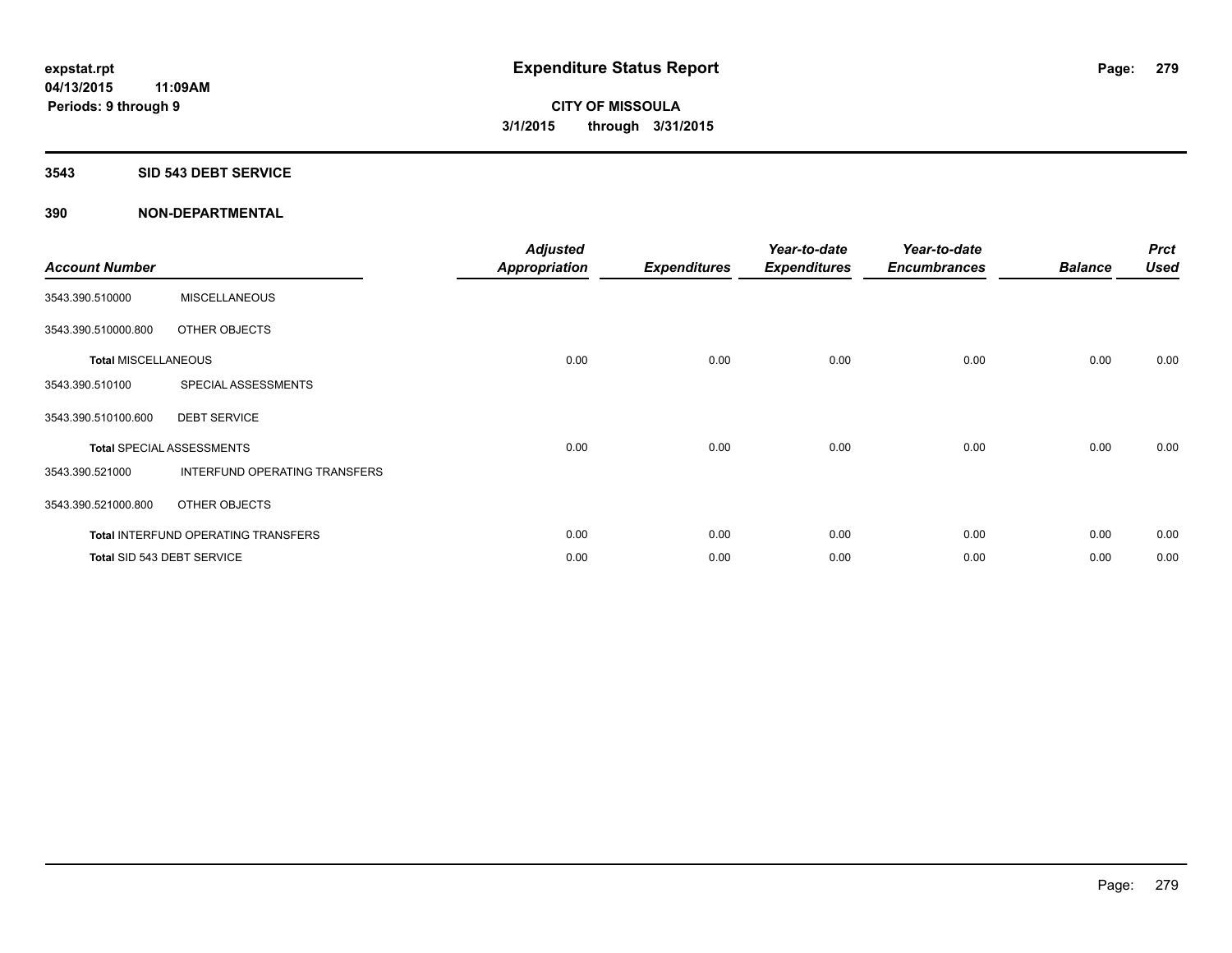# Expenditure Status Report

expstat.rpt
04/13/2015 11:09AM
Periods: 9 through 9

**CITY OF MISSOULA**
**3/1/2015 through 3/31/2015**

## 3543 SID 543 DEBT SERVICE

## 390 NON-DEPARTMENTAL

| Account Number | | Adjusted Appropriation | Expenditures | Year-to-date Expenditures | Year-to-date Encumbrances | Balance | Prct Used |
|---|---|---|---|---|---|---|---|
| 3543.390.510000 | MISCELLANEOUS | | | | | | |
| 3543.390.510000.800 | OTHER OBJECTS | | | | | | |
| **Total** MISCELLANEOUS | | 0.00 | 0.00 | 0.00 | 0.00 | 0.00 | 0.00 |
| 3543.390.510100 | SPECIAL ASSESSMENTS | | | | | | |
| 3543.390.510100.600 | DEBT SERVICE | | | | | | |
| **Total** SPECIAL ASSESSMENTS | | 0.00 | 0.00 | 0.00 | 0.00 | 0.00 | 0.00 |
| 3543.390.521000 | INTERFUND OPERATING TRANSFERS | | | | | | |
| 3543.390.521000.800 | OTHER OBJECTS | | | | | | |
| **Total** INTERFUND OPERATING TRANSFERS | | 0.00 | 0.00 | 0.00 | 0.00 | 0.00 | 0.00 |
| **Total** SID 543 DEBT SERVICE | | 0.00 | 0.00 | 0.00 | 0.00 | 0.00 | 0.00 |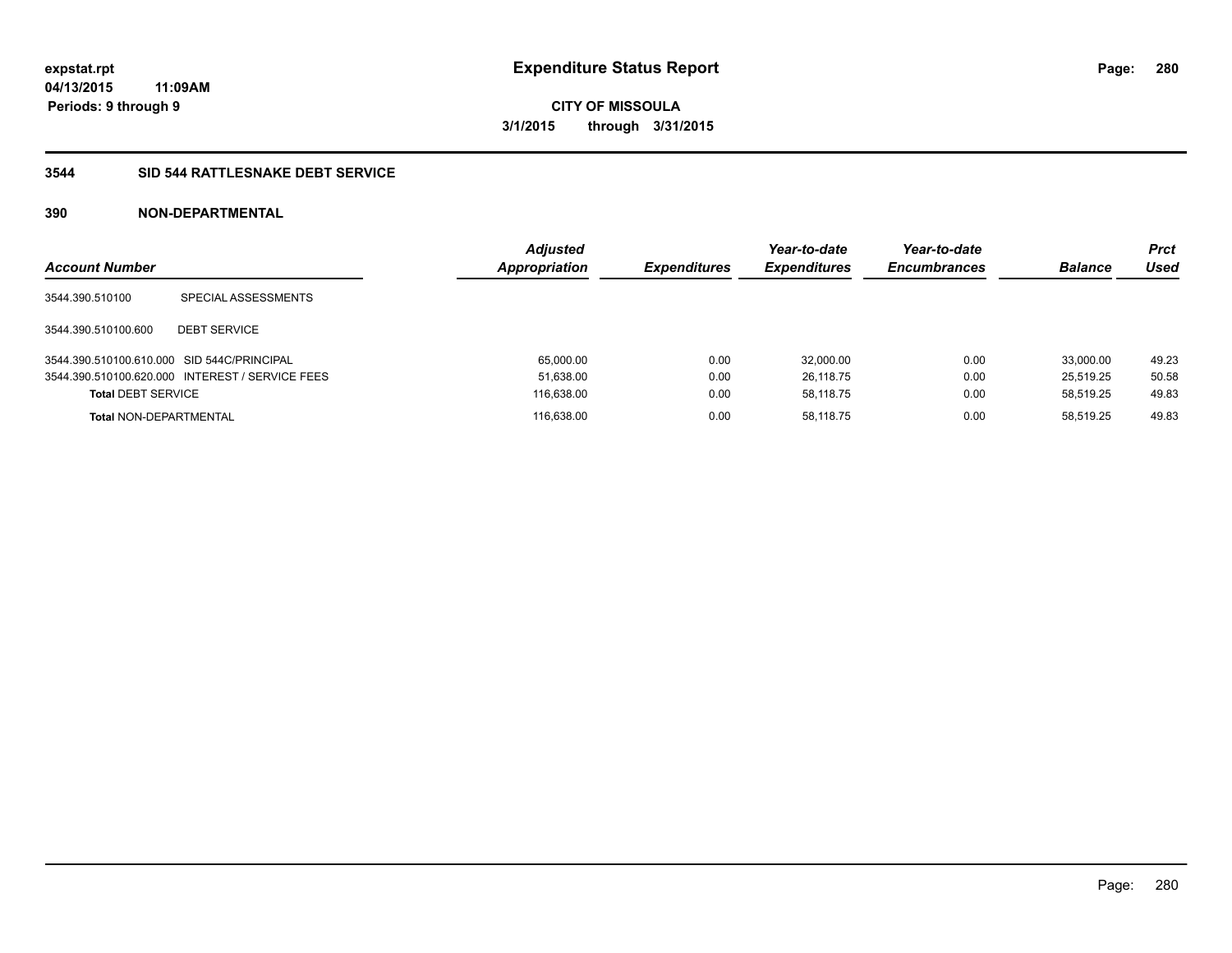**expstat.rpt**
**04/13/2015 11:09AM**
**Periods: 9 through 9**

# Expenditure Status Report

**CITY OF MISSOULA**
**3/1/2015 through 3/31/2015**

## 3544 SID 544 RATTLESNAKE DEBT SERVICE

## 390 NON-DEPARTMENTAL

| Account Number | | Adjusted Appropriation | Expenditures | Year-to-date Expenditures | Year-to-date Encumbrances | Balance | Prct Used |
|---|---|---|---|---|---|---|---|
| 3544.390.510100 | SPECIAL ASSESSMENTS | | | | | | |
| 3544.390.510100.600 | DEBT SERVICE | | | | | | |
| 3544.390.510100.610.000 | SID 544C/PRINCIPAL | 65,000.00 | 0.00 | 32,000.00 | 0.00 | 33,000.00 | 49.23 |
| 3544.390.510100.620.000 | INTEREST / SERVICE FEES | 51,638.00 | 0.00 | 26,118.75 | 0.00 | 25,519.25 | 50.58 |
| **Total** DEBT SERVICE | | 116,638.00 | 0.00 | 58,118.75 | 0.00 | 58,519.25 | 49.83 |
| **Total** NON-DEPARTMENTAL | | 116,638.00 | 0.00 | 58,118.75 | 0.00 | 58,519.25 | 49.83 |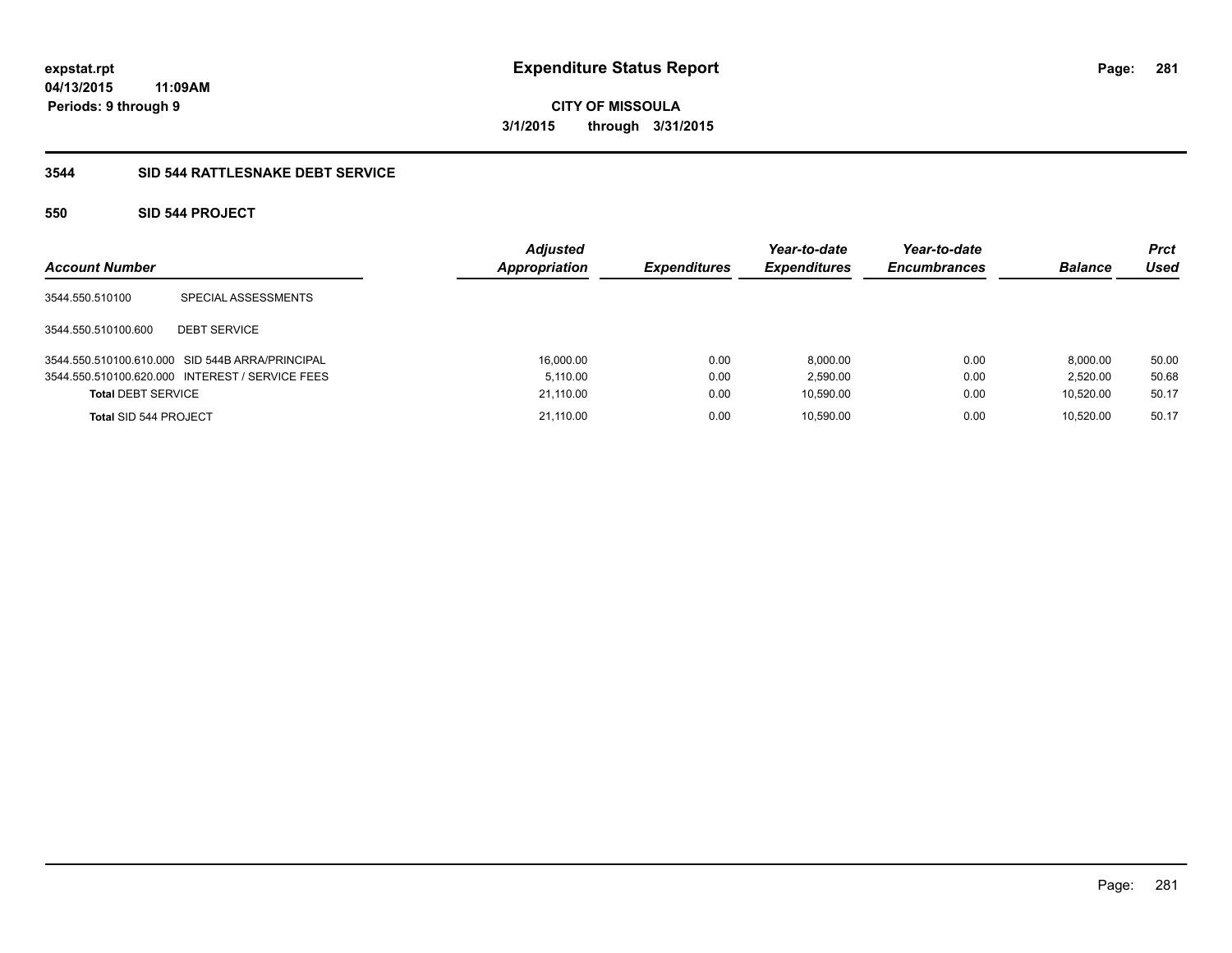**expstat.rpt**
**04/13/2015 11:09AM**
**Periods: 9 through 9**

# Expenditure Status Report

**CITY OF MISSOULA**
**3/1/2015 through 3/31/2015**

## 3544 SID 544 RATTLESNAKE DEBT SERVICE

### 550 SID 544 PROJECT

| Account Number | | Adjusted Appropriation | Expenditures | Year-to-date Expenditures | Year-to-date Encumbrances | Balance | Prct Used |
|---|---|---|---|---|---|---|---|
| 3544.550.510100 | SPECIAL ASSESSMENTS | | | | | | |
| 3544.550.510100.600 | DEBT SERVICE | | | | | | |
| 3544.550.510100.610.000 | SID 544B ARRA/PRINCIPAL | 16,000.00 | 0.00 | 8,000.00 | 0.00 | 8,000.00 | 50.00 |
| 3544.550.510100.620.000 | INTEREST / SERVICE FEES | 5,110.00 | 0.00 | 2,590.00 | 0.00 | 2,520.00 | 50.68 |
| **Total** DEBT SERVICE | | 21,110.00 | 0.00 | 10,590.00 | 0.00 | 10,520.00 | 50.17 |
| **Total** SID 544 PROJECT | | 21,110.00 | 0.00 | 10,590.00 | 0.00 | 10,520.00 | 50.17 |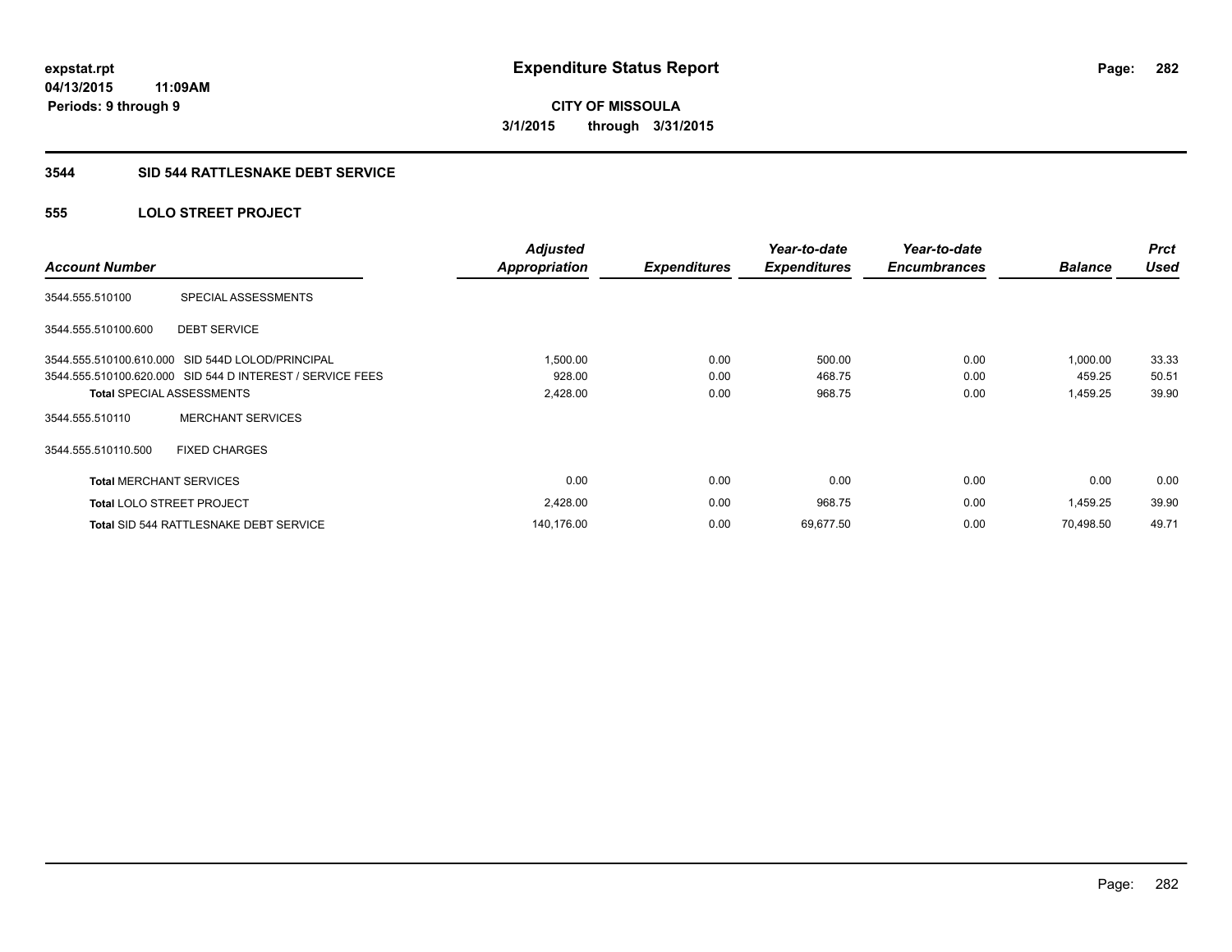# Expenditure Status Report

expstat.rpt
04/13/2015 11:09AM
Periods: 9 through 9

**CITY OF MISSOULA**
**3/1/2015 through 3/31/2015**

## 3544 SID 544 RATTLESNAKE DEBT SERVICE

### 555 LOLO STREET PROJECT

| Account Number | | Adjusted Appropriation | Expenditures | Year-to-date Expenditures | Year-to-date Encumbrances | Balance | Prct Used |
|---|---|---|---|---|---|---|---|
| 3544.555.510100 | SPECIAL ASSESSMENTS | | | | | | |
| 3544.555.510100.600 | DEBT SERVICE | | | | | | |
| 3544.555.510100.610.000 | SID 544D LOLOD/PRINCIPAL | 1,500.00 | 0.00 | 500.00 | 0.00 | 1,000.00 | 33.33 |
| 3544.555.510100.620.000 | SID 544 D INTEREST / SERVICE FEES | 928.00 | 0.00 | 468.75 | 0.00 | 459.25 | 50.51 |
| **Total** SPECIAL ASSESSMENTS | | 2,428.00 | 0.00 | 968.75 | 0.00 | 1,459.25 | 39.90 |
| 3544.555.510110 | MERCHANT SERVICES | | | | | | |
| 3544.555.510110.500 | FIXED CHARGES | | | | | | |
| **Total** MERCHANT SERVICES | | 0.00 | 0.00 | 0.00 | 0.00 | 0.00 | 0.00 |
| **Total** LOLO STREET PROJECT | | 2,428.00 | 0.00 | 968.75 | 0.00 | 1,459.25 | 39.90 |
| **Total** SID 544 RATTLESNAKE DEBT SERVICE | | 140,176.00 | 0.00 | 69,677.50 | 0.00 | 70,498.50 | 49.71 |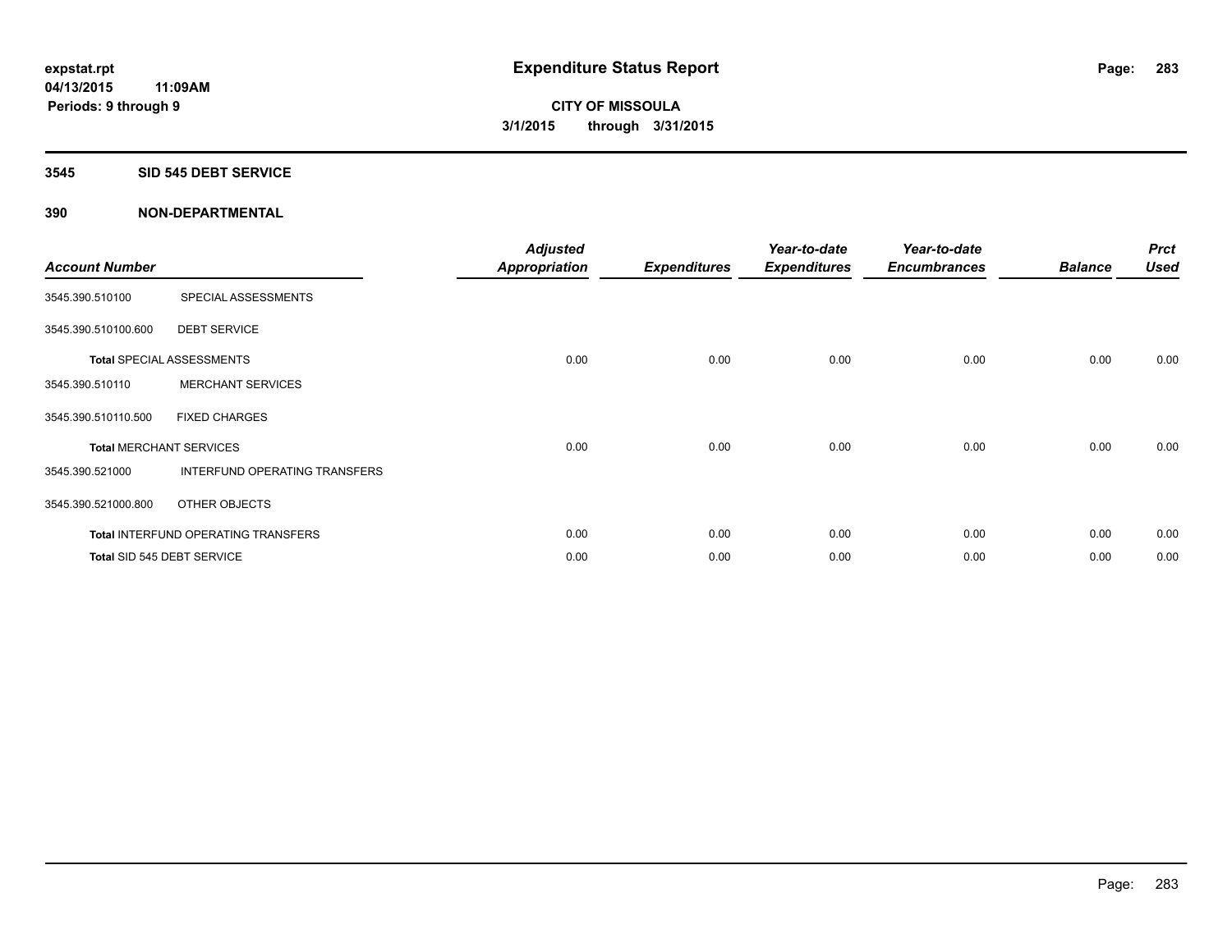**expstat.rpt**
**04/13/2015 11:09AM**
**Periods: 9 through 9**

# Expenditure Status Report

**CITY OF MISSOULA**
**3/1/2015 through 3/31/2015**

## 3545 SID 545 DEBT SERVICE

### 390 NON-DEPARTMENTAL

| Account Number | | Adjusted Appropriation | Expenditures | Year-to-date Expenditures | Year-to-date Encumbrances | Balance | Prct Used |
|---|---|---|---|---|---|---|---|
| 3545.390.510100 | SPECIAL ASSESSMENTS | | | | | | |
| 3545.390.510100.600 | DEBT SERVICE | | | | | | |
| **Total** SPECIAL ASSESSMENTS | | 0.00 | 0.00 | 0.00 | 0.00 | 0.00 | 0.00 |
| 3545.390.510110 | MERCHANT SERVICES | | | | | | |
| 3545.390.510110.500 | FIXED CHARGES | | | | | | |
| **Total** MERCHANT SERVICES | | 0.00 | 0.00 | 0.00 | 0.00 | 0.00 | 0.00 |
| 3545.390.521000 | INTERFUND OPERATING TRANSFERS | | | | | | |
| 3545.390.521000.800 | OTHER OBJECTS | | | | | | |
| **Total** INTERFUND OPERATING TRANSFERS | | 0.00 | 0.00 | 0.00 | 0.00 | 0.00 | 0.00 |
| **Total** SID 545 DEBT SERVICE | | 0.00 | 0.00 | 0.00 | 0.00 | 0.00 | 0.00 |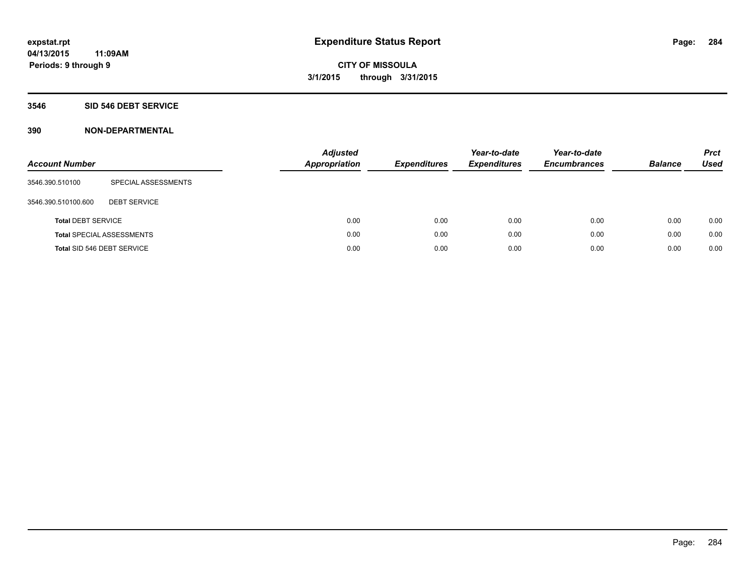# Expenditure Status Report

**CITY OF MISSOULA**

**3/1/2015 through 3/31/2015**

expstat.rpt
04/13/2015 11:09AM
Periods: 9 through 9

## 3546 SID 546 DEBT SERVICE

### 390 NON-DEPARTMENTAL

| Account Number | | Adjusted Appropriation | Expenditures | Year-to-date Expenditures | Year-to-date Encumbrances | Balance | Prct Used |
|---|---|---|---|---|---|---|---|
| 3546.390.510100 | SPECIAL ASSESSMENTS | | | | | | |
| 3546.390.510100.600 | DEBT SERVICE | | | | | | |
| **Total** DEBT SERVICE | | 0.00 | 0.00 | 0.00 | 0.00 | 0.00 | 0.00 |
| **Total** SPECIAL ASSESSMENTS | | 0.00 | 0.00 | 0.00 | 0.00 | 0.00 | 0.00 |
| **Total** SID 546 DEBT SERVICE | | 0.00 | 0.00 | 0.00 | 0.00 | 0.00 | 0.00 |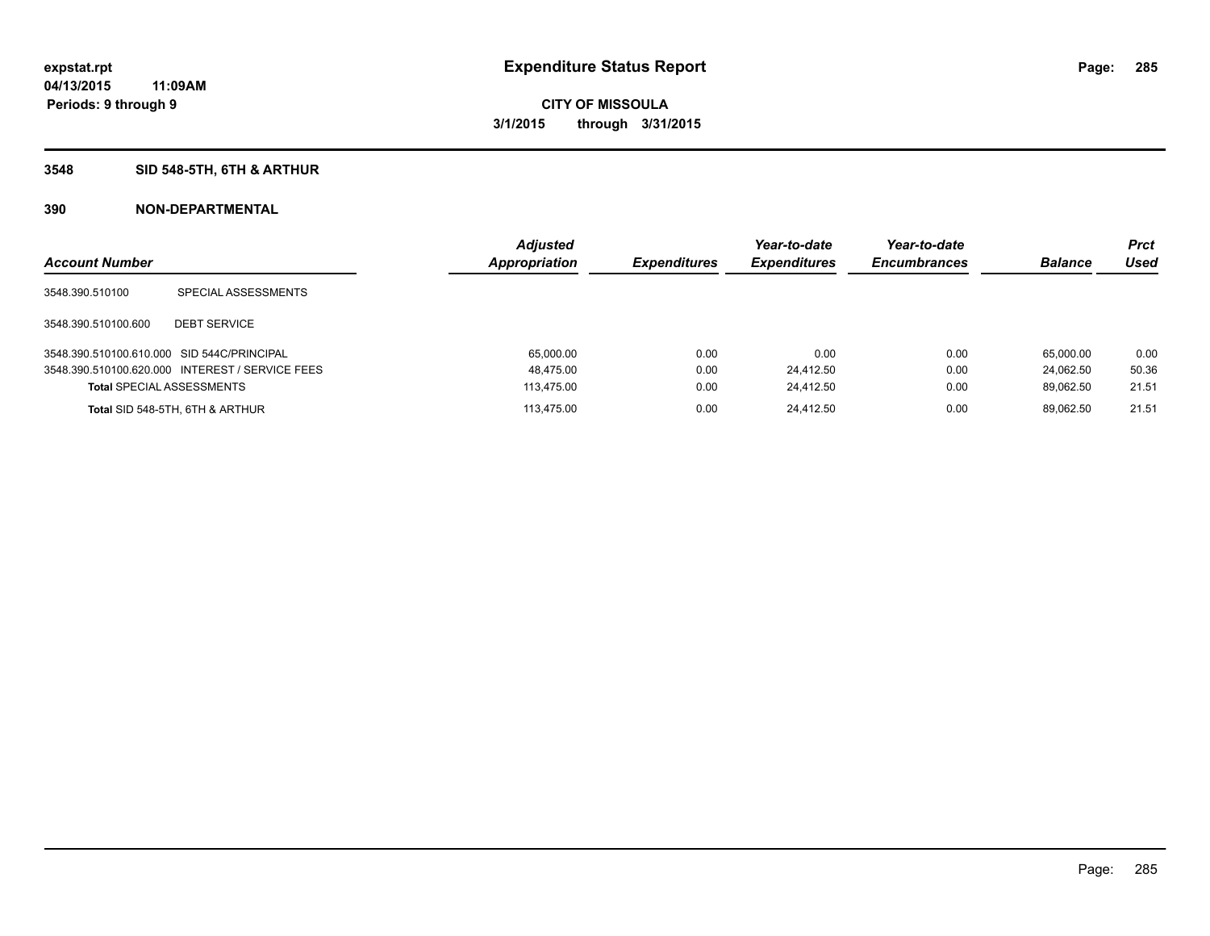**expstat.rpt**
**04/13/2015 11:09AM**
**Periods: 9 through 9**

# Expenditure Status Report

**CITY OF MISSOULA**
**3/1/2015 through 3/31/2015**

## 3548 SID 548-5TH, 6TH & ARTHUR

### 390 NON-DEPARTMENTAL

| Account Number | | Adjusted Appropriation | Expenditures | Year-to-date Expenditures | Year-to-date Encumbrances | Balance | Prct Used |
|---|---|---|---|---|---|---|---|
| 3548.390.510100 | SPECIAL ASSESSMENTS | | | | | | |
| 3548.390.510100.600 | DEBT SERVICE | | | | | | |
| 3548.390.510100.610.000 | SID 544C/PRINCIPAL | 65,000.00 | 0.00 | 0.00 | 0.00 | 65,000.00 | 0.00 |
| 3548.390.510100.620.000 | INTEREST / SERVICE FEES | 48,475.00 | 0.00 | 24,412.50 | 0.00 | 24,062.50 | 50.36 |
| **Total** SPECIAL ASSESSMENTS | | 113,475.00 | 0.00 | 24,412.50 | 0.00 | 89,062.50 | 21.51 |
| **Total** SID 548-5TH, 6TH & ARTHUR | | 113,475.00 | 0.00 | 24,412.50 | 0.00 | 89,062.50 | 21.51 |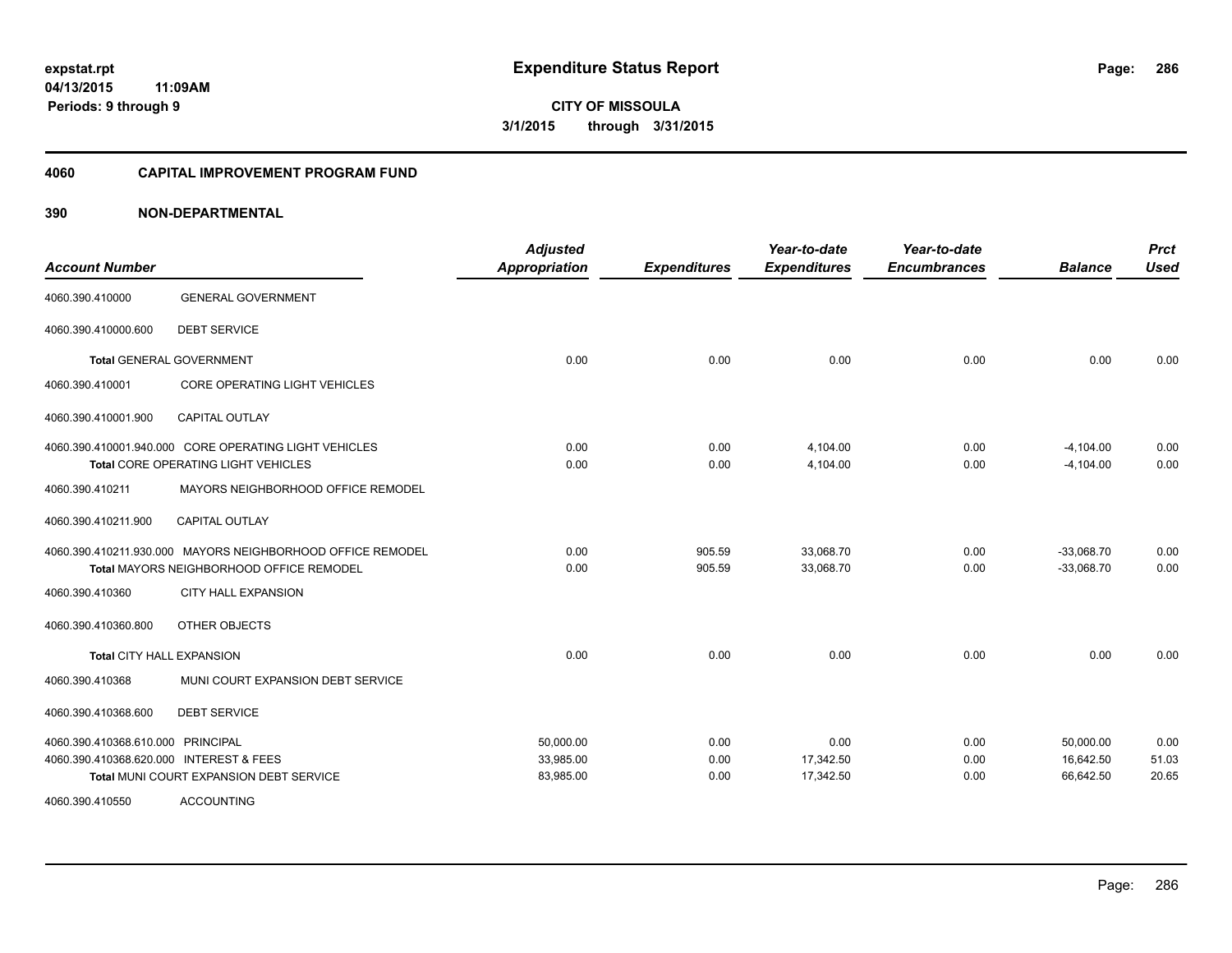**expstat.rpt**
**04/13/2015 11:09AM**
**Periods: 9 through 9**

# Expenditure Status Report

**CITY OF MISSOULA**
**3/1/2015 through 3/31/2015**

## 4060 CAPITAL IMPROVEMENT PROGRAM FUND

## 390 NON-DEPARTMENTAL

| Account Number | | Adjusted Appropriation | Expenditures | Year-to-date Expenditures | Year-to-date Encumbrances | Balance | Prct Used |
|---|---|---|---|---|---|---|---|
| 4060.390.410000 | GENERAL GOVERNMENT | | | | | | |
| 4060.390.410000.600 | DEBT SERVICE | | | | | | |
| **Total** GENERAL GOVERNMENT | | 0.00 | 0.00 | 0.00 | 0.00 | 0.00 | 0.00 |
| 4060.390.410001 | CORE OPERATING LIGHT VEHICLES | | | | | | |
| 4060.390.410001.900 | CAPITAL OUTLAY | | | | | | |
| 4060.390.410001.940.000 | CORE OPERATING LIGHT VEHICLES | 0.00 | 0.00 | 4,104.00 | 0.00 | -4,104.00 | 0.00 |
| **Total** CORE OPERATING LIGHT VEHICLES | | 0.00 | 0.00 | 4,104.00 | 0.00 | -4,104.00 | 0.00 |
| 4060.390.410211 | MAYORS NEIGHBORHOOD OFFICE REMODEL | | | | | | |
| 4060.390.410211.900 | CAPITAL OUTLAY | | | | | | |
| 4060.390.410211.930.000 | MAYORS NEIGHBORHOOD OFFICE REMODEL | 0.00 | 905.59 | 33,068.70 | 0.00 | -33,068.70 | 0.00 |
| **Total** MAYORS NEIGHBORHOOD OFFICE REMODEL | | 0.00 | 905.59 | 33,068.70 | 0.00 | -33,068.70 | 0.00 |
| 4060.390.410360 | CITY HALL EXPANSION | | | | | | |
| 4060.390.410360.800 | OTHER OBJECTS | | | | | | |
| **Total** CITY HALL EXPANSION | | 0.00 | 0.00 | 0.00 | 0.00 | 0.00 | 0.00 |
| 4060.390.410368 | MUNI COURT EXPANSION DEBT SERVICE | | | | | | |
| 4060.390.410368.600 | DEBT SERVICE | | | | | | |
| 4060.390.410368.610.000 | PRINCIPAL | 50,000.00 | 0.00 | 0.00 | 0.00 | 50,000.00 | 0.00 |
| 4060.390.410368.620.000 | INTEREST & FEES | 33,985.00 | 0.00 | 17,342.50 | 0.00 | 16,642.50 | 51.03 |
| **Total** MUNI COURT EXPANSION DEBT SERVICE | | 83,985.00 | 0.00 | 17,342.50 | 0.00 | 66,642.50 | 20.65 |
| 4060.390.410550 | ACCOUNTING | | | | | | |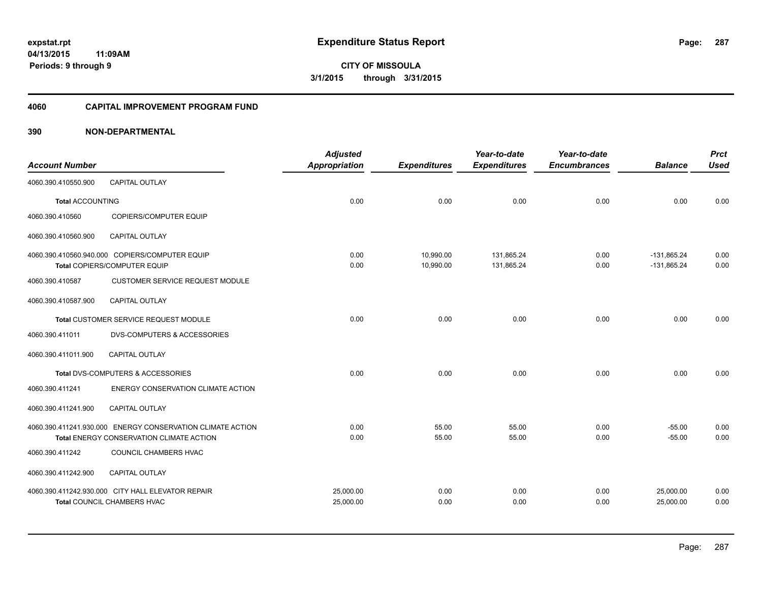# Expenditure Status Report

expstat.rpt
04/13/2015 11:09AM
Periods: 9 through 9

**CITY OF MISSOULA**
**3/1/2015 through 3/31/2015**

## 4060 CAPITAL IMPROVEMENT PROGRAM FUND

### 390 NON-DEPARTMENTAL

| Account Number | | Adjusted Appropriation | Expenditures | Year-to-date Expenditures | Year-to-date Encumbrances | Balance | Prct Used |
|---|---|---|---|---|---|---|---|
| 4060.390.410550.900 | CAPITAL OUTLAY | | | | | | |
| **Total** ACCOUNTING | | 0.00 | 0.00 | 0.00 | 0.00 | 0.00 | 0.00 |
| 4060.390.410560 | COPIERS/COMPUTER EQUIP | | | | | | |
| 4060.390.410560.900 | CAPITAL OUTLAY | | | | | | |
| 4060.390.410560.940.000 | COPIERS/COMPUTER EQUIP | 0.00 | 10,990.00 | 131,865.24 | 0.00 | -131,865.24 | 0.00 |
| **Total** COPIERS/COMPUTER EQUIP | | 0.00 | 10,990.00 | 131,865.24 | 0.00 | -131,865.24 | 0.00 |
| 4060.390.410587 | CUSTOMER SERVICE REQUEST MODULE | | | | | | |
| 4060.390.410587.900 | CAPITAL OUTLAY | | | | | | |
| **Total** CUSTOMER SERVICE REQUEST MODULE | | 0.00 | 0.00 | 0.00 | 0.00 | 0.00 | 0.00 |
| 4060.390.411011 | DVS-COMPUTERS & ACCESSORIES | | | | | | |
| 4060.390.411011.900 | CAPITAL OUTLAY | | | | | | |
| **Total** DVS-COMPUTERS & ACCESSORIES | | 0.00 | 0.00 | 0.00 | 0.00 | 0.00 | 0.00 |
| 4060.390.411241 | ENERGY CONSERVATION CLIMATE ACTION | | | | | | |
| 4060.390.411241.900 | CAPITAL OUTLAY | | | | | | |
| 4060.390.411241.930.000 | ENERGY CONSERVATION CLIMATE ACTION | 0.00 | 55.00 | 55.00 | 0.00 | -55.00 | 0.00 |
| **Total** ENERGY CONSERVATION CLIMATE ACTION | | 0.00 | 55.00 | 55.00 | 0.00 | -55.00 | 0.00 |
| 4060.390.411242 | COUNCIL CHAMBERS HVAC | | | | | | |
| 4060.390.411242.900 | CAPITAL OUTLAY | | | | | | |
| 4060.390.411242.930.000 | CITY HALL ELEVATOR REPAIR | 25,000.00 | 0.00 | 0.00 | 0.00 | 25,000.00 | 0.00 |
| **Total** COUNCIL CHAMBERS HVAC | | 25,000.00 | 0.00 | 0.00 | 0.00 | 25,000.00 | 0.00 |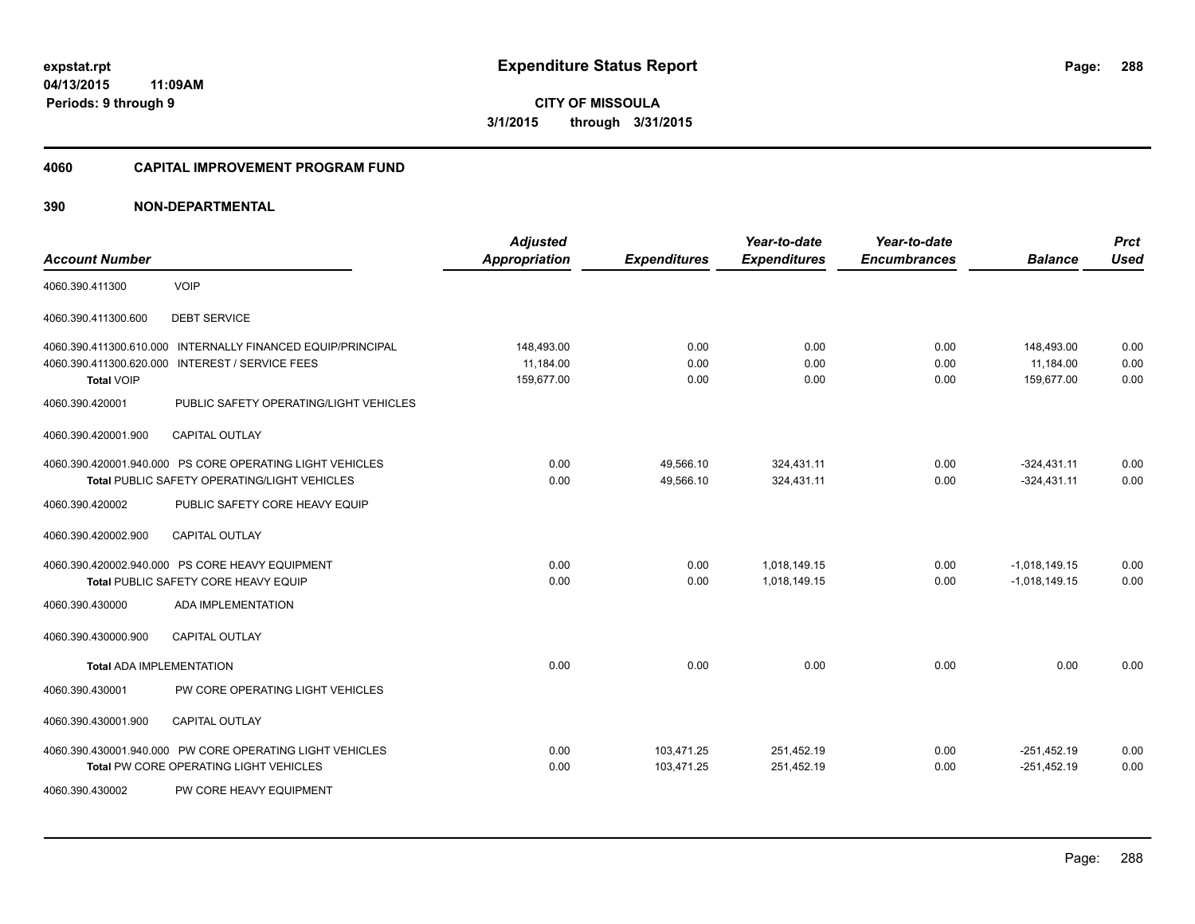# Expenditure Status Report

**CITY OF MISSOULA**

**3/1/2015 through 3/31/2015**

expstat.rpt
04/13/2015 11:09AM
Periods: 9 through 9

## 4060 CAPITAL IMPROVEMENT PROGRAM FUND

## 390 NON-DEPARTMENTAL

| Account Number | | Adjusted Appropriation | Expenditures | Year-to-date Expenditures | Year-to-date Encumbrances | Balance | Prct Used |
|---|---|---|---|---|---|---|---|
| 4060.390.411300 | VOIP | | | | | | |
| 4060.390.411300.600 | DEBT SERVICE | | | | | | |
| 4060.390.411300.610.000 | INTERNALLY FINANCED EQUIP/PRINCIPAL | 148,493.00 | 0.00 | 0.00 | 0.00 | 148,493.00 | 0.00 |
| 4060.390.411300.620.000 | INTEREST / SERVICE FEES | 11,184.00 | 0.00 | 0.00 | 0.00 | 11,184.00 | 0.00 |
| **Total** VOIP | | 159,677.00 | 0.00 | 0.00 | 0.00 | 159,677.00 | 0.00 |
| 4060.390.420001 | PUBLIC SAFETY OPERATING/LIGHT VEHICLES | | | | | | |
| 4060.390.420001.900 | CAPITAL OUTLAY | | | | | | |
| 4060.390.420001.940.000 | PS CORE OPERATING LIGHT VEHICLES | 0.00 | 49,566.10 | 324,431.11 | 0.00 | -324,431.11 | 0.00 |
| **Total** PUBLIC SAFETY OPERATING/LIGHT VEHICLES | | 0.00 | 49,566.10 | 324,431.11 | 0.00 | -324,431.11 | 0.00 |
| 4060.390.420002 | PUBLIC SAFETY CORE HEAVY EQUIP | | | | | | |
| 4060.390.420002.900 | CAPITAL OUTLAY | | | | | | |
| 4060.390.420002.940.000 | PS CORE HEAVY EQUIPMENT | 0.00 | 0.00 | 1,018,149.15 | 0.00 | -1,018,149.15 | 0.00 |
| **Total** PUBLIC SAFETY CORE HEAVY EQUIP | | 0.00 | 0.00 | 1,018,149.15 | 0.00 | -1,018,149.15 | 0.00 |
| 4060.390.430000 | ADA IMPLEMENTATION | | | | | | |
| 4060.390.430000.900 | CAPITAL OUTLAY | | | | | | |
| **Total** ADA IMPLEMENTATION | | 0.00 | 0.00 | 0.00 | 0.00 | 0.00 | 0.00 |
| 4060.390.430001 | PW CORE OPERATING LIGHT VEHICLES | | | | | | |
| 4060.390.430001.900 | CAPITAL OUTLAY | | | | | | |
| 4060.390.430001.940.000 | PW CORE OPERATING LIGHT VEHICLES | 0.00 | 103,471.25 | 251,452.19 | 0.00 | -251,452.19 | 0.00 |
| **Total** PW CORE OPERATING LIGHT VEHICLES | | 0.00 | 103,471.25 | 251,452.19 | 0.00 | -251,452.19 | 0.00 |
| 4060.390.430002 | PW CORE HEAVY EQUIPMENT | | | | | | |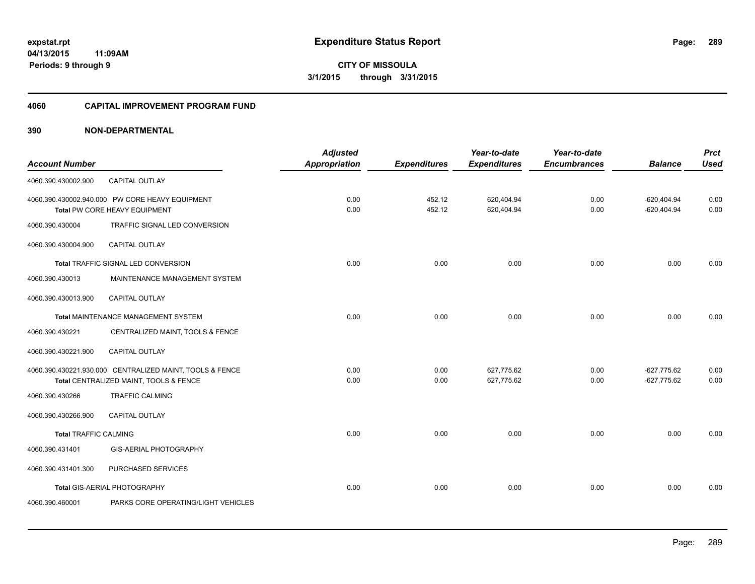**expstat.rpt**
**04/13/2015 11:09AM**
**Periods: 9 through 9**

# Expenditure Status Report

**CITY OF MISSOULA**
**3/1/2015 through 3/31/2015**

## 4060 CAPITAL IMPROVEMENT PROGRAM FUND

## 390 NON-DEPARTMENTAL

| Account Number | | Adjusted Appropriation | Expenditures | Year-to-date Expenditures | Year-to-date Encumbrances | Balance | Prct Used |
|---|---|---|---|---|---|---|---|
| 4060.390.430002.900 | CAPITAL OUTLAY | | | | | | |
| 4060.390.430002.940.000 | PW CORE HEAVY EQUIPMENT | 0.00 | 452.12 | 620,404.94 | 0.00 | -620,404.94 | 0.00 |
| **Total** PW CORE HEAVY EQUIPMENT | | 0.00 | 452.12 | 620,404.94 | 0.00 | -620,404.94 | 0.00 |
| 4060.390.430004 | TRAFFIC SIGNAL LED CONVERSION | | | | | | |
| 4060.390.430004.900 | CAPITAL OUTLAY | | | | | | |
| **Total** TRAFFIC SIGNAL LED CONVERSION | | 0.00 | 0.00 | 0.00 | 0.00 | 0.00 | 0.00 |
| 4060.390.430013 | MAINTENANCE MANAGEMENT SYSTEM | | | | | | |
| 4060.390.430013.900 | CAPITAL OUTLAY | | | | | | |
| **Total** MAINTENANCE MANAGEMENT SYSTEM | | 0.00 | 0.00 | 0.00 | 0.00 | 0.00 | 0.00 |
| 4060.390.430221 | CENTRALIZED MAINT, TOOLS & FENCE | | | | | | |
| 4060.390.430221.900 | CAPITAL OUTLAY | | | | | | |
| 4060.390.430221.930.000 | CENTRALIZED MAINT, TOOLS & FENCE | 0.00 | 0.00 | 627,775.62 | 0.00 | -627,775.62 | 0.00 |
| **Total** CENTRALIZED MAINT, TOOLS & FENCE | | 0.00 | 0.00 | 627,775.62 | 0.00 | -627,775.62 | 0.00 |
| 4060.390.430266 | TRAFFIC CALMING | | | | | | |
| 4060.390.430266.900 | CAPITAL OUTLAY | | | | | | |
| **Total** TRAFFIC CALMING | | 0.00 | 0.00 | 0.00 | 0.00 | 0.00 | 0.00 |
| 4060.390.431401 | GIS-AERIAL PHOTOGRAPHY | | | | | | |
| 4060.390.431401.300 | PURCHASED SERVICES | | | | | | |
| **Total** GIS-AERIAL PHOTOGRAPHY | | 0.00 | 0.00 | 0.00 | 0.00 | 0.00 | 0.00 |
| 4060.390.460001 | PARKS CORE OPERATING/LIGHT VEHICLES | | | | | | |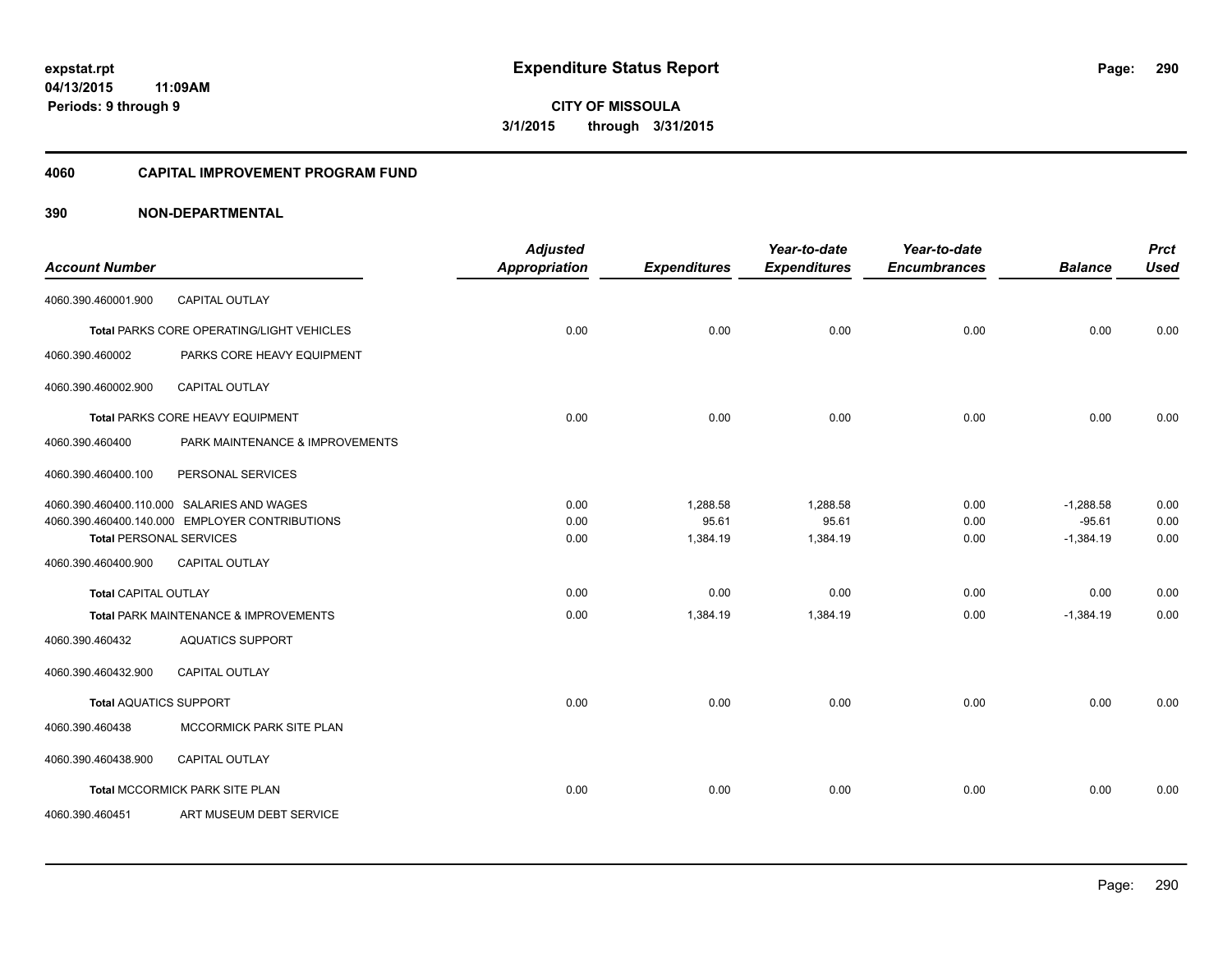# Expenditure Status Report

expstat.rpt
04/13/2015 11:09AM
Periods: 9 through 9

**CITY OF MISSOULA**
**3/1/2015 through 3/31/2015**

## 4060 CAPITAL IMPROVEMENT PROGRAM FUND

### 390 NON-DEPARTMENTAL

| Account Number | | Adjusted Appropriation | Expenditures | Year-to-date Expenditures | Year-to-date Encumbrances | Balance | Prct Used |
|---|---|---|---|---|---|---|---|
| 4060.390.460001.900 | CAPITAL OUTLAY | | | | | | |
| **Total** PARKS CORE OPERATING/LIGHT VEHICLES | | 0.00 | 0.00 | 0.00 | 0.00 | 0.00 | 0.00 |
| 4060.390.460002 | PARKS CORE HEAVY EQUIPMENT | | | | | | |
| 4060.390.460002.900 | CAPITAL OUTLAY | | | | | | |
| **Total** PARKS CORE HEAVY EQUIPMENT | | 0.00 | 0.00 | 0.00 | 0.00 | 0.00 | 0.00 |
| 4060.390.460400 | PARK MAINTENANCE & IMPROVEMENTS | | | | | | |
| 4060.390.460400.100 | PERSONAL SERVICES | | | | | | |
| 4060.390.460400.110.000 | SALARIES AND WAGES | 0.00 | 1,288.58 | 1,288.58 | 0.00 | -1,288.58 | 0.00 |
| 4060.390.460400.140.000 | EMPLOYER CONTRIBUTIONS | 0.00 | 95.61 | 95.61 | 0.00 | -95.61 | 0.00 |
| **Total** PERSONAL SERVICES | | 0.00 | 1,384.19 | 1,384.19 | 0.00 | -1,384.19 | 0.00 |
| 4060.390.460400.900 | CAPITAL OUTLAY | | | | | | |
| **Total** CAPITAL OUTLAY | | 0.00 | 0.00 | 0.00 | 0.00 | 0.00 | 0.00 |
| **Total** PARK MAINTENANCE & IMPROVEMENTS | | 0.00 | 1,384.19 | 1,384.19 | 0.00 | -1,384.19 | 0.00 |
| 4060.390.460432 | AQUATICS SUPPORT | | | | | | |
| 4060.390.460432.900 | CAPITAL OUTLAY | | | | | | |
| **Total** AQUATICS SUPPORT | | 0.00 | 0.00 | 0.00 | 0.00 | 0.00 | 0.00 |
| 4060.390.460438 | MCCORMICK PARK SITE PLAN | | | | | | |
| 4060.390.460438.900 | CAPITAL OUTLAY | | | | | | |
| **Total** MCCORMICK PARK SITE PLAN | | 0.00 | 0.00 | 0.00 | 0.00 | 0.00 | 0.00 |
| 4060.390.460451 | ART MUSEUM DEBT SERVICE | | | | | | |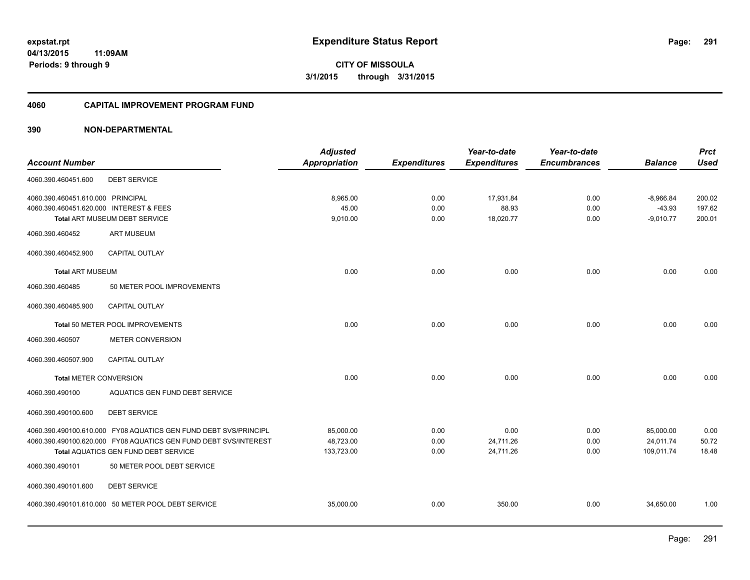# Expenditure Status Report

expstat.rpt
04/13/2015 11:09AM
Periods: 9 through 9

**CITY OF MISSOULA**
**3/1/2015 through 3/31/2015**

## 4060 CAPITAL IMPROVEMENT PROGRAM FUND

### 390 NON-DEPARTMENTAL

| Account Number | | Adjusted Appropriation | Expenditures | Year-to-date Expenditures | Year-to-date Encumbrances | Balance | Prct Used |
|---|---|---|---|---|---|---|---|
| 4060.390.460451.600 | DEBT SERVICE | | | | | | |
| 4060.390.460451.610.000 | PRINCIPAL | 8,965.00 | 0.00 | 17,931.84 | 0.00 | -8,966.84 | 200.02 |
| 4060.390.460451.620.000 | INTEREST & FEES | 45.00 | 0.00 | 88.93 | 0.00 | -43.93 | 197.62 |
| Total ART MUSEUM DEBT SERVICE | | 9,010.00 | 0.00 | 18,020.77 | 0.00 | -9,010.77 | 200.01 |
| 4060.390.460452 | ART MUSEUM | | | | | | |
| 4060.390.460452.900 | CAPITAL OUTLAY | | | | | | |
| Total ART MUSEUM | | 0.00 | 0.00 | 0.00 | 0.00 | 0.00 | 0.00 |
| 4060.390.460485 | 50 METER POOL IMPROVEMENTS | | | | | | |
| 4060.390.460485.900 | CAPITAL OUTLAY | | | | | | |
| Total 50 METER POOL IMPROVEMENTS | | 0.00 | 0.00 | 0.00 | 0.00 | 0.00 | 0.00 |
| 4060.390.460507 | METER CONVERSION | | | | | | |
| 4060.390.460507.900 | CAPITAL OUTLAY | | | | | | |
| Total METER CONVERSION | | 0.00 | 0.00 | 0.00 | 0.00 | 0.00 | 0.00 |
| 4060.390.490100 | AQUATICS GEN FUND DEBT SERVICE | | | | | | |
| 4060.390.490100.600 | DEBT SERVICE | | | | | | |
| 4060.390.490100.610.000 | FY08 AQUATICS GEN FUND DEBT SVS/PRINCIPL | 85,000.00 | 0.00 | 0.00 | 0.00 | 85,000.00 | 0.00 |
| 4060.390.490100.620.000 | FY08 AQUATICS GEN FUND DEBT SVS/INTEREST | 48,723.00 | 0.00 | 24,711.26 | 0.00 | 24,011.74 | 50.72 |
| Total AQUATICS GEN FUND DEBT SERVICE | | 133,723.00 | 0.00 | 24,711.26 | 0.00 | 109,011.74 | 18.48 |
| 4060.390.490101 | 50 METER POOL DEBT SERVICE | | | | | | |
| 4060.390.490101.600 | DEBT SERVICE | | | | | | |
| 4060.390.490101.610.000 | 50 METER POOL DEBT SERVICE | 35,000.00 | 0.00 | 350.00 | 0.00 | 34,650.00 | 1.00 |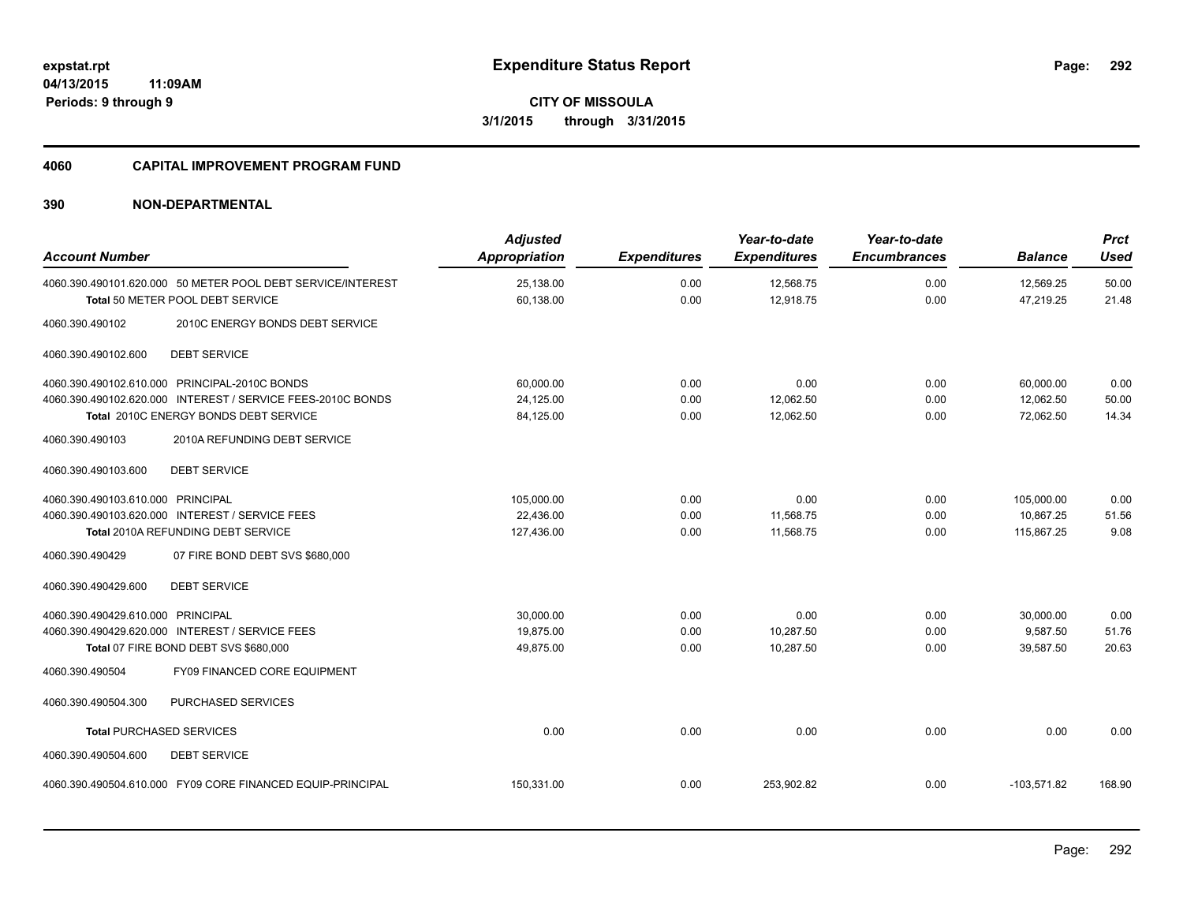**expstat.rpt**
**04/13/2015 11:09AM**
**Periods: 9 through 9**

# Expenditure Status Report

**CITY OF MISSOULA**
**3/1/2015 through 3/31/2015**

## 4060 CAPITAL IMPROVEMENT PROGRAM FUND

## 390 NON-DEPARTMENTAL

| Account Number | Adjusted Appropriation | Expenditures | Year-to-date Expenditures | Year-to-date Encumbrances | Balance | Prct Used |
|---|---|---|---|---|---|---|
| 4060.390.490101.620.000 50 METER POOL DEBT SERVICE/INTEREST | 25,138.00 | 0.00 | 12,568.75 | 0.00 | 12,569.25 | 50.00 |
| **Total** 50 METER POOL DEBT SERVICE | 60,138.00 | 0.00 | 12,918.75 | 0.00 | 47,219.25 | 21.48 |
| 4060.390.490102 2010C ENERGY BONDS DEBT SERVICE | | | | | | |
| 4060.390.490102.600 DEBT SERVICE | | | | | | |
| 4060.390.490102.610.000 PRINCIPAL-2010C BONDS | 60,000.00 | 0.00 | 0.00 | 0.00 | 60,000.00 | 0.00 |
| 4060.390.490102.620.000 INTEREST / SERVICE FEES-2010C BONDS | 24,125.00 | 0.00 | 12,062.50 | 0.00 | 12,062.50 | 50.00 |
| **Total** 2010C ENERGY BONDS DEBT SERVICE | 84,125.00 | 0.00 | 12,062.50 | 0.00 | 72,062.50 | 14.34 |
| 4060.390.490103 2010A REFUNDING DEBT SERVICE | | | | | | |
| 4060.390.490103.600 DEBT SERVICE | | | | | | |
| 4060.390.490103.610.000 PRINCIPAL | 105,000.00 | 0.00 | 0.00 | 0.00 | 105,000.00 | 0.00 |
| 4060.390.490103.620.000 INTEREST / SERVICE FEES | 22,436.00 | 0.00 | 11,568.75 | 0.00 | 10,867.25 | 51.56 |
| **Total** 2010A REFUNDING DEBT SERVICE | 127,436.00 | 0.00 | 11,568.75 | 0.00 | 115,867.25 | 9.08 |
| 4060.390.490429 07 FIRE BOND DEBT SVS $680,000 | | | | | | |
| 4060.390.490429.600 DEBT SERVICE | | | | | | |
| 4060.390.490429.610.000 PRINCIPAL | 30,000.00 | 0.00 | 0.00 | 0.00 | 30,000.00 | 0.00 |
| 4060.390.490429.620.000 INTEREST / SERVICE FEES | 19,875.00 | 0.00 | 10,287.50 | 0.00 | 9,587.50 | 51.76 |
| **Total** 07 FIRE BOND DEBT SVS $680,000 | 49,875.00 | 0.00 | 10,287.50 | 0.00 | 39,587.50 | 20.63 |
| 4060.390.490504 FY09 FINANCED CORE EQUIPMENT | | | | | | |
| 4060.390.490504.300 PURCHASED SERVICES | | | | | | |
| **Total** PURCHASED SERVICES | 0.00 | 0.00 | 0.00 | 0.00 | 0.00 | 0.00 |
| 4060.390.490504.600 DEBT SERVICE | | | | | | |
| 4060.390.490504.610.000 FY09 CORE FINANCED EQUIP-PRINCIPAL | 150,331.00 | 0.00 | 253,902.82 | 0.00 | -103,571.82 | 168.90 |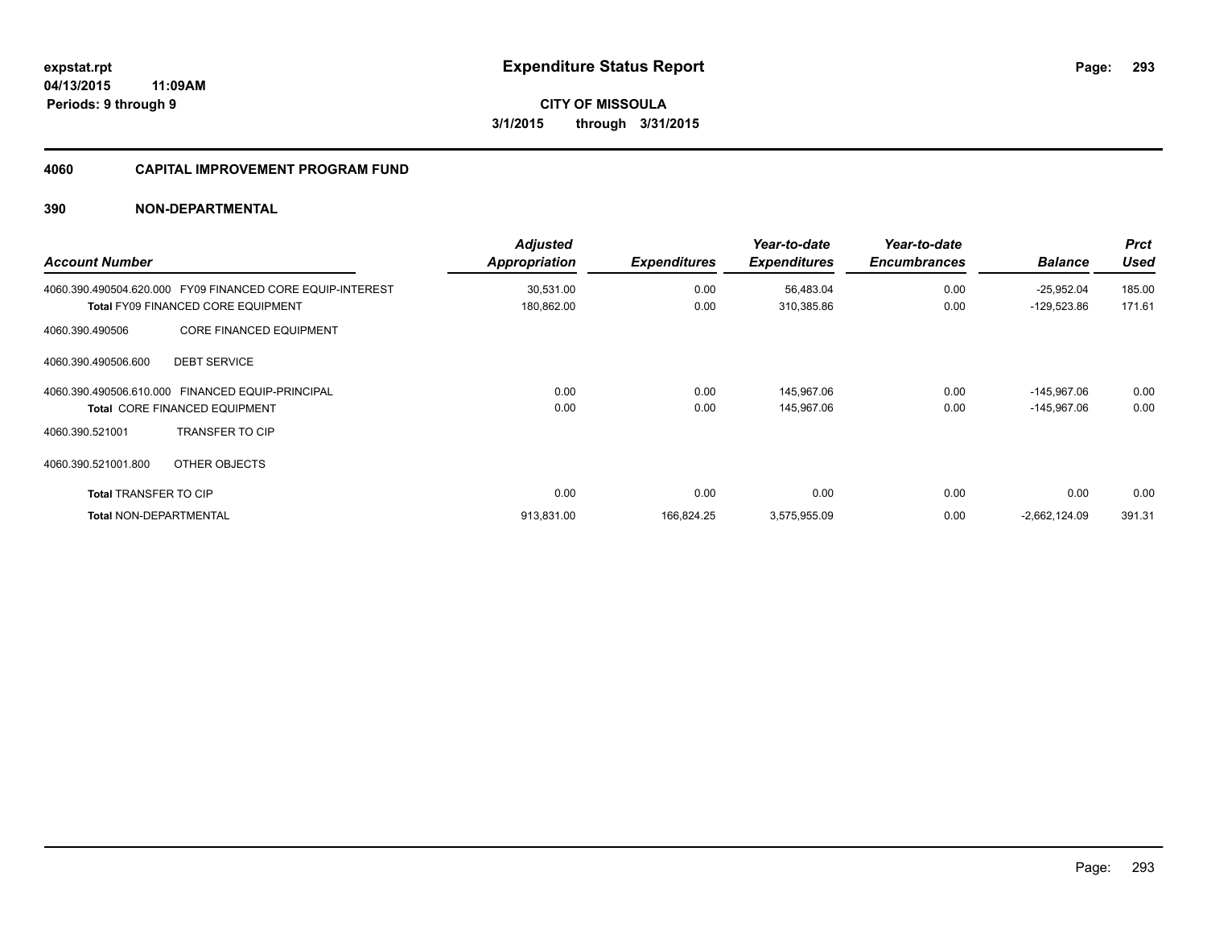**expstat.rpt**
**04/13/2015 11:09AM**
**Periods: 9 through 9**

# Expenditure Status Report

**CITY OF MISSOULA**
**3/1/2015 through 3/31/2015**

## 4060 CAPITAL IMPROVEMENT PROGRAM FUND

## 390 NON-DEPARTMENTAL

| Account Number | Adjusted Appropriation | Expenditures | Year-to-date Expenditures | Year-to-date Encumbrances | Balance | Prct Used |
|---|---|---|---|---|---|---|
| 4060.390.490504.620.000 FY09 FINANCED CORE EQUIP-INTEREST | 30,531.00 | 0.00 | 56,483.04 | 0.00 | -25,952.04 | 185.00 |
| **Total** FY09 FINANCED CORE EQUIPMENT | 180,862.00 | 0.00 | 310,385.86 | 0.00 | -129,523.86 | 171.61 |
| 4060.390.490506 CORE FINANCED EQUIPMENT | | | | | | |
| 4060.390.490506.600 DEBT SERVICE | | | | | | |
| 4060.390.490506.610.000 FINANCED EQUIP-PRINCIPAL | 0.00 | 0.00 | 145,967.06 | 0.00 | -145,967.06 | 0.00 |
| **Total** CORE FINANCED EQUIPMENT | 0.00 | 0.00 | 145,967.06 | 0.00 | -145,967.06 | 0.00 |
| 4060.390.521001 TRANSFER TO CIP | | | | | | |
| 4060.390.521001.800 OTHER OBJECTS | | | | | | |
| **Total** TRANSFER TO CIP | 0.00 | 0.00 | 0.00 | 0.00 | 0.00 | 0.00 |
| **Total** NON-DEPARTMENTAL | 913,831.00 | 166,824.25 | 3,575,955.09 | 0.00 | -2,662,124.09 | 391.31 |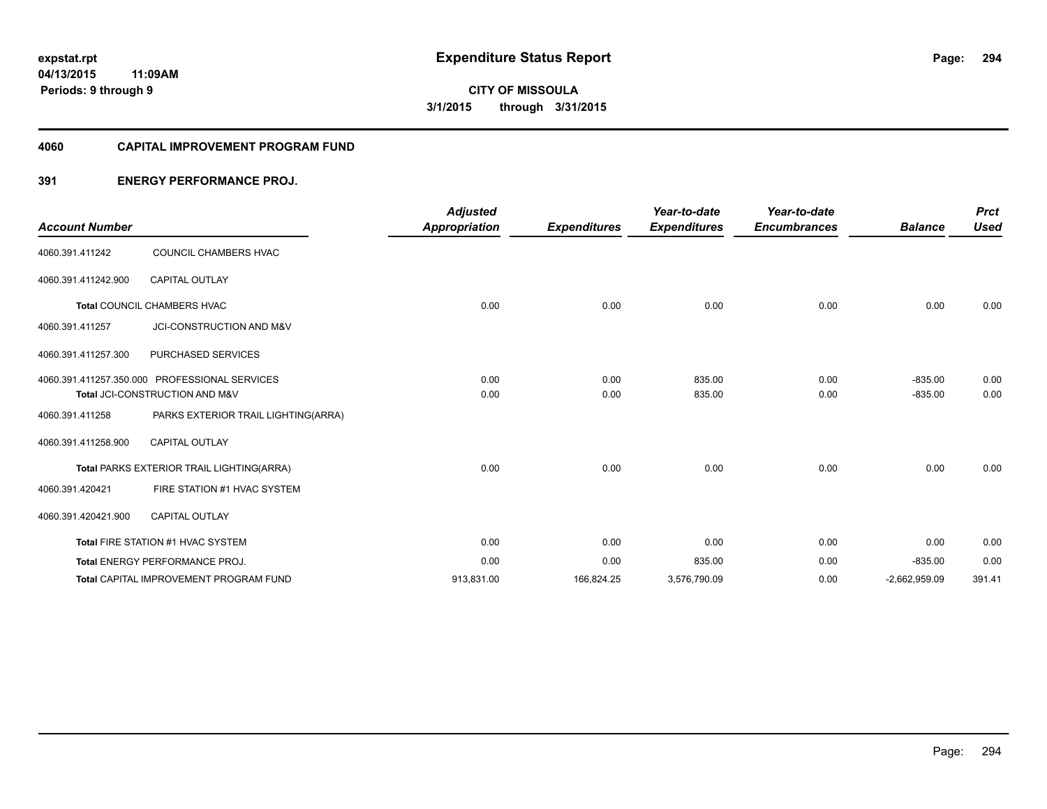**expstat.rpt**
**04/13/2015 11:09AM**
**Periods: 9 through 9**

# Expenditure Status Report

**CITY OF MISSOULA**
**3/1/2015 through 3/31/2015**

## 4060 CAPITAL IMPROVEMENT PROGRAM FUND

### 391 ENERGY PERFORMANCE PROJ.

| Account Number | | Adjusted Appropriation | Expenditures | Year-to-date Expenditures | Year-to-date Encumbrances | Balance | Prct Used |
|---|---|---|---|---|---|---|---|
| 4060.391.411242 | COUNCIL CHAMBERS HVAC | | | | | | |
| 4060.391.411242.900 | CAPITAL OUTLAY | | | | | | |
| **Total** COUNCIL CHAMBERS HVAC | | 0.00 | 0.00 | 0.00 | 0.00 | 0.00 | 0.00 |
| 4060.391.411257 | JCI-CONSTRUCTION AND M&V | | | | | | |
| 4060.391.411257.300 | PURCHASED SERVICES | | | | | | |
| 4060.391.411257.350.000 | PROFESSIONAL SERVICES | 0.00 | 0.00 | 835.00 | 0.00 | -835.00 | 0.00 |
| **Total** JCI-CONSTRUCTION AND M&V | | 0.00 | 0.00 | 835.00 | 0.00 | -835.00 | 0.00 |
| 4060.391.411258 | PARKS EXTERIOR TRAIL LIGHTING(ARRA) | | | | | | |
| 4060.391.411258.900 | CAPITAL OUTLAY | | | | | | |
| **Total** PARKS EXTERIOR TRAIL LIGHTING(ARRA) | | 0.00 | 0.00 | 0.00 | 0.00 | 0.00 | 0.00 |
| 4060.391.420421 | FIRE STATION #1 HVAC SYSTEM | | | | | | |
| 4060.391.420421.900 | CAPITAL OUTLAY | | | | | | |
| **Total** FIRE STATION #1 HVAC SYSTEM | | 0.00 | 0.00 | 0.00 | 0.00 | 0.00 | 0.00 |
| **Total** ENERGY PERFORMANCE PROJ. | | 0.00 | 0.00 | 835.00 | 0.00 | -835.00 | 0.00 |
| **Total** CAPITAL IMPROVEMENT PROGRAM FUND | | 913,831.00 | 166,824.25 | 3,576,790.09 | 0.00 | -2,662,959.09 | 391.41 |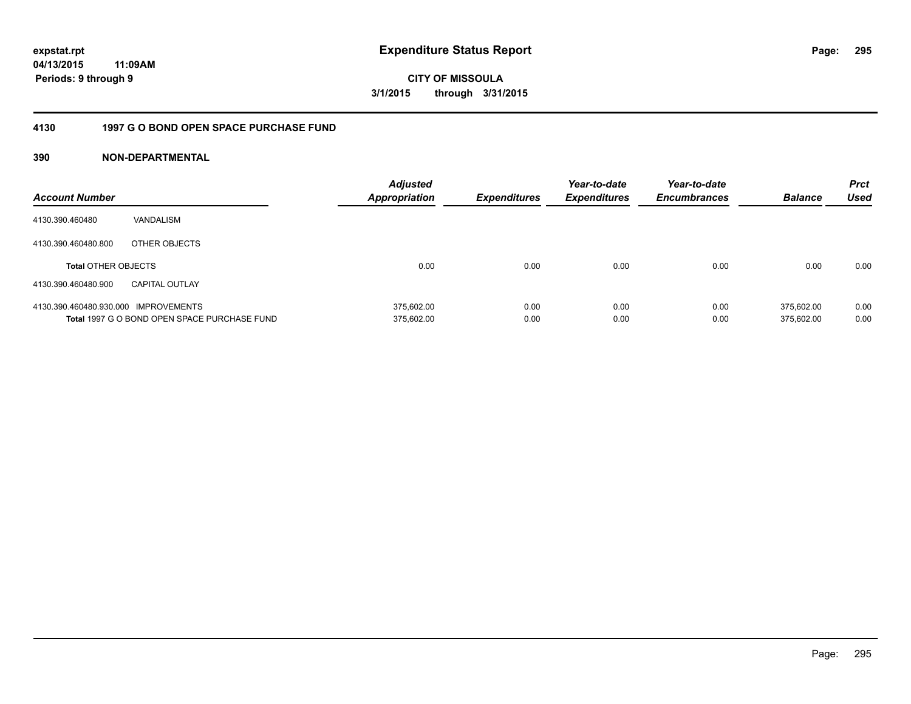**expstat.rpt**
**04/13/2015 11:09AM**
**Periods: 9 through 9**

# Expenditure Status Report

**CITY OF MISSOULA**
**3/1/2015 through 3/31/2015**

## 4130 1997 G O BOND OPEN SPACE PURCHASE FUND

### 390 NON-DEPARTMENTAL

| Account Number | | Adjusted Appropriation | Expenditures | Year-to-date Expenditures | Year-to-date Encumbrances | Balance | Prct Used |
|---|---|---|---|---|---|---|---|
| 4130.390.460480 | VANDALISM | | | | | | |
| 4130.390.460480.800 | OTHER OBJECTS | | | | | | |
| **Total** OTHER OBJECTS | | 0.00 | 0.00 | 0.00 | 0.00 | 0.00 | 0.00 |
| 4130.390.460480.900 | CAPITAL OUTLAY | | | | | | |
| 4130.390.460480.930.000 | IMPROVEMENTS | 375,602.00 | 0.00 | 0.00 | 0.00 | 375,602.00 | 0.00 |
| **Total** 1997 G O BOND OPEN SPACE PURCHASE FUND | | 375,602.00 | 0.00 | 0.00 | 0.00 | 375,602.00 | 0.00 |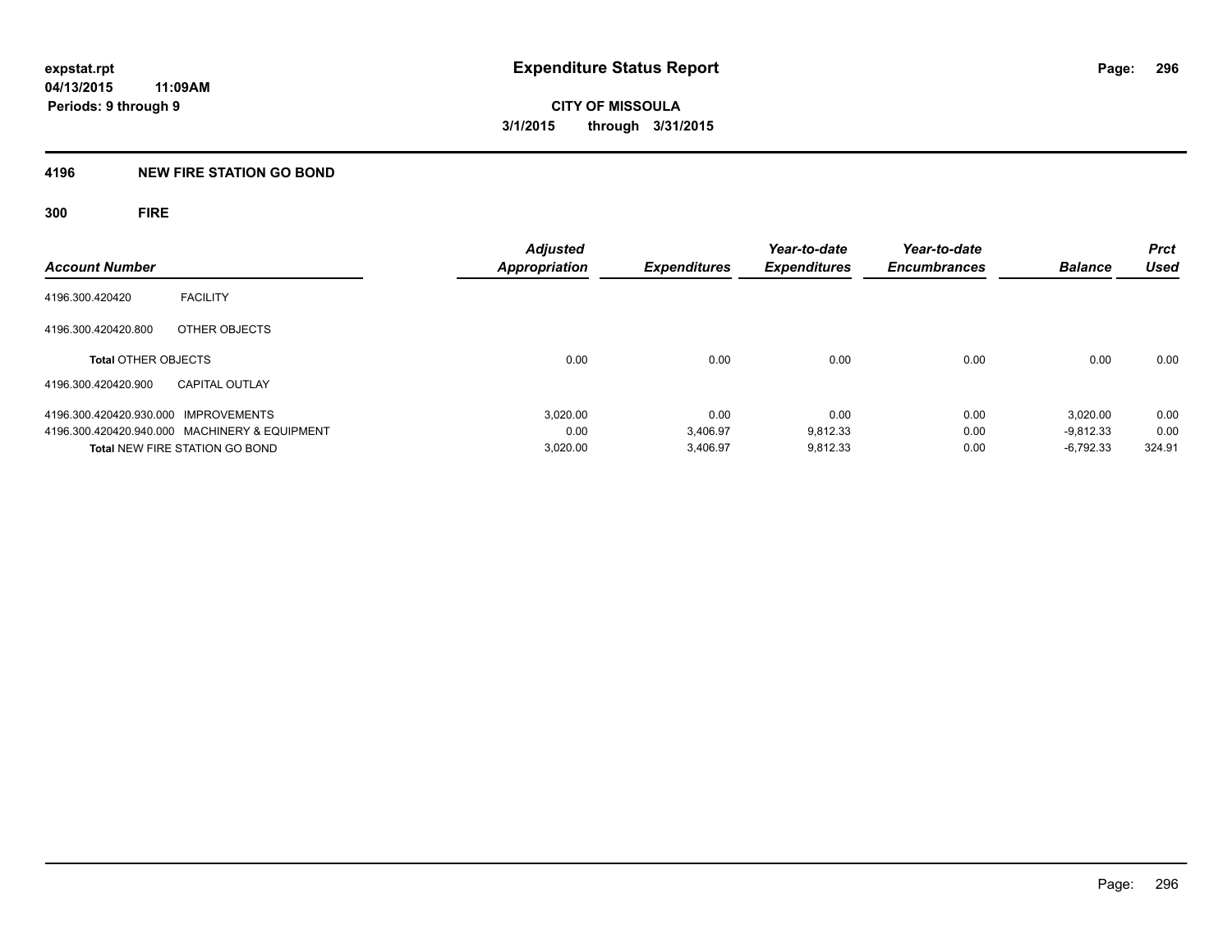**expstat.rpt**
**04/13/2015 11:09AM**
**Periods: 9 through 9**

# Expenditure Status Report

**CITY OF MISSOULA**
**3/1/2015 through 3/31/2015**

## 4196 NEW FIRE STATION GO BOND

### 300 FIRE

| Account Number | | Adjusted Appropriation | Expenditures | Year-to-date Expenditures | Year-to-date Encumbrances | Balance | Prct Used |
|---|---|---|---|---|---|---|---|
| 4196.300.420420 | FACILITY | | | | | | |
| 4196.300.420420.800 | OTHER OBJECTS | | | | | | |
| **Total** OTHER OBJECTS | | 0.00 | 0.00 | 0.00 | 0.00 | 0.00 | 0.00 |
| 4196.300.420420.900 | CAPITAL OUTLAY | | | | | | |
| 4196.300.420420.930.000 | IMPROVEMENTS | 3,020.00 | 0.00 | 0.00 | 0.00 | 3,020.00 | 0.00 |
| 4196.300.420420.940.000 | MACHINERY & EQUIPMENT | 0.00 | 3,406.97 | 9,812.33 | 0.00 | -9,812.33 | 0.00 |
| **Total** NEW FIRE STATION GO BOND | | 3,020.00 | 3,406.97 | 9,812.33 | 0.00 | -6,792.33 | 324.91 |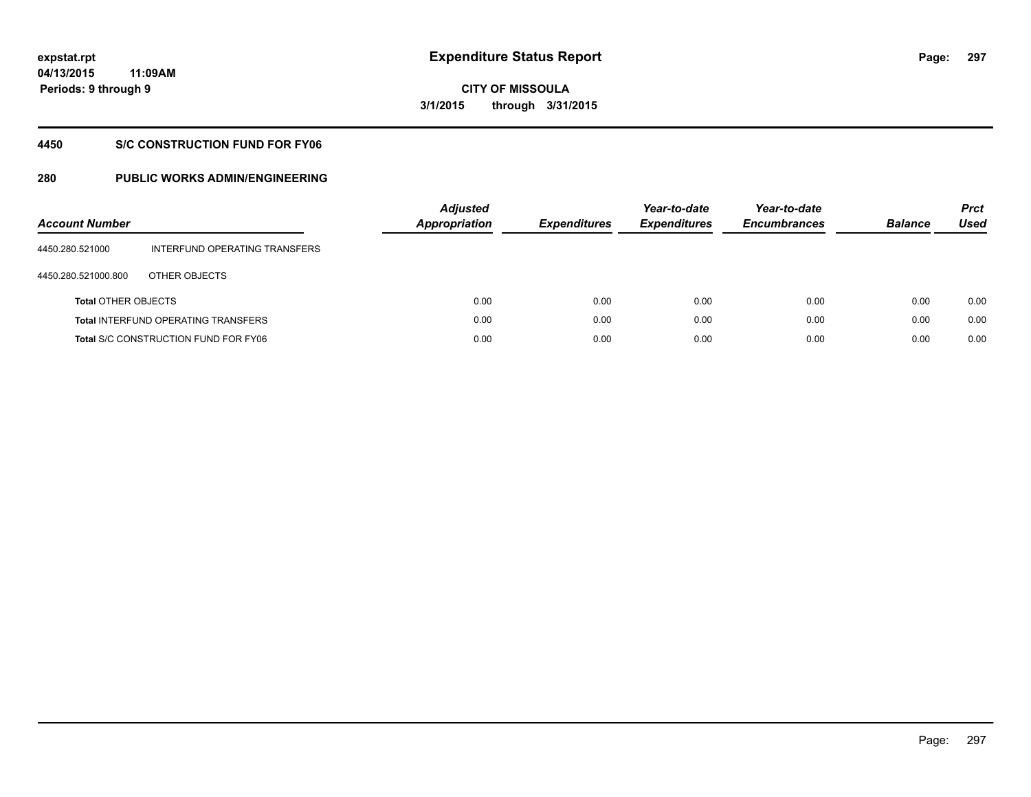**expstat.rpt**
**04/13/2015 11:09AM**
**Periods: 9 through 9**

# Expenditure Status Report

**CITY OF MISSOULA**
**3/1/2015 through 3/31/2015**

## 4450 S/C CONSTRUCTION FUND FOR FY06

## 280 PUBLIC WORKS ADMIN/ENGINEERING

| Account Number | | Adjusted Appropriation | Expenditures | Year-to-date Expenditures | Year-to-date Encumbrances | Balance | Prct Used |
|---|---|---|---|---|---|---|---|
| 4450.280.521000 | INTERFUND OPERATING TRANSFERS | | | | | | |
| 4450.280.521000.800 | OTHER OBJECTS | | | | | | |
| **Total** OTHER OBJECTS | | 0.00 | 0.00 | 0.00 | 0.00 | 0.00 | 0.00 |
| **Total** INTERFUND OPERATING TRANSFERS | | 0.00 | 0.00 | 0.00 | 0.00 | 0.00 | 0.00 |
| **Total** S/C CONSTRUCTION FUND FOR FY06 | | 0.00 | 0.00 | 0.00 | 0.00 | 0.00 | 0.00 |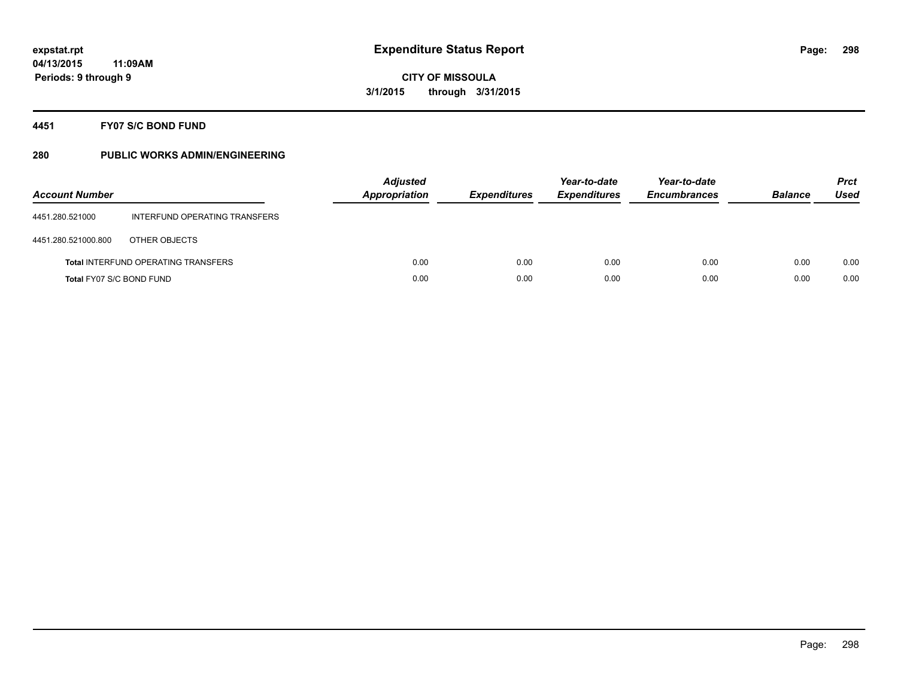**expstat.rpt**
**04/13/2015 11:09AM**
**Periods: 9 through 9**

# Expenditure Status Report

**CITY OF MISSOULA**
**3/1/2015 through 3/31/2015**

## 4451 FY07 S/C BOND FUND

## 280 PUBLIC WORKS ADMIN/ENGINEERING

| Account Number | | Adjusted Appropriation | Expenditures | Year-to-date Expenditures | Year-to-date Encumbrances | Balance | Prct Used |
|---|---|---|---|---|---|---|---|
| 4451.280.521000 | INTERFUND OPERATING TRANSFERS | | | | | | |
| 4451.280.521000.800 | OTHER OBJECTS | | | | | | |
| **Total** INTERFUND OPERATING TRANSFERS | | 0.00 | 0.00 | 0.00 | 0.00 | 0.00 | 0.00 |
| **Total** FY07 S/C BOND FUND | | 0.00 | 0.00 | 0.00 | 0.00 | 0.00 | 0.00 |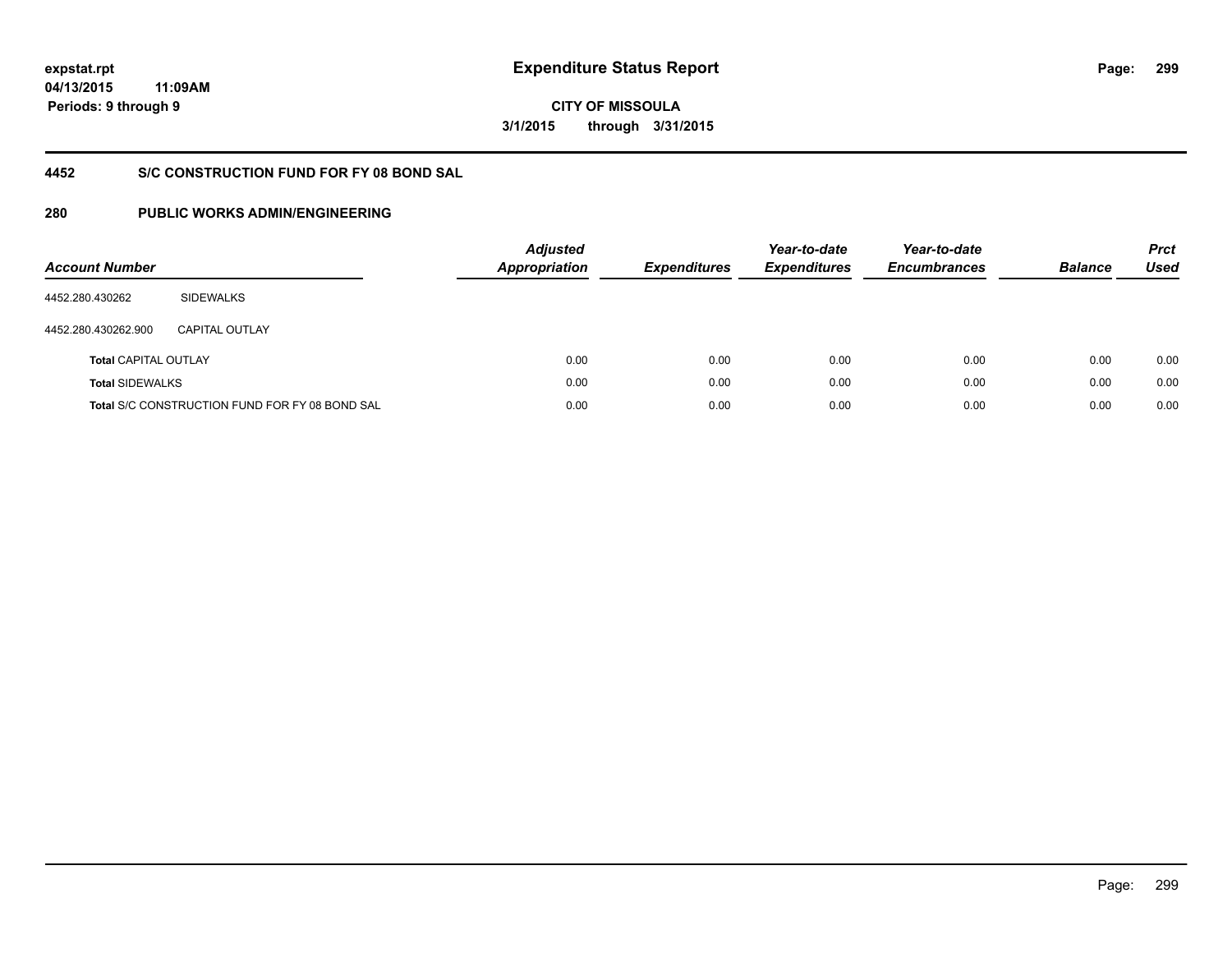# Expenditure Status Report

**CITY OF MISSOULA**

**3/1/2015 through 3/31/2015**

expstat.rpt
04/13/2015 11:09AM
Periods: 9 through 9

## 4452 S/C CONSTRUCTION FUND FOR FY 08 BOND SAL

## 280 PUBLIC WORKS ADMIN/ENGINEERING

| Account Number | | Adjusted Appropriation | Expenditures | Year-to-date Expenditures | Year-to-date Encumbrances | Balance | Prct Used |
|---|---|---|---|---|---|---|---|
| 4452.280.430262 | SIDEWALKS | | | | | | |
| 4452.280.430262.900 | CAPITAL OUTLAY | | | | | | |
| **Total** CAPITAL OUTLAY | | 0.00 | 0.00 | 0.00 | 0.00 | 0.00 | 0.00 |
| **Total** SIDEWALKS | | 0.00 | 0.00 | 0.00 | 0.00 | 0.00 | 0.00 |
| **Total** S/C CONSTRUCTION FUND FOR FY 08 BOND SAL | | 0.00 | 0.00 | 0.00 | 0.00 | 0.00 | 0.00 |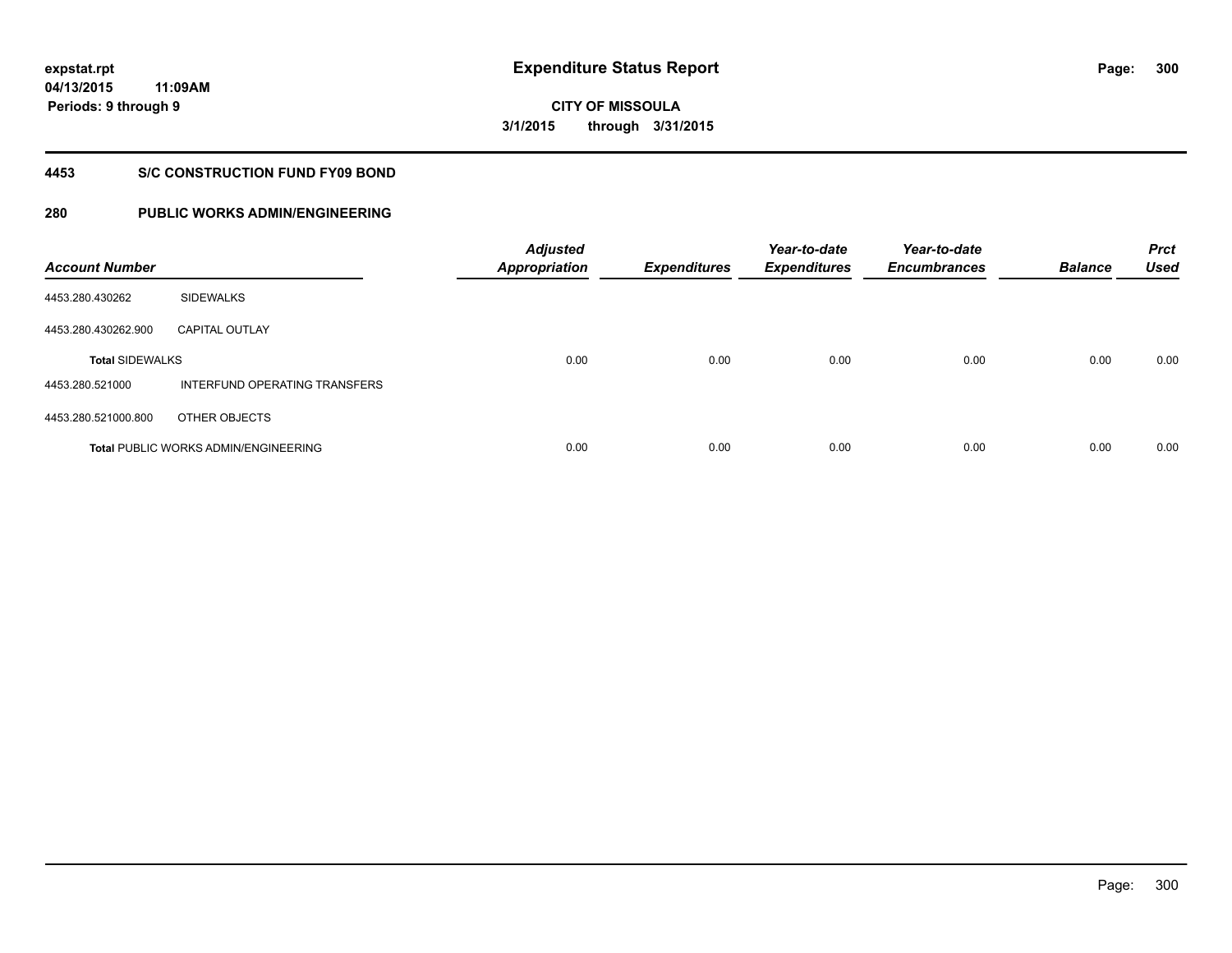**expstat.rpt**
**04/13/2015 11:09AM**
**Periods: 9 through 9**

# Expenditure Status Report

**CITY OF MISSOULA**
**3/1/2015 through 3/31/2015**

## 4453 S/C CONSTRUCTION FUND FY09 BOND

## 280 PUBLIC WORKS ADMIN/ENGINEERING

| Account Number | | Adjusted Appropriation | Expenditures | Year-to-date Expenditures | Year-to-date Encumbrances | Balance | Prct Used |
|---|---|---|---|---|---|---|---|
| 4453.280.430262 | SIDEWALKS | | | | | | |
| 4453.280.430262.900 | CAPITAL OUTLAY | | | | | | |
| **Total** SIDEWALKS | | 0.00 | 0.00 | 0.00 | 0.00 | 0.00 | 0.00 |
| 4453.280.521000 | INTERFUND OPERATING TRANSFERS | | | | | | |
| 4453.280.521000.800 | OTHER OBJECTS | | | | | | |
| **Total** PUBLIC WORKS ADMIN/ENGINEERING | | 0.00 | 0.00 | 0.00 | 0.00 | 0.00 | 0.00 |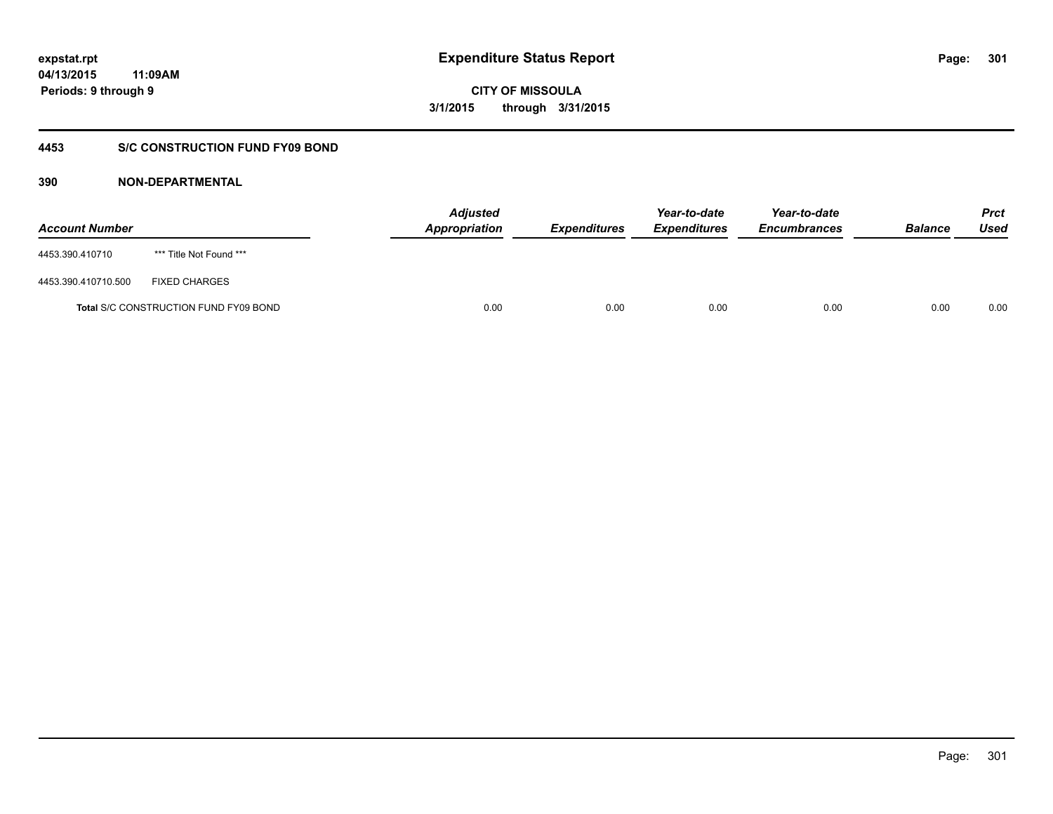**expstat.rpt**
**04/13/2015 11:09AM**
**Periods: 9 through 9**

# Expenditure Status Report

**CITY OF MISSOULA**
**3/1/2015 through 3/31/2015**

## 4453 S/C CONSTRUCTION FUND FY09 BOND

### 390 NON-DEPARTMENTAL

| Account Number | | Adjusted Appropriation | Expenditures | Year-to-date Expenditures | Year-to-date Encumbrances | Balance | Prct Used |
|---|---|---|---|---|---|---|---|
| 4453.390.410710 | *** Title Not Found *** | | | | | | |
| 4453.390.410710.500 | FIXED CHARGES | | | | | | |
| **Total** S/C CONSTRUCTION FUND FY09 BOND | | 0.00 | 0.00 | 0.00 | 0.00 | 0.00 | 0.00 |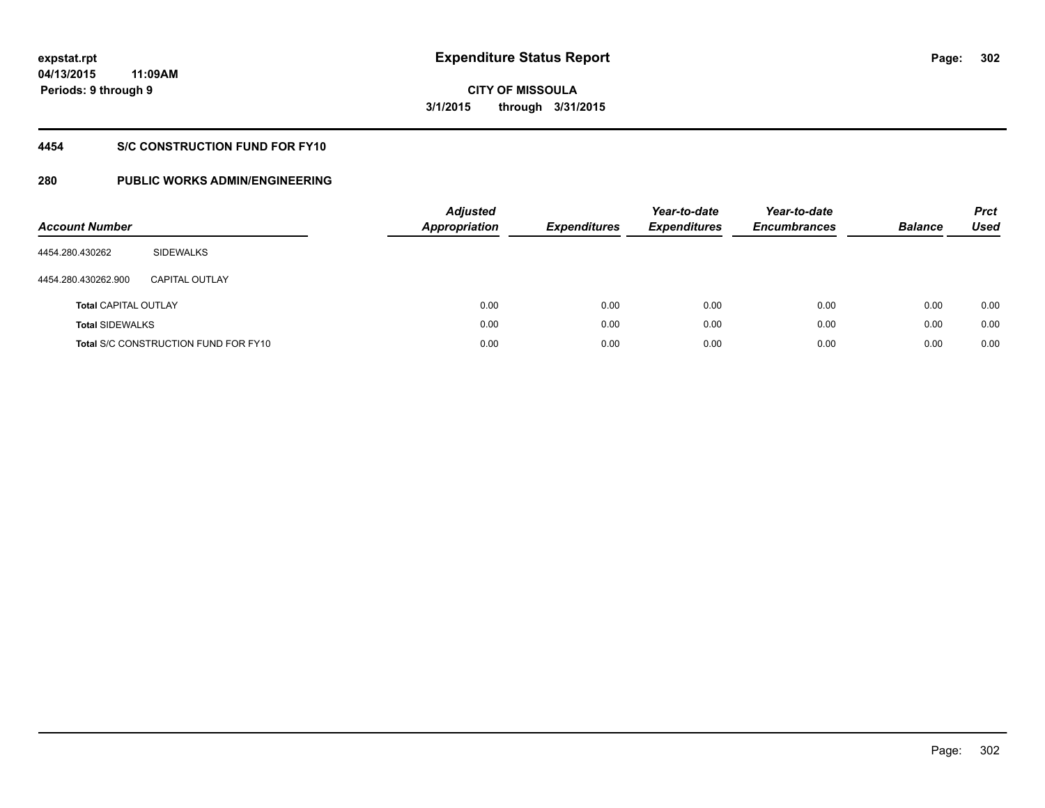# Expenditure Status Report

**CITY OF MISSOULA**

**3/1/2015 through 3/31/2015**

expstat.rpt
04/13/2015 11:09AM
Periods: 9 through 9

## 4454 S/C CONSTRUCTION FUND FOR FY10

## 280 PUBLIC WORKS ADMIN/ENGINEERING

| Account Number | | Adjusted Appropriation | Expenditures | Year-to-date Expenditures | Year-to-date Encumbrances | Balance | Prct Used |
|---|---|---|---|---|---|---|---|
| 4454.280.430262 | SIDEWALKS | | | | | | |
| 4454.280.430262.900 | CAPITAL OUTLAY | | | | | | |
| **Total** CAPITAL OUTLAY | | 0.00 | 0.00 | 0.00 | 0.00 | 0.00 | 0.00 |
| **Total** SIDEWALKS | | 0.00 | 0.00 | 0.00 | 0.00 | 0.00 | 0.00 |
| **Total** S/C CONSTRUCTION FUND FOR FY10 | | 0.00 | 0.00 | 0.00 | 0.00 | 0.00 | 0.00 |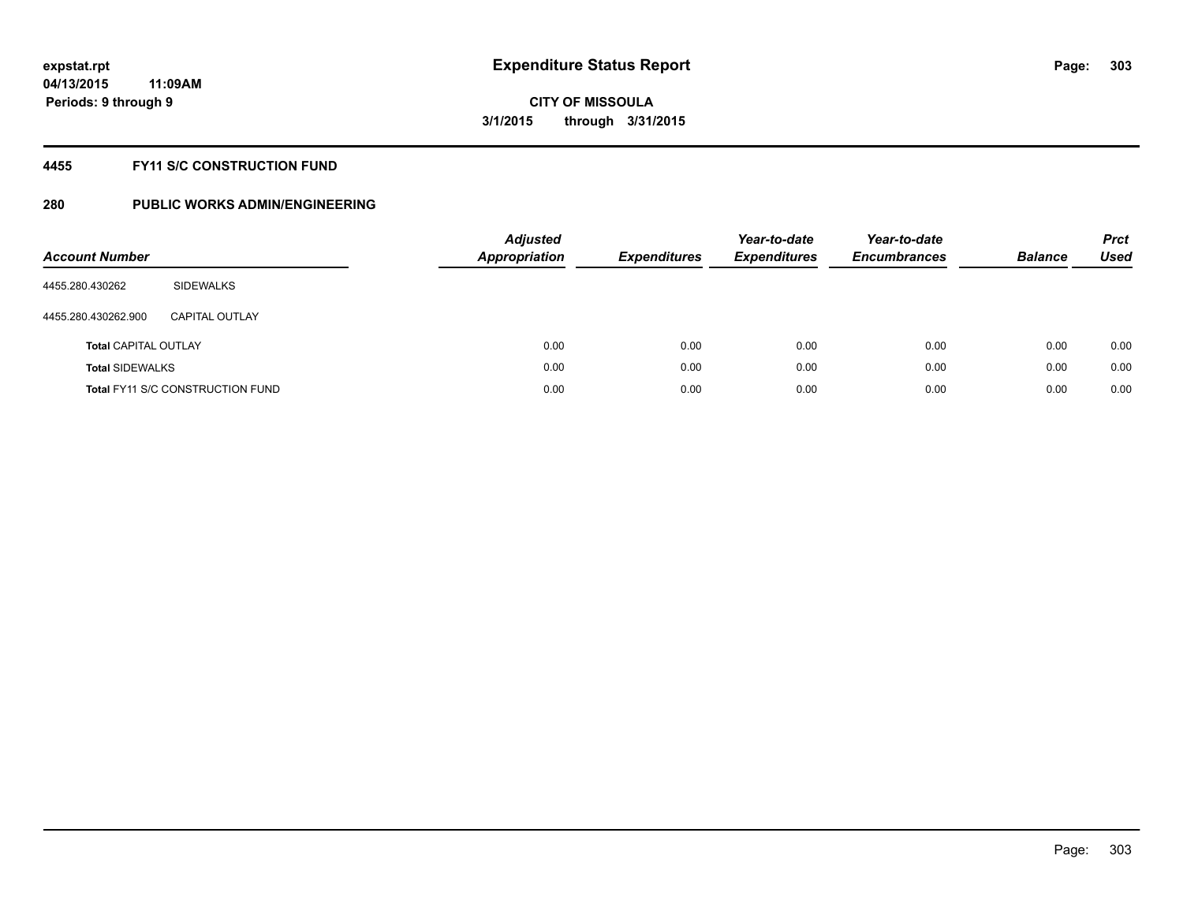# Expenditure Status Report

expstat.rpt
04/13/2015 11:09AM
Periods: 9 through 9

**CITY OF MISSOULA**
**3/1/2015 through 3/31/2015**

## 4455 FY11 S/C CONSTRUCTION FUND

## 280 PUBLIC WORKS ADMIN/ENGINEERING

| Account Number | | Adjusted Appropriation | Expenditures | Year-to-date Expenditures | Year-to-date Encumbrances | Balance | Prct Used |
|---|---|---|---|---|---|---|---|
| 4455.280.430262 | SIDEWALKS | | | | | | |
| 4455.280.430262.900 | CAPITAL OUTLAY | | | | | | |
| **Total** CAPITAL OUTLAY | | 0.00 | 0.00 | 0.00 | 0.00 | 0.00 | 0.00 |
| **Total** SIDEWALKS | | 0.00 | 0.00 | 0.00 | 0.00 | 0.00 | 0.00 |
| **Total** FY11 S/C CONSTRUCTION FUND | | 0.00 | 0.00 | 0.00 | 0.00 | 0.00 | 0.00 |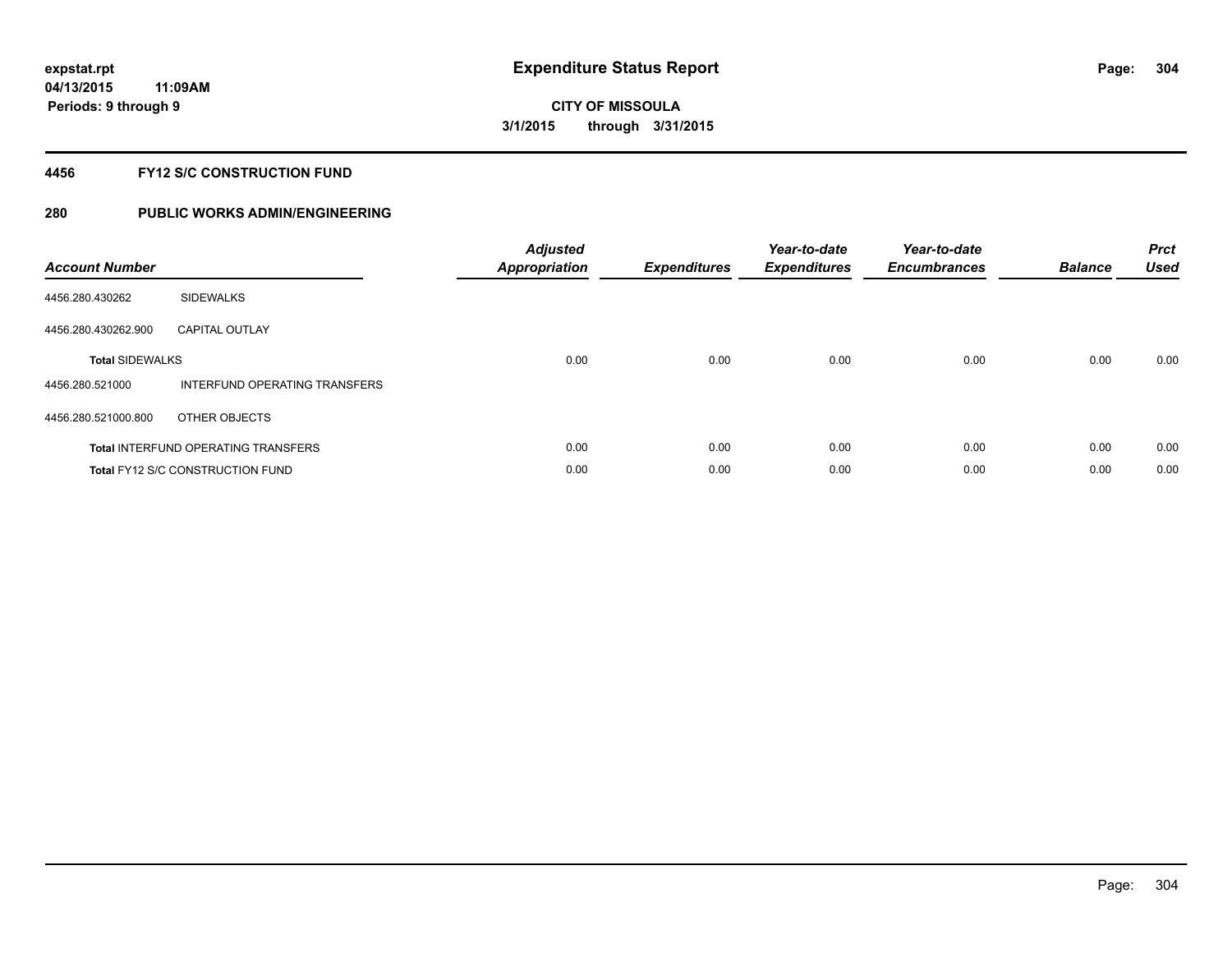expstat.rpt
04/13/2015 11:09AM
Periods: 9 through 9

# Expenditure Status Report

**CITY OF MISSOULA**
**3/1/2015 through 3/31/2015**

## 4456 FY12 S/C CONSTRUCTION FUND

## 280 PUBLIC WORKS ADMIN/ENGINEERING

| Account Number | | Adjusted Appropriation | Expenditures | Year-to-date Expenditures | Year-to-date Encumbrances | Balance | Prct Used |
|---|---|---|---|---|---|---|---|
| 4456.280.430262 | SIDEWALKS | | | | | | |
| 4456.280.430262.900 | CAPITAL OUTLAY | | | | | | |
| **Total** SIDEWALKS | | 0.00 | 0.00 | 0.00 | 0.00 | 0.00 | 0.00 |
| 4456.280.521000 | INTERFUND OPERATING TRANSFERS | | | | | | |
| 4456.280.521000.800 | OTHER OBJECTS | | | | | | |
| **Total** INTERFUND OPERATING TRANSFERS | | 0.00 | 0.00 | 0.00 | 0.00 | 0.00 | 0.00 |
| **Total** FY12 S/C CONSTRUCTION FUND | | 0.00 | 0.00 | 0.00 | 0.00 | 0.00 | 0.00 |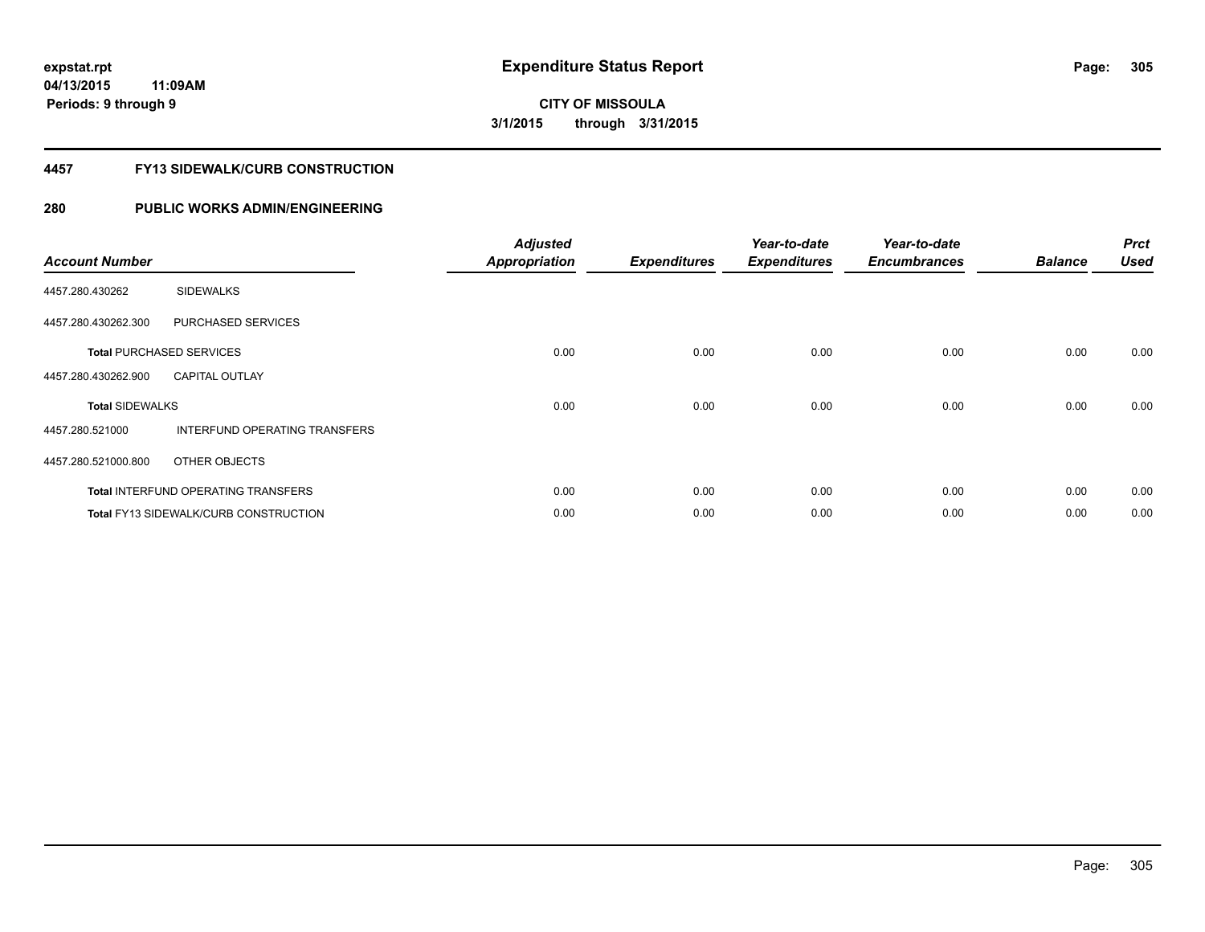**expstat.rpt**
**04/13/2015 11:09AM**
**Periods: 9 through 9**

# Expenditure Status Report

**CITY OF MISSOULA**
**3/1/2015 through 3/31/2015**

## 4457 FY13 SIDEWALK/CURB CONSTRUCTION

## 280 PUBLIC WORKS ADMIN/ENGINEERING

| Account Number | | *Adjusted Appropriation* | *Expenditures* | *Year-to-date Expenditures* | *Year-to-date Encumbrances* | *Balance* | *Prct Used* |
|---|---|---|---|---|---|---|---|
| 4457.280.430262 | SIDEWALKS | | | | | | |
| 4457.280.430262.300 | PURCHASED SERVICES | | | | | | |
| **Total** PURCHASED SERVICES | | 0.00 | 0.00 | 0.00 | 0.00 | 0.00 | 0.00 |
| 4457.280.430262.900 | CAPITAL OUTLAY | | | | | | |
| **Total** SIDEWALKS | | 0.00 | 0.00 | 0.00 | 0.00 | 0.00 | 0.00 |
| 4457.280.521000 | INTERFUND OPERATING TRANSFERS | | | | | | |
| 4457.280.521000.800 | OTHER OBJECTS | | | | | | |
| **Total** INTERFUND OPERATING TRANSFERS | | 0.00 | 0.00 | 0.00 | 0.00 | 0.00 | 0.00 |
| **Total** FY13 SIDEWALK/CURB CONSTRUCTION | | 0.00 | 0.00 | 0.00 | 0.00 | 0.00 | 0.00 |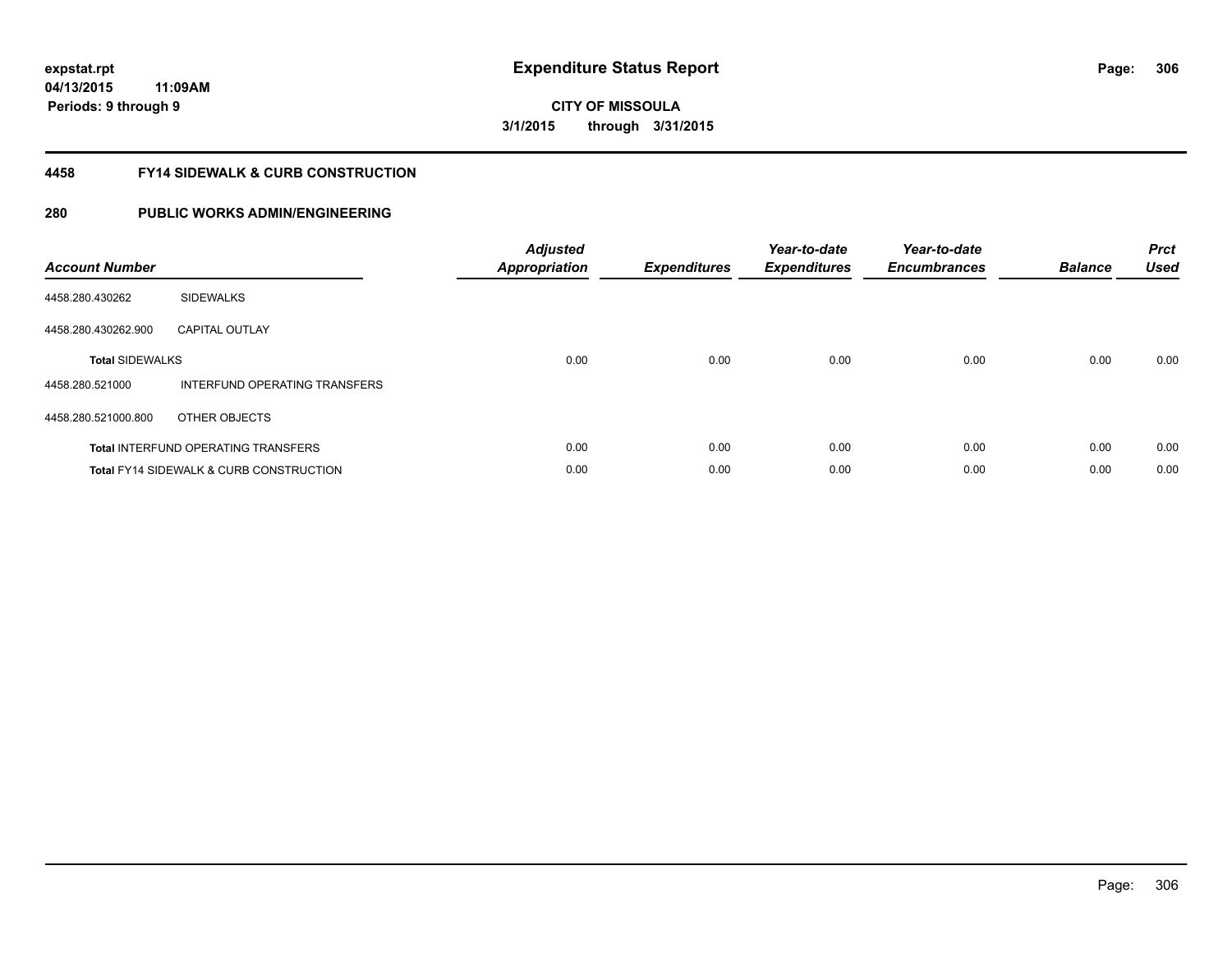# Expenditure Status Report

**CITY OF MISSOULA**

**3/1/2015 through 3/31/2015**

expstat.rpt
04/13/2015 11:09AM
Periods: 9 through 9

## 4458 FY14 SIDEWALK & CURB CONSTRUCTION

## 280 PUBLIC WORKS ADMIN/ENGINEERING

| Account Number | | Adjusted Appropriation | Expenditures | Year-to-date Expenditures | Year-to-date Encumbrances | Balance | Prct Used |
|---|---|---|---|---|---|---|---|
| 4458.280.430262 | SIDEWALKS | | | | | | |
| 4458.280.430262.900 | CAPITAL OUTLAY | | | | | | |
| **Total** SIDEWALKS | | 0.00 | 0.00 | 0.00 | 0.00 | 0.00 | 0.00 |
| 4458.280.521000 | INTERFUND OPERATING TRANSFERS | | | | | | |
| 4458.280.521000.800 | OTHER OBJECTS | | | | | | |
| **Total** INTERFUND OPERATING TRANSFERS | | 0.00 | 0.00 | 0.00 | 0.00 | 0.00 | 0.00 |
| **Total** FY14 SIDEWALK & CURB CONSTRUCTION | | 0.00 | 0.00 | 0.00 | 0.00 | 0.00 | 0.00 |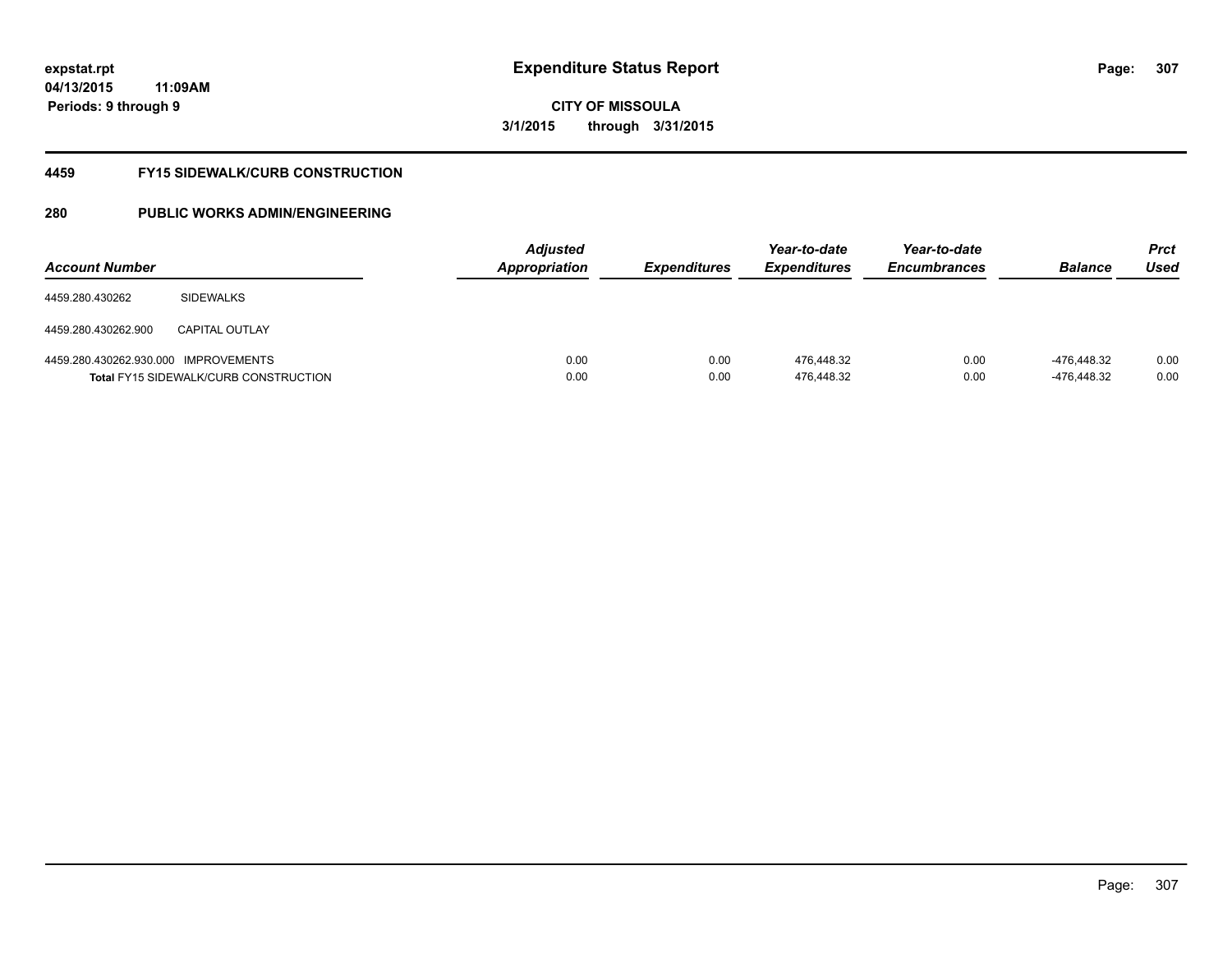expstat.rpt
04/13/2015 11:09AM
Periods: 9 through 9

# Expenditure Status Report

CITY OF MISSOULA
3/1/2015 through 3/31/2015

## 4459 FY15 SIDEWALK/CURB CONSTRUCTION

## 280 PUBLIC WORKS ADMIN/ENGINEERING

| Account Number | | Adjusted Appropriation | Expenditures | Year-to-date Expenditures | Year-to-date Encumbrances | Balance | Prct Used |
|---|---|---|---|---|---|---|---|
| 4459.280.430262 | SIDEWALKS | | | | | | |
| 4459.280.430262.900 | CAPITAL OUTLAY | | | | | | |
| 4459.280.430262.930.000 | IMPROVEMENTS | 0.00 | 0.00 | 476,448.32 | 0.00 | -476,448.32 | 0.00 |
| **Total** FY15 SIDEWALK/CURB CONSTRUCTION | | 0.00 | 0.00 | 476,448.32 | 0.00 | -476,448.32 | 0.00 |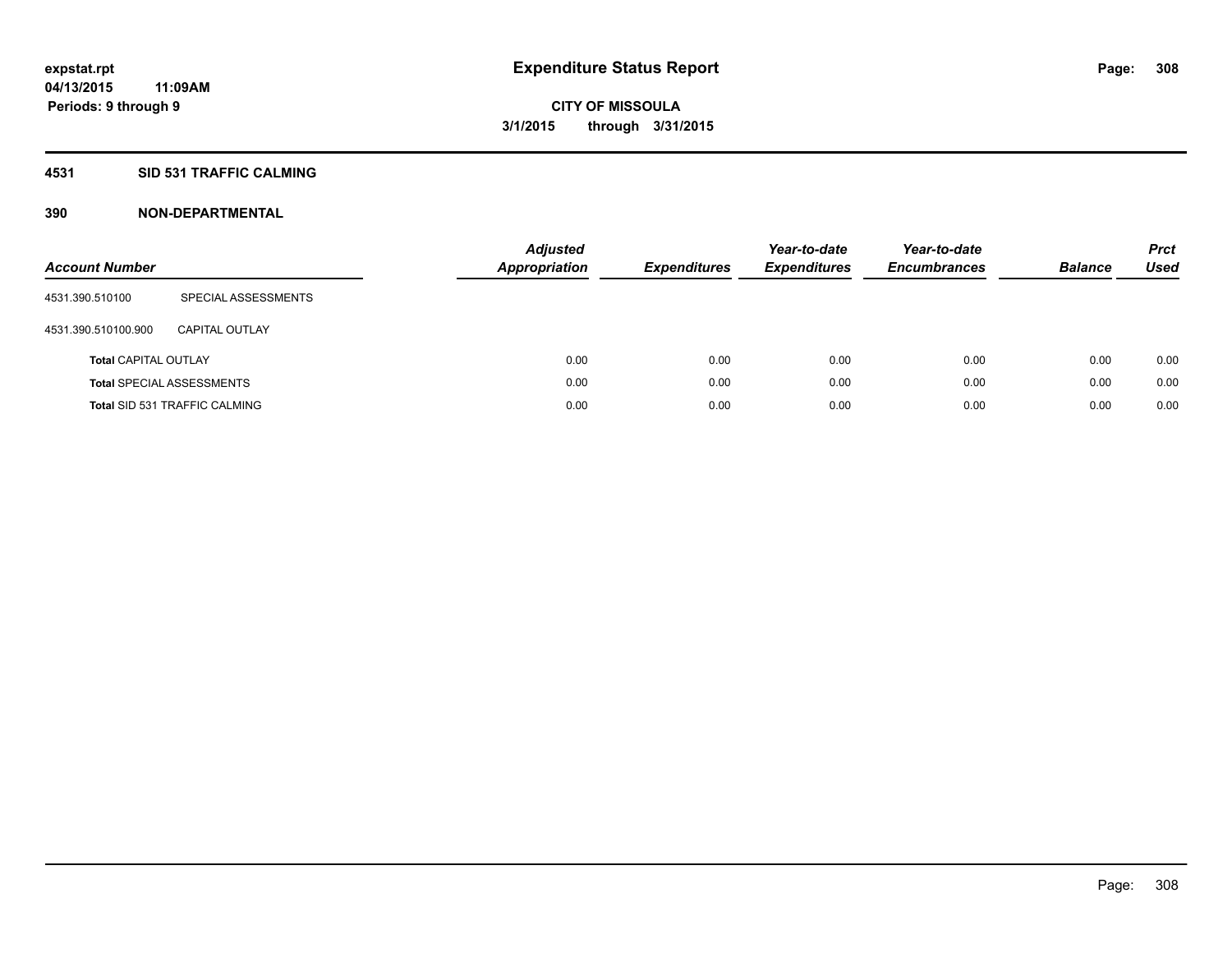**expstat.rpt**
**04/13/2015 11:09AM**
**Periods: 9 through 9**

# Expenditure Status Report

**CITY OF MISSOULA**
**3/1/2015 through 3/31/2015**

## 4531 SID 531 TRAFFIC CALMING

## 390 NON-DEPARTMENTAL

| Account Number | | Adjusted Appropriation | Expenditures | Year-to-date Expenditures | Year-to-date Encumbrances | Balance | Prct Used |
|---|---|---|---|---|---|---|---|
| 4531.390.510100 | SPECIAL ASSESSMENTS | | | | | | |
| 4531.390.510100.900 | CAPITAL OUTLAY | | | | | | |
| **Total** CAPITAL OUTLAY | | 0.00 | 0.00 | 0.00 | 0.00 | 0.00 | 0.00 |
| **Total** SPECIAL ASSESSMENTS | | 0.00 | 0.00 | 0.00 | 0.00 | 0.00 | 0.00 |
| **Total** SID 531 TRAFFIC CALMING | | 0.00 | 0.00 | 0.00 | 0.00 | 0.00 | 0.00 |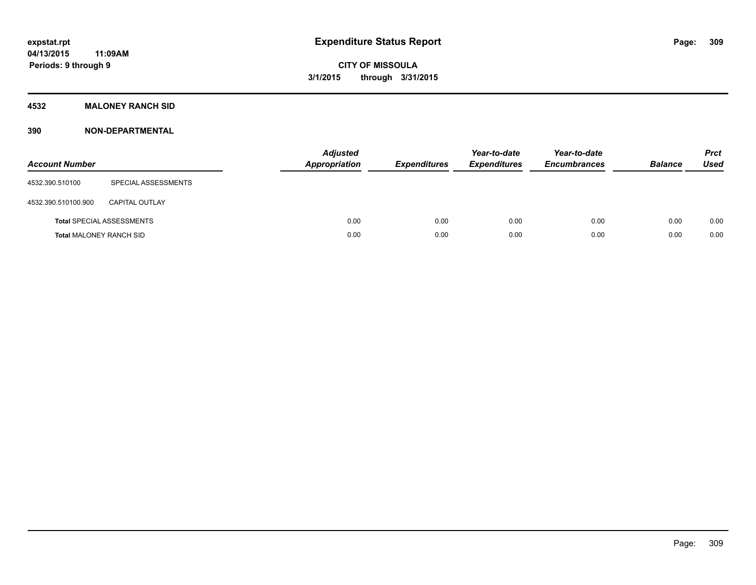**expstat.rpt**
**04/13/2015 11:09AM**
**Periods: 9 through 9**

# Expenditure Status Report

**CITY OF MISSOULA**
**3/1/2015 through 3/31/2015**

## 4532 MALONEY RANCH SID

## 390 NON-DEPARTMENTAL

| Account Number | | Adjusted Appropriation | Expenditures | Year-to-date Expenditures | Year-to-date Encumbrances | Balance | Prct Used |
|---|---|---|---|---|---|---|---|
| 4532.390.510100 | SPECIAL ASSESSMENTS | | | | | | |
| 4532.390.510100.900 | CAPITAL OUTLAY | | | | | | |
| **Total** SPECIAL ASSESSMENTS | | 0.00 | 0.00 | 0.00 | 0.00 | 0.00 | 0.00 |
| **Total** MALONEY RANCH SID | | 0.00 | 0.00 | 0.00 | 0.00 | 0.00 | 0.00 |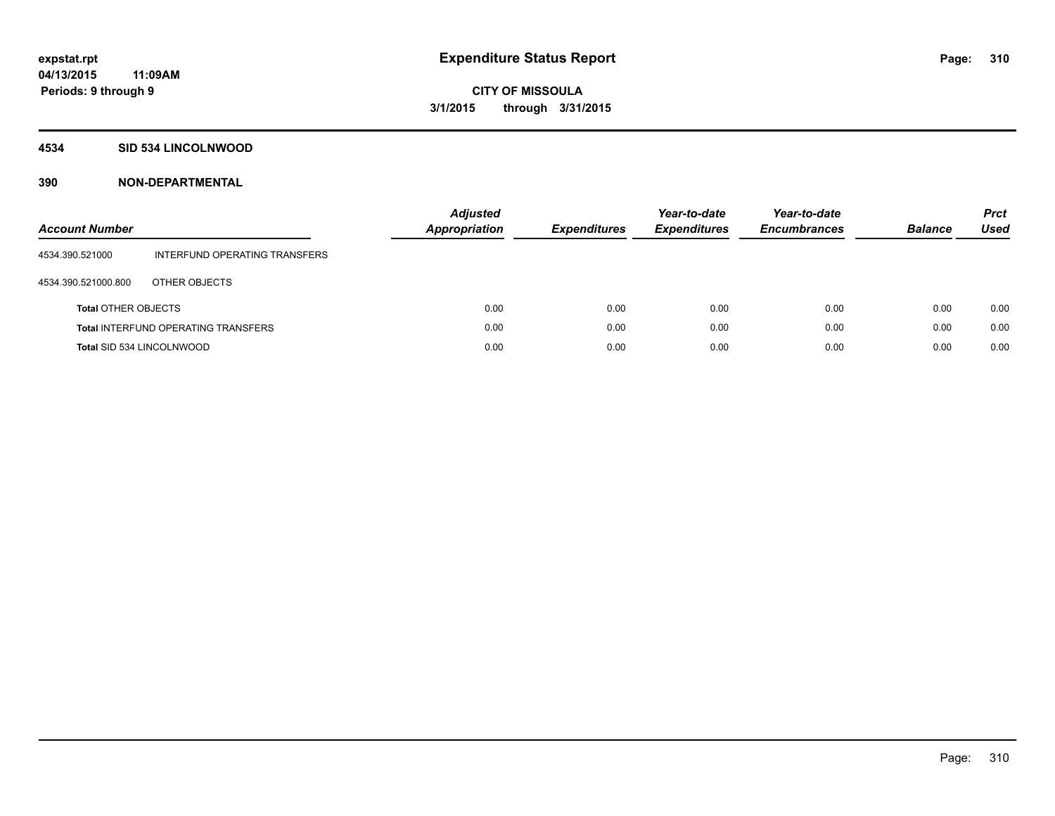# Expenditure Status Report

**CITY OF MISSOULA**

**3/1/2015 through 3/31/2015**

expstat.rpt
04/13/2015 11:09AM
Periods: 9 through 9

## 4534 SID 534 LINCOLNWOOD

## 390 NON-DEPARTMENTAL

| Account Number | | Adjusted Appropriation | Expenditures | Year-to-date Expenditures | Year-to-date Encumbrances | Balance | Prct Used |
|---|---|---|---|---|---|---|---|
| 4534.390.521000 | INTERFUND OPERATING TRANSFERS | | | | | | |
| 4534.390.521000.800 | OTHER OBJECTS | | | | | | |
| **Total** OTHER OBJECTS | | 0.00 | 0.00 | 0.00 | 0.00 | 0.00 | 0.00 |
| **Total** INTERFUND OPERATING TRANSFERS | | 0.00 | 0.00 | 0.00 | 0.00 | 0.00 | 0.00 |
| **Total** SID 534 LINCOLNWOOD | | 0.00 | 0.00 | 0.00 | 0.00 | 0.00 | 0.00 |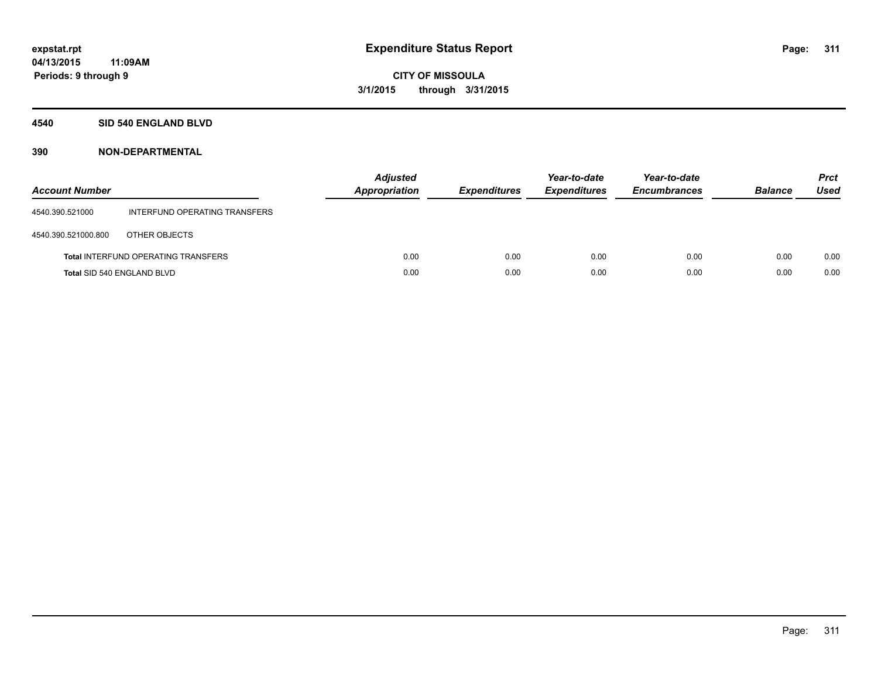# Expenditure Status Report

**CITY OF MISSOULA**

**3/1/2015 through 3/31/2015**

**expstat.rpt**
**04/13/2015 11:09AM**
**Periods: 9 through 9**

## 4540 SID 540 ENGLAND BLVD

### 390 NON-DEPARTMENTAL

| Account Number | | *Adjusted Appropriation* | *Expenditures* | *Year-to-date Expenditures* | *Year-to-date Encumbrances* | *Balance* | *Prct Used* |
|---|---|---|---|---|---|---|---|
| 4540.390.521000 | INTERFUND OPERATING TRANSFERS | | | | | | |
| 4540.390.521000.800 | OTHER OBJECTS | | | | | | |
| **Total** INTERFUND OPERATING TRANSFERS | | 0.00 | 0.00 | 0.00 | 0.00 | 0.00 | 0.00 |
| **Total** SID 540 ENGLAND BLVD | | 0.00 | 0.00 | 0.00 | 0.00 | 0.00 | 0.00 |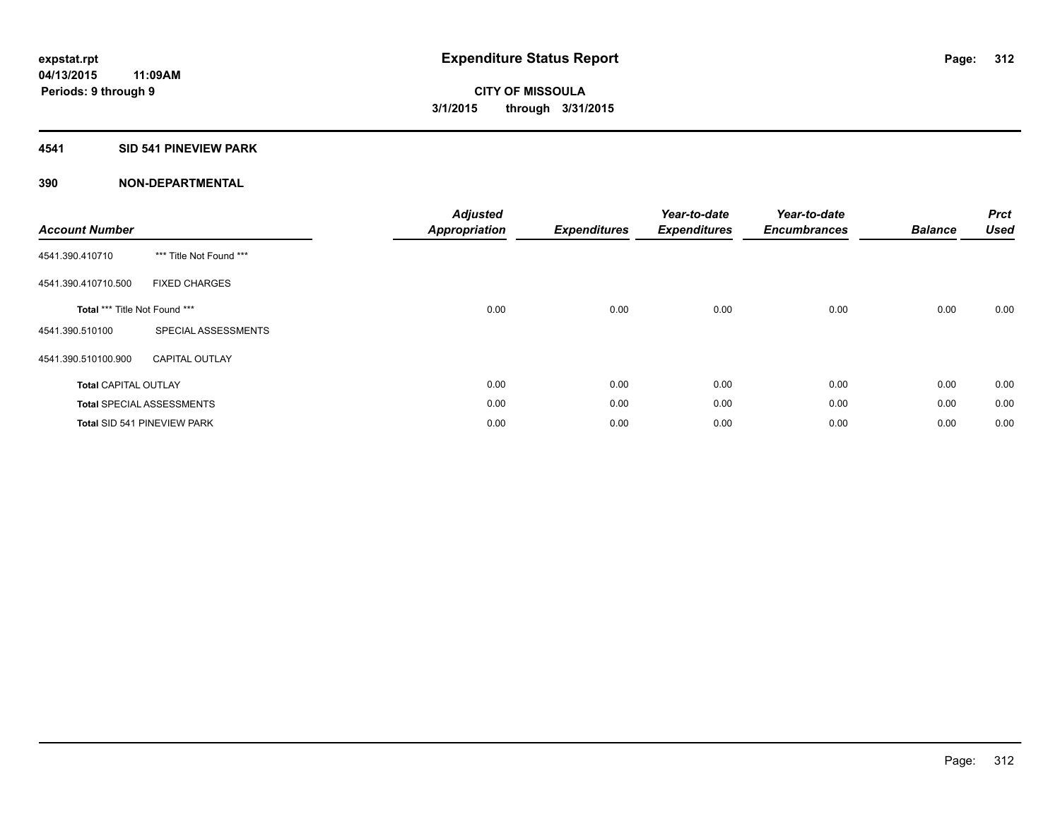# Expenditure Status Report

expstat.rpt
04/13/2015 11:09AM
Periods: 9 through 9

CITY OF MISSOULA
3/1/2015 through 3/31/2015

## 4541 SID 541 PINEVIEW PARK

### 390 NON-DEPARTMENTAL

| Account Number | | Adjusted Appropriation | Expenditures | Year-to-date Expenditures | Year-to-date Encumbrances | Balance | Prct Used |
|---|---|---|---|---|---|---|---|
| 4541.390.410710 | *** Title Not Found *** | | | | | | |
| 4541.390.410710.500 | FIXED CHARGES | | | | | | |
| **Total** *** Title Not Found *** | | 0.00 | 0.00 | 0.00 | 0.00 | 0.00 | 0.00 |
| 4541.390.510100 | SPECIAL ASSESSMENTS | | | | | | |
| 4541.390.510100.900 | CAPITAL OUTLAY | | | | | | |
| **Total** CAPITAL OUTLAY | | 0.00 | 0.00 | 0.00 | 0.00 | 0.00 | 0.00 |
| **Total** SPECIAL ASSESSMENTS | | 0.00 | 0.00 | 0.00 | 0.00 | 0.00 | 0.00 |
| **Total** SID 541 PINEVIEW PARK | | 0.00 | 0.00 | 0.00 | 0.00 | 0.00 | 0.00 |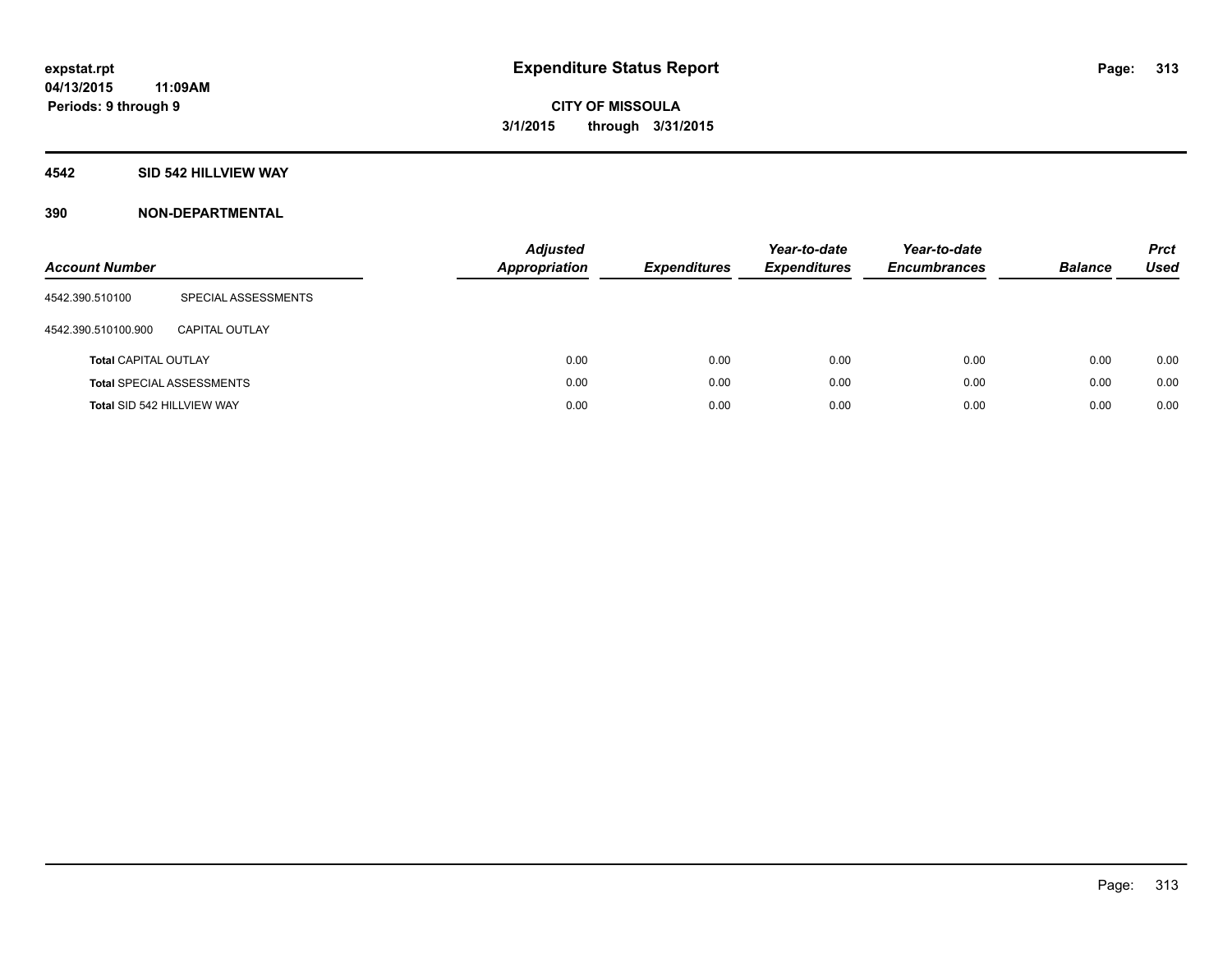# Expenditure Status Report

**expstat.rpt**
**04/13/2015 11:09AM**
**Periods: 9 through 9**

**CITY OF MISSOULA**
**3/1/2015 through 3/31/2015**

## 4542 SID 542 HILLVIEW WAY

### 390 NON-DEPARTMENTAL

| Account Number | | Adjusted Appropriation | Expenditures | Year-to-date Expenditures | Year-to-date Encumbrances | Balance | Prct Used |
|---|---|---|---|---|---|---|---|
| 4542.390.510100 | SPECIAL ASSESSMENTS | | | | | | |
| 4542.390.510100.900 | CAPITAL OUTLAY | | | | | | |
| **Total** CAPITAL OUTLAY | | 0.00 | 0.00 | 0.00 | 0.00 | 0.00 | 0.00 |
| **Total** SPECIAL ASSESSMENTS | | 0.00 | 0.00 | 0.00 | 0.00 | 0.00 | 0.00 |
| **Total** SID 542 HILLVIEW WAY | | 0.00 | 0.00 | 0.00 | 0.00 | 0.00 | 0.00 |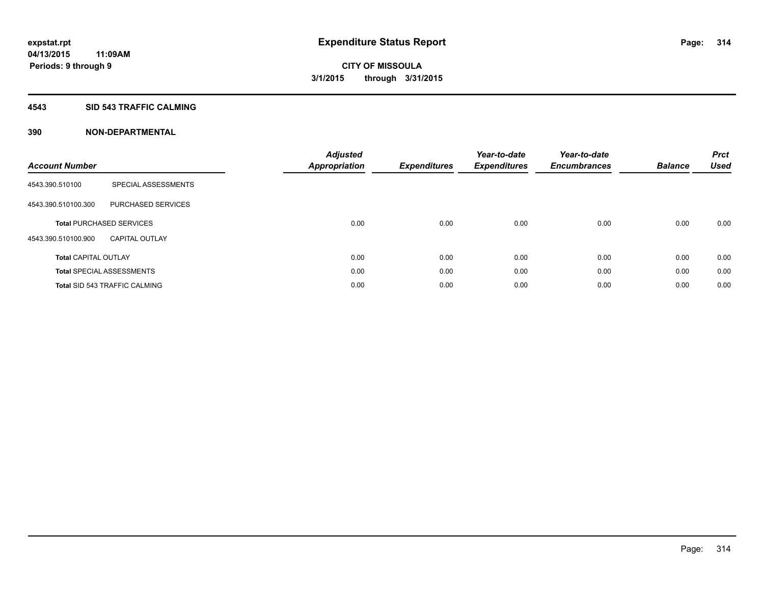# Expenditure Status Report

expstat.rpt
04/13/2015 11:09AM
Periods: 9 through 9

**CITY OF MISSOULA**
**3/1/2015 through 3/31/2015**

## 4543 SID 543 TRAFFIC CALMING

## 390 NON-DEPARTMENTAL

| Account Number | | Adjusted Appropriation | Expenditures | Year-to-date Expenditures | Year-to-date Encumbrances | Balance | Prct Used |
|---|---|---|---|---|---|---|---|
| 4543.390.510100 | SPECIAL ASSESSMENTS | | | | | | |
| 4543.390.510100.300 | PURCHASED SERVICES | | | | | | |
| **Total** PURCHASED SERVICES | | 0.00 | 0.00 | 0.00 | 0.00 | 0.00 | 0.00 |
| 4543.390.510100.900 | CAPITAL OUTLAY | | | | | | |
| **Total** CAPITAL OUTLAY | | 0.00 | 0.00 | 0.00 | 0.00 | 0.00 | 0.00 |
| **Total** SPECIAL ASSESSMENTS | | 0.00 | 0.00 | 0.00 | 0.00 | 0.00 | 0.00 |
| **Total** SID 543 TRAFFIC CALMING | | 0.00 | 0.00 | 0.00 | 0.00 | 0.00 | 0.00 |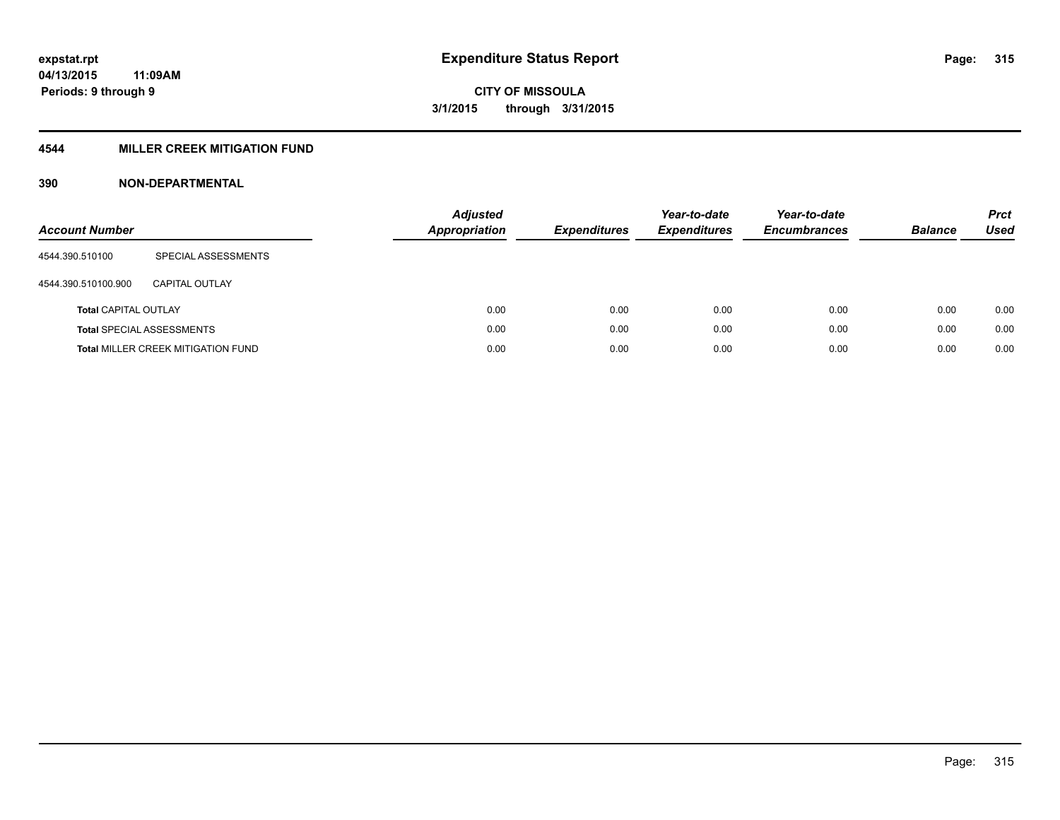**expstat.rpt**
**04/13/2015 11:09AM**
**Periods: 9 through 9**

# Expenditure Status Report

**CITY OF MISSOULA**
**3/1/2015 through 3/31/2015**

## 4544 MILLER CREEK MITIGATION FUND

### 390 NON-DEPARTMENTAL

| Account Number | | Adjusted Appropriation | Expenditures | Year-to-date Expenditures | Year-to-date Encumbrances | Balance | Prct Used |
|---|---|---|---|---|---|---|---|
| 4544.390.510100 | SPECIAL ASSESSMENTS | | | | | | |
| 4544.390.510100.900 | CAPITAL OUTLAY | | | | | | |
| **Total** CAPITAL OUTLAY | | 0.00 | 0.00 | 0.00 | 0.00 | 0.00 | 0.00 |
| **Total** SPECIAL ASSESSMENTS | | 0.00 | 0.00 | 0.00 | 0.00 | 0.00 | 0.00 |
| **Total** MILLER CREEK MITIGATION FUND | | 0.00 | 0.00 | 0.00 | 0.00 | 0.00 | 0.00 |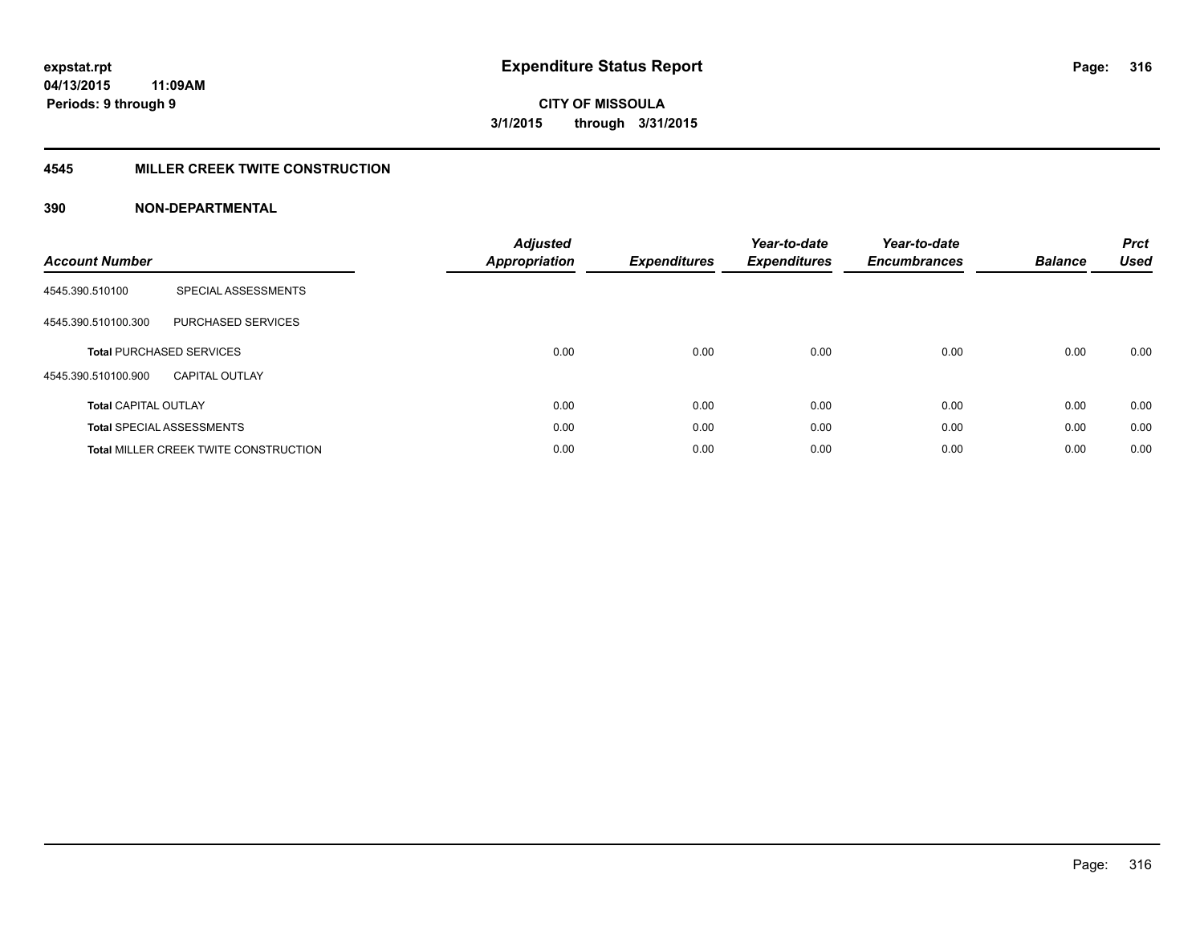# Expenditure Status Report

**expstat.rpt**
**04/13/2015 11:09AM**
**Periods: 9 through 9**

**CITY OF MISSOULA**
**3/1/2015 through 3/31/2015**

## 4545 MILLER CREEK TWITE CONSTRUCTION

### 390 NON-DEPARTMENTAL

| Account Number | | Adjusted Appropriation | Expenditures | Year-to-date Expenditures | Year-to-date Encumbrances | Balance | Prct Used |
|---|---|---|---|---|---|---|---|
| 4545.390.510100 | SPECIAL ASSESSMENTS | | | | | | |
| 4545.390.510100.300 | PURCHASED SERVICES | | | | | | |
| **Total** PURCHASED SERVICES | | 0.00 | 0.00 | 0.00 | 0.00 | 0.00 | 0.00 |
| 4545.390.510100.900 | CAPITAL OUTLAY | | | | | | |
| **Total** CAPITAL OUTLAY | | 0.00 | 0.00 | 0.00 | 0.00 | 0.00 | 0.00 |
| **Total** SPECIAL ASSESSMENTS | | 0.00 | 0.00 | 0.00 | 0.00 | 0.00 | 0.00 |
| **Total** MILLER CREEK TWITE CONSTRUCTION | | 0.00 | 0.00 | 0.00 | 0.00 | 0.00 | 0.00 |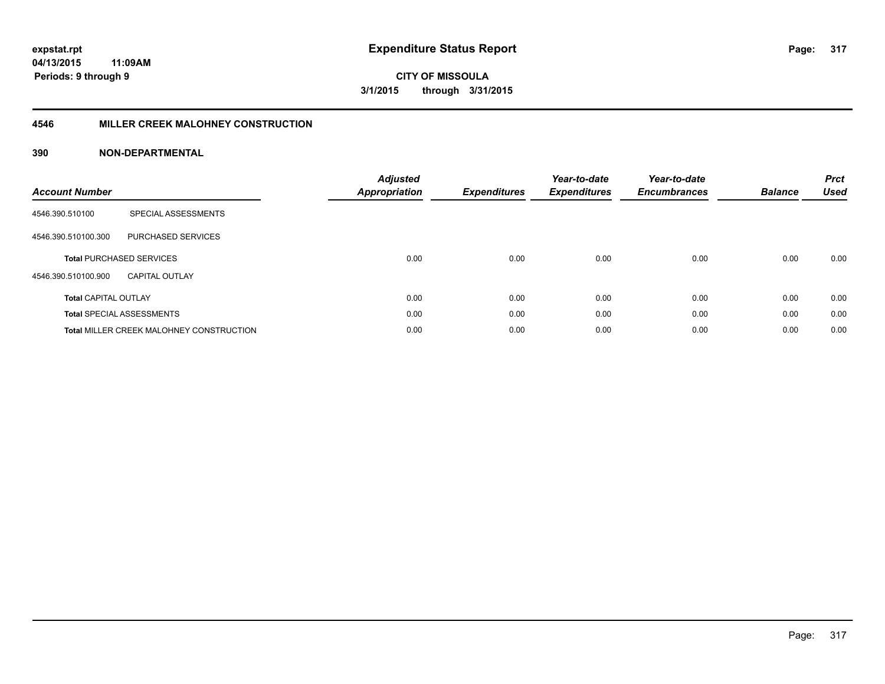# Expenditure Status Report

**CITY OF MISSOULA**

**3/1/2015 through 3/31/2015**

expstat.rpt
04/13/2015 11:09AM
Periods: 9 through 9

## 4546 MILLER CREEK MALOHNEY CONSTRUCTION

## 390 NON-DEPARTMENTAL

| Account Number | | Adjusted Appropriation | Expenditures | Year-to-date Expenditures | Year-to-date Encumbrances | Balance | Prct Used |
|---|---|---|---|---|---|---|---|
| 4546.390.510100 | SPECIAL ASSESSMENTS | | | | | | |
| 4546.390.510100.300 | PURCHASED SERVICES | | | | | | |
| **Total** PURCHASED SERVICES | | 0.00 | 0.00 | 0.00 | 0.00 | 0.00 | 0.00 |
| 4546.390.510100.900 | CAPITAL OUTLAY | | | | | | |
| **Total** CAPITAL OUTLAY | | 0.00 | 0.00 | 0.00 | 0.00 | 0.00 | 0.00 |
| **Total** SPECIAL ASSESSMENTS | | 0.00 | 0.00 | 0.00 | 0.00 | 0.00 | 0.00 |
| **Total** MILLER CREEK MALOHNEY CONSTRUCTION | | 0.00 | 0.00 | 0.00 | 0.00 | 0.00 | 0.00 |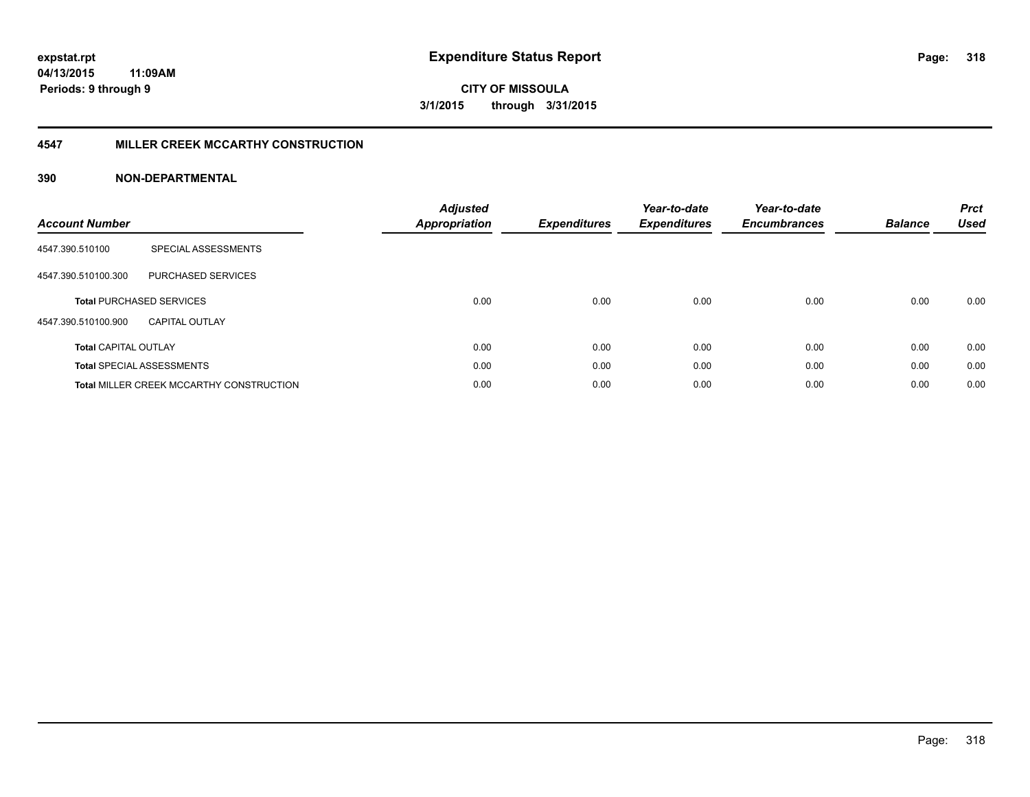**expstat.rpt**
**04/13/2015 11:09AM**
**Periods: 9 through 9**

# Expenditure Status Report

**CITY OF MISSOULA**
**3/1/2015 through 3/31/2015**

## 4547 MILLER CREEK MCCARTHY CONSTRUCTION

## 390 NON-DEPARTMENTAL

| Account Number | | Adjusted Appropriation | Expenditures | Year-to-date Expenditures | Year-to-date Encumbrances | Balance | Prct Used |
|---|---|---|---|---|---|---|---|
| 4547.390.510100 | SPECIAL ASSESSMENTS | | | | | | |
| 4547.390.510100.300 | PURCHASED SERVICES | | | | | | |
| **Total** PURCHASED SERVICES | | 0.00 | 0.00 | 0.00 | 0.00 | 0.00 | 0.00 |
| 4547.390.510100.900 | CAPITAL OUTLAY | | | | | | |
| **Total** CAPITAL OUTLAY | | 0.00 | 0.00 | 0.00 | 0.00 | 0.00 | 0.00 |
| **Total** SPECIAL ASSESSMENTS | | 0.00 | 0.00 | 0.00 | 0.00 | 0.00 | 0.00 |
| **Total** MILLER CREEK MCCARTHY CONSTRUCTION | | 0.00 | 0.00 | 0.00 | 0.00 | 0.00 | 0.00 |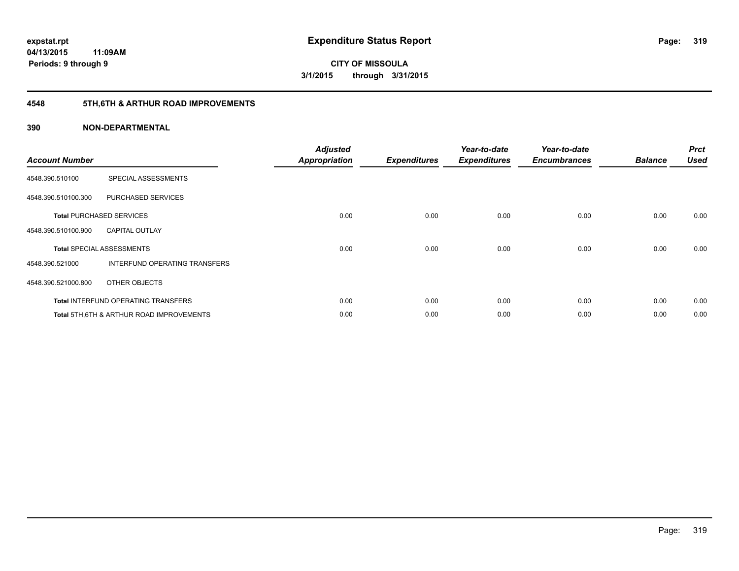# Expenditure Status Report

**CITY OF MISSOULA**

**3/1/2015 through 3/31/2015**

expstat.rpt
04/13/2015 11:09AM
Periods: 9 through 9

## 4548 5TH,6TH & ARTHUR ROAD IMPROVEMENTS

## 390 NON-DEPARTMENTAL

| Account Number | | Adjusted Appropriation | Expenditures | Year-to-date Expenditures | Year-to-date Encumbrances | Balance | Prct Used |
|---|---|---|---|---|---|---|---|
| 4548.390.510100 | SPECIAL ASSESSMENTS | | | | | | |
| 4548.390.510100.300 | PURCHASED SERVICES | | | | | | |
| **Total** PURCHASED SERVICES | | 0.00 | 0.00 | 0.00 | 0.00 | 0.00 | 0.00 |
| 4548.390.510100.900 | CAPITAL OUTLAY | | | | | | |
| **Total** SPECIAL ASSESSMENTS | | 0.00 | 0.00 | 0.00 | 0.00 | 0.00 | 0.00 |
| 4548.390.521000 | INTERFUND OPERATING TRANSFERS | | | | | | |
| 4548.390.521000.800 | OTHER OBJECTS | | | | | | |
| **Total** INTERFUND OPERATING TRANSFERS | | 0.00 | 0.00 | 0.00 | 0.00 | 0.00 | 0.00 |
| **Total** 5TH,6TH & ARTHUR ROAD IMPROVEMENTS | | 0.00 | 0.00 | 0.00 | 0.00 | 0.00 | 0.00 |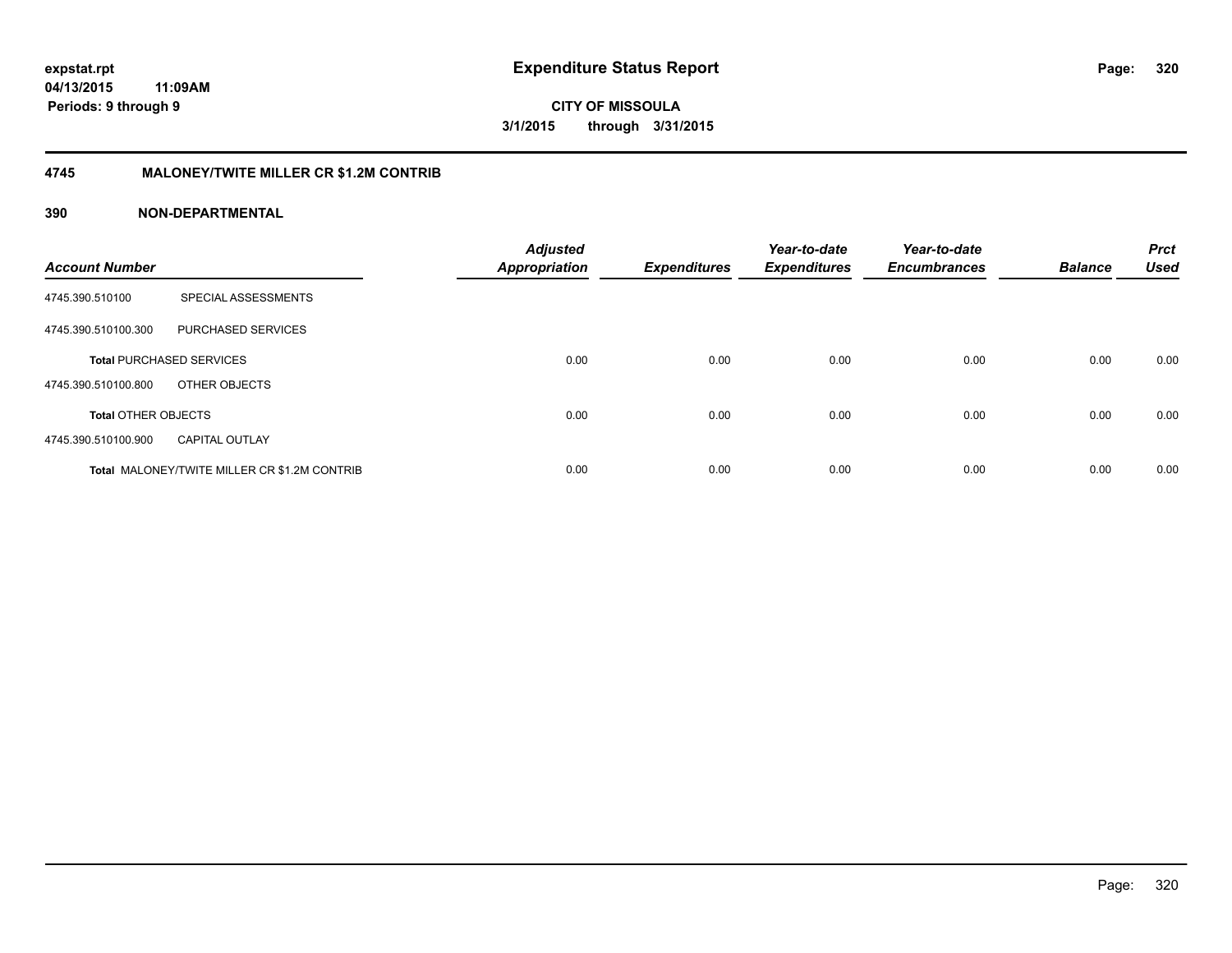**expstat.rpt**
**04/13/2015 11:09AM**
**Periods: 9 through 9**

# Expenditure Status Report

**CITY OF MISSOULA**
**3/1/2015 through 3/31/2015**

## 4745 MALONEY/TWITE MILLER CR $1.2M CONTRIB

### 390 NON-DEPARTMENTAL

| Account Number | | Adjusted Appropriation | Expenditures | Year-to-date Expenditures | Year-to-date Encumbrances | Balance | Prct Used |
|---|---|---|---|---|---|---|---|
| 4745.390.510100 | SPECIAL ASSESSMENTS | | | | | | |
| 4745.390.510100.300 | PURCHASED SERVICES | | | | | | |
| **Total** PURCHASED SERVICES | | 0.00 | 0.00 | 0.00 | 0.00 | 0.00 | 0.00 |
| 4745.390.510100.800 | OTHER OBJECTS | | | | | | |
| **Total** OTHER OBJECTS | | 0.00 | 0.00 | 0.00 | 0.00 | 0.00 | 0.00 |
| 4745.390.510100.900 | CAPITAL OUTLAY | | | | | | |
| **Total** MALONEY/TWITE MILLER CR $1.2M CONTRIB | | 0.00 | 0.00 | 0.00 | 0.00 | 0.00 | 0.00 |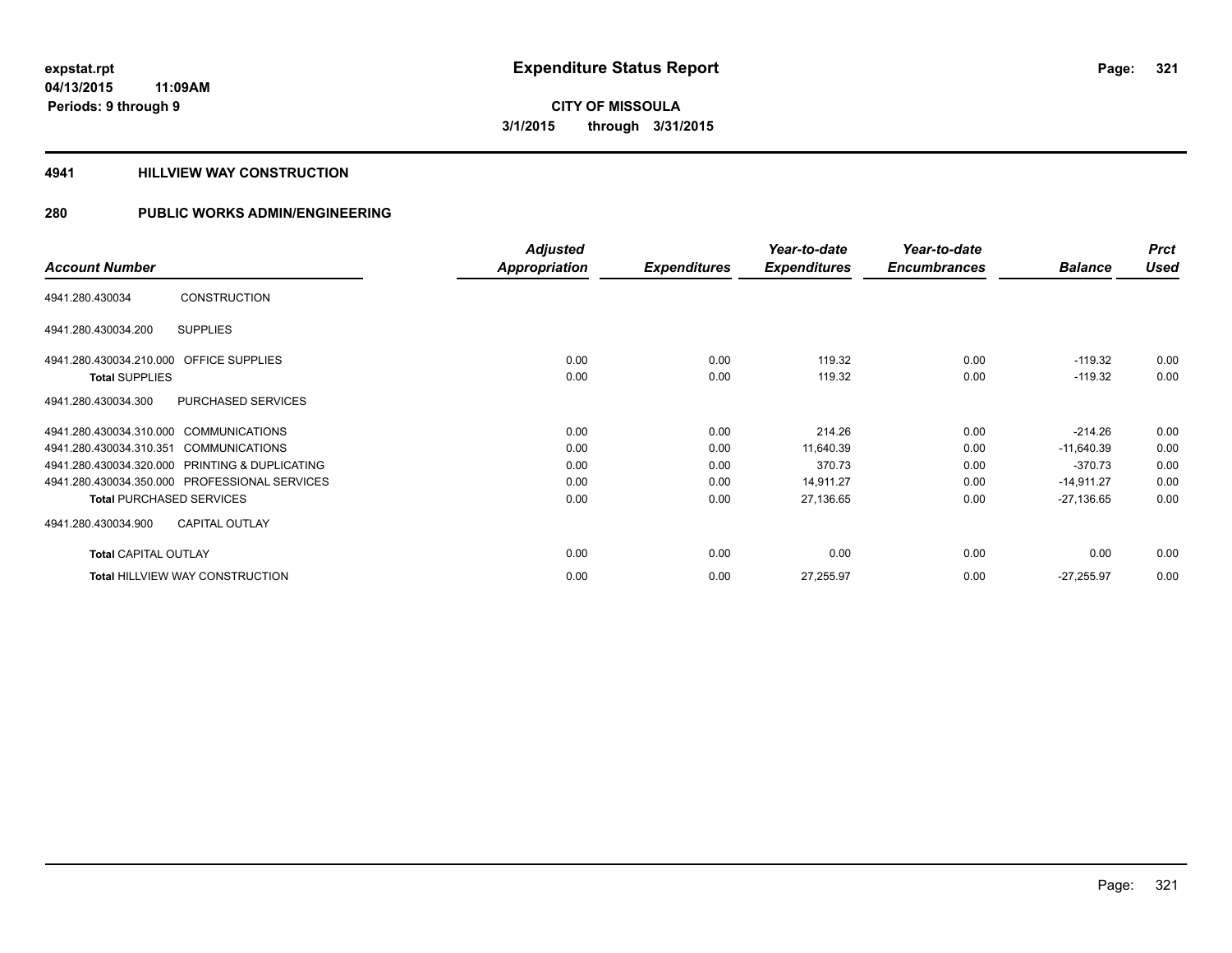**expstat.rpt**
**04/13/2015 11:09AM**
**Periods: 9 through 9**

# Expenditure Status Report

**CITY OF MISSOULA**
**3/1/2015 through 3/31/2015**

## 4941 HILLVIEW WAY CONSTRUCTION

## 280 PUBLIC WORKS ADMIN/ENGINEERING

| Account Number | | Adjusted Appropriation | Expenditures | Year-to-date Expenditures | Year-to-date Encumbrances | Balance | Prct Used |
|---|---|---|---|---|---|---|---|
| 4941.280.430034 | CONSTRUCTION | | | | | | |
| 4941.280.430034.200 | SUPPLIES | | | | | | |
| 4941.280.430034.210.000 | OFFICE SUPPLIES | 0.00 | 0.00 | 119.32 | 0.00 | -119.32 | 0.00 |
| **Total** SUPPLIES | | 0.00 | 0.00 | 119.32 | 0.00 | -119.32 | 0.00 |
| 4941.280.430034.300 | PURCHASED SERVICES | | | | | | |
| 4941.280.430034.310.000 | COMMUNICATIONS | 0.00 | 0.00 | 214.26 | 0.00 | -214.26 | 0.00 |
| 4941.280.430034.310.351 | COMMUNICATIONS | 0.00 | 0.00 | 11,640.39 | 0.00 | -11,640.39 | 0.00 |
| 4941.280.430034.320.000 | PRINTING & DUPLICATING | 0.00 | 0.00 | 370.73 | 0.00 | -370.73 | 0.00 |
| 4941.280.430034.350.000 | PROFESSIONAL SERVICES | 0.00 | 0.00 | 14,911.27 | 0.00 | -14,911.27 | 0.00 |
| **Total** PURCHASED SERVICES | | 0.00 | 0.00 | 27,136.65 | 0.00 | -27,136.65 | 0.00 |
| 4941.280.430034.900 | CAPITAL OUTLAY | | | | | | |
| **Total** CAPITAL OUTLAY | | 0.00 | 0.00 | 0.00 | 0.00 | 0.00 | 0.00 |
| **Total** HILLVIEW WAY CONSTRUCTION | | 0.00 | 0.00 | 27,255.97 | 0.00 | -27,255.97 | 0.00 |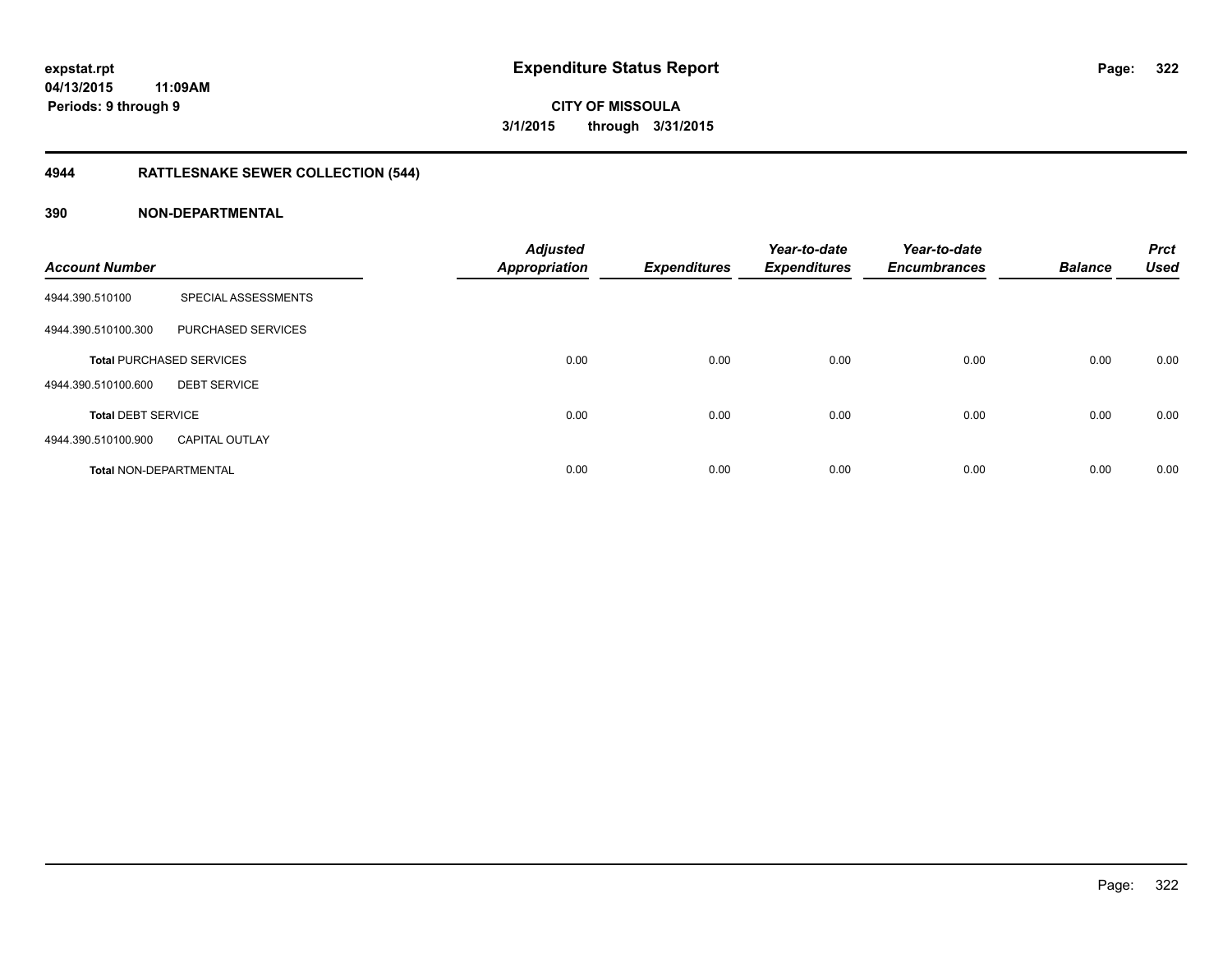# Expenditure Status Report

**expstat.rpt**
**04/13/2015 11:09AM**
**Periods: 9 through 9**

**CITY OF MISSOULA**
**3/1/2015 through 3/31/2015**

## 4944 RATTLESNAKE SEWER COLLECTION (544)

### 390 NON-DEPARTMENTAL

| Account Number | | Adjusted Appropriation | Expenditures | Year-to-date Expenditures | Year-to-date Encumbrances | Balance | Prct Used |
|---|---|---|---|---|---|---|---|
| 4944.390.510100 | SPECIAL ASSESSMENTS | | | | | | |
| 4944.390.510100.300 | PURCHASED SERVICES | | | | | | |
| **Total** PURCHASED SERVICES | | 0.00 | 0.00 | 0.00 | 0.00 | 0.00 | 0.00 |
| 4944.390.510100.600 | DEBT SERVICE | | | | | | |
| **Total** DEBT SERVICE | | 0.00 | 0.00 | 0.00 | 0.00 | 0.00 | 0.00 |
| 4944.390.510100.900 | CAPITAL OUTLAY | | | | | | |
| **Total** NON-DEPARTMENTAL | | 0.00 | 0.00 | 0.00 | 0.00 | 0.00 | 0.00 |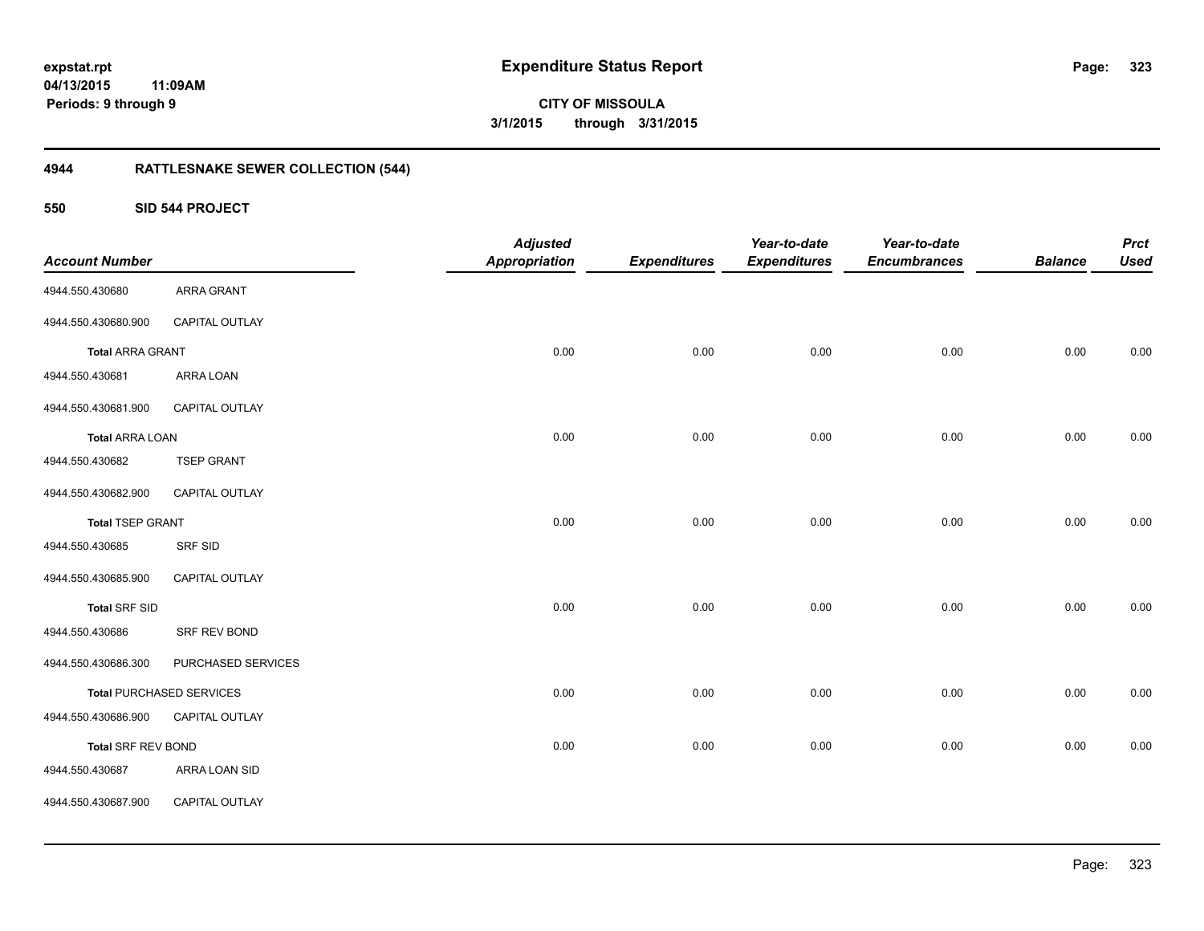**expstat.rpt**
**04/13/2015 11:09AM**
**Periods: 9 through 9**

# Expenditure Status Report

**CITY OF MISSOULA**
**3/1/2015 through 3/31/2015**

## 4944 RATTLESNAKE SEWER COLLECTION (544)

### 550 SID 544 PROJECT

| Account Number | | Adjusted Appropriation | Expenditures | Year-to-date Expenditures | Year-to-date Encumbrances | Balance | Prct Used |
|---|---|---|---|---|---|---|---|
| 4944.550.430680 | ARRA GRANT | | | | | | |
| 4944.550.430680.900 | CAPITAL OUTLAY | | | | | | |
| **Total** ARRA GRANT | | 0.00 | 0.00 | 0.00 | 0.00 | 0.00 | 0.00 |
| 4944.550.430681 | ARRA LOAN | | | | | | |
| 4944.550.430681.900 | CAPITAL OUTLAY | | | | | | |
| **Total** ARRA LOAN | | 0.00 | 0.00 | 0.00 | 0.00 | 0.00 | 0.00 |
| 4944.550.430682 | TSEP GRANT | | | | | | |
| 4944.550.430682.900 | CAPITAL OUTLAY | | | | | | |
| **Total** TSEP GRANT | | 0.00 | 0.00 | 0.00 | 0.00 | 0.00 | 0.00 |
| 4944.550.430685 | SRF SID | | | | | | |
| 4944.550.430685.900 | CAPITAL OUTLAY | | | | | | |
| **Total** SRF SID | | 0.00 | 0.00 | 0.00 | 0.00 | 0.00 | 0.00 |
| 4944.550.430686 | SRF REV BOND | | | | | | |
| 4944.550.430686.300 | PURCHASED SERVICES | | | | | | |
| **Total** PURCHASED SERVICES | | 0.00 | 0.00 | 0.00 | 0.00 | 0.00 | 0.00 |
| 4944.550.430686.900 | CAPITAL OUTLAY | | | | | | |
| **Total** SRF REV BOND | | 0.00 | 0.00 | 0.00 | 0.00 | 0.00 | 0.00 |
| 4944.550.430687 | ARRA LOAN SID | | | | | | |
| 4944.550.430687.900 | CAPITAL OUTLAY | | | | | | |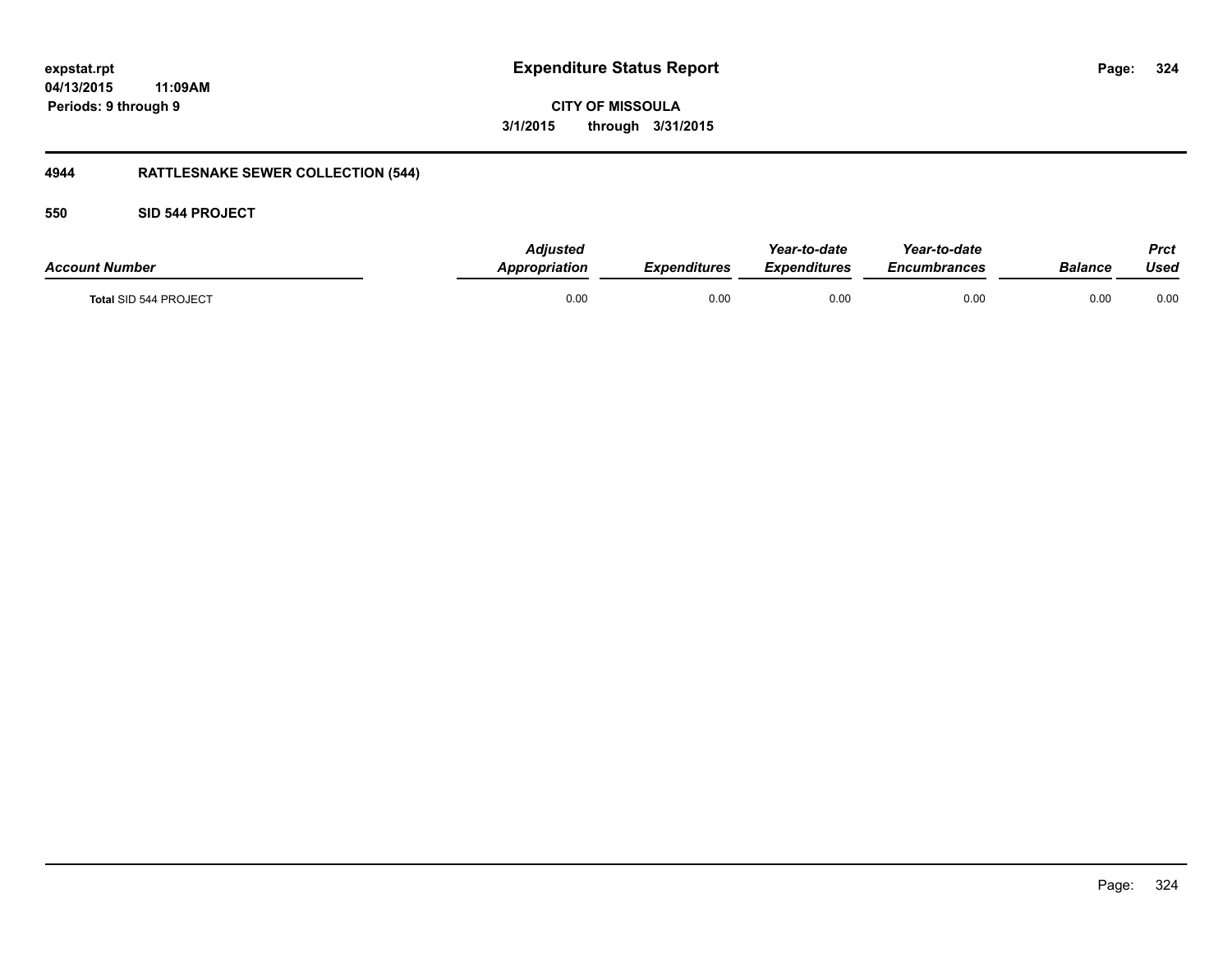# Expenditure Status Report

**CITY OF MISSOULA**

**3/1/2015 through 3/31/2015**

expstat.rpt
04/13/2015 11:09AM
Periods: 9 through 9

## 4944 RATTLESNAKE SEWER COLLECTION (544)

### 550 SID 544 PROJECT

| Account Number | Adjusted Appropriation | Expenditures | Year-to-date Expenditures | Year-to-date Encumbrances | Balance | Prct Used |
|---|---|---|---|---|---|---|
| Total SID 544 PROJECT | 0.00 | 0.00 | 0.00 | 0.00 | 0.00 | 0.00 |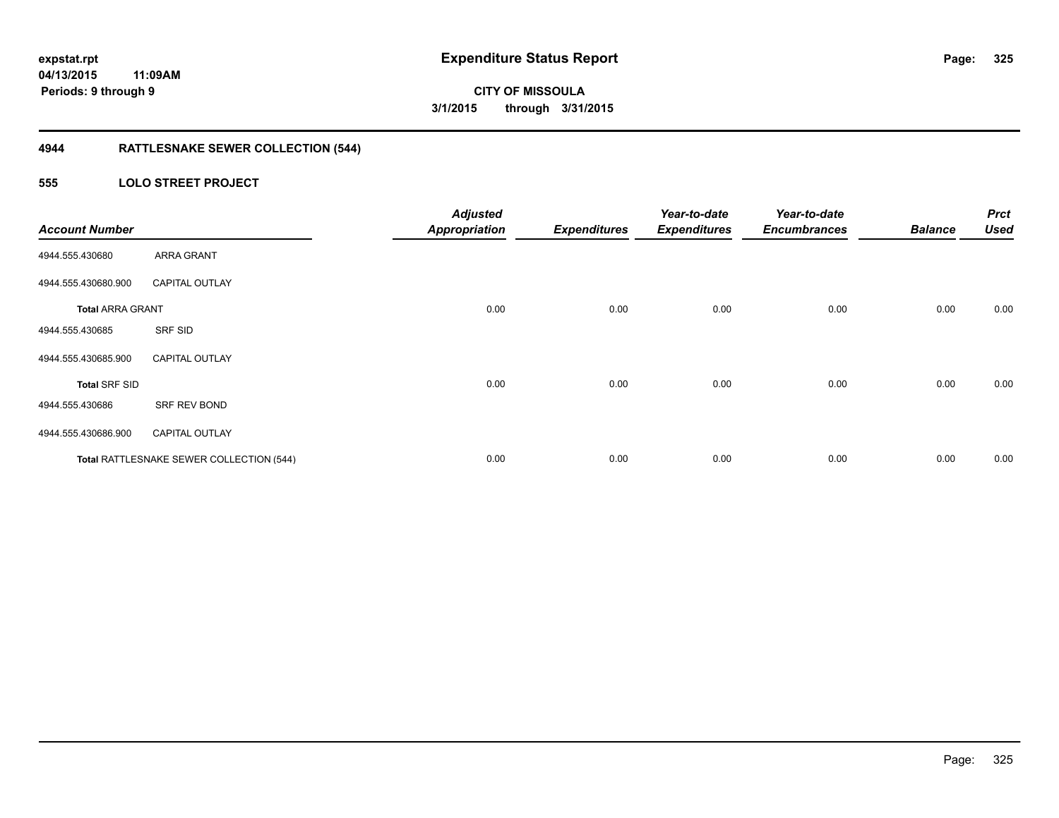**expstat.rpt**
**04/13/2015 11:09AM**
**Periods: 9 through 9**

# Expenditure Status Report

**CITY OF MISSOULA**
**3/1/2015 through 3/31/2015**

## 4944 RATTLESNAKE SEWER COLLECTION (544)

### 555 LOLO STREET PROJECT

| Account Number | | Adjusted Appropriation | Expenditures | Year-to-date Expenditures | Year-to-date Encumbrances | Balance | Prct Used |
|---|---|---|---|---|---|---|---|
| 4944.555.430680 | ARRA GRANT | | | | | | |
| 4944.555.430680.900 | CAPITAL OUTLAY | | | | | | |
| **Total** ARRA GRANT | | 0.00 | 0.00 | 0.00 | 0.00 | 0.00 | 0.00 |
| 4944.555.430685 | SRF SID | | | | | | |
| 4944.555.430685.900 | CAPITAL OUTLAY | | | | | | |
| **Total** SRF SID | | 0.00 | 0.00 | 0.00 | 0.00 | 0.00 | 0.00 |
| 4944.555.430686 | SRF REV BOND | | | | | | |
| 4944.555.430686.900 | CAPITAL OUTLAY | | | | | | |
| **Total** RATTLESNAKE SEWER COLLECTION (544) | | 0.00 | 0.00 | 0.00 | 0.00 | 0.00 | 0.00 |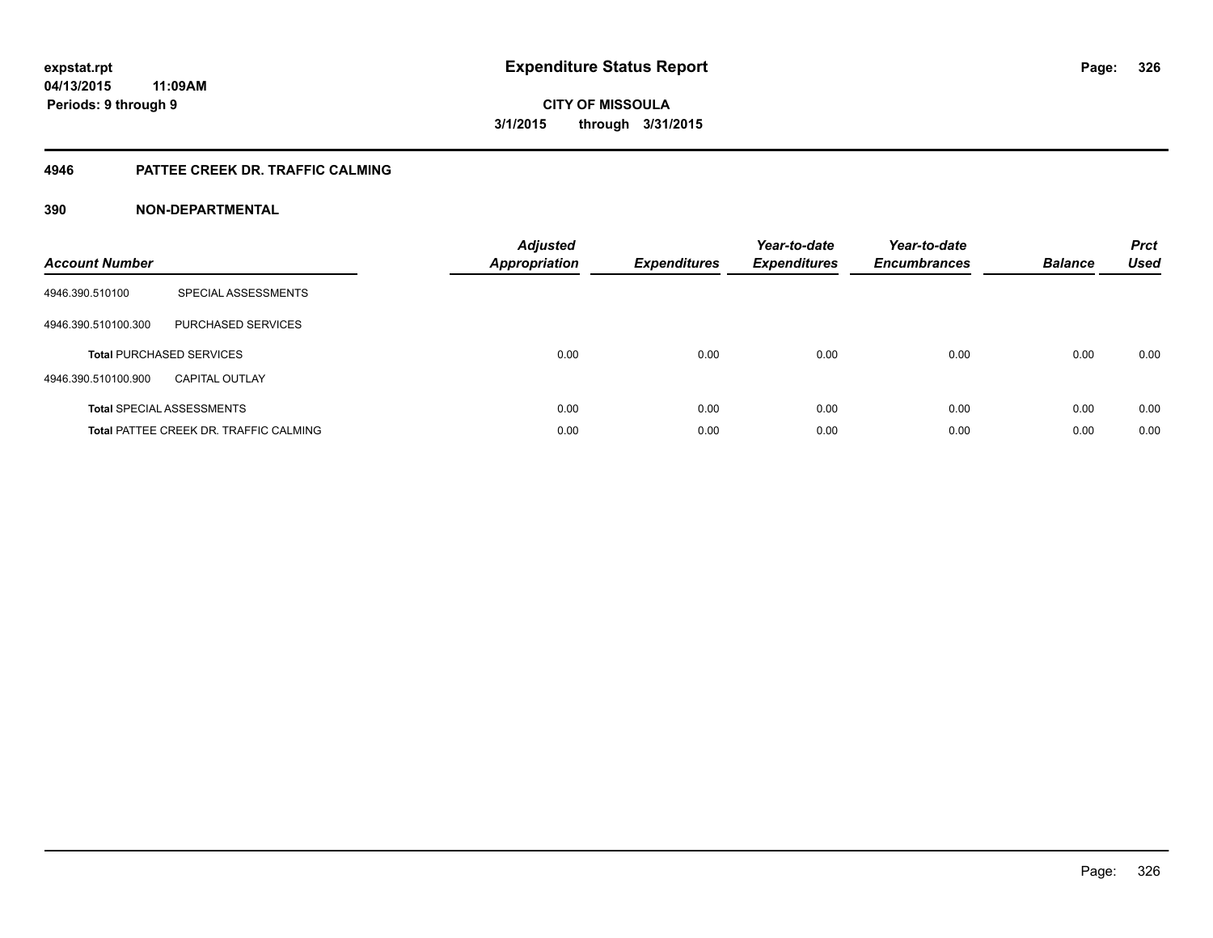# Expenditure Status Report

**CITY OF MISSOULA**

**3/1/2015 through 3/31/2015**

expstat.rpt
04/13/2015 11:09AM
Periods: 9 through 9

## 4946 PATTEE CREEK DR. TRAFFIC CALMING

### 390 NON-DEPARTMENTAL

| Account Number | | *Adjusted Appropriation* | *Expenditures* | *Year-to-date Expenditures* | *Year-to-date Encumbrances* | *Balance* | *Prct Used* |
|---|---|---|---|---|---|---|---|
| 4946.390.510100 | SPECIAL ASSESSMENTS | | | | | | |
| 4946.390.510100.300 | PURCHASED SERVICES | | | | | | |
| **Total** PURCHASED SERVICES | | 0.00 | 0.00 | 0.00 | 0.00 | 0.00 | 0.00 |
| 4946.390.510100.900 | CAPITAL OUTLAY | | | | | | |
| **Total** SPECIAL ASSESSMENTS | | 0.00 | 0.00 | 0.00 | 0.00 | 0.00 | 0.00 |
| **Total** PATTEE CREEK DR. TRAFFIC CALMING | | 0.00 | 0.00 | 0.00 | 0.00 | 0.00 | 0.00 |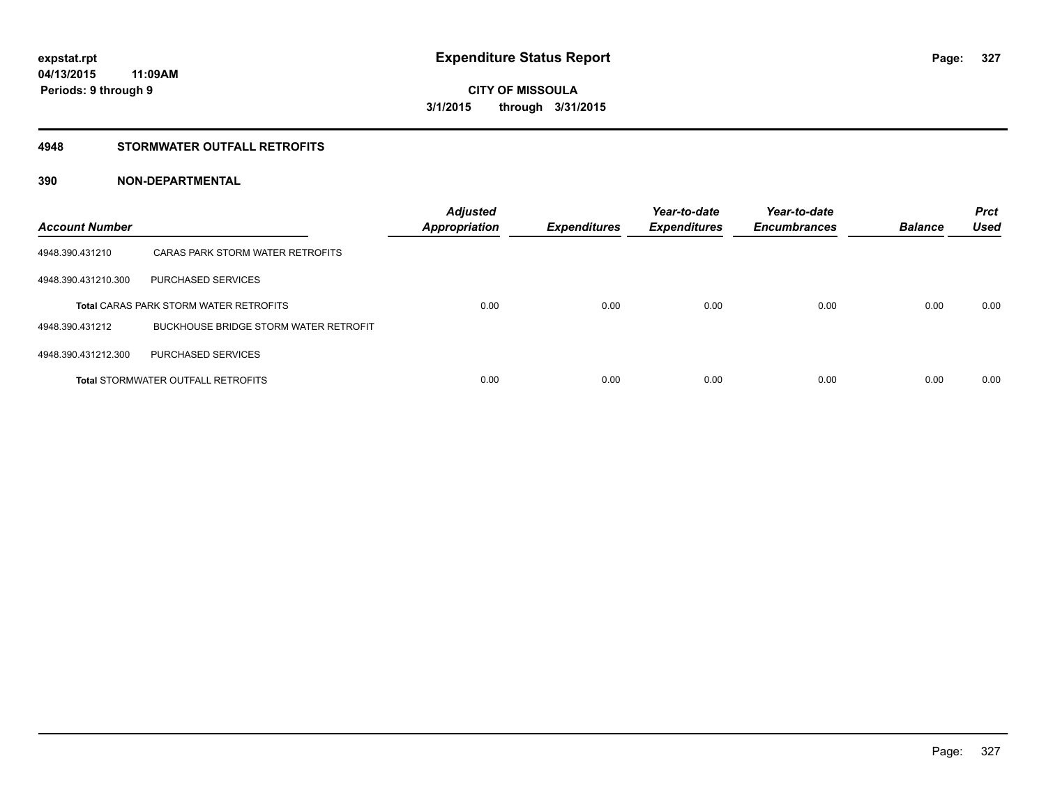**expstat.rpt**
**04/13/2015 11:09AM**
**Periods: 9 through 9**

# Expenditure Status Report

**CITY OF MISSOULA**
**3/1/2015 through 3/31/2015**

## 4948 STORMWATER OUTFALL RETROFITS

## 390 NON-DEPARTMENTAL

| Account Number | | Adjusted Appropriation | Expenditures | Year-to-date Expenditures | Year-to-date Encumbrances | Balance | Prct Used |
|---|---|---|---|---|---|---|---|
| 4948.390.431210 | CARAS PARK STORM WATER RETROFITS | | | | | | |
| 4948.390.431210.300 | PURCHASED SERVICES | | | | | | |
| **Total** CARAS PARK STORM WATER RETROFITS | | 0.00 | 0.00 | 0.00 | 0.00 | 0.00 | 0.00 |
| 4948.390.431212 | BUCKHOUSE BRIDGE STORM WATER RETROFIT | | | | | | |
| 4948.390.431212.300 | PURCHASED SERVICES | | | | | | |
| **Total** STORMWATER OUTFALL RETROFITS | | 0.00 | 0.00 | 0.00 | 0.00 | 0.00 | 0.00 |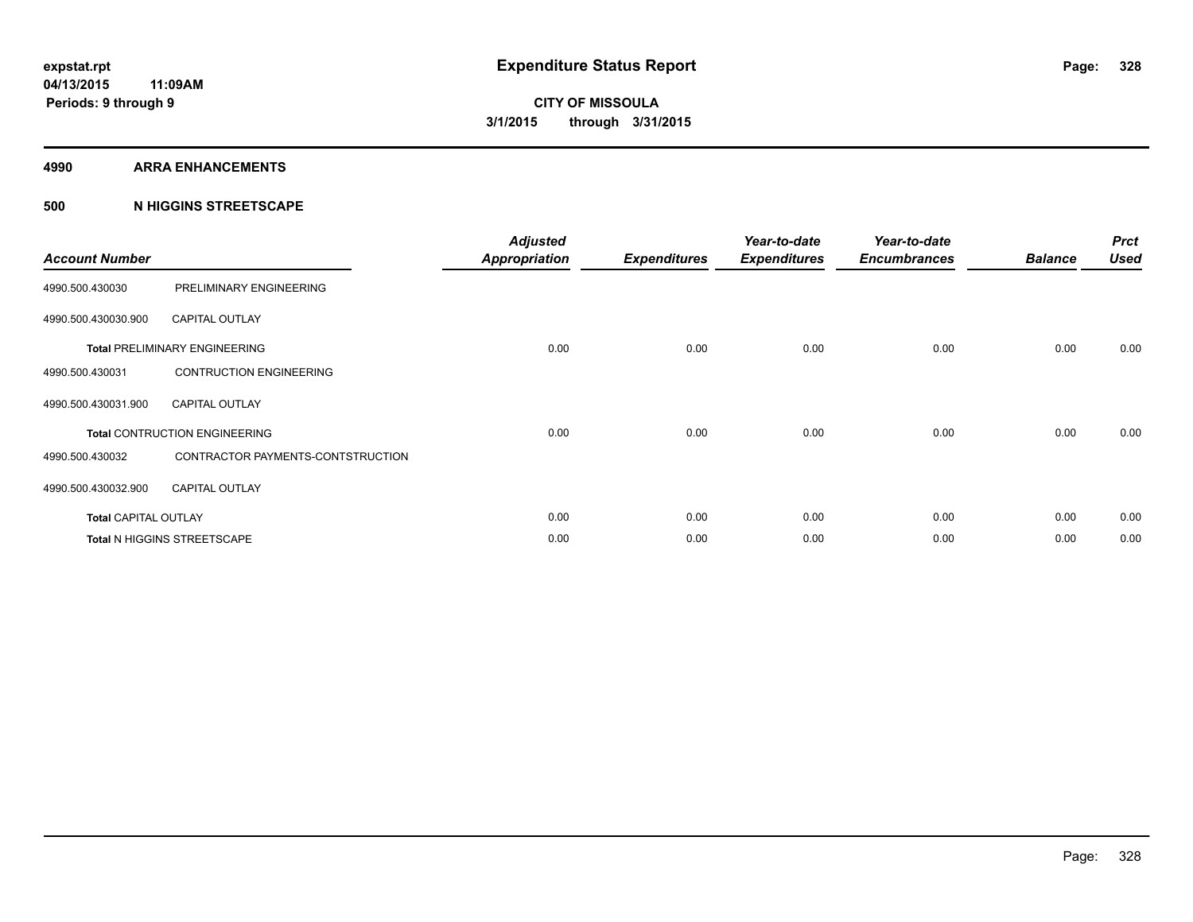**expstat.rpt**
**04/13/2015 11:09AM**
**Periods: 9 through 9**

# Expenditure Status Report

**CITY OF MISSOULA**
**3/1/2015 through 3/31/2015**

## 4990 ARRA ENHANCEMENTS

## 500 N HIGGINS STREETSCAPE

| Account Number | | Adjusted Appropriation | Expenditures | Year-to-date Expenditures | Year-to-date Encumbrances | Balance | Prct Used |
|---|---|---|---|---|---|---|---|
| 4990.500.430030 | PRELIMINARY ENGINEERING | | | | | | |
| 4990.500.430030.900 | CAPITAL OUTLAY | | | | | | |
| **Total** PRELIMINARY ENGINEERING | | 0.00 | 0.00 | 0.00 | 0.00 | 0.00 | 0.00 |
| 4990.500.430031 | CONTRUCTION ENGINEERING | | | | | | |
| 4990.500.430031.900 | CAPITAL OUTLAY | | | | | | |
| **Total** CONTRUCTION ENGINEERING | | 0.00 | 0.00 | 0.00 | 0.00 | 0.00 | 0.00 |
| 4990.500.430032 | CONTRACTOR PAYMENTS-CONTSTRUCTION | | | | | | |
| 4990.500.430032.900 | CAPITAL OUTLAY | | | | | | |
| **Total** CAPITAL OUTLAY | | 0.00 | 0.00 | 0.00 | 0.00 | 0.00 | 0.00 |
| **Total** N HIGGINS STREETSCAPE | | 0.00 | 0.00 | 0.00 | 0.00 | 0.00 | 0.00 |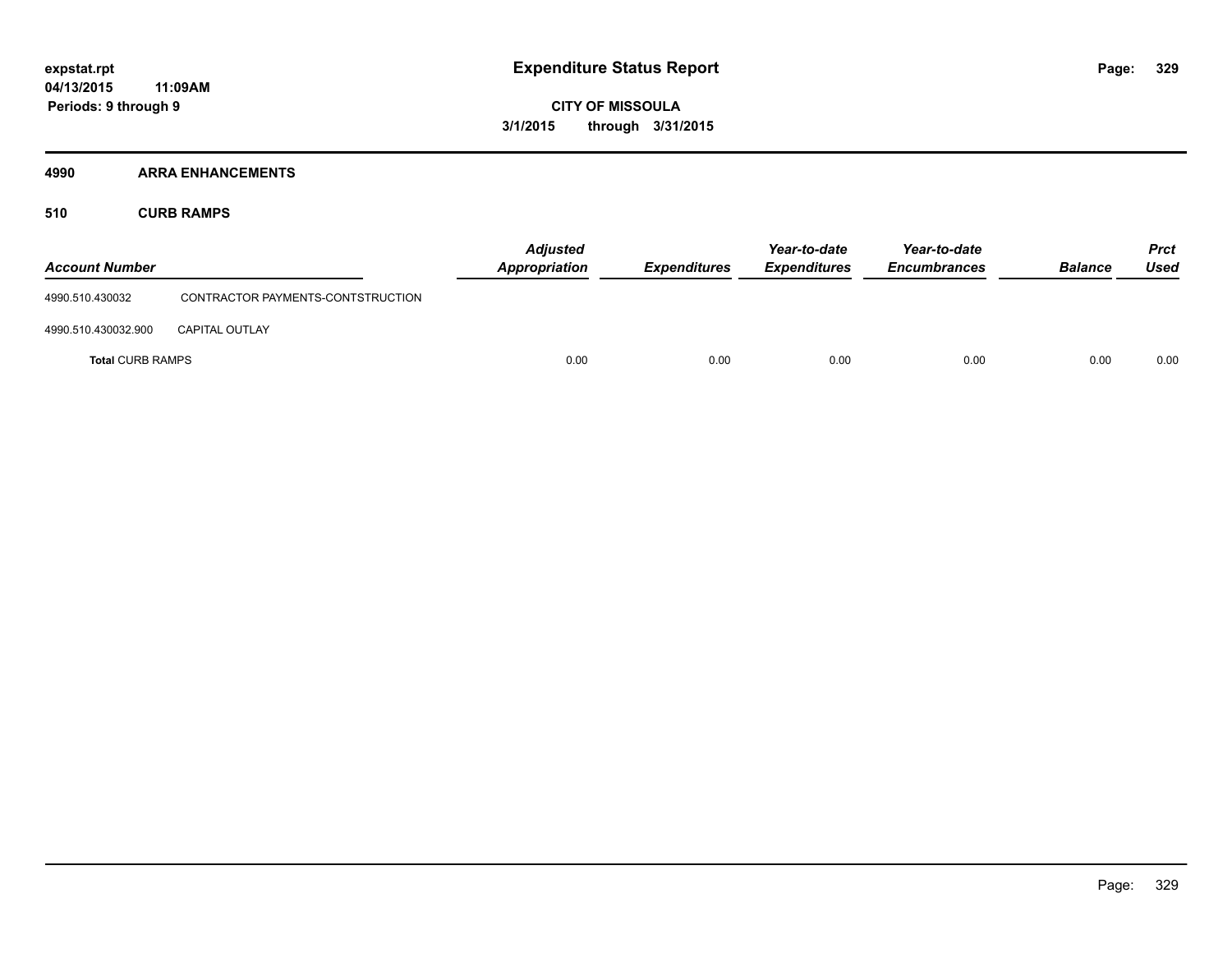**expstat.rpt**
**04/13/2015 11:09AM**
**Periods: 9 through 9**

# Expenditure Status Report

**CITY OF MISSOULA**
**3/1/2015 through 3/31/2015**

## 4990 ARRA ENHANCEMENTS

### 510 CURB RAMPS

| Account Number | | Adjusted Appropriation | Expenditures | Year-to-date Expenditures | Year-to-date Encumbrances | Balance | Prct Used |
|---|---|---|---|---|---|---|---|
| 4990.510.430032 | CONTRACTOR PAYMENTS-CONTSTRUCTION | | | | | | |
| 4990.510.430032.900 | CAPITAL OUTLAY | | | | | | |
| **Total** CURB RAMPS | | 0.00 | 0.00 | 0.00 | 0.00 | 0.00 | 0.00 |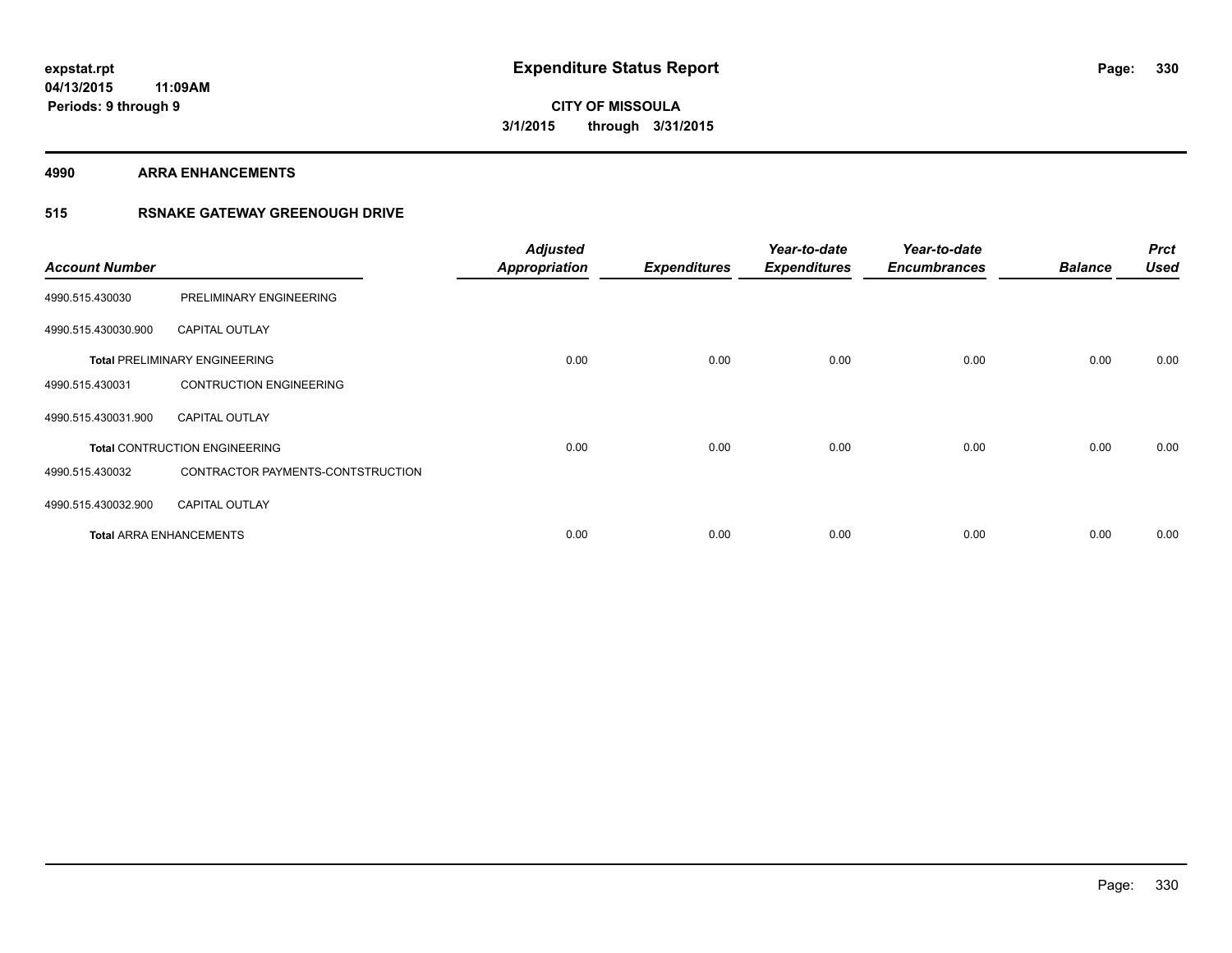**expstat.rpt**
**04/13/2015 11:09AM**
**Periods: 9 through 9**

# Expenditure Status Report

**CITY OF MISSOULA**
**3/1/2015 through 3/31/2015**

## 4990 ARRA ENHANCEMENTS

## 515 RSNAKE GATEWAY GREENOUGH DRIVE

| Account Number | | Adjusted Appropriation | Expenditures | Year-to-date Expenditures | Year-to-date Encumbrances | Balance | Prct Used |
|---|---|---|---|---|---|---|---|
| 4990.515.430030 | PRELIMINARY ENGINEERING | | | | | | |
| 4990.515.430030.900 | CAPITAL OUTLAY | | | | | | |
| **Total** PRELIMINARY ENGINEERING | | 0.00 | 0.00 | 0.00 | 0.00 | 0.00 | 0.00 |
| 4990.515.430031 | CONTRUCTION ENGINEERING | | | | | | |
| 4990.515.430031.900 | CAPITAL OUTLAY | | | | | | |
| **Total** CONTRUCTION ENGINEERING | | 0.00 | 0.00 | 0.00 | 0.00 | 0.00 | 0.00 |
| 4990.515.430032 | CONTRACTOR PAYMENTS-CONTSTRUCTION | | | | | | |
| 4990.515.430032.900 | CAPITAL OUTLAY | | | | | | |
| **Total** ARRA ENHANCEMENTS | | 0.00 | 0.00 | 0.00 | 0.00 | 0.00 | 0.00 |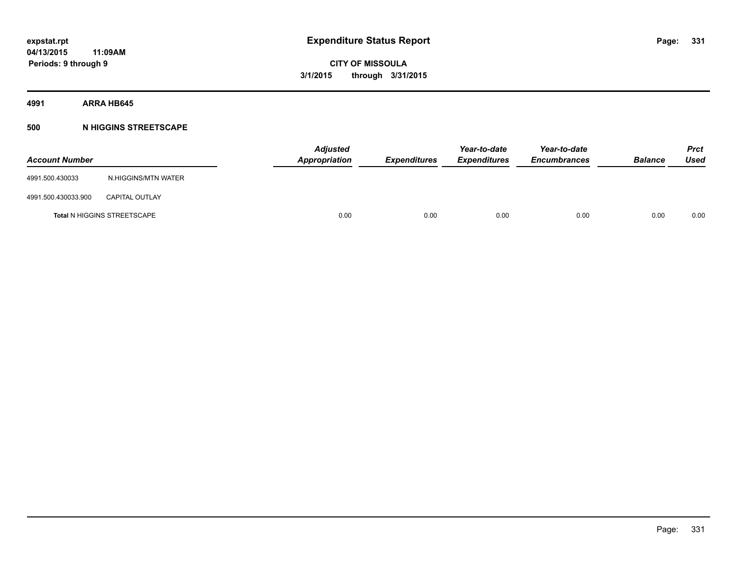# Expenditure Status Report

**CITY OF MISSOULA**

**3/1/2015 through 3/31/2015**

expstat.rpt
04/13/2015 11:09AM
Periods: 9 through 9

**4991 ARRA HB645**

**500 N HIGGINS STREETSCAPE**

| Account Number | | Adjusted Appropriation | Expenditures | Year-to-date Expenditures | Year-to-date Encumbrances | Balance | Prct Used |
|---|---|---|---|---|---|---|---|
| 4991.500.430033 | N.HIGGINS/MTN WATER | | | | | | |
| 4991.500.430033.900 | CAPITAL OUTLAY | | | | | | |
| **Total** N HIGGINS STREETSCAPE | | 0.00 | 0.00 | 0.00 | 0.00 | 0.00 | 0.00 |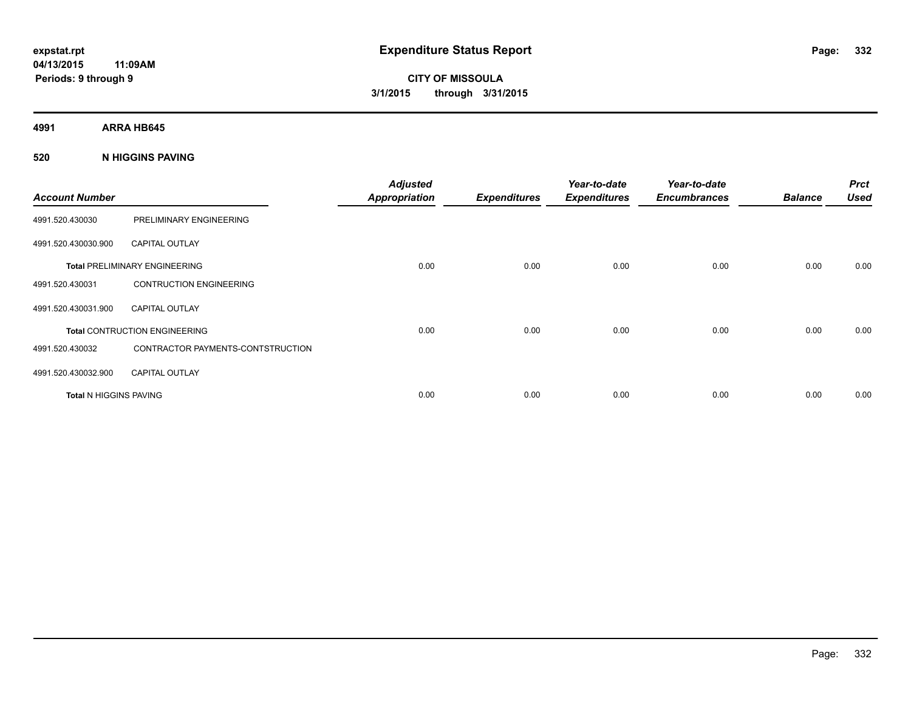**expstat.rpt**
**04/13/2015 11:09AM**
**Periods: 9 through 9**

# Expenditure Status Report

**CITY OF MISSOULA**
**3/1/2015 through 3/31/2015**

## 4991 ARRA HB645

### 520 N HIGGINS PAVING

| Account Number | | Adjusted Appropriation | Expenditures | Year-to-date Expenditures | Year-to-date Encumbrances | Balance | Prct Used |
|---|---|---|---|---|---|---|---|
| 4991.520.430030 | PRELIMINARY ENGINEERING | | | | | | |
| 4991.520.430030.900 | CAPITAL OUTLAY | | | | | | |
| **Total** PRELIMINARY ENGINEERING | | 0.00 | 0.00 | 0.00 | 0.00 | 0.00 | 0.00 |
| 4991.520.430031 | CONTRUCTION ENGINEERING | | | | | | |
| 4991.520.430031.900 | CAPITAL OUTLAY | | | | | | |
| **Total** CONTRUCTION ENGINEERING | | 0.00 | 0.00 | 0.00 | 0.00 | 0.00 | 0.00 |
| 4991.520.430032 | CONTRACTOR PAYMENTS-CONTSTRUCTION | | | | | | |
| 4991.520.430032.900 | CAPITAL OUTLAY | | | | | | |
| **Total** N HIGGINS PAVING | | 0.00 | 0.00 | 0.00 | 0.00 | 0.00 | 0.00 |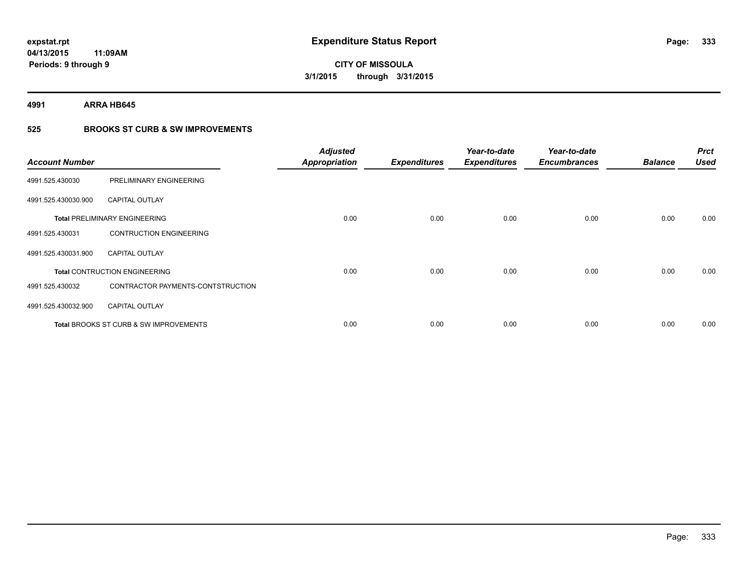**expstat.rpt**
**04/13/2015 11:09AM**
**Periods: 9 through 9**

# Expenditure Status Report

**CITY OF MISSOULA**
**3/1/2015 through 3/31/2015**

**4991 ARRA HB645**

**525 BROOKS ST CURB & SW IMPROVEMENTS**

| Account Number | | Adjusted Appropriation | Expenditures | Year-to-date Expenditures | Year-to-date Encumbrances | Balance | Prct Used |
|---|---|---|---|---|---|---|---|
| 4991.525.430030 | PRELIMINARY ENGINEERING | | | | | | |
| 4991.525.430030.900 | CAPITAL OUTLAY | | | | | | |
| **Total** PRELIMINARY ENGINEERING | | 0.00 | 0.00 | 0.00 | 0.00 | 0.00 | 0.00 |
| 4991.525.430031 | CONTRUCTION ENGINEERING | | | | | | |
| 4991.525.430031.900 | CAPITAL OUTLAY | | | | | | |
| **Total** CONTRUCTION ENGINEERING | | 0.00 | 0.00 | 0.00 | 0.00 | 0.00 | 0.00 |
| 4991.525.430032 | CONTRACTOR PAYMENTS-CONTSTRUCTION | | | | | | |
| 4991.525.430032.900 | CAPITAL OUTLAY | | | | | | |
| **Total** BROOKS ST CURB & SW IMPROVEMENTS | | 0.00 | 0.00 | 0.00 | 0.00 | 0.00 | 0.00 |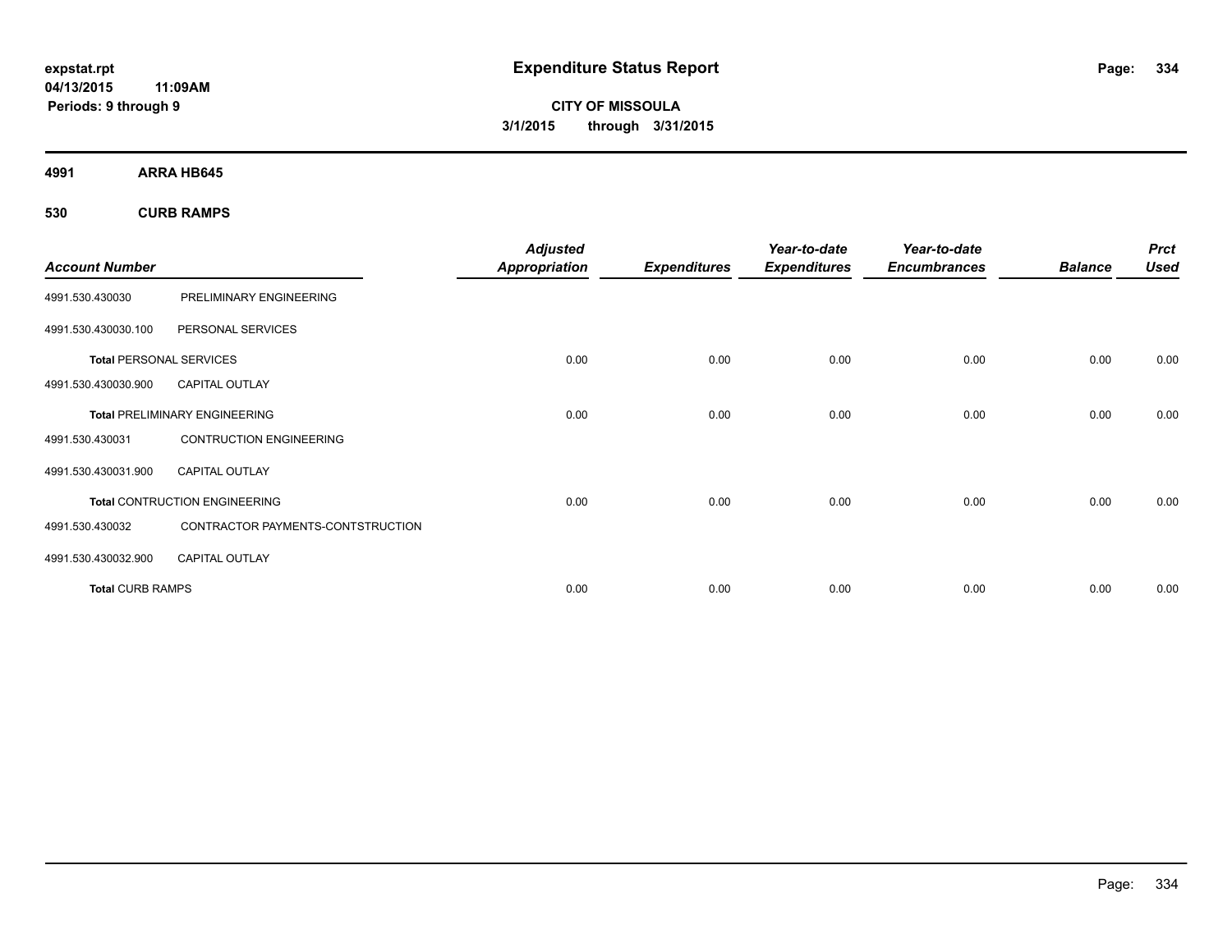# Expenditure Status Report

**expstat.rpt**
**04/13/2015 11:09AM**
**Periods: 9 through 9**

**CITY OF MISSOULA**
**3/1/2015 through 3/31/2015**

**4991 ARRA HB645**

**530 CURB RAMPS**

| Account Number | | Adjusted Appropriation | Expenditures | Year-to-date Expenditures | Year-to-date Encumbrances | Balance | Prct Used |
|---|---|---|---|---|---|---|---|
| 4991.530.430030 | PRELIMINARY ENGINEERING | | | | | | |
| 4991.530.430030.100 | PERSONAL SERVICES | | | | | | |
| **Total** PERSONAL SERVICES | | 0.00 | 0.00 | 0.00 | 0.00 | 0.00 | 0.00 |
| 4991.530.430030.900 | CAPITAL OUTLAY | | | | | | |
| **Total** PRELIMINARY ENGINEERING | | 0.00 | 0.00 | 0.00 | 0.00 | 0.00 | 0.00 |
| 4991.530.430031 | CONTRUCTION ENGINEERING | | | | | | |
| 4991.530.430031.900 | CAPITAL OUTLAY | | | | | | |
| **Total** CONTRUCTION ENGINEERING | | 0.00 | 0.00 | 0.00 | 0.00 | 0.00 | 0.00 |
| 4991.530.430032 | CONTRACTOR PAYMENTS-CONTSTRUCTION | | | | | | |
| 4991.530.430032.900 | CAPITAL OUTLAY | | | | | | |
| **Total** CURB RAMPS | | 0.00 | 0.00 | 0.00 | 0.00 | 0.00 | 0.00 |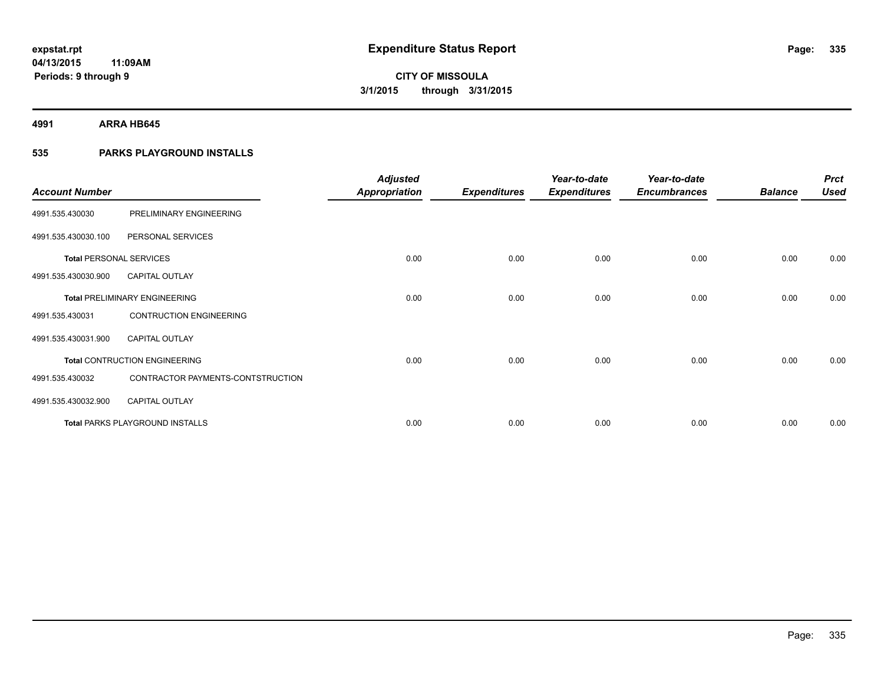# Expenditure Status Report

expstat.rpt
04/13/2015 11:09AM
Periods: 9 through 9

**CITY OF MISSOULA**
**3/1/2015 through 3/31/2015**

**4991 ARRA HB645**

**535 PARKS PLAYGROUND INSTALLS**

| Account Number | | Adjusted Appropriation | Expenditures | Year-to-date Expenditures | Year-to-date Encumbrances | Balance | Prct Used |
|---|---|---|---|---|---|---|---|
| 4991.535.430030 | PRELIMINARY ENGINEERING | | | | | | |
| 4991.535.430030.100 | PERSONAL SERVICES | | | | | | |
| **Total** PERSONAL SERVICES | | 0.00 | 0.00 | 0.00 | 0.00 | 0.00 | 0.00 |
| 4991.535.430030.900 | CAPITAL OUTLAY | | | | | | |
| **Total** PRELIMINARY ENGINEERING | | 0.00 | 0.00 | 0.00 | 0.00 | 0.00 | 0.00 |
| 4991.535.430031 | CONTRUCTION ENGINEERING | | | | | | |
| 4991.535.430031.900 | CAPITAL OUTLAY | | | | | | |
| **Total** CONTRUCTION ENGINEERING | | 0.00 | 0.00 | 0.00 | 0.00 | 0.00 | 0.00 |
| 4991.535.430032 | CONTRACTOR PAYMENTS-CONTSTRUCTION | | | | | | |
| 4991.535.430032.900 | CAPITAL OUTLAY | | | | | | |
| **Total** PARKS PLAYGROUND INSTALLS | | 0.00 | 0.00 | 0.00 | 0.00 | 0.00 | 0.00 |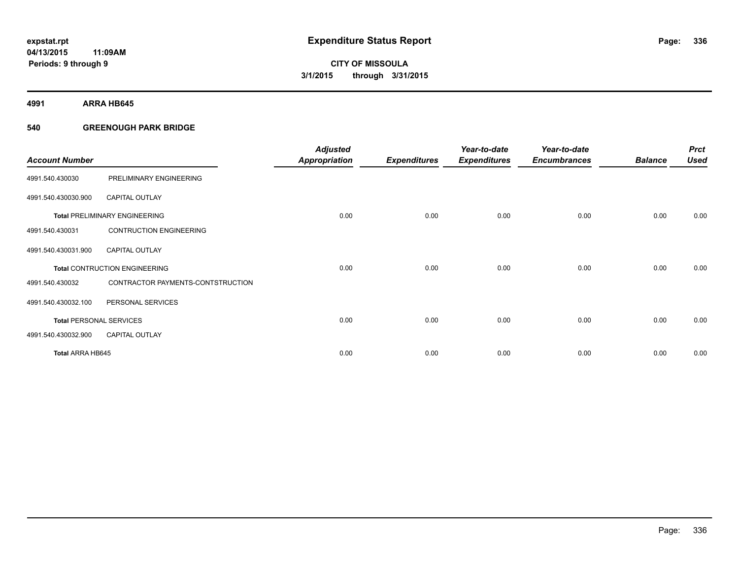**expstat.rpt**
**04/13/2015 11:09AM**
**Periods: 9 through 9**

# Expenditure Status Report

**CITY OF MISSOULA**
**3/1/2015 through 3/31/2015**

**4991 ARRA HB645**

**540 GREENOUGH PARK BRIDGE**

| Account Number | | Adjusted Appropriation | Expenditures | Year-to-date Expenditures | Year-to-date Encumbrances | Balance | Prct Used |
|---|---|---|---|---|---|---|---|
| 4991.540.430030 | PRELIMINARY ENGINEERING | | | | | | |
| 4991.540.430030.900 | CAPITAL OUTLAY | | | | | | |
| **Total** PRELIMINARY ENGINEERING | | 0.00 | 0.00 | 0.00 | 0.00 | 0.00 | 0.00 |
| 4991.540.430031 | CONTRUCTION ENGINEERING | | | | | | |
| 4991.540.430031.900 | CAPITAL OUTLAY | | | | | | |
| **Total** CONTRUCTION ENGINEERING | | 0.00 | 0.00 | 0.00 | 0.00 | 0.00 | 0.00 |
| 4991.540.430032 | CONTRACTOR PAYMENTS-CONTSTRUCTION | | | | | | |
| 4991.540.430032.100 | PERSONAL SERVICES | | | | | | |
| **Total** PERSONAL SERVICES | | 0.00 | 0.00 | 0.00 | 0.00 | 0.00 | 0.00 |
| 4991.540.430032.900 | CAPITAL OUTLAY | | | | | | |
| **Total** ARRA HB645 | | 0.00 | 0.00 | 0.00 | 0.00 | 0.00 | 0.00 |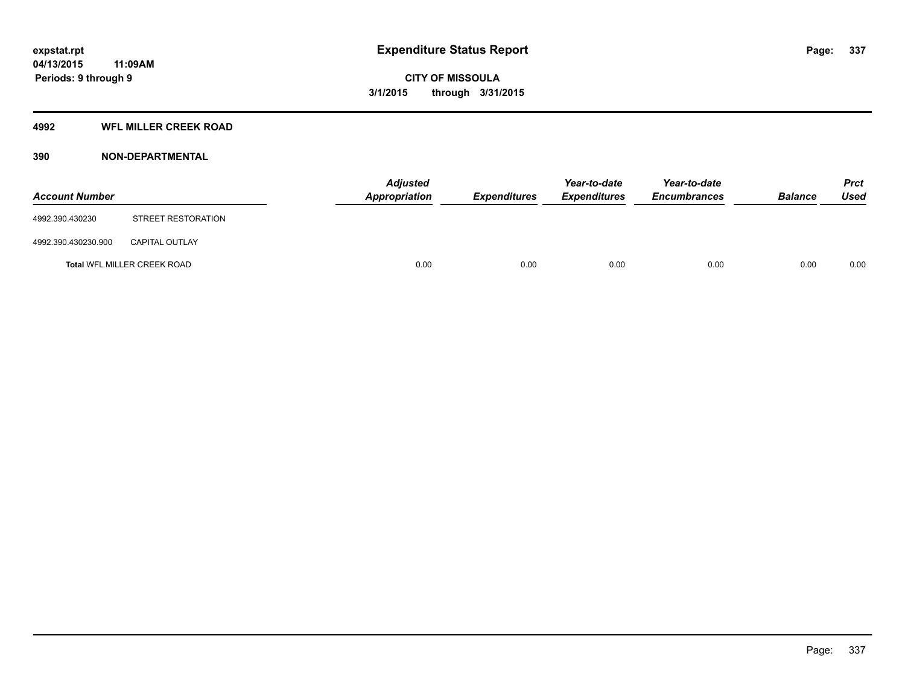**expstat.rpt**
**04/13/2015 11:09AM**
**Periods: 9 through 9**

# Expenditure Status Report

**CITY OF MISSOULA**
**3/1/2015 through 3/31/2015**

## 4992 WFL MILLER CREEK ROAD

## 390 NON-DEPARTMENTAL

| Account Number | | Adjusted Appropriation | Expenditures | Year-to-date Expenditures | Year-to-date Encumbrances | Balance | Prct Used |
|---|---|---|---|---|---|---|---|
| 4992.390.430230 | STREET RESTORATION | | | | | | |
| 4992.390.430230.900 | CAPITAL OUTLAY | | | | | | |
| **Total** WFL MILLER CREEK ROAD | | 0.00 | 0.00 | 0.00 | 0.00 | 0.00 | 0.00 |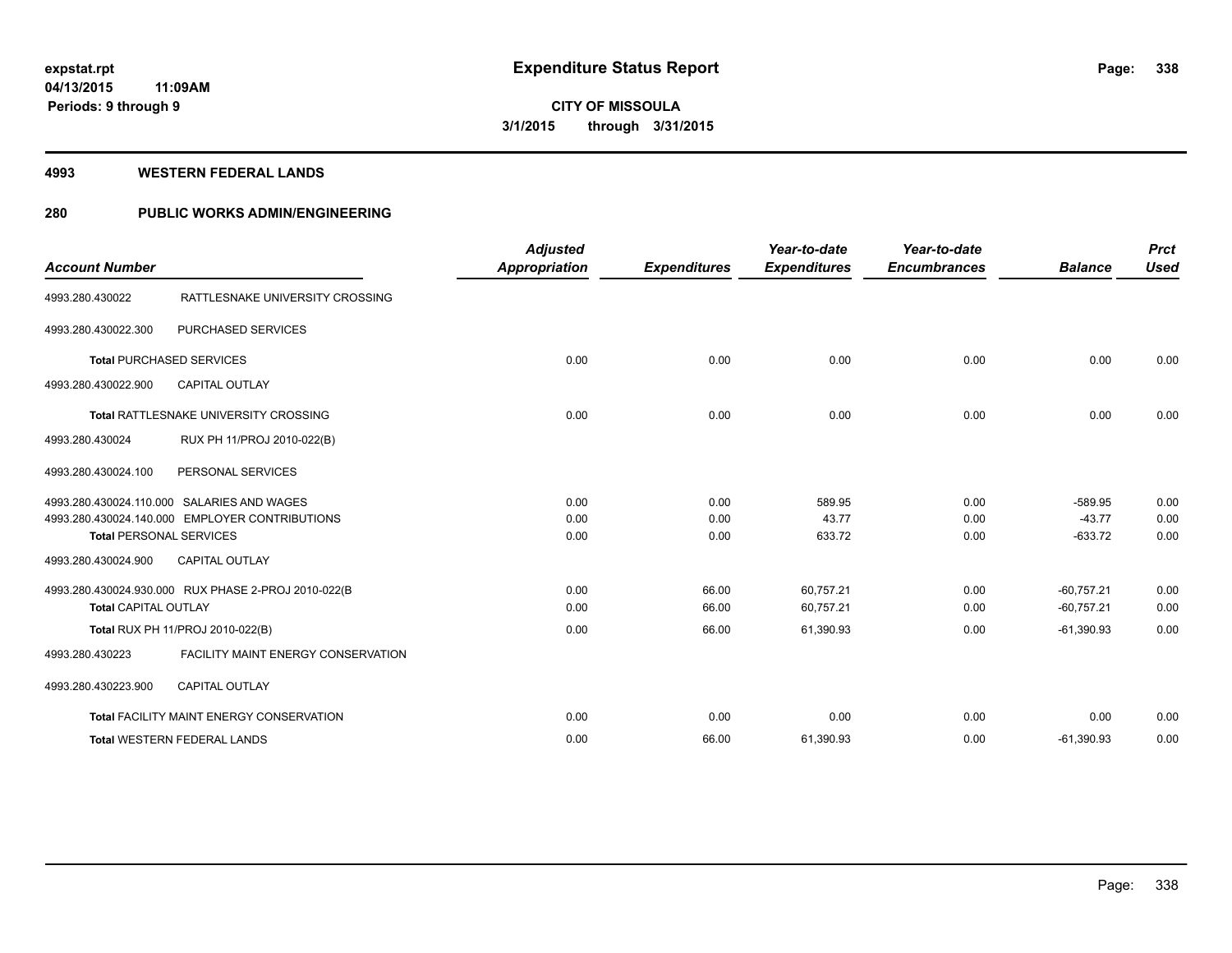# Expenditure Status Report

expstat.rpt
04/13/2015 11:09AM
Periods: 9 through 9

**CITY OF MISSOULA**
**3/1/2015 through 3/31/2015**

## 4993 WESTERN FEDERAL LANDS

## 280 PUBLIC WORKS ADMIN/ENGINEERING

| Account Number | | Adjusted Appropriation | Expenditures | Year-to-date Expenditures | Year-to-date Encumbrances | Balance | Prct Used |
|---|---|---|---|---|---|---|---|
| 4993.280.430022 | RATTLESNAKE UNIVERSITY CROSSING | | | | | | |
| 4993.280.430022.300 | PURCHASED SERVICES | | | | | | |
| **Total** PURCHASED SERVICES | | 0.00 | 0.00 | 0.00 | 0.00 | 0.00 | 0.00 |
| 4993.280.430022.900 | CAPITAL OUTLAY | | | | | | |
| **Total** RATTLESNAKE UNIVERSITY CROSSING | | 0.00 | 0.00 | 0.00 | 0.00 | 0.00 | 0.00 |
| 4993.280.430024 | RUX PH 11/PROJ 2010-022(B) | | | | | | |
| 4993.280.430024.100 | PERSONAL SERVICES | | | | | | |
| 4993.280.430024.110.000 | SALARIES AND WAGES | 0.00 | 0.00 | 589.95 | 0.00 | -589.95 | 0.00 |
| 4993.280.430024.140.000 | EMPLOYER CONTRIBUTIONS | 0.00 | 0.00 | 43.77 | 0.00 | -43.77 | 0.00 |
| **Total** PERSONAL SERVICES | | 0.00 | 0.00 | 633.72 | 0.00 | -633.72 | 0.00 |
| 4993.280.430024.900 | CAPITAL OUTLAY | | | | | | |
| 4993.280.430024.930.000 | RUX PHASE 2-PROJ 2010-022(B | 0.00 | 66.00 | 60,757.21 | 0.00 | -60,757.21 | 0.00 |
| **Total** CAPITAL OUTLAY | | 0.00 | 66.00 | 60,757.21 | 0.00 | -60,757.21 | 0.00 |
| **Total** RUX PH 11/PROJ 2010-022(B) | | 0.00 | 66.00 | 61,390.93 | 0.00 | -61,390.93 | 0.00 |
| 4993.280.430223 | FACILITY MAINT ENERGY CONSERVATION | | | | | | |
| 4993.280.430223.900 | CAPITAL OUTLAY | | | | | | |
| **Total** FACILITY MAINT ENERGY CONSERVATION | | 0.00 | 0.00 | 0.00 | 0.00 | 0.00 | 0.00 |
| **Total** WESTERN FEDERAL LANDS | | 0.00 | 66.00 | 61,390.93 | 0.00 | -61,390.93 | 0.00 |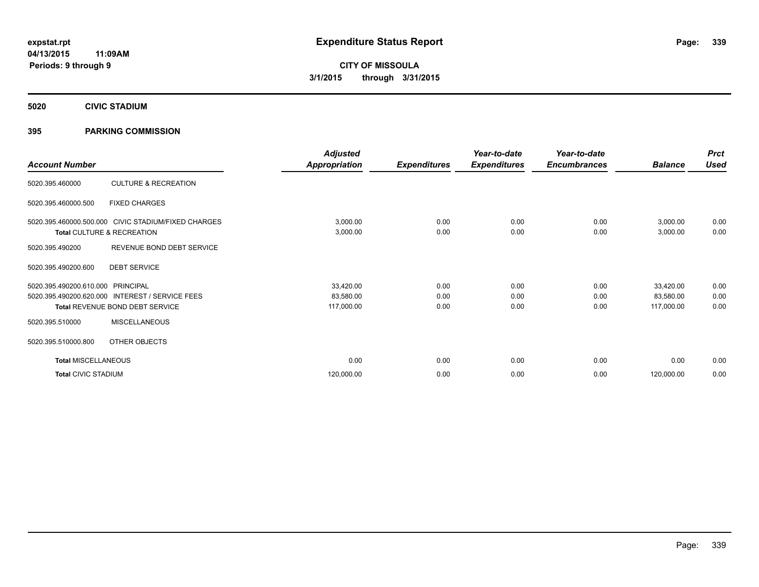**expstat.rpt**
**04/13/2015 11:09AM**
**Periods: 9 through 9**

# Expenditure Status Report

**CITY OF MISSOULA**
**3/1/2015 through 3/31/2015**

## 5020 CIVIC STADIUM

## 395 PARKING COMMISSION

| Account Number | | Adjusted Appropriation | Expenditures | Year-to-date Expenditures | Year-to-date Encumbrances | Balance | Prct Used |
|---|---|---|---|---|---|---|---|
| 5020.395.460000 | CULTURE & RECREATION | | | | | | |
| 5020.395.460000.500 | FIXED CHARGES | | | | | | |
| 5020.395.460000.500.000 | CIVIC STADIUM/FIXED CHARGES | 3,000.00 | 0.00 | 0.00 | 0.00 | 3,000.00 | 0.00 |
| **Total** CULTURE & RECREATION | | 3,000.00 | 0.00 | 0.00 | 0.00 | 3,000.00 | 0.00 |
| 5020.395.490200 | REVENUE BOND DEBT SERVICE | | | | | | |
| 5020.395.490200.600 | DEBT SERVICE | | | | | | |
| 5020.395.490200.610.000 | PRINCIPAL | 33,420.00 | 0.00 | 0.00 | 0.00 | 33,420.00 | 0.00 |
| 5020.395.490200.620.000 | INTEREST / SERVICE FEES | 83,580.00 | 0.00 | 0.00 | 0.00 | 83,580.00 | 0.00 |
| **Total** REVENUE BOND DEBT SERVICE | | 117,000.00 | 0.00 | 0.00 | 0.00 | 117,000.00 | 0.00 |
| 5020.395.510000 | MISCELLANEOUS | | | | | | |
| 5020.395.510000.800 | OTHER OBJECTS | | | | | | |
| **Total** MISCELLANEOUS | | 0.00 | 0.00 | 0.00 | 0.00 | 0.00 | 0.00 |
| **Total** CIVIC STADIUM | | 120,000.00 | 0.00 | 0.00 | 0.00 | 120,000.00 | 0.00 |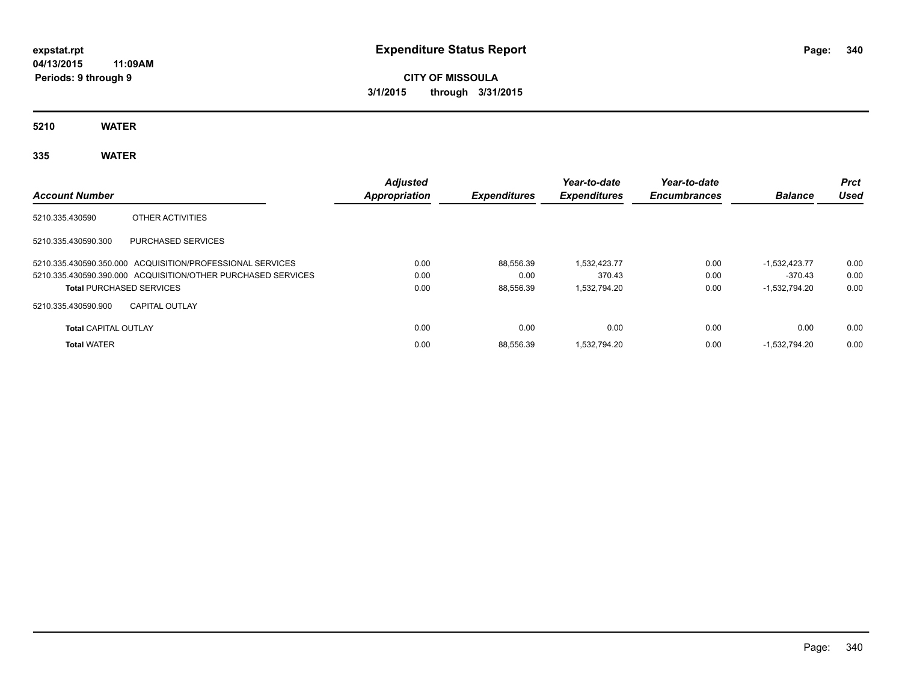**expstat.rpt**
**04/13/2015 11:09AM**
**Periods: 9 through 9**

# Expenditure Status Report

**CITY OF MISSOULA**
**3/1/2015 through 3/31/2015**

## 5210 WATER

## 335 WATER

| Account Number | | Adjusted Appropriation | Expenditures | Year-to-date Expenditures | Year-to-date Encumbrances | Balance | Prct Used |
|---|---|---|---|---|---|---|---|
| 5210.335.430590 | OTHER ACTIVITIES | | | | | | |
| 5210.335.430590.300 | PURCHASED SERVICES | | | | | | |
| 5210.335.430590.350.000 | ACQUISITION/PROFESSIONAL SERVICES | 0.00 | 88,556.39 | 1,532,423.77 | 0.00 | -1,532,423.77 | 0.00 |
| 5210.335.430590.390.000 | ACQUISITION/OTHER PURCHASED SERVICES | 0.00 | 0.00 | 370.43 | 0.00 | -370.43 | 0.00 |
| **Total** PURCHASED SERVICES | | 0.00 | 88,556.39 | 1,532,794.20 | 0.00 | -1,532,794.20 | 0.00 |
| 5210.335.430590.900 | CAPITAL OUTLAY | | | | | | |
| **Total** CAPITAL OUTLAY | | 0.00 | 0.00 | 0.00 | 0.00 | 0.00 | 0.00 |
| **Total** WATER | | 0.00 | 88,556.39 | 1,532,794.20 | 0.00 | -1,532,794.20 | 0.00 |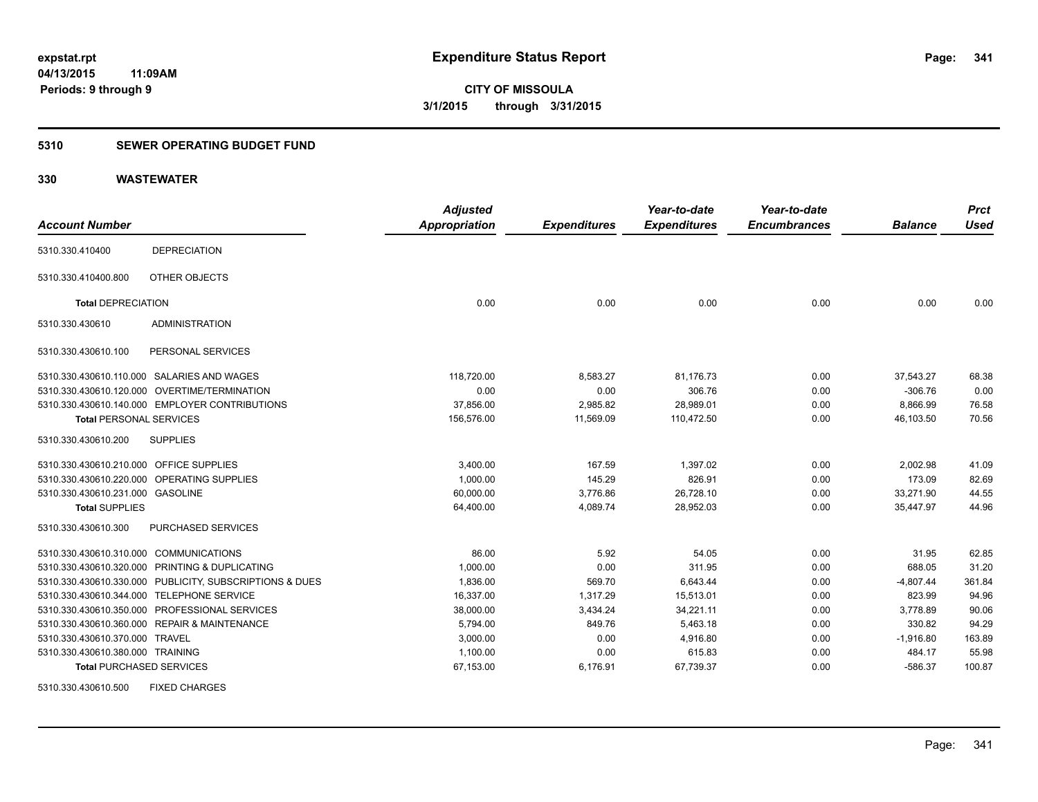**expstat.rpt**
**04/13/2015 11:09AM**
**Periods: 9 through 9**

# Expenditure Status Report

**CITY OF MISSOULA**
**3/1/2015 through 3/31/2015**

## 5310 SEWER OPERATING BUDGET FUND

## 330 WASTEWATER

| Account Number | | Adjusted Appropriation | Expenditures | Year-to-date Expenditures | Year-to-date Encumbrances | Balance | Prct Used |
|---|---|---|---|---|---|---|---|
| 5310.330.410400 | DEPRECIATION | | | | | | |
| 5310.330.410400.800 | OTHER OBJECTS | | | | | | |
| **Total** DEPRECIATION | | 0.00 | 0.00 | 0.00 | 0.00 | 0.00 | 0.00 |
| 5310.330.430610 | ADMINISTRATION | | | | | | |
| 5310.330.430610.100 | PERSONAL SERVICES | | | | | | |
| 5310.330.430610.110.000 | SALARIES AND WAGES | 118,720.00 | 8,583.27 | 81,176.73 | 0.00 | 37,543.27 | 68.38 |
| 5310.330.430610.120.000 | OVERTIME/TERMINATION | 0.00 | 0.00 | 306.76 | 0.00 | -306.76 | 0.00 |
| 5310.330.430610.140.000 | EMPLOYER CONTRIBUTIONS | 37,856.00 | 2,985.82 | 28,989.01 | 0.00 | 8,866.99 | 76.58 |
| **Total** PERSONAL SERVICES | | 156,576.00 | 11,569.09 | 110,472.50 | 0.00 | 46,103.50 | 70.56 |
| 5310.330.430610.200 | SUPPLIES | | | | | | |
| 5310.330.430610.210.000 | OFFICE SUPPLIES | 3,400.00 | 167.59 | 1,397.02 | 0.00 | 2,002.98 | 41.09 |
| 5310.330.430610.220.000 | OPERATING SUPPLIES | 1,000.00 | 145.29 | 826.91 | 0.00 | 173.09 | 82.69 |
| 5310.330.430610.231.000 | GASOLINE | 60,000.00 | 3,776.86 | 26,728.10 | 0.00 | 33,271.90 | 44.55 |
| **Total** SUPPLIES | | 64,400.00 | 4,089.74 | 28,952.03 | 0.00 | 35,447.97 | 44.96 |
| 5310.330.430610.300 | PURCHASED SERVICES | | | | | | |
| 5310.330.430610.310.000 | COMMUNICATIONS | 86.00 | 5.92 | 54.05 | 0.00 | 31.95 | 62.85 |
| 5310.330.430610.320.000 | PRINTING & DUPLICATING | 1,000.00 | 0.00 | 311.95 | 0.00 | 688.05 | 31.20 |
| 5310.330.430610.330.000 | PUBLICITY, SUBSCRIPTIONS & DUES | 1,836.00 | 569.70 | 6,643.44 | 0.00 | -4,807.44 | 361.84 |
| 5310.330.430610.344.000 | TELEPHONE SERVICE | 16,337.00 | 1,317.29 | 15,513.01 | 0.00 | 823.99 | 94.96 |
| 5310.330.430610.350.000 | PROFESSIONAL SERVICES | 38,000.00 | 3,434.24 | 34,221.11 | 0.00 | 3,778.89 | 90.06 |
| 5310.330.430610.360.000 | REPAIR & MAINTENANCE | 5,794.00 | 849.76 | 5,463.18 | 0.00 | 330.82 | 94.29 |
| 5310.330.430610.370.000 | TRAVEL | 3,000.00 | 0.00 | 4,916.80 | 0.00 | -1,916.80 | 163.89 |
| 5310.330.430610.380.000 | TRAINING | 1,100.00 | 0.00 | 615.83 | 0.00 | 484.17 | 55.98 |
| **Total** PURCHASED SERVICES | | 67,153.00 | 6,176.91 | 67,739.37 | 0.00 | -586.37 | 100.87 |
| 5310.330.430610.500 | FIXED CHARGES | | | | | | |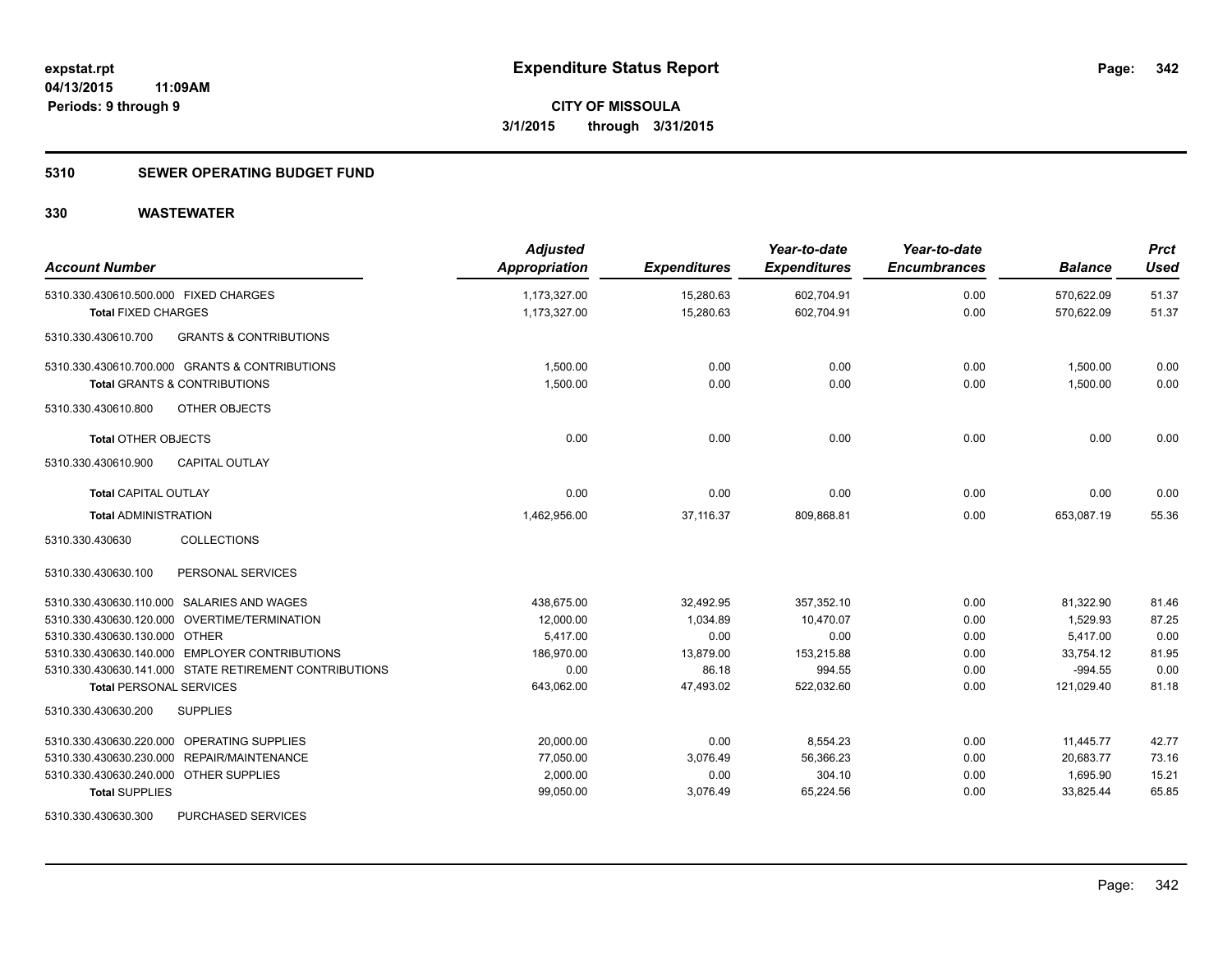**expstat.rpt**
**04/13/2015 11:09AM**
**Periods: 9 through 9**

# Expenditure Status Report

**CITY OF MISSOULA**
**3/1/2015 through 3/31/2015**

## 5310 SEWER OPERATING BUDGET FUND

## 330 WASTEWATER

| Account Number | Adjusted Appropriation | Expenditures | Year-to-date Expenditures | Year-to-date Encumbrances | Balance | Prct Used |
|---|---|---|---|---|---|---|
| 5310.330.430610.500.000 FIXED CHARGES | 1,173,327.00 | 15,280.63 | 602,704.91 | 0.00 | 570,622.09 | 51.37 |
| **Total** FIXED CHARGES | 1,173,327.00 | 15,280.63 | 602,704.91 | 0.00 | 570,622.09 | 51.37 |
| 5310.330.430610.700 GRANTS & CONTRIBUTIONS | | | | | | |
| 5310.330.430610.700.000 GRANTS & CONTRIBUTIONS | 1,500.00 | 0.00 | 0.00 | 0.00 | 1,500.00 | 0.00 |
| **Total** GRANTS & CONTRIBUTIONS | 1,500.00 | 0.00 | 0.00 | 0.00 | 1,500.00 | 0.00 |
| 5310.330.430610.800 OTHER OBJECTS | | | | | | |
| **Total** OTHER OBJECTS | 0.00 | 0.00 | 0.00 | 0.00 | 0.00 | 0.00 |
| 5310.330.430610.900 CAPITAL OUTLAY | | | | | | |
| **Total** CAPITAL OUTLAY | 0.00 | 0.00 | 0.00 | 0.00 | 0.00 | 0.00 |
| **Total** ADMINISTRATION | 1,462,956.00 | 37,116.37 | 809,868.81 | 0.00 | 653,087.19 | 55.36 |
| 5310.330.430630 COLLECTIONS | | | | | | |
| 5310.330.430630.100 PERSONAL SERVICES | | | | | | |
| 5310.330.430630.110.000 SALARIES AND WAGES | 438,675.00 | 32,492.95 | 357,352.10 | 0.00 | 81,322.90 | 81.46 |
| 5310.330.430630.120.000 OVERTIME/TERMINATION | 12,000.00 | 1,034.89 | 10,470.07 | 0.00 | 1,529.93 | 87.25 |
| 5310.330.430630.130.000 OTHER | 5,417.00 | 0.00 | 0.00 | 0.00 | 5,417.00 | 0.00 |
| 5310.330.430630.140.000 EMPLOYER CONTRIBUTIONS | 186,970.00 | 13,879.00 | 153,215.88 | 0.00 | 33,754.12 | 81.95 |
| 5310.330.430630.141.000 STATE RETIREMENT CONTRIBUTIONS | 0.00 | 86.18 | 994.55 | 0.00 | -994.55 | 0.00 |
| **Total** PERSONAL SERVICES | 643,062.00 | 47,493.02 | 522,032.60 | 0.00 | 121,029.40 | 81.18 |
| 5310.330.430630.200 SUPPLIES | | | | | | |
| 5310.330.430630.220.000 OPERATING SUPPLIES | 20,000.00 | 0.00 | 8,554.23 | 0.00 | 11,445.77 | 42.77 |
| 5310.330.430630.230.000 REPAIR/MAINTENANCE | 77,050.00 | 3,076.49 | 56,366.23 | 0.00 | 20,683.77 | 73.16 |
| 5310.330.430630.240.000 OTHER SUPPLIES | 2,000.00 | 0.00 | 304.10 | 0.00 | 1,695.90 | 15.21 |
| **Total** SUPPLIES | 99,050.00 | 3,076.49 | 65,224.56 | 0.00 | 33,825.44 | 65.85 |
| 5310.330.430630.300 PURCHASED SERVICES | | | | | | |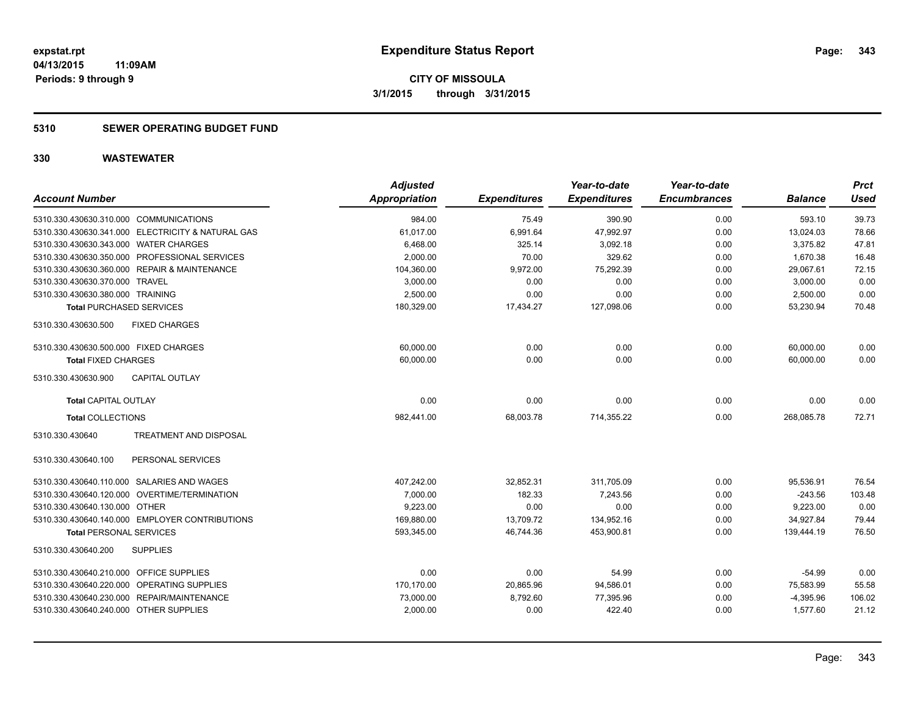**expstat.rpt**
**04/13/2015 11:09AM**
**Periods: 9 through 9**

# Expenditure Status Report

**CITY OF MISSOULA**
**3/1/2015 through 3/31/2015**

## 5310 SEWER OPERATING BUDGET FUND

## 330 WASTEWATER

| Account Number | Adjusted Appropriation | Expenditures | Year-to-date Expenditures | Year-to-date Encumbrances | Balance | Prct Used |
|---|---|---|---|---|---|---|
| 5310.330.430630.310.000 COMMUNICATIONS | 984.00 | 75.49 | 390.90 | 0.00 | 593.10 | 39.73 |
| 5310.330.430630.341.000 ELECTRICITY & NATURAL GAS | 61,017.00 | 6,991.64 | 47,992.97 | 0.00 | 13,024.03 | 78.66 |
| 5310.330.430630.343.000 WATER CHARGES | 6,468.00 | 325.14 | 3,092.18 | 0.00 | 3,375.82 | 47.81 |
| 5310.330.430630.350.000 PROFESSIONAL SERVICES | 2,000.00 | 70.00 | 329.62 | 0.00 | 1,670.38 | 16.48 |
| 5310.330.430630.360.000 REPAIR & MAINTENANCE | 104,360.00 | 9,972.00 | 75,292.39 | 0.00 | 29,067.61 | 72.15 |
| 5310.330.430630.370.000 TRAVEL | 3,000.00 | 0.00 | 0.00 | 0.00 | 3,000.00 | 0.00 |
| 5310.330.430630.380.000 TRAINING | 2,500.00 | 0.00 | 0.00 | 0.00 | 2,500.00 | 0.00 |
| **Total** PURCHASED SERVICES | 180,329.00 | 17,434.27 | 127,098.06 | 0.00 | 53,230.94 | 70.48 |
| 5310.330.430630.500 FIXED CHARGES | | | | | | |
| 5310.330.430630.500.000 FIXED CHARGES | 60,000.00 | 0.00 | 0.00 | 0.00 | 60,000.00 | 0.00 |
| **Total** FIXED CHARGES | 60,000.00 | 0.00 | 0.00 | 0.00 | 60,000.00 | 0.00 |
| 5310.330.430630.900 CAPITAL OUTLAY | | | | | | |
| **Total** CAPITAL OUTLAY | 0.00 | 0.00 | 0.00 | 0.00 | 0.00 | 0.00 |
| **Total** COLLECTIONS | 982,441.00 | 68,003.78 | 714,355.22 | 0.00 | 268,085.78 | 72.71 |
| 5310.330.430640 TREATMENT AND DISPOSAL | | | | | | |
| 5310.330.430640.100 PERSONAL SERVICES | | | | | | |
| 5310.330.430640.110.000 SALARIES AND WAGES | 407,242.00 | 32,852.31 | 311,705.09 | 0.00 | 95,536.91 | 76.54 |
| 5310.330.430640.120.000 OVERTIME/TERMINATION | 7,000.00 | 182.33 | 7,243.56 | 0.00 | -243.56 | 103.48 |
| 5310.330.430640.130.000 OTHER | 9,223.00 | 0.00 | 0.00 | 0.00 | 9,223.00 | 0.00 |
| 5310.330.430640.140.000 EMPLOYER CONTRIBUTIONS | 169,880.00 | 13,709.72 | 134,952.16 | 0.00 | 34,927.84 | 79.44 |
| **Total** PERSONAL SERVICES | 593,345.00 | 46,744.36 | 453,900.81 | 0.00 | 139,444.19 | 76.50 |
| 5310.330.430640.200 SUPPLIES | | | | | | |
| 5310.330.430640.210.000 OFFICE SUPPLIES | 0.00 | 0.00 | 54.99 | 0.00 | -54.99 | 0.00 |
| 5310.330.430640.220.000 OPERATING SUPPLIES | 170,170.00 | 20,865.96 | 94,586.01 | 0.00 | 75,583.99 | 55.58 |
| 5310.330.430640.230.000 REPAIR/MAINTENANCE | 73,000.00 | 8,792.60 | 77,395.96 | 0.00 | -4,395.96 | 106.02 |
| 5310.330.430640.240.000 OTHER SUPPLIES | 2,000.00 | 0.00 | 422.40 | 0.00 | 1,577.60 | 21.12 |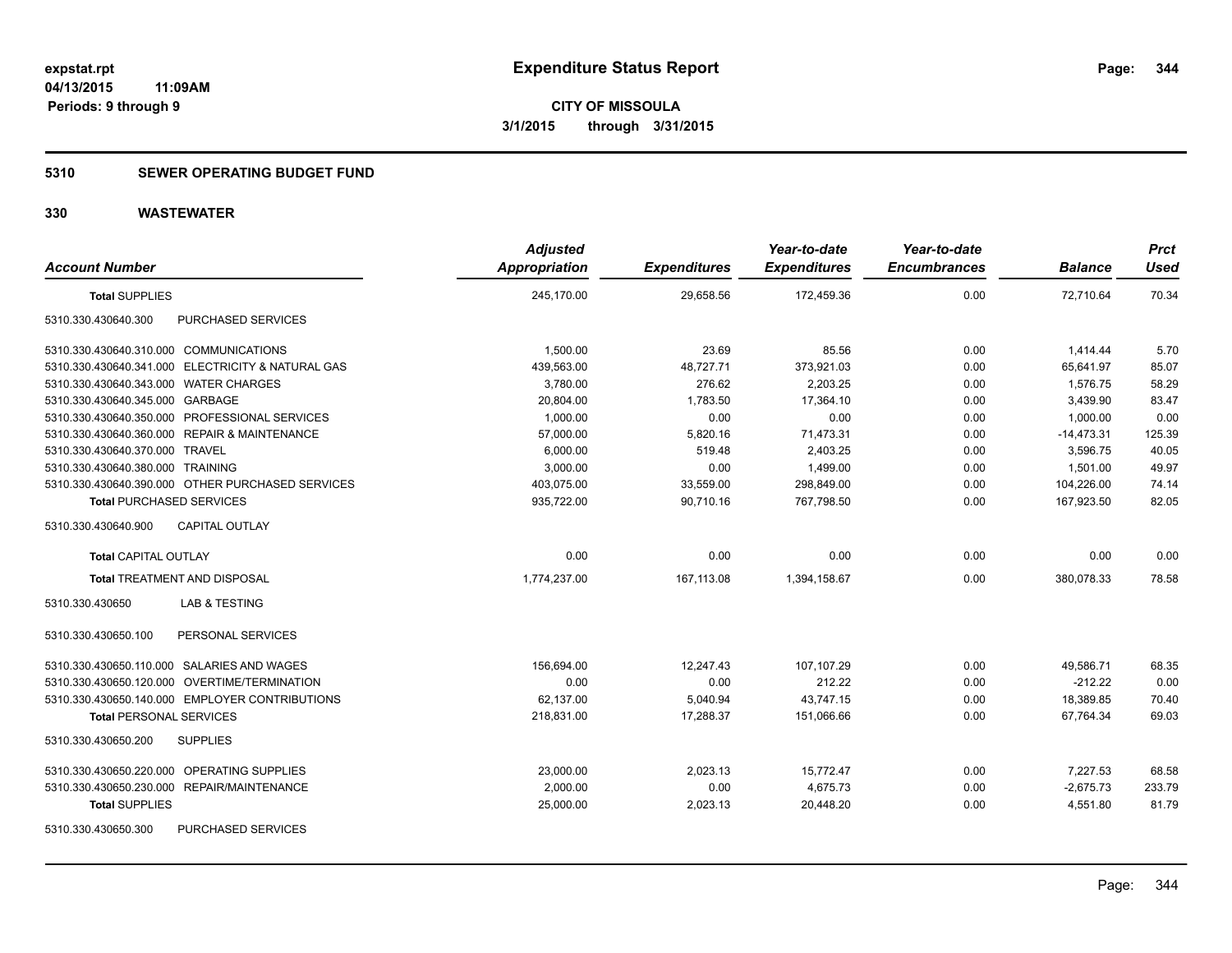**expstat.rpt**
**04/13/2015 11:09AM**
**Periods: 9 through 9**

# Expenditure Status Report

**CITY OF MISSOULA**
**3/1/2015 through 3/31/2015**

## 5310 SEWER OPERATING BUDGET FUND

## 330 WASTEWATER

| Account Number | Adjusted Appropriation | Expenditures | Year-to-date Expenditures | Year-to-date Encumbrances | Balance | Prct Used |
|---|---|---|---|---|---|---|
| **Total SUPPLIES** | 245,170.00 | 29,658.56 | 172,459.36 | 0.00 | 72,710.64 | 70.34 |
| 5310.330.430640.300 PURCHASED SERVICES | | | | | | |
| 5310.330.430640.310.000 COMMUNICATIONS | 1,500.00 | 23.69 | 85.56 | 0.00 | 1,414.44 | 5.70 |
| 5310.330.430640.341.000 ELECTRICITY & NATURAL GAS | 439,563.00 | 48,727.71 | 373,921.03 | 0.00 | 65,641.97 | 85.07 |
| 5310.330.430640.343.000 WATER CHARGES | 3,780.00 | 276.62 | 2,203.25 | 0.00 | 1,576.75 | 58.29 |
| 5310.330.430640.345.000 GARBAGE | 20,804.00 | 1,783.50 | 17,364.10 | 0.00 | 3,439.90 | 83.47 |
| 5310.330.430640.350.000 PROFESSIONAL SERVICES | 1,000.00 | 0.00 | 0.00 | 0.00 | 1,000.00 | 0.00 |
| 5310.330.430640.360.000 REPAIR & MAINTENANCE | 57,000.00 | 5,820.16 | 71,473.31 | 0.00 | -14,473.31 | 125.39 |
| 5310.330.430640.370.000 TRAVEL | 6,000.00 | 519.48 | 2,403.25 | 0.00 | 3,596.75 | 40.05 |
| 5310.330.430640.380.000 TRAINING | 3,000.00 | 0.00 | 1,499.00 | 0.00 | 1,501.00 | 49.97 |
| 5310.330.430640.390.000 OTHER PURCHASED SERVICES | 403,075.00 | 33,559.00 | 298,849.00 | 0.00 | 104,226.00 | 74.14 |
| **Total PURCHASED SERVICES** | 935,722.00 | 90,710.16 | 767,798.50 | 0.00 | 167,923.50 | 82.05 |
| 5310.330.430640.900 CAPITAL OUTLAY | | | | | | |
| **Total CAPITAL OUTLAY** | 0.00 | 0.00 | 0.00 | 0.00 | 0.00 | 0.00 |
| **Total TREATMENT AND DISPOSAL** | 1,774,237.00 | 167,113.08 | 1,394,158.67 | 0.00 | 380,078.33 | 78.58 |
| 5310.330.430650 LAB & TESTING | | | | | | |
| 5310.330.430650.100 PERSONAL SERVICES | | | | | | |
| 5310.330.430650.110.000 SALARIES AND WAGES | 156,694.00 | 12,247.43 | 107,107.29 | 0.00 | 49,586.71 | 68.35 |
| 5310.330.430650.120.000 OVERTIME/TERMINATION | 0.00 | 0.00 | 212.22 | 0.00 | -212.22 | 0.00 |
| 5310.330.430650.140.000 EMPLOYER CONTRIBUTIONS | 62,137.00 | 5,040.94 | 43,747.15 | 0.00 | 18,389.85 | 70.40 |
| **Total PERSONAL SERVICES** | 218,831.00 | 17,288.37 | 151,066.66 | 0.00 | 67,764.34 | 69.03 |
| 5310.330.430650.200 SUPPLIES | | | | | | |
| 5310.330.430650.220.000 OPERATING SUPPLIES | 23,000.00 | 2,023.13 | 15,772.47 | 0.00 | 7,227.53 | 68.58 |
| 5310.330.430650.230.000 REPAIR/MAINTENANCE | 2,000.00 | 0.00 | 4,675.73 | 0.00 | -2,675.73 | 233.79 |
| **Total SUPPLIES** | 25,000.00 | 2,023.13 | 20,448.20 | 0.00 | 4,551.80 | 81.79 |
| 5310.330.430650.300 PURCHASED SERVICES | | | | | | |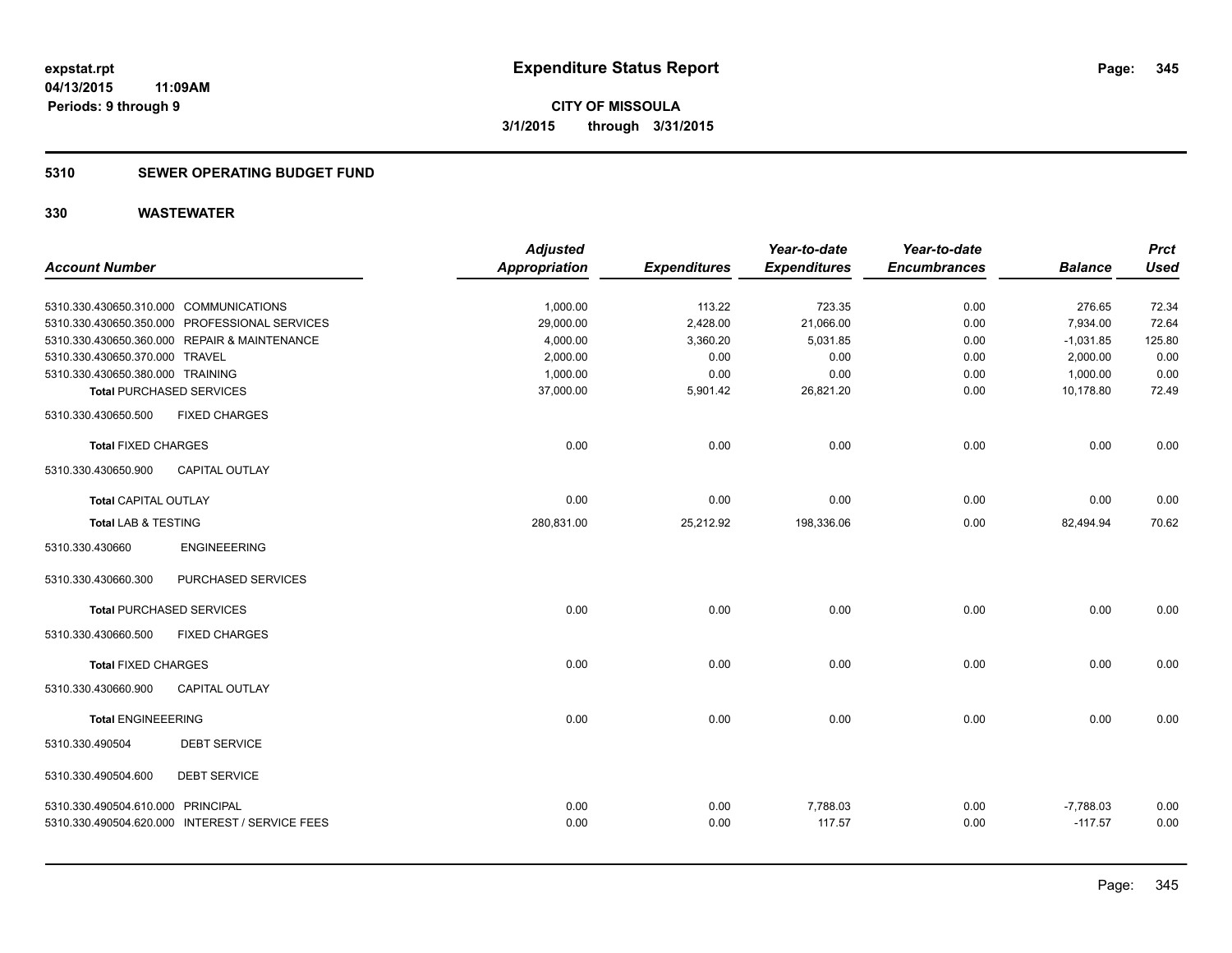**expstat.rpt**
**04/13/2015 11:09AM**
**Periods: 9 through 9**

# Expenditure Status Report

**CITY OF MISSOULA**
**3/1/2015 through 3/31/2015**

## 5310 SEWER OPERATING BUDGET FUND

## 330 WASTEWATER

| Account Number | Adjusted Appropriation | Expenditures | Year-to-date Expenditures | Year-to-date Encumbrances | Balance | Prct Used |
|---|---|---|---|---|---|---|
| 5310.330.430650.310.000 COMMUNICATIONS | 1,000.00 | 113.22 | 723.35 | 0.00 | 276.65 | 72.34 |
| 5310.330.430650.350.000 PROFESSIONAL SERVICES | 29,000.00 | 2,428.00 | 21,066.00 | 0.00 | 7,934.00 | 72.64 |
| 5310.330.430650.360.000 REPAIR & MAINTENANCE | 4,000.00 | 3,360.20 | 5,031.85 | 0.00 | -1,031.85 | 125.80 |
| 5310.330.430650.370.000 TRAVEL | 2,000.00 | 0.00 | 0.00 | 0.00 | 2,000.00 | 0.00 |
| 5310.330.430650.380.000 TRAINING | 1,000.00 | 0.00 | 0.00 | 0.00 | 1,000.00 | 0.00 |
| **Total** PURCHASED SERVICES | 37,000.00 | 5,901.42 | 26,821.20 | 0.00 | 10,178.80 | 72.49 |
| 5310.330.430650.500 FIXED CHARGES | | | | | | |
| **Total** FIXED CHARGES | 0.00 | 0.00 | 0.00 | 0.00 | 0.00 | 0.00 |
| 5310.330.430650.900 CAPITAL OUTLAY | | | | | | |
| **Total** CAPITAL OUTLAY | 0.00 | 0.00 | 0.00 | 0.00 | 0.00 | 0.00 |
| **Total LAB & TESTING** | 280,831.00 | 25,212.92 | 198,336.06 | 0.00 | 82,494.94 | 70.62 |
| 5310.330.430660 ENGINEEERING | | | | | | |
| 5310.330.430660.300 PURCHASED SERVICES | | | | | | |
| **Total** PURCHASED SERVICES | 0.00 | 0.00 | 0.00 | 0.00 | 0.00 | 0.00 |
| 5310.330.430660.500 FIXED CHARGES | | | | | | |
| **Total** FIXED CHARGES | 0.00 | 0.00 | 0.00 | 0.00 | 0.00 | 0.00 |
| 5310.330.430660.900 CAPITAL OUTLAY | | | | | | |
| **Total** ENGINEEERING | 0.00 | 0.00 | 0.00 | 0.00 | 0.00 | 0.00 |
| 5310.330.490504 DEBT SERVICE | | | | | | |
| 5310.330.490504.600 DEBT SERVICE | | | | | | |
| 5310.330.490504.610.000 PRINCIPAL | 0.00 | 0.00 | 7,788.03 | 0.00 | -7,788.03 | 0.00 |
| 5310.330.490504.620.000 INTEREST / SERVICE FEES | 0.00 | 0.00 | 117.57 | 0.00 | -117.57 | 0.00 |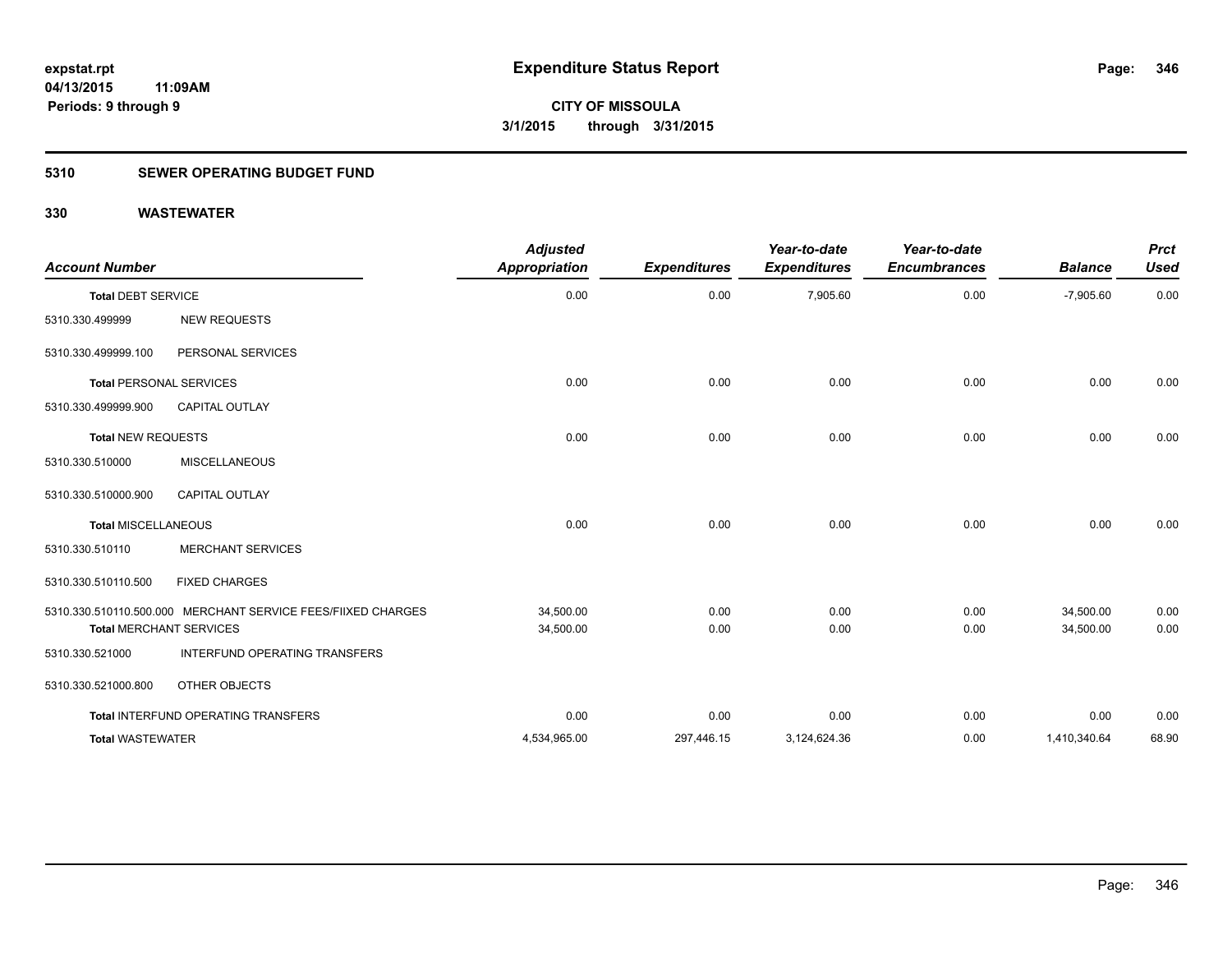**expstat.rpt**
**04/13/2015 11:09AM**
**Periods: 9 through 9**

# Expenditure Status Report

**CITY OF MISSOULA**
**3/1/2015 through 3/31/2015**

## 5310 SEWER OPERATING BUDGET FUND

## 330 WASTEWATER

| Account Number | | Adjusted Appropriation | Expenditures | Year-to-date Expenditures | Year-to-date Encumbrances | Balance | Prct Used |
|---|---|---|---|---|---|---|---|
| **Total DEBT SERVICE** | | 0.00 | 0.00 | 7,905.60 | 0.00 | -7,905.60 | 0.00 |
| 5310.330.499999 | NEW REQUESTS | | | | | | |
| 5310.330.499999.100 | PERSONAL SERVICES | | | | | | |
| **Total PERSONAL SERVICES** | | 0.00 | 0.00 | 0.00 | 0.00 | 0.00 | 0.00 |
| 5310.330.499999.900 | CAPITAL OUTLAY | | | | | | |
| **Total NEW REQUESTS** | | 0.00 | 0.00 | 0.00 | 0.00 | 0.00 | 0.00 |
| 5310.330.510000 | MISCELLANEOUS | | | | | | |
| 5310.330.510000.900 | CAPITAL OUTLAY | | | | | | |
| **Total MISCELLANEOUS** | | 0.00 | 0.00 | 0.00 | 0.00 | 0.00 | 0.00 |
| 5310.330.510110 | MERCHANT SERVICES | | | | | | |
| 5310.330.510110.500 | FIXED CHARGES | | | | | | |
| 5310.330.510110.500.000 | MERCHANT SERVICE FEES/FIIXED CHARGES | 34,500.00 | 0.00 | 0.00 | 0.00 | 34,500.00 | 0.00 |
| **Total MERCHANT SERVICES** | | 34,500.00 | 0.00 | 0.00 | 0.00 | 34,500.00 | 0.00 |
| 5310.330.521000 | INTERFUND OPERATING TRANSFERS | | | | | | |
| 5310.330.521000.800 | OTHER OBJECTS | | | | | | |
| **Total INTERFUND OPERATING TRANSFERS** | | 0.00 | 0.00 | 0.00 | 0.00 | 0.00 | 0.00 |
| **Total WASTEWATER** | | 4,534,965.00 | 297,446.15 | 3,124,624.36 | 0.00 | 1,410,340.64 | 68.90 |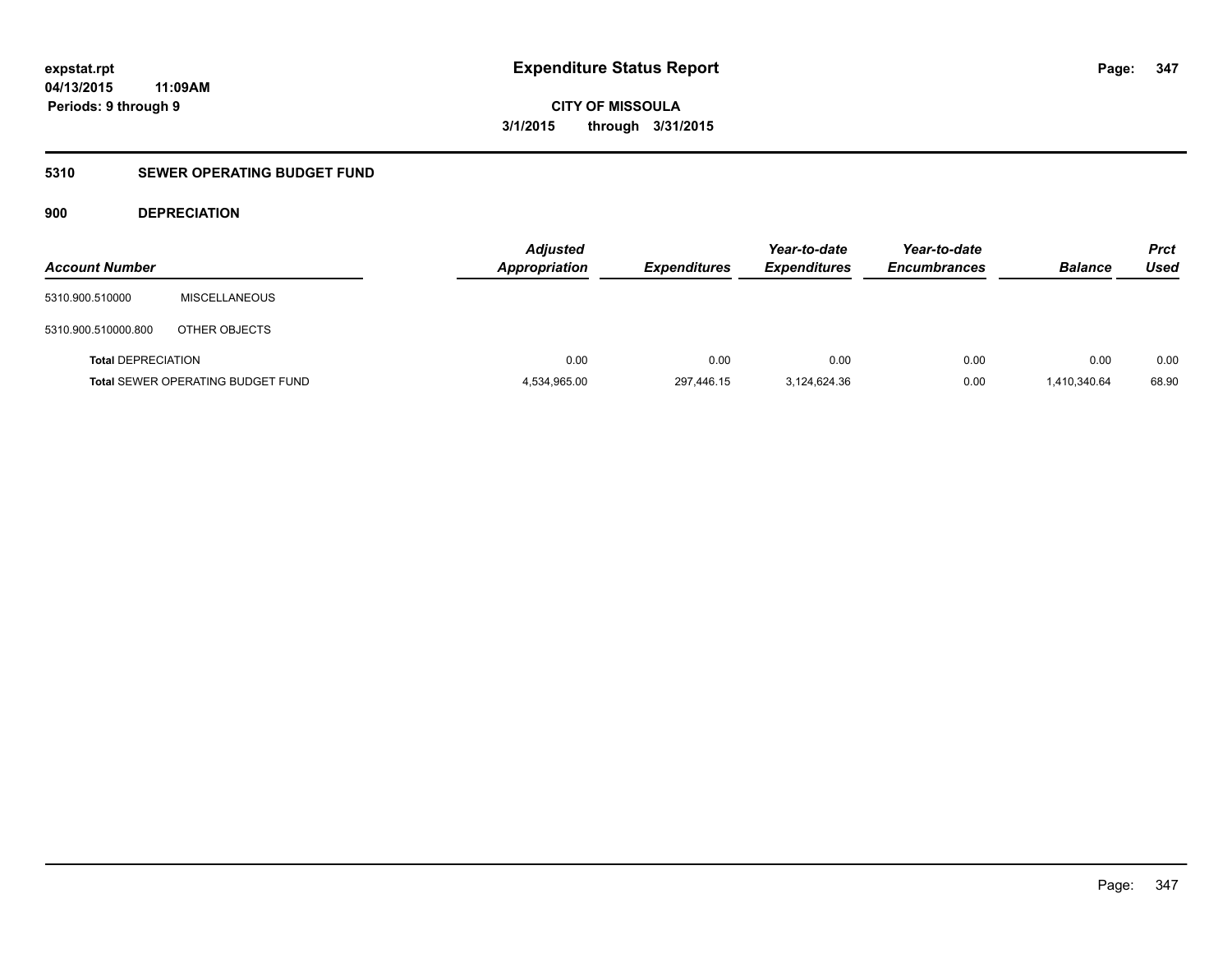**Expenditure Status Report**

**CITY OF MISSOULA**

**3/1/2015 through 3/31/2015**

expstat.rpt
04/13/2015 11:09AM
Periods: 9 through 9

## 5310 SEWER OPERATING BUDGET FUND

### 900 DEPRECIATION

| Account Number | | Adjusted Appropriation | Expenditures | Year-to-date Expenditures | Year-to-date Encumbrances | Balance | Prct Used |
|---|---|---|---|---|---|---|---|
| 5310.900.510000 | MISCELLANEOUS | | | | | | |
| 5310.900.510000.800 | OTHER OBJECTS | | | | | | |
| **Total** DEPRECIATION | | 0.00 | 0.00 | 0.00 | 0.00 | 0.00 | 0.00 |
| **Total** SEWER OPERATING BUDGET FUND | | 4,534,965.00 | 297,446.15 | 3,124,624.36 | 0.00 | 1,410,340.64 | 68.90 |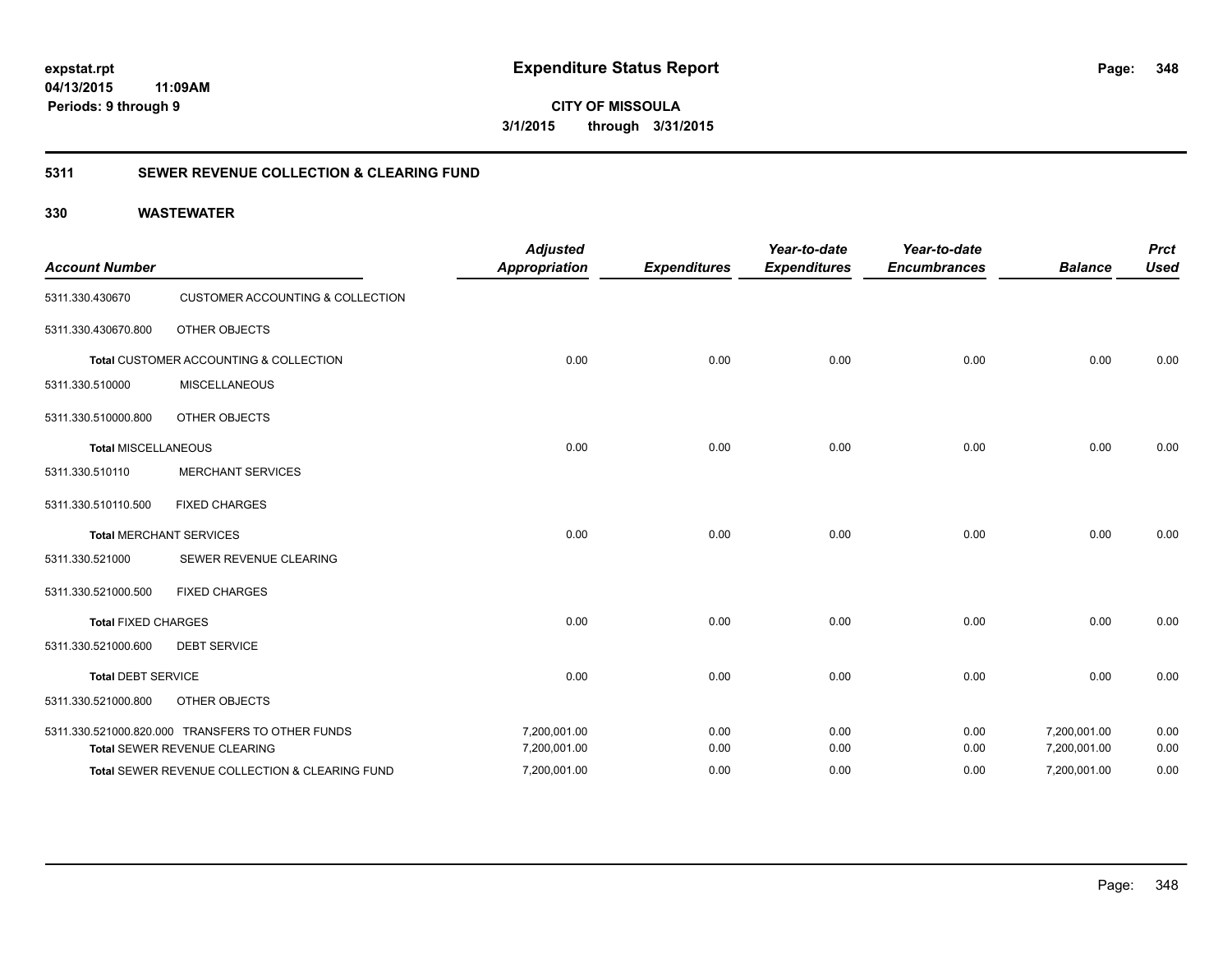**expstat.rpt**
**04/13/2015 11:09AM**
**Periods: 9 through 9**

# Expenditure Status Report

**CITY OF MISSOULA**
**3/1/2015 through 3/31/2015**

## 5311 SEWER REVENUE COLLECTION & CLEARING FUND

### 330 WASTEWATER

| Account Number | | Adjusted Appropriation | Expenditures | Year-to-date Expenditures | Year-to-date Encumbrances | Balance | Prct Used |
|---|---|---|---|---|---|---|---|
| 5311.330.430670 | CUSTOMER ACCOUNTING & COLLECTION | | | | | | |
| 5311.330.430670.800 | OTHER OBJECTS | | | | | | |
| **Total** CUSTOMER ACCOUNTING & COLLECTION | | 0.00 | 0.00 | 0.00 | 0.00 | 0.00 | 0.00 |
| 5311.330.510000 | MISCELLANEOUS | | | | | | |
| 5311.330.510000.800 | OTHER OBJECTS | | | | | | |
| **Total** MISCELLANEOUS | | 0.00 | 0.00 | 0.00 | 0.00 | 0.00 | 0.00 |
| 5311.330.510110 | MERCHANT SERVICES | | | | | | |
| 5311.330.510110.500 | FIXED CHARGES | | | | | | |
| **Total** MERCHANT SERVICES | | 0.00 | 0.00 | 0.00 | 0.00 | 0.00 | 0.00 |
| 5311.330.521000 | SEWER REVENUE CLEARING | | | | | | |
| 5311.330.521000.500 | FIXED CHARGES | | | | | | |
| **Total** FIXED CHARGES | | 0.00 | 0.00 | 0.00 | 0.00 | 0.00 | 0.00 |
| 5311.330.521000.600 | DEBT SERVICE | | | | | | |
| **Total** DEBT SERVICE | | 0.00 | 0.00 | 0.00 | 0.00 | 0.00 | 0.00 |
| 5311.330.521000.800 | OTHER OBJECTS | | | | | | |
| 5311.330.521000.820.000 | TRANSFERS TO OTHER FUNDS | 7,200,001.00 | 0.00 | 0.00 | 0.00 | 7,200,001.00 | 0.00 |
| **Total** SEWER REVENUE CLEARING | | 7,200,001.00 | 0.00 | 0.00 | 0.00 | 7,200,001.00 | 0.00 |
| **Total** SEWER REVENUE COLLECTION & CLEARING FUND | | 7,200,001.00 | 0.00 | 0.00 | 0.00 | 7,200,001.00 | 0.00 |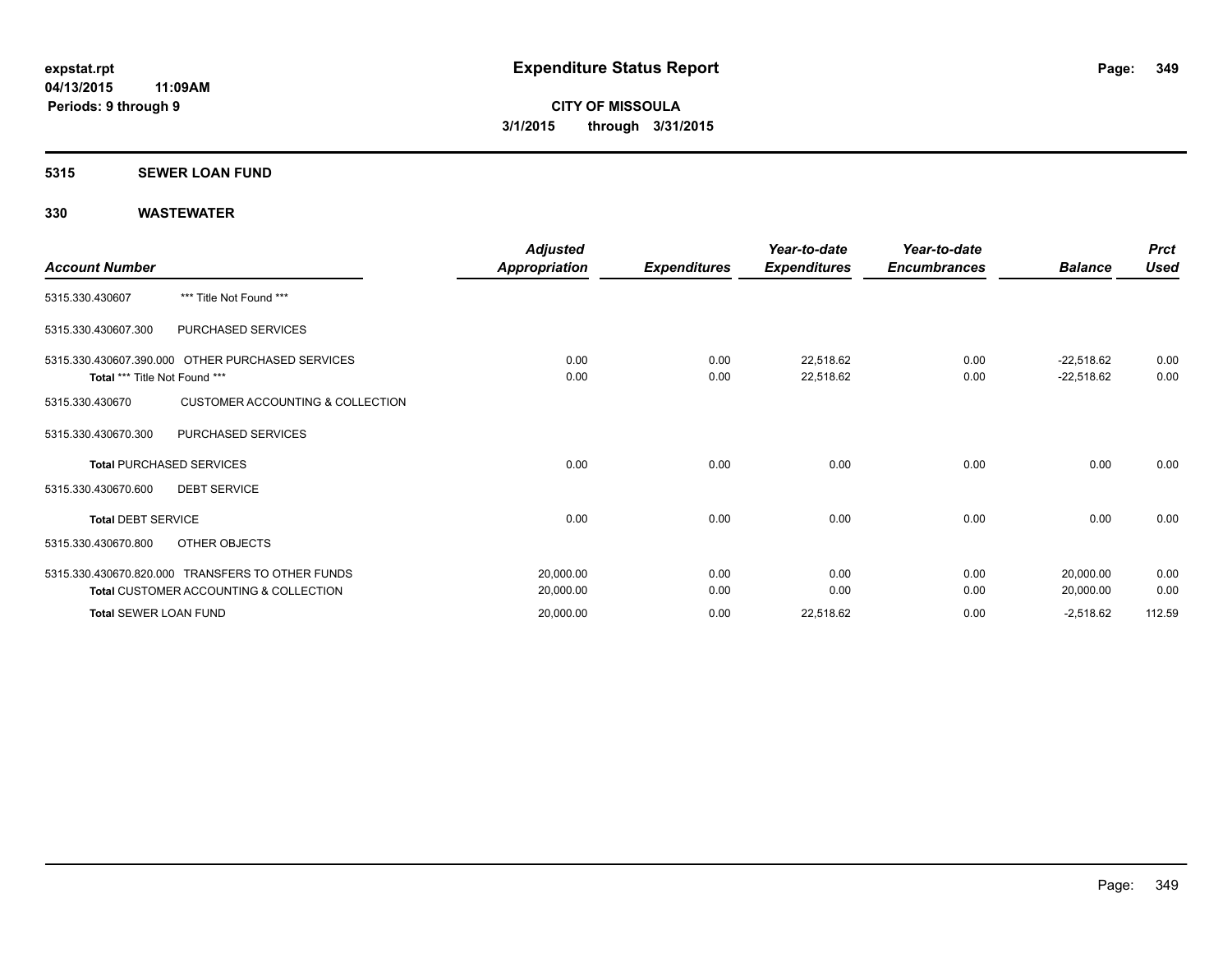# Expenditure Status Report

expstat.rpt
04/13/2015 11:09AM
Periods: 9 through 9

**CITY OF MISSOULA**
**3/1/2015 through 3/31/2015**

## 5315 SEWER LOAN FUND

## 330 WASTEWATER

| Account Number | | Adjusted Appropriation | Expenditures | Year-to-date Expenditures | Year-to-date Encumbrances | Balance | Prct Used |
|---|---|---|---|---|---|---|---|
| 5315.330.430607 | *** Title Not Found *** | | | | | | |
| 5315.330.430607.300 | PURCHASED SERVICES | | | | | | |
| 5315.330.430607.390.000 | OTHER PURCHASED SERVICES | 0.00 | 0.00 | 22,518.62 | 0.00 | -22,518.62 | 0.00 |
| **Total** *** Title Not Found *** | | 0.00 | 0.00 | 22,518.62 | 0.00 | -22,518.62 | 0.00 |
| 5315.330.430670 | CUSTOMER ACCOUNTING & COLLECTION | | | | | | |
| 5315.330.430670.300 | PURCHASED SERVICES | | | | | | |
| **Total** PURCHASED SERVICES | | 0.00 | 0.00 | 0.00 | 0.00 | 0.00 | 0.00 |
| 5315.330.430670.600 | DEBT SERVICE | | | | | | |
| **Total** DEBT SERVICE | | 0.00 | 0.00 | 0.00 | 0.00 | 0.00 | 0.00 |
| 5315.330.430670.800 | OTHER OBJECTS | | | | | | |
| 5315.330.430670.820.000 | TRANSFERS TO OTHER FUNDS | 20,000.00 | 0.00 | 0.00 | 0.00 | 20,000.00 | 0.00 |
| **Total** CUSTOMER ACCOUNTING & COLLECTION | | 20,000.00 | 0.00 | 0.00 | 0.00 | 20,000.00 | 0.00 |
| **Total** SEWER LOAN FUND | | 20,000.00 | 0.00 | 22,518.62 | 0.00 | -2,518.62 | 112.59 |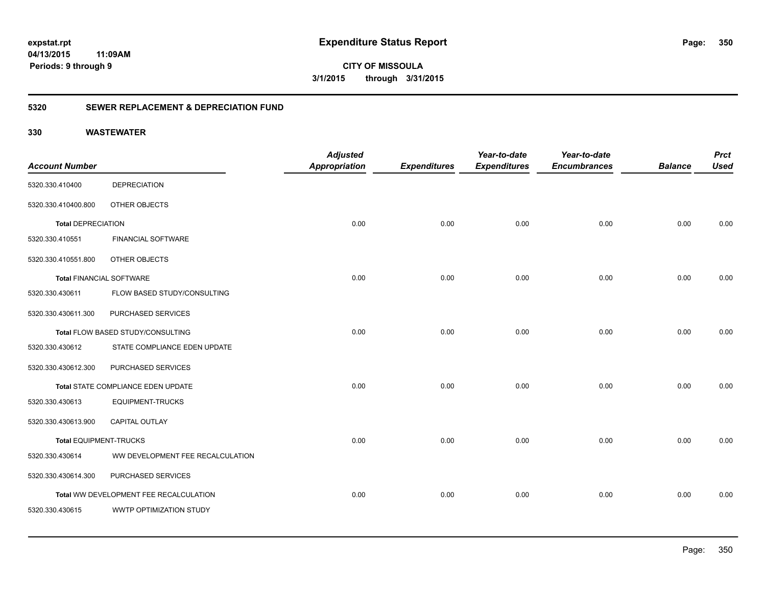# Expenditure Status Report

expstat.rpt
04/13/2015 11:09AM
Periods: 9 through 9

**CITY OF MISSOULA**
**3/1/2015 through 3/31/2015**

## 5320 SEWER REPLACEMENT & DEPRECIATION FUND

## 330 WASTEWATER

| Account Number | | Adjusted Appropriation | Expenditures | Year-to-date Expenditures | Year-to-date Encumbrances | Balance | Prct Used |
|---|---|---|---|---|---|---|---|
| 5320.330.410400 | DEPRECIATION | | | | | | |
| 5320.330.410400.800 | OTHER OBJECTS | | | | | | |
| **Total** DEPRECIATION | | 0.00 | 0.00 | 0.00 | 0.00 | 0.00 | 0.00 |
| 5320.330.410551 | FINANCIAL SOFTWARE | | | | | | |
| 5320.330.410551.800 | OTHER OBJECTS | | | | | | |
| **Total** FINANCIAL SOFTWARE | | 0.00 | 0.00 | 0.00 | 0.00 | 0.00 | 0.00 |
| 5320.330.430611 | FLOW BASED STUDY/CONSULTING | | | | | | |
| 5320.330.430611.300 | PURCHASED SERVICES | | | | | | |
| **Total** FLOW BASED STUDY/CONSULTING | | 0.00 | 0.00 | 0.00 | 0.00 | 0.00 | 0.00 |
| 5320.330.430612 | STATE COMPLIANCE EDEN UPDATE | | | | | | |
| 5320.330.430612.300 | PURCHASED SERVICES | | | | | | |
| **Total** STATE COMPLIANCE EDEN UPDATE | | 0.00 | 0.00 | 0.00 | 0.00 | 0.00 | 0.00 |
| 5320.330.430613 | EQUIPMENT-TRUCKS | | | | | | |
| 5320.330.430613.900 | CAPITAL OUTLAY | | | | | | |
| **Total** EQUIPMENT-TRUCKS | | 0.00 | 0.00 | 0.00 | 0.00 | 0.00 | 0.00 |
| 5320.330.430614 | WW DEVELOPMENT FEE RECALCULATION | | | | | | |
| 5320.330.430614.300 | PURCHASED SERVICES | | | | | | |
| **Total** WW DEVELOPMENT FEE RECALCULATION | | 0.00 | 0.00 | 0.00 | 0.00 | 0.00 | 0.00 |
| 5320.330.430615 | WWTP OPTIMIZATION STUDY | | | | | | |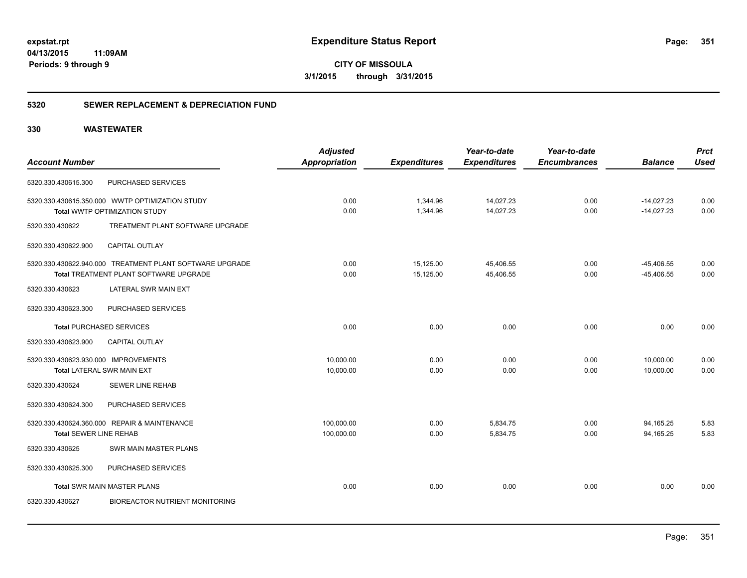**expstat.rpt**
**04/13/2015 11:09AM**
**Periods: 9 through 9**

# Expenditure Status Report

**CITY OF MISSOULA**
**3/1/2015 through 3/31/2015**

## 5320 SEWER REPLACEMENT & DEPRECIATION FUND

## 330 WASTEWATER

| Account Number | | Adjusted Appropriation | Expenditures | Year-to-date Expenditures | Year-to-date Encumbrances | Balance | Prct Used |
|---|---|---|---|---|---|---|---|
| 5320.330.430615.300 | PURCHASED SERVICES | | | | | | |
| 5320.330.430615.350.000 | WWTP OPTIMIZATION STUDY | 0.00 | 1,344.96 | 14,027.23 | 0.00 | -14,027.23 | 0.00 |
| **Total** WWTP OPTIMIZATION STUDY | | 0.00 | 1,344.96 | 14,027.23 | 0.00 | -14,027.23 | 0.00 |
| 5320.330.430622 | TREATMENT PLANT SOFTWARE UPGRADE | | | | | | |
| 5320.330.430622.900 | CAPITAL OUTLAY | | | | | | |
| 5320.330.430622.940.000 | TREATMENT PLANT SOFTWARE UPGRADE | 0.00 | 15,125.00 | 45,406.55 | 0.00 | -45,406.55 | 0.00 |
| **Total** TREATMENT PLANT SOFTWARE UPGRADE | | 0.00 | 15,125.00 | 45,406.55 | 0.00 | -45,406.55 | 0.00 |
| 5320.330.430623 | LATERAL SWR MAIN EXT | | | | | | |
| 5320.330.430623.300 | PURCHASED SERVICES | | | | | | |
| **Total** PURCHASED SERVICES | | 0.00 | 0.00 | 0.00 | 0.00 | 0.00 | 0.00 |
| 5320.330.430623.900 | CAPITAL OUTLAY | | | | | | |
| 5320.330.430623.930.000 | IMPROVEMENTS | 10,000.00 | 0.00 | 0.00 | 0.00 | 10,000.00 | 0.00 |
| **Total** LATERAL SWR MAIN EXT | | 10,000.00 | 0.00 | 0.00 | 0.00 | 10,000.00 | 0.00 |
| 5320.330.430624 | SEWER LINE REHAB | | | | | | |
| 5320.330.430624.300 | PURCHASED SERVICES | | | | | | |
| 5320.330.430624.360.000 | REPAIR & MAINTENANCE | 100,000.00 | 0.00 | 5,834.75 | 0.00 | 94,165.25 | 5.83 |
| **Total** SEWER LINE REHAB | | 100,000.00 | 0.00 | 5,834.75 | 0.00 | 94,165.25 | 5.83 |
| 5320.330.430625 | SWR MAIN MASTER PLANS | | | | | | |
| 5320.330.430625.300 | PURCHASED SERVICES | | | | | | |
| **Total** SWR MAIN MASTER PLANS | | 0.00 | 0.00 | 0.00 | 0.00 | 0.00 | 0.00 |
| 5320.330.430627 | BIOREACTOR NUTRIENT MONITORING | | | | | | |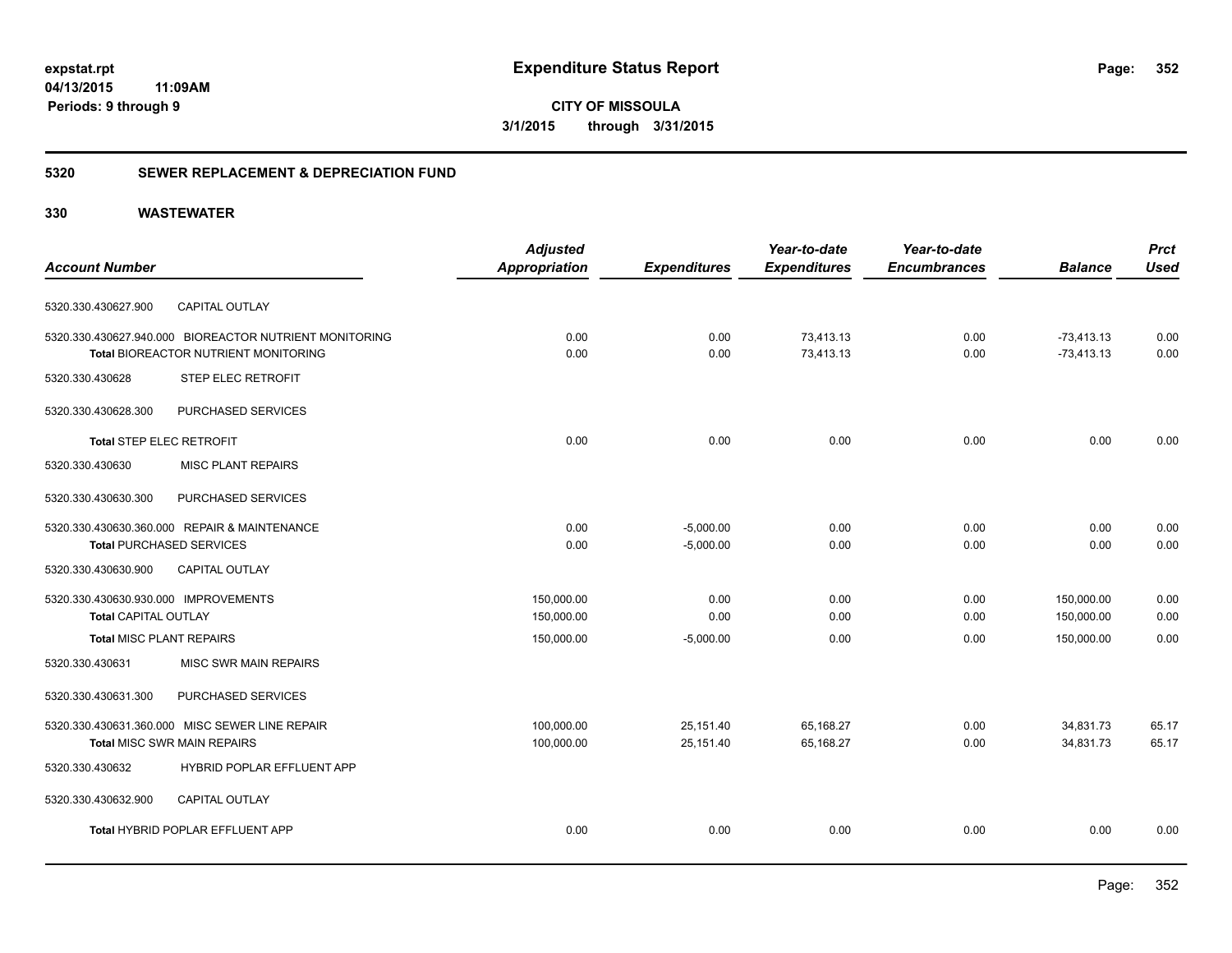**expstat.rpt**
**04/13/2015 11:09AM**
**Periods: 9 through 9**

# Expenditure Status Report

**CITY OF MISSOULA**
**3/1/2015 through 3/31/2015**

## 5320 SEWER REPLACEMENT & DEPRECIATION FUND

### 330 WASTEWATER

| Account Number | | Adjusted Appropriation | Expenditures | Year-to-date Expenditures | Year-to-date Encumbrances | Balance | Prct Used |
|---|---|---|---|---|---|---|---|
| 5320.330.430627.900 | CAPITAL OUTLAY | | | | | | |
| 5320.330.430627.940.000 | BIOREACTOR NUTRIENT MONITORING | 0.00 | 0.00 | 73,413.13 | 0.00 | -73,413.13 | 0.00 |
| **Total** BIOREACTOR NUTRIENT MONITORING | | 0.00 | 0.00 | 73,413.13 | 0.00 | -73,413.13 | 0.00 |
| 5320.330.430628 | STEP ELEC RETROFIT | | | | | | |
| 5320.330.430628.300 | PURCHASED SERVICES | | | | | | |
| **Total** STEP ELEC RETROFIT | | 0.00 | 0.00 | 0.00 | 0.00 | 0.00 | 0.00 |
| 5320.330.430630 | MISC PLANT REPAIRS | | | | | | |
| 5320.330.430630.300 | PURCHASED SERVICES | | | | | | |
| 5320.330.430630.360.000 | REPAIR & MAINTENANCE | 0.00 | -5,000.00 | 0.00 | 0.00 | 0.00 | 0.00 |
| **Total** PURCHASED SERVICES | | 0.00 | -5,000.00 | 0.00 | 0.00 | 0.00 | 0.00 |
| 5320.330.430630.900 | CAPITAL OUTLAY | | | | | | |
| 5320.330.430630.930.000 | IMPROVEMENTS | 150,000.00 | 0.00 | 0.00 | 0.00 | 150,000.00 | 0.00 |
| **Total** CAPITAL OUTLAY | | 150,000.00 | 0.00 | 0.00 | 0.00 | 150,000.00 | 0.00 |
| **Total** MISC PLANT REPAIRS | | 150,000.00 | -5,000.00 | 0.00 | 0.00 | 150,000.00 | 0.00 |
| 5320.330.430631 | MISC SWR MAIN REPAIRS | | | | | | |
| 5320.330.430631.300 | PURCHASED SERVICES | | | | | | |
| 5320.330.430631.360.000 | MISC SEWER LINE REPAIR | 100,000.00 | 25,151.40 | 65,168.27 | 0.00 | 34,831.73 | 65.17 |
| **Total** MISC SWR MAIN REPAIRS | | 100,000.00 | 25,151.40 | 65,168.27 | 0.00 | 34,831.73 | 65.17 |
| 5320.330.430632 | HYBRID POPLAR EFFLUENT APP | | | | | | |
| 5320.330.430632.900 | CAPITAL OUTLAY | | | | | | |
| **Total** HYBRID POPLAR EFFLUENT APP | | 0.00 | 0.00 | 0.00 | 0.00 | 0.00 | 0.00 |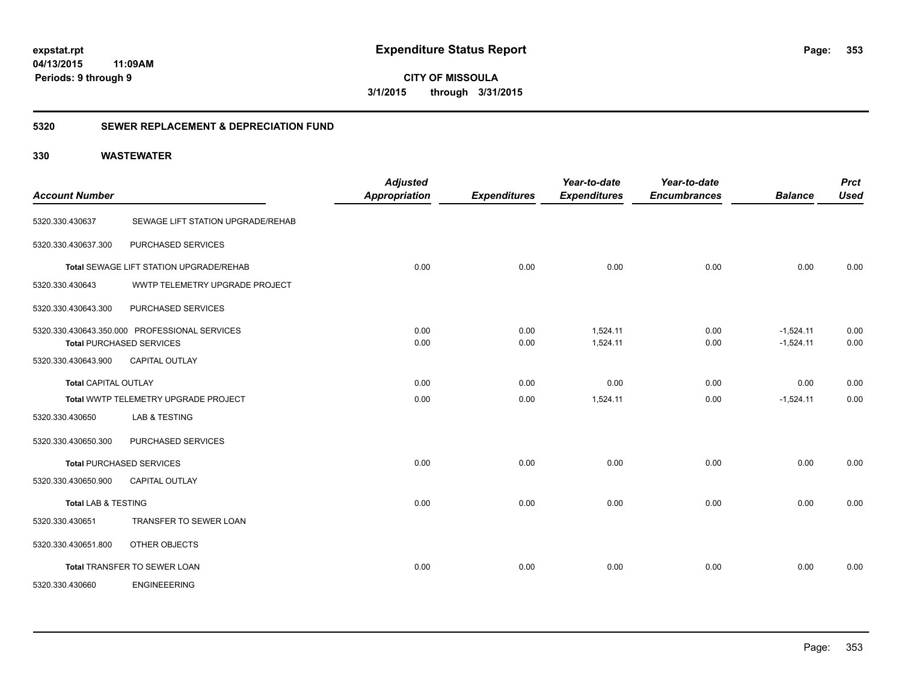**expstat.rpt**
**04/13/2015 11:09AM**
**Periods: 9 through 9**

# Expenditure Status Report

**CITY OF MISSOULA**
**3/1/2015 through 3/31/2015**

## 5320 SEWER REPLACEMENT & DEPRECIATION FUND

## 330 WASTEWATER

| Account Number | | Adjusted Appropriation | Expenditures | Year-to-date Expenditures | Year-to-date Encumbrances | Balance | Prct Used |
|---|---|---|---|---|---|---|---|
| 5320.330.430637 | SEWAGE LIFT STATION UPGRADE/REHAB | | | | | | |
| 5320.330.430637.300 | PURCHASED SERVICES | | | | | | |
| Total SEWAGE LIFT STATION UPGRADE/REHAB | | 0.00 | 0.00 | 0.00 | 0.00 | 0.00 | 0.00 |
| 5320.330.430643 | WWTP TELEMETRY UPGRADE PROJECT | | | | | | |
| 5320.330.430643.300 | PURCHASED SERVICES | | | | | | |
| 5320.330.430643.350.000 | PROFESSIONAL SERVICES | 0.00 | 0.00 | 1,524.11 | 0.00 | -1,524.11 | 0.00 |
| Total PURCHASED SERVICES | | 0.00 | 0.00 | 1,524.11 | 0.00 | -1,524.11 | 0.00 |
| 5320.330.430643.900 | CAPITAL OUTLAY | | | | | | |
| Total CAPITAL OUTLAY | | 0.00 | 0.00 | 0.00 | 0.00 | 0.00 | 0.00 |
| Total WWTP TELEMETRY UPGRADE PROJECT | | 0.00 | 0.00 | 1,524.11 | 0.00 | -1,524.11 | 0.00 |
| 5320.330.430650 | LAB & TESTING | | | | | | |
| 5320.330.430650.300 | PURCHASED SERVICES | | | | | | |
| Total PURCHASED SERVICES | | 0.00 | 0.00 | 0.00 | 0.00 | 0.00 | 0.00 |
| 5320.330.430650.900 | CAPITAL OUTLAY | | | | | | |
| Total LAB & TESTING | | 0.00 | 0.00 | 0.00 | 0.00 | 0.00 | 0.00 |
| 5320.330.430651 | TRANSFER TO SEWER LOAN | | | | | | |
| 5320.330.430651.800 | OTHER OBJECTS | | | | | | |
| Total TRANSFER TO SEWER LOAN | | 0.00 | 0.00 | 0.00 | 0.00 | 0.00 | 0.00 |
| 5320.330.430660 | ENGINEEERING | | | | | | |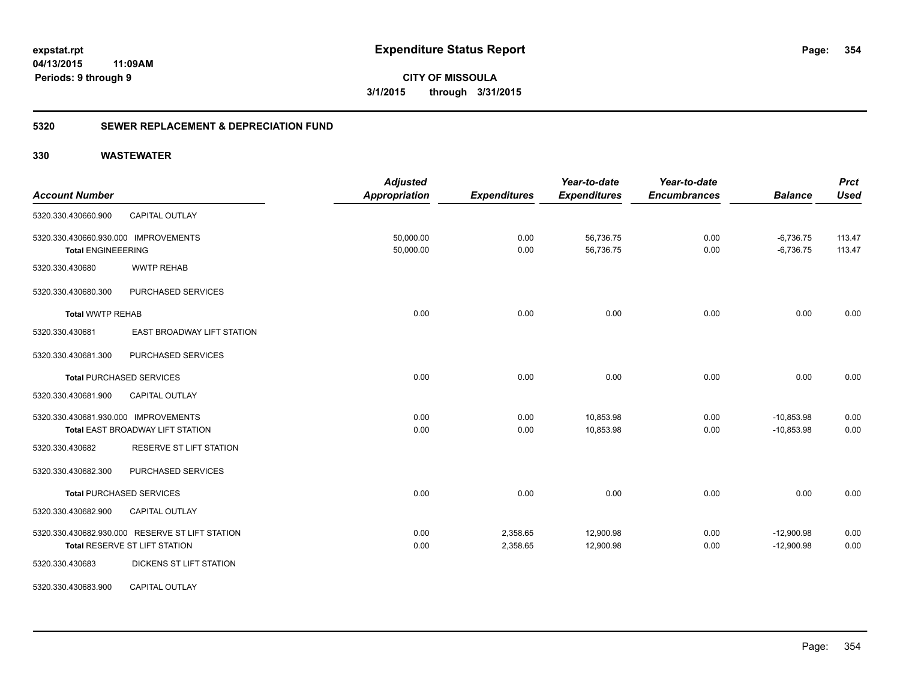**expstat.rpt**
**04/13/2015 11:09AM**
**Periods: 9 through 9**

# Expenditure Status Report

**CITY OF MISSOULA**
**3/1/2015 through 3/31/2015**

## 5320 SEWER REPLACEMENT & DEPRECIATION FUND

### 330 WASTEWATER

| Account Number | | Adjusted Appropriation | Expenditures | Year-to-date Expenditures | Year-to-date Encumbrances | Balance | Prct Used |
|---|---|---|---|---|---|---|---|
| 5320.330.430660.900 | CAPITAL OUTLAY | | | | | | |
| 5320.330.430660.930.000 IMPROVEMENTS | | 50,000.00 | 0.00 | 56,736.75 | 0.00 | -6,736.75 | 113.47 |
| **Total** ENGINEEERING | | 50,000.00 | 0.00 | 56,736.75 | 0.00 | -6,736.75 | 113.47 |
| 5320.330.430680 | WWTP REHAB | | | | | | |
| 5320.330.430680.300 | PURCHASED SERVICES | | | | | | |
| **Total** WWTP REHAB | | 0.00 | 0.00 | 0.00 | 0.00 | 0.00 | 0.00 |
| 5320.330.430681 | EAST BROADWAY LIFT STATION | | | | | | |
| 5320.330.430681.300 | PURCHASED SERVICES | | | | | | |
| **Total** PURCHASED SERVICES | | 0.00 | 0.00 | 0.00 | 0.00 | 0.00 | 0.00 |
| 5320.330.430681.900 | CAPITAL OUTLAY | | | | | | |
| 5320.330.430681.930.000 IMPROVEMENTS | | 0.00 | 0.00 | 10,853.98 | 0.00 | -10,853.98 | 0.00 |
| **Total** EAST BROADWAY LIFT STATION | | 0.00 | 0.00 | 10,853.98 | 0.00 | -10,853.98 | 0.00 |
| 5320.330.430682 | RESERVE ST LIFT STATION | | | | | | |
| 5320.330.430682.300 | PURCHASED SERVICES | | | | | | |
| **Total** PURCHASED SERVICES | | 0.00 | 0.00 | 0.00 | 0.00 | 0.00 | 0.00 |
| 5320.330.430682.900 | CAPITAL OUTLAY | | | | | | |
| 5320.330.430682.930.000 RESERVE ST LIFT STATION | | 0.00 | 2,358.65 | 12,900.98 | 0.00 | -12,900.98 | 0.00 |
| **Total** RESERVE ST LIFT STATION | | 0.00 | 2,358.65 | 12,900.98 | 0.00 | -12,900.98 | 0.00 |
| 5320.330.430683 | DICKENS ST LIFT STATION | | | | | | |
| 5320.330.430683.900 | CAPITAL OUTLAY | | | | | | |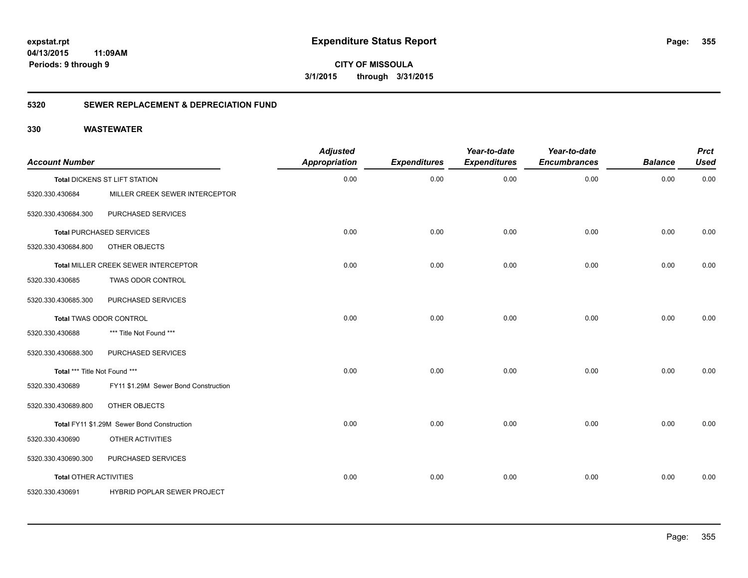# Expenditure Status Report

**expstat.rpt**
**04/13/2015 11:09AM**
**Periods: 9 through 9**

**CITY OF MISSOULA**
**3/1/2015 through 3/31/2015**

## 5320 SEWER REPLACEMENT & DEPRECIATION FUND

### 330 WASTEWATER

| Account Number | | Adjusted Appropriation | Expenditures | Year-to-date Expenditures | Year-to-date Encumbrances | Balance | Prct Used |
|---|---|---|---|---|---|---|---|
| **Total** DICKENS ST LIFT STATION | | 0.00 | 0.00 | 0.00 | 0.00 | 0.00 | 0.00 |
| 5320.330.430684 | MILLER CREEK SEWER INTERCEPTOR | | | | | | |
| 5320.330.430684.300 | PURCHASED SERVICES | | | | | | |
| **Total** PURCHASED SERVICES | | 0.00 | 0.00 | 0.00 | 0.00 | 0.00 | 0.00 |
| 5320.330.430684.800 | OTHER OBJECTS | | | | | | |
| **Total** MILLER CREEK SEWER INTERCEPTOR | | 0.00 | 0.00 | 0.00 | 0.00 | 0.00 | 0.00 |
| 5320.330.430685 | TWAS ODOR CONTROL | | | | | | |
| 5320.330.430685.300 | PURCHASED SERVICES | | | | | | |
| **Total** TWAS ODOR CONTROL | | 0.00 | 0.00 | 0.00 | 0.00 | 0.00 | 0.00 |
| 5320.330.430688 | *** Title Not Found *** | | | | | | |
| 5320.330.430688.300 | PURCHASED SERVICES | | | | | | |
| **Total** *** Title Not Found *** | | 0.00 | 0.00 | 0.00 | 0.00 | 0.00 | 0.00 |
| 5320.330.430689 | FY11 $1.29M Sewer Bond Construction | | | | | | |
| 5320.330.430689.800 | OTHER OBJECTS | | | | | | |
| **Total** FY11 $1.29M Sewer Bond Construction | | 0.00 | 0.00 | 0.00 | 0.00 | 0.00 | 0.00 |
| 5320.330.430690 | OTHER ACTIVITIES | | | | | | |
| 5320.330.430690.300 | PURCHASED SERVICES | | | | | | |
| **Total** OTHER ACTIVITIES | | 0.00 | 0.00 | 0.00 | 0.00 | 0.00 | 0.00 |
| 5320.330.430691 | HYBRID POPLAR SEWER PROJECT | | | | | | |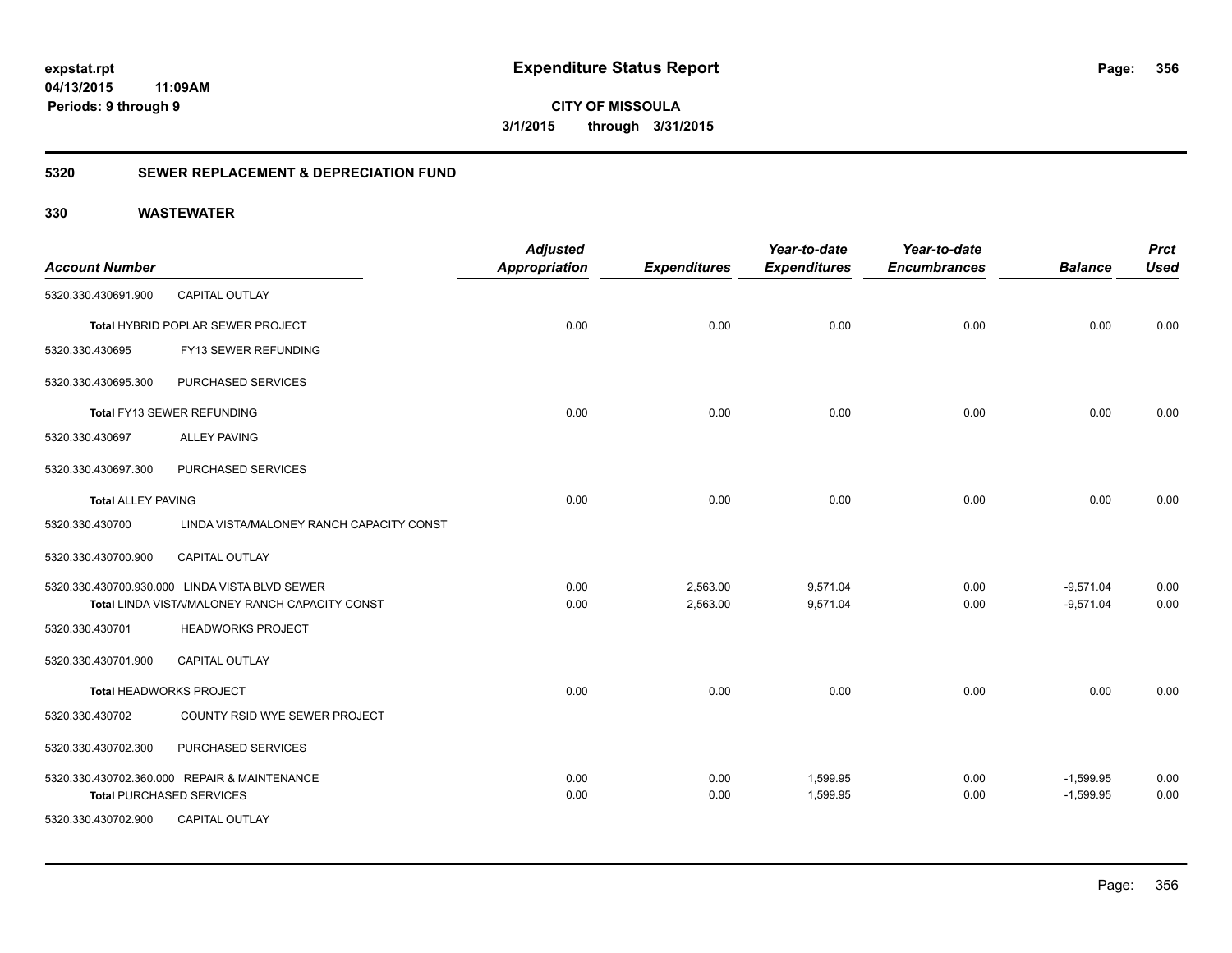**expstat.rpt**
**04/13/2015 11:09AM**
**Periods: 9 through 9**

# Expenditure Status Report

**CITY OF MISSOULA**
**3/1/2015 through 3/31/2015**

## 5320 SEWER REPLACEMENT & DEPRECIATION FUND

## 330 WASTEWATER

| Account Number | | Adjusted Appropriation | Expenditures | Year-to-date Expenditures | Year-to-date Encumbrances | Balance | Prct Used |
|---|---|---|---|---|---|---|---|
| 5320.330.430691.900 | CAPITAL OUTLAY | | | | | | |
| Total HYBRID POPLAR SEWER PROJECT | | 0.00 | 0.00 | 0.00 | 0.00 | 0.00 | 0.00 |
| 5320.330.430695 | FY13 SEWER REFUNDING | | | | | | |
| 5320.330.430695.300 | PURCHASED SERVICES | | | | | | |
| Total FY13 SEWER REFUNDING | | 0.00 | 0.00 | 0.00 | 0.00 | 0.00 | 0.00 |
| 5320.330.430697 | ALLEY PAVING | | | | | | |
| 5320.330.430697.300 | PURCHASED SERVICES | | | | | | |
| Total ALLEY PAVING | | 0.00 | 0.00 | 0.00 | 0.00 | 0.00 | 0.00 |
| 5320.330.430700 | LINDA VISTA/MALONEY RANCH CAPACITY CONST | | | | | | |
| 5320.330.430700.900 | CAPITAL OUTLAY | | | | | | |
| 5320.330.430700.930.000 | LINDA VISTA BLVD SEWER | 0.00 | 2,563.00 | 9,571.04 | 0.00 | -9,571.04 | 0.00 |
| Total LINDA VISTA/MALONEY RANCH CAPACITY CONST | | 0.00 | 2,563.00 | 9,571.04 | 0.00 | -9,571.04 | 0.00 |
| 5320.330.430701 | HEADWORKS PROJECT | | | | | | |
| 5320.330.430701.900 | CAPITAL OUTLAY | | | | | | |
| Total HEADWORKS PROJECT | | 0.00 | 0.00 | 0.00 | 0.00 | 0.00 | 0.00 |
| 5320.330.430702 | COUNTY RSID WYE SEWER PROJECT | | | | | | |
| 5320.330.430702.300 | PURCHASED SERVICES | | | | | | |
| 5320.330.430702.360.000 | REPAIR & MAINTENANCE | 0.00 | 0.00 | 1,599.95 | 0.00 | -1,599.95 | 0.00 |
| Total PURCHASED SERVICES | | 0.00 | 0.00 | 1,599.95 | 0.00 | -1,599.95 | 0.00 |
| 5320.330.430702.900 | CAPITAL OUTLAY | | | | | | |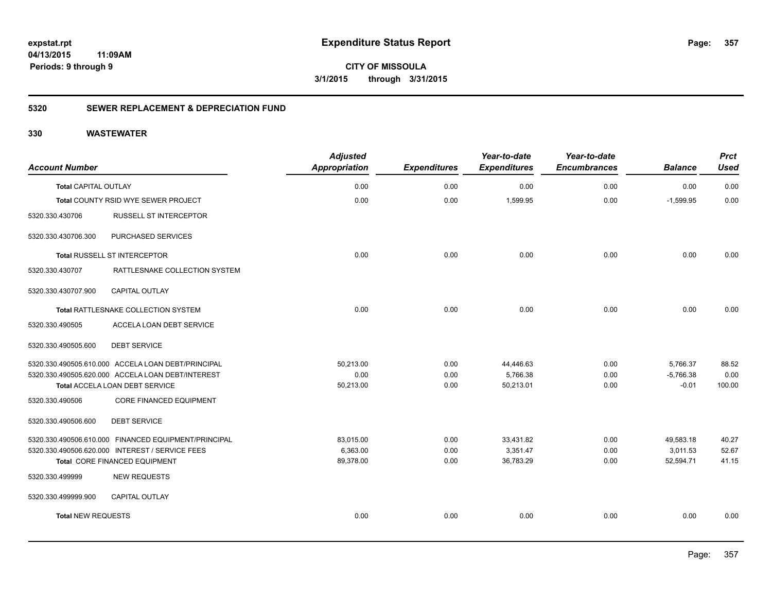expstat.rpt
04/13/2015 11:09AM
Periods: 9 through 9

# Expenditure Status Report

CITY OF MISSOULA
3/1/2015 through 3/31/2015

## 5320 SEWER REPLACEMENT & DEPRECIATION FUND

## 330 WASTEWATER

| Account Number | | Adjusted Appropriation | Expenditures | Year-to-date Expenditures | Year-to-date Encumbrances | Balance | Prct Used |
|---|---|---|---|---|---|---|---|
| **Total CAPITAL OUTLAY** | | 0.00 | 0.00 | 0.00 | 0.00 | 0.00 | 0.00 |
| Total COUNTY RSID WYE SEWER PROJECT | | 0.00 | 0.00 | 1,599.95 | 0.00 | -1,599.95 | 0.00 |
| 5320.330.430706 | RUSSELL ST INTERCEPTOR | | | | | | |
| 5320.330.430706.300 | PURCHASED SERVICES | | | | | | |
| Total RUSSELL ST INTERCEPTOR | | 0.00 | 0.00 | 0.00 | 0.00 | 0.00 | 0.00 |
| 5320.330.430707 | RATTLESNAKE COLLECTION SYSTEM | | | | | | |
| 5320.330.430707.900 | CAPITAL OUTLAY | | | | | | |
| Total RATTLESNAKE COLLECTION SYSTEM | | 0.00 | 0.00 | 0.00 | 0.00 | 0.00 | 0.00 |
| 5320.330.490505 | ACCELA LOAN DEBT SERVICE | | | | | | |
| 5320.330.490505.600 | DEBT SERVICE | | | | | | |
| 5320.330.490505.610.000 | ACCELA LOAN DEBT/PRINCIPAL | 50,213.00 | 0.00 | 44,446.63 | 0.00 | 5,766.37 | 88.52 |
| 5320.330.490505.620.000 | ACCELA LOAN DEBT/INTEREST | 0.00 | 0.00 | 5,766.38 | 0.00 | -5,766.38 | 0.00 |
| Total ACCELA LOAN DEBT SERVICE | | 50,213.00 | 0.00 | 50,213.01 | 0.00 | -0.01 | 100.00 |
| 5320.330.490506 | CORE FINANCED EQUIPMENT | | | | | | |
| 5320.330.490506.600 | DEBT SERVICE | | | | | | |
| 5320.330.490506.610.000 | FINANCED EQUIPMENT/PRINCIPAL | 83,015.00 | 0.00 | 33,431.82 | 0.00 | 49,583.18 | 40.27 |
| 5320.330.490506.620.000 | INTEREST / SERVICE FEES | 6,363.00 | 0.00 | 3,351.47 | 0.00 | 3,011.53 | 52.67 |
| Total CORE FINANCED EQUIPMENT | | 89,378.00 | 0.00 | 36,783.29 | 0.00 | 52,594.71 | 41.15 |
| 5320.330.499999 | NEW REQUESTS | | | | | | |
| 5320.330.499999.900 | CAPITAL OUTLAY | | | | | | |
| **Total NEW REQUESTS** | | 0.00 | 0.00 | 0.00 | 0.00 | 0.00 | 0.00 |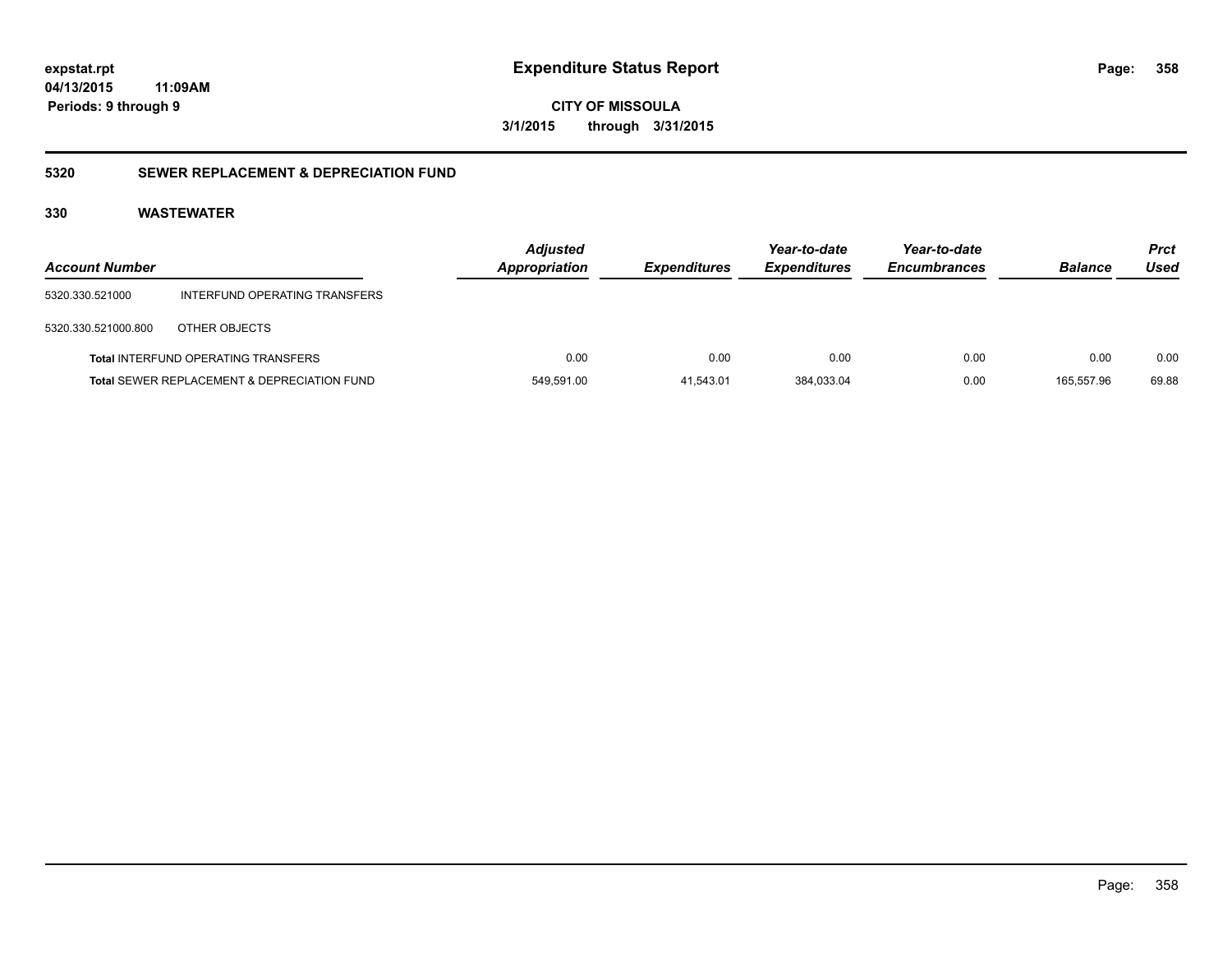**expstat.rpt**
**04/13/2015 11:09AM**
**Periods: 9 through 9**

# Expenditure Status Report

**CITY OF MISSOULA**
**3/1/2015 through 3/31/2015**

## 5320 SEWER REPLACEMENT & DEPRECIATION FUND

### 330 WASTEWATER

| Account Number | | Adjusted Appropriation | Expenditures | Year-to-date Expenditures | Year-to-date Encumbrances | Balance | Prct Used |
|---|---|---|---|---|---|---|---|
| 5320.330.521000 | INTERFUND OPERATING TRANSFERS | | | | | | |
| 5320.330.521000.800 | OTHER OBJECTS | | | | | | |
| **Total** INTERFUND OPERATING TRANSFERS | | 0.00 | 0.00 | 0.00 | 0.00 | 0.00 | 0.00 |
| **Total** SEWER REPLACEMENT & DEPRECIATION FUND | | 549,591.00 | 41,543.01 | 384,033.04 | 0.00 | 165,557.96 | 69.88 |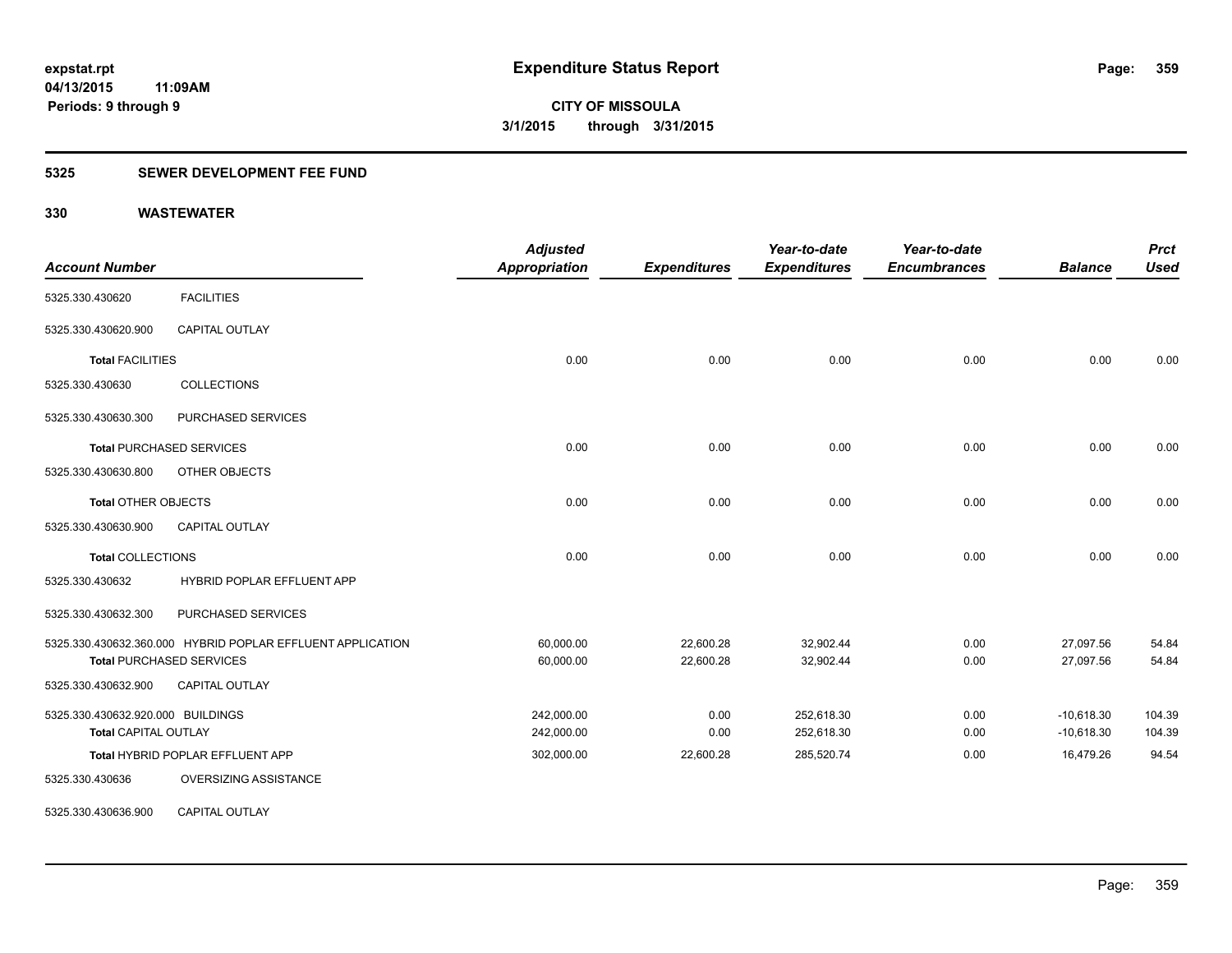**expstat.rpt**
**04/13/2015 11:09AM**
**Periods: 9 through 9**

# Expenditure Status Report

**CITY OF MISSOULA**
**3/1/2015 through 3/31/2015**

## 5325 SEWER DEVELOPMENT FEE FUND

## 330 WASTEWATER

| Account Number | | Adjusted Appropriation | Expenditures | Year-to-date Expenditures | Year-to-date Encumbrances | Balance | Prct Used |
|---|---|---|---|---|---|---|---|
| 5325.330.430620 | FACILITIES | | | | | | |
| 5325.330.430620.900 | CAPITAL OUTLAY | | | | | | |
| **Total** FACILITIES | | 0.00 | 0.00 | 0.00 | 0.00 | 0.00 | 0.00 |
| 5325.330.430630 | COLLECTIONS | | | | | | |
| 5325.330.430630.300 | PURCHASED SERVICES | | | | | | |
| **Total** PURCHASED SERVICES | | 0.00 | 0.00 | 0.00 | 0.00 | 0.00 | 0.00 |
| 5325.330.430630.800 | OTHER OBJECTS | | | | | | |
| **Total** OTHER OBJECTS | | 0.00 | 0.00 | 0.00 | 0.00 | 0.00 | 0.00 |
| 5325.330.430630.900 | CAPITAL OUTLAY | | | | | | |
| **Total** COLLECTIONS | | 0.00 | 0.00 | 0.00 | 0.00 | 0.00 | 0.00 |
| 5325.330.430632 | HYBRID POPLAR EFFLUENT APP | | | | | | |
| 5325.330.430632.300 | PURCHASED SERVICES | | | | | | |
| 5325.330.430632.360.000 | HYBRID POPLAR EFFLUENT APPLICATION | 60,000.00 | 22,600.28 | 32,902.44 | 0.00 | 27,097.56 | 54.84 |
| **Total** PURCHASED SERVICES | | 60,000.00 | 22,600.28 | 32,902.44 | 0.00 | 27,097.56 | 54.84 |
| 5325.330.430632.900 | CAPITAL OUTLAY | | | | | | |
| 5325.330.430632.920.000 | BUILDINGS | 242,000.00 | 0.00 | 252,618.30 | 0.00 | -10,618.30 | 104.39 |
| **Total** CAPITAL OUTLAY | | 242,000.00 | 0.00 | 252,618.30 | 0.00 | -10,618.30 | 104.39 |
| **Total** HYBRID POPLAR EFFLUENT APP | | 302,000.00 | 22,600.28 | 285,520.74 | 0.00 | 16,479.26 | 94.54 |
| 5325.330.430636 | OVERSIZING ASSISTANCE | | | | | | |
| 5325.330.430636.900 | CAPITAL OUTLAY | | | | | | |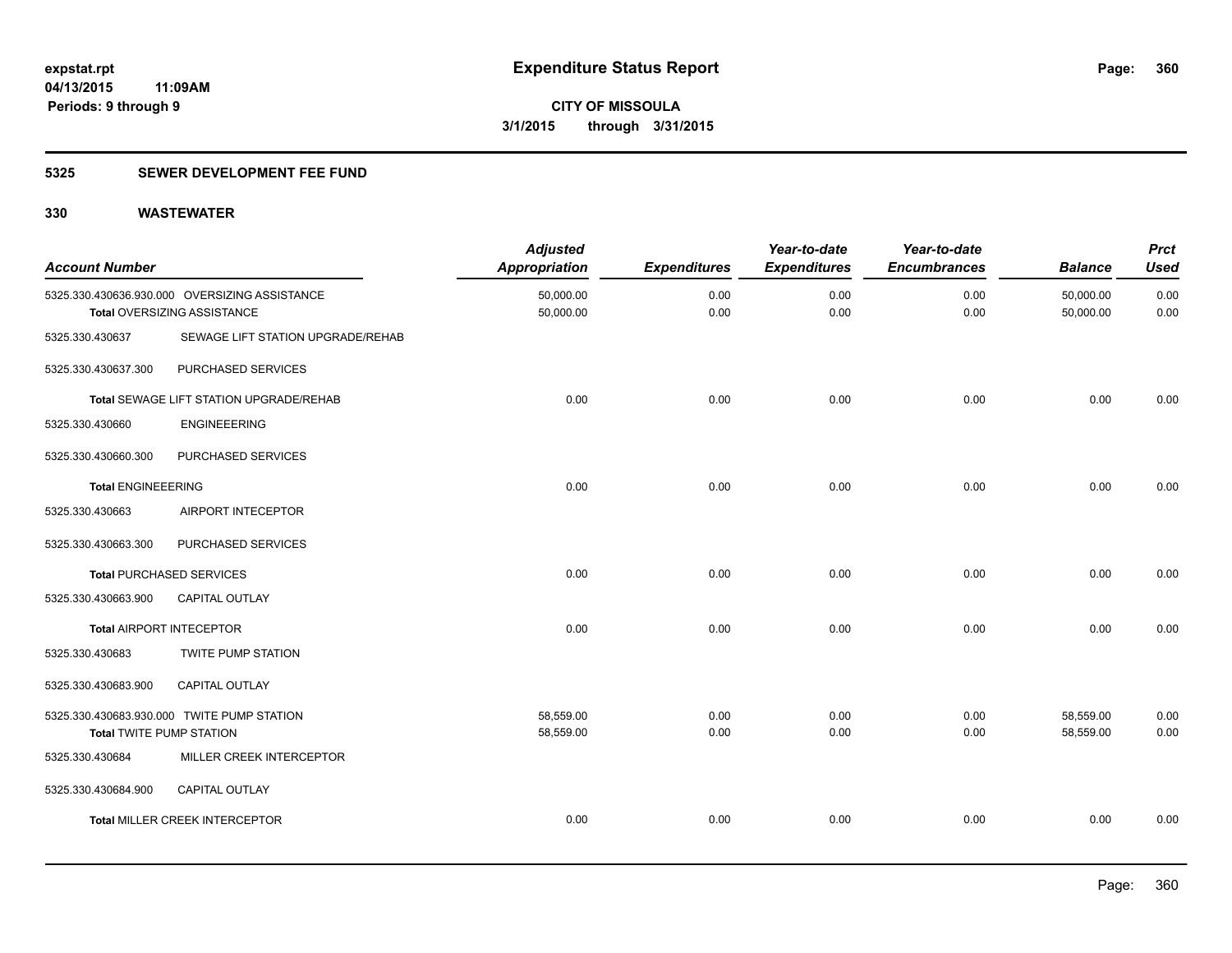**expstat.rpt**
**04/13/2015 11:09AM**
**Periods: 9 through 9**

# Expenditure Status Report

**CITY OF MISSOULA**
**3/1/2015 through 3/31/2015**

## 5325 SEWER DEVELOPMENT FEE FUND

## 330 WASTEWATER

| Account Number | | Adjusted Appropriation | Expenditures | Year-to-date Expenditures | Year-to-date Encumbrances | Balance | Prct Used |
|---|---|---|---|---|---|---|---|
| 5325.330.430636.930.000 | OVERSIZING ASSISTANCE | 50,000.00 | 0.00 | 0.00 | 0.00 | 50,000.00 | 0.00 |
| **Total** OVERSIZING ASSISTANCE | | 50,000.00 | 0.00 | 0.00 | 0.00 | 50,000.00 | 0.00 |
| 5325.330.430637 | SEWAGE LIFT STATION UPGRADE/REHAB | | | | | | |
| 5325.330.430637.300 | PURCHASED SERVICES | | | | | | |
| **Total** SEWAGE LIFT STATION UPGRADE/REHAB | | 0.00 | 0.00 | 0.00 | 0.00 | 0.00 | 0.00 |
| 5325.330.430660 | ENGINEEERING | | | | | | |
| 5325.330.430660.300 | PURCHASED SERVICES | | | | | | |
| **Total** ENGINEEERING | | 0.00 | 0.00 | 0.00 | 0.00 | 0.00 | 0.00 |
| 5325.330.430663 | AIRPORT INTECEPTOR | | | | | | |
| 5325.330.430663.300 | PURCHASED SERVICES | | | | | | |
| **Total** PURCHASED SERVICES | | 0.00 | 0.00 | 0.00 | 0.00 | 0.00 | 0.00 |
| 5325.330.430663.900 | CAPITAL OUTLAY | | | | | | |
| **Total** AIRPORT INTECEPTOR | | 0.00 | 0.00 | 0.00 | 0.00 | 0.00 | 0.00 |
| 5325.330.430683 | TWITE PUMP STATION | | | | | | |
| 5325.330.430683.900 | CAPITAL OUTLAY | | | | | | |
| 5325.330.430683.930.000 | TWITE PUMP STATION | 58,559.00 | 0.00 | 0.00 | 0.00 | 58,559.00 | 0.00 |
| **Total** TWITE PUMP STATION | | 58,559.00 | 0.00 | 0.00 | 0.00 | 58,559.00 | 0.00 |
| 5325.330.430684 | MILLER CREEK INTERCEPTOR | | | | | | |
| 5325.330.430684.900 | CAPITAL OUTLAY | | | | | | |
| **Total** MILLER CREEK INTERCEPTOR | | 0.00 | 0.00 | 0.00 | 0.00 | 0.00 | 0.00 |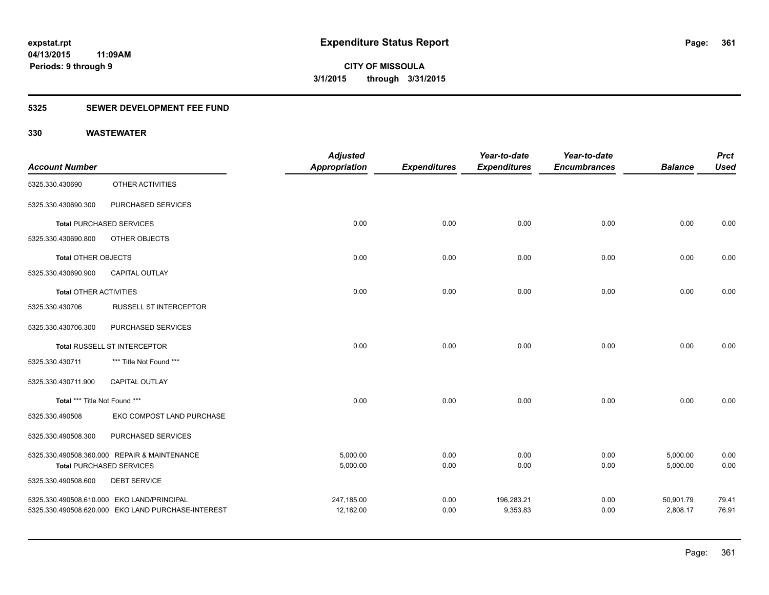# Expenditure Status Report

expstat.rpt
04/13/2015 11:09AM
Periods: 9 through 9

**CITY OF MISSOULA**
**3/1/2015 through 3/31/2015**

## 5325 SEWER DEVELOPMENT FEE FUND

### 330 WASTEWATER

| Account Number | | Adjusted Appropriation | Expenditures | Year-to-date Expenditures | Year-to-date Encumbrances | Balance | Prct Used |
|---|---|---|---|---|---|---|---|
| 5325.330.430690 | OTHER ACTIVITIES | | | | | | |
| 5325.330.430690.300 | PURCHASED SERVICES | | | | | | |
| **Total** PURCHASED SERVICES | | 0.00 | 0.00 | 0.00 | 0.00 | 0.00 | 0.00 |
| 5325.330.430690.800 | OTHER OBJECTS | | | | | | |
| **Total** OTHER OBJECTS | | 0.00 | 0.00 | 0.00 | 0.00 | 0.00 | 0.00 |
| 5325.330.430690.900 | CAPITAL OUTLAY | | | | | | |
| **Total** OTHER ACTIVITIES | | 0.00 | 0.00 | 0.00 | 0.00 | 0.00 | 0.00 |
| 5325.330.430706 | RUSSELL ST INTERCEPTOR | | | | | | |
| 5325.330.430706.300 | PURCHASED SERVICES | | | | | | |
| **Total** RUSSELL ST INTERCEPTOR | | 0.00 | 0.00 | 0.00 | 0.00 | 0.00 | 0.00 |
| 5325.330.430711 | *** Title Not Found *** | | | | | | |
| 5325.330.430711.900 | CAPITAL OUTLAY | | | | | | |
| **Total** *** Title Not Found *** | | 0.00 | 0.00 | 0.00 | 0.00 | 0.00 | 0.00 |
| 5325.330.490508 | EKO COMPOST LAND PURCHASE | | | | | | |
| 5325.330.490508.300 | PURCHASED SERVICES | | | | | | |
| 5325.330.490508.360.000 | REPAIR & MAINTENANCE | 5,000.00 | 0.00 | 0.00 | 0.00 | 5,000.00 | 0.00 |
| **Total** PURCHASED SERVICES | | 5,000.00 | 0.00 | 0.00 | 0.00 | 5,000.00 | 0.00 |
| 5325.330.490508.600 | DEBT SERVICE | | | | | | |
| 5325.330.490508.610.000 | EKO LAND/PRINCIPAL | 247,185.00 | 0.00 | 196,283.21 | 0.00 | 50,901.79 | 79.41 |
| 5325.330.490508.620.000 | EKO LAND PURCHASE-INTEREST | 12,162.00 | 0.00 | 9,353.83 | 0.00 | 2,808.17 | 76.91 |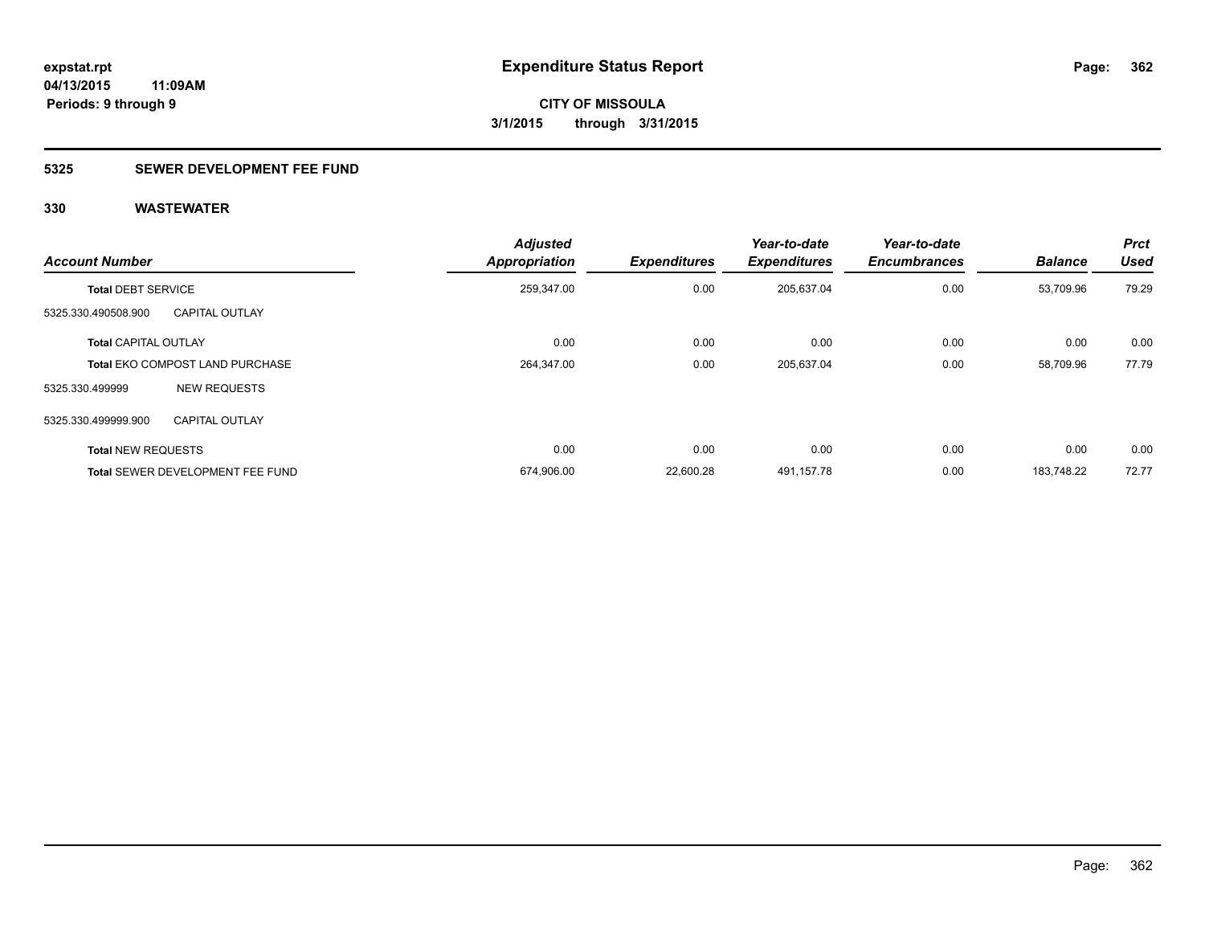**Expenditure Status Report**

**CITY OF MISSOULA**

**3/1/2015 through 3/31/2015**

expstat.rpt
04/13/2015 11:09AM
Periods: 9 through 9

## 5325 SEWER DEVELOPMENT FEE FUND

## 330 WASTEWATER

| Account Number | | Adjusted Appropriation | Expenditures | Year-to-date Expenditures | Year-to-date Encumbrances | Balance | Prct Used |
|---|---|---|---|---|---|---|---|
| **Total** DEBT SERVICE | | 259,347.00 | 0.00 | 205,637.04 | 0.00 | 53,709.96 | 79.29 |
| 5325.330.490508.900 | CAPITAL OUTLAY | | | | | | |
| **Total** CAPITAL OUTLAY | | 0.00 | 0.00 | 0.00 | 0.00 | 0.00 | 0.00 |
| **Total** EKO COMPOST LAND PURCHASE | | 264,347.00 | 0.00 | 205,637.04 | 0.00 | 58,709.96 | 77.79 |
| 5325.330.499999 | NEW REQUESTS | | | | | | |
| 5325.330.499999.900 | CAPITAL OUTLAY | | | | | | |
| **Total** NEW REQUESTS | | 0.00 | 0.00 | 0.00 | 0.00 | 0.00 | 0.00 |
| **Total** SEWER DEVELOPMENT FEE FUND | | 674,906.00 | 22,600.28 | 491,157.78 | 0.00 | 183,748.22 | 72.77 |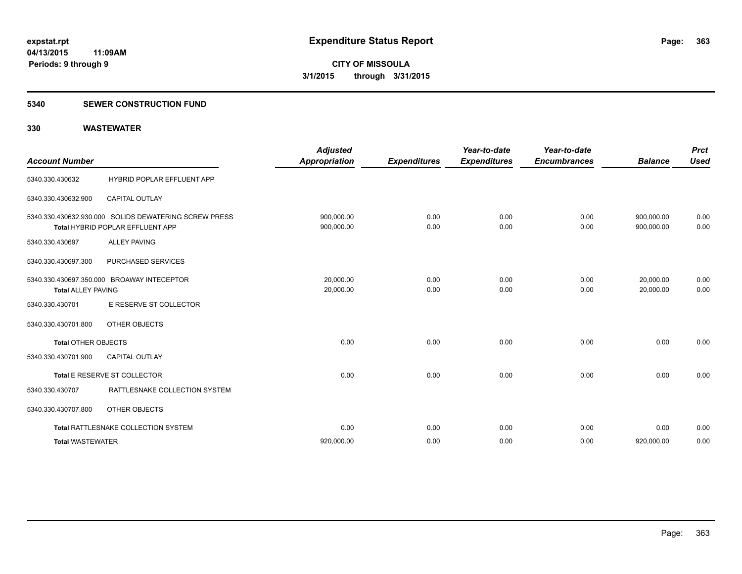**expstat.rpt**
**04/13/2015 11:09AM**
**Periods: 9 through 9**

# Expenditure Status Report

**CITY OF MISSOULA**
**3/1/2015 through 3/31/2015**

## 5340 SEWER CONSTRUCTION FUND

### 330 WASTEWATER

| Account Number | | Adjusted Appropriation | Expenditures | Year-to-date Expenditures | Year-to-date Encumbrances | Balance | Prct Used |
|---|---|---|---|---|---|---|---|
| 5340.330.430632 | HYBRID POPLAR EFFLUENT APP | | | | | | |
| 5340.330.430632.900 | CAPITAL OUTLAY | | | | | | |
| 5340.330.430632.930.000 | SOLIDS DEWATERING SCREW PRESS | 900,000.00 | 0.00 | 0.00 | 0.00 | 900,000.00 | 0.00 |
| **Total** HYBRID POPLAR EFFLUENT APP | | 900,000.00 | 0.00 | 0.00 | 0.00 | 900,000.00 | 0.00 |
| 5340.330.430697 | ALLEY PAVING | | | | | | |
| 5340.330.430697.300 | PURCHASED SERVICES | | | | | | |
| 5340.330.430697.350.000 | BROAWAY INTECEPTOR | 20,000.00 | 0.00 | 0.00 | 0.00 | 20,000.00 | 0.00 |
| **Total ALLEY PAVING** | | 20,000.00 | 0.00 | 0.00 | 0.00 | 20,000.00 | 0.00 |
| 5340.330.430701 | E RESERVE ST COLLECTOR | | | | | | |
| 5340.330.430701.800 | OTHER OBJECTS | | | | | | |
| **Total** OTHER OBJECTS | | 0.00 | 0.00 | 0.00 | 0.00 | 0.00 | 0.00 |
| 5340.330.430701.900 | CAPITAL OUTLAY | | | | | | |
| **Total** E RESERVE ST COLLECTOR | | 0.00 | 0.00 | 0.00 | 0.00 | 0.00 | 0.00 |
| 5340.330.430707 | RATTLESNAKE COLLECTION SYSTEM | | | | | | |
| 5340.330.430707.800 | OTHER OBJECTS | | | | | | |
| **Total** RATTLESNAKE COLLECTION SYSTEM | | 0.00 | 0.00 | 0.00 | 0.00 | 0.00 | 0.00 |
| **Total WASTEWATER** | | 920,000.00 | 0.00 | 0.00 | 0.00 | 920,000.00 | 0.00 |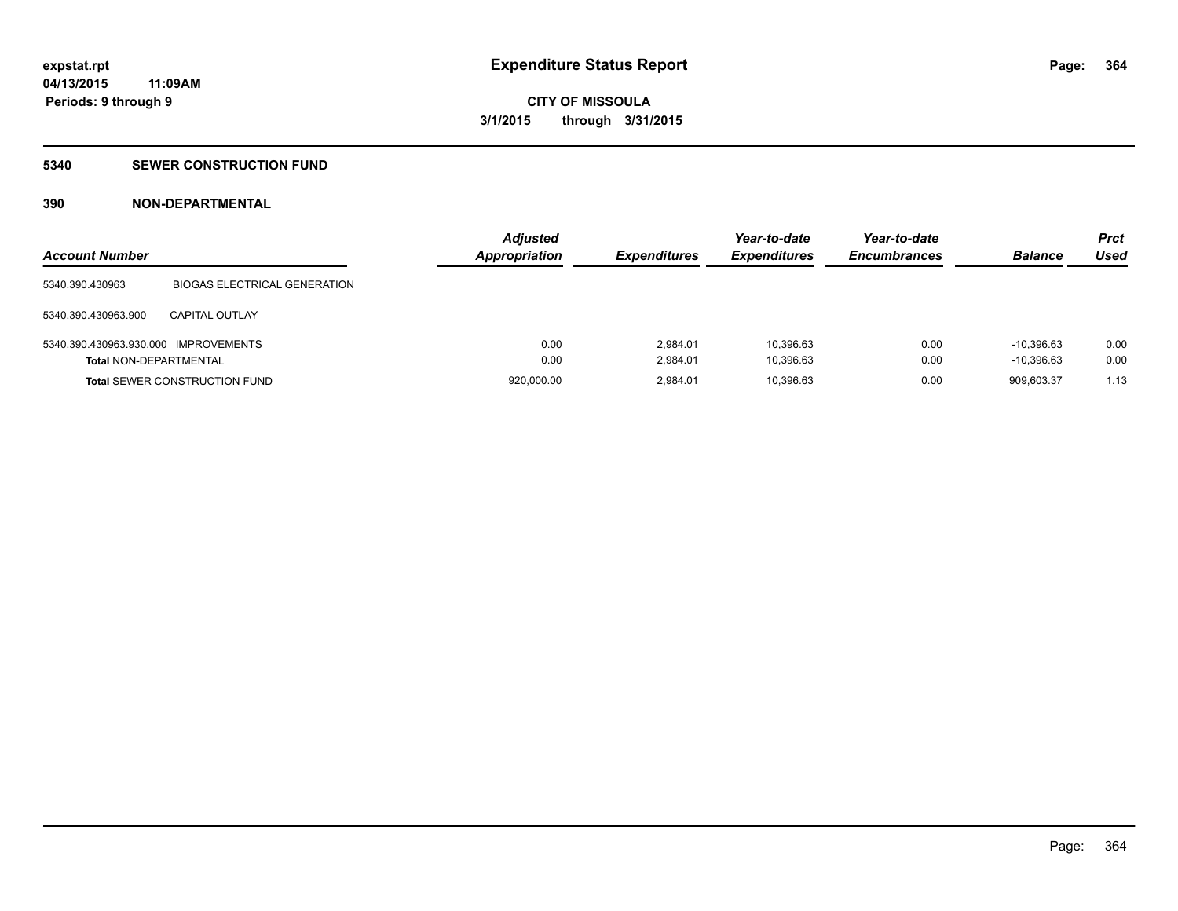**expstat.rpt**
**04/13/2015 11:09AM**
**Periods: 9 through 9**

# Expenditure Status Report

**CITY OF MISSOULA**
**3/1/2015 through 3/31/2015**

## 5340 SEWER CONSTRUCTION FUND

### 390 NON-DEPARTMENTAL

| Account Number | | Adjusted Appropriation | Expenditures | Year-to-date Expenditures | Year-to-date Encumbrances | Balance | Prct Used |
|---|---|---|---|---|---|---|---|
| 5340.390.430963 | BIOGAS ELECTRICAL GENERATION | | | | | | |
| 5340.390.430963.900 | CAPITAL OUTLAY | | | | | | |
| 5340.390.430963.930.000 | IMPROVEMENTS | 0.00 | 2,984.01 | 10,396.63 | 0.00 | -10,396.63 | 0.00 |
| **Total** NON-DEPARTMENTAL | | 0.00 | 2,984.01 | 10,396.63 | 0.00 | -10,396.63 | 0.00 |
| **Total** SEWER CONSTRUCTION FUND | | 920,000.00 | 2,984.01 | 10,396.63 | 0.00 | 909,603.37 | 1.13 |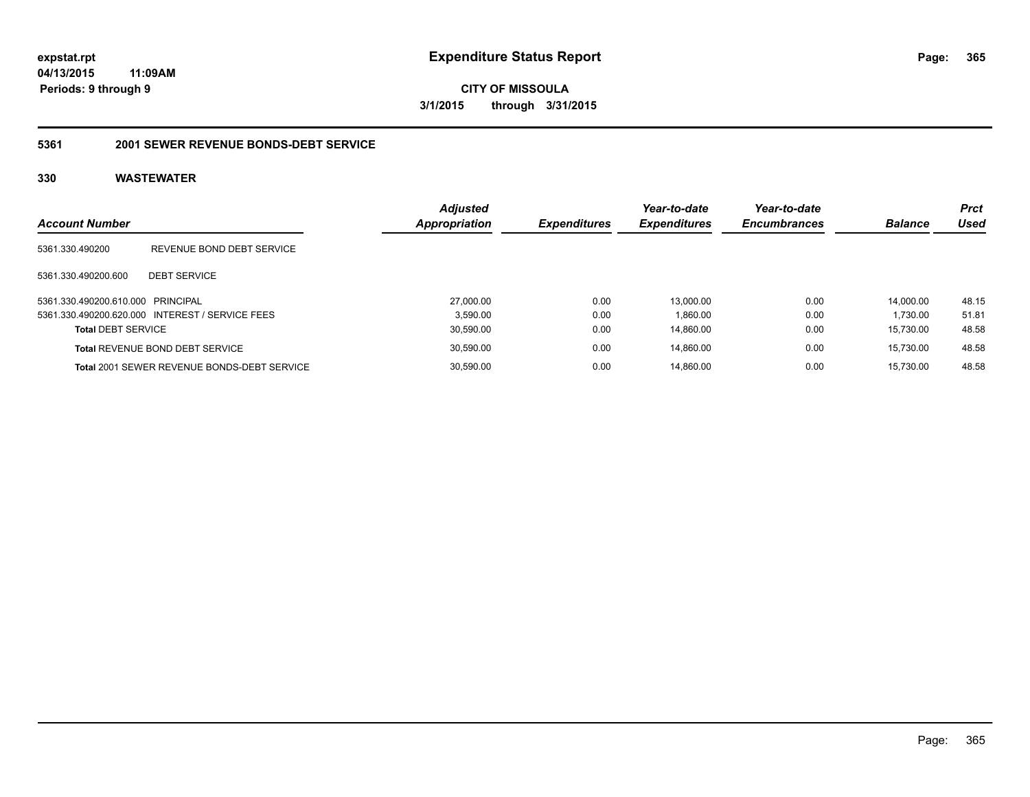**expstat.rpt**
**04/13/2015 11:09AM**
**Periods: 9 through 9**

# Expenditure Status Report

**CITY OF MISSOULA**
**3/1/2015 through 3/31/2015**

## 5361 2001 SEWER REVENUE BONDS-DEBT SERVICE

### 330 WASTEWATER

| Account Number | | Adjusted Appropriation | Expenditures | Year-to-date Expenditures | Year-to-date Encumbrances | Balance | Prct Used |
|---|---|---|---|---|---|---|---|
| 5361.330.490200 | REVENUE BOND DEBT SERVICE | | | | | | |
| 5361.330.490200.600 | DEBT SERVICE | | | | | | |
| 5361.330.490200.610.000 | PRINCIPAL | 27,000.00 | 0.00 | 13,000.00 | 0.00 | 14,000.00 | 48.15 |
| 5361.330.490200.620.000 | INTEREST / SERVICE FEES | 3,590.00 | 0.00 | 1,860.00 | 0.00 | 1,730.00 | 51.81 |
| **Total** DEBT SERVICE | | 30,590.00 | 0.00 | 14,860.00 | 0.00 | 15,730.00 | 48.58 |
| **Total** REVENUE BOND DEBT SERVICE | | 30,590.00 | 0.00 | 14,860.00 | 0.00 | 15,730.00 | 48.58 |
| **Total** 2001 SEWER REVENUE BONDS-DEBT SERVICE | | 30,590.00 | 0.00 | 14,860.00 | 0.00 | 15,730.00 | 48.58 |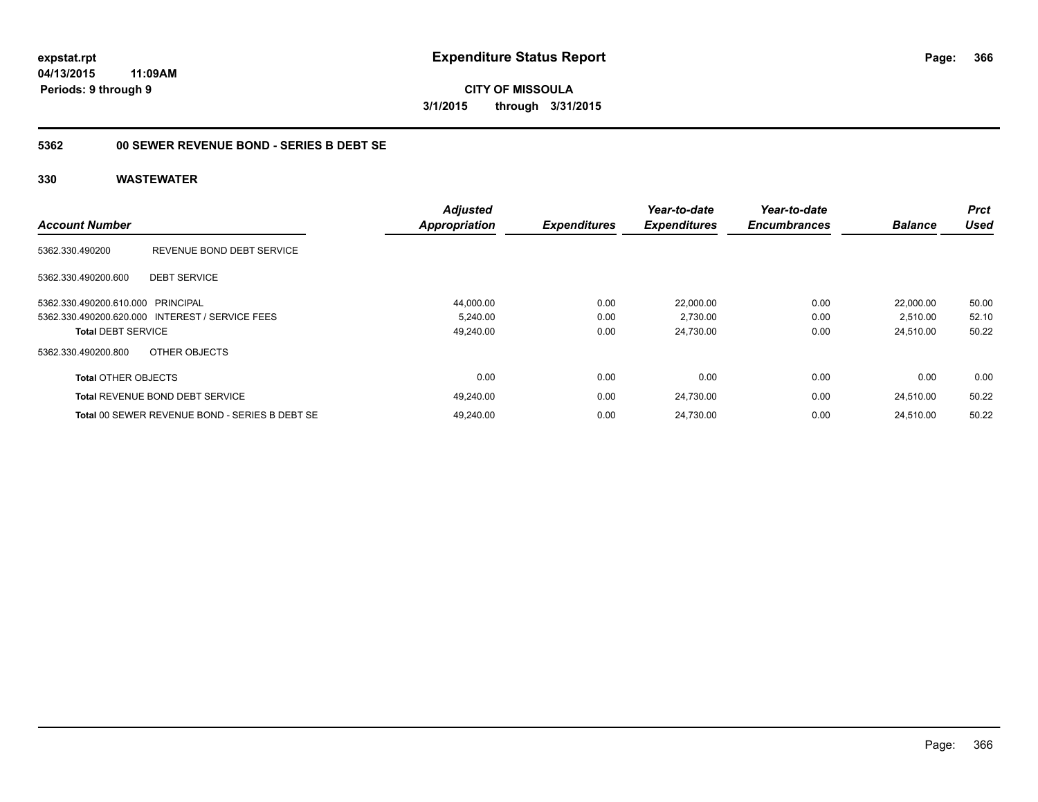**expstat.rpt**
**04/13/2015 11:09AM**
**Periods: 9 through 9**

# Expenditure Status Report

**CITY OF MISSOULA**
**3/1/2015 through 3/31/2015**

## 5362 00 SEWER REVENUE BOND - SERIES B DEBT SE

### 330 WASTEWATER

| Account Number | | Adjusted Appropriation | Expenditures | Year-to-date Expenditures | Year-to-date Encumbrances | Balance | Prct Used |
|---|---|---|---|---|---|---|---|
| 5362.330.490200 | REVENUE BOND DEBT SERVICE | | | | | | |
| 5362.330.490200.600 | DEBT SERVICE | | | | | | |
| 5362.330.490200.610.000 | PRINCIPAL | 44,000.00 | 0.00 | 22,000.00 | 0.00 | 22,000.00 | 50.00 |
| 5362.330.490200.620.000 | INTEREST / SERVICE FEES | 5,240.00 | 0.00 | 2,730.00 | 0.00 | 2,510.00 | 52.10 |
| **Total** DEBT SERVICE | | 49,240.00 | 0.00 | 24,730.00 | 0.00 | 24,510.00 | 50.22 |
| 5362.330.490200.800 | OTHER OBJECTS | | | | | | |
| **Total** OTHER OBJECTS | | 0.00 | 0.00 | 0.00 | 0.00 | 0.00 | 0.00 |
| **Total** REVENUE BOND DEBT SERVICE | | 49,240.00 | 0.00 | 24,730.00 | 0.00 | 24,510.00 | 50.22 |
| **Total** 00 SEWER REVENUE BOND - SERIES B DEBT SE | | 49,240.00 | 0.00 | 24,730.00 | 0.00 | 24,510.00 | 50.22 |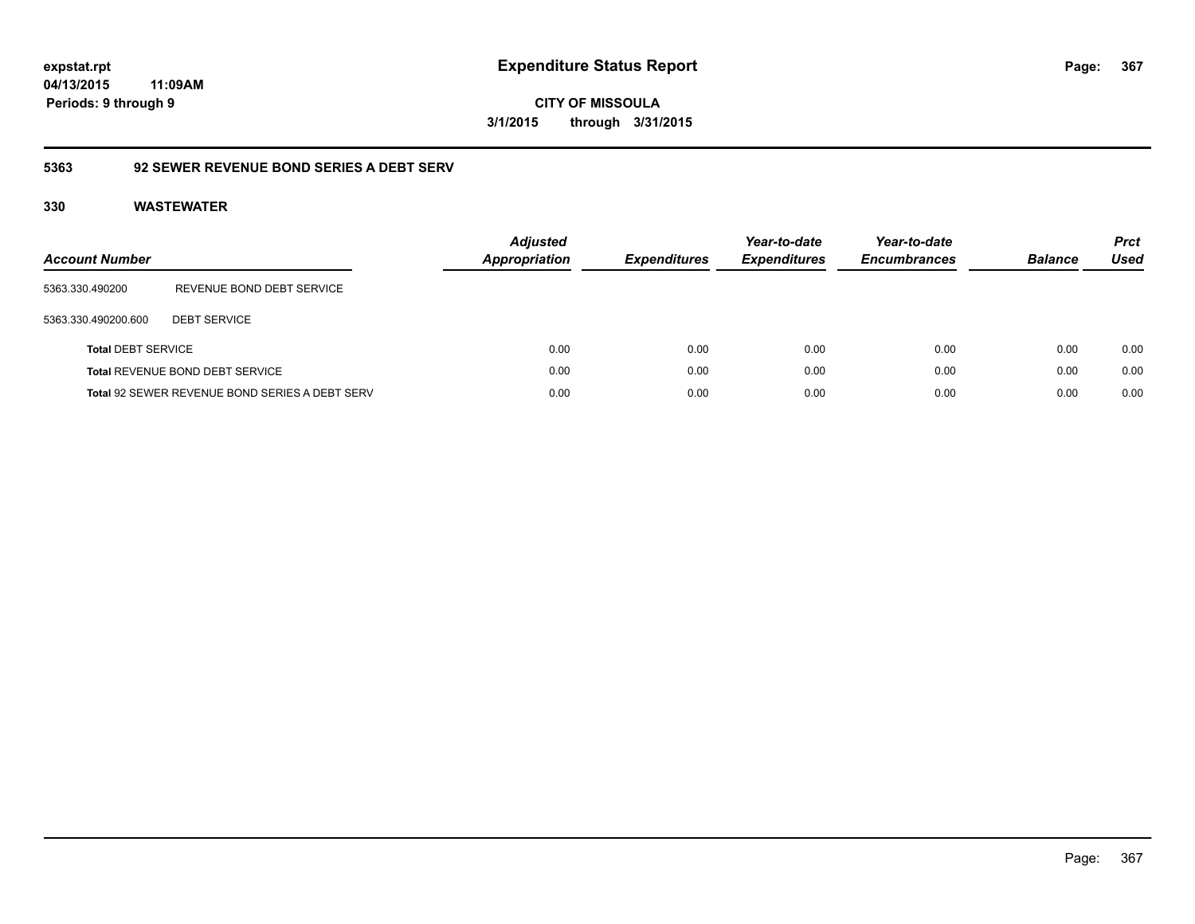# Expenditure Status Report

**CITY OF MISSOULA**

**3/1/2015 through 3/31/2015**

expstat.rpt
04/13/2015 11:09AM
Periods: 9 through 9

## 5363 92 SEWER REVENUE BOND SERIES A DEBT SERV

### 330 WASTEWATER

| Account Number | | Adjusted Appropriation | Expenditures | Year-to-date Expenditures | Year-to-date Encumbrances | Balance | Prct Used |
|---|---|---|---|---|---|---|---|
| 5363.330.490200 | REVENUE BOND DEBT SERVICE | | | | | | |
| 5363.330.490200.600 | DEBT SERVICE | | | | | | |
| **Total** DEBT SERVICE | | 0.00 | 0.00 | 0.00 | 0.00 | 0.00 | 0.00 |
| **Total** REVENUE BOND DEBT SERVICE | | 0.00 | 0.00 | 0.00 | 0.00 | 0.00 | 0.00 |
| **Total** 92 SEWER REVENUE BOND SERIES A DEBT SERV | | 0.00 | 0.00 | 0.00 | 0.00 | 0.00 | 0.00 |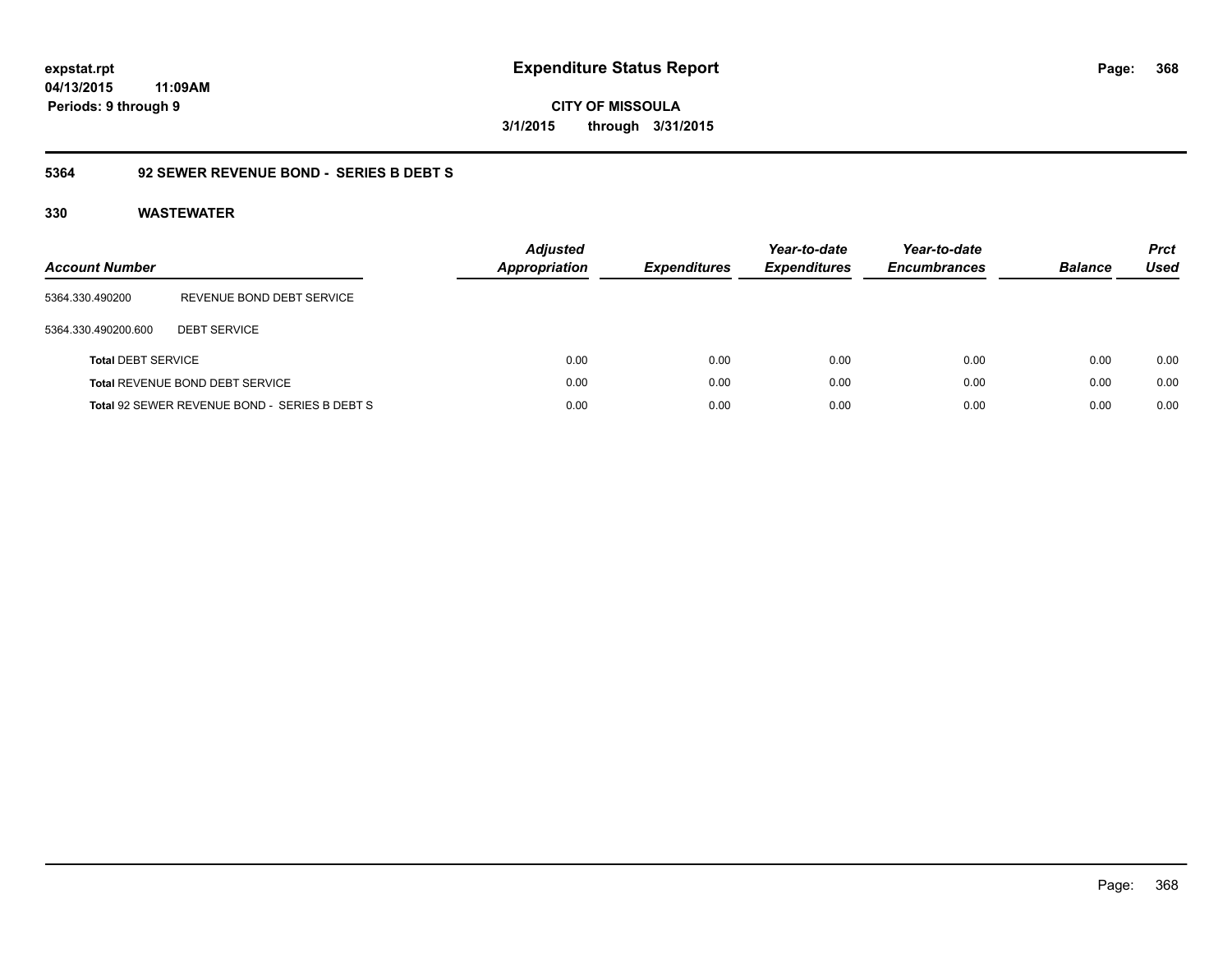# Expenditure Status Report

**CITY OF MISSOULA**
**3/1/2015 through 3/31/2015**

expstat.rpt
04/13/2015 11:09AM
Periods: 9 through 9

## 5364 92 SEWER REVENUE BOND - SERIES B DEBT S

### 330 WASTEWATER

| Account Number | | Adjusted Appropriation | Expenditures | Year-to-date Expenditures | Year-to-date Encumbrances | Balance | Prct Used |
|---|---|---|---|---|---|---|---|
| 5364.330.490200 | REVENUE BOND DEBT SERVICE | | | | | | |
| 5364.330.490200.600 | DEBT SERVICE | | | | | | |
| Total DEBT SERVICE | | 0.00 | 0.00 | 0.00 | 0.00 | 0.00 | 0.00 |
| Total REVENUE BOND DEBT SERVICE | | 0.00 | 0.00 | 0.00 | 0.00 | 0.00 | 0.00 |
| Total 92 SEWER REVENUE BOND - SERIES B DEBT S | | 0.00 | 0.00 | 0.00 | 0.00 | 0.00 | 0.00 |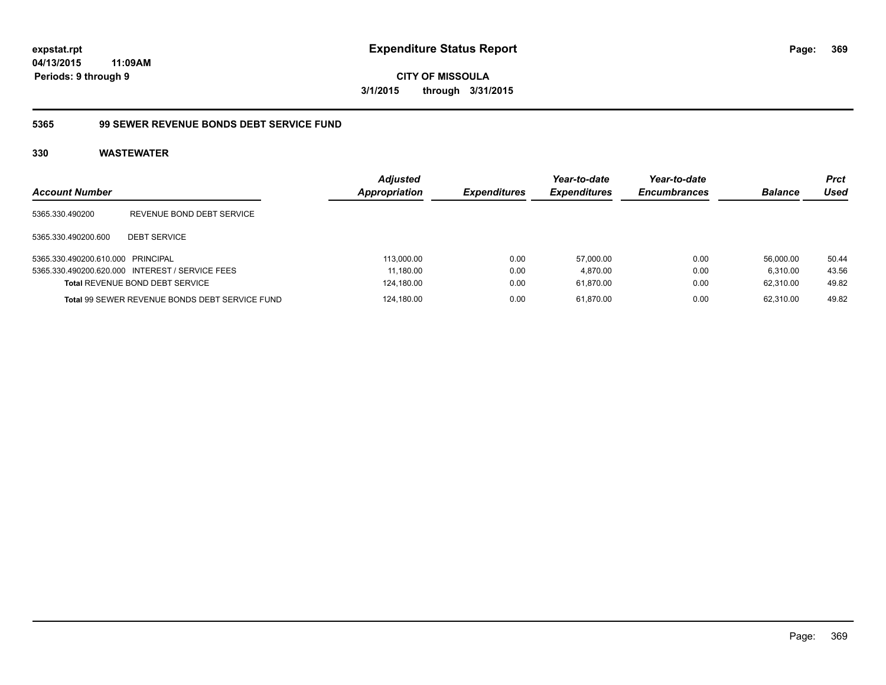**expstat.rpt**
**04/13/2015 11:09AM**
**Periods: 9 through 9**

# Expenditure Status Report

**CITY OF MISSOULA**
**3/1/2015 through 3/31/2015**

## 5365 99 SEWER REVENUE BONDS DEBT SERVICE FUND

### 330 WASTEWATER

| Account Number | | Adjusted Appropriation | Expenditures | Year-to-date Expenditures | Year-to-date Encumbrances | Balance | Prct Used |
|---|---|---|---|---|---|---|---|
| 5365.330.490200 | REVENUE BOND DEBT SERVICE | | | | | | |
| 5365.330.490200.600 | DEBT SERVICE | | | | | | |
| 5365.330.490200.610.000 | PRINCIPAL | 113,000.00 | 0.00 | 57,000.00 | 0.00 | 56,000.00 | 50.44 |
| 5365.330.490200.620.000 | INTEREST / SERVICE FEES | 11,180.00 | 0.00 | 4,870.00 | 0.00 | 6,310.00 | 43.56 |
| **Total** REVENUE BOND DEBT SERVICE | | 124,180.00 | 0.00 | 61,870.00 | 0.00 | 62,310.00 | 49.82 |
| **Total** 99 SEWER REVENUE BONDS DEBT SERVICE FUND | | 124,180.00 | 0.00 | 61,870.00 | 0.00 | 62,310.00 | 49.82 |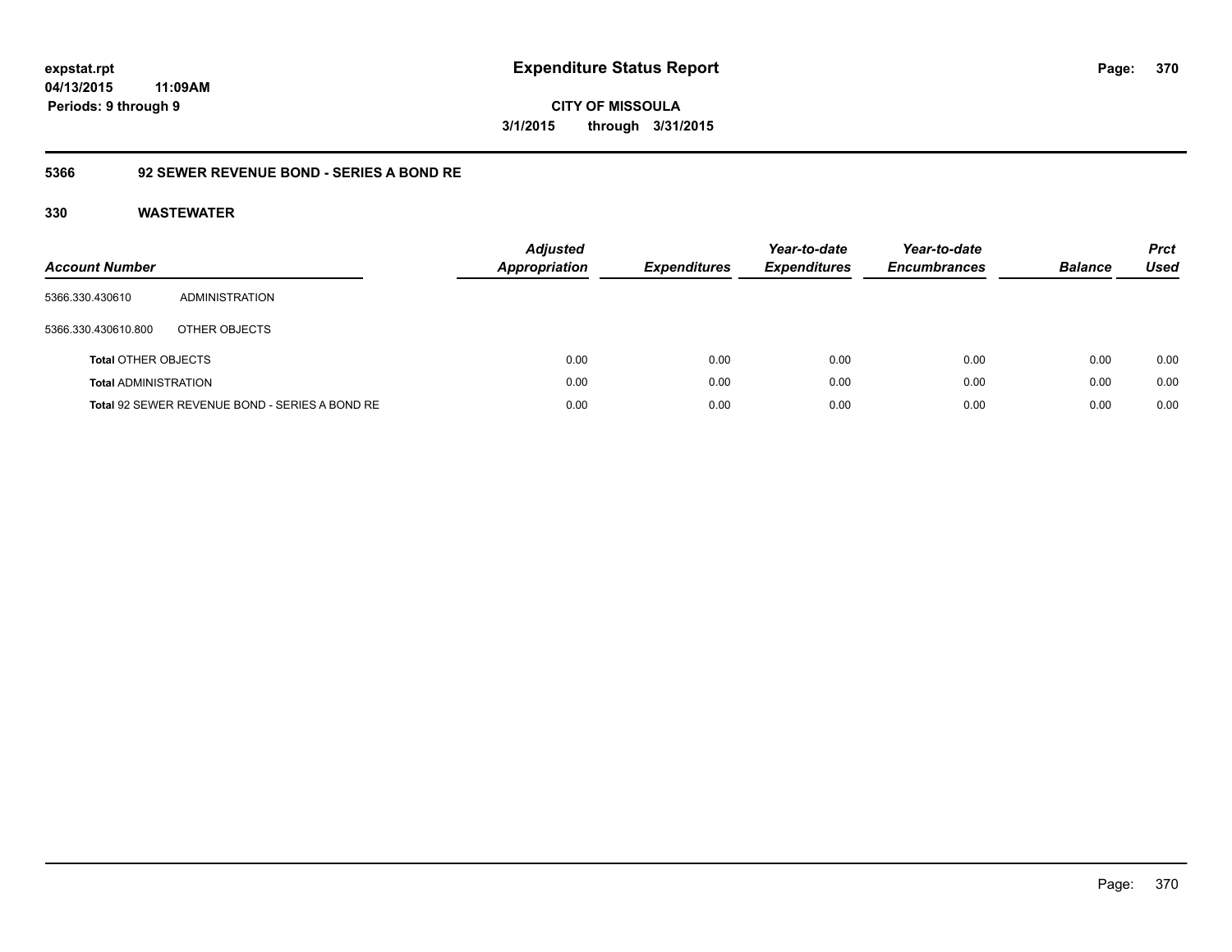**expstat.rpt**
**04/13/2015 11:09AM**
**Periods: 9 through 9**

# Expenditure Status Report

**CITY OF MISSOULA**
**3/1/2015 through 3/31/2015**

## 5366 92 SEWER REVENUE BOND - SERIES A BOND RE

### 330 WASTEWATER

| Account Number | | Adjusted Appropriation | Expenditures | Year-to-date Expenditures | Year-to-date Encumbrances | Balance | Prct Used |
|---|---|---|---|---|---|---|---|
| 5366.330.430610 | ADMINISTRATION | | | | | | |
| 5366.330.430610.800 | OTHER OBJECTS | | | | | | |
| **Total** OTHER OBJECTS | | 0.00 | 0.00 | 0.00 | 0.00 | 0.00 | 0.00 |
| **Total** ADMINISTRATION | | 0.00 | 0.00 | 0.00 | 0.00 | 0.00 | 0.00 |
| **Total** 92 SEWER REVENUE BOND - SERIES A BOND RE | | 0.00 | 0.00 | 0.00 | 0.00 | 0.00 | 0.00 |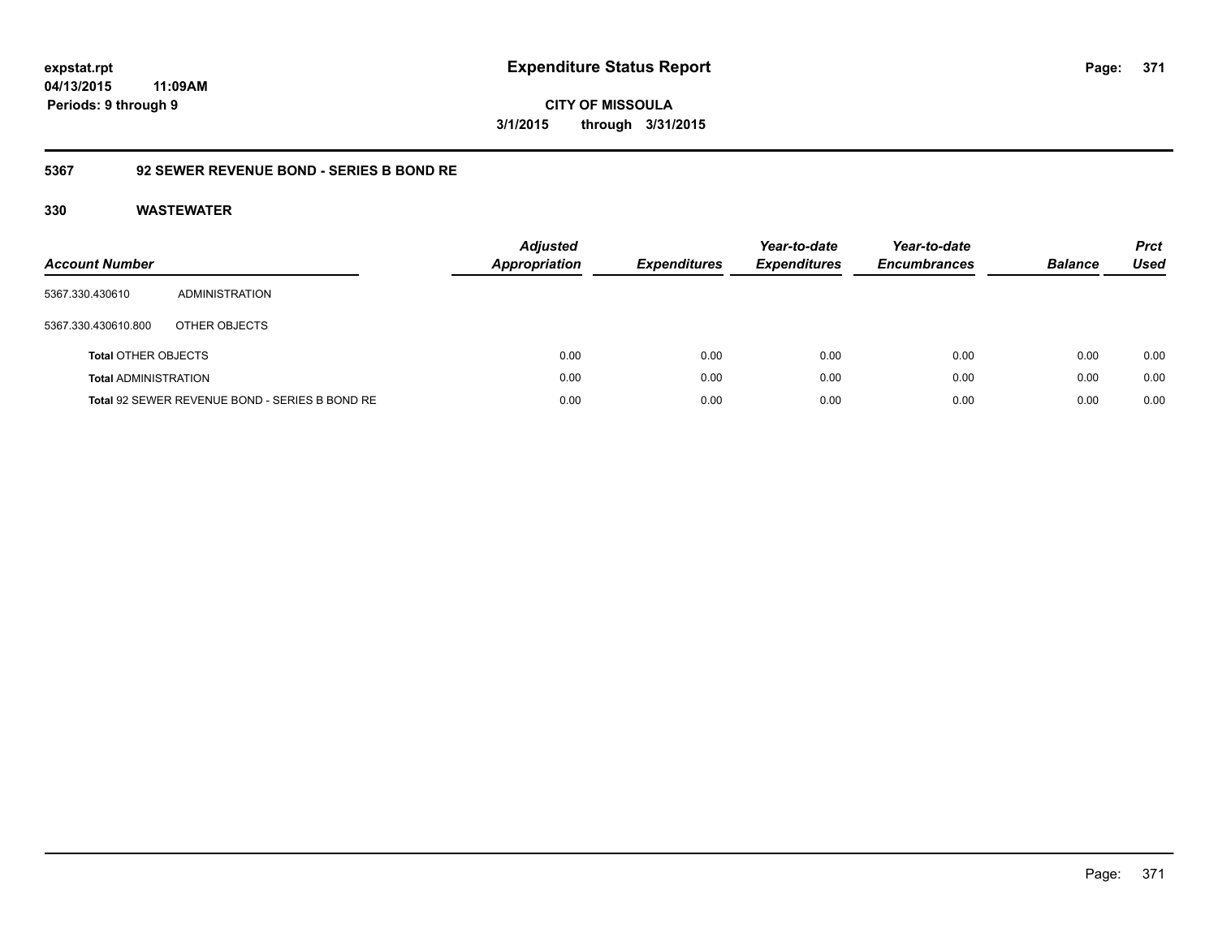**expstat.rpt**
**04/13/2015 11:09AM**
**Periods: 9 through 9**

# Expenditure Status Report

**CITY OF MISSOULA**
**3/1/2015 through 3/31/2015**

## 5367 92 SEWER REVENUE BOND - SERIES B BOND RE

### 330 WASTEWATER

| Account Number | | Adjusted Appropriation | Expenditures | Year-to-date Expenditures | Year-to-date Encumbrances | Balance | Prct Used |
|---|---|---|---|---|---|---|---|
| 5367.330.430610 | ADMINISTRATION | | | | | | |
| 5367.330.430610.800 | OTHER OBJECTS | | | | | | |
| **Total** OTHER OBJECTS | | 0.00 | 0.00 | 0.00 | 0.00 | 0.00 | 0.00 |
| **Total** ADMINISTRATION | | 0.00 | 0.00 | 0.00 | 0.00 | 0.00 | 0.00 |
| **Total** 92 SEWER REVENUE BOND - SERIES B BOND RE | | 0.00 | 0.00 | 0.00 | 0.00 | 0.00 | 0.00 |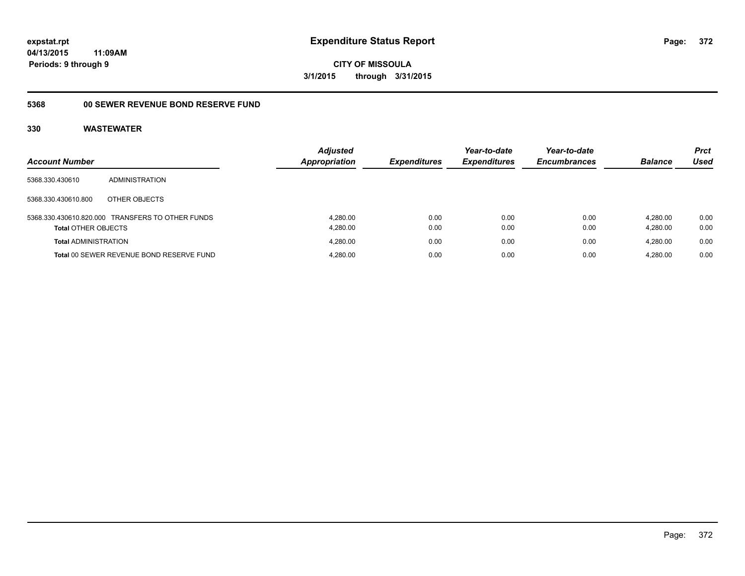**expstat.rpt**
**04/13/2015 11:09AM**
**Periods: 9 through 9**

# Expenditure Status Report

**CITY OF MISSOULA**
**3/1/2015 through 3/31/2015**

## 5368 00 SEWER REVENUE BOND RESERVE FUND

### 330 WASTEWATER

| Account Number | | Adjusted Appropriation | Expenditures | Year-to-date Expenditures | Year-to-date Encumbrances | Balance | Prct Used |
|---|---|---|---|---|---|---|---|
| 5368.330.430610 | ADMINISTRATION | | | | | | |
| 5368.330.430610.800 | OTHER OBJECTS | | | | | | |
| 5368.330.430610.820.000 | TRANSFERS TO OTHER FUNDS | 4,280.00 | 0.00 | 0.00 | 0.00 | 4,280.00 | 0.00 |
| **Total** OTHER OBJECTS | | 4,280.00 | 0.00 | 0.00 | 0.00 | 4,280.00 | 0.00 |
| **Total** ADMINISTRATION | | 4,280.00 | 0.00 | 0.00 | 0.00 | 4,280.00 | 0.00 |
| **Total** 00 SEWER REVENUE BOND RESERVE FUND | | 4,280.00 | 0.00 | 0.00 | 0.00 | 4,280.00 | 0.00 |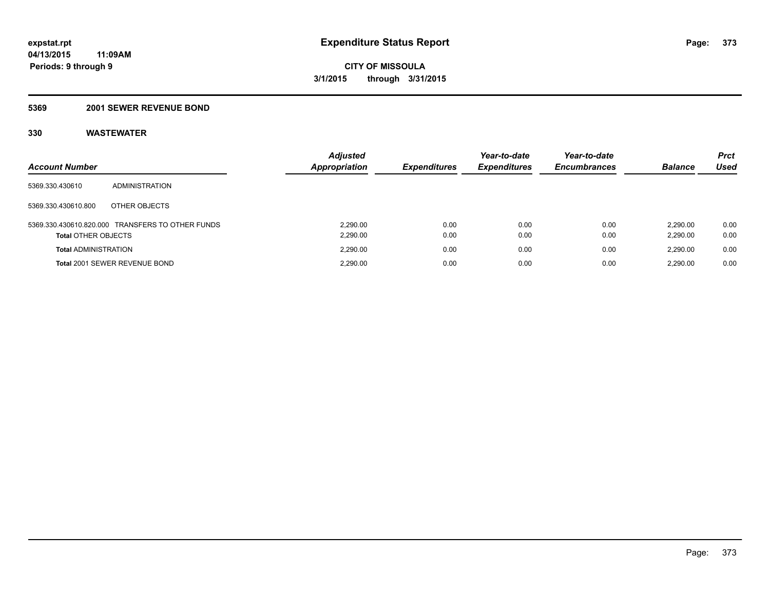**expstat.rpt**
**04/13/2015 11:09AM**
**Periods: 9 through 9**

# Expenditure Status Report

**CITY OF MISSOULA**
**3/1/2015 through 3/31/2015**

## 5369 2001 SEWER REVENUE BOND

## 330 WASTEWATER

| Account Number | | Adjusted Appropriation | Expenditures | Year-to-date Expenditures | Year-to-date Encumbrances | Balance | Prct Used |
|---|---|---|---|---|---|---|---|
| 5369.330.430610 | ADMINISTRATION | | | | | | |
| 5369.330.430610.800 | OTHER OBJECTS | | | | | | |
| 5369.330.430610.820.000 | TRANSFERS TO OTHER FUNDS | 2,290.00 | 0.00 | 0.00 | 0.00 | 2,290.00 | 0.00 |
| **Total** OTHER OBJECTS | | 2,290.00 | 0.00 | 0.00 | 0.00 | 2,290.00 | 0.00 |
| **Total** ADMINISTRATION | | 2,290.00 | 0.00 | 0.00 | 0.00 | 2,290.00 | 0.00 |
| **Total** 2001 SEWER REVENUE BOND | | 2,290.00 | 0.00 | 0.00 | 0.00 | 2,290.00 | 0.00 |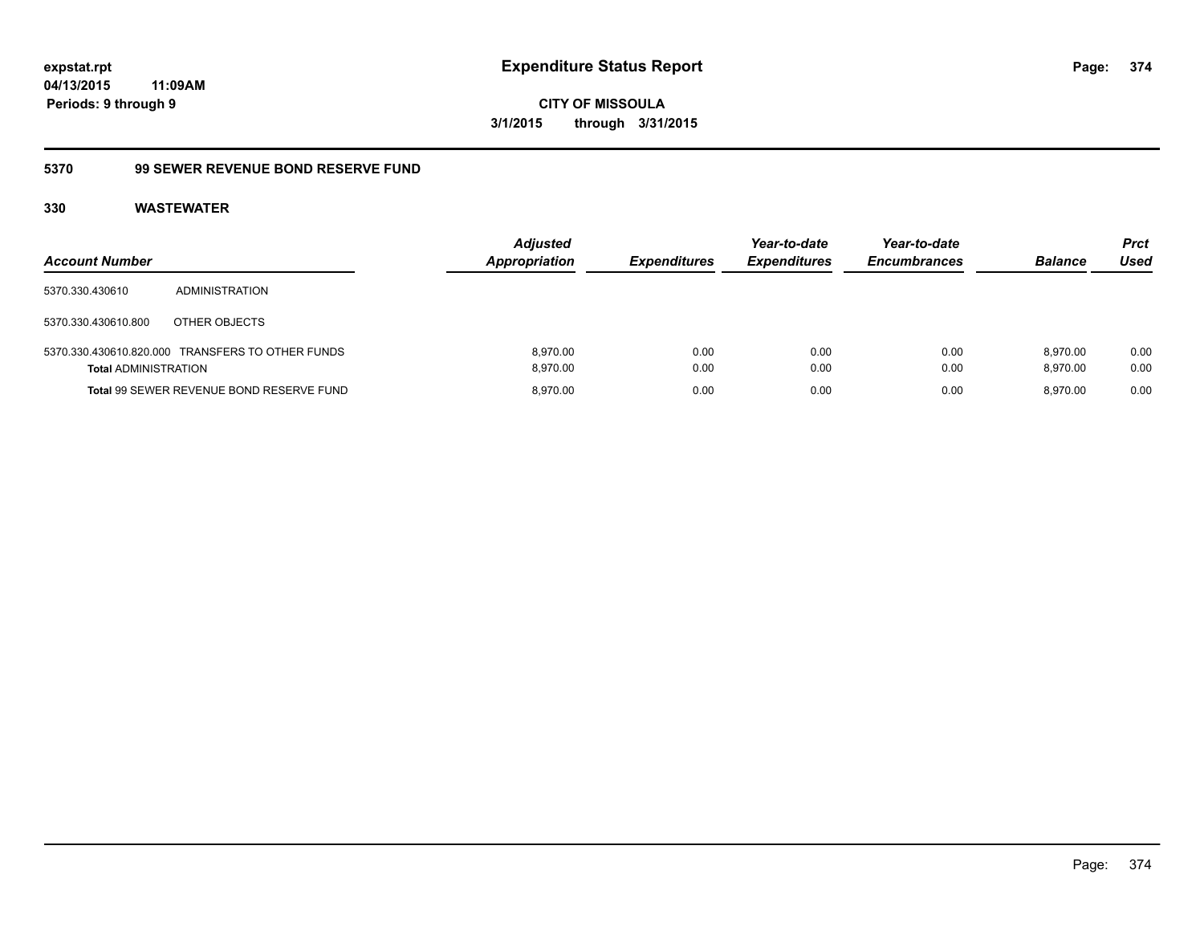**Expenditure Status Report**

**CITY OF MISSOULA**

**3/1/2015 through 3/31/2015**

expstat.rpt
04/13/2015 11:09AM
Periods: 9 through 9

## 5370 99 SEWER REVENUE BOND RESERVE FUND

### 330 WASTEWATER

| Account Number | | Adjusted Appropriation | Expenditures | Year-to-date Expenditures | Year-to-date Encumbrances | Balance | Prct Used |
|---|---|---|---|---|---|---|---|
| 5370.330.430610 | ADMINISTRATION | | | | | | |
| 5370.330.430610.800 | OTHER OBJECTS | | | | | | |
| 5370.330.430610.820.000 | TRANSFERS TO OTHER FUNDS | 8,970.00 | 0.00 | 0.00 | 0.00 | 8,970.00 | 0.00 |
| **Total** ADMINISTRATION | | 8,970.00 | 0.00 | 0.00 | 0.00 | 8,970.00 | 0.00 |
| **Total** 99 SEWER REVENUE BOND RESERVE FUND | | 8,970.00 | 0.00 | 0.00 | 0.00 | 8,970.00 | 0.00 |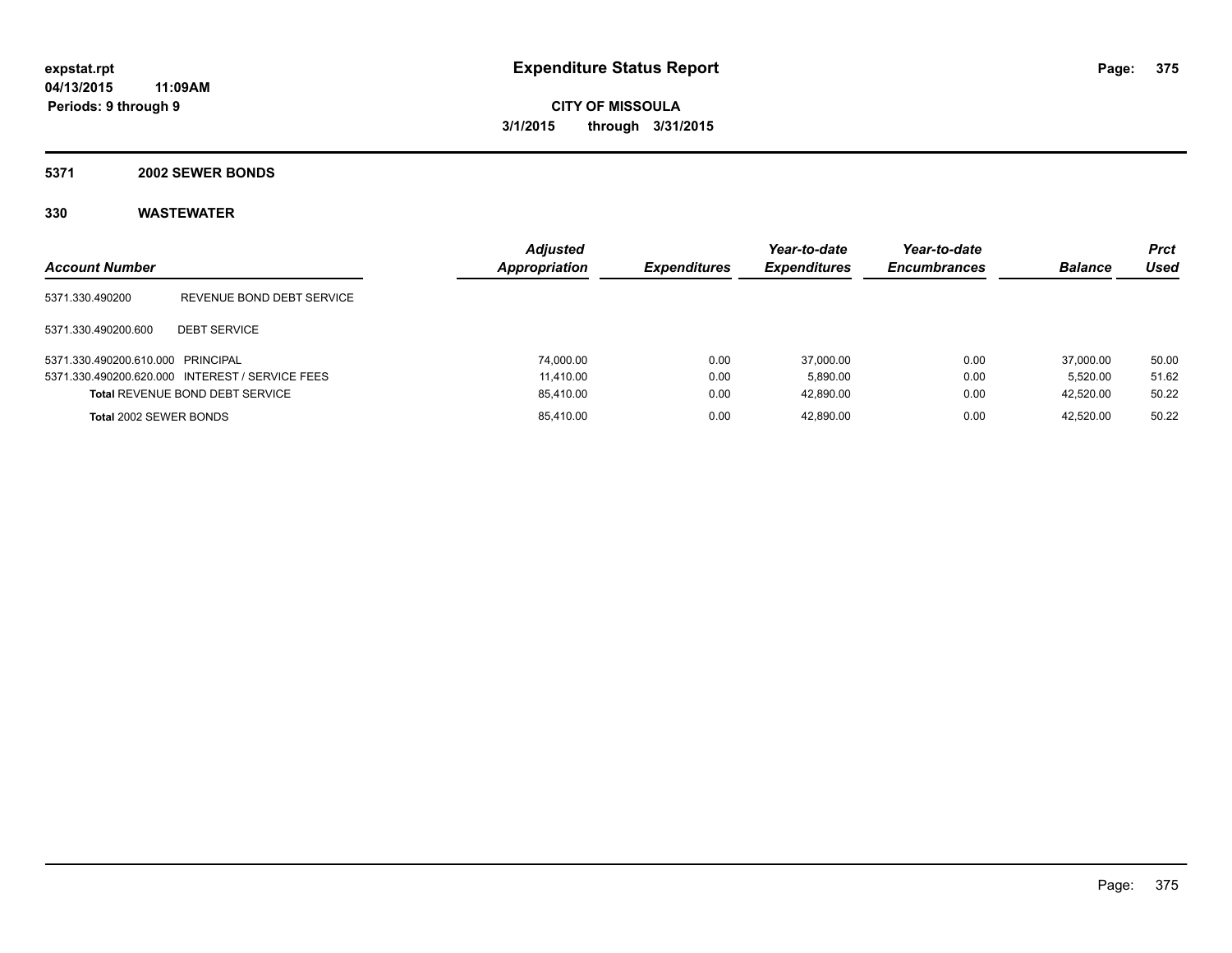**expstat.rpt**
**04/13/2015 11:09AM**
**Periods: 9 through 9**

# Expenditure Status Report

**CITY OF MISSOULA**
**3/1/2015 through 3/31/2015**

## 5371 2002 SEWER BONDS

### 330 WASTEWATER

| Account Number | | Adjusted Appropriation | Expenditures | Year-to-date Expenditures | Year-to-date Encumbrances | Balance | Prct Used |
|---|---|---|---|---|---|---|---|
| 5371.330.490200 | REVENUE BOND DEBT SERVICE | | | | | | |
| 5371.330.490200.600 | DEBT SERVICE | | | | | | |
| 5371.330.490200.610.000 | PRINCIPAL | 74,000.00 | 0.00 | 37,000.00 | 0.00 | 37,000.00 | 50.00 |
| 5371.330.490200.620.000 | INTEREST / SERVICE FEES | 11,410.00 | 0.00 | 5,890.00 | 0.00 | 5,520.00 | 51.62 |
| **Total** REVENUE BOND DEBT SERVICE | | 85,410.00 | 0.00 | 42,890.00 | 0.00 | 42,520.00 | 50.22 |
| **Total** 2002 SEWER BONDS | | 85,410.00 | 0.00 | 42,890.00 | 0.00 | 42,520.00 | 50.22 |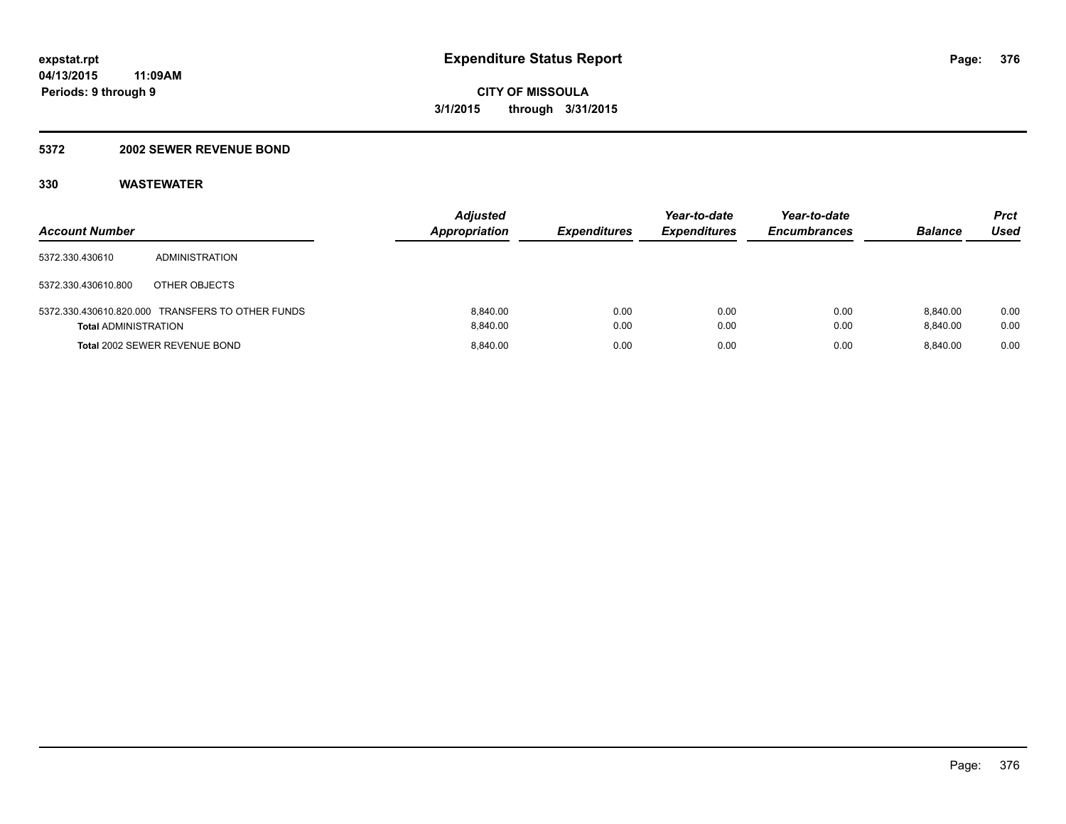**expstat.rpt**
**04/13/2015 11:09AM**
**Periods: 9 through 9**

# Expenditure Status Report

**CITY OF MISSOULA**
**3/1/2015 through 3/31/2015**

## 5372 2002 SEWER REVENUE BOND

### 330 WASTEWATER

| Account Number | | Adjusted Appropriation | Expenditures | Year-to-date Expenditures | Year-to-date Encumbrances | Balance | Prct Used |
|---|---|---|---|---|---|---|---|
| 5372.330.430610 | ADMINISTRATION | | | | | | |
| 5372.330.430610.800 | OTHER OBJECTS | | | | | | |
| 5372.330.430610.820.000 | TRANSFERS TO OTHER FUNDS | 8,840.00 | 0.00 | 0.00 | 0.00 | 8,840.00 | 0.00 |
| **Total** ADMINISTRATION | | 8,840.00 | 0.00 | 0.00 | 0.00 | 8,840.00 | 0.00 |
| **Total** 2002 SEWER REVENUE BOND | | 8,840.00 | 0.00 | 0.00 | 0.00 | 8,840.00 | 0.00 |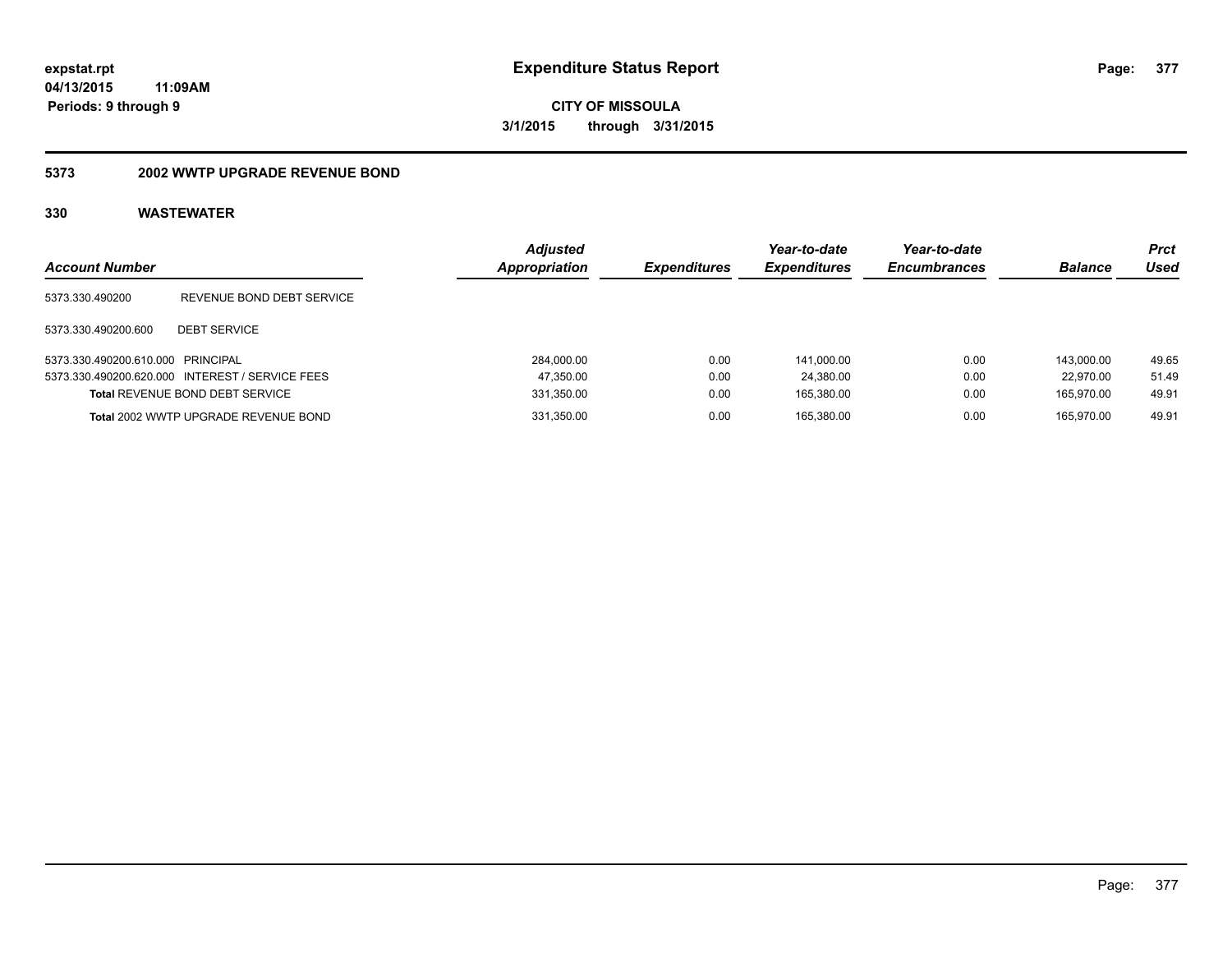**expstat.rpt**
**04/13/2015 11:09AM**
**Periods: 9 through 9**

# Expenditure Status Report

**CITY OF MISSOULA**
**3/1/2015 through 3/31/2015**

## 5373 2002 WWTP UPGRADE REVENUE BOND

### 330 WASTEWATER

| Account Number | | Adjusted Appropriation | Expenditures | Year-to-date Expenditures | Year-to-date Encumbrances | Balance | Prct Used |
|---|---|---|---|---|---|---|---|
| 5373.330.490200 | REVENUE BOND DEBT SERVICE | | | | | | |
| 5373.330.490200.600 | DEBT SERVICE | | | | | | |
| 5373.330.490200.610.000 | PRINCIPAL | 284,000.00 | 0.00 | 141,000.00 | 0.00 | 143,000.00 | 49.65 |
| 5373.330.490200.620.000 | INTEREST / SERVICE FEES | 47,350.00 | 0.00 | 24,380.00 | 0.00 | 22,970.00 | 51.49 |
| **Total** REVENUE BOND DEBT SERVICE | | 331,350.00 | 0.00 | 165,380.00 | 0.00 | 165,970.00 | 49.91 |
| **Total** 2002 WWTP UPGRADE REVENUE BOND | | 331,350.00 | 0.00 | 165,380.00 | 0.00 | 165,970.00 | 49.91 |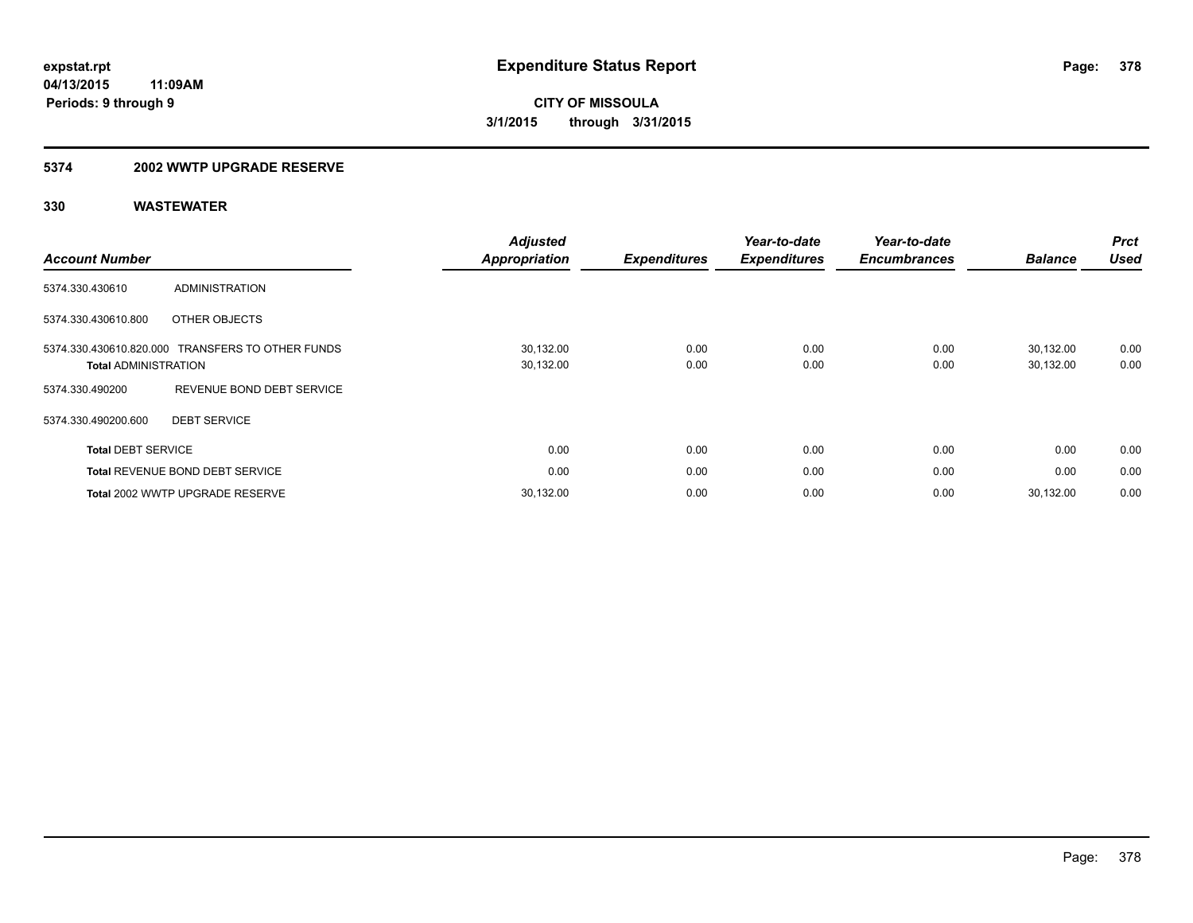**expstat.rpt**
**04/13/2015 11:09AM**
**Periods: 9 through 9**

# Expenditure Status Report

**CITY OF MISSOULA**
**3/1/2015 through 3/31/2015**

## 5374 2002 WWTP UPGRADE RESERVE

### 330 WASTEWATER

| Account Number | | Adjusted Appropriation | Expenditures | Year-to-date Expenditures | Year-to-date Encumbrances | Balance | Prct Used |
|---|---|---|---|---|---|---|---|
| 5374.330.430610 | ADMINISTRATION | | | | | | |
| 5374.330.430610.800 | OTHER OBJECTS | | | | | | |
| 5374.330.430610.820.000 | TRANSFERS TO OTHER FUNDS | 30,132.00 | 0.00 | 0.00 | 0.00 | 30,132.00 | 0.00 |
| **Total** ADMINISTRATION | | 30,132.00 | 0.00 | 0.00 | 0.00 | 30,132.00 | 0.00 |
| 5374.330.490200 | REVENUE BOND DEBT SERVICE | | | | | | |
| 5374.330.490200.600 | DEBT SERVICE | | | | | | |
| **Total** DEBT SERVICE | | 0.00 | 0.00 | 0.00 | 0.00 | 0.00 | 0.00 |
| **Total** REVENUE BOND DEBT SERVICE | | 0.00 | 0.00 | 0.00 | 0.00 | 0.00 | 0.00 |
| **Total** 2002 WWTP UPGRADE RESERVE | | 30,132.00 | 0.00 | 0.00 | 0.00 | 30,132.00 | 0.00 |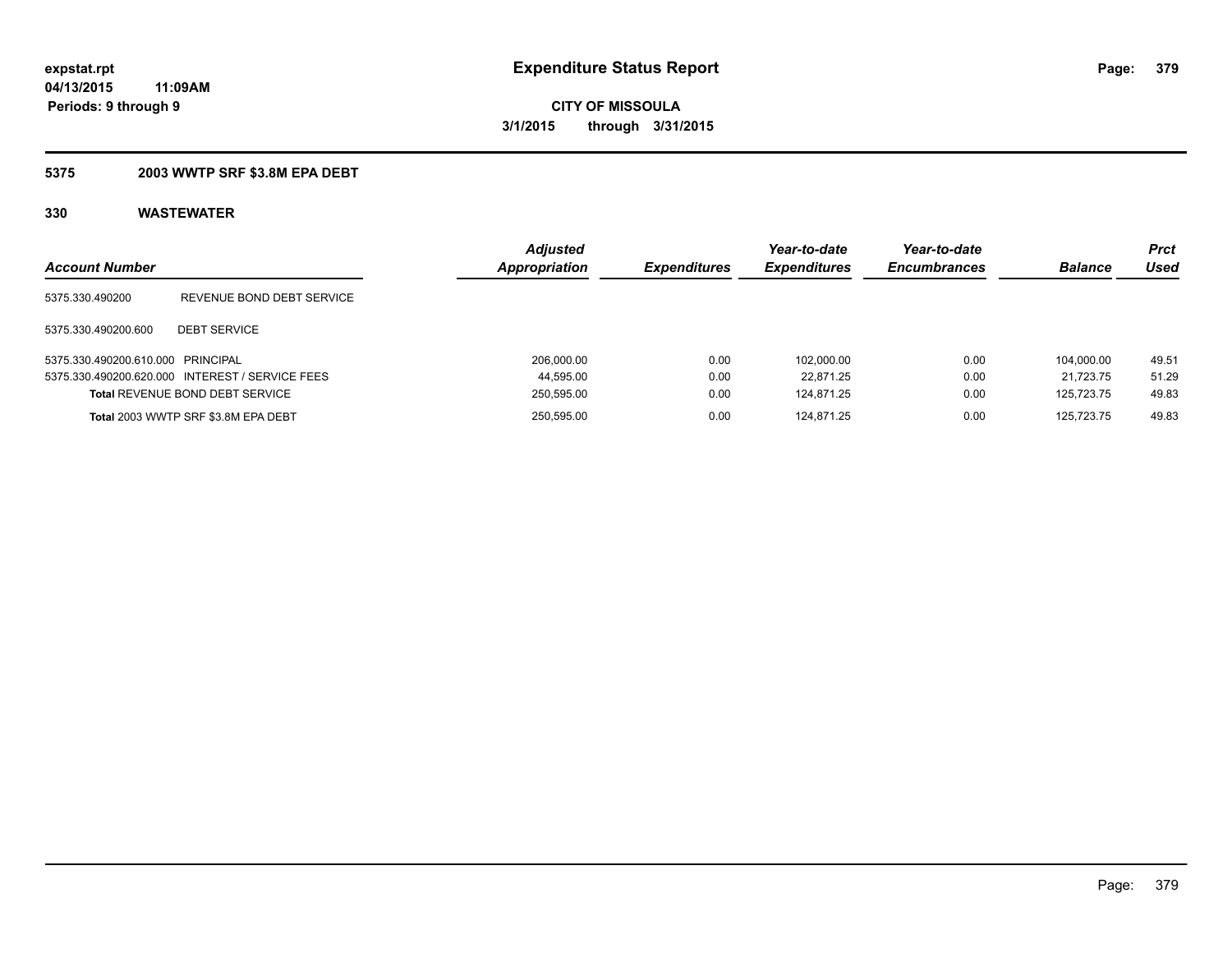**expstat.rpt**
**04/13/2015 11:09AM**
**Periods: 9 through 9**

# Expenditure Status Report

**CITY OF MISSOULA**
**3/1/2015 through 3/31/2015**

## 5375 2003 WWTP SRF $3.8M EPA DEBT

## 330 WASTEWATER

| Account Number | | Adjusted Appropriation | Expenditures | Year-to-date Expenditures | Year-to-date Encumbrances | Balance | Prct Used |
|---|---|---|---|---|---|---|---|
| 5375.330.490200 | REVENUE BOND DEBT SERVICE | | | | | | |
| 5375.330.490200.600 | DEBT SERVICE | | | | | | |
| 5375.330.490200.610.000 | PRINCIPAL | 206,000.00 | 0.00 | 102,000.00 | 0.00 | 104,000.00 | 49.51 |
| 5375.330.490200.620.000 | INTEREST / SERVICE FEES | 44,595.00 | 0.00 | 22,871.25 | 0.00 | 21,723.75 | 51.29 |
| **Total** REVENUE BOND DEBT SERVICE | | 250,595.00 | 0.00 | 124,871.25 | 0.00 | 125,723.75 | 49.83 |
| **Total** 2003 WWTP SRF $3.8M EPA DEBT | | 250,595.00 | 0.00 | 124,871.25 | 0.00 | 125,723.75 | 49.83 |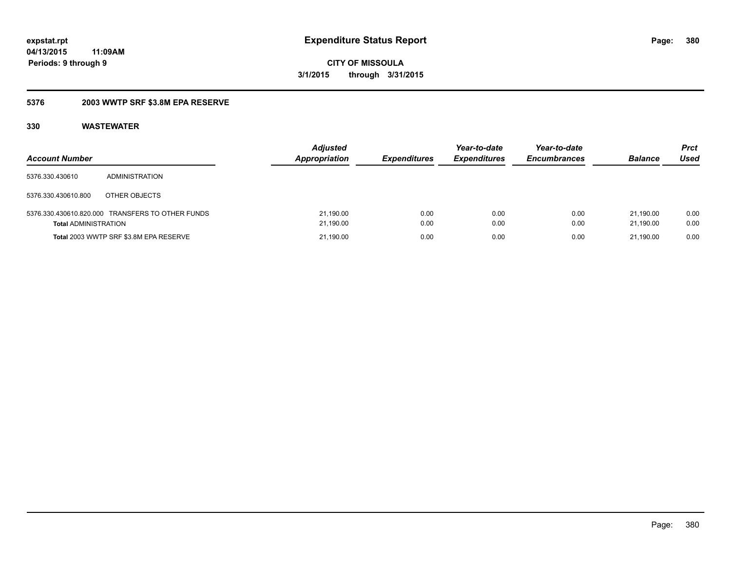# Expenditure Status Report

**expstat.rpt**
**04/13/2015 11:09AM**
**Periods: 9 through 9**

**CITY OF MISSOULA**
**3/1/2015 through 3/31/2015**

## 5376 2003 WWTP SRF $3.8M EPA RESERVE

### 330 WASTEWATER

| Account Number | | Adjusted Appropriation | Expenditures | Year-to-date Expenditures | Year-to-date Encumbrances | Balance | Prct Used |
|---|---|---|---|---|---|---|---|
| 5376.330.430610 | ADMINISTRATION | | | | | | |
| 5376.330.430610.800 | OTHER OBJECTS | | | | | | |
| 5376.330.430610.820.000 | TRANSFERS TO OTHER FUNDS | 21,190.00 | 0.00 | 0.00 | 0.00 | 21,190.00 | 0.00 |
| **Total** ADMINISTRATION | | 21,190.00 | 0.00 | 0.00 | 0.00 | 21,190.00 | 0.00 |
| **Total** 2003 WWTP SRF $3.8M EPA RESERVE | | 21,190.00 | 0.00 | 0.00 | 0.00 | 21,190.00 | 0.00 |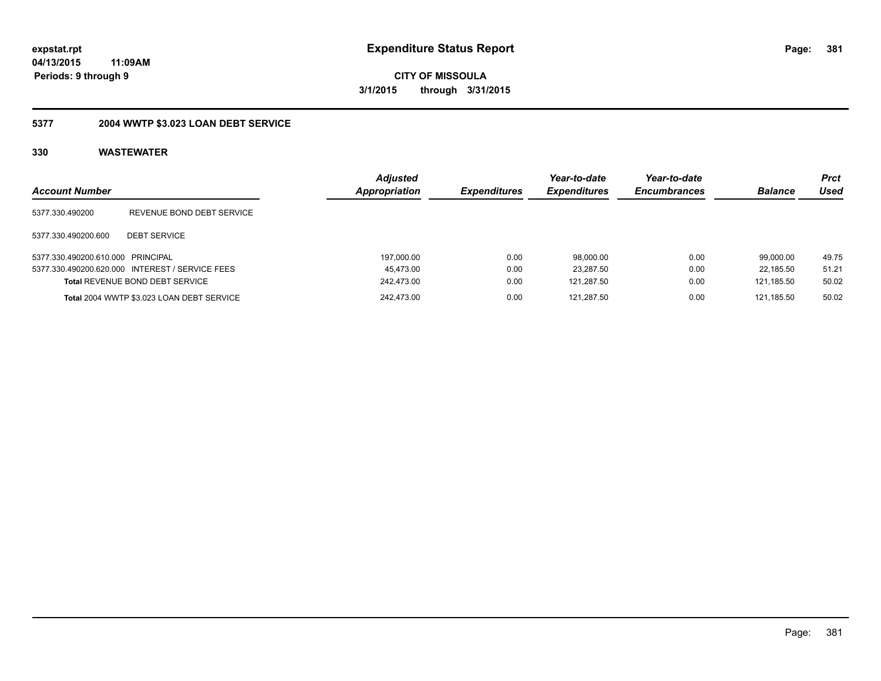**expstat.rpt**
**04/13/2015 11:09AM**
**Periods: 9 through 9**

# Expenditure Status Report

**CITY OF MISSOULA**
**3/1/2015 through 3/31/2015**

## 5377 2004 WWTP $3.023 LOAN DEBT SERVICE

### 330 WASTEWATER

| Account Number | | Adjusted Appropriation | Expenditures | Year-to-date Expenditures | Year-to-date Encumbrances | Balance | Prct Used |
|---|---|---|---|---|---|---|---|
| 5377.330.490200 | REVENUE BOND DEBT SERVICE | | | | | | |
| 5377.330.490200.600 | DEBT SERVICE | | | | | | |
| 5377.330.490200.610.000 | PRINCIPAL | 197,000.00 | 0.00 | 98,000.00 | 0.00 | 99,000.00 | 49.75 |
| 5377.330.490200.620.000 | INTEREST / SERVICE FEES | 45,473.00 | 0.00 | 23,287.50 | 0.00 | 22,185.50 | 51.21 |
| **Total** REVENUE BOND DEBT SERVICE | | 242,473.00 | 0.00 | 121,287.50 | 0.00 | 121,185.50 | 50.02 |
| **Total** 2004 WWTP $3.023 LOAN DEBT SERVICE | | 242,473.00 | 0.00 | 121,287.50 | 0.00 | 121,185.50 | 50.02 |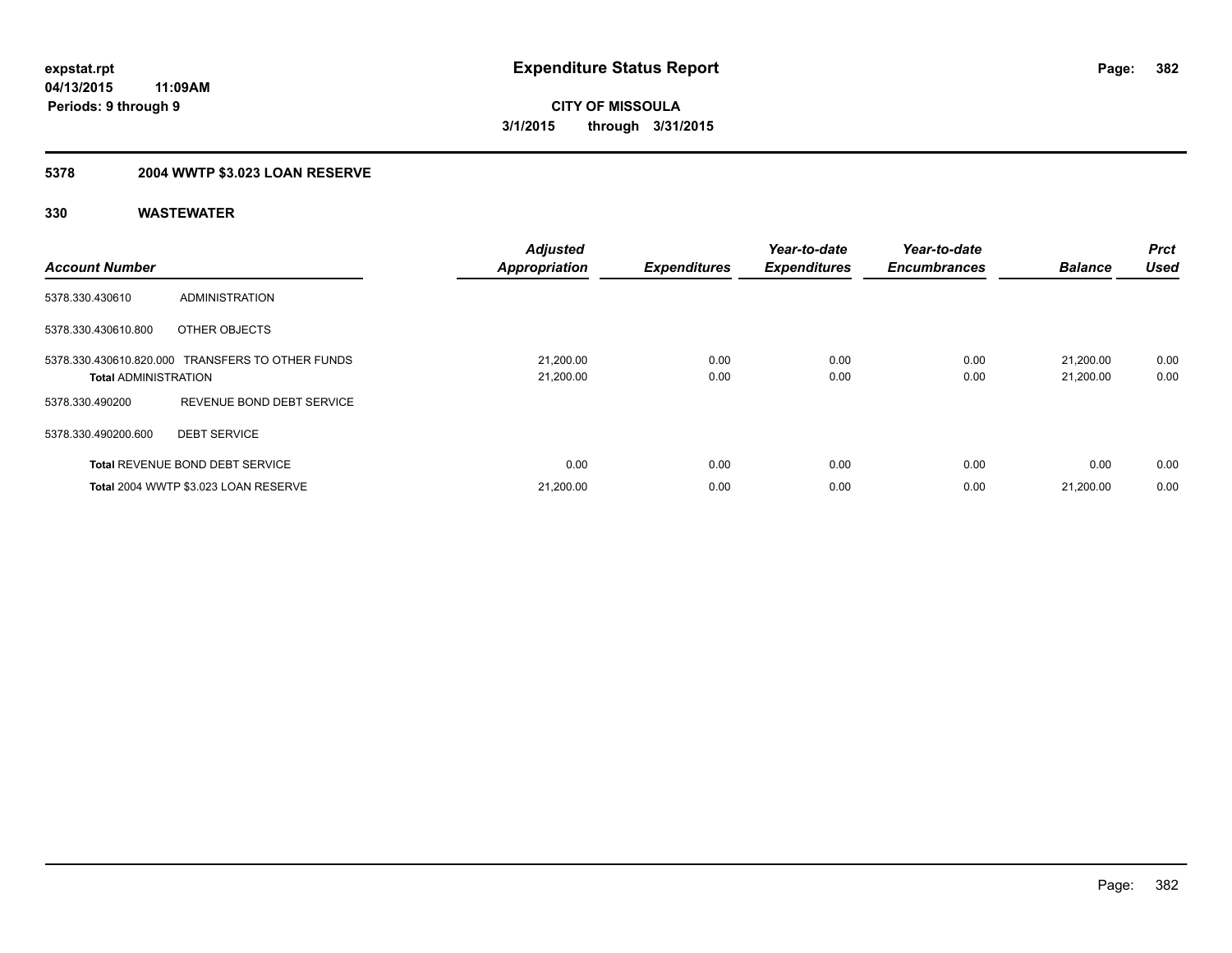expstat.rpt
04/13/2015 11:09AM
Periods: 9 through 9

# Expenditure Status Report

**CITY OF MISSOULA**
**3/1/2015 through 3/31/2015**

## 5378 2004 WWTP $3.023 LOAN RESERVE

### 330 WASTEWATER

| Account Number | | Adjusted Appropriation | Expenditures | Year-to-date Expenditures | Year-to-date Encumbrances | Balance | Prct Used |
|---|---|---|---|---|---|---|---|
| 5378.330.430610 | ADMINISTRATION | | | | | | |
| 5378.330.430610.800 | OTHER OBJECTS | | | | | | |
| 5378.330.430610.820.000 | TRANSFERS TO OTHER FUNDS | 21,200.00 | 0.00 | 0.00 | 0.00 | 21,200.00 | 0.00 |
| **Total** ADMINISTRATION | | 21,200.00 | 0.00 | 0.00 | 0.00 | 21,200.00 | 0.00 |
| 5378.330.490200 | REVENUE BOND DEBT SERVICE | | | | | | |
| 5378.330.490200.600 | DEBT SERVICE | | | | | | |
| **Total** REVENUE BOND DEBT SERVICE | | 0.00 | 0.00 | 0.00 | 0.00 | 0.00 | 0.00 |
| **Total** 2004 WWTP $3.023 LOAN RESERVE | | 21,200.00 | 0.00 | 0.00 | 0.00 | 21,200.00 | 0.00 |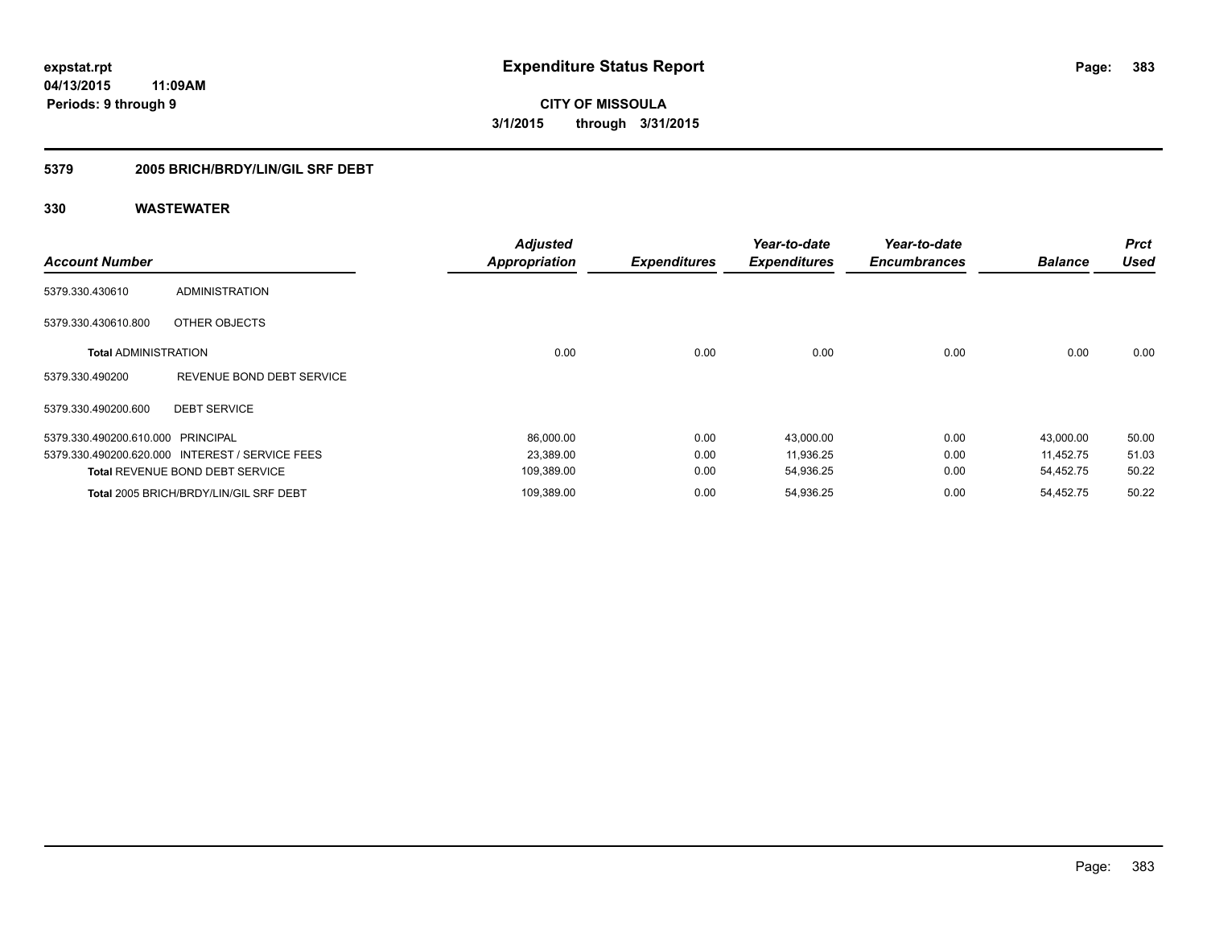**expstat.rpt**
**04/13/2015 11:09AM**
**Periods: 9 through 9**

# Expenditure Status Report

**CITY OF MISSOULA**
**3/1/2015 through 3/31/2015**

## 5379 2005 BRICH/BRDY/LIN/GIL SRF DEBT

## 330 WASTEWATER

| Account Number | | Adjusted Appropriation | Expenditures | Year-to-date Expenditures | Year-to-date Encumbrances | Balance | Prct Used |
|---|---|---|---|---|---|---|---|
| 5379.330.430610 | ADMINISTRATION | | | | | | |
| 5379.330.430610.800 | OTHER OBJECTS | | | | | | |
| **Total** ADMINISTRATION | | 0.00 | 0.00 | 0.00 | 0.00 | 0.00 | 0.00 |
| 5379.330.490200 | REVENUE BOND DEBT SERVICE | | | | | | |
| 5379.330.490200.600 | DEBT SERVICE | | | | | | |
| 5379.330.490200.610.000 | PRINCIPAL | 86,000.00 | 0.00 | 43,000.00 | 0.00 | 43,000.00 | 50.00 |
| 5379.330.490200.620.000 | INTEREST / SERVICE FEES | 23,389.00 | 0.00 | 11,936.25 | 0.00 | 11,452.75 | 51.03 |
| **Total** REVENUE BOND DEBT SERVICE | | 109,389.00 | 0.00 | 54,936.25 | 0.00 | 54,452.75 | 50.22 |
| **Total** 2005 BRICH/BRDY/LIN/GIL SRF DEBT | | 109,389.00 | 0.00 | 54,936.25 | 0.00 | 54,452.75 | 50.22 |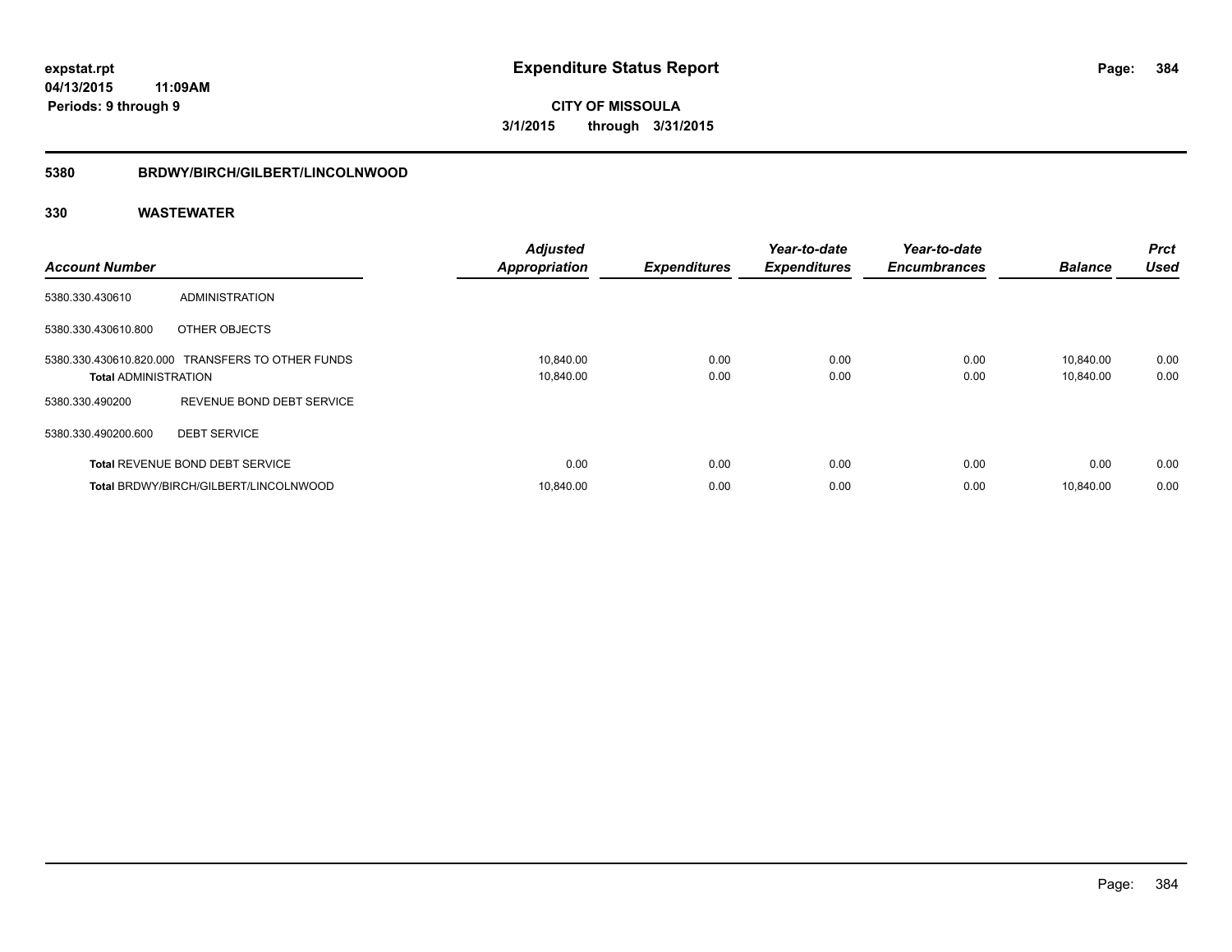expstat.rpt
04/13/2015 11:09AM
Periods: 9 through 9

# Expenditure Status Report

**CITY OF MISSOULA**
**3/1/2015 through 3/31/2015**

## 5380 BRDWY/BIRCH/GILBERT/LINCOLNWOOD

## 330 WASTEWATER

| Account Number | | Adjusted Appropriation | Expenditures | Year-to-date Expenditures | Year-to-date Encumbrances | Balance | Prct Used |
|---|---|---|---|---|---|---|---|
| 5380.330.430610 | ADMINISTRATION | | | | | | |
| 5380.330.430610.800 | OTHER OBJECTS | | | | | | |
| 5380.330.430610.820.000 | TRANSFERS TO OTHER FUNDS | 10,840.00 | 0.00 | 0.00 | 0.00 | 10,840.00 | 0.00 |
| **Total** ADMINISTRATION | | 10,840.00 | 0.00 | 0.00 | 0.00 | 10,840.00 | 0.00 |
| 5380.330.490200 | REVENUE BOND DEBT SERVICE | | | | | | |
| 5380.330.490200.600 | DEBT SERVICE | | | | | | |
| **Total** REVENUE BOND DEBT SERVICE | | 0.00 | 0.00 | 0.00 | 0.00 | 0.00 | 0.00 |
| **Total** BRDWY/BIRCH/GILBERT/LINCOLNWOOD | | 10,840.00 | 0.00 | 0.00 | 0.00 | 10,840.00 | 0.00 |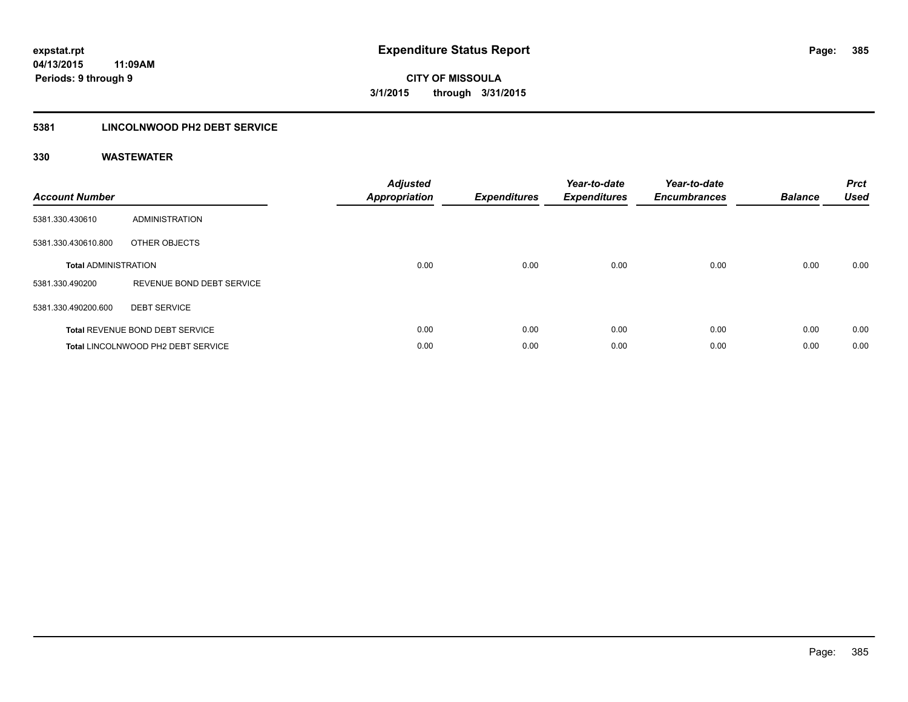# Expenditure Status Report

expstat.rpt
04/13/2015 11:09AM
Periods: 9 through 9

**CITY OF MISSOULA**
**3/1/2015 through 3/31/2015**

## 5381 LINCOLNWOOD PH2 DEBT SERVICE

### 330 WASTEWATER

| Account Number | | Adjusted Appropriation | Expenditures | Year-to-date Expenditures | Year-to-date Encumbrances | Balance | Prct Used |
|---|---|---|---|---|---|---|---|
| 5381.330.430610 | ADMINISTRATION | | | | | | |
| 5381.330.430610.800 | OTHER OBJECTS | | | | | | |
| **Total** ADMINISTRATION | | 0.00 | 0.00 | 0.00 | 0.00 | 0.00 | 0.00 |
| 5381.330.490200 | REVENUE BOND DEBT SERVICE | | | | | | |
| 5381.330.490200.600 | DEBT SERVICE | | | | | | |
| **Total** REVENUE BOND DEBT SERVICE | | 0.00 | 0.00 | 0.00 | 0.00 | 0.00 | 0.00 |
| **Total** LINCOLNWOOD PH2 DEBT SERVICE | | 0.00 | 0.00 | 0.00 | 0.00 | 0.00 | 0.00 |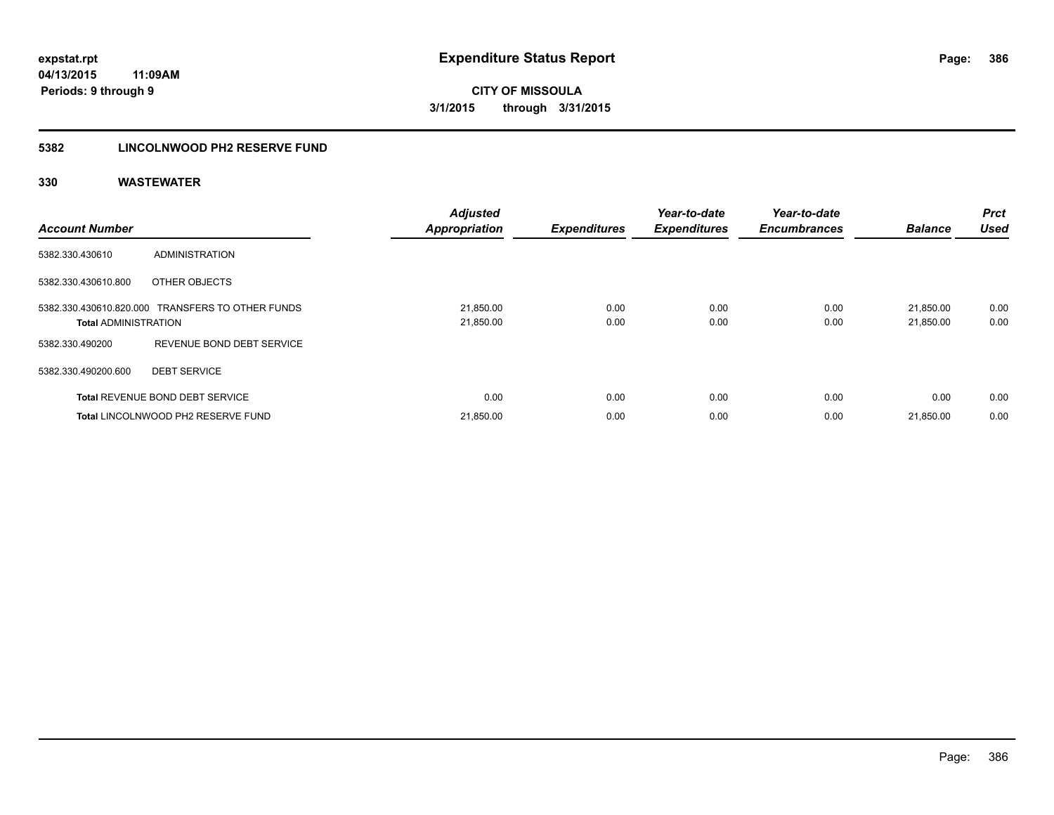**expstat.rpt**
**04/13/2015 11:09AM**
**Periods: 9 through 9**

# Expenditure Status Report

**CITY OF MISSOULA**
**3/1/2015 through 3/31/2015**

## 5382 LINCOLNWOOD PH2 RESERVE FUND

### 330 WASTEWATER

| Account Number | | Adjusted Appropriation | Expenditures | Year-to-date Expenditures | Year-to-date Encumbrances | Balance | Prct Used |
|---|---|---|---|---|---|---|---|
| 5382.330.430610 | ADMINISTRATION | | | | | | |
| 5382.330.430610.800 | OTHER OBJECTS | | | | | | |
| 5382.330.430610.820.000 | TRANSFERS TO OTHER FUNDS | 21,850.00 | 0.00 | 0.00 | 0.00 | 21,850.00 | 0.00 |
| **Total** ADMINISTRATION | | 21,850.00 | 0.00 | 0.00 | 0.00 | 21,850.00 | 0.00 |
| 5382.330.490200 | REVENUE BOND DEBT SERVICE | | | | | | |
| 5382.330.490200.600 | DEBT SERVICE | | | | | | |
| **Total** REVENUE BOND DEBT SERVICE | | 0.00 | 0.00 | 0.00 | 0.00 | 0.00 | 0.00 |
| **Total** LINCOLNWOOD PH2 RESERVE FUND | | 21,850.00 | 0.00 | 0.00 | 0.00 | 21,850.00 | 0.00 |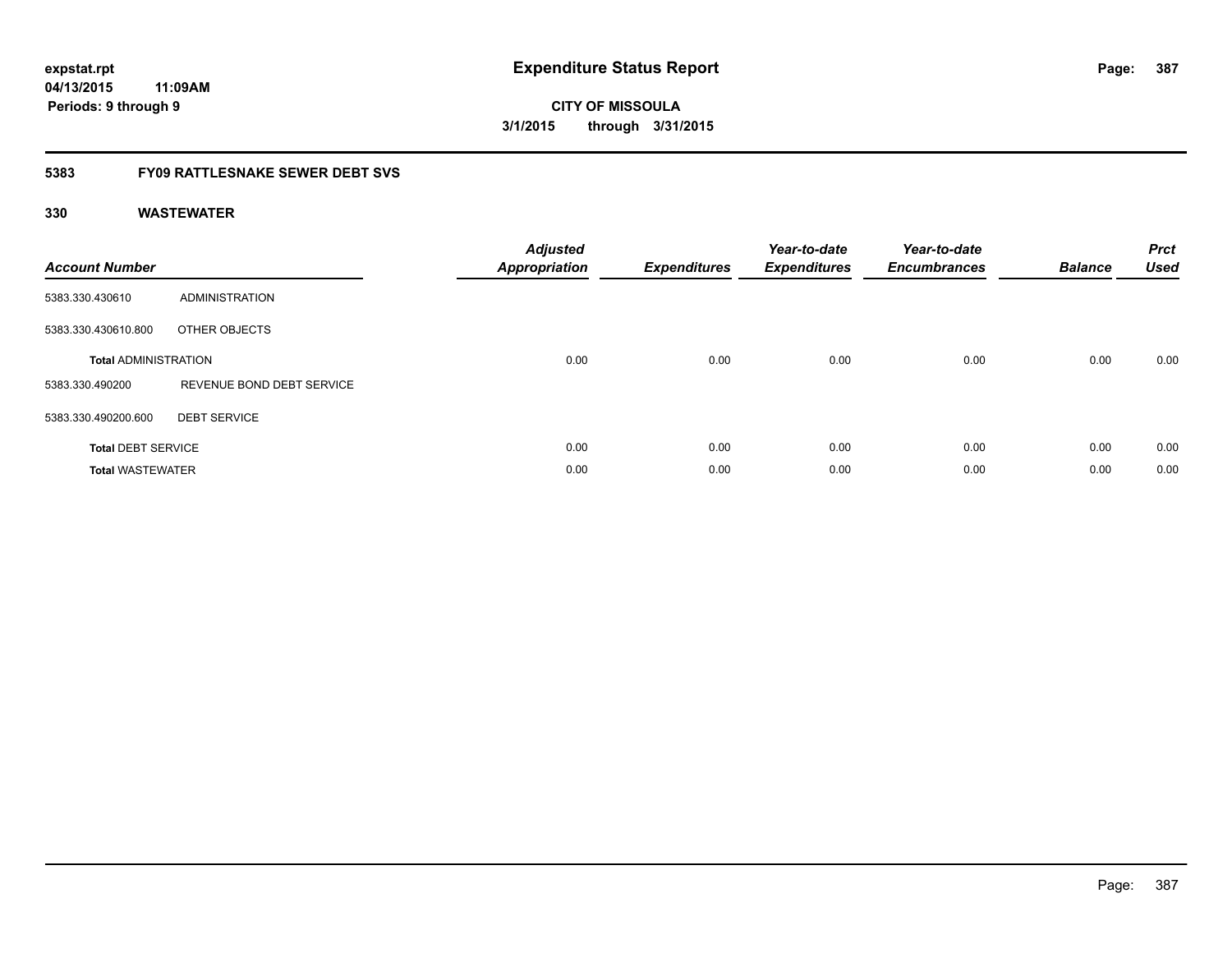# Expenditure Status Report

**CITY OF MISSOULA**

**3/1/2015 through 3/31/2015**

expstat.rpt
04/13/2015 11:09AM
Periods: 9 through 9

## 5383 FY09 RATTLESNAKE SEWER DEBT SVS

### 330 WASTEWATER

| Account Number | | Adjusted Appropriation | Expenditures | Year-to-date Expenditures | Year-to-date Encumbrances | Balance | Prct Used |
|---|---|---|---|---|---|---|---|
| 5383.330.430610 | ADMINISTRATION | | | | | | |
| 5383.330.430610.800 | OTHER OBJECTS | | | | | | |
| **Total** ADMINISTRATION | | 0.00 | 0.00 | 0.00 | 0.00 | 0.00 | 0.00 |
| 5383.330.490200 | REVENUE BOND DEBT SERVICE | | | | | | |
| 5383.330.490200.600 | DEBT SERVICE | | | | | | |
| **Total** DEBT SERVICE | | 0.00 | 0.00 | 0.00 | 0.00 | 0.00 | 0.00 |
| **Total** WASTEWATER | | 0.00 | 0.00 | 0.00 | 0.00 | 0.00 | 0.00 |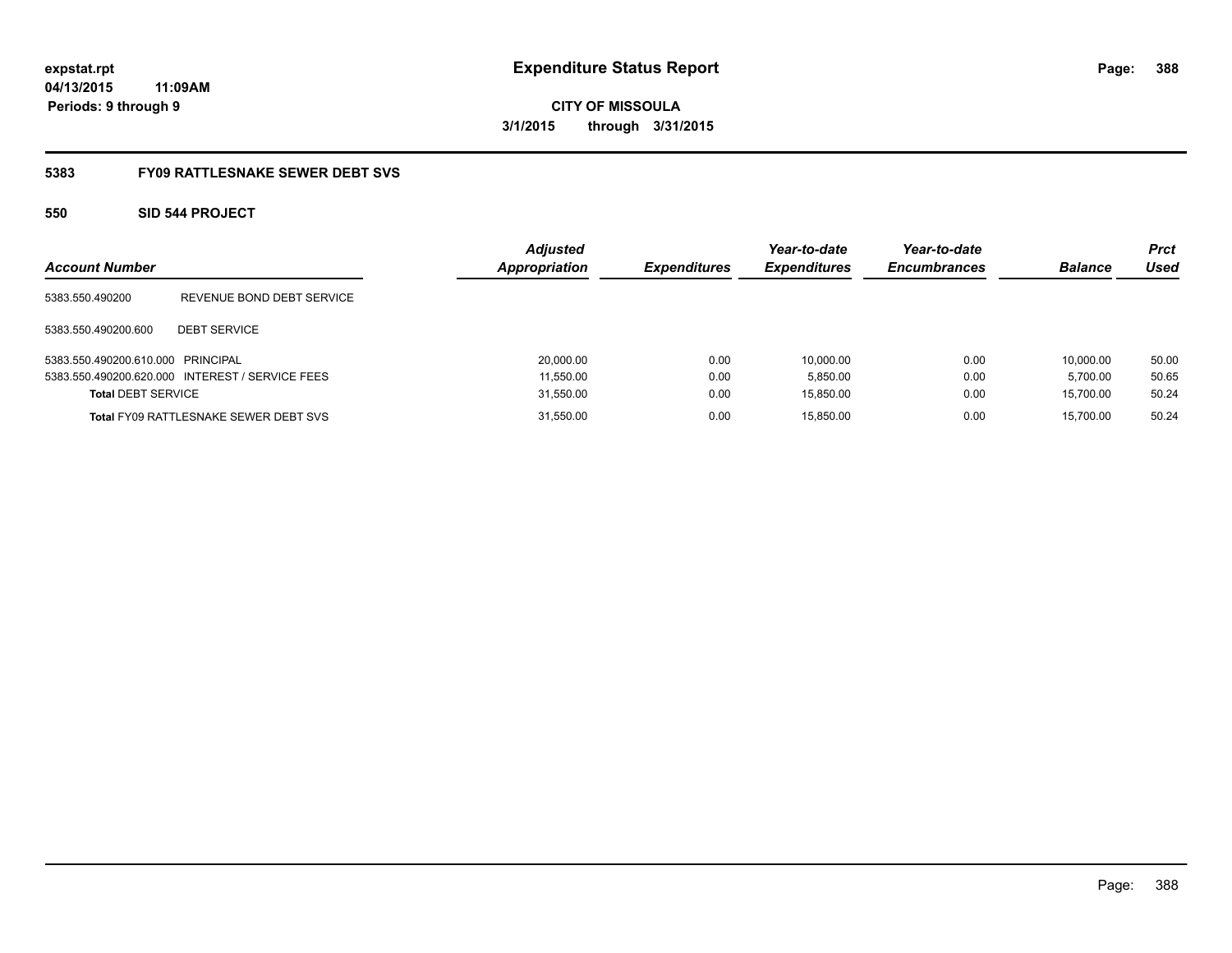**expstat.rpt**
**04/13/2015 11:09AM**
**Periods: 9 through 9**

# Expenditure Status Report

**CITY OF MISSOULA**
**3/1/2015 through 3/31/2015**

## 5383 FY09 RATTLESNAKE SEWER DEBT SVS

### 550 SID 544 PROJECT

| Account Number | | Adjusted Appropriation | Expenditures | Year-to-date Expenditures | Year-to-date Encumbrances | Balance | Prct Used |
|---|---|---|---|---|---|---|---|
| 5383.550.490200 | REVENUE BOND DEBT SERVICE | | | | | | |
| 5383.550.490200.600 | DEBT SERVICE | | | | | | |
| 5383.550.490200.610.000 | PRINCIPAL | 20,000.00 | 0.00 | 10,000.00 | 0.00 | 10,000.00 | 50.00 |
| 5383.550.490200.620.000 | INTEREST / SERVICE FEES | 11,550.00 | 0.00 | 5,850.00 | 0.00 | 5,700.00 | 50.65 |
| **Total** DEBT SERVICE | | 31,550.00 | 0.00 | 15,850.00 | 0.00 | 15,700.00 | 50.24 |
| **Total** FY09 RATTLESNAKE SEWER DEBT SVS | | 31,550.00 | 0.00 | 15,850.00 | 0.00 | 15,700.00 | 50.24 |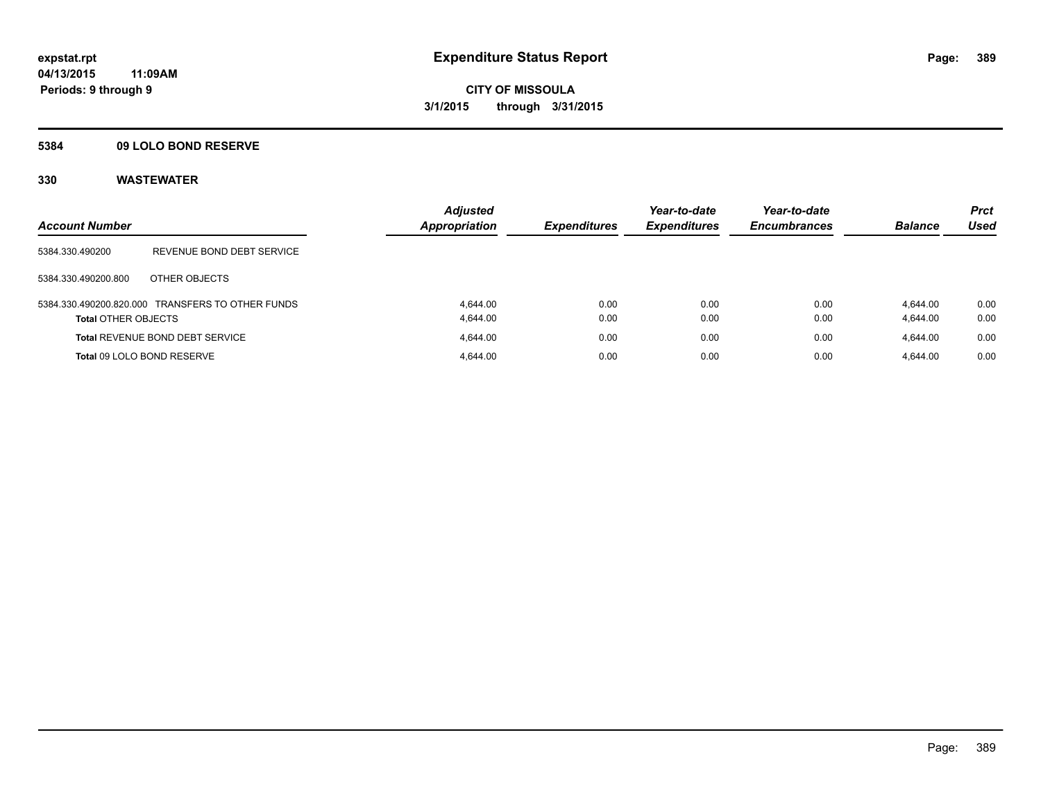**expstat.rpt**
**04/13/2015 11:09AM**
**Periods: 9 through 9**

# Expenditure Status Report

**CITY OF MISSOULA**
**3/1/2015 through 3/31/2015**

## 5384 09 LOLO BOND RESERVE

## 330 WASTEWATER

| Account Number | | Adjusted Appropriation | Expenditures | Year-to-date Expenditures | Year-to-date Encumbrances | Balance | Prct Used |
|---|---|---|---|---|---|---|---|
| 5384.330.490200 | REVENUE BOND DEBT SERVICE | | | | | | |
| 5384.330.490200.800 | OTHER OBJECTS | | | | | | |
| 5384.330.490200.820.000 | TRANSFERS TO OTHER FUNDS | 4,644.00 | 0.00 | 0.00 | 0.00 | 4,644.00 | 0.00 |
| **Total** OTHER OBJECTS | | 4,644.00 | 0.00 | 0.00 | 0.00 | 4,644.00 | 0.00 |
| **Total** REVENUE BOND DEBT SERVICE | | 4,644.00 | 0.00 | 0.00 | 0.00 | 4,644.00 | 0.00 |
| **Total** 09 LOLO BOND RESERVE | | 4,644.00 | 0.00 | 0.00 | 0.00 | 4,644.00 | 0.00 |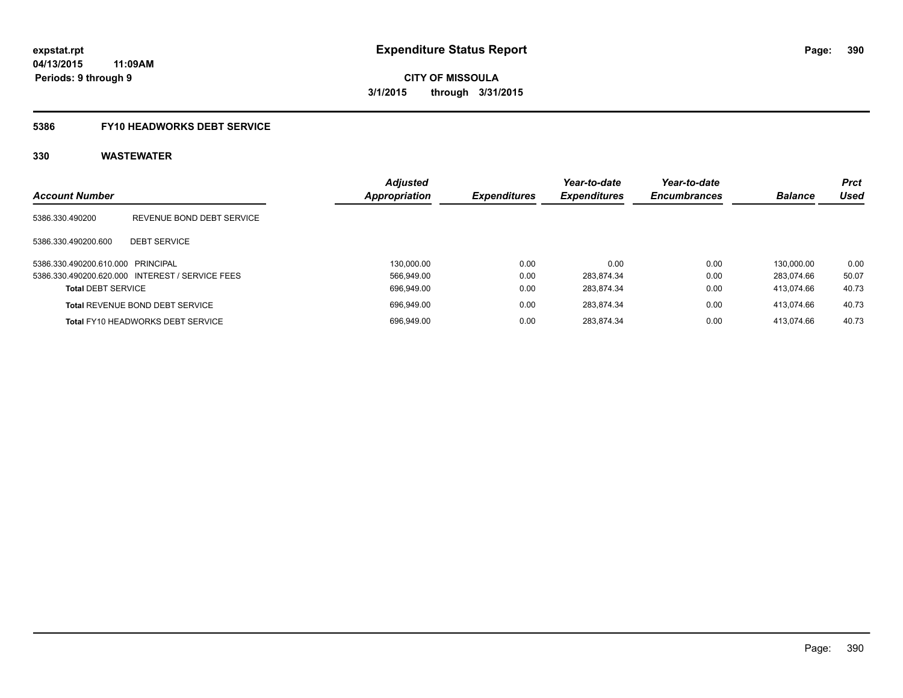**expstat.rpt**
**04/13/2015 11:09AM**
**Periods: 9 through 9**

# Expenditure Status Report

**CITY OF MISSOULA**
**3/1/2015 through 3/31/2015**

## 5386 FY10 HEADWORKS DEBT SERVICE

## 330 WASTEWATER

| Account Number | | Adjusted Appropriation | Expenditures | Year-to-date Expenditures | Year-to-date Encumbrances | Balance | Prct Used |
|---|---|---|---|---|---|---|---|
| 5386.330.490200 | REVENUE BOND DEBT SERVICE | | | | | | |
| 5386.330.490200.600 | DEBT SERVICE | | | | | | |
| 5386.330.490200.610.000 | PRINCIPAL | 130,000.00 | 0.00 | 0.00 | 0.00 | 130,000.00 | 0.00 |
| 5386.330.490200.620.000 | INTEREST / SERVICE FEES | 566,949.00 | 0.00 | 283,874.34 | 0.00 | 283,074.66 | 50.07 |
| **Total** DEBT SERVICE | | 696,949.00 | 0.00 | 283,874.34 | 0.00 | 413,074.66 | 40.73 |
| **Total** REVENUE BOND DEBT SERVICE | | 696,949.00 | 0.00 | 283,874.34 | 0.00 | 413,074.66 | 40.73 |
| **Total** FY10 HEADWORKS DEBT SERVICE | | 696,949.00 | 0.00 | 283,874.34 | 0.00 | 413,074.66 | 40.73 |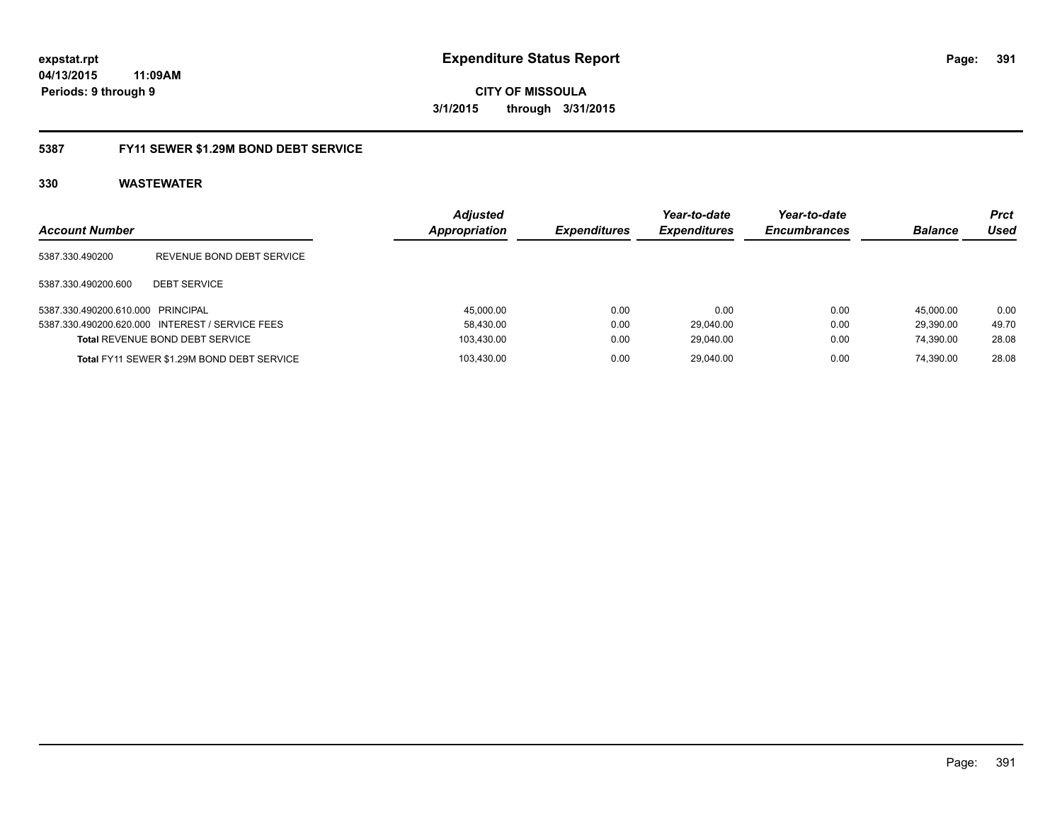expstat.rpt
04/13/2015 11:09AM
Periods: 9 through 9

# Expenditure Status Report

CITY OF MISSOULA
3/1/2015 through 3/31/2015

## 5387 FY11 SEWER $1.29M BOND DEBT SERVICE

### 330 WASTEWATER

| Account Number | | Adjusted Appropriation | Expenditures | Year-to-date Expenditures | Year-to-date Encumbrances | Balance | Prct Used |
|---|---|---|---|---|---|---|---|
| 5387.330.490200 | REVENUE BOND DEBT SERVICE | | | | | | |
| 5387.330.490200.600 | DEBT SERVICE | | | | | | |
| 5387.330.490200.610.000 | PRINCIPAL | 45,000.00 | 0.00 | 0.00 | 0.00 | 45,000.00 | 0.00 |
| 5387.330.490200.620.000 | INTEREST / SERVICE FEES | 58,430.00 | 0.00 | 29,040.00 | 0.00 | 29,390.00 | 49.70 |
| **Total** REVENUE BOND DEBT SERVICE | | 103,430.00 | 0.00 | 29,040.00 | 0.00 | 74,390.00 | 28.08 |
| **Total** FY11 SEWER $1.29M BOND DEBT SERVICE | | 103,430.00 | 0.00 | 29,040.00 | 0.00 | 74,390.00 | 28.08 |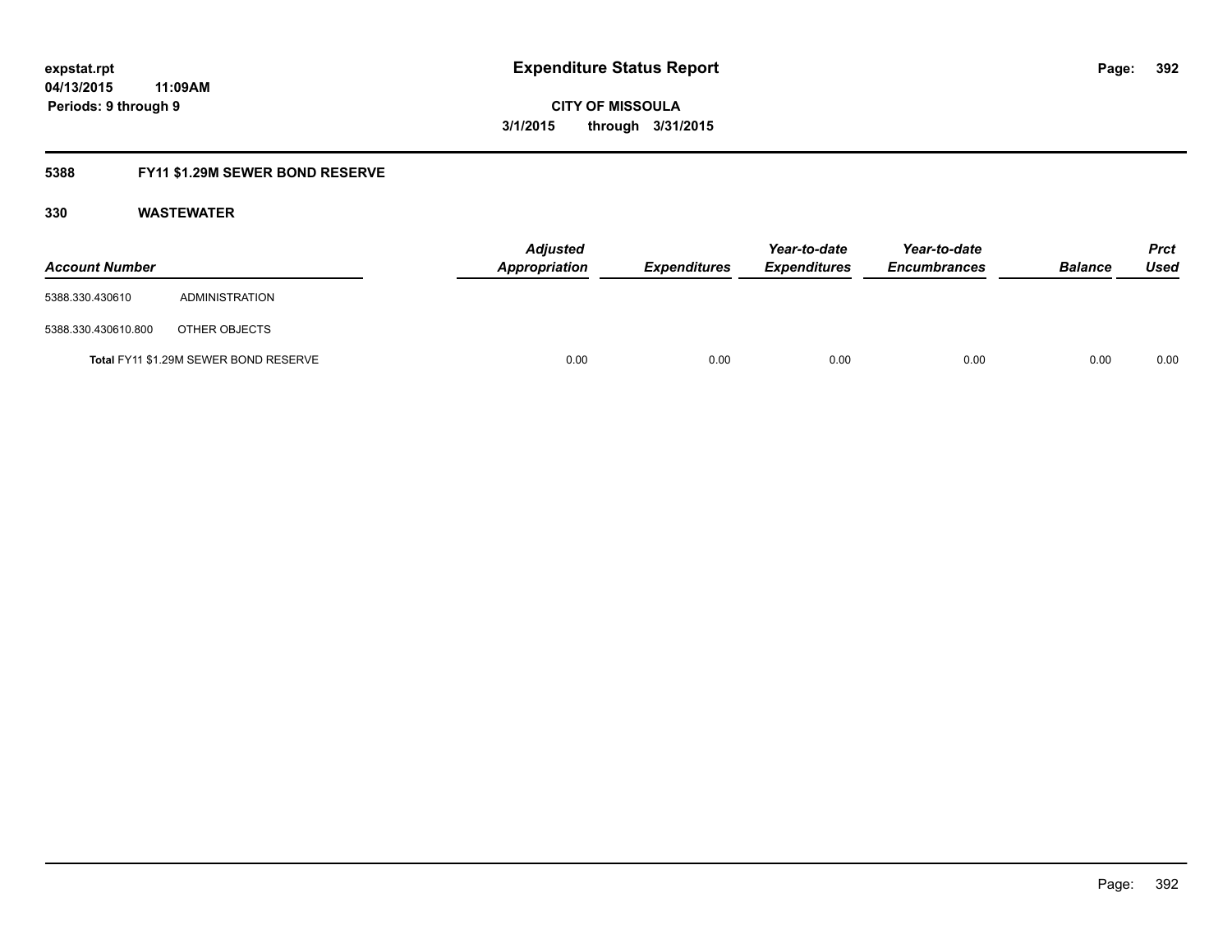**Expenditure Status Report**

**CITY OF MISSOULA**

**3/1/2015 through 3/31/2015**

expstat.rpt
04/13/2015 11:09AM
Periods: 9 through 9

## 5388 FY11 $1.29M SEWER BOND RESERVE

### 330 WASTEWATER

| Account Number | | Adjusted Appropriation | Expenditures | Year-to-date Expenditures | Year-to-date Encumbrances | Balance | Prct Used |
|---|---|---|---|---|---|---|---|
| 5388.330.430610 | ADMINISTRATION | | | | | | |
| 5388.330.430610.800 | OTHER OBJECTS | | | | | | |
| Total FY11 $1.29M SEWER BOND RESERVE | | 0.00 | 0.00 | 0.00 | 0.00 | 0.00 | 0.00 |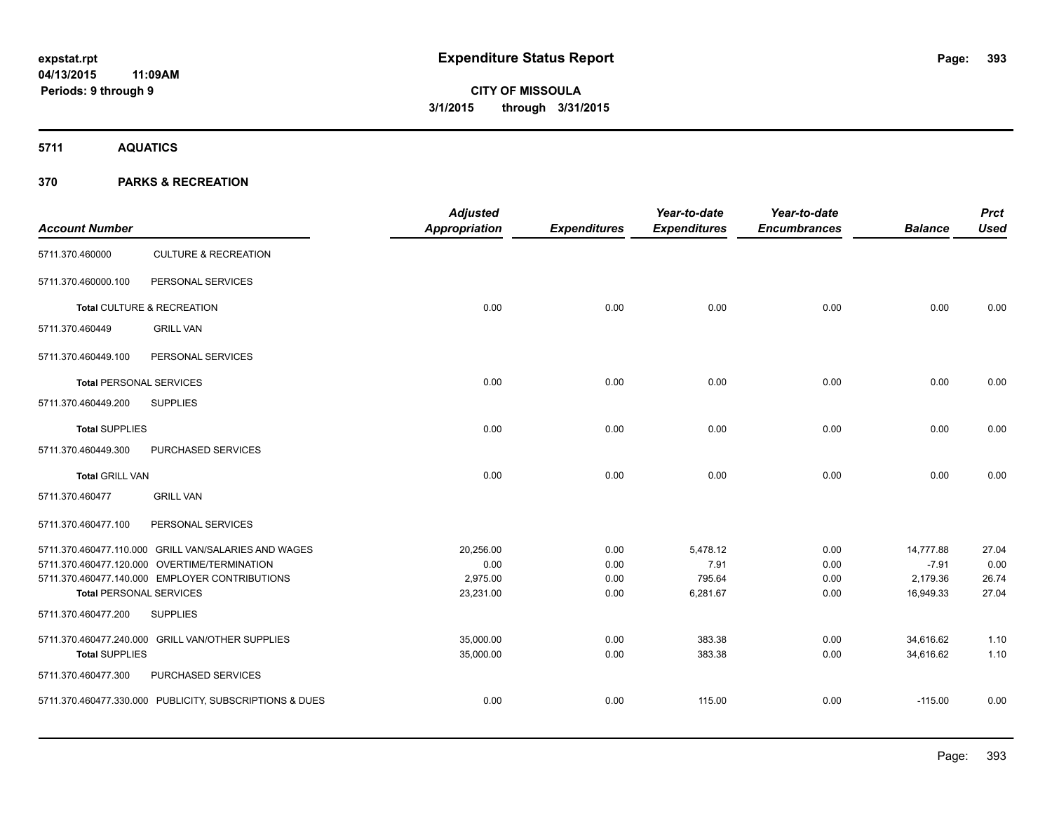# Expenditure Status Report

expstat.rpt
04/13/2015 11:09AM
Periods: 9 through 9

**CITY OF MISSOULA**
**3/1/2015 through 3/31/2015**

## 5711 AQUATICS

## 370 PARKS & RECREATION

| Account Number | | Adjusted Appropriation | Expenditures | Year-to-date Expenditures | Year-to-date Encumbrances | Balance | Prct Used |
|---|---|---|---|---|---|---|---|
| 5711.370.460000 | CULTURE & RECREATION | | | | | | |
| 5711.370.460000.100 | PERSONAL SERVICES | | | | | | |
| **Total** CULTURE & RECREATION | | 0.00 | 0.00 | 0.00 | 0.00 | 0.00 | 0.00 |
| 5711.370.460449 | GRILL VAN | | | | | | |
| 5711.370.460449.100 | PERSONAL SERVICES | | | | | | |
| **Total** PERSONAL SERVICES | | 0.00 | 0.00 | 0.00 | 0.00 | 0.00 | 0.00 |
| 5711.370.460449.200 | SUPPLIES | | | | | | |
| **Total** SUPPLIES | | 0.00 | 0.00 | 0.00 | 0.00 | 0.00 | 0.00 |
| 5711.370.460449.300 | PURCHASED SERVICES | | | | | | |
| **Total** GRILL VAN | | 0.00 | 0.00 | 0.00 | 0.00 | 0.00 | 0.00 |
| 5711.370.460477 | GRILL VAN | | | | | | |
| 5711.370.460477.100 | PERSONAL SERVICES | | | | | | |
| 5711.370.460477.110.000 | GRILL VAN/SALARIES AND WAGES | 20,256.00 | 0.00 | 5,478.12 | 0.00 | 14,777.88 | 27.04 |
| 5711.370.460477.120.000 | OVERTIME/TERMINATION | 0.00 | 0.00 | 7.91 | 0.00 | -7.91 | 0.00 |
| 5711.370.460477.140.000 | EMPLOYER CONTRIBUTIONS | 2,975.00 | 0.00 | 795.64 | 0.00 | 2,179.36 | 26.74 |
| **Total** PERSONAL SERVICES | | 23,231.00 | 0.00 | 6,281.67 | 0.00 | 16,949.33 | 27.04 |
| 5711.370.460477.200 | SUPPLIES | | | | | | |
| 5711.370.460477.240.000 | GRILL VAN/OTHER SUPPLIES | 35,000.00 | 0.00 | 383.38 | 0.00 | 34,616.62 | 1.10 |
| **Total** SUPPLIES | | 35,000.00 | 0.00 | 383.38 | 0.00 | 34,616.62 | 1.10 |
| 5711.370.460477.300 | PURCHASED SERVICES | | | | | | |
| 5711.370.460477.330.000 | PUBLICITY, SUBSCRIPTIONS & DUES | 0.00 | 0.00 | 115.00 | 0.00 | -115.00 | 0.00 |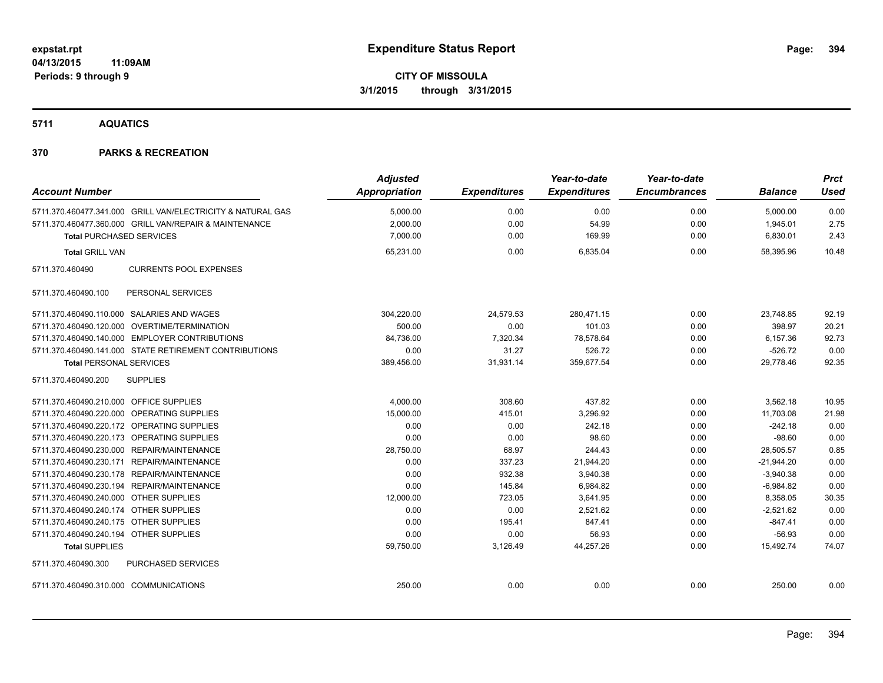# Expenditure Status Report

expstat.rpt
04/13/2015 11:09AM
Periods: 9 through 9

**CITY OF MISSOULA**
**3/1/2015 through 3/31/2015**

## 5711 AQUATICS

## 370 PARKS & RECREATION

| Account Number | Adjusted Appropriation | Expenditures | Year-to-date Expenditures | Year-to-date Encumbrances | Balance | Prct Used |
|---|---|---|---|---|---|---|
| 5711.370.460477.341.000 GRILL VAN/ELECTRICITY & NATURAL GAS | 5,000.00 | 0.00 | 0.00 | 0.00 | 5,000.00 | 0.00 |
| 5711.370.460477.360.000 GRILL VAN/REPAIR & MAINTENANCE | 2,000.00 | 0.00 | 54.99 | 0.00 | 1,945.01 | 2.75 |
| **Total** PURCHASED SERVICES | 7,000.00 | 0.00 | 169.99 | 0.00 | 6,830.01 | 2.43 |
| **Total** GRILL VAN | 65,231.00 | 0.00 | 6,835.04 | 0.00 | 58,395.96 | 10.48 |
| 5711.370.460490 CURRENTS POOL EXPENSES | | | | | | |
| 5711.370.460490.100 PERSONAL SERVICES | | | | | | |
| 5711.370.460490.110.000 SALARIES AND WAGES | 304,220.00 | 24,579.53 | 280,471.15 | 0.00 | 23,748.85 | 92.19 |
| 5711.370.460490.120.000 OVERTIME/TERMINATION | 500.00 | 0.00 | 101.03 | 0.00 | 398.97 | 20.21 |
| 5711.370.460490.140.000 EMPLOYER CONTRIBUTIONS | 84,736.00 | 7,320.34 | 78,578.64 | 0.00 | 6,157.36 | 92.73 |
| 5711.370.460490.141.000 STATE RETIREMENT CONTRIBUTIONS | 0.00 | 31.27 | 526.72 | 0.00 | -526.72 | 0.00 |
| **Total** PERSONAL SERVICES | 389,456.00 | 31,931.14 | 359,677.54 | 0.00 | 29,778.46 | 92.35 |
| 5711.370.460490.200 SUPPLIES | | | | | | |
| 5711.370.460490.210.000 OFFICE SUPPLIES | 4,000.00 | 308.60 | 437.82 | 0.00 | 3,562.18 | 10.95 |
| 5711.370.460490.220.000 OPERATING SUPPLIES | 15,000.00 | 415.01 | 3,296.92 | 0.00 | 11,703.08 | 21.98 |
| 5711.370.460490.220.172 OPERATING SUPPLIES | 0.00 | 0.00 | 242.18 | 0.00 | -242.18 | 0.00 |
| 5711.370.460490.220.173 OPERATING SUPPLIES | 0.00 | 0.00 | 98.60 | 0.00 | -98.60 | 0.00 |
| 5711.370.460490.230.000 REPAIR/MAINTENANCE | 28,750.00 | 68.97 | 244.43 | 0.00 | 28,505.57 | 0.85 |
| 5711.370.460490.230.171 REPAIR/MAINTENANCE | 0.00 | 337.23 | 21,944.20 | 0.00 | -21,944.20 | 0.00 |
| 5711.370.460490.230.178 REPAIR/MAINTENANCE | 0.00 | 932.38 | 3,940.38 | 0.00 | -3,940.38 | 0.00 |
| 5711.370.460490.230.194 REPAIR/MAINTENANCE | 0.00 | 145.84 | 6,984.82 | 0.00 | -6,984.82 | 0.00 |
| 5711.370.460490.240.000 OTHER SUPPLIES | 12,000.00 | 723.05 | 3,641.95 | 0.00 | 8,358.05 | 30.35 |
| 5711.370.460490.240.174 OTHER SUPPLIES | 0.00 | 0.00 | 2,521.62 | 0.00 | -2,521.62 | 0.00 |
| 5711.370.460490.240.175 OTHER SUPPLIES | 0.00 | 195.41 | 847.41 | 0.00 | -847.41 | 0.00 |
| 5711.370.460490.240.194 OTHER SUPPLIES | 0.00 | 0.00 | 56.93 | 0.00 | -56.93 | 0.00 |
| **Total** SUPPLIES | 59,750.00 | 3,126.49 | 44,257.26 | 0.00 | 15,492.74 | 74.07 |
| 5711.370.460490.300 PURCHASED SERVICES | | | | | | |
| 5711.370.460490.310.000 COMMUNICATIONS | 250.00 | 0.00 | 0.00 | 0.00 | 250.00 | 0.00 |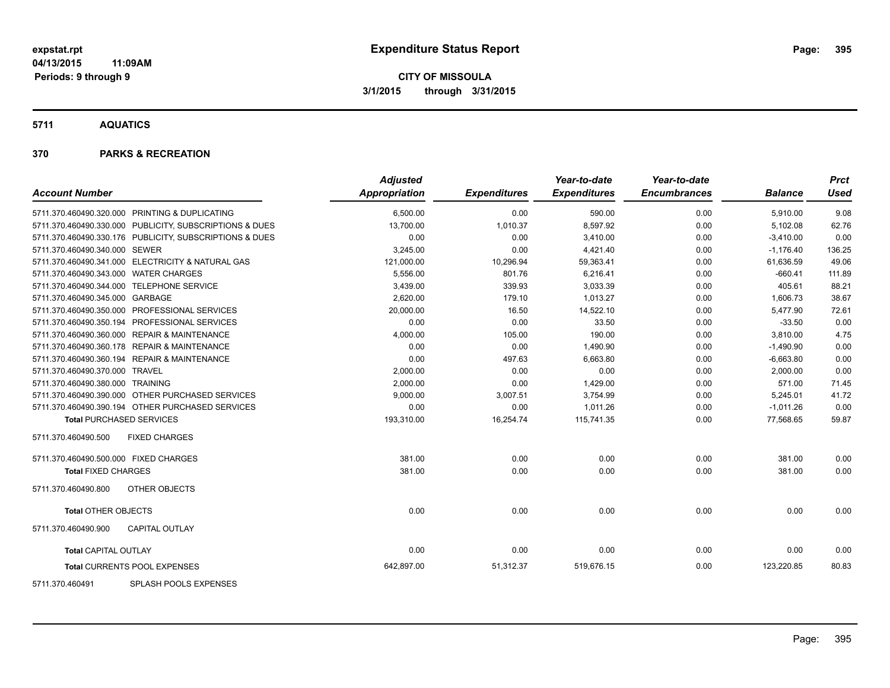**expstat.rpt**
**04/13/2015 11:09AM**
**Periods: 9 through 9**

# Expenditure Status Report

**CITY OF MISSOULA**
**3/1/2015 through 3/31/2015**

## 5711 AQUATICS

### 370 PARKS & RECREATION

| Account Number | | Adjusted Appropriation | Expenditures | Year-to-date Expenditures | Year-to-date Encumbrances | Balance | Prct Used |
|---|---|---|---|---|---|---|---|
| 5711.370.460490.320.000 | PRINTING & DUPLICATING | 6,500.00 | 0.00 | 590.00 | 0.00 | 5,910.00 | 9.08 |
| 5711.370.460490.330.000 | PUBLICITY, SUBSCRIPTIONS & DUES | 13,700.00 | 1,010.37 | 8,597.92 | 0.00 | 5,102.08 | 62.76 |
| 5711.370.460490.330.176 | PUBLICITY, SUBSCRIPTIONS & DUES | 0.00 | 0.00 | 3,410.00 | 0.00 | -3,410.00 | 0.00 |
| 5711.370.460490.340.000 | SEWER | 3,245.00 | 0.00 | 4,421.40 | 0.00 | -1,176.40 | 136.25 |
| 5711.370.460490.341.000 | ELECTRICITY & NATURAL GAS | 121,000.00 | 10,296.94 | 59,363.41 | 0.00 | 61,636.59 | 49.06 |
| 5711.370.460490.343.000 | WATER CHARGES | 5,556.00 | 801.76 | 6,216.41 | 0.00 | -660.41 | 111.89 |
| 5711.370.460490.344.000 | TELEPHONE SERVICE | 3,439.00 | 339.93 | 3,033.39 | 0.00 | 405.61 | 88.21 |
| 5711.370.460490.345.000 | GARBAGE | 2,620.00 | 179.10 | 1,013.27 | 0.00 | 1,606.73 | 38.67 |
| 5711.370.460490.350.000 | PROFESSIONAL SERVICES | 20,000.00 | 16.50 | 14,522.10 | 0.00 | 5,477.90 | 72.61 |
| 5711.370.460490.350.194 | PROFESSIONAL SERVICES | 0.00 | 0.00 | 33.50 | 0.00 | -33.50 | 0.00 |
| 5711.370.460490.360.000 | REPAIR & MAINTENANCE | 4,000.00 | 105.00 | 190.00 | 0.00 | 3,810.00 | 4.75 |
| 5711.370.460490.360.178 | REPAIR & MAINTENANCE | 0.00 | 0.00 | 1,490.90 | 0.00 | -1,490.90 | 0.00 |
| 5711.370.460490.360.194 | REPAIR & MAINTENANCE | 0.00 | 497.63 | 6,663.80 | 0.00 | -6,663.80 | 0.00 |
| 5711.370.460490.370.000 | TRAVEL | 2,000.00 | 0.00 | 0.00 | 0.00 | 2,000.00 | 0.00 |
| 5711.370.460490.380.000 | TRAINING | 2,000.00 | 0.00 | 1,429.00 | 0.00 | 571.00 | 71.45 |
| 5711.370.460490.390.000 | OTHER PURCHASED SERVICES | 9,000.00 | 3,007.51 | 3,754.99 | 0.00 | 5,245.01 | 41.72 |
| 5711.370.460490.390.194 | OTHER PURCHASED SERVICES | 0.00 | 0.00 | 1,011.26 | 0.00 | -1,011.26 | 0.00 |
| **Total PURCHASED SERVICES** | | 193,310.00 | 16,254.74 | 115,741.35 | 0.00 | 77,568.65 | 59.87 |
| 5711.370.460490.500 | FIXED CHARGES | | | | | | |
| 5711.370.460490.500.000 | FIXED CHARGES | 381.00 | 0.00 | 0.00 | 0.00 | 381.00 | 0.00 |
| **Total FIXED CHARGES** | | 381.00 | 0.00 | 0.00 | 0.00 | 381.00 | 0.00 |
| 5711.370.460490.800 | OTHER OBJECTS | | | | | | |
| **Total OTHER OBJECTS** | | 0.00 | 0.00 | 0.00 | 0.00 | 0.00 | 0.00 |
| 5711.370.460490.900 | CAPITAL OUTLAY | | | | | | |
| **Total CAPITAL OUTLAY** | | 0.00 | 0.00 | 0.00 | 0.00 | 0.00 | 0.00 |
| **Total CURRENTS POOL EXPENSES** | | 642,897.00 | 51,312.37 | 519,676.15 | 0.00 | 123,220.85 | 80.83 |
| 5711.370.460491 | SPLASH POOLS EXPENSES | | | | | | |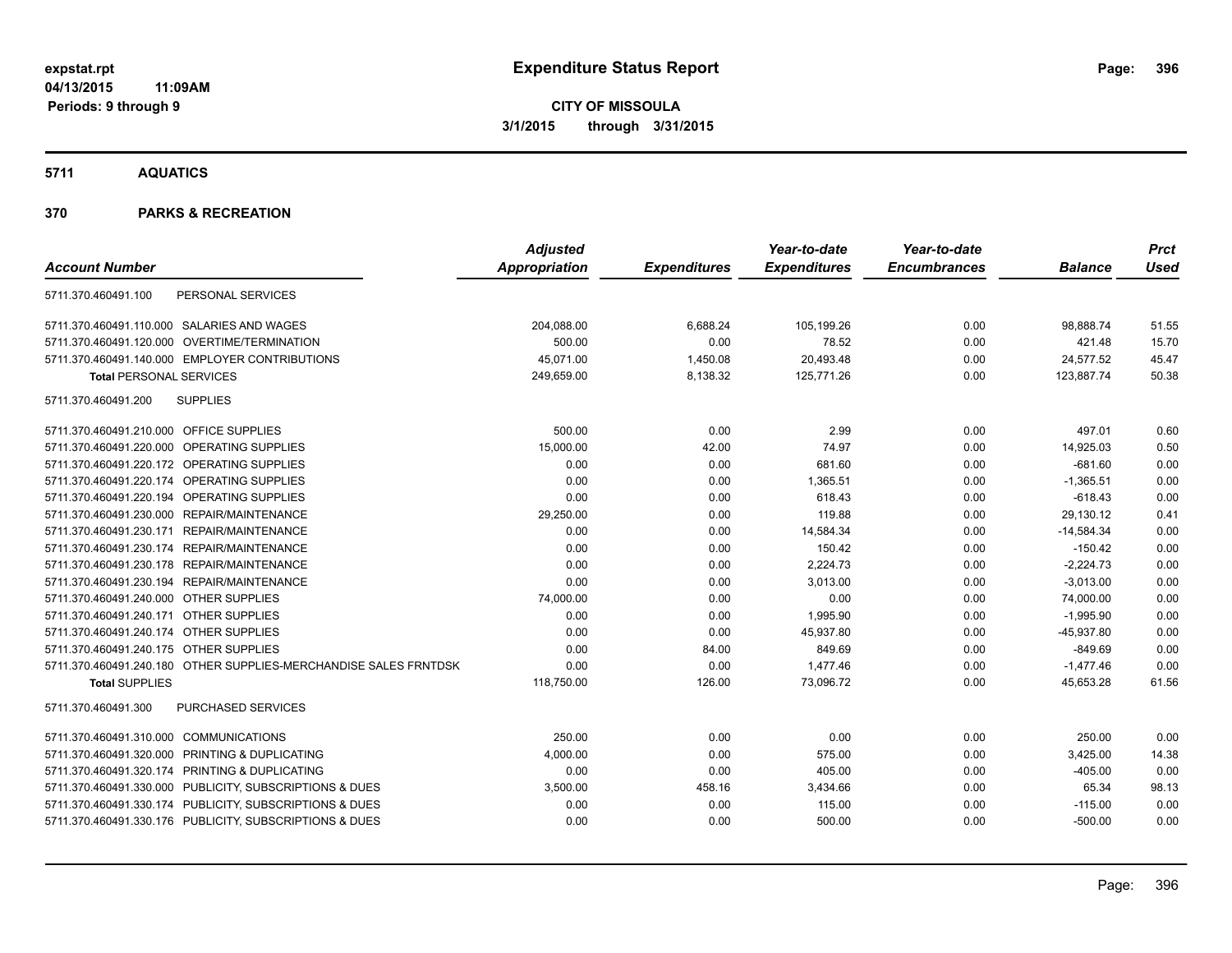**Expenditure Status Report**

**CITY OF MISSOULA**

**3/1/2015 through 3/31/2015**

expstat.rpt
04/13/2015 11:09AM
Periods: 9 through 9

## 5711 AQUATICS

## 370 PARKS & RECREATION

| Account Number | | Adjusted Appropriation | Expenditures | Year-to-date Expenditures | Year-to-date Encumbrances | Balance | Prct Used |
|---|---|---|---|---|---|---|---|
| 5711.370.460491.100 | PERSONAL SERVICES | | | | | | |
| 5711.370.460491.110.000 | SALARIES AND WAGES | 204,088.00 | 6,688.24 | 105,199.26 | 0.00 | 98,888.74 | 51.55 |
| 5711.370.460491.120.000 | OVERTIME/TERMINATION | 500.00 | 0.00 | 78.52 | 0.00 | 421.48 | 15.70 |
| 5711.370.460491.140.000 | EMPLOYER CONTRIBUTIONS | 45,071.00 | 1,450.08 | 20,493.48 | 0.00 | 24,577.52 | 45.47 |
| **Total** PERSONAL SERVICES | | 249,659.00 | 8,138.32 | 125,771.26 | 0.00 | 123,887.74 | 50.38 |
| 5711.370.460491.200 | SUPPLIES | | | | | | |
| 5711.370.460491.210.000 | OFFICE SUPPLIES | 500.00 | 0.00 | 2.99 | 0.00 | 497.01 | 0.60 |
| 5711.370.460491.220.000 | OPERATING SUPPLIES | 15,000.00 | 42.00 | 74.97 | 0.00 | 14,925.03 | 0.50 |
| 5711.370.460491.220.172 | OPERATING SUPPLIES | 0.00 | 0.00 | 681.60 | 0.00 | -681.60 | 0.00 |
| 5711.370.460491.220.174 | OPERATING SUPPLIES | 0.00 | 0.00 | 1,365.51 | 0.00 | -1,365.51 | 0.00 |
| 5711.370.460491.220.194 | OPERATING SUPPLIES | 0.00 | 0.00 | 618.43 | 0.00 | -618.43 | 0.00 |
| 5711.370.460491.230.000 | REPAIR/MAINTENANCE | 29,250.00 | 0.00 | 119.88 | 0.00 | 29,130.12 | 0.41 |
| 5711.370.460491.230.171 | REPAIR/MAINTENANCE | 0.00 | 0.00 | 14,584.34 | 0.00 | -14,584.34 | 0.00 |
| 5711.370.460491.230.174 | REPAIR/MAINTENANCE | 0.00 | 0.00 | 150.42 | 0.00 | -150.42 | 0.00 |
| 5711.370.460491.230.178 | REPAIR/MAINTENANCE | 0.00 | 0.00 | 2,224.73 | 0.00 | -2,224.73 | 0.00 |
| 5711.370.460491.230.194 | REPAIR/MAINTENANCE | 0.00 | 0.00 | 3,013.00 | 0.00 | -3,013.00 | 0.00 |
| 5711.370.460491.240.000 | OTHER SUPPLIES | 74,000.00 | 0.00 | 0.00 | 0.00 | 74,000.00 | 0.00 |
| 5711.370.460491.240.171 | OTHER SUPPLIES | 0.00 | 0.00 | 1,995.90 | 0.00 | -1,995.90 | 0.00 |
| 5711.370.460491.240.174 | OTHER SUPPLIES | 0.00 | 0.00 | 45,937.80 | 0.00 | -45,937.80 | 0.00 |
| 5711.370.460491.240.175 | OTHER SUPPLIES | 0.00 | 84.00 | 849.69 | 0.00 | -849.69 | 0.00 |
| 5711.370.460491.240.180 | OTHER SUPPLIES-MERCHANDISE SALES FRNTDSK | 0.00 | 0.00 | 1,477.46 | 0.00 | -1,477.46 | 0.00 |
| **Total** SUPPLIES | | 118,750.00 | 126.00 | 73,096.72 | 0.00 | 45,653.28 | 61.56 |
| 5711.370.460491.300 | PURCHASED SERVICES | | | | | | |
| 5711.370.460491.310.000 | COMMUNICATIONS | 250.00 | 0.00 | 0.00 | 0.00 | 250.00 | 0.00 |
| 5711.370.460491.320.000 | PRINTING & DUPLICATING | 4,000.00 | 0.00 | 575.00 | 0.00 | 3,425.00 | 14.38 |
| 5711.370.460491.320.174 | PRINTING & DUPLICATING | 0.00 | 0.00 | 405.00 | 0.00 | -405.00 | 0.00 |
| 5711.370.460491.330.000 | PUBLICITY, SUBSCRIPTIONS & DUES | 3,500.00 | 458.16 | 3,434.66 | 0.00 | 65.34 | 98.13 |
| 5711.370.460491.330.174 | PUBLICITY, SUBSCRIPTIONS & DUES | 0.00 | 0.00 | 115.00 | 0.00 | -115.00 | 0.00 |
| 5711.370.460491.330.176 | PUBLICITY, SUBSCRIPTIONS & DUES | 0.00 | 0.00 | 500.00 | 0.00 | -500.00 | 0.00 |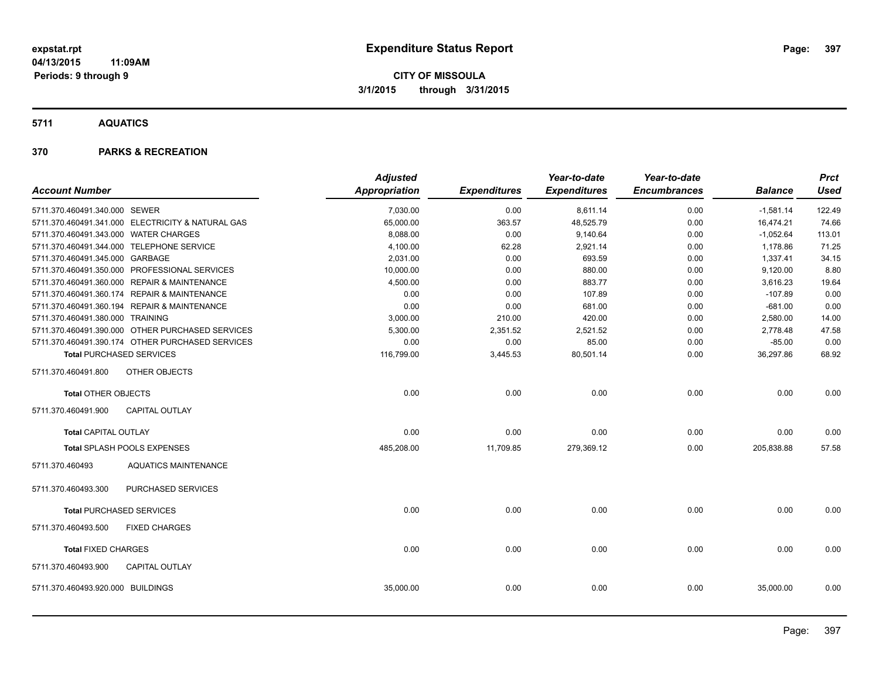**expstat.rpt**
**04/13/2015 11:09AM**
**Periods: 9 through 9**

# Expenditure Status Report

**CITY OF MISSOULA**
**3/1/2015 through 3/31/2015**

## 5711 AQUATICS

## 370 PARKS & RECREATION

| Account Number | Adjusted Appropriation | Expenditures | Year-to-date Expenditures | Year-to-date Encumbrances | Balance | Prct Used |
|---|---|---|---|---|---|---|
| 5711.370.460491.340.000 SEWER | 7,030.00 | 0.00 | 8,611.14 | 0.00 | -1,581.14 | 122.49 |
| 5711.370.460491.341.000 ELECTRICITY & NATURAL GAS | 65,000.00 | 363.57 | 48,525.79 | 0.00 | 16,474.21 | 74.66 |
| 5711.370.460491.343.000 WATER CHARGES | 8,088.00 | 0.00 | 9,140.64 | 0.00 | -1,052.64 | 113.01 |
| 5711.370.460491.344.000 TELEPHONE SERVICE | 4,100.00 | 62.28 | 2,921.14 | 0.00 | 1,178.86 | 71.25 |
| 5711.370.460491.345.000 GARBAGE | 2,031.00 | 0.00 | 693.59 | 0.00 | 1,337.41 | 34.15 |
| 5711.370.460491.350.000 PROFESSIONAL SERVICES | 10,000.00 | 0.00 | 880.00 | 0.00 | 9,120.00 | 8.80 |
| 5711.370.460491.360.000 REPAIR & MAINTENANCE | 4,500.00 | 0.00 | 883.77 | 0.00 | 3,616.23 | 19.64 |
| 5711.370.460491.360.174 REPAIR & MAINTENANCE | 0.00 | 0.00 | 107.89 | 0.00 | -107.89 | 0.00 |
| 5711.370.460491.360.194 REPAIR & MAINTENANCE | 0.00 | 0.00 | 681.00 | 0.00 | -681.00 | 0.00 |
| 5711.370.460491.380.000 TRAINING | 3,000.00 | 210.00 | 420.00 | 0.00 | 2,580.00 | 14.00 |
| 5711.370.460491.390.000 OTHER PURCHASED SERVICES | 5,300.00 | 2,351.52 | 2,521.52 | 0.00 | 2,778.48 | 47.58 |
| 5711.370.460491.390.174 OTHER PURCHASED SERVICES | 0.00 | 0.00 | 85.00 | 0.00 | -85.00 | 0.00 |
| **Total** PURCHASED SERVICES | 116,799.00 | 3,445.53 | 80,501.14 | 0.00 | 36,297.86 | 68.92 |
| 5711.370.460491.800 OTHER OBJECTS | | | | | | |
| **Total** OTHER OBJECTS | 0.00 | 0.00 | 0.00 | 0.00 | 0.00 | 0.00 |
| 5711.370.460491.900 CAPITAL OUTLAY | | | | | | |
| **Total** CAPITAL OUTLAY | 0.00 | 0.00 | 0.00 | 0.00 | 0.00 | 0.00 |
| **Total** SPLASH POOLS EXPENSES | 485,208.00 | 11,709.85 | 279,369.12 | 0.00 | 205,838.88 | 57.58 |
| 5711.370.460493 AQUATICS MAINTENANCE | | | | | | |
| 5711.370.460493.300 PURCHASED SERVICES | | | | | | |
| **Total** PURCHASED SERVICES | 0.00 | 0.00 | 0.00 | 0.00 | 0.00 | 0.00 |
| 5711.370.460493.500 FIXED CHARGES | | | | | | |
| **Total** FIXED CHARGES | 0.00 | 0.00 | 0.00 | 0.00 | 0.00 | 0.00 |
| 5711.370.460493.900 CAPITAL OUTLAY | | | | | | |
| 5711.370.460493.920.000 BUILDINGS | 35,000.00 | 0.00 | 0.00 | 0.00 | 35,000.00 | 0.00 |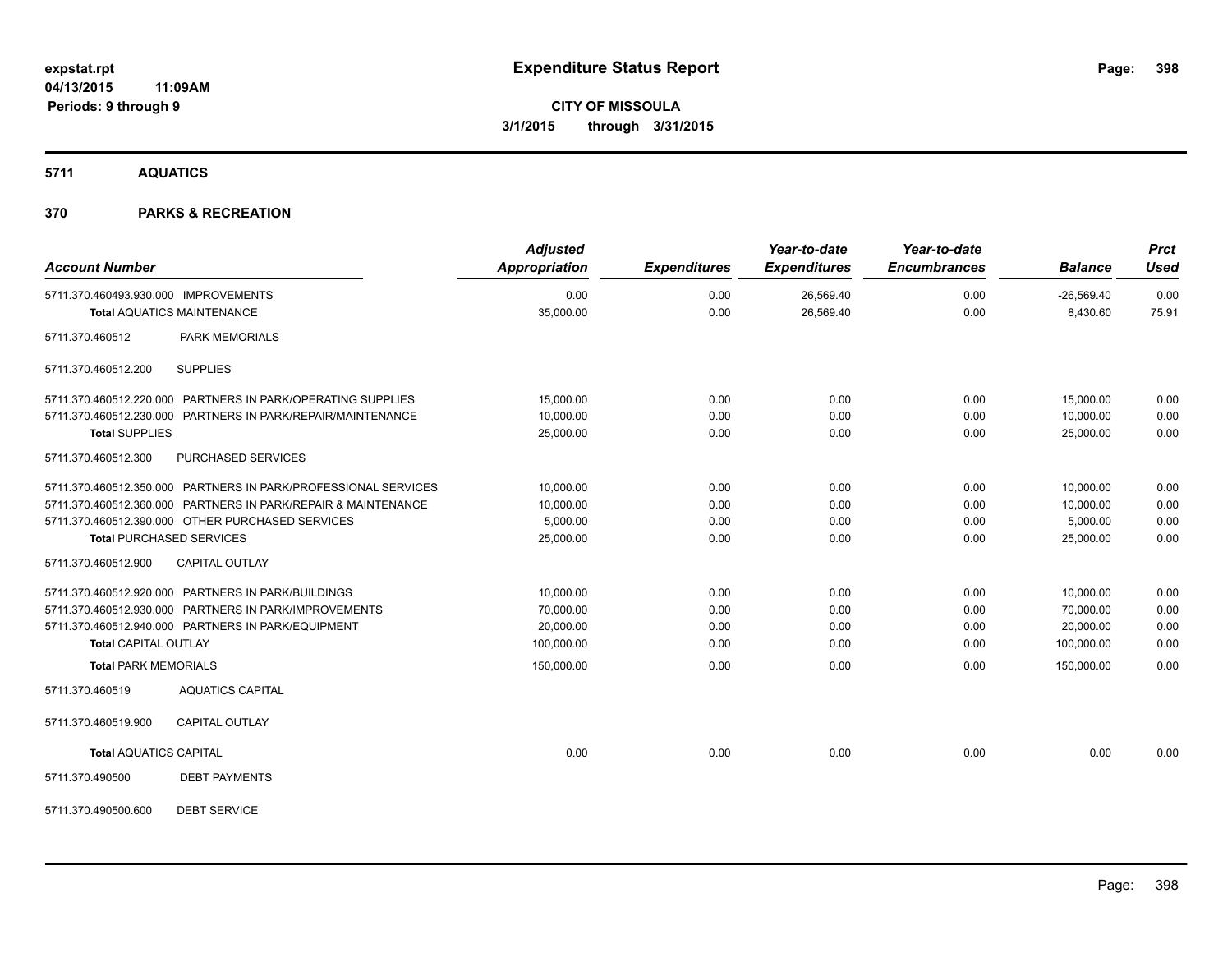**expstat.rpt**
**04/13/2015 11:09AM**
**Periods: 9 through 9**

# Expenditure Status Report

**CITY OF MISSOULA**
**3/1/2015 through 3/31/2015**

## 5711 AQUATICS

## 370 PARKS & RECREATION

| Account Number | | Adjusted Appropriation | Expenditures | Year-to-date Expenditures | Year-to-date Encumbrances | Balance | Prct Used |
|---|---|---|---|---|---|---|---|
| 5711.370.460493.930.000 | IMPROVEMENTS | 0.00 | 0.00 | 26,569.40 | 0.00 | -26,569.40 | 0.00 |
| **Total** AQUATICS MAINTENANCE | | 35,000.00 | 0.00 | 26,569.40 | 0.00 | 8,430.60 | 75.91 |
| 5711.370.460512 | PARK MEMORIALS | | | | | | |
| 5711.370.460512.200 | SUPPLIES | | | | | | |
| 5711.370.460512.220.000 | PARTNERS IN PARK/OPERATING SUPPLIES | 15,000.00 | 0.00 | 0.00 | 0.00 | 15,000.00 | 0.00 |
| 5711.370.460512.230.000 | PARTNERS IN PARK/REPAIR/MAINTENANCE | 10,000.00 | 0.00 | 0.00 | 0.00 | 10,000.00 | 0.00 |
| **Total** SUPPLIES | | 25,000.00 | 0.00 | 0.00 | 0.00 | 25,000.00 | 0.00 |
| 5711.370.460512.300 | PURCHASED SERVICES | | | | | | |
| 5711.370.460512.350.000 | PARTNERS IN PARK/PROFESSIONAL SERVICES | 10,000.00 | 0.00 | 0.00 | 0.00 | 10,000.00 | 0.00 |
| 5711.370.460512.360.000 | PARTNERS IN PARK/REPAIR & MAINTENANCE | 10,000.00 | 0.00 | 0.00 | 0.00 | 10,000.00 | 0.00 |
| 5711.370.460512.390.000 | OTHER PURCHASED SERVICES | 5,000.00 | 0.00 | 0.00 | 0.00 | 5,000.00 | 0.00 |
| **Total** PURCHASED SERVICES | | 25,000.00 | 0.00 | 0.00 | 0.00 | 25,000.00 | 0.00 |
| 5711.370.460512.900 | CAPITAL OUTLAY | | | | | | |
| 5711.370.460512.920.000 | PARTNERS IN PARK/BUILDINGS | 10,000.00 | 0.00 | 0.00 | 0.00 | 10,000.00 | 0.00 |
| 5711.370.460512.930.000 | PARTNERS IN PARK/IMPROVEMENTS | 70,000.00 | 0.00 | 0.00 | 0.00 | 70,000.00 | 0.00 |
| 5711.370.460512.940.000 | PARTNERS IN PARK/EQUIPMENT | 20,000.00 | 0.00 | 0.00 | 0.00 | 20,000.00 | 0.00 |
| **Total** CAPITAL OUTLAY | | 100,000.00 | 0.00 | 0.00 | 0.00 | 100,000.00 | 0.00 |
| **Total** PARK MEMORIALS | | 150,000.00 | 0.00 | 0.00 | 0.00 | 150,000.00 | 0.00 |
| 5711.370.460519 | AQUATICS CAPITAL | | | | | | |
| 5711.370.460519.900 | CAPITAL OUTLAY | | | | | | |
| **Total** AQUATICS CAPITAL | | 0.00 | 0.00 | 0.00 | 0.00 | 0.00 | 0.00 |
| 5711.370.490500 | DEBT PAYMENTS | | | | | | |
| 5711.370.490500.600 | DEBT SERVICE | | | | | | |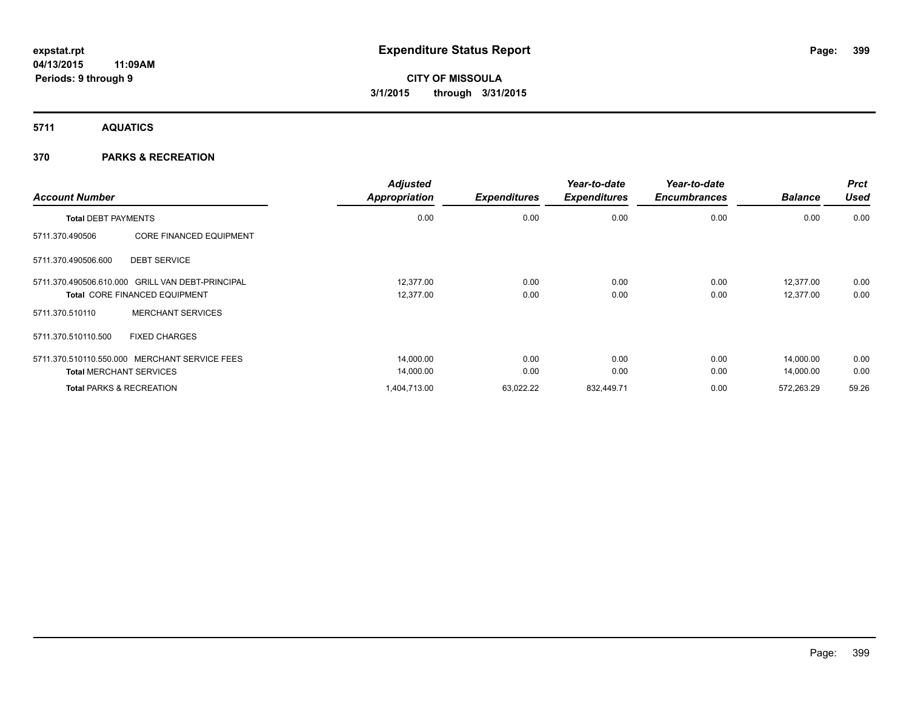# Expenditure Status Report

**CITY OF MISSOULA**

**3/1/2015 through 3/31/2015**

**expstat.rpt**
**04/13/2015 11:09AM**
**Periods: 9 through 9**

## 5711 AQUATICS

## 370 PARKS & RECREATION

| Account Number | | Adjusted Appropriation | Expenditures | Year-to-date Expenditures | Year-to-date Encumbrances | Balance | Prct Used |
|---|---|---|---|---|---|---|---|
| **Total DEBT PAYMENTS** | | 0.00 | 0.00 | 0.00 | 0.00 | 0.00 | 0.00 |
| 5711.370.490506 | CORE FINANCED EQUIPMENT | | | | | | |
| 5711.370.490506.600 | DEBT SERVICE | | | | | | |
| 5711.370.490506.610.000 | GRILL VAN DEBT-PRINCIPAL | 12,377.00 | 0.00 | 0.00 | 0.00 | 12,377.00 | 0.00 |
| **Total** CORE FINANCED EQUIPMENT | | 12,377.00 | 0.00 | 0.00 | 0.00 | 12,377.00 | 0.00 |
| 5711.370.510110 | MERCHANT SERVICES | | | | | | |
| 5711.370.510110.500 | FIXED CHARGES | | | | | | |
| 5711.370.510110.550.000 | MERCHANT SERVICE FEES | 14,000.00 | 0.00 | 0.00 | 0.00 | 14,000.00 | 0.00 |
| **Total MERCHANT SERVICES** | | 14,000.00 | 0.00 | 0.00 | 0.00 | 14,000.00 | 0.00 |
| **Total PARKS & RECREATION** | | 1,404,713.00 | 63,022.22 | 832,449.71 | 0.00 | 572,263.29 | 59.26 |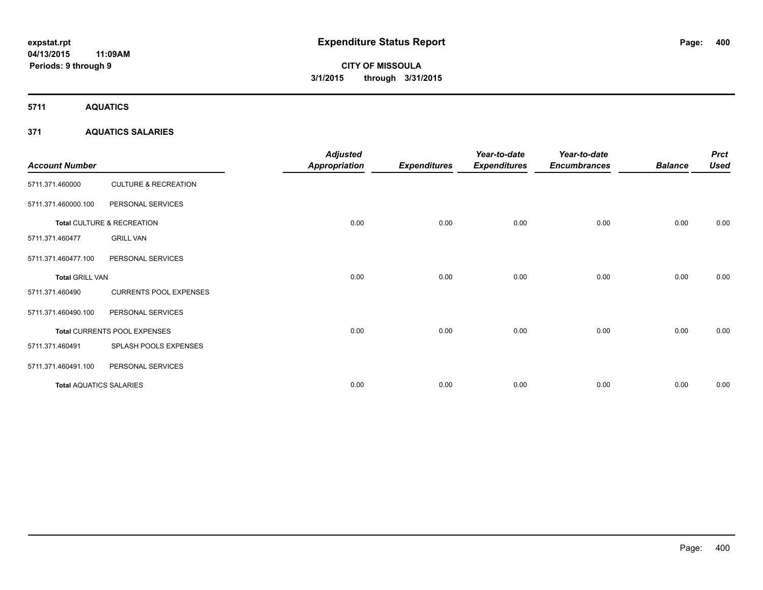# Expenditure Status Report

**CITY OF MISSOULA**

**3/1/2015 through 3/31/2015**

expstat.rpt
04/13/2015 11:09AM
Periods: 9 through 9

## 5711 AQUATICS

### 371 AQUATICS SALARIES

| Account Number | | Adjusted Appropriation | Expenditures | Year-to-date Expenditures | Year-to-date Encumbrances | Balance | Prct Used |
|---|---|---|---|---|---|---|---|
| 5711.371.460000 | CULTURE & RECREATION | | | | | | |
| 5711.371.460000.100 | PERSONAL SERVICES | | | | | | |
| **Total** CULTURE & RECREATION | | 0.00 | 0.00 | 0.00 | 0.00 | 0.00 | 0.00 |
| 5711.371.460477 | GRILL VAN | | | | | | |
| 5711.371.460477.100 | PERSONAL SERVICES | | | | | | |
| **Total** GRILL VAN | | 0.00 | 0.00 | 0.00 | 0.00 | 0.00 | 0.00 |
| 5711.371.460490 | CURRENTS POOL EXPENSES | | | | | | |
| 5711.371.460490.100 | PERSONAL SERVICES | | | | | | |
| **Total** CURRENTS POOL EXPENSES | | 0.00 | 0.00 | 0.00 | 0.00 | 0.00 | 0.00 |
| 5711.371.460491 | SPLASH POOLS EXPENSES | | | | | | |
| 5711.371.460491.100 | PERSONAL SERVICES | | | | | | |
| **Total** AQUATICS SALARIES | | 0.00 | 0.00 | 0.00 | 0.00 | 0.00 | 0.00 |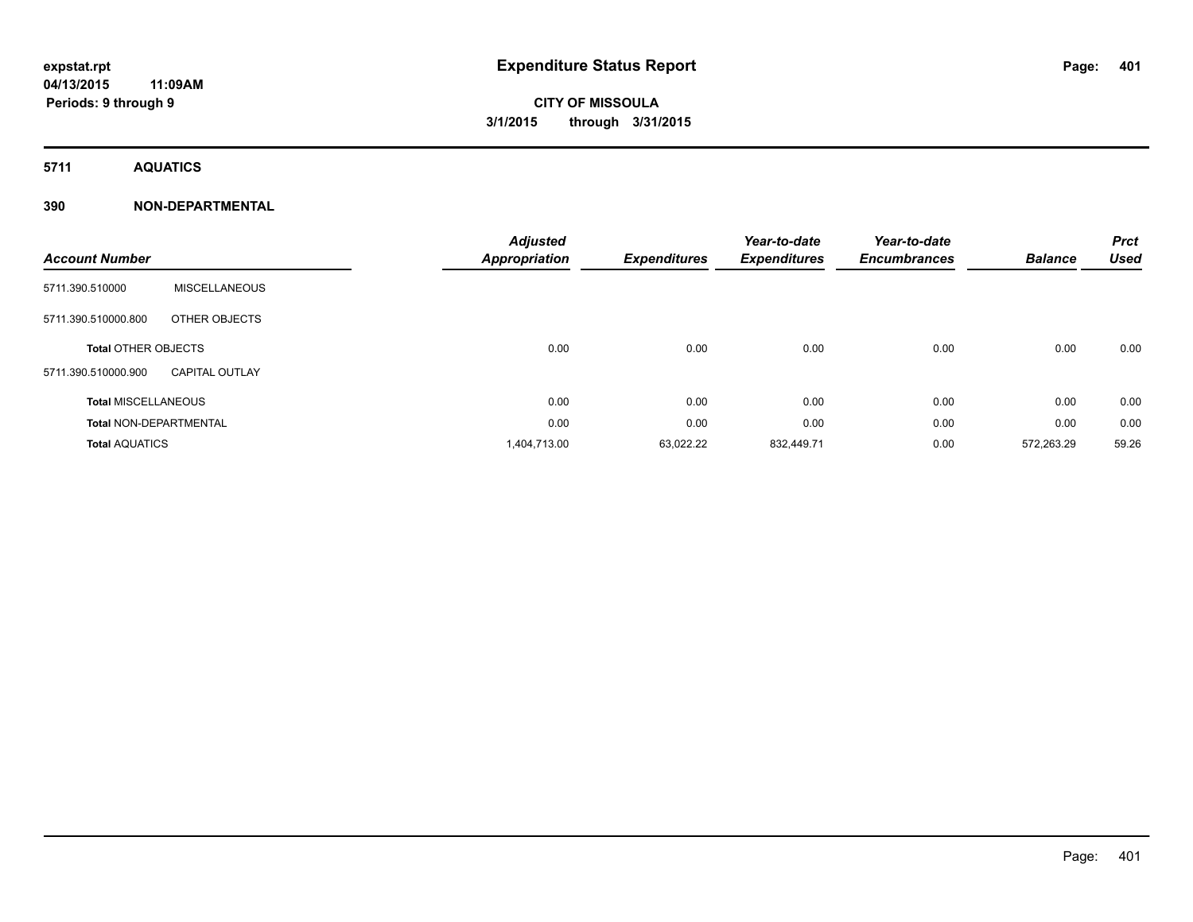**expstat.rpt**
**04/13/2015 11:09AM**
**Periods: 9 through 9**

# Expenditure Status Report

**CITY OF MISSOULA**
**3/1/2015 through 3/31/2015**

## 5711 AQUATICS

### 390 NON-DEPARTMENTAL

| Account Number | | Adjusted Appropriation | Expenditures | Year-to-date Expenditures | Year-to-date Encumbrances | Balance | Prct Used |
|---|---|---|---|---|---|---|---|
| 5711.390.510000 | MISCELLANEOUS | | | | | | |
| 5711.390.510000.800 | OTHER OBJECTS | | | | | | |
| **Total** OTHER OBJECTS | | 0.00 | 0.00 | 0.00 | 0.00 | 0.00 | 0.00 |
| 5711.390.510000.900 | CAPITAL OUTLAY | | | | | | |
| **Total** MISCELLANEOUS | | 0.00 | 0.00 | 0.00 | 0.00 | 0.00 | 0.00 |
| **Total** NON-DEPARTMENTAL | | 0.00 | 0.00 | 0.00 | 0.00 | 0.00 | 0.00 |
| **Total** AQUATICS | | 1,404,713.00 | 63,022.22 | 832,449.71 | 0.00 | 572,263.29 | 59.26 |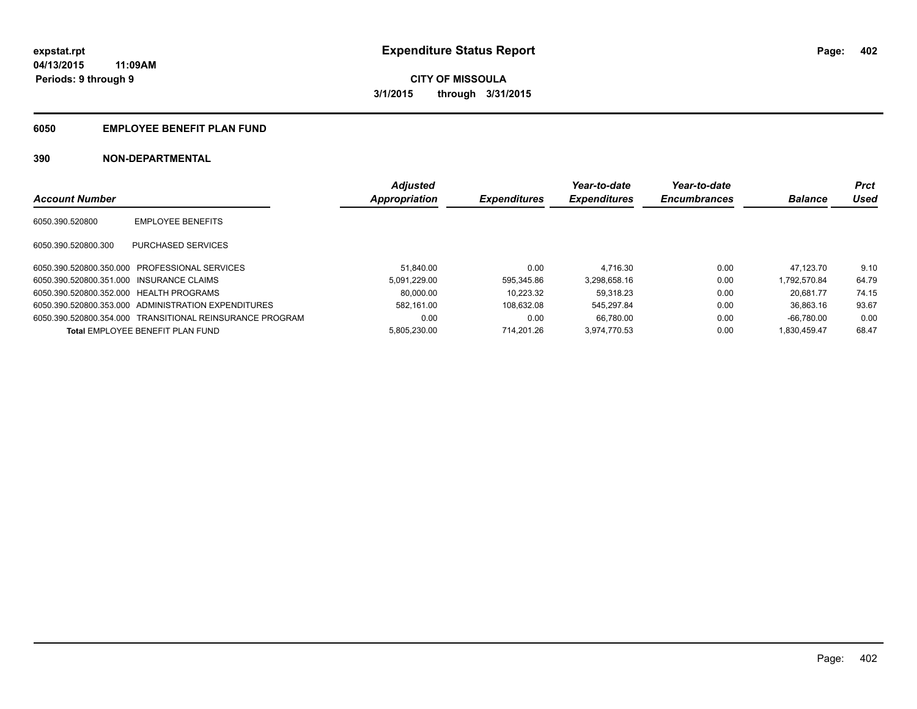expstat.rpt
04/13/2015 11:09AM
Periods: 9 through 9

# Expenditure Status Report

**CITY OF MISSOULA**
**3/1/2015 through 3/31/2015**

## 6050 EMPLOYEE BENEFIT PLAN FUND

## 390 NON-DEPARTMENTAL

| Account Number | | Adjusted Appropriation | Expenditures | Year-to-date Expenditures | Year-to-date Encumbrances | Balance | Prct Used |
|---|---|---|---|---|---|---|---|
| 6050.390.520800 | EMPLOYEE BENEFITS | | | | | | |
| 6050.390.520800.300 | PURCHASED SERVICES | | | | | | |
| 6050.390.520800.350.000 | PROFESSIONAL SERVICES | 51,840.00 | 0.00 | 4,716.30 | 0.00 | 47,123.70 | 9.10 |
| 6050.390.520800.351.000 | INSURANCE CLAIMS | 5,091,229.00 | 595,345.86 | 3,298,658.16 | 0.00 | 1,792,570.84 | 64.79 |
| 6050.390.520800.352.000 | HEALTH PROGRAMS | 80,000.00 | 10,223.32 | 59,318.23 | 0.00 | 20,681.77 | 74.15 |
| 6050.390.520800.353.000 | ADMINISTRATION EXPENDITURES | 582,161.00 | 108,632.08 | 545,297.84 | 0.00 | 36,863.16 | 93.67 |
| 6050.390.520800.354.000 | TRANSITIONAL REINSURANCE PROGRAM | 0.00 | 0.00 | 66,780.00 | 0.00 | -66,780.00 | 0.00 |
| **Total** EMPLOYEE BENEFIT PLAN FUND | | 5,805,230.00 | 714,201.26 | 3,974,770.53 | 0.00 | 1,830,459.47 | 68.47 |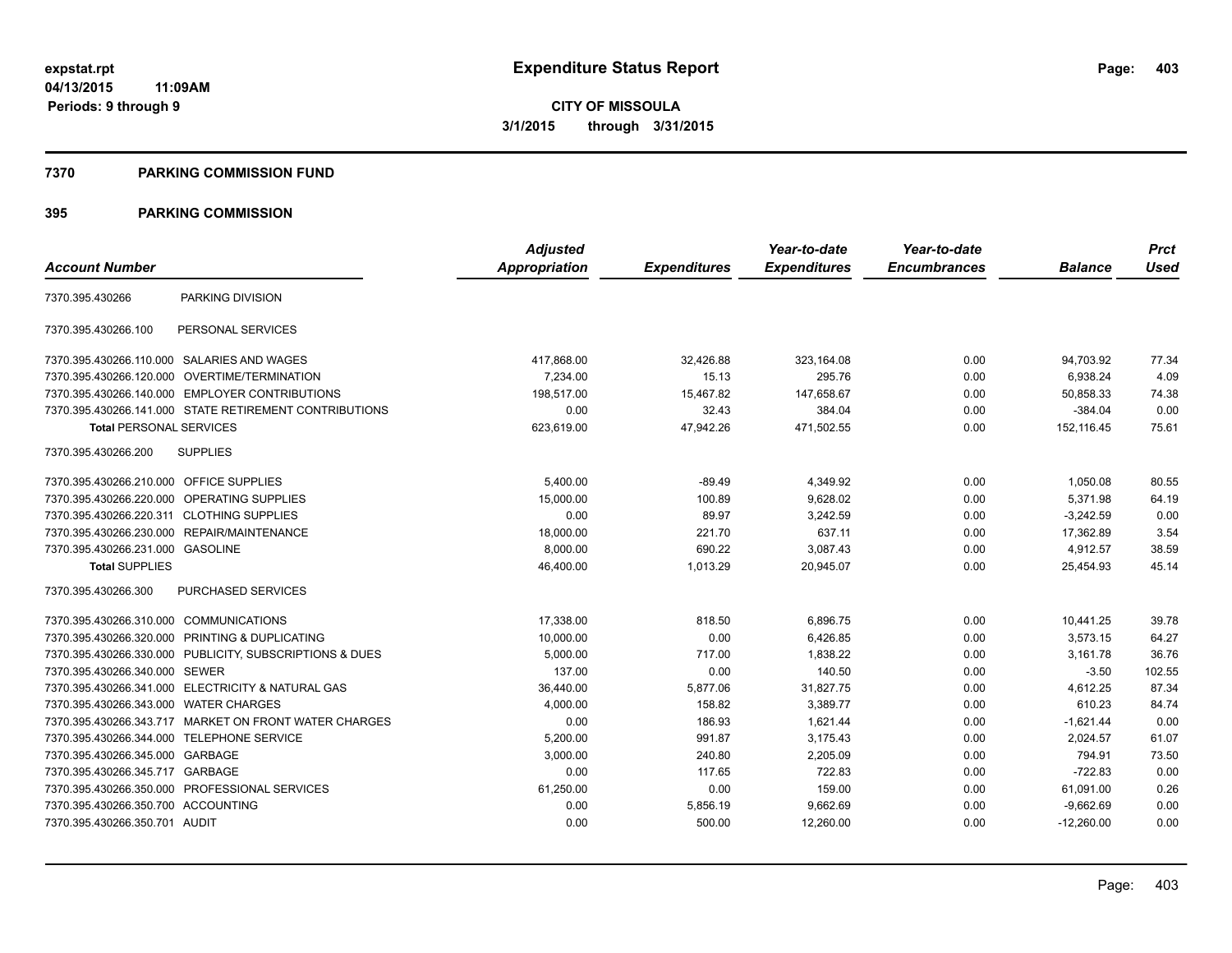expstat.rpt
04/13/2015 11:09AM
Periods: 9 through 9

# Expenditure Status Report

CITY OF MISSOULA
3/1/2015 through 3/31/2015

## 7370 PARKING COMMISSION FUND

## 395 PARKING COMMISSION

| Account Number | | Adjusted Appropriation | Expenditures | Year-to-date Expenditures | Year-to-date Encumbrances | Balance | Prct Used |
|---|---|---|---|---|---|---|---|
| 7370.395.430266 | PARKING DIVISION | | | | | | |
| 7370.395.430266.100 | PERSONAL SERVICES | | | | | | |
| 7370.395.430266.110.000 | SALARIES AND WAGES | 417,868.00 | 32,426.88 | 323,164.08 | 0.00 | 94,703.92 | 77.34 |
| 7370.395.430266.120.000 | OVERTIME/TERMINATION | 7,234.00 | 15.13 | 295.76 | 0.00 | 6,938.24 | 4.09 |
| 7370.395.430266.140.000 | EMPLOYER CONTRIBUTIONS | 198,517.00 | 15,467.82 | 147,658.67 | 0.00 | 50,858.33 | 74.38 |
| 7370.395.430266.141.000 | STATE RETIREMENT CONTRIBUTIONS | 0.00 | 32.43 | 384.04 | 0.00 | -384.04 | 0.00 |
| **Total** PERSONAL SERVICES | | 623,619.00 | 47,942.26 | 471,502.55 | 0.00 | 152,116.45 | 75.61 |
| 7370.395.430266.200 | SUPPLIES | | | | | | |
| 7370.395.430266.210.000 | OFFICE SUPPLIES | 5,400.00 | -89.49 | 4,349.92 | 0.00 | 1,050.08 | 80.55 |
| 7370.395.430266.220.000 | OPERATING SUPPLIES | 15,000.00 | 100.89 | 9,628.02 | 0.00 | 5,371.98 | 64.19 |
| 7370.395.430266.220.311 | CLOTHING SUPPLIES | 0.00 | 89.97 | 3,242.59 | 0.00 | -3,242.59 | 0.00 |
| 7370.395.430266.230.000 | REPAIR/MAINTENANCE | 18,000.00 | 221.70 | 637.11 | 0.00 | 17,362.89 | 3.54 |
| 7370.395.430266.231.000 | GASOLINE | 8,000.00 | 690.22 | 3,087.43 | 0.00 | 4,912.57 | 38.59 |
| **Total** SUPPLIES | | 46,400.00 | 1,013.29 | 20,945.07 | 0.00 | 25,454.93 | 45.14 |
| 7370.395.430266.300 | PURCHASED SERVICES | | | | | | |
| 7370.395.430266.310.000 | COMMUNICATIONS | 17,338.00 | 818.50 | 6,896.75 | 0.00 | 10,441.25 | 39.78 |
| 7370.395.430266.320.000 | PRINTING & DUPLICATING | 10,000.00 | 0.00 | 6,426.85 | 0.00 | 3,573.15 | 64.27 |
| 7370.395.430266.330.000 | PUBLICITY, SUBSCRIPTIONS & DUES | 5,000.00 | 717.00 | 1,838.22 | 0.00 | 3,161.78 | 36.76 |
| 7370.395.430266.340.000 | SEWER | 137.00 | 0.00 | 140.50 | 0.00 | -3.50 | 102.55 |
| 7370.395.430266.341.000 | ELECTRICITY & NATURAL GAS | 36,440.00 | 5,877.06 | 31,827.75 | 0.00 | 4,612.25 | 87.34 |
| 7370.395.430266.343.000 | WATER CHARGES | 4,000.00 | 158.82 | 3,389.77 | 0.00 | 610.23 | 84.74 |
| 7370.395.430266.343.717 | MARKET ON FRONT WATER CHARGES | 0.00 | 186.93 | 1,621.44 | 0.00 | -1,621.44 | 0.00 |
| 7370.395.430266.344.000 | TELEPHONE SERVICE | 5,200.00 | 991.87 | 3,175.43 | 0.00 | 2,024.57 | 61.07 |
| 7370.395.430266.345.000 | GARBAGE | 3,000.00 | 240.80 | 2,205.09 | 0.00 | 794.91 | 73.50 |
| 7370.395.430266.345.717 | GARBAGE | 0.00 | 117.65 | 722.83 | 0.00 | -722.83 | 0.00 |
| 7370.395.430266.350.000 | PROFESSIONAL SERVICES | 61,250.00 | 0.00 | 159.00 | 0.00 | 61,091.00 | 0.26 |
| 7370.395.430266.350.700 | ACCOUNTING | 0.00 | 5,856.19 | 9,662.69 | 0.00 | -9,662.69 | 0.00 |
| 7370.395.430266.350.701 | AUDIT | 0.00 | 500.00 | 12,260.00 | 0.00 | -12,260.00 | 0.00 |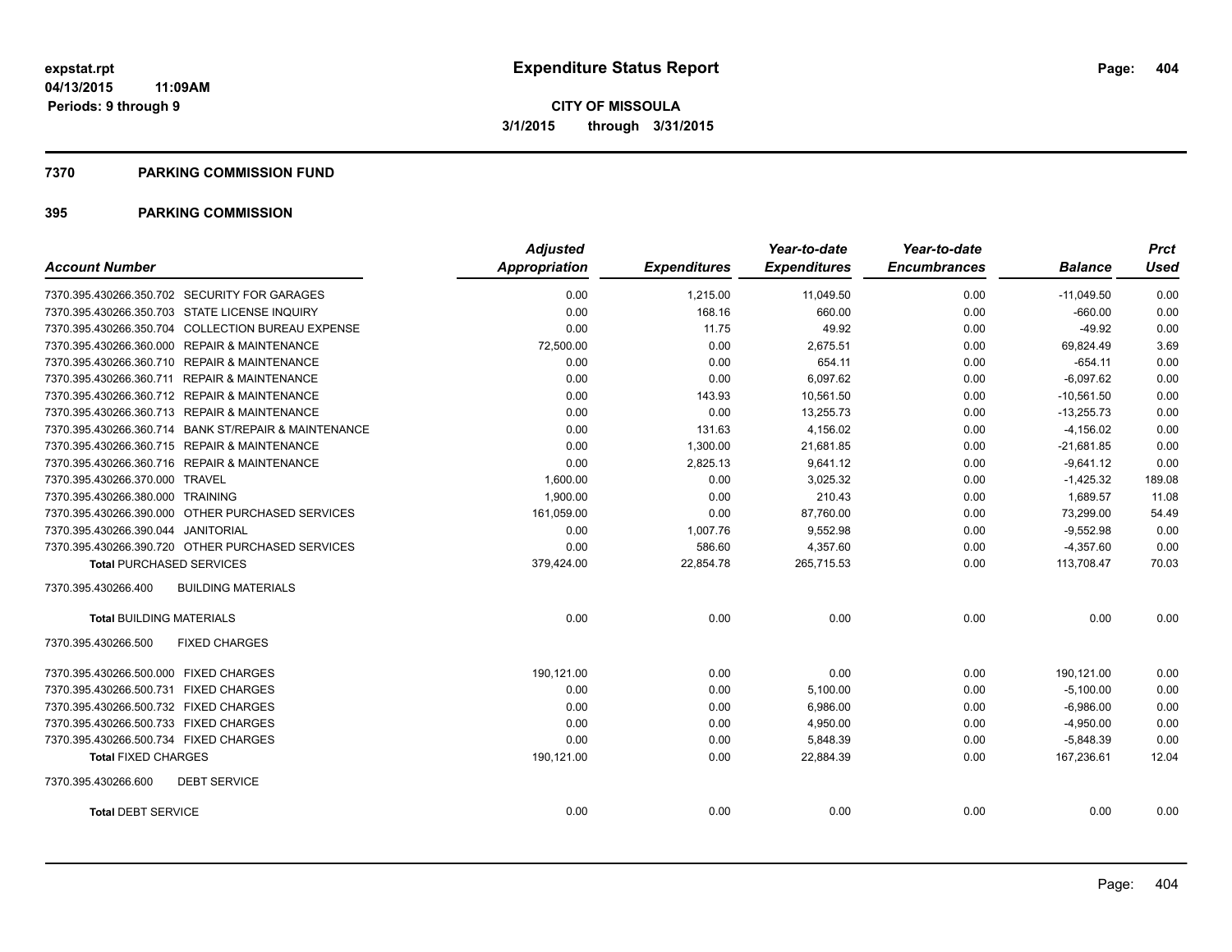**expstat.rpt**
**04/13/2015 11:09AM**
**Periods: 9 through 9**

# Expenditure Status Report

**CITY OF MISSOULA**
**3/1/2015 through 3/31/2015**

## 7370 PARKING COMMISSION FUND

## 395 PARKING COMMISSION

| Account Number | Adjusted Appropriation | Expenditures | Year-to-date Expenditures | Year-to-date Encumbrances | Balance | Prct Used |
|---|---|---|---|---|---|---|
| 7370.395.430266.350.702 SECURITY FOR GARAGES | 0.00 | 1,215.00 | 11,049.50 | 0.00 | -11,049.50 | 0.00 |
| 7370.395.430266.350.703 STATE LICENSE INQUIRY | 0.00 | 168.16 | 660.00 | 0.00 | -660.00 | 0.00 |
| 7370.395.430266.350.704 COLLECTION BUREAU EXPENSE | 0.00 | 11.75 | 49.92 | 0.00 | -49.92 | 0.00 |
| 7370.395.430266.360.000 REPAIR & MAINTENANCE | 72,500.00 | 0.00 | 2,675.51 | 0.00 | 69,824.49 | 3.69 |
| 7370.395.430266.360.710 REPAIR & MAINTENANCE | 0.00 | 0.00 | 654.11 | 0.00 | -654.11 | 0.00 |
| 7370.395.430266.360.711 REPAIR & MAINTENANCE | 0.00 | 0.00 | 6,097.62 | 0.00 | -6,097.62 | 0.00 |
| 7370.395.430266.360.712 REPAIR & MAINTENANCE | 0.00 | 143.93 | 10,561.50 | 0.00 | -10,561.50 | 0.00 |
| 7370.395.430266.360.713 REPAIR & MAINTENANCE | 0.00 | 0.00 | 13,255.73 | 0.00 | -13,255.73 | 0.00 |
| 7370.395.430266.360.714 BANK ST/REPAIR & MAINTENANCE | 0.00 | 131.63 | 4,156.02 | 0.00 | -4,156.02 | 0.00 |
| 7370.395.430266.360.715 REPAIR & MAINTENANCE | 0.00 | 1,300.00 | 21,681.85 | 0.00 | -21,681.85 | 0.00 |
| 7370.395.430266.360.716 REPAIR & MAINTENANCE | 0.00 | 2,825.13 | 9,641.12 | 0.00 | -9,641.12 | 0.00 |
| 7370.395.430266.370.000 TRAVEL | 1,600.00 | 0.00 | 3,025.32 | 0.00 | -1,425.32 | 189.08 |
| 7370.395.430266.380.000 TRAINING | 1,900.00 | 0.00 | 210.43 | 0.00 | 1,689.57 | 11.08 |
| 7370.395.430266.390.000 OTHER PURCHASED SERVICES | 161,059.00 | 0.00 | 87,760.00 | 0.00 | 73,299.00 | 54.49 |
| 7370.395.430266.390.044 JANITORIAL | 0.00 | 1,007.76 | 9,552.98 | 0.00 | -9,552.98 | 0.00 |
| 7370.395.430266.390.720 OTHER PURCHASED SERVICES | 0.00 | 586.60 | 4,357.60 | 0.00 | -4,357.60 | 0.00 |
| **Total** PURCHASED SERVICES | 379,424.00 | 22,854.78 | 265,715.53 | 0.00 | 113,708.47 | 70.03 |
| 7370.395.430266.400 BUILDING MATERIALS | | | | | | |
| **Total** BUILDING MATERIALS | 0.00 | 0.00 | 0.00 | 0.00 | 0.00 | 0.00 |
| 7370.395.430266.500 FIXED CHARGES | | | | | | |
| 7370.395.430266.500.000 FIXED CHARGES | 190,121.00 | 0.00 | 0.00 | 0.00 | 190,121.00 | 0.00 |
| 7370.395.430266.500.731 FIXED CHARGES | 0.00 | 0.00 | 5,100.00 | 0.00 | -5,100.00 | 0.00 |
| 7370.395.430266.500.732 FIXED CHARGES | 0.00 | 0.00 | 6,986.00 | 0.00 | -6,986.00 | 0.00 |
| 7370.395.430266.500.733 FIXED CHARGES | 0.00 | 0.00 | 4,950.00 | 0.00 | -4,950.00 | 0.00 |
| 7370.395.430266.500.734 FIXED CHARGES | 0.00 | 0.00 | 5,848.39 | 0.00 | -5,848.39 | 0.00 |
| **Total** FIXED CHARGES | 190,121.00 | 0.00 | 22,884.39 | 0.00 | 167,236.61 | 12.04 |
| 7370.395.430266.600 DEBT SERVICE | | | | | | |
| **Total** DEBT SERVICE | 0.00 | 0.00 | 0.00 | 0.00 | 0.00 | 0.00 |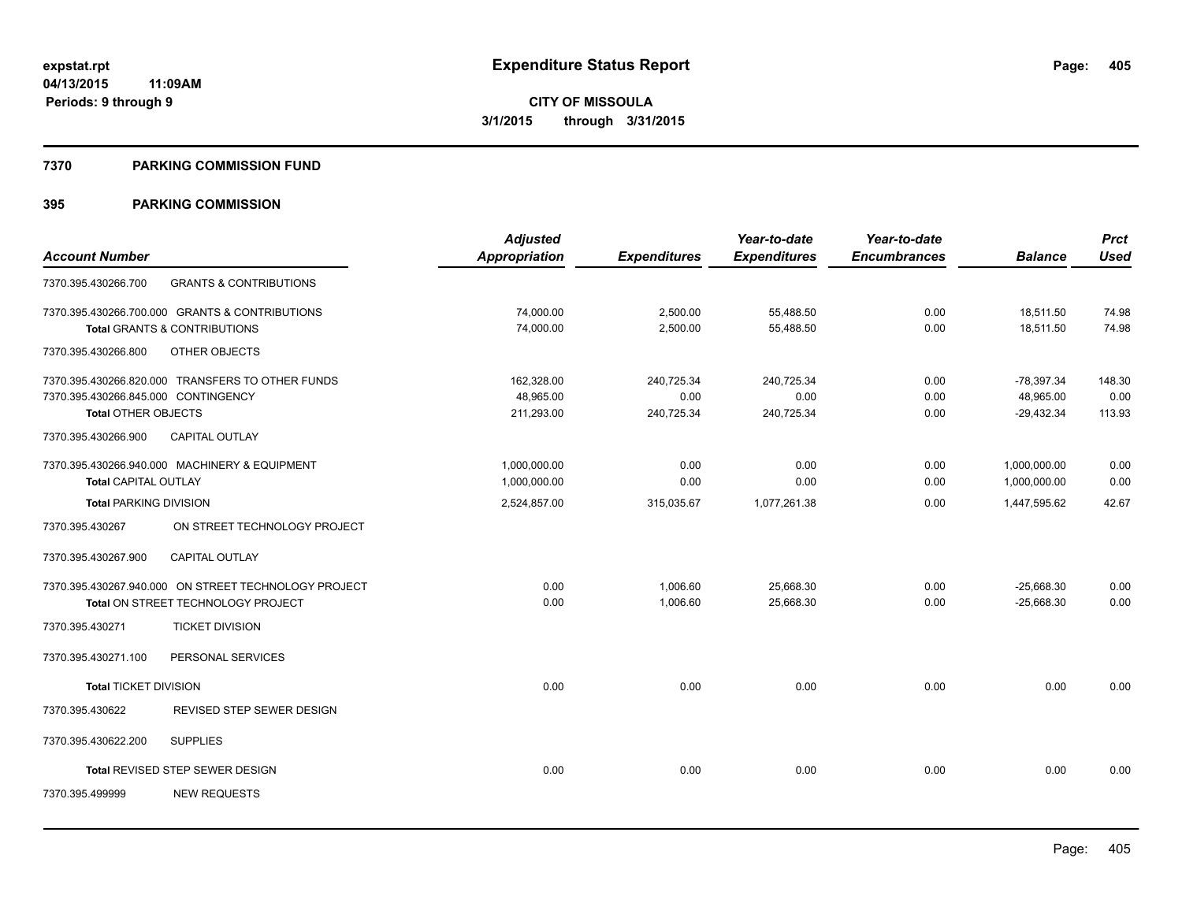**expstat.rpt**
**04/13/2015 11:09AM**
**Periods: 9 through 9**

# Expenditure Status Report

**CITY OF MISSOULA**
**3/1/2015 through 3/31/2015**

## 7370 PARKING COMMISSION FUND

## 395 PARKING COMMISSION

| Account Number | | Adjusted Appropriation | Expenditures | Year-to-date Expenditures | Year-to-date Encumbrances | Balance | Prct Used |
|---|---|---|---|---|---|---|---|
| 7370.395.430266.700 | GRANTS & CONTRIBUTIONS | | | | | | |
| 7370.395.430266.700.000 | GRANTS & CONTRIBUTIONS | 74,000.00 | 2,500.00 | 55,488.50 | 0.00 | 18,511.50 | 74.98 |
| **Total** GRANTS & CONTRIBUTIONS | | 74,000.00 | 2,500.00 | 55,488.50 | 0.00 | 18,511.50 | 74.98 |
| 7370.395.430266.800 | OTHER OBJECTS | | | | | | |
| 7370.395.430266.820.000 | TRANSFERS TO OTHER FUNDS | 162,328.00 | 240,725.34 | 240,725.34 | 0.00 | -78,397.34 | 148.30 |
| 7370.395.430266.845.000 | CONTINGENCY | 48,965.00 | 0.00 | 0.00 | 0.00 | 48,965.00 | 0.00 |
| **Total** OTHER OBJECTS | | 211,293.00 | 240,725.34 | 240,725.34 | 0.00 | -29,432.34 | 113.93 |
| 7370.395.430266.900 | CAPITAL OUTLAY | | | | | | |
| 7370.395.430266.940.000 | MACHINERY & EQUIPMENT | 1,000,000.00 | 0.00 | 0.00 | 0.00 | 1,000,000.00 | 0.00 |
| **Total** CAPITAL OUTLAY | | 1,000,000.00 | 0.00 | 0.00 | 0.00 | 1,000,000.00 | 0.00 |
| **Total** PARKING DIVISION | | 2,524,857.00 | 315,035.67 | 1,077,261.38 | 0.00 | 1,447,595.62 | 42.67 |
| 7370.395.430267 | ON STREET TECHNOLOGY PROJECT | | | | | | |
| 7370.395.430267.900 | CAPITAL OUTLAY | | | | | | |
| 7370.395.430267.940.000 | ON STREET TECHNOLOGY PROJECT | 0.00 | 1,006.60 | 25,668.30 | 0.00 | -25,668.30 | 0.00 |
| **Total** ON STREET TECHNOLOGY PROJECT | | 0.00 | 1,006.60 | 25,668.30 | 0.00 | -25,668.30 | 0.00 |
| 7370.395.430271 | TICKET DIVISION | | | | | | |
| 7370.395.430271.100 | PERSONAL SERVICES | | | | | | |
| **Total** TICKET DIVISION | | 0.00 | 0.00 | 0.00 | 0.00 | 0.00 | 0.00 |
| 7370.395.430622 | REVISED STEP SEWER DESIGN | | | | | | |
| 7370.395.430622.200 | SUPPLIES | | | | | | |
| **Total** REVISED STEP SEWER DESIGN | | 0.00 | 0.00 | 0.00 | 0.00 | 0.00 | 0.00 |
| 7370.395.499999 | NEW REQUESTS | | | | | | |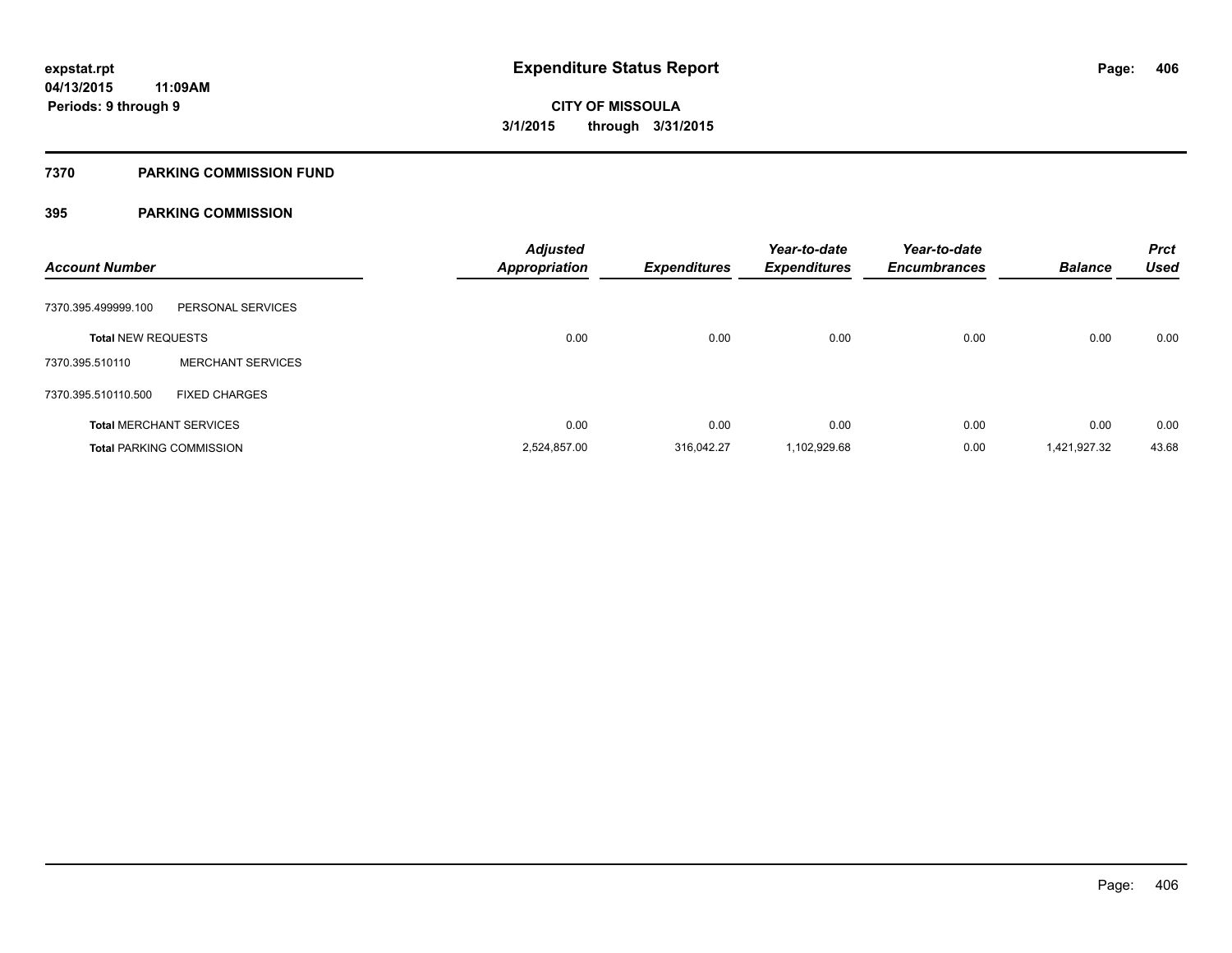# Expenditure Status Report

**CITY OF MISSOULA**

**3/1/2015 through 3/31/2015**

**expstat.rpt**
**04/13/2015 11:09AM**
**Periods: 9 through 9**

## 7370 PARKING COMMISSION FUND

## 395 PARKING COMMISSION

| Account Number | | Adjusted Appropriation | Expenditures | Year-to-date Expenditures | Year-to-date Encumbrances | Balance | Prct Used |
|---|---|---|---|---|---|---|---|
| 7370.395.499999.100 | PERSONAL SERVICES | | | | | | |
| **Total** NEW REQUESTS | | 0.00 | 0.00 | 0.00 | 0.00 | 0.00 | 0.00 |
| 7370.395.510110 | MERCHANT SERVICES | | | | | | |
| 7370.395.510110.500 | FIXED CHARGES | | | | | | |
| **Total** MERCHANT SERVICES | | 0.00 | 0.00 | 0.00 | 0.00 | 0.00 | 0.00 |
| **Total** PARKING COMMISSION | | 2,524,857.00 | 316,042.27 | 1,102,929.68 | 0.00 | 1,421,927.32 | 43.68 |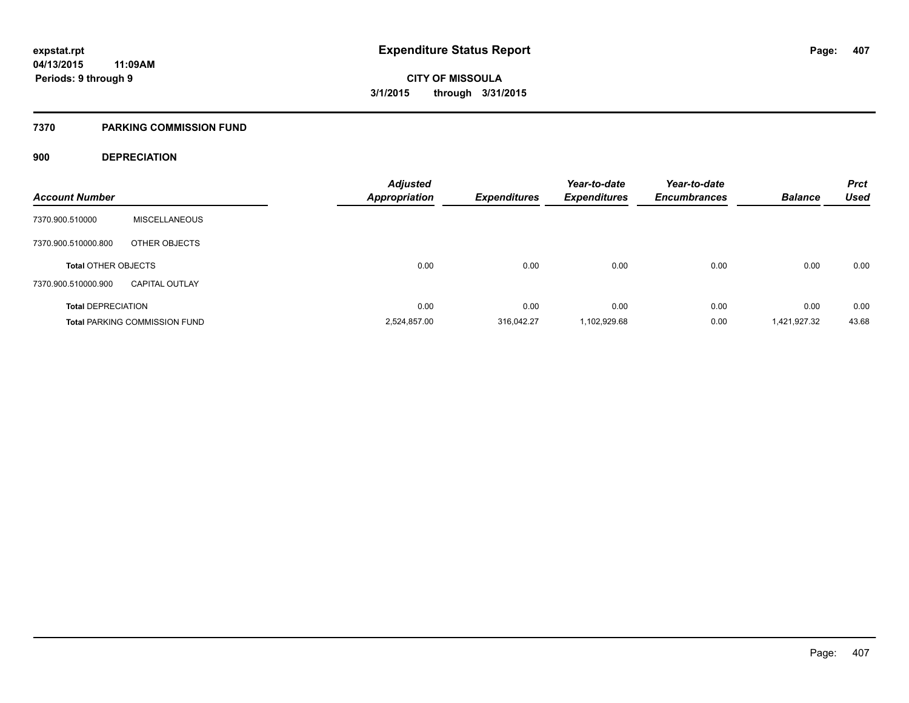**expstat.rpt**
**04/13/2015 11:09AM**
**Periods: 9 through 9**

# Expenditure Status Report

**CITY OF MISSOULA**
**3/1/2015 through 3/31/2015**

## 7370 PARKING COMMISSION FUND

### 900 DEPRECIATION

| Account Number | | Adjusted Appropriation | Expenditures | Year-to-date Expenditures | Year-to-date Encumbrances | Balance | Prct Used |
|---|---|---|---|---|---|---|---|
| 7370.900.510000 | MISCELLANEOUS | | | | | | |
| 7370.900.510000.800 | OTHER OBJECTS | | | | | | |
| **Total** OTHER OBJECTS | | 0.00 | 0.00 | 0.00 | 0.00 | 0.00 | 0.00 |
| 7370.900.510000.900 | CAPITAL OUTLAY | | | | | | |
| **Total** DEPRECIATION | | 0.00 | 0.00 | 0.00 | 0.00 | 0.00 | 0.00 |
| **Total** PARKING COMMISSION FUND | | 2,524,857.00 | 316,042.27 | 1,102,929.68 | 0.00 | 1,421,927.32 | 43.68 |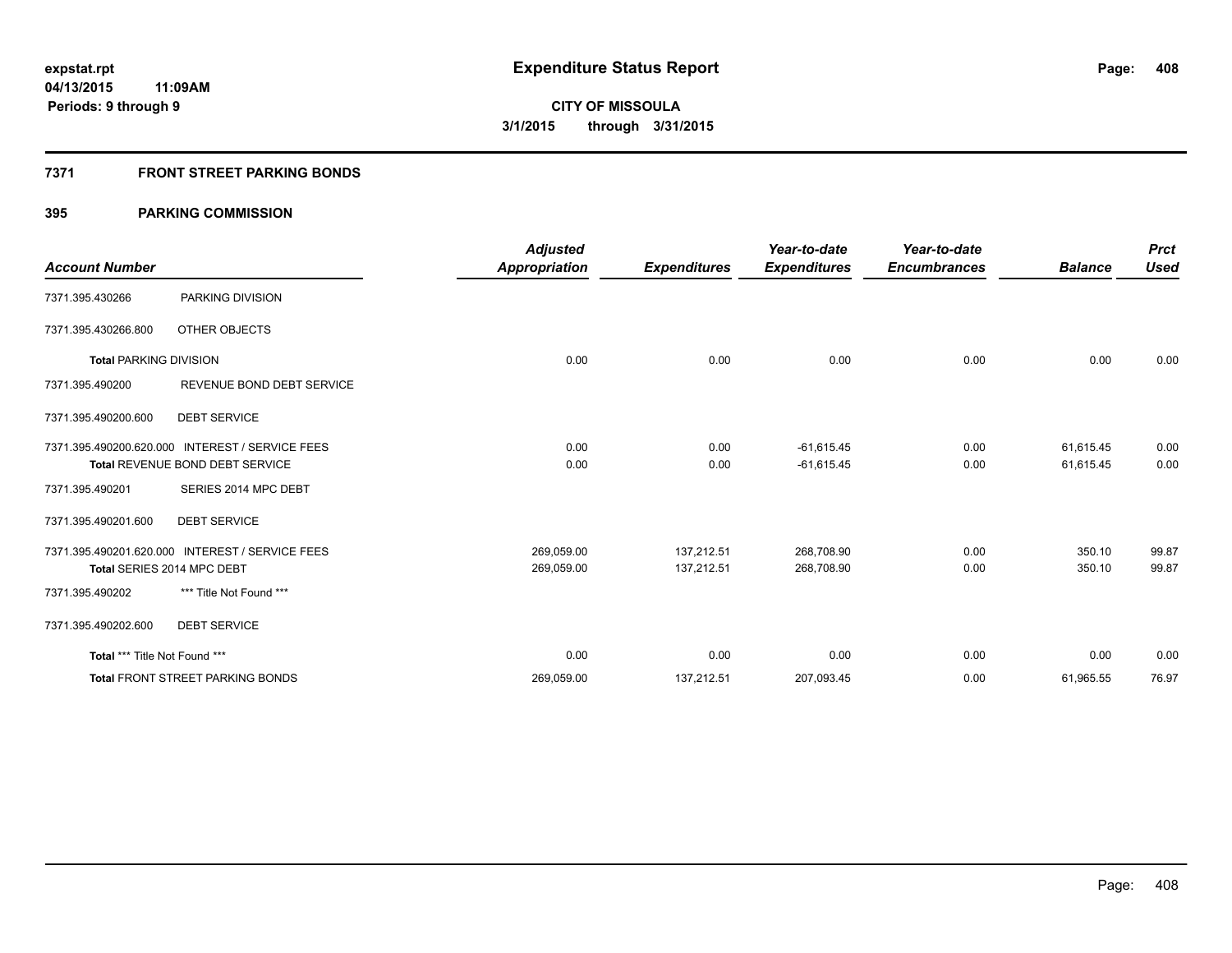**expstat.rpt**
**04/13/2015 11:09AM**
**Periods: 9 through 9**

# Expenditure Status Report

**CITY OF MISSOULA**
**3/1/2015 through 3/31/2015**

## 7371 FRONT STREET PARKING BONDS

### 395 PARKING COMMISSION

| Account Number | | Adjusted Appropriation | Expenditures | Year-to-date Expenditures | Year-to-date Encumbrances | Balance | Prct Used |
|---|---|---|---|---|---|---|---|
| 7371.395.430266 | PARKING DIVISION | | | | | | |
| 7371.395.430266.800 | OTHER OBJECTS | | | | | | |
| **Total** PARKING DIVISION | | 0.00 | 0.00 | 0.00 | 0.00 | 0.00 | 0.00 |
| 7371.395.490200 | REVENUE BOND DEBT SERVICE | | | | | | |
| 7371.395.490200.600 | DEBT SERVICE | | | | | | |
| 7371.395.490200.620.000 | INTEREST / SERVICE FEES | 0.00 | 0.00 | -61,615.45 | 0.00 | 61,615.45 | 0.00 |
| **Total** REVENUE BOND DEBT SERVICE | | 0.00 | 0.00 | -61,615.45 | 0.00 | 61,615.45 | 0.00 |
| 7371.395.490201 | SERIES 2014 MPC DEBT | | | | | | |
| 7371.395.490201.600 | DEBT SERVICE | | | | | | |
| 7371.395.490201.620.000 | INTEREST / SERVICE FEES | 269,059.00 | 137,212.51 | 268,708.90 | 0.00 | 350.10 | 99.87 |
| **Total** SERIES 2014 MPC DEBT | | 269,059.00 | 137,212.51 | 268,708.90 | 0.00 | 350.10 | 99.87 |
| 7371.395.490202 | *** Title Not Found *** | | | | | | |
| 7371.395.490202.600 | DEBT SERVICE | | | | | | |
| **Total** *** Title Not Found *** | | 0.00 | 0.00 | 0.00 | 0.00 | 0.00 | 0.00 |
| **Total** FRONT STREET PARKING BONDS | | 269,059.00 | 137,212.51 | 207,093.45 | 0.00 | 61,965.55 | 76.97 |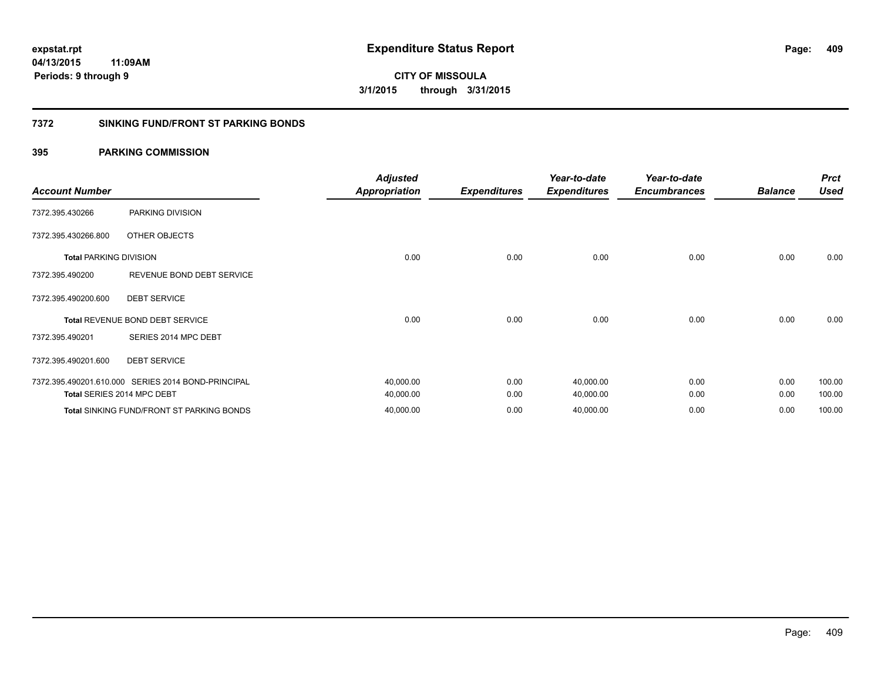# Expenditure Status Report

**CITY OF MISSOULA**

**3/1/2015 through 3/31/2015**

expstat.rpt
04/13/2015 11:09AM
Periods: 9 through 9

## 7372 SINKING FUND/FRONT ST PARKING BONDS

### 395 PARKING COMMISSION

| Account Number | | Adjusted Appropriation | Expenditures | Year-to-date Expenditures | Year-to-date Encumbrances | Balance | Prct Used |
|---|---|---|---|---|---|---|---|
| 7372.395.430266 | PARKING DIVISION | | | | | | |
| 7372.395.430266.800 | OTHER OBJECTS | | | | | | |
| **Total** PARKING DIVISION | | 0.00 | 0.00 | 0.00 | 0.00 | 0.00 | 0.00 |
| 7372.395.490200 | REVENUE BOND DEBT SERVICE | | | | | | |
| 7372.395.490200.600 | DEBT SERVICE | | | | | | |
| **Total** REVENUE BOND DEBT SERVICE | | 0.00 | 0.00 | 0.00 | 0.00 | 0.00 | 0.00 |
| 7372.395.490201 | SERIES 2014 MPC DEBT | | | | | | |
| 7372.395.490201.600 | DEBT SERVICE | | | | | | |
| 7372.395.490201.610.000 | SERIES 2014 BOND-PRINCIPAL | 40,000.00 | 0.00 | 40,000.00 | 0.00 | 0.00 | 100.00 |
| **Total** SERIES 2014 MPC DEBT | | 40,000.00 | 0.00 | 40,000.00 | 0.00 | 0.00 | 100.00 |
| **Total** SINKING FUND/FRONT ST PARKING BONDS | | 40,000.00 | 0.00 | 40,000.00 | 0.00 | 0.00 | 100.00 |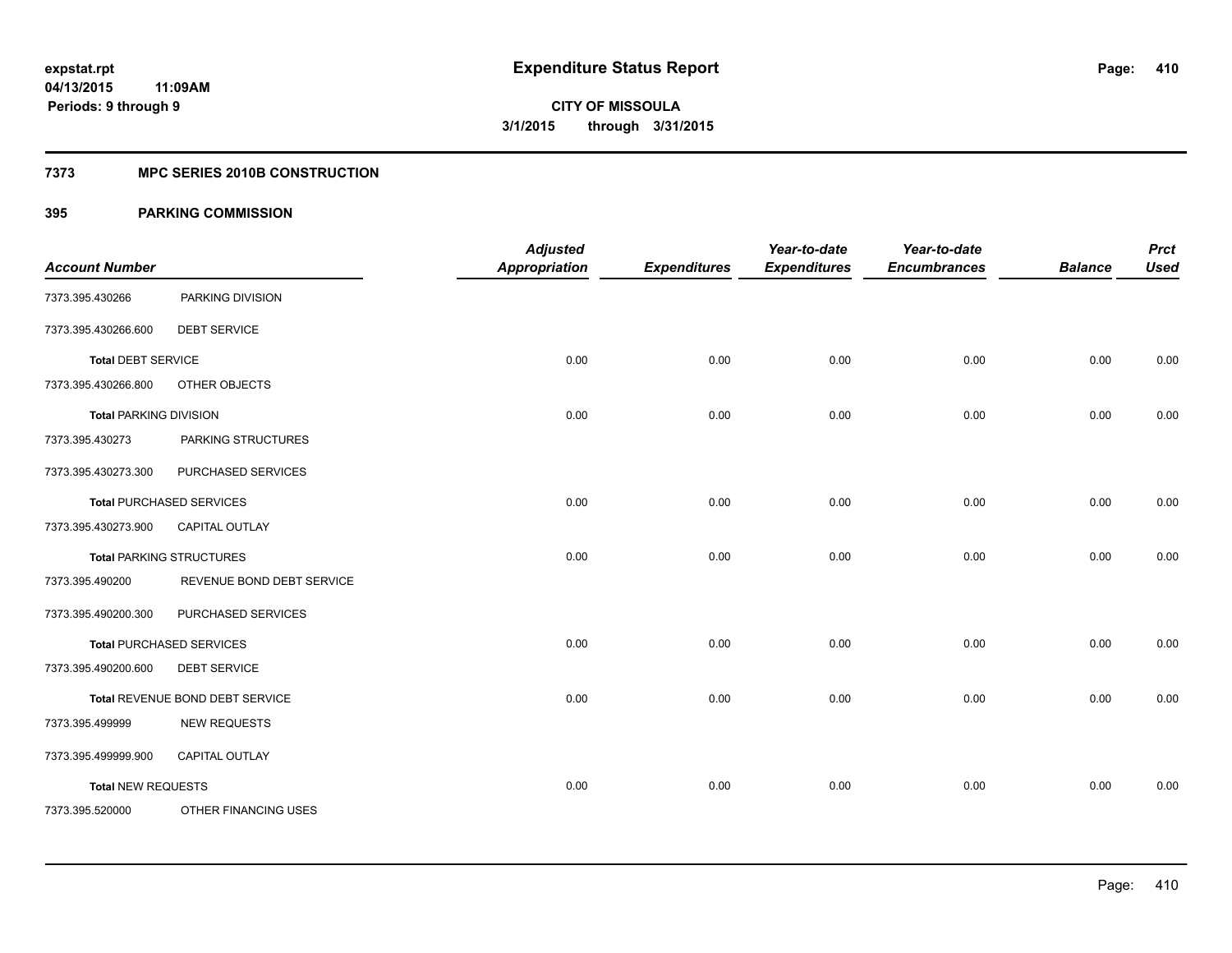**expstat.rpt**
**04/13/2015 11:09AM**
**Periods: 9 through 9**

# Expenditure Status Report

**CITY OF MISSOULA**
**3/1/2015 through 3/31/2015**

## 7373 MPC SERIES 2010B CONSTRUCTION

## 395 PARKING COMMISSION

| Account Number | | Adjusted Appropriation | Expenditures | Year-to-date Expenditures | Year-to-date Encumbrances | Balance | Prct Used |
|---|---|---|---|---|---|---|---|
| 7373.395.430266 | PARKING DIVISION | | | | | | |
| 7373.395.430266.600 | DEBT SERVICE | | | | | | |
| **Total** DEBT SERVICE | | 0.00 | 0.00 | 0.00 | 0.00 | 0.00 | 0.00 |
| 7373.395.430266.800 | OTHER OBJECTS | | | | | | |
| **Total** PARKING DIVISION | | 0.00 | 0.00 | 0.00 | 0.00 | 0.00 | 0.00 |
| 7373.395.430273 | PARKING STRUCTURES | | | | | | |
| 7373.395.430273.300 | PURCHASED SERVICES | | | | | | |
| **Total** PURCHASED SERVICES | | 0.00 | 0.00 | 0.00 | 0.00 | 0.00 | 0.00 |
| 7373.395.430273.900 | CAPITAL OUTLAY | | | | | | |
| **Total** PARKING STRUCTURES | | 0.00 | 0.00 | 0.00 | 0.00 | 0.00 | 0.00 |
| 7373.395.490200 | REVENUE BOND DEBT SERVICE | | | | | | |
| 7373.395.490200.300 | PURCHASED SERVICES | | | | | | |
| **Total** PURCHASED SERVICES | | 0.00 | 0.00 | 0.00 | 0.00 | 0.00 | 0.00 |
| 7373.395.490200.600 | DEBT SERVICE | | | | | | |
| **Total** REVENUE BOND DEBT SERVICE | | 0.00 | 0.00 | 0.00 | 0.00 | 0.00 | 0.00 |
| 7373.395.499999 | NEW REQUESTS | | | | | | |
| 7373.395.499999.900 | CAPITAL OUTLAY | | | | | | |
| **Total** NEW REQUESTS | | 0.00 | 0.00 | 0.00 | 0.00 | 0.00 | 0.00 |
| 7373.395.520000 | OTHER FINANCING USES | | | | | | |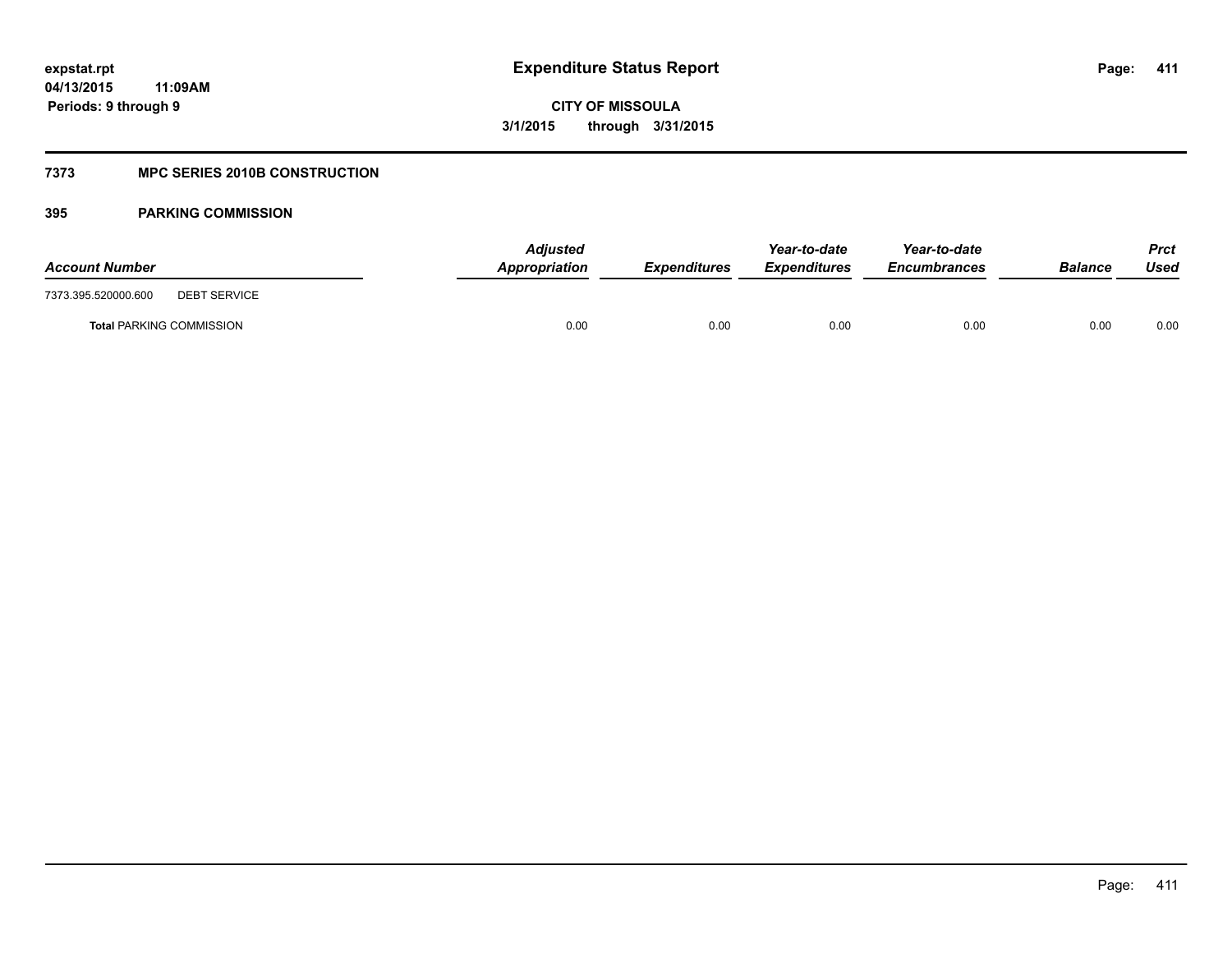# Expenditure Status Report

**CITY OF MISSOULA**

**3/1/2015 through 3/31/2015**

expstat.rpt
04/13/2015 11:09AM
Periods: 9 through 9

## 7373 MPC SERIES 2010B CONSTRUCTION

### 395 PARKING COMMISSION

| Account Number | | Adjusted Appropriation | Expenditures | Year-to-date Expenditures | Year-to-date Encumbrances | Balance | Prct Used |
|---|---|---|---|---|---|---|---|
| 7373.395.520000.600 | DEBT SERVICE | | | | | | |
| **Total** PARKING COMMISSION | | 0.00 | 0.00 | 0.00 | 0.00 | 0.00 | 0.00 |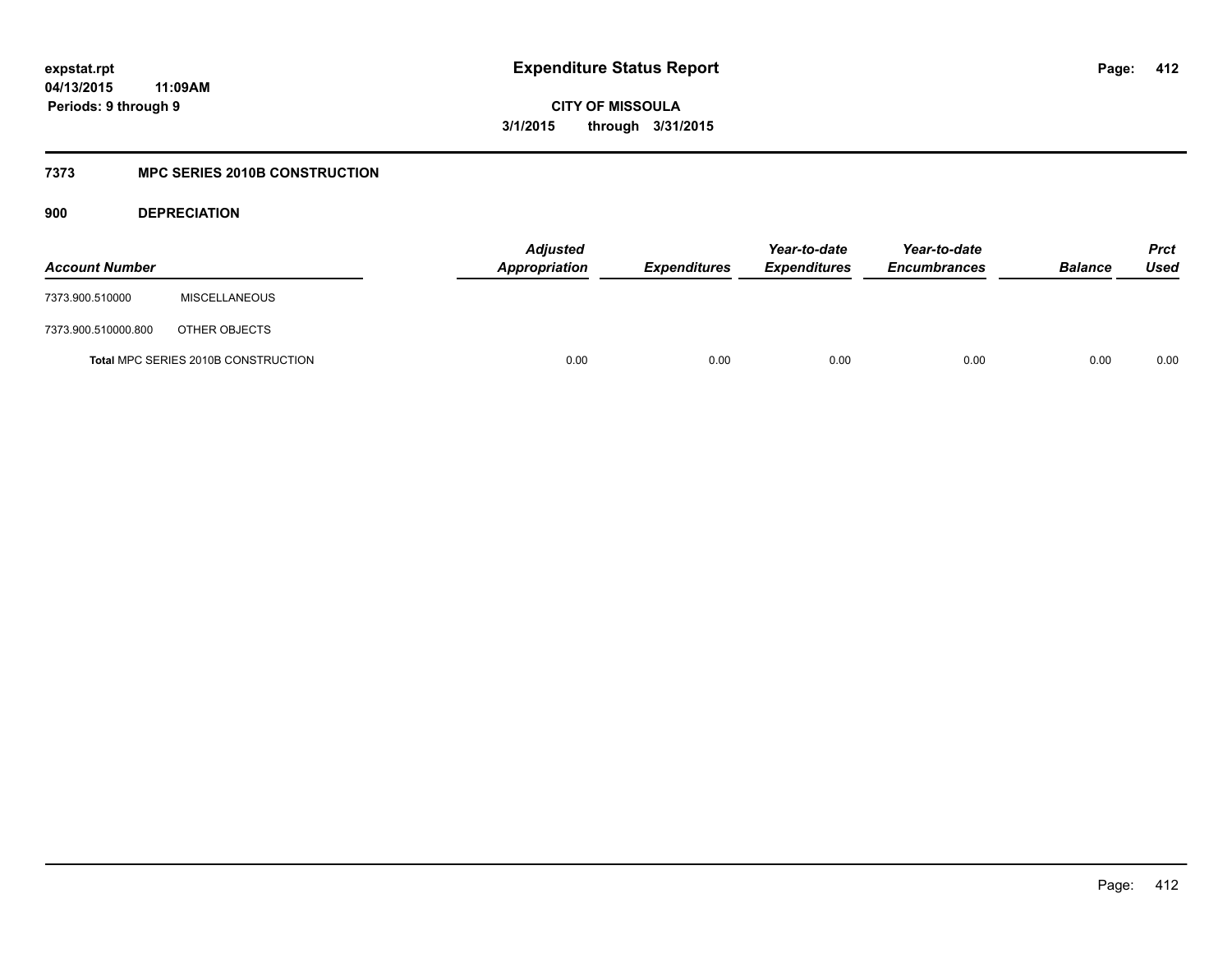## 7373 MPC SERIES 2010B CONSTRUCTION

### 900 DEPRECIATION

| Account Number | | Adjusted Appropriation | Expenditures | Year-to-date Expenditures | Year-to-date Encumbrances | Balance | Prct Used |
|---|---|---|---|---|---|---|---|
| 7373.900.510000 | MISCELLANEOUS | | | | | | |
| 7373.900.510000.800 | OTHER OBJECTS | | | | | | |
| **Total** MPC SERIES 2010B CONSTRUCTION | | 0.00 | 0.00 | 0.00 | 0.00 | 0.00 | 0.00 |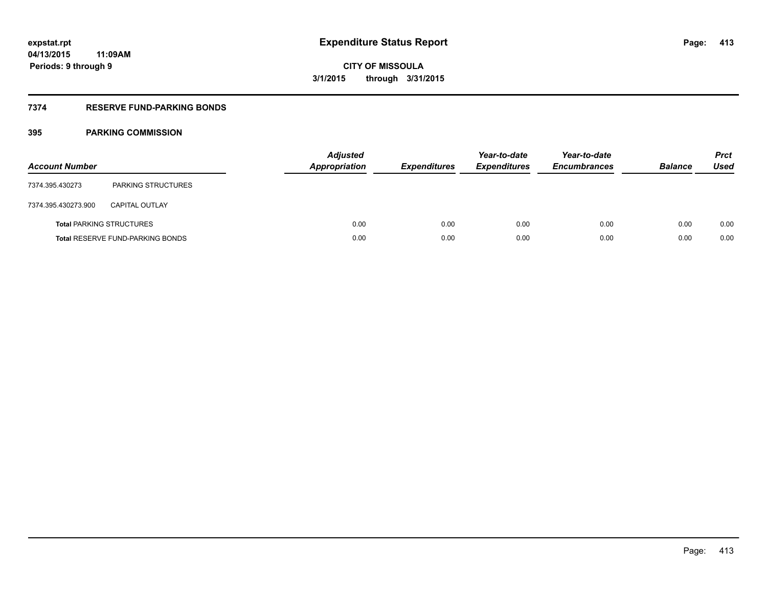**Expenditure Status Report**

**CITY OF MISSOULA**

**3/1/2015 through 3/31/2015**

expstat.rpt
04/13/2015 11:09AM
Periods: 9 through 9

## 7374 RESERVE FUND-PARKING BONDS

### 395 PARKING COMMISSION

| Account Number | | Adjusted Appropriation | Expenditures | Year-to-date Expenditures | Year-to-date Encumbrances | Balance | Prct Used |
|---|---|---|---|---|---|---|---|
| 7374.395.430273 | PARKING STRUCTURES | | | | | | |
| 7374.395.430273.900 | CAPITAL OUTLAY | | | | | | |
| **Total** PARKING STRUCTURES | | 0.00 | 0.00 | 0.00 | 0.00 | 0.00 | 0.00 |
| **Total** RESERVE FUND-PARKING BONDS | | 0.00 | 0.00 | 0.00 | 0.00 | 0.00 | 0.00 |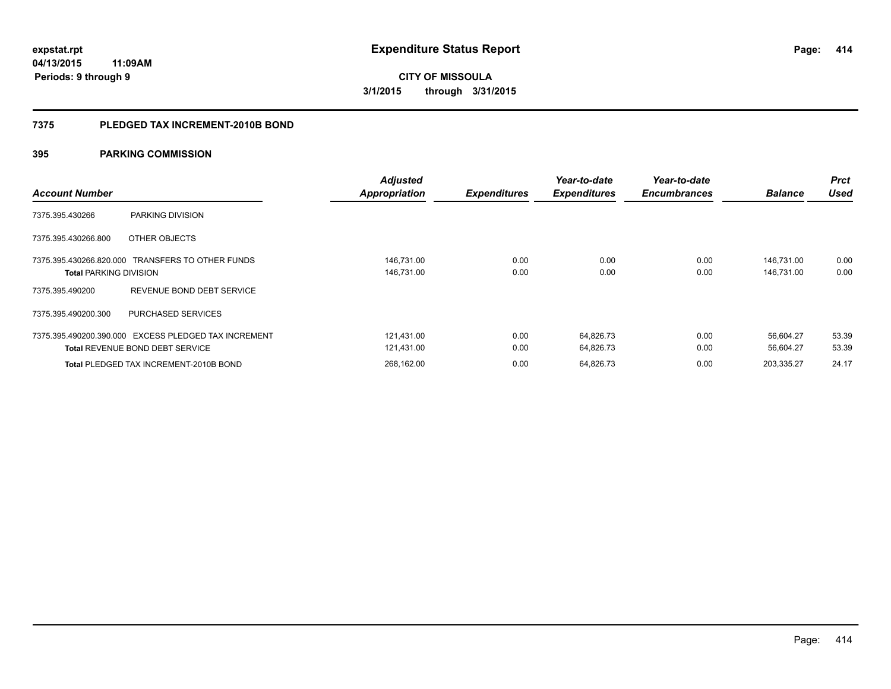# Expenditure Status Report

expstat.rpt
04/13/2015 11:09AM
Periods: 9 through 9

**CITY OF MISSOULA**
**3/1/2015 through 3/31/2015**

## 7375 PLEDGED TAX INCREMENT-2010B BOND

### 395 PARKING COMMISSION

| Account Number | | Adjusted Appropriation | Expenditures | Year-to-date Expenditures | Year-to-date Encumbrances | Balance | Prct Used |
|---|---|---|---|---|---|---|---|
| 7375.395.430266 | PARKING DIVISION | | | | | | |
| 7375.395.430266.800 | OTHER OBJECTS | | | | | | |
| 7375.395.430266.820.000 | TRANSFERS TO OTHER FUNDS | 146,731.00 | 0.00 | 0.00 | 0.00 | 146,731.00 | 0.00 |
| **Total** PARKING DIVISION | | 146,731.00 | 0.00 | 0.00 | 0.00 | 146,731.00 | 0.00 |
| 7375.395.490200 | REVENUE BOND DEBT SERVICE | | | | | | |
| 7375.395.490200.300 | PURCHASED SERVICES | | | | | | |
| 7375.395.490200.390.000 | EXCESS PLEDGED TAX INCREMENT | 121,431.00 | 0.00 | 64,826.73 | 0.00 | 56,604.27 | 53.39 |
| **Total** REVENUE BOND DEBT SERVICE | | 121,431.00 | 0.00 | 64,826.73 | 0.00 | 56,604.27 | 53.39 |
| **Total** PLEDGED TAX INCREMENT-2010B BOND | | 268,162.00 | 0.00 | 64,826.73 | 0.00 | 203,335.27 | 24.17 |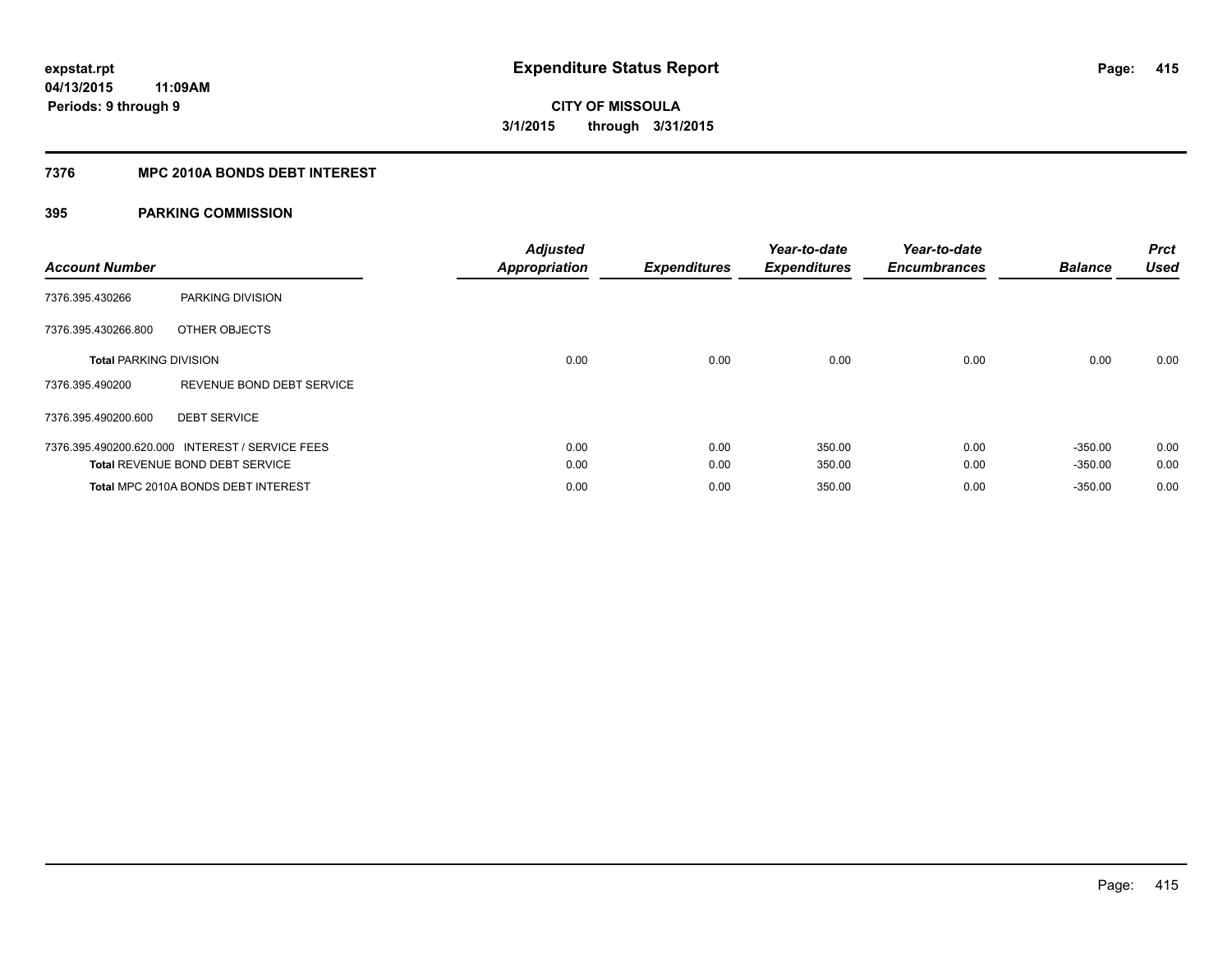**expstat.rpt**
**04/13/2015 11:09AM**
**Periods: 9 through 9**

# Expenditure Status Report

**CITY OF MISSOULA**
**3/1/2015 through 3/31/2015**

## 7376 MPC 2010A BONDS DEBT INTEREST

## 395 PARKING COMMISSION

| Account Number | | Adjusted Appropriation | Expenditures | Year-to-date Expenditures | Year-to-date Encumbrances | Balance | Prct Used |
|---|---|---|---|---|---|---|---|
| 7376.395.430266 | PARKING DIVISION | | | | | | |
| 7376.395.430266.800 | OTHER OBJECTS | | | | | | |
| **Total** PARKING DIVISION | | 0.00 | 0.00 | 0.00 | 0.00 | 0.00 | 0.00 |
| 7376.395.490200 | REVENUE BOND DEBT SERVICE | | | | | | |
| 7376.395.490200.600 | DEBT SERVICE | | | | | | |
| 7376.395.490200.620.000 | INTEREST / SERVICE FEES | 0.00 | 0.00 | 350.00 | 0.00 | -350.00 | 0.00 |
| **Total** REVENUE BOND DEBT SERVICE | | 0.00 | 0.00 | 350.00 | 0.00 | -350.00 | 0.00 |
| **Total** MPC 2010A BONDS DEBT INTEREST | | 0.00 | 0.00 | 350.00 | 0.00 | -350.00 | 0.00 |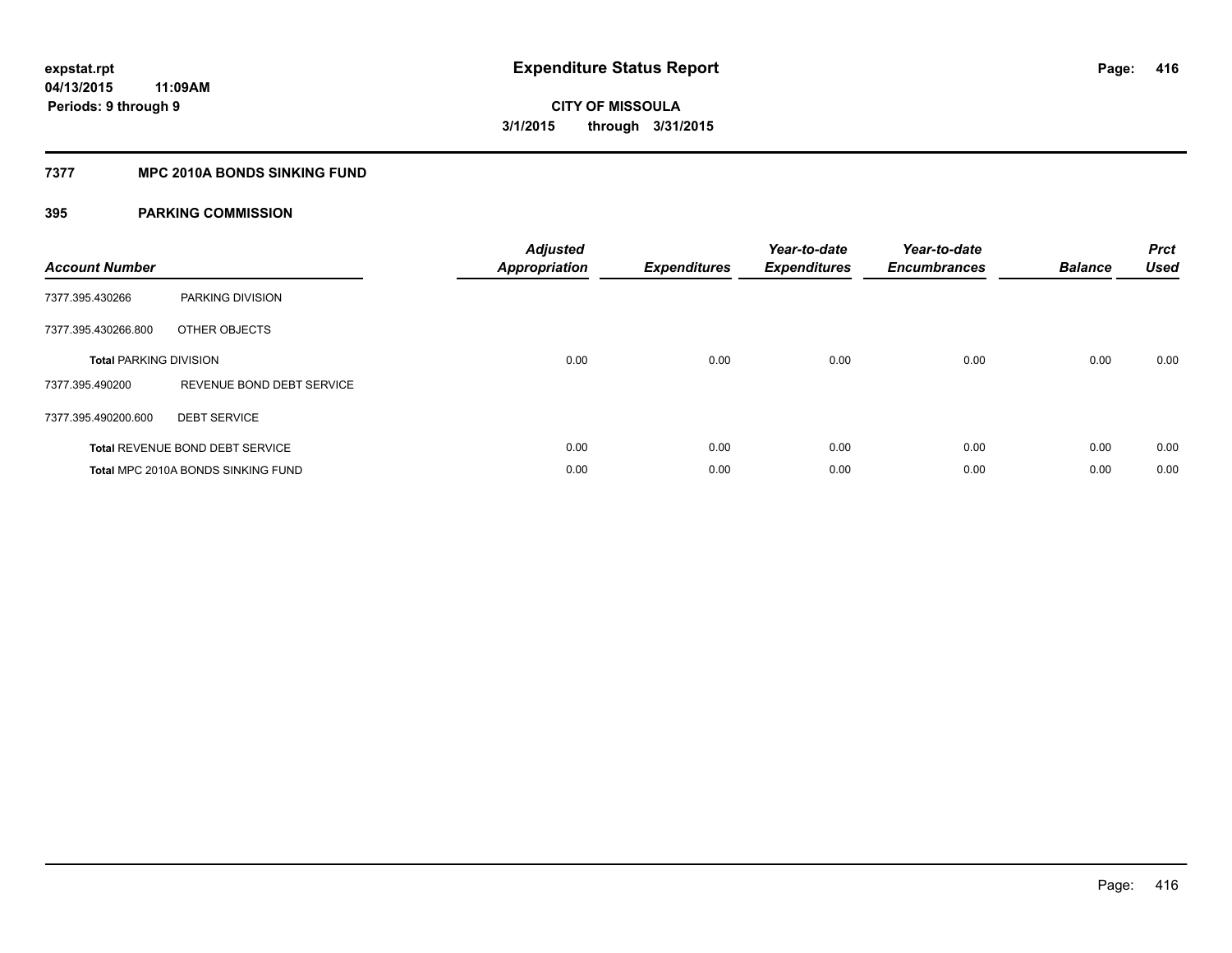# Expenditure Status Report

**expstat.rpt**
**04/13/2015 11:09AM**
**Periods: 9 through 9**

**CITY OF MISSOULA**
**3/1/2015 through 3/31/2015**

## 7377 MPC 2010A BONDS SINKING FUND

### 395 PARKING COMMISSION

| Account Number | | Adjusted Appropriation | Expenditures | Year-to-date Expenditures | Year-to-date Encumbrances | Balance | Prct Used |
|---|---|---|---|---|---|---|---|
| 7377.395.430266 | PARKING DIVISION | | | | | | |
| 7377.395.430266.800 | OTHER OBJECTS | | | | | | |
| **Total** PARKING DIVISION | | 0.00 | 0.00 | 0.00 | 0.00 | 0.00 | 0.00 |
| 7377.395.490200 | REVENUE BOND DEBT SERVICE | | | | | | |
| 7377.395.490200.600 | DEBT SERVICE | | | | | | |
| **Total** REVENUE BOND DEBT SERVICE | | 0.00 | 0.00 | 0.00 | 0.00 | 0.00 | 0.00 |
| **Total** MPC 2010A BONDS SINKING FUND | | 0.00 | 0.00 | 0.00 | 0.00 | 0.00 | 0.00 |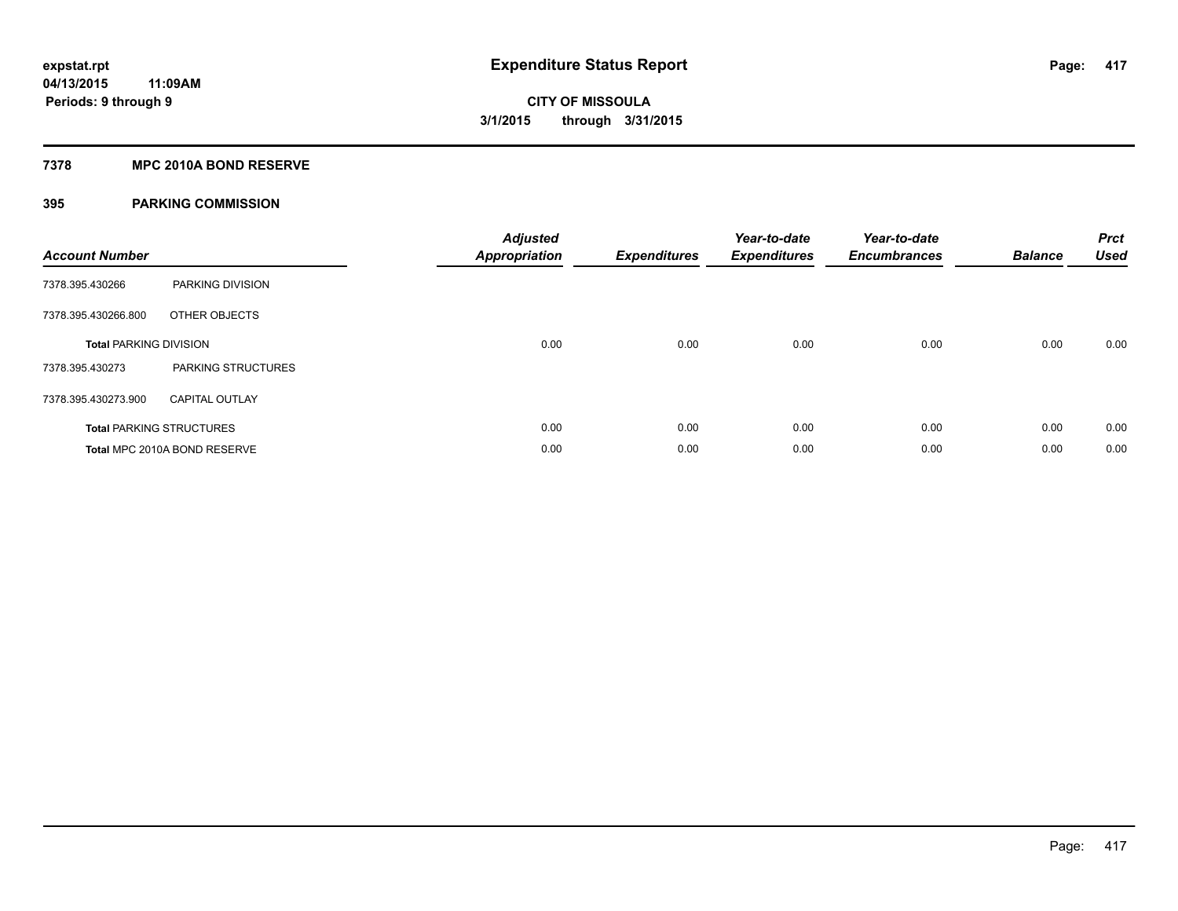# Expenditure Status Report

**CITY OF MISSOULA**

**3/1/2015 through 3/31/2015**

expstat.rpt
04/13/2015 11:09AM
Periods: 9 through 9

## 7378 MPC 2010A BOND RESERVE

### 395 PARKING COMMISSION

| Account Number | | Adjusted Appropriation | Expenditures | Year-to-date Expenditures | Year-to-date Encumbrances | Balance | Prct Used |
|---|---|---|---|---|---|---|---|
| 7378.395.430266 | PARKING DIVISION | | | | | | |
| 7378.395.430266.800 | OTHER OBJECTS | | | | | | |
| **Total** PARKING DIVISION | | 0.00 | 0.00 | 0.00 | 0.00 | 0.00 | 0.00 |
| 7378.395.430273 | PARKING STRUCTURES | | | | | | |
| 7378.395.430273.900 | CAPITAL OUTLAY | | | | | | |
| **Total** PARKING STRUCTURES | | 0.00 | 0.00 | 0.00 | 0.00 | 0.00 | 0.00 |
| **Total** MPC 2010A BOND RESERVE | | 0.00 | 0.00 | 0.00 | 0.00 | 0.00 | 0.00 |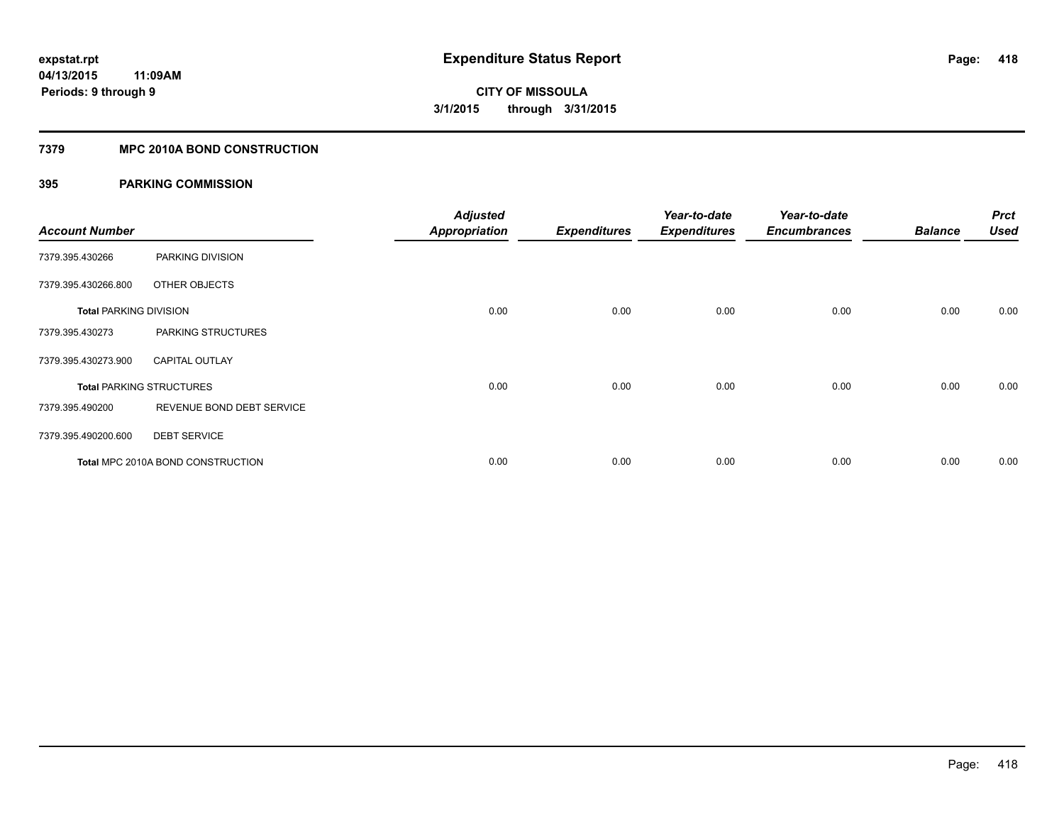**expstat.rpt**
**04/13/2015 11:09AM**
**Periods: 9 through 9**

# Expenditure Status Report

**CITY OF MISSOULA**
**3/1/2015 through 3/31/2015**

## 7379 MPC 2010A BOND CONSTRUCTION

### 395 PARKING COMMISSION

| Account Number | | Adjusted Appropriation | Expenditures | Year-to-date Expenditures | Year-to-date Encumbrances | Balance | Prct Used |
|---|---|---|---|---|---|---|---|
| 7379.395.430266 | PARKING DIVISION | | | | | | |
| 7379.395.430266.800 | OTHER OBJECTS | | | | | | |
| **Total** PARKING DIVISION | | 0.00 | 0.00 | 0.00 | 0.00 | 0.00 | 0.00 |
| 7379.395.430273 | PARKING STRUCTURES | | | | | | |
| 7379.395.430273.900 | CAPITAL OUTLAY | | | | | | |
| **Total** PARKING STRUCTURES | | 0.00 | 0.00 | 0.00 | 0.00 | 0.00 | 0.00 |
| 7379.395.490200 | REVENUE BOND DEBT SERVICE | | | | | | |
| 7379.395.490200.600 | DEBT SERVICE | | | | | | |
| **Total** MPC 2010A BOND CONSTRUCTION | | 0.00 | 0.00 | 0.00 | 0.00 | 0.00 | 0.00 |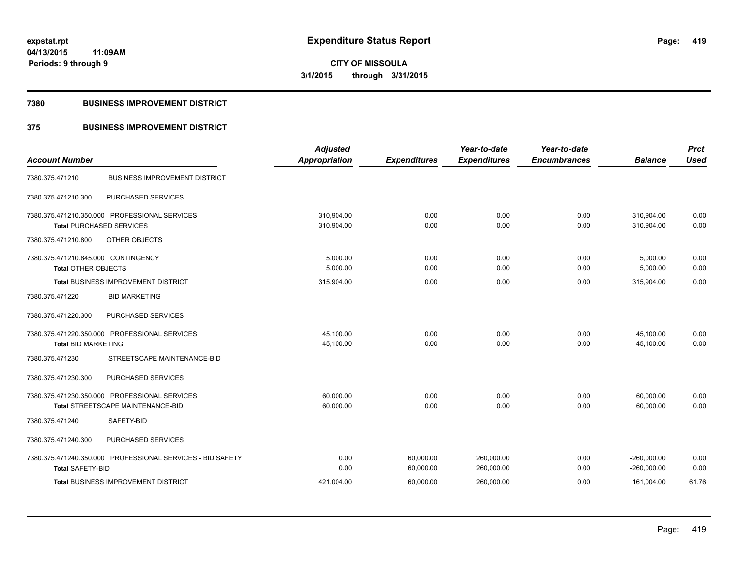**expstat.rpt**
**04/13/2015 11:09AM**
**Periods: 9 through 9**

# Expenditure Status Report

**CITY OF MISSOULA**
**3/1/2015 through 3/31/2015**

## 7380 BUSINESS IMPROVEMENT DISTRICT

## 375 BUSINESS IMPROVEMENT DISTRICT

| Account Number | | Adjusted Appropriation | Expenditures | Year-to-date Expenditures | Year-to-date Encumbrances | Balance | Prct Used |
|---|---|---|---|---|---|---|---|
| 7380.375.471210 | BUSINESS IMPROVEMENT DISTRICT | | | | | | |
| 7380.375.471210.300 | PURCHASED SERVICES | | | | | | |
| 7380.375.471210.350.000 | PROFESSIONAL SERVICES | 310,904.00 | 0.00 | 0.00 | 0.00 | 310,904.00 | 0.00 |
| **Total** PURCHASED SERVICES | | 310,904.00 | 0.00 | 0.00 | 0.00 | 310,904.00 | 0.00 |
| 7380.375.471210.800 | OTHER OBJECTS | | | | | | |
| 7380.375.471210.845.000 | CONTINGENCY | 5,000.00 | 0.00 | 0.00 | 0.00 | 5,000.00 | 0.00 |
| **Total** OTHER OBJECTS | | 5,000.00 | 0.00 | 0.00 | 0.00 | 5,000.00 | 0.00 |
| **Total** BUSINESS IMPROVEMENT DISTRICT | | 315,904.00 | 0.00 | 0.00 | 0.00 | 315,904.00 | 0.00 |
| 7380.375.471220 | BID MARKETING | | | | | | |
| 7380.375.471220.300 | PURCHASED SERVICES | | | | | | |
| 7380.375.471220.350.000 | PROFESSIONAL SERVICES | 45,100.00 | 0.00 | 0.00 | 0.00 | 45,100.00 | 0.00 |
| **Total** BID MARKETING | | 45,100.00 | 0.00 | 0.00 | 0.00 | 45,100.00 | 0.00 |
| 7380.375.471230 | STREETSCAPE MAINTENANCE-BID | | | | | | |
| 7380.375.471230.300 | PURCHASED SERVICES | | | | | | |
| 7380.375.471230.350.000 | PROFESSIONAL SERVICES | 60,000.00 | 0.00 | 0.00 | 0.00 | 60,000.00 | 0.00 |
| **Total** STREETSCAPE MAINTENANCE-BID | | 60,000.00 | 0.00 | 0.00 | 0.00 | 60,000.00 | 0.00 |
| 7380.375.471240 | SAFETY-BID | | | | | | |
| 7380.375.471240.300 | PURCHASED SERVICES | | | | | | |
| 7380.375.471240.350.000 | PROFESSIONAL SERVICES - BID SAFETY | 0.00 | 60,000.00 | 260,000.00 | 0.00 | -260,000.00 | 0.00 |
| **Total** SAFETY-BID | | 0.00 | 60,000.00 | 260,000.00 | 0.00 | -260,000.00 | 0.00 |
| **Total** BUSINESS IMPROVEMENT DISTRICT | | 421,004.00 | 60,000.00 | 260,000.00 | 0.00 | 161,004.00 | 61.76 |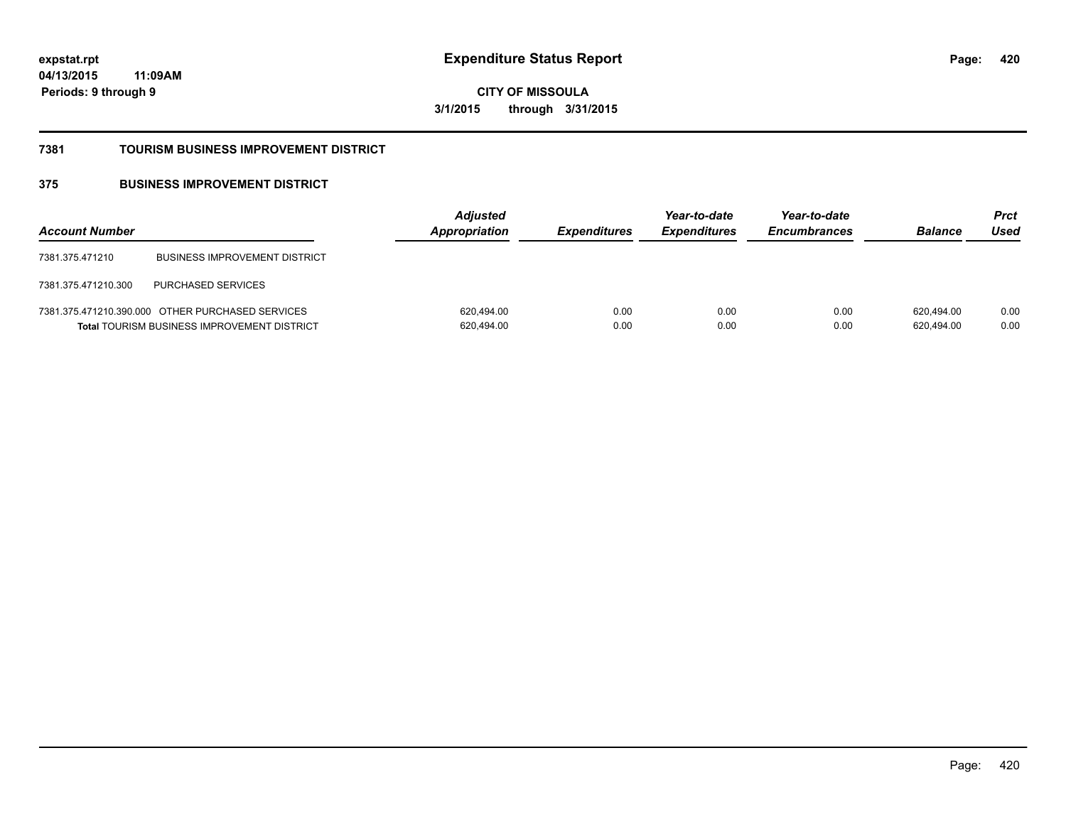**expstat.rpt**
**04/13/2015 11:09AM**
**Periods: 9 through 9**

# Expenditure Status Report

**CITY OF MISSOULA**
**3/1/2015 through 3/31/2015**

## 7381 TOURISM BUSINESS IMPROVEMENT DISTRICT

### 375 BUSINESS IMPROVEMENT DISTRICT

| Account Number | | Adjusted Appropriation | Expenditures | Year-to-date Expenditures | Year-to-date Encumbrances | Balance | Prct Used |
|---|---|---|---|---|---|---|---|
| 7381.375.471210 | BUSINESS IMPROVEMENT DISTRICT | | | | | | |
| 7381.375.471210.300 | PURCHASED SERVICES | | | | | | |
| 7381.375.471210.390.000 | OTHER PURCHASED SERVICES | 620,494.00 | 0.00 | 0.00 | 0.00 | 620,494.00 | 0.00 |
| **Total** TOURISM BUSINESS IMPROVEMENT DISTRICT | | 620,494.00 | 0.00 | 0.00 | 0.00 | 620,494.00 | 0.00 |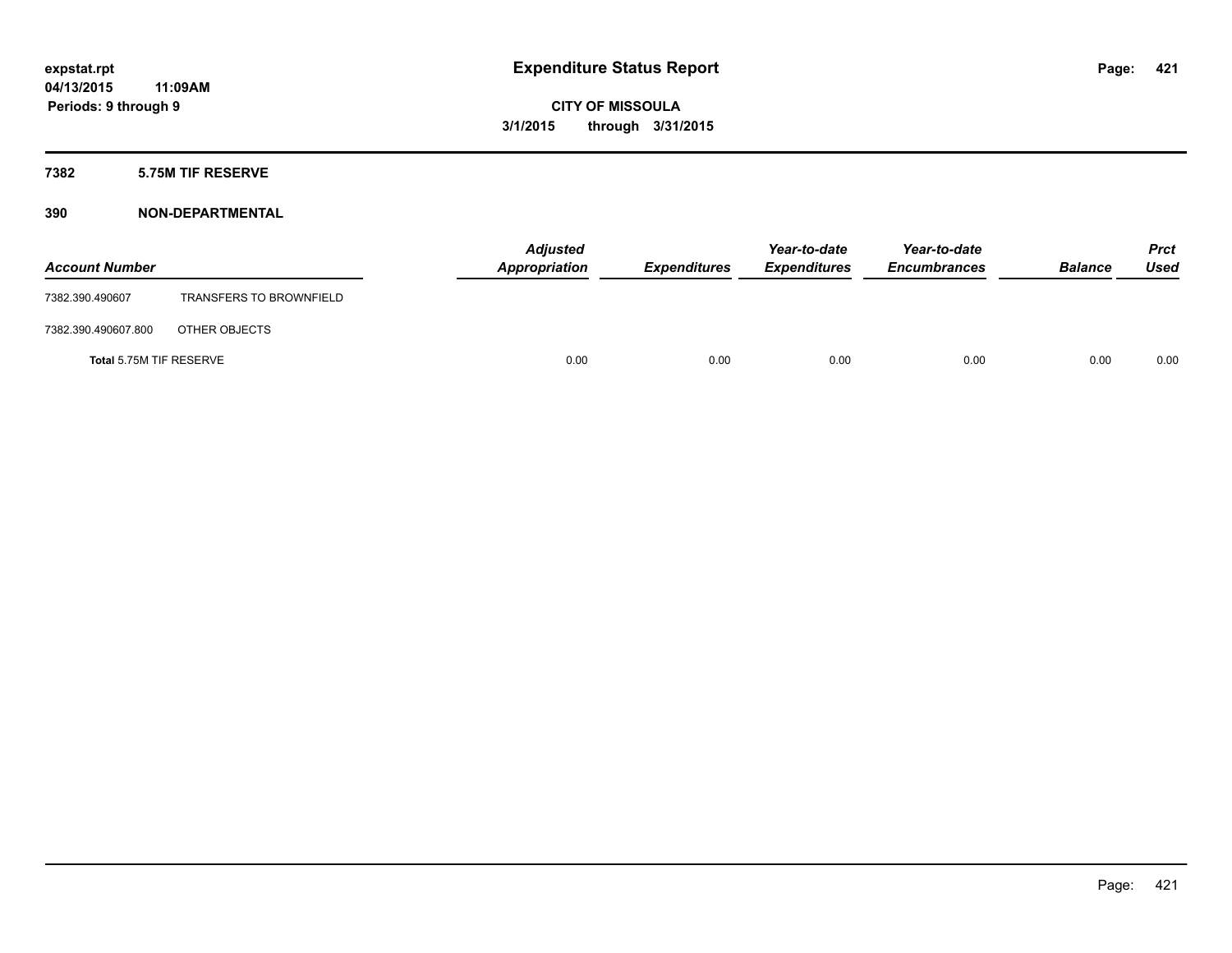# Expenditure Status Report

**CITY OF MISSOULA**

**3/1/2015 through 3/31/2015**

expstat.rpt
04/13/2015 11:09AM
Periods: 9 through 9

## 7382 5.75M TIF RESERVE

## 390 NON-DEPARTMENTAL

| Account Number | | Adjusted Appropriation | Expenditures | Year-to-date Expenditures | Year-to-date Encumbrances | Balance | Prct Used |
|---|---|---|---|---|---|---|---|
| 7382.390.490607 | TRANSFERS TO BROWNFIELD | | | | | | |
| 7382.390.490607.800 | OTHER OBJECTS | | | | | | |
| Total 5.75M TIF RESERVE | | 0.00 | 0.00 | 0.00 | 0.00 | 0.00 | 0.00 |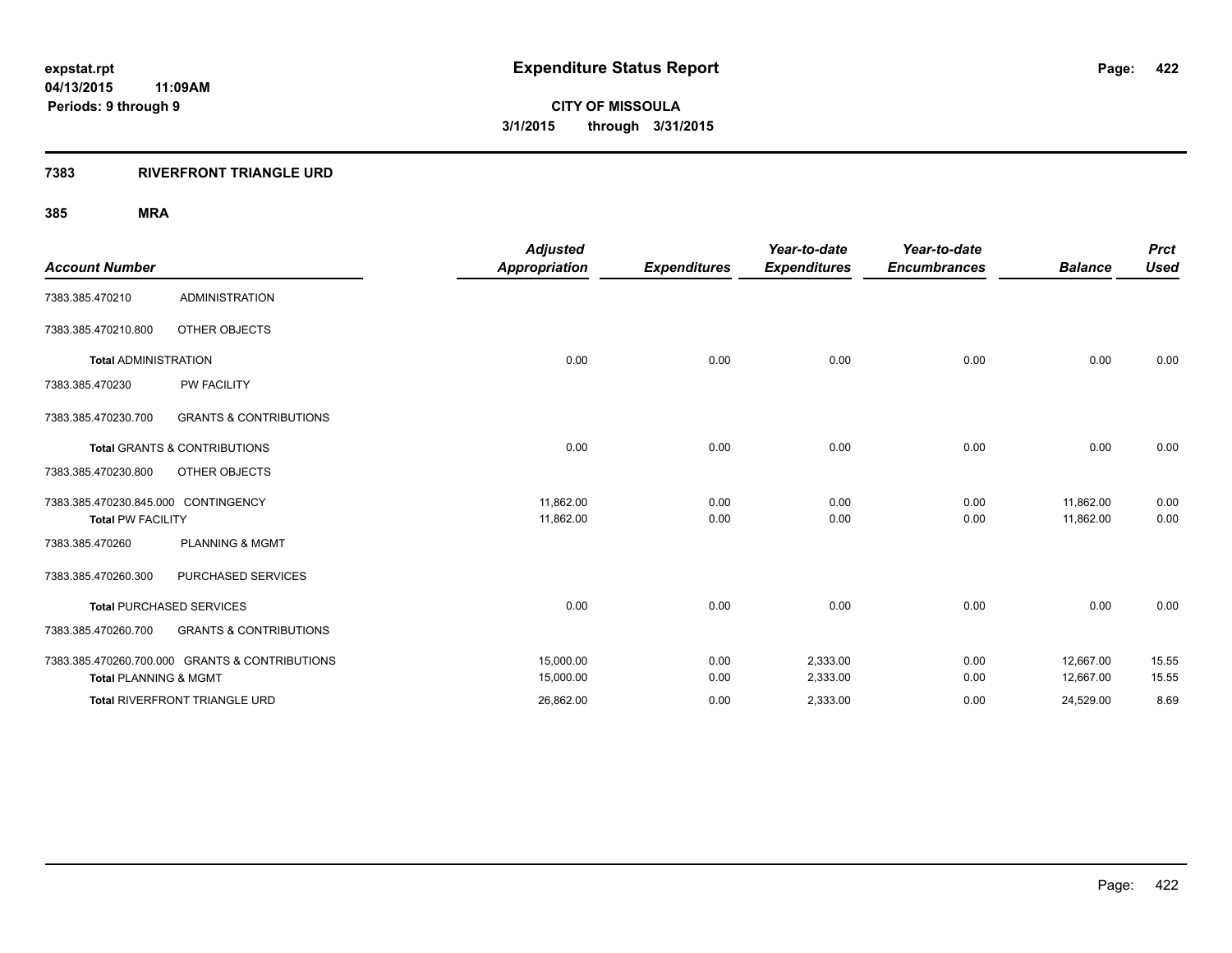# Expenditure Status Report

**expstat.rpt**
**04/13/2015 11:09AM**
**Periods: 9 through 9**

**CITY OF MISSOULA**
**3/1/2015 through 3/31/2015**

## 7383 RIVERFRONT TRIANGLE URD

### 385 MRA

| Account Number | | Adjusted Appropriation | Expenditures | Year-to-date Expenditures | Year-to-date Encumbrances | Balance | Prct Used |
|---|---|---|---|---|---|---|---|
| 7383.385.470210 | ADMINISTRATION | | | | | | |
| 7383.385.470210.800 | OTHER OBJECTS | | | | | | |
| **Total** ADMINISTRATION | | 0.00 | 0.00 | 0.00 | 0.00 | 0.00 | 0.00 |
| 7383.385.470230 | PW FACILITY | | | | | | |
| 7383.385.470230.700 | GRANTS & CONTRIBUTIONS | | | | | | |
| **Total** GRANTS & CONTRIBUTIONS | | 0.00 | 0.00 | 0.00 | 0.00 | 0.00 | 0.00 |
| 7383.385.470230.800 | OTHER OBJECTS | | | | | | |
| 7383.385.470230.845.000 | CONTINGENCY | 11,862.00 | 0.00 | 0.00 | 0.00 | 11,862.00 | 0.00 |
| **Total** PW FACILITY | | 11,862.00 | 0.00 | 0.00 | 0.00 | 11,862.00 | 0.00 |
| 7383.385.470260 | PLANNING & MGMT | | | | | | |
| 7383.385.470260.300 | PURCHASED SERVICES | | | | | | |
| **Total** PURCHASED SERVICES | | 0.00 | 0.00 | 0.00 | 0.00 | 0.00 | 0.00 |
| 7383.385.470260.700 | GRANTS & CONTRIBUTIONS | | | | | | |
| 7383.385.470260.700.000 | GRANTS & CONTRIBUTIONS | 15,000.00 | 0.00 | 2,333.00 | 0.00 | 12,667.00 | 15.55 |
| **Total** PLANNING & MGMT | | 15,000.00 | 0.00 | 2,333.00 | 0.00 | 12,667.00 | 15.55 |
| **Total** RIVERFRONT TRIANGLE URD | | 26,862.00 | 0.00 | 2,333.00 | 0.00 | 24,529.00 | 8.69 |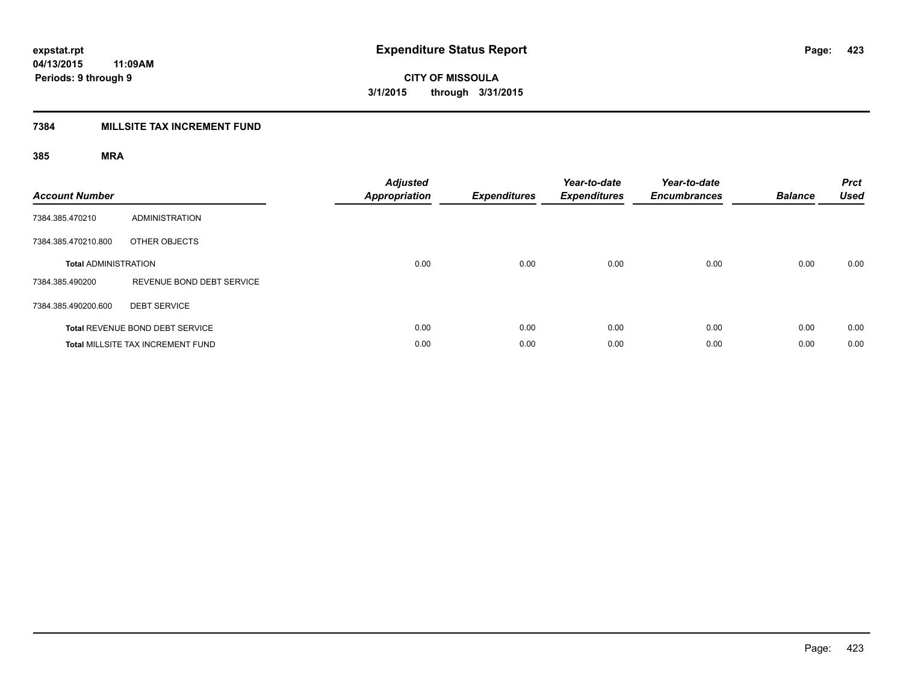# Expenditure Status Report

**CITY OF MISSOULA**

**3/1/2015 through 3/31/2015**

**expstat.rpt**
**04/13/2015 11:09AM**
**Periods: 9 through 9**

## 7384 MILLSITE TAX INCREMENT FUND

### 385 MRA

| Account Number | | Adjusted Appropriation | Expenditures | Year-to-date Expenditures | Year-to-date Encumbrances | Balance | Prct Used |
|---|---|---|---|---|---|---|---|
| 7384.385.470210 | ADMINISTRATION | | | | | | |
| 7384.385.470210.800 | OTHER OBJECTS | | | | | | |
| **Total** ADMINISTRATION | | 0.00 | 0.00 | 0.00 | 0.00 | 0.00 | 0.00 |
| 7384.385.490200 | REVENUE BOND DEBT SERVICE | | | | | | |
| 7384.385.490200.600 | DEBT SERVICE | | | | | | |
| **Total** REVENUE BOND DEBT SERVICE | | 0.00 | 0.00 | 0.00 | 0.00 | 0.00 | 0.00 |
| **Total** MILLSITE TAX INCREMENT FUND | | 0.00 | 0.00 | 0.00 | 0.00 | 0.00 | 0.00 |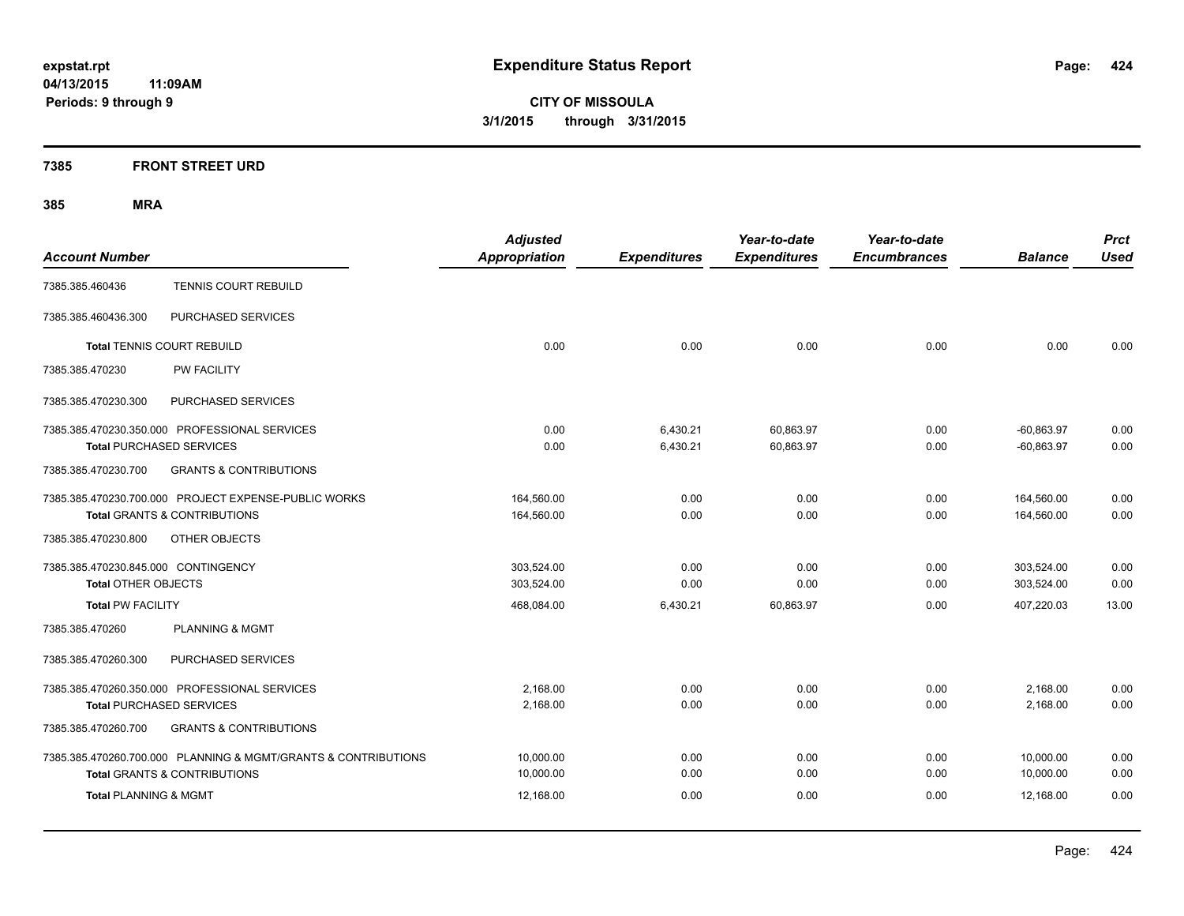**expstat.rpt**
**04/13/2015 11:09AM**
**Periods: 9 through 9**

# Expenditure Status Report

**CITY OF MISSOULA**
**3/1/2015 through 3/31/2015**

## 7385 FRONT STREET URD

## 385 MRA

| Account Number | | Adjusted Appropriation | Expenditures | Year-to-date Expenditures | Year-to-date Encumbrances | Balance | Prct Used |
|---|---|---|---|---|---|---|---|
| 7385.385.460436 | TENNIS COURT REBUILD | | | | | | |
| 7385.385.460436.300 | PURCHASED SERVICES | | | | | | |
| **Total** TENNIS COURT REBUILD | | 0.00 | 0.00 | 0.00 | 0.00 | 0.00 | 0.00 |
| 7385.385.470230 | PW FACILITY | | | | | | |
| 7385.385.470230.300 | PURCHASED SERVICES | | | | | | |
| 7385.385.470230.350.000 | PROFESSIONAL SERVICES | 0.00 | 6,430.21 | 60,863.97 | 0.00 | -60,863.97 | 0.00 |
| **Total** PURCHASED SERVICES | | 0.00 | 6,430.21 | 60,863.97 | 0.00 | -60,863.97 | 0.00 |
| 7385.385.470230.700 | GRANTS & CONTRIBUTIONS | | | | | | |
| 7385.385.470230.700.000 | PROJECT EXPENSE-PUBLIC WORKS | 164,560.00 | 0.00 | 0.00 | 0.00 | 164,560.00 | 0.00 |
| **Total** GRANTS & CONTRIBUTIONS | | 164,560.00 | 0.00 | 0.00 | 0.00 | 164,560.00 | 0.00 |
| 7385.385.470230.800 | OTHER OBJECTS | | | | | | |
| 7385.385.470230.845.000 | CONTINGENCY | 303,524.00 | 0.00 | 0.00 | 0.00 | 303,524.00 | 0.00 |
| **Total** OTHER OBJECTS | | 303,524.00 | 0.00 | 0.00 | 0.00 | 303,524.00 | 0.00 |
| **Total** PW FACILITY | | 468,084.00 | 6,430.21 | 60,863.97 | 0.00 | 407,220.03 | 13.00 |
| 7385.385.470260 | PLANNING & MGMT | | | | | | |
| 7385.385.470260.300 | PURCHASED SERVICES | | | | | | |
| 7385.385.470260.350.000 | PROFESSIONAL SERVICES | 2,168.00 | 0.00 | 0.00 | 0.00 | 2,168.00 | 0.00 |
| **Total** PURCHASED SERVICES | | 2,168.00 | 0.00 | 0.00 | 0.00 | 2,168.00 | 0.00 |
| 7385.385.470260.700 | GRANTS & CONTRIBUTIONS | | | | | | |
| 7385.385.470260.700.000 | PLANNING & MGMT/GRANTS & CONTRIBUTIONS | 10,000.00 | 0.00 | 0.00 | 0.00 | 10,000.00 | 0.00 |
| **Total** GRANTS & CONTRIBUTIONS | | 10,000.00 | 0.00 | 0.00 | 0.00 | 10,000.00 | 0.00 |
| **Total** PLANNING & MGMT | | 12,168.00 | 0.00 | 0.00 | 0.00 | 12,168.00 | 0.00 |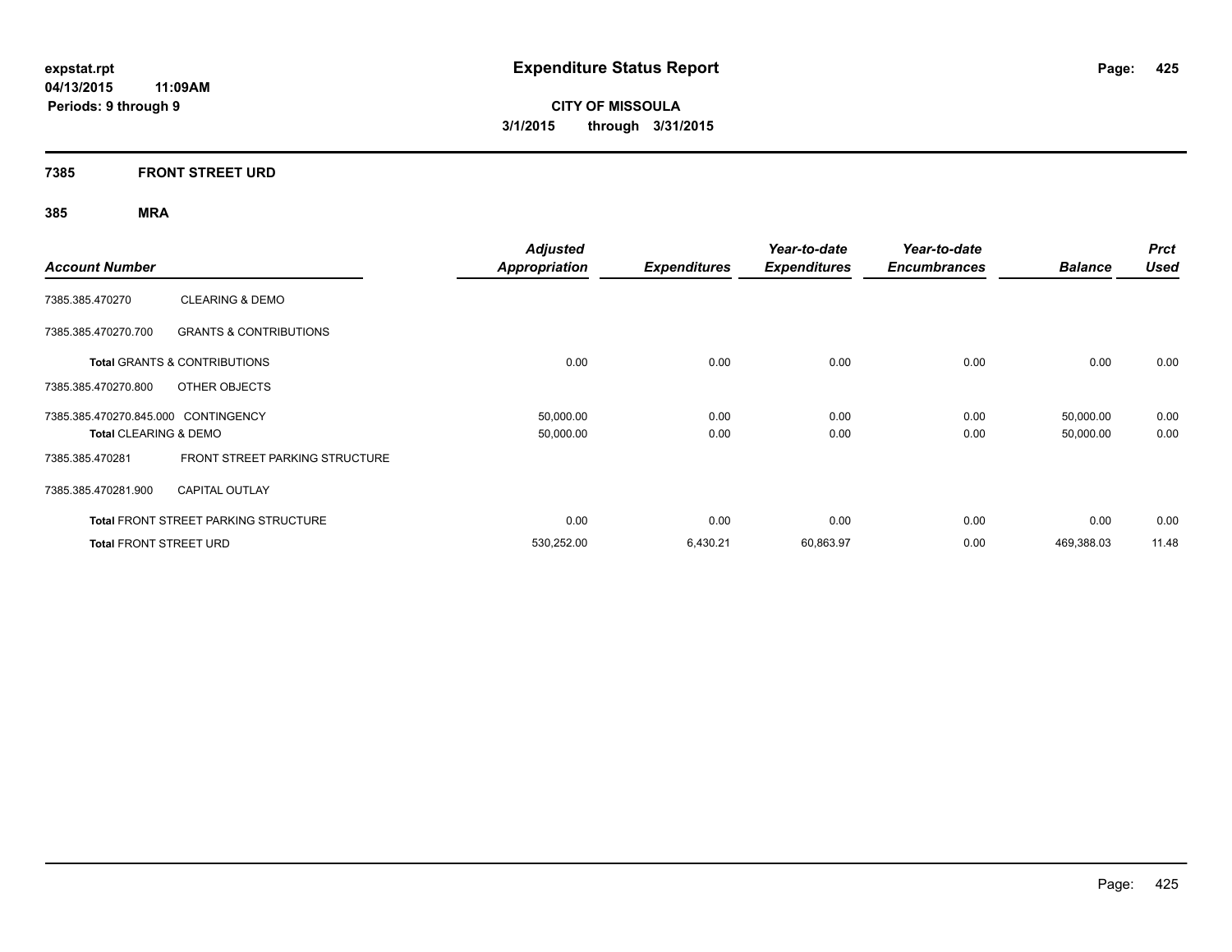**Expenditure Status Report**

**CITY OF MISSOULA**

**3/1/2015 through 3/31/2015**

expstat.rpt
04/13/2015 11:09AM
Periods: 9 through 9

## 7385 FRONT STREET URD

### 385 MRA

| Account Number | | Adjusted Appropriation | Expenditures | Year-to-date Expenditures | Year-to-date Encumbrances | Balance | Prct Used |
|---|---|---|---|---|---|---|---|
| 7385.385.470270 | CLEARING & DEMO | | | | | | |
| 7385.385.470270.700 | GRANTS & CONTRIBUTIONS | | | | | | |
| **Total** GRANTS & CONTRIBUTIONS | | 0.00 | 0.00 | 0.00 | 0.00 | 0.00 | 0.00 |
| 7385.385.470270.800 | OTHER OBJECTS | | | | | | |
| 7385.385.470270.845.000 | CONTINGENCY | 50,000.00 | 0.00 | 0.00 | 0.00 | 50,000.00 | 0.00 |
| **Total** CLEARING & DEMO | | 50,000.00 | 0.00 | 0.00 | 0.00 | 50,000.00 | 0.00 |
| 7385.385.470281 | FRONT STREET PARKING STRUCTURE | | | | | | |
| 7385.385.470281.900 | CAPITAL OUTLAY | | | | | | |
| **Total** FRONT STREET PARKING STRUCTURE | | 0.00 | 0.00 | 0.00 | 0.00 | 0.00 | 0.00 |
| **Total** FRONT STREET URD | | 530,252.00 | 6,430.21 | 60,863.97 | 0.00 | 469,388.03 | 11.48 |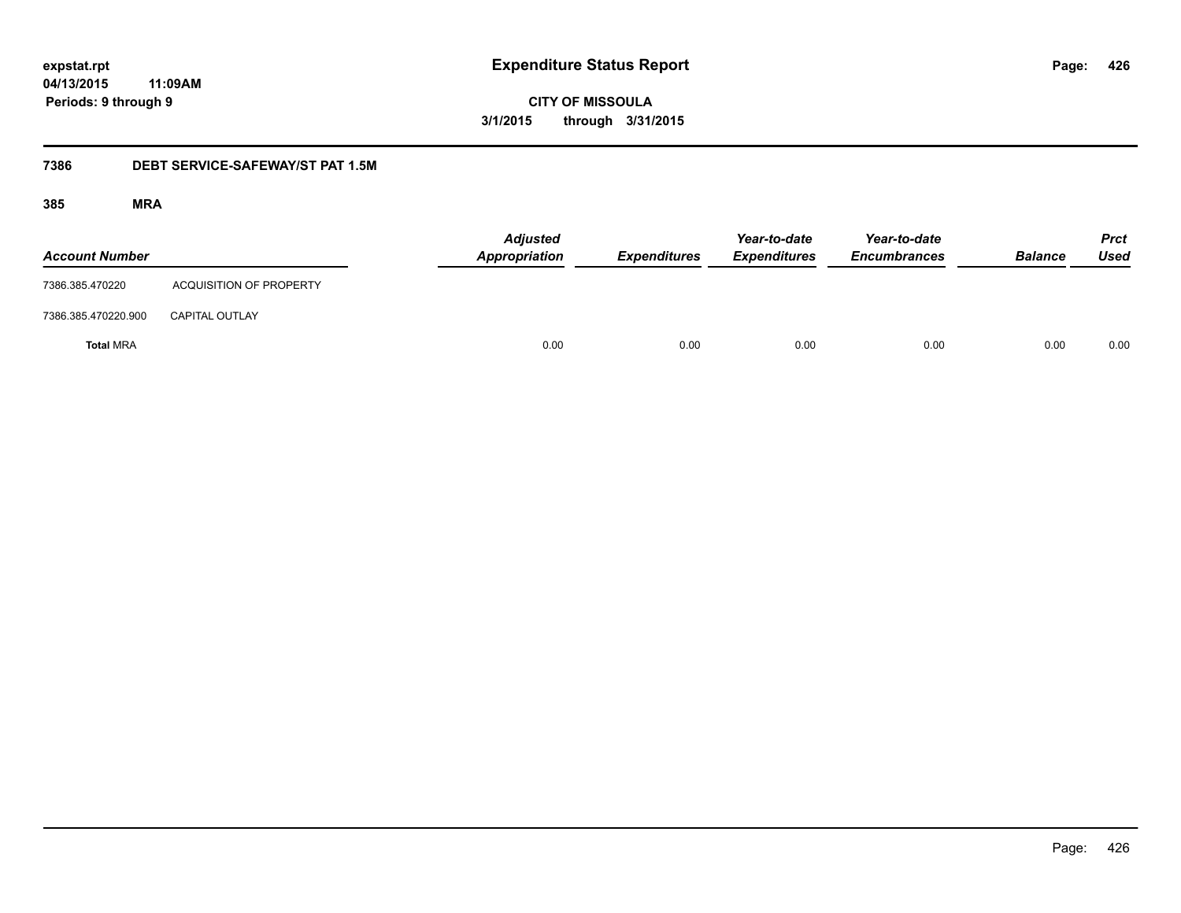expstat.rpt
04/13/2015 11:09AM
Periods: 9 through 9

# Expenditure Status Report

CITY OF MISSOULA
3/1/2015 through 3/31/2015

## 7386 DEBT SERVICE-SAFEWAY/ST PAT 1.5M

### 385 MRA

| Account Number | | Adjusted Appropriation | Expenditures | Year-to-date Expenditures | Year-to-date Encumbrances | Balance | Prct Used |
|---|---|---|---|---|---|---|---|
| 7386.385.470220 | ACQUISITION OF PROPERTY | | | | | | |
| 7386.385.470220.900 | CAPITAL OUTLAY | | | | | | |
| **Total** MRA | | 0.00 | 0.00 | 0.00 | 0.00 | 0.00 | 0.00 |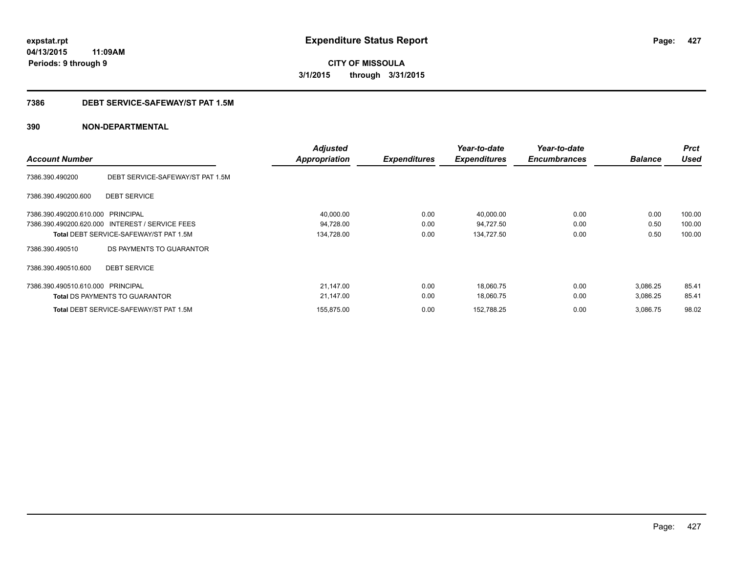# Expenditure Status Report

**expstat.rpt**
**04/13/2015 11:09AM**
**Periods: 9 through 9**

**CITY OF MISSOULA**
**3/1/2015 through 3/31/2015**

## 7386 DEBT SERVICE-SAFEWAY/ST PAT 1.5M

## 390 NON-DEPARTMENTAL

| Account Number | | Adjusted Appropriation | Expenditures | Year-to-date Expenditures | Year-to-date Encumbrances | Balance | Prct Used |
|---|---|---|---|---|---|---|---|
| 7386.390.490200 | DEBT SERVICE-SAFEWAY/ST PAT 1.5M | | | | | | |
| 7386.390.490200.600 | DEBT SERVICE | | | | | | |
| 7386.390.490200.610.000 | PRINCIPAL | 40,000.00 | 0.00 | 40,000.00 | 0.00 | 0.00 | 100.00 |
| 7386.390.490200.620.000 | INTEREST / SERVICE FEES | 94,728.00 | 0.00 | 94,727.50 | 0.00 | 0.50 | 100.00 |
| **Total** DEBT SERVICE-SAFEWAY/ST PAT 1.5M | | 134,728.00 | 0.00 | 134,727.50 | 0.00 | 0.50 | 100.00 |
| 7386.390.490510 | DS PAYMENTS TO GUARANTOR | | | | | | |
| 7386.390.490510.600 | DEBT SERVICE | | | | | | |
| 7386.390.490510.610.000 | PRINCIPAL | 21,147.00 | 0.00 | 18,060.75 | 0.00 | 3,086.25 | 85.41 |
| **Total** DS PAYMENTS TO GUARANTOR | | 21,147.00 | 0.00 | 18,060.75 | 0.00 | 3,086.25 | 85.41 |
| **Total** DEBT SERVICE-SAFEWAY/ST PAT 1.5M | | 155,875.00 | 0.00 | 152,788.25 | 0.00 | 3,086.75 | 98.02 |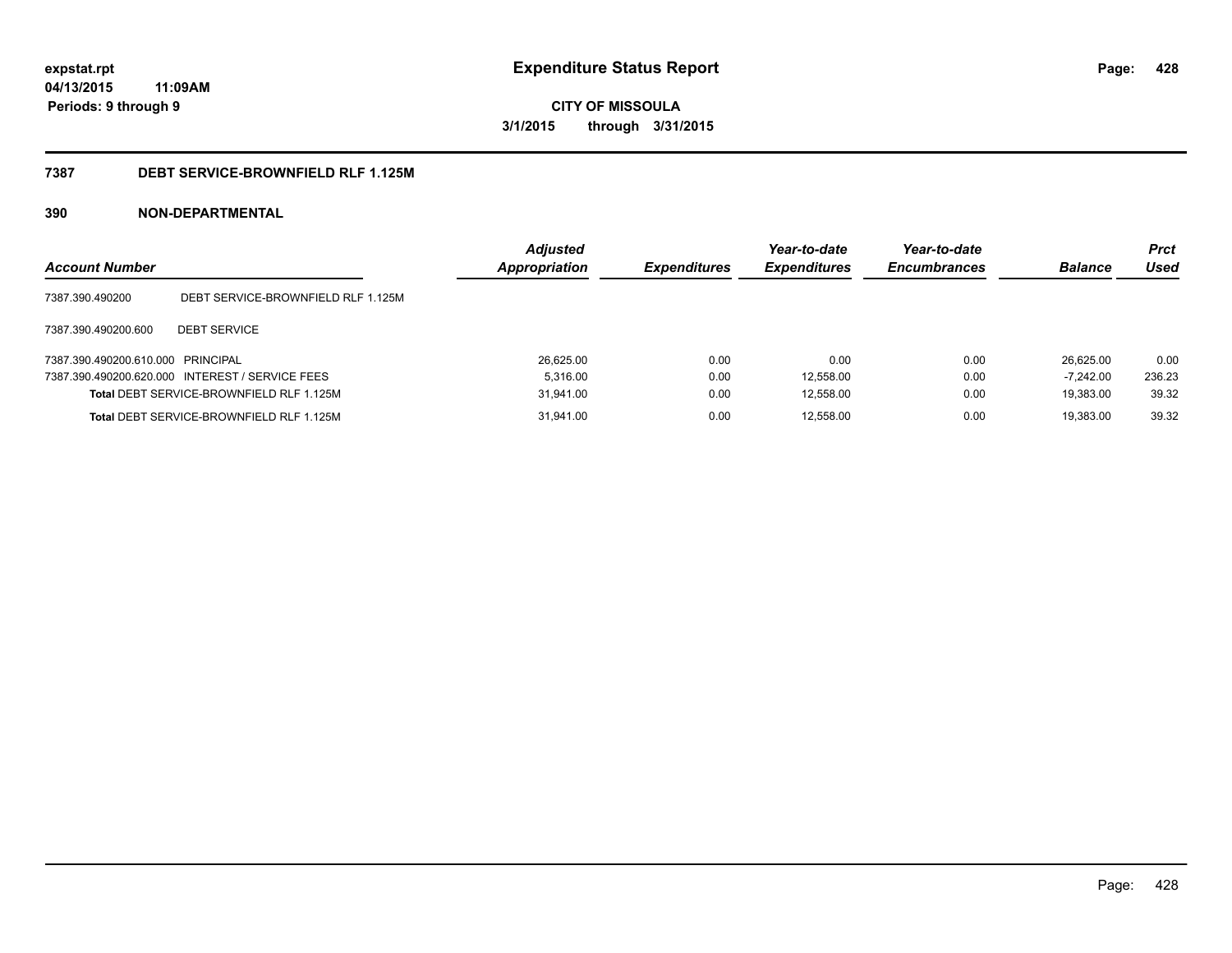**expstat.rpt**
**04/13/2015 11:09AM**
**Periods: 9 through 9**

# Expenditure Status Report

**CITY OF MISSOULA**
**3/1/2015 through 3/31/2015**

## 7387 DEBT SERVICE-BROWNFIELD RLF 1.125M

## 390 NON-DEPARTMENTAL

| Account Number | | Adjusted Appropriation | Expenditures | Year-to-date Expenditures | Year-to-date Encumbrances | Balance | Prct Used |
|---|---|---|---|---|---|---|---|
| 7387.390.490200 | DEBT SERVICE-BROWNFIELD RLF 1.125M | | | | | | |
| 7387.390.490200.600 | DEBT SERVICE | | | | | | |
| 7387.390.490200.610.000 | PRINCIPAL | 26,625.00 | 0.00 | 0.00 | 0.00 | 26,625.00 | 0.00 |
| 7387.390.490200.620.000 | INTEREST / SERVICE FEES | 5,316.00 | 0.00 | 12,558.00 | 0.00 | -7,242.00 | 236.23 |
| **Total** DEBT SERVICE-BROWNFIELD RLF 1.125M | | 31,941.00 | 0.00 | 12,558.00 | 0.00 | 19,383.00 | 39.32 |
| **Total** DEBT SERVICE-BROWNFIELD RLF 1.125M | | 31,941.00 | 0.00 | 12,558.00 | 0.00 | 19,383.00 | 39.32 |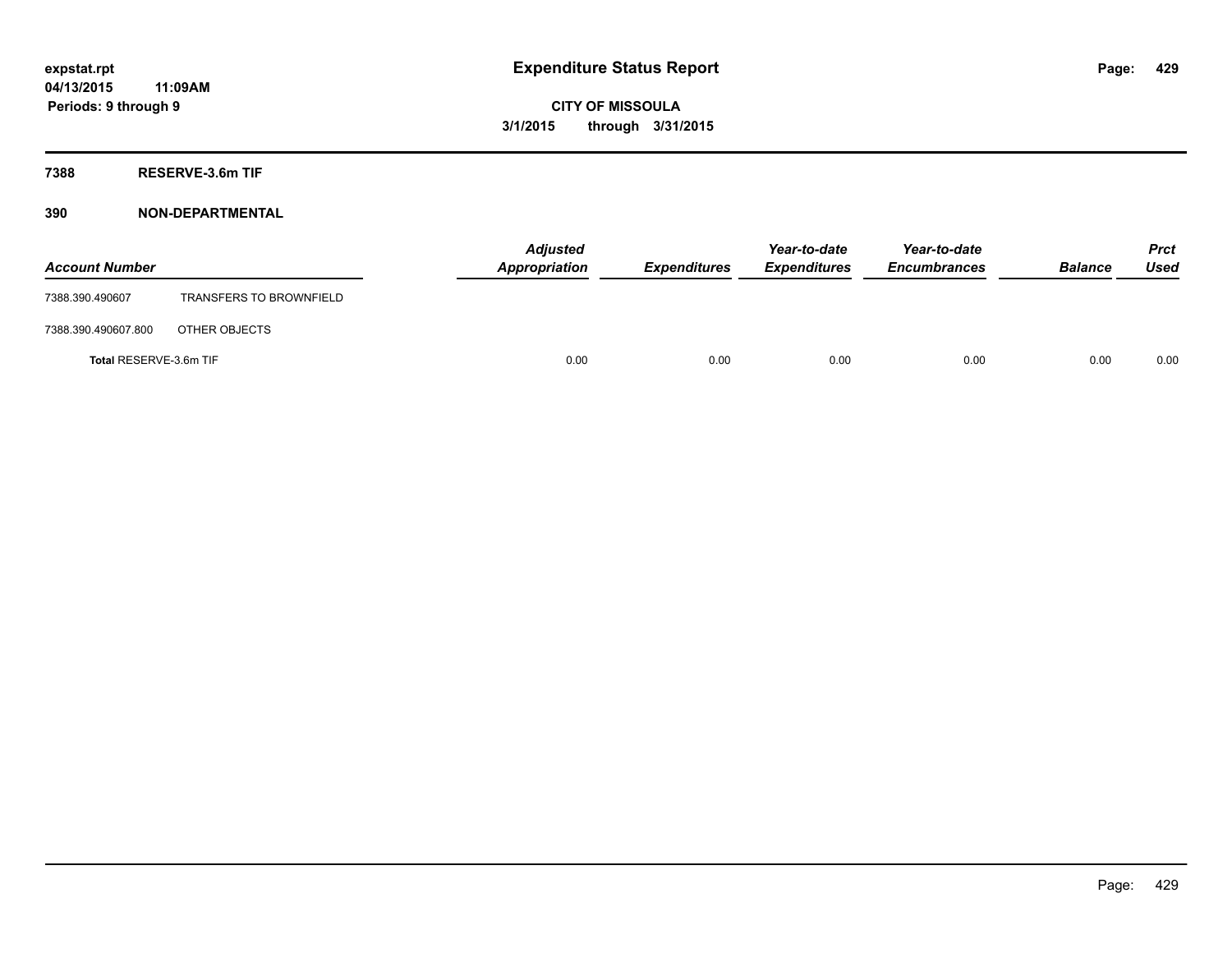**expstat.rpt**
**04/13/2015 11:09AM**
**Periods: 9 through 9**

# Expenditure Status Report

**CITY OF MISSOULA**
**3/1/2015 through 3/31/2015**

## 7388 RESERVE-3.6m TIF

## 390 NON-DEPARTMENTAL

| Account Number | | Adjusted Appropriation | Expenditures | Year-to-date Expenditures | Year-to-date Encumbrances | Balance | Prct Used |
|---|---|---|---|---|---|---|---|
| 7388.390.490607 | TRANSFERS TO BROWNFIELD | | | | | | |
| 7388.390.490607.800 | OTHER OBJECTS | | | | | | |
| **Total** RESERVE-3.6m TIF | | 0.00 | 0.00 | 0.00 | 0.00 | 0.00 | 0.00 |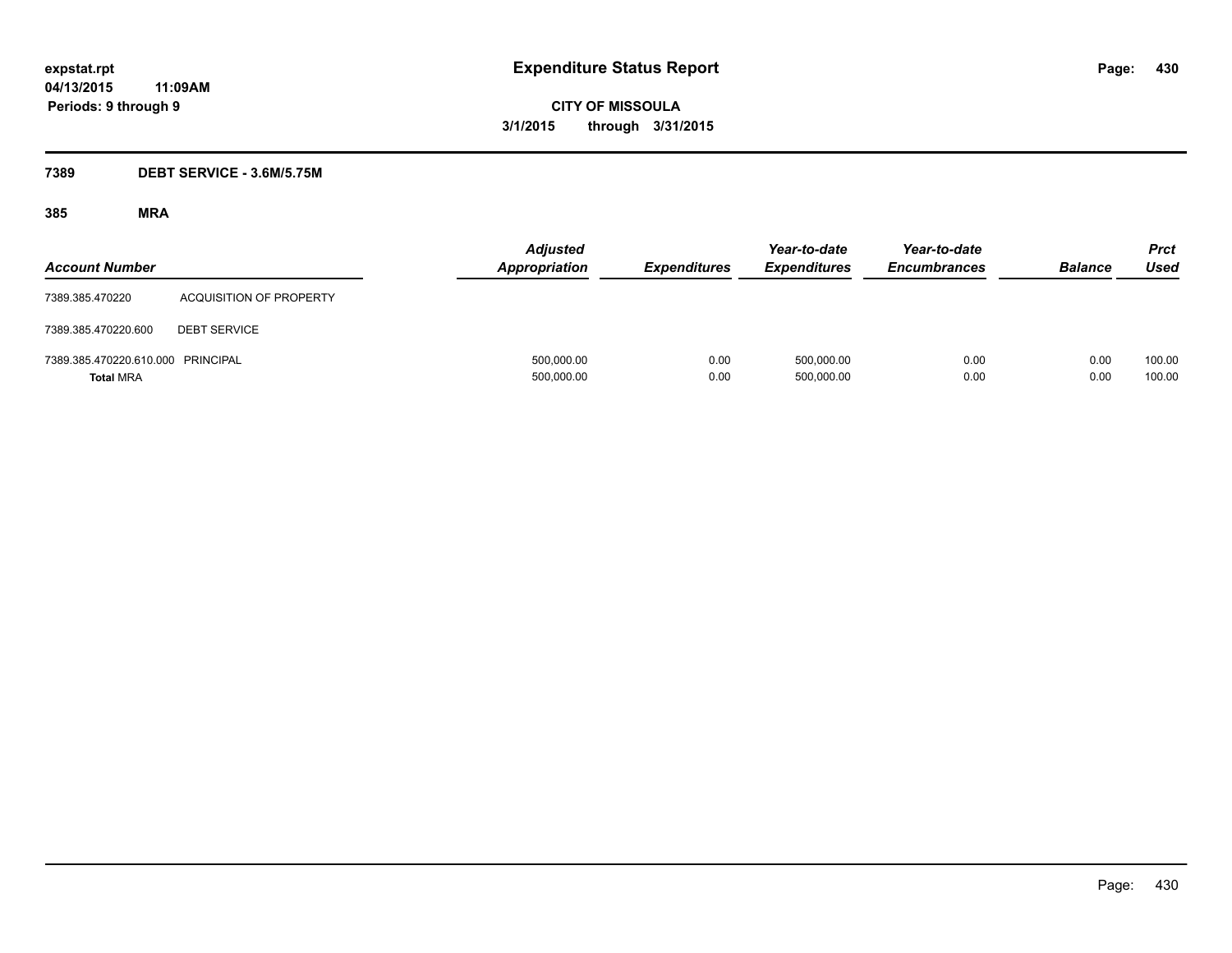expstat.rpt
04/13/2015 11:09AM
Periods: 9 through 9

# Expenditure Status Report

**CITY OF MISSOULA**
**3/1/2015 through 3/31/2015**

## 7389 DEBT SERVICE - 3.6M/5.75M

### 385 MRA

| Account Number | | Adjusted Appropriation | Expenditures | Year-to-date Expenditures | Year-to-date Encumbrances | Balance | Prct Used |
|---|---|---|---|---|---|---|---|
| 7389.385.470220 | ACQUISITION OF PROPERTY | | | | | | |
| 7389.385.470220.600 | DEBT SERVICE | | | | | | |
| 7389.385.470220.610.000 | PRINCIPAL | 500,000.00 | 0.00 | 500,000.00 | 0.00 | 0.00 | 100.00 |
| **Total** MRA | | 500,000.00 | 0.00 | 500,000.00 | 0.00 | 0.00 | 100.00 |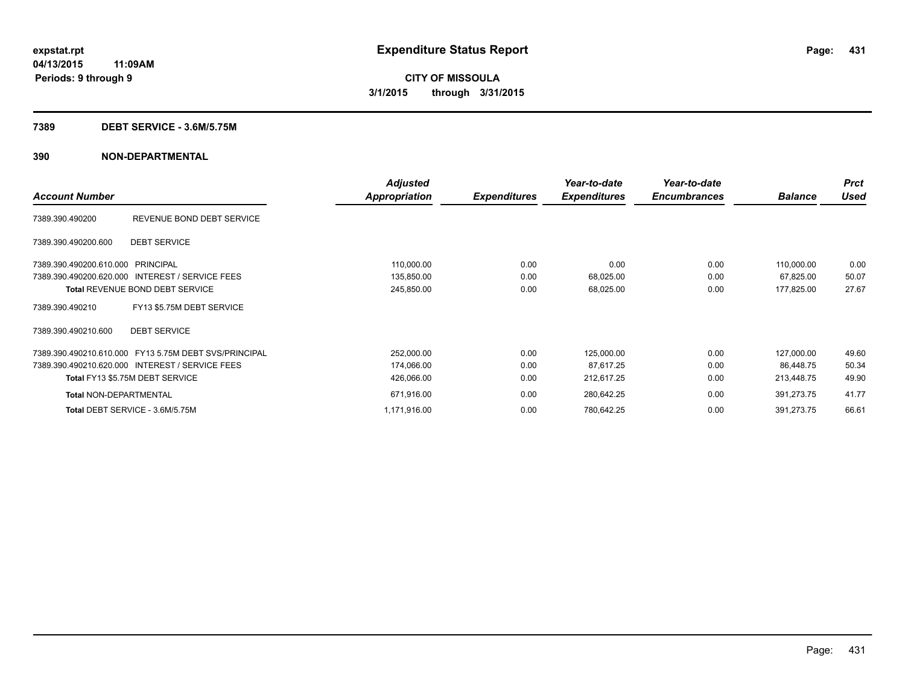# Expenditure Status Report

**expstat.rpt**
**04/13/2015 11:09AM**
**Periods: 9 through 9**

**CITY OF MISSOULA**
**3/1/2015 through 3/31/2015**

## 7389 DEBT SERVICE - 3.6M/5.75M

## 390 NON-DEPARTMENTAL

| Account Number | | Adjusted Appropriation | Expenditures | Year-to-date Expenditures | Year-to-date Encumbrances | Balance | Prct Used |
|---|---|---|---|---|---|---|---|
| 7389.390.490200 | REVENUE BOND DEBT SERVICE | | | | | | |
| 7389.390.490200.600 | DEBT SERVICE | | | | | | |
| 7389.390.490200.610.000 | PRINCIPAL | 110,000.00 | 0.00 | 0.00 | 0.00 | 110,000.00 | 0.00 |
| 7389.390.490200.620.000 | INTEREST / SERVICE FEES | 135,850.00 | 0.00 | 68,025.00 | 0.00 | 67,825.00 | 50.07 |
| **Total** REVENUE BOND DEBT SERVICE | | 245,850.00 | 0.00 | 68,025.00 | 0.00 | 177,825.00 | 27.67 |
| 7389.390.490210 | FY13 $5.75M DEBT SERVICE | | | | | | |
| 7389.390.490210.600 | DEBT SERVICE | | | | | | |
| 7389.390.490210.610.000 | FY13 5.75M DEBT SVS/PRINCIPAL | 252,000.00 | 0.00 | 125,000.00 | 0.00 | 127,000.00 | 49.60 |
| 7389.390.490210.620.000 | INTEREST / SERVICE FEES | 174,066.00 | 0.00 | 87,617.25 | 0.00 | 86,448.75 | 50.34 |
| **Total** FY13 $5.75M DEBT SERVICE | | 426,066.00 | 0.00 | 212,617.25 | 0.00 | 213,448.75 | 49.90 |
| **Total** NON-DEPARTMENTAL | | 671,916.00 | 0.00 | 280,642.25 | 0.00 | 391,273.75 | 41.77 |
| **Total** DEBT SERVICE - 3.6M/5.75M | | 1,171,916.00 | 0.00 | 780,642.25 | 0.00 | 391,273.75 | 66.61 |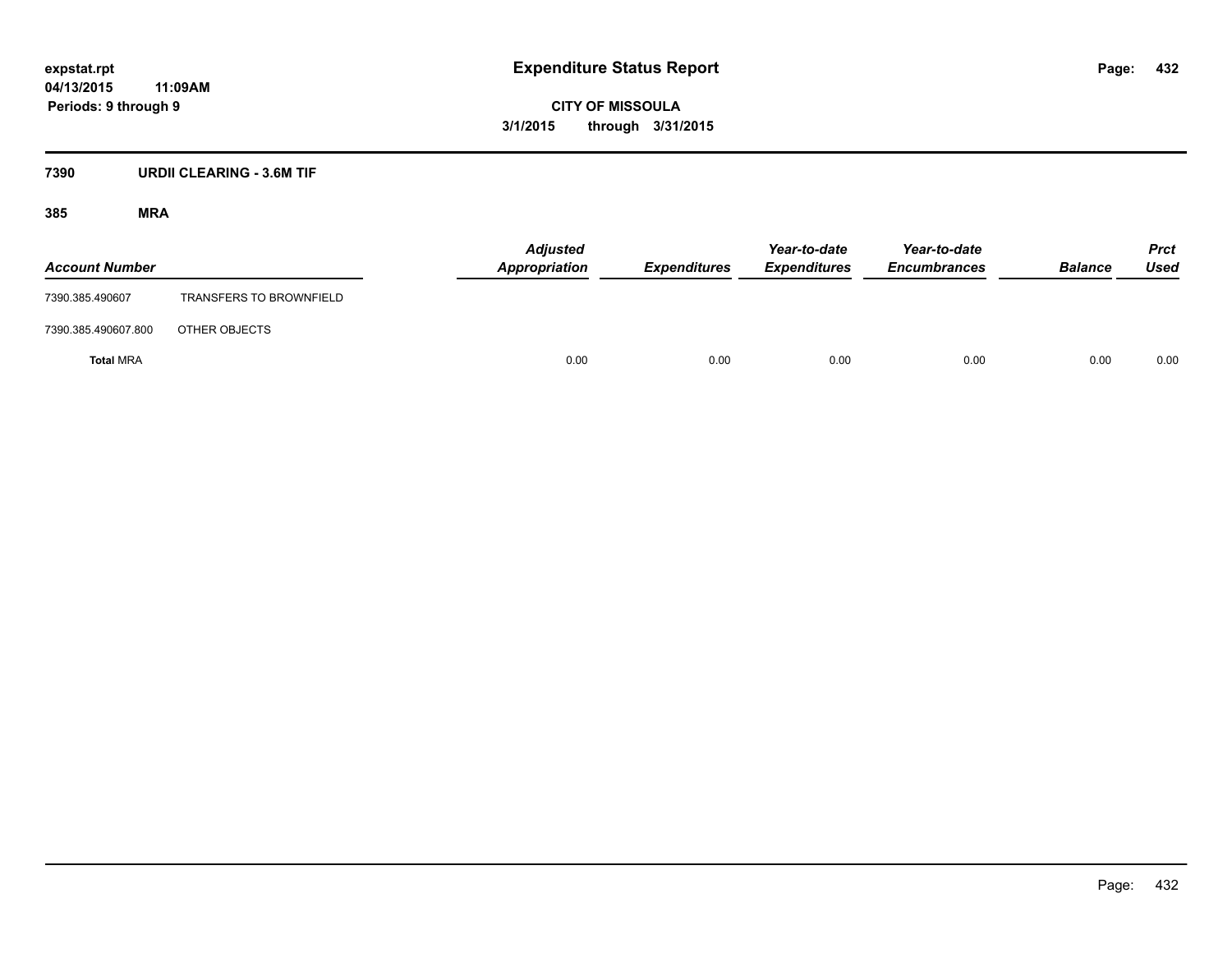**expstat.rpt**
**04/13/2015 11:09AM**
**Periods: 9 through 9**

# Expenditure Status Report

**CITY OF MISSOULA**
**3/1/2015 through 3/31/2015**

## 7390 URDII CLEARING - 3.6M TIF

### 385 MRA

| Account Number | | Adjusted Appropriation | Expenditures | Year-to-date Expenditures | Year-to-date Encumbrances | Balance | Prct Used |
|---|---|---|---|---|---|---|---|
| 7390.385.490607 | TRANSFERS TO BROWNFIELD | | | | | | |
| 7390.385.490607.800 | OTHER OBJECTS | | | | | | |
| **Total** MRA | | 0.00 | 0.00 | 0.00 | 0.00 | 0.00 | 0.00 |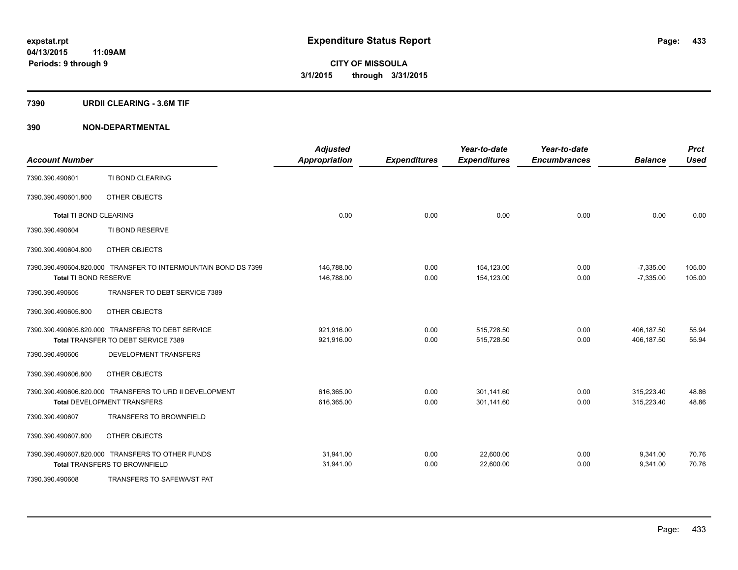**expstat.rpt**
**04/13/2015 11:09AM**
**Periods: 9 through 9**

# Expenditure Status Report

**CITY OF MISSOULA**
**3/1/2015 through 3/31/2015**

## 7390 URDII CLEARING - 3.6M TIF

## 390 NON-DEPARTMENTAL

| Account Number | | Adjusted Appropriation | Expenditures | Year-to-date Expenditures | Year-to-date Encumbrances | Balance | Prct Used |
|---|---|---|---|---|---|---|---|
| 7390.390.490601 | TI BOND CLEARING | | | | | | |
| 7390.390.490601.800 | OTHER OBJECTS | | | | | | |
| **Total** TI BOND CLEARING | | 0.00 | 0.00 | 0.00 | 0.00 | 0.00 | 0.00 |
| 7390.390.490604 | TI BOND RESERVE | | | | | | |
| 7390.390.490604.800 | OTHER OBJECTS | | | | | | |
| 7390.390.490604.820.000 | TRANSFER TO INTERMOUNTAIN BOND DS 7399 | 146,788.00 | 0.00 | 154,123.00 | 0.00 | -7,335.00 | 105.00 |
| **Total** TI BOND RESERVE | | 146,788.00 | 0.00 | 154,123.00 | 0.00 | -7,335.00 | 105.00 |
| 7390.390.490605 | TRANSFER TO DEBT SERVICE 7389 | | | | | | |
| 7390.390.490605.800 | OTHER OBJECTS | | | | | | |
| 7390.390.490605.820.000 | TRANSFERS TO DEBT SERVICE | 921,916.00 | 0.00 | 515,728.50 | 0.00 | 406,187.50 | 55.94 |
| **Total** TRANSFER TO DEBT SERVICE 7389 | | 921,916.00 | 0.00 | 515,728.50 | 0.00 | 406,187.50 | 55.94 |
| 7390.390.490606 | DEVELOPMENT TRANSFERS | | | | | | |
| 7390.390.490606.800 | OTHER OBJECTS | | | | | | |
| 7390.390.490606.820.000 | TRANSFERS TO URD II DEVELOPMENT | 616,365.00 | 0.00 | 301,141.60 | 0.00 | 315,223.40 | 48.86 |
| **Total** DEVELOPMENT TRANSFERS | | 616,365.00 | 0.00 | 301,141.60 | 0.00 | 315,223.40 | 48.86 |
| 7390.390.490607 | TRANSFERS TO BROWNFIELD | | | | | | |
| 7390.390.490607.800 | OTHER OBJECTS | | | | | | |
| 7390.390.490607.820.000 | TRANSFERS TO OTHER FUNDS | 31,941.00 | 0.00 | 22,600.00 | 0.00 | 9,341.00 | 70.76 |
| **Total** TRANSFERS TO BROWNFIELD | | 31,941.00 | 0.00 | 22,600.00 | 0.00 | 9,341.00 | 70.76 |
| 7390.390.490608 | TRANSFERS TO SAFEWA/ST PAT | | | | | | |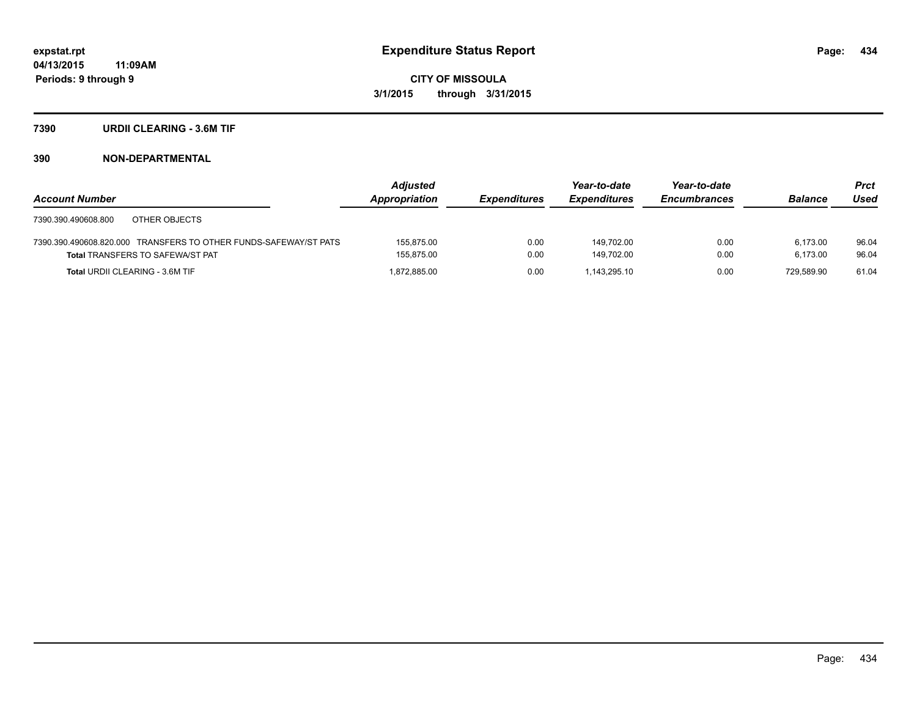**expstat.rpt**
**04/13/2015 11:09AM**
**Periods: 9 through 9**

# Expenditure Status Report

**CITY OF MISSOULA**
**3/1/2015 through 3/31/2015**

## 7390 URDII CLEARING - 3.6M TIF

## 390 NON-DEPARTMENTAL

| Account Number | Adjusted Appropriation | Expenditures | Year-to-date Expenditures | Year-to-date Encumbrances | Balance | Prct Used |
|---|---|---|---|---|---|---|
| 7390.390.490608.800 OTHER OBJECTS | | | | | | |
| 7390.390.490608.820.000 TRANSFERS TO OTHER FUNDS-SAFEWAY/ST PATS | 155,875.00 | 0.00 | 149,702.00 | 0.00 | 6,173.00 | 96.04 |
| **Total** TRANSFERS TO SAFEWA/ST PAT | 155,875.00 | 0.00 | 149,702.00 | 0.00 | 6,173.00 | 96.04 |
| **Total** URDII CLEARING - 3.6M TIF | 1,872,885.00 | 0.00 | 1,143,295.10 | 0.00 | 729,589.90 | 61.04 |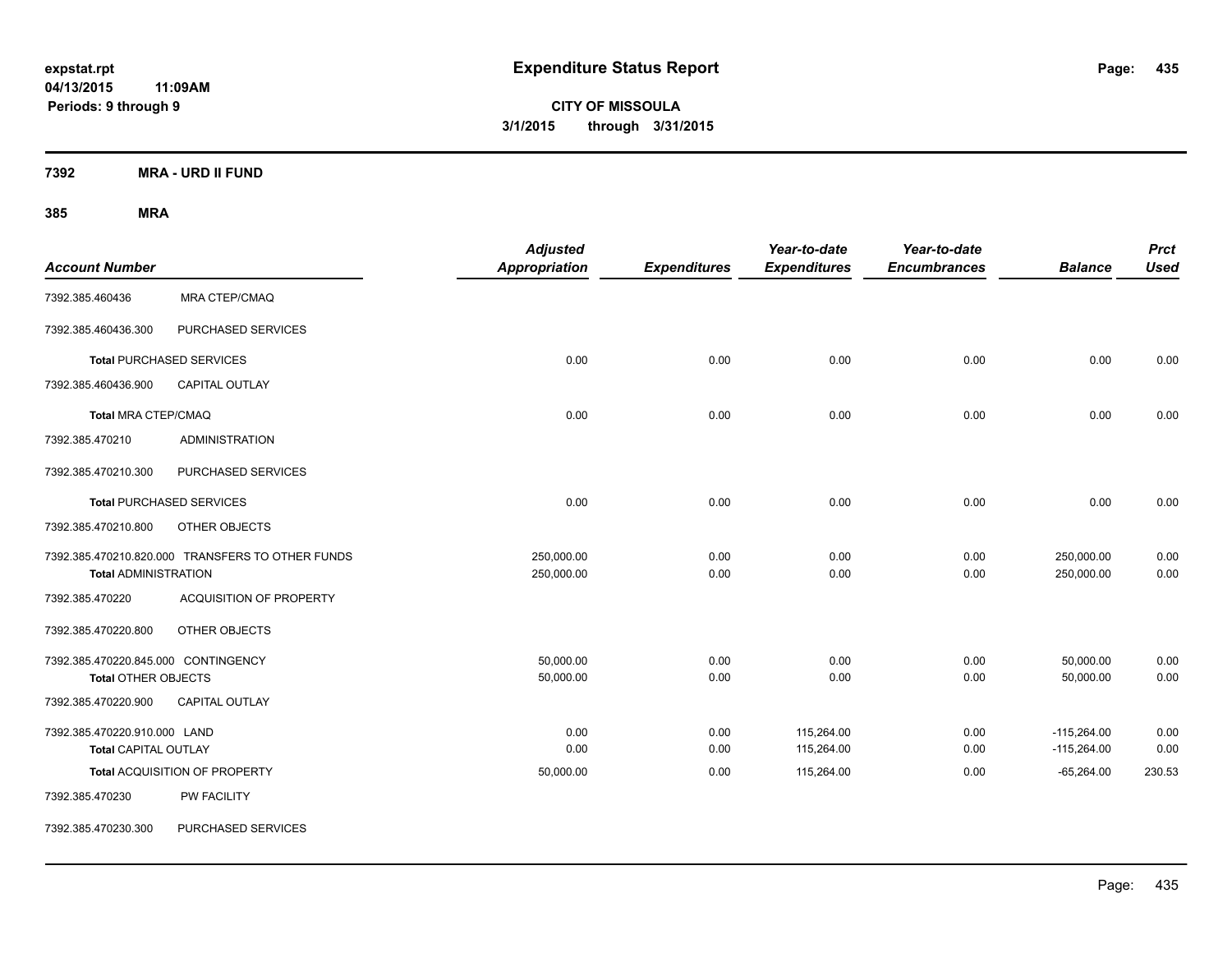# Expenditure Status Report

**CITY OF MISSOULA**
**3/1/2015 through 3/31/2015**

expstat.rpt
04/13/2015 11:09AM
Periods: 9 through 9

**7392 MRA - URD II FUND**

**385 MRA**

| Account Number | | Adjusted Appropriation | Expenditures | Year-to-date Expenditures | Year-to-date Encumbrances | Balance | Prct Used |
|---|---|---|---|---|---|---|---|
| 7392.385.460436 | MRA CTEP/CMAQ | | | | | | |
| 7392.385.460436.300 | PURCHASED SERVICES | | | | | | |
| **Total** PURCHASED SERVICES | | 0.00 | 0.00 | 0.00 | 0.00 | 0.00 | 0.00 |
| 7392.385.460436.900 | CAPITAL OUTLAY | | | | | | |
| **Total** MRA CTEP/CMAQ | | 0.00 | 0.00 | 0.00 | 0.00 | 0.00 | 0.00 |
| 7392.385.470210 | ADMINISTRATION | | | | | | |
| 7392.385.470210.300 | PURCHASED SERVICES | | | | | | |
| **Total** PURCHASED SERVICES | | 0.00 | 0.00 | 0.00 | 0.00 | 0.00 | 0.00 |
| 7392.385.470210.800 | OTHER OBJECTS | | | | | | |
| 7392.385.470210.820.000 | TRANSFERS TO OTHER FUNDS | 250,000.00 | 0.00 | 0.00 | 0.00 | 250,000.00 | 0.00 |
| **Total** ADMINISTRATION | | 250,000.00 | 0.00 | 0.00 | 0.00 | 250,000.00 | 0.00 |
| 7392.385.470220 | ACQUISITION OF PROPERTY | | | | | | |
| 7392.385.470220.800 | OTHER OBJECTS | | | | | | |
| 7392.385.470220.845.000 | CONTINGENCY | 50,000.00 | 0.00 | 0.00 | 0.00 | 50,000.00 | 0.00 |
| **Total** OTHER OBJECTS | | 50,000.00 | 0.00 | 0.00 | 0.00 | 50,000.00 | 0.00 |
| 7392.385.470220.900 | CAPITAL OUTLAY | | | | | | |
| 7392.385.470220.910.000 | LAND | 0.00 | 0.00 | 115,264.00 | 0.00 | -115,264.00 | 0.00 |
| **Total** CAPITAL OUTLAY | | 0.00 | 0.00 | 115,264.00 | 0.00 | -115,264.00 | 0.00 |
| **Total** ACQUISITION OF PROPERTY | | 50,000.00 | 0.00 | 115,264.00 | 0.00 | -65,264.00 | 230.53 |
| 7392.385.470230 | PW FACILITY | | | | | | |
| 7392.385.470230.300 | PURCHASED SERVICES | | | | | | |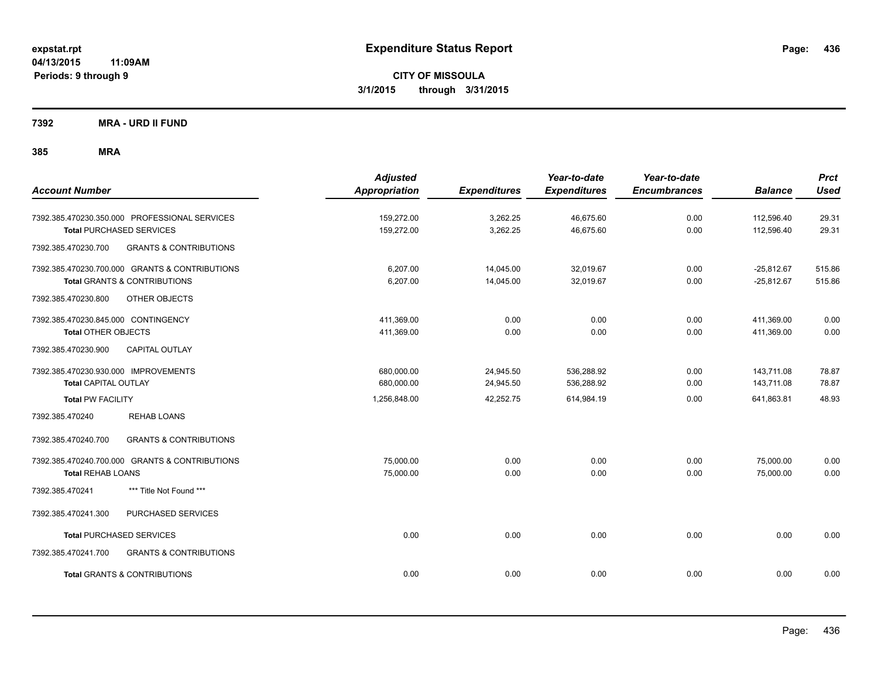**expstat.rpt**
**04/13/2015 11:09AM**
**Periods: 9 through 9**

# Expenditure Status Report

**CITY OF MISSOULA**
**3/1/2015 through 3/31/2015**

**7392 MRA - URD II FUND**

**385 MRA**

| Account Number | Adjusted Appropriation | Expenditures | Year-to-date Expenditures | Year-to-date Encumbrances | Balance | Prct Used |
|---|---|---|---|---|---|---|
| 7392.385.470230.350.000 PROFESSIONAL SERVICES | 159,272.00 | 3,262.25 | 46,675.60 | 0.00 | 112,596.40 | 29.31 |
| **Total** PURCHASED SERVICES | 159,272.00 | 3,262.25 | 46,675.60 | 0.00 | 112,596.40 | 29.31 |
| 7392.385.470230.700 GRANTS & CONTRIBUTIONS | | | | | | |
| 7392.385.470230.700.000 GRANTS & CONTRIBUTIONS | 6,207.00 | 14,045.00 | 32,019.67 | 0.00 | -25,812.67 | 515.86 |
| **Total** GRANTS & CONTRIBUTIONS | 6,207.00 | 14,045.00 | 32,019.67 | 0.00 | -25,812.67 | 515.86 |
| 7392.385.470230.800 OTHER OBJECTS | | | | | | |
| 7392.385.470230.845.000 CONTINGENCY | 411,369.00 | 0.00 | 0.00 | 0.00 | 411,369.00 | 0.00 |
| **Total** OTHER OBJECTS | 411,369.00 | 0.00 | 0.00 | 0.00 | 411,369.00 | 0.00 |
| 7392.385.470230.900 CAPITAL OUTLAY | | | | | | |
| 7392.385.470230.930.000 IMPROVEMENTS | 680,000.00 | 24,945.50 | 536,288.92 | 0.00 | 143,711.08 | 78.87 |
| **Total** CAPITAL OUTLAY | 680,000.00 | 24,945.50 | 536,288.92 | 0.00 | 143,711.08 | 78.87 |
| **Total** PW FACILITY | 1,256,848.00 | 42,252.75 | 614,984.19 | 0.00 | 641,863.81 | 48.93 |
| 7392.385.470240 REHAB LOANS | | | | | | |
| 7392.385.470240.700 GRANTS & CONTRIBUTIONS | | | | | | |
| 7392.385.470240.700.000 GRANTS & CONTRIBUTIONS | 75,000.00 | 0.00 | 0.00 | 0.00 | 75,000.00 | 0.00 |
| **Total** REHAB LOANS | 75,000.00 | 0.00 | 0.00 | 0.00 | 75,000.00 | 0.00 |
| 7392.385.470241 *** Title Not Found *** | | | | | | |
| 7392.385.470241.300 PURCHASED SERVICES | | | | | | |
| **Total** PURCHASED SERVICES | 0.00 | 0.00 | 0.00 | 0.00 | 0.00 | 0.00 |
| 7392.385.470241.700 GRANTS & CONTRIBUTIONS | | | | | | |
| **Total** GRANTS & CONTRIBUTIONS | 0.00 | 0.00 | 0.00 | 0.00 | 0.00 | 0.00 |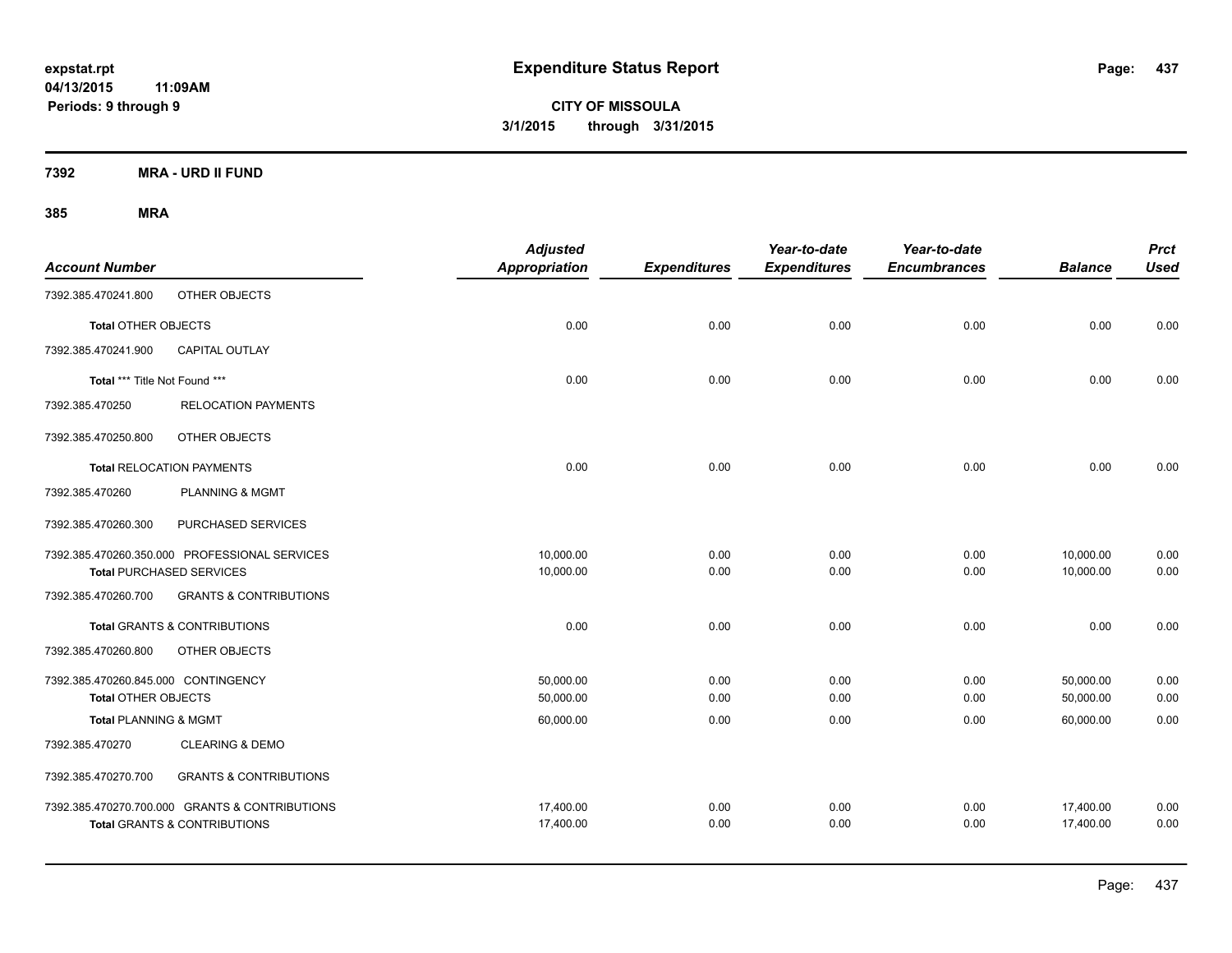**expstat.rpt**
**04/13/2015 11:09AM**
**Periods: 9 through 9**

# Expenditure Status Report

**CITY OF MISSOULA**
**3/1/2015 through 3/31/2015**

## 7392 MRA - URD II FUND

## 385 MRA

| Account Number | | Adjusted Appropriation | Expenditures | Year-to-date Expenditures | Year-to-date Encumbrances | Balance | Prct Used |
|---|---|---|---|---|---|---|---|
| 7392.385.470241.800 | OTHER OBJECTS | | | | | | |
| **Total** OTHER OBJECTS | | 0.00 | 0.00 | 0.00 | 0.00 | 0.00 | 0.00 |
| 7392.385.470241.900 | CAPITAL OUTLAY | | | | | | |
| **Total** *** Title Not Found *** | | 0.00 | 0.00 | 0.00 | 0.00 | 0.00 | 0.00 |
| 7392.385.470250 | RELOCATION PAYMENTS | | | | | | |
| 7392.385.470250.800 | OTHER OBJECTS | | | | | | |
| **Total** RELOCATION PAYMENTS | | 0.00 | 0.00 | 0.00 | 0.00 | 0.00 | 0.00 |
| 7392.385.470260 | PLANNING & MGMT | | | | | | |
| 7392.385.470260.300 | PURCHASED SERVICES | | | | | | |
| 7392.385.470260.350.000 | PROFESSIONAL SERVICES | 10,000.00 | 0.00 | 0.00 | 0.00 | 10,000.00 | 0.00 |
| **Total** PURCHASED SERVICES | | 10,000.00 | 0.00 | 0.00 | 0.00 | 10,000.00 | 0.00 |
| 7392.385.470260.700 | GRANTS & CONTRIBUTIONS | | | | | | |
| **Total** GRANTS & CONTRIBUTIONS | | 0.00 | 0.00 | 0.00 | 0.00 | 0.00 | 0.00 |
| 7392.385.470260.800 | OTHER OBJECTS | | | | | | |
| 7392.385.470260.845.000 | CONTINGENCY | 50,000.00 | 0.00 | 0.00 | 0.00 | 50,000.00 | 0.00 |
| **Total** OTHER OBJECTS | | 50,000.00 | 0.00 | 0.00 | 0.00 | 50,000.00 | 0.00 |
| **Total** PLANNING & MGMT | | 60,000.00 | 0.00 | 0.00 | 0.00 | 60,000.00 | 0.00 |
| 7392.385.470270 | CLEARING & DEMO | | | | | | |
| 7392.385.470270.700 | GRANTS & CONTRIBUTIONS | | | | | | |
| 7392.385.470270.700.000 | GRANTS & CONTRIBUTIONS | 17,400.00 | 0.00 | 0.00 | 0.00 | 17,400.00 | 0.00 |
| **Total** GRANTS & CONTRIBUTIONS | | 17,400.00 | 0.00 | 0.00 | 0.00 | 17,400.00 | 0.00 |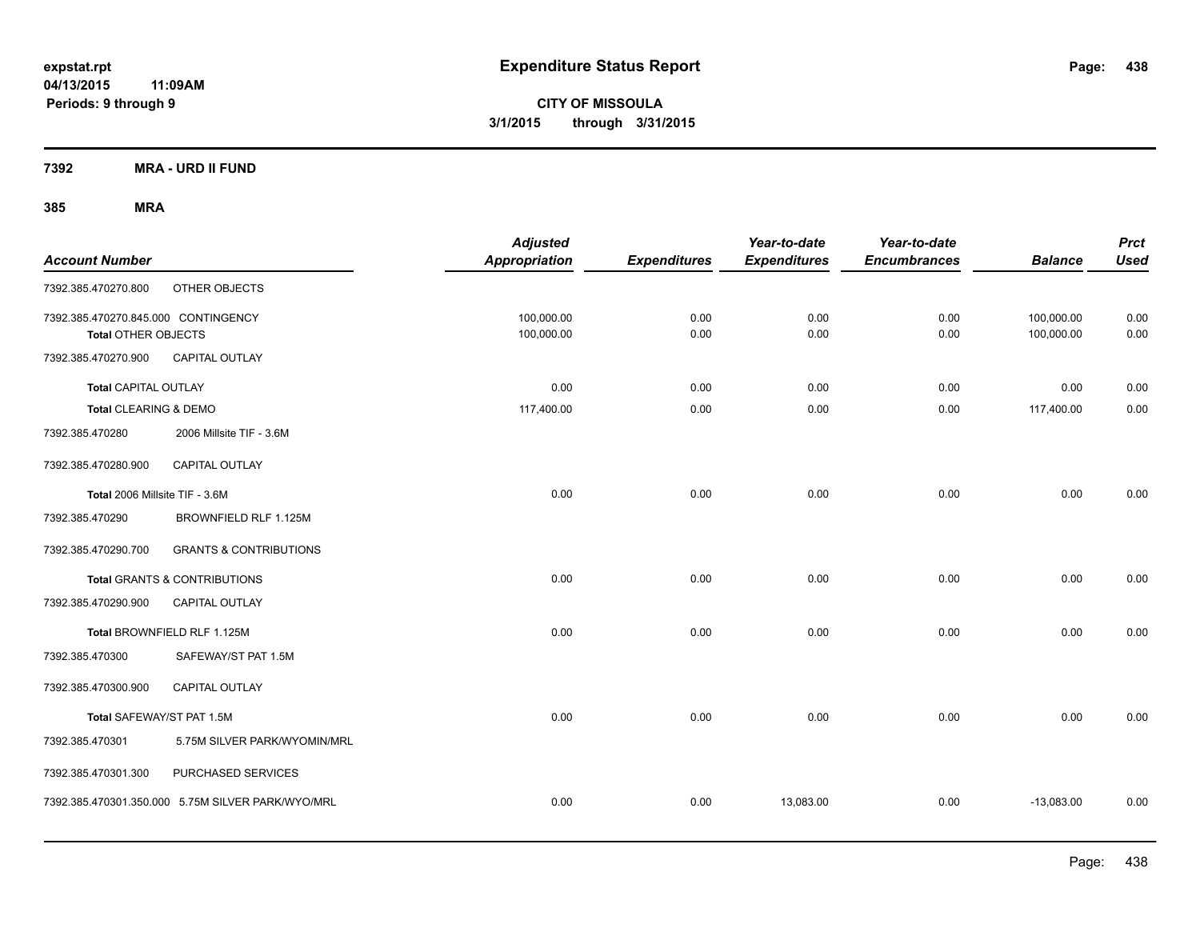**expstat.rpt**
**04/13/2015 11:09AM**
**Periods: 9 through 9**

# Expenditure Status Report

**CITY OF MISSOULA**
**3/1/2015 through 3/31/2015**

## 7392 MRA - URD II FUND

## 385 MRA

| Account Number | | Adjusted Appropriation | Expenditures | Year-to-date Expenditures | Year-to-date Encumbrances | Balance | Prct Used |
|---|---|---|---|---|---|---|---|
| 7392.385.470270.800 | OTHER OBJECTS | | | | | | |
| 7392.385.470270.845.000 CONTINGENCY | | 100,000.00 | 0.00 | 0.00 | 0.00 | 100,000.00 | 0.00 |
| **Total** OTHER OBJECTS | | 100,000.00 | 0.00 | 0.00 | 0.00 | 100,000.00 | 0.00 |
| 7392.385.470270.900 | CAPITAL OUTLAY | | | | | | |
| **Total** CAPITAL OUTLAY | | 0.00 | 0.00 | 0.00 | 0.00 | 0.00 | 0.00 |
| **Total** CLEARING & DEMO | | 117,400.00 | 0.00 | 0.00 | 0.00 | 117,400.00 | 0.00 |
| 7392.385.470280 | 2006 Millsite TIF - 3.6M | | | | | | |
| 7392.385.470280.900 | CAPITAL OUTLAY | | | | | | |
| **Total** 2006 Millsite TIF - 3.6M | | 0.00 | 0.00 | 0.00 | 0.00 | 0.00 | 0.00 |
| 7392.385.470290 | BROWNFIELD RLF 1.125M | | | | | | |
| 7392.385.470290.700 | GRANTS & CONTRIBUTIONS | | | | | | |
| **Total** GRANTS & CONTRIBUTIONS | | 0.00 | 0.00 | 0.00 | 0.00 | 0.00 | 0.00 |
| 7392.385.470290.900 | CAPITAL OUTLAY | | | | | | |
| **Total** BROWNFIELD RLF 1.125M | | 0.00 | 0.00 | 0.00 | 0.00 | 0.00 | 0.00 |
| 7392.385.470300 | SAFEWAY/ST PAT 1.5M | | | | | | |
| 7392.385.470300.900 | CAPITAL OUTLAY | | | | | | |
| **Total** SAFEWAY/ST PAT 1.5M | | 0.00 | 0.00 | 0.00 | 0.00 | 0.00 | 0.00 |
| 7392.385.470301 | 5.75M SILVER PARK/WYOMIN/MRL | | | | | | |
| 7392.385.470301.300 | PURCHASED SERVICES | | | | | | |
| 7392.385.470301.350.000 5.75M SILVER PARK/WYO/MRL | | 0.00 | 0.00 | 13,083.00 | 0.00 | -13,083.00 | 0.00 |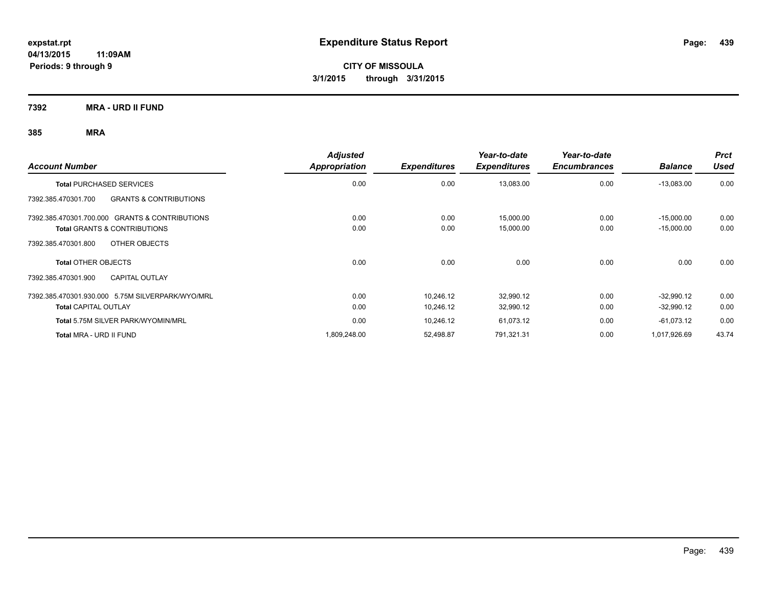**expstat.rpt**
**04/13/2015 11:09AM**
**Periods: 9 through 9**

# Expenditure Status Report

**CITY OF MISSOULA**
**3/1/2015 through 3/31/2015**

**7392 MRA - URD II FUND**

**385 MRA**

| Account Number | Adjusted Appropriation | Expenditures | Year-to-date Expenditures | Year-to-date Encumbrances | Balance | Prct Used |
|---|---|---|---|---|---|---|
| **Total** PURCHASED SERVICES | 0.00 | 0.00 | 13,083.00 | 0.00 | -13,083.00 | 0.00 |
| 7392.385.470301.700 GRANTS & CONTRIBUTIONS | | | | | | |
| 7392.385.470301.700.000 GRANTS & CONTRIBUTIONS | 0.00 | 0.00 | 15,000.00 | 0.00 | -15,000.00 | 0.00 |
| **Total** GRANTS & CONTRIBUTIONS | 0.00 | 0.00 | 15,000.00 | 0.00 | -15,000.00 | 0.00 |
| 7392.385.470301.800 OTHER OBJECTS | | | | | | |
| **Total** OTHER OBJECTS | 0.00 | 0.00 | 0.00 | 0.00 | 0.00 | 0.00 |
| 7392.385.470301.900 CAPITAL OUTLAY | | | | | | |
| 7392.385.470301.930.000 5.75M SILVERPARK/WYO/MRL | 0.00 | 10,246.12 | 32,990.12 | 0.00 | -32,990.12 | 0.00 |
| **Total** CAPITAL OUTLAY | 0.00 | 10,246.12 | 32,990.12 | 0.00 | -32,990.12 | 0.00 |
| **Total** 5.75M SILVER PARK/WYOMIN/MRL | 0.00 | 10,246.12 | 61,073.12 | 0.00 | -61,073.12 | 0.00 |
| **Total** MRA - URD II FUND | 1,809,248.00 | 52,498.87 | 791,321.31 | 0.00 | 1,017,926.69 | 43.74 |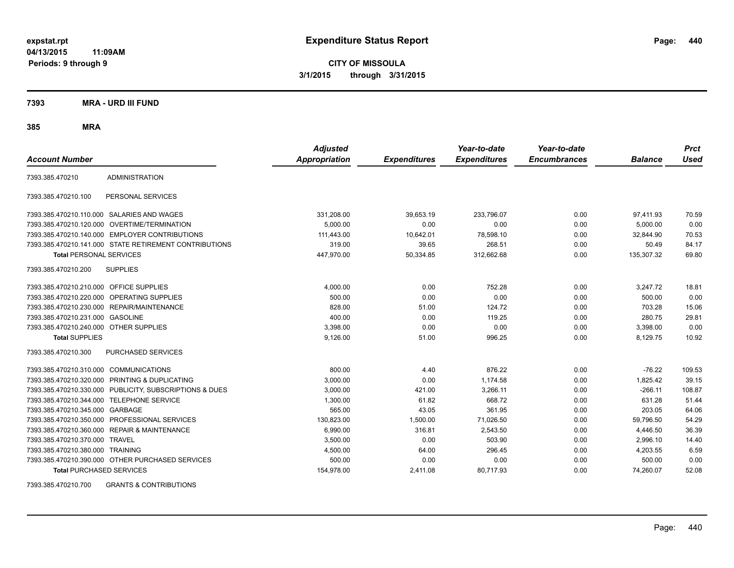**expstat.rpt**
**04/13/2015 11:09AM**
**Periods: 9 through 9**

# Expenditure Status Report

**CITY OF MISSOULA**
**3/1/2015 through 3/31/2015**

## 7393 MRA - URD III FUND

### 385 MRA

| Account Number | | Adjusted Appropriation | Expenditures | Year-to-date Expenditures | Year-to-date Encumbrances | Balance | Prct Used |
|---|---|---|---|---|---|---|---|
| 7393.385.470210 | ADMINISTRATION | | | | | | |
| 7393.385.470210.100 | PERSONAL SERVICES | | | | | | |
| 7393.385.470210.110.000 | SALARIES AND WAGES | 331,208.00 | 39,653.19 | 233,796.07 | 0.00 | 97,411.93 | 70.59 |
| 7393.385.470210.120.000 | OVERTIME/TERMINATION | 5,000.00 | 0.00 | 0.00 | 0.00 | 5,000.00 | 0.00 |
| 7393.385.470210.140.000 | EMPLOYER CONTRIBUTIONS | 111,443.00 | 10,642.01 | 78,598.10 | 0.00 | 32,844.90 | 70.53 |
| 7393.385.470210.141.000 | STATE RETIREMENT CONTRIBUTIONS | 319.00 | 39.65 | 268.51 | 0.00 | 50.49 | 84.17 |
| **Total** PERSONAL SERVICES | | 447,970.00 | 50,334.85 | 312,662.68 | 0.00 | 135,307.32 | 69.80 |
| 7393.385.470210.200 | SUPPLIES | | | | | | |
| 7393.385.470210.210.000 | OFFICE SUPPLIES | 4,000.00 | 0.00 | 752.28 | 0.00 | 3,247.72 | 18.81 |
| 7393.385.470210.220.000 | OPERATING SUPPLIES | 500.00 | 0.00 | 0.00 | 0.00 | 500.00 | 0.00 |
| 7393.385.470210.230.000 | REPAIR/MAINTENANCE | 828.00 | 51.00 | 124.72 | 0.00 | 703.28 | 15.06 |
| 7393.385.470210.231.000 | GASOLINE | 400.00 | 0.00 | 119.25 | 0.00 | 280.75 | 29.81 |
| 7393.385.470210.240.000 | OTHER SUPPLIES | 3,398.00 | 0.00 | 0.00 | 0.00 | 3,398.00 | 0.00 |
| **Total** SUPPLIES | | 9,126.00 | 51.00 | 996.25 | 0.00 | 8,129.75 | 10.92 |
| 7393.385.470210.300 | PURCHASED SERVICES | | | | | | |
| 7393.385.470210.310.000 | COMMUNICATIONS | 800.00 | 4.40 | 876.22 | 0.00 | -76.22 | 109.53 |
| 7393.385.470210.320.000 | PRINTING & DUPLICATING | 3,000.00 | 0.00 | 1,174.58 | 0.00 | 1,825.42 | 39.15 |
| 7393.385.470210.330.000 | PUBLICITY, SUBSCRIPTIONS & DUES | 3,000.00 | 421.00 | 3,266.11 | 0.00 | -266.11 | 108.87 |
| 7393.385.470210.344.000 | TELEPHONE SERVICE | 1,300.00 | 61.82 | 668.72 | 0.00 | 631.28 | 51.44 |
| 7393.385.470210.345.000 | GARBAGE | 565.00 | 43.05 | 361.95 | 0.00 | 203.05 | 64.06 |
| 7393.385.470210.350.000 | PROFESSIONAL SERVICES | 130,823.00 | 1,500.00 | 71,026.50 | 0.00 | 59,796.50 | 54.29 |
| 7393.385.470210.360.000 | REPAIR & MAINTENANCE | 6,990.00 | 316.81 | 2,543.50 | 0.00 | 4,446.50 | 36.39 |
| 7393.385.470210.370.000 | TRAVEL | 3,500.00 | 0.00 | 503.90 | 0.00 | 2,996.10 | 14.40 |
| 7393.385.470210.380.000 | TRAINING | 4,500.00 | 64.00 | 296.45 | 0.00 | 4,203.55 | 6.59 |
| 7393.385.470210.390.000 | OTHER PURCHASED SERVICES | 500.00 | 0.00 | 0.00 | 0.00 | 500.00 | 0.00 |
| **Total** PURCHASED SERVICES | | 154,978.00 | 2,411.08 | 80,717.93 | 0.00 | 74,260.07 | 52.08 |
| 7393.385.470210.700 | GRANTS & CONTRIBUTIONS | | | | | | |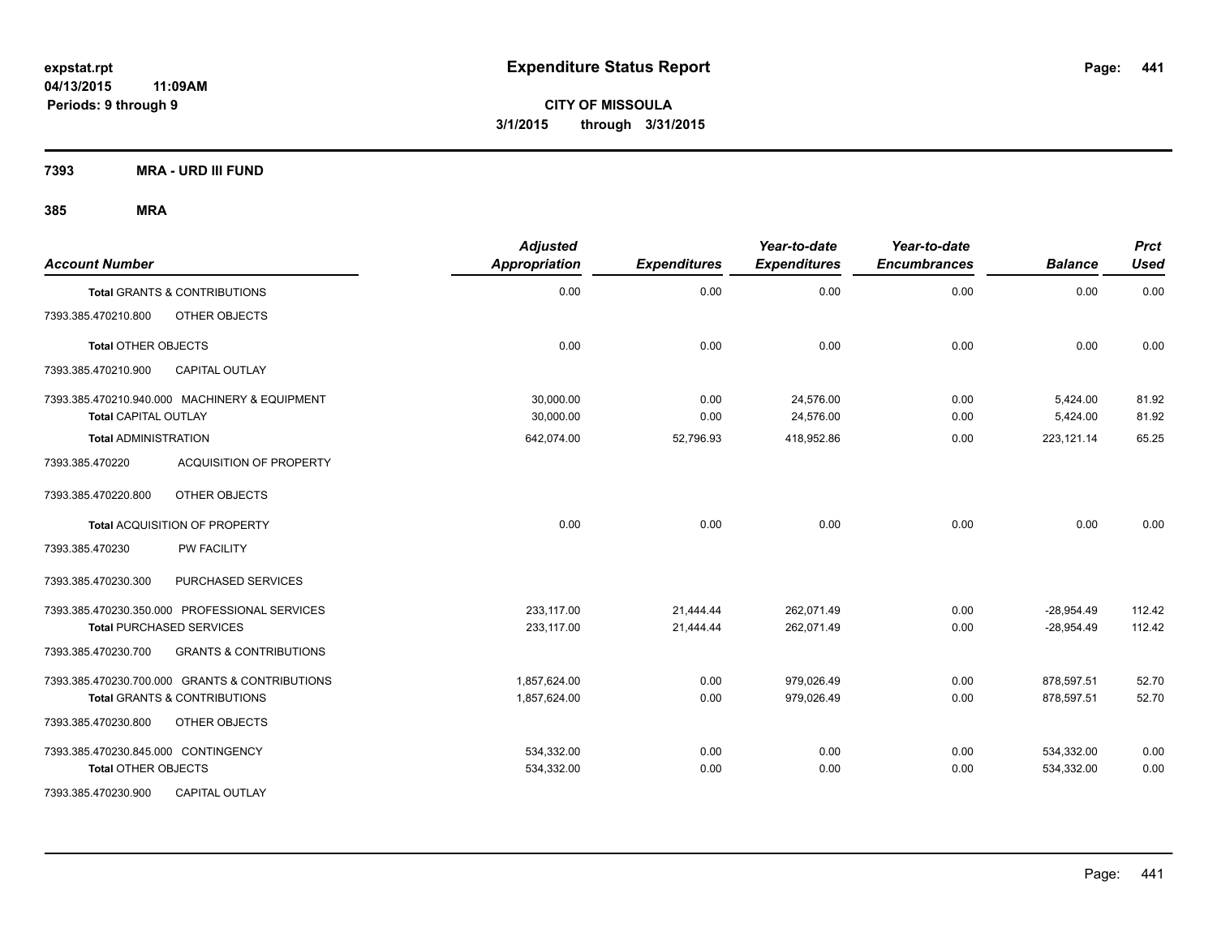# Expenditure Status Report

expstat.rpt
04/13/2015 11:09AM
Periods: 9 through 9

**CITY OF MISSOULA**
**3/1/2015 through 3/31/2015**

**7393 MRA - URD III FUND**

**385 MRA**

| Account Number | Adjusted Appropriation | Expenditures | Year-to-date Expenditures | Year-to-date Encumbrances | Balance | Prct Used |
|---|---|---|---|---|---|---|
| **Total** GRANTS & CONTRIBUTIONS | 0.00 | 0.00 | 0.00 | 0.00 | 0.00 | 0.00 |
| 7393.385.470210.800 OTHER OBJECTS | | | | | | |
| **Total** OTHER OBJECTS | 0.00 | 0.00 | 0.00 | 0.00 | 0.00 | 0.00 |
| 7393.385.470210.900 CAPITAL OUTLAY | | | | | | |
| 7393.385.470210.940.000 MACHINERY & EQUIPMENT | 30,000.00 | 0.00 | 24,576.00 | 0.00 | 5,424.00 | 81.92 |
| **Total** CAPITAL OUTLAY | 30,000.00 | 0.00 | 24,576.00 | 0.00 | 5,424.00 | 81.92 |
| **Total** ADMINISTRATION | 642,074.00 | 52,796.93 | 418,952.86 | 0.00 | 223,121.14 | 65.25 |
| 7393.385.470220 ACQUISITION OF PROPERTY | | | | | | |
| 7393.385.470220.800 OTHER OBJECTS | | | | | | |
| **Total** ACQUISITION OF PROPERTY | 0.00 | 0.00 | 0.00 | 0.00 | 0.00 | 0.00 |
| 7393.385.470230 PW FACILITY | | | | | | |
| 7393.385.470230.300 PURCHASED SERVICES | | | | | | |
| 7393.385.470230.350.000 PROFESSIONAL SERVICES | 233,117.00 | 21,444.44 | 262,071.49 | 0.00 | -28,954.49 | 112.42 |
| **Total** PURCHASED SERVICES | 233,117.00 | 21,444.44 | 262,071.49 | 0.00 | -28,954.49 | 112.42 |
| 7393.385.470230.700 GRANTS & CONTRIBUTIONS | | | | | | |
| 7393.385.470230.700.000 GRANTS & CONTRIBUTIONS | 1,857,624.00 | 0.00 | 979,026.49 | 0.00 | 878,597.51 | 52.70 |
| **Total** GRANTS & CONTRIBUTIONS | 1,857,624.00 | 0.00 | 979,026.49 | 0.00 | 878,597.51 | 52.70 |
| 7393.385.470230.800 OTHER OBJECTS | | | | | | |
| 7393.385.470230.845.000 CONTINGENCY | 534,332.00 | 0.00 | 0.00 | 0.00 | 534,332.00 | 0.00 |
| **Total** OTHER OBJECTS | 534,332.00 | 0.00 | 0.00 | 0.00 | 534,332.00 | 0.00 |
| 7393.385.470230.900 CAPITAL OUTLAY | | | | | | |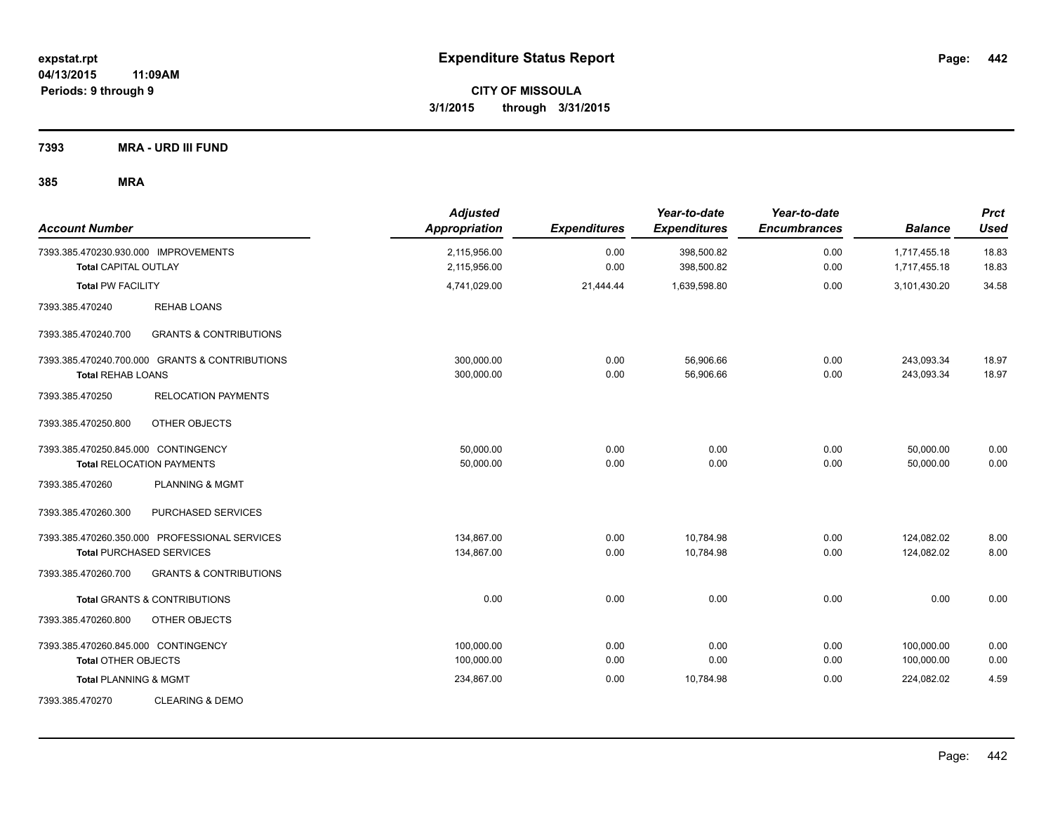# Expenditure Status Report

expstat.rpt
04/13/2015 11:09AM
Periods: 9 through 9

**CITY OF MISSOULA**
**3/1/2015 through 3/31/2015**

## 7393 MRA - URD III FUND

### 385 MRA

| Account Number | Adjusted Appropriation | Expenditures | Year-to-date Expenditures | Year-to-date Encumbrances | Balance | Prct Used |
|---|---|---|---|---|---|---|
| 7393.385.470230.930.000 IMPROVEMENTS | 2,115,956.00 | 0.00 | 398,500.82 | 0.00 | 1,717,455.18 | 18.83 |
| **Total** CAPITAL OUTLAY | 2,115,956.00 | 0.00 | 398,500.82 | 0.00 | 1,717,455.18 | 18.83 |
| **Total** PW FACILITY | 4,741,029.00 | 21,444.44 | 1,639,598.80 | 0.00 | 3,101,430.20 | 34.58 |
| 7393.385.470240 REHAB LOANS | | | | | | |
| 7393.385.470240.700 GRANTS & CONTRIBUTIONS | | | | | | |
| 7393.385.470240.700.000 GRANTS & CONTRIBUTIONS | 300,000.00 | 0.00 | 56,906.66 | 0.00 | 243,093.34 | 18.97 |
| **Total** REHAB LOANS | 300,000.00 | 0.00 | 56,906.66 | 0.00 | 243,093.34 | 18.97 |
| 7393.385.470250 RELOCATION PAYMENTS | | | | | | |
| 7393.385.470250.800 OTHER OBJECTS | | | | | | |
| 7393.385.470250.845.000 CONTINGENCY | 50,000.00 | 0.00 | 0.00 | 0.00 | 50,000.00 | 0.00 |
| **Total** RELOCATION PAYMENTS | 50,000.00 | 0.00 | 0.00 | 0.00 | 50,000.00 | 0.00 |
| 7393.385.470260 PLANNING & MGMT | | | | | | |
| 7393.385.470260.300 PURCHASED SERVICES | | | | | | |
| 7393.385.470260.350.000 PROFESSIONAL SERVICES | 134,867.00 | 0.00 | 10,784.98 | 0.00 | 124,082.02 | 8.00 |
| **Total** PURCHASED SERVICES | 134,867.00 | 0.00 | 10,784.98 | 0.00 | 124,082.02 | 8.00 |
| 7393.385.470260.700 GRANTS & CONTRIBUTIONS | | | | | | |
| **Total** GRANTS & CONTRIBUTIONS | 0.00 | 0.00 | 0.00 | 0.00 | 0.00 | 0.00 |
| 7393.385.470260.800 OTHER OBJECTS | | | | | | |
| 7393.385.470260.845.000 CONTINGENCY | 100,000.00 | 0.00 | 0.00 | 0.00 | 100,000.00 | 0.00 |
| **Total** OTHER OBJECTS | 100,000.00 | 0.00 | 0.00 | 0.00 | 100,000.00 | 0.00 |
| **Total** PLANNING & MGMT | 234,867.00 | 0.00 | 10,784.98 | 0.00 | 224,082.02 | 4.59 |
| 7393.385.470270 CLEARING & DEMO | | | | | | |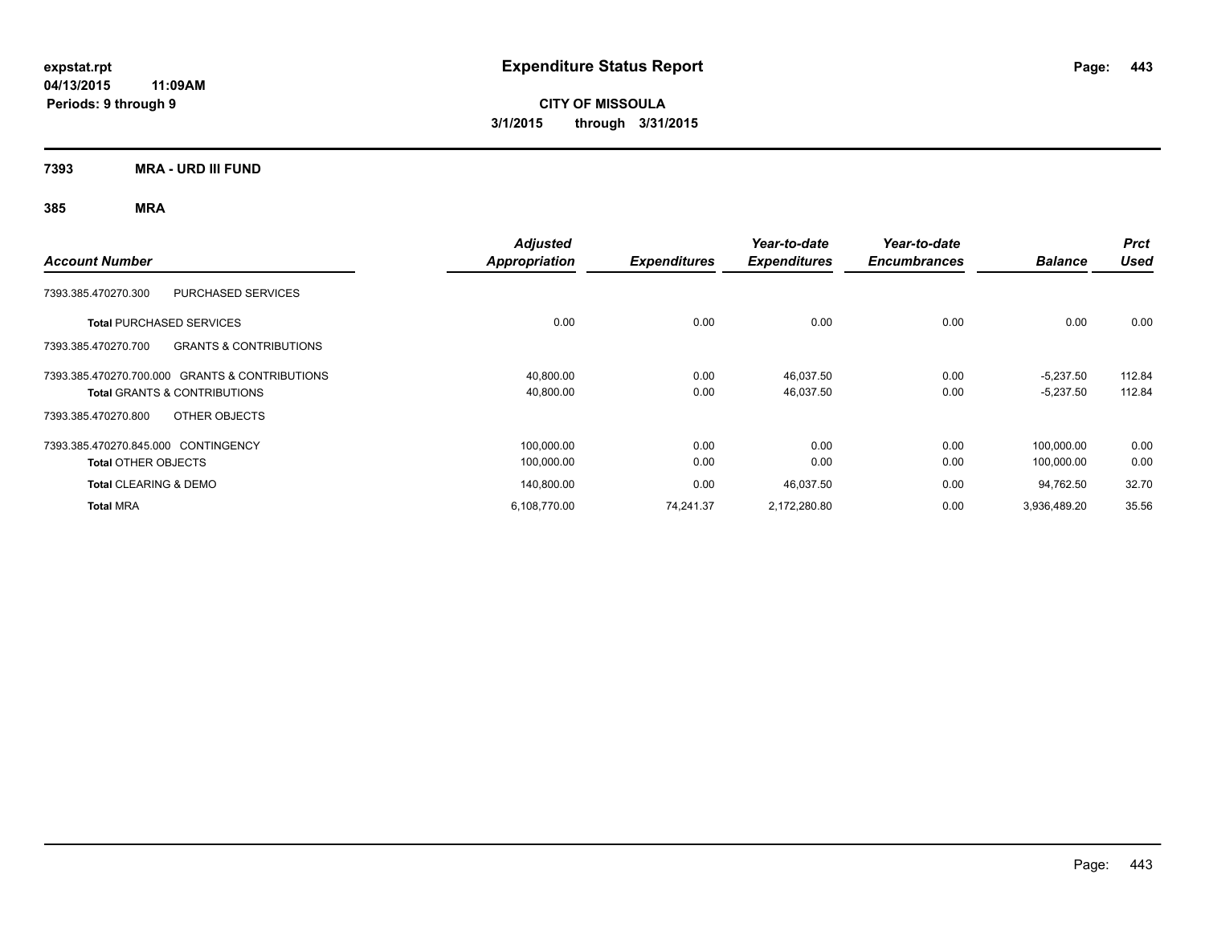# Expenditure Status Report

**expstat.rpt**
**04/13/2015 11:09AM**
**Periods: 9 through 9**

**CITY OF MISSOULA**
**3/1/2015 through 3/31/2015**

**7393 MRA - URD III FUND**

**385 MRA**

| Account Number | | Adjusted Appropriation | Expenditures | Year-to-date Expenditures | Year-to-date Encumbrances | Balance | Prct Used |
|---|---|---|---|---|---|---|---|
| 7393.385.470270.300 | PURCHASED SERVICES | | | | | | |
| **Total** PURCHASED SERVICES | | 0.00 | 0.00 | 0.00 | 0.00 | 0.00 | 0.00 |
| 7393.385.470270.700 | GRANTS & CONTRIBUTIONS | | | | | | |
| 7393.385.470270.700.000 | GRANTS & CONTRIBUTIONS | 40,800.00 | 0.00 | 46,037.50 | 0.00 | -5,237.50 | 112.84 |
| **Total** GRANTS & CONTRIBUTIONS | | 40,800.00 | 0.00 | 46,037.50 | 0.00 | -5,237.50 | 112.84 |
| 7393.385.470270.800 | OTHER OBJECTS | | | | | | |
| 7393.385.470270.845.000 | CONTINGENCY | 100,000.00 | 0.00 | 0.00 | 0.00 | 100,000.00 | 0.00 |
| **Total** OTHER OBJECTS | | 100,000.00 | 0.00 | 0.00 | 0.00 | 100,000.00 | 0.00 |
| **Total** CLEARING & DEMO | | 140,800.00 | 0.00 | 46,037.50 | 0.00 | 94,762.50 | 32.70 |
| **Total** MRA | | 6,108,770.00 | 74,241.37 | 2,172,280.80 | 0.00 | 3,936,489.20 | 35.56 |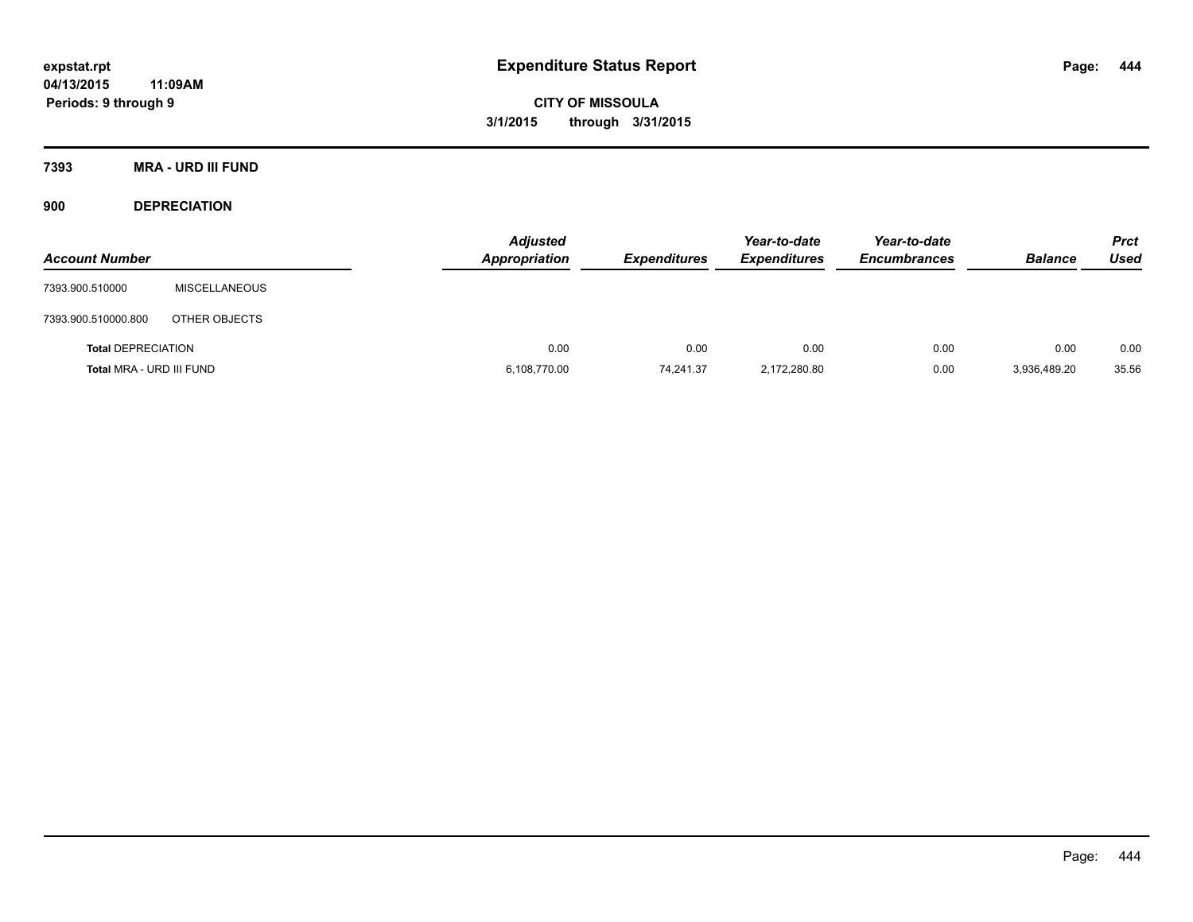# Expenditure Status Report

**CITY OF MISSOULA**

**3/1/2015 through 3/31/2015**

expstat.rpt
04/13/2015 11:09AM
Periods: 9 through 9

## 7393 MRA - URD III FUND

### 900 DEPRECIATION

| Account Number | | Adjusted Appropriation | Expenditures | Year-to-date Expenditures | Year-to-date Encumbrances | Balance | Prct Used |
|---|---|---|---|---|---|---|---|
| 7393.900.510000 | MISCELLANEOUS | | | | | | |
| 7393.900.510000.800 | OTHER OBJECTS | | | | | | |
| **Total** DEPRECIATION | | 0.00 | 0.00 | 0.00 | 0.00 | 0.00 | 0.00 |
| **Total** MRA - URD III FUND | | 6,108,770.00 | 74,241.37 | 2,172,280.80 | 0.00 | 3,936,489.20 | 35.56 |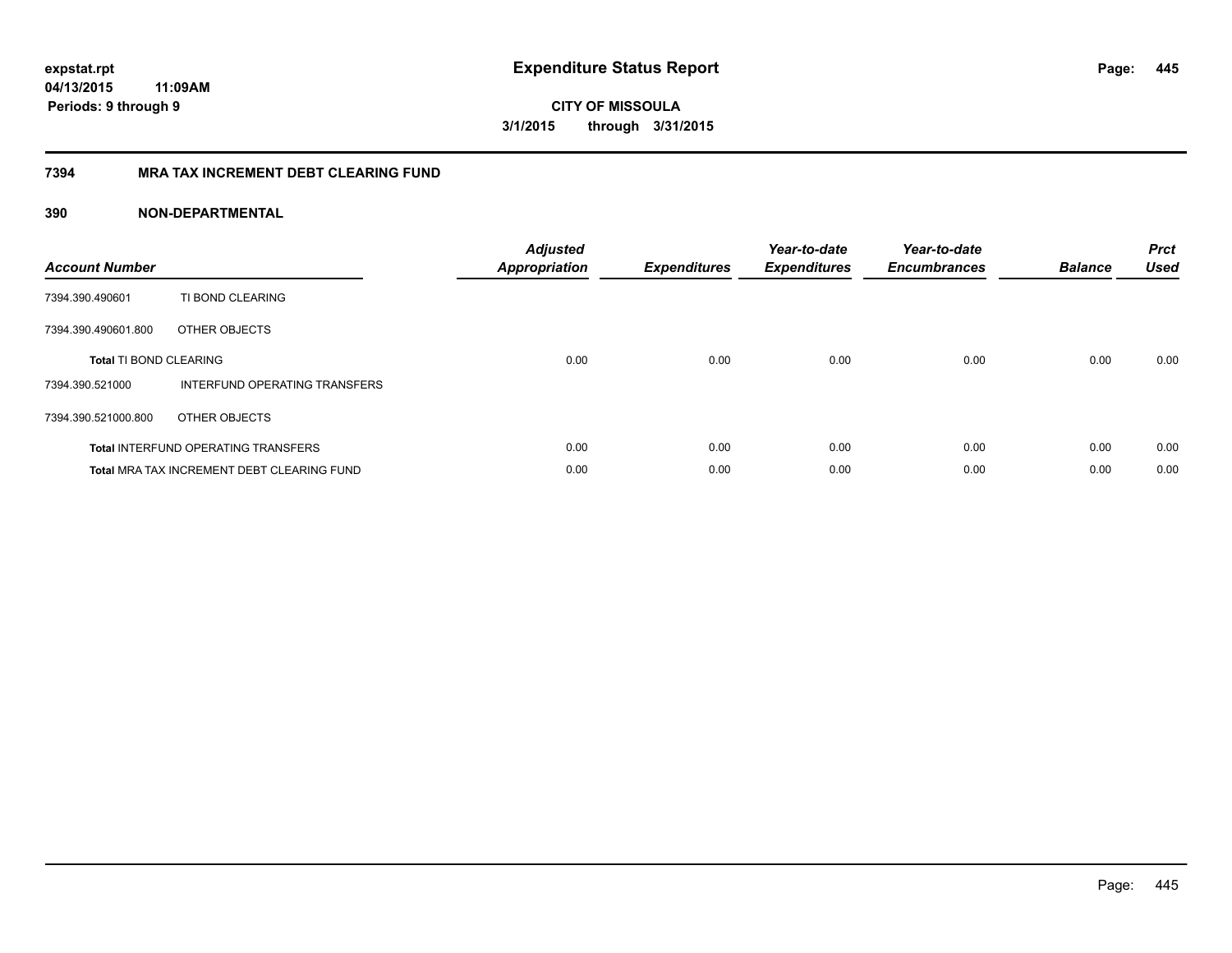# Expenditure Status Report

**expstat.rpt**
**04/13/2015 11:09AM**
**Periods: 9 through 9**

**CITY OF MISSOULA**
**3/1/2015 through 3/31/2015**

## 7394 MRA TAX INCREMENT DEBT CLEARING FUND

## 390 NON-DEPARTMENTAL

| Account Number | | Adjusted Appropriation | Expenditures | Year-to-date Expenditures | Year-to-date Encumbrances | Balance | Prct Used |
|---|---|---|---|---|---|---|---|
| 7394.390.490601 | TI BOND CLEARING | | | | | | |
| 7394.390.490601.800 | OTHER OBJECTS | | | | | | |
| **Total** TI BOND CLEARING | | 0.00 | 0.00 | 0.00 | 0.00 | 0.00 | 0.00 |
| 7394.390.521000 | INTERFUND OPERATING TRANSFERS | | | | | | |
| 7394.390.521000.800 | OTHER OBJECTS | | | | | | |
| **Total** INTERFUND OPERATING TRANSFERS | | 0.00 | 0.00 | 0.00 | 0.00 | 0.00 | 0.00 |
| **Total** MRA TAX INCREMENT DEBT CLEARING FUND | | 0.00 | 0.00 | 0.00 | 0.00 | 0.00 | 0.00 |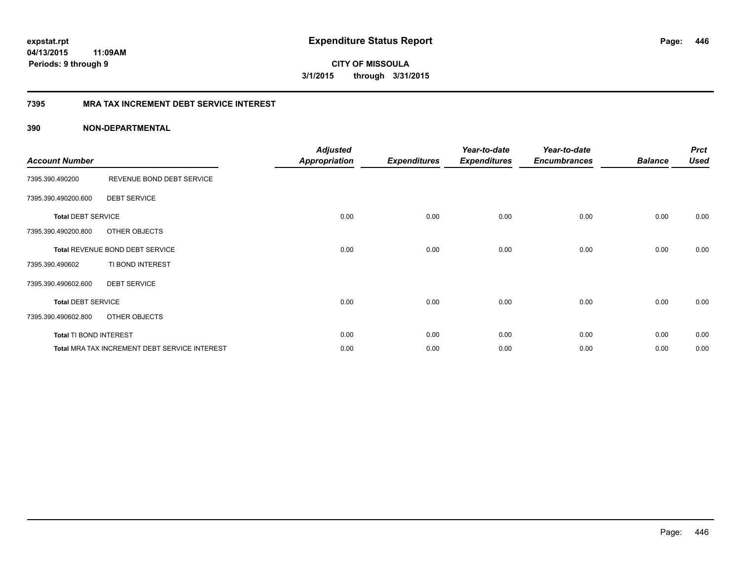expstat.rpt
04/13/2015 11:09AM
Periods: 9 through 9

# Expenditure Status Report

CITY OF MISSOULA
3/1/2015 through 3/31/2015

## 7395 MRA TAX INCREMENT DEBT SERVICE INTEREST

### 390 NON-DEPARTMENTAL

| Account Number | | Adjusted Appropriation | Expenditures | Year-to-date Expenditures | Year-to-date Encumbrances | Balance | Prct Used |
|---|---|---|---|---|---|---|---|
| 7395.390.490200 | REVENUE BOND DEBT SERVICE | | | | | | |
| 7395.390.490200.600 | DEBT SERVICE | | | | | | |
| **Total** DEBT SERVICE | | 0.00 | 0.00 | 0.00 | 0.00 | 0.00 | 0.00 |
| 7395.390.490200.800 | OTHER OBJECTS | | | | | | |
| **Total** REVENUE BOND DEBT SERVICE | | 0.00 | 0.00 | 0.00 | 0.00 | 0.00 | 0.00 |
| 7395.390.490602 | TI BOND INTEREST | | | | | | |
| 7395.390.490602.600 | DEBT SERVICE | | | | | | |
| **Total** DEBT SERVICE | | 0.00 | 0.00 | 0.00 | 0.00 | 0.00 | 0.00 |
| 7395.390.490602.800 | OTHER OBJECTS | | | | | | |
| **Total** TI BOND INTEREST | | 0.00 | 0.00 | 0.00 | 0.00 | 0.00 | 0.00 |
| **Total** MRA TAX INCREMENT DEBT SERVICE INTEREST | | 0.00 | 0.00 | 0.00 | 0.00 | 0.00 | 0.00 |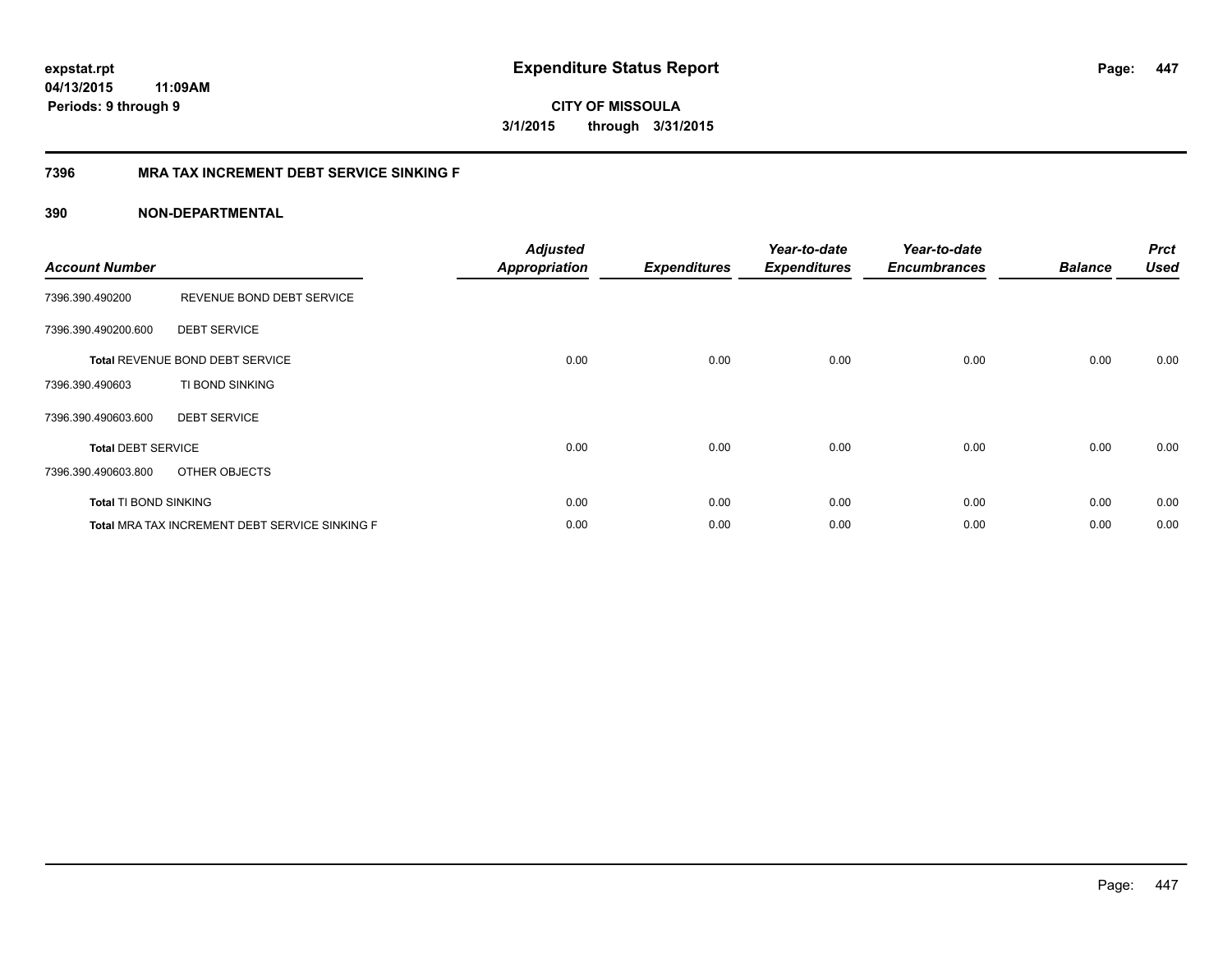**expstat.rpt**
**04/13/2015 11:09AM**
**Periods: 9 through 9**

# Expenditure Status Report

**CITY OF MISSOULA**
**3/1/2015 through 3/31/2015**

## 7396 MRA TAX INCREMENT DEBT SERVICE SINKING F

## 390 NON-DEPARTMENTAL

| Account Number | | Adjusted Appropriation | Expenditures | Year-to-date Expenditures | Year-to-date Encumbrances | Balance | Prct Used |
|---|---|---|---|---|---|---|---|
| 7396.390.490200 | REVENUE BOND DEBT SERVICE | | | | | | |
| 7396.390.490200.600 | DEBT SERVICE | | | | | | |
| **Total** REVENUE BOND DEBT SERVICE | | 0.00 | 0.00 | 0.00 | 0.00 | 0.00 | 0.00 |
| 7396.390.490603 | TI BOND SINKING | | | | | | |
| 7396.390.490603.600 | DEBT SERVICE | | | | | | |
| **Total** DEBT SERVICE | | 0.00 | 0.00 | 0.00 | 0.00 | 0.00 | 0.00 |
| 7396.390.490603.800 | OTHER OBJECTS | | | | | | |
| **Total** TI BOND SINKING | | 0.00 | 0.00 | 0.00 | 0.00 | 0.00 | 0.00 |
| **Total** MRA TAX INCREMENT DEBT SERVICE SINKING F | | 0.00 | 0.00 | 0.00 | 0.00 | 0.00 | 0.00 |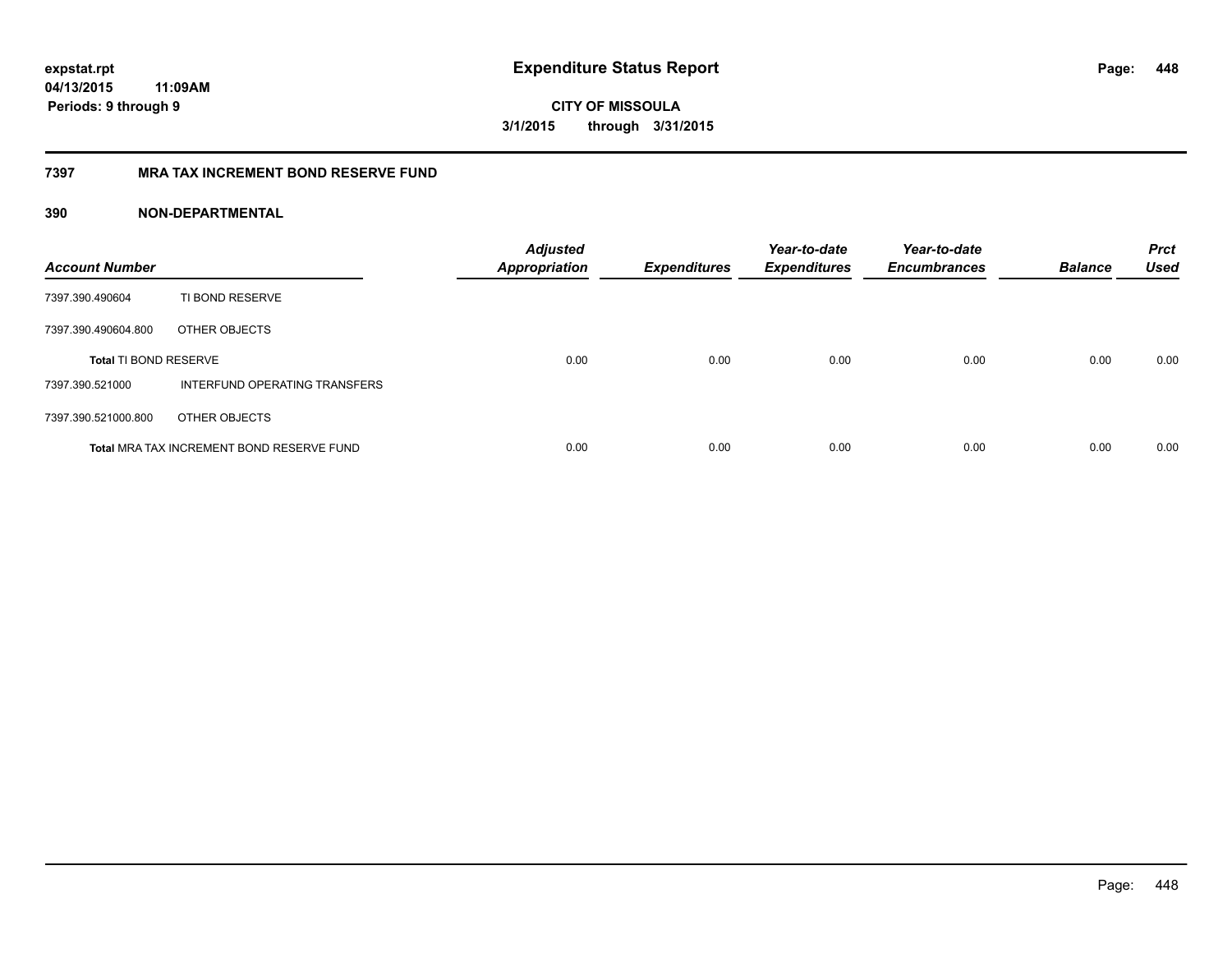**expstat.rpt**
**04/13/2015 11:09AM**
**Periods: 9 through 9**

# Expenditure Status Report

**CITY OF MISSOULA**
**3/1/2015 through 3/31/2015**

## 7397 MRA TAX INCREMENT BOND RESERVE FUND

### 390 NON-DEPARTMENTAL

| Account Number | | Adjusted Appropriation | Expenditures | Year-to-date Expenditures | Year-to-date Encumbrances | Balance | Prct Used |
|---|---|---|---|---|---|---|---|
| 7397.390.490604 | TI BOND RESERVE | | | | | | |
| 7397.390.490604.800 | OTHER OBJECTS | | | | | | |
| **Total** TI BOND RESERVE | | 0.00 | 0.00 | 0.00 | 0.00 | 0.00 | 0.00 |
| 7397.390.521000 | INTERFUND OPERATING TRANSFERS | | | | | | |
| 7397.390.521000.800 | OTHER OBJECTS | | | | | | |
| **Total** MRA TAX INCREMENT BOND RESERVE FUND | | 0.00 | 0.00 | 0.00 | 0.00 | 0.00 | 0.00 |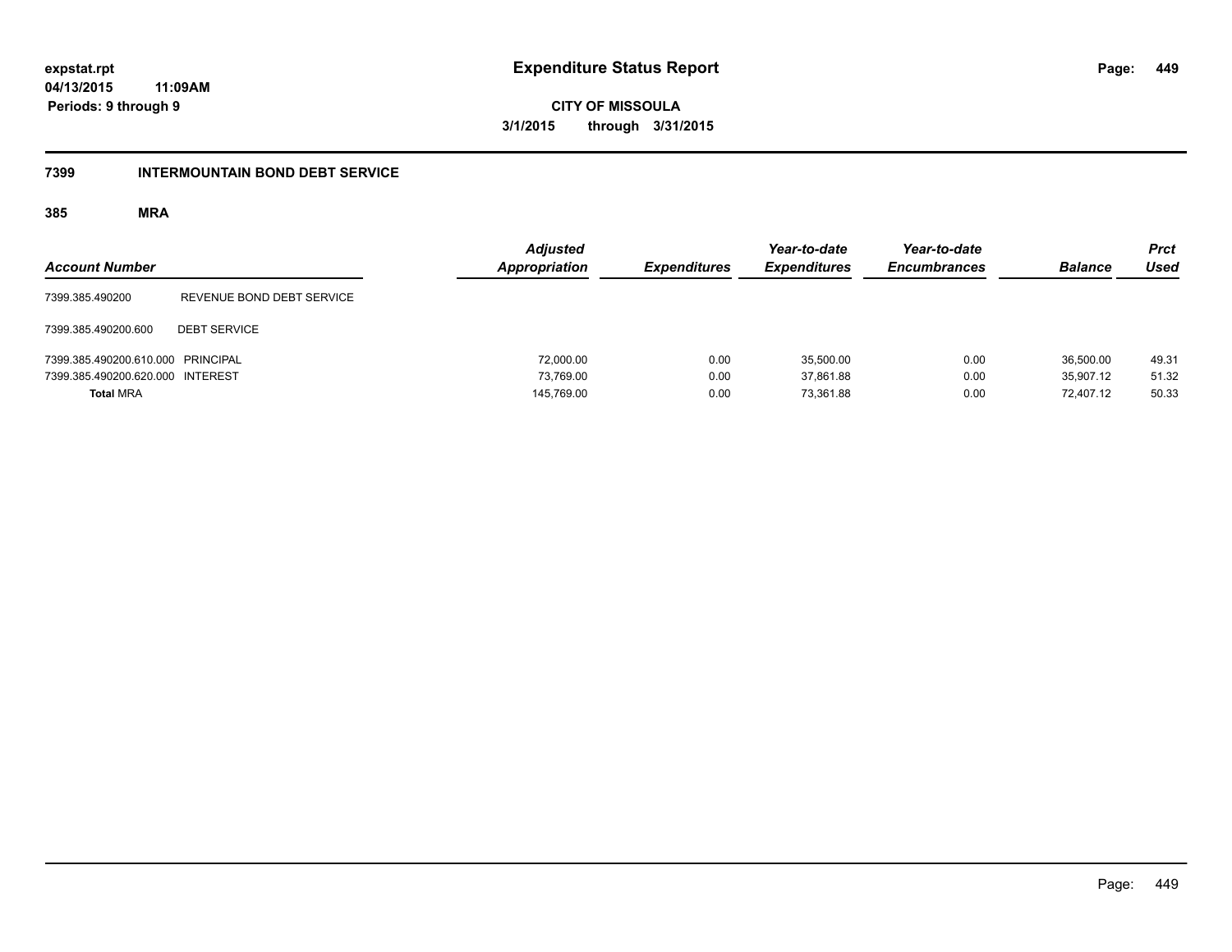# Expenditure Status Report

**expstat.rpt**
**04/13/2015 11:09AM**
**Periods: 9 through 9**

**CITY OF MISSOULA**
**3/1/2015 through 3/31/2015**

## 7399 INTERMOUNTAIN BOND DEBT SERVICE

### 385 MRA

| Account Number | | Adjusted Appropriation | Expenditures | Year-to-date Expenditures | Year-to-date Encumbrances | Balance | Prct Used |
|---|---|---|---|---|---|---|---|
| 7399.385.490200 | REVENUE BOND DEBT SERVICE | | | | | | |
| 7399.385.490200.600 | DEBT SERVICE | | | | | | |
| 7399.385.490200.610.000 | PRINCIPAL | 72,000.00 | 0.00 | 35,500.00 | 0.00 | 36,500.00 | 49.31 |
| 7399.385.490200.620.000 | INTEREST | 73,769.00 | 0.00 | 37,861.88 | 0.00 | 35,907.12 | 51.32 |
| **Total** MRA | | 145,769.00 | 0.00 | 73,361.88 | 0.00 | 72,407.12 | 50.33 |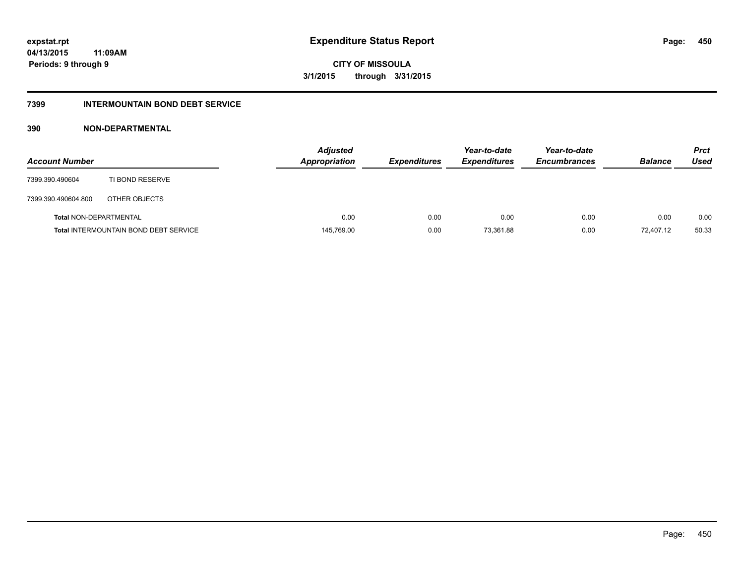**expstat.rpt**
**04/13/2015 11:09AM**
**Periods: 9 through 9**

# Expenditure Status Report

**CITY OF MISSOULA**
**3/1/2015 through 3/31/2015**

## 7399 INTERMOUNTAIN BOND DEBT SERVICE

## 390 NON-DEPARTMENTAL

| Account Number | | Adjusted Appropriation | Expenditures | Year-to-date Expenditures | Year-to-date Encumbrances | Balance | Prct Used |
|---|---|---|---|---|---|---|---|
| 7399.390.490604 | TI BOND RESERVE | | | | | | |
| 7399.390.490604.800 | OTHER OBJECTS | | | | | | |
| **Total** NON-DEPARTMENTAL | | 0.00 | 0.00 | 0.00 | 0.00 | 0.00 | 0.00 |
| **Total** INTERMOUNTAIN BOND DEBT SERVICE | | 145,769.00 | 0.00 | 73,361.88 | 0.00 | 72,407.12 | 50.33 |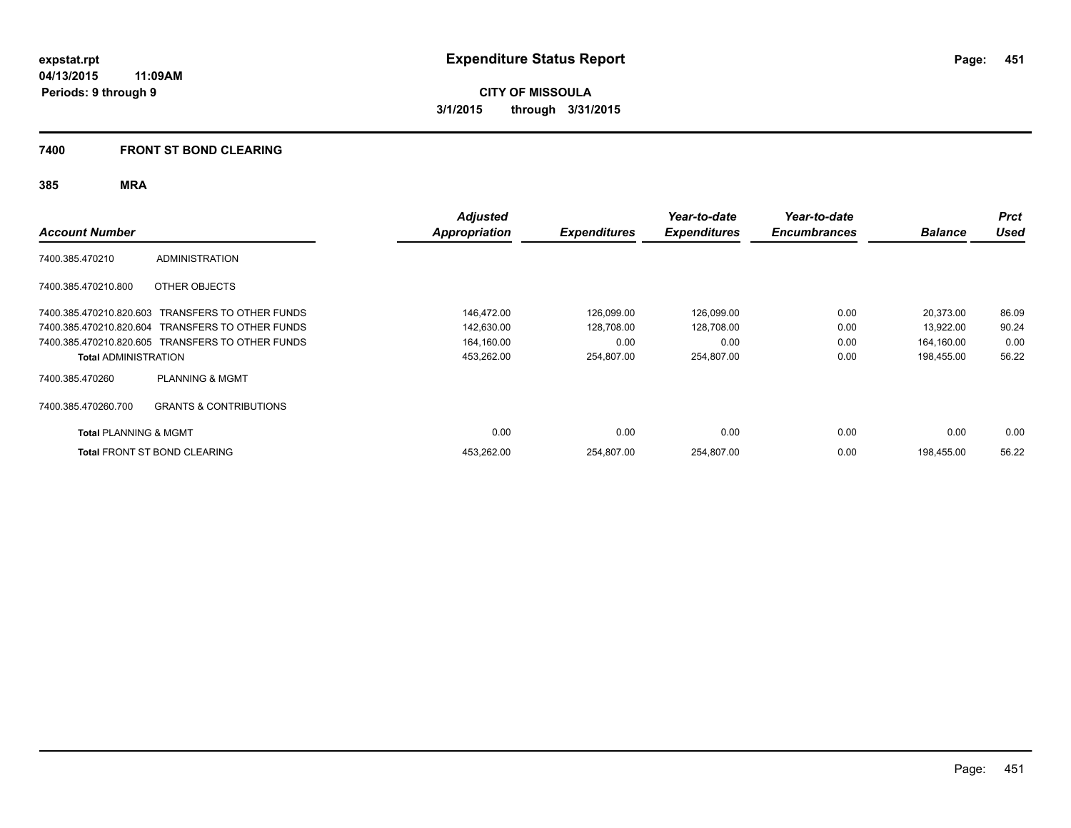**expstat.rpt**
**04/13/2015 11:09AM**
**Periods: 9 through 9**

# Expenditure Status Report

**CITY OF MISSOULA**
**3/1/2015 through 3/31/2015**

## 7400 FRONT ST BOND CLEARING

### 385 MRA

| Account Number | | Adjusted Appropriation | Expenditures | Year-to-date Expenditures | Year-to-date Encumbrances | Balance | Prct Used |
|---|---|---|---|---|---|---|---|
| 7400.385.470210 | ADMINISTRATION | | | | | | |
| 7400.385.470210.800 | OTHER OBJECTS | | | | | | |
| 7400.385.470210.820.603 | TRANSFERS TO OTHER FUNDS | 146,472.00 | 126,099.00 | 126,099.00 | 0.00 | 20,373.00 | 86.09 |
| 7400.385.470210.820.604 | TRANSFERS TO OTHER FUNDS | 142,630.00 | 128,708.00 | 128,708.00 | 0.00 | 13,922.00 | 90.24 |
| 7400.385.470210.820.605 | TRANSFERS TO OTHER FUNDS | 164,160.00 | 0.00 | 0.00 | 0.00 | 164,160.00 | 0.00 |
| **Total** ADMINISTRATION | | 453,262.00 | 254,807.00 | 254,807.00 | 0.00 | 198,455.00 | 56.22 |
| 7400.385.470260 | PLANNING & MGMT | | | | | | |
| 7400.385.470260.700 | GRANTS & CONTRIBUTIONS | | | | | | |
| **Total** PLANNING & MGMT | | 0.00 | 0.00 | 0.00 | 0.00 | 0.00 | 0.00 |
| **Total** FRONT ST BOND CLEARING | | 453,262.00 | 254,807.00 | 254,807.00 | 0.00 | 198,455.00 | 56.22 |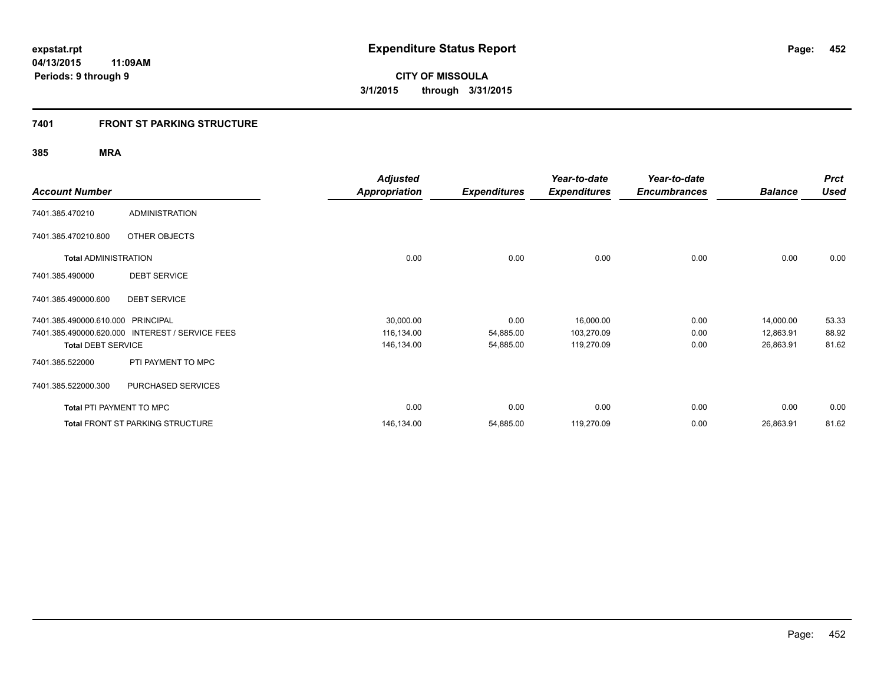# Expenditure Status Report

expstat.rpt
04/13/2015 11:09AM
Periods: 9 through 9

**CITY OF MISSOULA**
**3/1/2015 through 3/31/2015**

## 7401 FRONT ST PARKING STRUCTURE

### 385 MRA

| Account Number | | Adjusted Appropriation | Expenditures | Year-to-date Expenditures | Year-to-date Encumbrances | Balance | Prct Used |
|---|---|---|---|---|---|---|---|
| 7401.385.470210 | ADMINISTRATION | | | | | | |
| 7401.385.470210.800 | OTHER OBJECTS | | | | | | |
| **Total** ADMINISTRATION | | 0.00 | 0.00 | 0.00 | 0.00 | 0.00 | 0.00 |
| 7401.385.490000 | DEBT SERVICE | | | | | | |
| 7401.385.490000.600 | DEBT SERVICE | | | | | | |
| 7401.385.490000.610.000 | PRINCIPAL | 30,000.00 | 0.00 | 16,000.00 | 0.00 | 14,000.00 | 53.33 |
| 7401.385.490000.620.000 | INTEREST / SERVICE FEES | 116,134.00 | 54,885.00 | 103,270.09 | 0.00 | 12,863.91 | 88.92 |
| **Total** DEBT SERVICE | | 146,134.00 | 54,885.00 | 119,270.09 | 0.00 | 26,863.91 | 81.62 |
| 7401.385.522000 | PTI PAYMENT TO MPC | | | | | | |
| 7401.385.522000.300 | PURCHASED SERVICES | | | | | | |
| **Total** PTI PAYMENT TO MPC | | 0.00 | 0.00 | 0.00 | 0.00 | 0.00 | 0.00 |
| **Total** FRONT ST PARKING STRUCTURE | | 146,134.00 | 54,885.00 | 119,270.09 | 0.00 | 26,863.91 | 81.62 |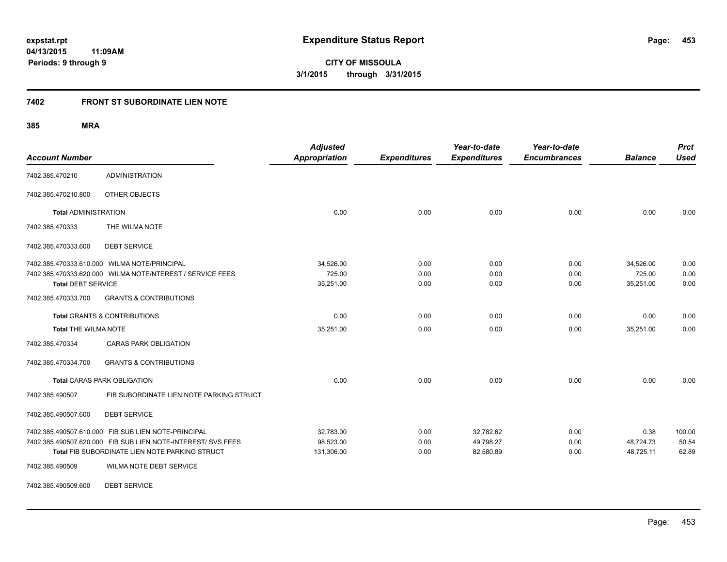# Expenditure Status Report

**CITY OF MISSOULA**
**3/1/2015 through 3/31/2015**

expstat.rpt
04/13/2015 11:09AM
Periods: 9 through 9

## 7402 FRONT ST SUBORDINATE LIEN NOTE

### 385 MRA

| Account Number | | Adjusted Appropriation | Expenditures | Year-to-date Expenditures | Year-to-date Encumbrances | Balance | Prct Used |
|---|---|---|---|---|---|---|---|
| 7402.385.470210 | ADMINISTRATION | | | | | | |
| 7402.385.470210.800 | OTHER OBJECTS | | | | | | |
| **Total** ADMINISTRATION | | 0.00 | 0.00 | 0.00 | 0.00 | 0.00 | 0.00 |
| 7402.385.470333 | THE WILMA NOTE | | | | | | |
| 7402.385.470333.600 | DEBT SERVICE | | | | | | |
| 7402.385.470333.610.000 | WILMA NOTE/PRINCIPAL | 34,526.00 | 0.00 | 0.00 | 0.00 | 34,526.00 | 0.00 |
| 7402.385.470333.620.000 | WILMA NOTE/NTEREST / SERVICE FEES | 725.00 | 0.00 | 0.00 | 0.00 | 725.00 | 0.00 |
| **Total** DEBT SERVICE | | 35,251.00 | 0.00 | 0.00 | 0.00 | 35,251.00 | 0.00 |
| 7402.385.470333.700 | GRANTS & CONTRIBUTIONS | | | | | | |
| **Total** GRANTS & CONTRIBUTIONS | | 0.00 | 0.00 | 0.00 | 0.00 | 0.00 | 0.00 |
| **Total** THE WILMA NOTE | | 35,251.00 | 0.00 | 0.00 | 0.00 | 35,251.00 | 0.00 |
| 7402.385.470334 | CARAS PARK OBLIGATION | | | | | | |
| 7402.385.470334.700 | GRANTS & CONTRIBUTIONS | | | | | | |
| **Total** CARAS PARK OBLIGATION | | 0.00 | 0.00 | 0.00 | 0.00 | 0.00 | 0.00 |
| 7402.385.490507 | FIB SUBORDINATE LIEN NOTE PARKING STRUCT | | | | | | |
| 7402.385.490507.600 | DEBT SERVICE | | | | | | |
| 7402.385.490507.610.000 | FIB SUB LIEN NOTE-PRINCIPAL | 32,783.00 | 0.00 | 32,782.62 | 0.00 | 0.38 | 100.00 |
| 7402.385.490507.620.000 | FIB SUB LIEN NOTE-INTEREST/ SVS FEES | 98,523.00 | 0.00 | 49,798.27 | 0.00 | 48,724.73 | 50.54 |
| **Total** FIB SUBORDINATE LIEN NOTE PARKING STRUCT | | 131,306.00 | 0.00 | 82,580.89 | 0.00 | 48,725.11 | 62.89 |
| 7402.385.490509 | WILMA NOTE DEBT SERVICE | | | | | | |
| 7402.385.490509.600 | DEBT SERVICE | | | | | | |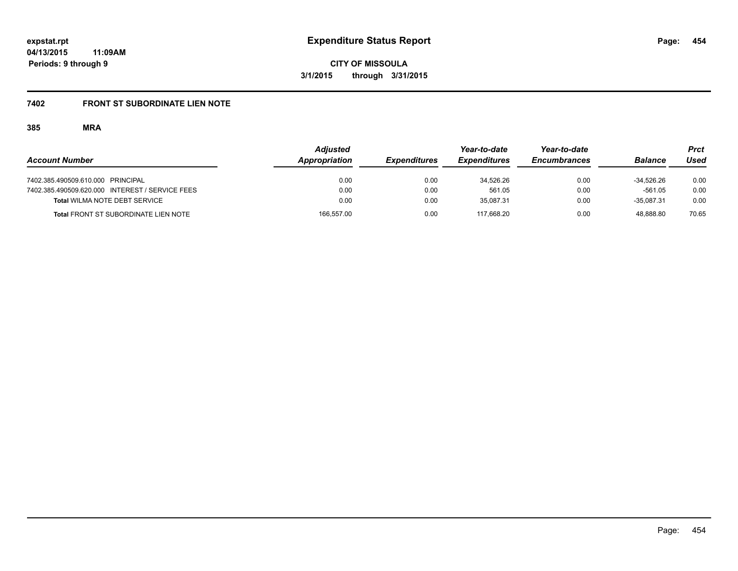**expstat.rpt**
**04/13/2015 11:09AM**
**Periods: 9 through 9**

# Expenditure Status Report

**CITY OF MISSOULA**
**3/1/2015 through 3/31/2015**

## 7402 FRONT ST SUBORDINATE LIEN NOTE

### 385 MRA

| Account Number | Adjusted Appropriation | Expenditures | Year-to-date Expenditures | Year-to-date Encumbrances | Balance | Prct Used |
|---|---|---|---|---|---|---|
| 7402.385.490509.610.000 PRINCIPAL | 0.00 | 0.00 | 34,526.26 | 0.00 | -34,526.26 | 0.00 |
| 7402.385.490509.620.000 INTEREST / SERVICE FEES | 0.00 | 0.00 | 561.05 | 0.00 | -561.05 | 0.00 |
| **Total** WILMA NOTE DEBT SERVICE | 0.00 | 0.00 | 35,087.31 | 0.00 | -35,087.31 | 0.00 |
| **Total** FRONT ST SUBORDINATE LIEN NOTE | 166,557.00 | 0.00 | 117,668.20 | 0.00 | 48,888.80 | 70.65 |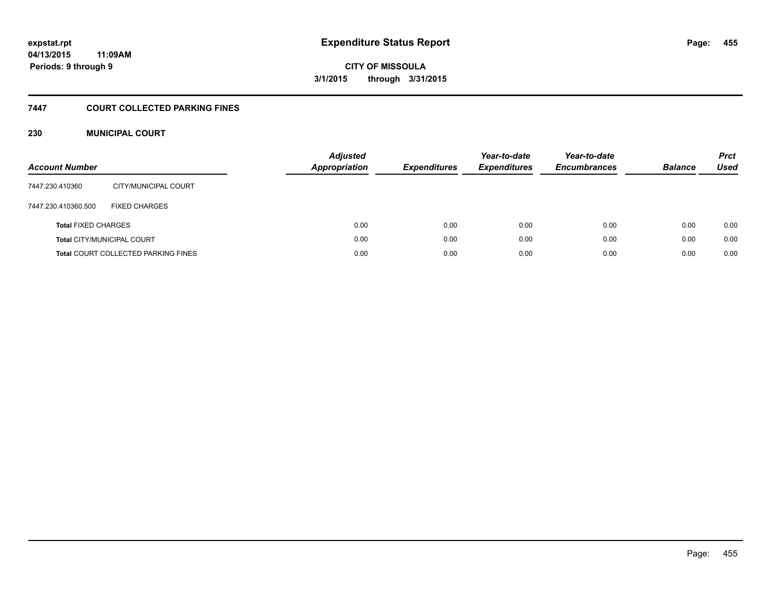**expstat.rpt**
**04/13/2015 11:09AM**
**Periods: 9 through 9**

# Expenditure Status Report

**CITY OF MISSOULA**
**3/1/2015 through 3/31/2015**

## 7447 COURT COLLECTED PARKING FINES

### 230 MUNICIPAL COURT

| Account Number | | Adjusted Appropriation | Expenditures | Year-to-date Expenditures | Year-to-date Encumbrances | Balance | Prct Used |
|---|---|---|---|---|---|---|---|
| 7447.230.410360 | CITY/MUNICIPAL COURT | | | | | | |
| 7447.230.410360.500 | FIXED CHARGES | | | | | | |
| **Total** FIXED CHARGES | | 0.00 | 0.00 | 0.00 | 0.00 | 0.00 | 0.00 |
| **Total** CITY/MUNICIPAL COURT | | 0.00 | 0.00 | 0.00 | 0.00 | 0.00 | 0.00 |
| **Total** COURT COLLECTED PARKING FINES | | 0.00 | 0.00 | 0.00 | 0.00 | 0.00 | 0.00 |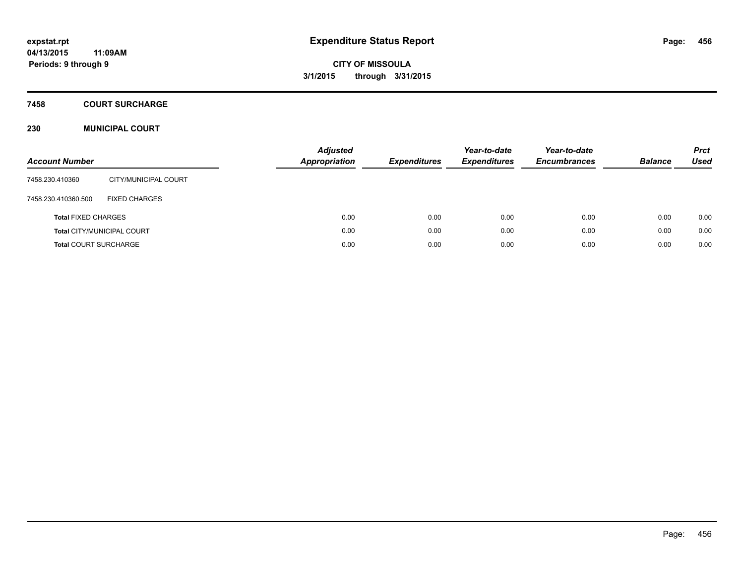**expstat.rpt**
**04/13/2015 11:09AM**
**Periods: 9 through 9**

# Expenditure Status Report

**CITY OF MISSOULA**
**3/1/2015 through 3/31/2015**

## 7458 COURT SURCHARGE

### 230 MUNICIPAL COURT

| Account Number | | Adjusted Appropriation | Expenditures | Year-to-date Expenditures | Year-to-date Encumbrances | Balance | Prct Used |
|---|---|---|---|---|---|---|---|
| 7458.230.410360 | CITY/MUNICIPAL COURT | | | | | | |
| 7458.230.410360.500 | FIXED CHARGES | | | | | | |
| **Total** FIXED CHARGES | | 0.00 | 0.00 | 0.00 | 0.00 | 0.00 | 0.00 |
| **Total** CITY/MUNICIPAL COURT | | 0.00 | 0.00 | 0.00 | 0.00 | 0.00 | 0.00 |
| **Total** COURT SURCHARGE | | 0.00 | 0.00 | 0.00 | 0.00 | 0.00 | 0.00 |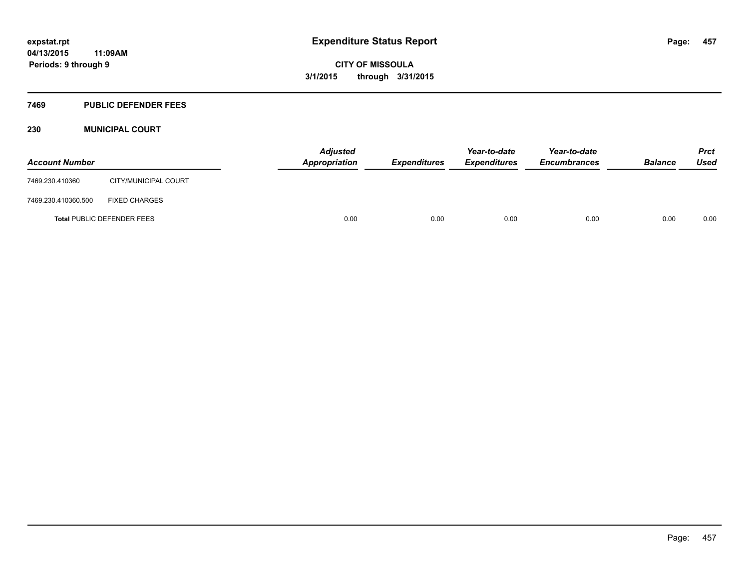expstat.rpt
04/13/2015 11:09AM
Periods: 9 through 9

# Expenditure Status Report

CITY OF MISSOULA
3/1/2015 through 3/31/2015

## 7469 PUBLIC DEFENDER FEES

### 230 MUNICIPAL COURT

| Account Number | | Adjusted Appropriation | Expenditures | Year-to-date Expenditures | Year-to-date Encumbrances | Balance | Prct Used |
|---|---|---|---|---|---|---|---|
| 7469.230.410360 | CITY/MUNICIPAL COURT | | | | | | |
| 7469.230.410360.500 | FIXED CHARGES | | | | | | |
| **Total** PUBLIC DEFENDER FEES | | 0.00 | 0.00 | 0.00 | 0.00 | 0.00 | 0.00 |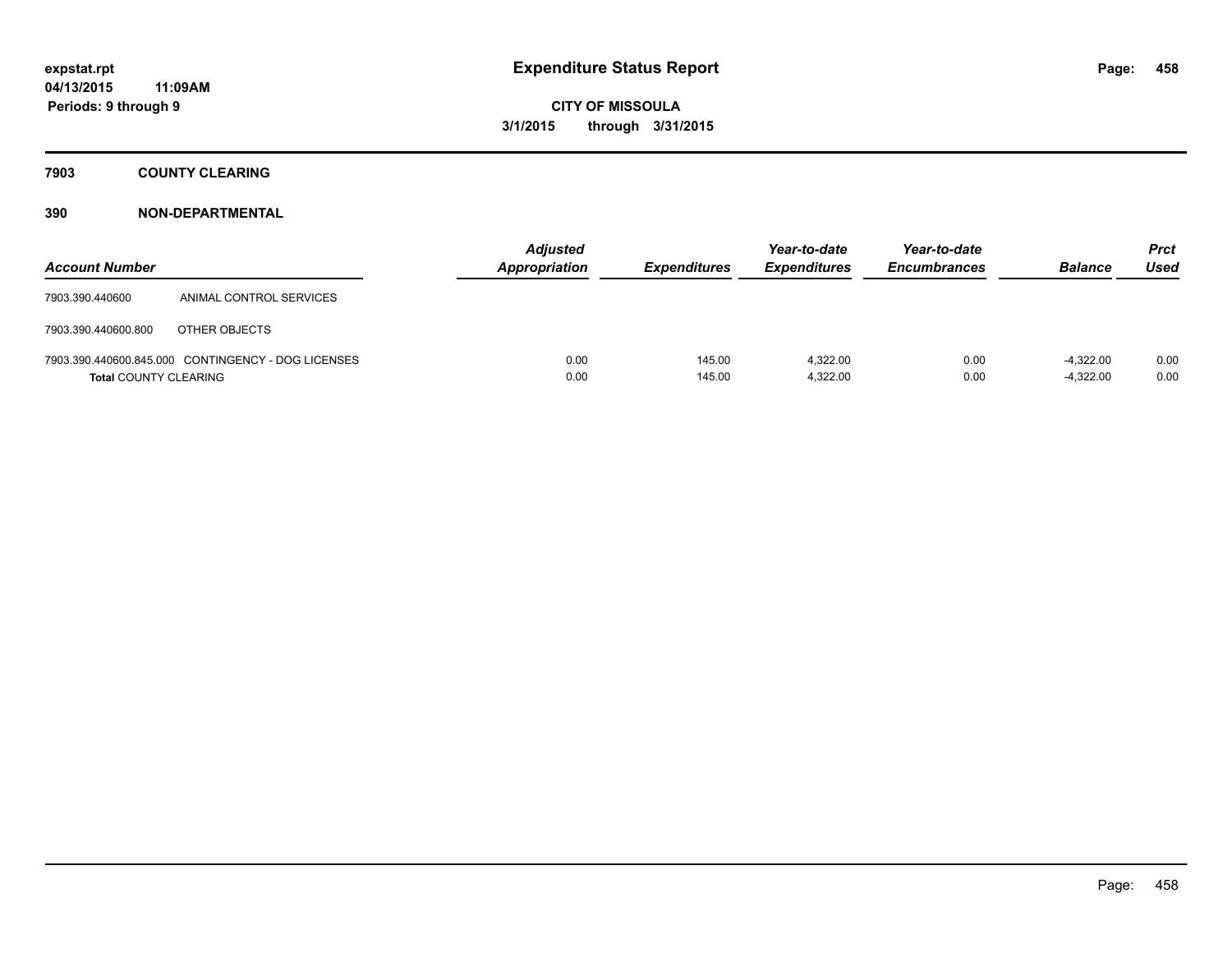expstat.rpt
04/13/2015 11:09AM
Periods: 9 through 9

# Expenditure Status Report

**CITY OF MISSOULA**
**3/1/2015 through 3/31/2015**

## 7903 COUNTY CLEARING

### 390 NON-DEPARTMENTAL

| Account Number | | Adjusted Appropriation | Expenditures | Year-to-date Expenditures | Year-to-date Encumbrances | Balance | Prct Used |
|---|---|---|---|---|---|---|---|
| 7903.390.440600 | ANIMAL CONTROL SERVICES | | | | | | |
| 7903.390.440600.800 | OTHER OBJECTS | | | | | | |
| 7903.390.440600.845.000 | CONTINGENCY - DOG LICENSES | 0.00 | 145.00 | 4,322.00 | 0.00 | -4,322.00 | 0.00 |
| **Total** COUNTY CLEARING | | 0.00 | 145.00 | 4,322.00 | 0.00 | -4,322.00 | 0.00 |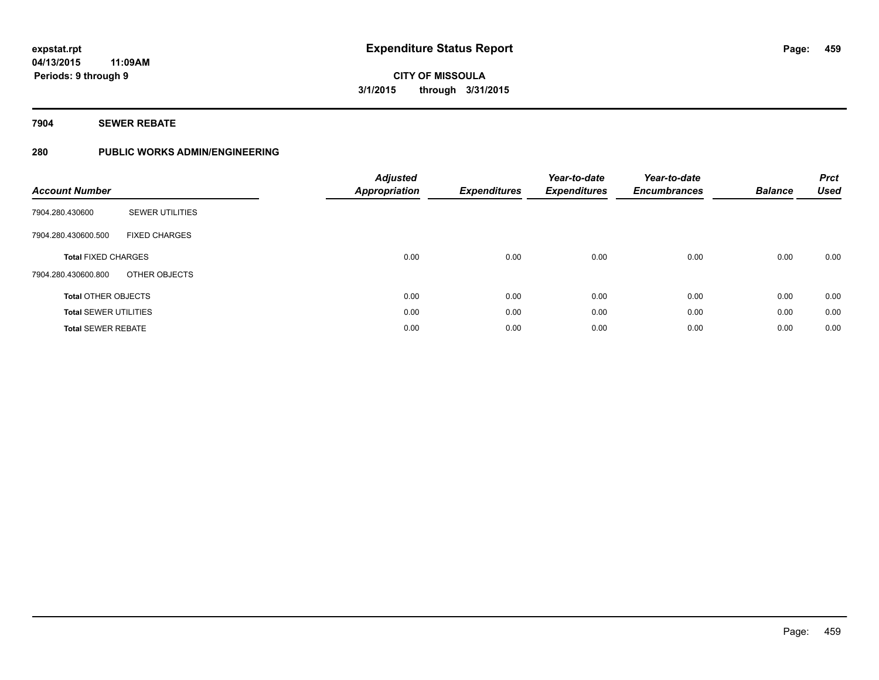expstat.rpt
04/13/2015 11:09AM
Periods: 9 through 9

# Expenditure Status Report

CITY OF MISSOULA
3/1/2015 through 3/31/2015

## 7904 SEWER REBATE

## 280 PUBLIC WORKS ADMIN/ENGINEERING

| Account Number | | Adjusted Appropriation | Expenditures | Year-to-date Expenditures | Year-to-date Encumbrances | Balance | Prct Used |
|---|---|---|---|---|---|---|---|
| 7904.280.430600 | SEWER UTILITIES | | | | | | |
| 7904.280.430600.500 | FIXED CHARGES | | | | | | |
| **Total** FIXED CHARGES | | 0.00 | 0.00 | 0.00 | 0.00 | 0.00 | 0.00 |
| 7904.280.430600.800 | OTHER OBJECTS | | | | | | |
| **Total** OTHER OBJECTS | | 0.00 | 0.00 | 0.00 | 0.00 | 0.00 | 0.00 |
| **Total** SEWER UTILITIES | | 0.00 | 0.00 | 0.00 | 0.00 | 0.00 | 0.00 |
| **Total** SEWER REBATE | | 0.00 | 0.00 | 0.00 | 0.00 | 0.00 | 0.00 |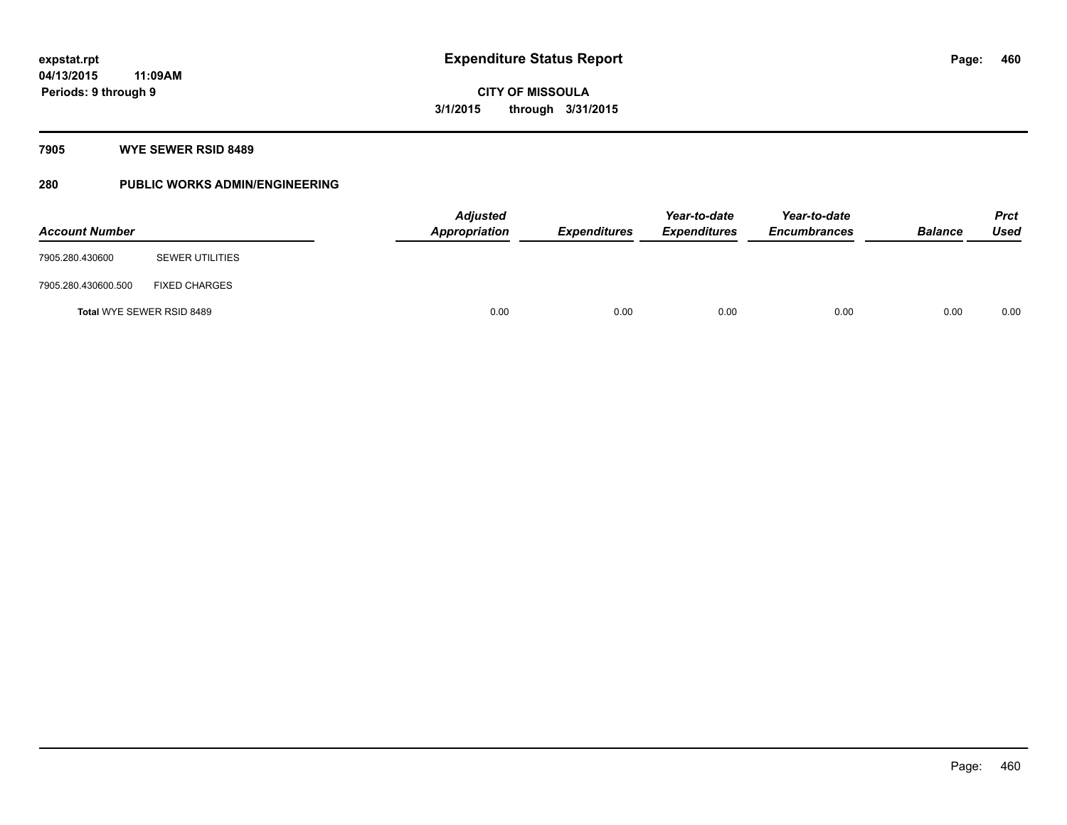expstat.rpt
04/13/2015 11:09AM
Periods: 9 through 9

# Expenditure Status Report

**CITY OF MISSOULA**
**3/1/2015 through 3/31/2015**

## 7905 WYE SEWER RSID 8489

## 280 PUBLIC WORKS ADMIN/ENGINEERING

| Account Number | | Adjusted Appropriation | Expenditures | Year-to-date Expenditures | Year-to-date Encumbrances | Balance | Prct Used |
|---|---|---|---|---|---|---|---|
| 7905.280.430600 | SEWER UTILITIES | | | | | | |
| 7905.280.430600.500 | FIXED CHARGES | | | | | | |
| **Total** WYE SEWER RSID 8489 | | 0.00 | 0.00 | 0.00 | 0.00 | 0.00 | 0.00 |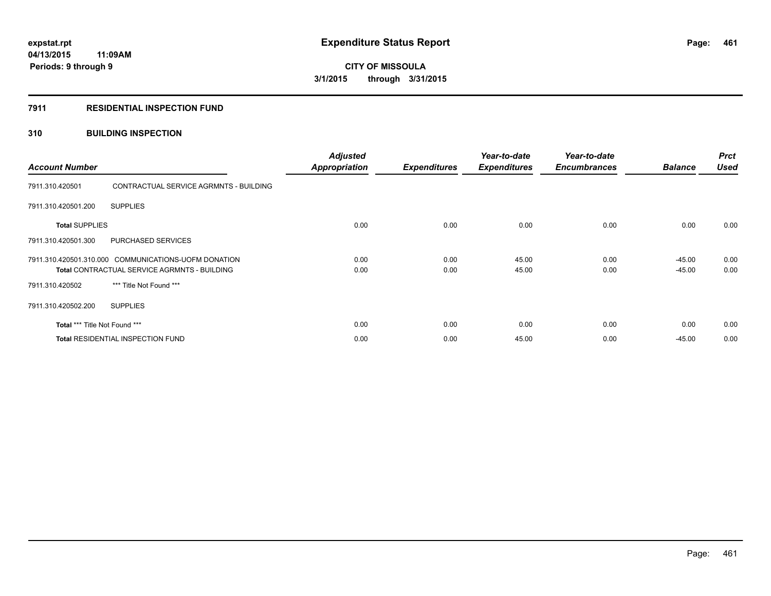**expstat.rpt**
**04/13/2015 11:09AM**
**Periods: 9 through 9**

# Expenditure Status Report

**CITY OF MISSOULA**
**3/1/2015 through 3/31/2015**

## 7911 RESIDENTIAL INSPECTION FUND

### 310 BUILDING INSPECTION

| Account Number | | Adjusted Appropriation | Expenditures | Year-to-date Expenditures | Year-to-date Encumbrances | Balance | Prct Used |
|---|---|---|---|---|---|---|---|
| 7911.310.420501 | CONTRACTUAL SERVICE AGRMNTS - BUILDING | | | | | | |
| 7911.310.420501.200 | SUPPLIES | | | | | | |
| **Total** SUPPLIES | | 0.00 | 0.00 | 0.00 | 0.00 | 0.00 | 0.00 |
| 7911.310.420501.300 | PURCHASED SERVICES | | | | | | |
| 7911.310.420501.310.000 | COMMUNICATIONS-UOFM DONATION | 0.00 | 0.00 | 45.00 | 0.00 | -45.00 | 0.00 |
| **Total** CONTRACTUAL SERVICE AGRMNTS - BUILDING | | 0.00 | 0.00 | 45.00 | 0.00 | -45.00 | 0.00 |
| 7911.310.420502 | *** Title Not Found *** | | | | | | |
| 7911.310.420502.200 | SUPPLIES | | | | | | |
| **Total** *** Title Not Found *** | | 0.00 | 0.00 | 0.00 | 0.00 | 0.00 | 0.00 |
| **Total** RESIDENTIAL INSPECTION FUND | | 0.00 | 0.00 | 45.00 | 0.00 | -45.00 | 0.00 |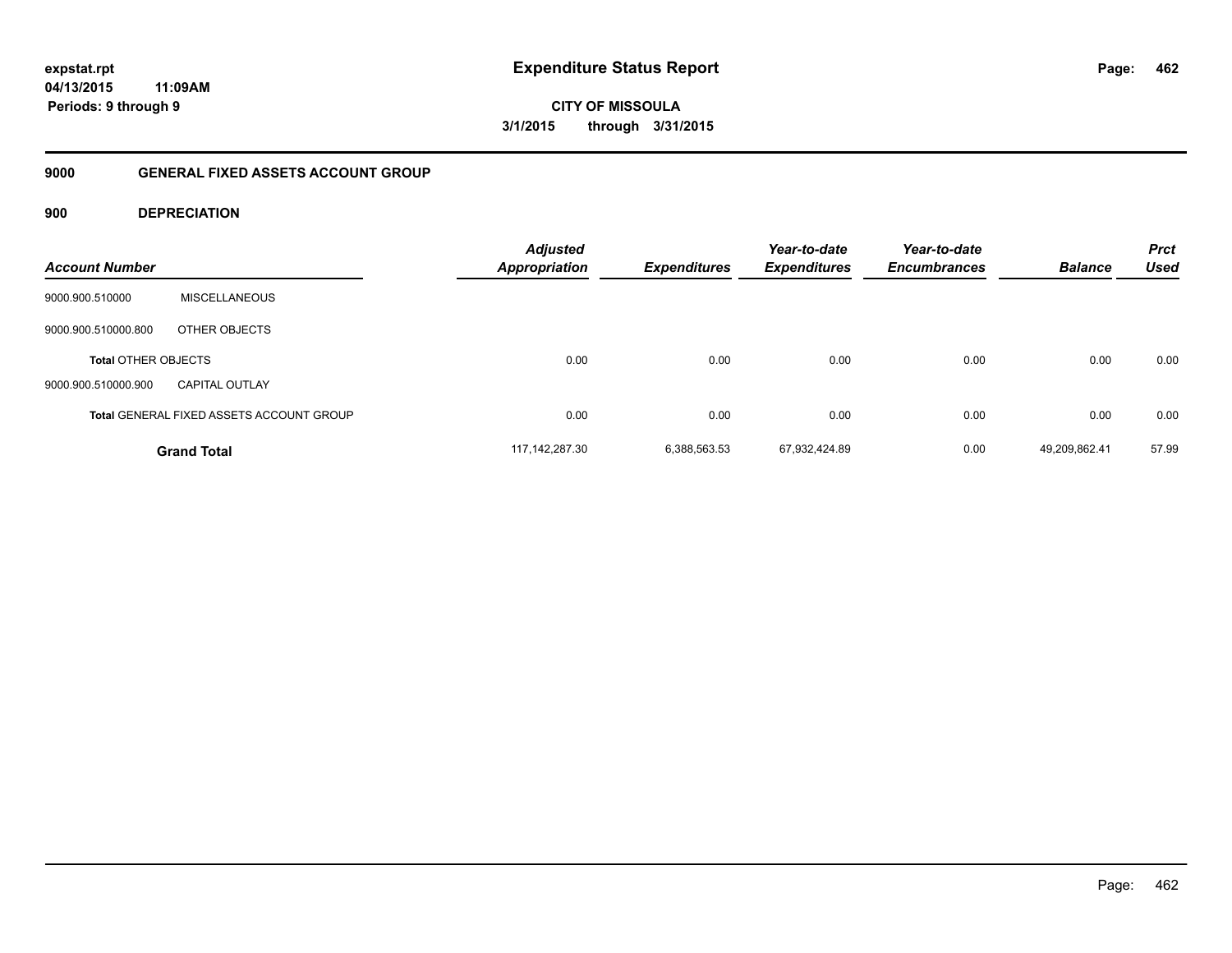# Expenditure Status Report

**CITY OF MISSOULA**

**3/1/2015 through 3/31/2015**

**expstat.rpt**
**04/13/2015 11:09AM**
**Periods: 9 through 9**

## 9000 GENERAL FIXED ASSETS ACCOUNT GROUP

### 900 DEPRECIATION

| Account Number | | Adjusted Appropriation | Expenditures | Year-to-date Expenditures | Year-to-date Encumbrances | Balance | Prct Used |
|---|---|---|---|---|---|---|---|
| 9000.900.510000 | MISCELLANEOUS | | | | | | |
| 9000.900.510000.800 | OTHER OBJECTS | | | | | | |
| **Total** OTHER OBJECTS | | 0.00 | 0.00 | 0.00 | 0.00 | 0.00 | 0.00 |
| 9000.900.510000.900 | CAPITAL OUTLAY | | | | | | |
| **Total** GENERAL FIXED ASSETS ACCOUNT GROUP | | 0.00 | 0.00 | 0.00 | 0.00 | 0.00 | 0.00 |
| **Grand Total** | | 117,142,287.30 | 6,388,563.53 | 67,932,424.89 | 0.00 | 49,209,862.41 | 57.99 |